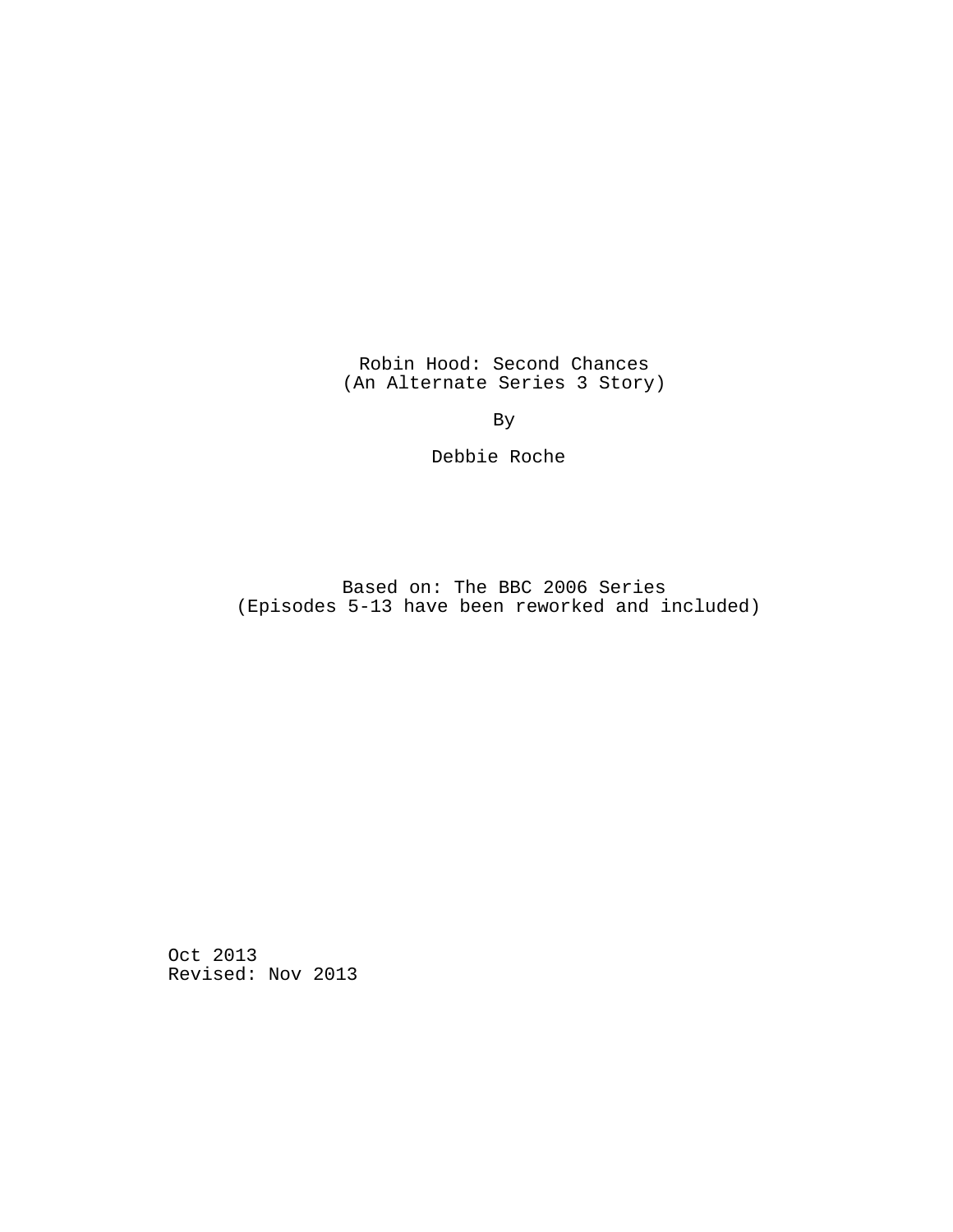# Robin Hood: Second Chances
(An Alternate Series 3 Story)

By

Debbie Roche

Based on: The BBC 2006 Series
(Episodes 5-13 have been reworked and included)

Oct 2013
Revised: Nov 2013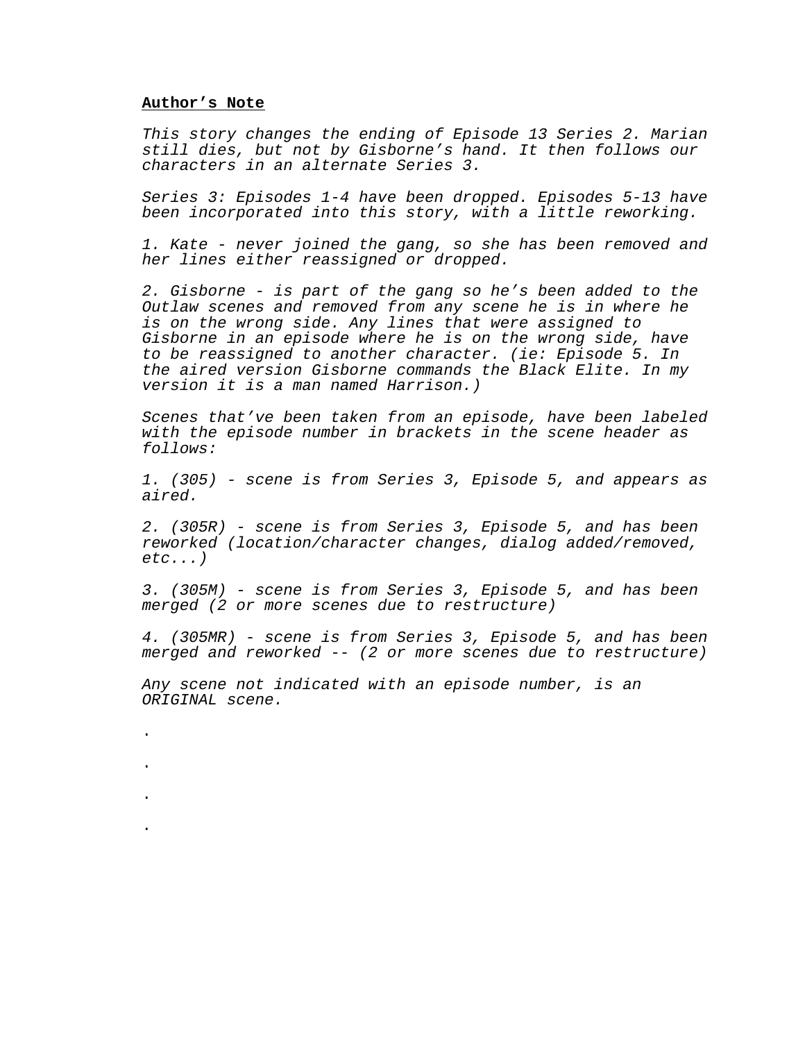**Author's Note**

*This story changes the ending of Episode 13 Series 2. Marian still dies, but not by Gisborne's hand. It then follows our characters in an alternate Series 3.*

*Series 3: Episodes 1-4 have been dropped. Episodes 5-13 have been incorporated into this story, with a little reworking.*

*1. Kate - never joined the gang, so she has been removed and her lines either reassigned or dropped.*

*2. Gisborne - is part of the gang so he's been added to the Outlaw scenes and removed from any scene he is in where he is on the wrong side. Any lines that were assigned to Gisborne in an episode where he is on the wrong side, have to be reassigned to another character. (ie: Episode 5. In the aired version Gisborne commands the Black Elite. In my version it is a man named Harrison.)*

*Scenes that've been taken from an episode, have been labeled with the episode number in brackets in the scene header as follows:*

*1. (305) - scene is from Series 3, Episode 5, and appears as aired.*

*2. (305R) - scene is from Series 3, Episode 5, and has been reworked (location/character changes, dialog added/removed, etc...)*

*3. (305M) - scene is from Series 3, Episode 5, and has been merged (2 or more scenes due to restructure)*

*4. (305MR) - scene is from Series 3, Episode 5, and has been merged and reworked -- (2 or more scenes due to restructure)*

*Any scene not indicated with an episode number, is an ORIGINAL scene.*

.

.

.

.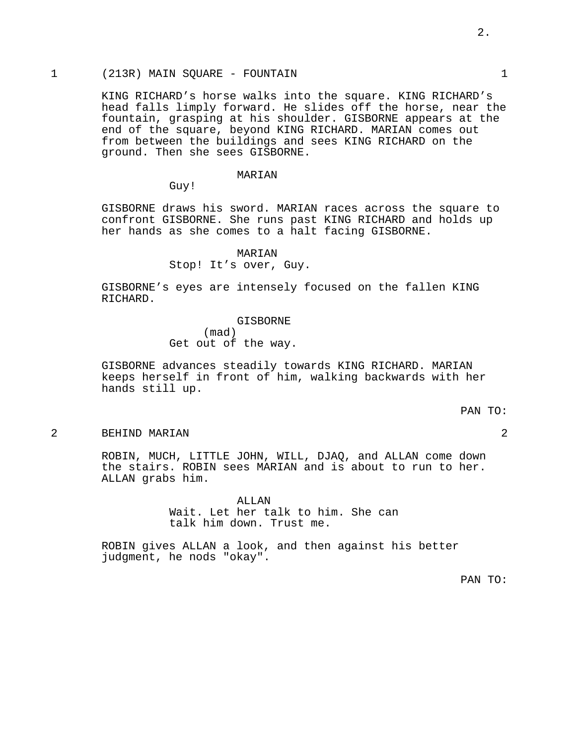1 (213R) MAIN SQUARE - FOUNTAIN 1

KING RICHARD’s horse walks into the square. KING RICHARD’s head falls limply forward. He slides off the horse, near the fountain, grasping at his shoulder. GISBORNE appears at the end of the square, beyond KING RICHARD. MARIAN comes out from between the buildings and sees KING RICHARD on the ground. Then she sees GISBORNE.

MARIAN
Guy!

GISBORNE draws his sword. MARIAN races across the square to confront GISBORNE. She runs past KING RICHARD and holds up her hands as she comes to a halt facing GISBORNE.

MARIAN
Stop! It’s over, Guy.

GISBORNE’s eyes are intensely focused on the fallen KING RICHARD.

GISBORNE
(mad)
Get out of the way.

GISBORNE advances steadily towards KING RICHARD. MARIAN keeps herself in front of him, walking backwards with her hands still up.

PAN TO:

2 BEHIND MARIAN 2

ROBIN, MUCH, LITTLE JOHN, WILL, DJAQ, and ALLAN come down the stairs. ROBIN sees MARIAN and is about to run to her. ALLAN grabs him.

ALLAN
Wait. Let her talk to him. She can talk him down. Trust me.

ROBIN gives ALLAN a look, and then against his better judgment, he nods "okay".

PAN TO: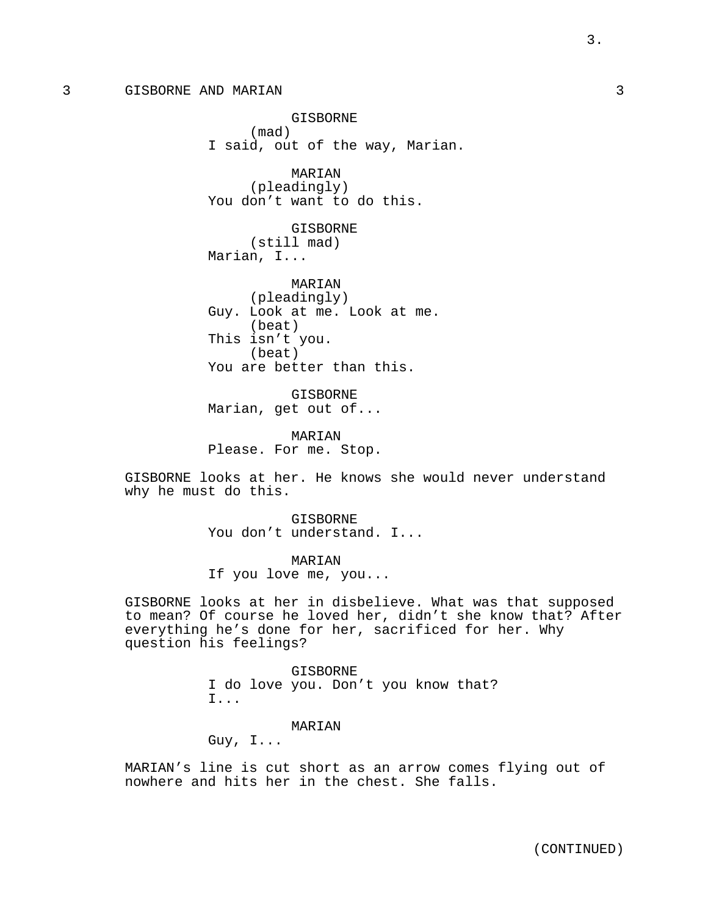3 GISBORNE AND MARIAN 3

GISBORNE
(mad)
I said, out of the way, Marian.

MARIAN
(pleadingly)
You don't want to do this.

GISBORNE
(still mad)
Marian, I...

MARIAN
(pleadingly)
Guy. Look at me. Look at me.
(beat)
This isn't you.
(beat)
You are better than this.

GISBORNE
Marian, get out of...

MARIAN
Please. For me. Stop.

GISBORNE looks at her. He knows she would never understand why he must do this.

GISBORNE
You don't understand. I...

MARIAN
If you love me, you...

GISBORNE looks at her in disbelieve. What was that supposed to mean? Of course he loved her, didn't she know that? After everything he's done for her, sacrificed for her. Why question his feelings?

GISBORNE
I do love you. Don't you know that?
I...

MARIAN
Guy, I...

MARIAN's line is cut short as an arrow comes flying out of nowhere and hits her in the chest. She falls.

(CONTINUED)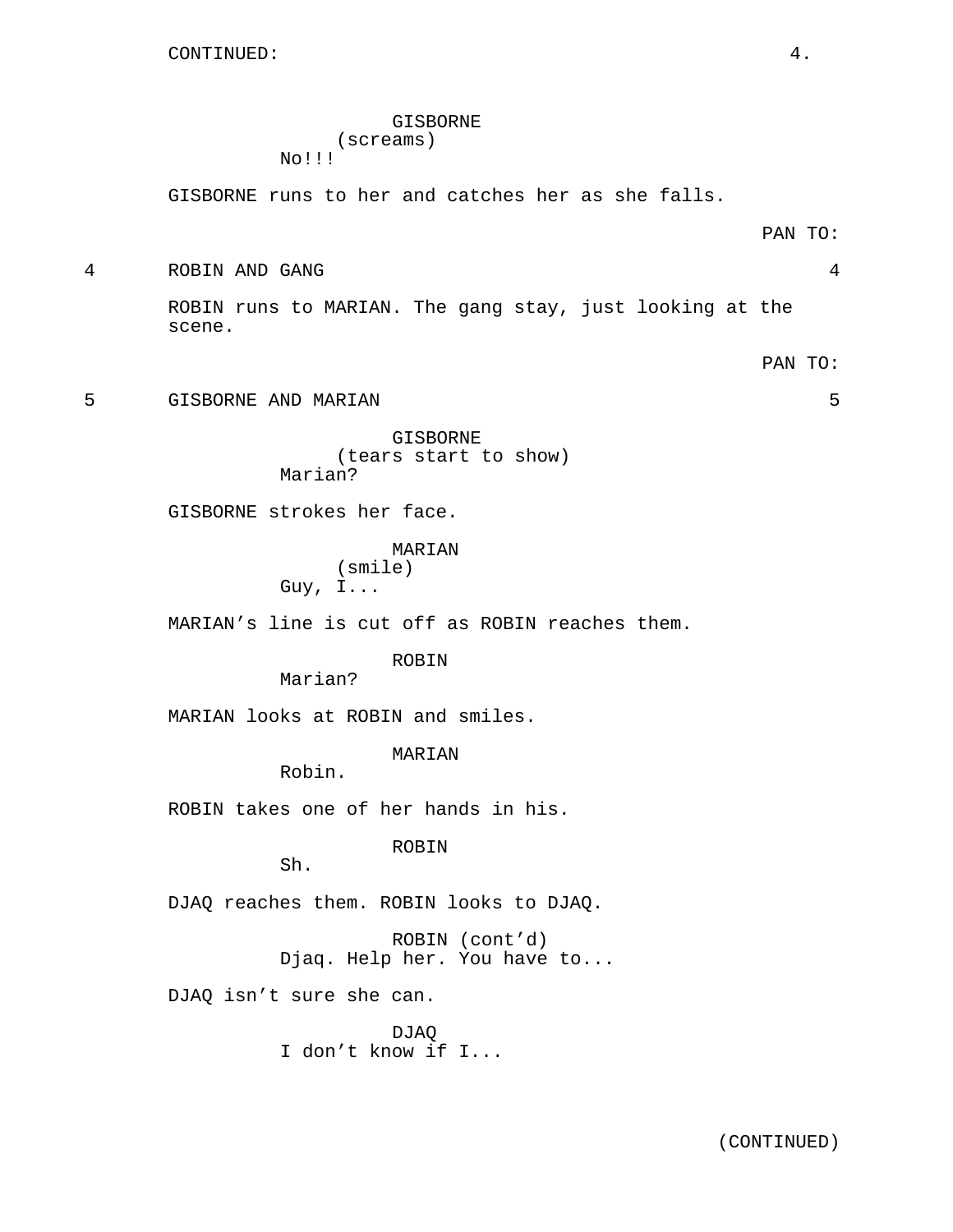CONTINUED:

GISBORNE
(screams)
No!!!

GISBORNE runs to her and catches her as she falls.

PAN TO:

4 ROBIN AND GANG 4

ROBIN runs to MARIAN. The gang stay, just looking at the scene.

PAN TO:

5 GISBORNE AND MARIAN 5

GISBORNE
(tears start to show)
Marian?

GISBORNE strokes her face.

MARIAN
(smile)
Guy, I...

MARIAN's line is cut off as ROBIN reaches them.

ROBIN
Marian?

MARIAN looks at ROBIN and smiles.

MARIAN
Robin.

ROBIN takes one of her hands in his.

ROBIN
Sh.

DJAQ reaches them. ROBIN looks to DJAQ.

ROBIN (cont'd)
Djaq. Help her. You have to...

DJAQ isn't sure she can.

DJAQ
I don't know if I...

(CONTINUED)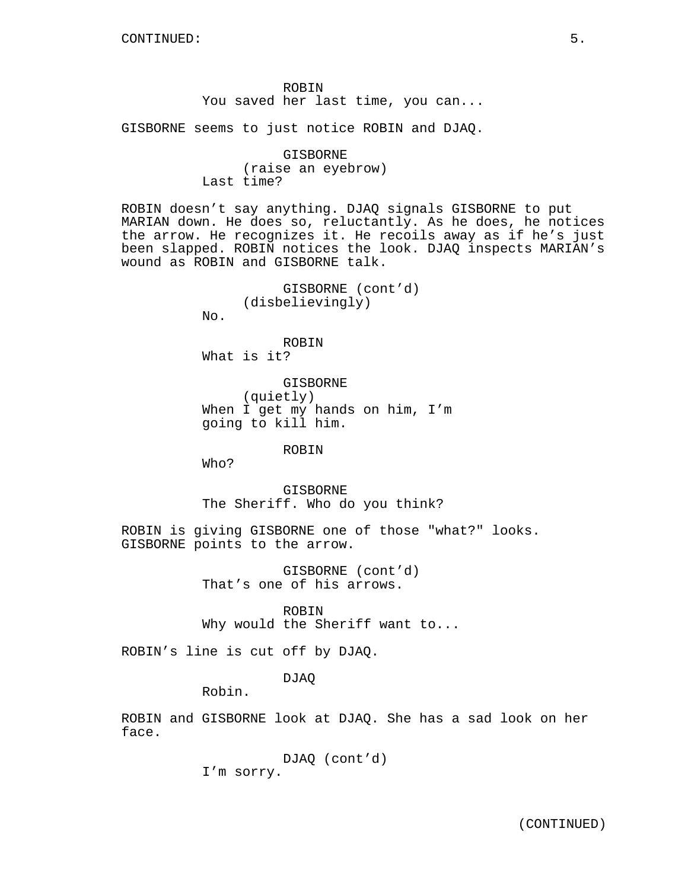CONTINUED:

ROBIN
You saved her last time, you can...

GISBORNE seems to just notice ROBIN and DJAQ.

GISBORNE
(raise an eyebrow)
Last time?

ROBIN doesn't say anything. DJAQ signals GISBORNE to put MARIAN down. He does so, reluctantly. As he does, he notices the arrow. He recognizes it. He recoils away as if he's just been slapped. ROBIN notices the look. DJAQ inspects MARIAN's wound as ROBIN and GISBORNE talk.

GISBORNE (cont'd)
(disbelievingly)
No.

ROBIN
What is it?

GISBORNE
(quietly)
When I get my hands on him, I'm going to kill him.

ROBIN
Who?

GISBORNE
The Sheriff. Who do you think?

ROBIN is giving GISBORNE one of those "what?" looks. GISBORNE points to the arrow.

GISBORNE (cont'd)
That's one of his arrows.

ROBIN
Why would the Sheriff want to...

ROBIN's line is cut off by DJAQ.

DJAQ
Robin.

ROBIN and GISBORNE look at DJAQ. She has a sad look on her face.

DJAQ (cont'd)
I'm sorry.

(CONTINUED)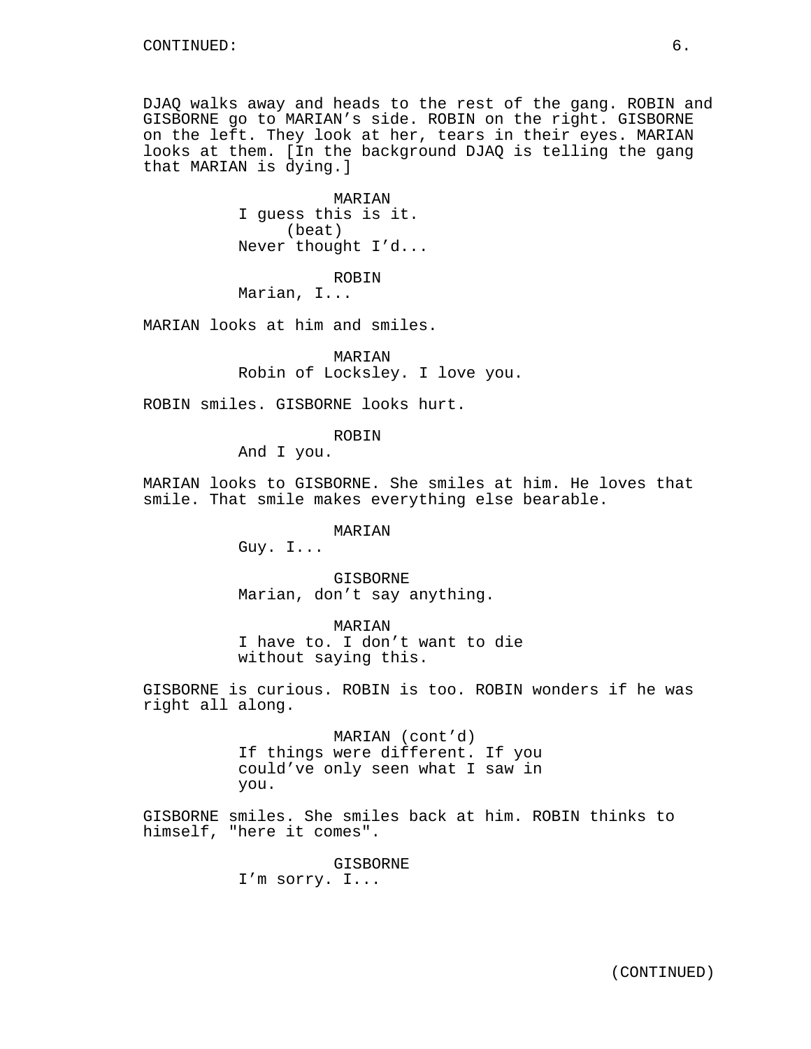DJAQ walks away and heads to the rest of the gang. ROBIN and GISBORNE go to MARIAN's side. ROBIN on the right. GISBORNE on the left. They look at her, tears in their eyes. MARIAN looks at them. [In the background DJAQ is telling the gang that MARIAN is dying.]

MARIAN
I guess this is it.
(beat)
Never thought I'd...

ROBIN
Marian, I...

MARIAN looks at him and smiles.

MARIAN
Robin of Locksley. I love you.

ROBIN smiles. GISBORNE looks hurt.

ROBIN
And I you.

MARIAN looks to GISBORNE. She smiles at him. He loves that smile. That smile makes everything else bearable.

MARIAN
Guy. I...

GISBORNE
Marian, don't say anything.

MARIAN
I have to. I don't want to die without saying this.

GISBORNE is curious. ROBIN is too. ROBIN wonders if he was right all along.

MARIAN (cont'd)
If things were different. If you could've only seen what I saw in you.

GISBORNE smiles. She smiles back at him. ROBIN thinks to himself, "here it comes".

GISBORNE
I'm sorry. I...

(CONTINUED)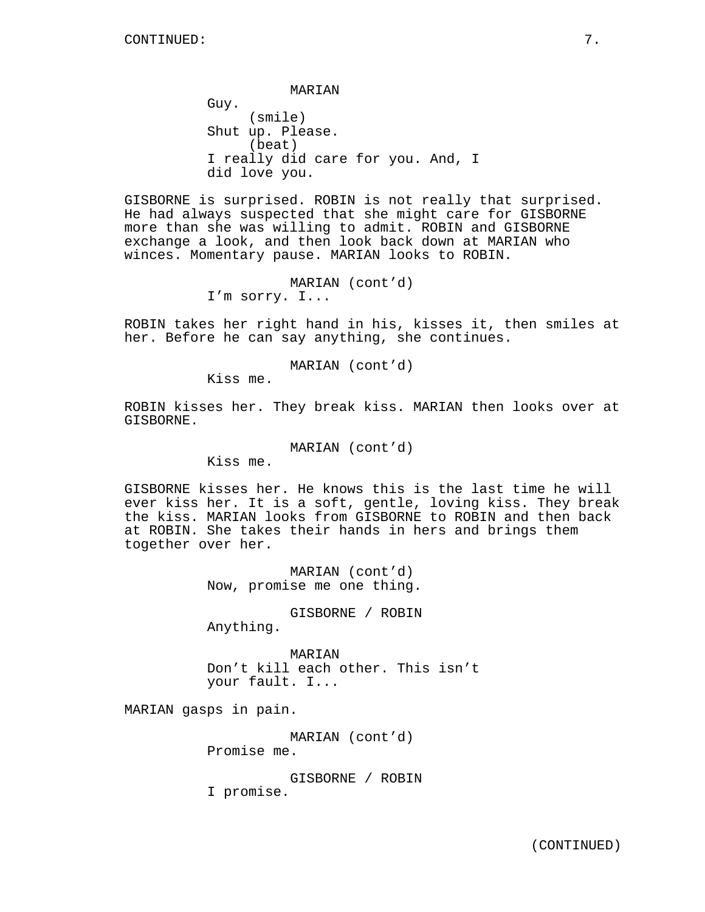CONTINUED:

MARIAN
Guy.
(smile)
Shut up. Please.
(beat)
I really did care for you. And, I did love you.

GISBORNE is surprised. ROBIN is not really that surprised. He had always suspected that she might care for GISBORNE more than she was willing to admit. ROBIN and GISBORNE exchange a look, and then look back down at MARIAN who winces. Momentary pause. MARIAN looks to ROBIN.

MARIAN (cont'd)
I'm sorry. I...

ROBIN takes her right hand in his, kisses it, then smiles at her. Before he can say anything, she continues.

MARIAN (cont'd)
Kiss me.

ROBIN kisses her. They break kiss. MARIAN then looks over at GISBORNE.

MARIAN (cont'd)
Kiss me.

GISBORNE kisses her. He knows this is the last time he will ever kiss her. It is a soft, gentle, loving kiss. They break the kiss. MARIAN looks from GISBORNE to ROBIN and then back at ROBIN. She takes their hands in hers and brings them together over her.

MARIAN (cont'd)
Now, promise me one thing.

GISBORNE / ROBIN
Anything.

MARIAN
Don't kill each other. This isn't your fault. I...

MARIAN gasps in pain.

MARIAN (cont'd)
Promise me.

GISBORNE / ROBIN
I promise.

(CONTINUED)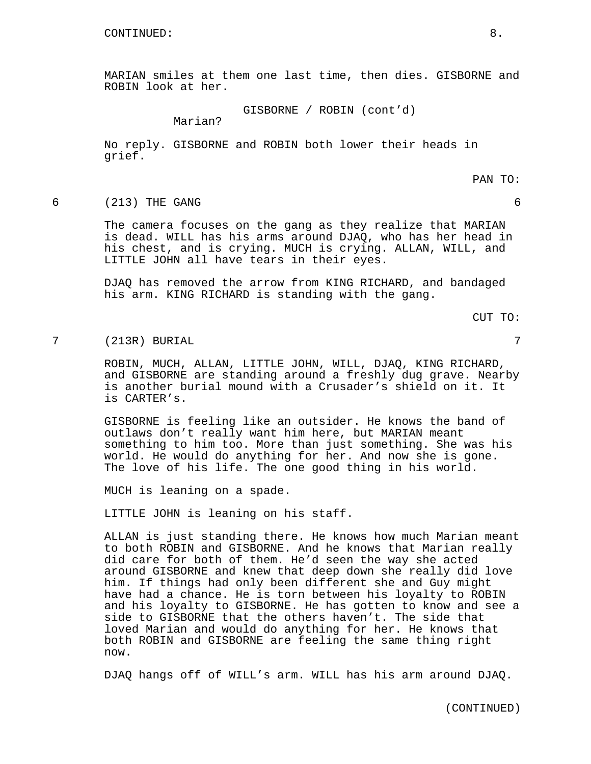MARIAN smiles at them one last time, then dies. GISBORNE and ROBIN look at her.

GISBORNE / ROBIN (cont'd)
Marian?

No reply. GISBORNE and ROBIN both lower their heads in grief.

PAN TO:

6 (213) THE GANG 6

The camera focuses on the gang as they realize that MARIAN is dead. WILL has his arms around DJAQ, who has her head in his chest, and is crying. MUCH is crying. ALLAN, WILL, and LITTLE JOHN all have tears in their eyes.

DJAQ has removed the arrow from KING RICHARD, and bandaged his arm. KING RICHARD is standing with the gang.

CUT TO:

7 (213R) BURIAL 7

ROBIN, MUCH, ALLAN, LITTLE JOHN, WILL, DJAQ, KING RICHARD, and GISBORNE are standing around a freshly dug grave. Nearby is another burial mound with a Crusader's shield on it. It is CARTER's.

GISBORNE is feeling like an outsider. He knows the band of outlaws don't really want him here, but MARIAN meant something to him too. More than just something. She was his world. He would do anything for her. And now she is gone. The love of his life. The one good thing in his world.

MUCH is leaning on a spade.

LITTLE JOHN is leaning on his staff.

ALLAN is just standing there. He knows how much Marian meant to both ROBIN and GISBORNE. And he knows that Marian really did care for both of them. He'd seen the way she acted around GISBORNE and knew that deep down she really did love him. If things had only been different she and Guy might have had a chance. He is torn between his loyalty to ROBIN and his loyalty to GISBORNE. He has gotten to know and see a side to GISBORNE that the others haven't. The side that loved Marian and would do anything for her. He knows that both ROBIN and GISBORNE are feeling the same thing right now.

DJAQ hangs off of WILL's arm. WILL has his arm around DJAQ.

(CONTINUED)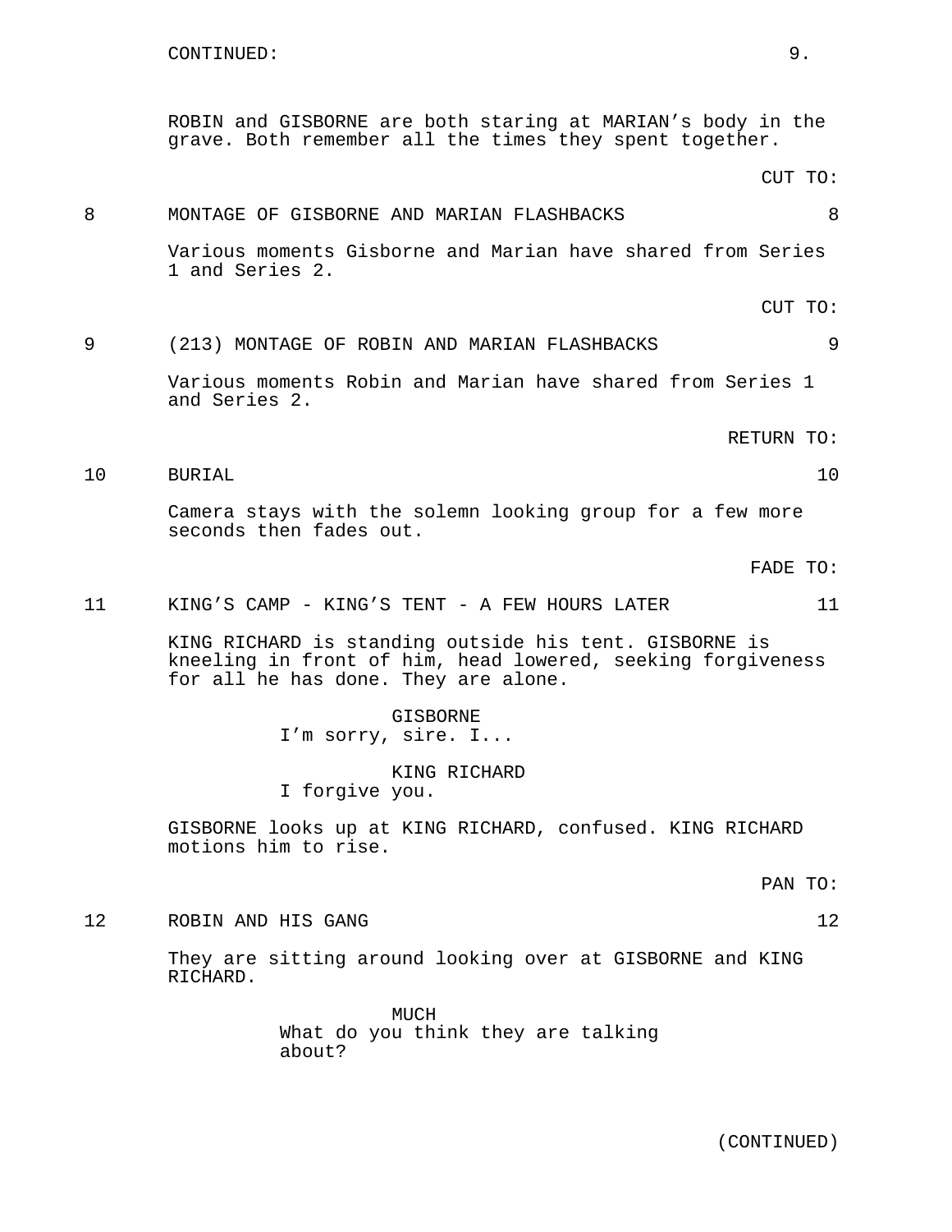CONTINUED:

ROBIN and GISBORNE are both staring at MARIAN's body in the grave. Both remember all the times they spent together.

CUT TO:

8 MONTAGE OF GISBORNE AND MARIAN FLASHBACKS 8

Various moments Gisborne and Marian have shared from Series 1 and Series 2.

CUT TO:

9 (213) MONTAGE OF ROBIN AND MARIAN FLASHBACKS 9

Various moments Robin and Marian have shared from Series 1 and Series 2.

RETURN TO:

10 BURIAL 10

Camera stays with the solemn looking group for a few more seconds then fades out.

FADE TO:

11 KING'S CAMP - KING'S TENT - A FEW HOURS LATER 11

KING RICHARD is standing outside his tent. GISBORNE is kneeling in front of him, head lowered, seeking forgiveness for all he has done. They are alone.

GISBORNE
I'm sorry, sire. I...

KING RICHARD
I forgive you.

GISBORNE looks up at KING RICHARD, confused. KING RICHARD motions him to rise.

PAN TO:

12 ROBIN AND HIS GANG 12

They are sitting around looking over at GISBORNE and KING RICHARD.

MUCH
What do you think they are talking about?

(CONTINUED)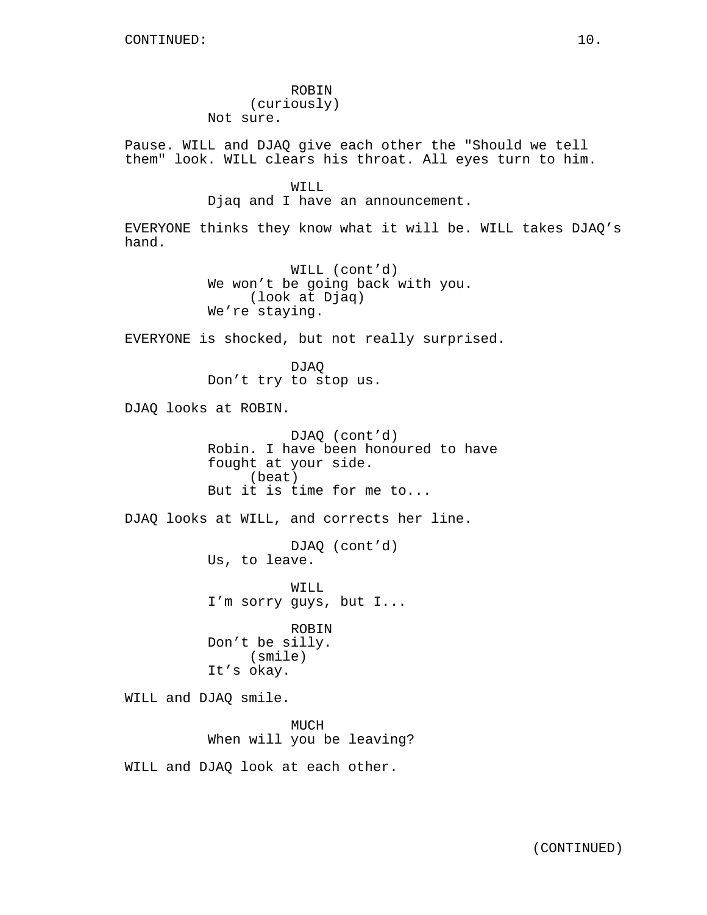CONTINUED:

ROBIN
(curiously)
Not sure.

Pause. WILL and DJAQ give each other the "Should we tell them" look. WILL clears his throat. All eyes turn to him.

WILL
Djaq and I have an announcement.

EVERYONE thinks they know what it will be. WILL takes DJAQ's hand.

WILL (cont'd)
We won't be going back with you.
(look at Djaq)
We're staying.

EVERYONE is shocked, but not really surprised.

DJAQ
Don't try to stop us.

DJAQ looks at ROBIN.

DJAQ (cont'd)
Robin. I have been honoured to have fought at your side.
(beat)
But it is time for me to...

DJAQ looks at WILL, and corrects her line.

DJAQ (cont'd)
Us, to leave.

WILL
I'm sorry guys, but I...

ROBIN
Don't be silly.
(smile)
It's okay.

WILL and DJAQ smile.

MUCH
When will you be leaving?

WILL and DJAQ look at each other.

(CONTINUED)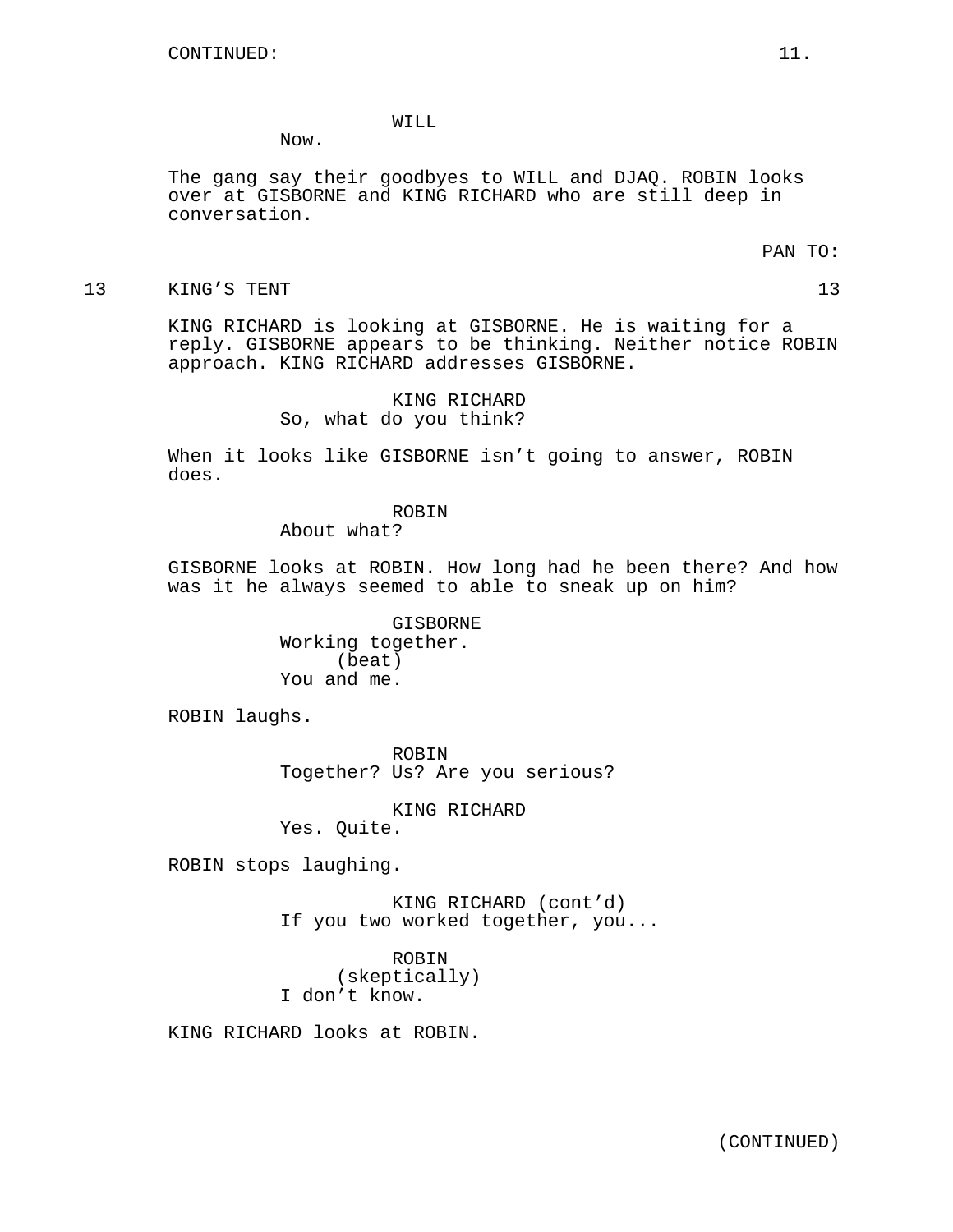CONTINUED:

WILL
Now.

The gang say their goodbyes to WILL and DJAQ. ROBIN looks over at GISBORNE and KING RICHARD who are still deep in conversation.

PAN TO:

13 KING'S TENT 13

KING RICHARD is looking at GISBORNE. He is waiting for a reply. GISBORNE appears to be thinking. Neither notice ROBIN approach. KING RICHARD addresses GISBORNE.

KING RICHARD
So, what do you think?

When it looks like GISBORNE isn't going to answer, ROBIN does.

ROBIN
About what?

GISBORNE looks at ROBIN. How long had he been there? And how was it he always seemed to able to sneak up on him?

GISBORNE
Working together.
(beat)
You and me.

ROBIN laughs.

ROBIN
Together? Us? Are you serious?

KING RICHARD
Yes. Quite.

ROBIN stops laughing.

KING RICHARD (cont'd)
If you two worked together, you...

ROBIN
(skeptically)
I don't know.

KING RICHARD looks at ROBIN.

(CONTINUED)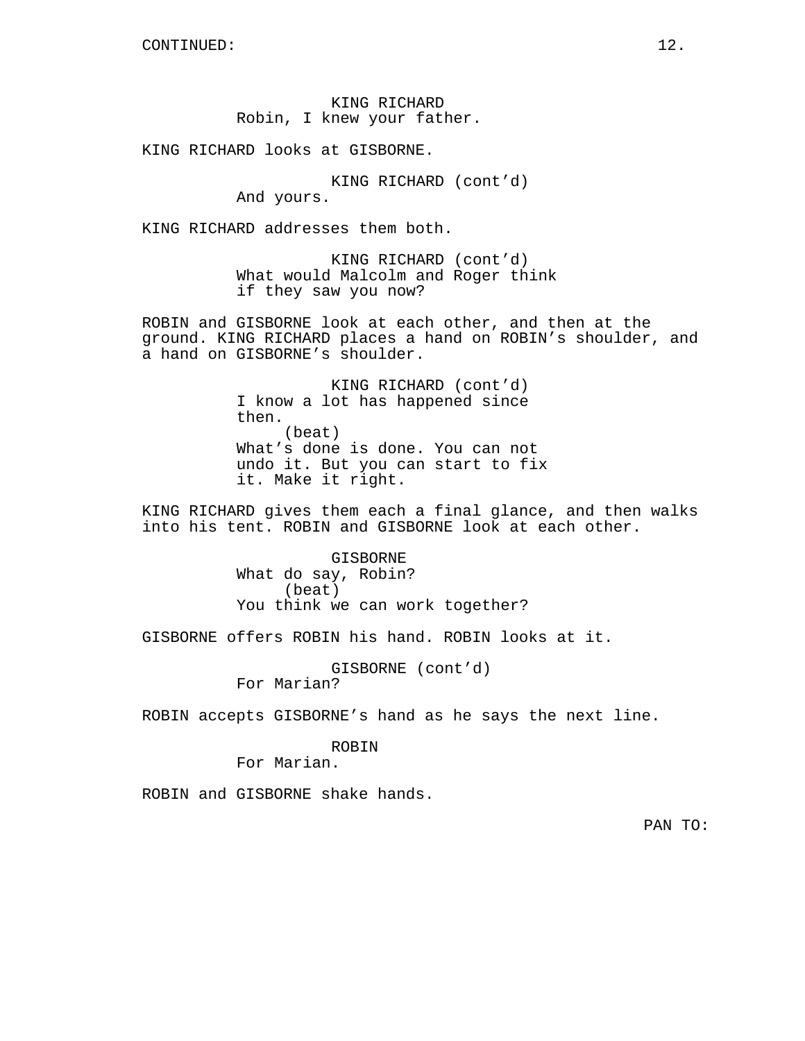CONTINUED:

KING RICHARD
Robin, I knew your father.

KING RICHARD looks at GISBORNE.

KING RICHARD (cont'd)
And yours.

KING RICHARD addresses them both.

KING RICHARD (cont'd)
What would Malcolm and Roger think if they saw you now?

ROBIN and GISBORNE look at each other, and then at the ground. KING RICHARD places a hand on ROBIN's shoulder, and a hand on GISBORNE's shoulder.

KING RICHARD (cont'd)
I know a lot has happened since then.
(beat)
What's done is done. You can not undo it. But you can start to fix it. Make it right.

KING RICHARD gives them each a final glance, and then walks into his tent. ROBIN and GISBORNE look at each other.

GISBORNE
What do say, Robin?
(beat)
You think we can work together?

GISBORNE offers ROBIN his hand. ROBIN looks at it.

GISBORNE (cont'd)
For Marian?

ROBIN accepts GISBORNE's hand as he says the next line.

ROBIN
For Marian.

ROBIN and GISBORNE shake hands.

PAN TO: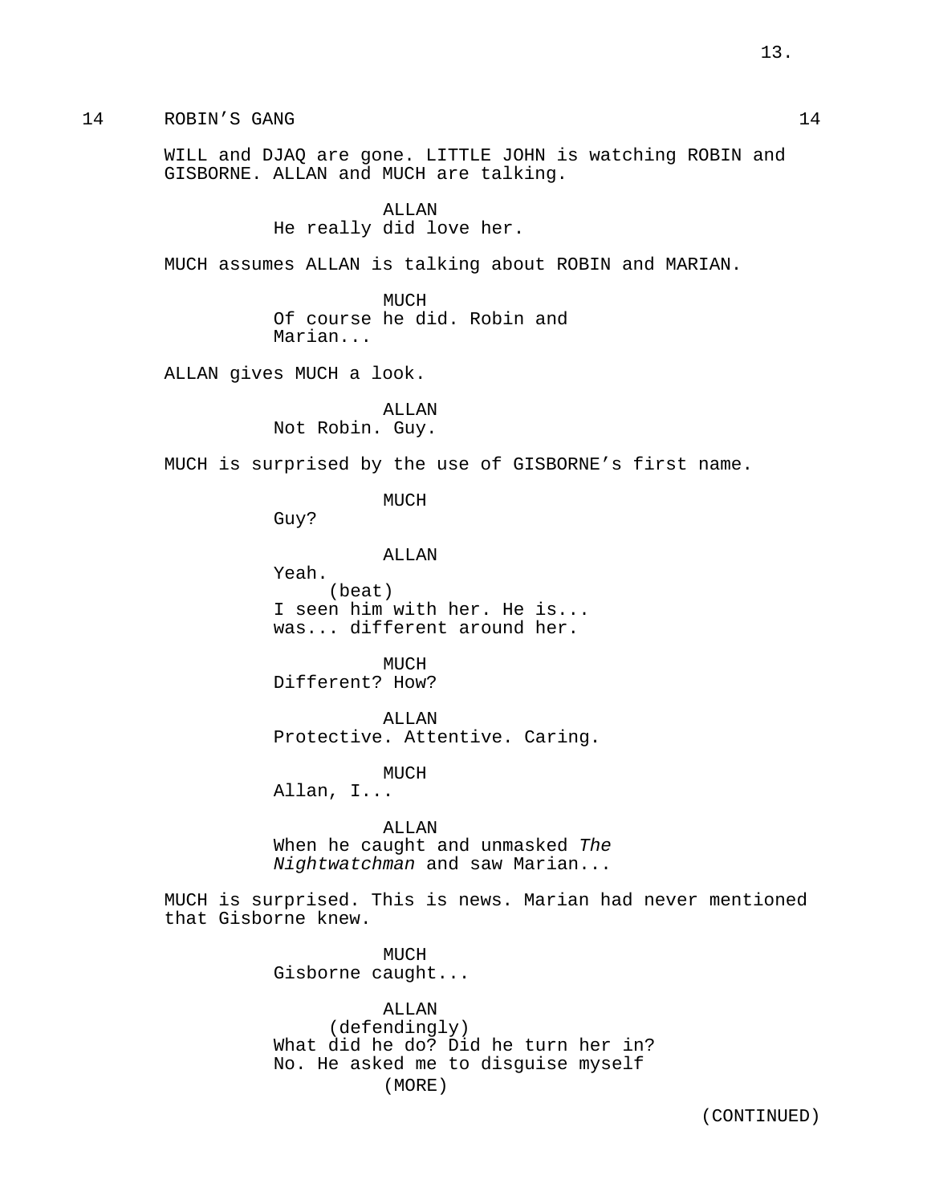14 ROBIN'S GANG 14

WILL and DJAQ are gone. LITTLE JOHN is watching ROBIN and GISBORNE. ALLAN and MUCH are talking.

ALLAN
He really did love her.

MUCH assumes ALLAN is talking about ROBIN and MARIAN.

MUCH
Of course he did. Robin and Marian...

ALLAN gives MUCH a look.

ALLAN
Not Robin. Guy.

MUCH is surprised by the use of GISBORNE's first name.

MUCH
Guy?

ALLAN
Yeah.
(beat)
I seen him with her. He is... was... different around her.

MUCH
Different? How?

ALLAN
Protective. Attentive. Caring.

MUCH
Allan, I...

ALLAN
When he caught and unmasked *The Nightwatchman* and saw Marian...

MUCH is surprised. This is news. Marian had never mentioned that Gisborne knew.

MUCH
Gisborne caught...

ALLAN
(defendingly)
What did he do? Did he turn her in? No. He asked me to disguise myself
(MORE)

(CONTINUED)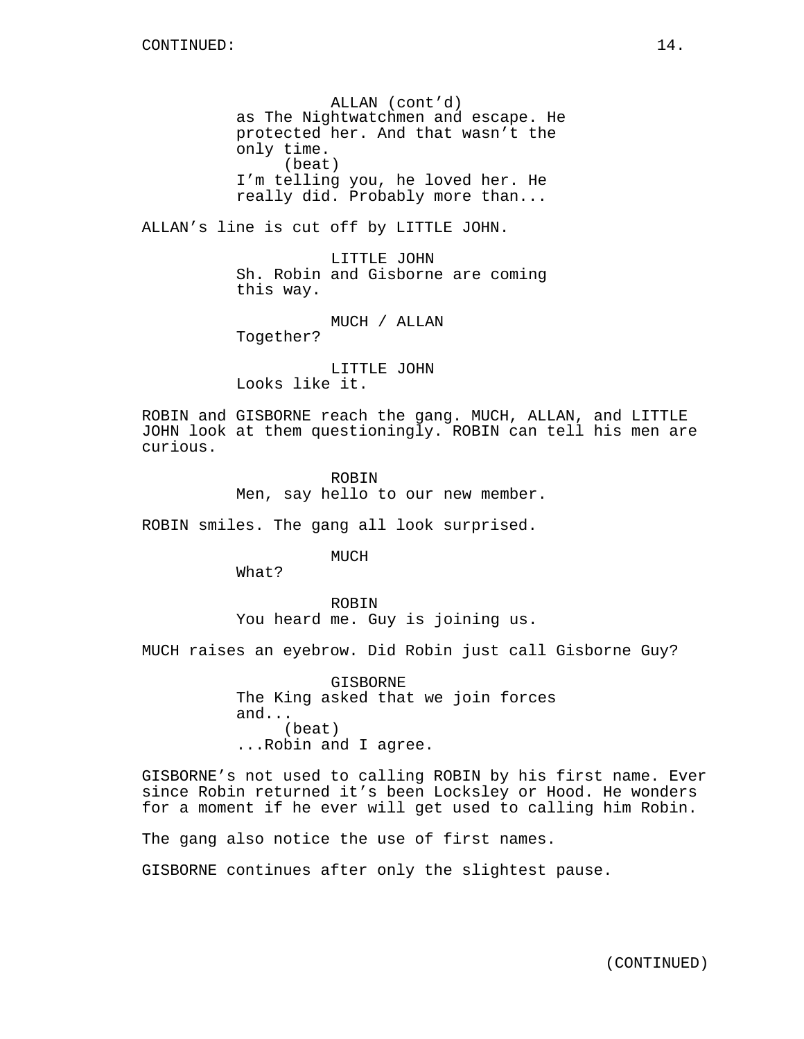ALLAN (cont'd)
as The Nightwatchmen and escape. He protected her. And that wasn't the only time.
(beat)
I'm telling you, he loved her. He really did. Probably more than...

ALLAN's line is cut off by LITTLE JOHN.

LITTLE JOHN
Sh. Robin and Gisborne are coming this way.

MUCH / ALLAN
Together?

LITTLE JOHN
Looks like it.

ROBIN and GISBORNE reach the gang. MUCH, ALLAN, and LITTLE JOHN look at them questioningly. ROBIN can tell his men are curious.

ROBIN
Men, say hello to our new member.

ROBIN smiles. The gang all look surprised.

MUCH
What?

ROBIN
You heard me. Guy is joining us.

MUCH raises an eyebrow. Did Robin just call Gisborne Guy?

GISBORNE
The King asked that we join forces and...
(beat)
...Robin and I agree.

GISBORNE's not used to calling ROBIN by his first name. Ever since Robin returned it's been Locksley or Hood. He wonders for a moment if he ever will get used to calling him Robin.

The gang also notice the use of first names.

GISBORNE continues after only the slightest pause.

(CONTINUED)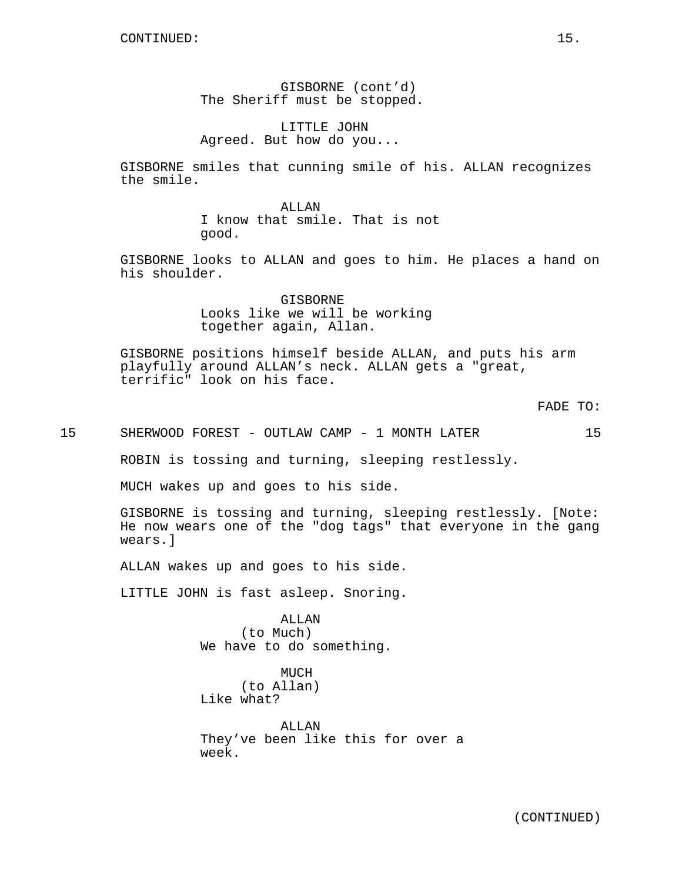CONTINUED:

GISBORNE (cont'd)
The Sheriff must be stopped.

LITTLE JOHN
Agreed. But how do you...

GISBORNE smiles that cunning smile of his. ALLAN recognizes the smile.

ALLAN
I know that smile. That is not good.

GISBORNE looks to ALLAN and goes to him. He places a hand on his shoulder.

GISBORNE
Looks like we will be working together again, Allan.

GISBORNE positions himself beside ALLAN, and puts his arm playfully around ALLAN's neck. ALLAN gets a "great, terrific" look on his face.

FADE TO:

15 SHERWOOD FOREST - OUTLAW CAMP - 1 MONTH LATER 15

ROBIN is tossing and turning, sleeping restlessly.

MUCH wakes up and goes to his side.

GISBORNE is tossing and turning, sleeping restlessly. [Note: He now wears one of the "dog tags" that everyone in the gang wears.]

ALLAN wakes up and goes to his side.

LITTLE JOHN is fast asleep. Snoring.

ALLAN
(to Much)
We have to do something.

MUCH
(to Allan)
Like what?

ALLAN
They've been like this for over a week.

(CONTINUED)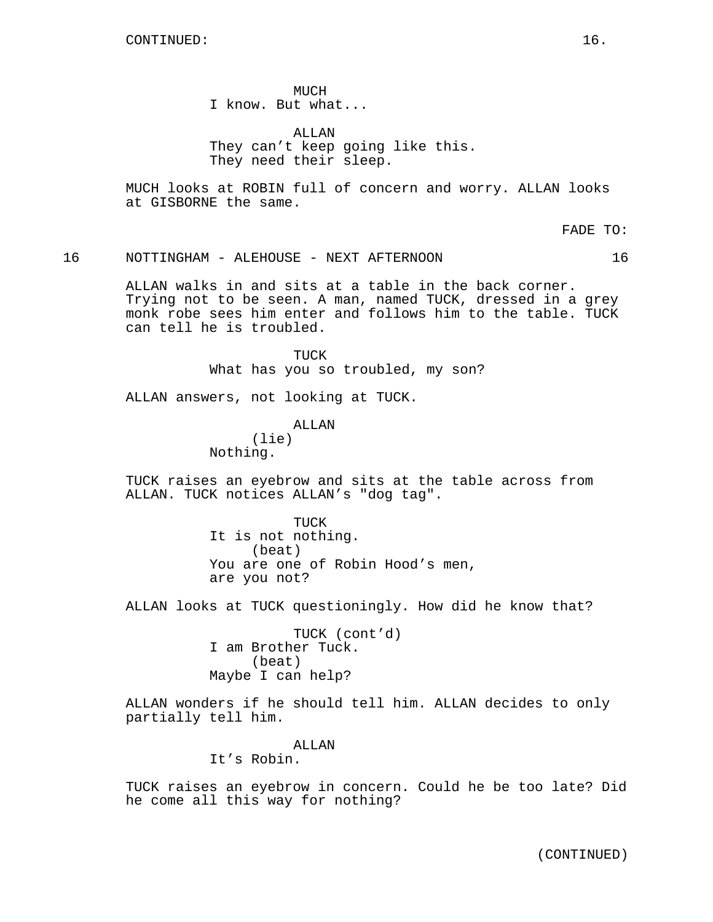CONTINUED:

MUCH
I know. But what...

ALLAN
They can't keep going like this.
They need their sleep.

MUCH looks at ROBIN full of concern and worry. ALLAN looks at GISBORNE the same.

FADE TO:

16 NOTTINGHAM - ALEHOUSE - NEXT AFTERNOON 16

ALLAN walks in and sits at a table in the back corner. Trying not to be seen. A man, named TUCK, dressed in a grey monk robe sees him enter and follows him to the table. TUCK can tell he is troubled.

TUCK
What has you so troubled, my son?

ALLAN answers, not looking at TUCK.

ALLAN
(lie)
Nothing.

TUCK raises an eyebrow and sits at the table across from ALLAN. TUCK notices ALLAN's "dog tag".

TUCK
It is not nothing.
(beat)
You are one of Robin Hood's men,
are you not?

ALLAN looks at TUCK questioningly. How did he know that?

TUCK (cont'd)
I am Brother Tuck.
(beat)
Maybe I can help?

ALLAN wonders if he should tell him. ALLAN decides to only partially tell him.

ALLAN
It's Robin.

TUCK raises an eyebrow in concern. Could he be too late? Did he come all this way for nothing?

(CONTINUED)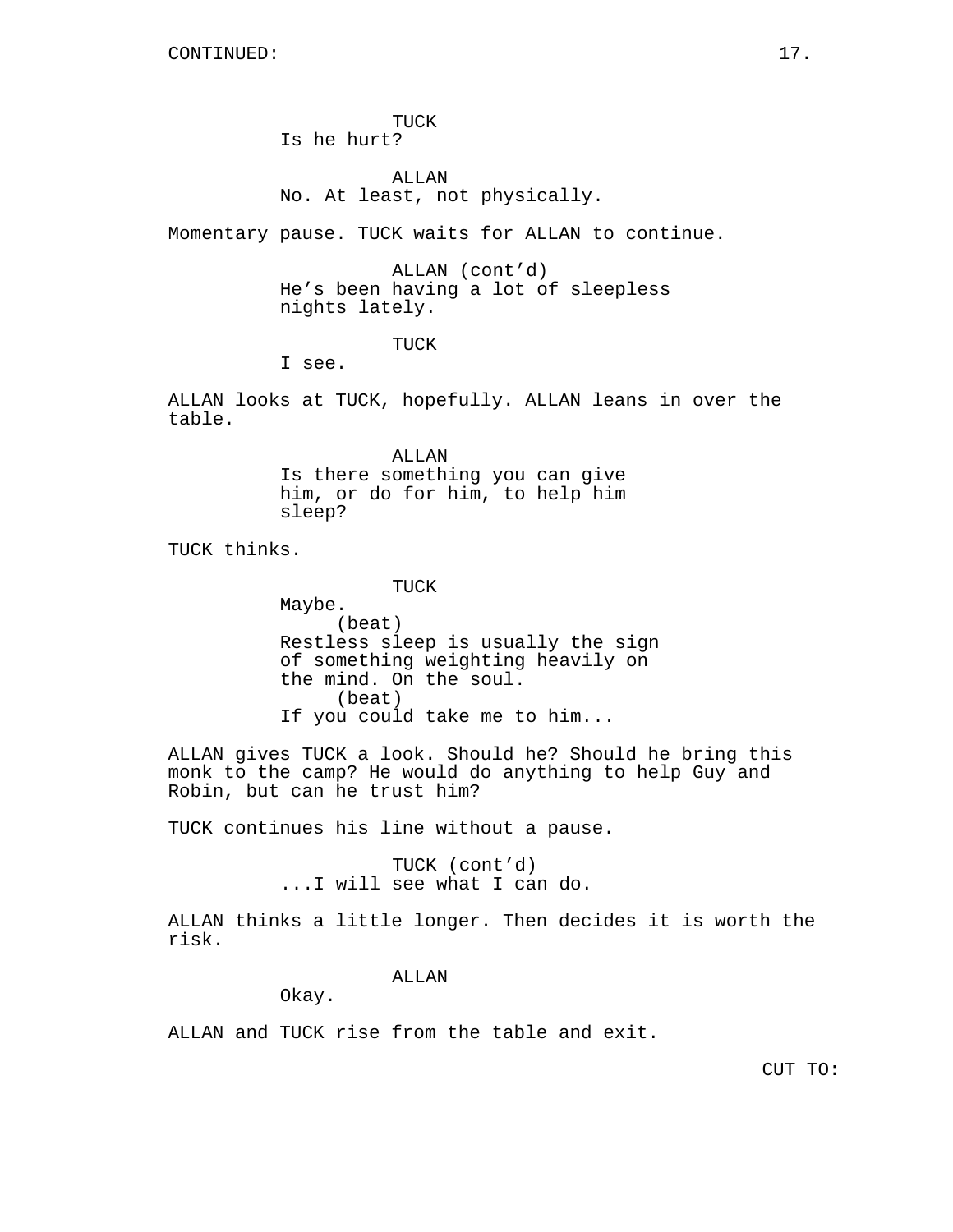CONTINUED:

TUCK
Is he hurt?

ALLAN
No. At least, not physically.

Momentary pause. TUCK waits for ALLAN to continue.

ALLAN (cont'd)
He's been having a lot of sleepless nights lately.

TUCK
I see.

ALLAN looks at TUCK, hopefully. ALLAN leans in over the table.

ALLAN
Is there something you can give him, or do for him, to help him sleep?

TUCK thinks.

TUCK
Maybe.
(beat)
Restless sleep is usually the sign of something weighting heavily on the mind. On the soul.
(beat)
If you could take me to him...

ALLAN gives TUCK a look. Should he? Should he bring this monk to the camp? He would do anything to help Guy and Robin, but can he trust him?

TUCK continues his line without a pause.

TUCK (cont'd)
...I will see what I can do.

ALLAN thinks a little longer. Then decides it is worth the risk.

ALLAN
Okay.

ALLAN and TUCK rise from the table and exit.

CUT TO: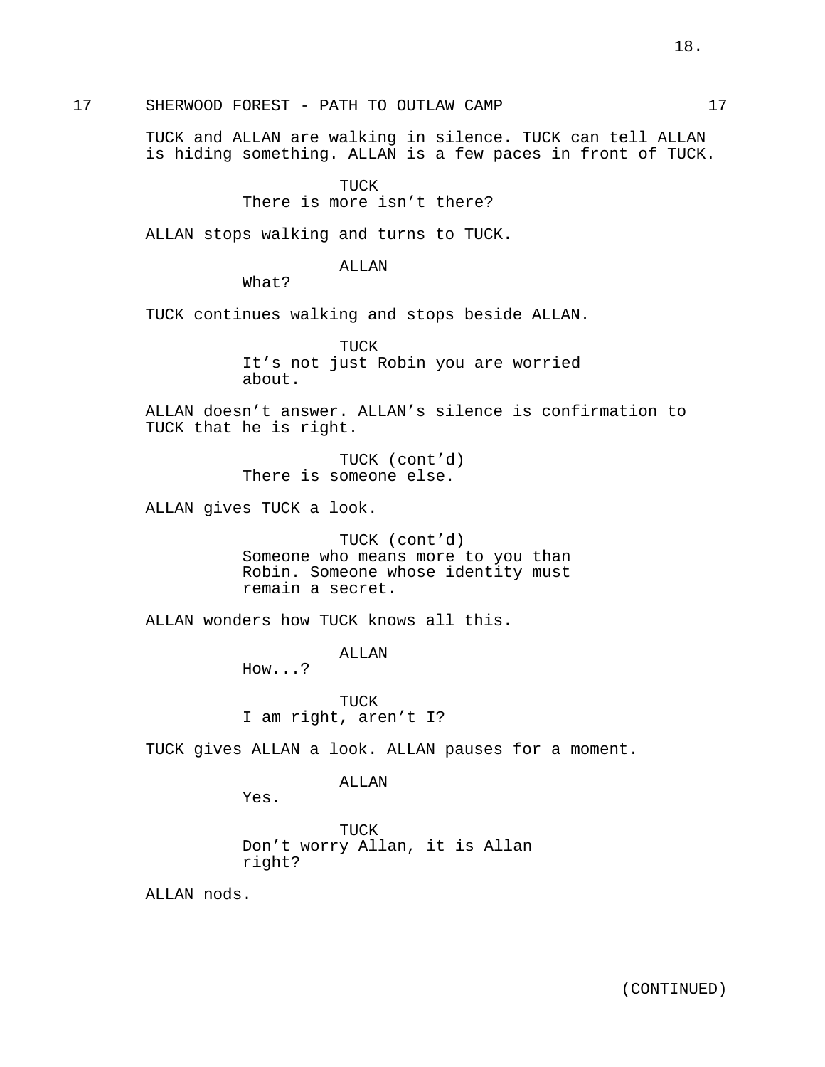17 SHERWOOD FOREST - PATH TO OUTLAW CAMP 17

TUCK and ALLAN are walking in silence. TUCK can tell ALLAN is hiding something. ALLAN is a few paces in front of TUCK.

TUCK
There is more isn’t there?

ALLAN stops walking and turns to TUCK.

ALLAN
What?

TUCK continues walking and stops beside ALLAN.

TUCK
It’s not just Robin you are worried about.

ALLAN doesn’t answer. ALLAN’s silence is confirmation to TUCK that he is right.

TUCK (cont’d)
There is someone else.

ALLAN gives TUCK a look.

TUCK (cont’d)
Someone who means more to you than Robin. Someone whose identity must remain a secret.

ALLAN wonders how TUCK knows all this.

ALLAN
How...?

TUCK
I am right, aren’t I?

TUCK gives ALLAN a look. ALLAN pauses for a moment.

ALLAN
Yes.

TUCK
Don’t worry Allan, it is Allan right?

ALLAN nods.

(CONTINUED)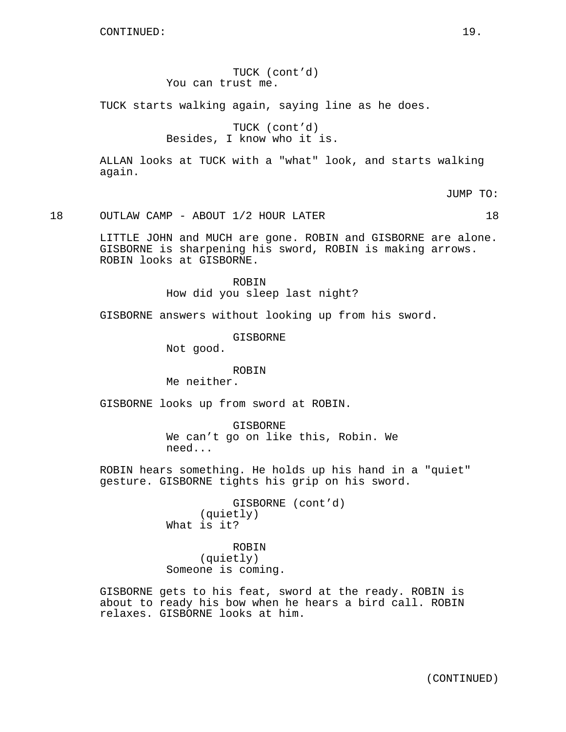CONTINUED:

TUCK (cont'd)
You can trust me.

TUCK starts walking again, saying line as he does.

TUCK (cont'd)
Besides, I know who it is.

ALLAN looks at TUCK with a "what" look, and starts walking again.

JUMP TO:

18 OUTLAW CAMP - ABOUT 1/2 HOUR LATER 18

LITTLE JOHN and MUCH are gone. ROBIN and GISBORNE are alone. GISBORNE is sharpening his sword, ROBIN is making arrows. ROBIN looks at GISBORNE.

ROBIN
How did you sleep last night?

GISBORNE answers without looking up from his sword.

GISBORNE
Not good.

ROBIN
Me neither.

GISBORNE looks up from sword at ROBIN.

GISBORNE
We can't go on like this, Robin. We need...

ROBIN hears something. He holds up his hand in a "quiet" gesture. GISBORNE tights his grip on his sword.

GISBORNE (cont'd)
(quietly)
What is it?

ROBIN
(quietly)
Someone is coming.

GISBORNE gets to his feat, sword at the ready. ROBIN is about to ready his bow when he hears a bird call. ROBIN relaxes. GISBORNE looks at him.

(CONTINUED)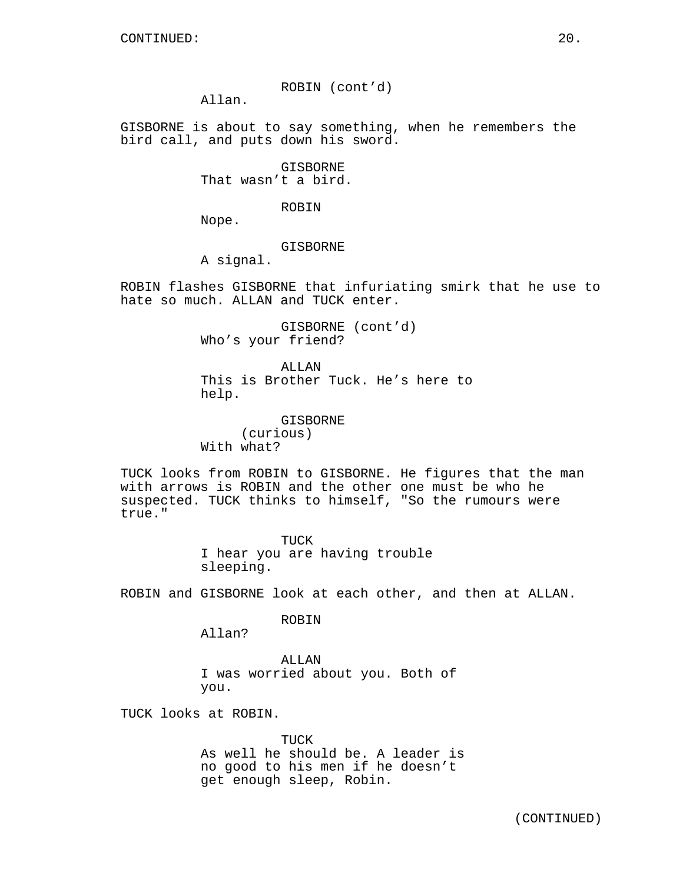CONTINUED:

ROBIN (cont'd)
Allan.

GISBORNE is about to say something, when he remembers the bird call, and puts down his sword.

GISBORNE
That wasn't a bird.

ROBIN
Nope.

GISBORNE
A signal.

ROBIN flashes GISBORNE that infuriating smirk that he use to hate so much. ALLAN and TUCK enter.

GISBORNE (cont'd)
Who's your friend?

ALLAN
This is Brother Tuck. He's here to help.

GISBORNE
(curious)
With what?

TUCK looks from ROBIN to GISBORNE. He figures that the man with arrows is ROBIN and the other one must be who he suspected. TUCK thinks to himself, "So the rumours were true."

TUCK
I hear you are having trouble sleeping.

ROBIN and GISBORNE look at each other, and then at ALLAN.

ROBIN
Allan?

ALLAN
I was worried about you. Both of you.

TUCK looks at ROBIN.

TUCK
As well he should be. A leader is no good to his men if he doesn't get enough sleep, Robin.

(CONTINUED)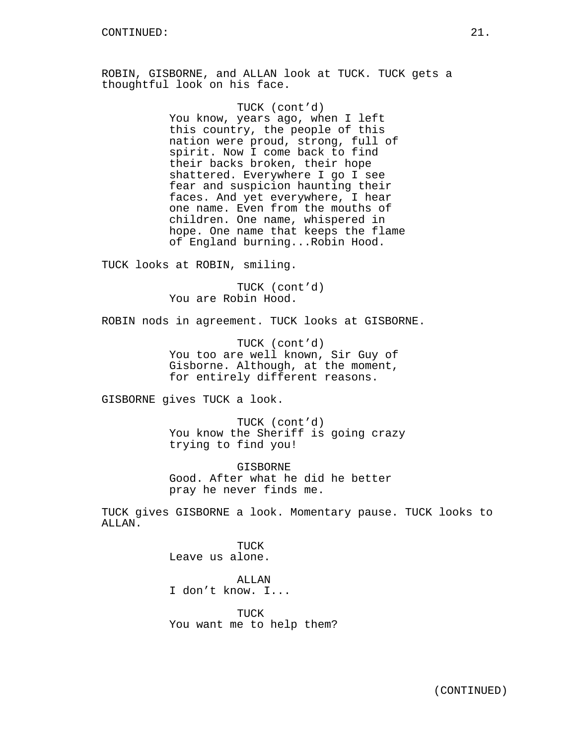CONTINUED:

ROBIN, GISBORNE, and ALLAN look at TUCK. TUCK gets a thoughtful look on his face.

TUCK (cont'd)
You know, years ago, when I left this country, the people of this nation were proud, strong, full of spirit. Now I come back to find their backs broken, their hope shattered. Everywhere I go I see fear and suspicion haunting their faces. And yet everywhere, I hear one name. Even from the mouths of children. One name, whispered in hope. One name that keeps the flame of England burning...Robin Hood.

TUCK looks at ROBIN, smiling.

TUCK (cont'd)
You are Robin Hood.

ROBIN nods in agreement. TUCK looks at GISBORNE.

TUCK (cont'd)
You too are well known, Sir Guy of Gisborne. Although, at the moment, for entirely different reasons.

GISBORNE gives TUCK a look.

TUCK (cont'd)
You know the Sheriff is going crazy trying to find you!

GISBORNE
Good. After what he did he better pray he never finds me.

TUCK gives GISBORNE a look. Momentary pause. TUCK looks to ALLAN.

TUCK
Leave us alone.

ALLAN
I don't know. I...

TUCK
You want me to help them?

(CONTINUED)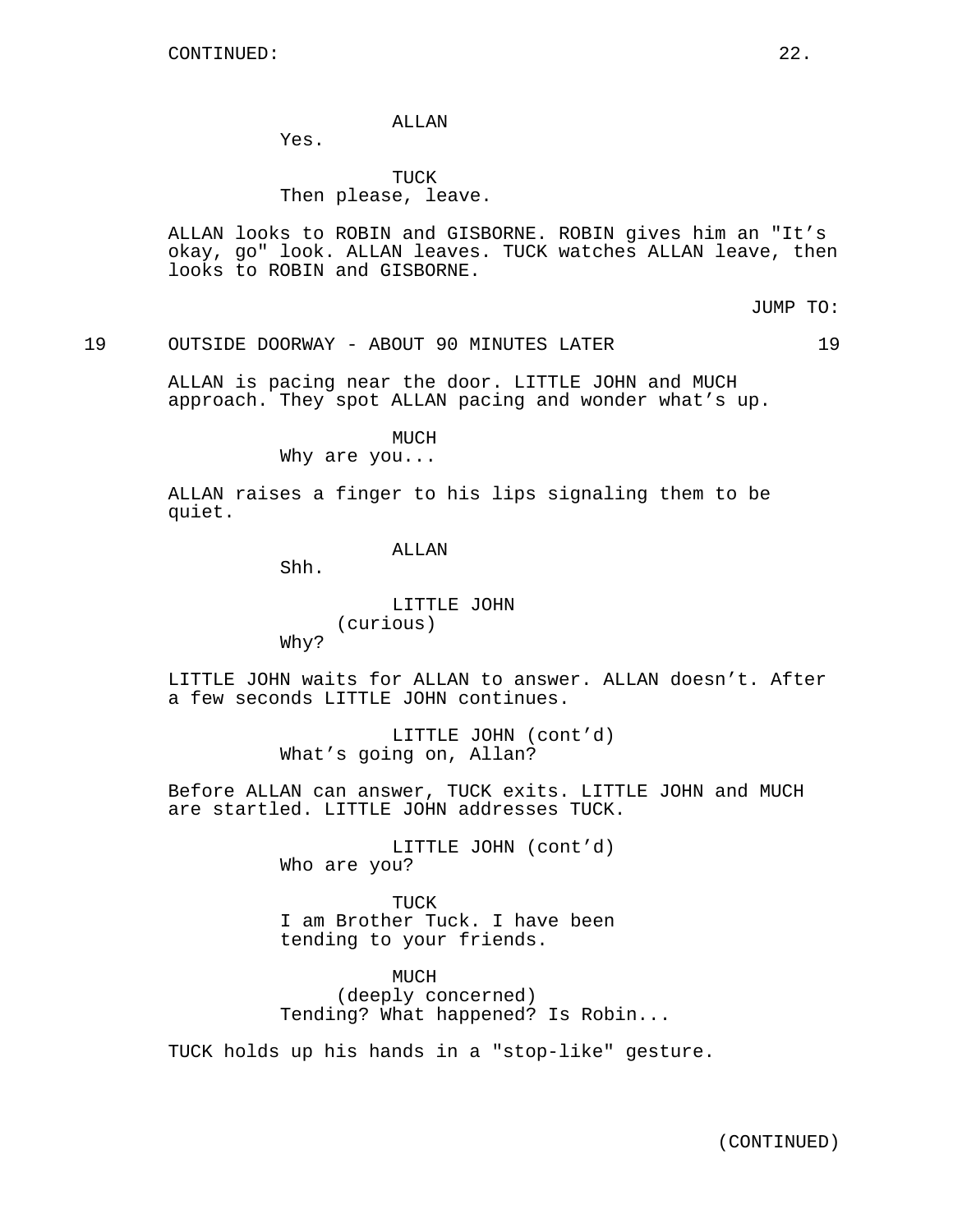CONTINUED:

ALLAN
Yes.

TUCK
Then please, leave.

ALLAN looks to ROBIN and GISBORNE. ROBIN gives him an "It's okay, go" look. ALLAN leaves. TUCK watches ALLAN leave, then looks to ROBIN and GISBORNE.

JUMP TO:

19 OUTSIDE DOORWAY - ABOUT 90 MINUTES LATER 19

ALLAN is pacing near the door. LITTLE JOHN and MUCH approach. They spot ALLAN pacing and wonder what's up.

MUCH
Why are you...

ALLAN raises a finger to his lips signaling them to be quiet.

ALLAN
Shh.

LITTLE JOHN
(curious)
Why?

LITTLE JOHN waits for ALLAN to answer. ALLAN doesn't. After a few seconds LITTLE JOHN continues.

LITTLE JOHN (cont'd)
What's going on, Allan?

Before ALLAN can answer, TUCK exits. LITTLE JOHN and MUCH are startled. LITTLE JOHN addresses TUCK.

LITTLE JOHN (cont'd)
Who are you?

TUCK
I am Brother Tuck. I have been tending to your friends.

MUCH
(deeply concerned)
Tending? What happened? Is Robin...

TUCK holds up his hands in a "stop-like" gesture.

(CONTINUED)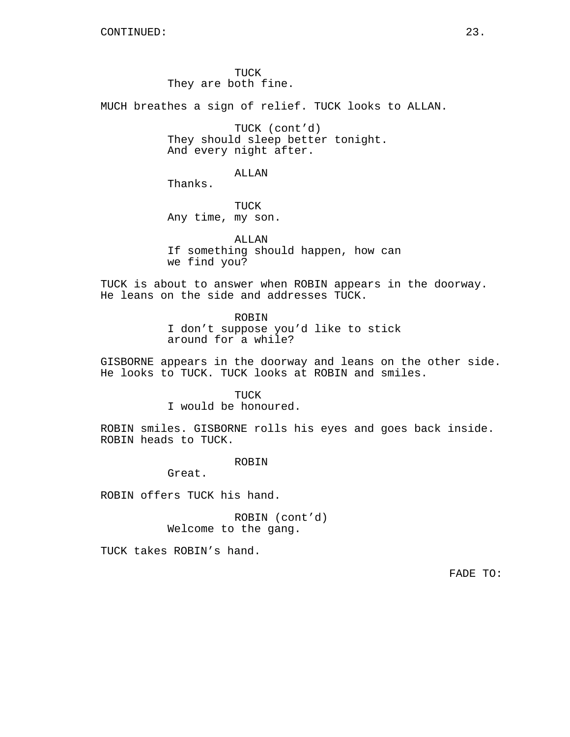CONTINUED:

TUCK
They are both fine.

MUCH breathes a sign of relief. TUCK looks to ALLAN.

TUCK (cont'd)
They should sleep better tonight.
And every night after.

ALLAN
Thanks.

TUCK
Any time, my son.

ALLAN
If something should happen, how can
we find you?

TUCK is about to answer when ROBIN appears in the doorway.
He leans on the side and addresses TUCK.

ROBIN
I don't suppose you'd like to stick
around for a while?

GISBORNE appears in the doorway and leans on the other side.
He looks to TUCK. TUCK looks at ROBIN and smiles.

TUCK
I would be honoured.

ROBIN smiles. GISBORNE rolls his eyes and goes back inside.
ROBIN heads to TUCK.

ROBIN
Great.

ROBIN offers TUCK his hand.

ROBIN (cont'd)
Welcome to the gang.

TUCK takes ROBIN's hand.

FADE TO: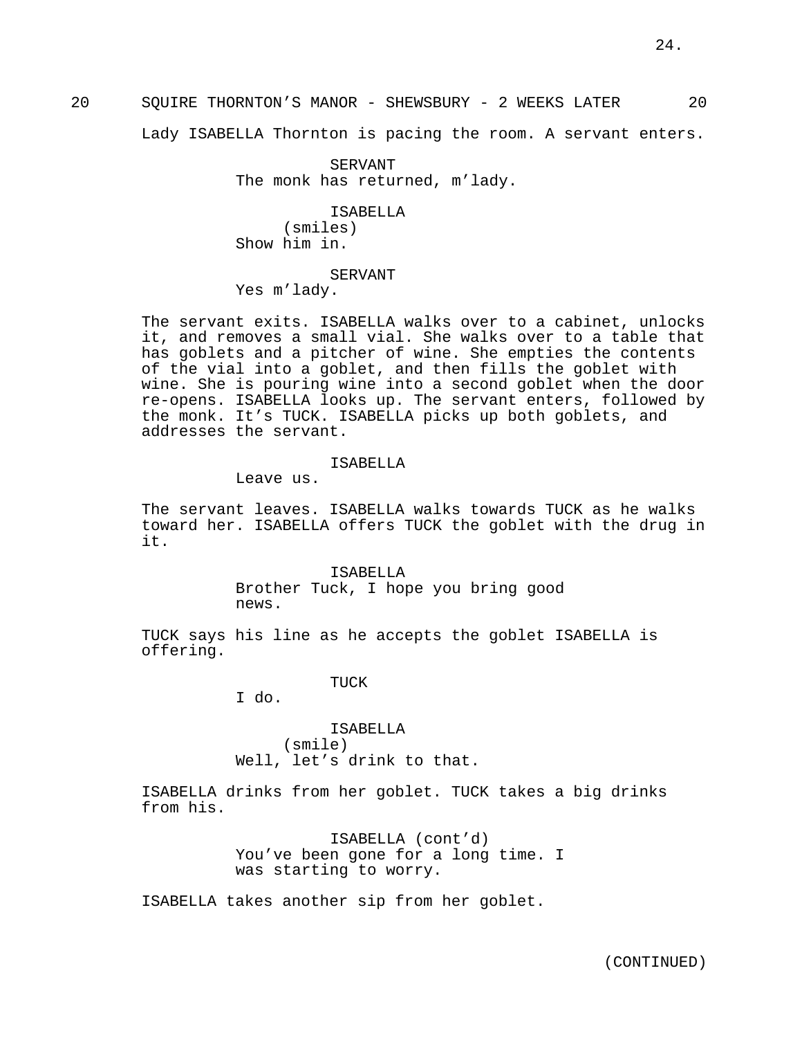20 SQUIRE THORNTON'S MANOR - SHEWSBURY - 2 WEEKS LATER 20

Lady ISABELLA Thornton is pacing the room. A servant enters.

SERVANT
The monk has returned, m'lady.

ISABELLA
(smiles)
Show him in.

SERVANT
Yes m'lady.

The servant exits. ISABELLA walks over to a cabinet, unlocks it, and removes a small vial. She walks over to a table that has goblets and a pitcher of wine. She empties the contents of the vial into a goblet, and then fills the goblet with wine. She is pouring wine into a second goblet when the door re-opens. ISABELLA looks up. The servant enters, followed by the monk. It's TUCK. ISABELLA picks up both goblets, and addresses the servant.

ISABELLA
Leave us.

The servant leaves. ISABELLA walks towards TUCK as he walks toward her. ISABELLA offers TUCK the goblet with the drug in it.

ISABELLA
Brother Tuck, I hope you bring good news.

TUCK says his line as he accepts the goblet ISABELLA is offering.

TUCK
I do.

ISABELLA
(smile)
Well, let's drink to that.

ISABELLA drinks from her goblet. TUCK takes a big drinks from his.

ISABELLA (cont'd)
You've been gone for a long time. I was starting to worry.

ISABELLA takes another sip from her goblet.

(CONTINUED)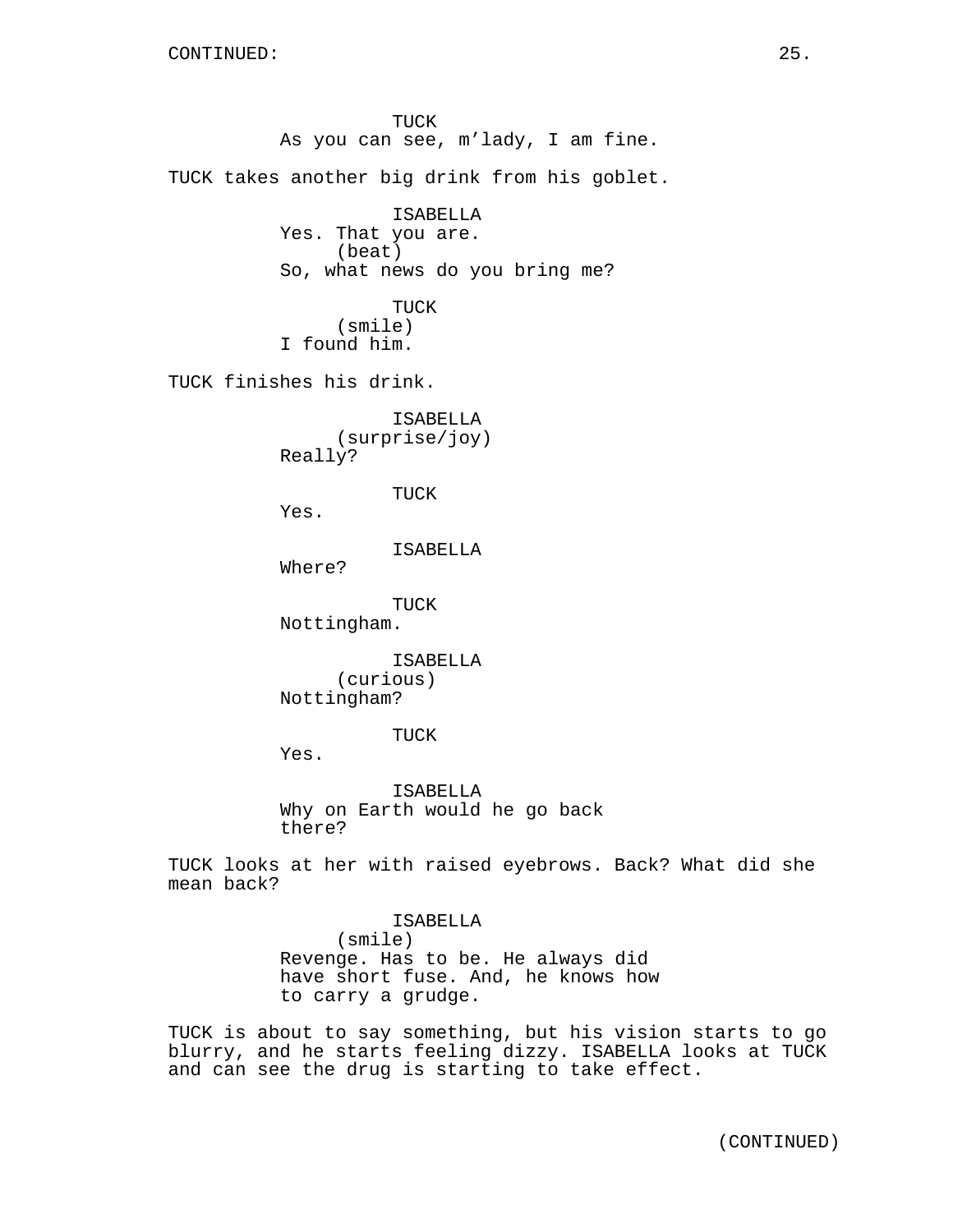CONTINUED:

TUCK
As you can see, m'lady, I am fine.

TUCK takes another big drink from his goblet.

ISABELLA
Yes. That you are.
(beat)
So, what news do you bring me?

TUCK
(smile)
I found him.

TUCK finishes his drink.

ISABELLA
(surprise/joy)
Really?

TUCK
Yes.

ISABELLA
Where?

TUCK
Nottingham.

ISABELLA
(curious)
Nottingham?

TUCK
Yes.

ISABELLA
Why on Earth would he go back
there?

TUCK looks at her with raised eyebrows. Back? What did she mean back?

ISABELLA
(smile)
Revenge. Has to be. He always did
have short fuse. And, he knows how
to carry a grudge.

TUCK is about to say something, but his vision starts to go blurry, and he starts feeling dizzy. ISABELLA looks at TUCK and can see the drug is starting to take effect.

(CONTINUED)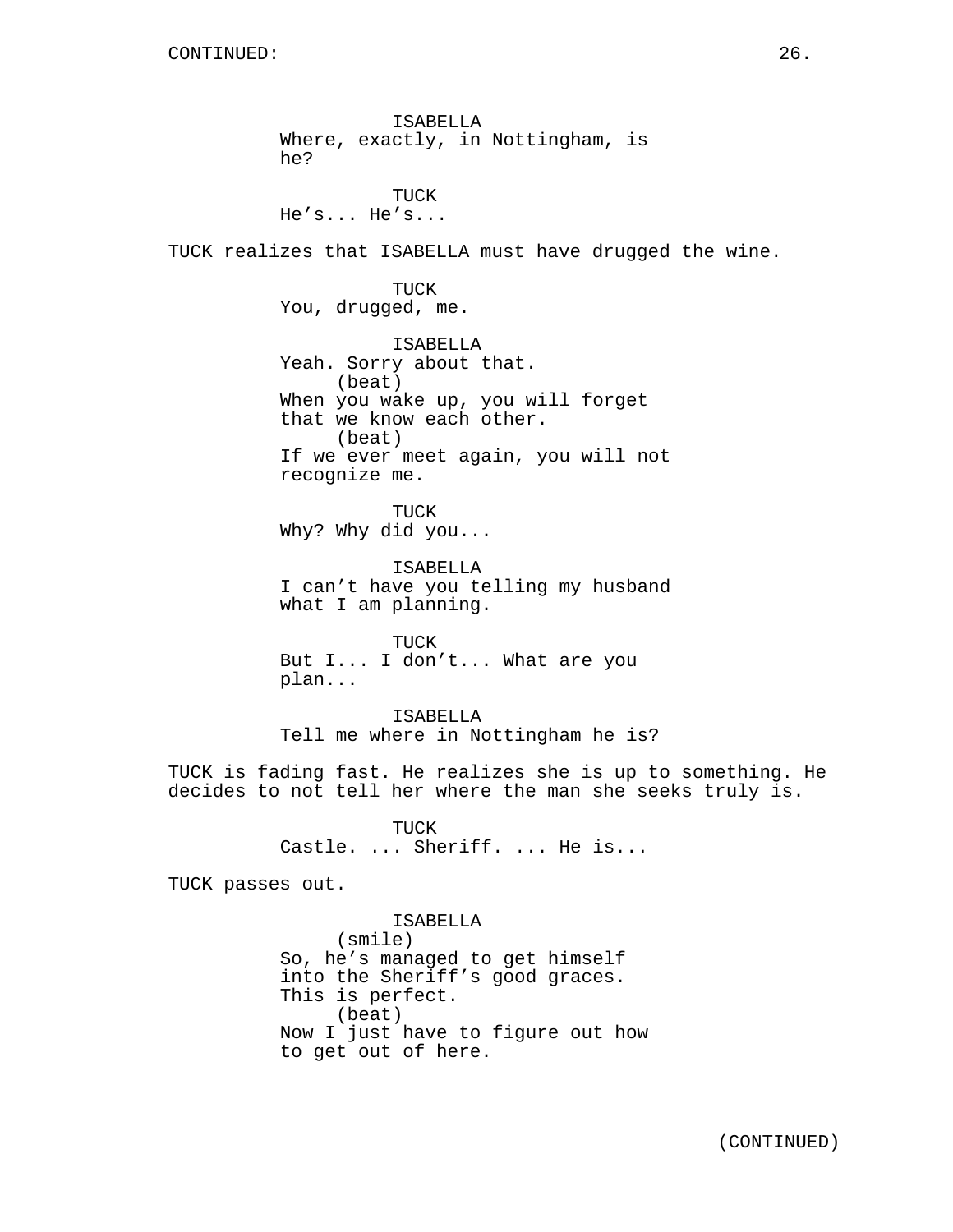CONTINUED:

ISABELLA
Where, exactly, in Nottingham, is he?

TUCK
He's... He's...

TUCK realizes that ISABELLA must have drugged the wine.

TUCK
You, drugged, me.

ISABELLA
Yeah. Sorry about that.
(beat)
When you wake up, you will forget that we know each other.
(beat)
If we ever meet again, you will not recognize me.

TUCK
Why? Why did you...

ISABELLA
I can't have you telling my husband what I am planning.

TUCK
But I... I don't... What are you plan...

ISABELLA
Tell me where in Nottingham he is?

TUCK is fading fast. He realizes she is up to something. He decides to not tell her where the man she seeks truly is.

TUCK
Castle. ... Sheriff. ... He is...

TUCK passes out.

ISABELLA
(smile)
So, he's managed to get himself into the Sheriff's good graces. This is perfect.
(beat)
Now I just have to figure out how to get out of here.

(CONTINUED)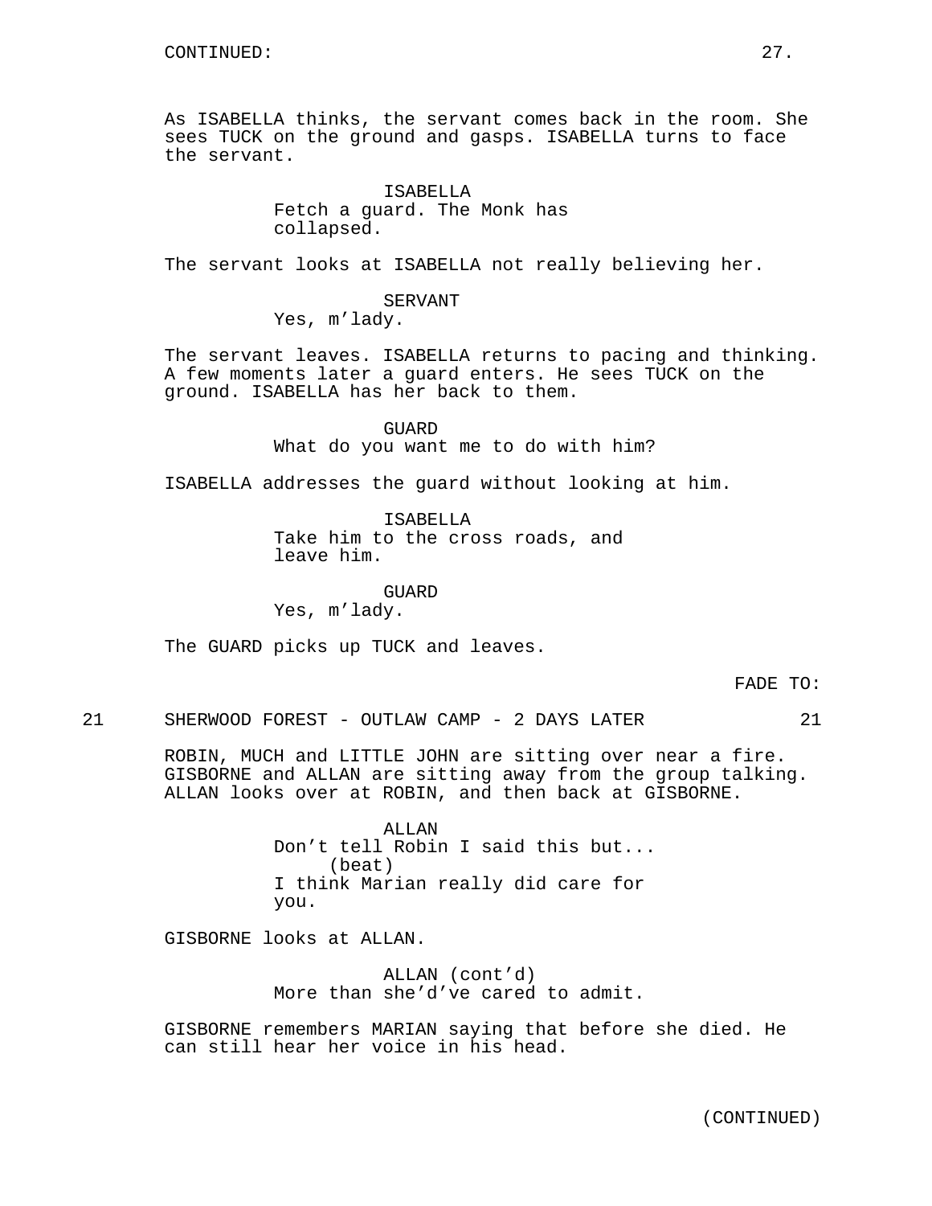CONTINUED:

As ISABELLA thinks, the servant comes back in the room. She sees TUCK on the ground and gasps. ISABELLA turns to face the servant.

ISABELLA
Fetch a guard. The Monk has collapsed.

The servant looks at ISABELLA not really believing her.

SERVANT
Yes, m'lady.

The servant leaves. ISABELLA returns to pacing and thinking. A few moments later a guard enters. He sees TUCK on the ground. ISABELLA has her back to them.

GUARD
What do you want me to do with him?

ISABELLA addresses the guard without looking at him.

ISABELLA
Take him to the cross roads, and leave him.

GUARD
Yes, m'lady.

The GUARD picks up TUCK and leaves.

FADE TO:

21 SHERWOOD FOREST - OUTLAW CAMP - 2 DAYS LATER 21

ROBIN, MUCH and LITTLE JOHN are sitting over near a fire. GISBORNE and ALLAN are sitting away from the group talking. ALLAN looks over at ROBIN, and then back at GISBORNE.

ALLAN
Don't tell Robin I said this but...
(beat)
I think Marian really did care for you.

GISBORNE looks at ALLAN.

ALLAN (cont'd)
More than she'd've cared to admit.

GISBORNE remembers MARIAN saying that before she died. He can still hear her voice in his head.

(CONTINUED)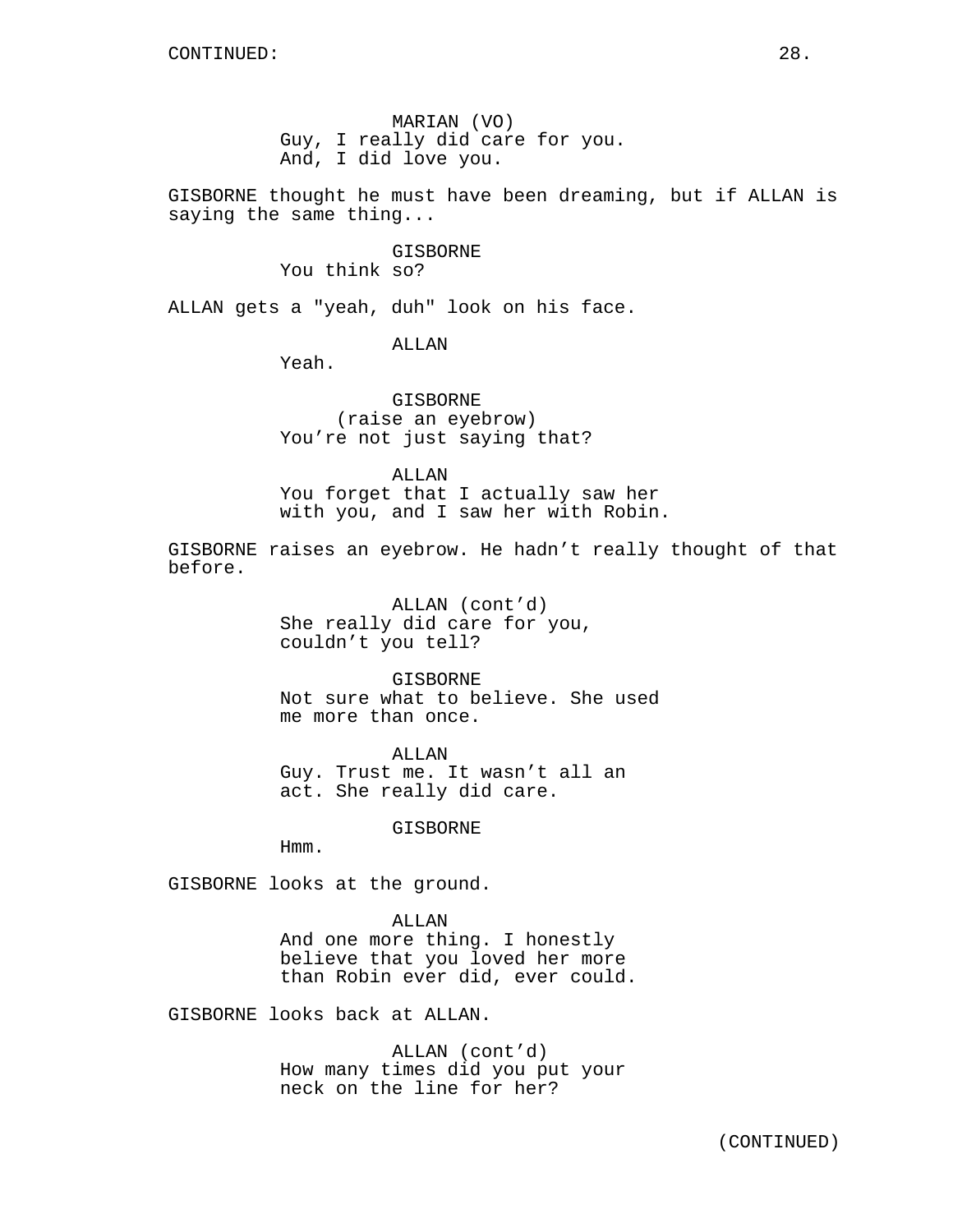MARIAN (VO)
Guy, I really did care for you. And, I did love you.

GISBORNE thought he must have been dreaming, but if ALLAN is saying the same thing...

GISBORNE
You think so?

ALLAN gets a "yeah, duh" look on his face.

ALLAN
Yeah.

GISBORNE
(raise an eyebrow)
You're not just saying that?

ALLAN
You forget that I actually saw her with you, and I saw her with Robin.

GISBORNE raises an eyebrow. He hadn't really thought of that before.

ALLAN (cont'd)
She really did care for you, couldn't you tell?

GISBORNE
Not sure what to believe. She used me more than once.

ALLAN
Guy. Trust me. It wasn't all an act. She really did care.

GISBORNE
Hmm.

GISBORNE looks at the ground.

ALLAN
And one more thing. I honestly believe that you loved her more than Robin ever did, ever could.

GISBORNE looks back at ALLAN.

ALLAN (cont'd)
How many times did you put your neck on the line for her?

(CONTINUED)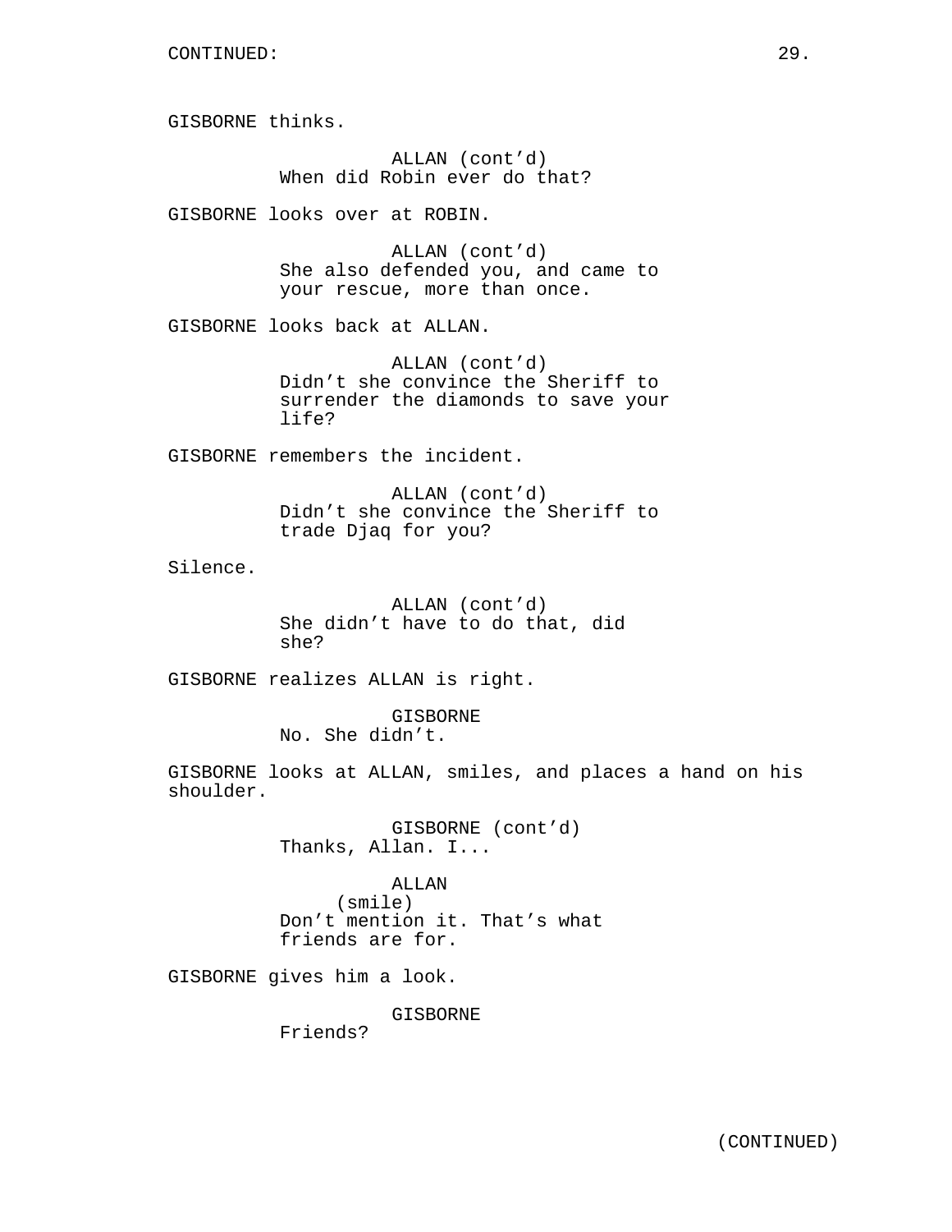CONTINUED:

GISBORNE thinks.

ALLAN (cont'd)
When did Robin ever do that?

GISBORNE looks over at ROBIN.

ALLAN (cont'd)
She also defended you, and came to your rescue, more than once.

GISBORNE looks back at ALLAN.

ALLAN (cont'd)
Didn't she convince the Sheriff to surrender the diamonds to save your life?

GISBORNE remembers the incident.

ALLAN (cont'd)
Didn't she convince the Sheriff to trade Djaq for you?

Silence.

ALLAN (cont'd)
She didn't have to do that, did she?

GISBORNE realizes ALLAN is right.

GISBORNE
No. She didn't.

GISBORNE looks at ALLAN, smiles, and places a hand on his shoulder.

GISBORNE (cont'd)
Thanks, Allan. I...

ALLAN
(smile)
Don't mention it. That's what friends are for.

GISBORNE gives him a look.

GISBORNE
Friends?

(CONTINUED)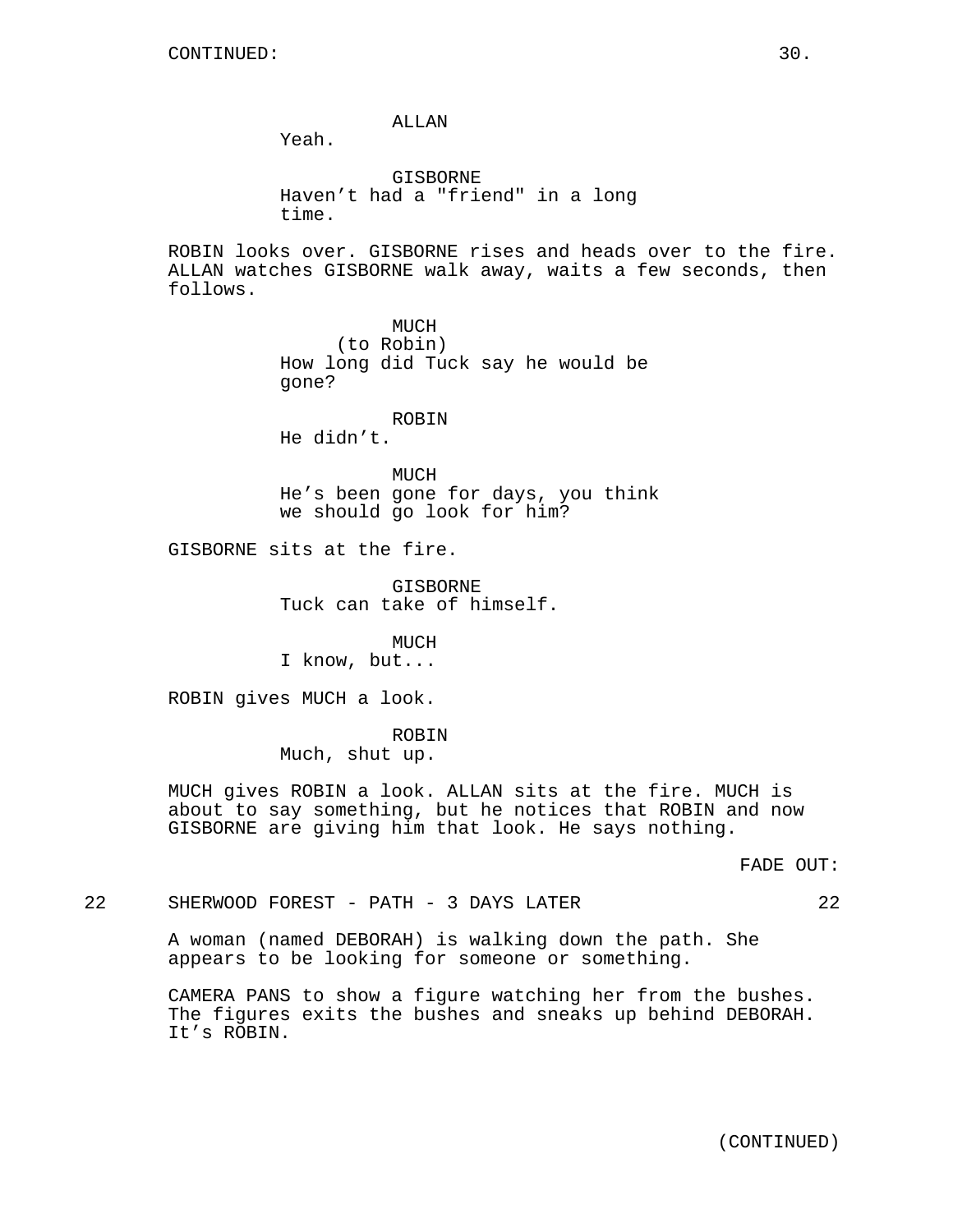CONTINUED:

ALLAN
Yeah.

GISBORNE
Haven't had a "friend" in a long time.

ROBIN looks over. GISBORNE rises and heads over to the fire. ALLAN watches GISBORNE walk away, waits a few seconds, then follows.

MUCH
(to Robin)
How long did Tuck say he would be gone?

ROBIN
He didn't.

MUCH
He's been gone for days, you think we should go look for him?

GISBORNE sits at the fire.

GISBORNE
Tuck can take of himself.

MUCH
I know, but...

ROBIN gives MUCH a look.

ROBIN
Much, shut up.

MUCH gives ROBIN a look. ALLAN sits at the fire. MUCH is about to say something, but he notices that ROBIN and now GISBORNE are giving him that look. He says nothing.

FADE OUT:

22 SHERWOOD FOREST - PATH - 3 DAYS LATER 22

A woman (named DEBORAH) is walking down the path. She appears to be looking for someone or something.

CAMERA PANS to show a figure watching her from the bushes. The figures exits the bushes and sneaks up behind DEBORAH. It's ROBIN.

(CONTINUED)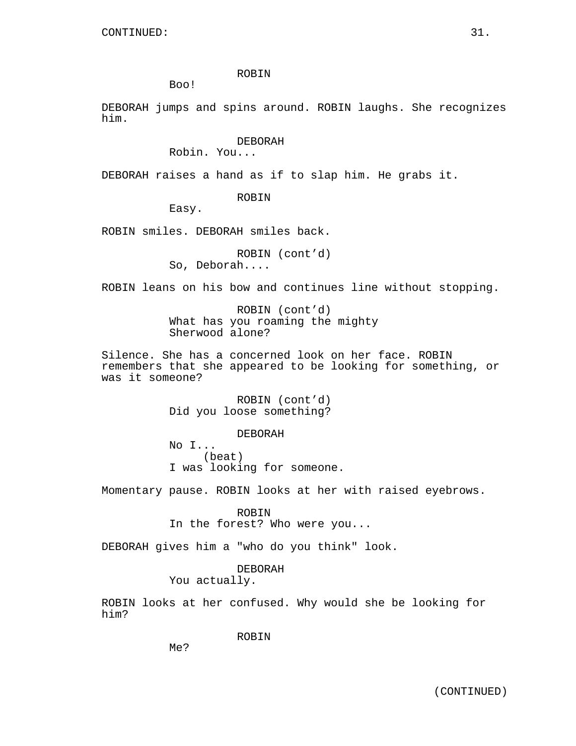CONTINUED:

ROBIN
Boo!

DEBORAH jumps and spins around. ROBIN laughs. She recognizes him.

DEBORAH
Robin. You...

DEBORAH raises a hand as if to slap him. He grabs it.

ROBIN
Easy.

ROBIN smiles. DEBORAH smiles back.

ROBIN (cont'd)
So, Deborah....

ROBIN leans on his bow and continues line without stopping.

ROBIN (cont'd)
What has you roaming the mighty Sherwood alone?

Silence. She has a concerned look on her face. ROBIN remembers that she appeared to be looking for something, or was it someone?

ROBIN (cont'd)
Did you loose something?

DEBORAH
No I...
(beat)
I was looking for someone.

Momentary pause. ROBIN looks at her with raised eyebrows.

ROBIN
In the forest? Who were you...

DEBORAH gives him a "who do you think" look.

DEBORAH
You actually.

ROBIN looks at her confused. Why would she be looking for him?

ROBIN
Me?

(CONTINUED)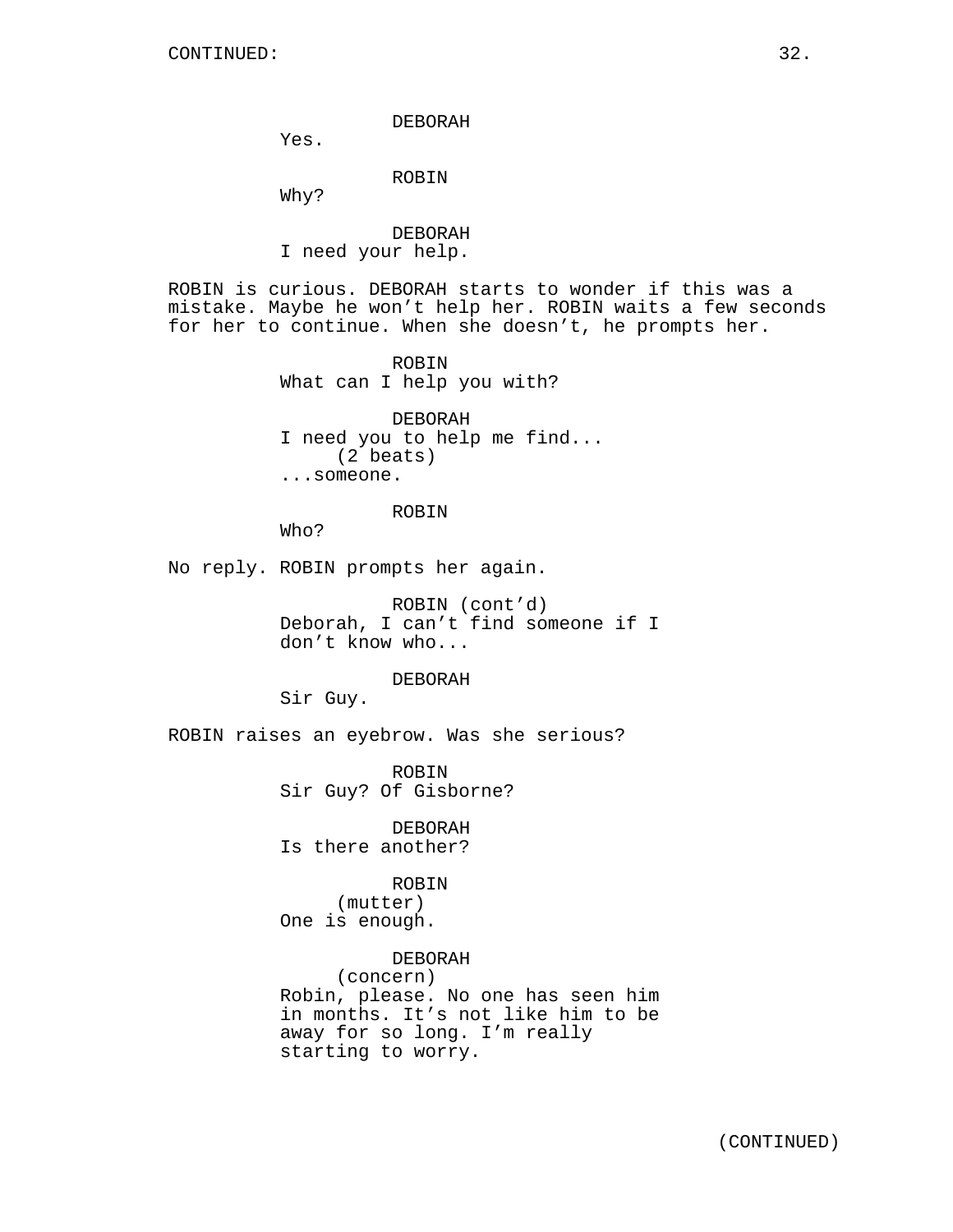CONTINUED:

DEBORAH
Yes.

ROBIN
Why?

DEBORAH
I need your help.

ROBIN is curious. DEBORAH starts to wonder if this was a mistake. Maybe he won't help her. ROBIN waits a few seconds for her to continue. When she doesn't, he prompts her.

ROBIN
What can I help you with?

DEBORAH
I need you to help me find...
(2 beats)
...someone.

ROBIN
Who?

No reply. ROBIN prompts her again.

ROBIN (cont'd)
Deborah, I can't find someone if I don't know who...

DEBORAH
Sir Guy.

ROBIN raises an eyebrow. Was she serious?

ROBIN
Sir Guy? Of Gisborne?

DEBORAH
Is there another?

ROBIN
(mutter)
One is enough.

DEBORAH
(concern)
Robin, please. No one has seen him in months. It's not like him to be away for so long. I'm really starting to worry.

(CONTINUED)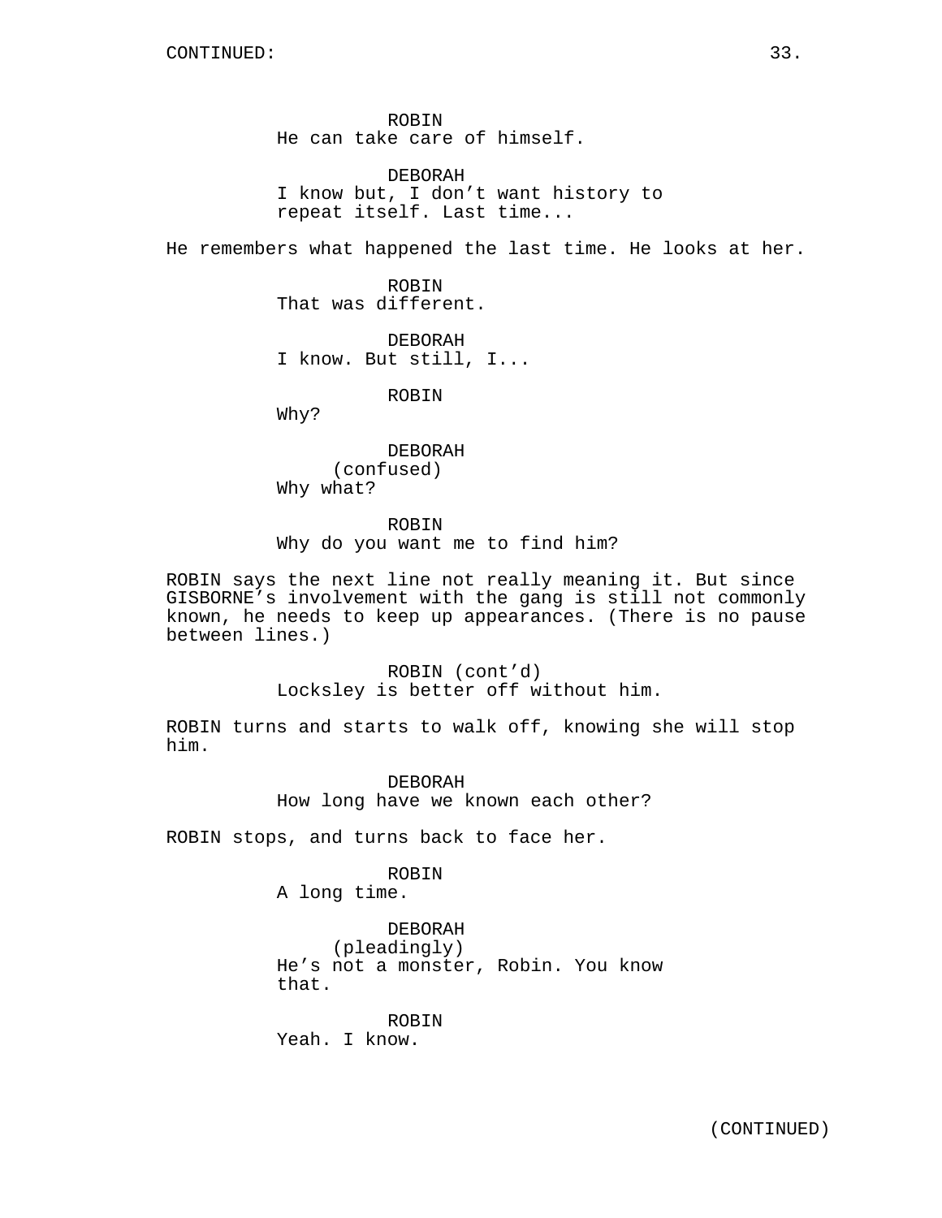CONTINUED:

ROBIN
He can take care of himself.

DEBORAH
I know but, I don't want history to repeat itself. Last time...

He remembers what happened the last time. He looks at her.

ROBIN
That was different.

DEBORAH
I know. But still, I...

ROBIN
Why?

DEBORAH
(confused)
Why what?

ROBIN
Why do you want me to find him?

ROBIN says the next line not really meaning it. But since GISBORNE's involvement with the gang is still not commonly known, he needs to keep up appearances. (There is no pause between lines.)

ROBIN (cont'd)
Locksley is better off without him.

ROBIN turns and starts to walk off, knowing she will stop him.

DEBORAH
How long have we known each other?

ROBIN stops, and turns back to face her.

ROBIN
A long time.

DEBORAH
(pleadingly)
He's not a monster, Robin. You know that.

ROBIN
Yeah. I know.

(CONTINUED)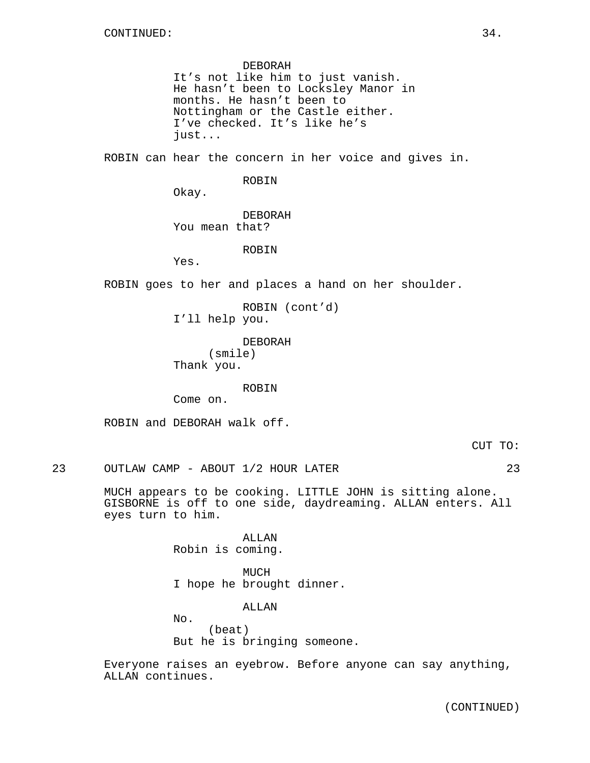CONTINUED:

DEBORAH
It's not like him to just vanish. He hasn't been to Locksley Manor in months. He hasn't been to Nottingham or the Castle either. I've checked. It's like he's just...

ROBIN can hear the concern in her voice and gives in.

ROBIN
Okay.

DEBORAH
You mean that?

ROBIN
Yes.

ROBIN goes to her and places a hand on her shoulder.

ROBIN (cont'd)
I'll help you.

DEBORAH
(smile)
Thank you.

ROBIN
Come on.

ROBIN and DEBORAH walk off.

CUT TO:

23 OUTLAW CAMP - ABOUT 1/2 HOUR LATER 23

MUCH appears to be cooking. LITTLE JOHN is sitting alone. GISBORNE is off to one side, daydreaming. ALLAN enters. All eyes turn to him.

ALLAN
Robin is coming.

MUCH
I hope he brought dinner.

ALLAN
No.
(beat)
But he is bringing someone.

Everyone raises an eyebrow. Before anyone can say anything, ALLAN continues.

(CONTINUED)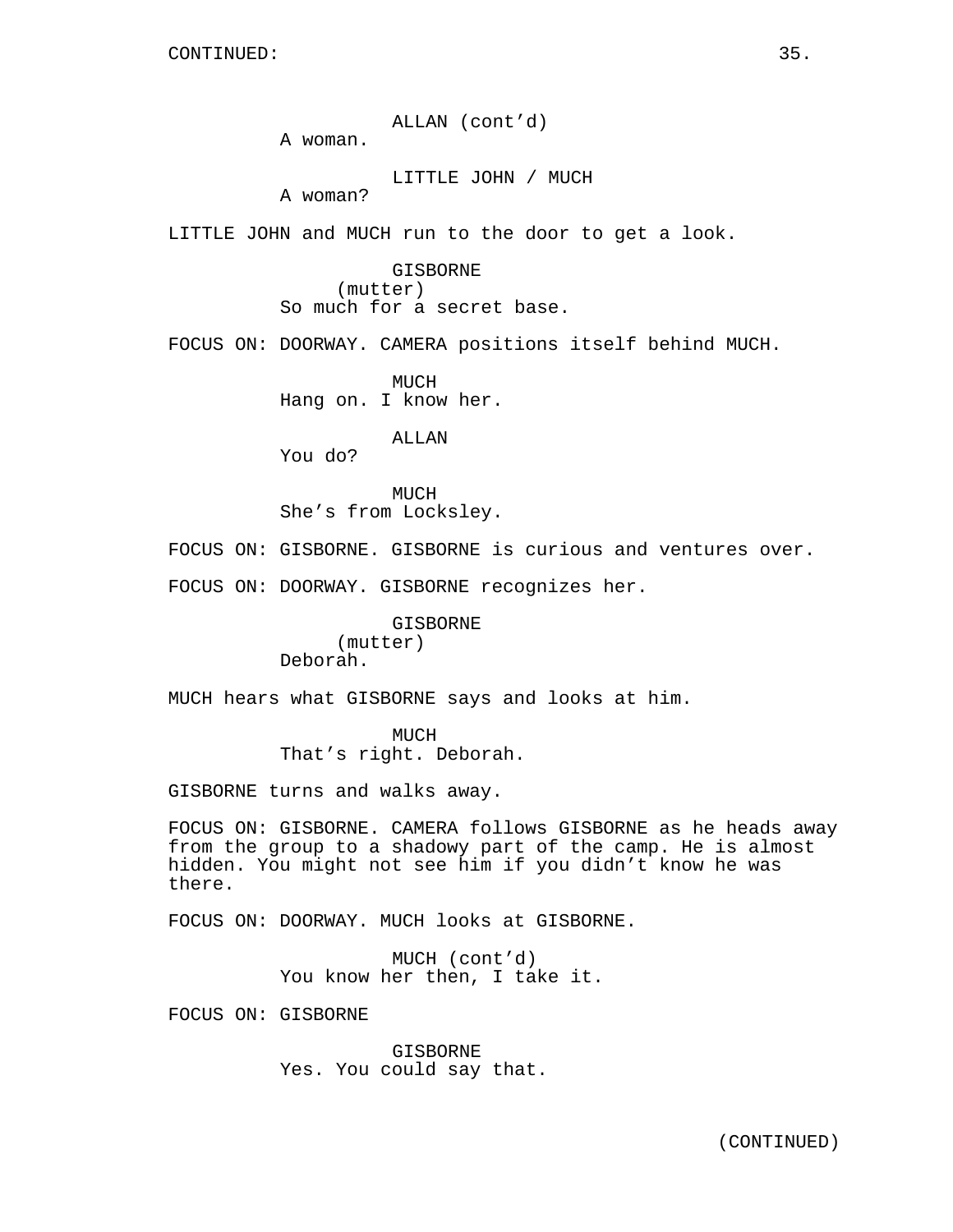CONTINUED:

ALLAN (cont'd)
A woman.

LITTLE JOHN / MUCH
A woman?

LITTLE JOHN and MUCH run to the door to get a look.

GISBORNE
(mutter)
So much for a secret base.

FOCUS ON: DOORWAY. CAMERA positions itself behind MUCH.

MUCH
Hang on. I know her.

ALLAN
You do?

MUCH
She's from Locksley.

FOCUS ON: GISBORNE. GISBORNE is curious and ventures over.

FOCUS ON: DOORWAY. GISBORNE recognizes her.

GISBORNE
(mutter)
Deborah.

MUCH hears what GISBORNE says and looks at him.

MUCH
That's right. Deborah.

GISBORNE turns and walks away.

FOCUS ON: GISBORNE. CAMERA follows GISBORNE as he heads away from the group to a shadowy part of the camp. He is almost hidden. You might not see him if you didn't know he was there.

FOCUS ON: DOORWAY. MUCH looks at GISBORNE.

MUCH (cont'd)
You know her then, I take it.

FOCUS ON: GISBORNE

GISBORNE
Yes. You could say that.

(CONTINUED)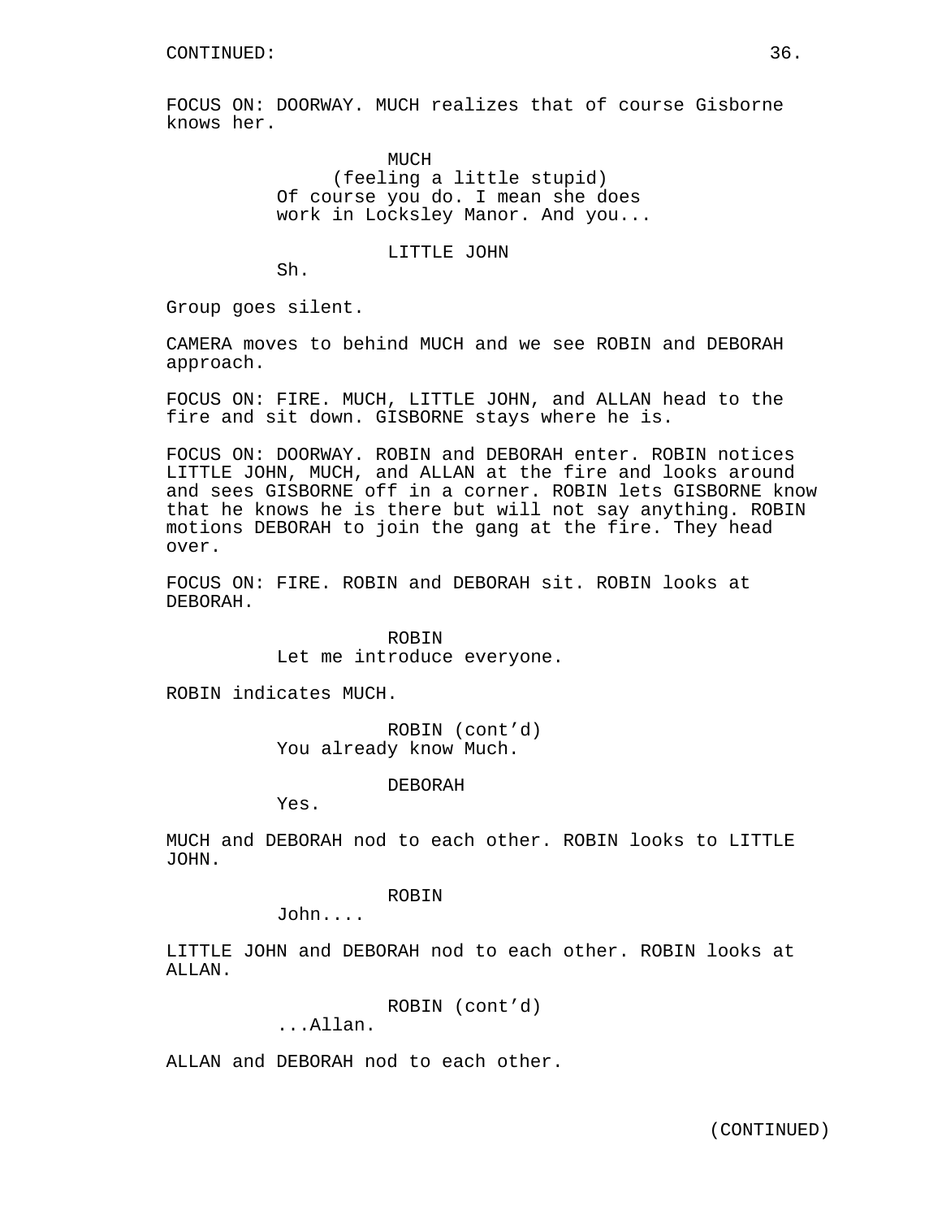CONTINUED:

FOCUS ON: DOORWAY. MUCH realizes that of course Gisborne knows her.

MUCH
(feeling a little stupid)
Of course you do. I mean she does work in Locksley Manor. And you...

LITTLE JOHN
Sh.

Group goes silent.

CAMERA moves to behind MUCH and we see ROBIN and DEBORAH approach.

FOCUS ON: FIRE. MUCH, LITTLE JOHN, and ALLAN head to the fire and sit down. GISBORNE stays where he is.

FOCUS ON: DOORWAY. ROBIN and DEBORAH enter. ROBIN notices LITTLE JOHN, MUCH, and ALLAN at the fire and looks around and sees GISBORNE off in a corner. ROBIN lets GISBORNE know that he knows he is there but will not say anything. ROBIN motions DEBORAH to join the gang at the fire. They head over.

FOCUS ON: FIRE. ROBIN and DEBORAH sit. ROBIN looks at DEBORAH.

ROBIN
Let me introduce everyone.

ROBIN indicates MUCH.

ROBIN (cont'd)
You already know Much.

DEBORAH
Yes.

MUCH and DEBORAH nod to each other. ROBIN looks to LITTLE JOHN.

ROBIN
John....

LITTLE JOHN and DEBORAH nod to each other. ROBIN looks at ALLAN.

ROBIN (cont'd)
...Allan.

ALLAN and DEBORAH nod to each other.

(CONTINUED)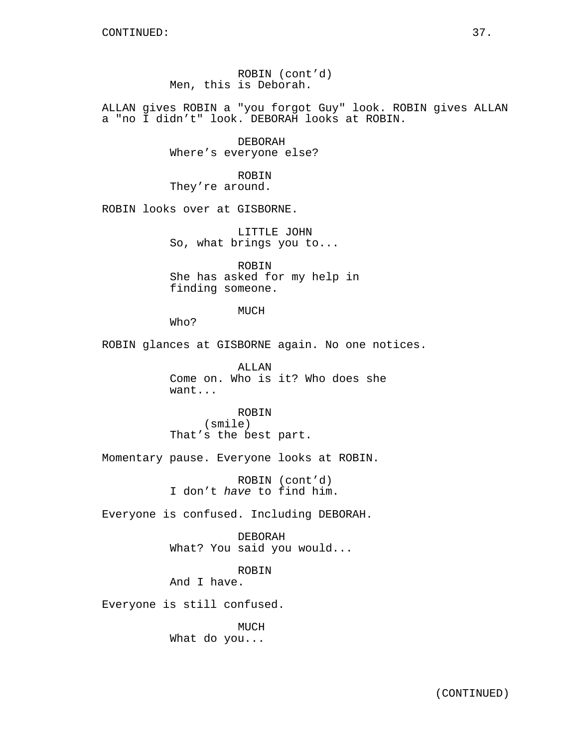CONTINUED:

ROBIN (cont'd)
Men, this is Deborah.

ALLAN gives ROBIN a "you forgot Guy" look. ROBIN gives ALLAN a "no I didn't" look. DEBORAH looks at ROBIN.

DEBORAH
Where's everyone else?

ROBIN
They're around.

ROBIN looks over at GISBORNE.

LITTLE JOHN
So, what brings you to...

ROBIN
She has asked for my help in finding someone.

MUCH
Who?

ROBIN glances at GISBORNE again. No one notices.

ALLAN
Come on. Who is it? Who does she want...

ROBIN
(smile)
That's the best part.

Momentary pause. Everyone looks at ROBIN.

ROBIN (cont'd)
I don't *have* to find him.

Everyone is confused. Including DEBORAH.

DEBORAH
What? You said you would...

ROBIN
And I have.

Everyone is still confused.

MUCH
What do you...

(CONTINUED)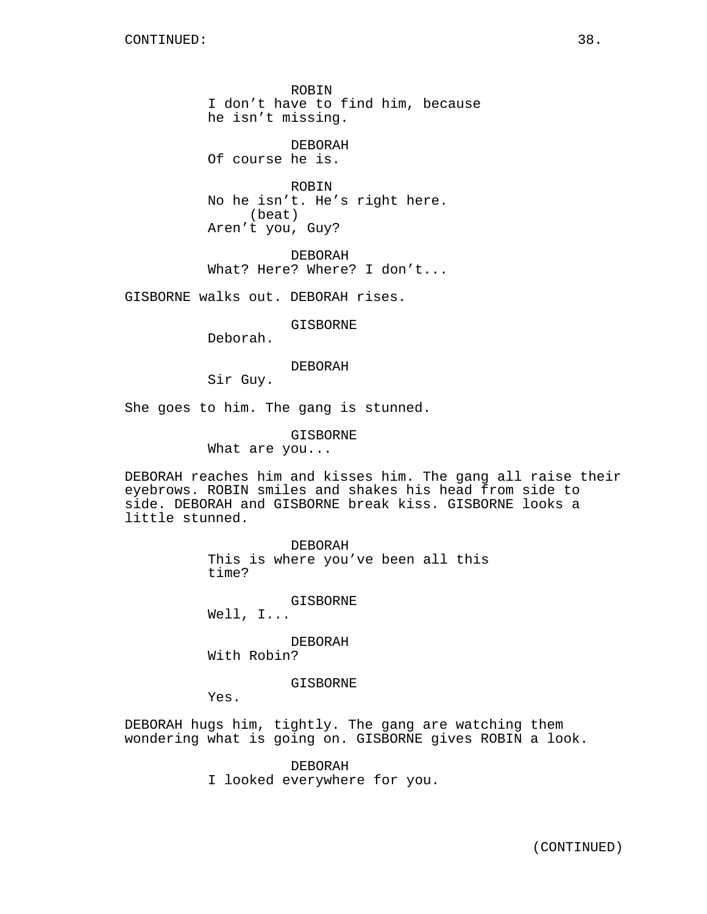ROBIN
I don't have to find him, because he isn't missing.

DEBORAH
Of course he is.

ROBIN
No he isn't. He's right here.
(beat)
Aren't you, Guy?

DEBORAH
What? Here? Where? I don't...

GISBORNE walks out. DEBORAH rises.

GISBORNE
Deborah.

DEBORAH
Sir Guy.

She goes to him. The gang is stunned.

GISBORNE
What are you...

DEBORAH reaches him and kisses him. The gang all raise their eyebrows. ROBIN smiles and shakes his head from side to side. DEBORAH and GISBORNE break kiss. GISBORNE looks a little stunned.

DEBORAH
This is where you've been all this time?

GISBORNE
Well, I...

DEBORAH
With Robin?

GISBORNE
Yes.

DEBORAH hugs him, tightly. The gang are watching them wondering what is going on. GISBORNE gives ROBIN a look.

DEBORAH
I looked everywhere for you.

(CONTINUED)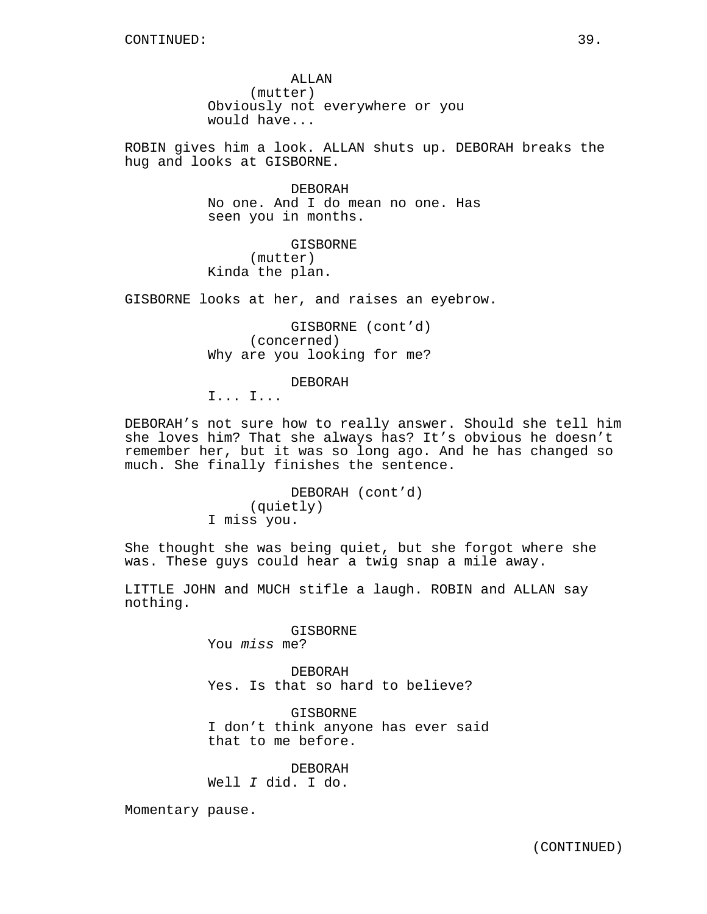CONTINUED:

ALLAN
(mutter)
Obviously not everywhere or you would have...

ROBIN gives him a look. ALLAN shuts up. DEBORAH breaks the hug and looks at GISBORNE.

DEBORAH
No one. And I do mean no one. Has seen you in months.

GISBORNE
(mutter)
Kinda the plan.

GISBORNE looks at her, and raises an eyebrow.

GISBORNE (cont'd)
(concerned)
Why are you looking for me?

DEBORAH
I... I...

DEBORAH's not sure how to really answer. Should she tell him she loves him? That she always has? It's obvious he doesn't remember her, but it was so long ago. And he has changed so much. She finally finishes the sentence.

DEBORAH (cont'd)
(quietly)
I miss you.

She thought she was being quiet, but she forgot where she was. These guys could hear a twig snap a mile away.

LITTLE JOHN and MUCH stifle a laugh. ROBIN and ALLAN say nothing.

GISBORNE
You *miss* me?

DEBORAH
Yes. Is that so hard to believe?

GISBORNE
I don't think anyone has ever said that to me before.

DEBORAH
Well *I* did. I do.

Momentary pause.

(CONTINUED)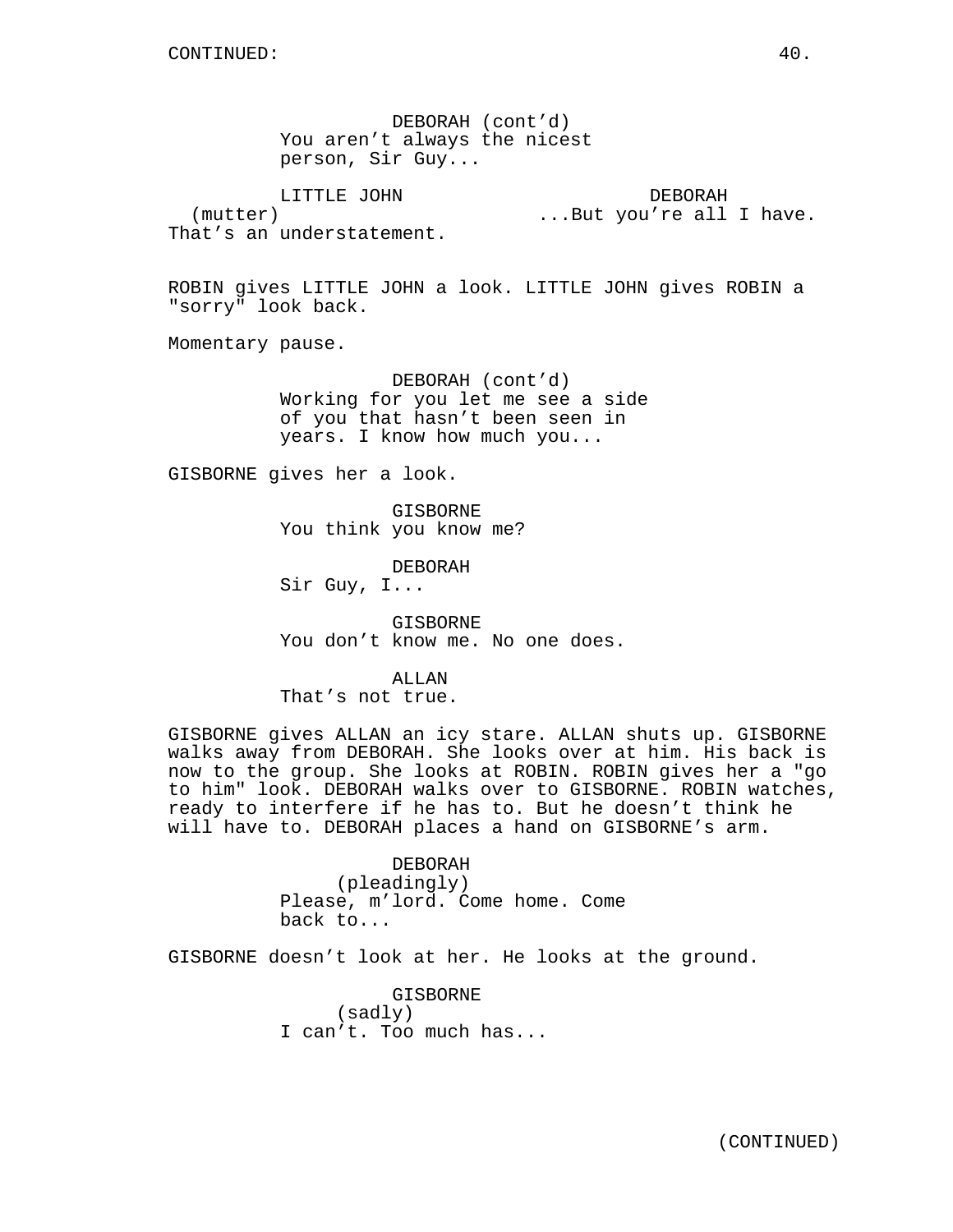CONTINUED:

DEBORAH (cont'd)
You aren't always the nicest person, Sir Guy...

LITTLE JOHN
(mutter)
That's an understatement.

DEBORAH
...But you're all I have.

ROBIN gives LITTLE JOHN a look. LITTLE JOHN gives ROBIN a "sorry" look back.

Momentary pause.

DEBORAH (cont'd)
Working for you let me see a side of you that hasn't been seen in years. I know how much you...

GISBORNE gives her a look.

GISBORNE
You think you know me?

DEBORAH
Sir Guy, I...

GISBORNE
You don't know me. No one does.

ALLAN
That's not true.

GISBORNE gives ALLAN an icy stare. ALLAN shuts up. GISBORNE walks away from DEBORAH. She looks over at him. His back is now to the group. She looks at ROBIN. ROBIN gives her a "go to him" look. DEBORAH walks over to GISBORNE. ROBIN watches, ready to interfere if he has to. But he doesn't think he will have to. DEBORAH places a hand on GISBORNE's arm.

DEBORAH
(pleadingly)
Please, m'lord. Come home. Come back to...

GISBORNE doesn't look at her. He looks at the ground.

GISBORNE
(sadly)
I can't. Too much has...

(CONTINUED)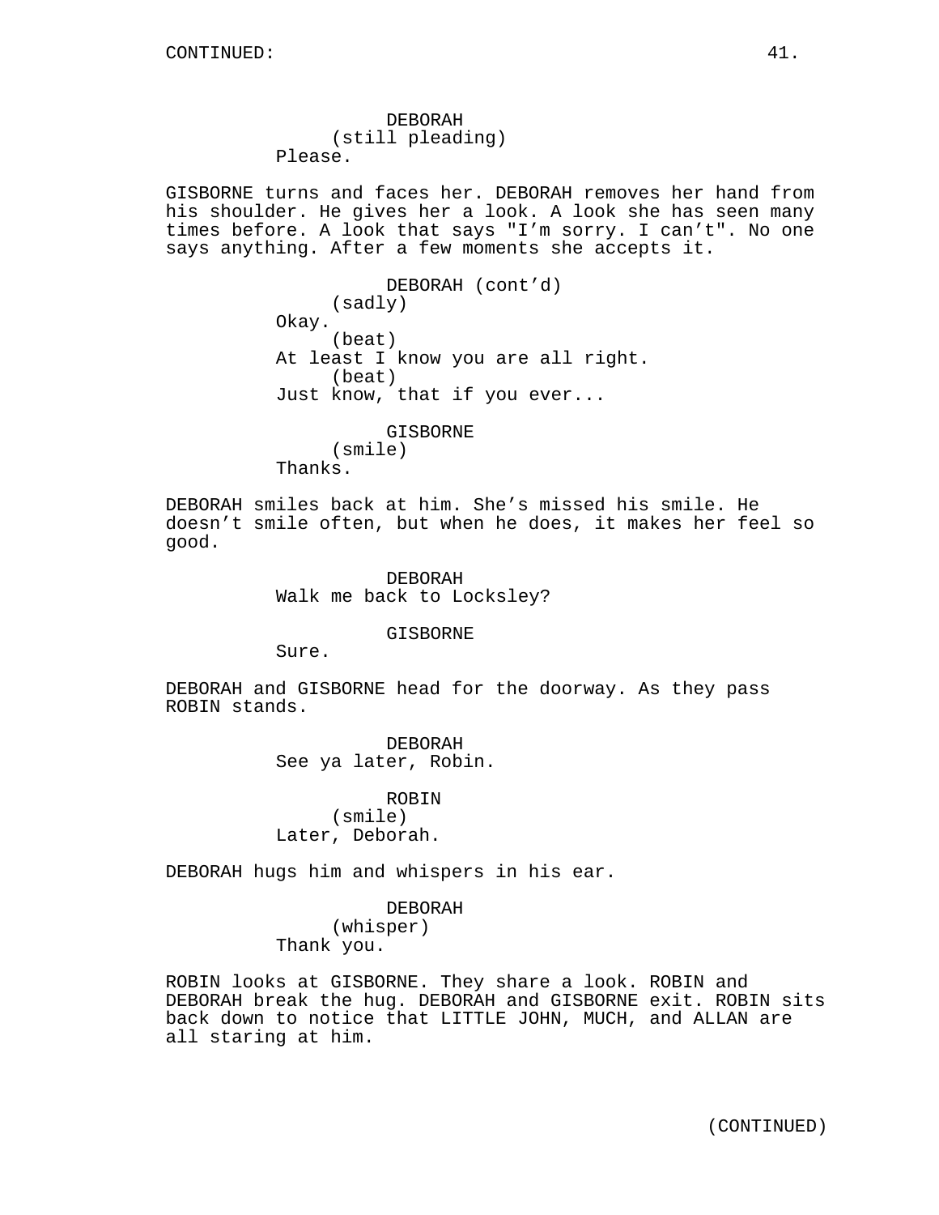CONTINUED:

DEBORAH
(still pleading)
Please.

GISBORNE turns and faces her. DEBORAH removes her hand from his shoulder. He gives her a look. A look she has seen many times before. A look that says "I’m sorry. I can’t". No one says anything. After a few moments she accepts it.

DEBORAH (cont’d)
(sadly)
Okay.
(beat)
At least I know you are all right.
(beat)
Just know, that if you ever...

GISBORNE
(smile)
Thanks.

DEBORAH smiles back at him. She’s missed his smile. He doesn’t smile often, but when he does, it makes her feel so good.

DEBORAH
Walk me back to Locksley?

GISBORNE
Sure.

DEBORAH and GISBORNE head for the doorway. As they pass ROBIN stands.

DEBORAH
See ya later, Robin.

ROBIN
(smile)
Later, Deborah.

DEBORAH hugs him and whispers in his ear.

DEBORAH
(whisper)
Thank you.

ROBIN looks at GISBORNE. They share a look. ROBIN and DEBORAH break the hug. DEBORAH and GISBORNE exit. ROBIN sits back down to notice that LITTLE JOHN, MUCH, and ALLAN are all staring at him.

(CONTINUED)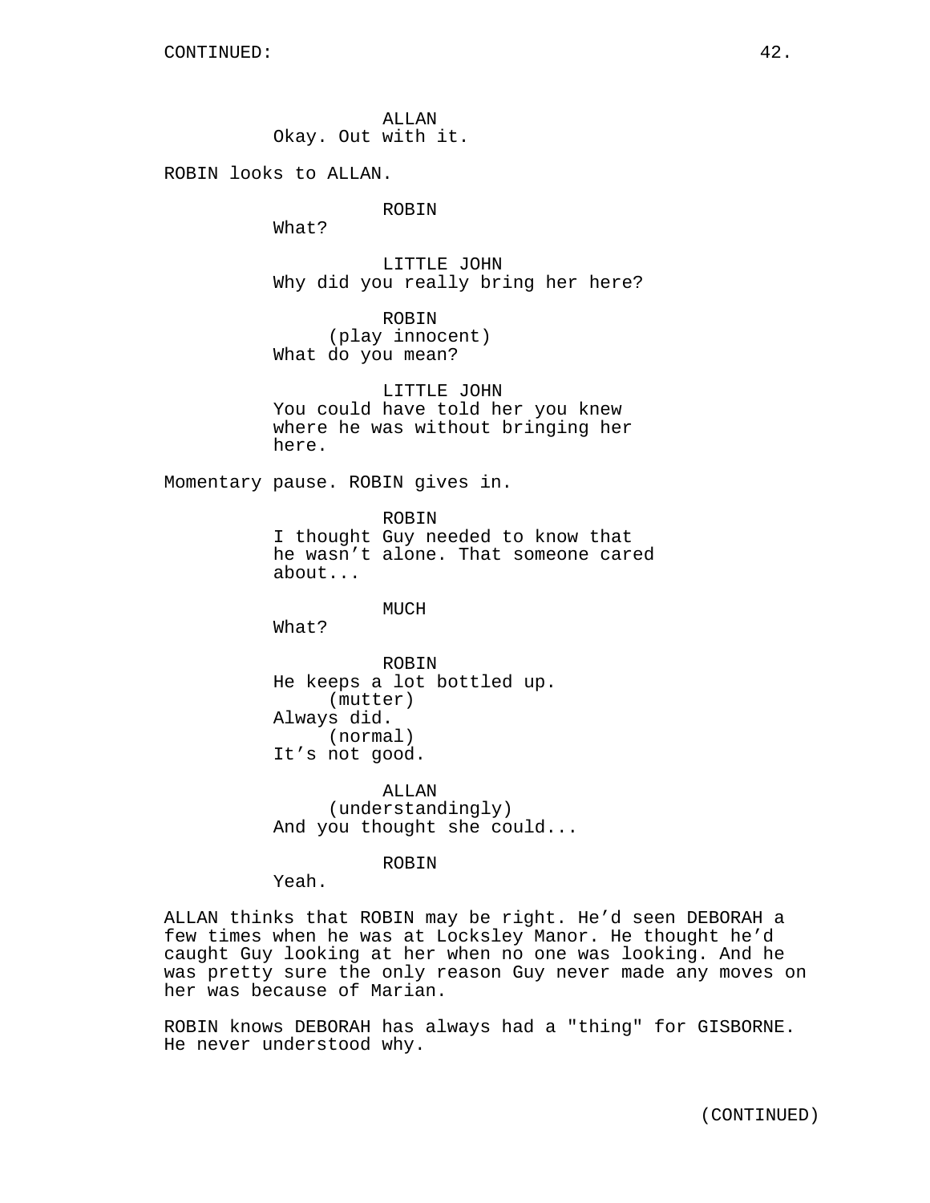CONTINUED:

ALLAN
Okay. Out with it.

ROBIN looks to ALLAN.

ROBIN
What?

LITTLE JOHN
Why did you really bring her here?

ROBIN
(play innocent)
What do you mean?

LITTLE JOHN
You could have told her you knew where he was without bringing her here.

Momentary pause. ROBIN gives in.

ROBIN
I thought Guy needed to know that he wasn't alone. That someone cared about...

MUCH
What?

ROBIN
He keeps a lot bottled up.
(mutter)
Always did.
(normal)
It's not good.

ALLAN
(understandingly)
And you thought she could...

ROBIN
Yeah.

ALLAN thinks that ROBIN may be right. He'd seen DEBORAH a few times when he was at Locksley Manor. He thought he'd caught Guy looking at her when no one was looking. And he was pretty sure the only reason Guy never made any moves on her was because of Marian.

ROBIN knows DEBORAH has always had a "thing" for GISBORNE. He never understood why.

(CONTINUED)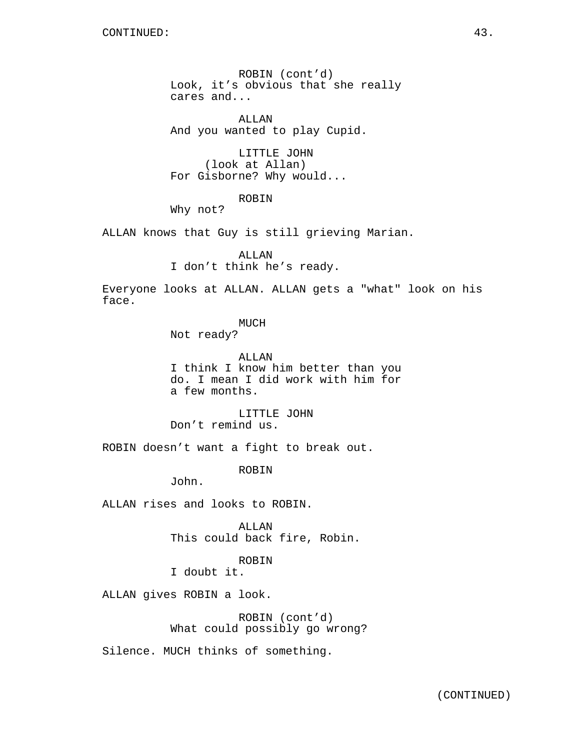CONTINUED:

ROBIN (cont'd)
Look, it's obvious that she really cares and...

ALLAN
And you wanted to play Cupid.

LITTLE JOHN
(look at Allan)
For Gisborne? Why would...

ROBIN
Why not?

ALLAN knows that Guy is still grieving Marian.

ALLAN
I don't think he's ready.

Everyone looks at ALLAN. ALLAN gets a "what" look on his face.

MUCH
Not ready?

ALLAN
I think I know him better than you do. I mean I did work with him for a few months.

LITTLE JOHN
Don't remind us.

ROBIN doesn't want a fight to break out.

ROBIN
John.

ALLAN rises and looks to ROBIN.

ALLAN
This could back fire, Robin.

ROBIN
I doubt it.

ALLAN gives ROBIN a look.

ROBIN (cont'd)
What could possibly go wrong?

Silence. MUCH thinks of something.

(CONTINUED)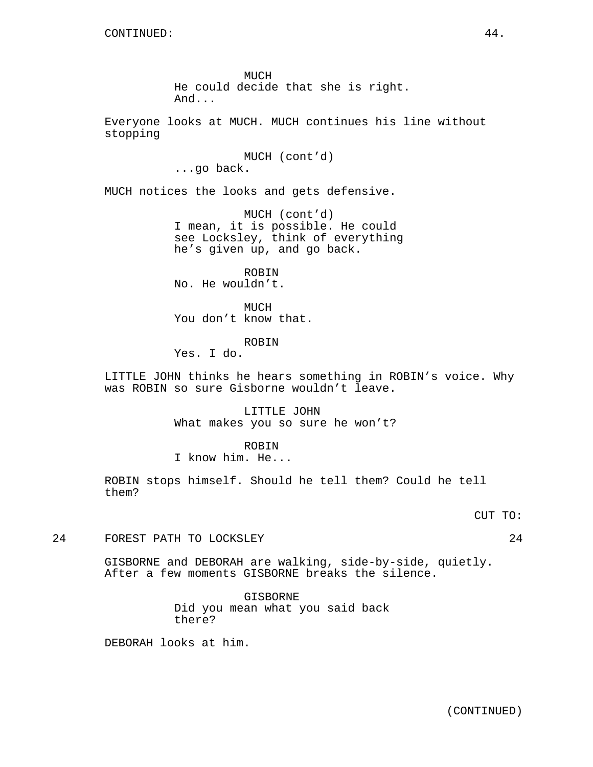MUCH
He could decide that she is right.
And...

Everyone looks at MUCH. MUCH continues his line without stopping

MUCH (cont'd)
...go back.

MUCH notices the looks and gets defensive.

MUCH (cont'd)
I mean, it is possible. He could see Locksley, think of everything he's given up, and go back.

ROBIN
No. He wouldn't.

MUCH
You don't know that.

ROBIN
Yes. I do.

LITTLE JOHN thinks he hears something in ROBIN's voice. Why was ROBIN so sure Gisborne wouldn't leave.

LITTLE JOHN
What makes you so sure he won't?

ROBIN
I know him. He...

ROBIN stops himself. Should he tell them? Could he tell them?

CUT TO:

24 FOREST PATH TO LOCKSLEY 24

GISBORNE and DEBORAH are walking, side-by-side, quietly. After a few moments GISBORNE breaks the silence.

GISBORNE
Did you mean what you said back there?

DEBORAH looks at him.

(CONTINUED)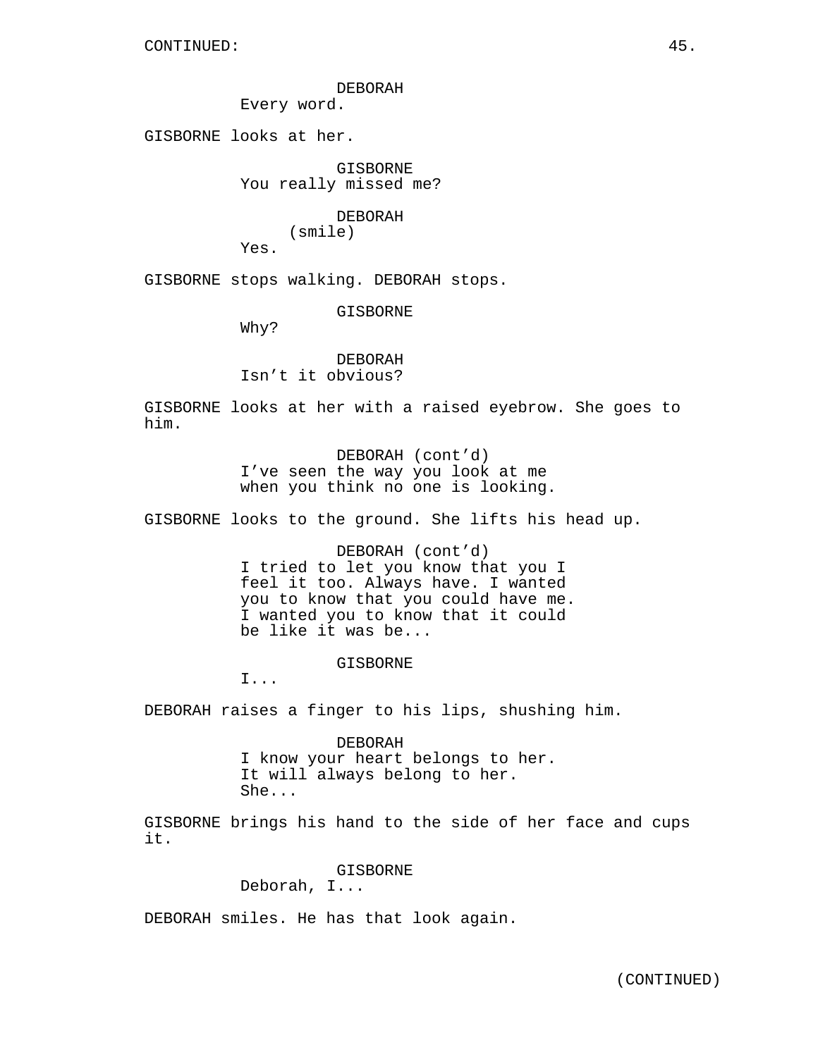CONTINUED:

DEBORAH
Every word.

GISBORNE looks at her.

GISBORNE
You really missed me?

DEBORAH
(smile)
Yes.

GISBORNE stops walking. DEBORAH stops.

GISBORNE
Why?

DEBORAH
Isn’t it obvious?

GISBORNE looks at her with a raised eyebrow. She goes to him.

DEBORAH (cont’d)
I’ve seen the way you look at me when you think no one is looking.

GISBORNE looks to the ground. She lifts his head up.

DEBORAH (cont’d)
I tried to let you know that you I feel it too. Always have. I wanted you to know that you could have me. I wanted you to know that it could be like it was be...

GISBORNE
I...

DEBORAH raises a finger to his lips, shushing him.

DEBORAH
I know your heart belongs to her. It will always belong to her. She...

GISBORNE brings his hand to the side of her face and cups it.

GISBORNE
Deborah, I...

DEBORAH smiles. He has that look again.

(CONTINUED)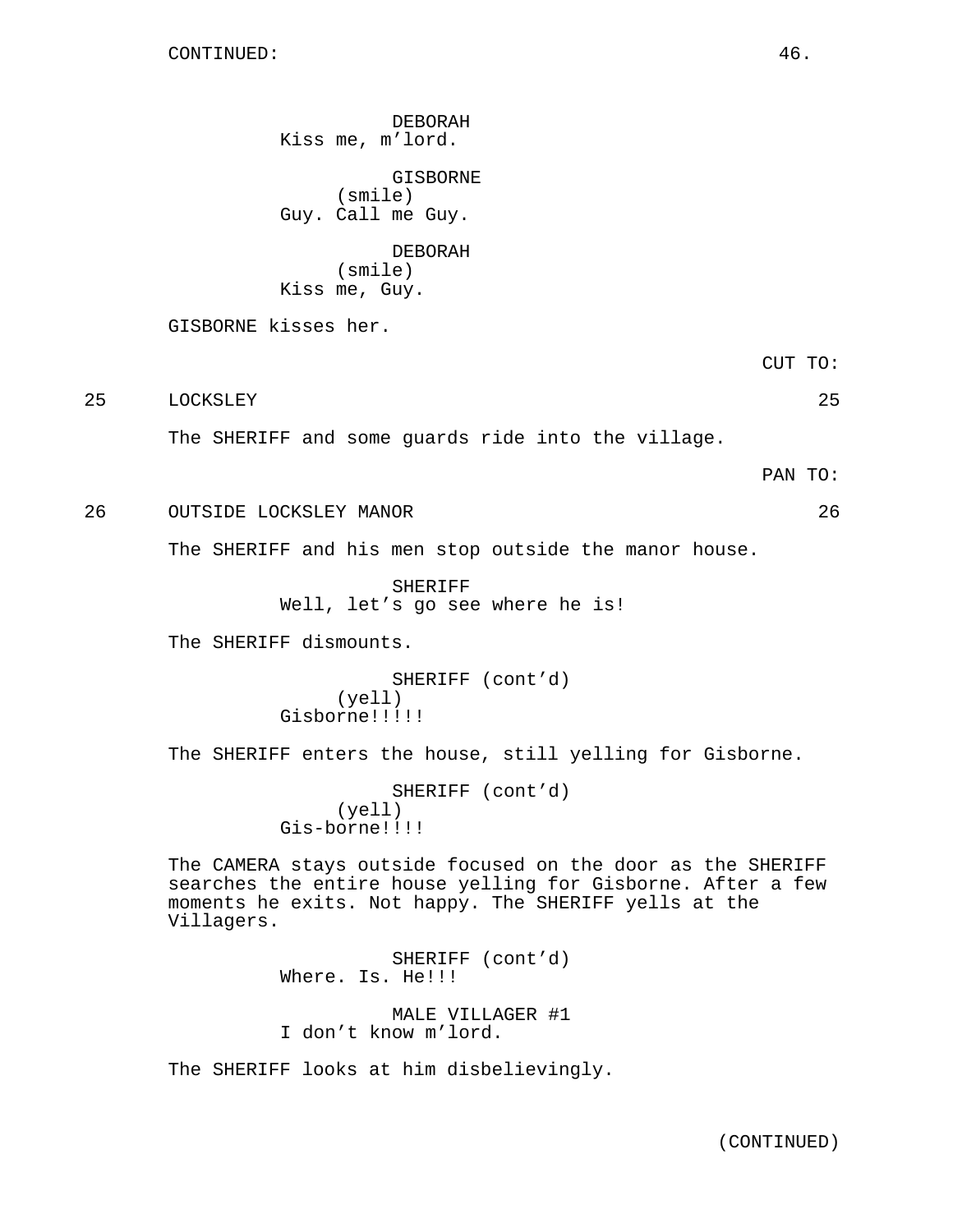DEBORAH
Kiss me, m'lord.

GISBORNE
(smile)
Guy. Call me Guy.

DEBORAH
(smile)
Kiss me, Guy.

GISBORNE kisses her.

CUT TO:

25 LOCKSLEY 25

The SHERIFF and some guards ride into the village.

PAN TO:

26 OUTSIDE LOCKSLEY MANOR 26

The SHERIFF and his men stop outside the manor house.

SHERIFF
Well, let's go see where he is!

The SHERIFF dismounts.

SHERIFF (cont'd)
(yell)
Gisborne!!!!!

The SHERIFF enters the house, still yelling for Gisborne.

SHERIFF (cont'd)
(yell)
Gis-borne!!!!

The CAMERA stays outside focused on the door as the SHERIFF searches the entire house yelling for Gisborne. After a few moments he exits. Not happy. The SHERIFF yells at the Villagers.

SHERIFF (cont'd)
Where. Is. He!!!

MALE VILLAGER #1
I don't know m'lord.

The SHERIFF looks at him disbelievingly.

(CONTINUED)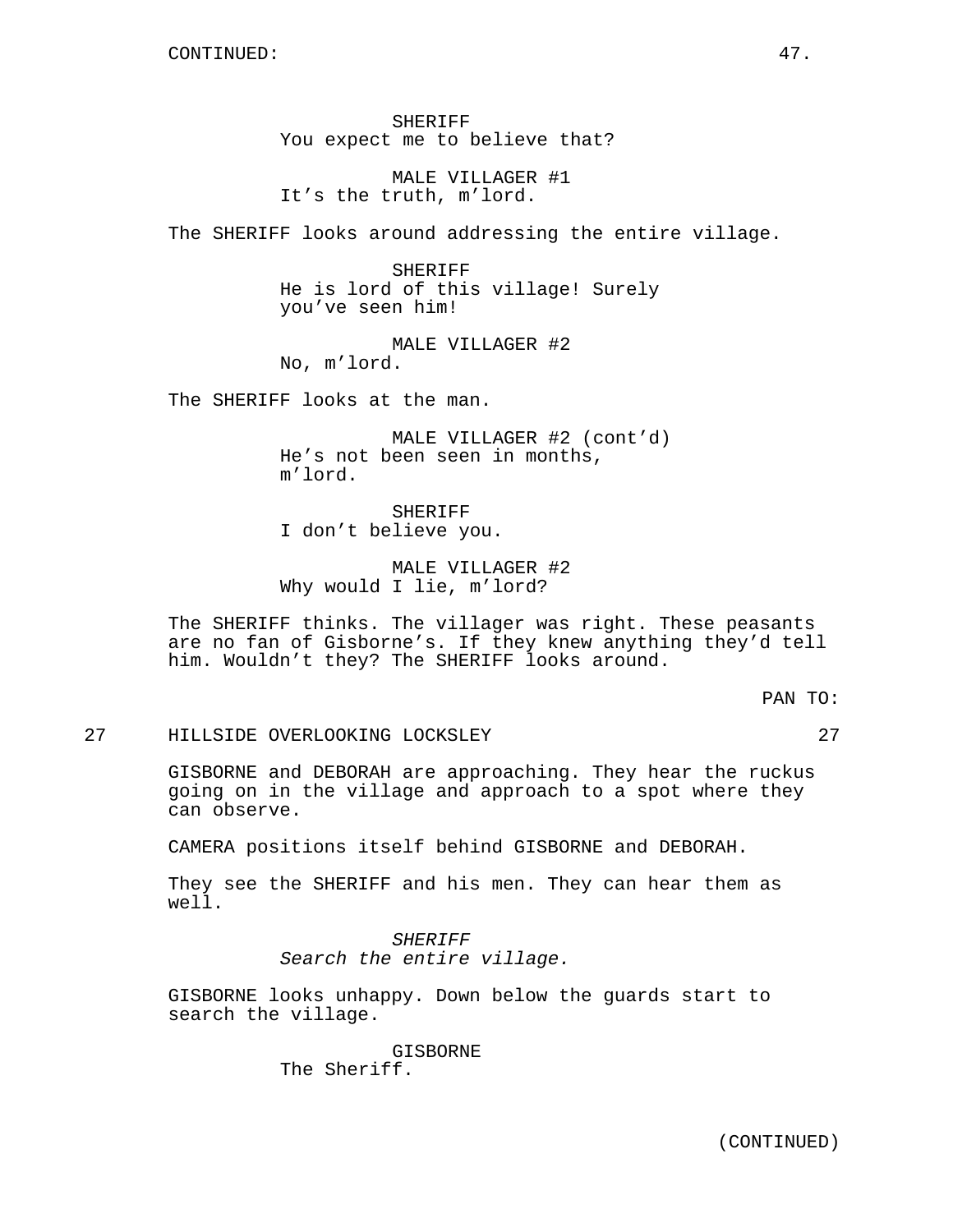CONTINUED:

SHERIFF
You expect me to believe that?

MALE VILLAGER #1
It’s the truth, m’lord.

The SHERIFF looks around addressing the entire village.

SHERIFF
He is lord of this village! Surely you’ve seen him!

MALE VILLAGER #2
No, m’lord.

The SHERIFF looks at the man.

MALE VILLAGER #2 (cont’d)
He’s not been seen in months, m’lord.

SHERIFF
I don’t believe you.

MALE VILLAGER #2
Why would I lie, m’lord?

The SHERIFF thinks. The villager was right. These peasants are no fan of Gisborne’s. If they knew anything they’d tell him. Wouldn’t they? The SHERIFF looks around.

PAN TO:

27 HILLSIDE OVERLOOKING LOCKSLEY 27

GISBORNE and DEBORAH are approaching. They hear the ruckus going on in the village and approach to a spot where they can observe.

CAMERA positions itself behind GISBORNE and DEBORAH.

They see the SHERIFF and his men. They can hear them as well.

*SHERIFF*
*Search the entire village.*

GISBORNE looks unhappy. Down below the guards start to search the village.

GISBORNE
The Sheriff.

(CONTINUED)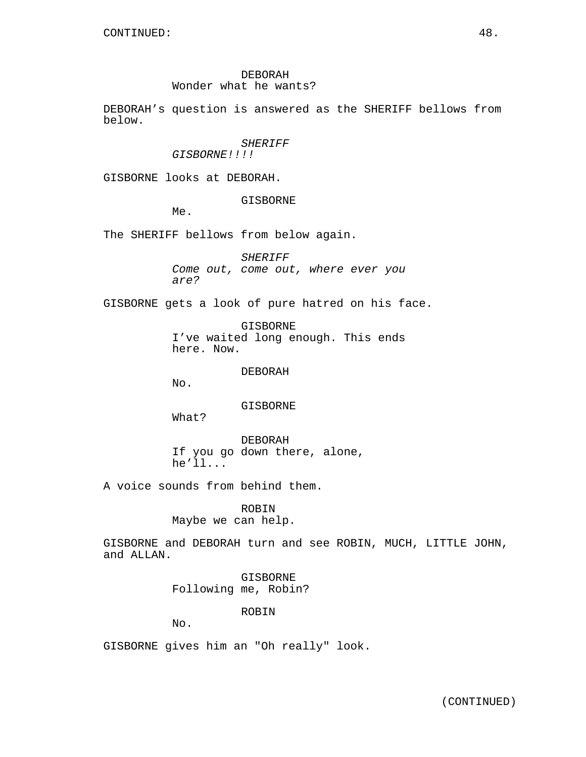DEBORAH
Wonder what he wants?

DEBORAH's question is answered as the SHERIFF bellows from below.

*SHERIFF*
*GISBORNE!!!!*

GISBORNE looks at DEBORAH.

GISBORNE
Me.

The SHERIFF bellows from below again.

*SHERIFF*
*Come out, come out, where ever you are?*

GISBORNE gets a look of pure hatred on his face.

GISBORNE
I've waited long enough. This ends here. Now.

DEBORAH
No.

GISBORNE
What?

DEBORAH
If you go down there, alone, he'll...

A voice sounds from behind them.

ROBIN
Maybe we can help.

GISBORNE and DEBORAH turn and see ROBIN, MUCH, LITTLE JOHN, and ALLAN.

GISBORNE
Following me, Robin?

ROBIN
No.

GISBORNE gives him an "Oh really" look.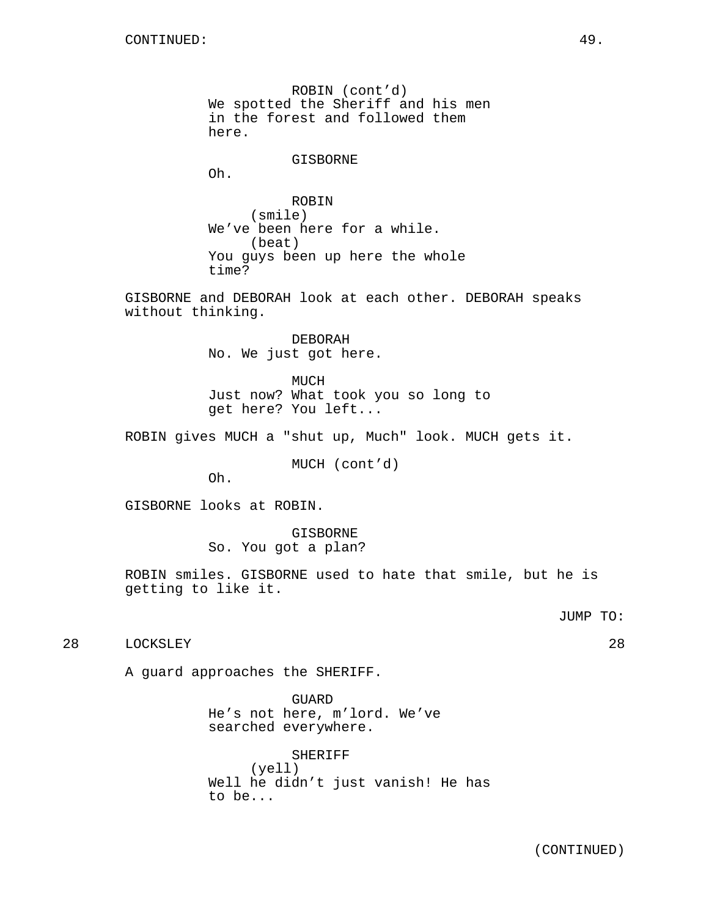ROBIN (cont'd)
We spotted the Sheriff and his men in the forest and followed them here.

GISBORNE
Oh.

ROBIN
(smile)
We've been here for a while.
(beat)
You guys been up here the whole time?

GISBORNE and DEBORAH look at each other. DEBORAH speaks without thinking.

DEBORAH
No. We just got here.

MUCH
Just now? What took you so long to get here? You left...

ROBIN gives MUCH a "shut up, Much" look. MUCH gets it.

MUCH (cont'd)
Oh.

GISBORNE looks at ROBIN.

GISBORNE
So. You got a plan?

ROBIN smiles. GISBORNE used to hate that smile, but he is getting to like it.

JUMP TO:

28 LOCKSLEY 28

A guard approaches the SHERIFF.

GUARD
He's not here, m'lord. We've searched everywhere.

SHERIFF
(yell)
Well he didn't just vanish! He has to be...

(CONTINUED)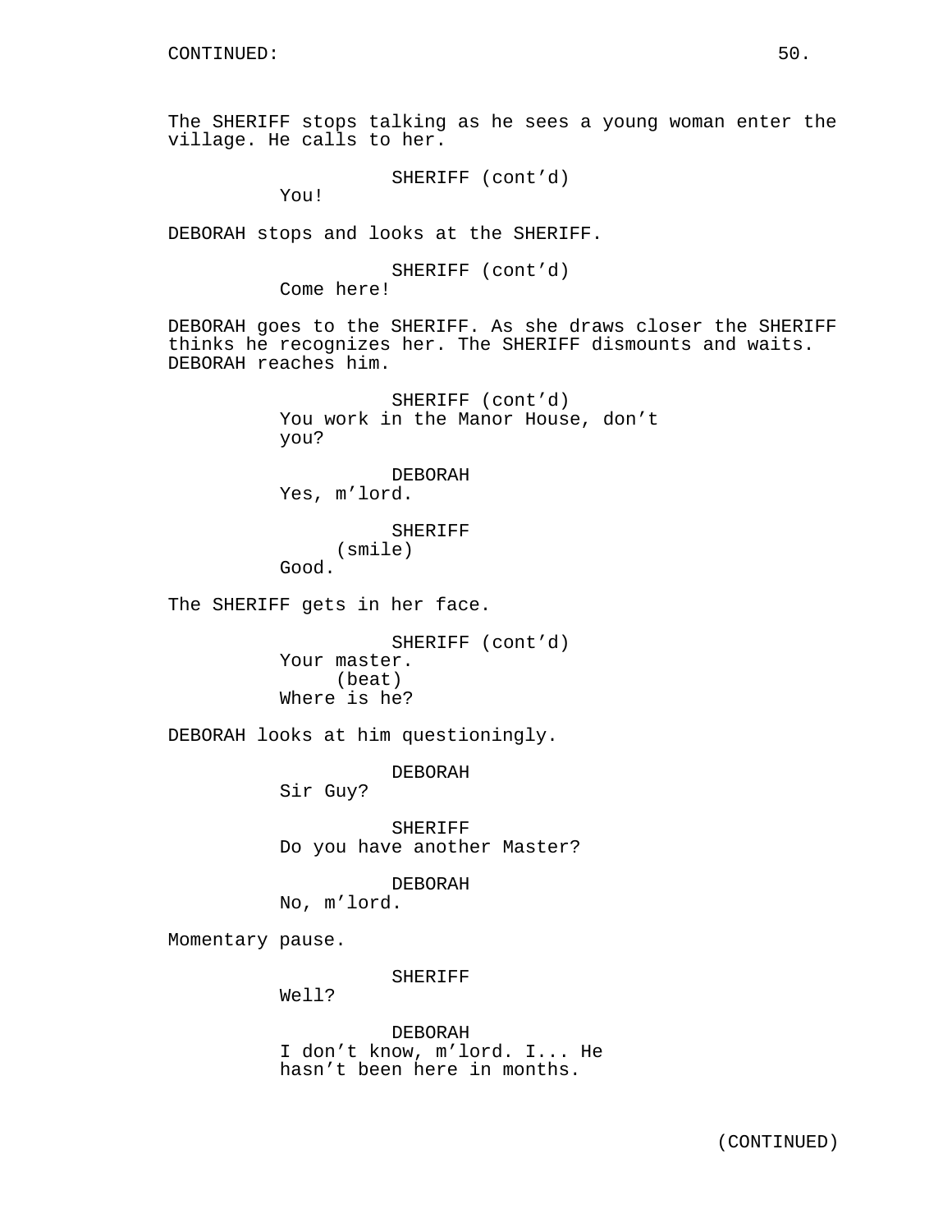CONTINUED:

The SHERIFF stops talking as he sees a young woman enter the village. He calls to her.

SHERIFF (cont'd)
You!

DEBORAH stops and looks at the SHERIFF.

SHERIFF (cont'd)
Come here!

DEBORAH goes to the SHERIFF. As she draws closer the SHERIFF thinks he recognizes her. The SHERIFF dismounts and waits. DEBORAH reaches him.

SHERIFF (cont'd)
You work in the Manor House, don't you?

DEBORAH
Yes, m'lord.

SHERIFF
(smile)
Good.

The SHERIFF gets in her face.

SHERIFF (cont'd)
Your master.
(beat)
Where is he?

DEBORAH looks at him questioningly.

DEBORAH
Sir Guy?

SHERIFF
Do you have another Master?

DEBORAH
No, m'lord.

Momentary pause.

SHERIFF
Well?

DEBORAH
I don't know, m'lord. I... He hasn't been here in months.

(CONTINUED)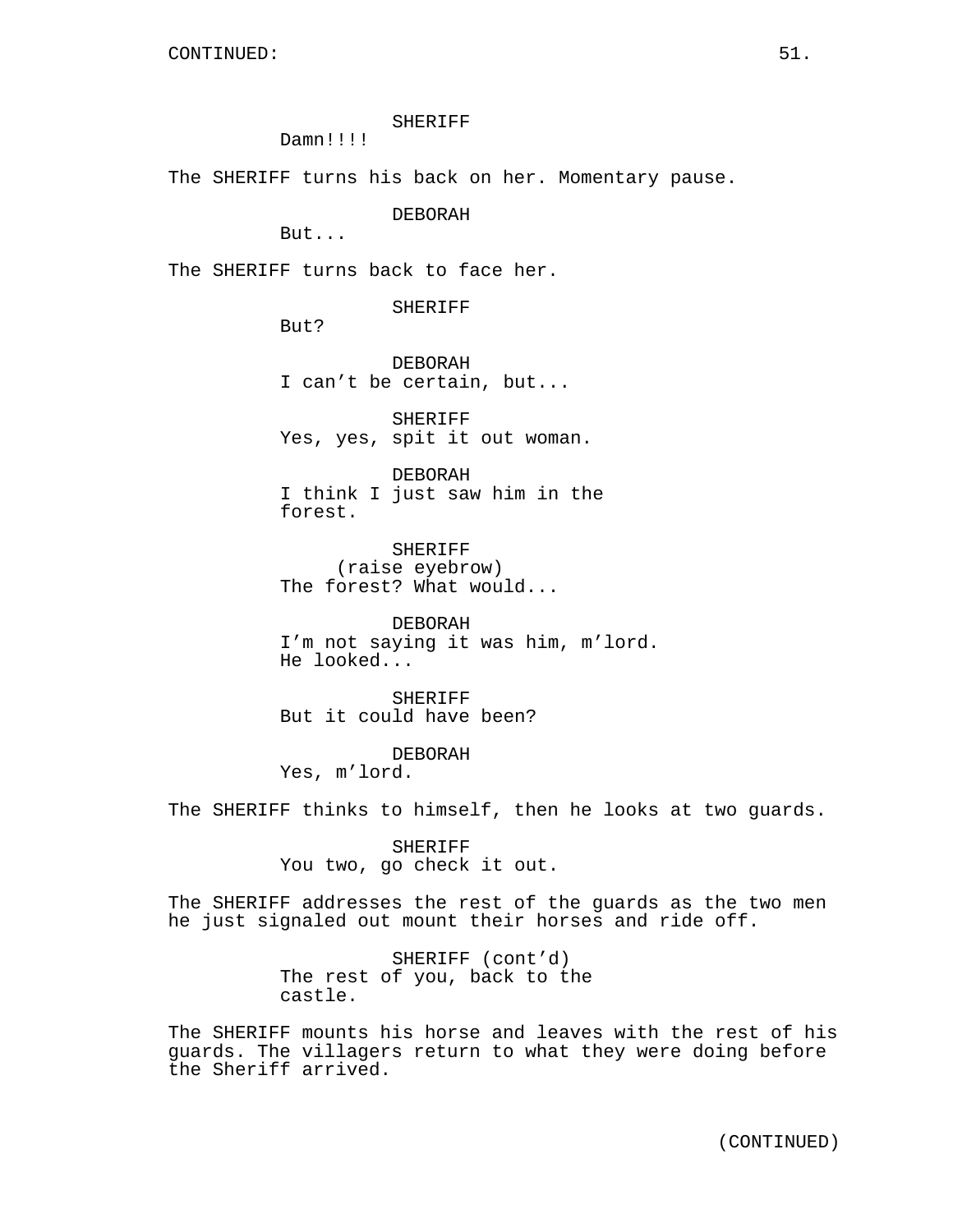CONTINUED:

SHERIFF
Damn!!!!

The SHERIFF turns his back on her. Momentary pause.

DEBORAH
But...

The SHERIFF turns back to face her.

SHERIFF
But?

DEBORAH
I can't be certain, but...

SHERIFF
Yes, yes, spit it out woman.

DEBORAH
I think I just saw him in the forest.

SHERIFF
(raise eyebrow)
The forest? What would...

DEBORAH
I'm not saying it was him, m'lord. He looked...

SHERIFF
But it could have been?

DEBORAH
Yes, m'lord.

The SHERIFF thinks to himself, then he looks at two guards.

SHERIFF
You two, go check it out.

The SHERIFF addresses the rest of the guards as the two men he just signaled out mount their horses and ride off.

SHERIFF (cont'd)
The rest of you, back to the castle.

The SHERIFF mounts his horse and leaves with the rest of his guards. The villagers return to what they were doing before the Sheriff arrived.

(CONTINUED)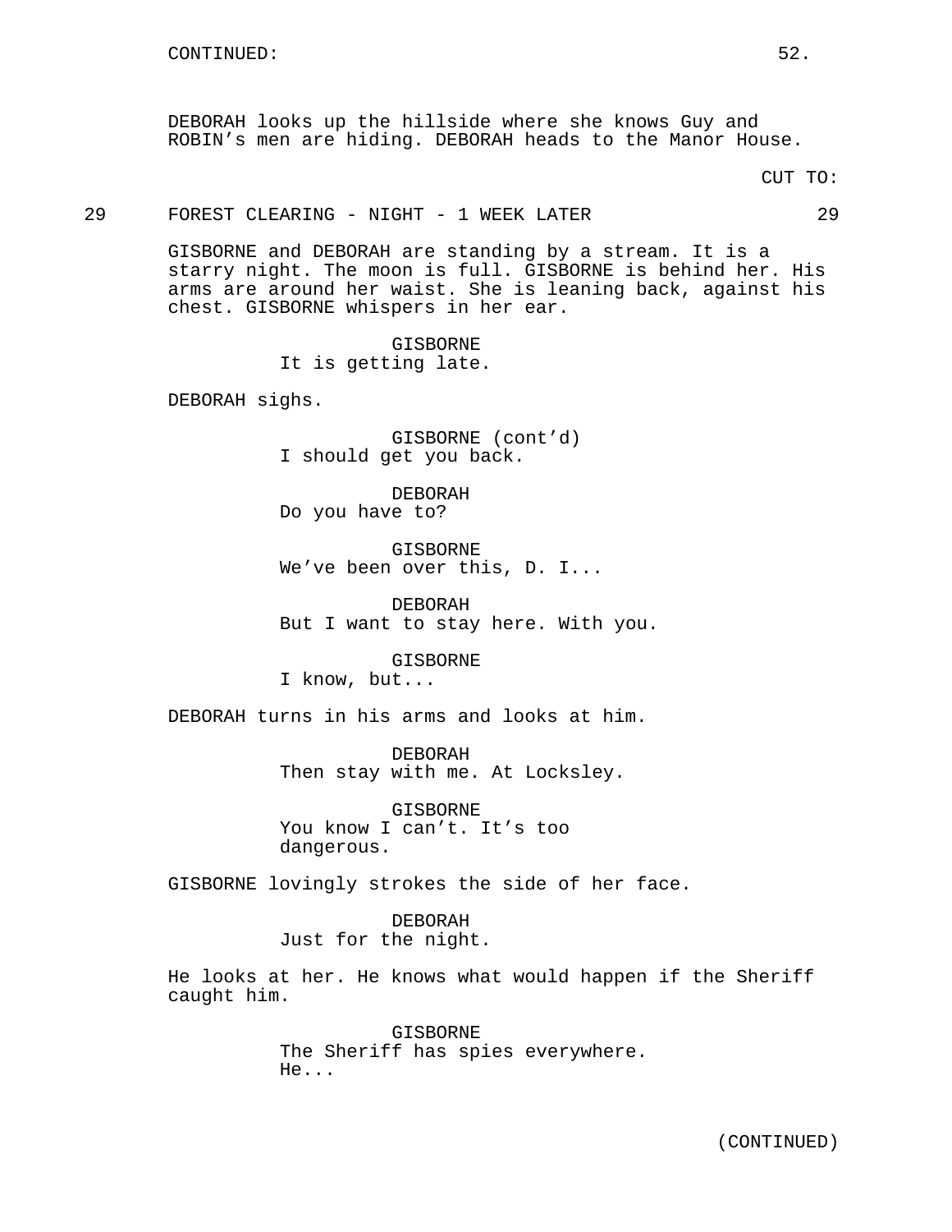CONTINUED:

DEBORAH looks up the hillside where she knows Guy and ROBIN's men are hiding. DEBORAH heads to the Manor House.

CUT TO:

29 FOREST CLEARING - NIGHT - 1 WEEK LATER 29

GISBORNE and DEBORAH are standing by a stream. It is a starry night. The moon is full. GISBORNE is behind her. His arms are around her waist. She is leaning back, against his chest. GISBORNE whispers in her ear.

GISBORNE
It is getting late.

DEBORAH sighs.

GISBORNE (cont'd)
I should get you back.

DEBORAH
Do you have to?

GISBORNE
We've been over this, D. I...

DEBORAH
But I want to stay here. With you.

GISBORNE
I know, but...

DEBORAH turns in his arms and looks at him.

DEBORAH
Then stay with me. At Locksley.

GISBORNE
You know I can't. It's too dangerous.

GISBORNE lovingly strokes the side of her face.

DEBORAH
Just for the night.

He looks at her. He knows what would happen if the Sheriff caught him.

GISBORNE
The Sheriff has spies everywhere. He...

(CONTINUED)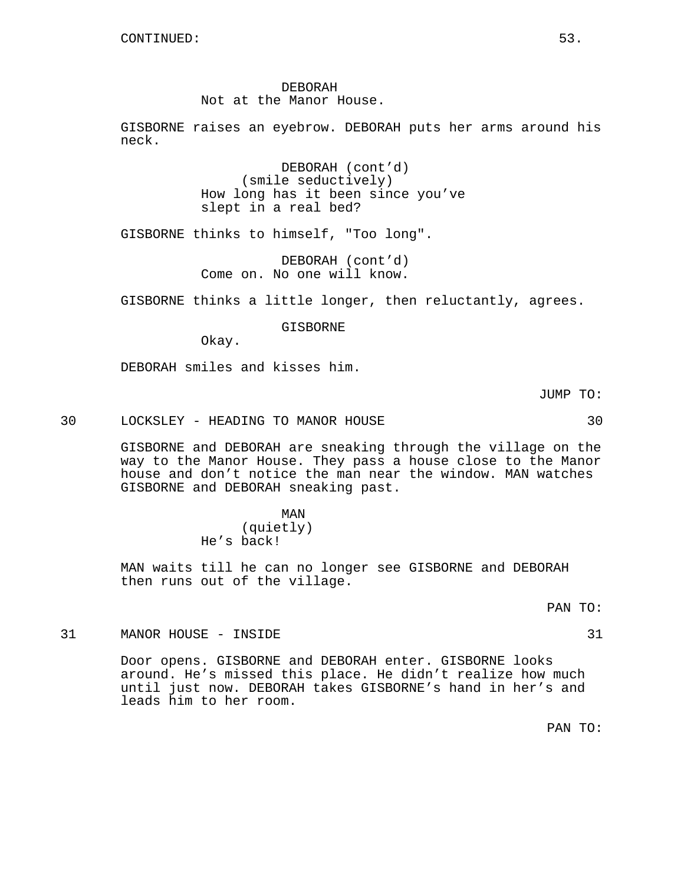CONTINUED:

DEBORAH
Not at the Manor House.

GISBORNE raises an eyebrow. DEBORAH puts her arms around his neck.

DEBORAH (cont'd)
(smile seductively)
How long has it been since you've slept in a real bed?

GISBORNE thinks to himself, "Too long".

DEBORAH (cont'd)
Come on. No one will know.

GISBORNE thinks a little longer, then reluctantly, agrees.

GISBORNE
Okay.

DEBORAH smiles and kisses him.

JUMP TO:

30 LOCKSLEY - HEADING TO MANOR HOUSE 30

GISBORNE and DEBORAH are sneaking through the village on the way to the Manor House. They pass a house close to the Manor house and don't notice the man near the window. MAN watches GISBORNE and DEBORAH sneaking past.

MAN
(quietly)
He's back!

MAN waits till he can no longer see GISBORNE and DEBORAH then runs out of the village.

PAN TO:

31 MANOR HOUSE - INSIDE 31

Door opens. GISBORNE and DEBORAH enter. GISBORNE looks around. He's missed this place. He didn't realize how much until just now. DEBORAH takes GISBORNE's hand in her's and leads him to her room.

PAN TO: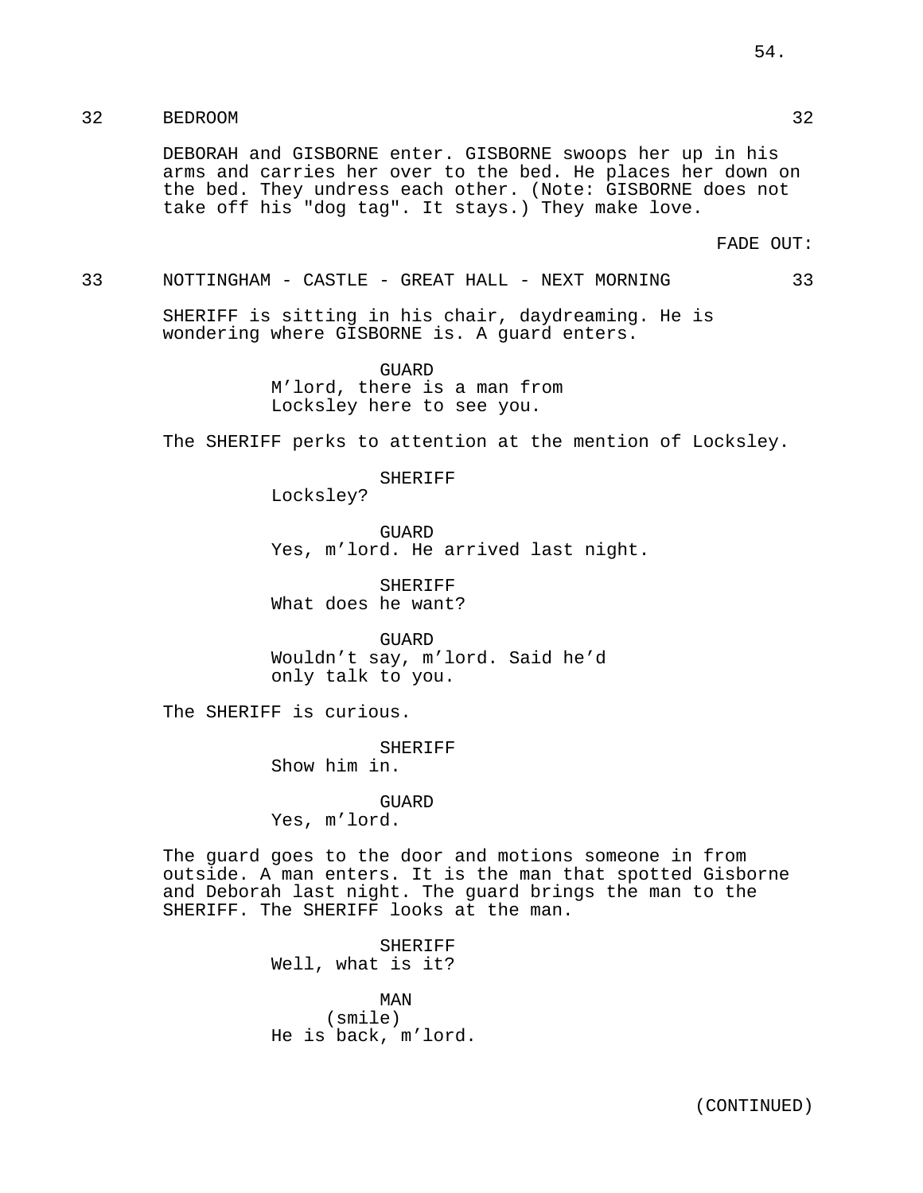32 BEDROOM 32

DEBORAH and GISBORNE enter. GISBORNE swoops her up in his arms and carries her over to the bed. He places her down on the bed. They undress each other. (Note: GISBORNE does not take off his "dog tag". It stays.) They make love.

FADE OUT:

33 NOTTINGHAM - CASTLE - GREAT HALL - NEXT MORNING 33

SHERIFF is sitting in his chair, daydreaming. He is wondering where GISBORNE is. A guard enters.

GUARD
M'lord, there is a man from Locksley here to see you.

The SHERIFF perks to attention at the mention of Locksley.

SHERIFF
Locksley?

GUARD
Yes, m'lord. He arrived last night.

SHERIFF
What does he want?

GUARD
Wouldn't say, m'lord. Said he'd only talk to you.

The SHERIFF is curious.

SHERIFF
Show him in.

GUARD
Yes, m'lord.

The guard goes to the door and motions someone in from outside. A man enters. It is the man that spotted Gisborne and Deborah last night. The guard brings the man to the SHERIFF. The SHERIFF looks at the man.

SHERIFF
Well, what is it?

MAN
(smile)
He is back, m'lord.

(CONTINUED)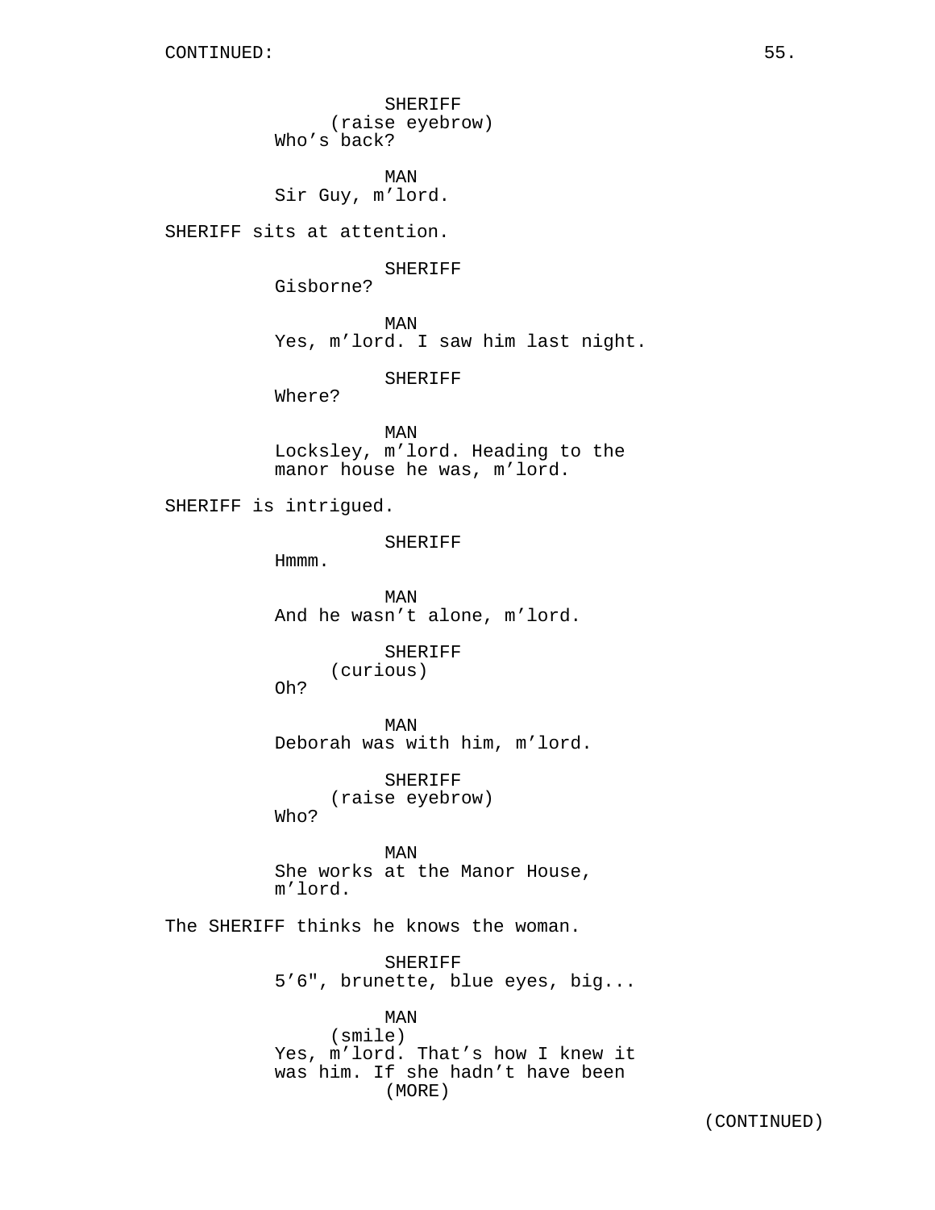CONTINUED:

SHERIFF
(raise eyebrow)
Who's back?

MAN
Sir Guy, m'lord.

SHERIFF sits at attention.

SHERIFF
Gisborne?

MAN
Yes, m'lord. I saw him last night.

SHERIFF
Where?

MAN
Locksley, m'lord. Heading to the manor house he was, m'lord.

SHERIFF is intrigued.

SHERIFF
Hmmm.

MAN
And he wasn't alone, m'lord.

SHERIFF
(curious)
Oh?

MAN
Deborah was with him, m'lord.

SHERIFF
(raise eyebrow)
Who?

MAN
She works at the Manor House, m'lord.

The SHERIFF thinks he knows the woman.

SHERIFF
5'6", brunette, blue eyes, big...

MAN
(smile)
Yes, m'lord. That's how I knew it was him. If she hadn't have been
(MORE)

(CONTINUED)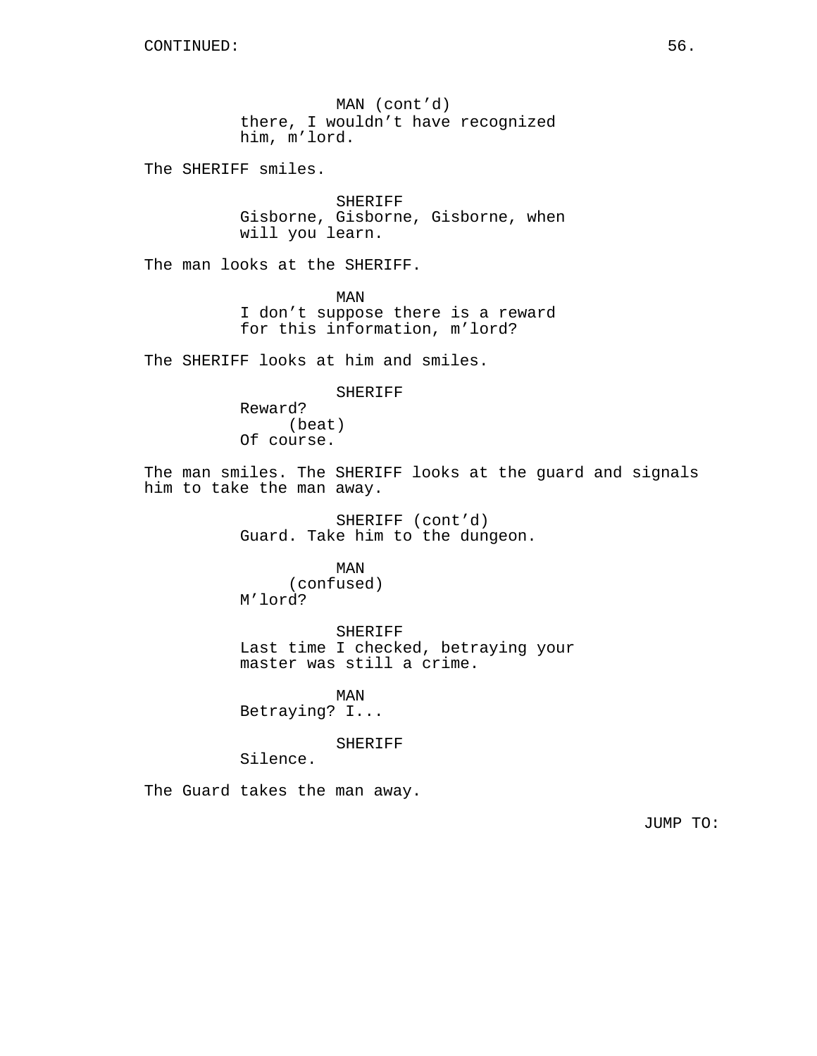CONTINUED:

MAN (cont'd)
there, I wouldn't have recognized him, m'lord.

The SHERIFF smiles.

SHERIFF
Gisborne, Gisborne, Gisborne, when will you learn.

The man looks at the SHERIFF.

MAN
I don't suppose there is a reward for this information, m'lord?

The SHERIFF looks at him and smiles.

SHERIFF
Reward?
(beat)
Of course.

The man smiles. The SHERIFF looks at the guard and signals him to take the man away.

SHERIFF (cont'd)
Guard. Take him to the dungeon.

MAN
(confused)
M'lord?

SHERIFF
Last time I checked, betraying your master was still a crime.

MAN
Betraying? I...

SHERIFF
Silence.

The Guard takes the man away.

JUMP TO: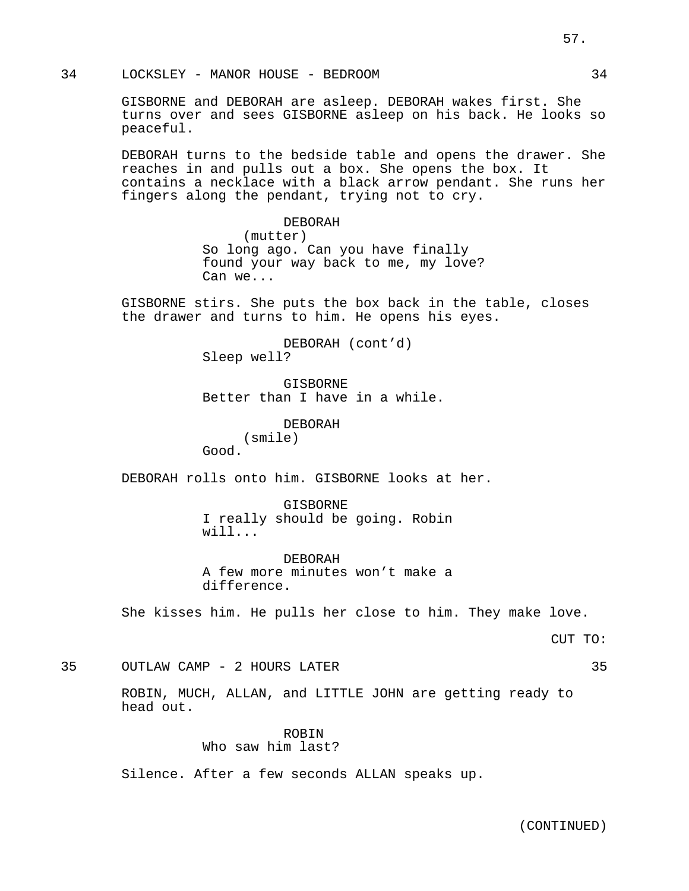34 LOCKSLEY - MANOR HOUSE - BEDROOM 34

GISBORNE and DEBORAH are asleep. DEBORAH wakes first. She turns over and sees GISBORNE asleep on his back. He looks so peaceful.

DEBORAH turns to the bedside table and opens the drawer. She reaches in and pulls out a box. She opens the box. It contains a necklace with a black arrow pendant. She runs her fingers along the pendant, trying not to cry.

DEBORAH
(mutter)
So long ago. Can you have finally found your way back to me, my love? Can we...

GISBORNE stirs. She puts the box back in the table, closes the drawer and turns to him. He opens his eyes.

DEBORAH (cont'd)
Sleep well?

GISBORNE
Better than I have in a while.

DEBORAH
(smile)
Good.

DEBORAH rolls onto him. GISBORNE looks at her.

GISBORNE
I really should be going. Robin will...

DEBORAH
A few more minutes won't make a difference.

She kisses him. He pulls her close to him. They make love.

CUT TO:

35 OUTLAW CAMP - 2 HOURS LATER 35

ROBIN, MUCH, ALLAN, and LITTLE JOHN are getting ready to head out.

ROBIN
Who saw him last?

Silence. After a few seconds ALLAN speaks up.

(CONTINUED)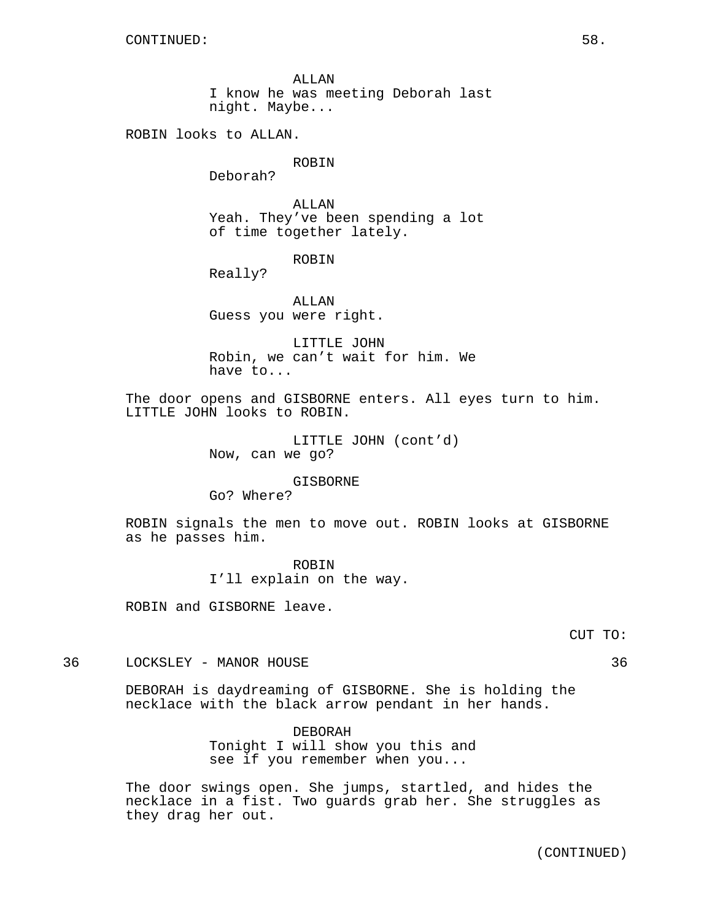CONTINUED:

ALLAN
I know he was meeting Deborah last night. Maybe...

ROBIN looks to ALLAN.

ROBIN
Deborah?

ALLAN
Yeah. They've been spending a lot of time together lately.

ROBIN
Really?

ALLAN
Guess you were right.

LITTLE JOHN
Robin, we can't wait for him. We have to...

The door opens and GISBORNE enters. All eyes turn to him. LITTLE JOHN looks to ROBIN.

LITTLE JOHN (cont'd)
Now, can we go?

GISBORNE
Go? Where?

ROBIN signals the men to move out. ROBIN looks at GISBORNE as he passes him.

ROBIN
I'll explain on the way.

ROBIN and GISBORNE leave.

CUT TO:

36 LOCKSLEY - MANOR HOUSE 36

DEBORAH is daydreaming of GISBORNE. She is holding the necklace with the black arrow pendant in her hands.

DEBORAH
Tonight I will show you this and see if you remember when you...

The door swings open. She jumps, startled, and hides the necklace in a fist. Two guards grab her. She struggles as they drag her out.

(CONTINUED)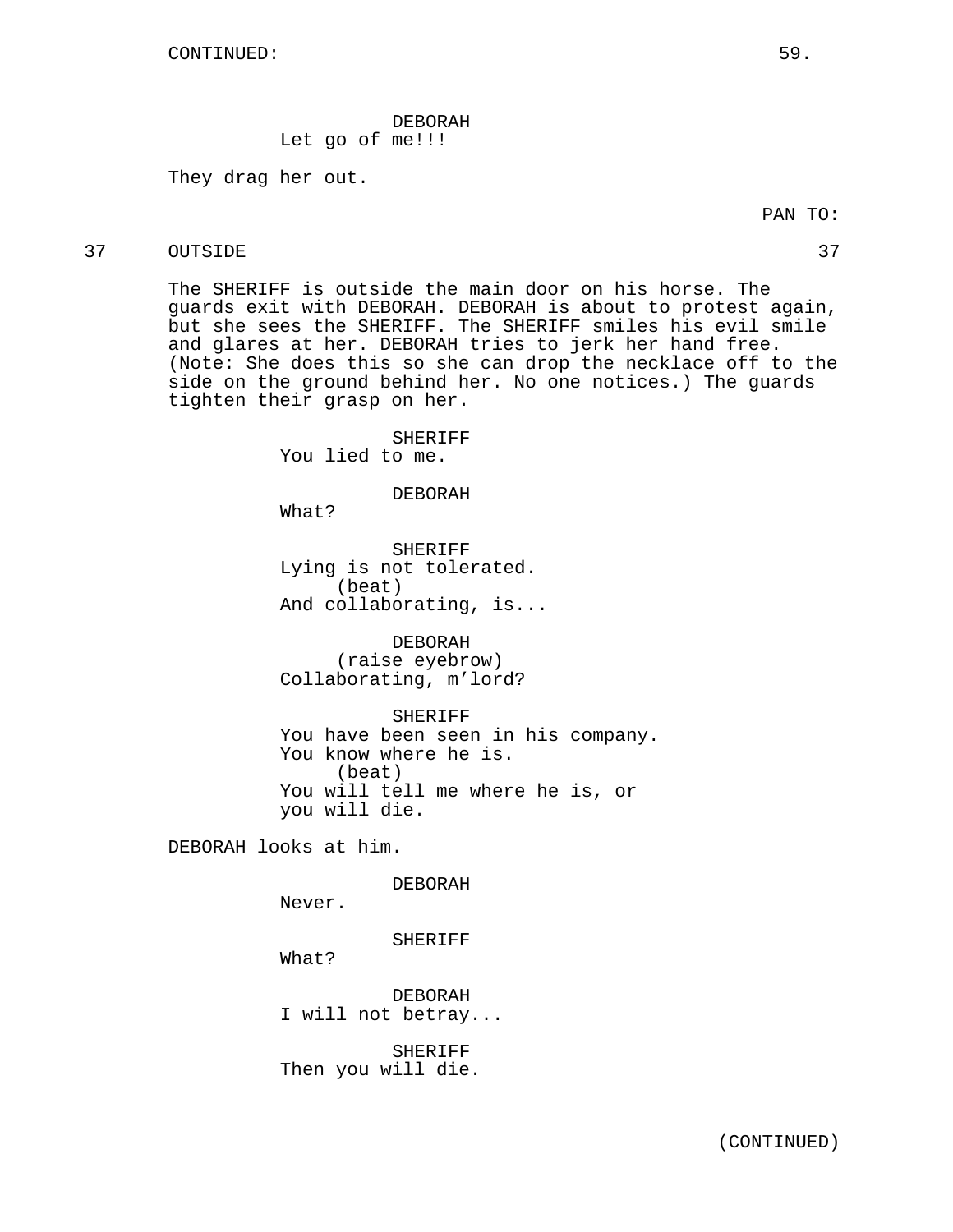CONTINUED:

DEBORAH
Let go of me!!!

They drag her out.

PAN TO:

37 OUTSIDE 37

The SHERIFF is outside the main door on his horse. The guards exit with DEBORAH. DEBORAH is about to protest again, but she sees the SHERIFF. The SHERIFF smiles his evil smile and glares at her. DEBORAH tries to jerk her hand free. (Note: She does this so she can drop the necklace off to the side on the ground behind her. No one notices.) The guards tighten their grasp on her.

SHERIFF
You lied to me.

DEBORAH
What?

SHERIFF
Lying is not tolerated.
(beat)
And collaborating, is...

DEBORAH
(raise eyebrow)
Collaborating, m'lord?

SHERIFF
You have been seen in his company.
You know where he is.
(beat)
You will tell me where he is, or
you will die.

DEBORAH looks at him.

DEBORAH
Never.

SHERIFF
What?

DEBORAH
I will not betray...

SHERIFF
Then you will die.

(CONTINUED)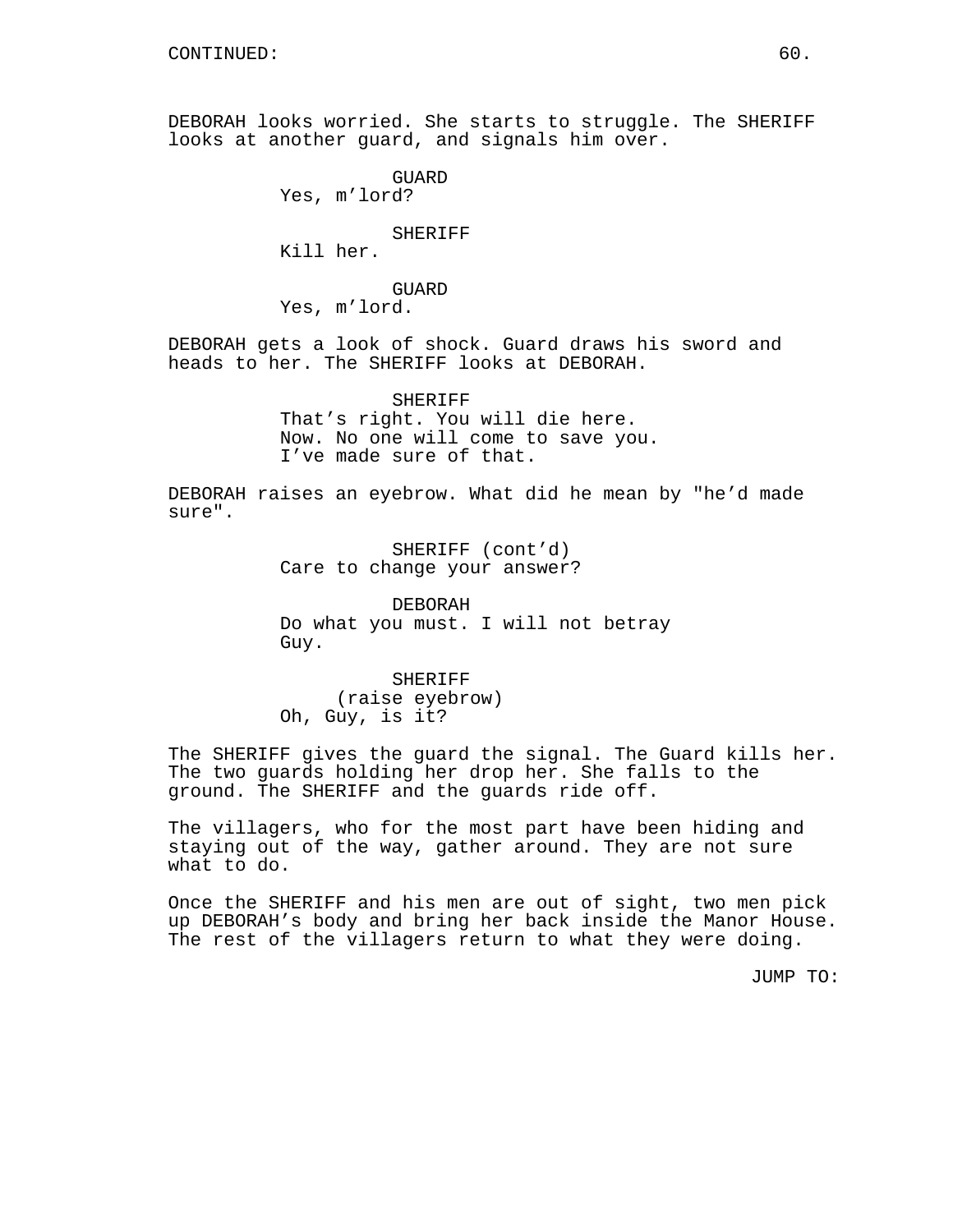CONTINUED:

DEBORAH looks worried. She starts to struggle. The SHERIFF looks at another guard, and signals him over.

GUARD
Yes, m'lord?

SHERIFF
Kill her.

GUARD
Yes, m'lord.

DEBORAH gets a look of shock. Guard draws his sword and heads to her. The SHERIFF looks at DEBORAH.

SHERIFF
That's right. You will die here. Now. No one will come to save you. I've made sure of that.

DEBORAH raises an eyebrow. What did he mean by "he'd made sure".

SHERIFF (cont'd)
Care to change your answer?

DEBORAH
Do what you must. I will not betray Guy.

SHERIFF
(raise eyebrow)
Oh, Guy, is it?

The SHERIFF gives the guard the signal. The Guard kills her. The two guards holding her drop her. She falls to the ground. The SHERIFF and the guards ride off.

The villagers, who for the most part have been hiding and staying out of the way, gather around. They are not sure what to do.

Once the SHERIFF and his men are out of sight, two men pick up DEBORAH's body and bring her back inside the Manor House. The rest of the villagers return to what they were doing.

JUMP TO: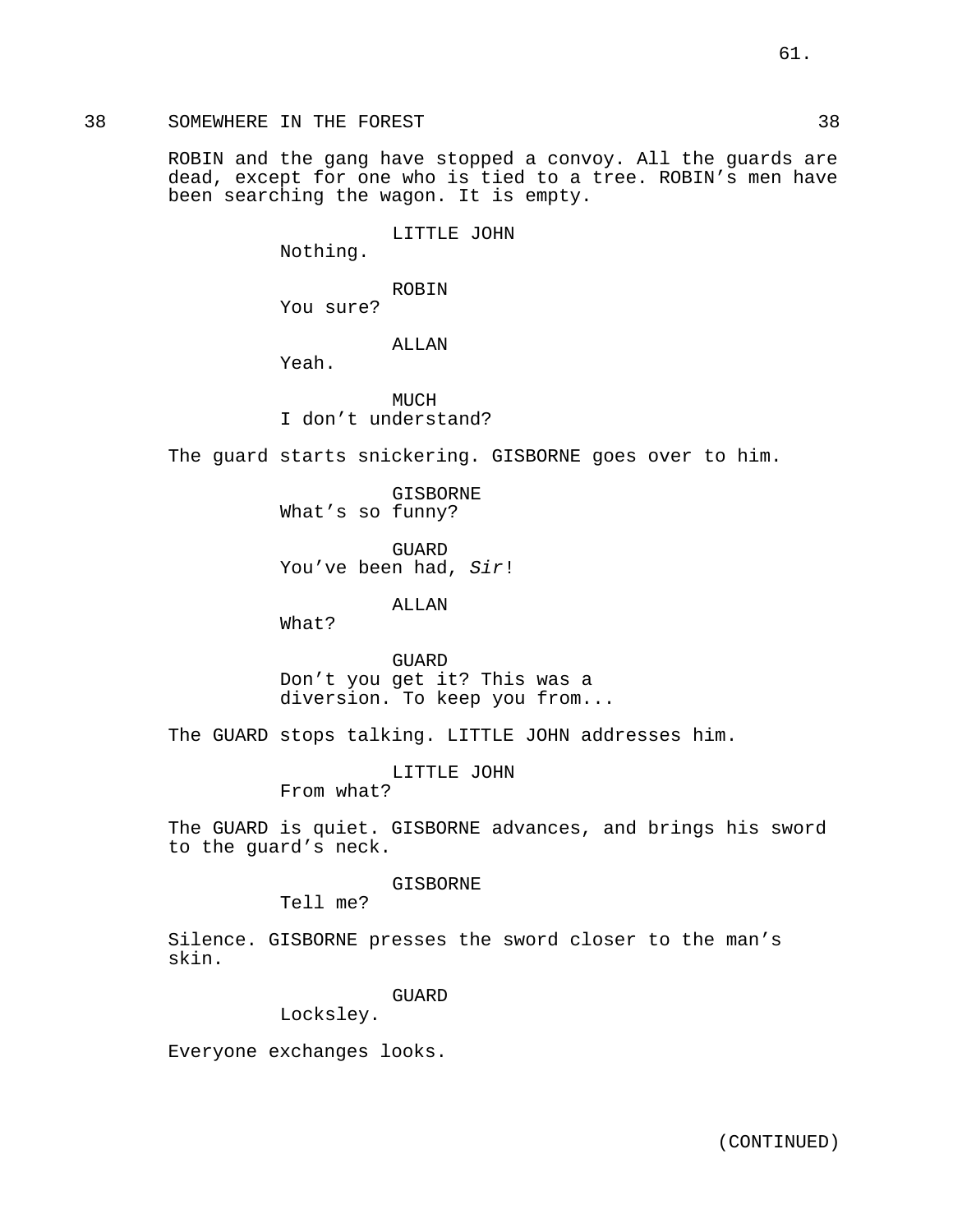38 SOMEWHERE IN THE FOREST 38

ROBIN and the gang have stopped a convoy. All the guards are dead, except for one who is tied to a tree. ROBIN's men have been searching the wagon. It is empty.

LITTLE JOHN
Nothing.

ROBIN
You sure?

ALLAN
Yeah.

MUCH
I don't understand?

The guard starts snickering. GISBORNE goes over to him.

GISBORNE
What's so funny?

GUARD
You've been had, *Sir*!

ALLAN
What?

GUARD
Don't you get it? This was a diversion. To keep you from...

The GUARD stops talking. LITTLE JOHN addresses him.

LITTLE JOHN
From what?

The GUARD is quiet. GISBORNE advances, and brings his sword to the guard's neck.

GISBORNE
Tell me?

Silence. GISBORNE presses the sword closer to the man's skin.

GUARD
Locksley.

Everyone exchanges looks.

(CONTINUED)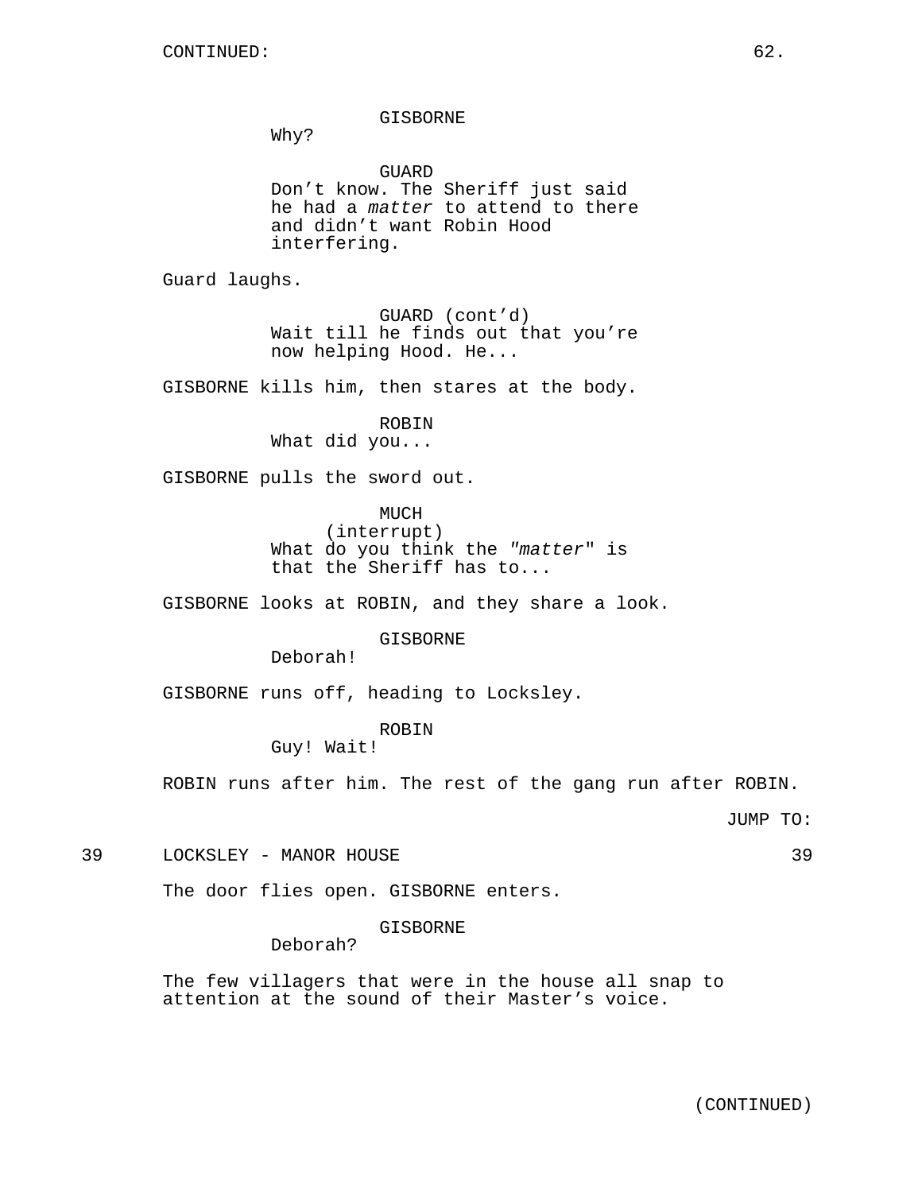GISBORNE
Why?

GUARD
Don't know. The Sheriff just said he had a *matter* to attend to there and didn't want Robin Hood interfering.

Guard laughs.

GUARD (cont'd)
Wait till he finds out that you're now helping Hood. He...

GISBORNE kills him, then stares at the body.

ROBIN
What did you...

GISBORNE pulls the sword out.

MUCH
(interrupt)
What do you think the *"matter"* is that the Sheriff has to...

GISBORNE looks at ROBIN, and they share a look.

GISBORNE
Deborah!

GISBORNE runs off, heading to Locksley.

ROBIN
Guy! Wait!

ROBIN runs after him. The rest of the gang run after ROBIN.

JUMP TO:

39 LOCKSLEY - MANOR HOUSE 39

The door flies open. GISBORNE enters.

GISBORNE
Deborah?

The few villagers that were in the house all snap to attention at the sound of their Master's voice.

(CONTINUED)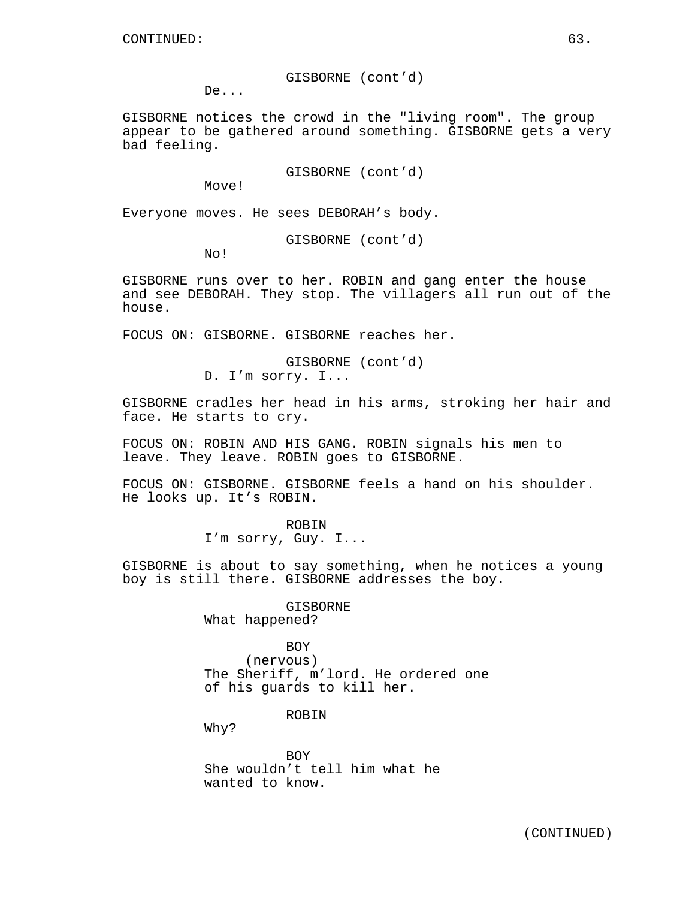CONTINUED:

GISBORNE (cont'd)
De...

GISBORNE notices the crowd in the "living room". The group appear to be gathered around something. GISBORNE gets a very bad feeling.

GISBORNE (cont'd)
Move!

Everyone moves. He sees DEBORAH's body.

GISBORNE (cont'd)
No!

GISBORNE runs over to her. ROBIN and gang enter the house and see DEBORAH. They stop. The villagers all run out of the house.

FOCUS ON: GISBORNE. GISBORNE reaches her.

GISBORNE (cont'd)
D. I'm sorry. I...

GISBORNE cradles her head in his arms, stroking her hair and face. He starts to cry.

FOCUS ON: ROBIN AND HIS GANG. ROBIN signals his men to leave. They leave. ROBIN goes to GISBORNE.

FOCUS ON: GISBORNE. GISBORNE feels a hand on his shoulder. He looks up. It's ROBIN.

ROBIN
I'm sorry, Guy. I...

GISBORNE is about to say something, when he notices a young boy is still there. GISBORNE addresses the boy.

GISBORNE
What happened?

BOY
(nervous)
The Sheriff, m'lord. He ordered one of his guards to kill her.

ROBIN
Why?

BOY
She wouldn't tell him what he wanted to know.

(CONTINUED)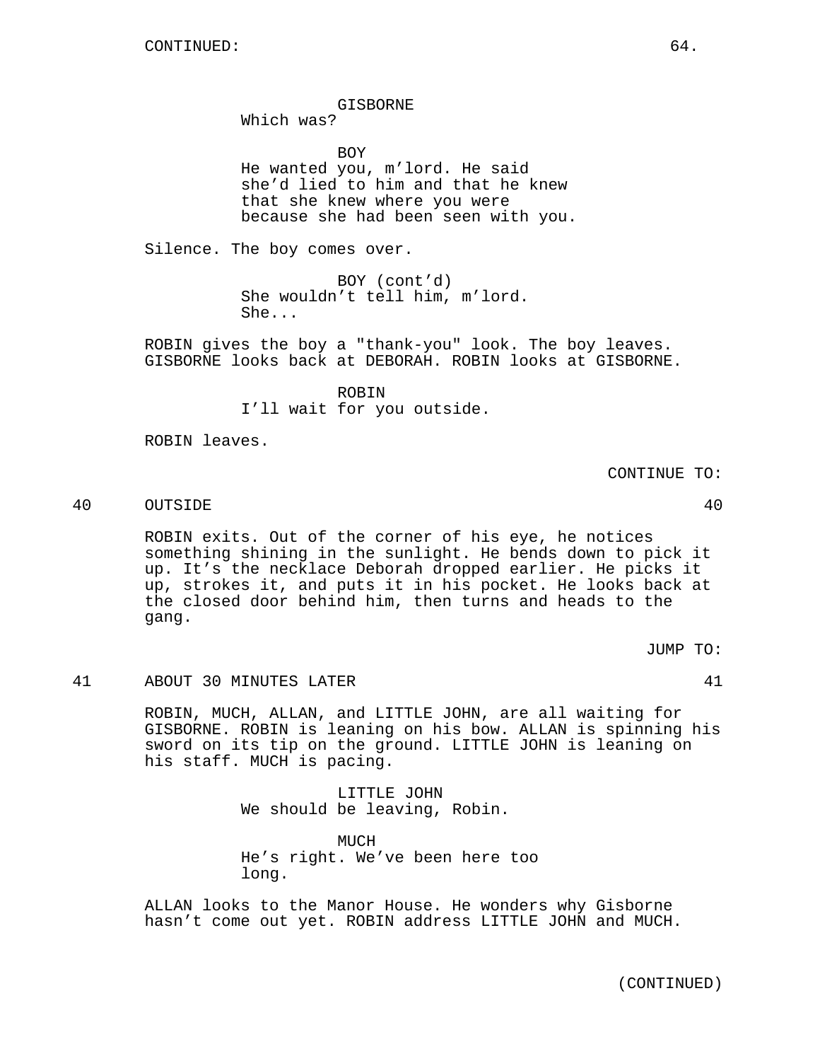CONTINUED:

GISBORNE
Which was?

BOY
He wanted you, m'lord. He said she'd lied to him and that he knew that she knew where you were because she had been seen with you.

Silence. The boy comes over.

BOY (cont'd)
She wouldn't tell him, m'lord. She...

ROBIN gives the boy a "thank-you" look. The boy leaves. GISBORNE looks back at DEBORAH. ROBIN looks at GISBORNE.

ROBIN
I'll wait for you outside.

ROBIN leaves.

CONTINUE TO:

40 OUTSIDE 40

ROBIN exits. Out of the corner of his eye, he notices something shining in the sunlight. He bends down to pick it up. It's the necklace Deborah dropped earlier. He picks it up, strokes it, and puts it in his pocket. He looks back at the closed door behind him, then turns and heads to the gang.

JUMP TO:

41 ABOUT 30 MINUTES LATER 41

ROBIN, MUCH, ALLAN, and LITTLE JOHN, are all waiting for GISBORNE. ROBIN is leaning on his bow. ALLAN is spinning his sword on its tip on the ground. LITTLE JOHN is leaning on his staff. MUCH is pacing.

LITTLE JOHN
We should be leaving, Robin.

MUCH
He's right. We've been here too long.

ALLAN looks to the Manor House. He wonders why Gisborne hasn't come out yet. ROBIN address LITTLE JOHN and MUCH.

(CONTINUED)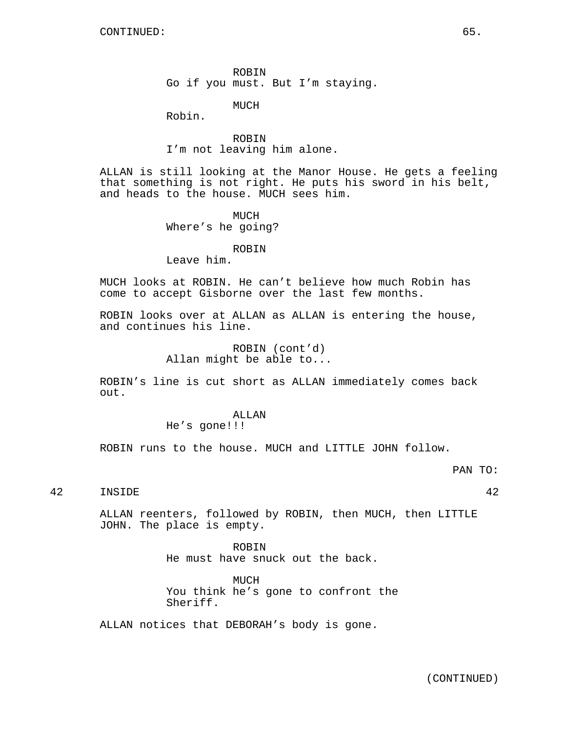CONTINUED:

ROBIN
Go if you must. But I'm staying.

MUCH
Robin.

ROBIN
I'm not leaving him alone.

ALLAN is still looking at the Manor House. He gets a feeling that something is not right. He puts his sword in his belt, and heads to the house. MUCH sees him.

MUCH
Where's he going?

ROBIN
Leave him.

MUCH looks at ROBIN. He can't believe how much Robin has come to accept Gisborne over the last few months.

ROBIN looks over at ALLAN as ALLAN is entering the house, and continues his line.

ROBIN (cont'd)
Allan might be able to...

ROBIN's line is cut short as ALLAN immediately comes back out.

ALLAN
He's gone!!!

ROBIN runs to the house. MUCH and LITTLE JOHN follow.

PAN TO:

42 INSIDE 42

ALLAN reenters, followed by ROBIN, then MUCH, then LITTLE JOHN. The place is empty.

ROBIN
He must have snuck out the back.

MUCH
You think he's gone to confront the Sheriff.

ALLAN notices that DEBORAH's body is gone.

(CONTINUED)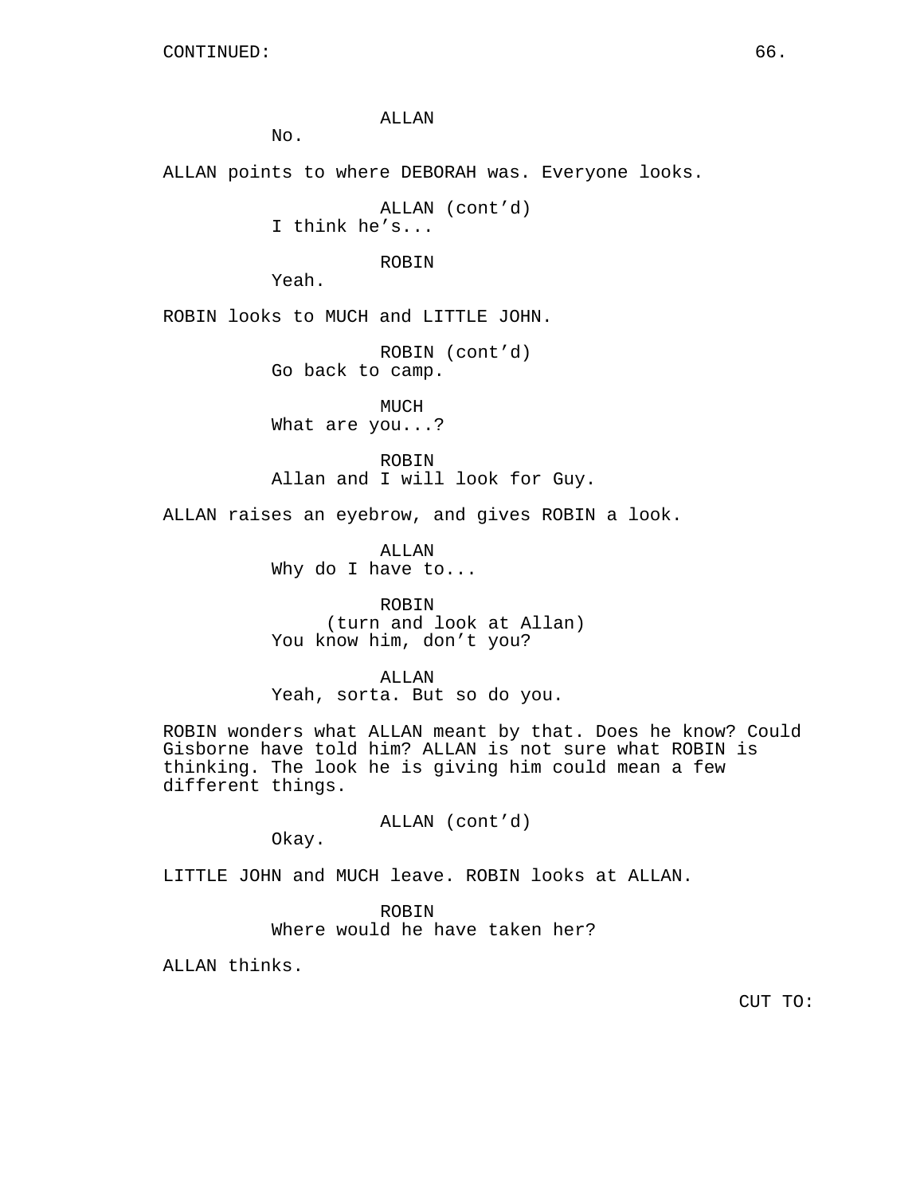CONTINUED:

ALLAN
No.

ALLAN points to where DEBORAH was. Everyone looks.

ALLAN (cont'd)
I think he's...

ROBIN
Yeah.

ROBIN looks to MUCH and LITTLE JOHN.

ROBIN (cont'd)
Go back to camp.

MUCH
What are you...?

ROBIN
Allan and I will look for Guy.

ALLAN raises an eyebrow, and gives ROBIN a look.

ALLAN
Why do I have to...

ROBIN
(turn and look at Allan)
You know him, don't you?

ALLAN
Yeah, sorta. But so do you.

ROBIN wonders what ALLAN meant by that. Does he know? Could Gisborne have told him? ALLAN is not sure what ROBIN is thinking. The look he is giving him could mean a few different things.

ALLAN (cont'd)
Okay.

LITTLE JOHN and MUCH leave. ROBIN looks at ALLAN.

ROBIN
Where would he have taken her?

ALLAN thinks.

CUT TO: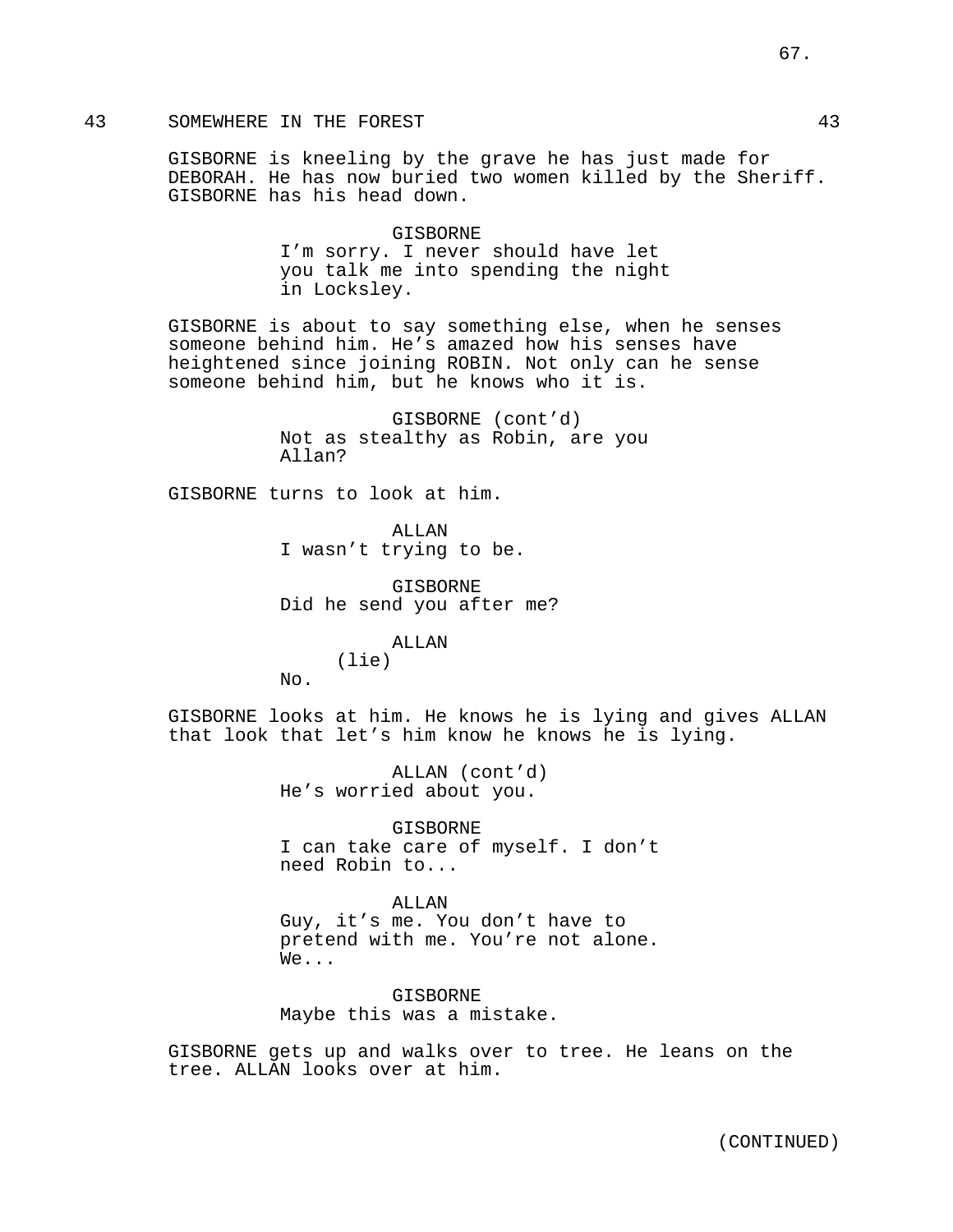43 SOMEWHERE IN THE FOREST 43

GISBORNE is kneeling by the grave he has just made for DEBORAH. He has now buried two women killed by the Sheriff. GISBORNE has his head down.

GISBORNE
I'm sorry. I never should have let you talk me into spending the night in Locksley.

GISBORNE is about to say something else, when he senses someone behind him. He's amazed how his senses have heightened since joining ROBIN. Not only can he sense someone behind him, but he knows who it is.

GISBORNE (cont'd)
Not as stealthy as Robin, are you Allan?

GISBORNE turns to look at him.

ALLAN
I wasn't trying to be.

GISBORNE
Did he send you after me?

ALLAN
(lie)
No.

GISBORNE looks at him. He knows he is lying and gives ALLAN that look that let's him know he knows he is lying.

ALLAN (cont'd)
He's worried about you.

GISBORNE
I can take care of myself. I don't need Robin to...

ALLAN
Guy, it's me. You don't have to pretend with me. You're not alone. We...

GISBORNE
Maybe this was a mistake.

GISBORNE gets up and walks over to tree. He leans on the tree. ALLAN looks over at him.

(CONTINUED)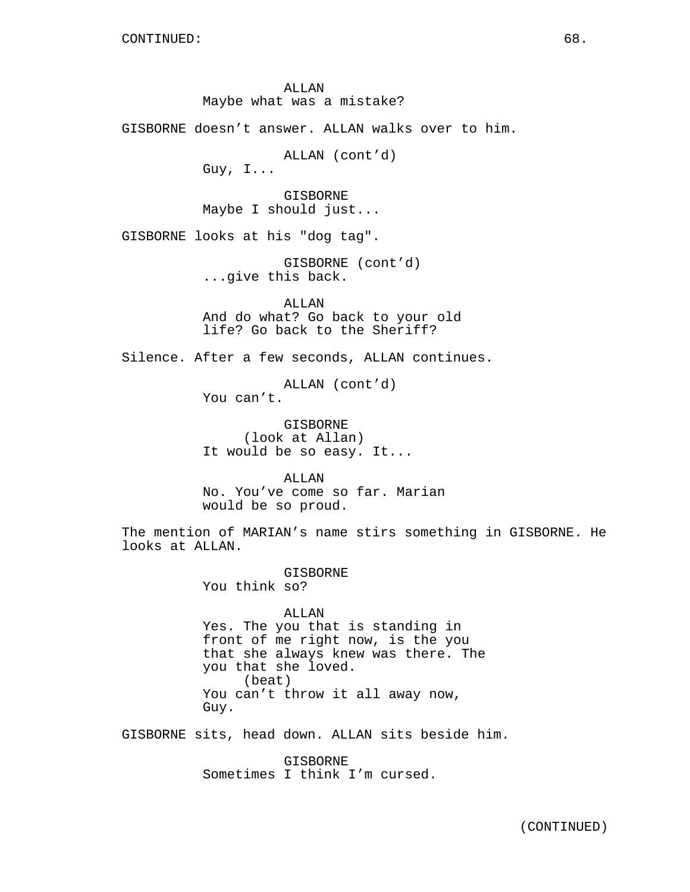CONTINUED:

ALLAN
Maybe what was a mistake?

GISBORNE doesn't answer. ALLAN walks over to him.

ALLAN (cont'd)
Guy, I...

GISBORNE
Maybe I should just...

GISBORNE looks at his "dog tag".

GISBORNE (cont'd)
...give this back.

ALLAN
And do what? Go back to your old life? Go back to the Sheriff?

Silence. After a few seconds, ALLAN continues.

ALLAN (cont'd)
You can't.

GISBORNE
(look at Allan)
It would be so easy. It...

ALLAN
No. You've come so far. Marian would be so proud.

The mention of MARIAN's name stirs something in GISBORNE. He looks at ALLAN.

GISBORNE
You think so?

ALLAN
Yes. The you that is standing in front of me right now, is the you that she always knew was there. The you that she loved.
(beat)
You can't throw it all away now, Guy.

GISBORNE sits, head down. ALLAN sits beside him.

GISBORNE
Sometimes I think I'm cursed.

(CONTINUED)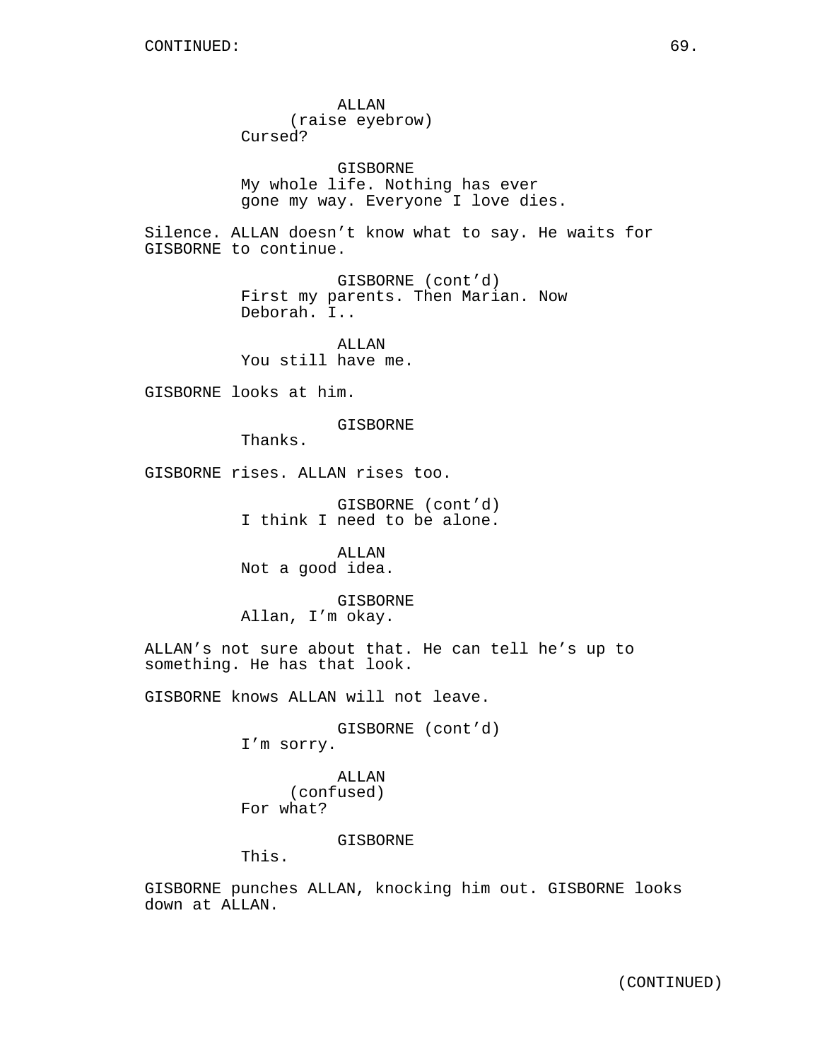ALLAN
(raise eyebrow)
Cursed?

GISBORNE
My whole life. Nothing has ever gone my way. Everyone I love dies.

Silence. ALLAN doesn't know what to say. He waits for GISBORNE to continue.

GISBORNE (cont'd)
First my parents. Then Marian. Now Deborah. I..

ALLAN
You still have me.

GISBORNE looks at him.

GISBORNE
Thanks.

GISBORNE rises. ALLAN rises too.

GISBORNE (cont'd)
I think I need to be alone.

ALLAN
Not a good idea.

GISBORNE
Allan, I'm okay.

ALLAN's not sure about that. He can tell he's up to something. He has that look.

GISBORNE knows ALLAN will not leave.

GISBORNE (cont'd)
I'm sorry.

ALLAN
(confused)
For what?

GISBORNE
This.

GISBORNE punches ALLAN, knocking him out. GISBORNE looks down at ALLAN.

(CONTINUED)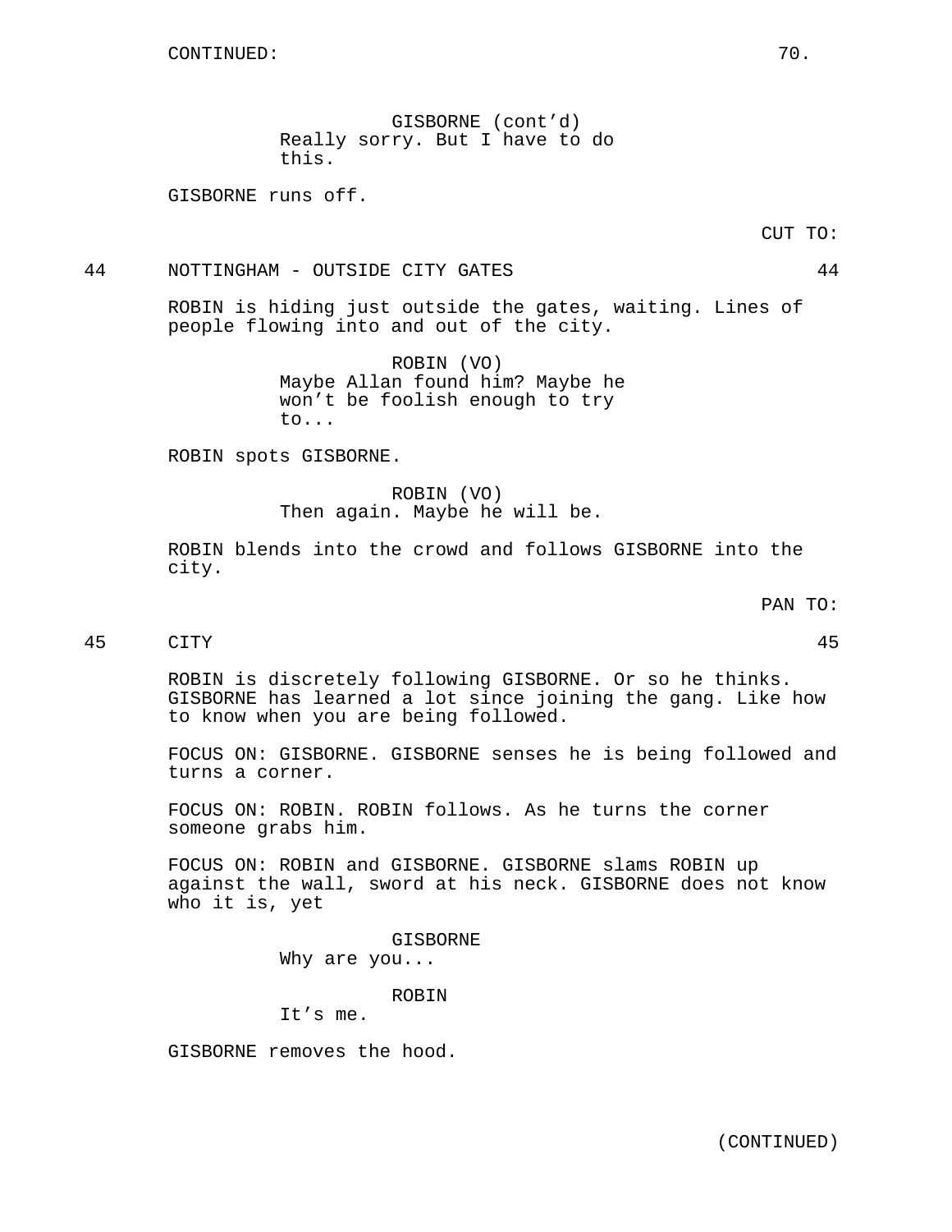CONTINUED:

GISBORNE (cont'd)
Really sorry. But I have to do this.

GISBORNE runs off.

CUT TO:

44 NOTTINGHAM - OUTSIDE CITY GATES 44

ROBIN is hiding just outside the gates, waiting. Lines of people flowing into and out of the city.

ROBIN (VO)
Maybe Allan found him? Maybe he won't be foolish enough to try to...

ROBIN spots GISBORNE.

ROBIN (VO)
Then again. Maybe he will be.

ROBIN blends into the crowd and follows GISBORNE into the city.

PAN TO:

45 CITY 45

ROBIN is discretely following GISBORNE. Or so he thinks. GISBORNE has learned a lot since joining the gang. Like how to know when you are being followed.

FOCUS ON: GISBORNE. GISBORNE senses he is being followed and turns a corner.

FOCUS ON: ROBIN. ROBIN follows. As he turns the corner someone grabs him.

FOCUS ON: ROBIN and GISBORNE. GISBORNE slams ROBIN up against the wall, sword at his neck. GISBORNE does not know who it is, yet

GISBORNE
Why are you...

ROBIN
It's me.

GISBORNE removes the hood.

(CONTINUED)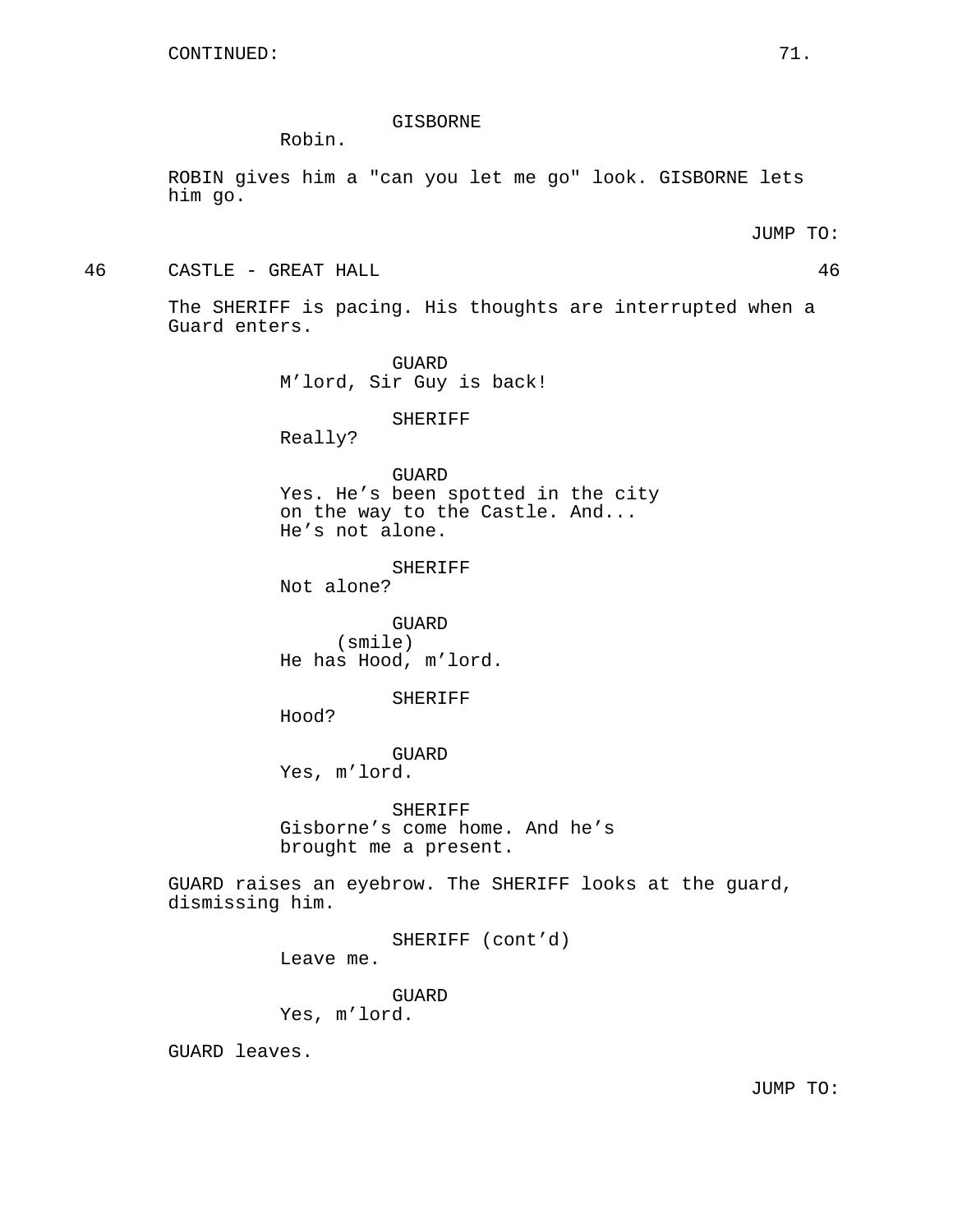CONTINUED:

GISBORNE
Robin.

ROBIN gives him a "can you let me go" look. GISBORNE lets him go.

JUMP TO:

46 CASTLE - GREAT HALL 46

The SHERIFF is pacing. His thoughts are interrupted when a Guard enters.

GUARD
M'lord, Sir Guy is back!

SHERIFF
Really?

GUARD
Yes. He's been spotted in the city on the way to the Castle. And... He's not alone.

SHERIFF
Not alone?

GUARD
(smile)
He has Hood, m'lord.

SHERIFF
Hood?

GUARD
Yes, m'lord.

SHERIFF
Gisborne's come home. And he's brought me a present.

GUARD raises an eyebrow. The SHERIFF looks at the guard, dismissing him.

SHERIFF (cont'd)
Leave me.

GUARD
Yes, m'lord.

GUARD leaves.

JUMP TO: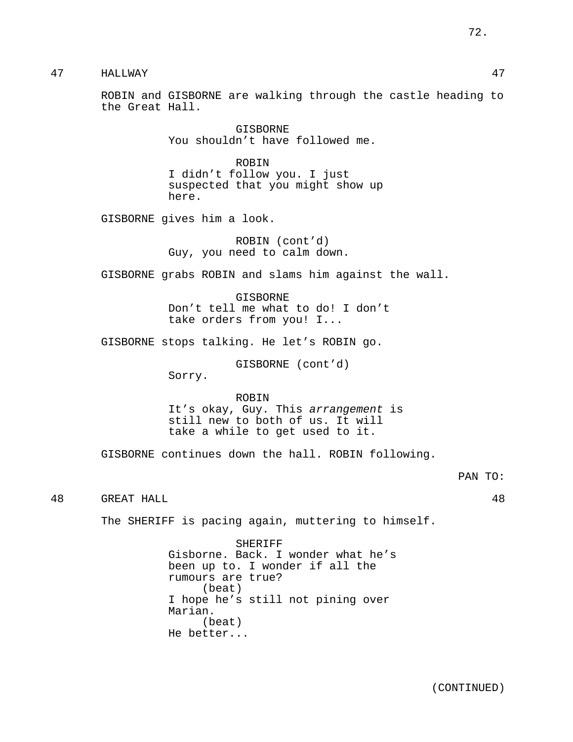47 HALLWAY 47

ROBIN and GISBORNE are walking through the castle heading to the Great Hall.

GISBORNE
You shouldn't have followed me.

ROBIN
I didn't follow you. I just suspected that you might show up here.

GISBORNE gives him a look.

ROBIN (cont'd)
Guy, you need to calm down.

GISBORNE grabs ROBIN and slams him against the wall.

GISBORNE
Don't tell me what to do! I don't take orders from you! I...

GISBORNE stops talking. He let's ROBIN go.

GISBORNE (cont'd)
Sorry.

ROBIN
It's okay, Guy. This *arrangement* is still new to both of us. It will take a while to get used to it.

GISBORNE continues down the hall. ROBIN following.

PAN TO:

48 GREAT HALL 48

The SHERIFF is pacing again, muttering to himself.

SHERIFF
Gisborne. Back. I wonder what he's been up to. I wonder if all the rumours are true?
(beat)
I hope he's still not pining over Marian.
(beat)
He better...

(CONTINUED)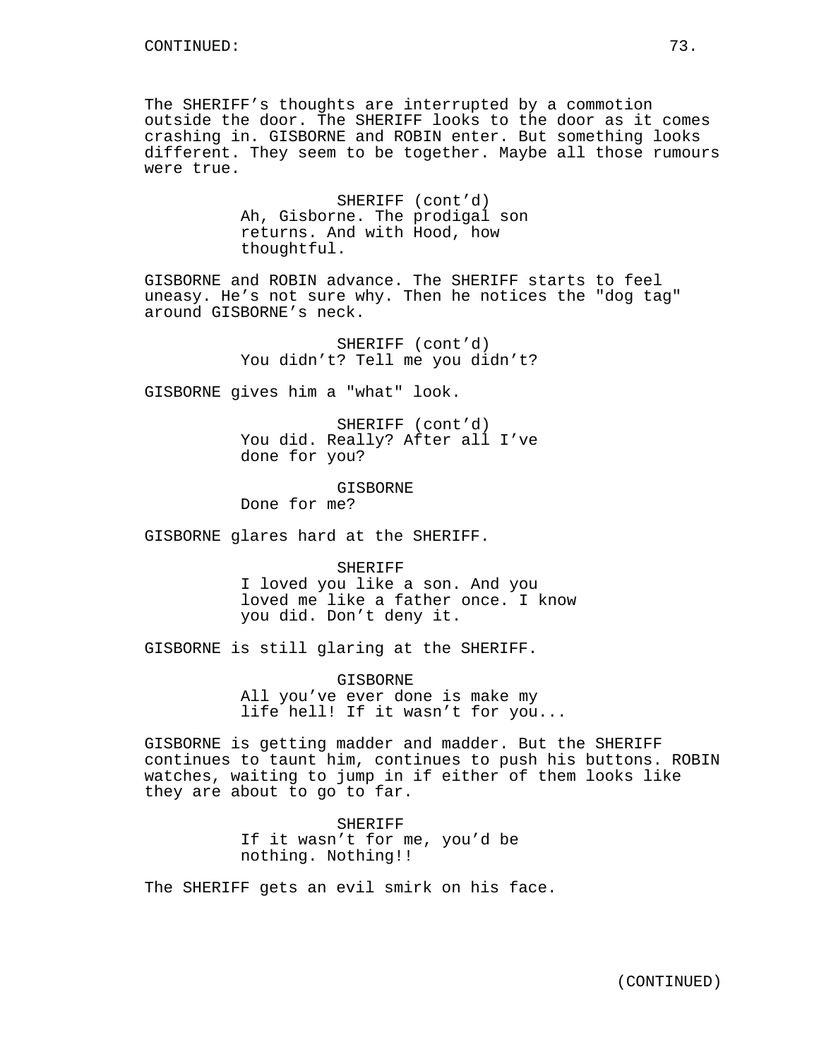CONTINUED:

The SHERIFF's thoughts are interrupted by a commotion outside the door. The SHERIFF looks to the door as it comes crashing in. GISBORNE and ROBIN enter. But something looks different. They seem to be together. Maybe all those rumours were true.

SHERIFF (cont'd)
Ah, Gisborne. The prodigal son returns. And with Hood, how thoughtful.

GISBORNE and ROBIN advance. The SHERIFF starts to feel uneasy. He's not sure why. Then he notices the "dog tag" around GISBORNE's neck.

SHERIFF (cont'd)
You didn't? Tell me you didn't?

GISBORNE gives him a "what" look.

SHERIFF (cont'd)
You did. Really? After all I've done for you?

GISBORNE
Done for me?

GISBORNE glares hard at the SHERIFF.

SHERIFF
I loved you like a son. And you loved me like a father once. I know you did. Don't deny it.

GISBORNE is still glaring at the SHERIFF.

GISBORNE
All you've ever done is make my life hell! If it wasn't for you...

GISBORNE is getting madder and madder. But the SHERIFF continues to taunt him, continues to push his buttons. ROBIN watches, waiting to jump in if either of them looks like they are about to go to far.

SHERIFF
If it wasn't for me, you'd be nothing. Nothing!!

The SHERIFF gets an evil smirk on his face.

(CONTINUED)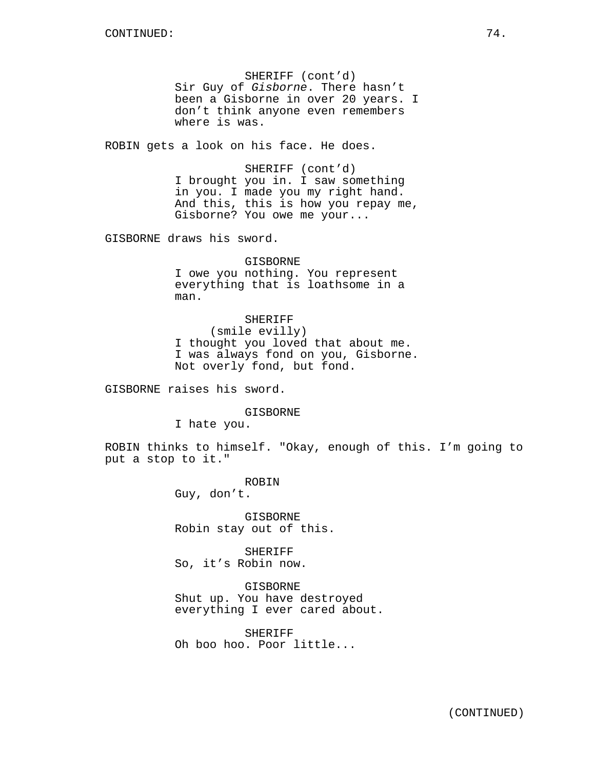SHERIFF (cont'd)
Sir Guy of *Gisborne*. There hasn't been a Gisborne in over 20 years. I don't think anyone even remembers where is was.

ROBIN gets a look on his face. He does.

SHERIFF (cont'd)
I brought you in. I saw something in you. I made you my right hand. And this, this is how you repay me, Gisborne? You owe me your...

GISBORNE draws his sword.

GISBORNE
I owe you nothing. You represent everything that is loathsome in a man.

SHERIFF
(smile evilly)
I thought you loved that about me. I was always fond on you, Gisborne. Not overly fond, but fond.

GISBORNE raises his sword.

GISBORNE
I hate you.

ROBIN thinks to himself. "Okay, enough of this. I'm going to put a stop to it."

ROBIN
Guy, don't.

GISBORNE
Robin stay out of this.

SHERIFF
So, it's Robin now.

GISBORNE
Shut up. You have destroyed everything I ever cared about.

SHERIFF
Oh boo hoo. Poor little...

(CONTINUED)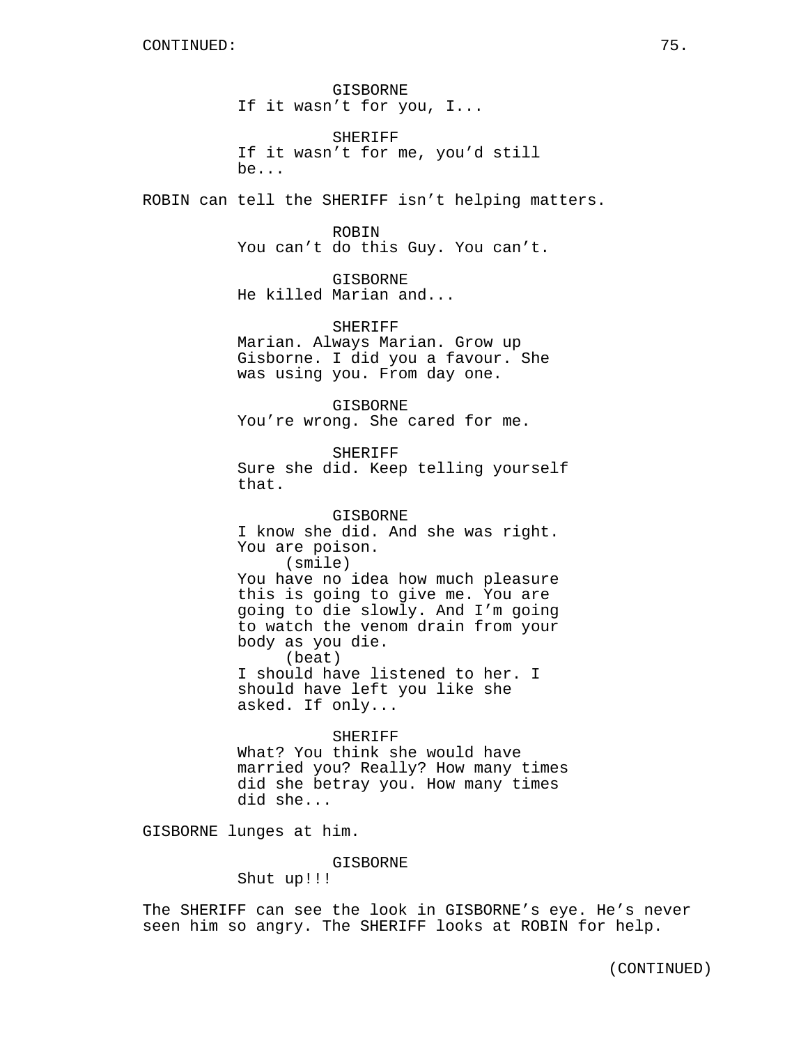GISBORNE
If it wasn't for you, I...

SHERIFF
If it wasn't for me, you'd still be...

ROBIN can tell the SHERIFF isn't helping matters.

ROBIN
You can't do this Guy. You can't.

GISBORNE
He killed Marian and...

SHERIFF
Marian. Always Marian. Grow up Gisborne. I did you a favour. She was using you. From day one.

GISBORNE
You're wrong. She cared for me.

SHERIFF
Sure she did. Keep telling yourself that.

GISBORNE
I know she did. And she was right. You are poison.
(smile)
You have no idea how much pleasure this is going to give me. You are going to die slowly. And I'm going to watch the venom drain from your body as you die.
(beat)
I should have listened to her. I should have left you like she asked. If only...

SHERIFF
What? You think she would have married you? Really? How many times did she betray you. How many times did she...

GISBORNE lunges at him.

GISBORNE
Shut up!!!

The SHERIFF can see the look in GISBORNE's eye. He's never seen him so angry. The SHERIFF looks at ROBIN for help.

(CONTINUED)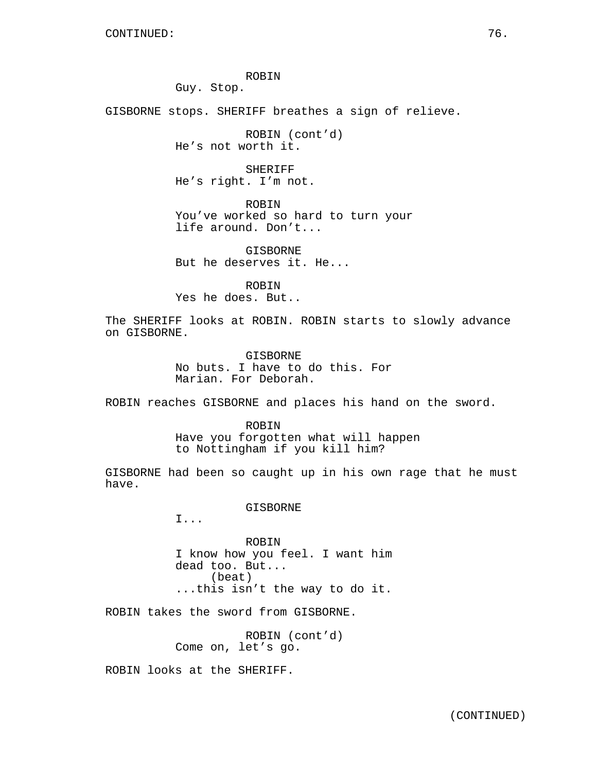CONTINUED:

ROBIN
Guy. Stop.

GISBORNE stops. SHERIFF breathes a sign of relieve.

ROBIN (cont'd)
He's not worth it.

SHERIFF
He's right. I'm not.

ROBIN
You've worked so hard to turn your life around. Don't...

GISBORNE
But he deserves it. He...

ROBIN
Yes he does. But..

The SHERIFF looks at ROBIN. ROBIN starts to slowly advance on GISBORNE.

GISBORNE
No buts. I have to do this. For Marian. For Deborah.

ROBIN reaches GISBORNE and places his hand on the sword.

ROBIN
Have you forgotten what will happen to Nottingham if you kill him?

GISBORNE had been so caught up in his own rage that he must have.

GISBORNE
I...

ROBIN
I know how you feel. I want him dead too. But...
(beat)
...this isn't the way to do it.

ROBIN takes the sword from GISBORNE.

ROBIN (cont'd)
Come on, let's go.

ROBIN looks at the SHERIFF.

(CONTINUED)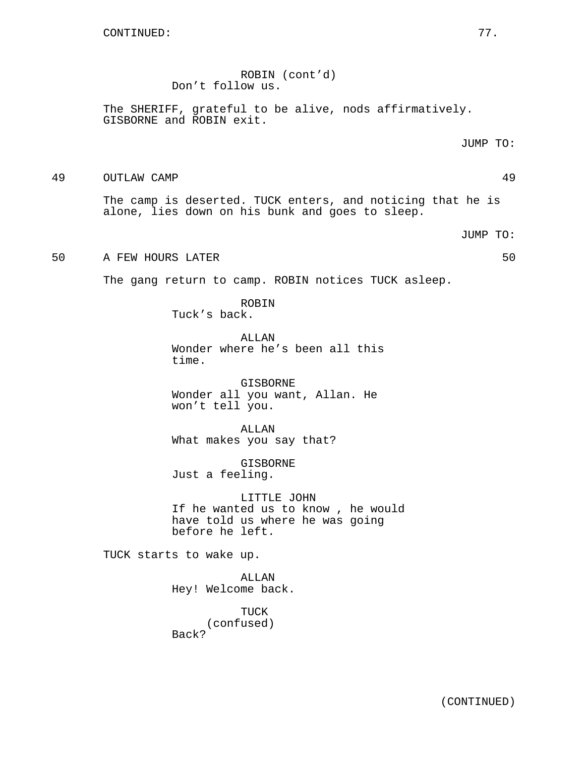CONTINUED:

ROBIN (cont'd)
Don't follow us.

The SHERIFF, grateful to be alive, nods affirmatively. GISBORNE and ROBIN exit.

JUMP TO:

49 OUTLAW CAMP 49

The camp is deserted. TUCK enters, and noticing that he is alone, lies down on his bunk and goes to sleep.

JUMP TO:

50 A FEW HOURS LATER 50

The gang return to camp. ROBIN notices TUCK asleep.

ROBIN
Tuck's back.

ALLAN
Wonder where he's been all this time.

GISBORNE
Wonder all you want, Allan. He won't tell you.

ALLAN
What makes you say that?

GISBORNE
Just a feeling.

LITTLE JOHN
If he wanted us to know , he would have told us where he was going before he left.

TUCK starts to wake up.

ALLAN
Hey! Welcome back.

TUCK
(confused)
Back?

(CONTINUED)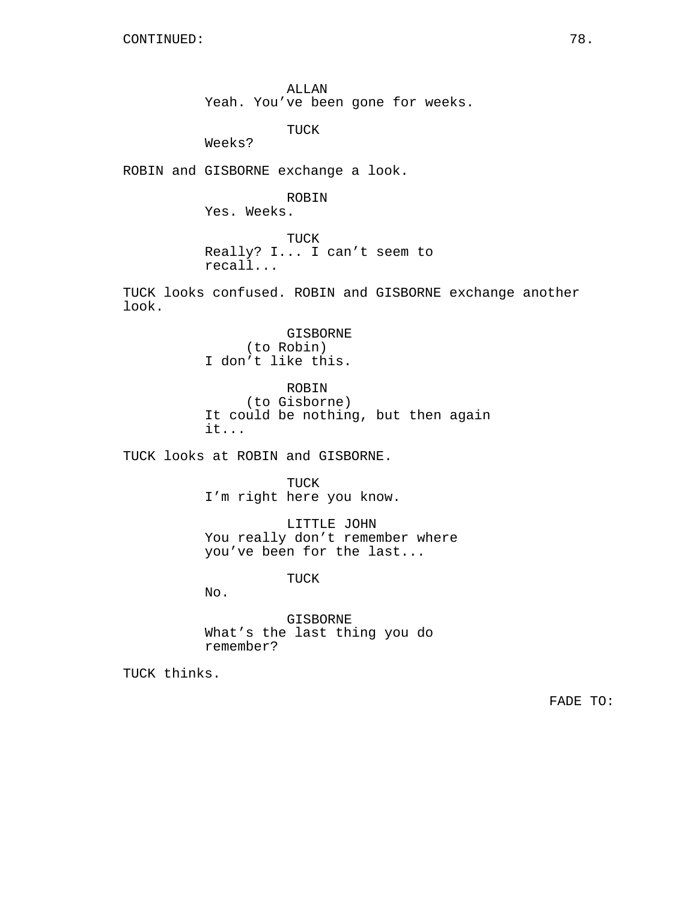CONTINUED:

ALLAN
Yeah. You've been gone for weeks.

TUCK
Weeks?

ROBIN and GISBORNE exchange a look.

ROBIN
Yes. Weeks.

TUCK
Really? I... I can't seem to recall...

TUCK looks confused. ROBIN and GISBORNE exchange another look.

GISBORNE
(to Robin)
I don't like this.

ROBIN
(to Gisborne)
It could be nothing, but then again it...

TUCK looks at ROBIN and GISBORNE.

TUCK
I'm right here you know.

LITTLE JOHN
You really don't remember where you've been for the last...

TUCK
No.

GISBORNE
What's the last thing you do remember?

TUCK thinks.

FADE TO: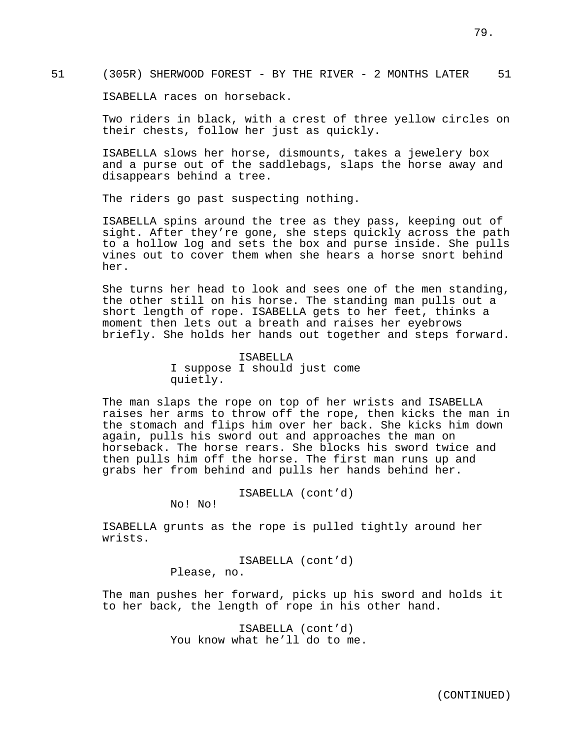51 (305R) SHERWOOD FOREST - BY THE RIVER - 2 MONTHS LATER 51

ISABELLA races on horseback.

Two riders in black, with a crest of three yellow circles on their chests, follow her just as quickly.

ISABELLA slows her horse, dismounts, takes a jewelery box and a purse out of the saddlebags, slaps the horse away and disappears behind a tree.

The riders go past suspecting nothing.

ISABELLA spins around the tree as they pass, keeping out of sight. After they're gone, she steps quickly across the path to a hollow log and sets the box and purse inside. She pulls vines out to cover them when she hears a horse snort behind her.

She turns her head to look and sees one of the men standing, the other still on his horse. The standing man pulls out a short length of rope. ISABELLA gets to her feet, thinks a moment then lets out a breath and raises her eyebrows briefly. She holds her hands out together and steps forward.

ISABELLA
I suppose I should just come quietly.

The man slaps the rope on top of her wrists and ISABELLA raises her arms to throw off the rope, then kicks the man in the stomach and flips him over her back. She kicks him down again, pulls his sword out and approaches the man on horseback. The horse rears. She blocks his sword twice and then pulls him off the horse. The first man runs up and grabs her from behind and pulls her hands behind her.

ISABELLA (cont'd)
No! No!

ISABELLA grunts as the rope is pulled tightly around her wrists.

ISABELLA (cont'd)
Please, no.

The man pushes her forward, picks up his sword and holds it to her back, the length of rope in his other hand.

ISABELLA (cont'd)
You know what he'll do to me.

(CONTINUED)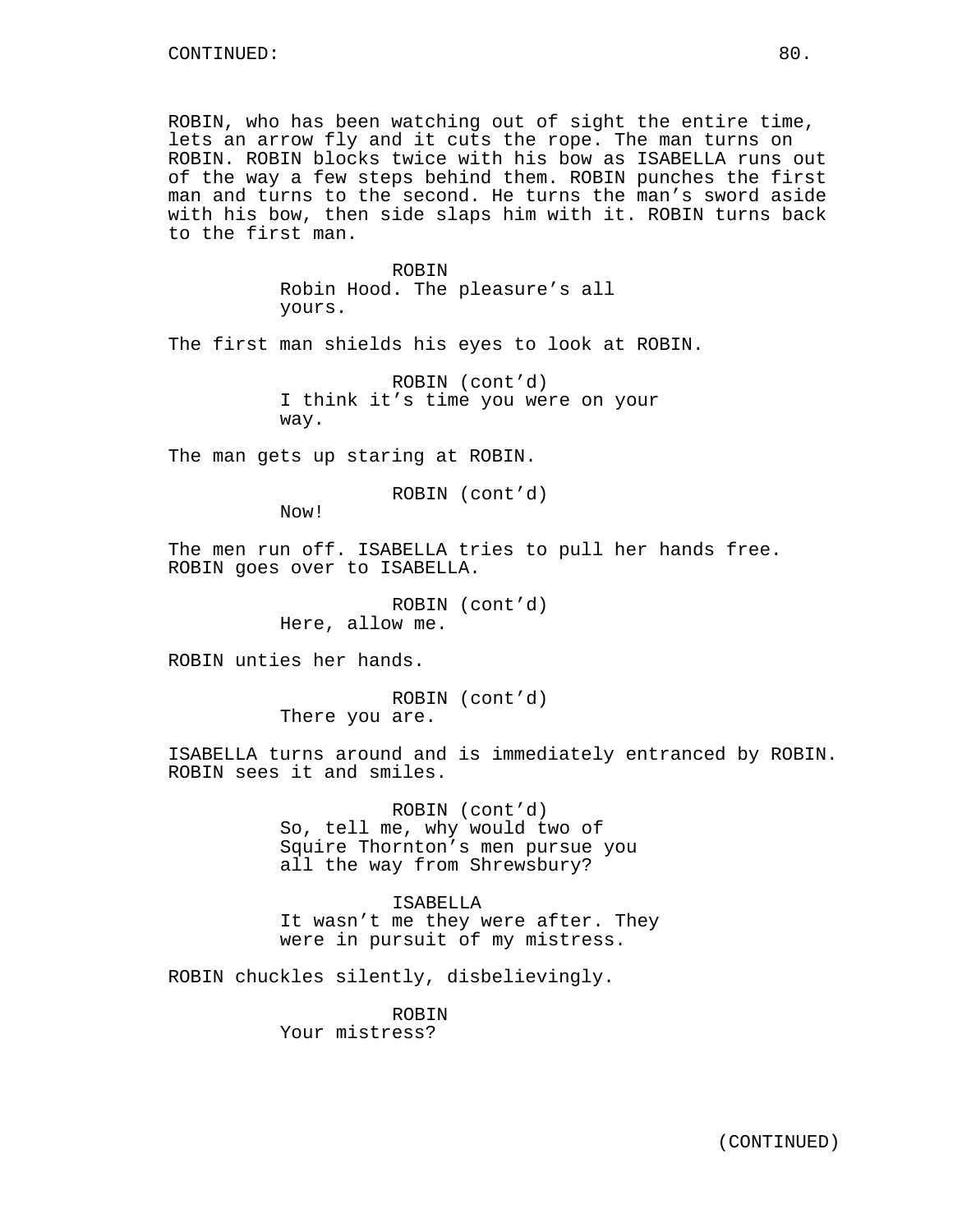ROBIN, who has been watching out of sight the entire time, lets an arrow fly and it cuts the rope. The man turns on ROBIN. ROBIN blocks twice with his bow as ISABELLA runs out of the way a few steps behind them. ROBIN punches the first man and turns to the second. He turns the man's sword aside with his bow, then side slaps him with it. ROBIN turns back to the first man.

ROBIN
Robin Hood. The pleasure's all yours.

The first man shields his eyes to look at ROBIN.

ROBIN (cont'd)
I think it's time you were on your way.

The man gets up staring at ROBIN.

ROBIN (cont'd)
Now!

The men run off. ISABELLA tries to pull her hands free. ROBIN goes over to ISABELLA.

ROBIN (cont'd)
Here, allow me.

ROBIN unties her hands.

ROBIN (cont'd)
There you are.

ISABELLA turns around and is immediately entranced by ROBIN. ROBIN sees it and smiles.

ROBIN (cont'd)
So, tell me, why would two of Squire Thornton's men pursue you all the way from Shrewsbury?

ISABELLA
It wasn't me they were after. They were in pursuit of my mistress.

ROBIN chuckles silently, disbelievingly.

ROBIN
Your mistress?

(CONTINUED)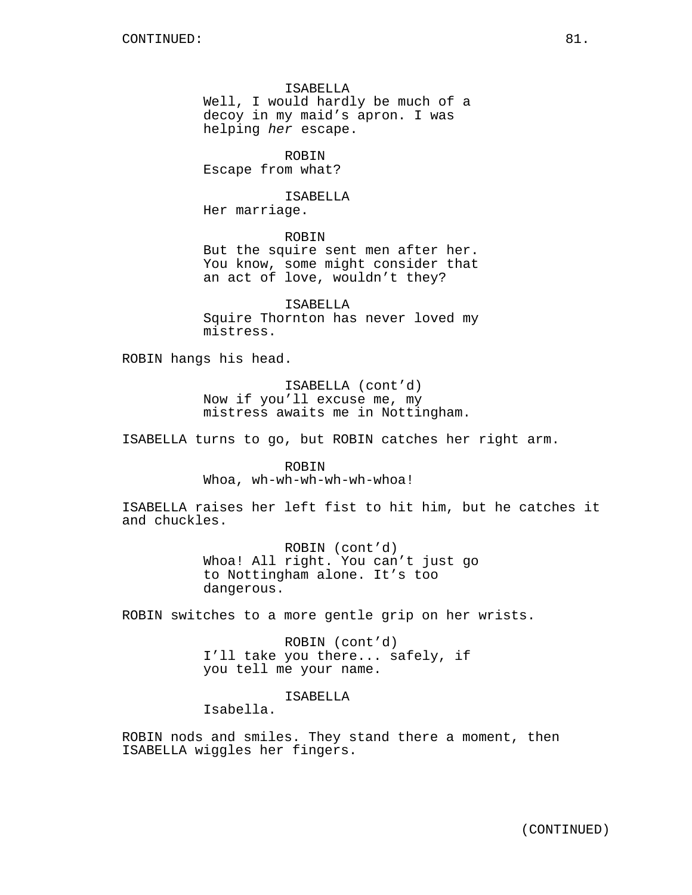CONTINUED:

ISABELLA
Well, I would hardly be much of a decoy in my maid's apron. I was helping *her* escape.

ROBIN
Escape from what?

ISABELLA
Her marriage.

ROBIN
But the squire sent men after her. You know, some might consider that an act of love, wouldn't they?

ISABELLA
Squire Thornton has never loved my mistress.

ROBIN hangs his head.

ISABELLA (cont'd)
Now if you'll excuse me, my mistress awaits me in Nottingham.

ISABELLA turns to go, but ROBIN catches her right arm.

ROBIN
Whoa, wh-wh-wh-wh-wh-whoa!

ISABELLA raises her left fist to hit him, but he catches it and chuckles.

ROBIN (cont'd)
Whoa! All right. You can't just go to Nottingham alone. It's too dangerous.

ROBIN switches to a more gentle grip on her wrists.

ROBIN (cont'd)
I'll take you there... safely, if you tell me your name.

ISABELLA
Isabella.

ROBIN nods and smiles. They stand there a moment, then ISABELLA wiggles her fingers.

(CONTINUED)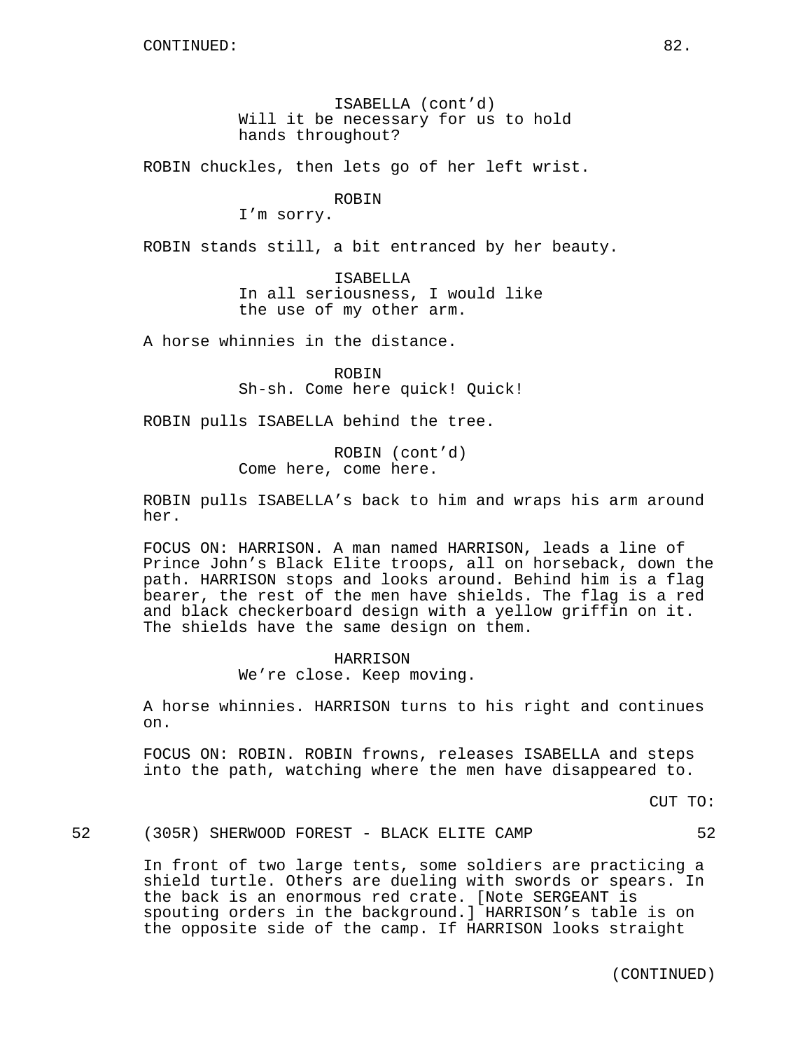CONTINUED:

ISABELLA (cont'd)
Will it be necessary for us to hold hands throughout?

ROBIN chuckles, then lets go of her left wrist.

ROBIN
I'm sorry.

ROBIN stands still, a bit entranced by her beauty.

ISABELLA
In all seriousness, I would like the use of my other arm.

A horse whinnies in the distance.

ROBIN
Sh-sh. Come here quick! Quick!

ROBIN pulls ISABELLA behind the tree.

ROBIN (cont'd)
Come here, come here.

ROBIN pulls ISABELLA's back to him and wraps his arm around her.

FOCUS ON: HARRISON. A man named HARRISON, leads a line of Prince John's Black Elite troops, all on horseback, down the path. HARRISON stops and looks around. Behind him is a flag bearer, the rest of the men have shields. The flag is a red and black checkerboard design with a yellow griffin on it. The shields have the same design on them.

HARRISON
We're close. Keep moving.

A horse whinnies. HARRISON turns to his right and continues on.

FOCUS ON: ROBIN. ROBIN frowns, releases ISABELLA and steps into the path, watching where the men have disappeared to.

CUT TO:

52 (305R) SHERWOOD FOREST - BLACK ELITE CAMP 52

In front of two large tents, some soldiers are practicing a shield turtle. Others are dueling with swords or spears. In the back is an enormous red crate. [Note SERGEANT is spouting orders in the background.] HARRISON's table is on the opposite side of the camp. If HARRISON looks straight

(CONTINUED)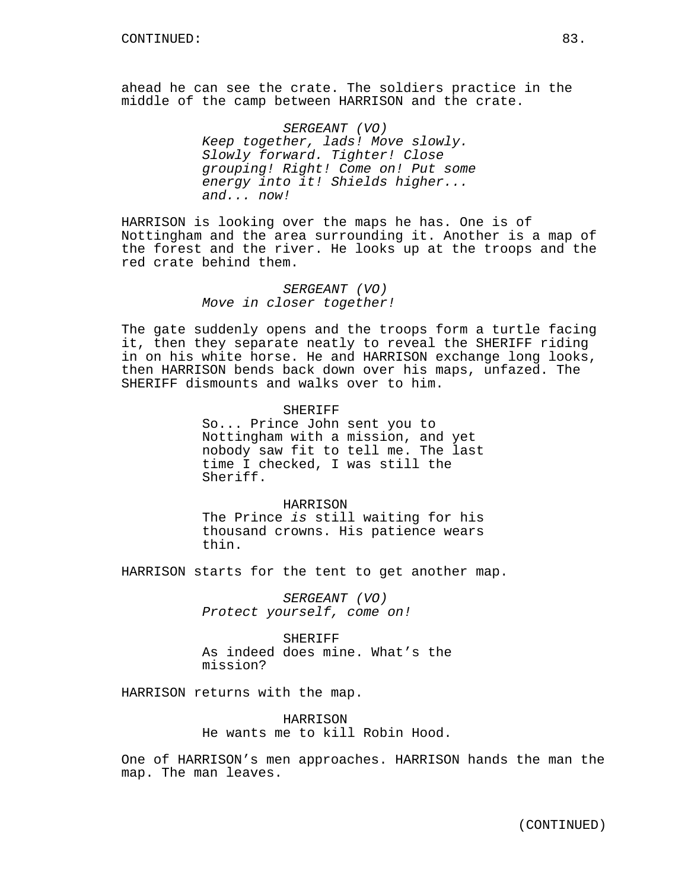CONTINUED:

ahead he can see the crate. The soldiers practice in the middle of the camp between HARRISON and the crate.

SERGEANT (VO)
*Keep together, lads! Move slowly. Slowly forward. Tighter! Close grouping! Right! Come on! Put some energy into it! Shields higher... and... now!*

HARRISON is looking over the maps he has. One is of Nottingham and the area surrounding it. Another is a map of the forest and the river. He looks up at the troops and the red crate behind them.

SERGEANT (VO)
*Move in closer together!*

The gate suddenly opens and the troops form a turtle facing it, then they separate neatly to reveal the SHERIFF riding in on his white horse. He and HARRISON exchange long looks, then HARRISON bends back down over his maps, unfazed. The SHERIFF dismounts and walks over to him.

SHERIFF
So... Prince John sent you to Nottingham with a mission, and yet nobody saw fit to tell me. The last time I checked, I was still the Sheriff.

HARRISON
The Prince *is* still waiting for his thousand crowns. His patience wears thin.

HARRISON starts for the tent to get another map.

SERGEANT (VO)
*Protect yourself, come on!*

SHERIFF
As indeed does mine. What's the mission?

HARRISON returns with the map.

HARRISON
He wants me to kill Robin Hood.

One of HARRISON's men approaches. HARRISON hands the man the map. The man leaves.

(CONTINUED)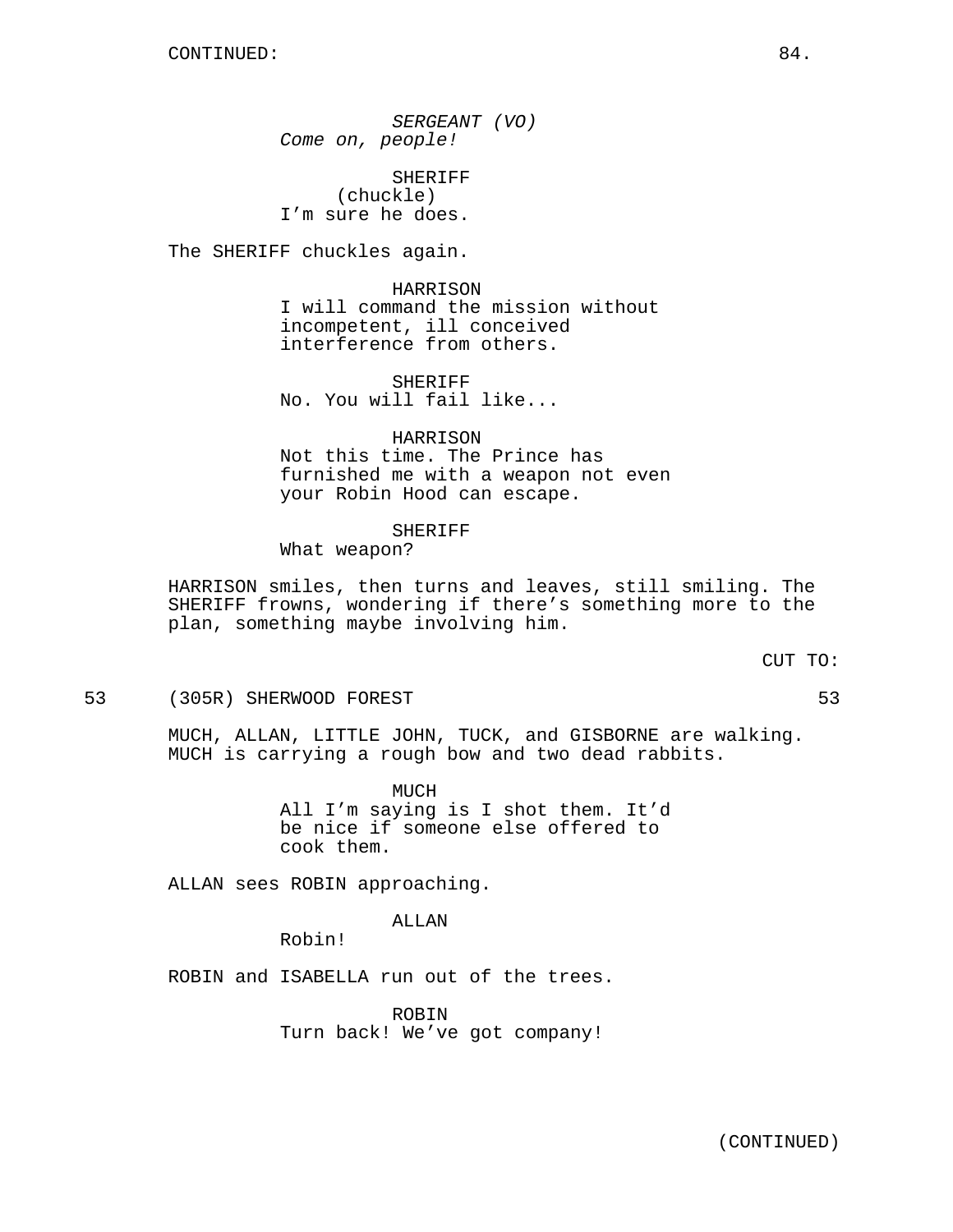CONTINUED:

*SERGEANT (VO)*
*Come on, people!*

SHERIFF
(chuckle)
I'm sure he does.

The SHERIFF chuckles again.

HARRISON
I will command the mission without incompetent, ill conceived interference from others.

SHERIFF
No. You will fail like...

HARRISON
Not this time. The Prince has furnished me with a weapon not even your Robin Hood can escape.

SHERIFF
What weapon?

HARRISON smiles, then turns and leaves, still smiling. The SHERIFF frowns, wondering if there's something more to the plan, something maybe involving him.

CUT TO:

53 (305R) SHERWOOD FOREST 53

MUCH, ALLAN, LITTLE JOHN, TUCK, and GISBORNE are walking. MUCH is carrying a rough bow and two dead rabbits.

MUCH
All I'm saying is I shot them. It'd be nice if someone else offered to cook them.

ALLAN sees ROBIN approaching.

ALLAN
Robin!

ROBIN and ISABELLA run out of the trees.

ROBIN
Turn back! We've got company!

(CONTINUED)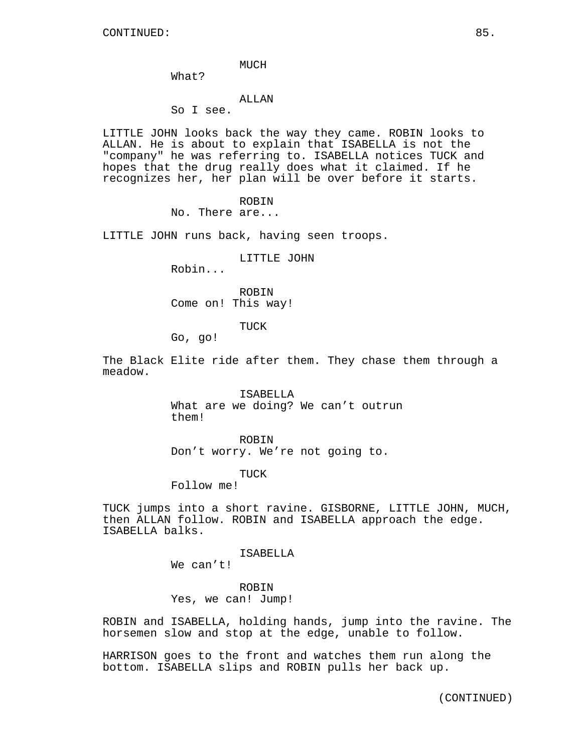CONTINUED:

MUCH
What?

ALLAN
So I see.

LITTLE JOHN looks back the way they came. ROBIN looks to ALLAN. He is about to explain that ISABELLA is not the "company" he was referring to. ISABELLA notices TUCK and hopes that the drug really does what it claimed. If he recognizes her, her plan will be over before it starts.

ROBIN
No. There are...

LITTLE JOHN runs back, having seen troops.

LITTLE JOHN
Robin...

ROBIN
Come on! This way!

TUCK
Go, go!

The Black Elite ride after them. They chase them through a meadow.

ISABELLA
What are we doing? We can’t outrun them!

ROBIN
Don’t worry. We’re not going to.

TUCK
Follow me!

TUCK jumps into a short ravine. GISBORNE, LITTLE JOHN, MUCH, then ALLAN follow. ROBIN and ISABELLA approach the edge. ISABELLA balks.

ISABELLA
We can’t!

ROBIN
Yes, we can! Jump!

ROBIN and ISABELLA, holding hands, jump into the ravine. The horsemen slow and stop at the edge, unable to follow.

HARRISON goes to the front and watches them run along the bottom. ISABELLA slips and ROBIN pulls her back up.

(CONTINUED)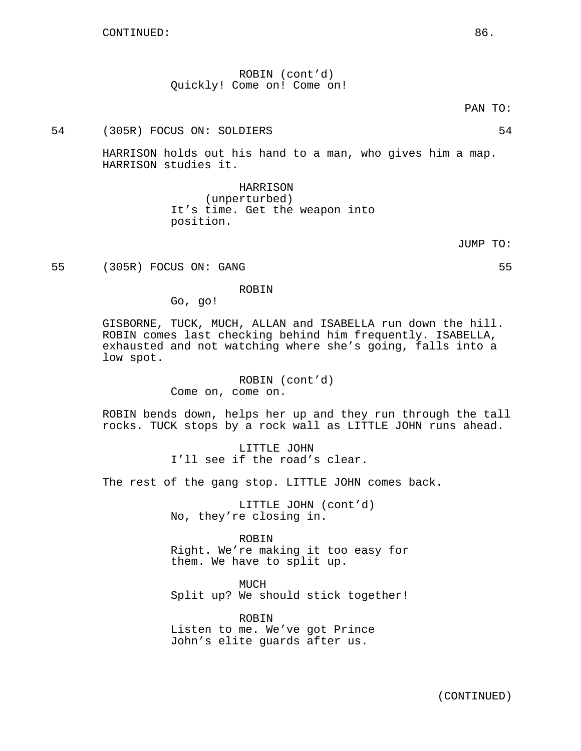CONTINUED:

ROBIN (cont'd)
Quickly! Come on! Come on!

PAN TO:

54 (305R) FOCUS ON: SOLDIERS 54

HARRISON holds out his hand to a man, who gives him a map. HARRISON studies it.

HARRISON
(unperturbed)
It's time. Get the weapon into position.

JUMP TO:

55 (305R) FOCUS ON: GANG 55

ROBIN
Go, go!

GISBORNE, TUCK, MUCH, ALLAN and ISABELLA run down the hill. ROBIN comes last checking behind him frequently. ISABELLA, exhausted and not watching where she's going, falls into a low spot.

ROBIN (cont'd)
Come on, come on.

ROBIN bends down, helps her up and they run through the tall rocks. TUCK stops by a rock wall as LITTLE JOHN runs ahead.

LITTLE JOHN
I'll see if the road's clear.

The rest of the gang stop. LITTLE JOHN comes back.

LITTLE JOHN (cont'd)
No, they're closing in.

ROBIN
Right. We're making it too easy for them. We have to split up.

MUCH
Split up? We should stick together!

ROBIN
Listen to me. We've got Prince John's elite guards after us.

(CONTINUED)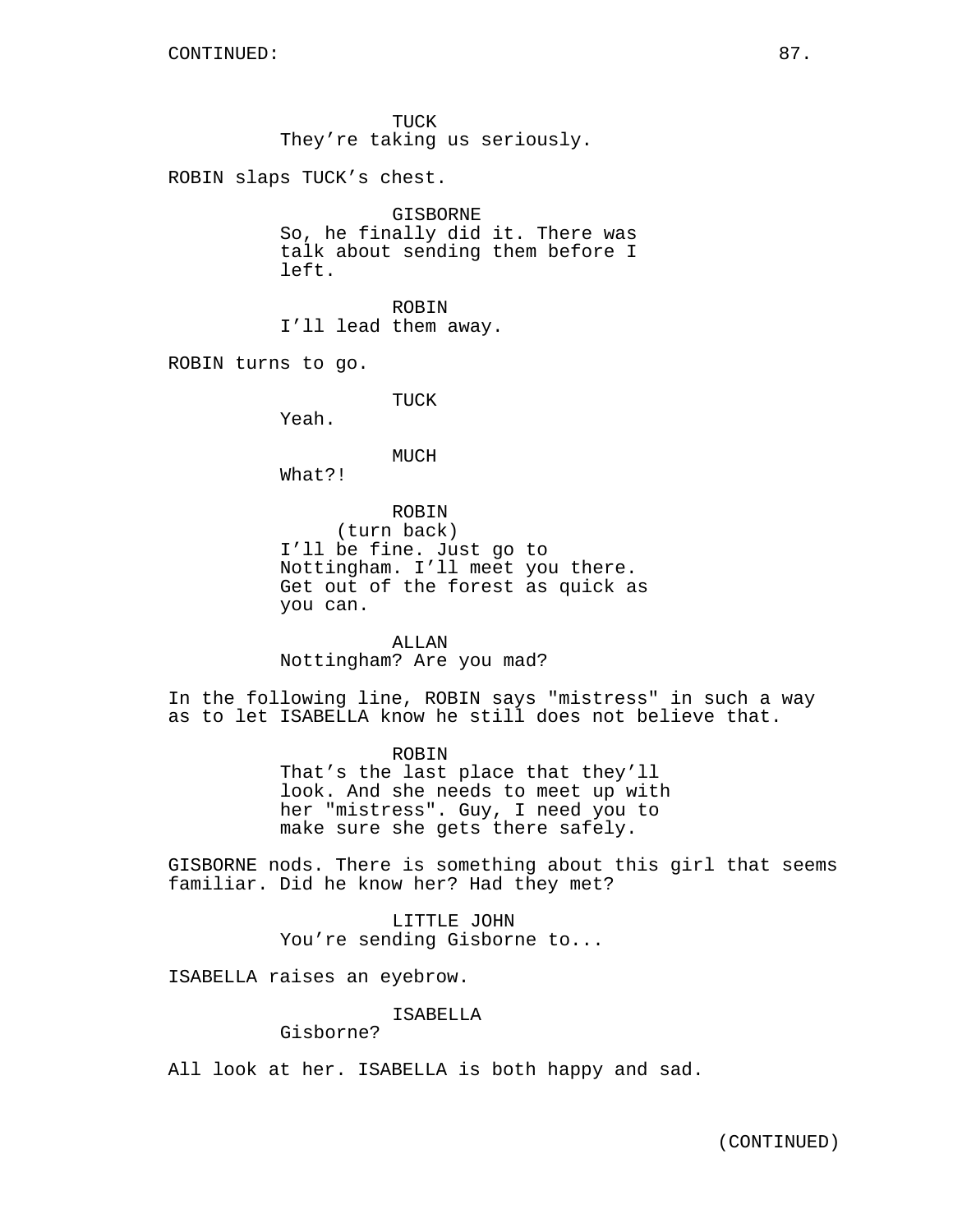CONTINUED:

TUCK
They're taking us seriously.

ROBIN slaps TUCK's chest.

GISBORNE
So, he finally did it. There was talk about sending them before I left.

ROBIN
I'll lead them away.

ROBIN turns to go.

TUCK
Yeah.

MUCH
What?!

ROBIN
(turn back)
I'll be fine. Just go to Nottingham. I'll meet you there. Get out of the forest as quick as you can.

ALLAN
Nottingham? Are you mad?

In the following line, ROBIN says "mistress" in such a way as to let ISABELLA know he still does not believe that.

ROBIN
That's the last place that they'll look. And she needs to meet up with her "mistress". Guy, I need you to make sure she gets there safely.

GISBORNE nods. There is something about this girl that seems familiar. Did he know her? Had they met?

LITTLE JOHN
You're sending Gisborne to...

ISABELLA raises an eyebrow.

ISABELLA
Gisborne?

All look at her. ISABELLA is both happy and sad.

(CONTINUED)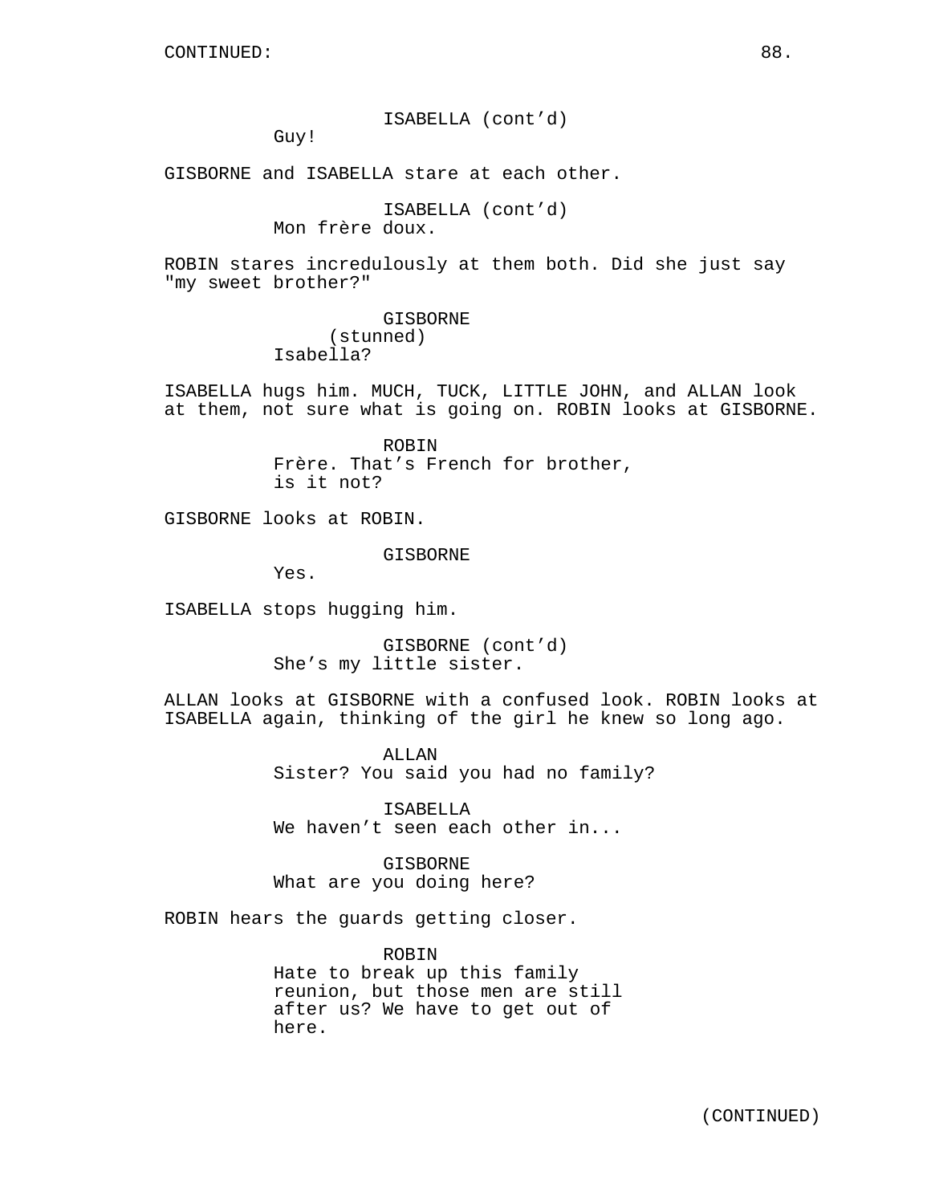CONTINUED:

ISABELLA (cont'd)
Guy!

GISBORNE and ISABELLA stare at each other.

ISABELLA (cont'd)
Mon frère doux.

ROBIN stares incredulously at them both. Did she just say "my sweet brother?"

GISBORNE
(stunned)
Isabella?

ISABELLA hugs him. MUCH, TUCK, LITTLE JOHN, and ALLAN look at them, not sure what is going on. ROBIN looks at GISBORNE.

ROBIN
Frère. That's French for brother, is it not?

GISBORNE looks at ROBIN.

GISBORNE
Yes.

ISABELLA stops hugging him.

GISBORNE (cont'd)
She's my little sister.

ALLAN looks at GISBORNE with a confused look. ROBIN looks at ISABELLA again, thinking of the girl he knew so long ago.

ALLAN
Sister? You said you had no family?

ISABELLA
We haven't seen each other in...

GISBORNE
What are you doing here?

ROBIN hears the guards getting closer.

ROBIN
Hate to break up this family reunion, but those men are still after us? We have to get out of here.

(CONTINUED)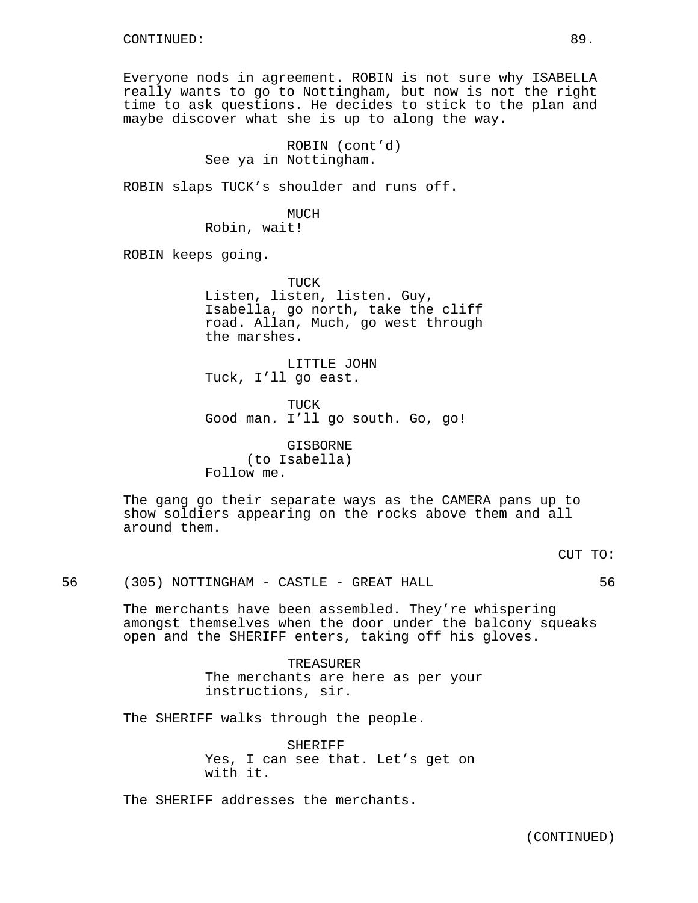CONTINUED:

Everyone nods in agreement. ROBIN is not sure why ISABELLA really wants to go to Nottingham, but now is not the right time to ask questions. He decides to stick to the plan and maybe discover what she is up to along the way.

ROBIN (cont'd)
See ya in Nottingham.

ROBIN slaps TUCK's shoulder and runs off.

MUCH
Robin, wait!

ROBIN keeps going.

TUCK
Listen, listen, listen. Guy, Isabella, go north, take the cliff road. Allan, Much, go west through the marshes.

LITTLE JOHN
Tuck, I'll go east.

TUCK
Good man. I'll go south. Go, go!

GISBORNE
(to Isabella)
Follow me.

The gang go their separate ways as the CAMERA pans up to show soldiers appearing on the rocks above them and all around them.

CUT TO:

56 (305) NOTTINGHAM - CASTLE - GREAT HALL 56

The merchants have been assembled. They're whispering amongst themselves when the door under the balcony squeaks open and the SHERIFF enters, taking off his gloves.

TREASURER
The merchants are here as per your instructions, sir.

The SHERIFF walks through the people.

SHERIFF
Yes, I can see that. Let's get on with it.

The SHERIFF addresses the merchants.

(CONTINUED)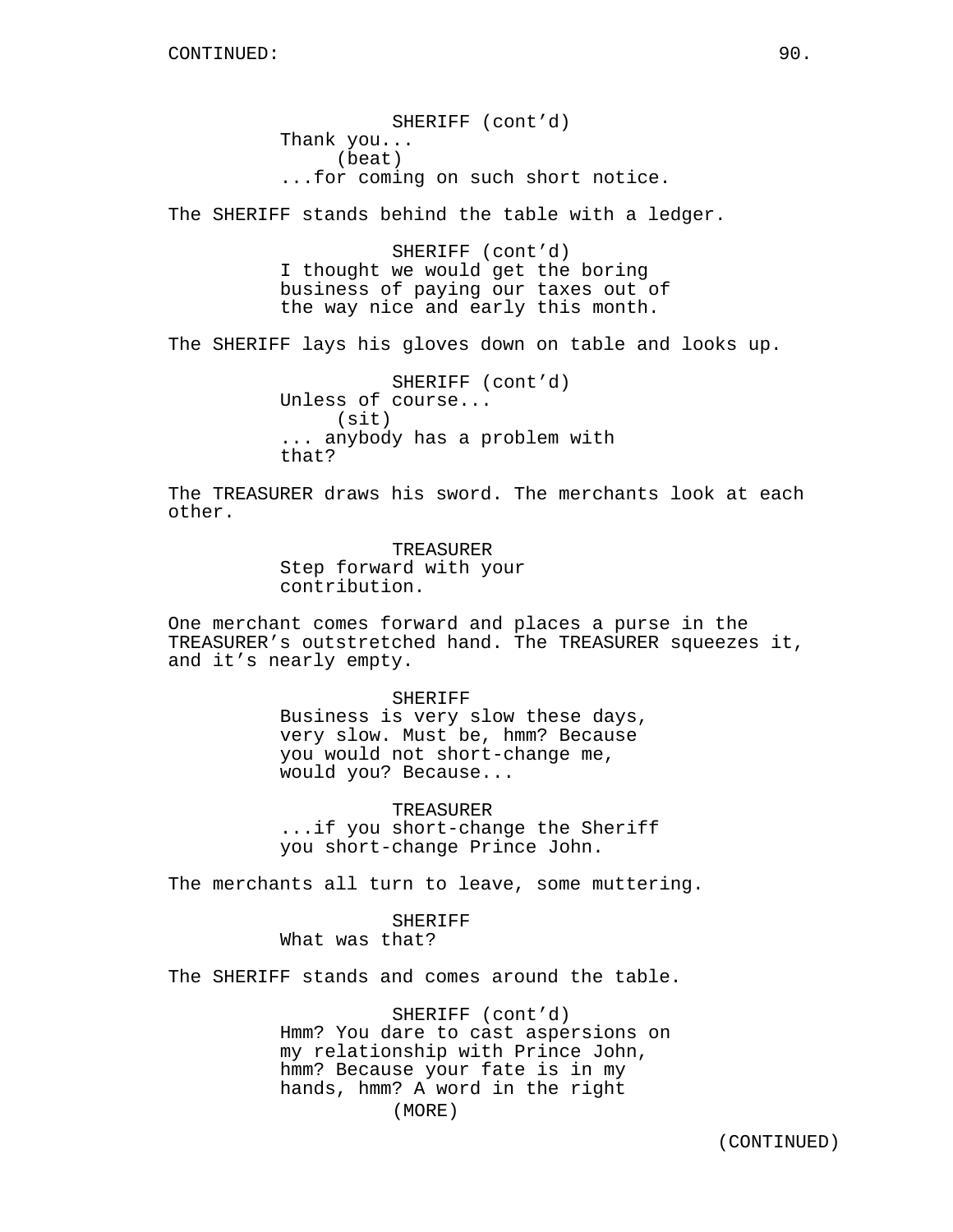SHERIFF (cont'd)
Thank you...
(beat)
...for coming on such short notice.

The SHERIFF stands behind the table with a ledger.

SHERIFF (cont'd)
I thought we would get the boring business of paying our taxes out of the way nice and early this month.

The SHERIFF lays his gloves down on table and looks up.

SHERIFF (cont'd)
Unless of course...
(sit)
... anybody has a problem with that?

The TREASURER draws his sword. The merchants look at each other.

TREASURER
Step forward with your contribution.

One merchant comes forward and places a purse in the TREASURER's outstretched hand. The TREASURER squeezes it, and it's nearly empty.

SHERIFF
Business is very slow these days, very slow. Must be, hmm? Because you would not short-change me, would you? Because...

TREASURER
...if you short-change the Sheriff you short-change Prince John.

The merchants all turn to leave, some muttering.

SHERIFF
What was that?

The SHERIFF stands and comes around the table.

SHERIFF (cont'd)
Hmm? You dare to cast aspersions on my relationship with Prince John, hmm? Because your fate is in my hands, hmm? A word in the right
(MORE)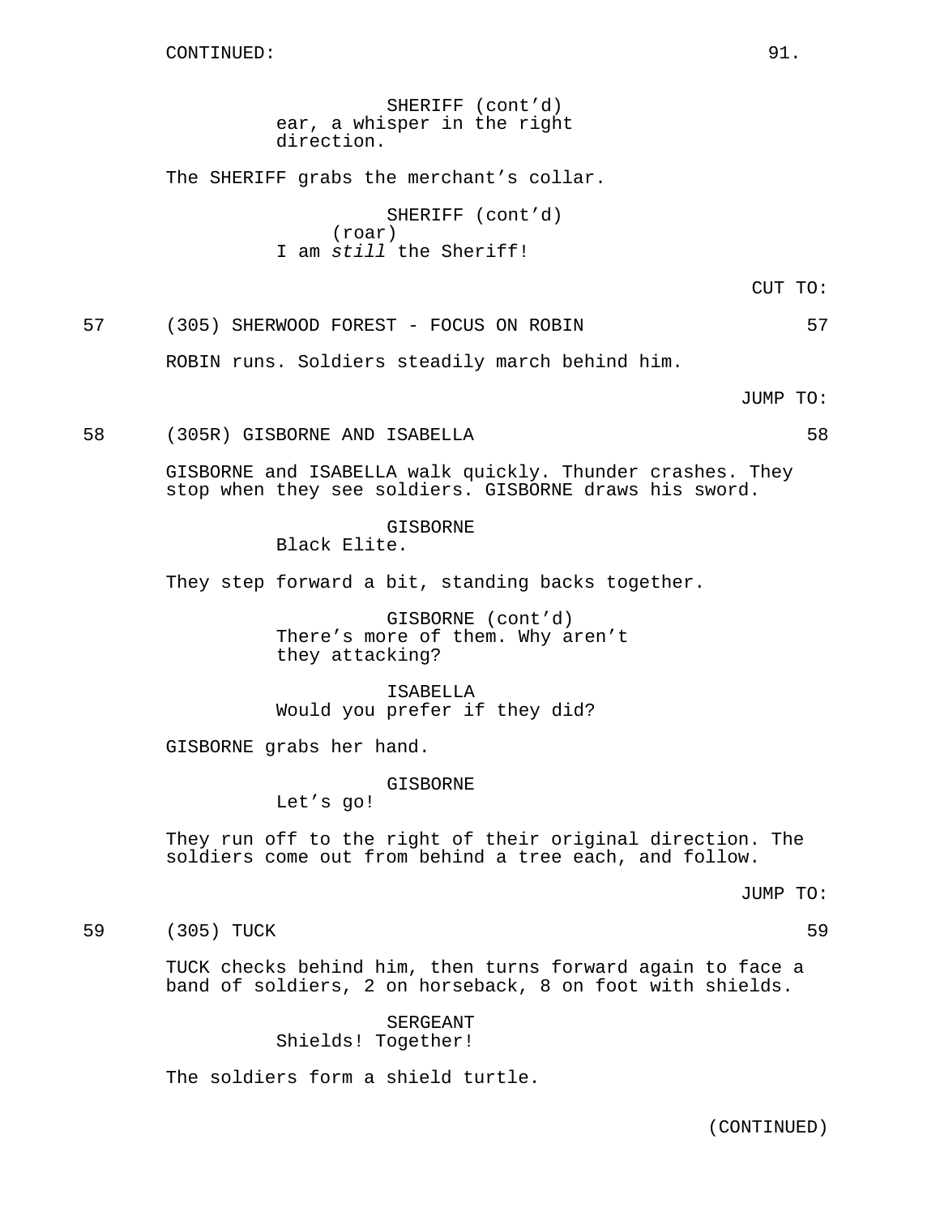CONTINUED:

SHERIFF (cont'd)
ear, a whisper in the right direction.

The SHERIFF grabs the merchant's collar.

SHERIFF (cont'd)
(roar)
I am *still* the Sheriff!

CUT TO:

57 (305) SHERWOOD FOREST - FOCUS ON ROBIN 57

ROBIN runs. Soldiers steadily march behind him.

JUMP TO:

58 (305R) GISBORNE AND ISABELLA 58

GISBORNE and ISABELLA walk quickly. Thunder crashes. They stop when they see soldiers. GISBORNE draws his sword.

GISBORNE
Black Elite.

They step forward a bit, standing backs together.

GISBORNE (cont'd)
There's more of them. Why aren't they attacking?

ISABELLA
Would you prefer if they did?

GISBORNE grabs her hand.

GISBORNE
Let's go!

They run off to the right of their original direction. The soldiers come out from behind a tree each, and follow.

JUMP TO:

59 (305) TUCK 59

TUCK checks behind him, then turns forward again to face a band of soldiers, 2 on horseback, 8 on foot with shields.

SERGEANT
Shields! Together!

The soldiers form a shield turtle.

(CONTINUED)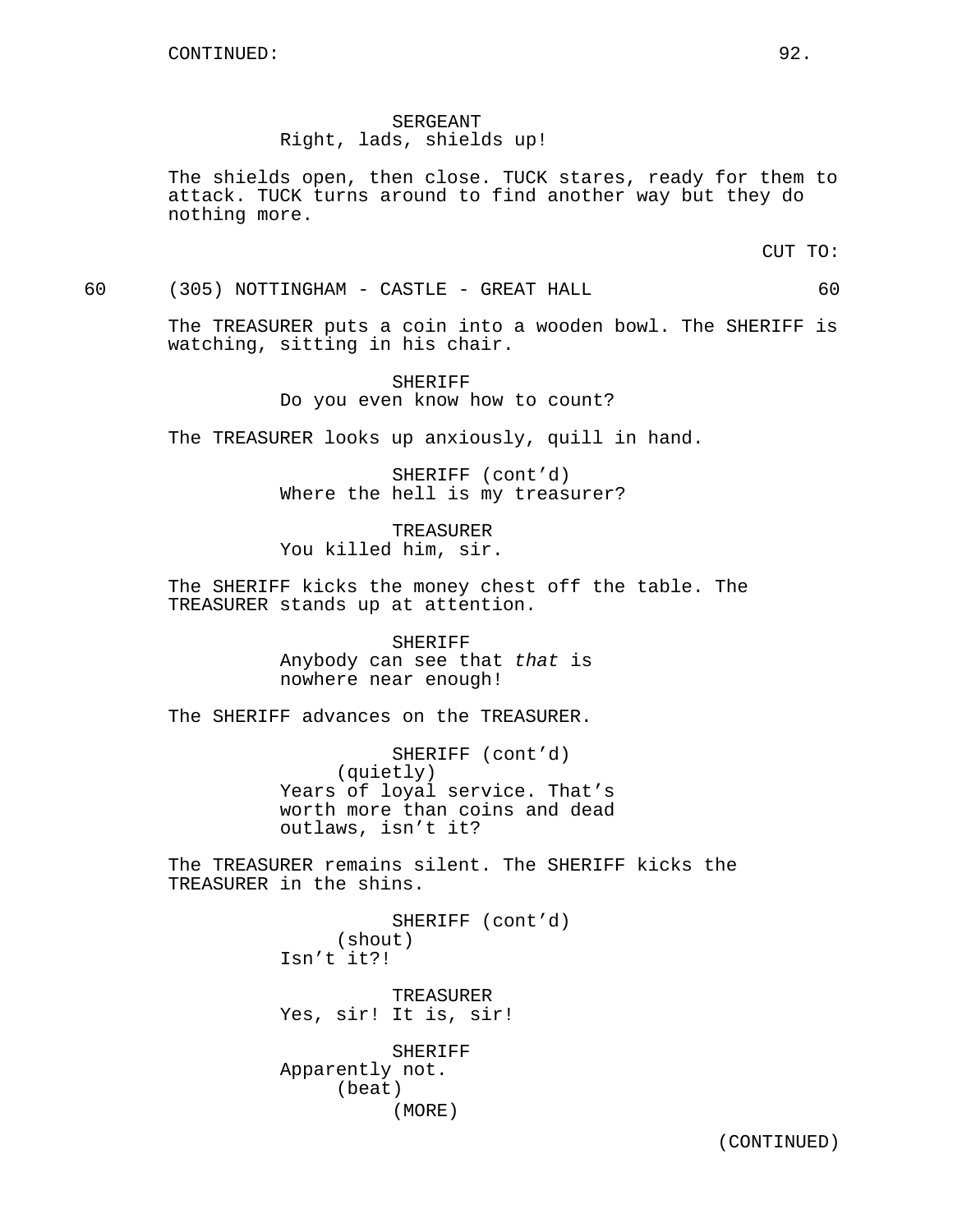CONTINUED:

SERGEANT
Right, lads, shields up!

The shields open, then close. TUCK stares, ready for them to attack. TUCK turns around to find another way but they do nothing more.

CUT TO:

60 (305) NOTTINGHAM - CASTLE - GREAT HALL 60

The TREASURER puts a coin into a wooden bowl. The SHERIFF is watching, sitting in his chair.

SHERIFF
Do you even know how to count?

The TREASURER looks up anxiously, quill in hand.

SHERIFF (cont'd)
Where the hell is my treasurer?

TREASURER
You killed him, sir.

The SHERIFF kicks the money chest off the table. The TREASURER stands up at attention.

SHERIFF
Anybody can see that *that* is nowhere near enough!

The SHERIFF advances on the TREASURER.

SHERIFF (cont'd)
(quietly)
Years of loyal service. That's worth more than coins and dead outlaws, isn't it?

The TREASURER remains silent. The SHERIFF kicks the TREASURER in the shins.

SHERIFF (cont'd)
(shout)
Isn't it?!

TREASURER
Yes, sir! It is, sir!

SHERIFF
Apparently not.
(beat)
(MORE)

(CONTINUED)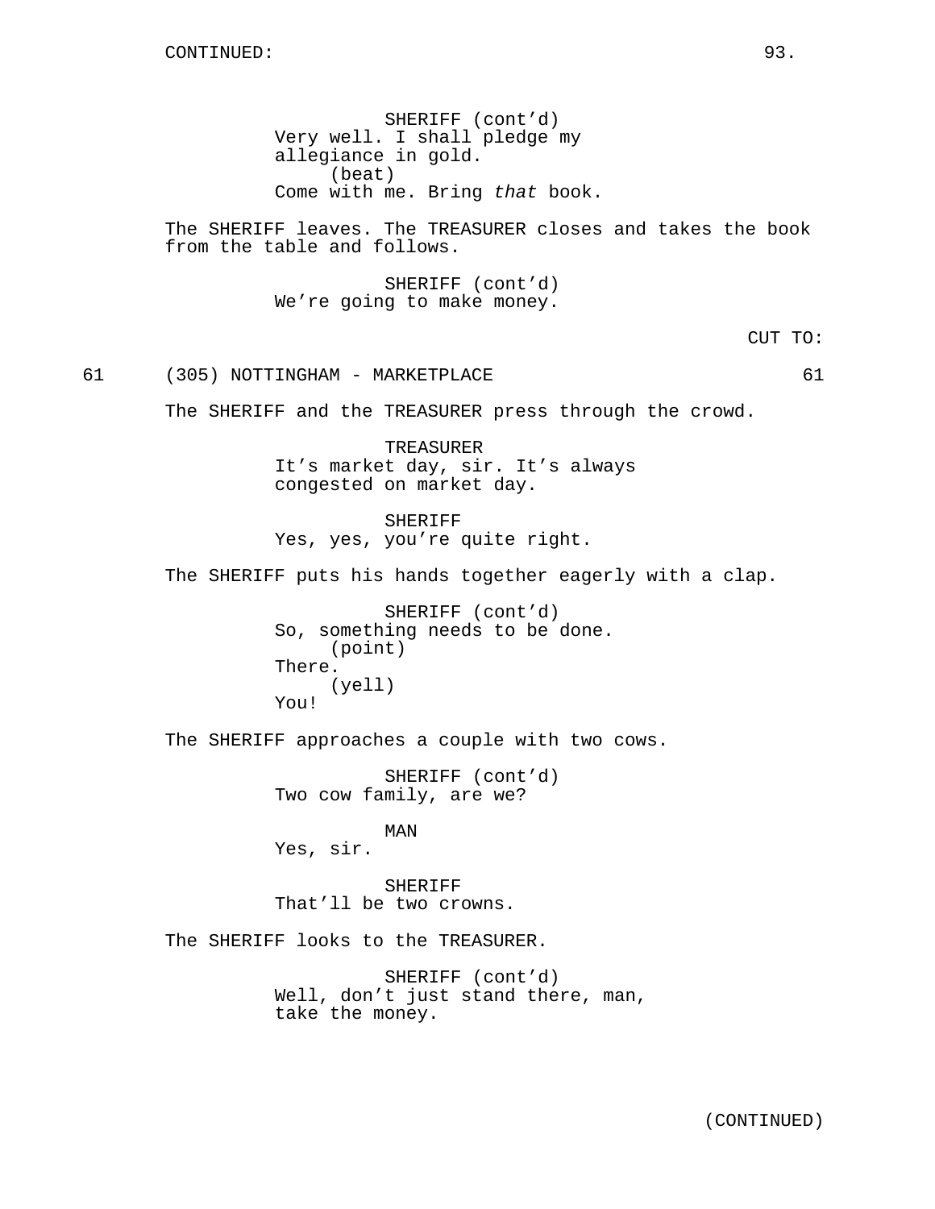CONTINUED:

SHERIFF (cont'd)
Very well. I shall pledge my allegiance in gold.
(beat)
Come with me. Bring *that* book.

The SHERIFF leaves. The TREASURER closes and takes the book from the table and follows.

SHERIFF (cont'd)
We're going to make money.

CUT TO:

61 (305) NOTTINGHAM - MARKETPLACE 61

The SHERIFF and the TREASURER press through the crowd.

TREASURER
It's market day, sir. It's always congested on market day.

SHERIFF
Yes, yes, you're quite right.

The SHERIFF puts his hands together eagerly with a clap.

SHERIFF (cont'd)
So, something needs to be done.
(point)
There.
(yell)
You!

The SHERIFF approaches a couple with two cows.

SHERIFF (cont'd)
Two cow family, are we?

MAN
Yes, sir.

SHERIFF
That'll be two crowns.

The SHERIFF looks to the TREASURER.

SHERIFF (cont'd)
Well, don't just stand there, man, take the money.

(CONTINUED)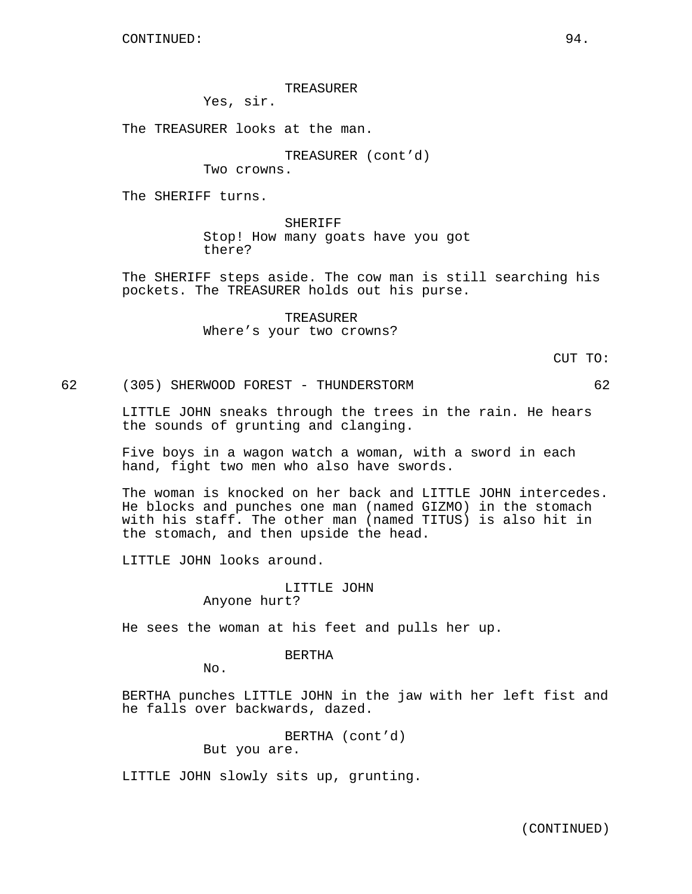CONTINUED:

TREASURER
Yes, sir.

The TREASURER looks at the man.

TREASURER (cont'd)
Two crowns.

The SHERIFF turns.

SHERIFF
Stop! How many goats have you got there?

The SHERIFF steps aside. The cow man is still searching his pockets. The TREASURER holds out his purse.

TREASURER
Where's your two crowns?

CUT TO:

62 (305) SHERWOOD FOREST - THUNDERSTORM 62

LITTLE JOHN sneaks through the trees in the rain. He hears the sounds of grunting and clanging.

Five boys in a wagon watch a woman, with a sword in each hand, fight two men who also have swords.

The woman is knocked on her back and LITTLE JOHN intercedes. He blocks and punches one man (named GIZMO) in the stomach with his staff. The other man (named TITUS) is also hit in the stomach, and then upside the head.

LITTLE JOHN looks around.

LITTLE JOHN
Anyone hurt?

He sees the woman at his feet and pulls her up.

BERTHA
No.

BERTHA punches LITTLE JOHN in the jaw with her left fist and he falls over backwards, dazed.

BERTHA (cont'd)
But you are.

LITTLE JOHN slowly sits up, grunting.

(CONTINUED)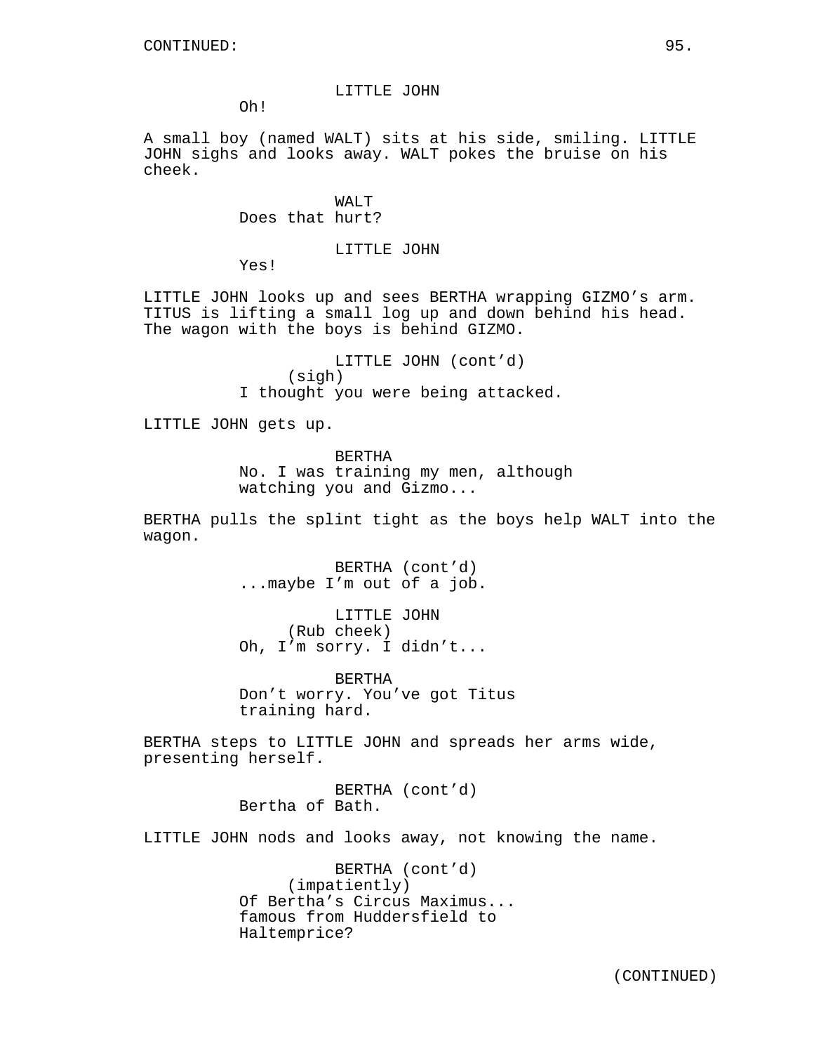CONTINUED:

LITTLE JOHN
Oh!

A small boy (named WALT) sits at his side, smiling. LITTLE JOHN sighs and looks away. WALT pokes the bruise on his cheek.

WALT
Does that hurt?

LITTLE JOHN
Yes!

LITTLE JOHN looks up and sees BERTHA wrapping GIZMO's arm. TITUS is lifting a small log up and down behind his head. The wagon with the boys is behind GIZMO.

LITTLE JOHN (cont'd)
(sigh)
I thought you were being attacked.

LITTLE JOHN gets up.

BERTHA
No. I was training my men, although watching you and Gizmo...

BERTHA pulls the splint tight as the boys help WALT into the wagon.

BERTHA (cont'd)
...maybe I'm out of a job.

LITTLE JOHN
(Rub cheek)
Oh, I'm sorry. I didn't...

BERTHA
Don't worry. You've got Titus training hard.

BERTHA steps to LITTLE JOHN and spreads her arms wide, presenting herself.

BERTHA (cont'd)
Bertha of Bath.

LITTLE JOHN nods and looks away, not knowing the name.

BERTHA (cont'd)
(impatiently)
Of Bertha's Circus Maximus... famous from Huddersfield to Haltemprice?

(CONTINUED)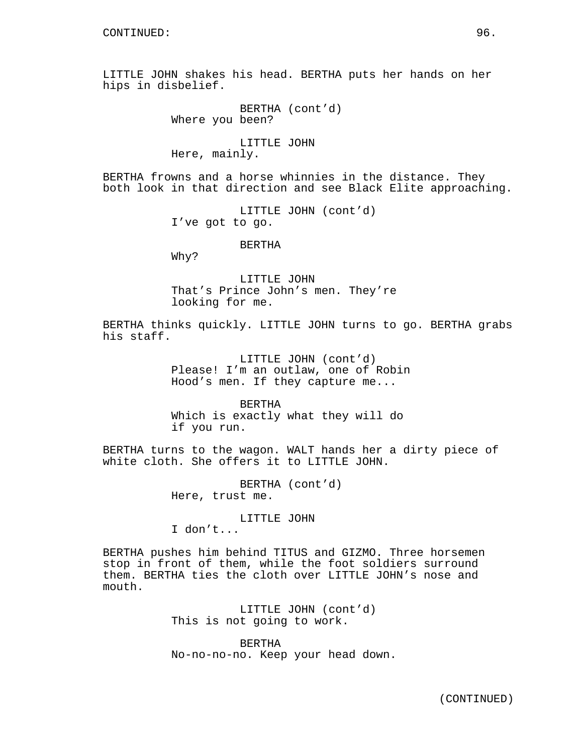CONTINUED:

LITTLE JOHN shakes his head. BERTHA puts her hands on her hips in disbelief.

BERTHA (cont'd)
Where you been?

LITTLE JOHN
Here, mainly.

BERTHA frowns and a horse whinnies in the distance. They both look in that direction and see Black Elite approaching.

LITTLE JOHN (cont'd)
I've got to go.

BERTHA
Why?

LITTLE JOHN
That's Prince John's men. They're looking for me.

BERTHA thinks quickly. LITTLE JOHN turns to go. BERTHA grabs his staff.

LITTLE JOHN (cont'd)
Please! I'm an outlaw, one of Robin Hood's men. If they capture me...

BERTHA
Which is exactly what they will do if you run.

BERTHA turns to the wagon. WALT hands her a dirty piece of white cloth. She offers it to LITTLE JOHN.

BERTHA (cont'd)
Here, trust me.

LITTLE JOHN
I don't...

BERTHA pushes him behind TITUS and GIZMO. Three horsemen stop in front of them, while the foot soldiers surround them. BERTHA ties the cloth over LITTLE JOHN's nose and mouth.

LITTLE JOHN (cont'd)
This is not going to work.

BERTHA
No-no-no-no. Keep your head down.

(CONTINUED)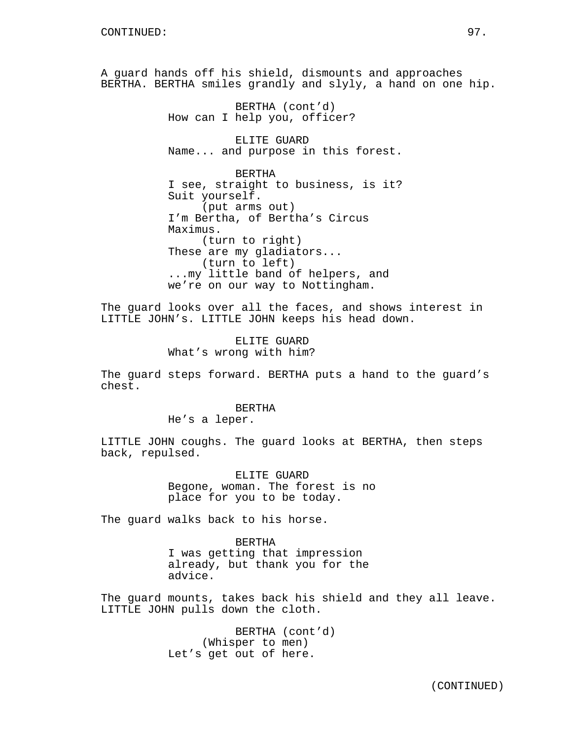A guard hands off his shield, dismounts and approaches BERTHA. BERTHA smiles grandly and slyly, a hand on one hip.

BERTHA (cont'd)
How can I help you, officer?

ELITE GUARD
Name... and purpose in this forest.

BERTHA
I see, straight to business, is it? Suit yourself.
(put arms out)
I'm Bertha, of Bertha's Circus Maximus.
(turn to right)
These are my gladiators...
(turn to left)
...my little band of helpers, and we're on our way to Nottingham.

The guard looks over all the faces, and shows interest in LITTLE JOHN's. LITTLE JOHN keeps his head down.

ELITE GUARD
What's wrong with him?

The guard steps forward. BERTHA puts a hand to the guard's chest.

BERTHA
He's a leper.

LITTLE JOHN coughs. The guard looks at BERTHA, then steps back, repulsed.

ELITE GUARD
Begone, woman. The forest is no place for you to be today.

The guard walks back to his horse.

BERTHA
I was getting that impression already, but thank you for the advice.

The guard mounts, takes back his shield and they all leave. LITTLE JOHN pulls down the cloth.

BERTHA (cont'd)
(Whisper to men)
Let's get out of here.

(CONTINUED)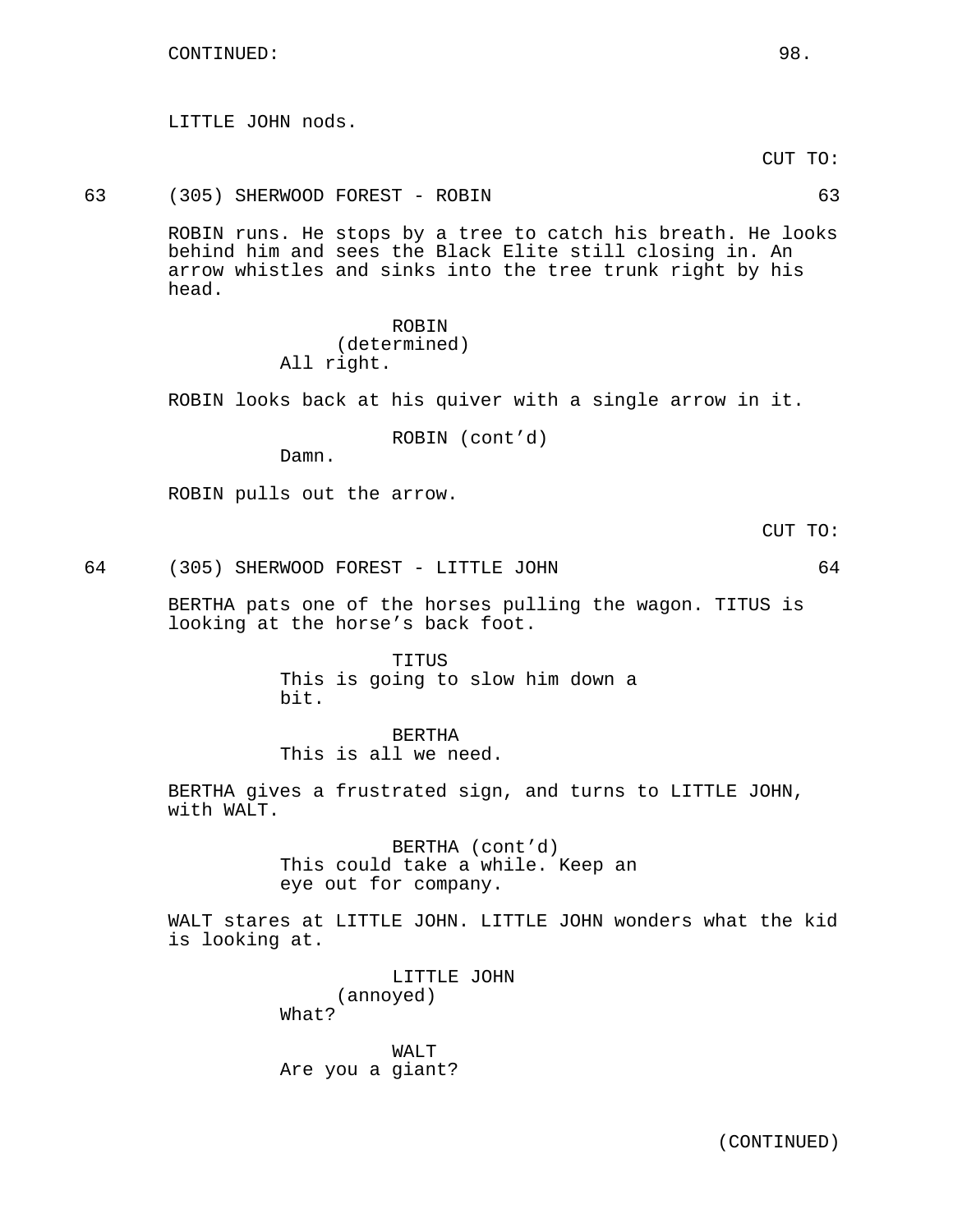CONTINUED:

LITTLE JOHN nods.

CUT TO:

63 (305) SHERWOOD FOREST - ROBIN 63

ROBIN runs. He stops by a tree to catch his breath. He looks behind him and sees the Black Elite still closing in. An arrow whistles and sinks into the tree trunk right by his head.

ROBIN
(determined)
All right.

ROBIN looks back at his quiver with a single arrow in it.

ROBIN (cont'd)
Damn.

ROBIN pulls out the arrow.

CUT TO:

64 (305) SHERWOOD FOREST - LITTLE JOHN 64

BERTHA pats one of the horses pulling the wagon. TITUS is looking at the horse's back foot.

TITUS
This is going to slow him down a bit.

BERTHA
This is all we need.

BERTHA gives a frustrated sign, and turns to LITTLE JOHN, with WALT.

BERTHA (cont'd)
This could take a while. Keep an eye out for company.

WALT stares at LITTLE JOHN. LITTLE JOHN wonders what the kid is looking at.

LITTLE JOHN
(annoyed)
What?

WALT
Are you a giant?

(CONTINUED)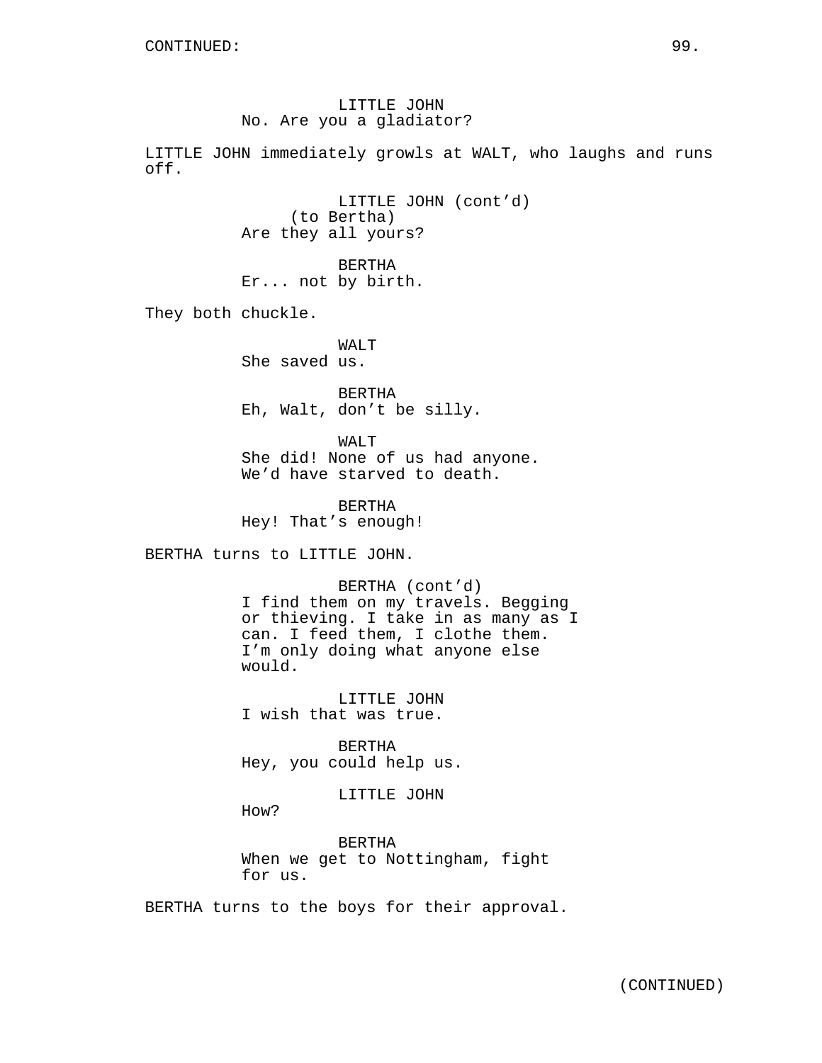CONTINUED:

LITTLE JOHN
No. Are you a gladiator?

LITTLE JOHN immediately growls at WALT, who laughs and runs off.

LITTLE JOHN (cont'd)
(to Bertha)
Are they all yours?

BERTHA
Er... not by birth.

They both chuckle.

WALT
She saved us.

BERTHA
Eh, Walt, don't be silly.

WALT
She did! None of us had anyone. We'd have starved to death.

BERTHA
Hey! That's enough!

BERTHA turns to LITTLE JOHN.

BERTHA (cont'd)
I find them on my travels. Begging or thieving. I take in as many as I can. I feed them, I clothe them. I'm only doing what anyone else would.

LITTLE JOHN
I wish that was true.

BERTHA
Hey, you could help us.

LITTLE JOHN
How?

BERTHA
When we get to Nottingham, fight for us.

BERTHA turns to the boys for their approval.

(CONTINUED)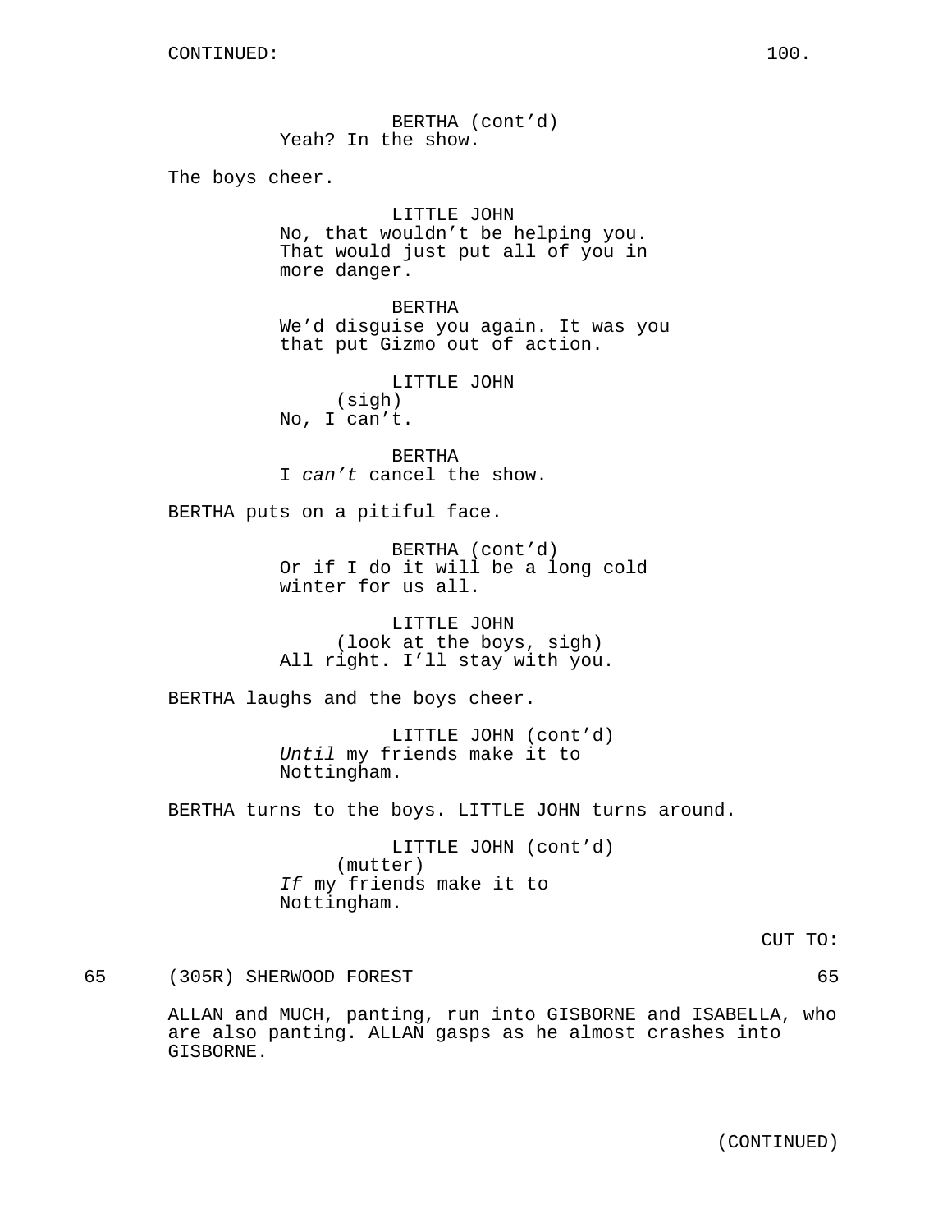CONTINUED:

BERTHA (cont'd)
Yeah? In the show.

The boys cheer.

LITTLE JOHN
No, that wouldn't be helping you. That would just put all of you in more danger.

BERTHA
We'd disguise you again. It was you that put Gizmo out of action.

LITTLE JOHN
(sigh)
No, I can't.

BERTHA
I *can't* cancel the show.

BERTHA puts on a pitiful face.

BERTHA (cont'd)
Or if I do it will be a long cold winter for us all.

LITTLE JOHN
(look at the boys, sigh)
All right. I'll stay with you.

BERTHA laughs and the boys cheer.

LITTLE JOHN (cont'd)
*Until* my friends make it to Nottingham.

BERTHA turns to the boys. LITTLE JOHN turns around.

LITTLE JOHN (cont'd)
(mutter)
*If* my friends make it to Nottingham.

CUT TO:

65 (305R) SHERWOOD FOREST 65

ALLAN and MUCH, panting, run into GISBORNE and ISABELLA, who are also panting. ALLAN gasps as he almost crashes into GISBORNE.

(CONTINUED)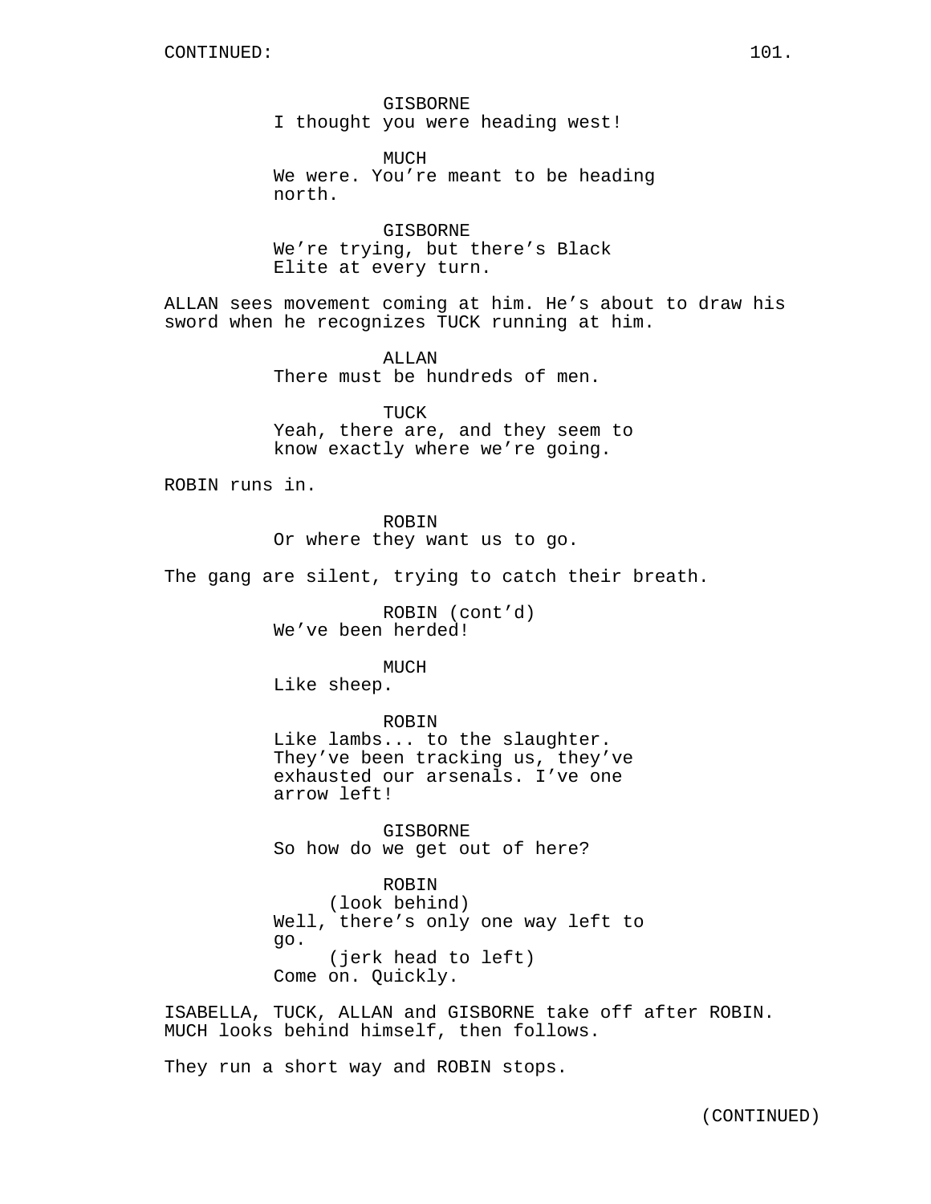CONTINUED:

GISBORNE
I thought you were heading west!

MUCH
We were. You're meant to be heading north.

GISBORNE
We're trying, but there's Black Elite at every turn.

ALLAN sees movement coming at him. He's about to draw his sword when he recognizes TUCK running at him.

ALLAN
There must be hundreds of men.

TUCK
Yeah, there are, and they seem to know exactly where we're going.

ROBIN runs in.

ROBIN
Or where they want us to go.

The gang are silent, trying to catch their breath.

ROBIN (cont'd)
We've been herded!

MUCH
Like sheep.

ROBIN
Like lambs... to the slaughter. They've been tracking us, they've exhausted our arsenals. I've one arrow left!

GISBORNE
So how do we get out of here?

ROBIN
(look behind)
Well, there's only one way left to go.
(jerk head to left)
Come on. Quickly.

ISABELLA, TUCK, ALLAN and GISBORNE take off after ROBIN. MUCH looks behind himself, then follows.

They run a short way and ROBIN stops.

(CONTINUED)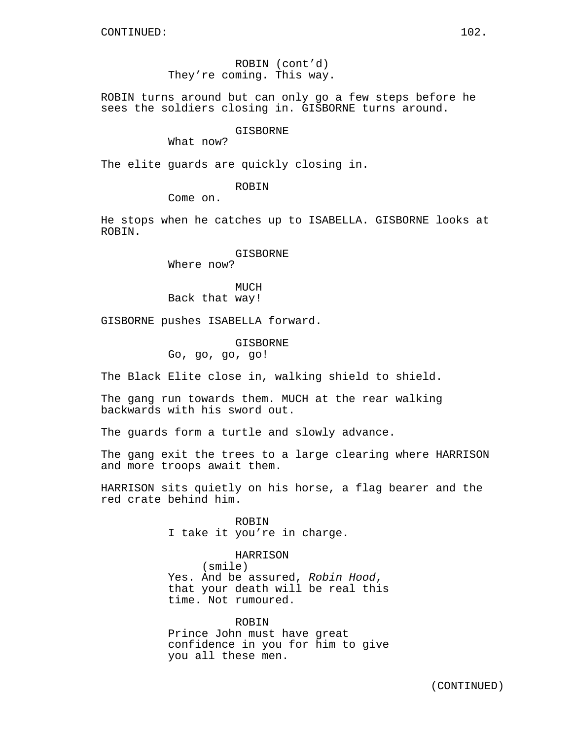CONTINUED:

ROBIN (cont'd)
They're coming. This way.

ROBIN turns around but can only go a few steps before he sees the soldiers closing in. GISBORNE turns around.

GISBORNE
What now?

The elite guards are quickly closing in.

ROBIN
Come on.

He stops when he catches up to ISABELLA. GISBORNE looks at ROBIN.

GISBORNE
Where now?

MUCH
Back that way!

GISBORNE pushes ISABELLA forward.

GISBORNE
Go, go, go, go!

The Black Elite close in, walking shield to shield.

The gang run towards them. MUCH at the rear walking backwards with his sword out.

The guards form a turtle and slowly advance.

The gang exit the trees to a large clearing where HARRISON and more troops await them.

HARRISON sits quietly on his horse, a flag bearer and the red crate behind him.

ROBIN
I take it you're in charge.

HARRISON
(smile)
Yes. And be assured, *Robin Hood*, that your death will be real this time. Not rumoured.

ROBIN
Prince John must have great confidence in you for him to give you all these men.

(CONTINUED)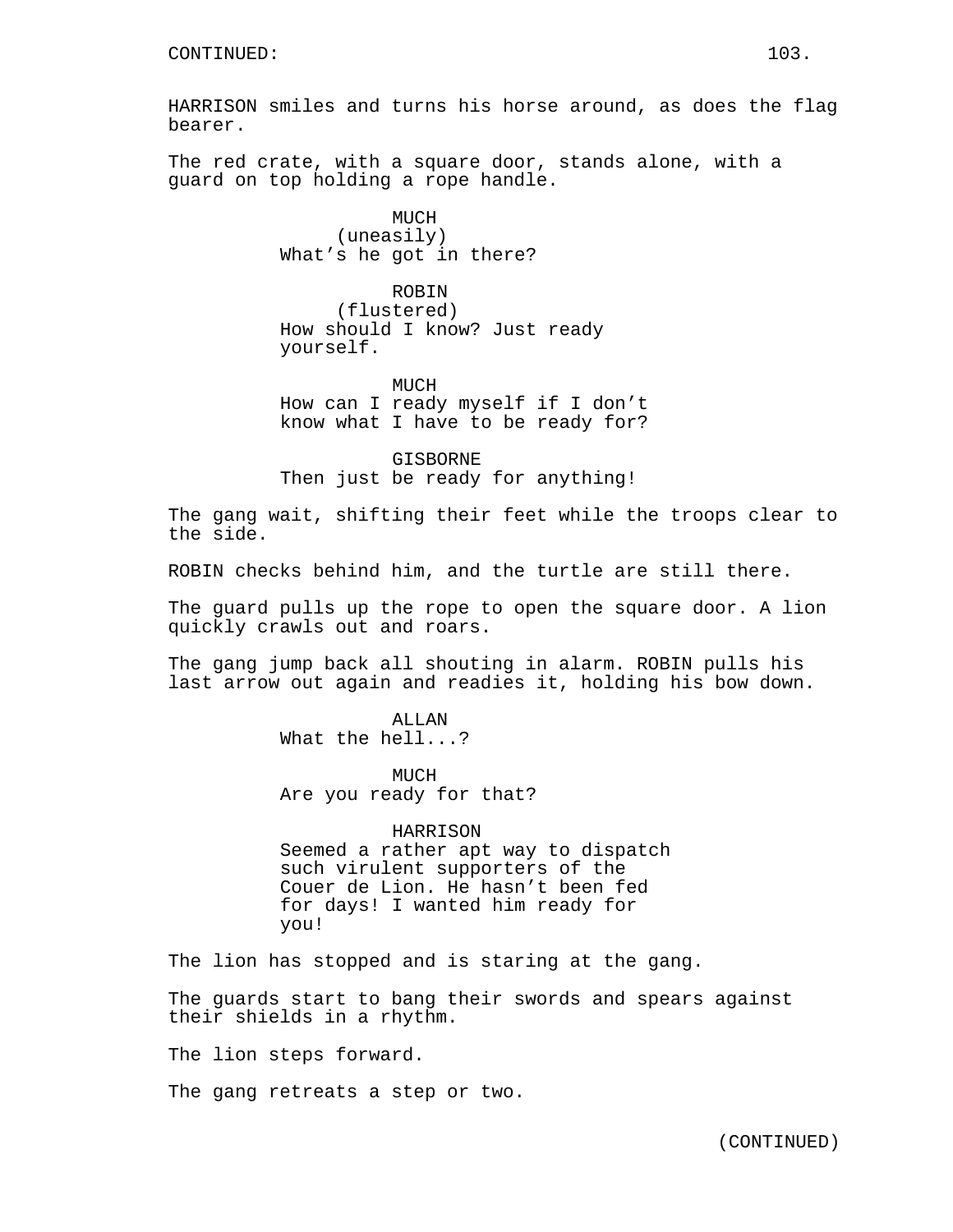HARRISON smiles and turns his horse around, as does the flag bearer.

The red crate, with a square door, stands alone, with a guard on top holding a rope handle.

MUCH
(uneasily)
What's he got in there?

ROBIN
(flustered)
How should I know? Just ready yourself.

MUCH
How can I ready myself if I don't know what I have to be ready for?

GISBORNE
Then just be ready for anything!

The gang wait, shifting their feet while the troops clear to the side.

ROBIN checks behind him, and the turtle are still there.

The guard pulls up the rope to open the square door. A lion quickly crawls out and roars.

The gang jump back all shouting in alarm. ROBIN pulls his last arrow out again and readies it, holding his bow down.

ALLAN
What the hell...?

MUCH
Are you ready for that?

HARRISON
Seemed a rather apt way to dispatch such virulent supporters of the Couer de Lion. He hasn't been fed for days! I wanted him ready for you!

The lion has stopped and is staring at the gang.

The guards start to bang their swords and spears against their shields in a rhythm.

The lion steps forward.

The gang retreats a step or two.

(CONTINUED)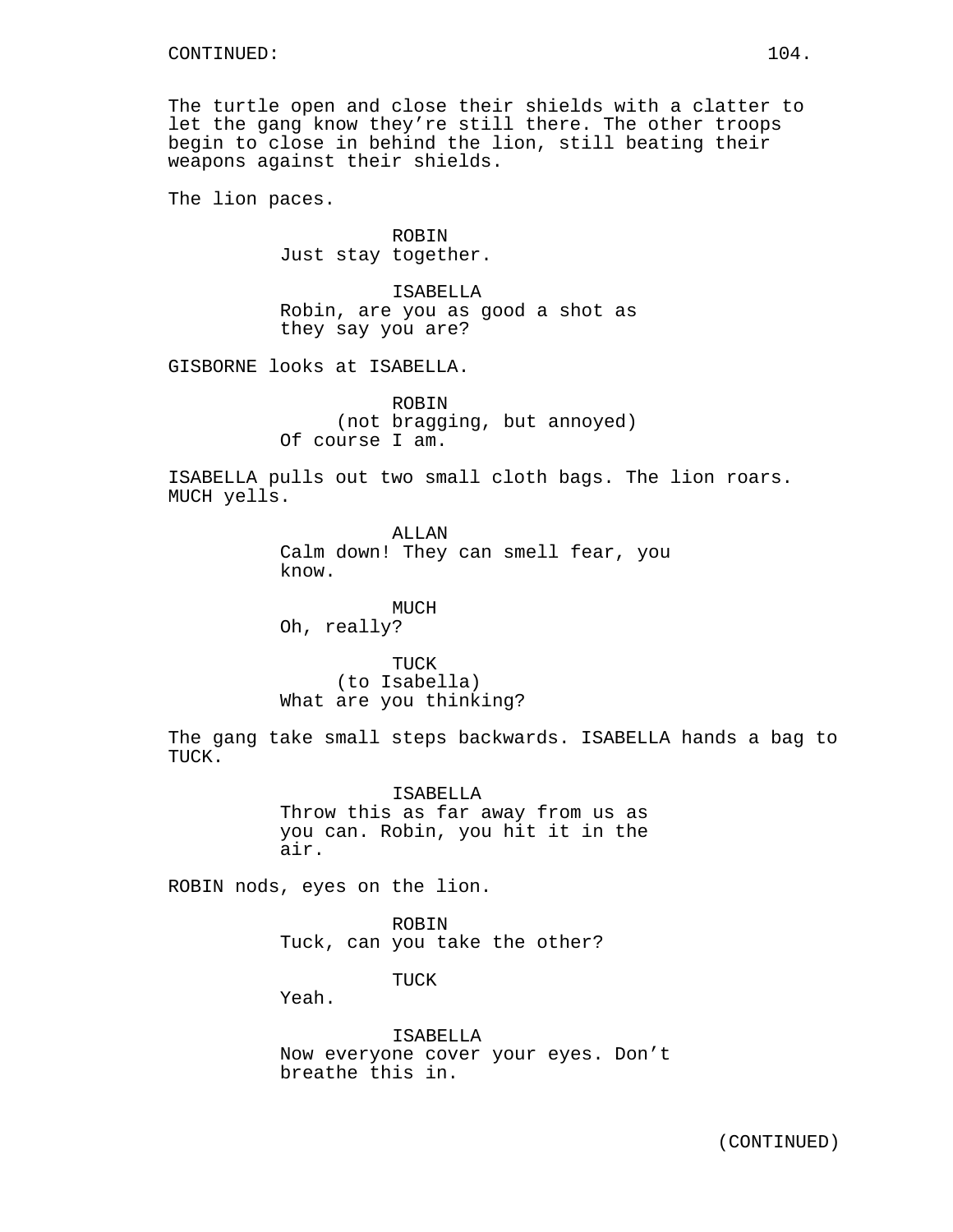CONTINUED:

The turtle open and close their shields with a clatter to let the gang know they're still there. The other troops begin to close in behind the lion, still beating their weapons against their shields.

The lion paces.

ROBIN
Just stay together.

ISABELLA
Robin, are you as good a shot as they say you are?

GISBORNE looks at ISABELLA.

ROBIN
(not bragging, but annoyed)
Of course I am.

ISABELLA pulls out two small cloth bags. The lion roars. MUCH yells.

ALLAN
Calm down! They can smell fear, you know.

MUCH
Oh, really?

TUCK
(to Isabella)
What are you thinking?

The gang take small steps backwards. ISABELLA hands a bag to TUCK.

ISABELLA
Throw this as far away from us as you can. Robin, you hit it in the air.

ROBIN nods, eyes on the lion.

ROBIN
Tuck, can you take the other?

TUCK
Yeah.

ISABELLA
Now everyone cover your eyes. Don't breathe this in.

(CONTINUED)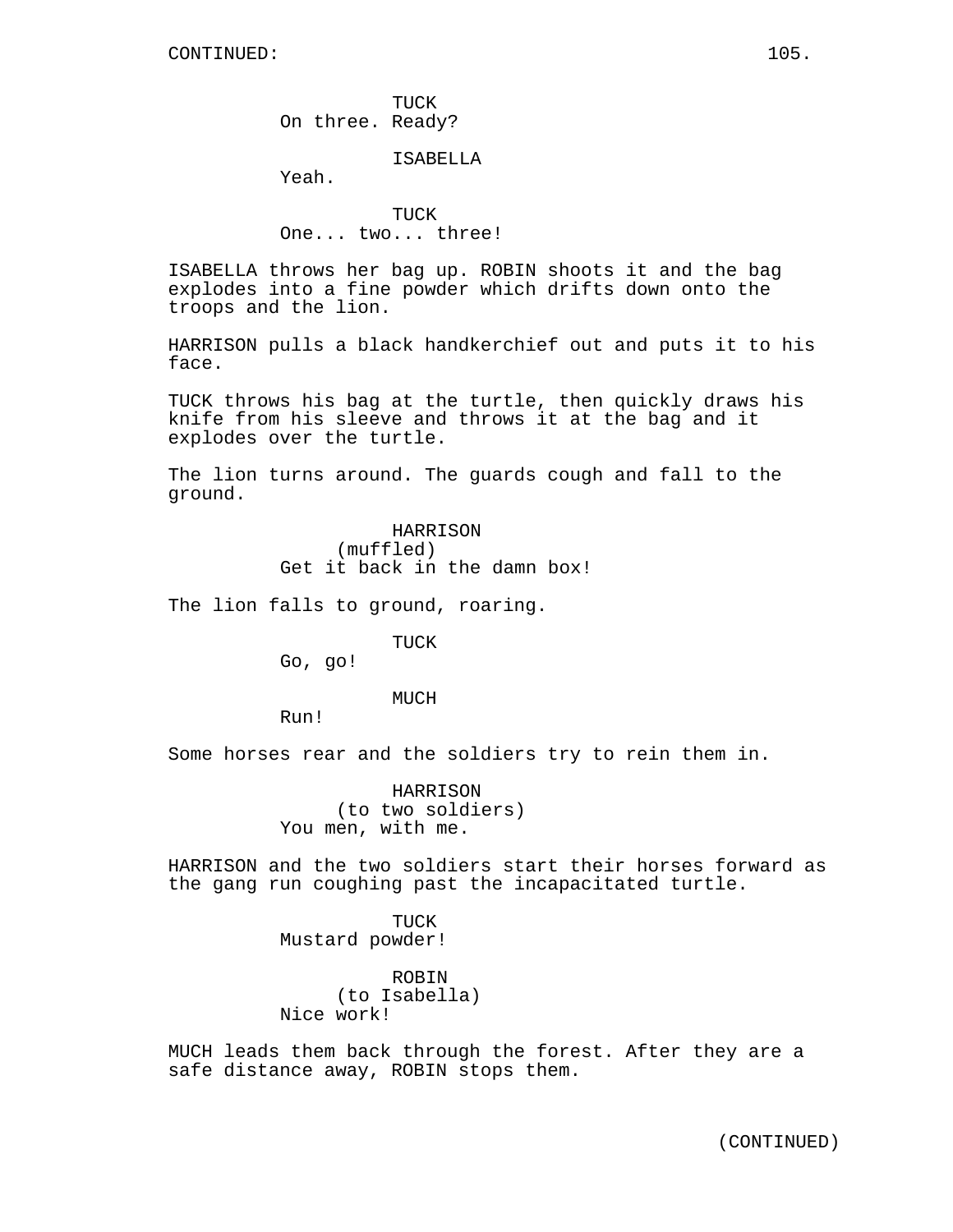CONTINUED:

TUCK
On three. Ready?

ISABELLA
Yeah.

TUCK
One... two... three!

ISABELLA throws her bag up. ROBIN shoots it and the bag explodes into a fine powder which drifts down onto the troops and the lion.

HARRISON pulls a black handkerchief out and puts it to his face.

TUCK throws his bag at the turtle, then quickly draws his knife from his sleeve and throws it at the bag and it explodes over the turtle.

The lion turns around. The guards cough and fall to the ground.

HARRISON
(muffled)
Get it back in the damn box!

The lion falls to ground, roaring.

TUCK
Go, go!

MUCH
Run!

Some horses rear and the soldiers try to rein them in.

HARRISON
(to two soldiers)
You men, with me.

HARRISON and the two soldiers start their horses forward as the gang run coughing past the incapacitated turtle.

TUCK
Mustard powder!

ROBIN
(to Isabella)
Nice work!

MUCH leads them back through the forest. After they are a safe distance away, ROBIN stops them.

(CONTINUED)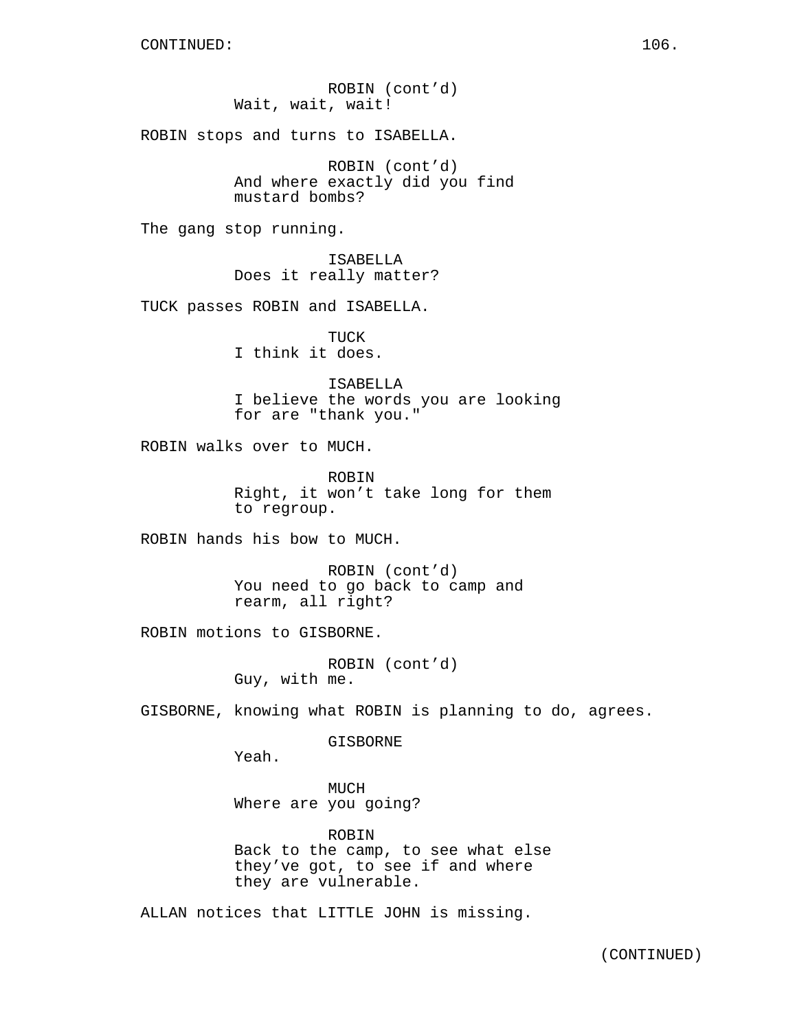CONTINUED:

ROBIN (cont'd)
Wait, wait, wait!

ROBIN stops and turns to ISABELLA.

ROBIN (cont'd)
And where exactly did you find mustard bombs?

The gang stop running.

ISABELLA
Does it really matter?

TUCK passes ROBIN and ISABELLA.

TUCK
I think it does.

ISABELLA
I believe the words you are looking for are "thank you."

ROBIN walks over to MUCH.

ROBIN
Right, it won't take long for them to regroup.

ROBIN hands his bow to MUCH.

ROBIN (cont'd)
You need to go back to camp and rearm, all right?

ROBIN motions to GISBORNE.

ROBIN (cont'd)
Guy, with me.

GISBORNE, knowing what ROBIN is planning to do, agrees.

GISBORNE
Yeah.

MUCH
Where are you going?

ROBIN
Back to the camp, to see what else they've got, to see if and where they are vulnerable.

ALLAN notices that LITTLE JOHN is missing.

(CONTINUED)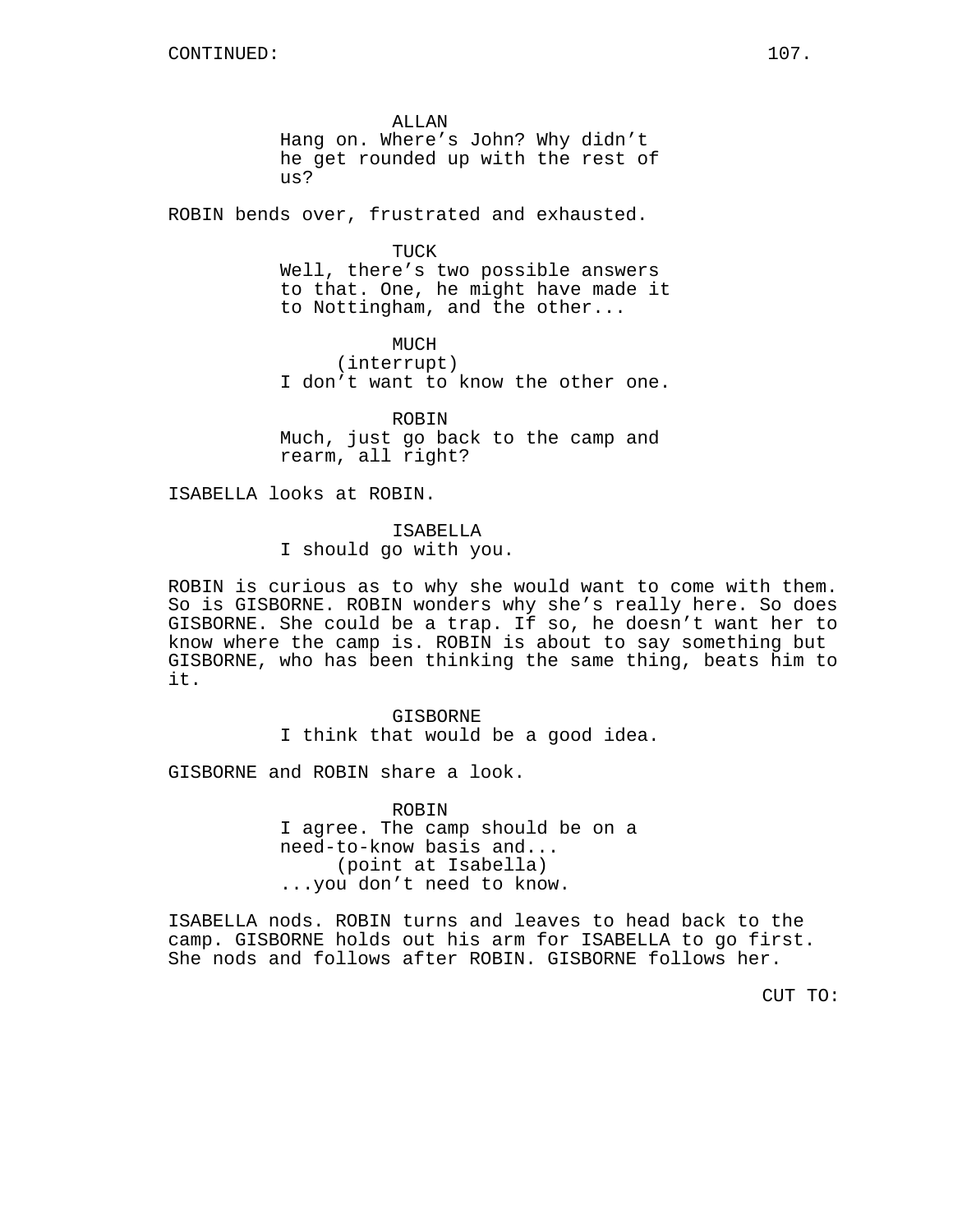ALLAN
Hang on. Where's John? Why didn't he get rounded up with the rest of us?

ROBIN bends over, frustrated and exhausted.

TUCK
Well, there's two possible answers to that. One, he might have made it to Nottingham, and the other...

MUCH
(interrupt)
I don't want to know the other one.

ROBIN
Much, just go back to the camp and rearm, all right?

ISABELLA looks at ROBIN.

ISABELLA
I should go with you.

ROBIN is curious as to why she would want to come with them. So is GISBORNE. ROBIN wonders why she's really here. So does GISBORNE. She could be a trap. If so, he doesn't want her to know where the camp is. ROBIN is about to say something but GISBORNE, who has been thinking the same thing, beats him to it.

GISBORNE
I think that would be a good idea.

GISBORNE and ROBIN share a look.

ROBIN
I agree. The camp should be on a need-to-know basis and...
(point at Isabella)
...you don't need to know.

ISABELLA nods. ROBIN turns and leaves to head back to the camp. GISBORNE holds out his arm for ISABELLA to go first. She nods and follows after ROBIN. GISBORNE follows her.

CUT TO: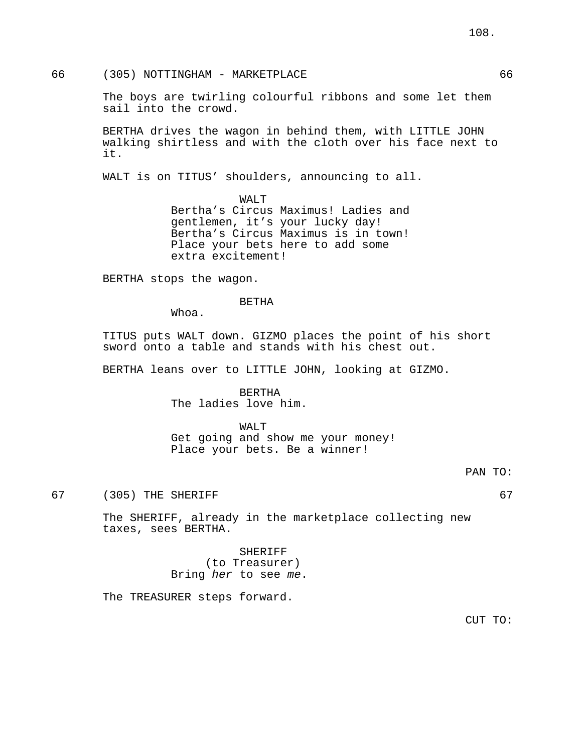66 (305) NOTTINGHAM - MARKETPLACE 66

The boys are twirling colourful ribbons and some let them sail into the crowd.

BERTHA drives the wagon in behind them, with LITTLE JOHN walking shirtless and with the cloth over his face next to it.

WALT is on TITUS' shoulders, announcing to all.

WALT
Bertha's Circus Maximus! Ladies and gentlemen, it's your lucky day! Bertha's Circus Maximus is in town! Place your bets here to add some extra excitement!

BERTHA stops the wagon.

BETHA
Whoa.

TITUS puts WALT down. GIZMO places the point of his short sword onto a table and stands with his chest out.

BERTHA leans over to LITTLE JOHN, looking at GIZMO.

BERTHA
The ladies love him.

WALT
Get going and show me your money! Place your bets. Be a winner!

PAN TO:

67 (305) THE SHERIFF 67

The SHERIFF, already in the marketplace collecting new taxes, sees BERTHA.

SHERIFF
(to Treasurer)
Bring *her* to see *me*.

The TREASURER steps forward.

CUT TO: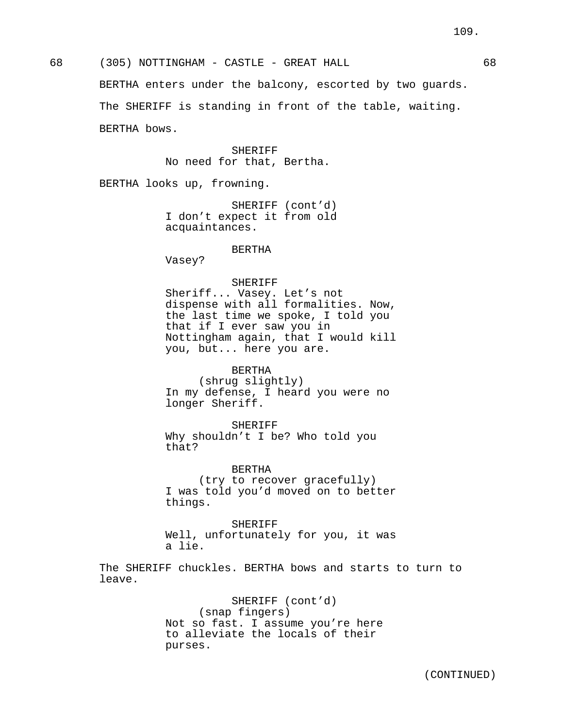68 (305) NOTTINGHAM - CASTLE - GREAT HALL 68

BERTHA enters under the balcony, escorted by two guards.

The SHERIFF is standing in front of the table, waiting.

BERTHA bows.

SHERIFF
No need for that, Bertha.

BERTHA looks up, frowning.

SHERIFF (cont'd)
I don't expect it from old acquaintances.

BERTHA
Vasey?

SHERIFF
Sheriff... Vasey. Let's not dispense with all formalities. Now, the last time we spoke, I told you that if I ever saw you in Nottingham again, that I would kill you, but... here you are.

BERTHA
(shrug slightly)
In my defense, I heard you were no longer Sheriff.

SHERIFF
Why shouldn't I be? Who told you that?

BERTHA
(try to recover gracefully)
I was told you'd moved on to better things.

SHERIFF
Well, unfortunately for you, it was a lie.

The SHERIFF chuckles. BERTHA bows and starts to turn to leave.

SHERIFF (cont'd)
(snap fingers)
Not so fast. I assume you're here to alleviate the locals of their purses.

(CONTINUED)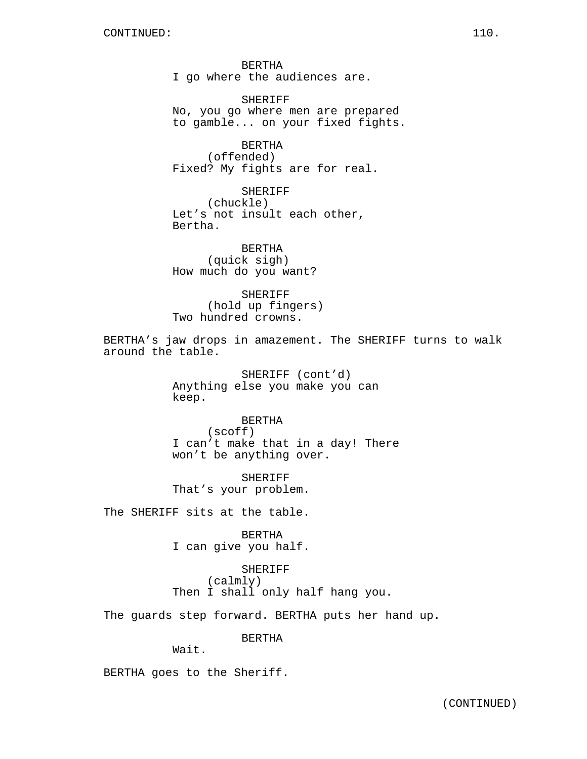BERTHA
I go where the audiences are.

SHERIFF
No, you go where men are prepared to gamble... on your fixed fights.

BERTHA
(offended)
Fixed? My fights are for real.

SHERIFF
(chuckle)
Let's not insult each other, Bertha.

BERTHA
(quick sigh)
How much do you want?

SHERIFF
(hold up fingers)
Two hundred crowns.

BERTHA's jaw drops in amazement. The SHERIFF turns to walk around the table.

SHERIFF (cont'd)
Anything else you make you can keep.

BERTHA
(scoff)
I can't make that in a day! There won't be anything over.

SHERIFF
That's your problem.

The SHERIFF sits at the table.

BERTHA
I can give you half.

SHERIFF
(calmly)
Then I shall only half hang you.

The guards step forward. BERTHA puts her hand up.

BERTHA
Wait.

BERTHA goes to the Sheriff.

(CONTINUED)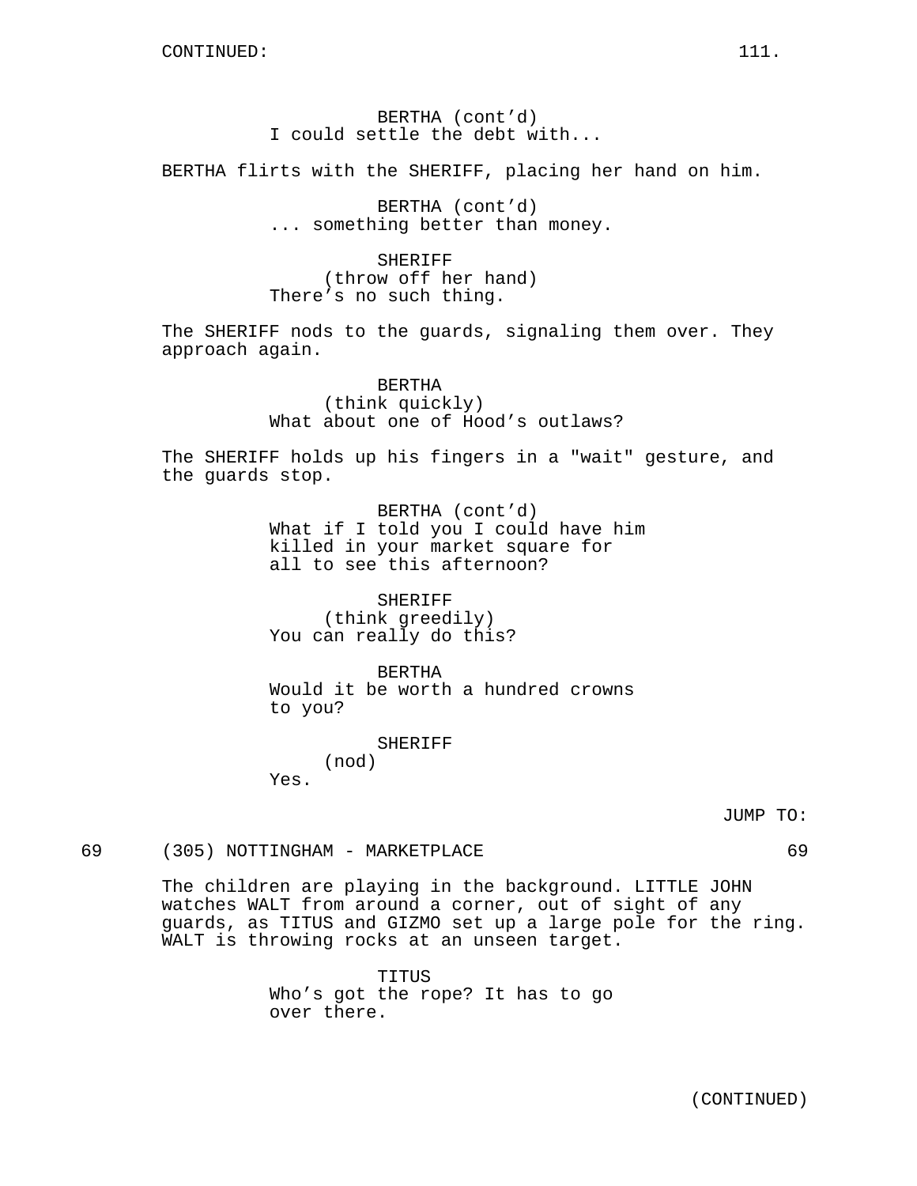BERTHA (cont’d)
I could settle the debt with...

BERTHA flirts with the SHERIFF, placing her hand on him.

BERTHA (cont’d)
... something better than money.

SHERIFF
(throw off her hand)
There’s no such thing.

The SHERIFF nods to the guards, signaling them over. They approach again.

BERTHA
(think quickly)
What about one of Hood’s outlaws?

The SHERIFF holds up his fingers in a "wait" gesture, and the guards stop.

BERTHA (cont’d)
What if I told you I could have him killed in your market square for all to see this afternoon?

SHERIFF
(think greedily)
You can really do this?

BERTHA
Would it be worth a hundred crowns to you?

SHERIFF
(nod)
Yes.

JUMP TO:

69 (305) NOTTINGHAM - MARKETPLACE 69

The children are playing in the background. LITTLE JOHN watches WALT from around a corner, out of sight of any guards, as TITUS and GIZMO set up a large pole for the ring. WALT is throwing rocks at an unseen target.

TITUS
Who’s got the rope? It has to go over there.

(CONTINUED)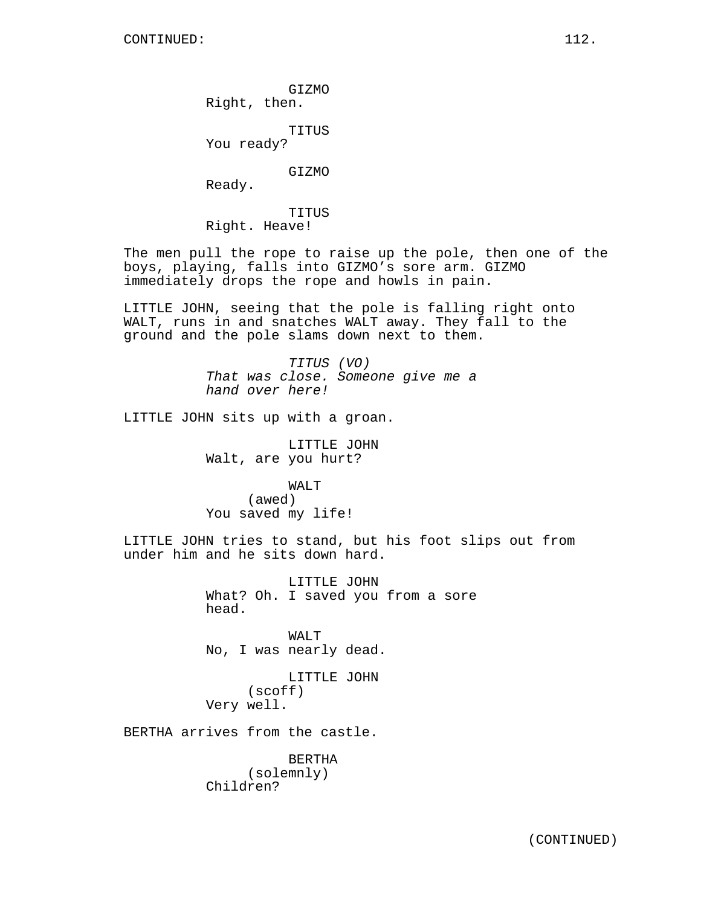GIZMO
Right, then.

TITUS
You ready?

GIZMO
Ready.

TITUS
Right. Heave!

The men pull the rope to raise up the pole, then one of the boys, playing, falls into GIZMO's sore arm. GIZMO immediately drops the rope and howls in pain.

LITTLE JOHN, seeing that the pole is falling right onto WALT, runs in and snatches WALT away. They fall to the ground and the pole slams down next to them.

*TITUS (VO)*
*That was close. Someone give me a hand over here!*

LITTLE JOHN sits up with a groan.

LITTLE JOHN
Walt, are you hurt?

WALT
(awed)
You saved my life!

LITTLE JOHN tries to stand, but his foot slips out from under him and he sits down hard.

LITTLE JOHN
What? Oh. I saved you from a sore head.

WALT
No, I was nearly dead.

LITTLE JOHN
(scoff)
Very well.

BERTHA arrives from the castle.

BERTHA
(solemnly)
Children?

(CONTINUED)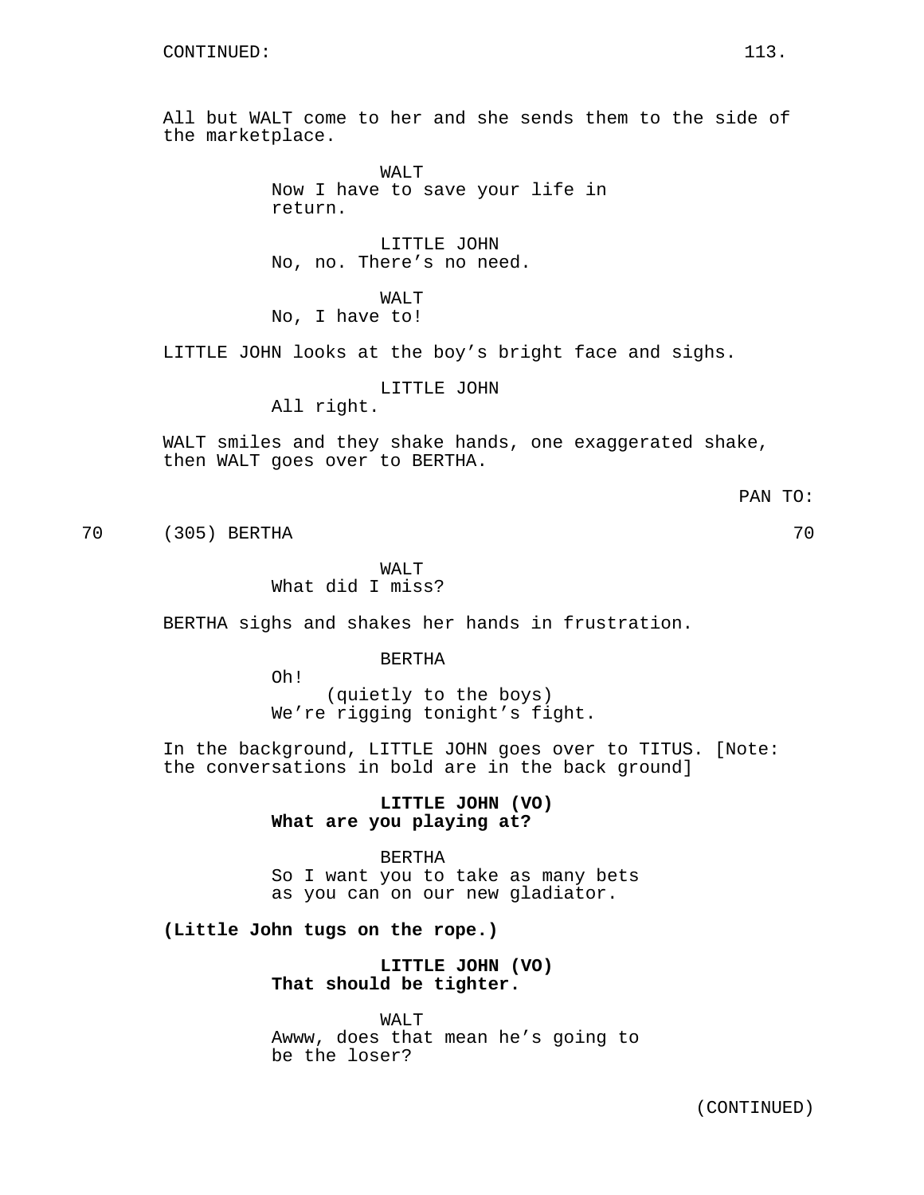All but WALT come to her and she sends them to the side of the marketplace.

WALT
Now I have to save your life in return.

LITTLE JOHN
No, no. There's no need.

WALT
No, I have to!

LITTLE JOHN looks at the boy's bright face and sighs.

LITTLE JOHN
All right.

WALT smiles and they shake hands, one exaggerated shake, then WALT goes over to BERTHA.

PAN TO:

70 (305) BERTHA 70

WALT
What did I miss?

BERTHA sighs and shakes her hands in frustration.

BERTHA
Oh!
(quietly to the boys)
We're rigging tonight's fight.

In the background, LITTLE JOHN goes over to TITUS. [Note: the conversations in bold are in the back ground]

**LITTLE JOHN (VO)**
**What are you playing at?**

BERTHA
So I want you to take as many bets as you can on our new gladiator.

**(Little John tugs on the rope.)**

**LITTLE JOHN (VO)**
**That should be tighter.**

WALT
Awww, does that mean he's going to be the loser?

(CONTINUED)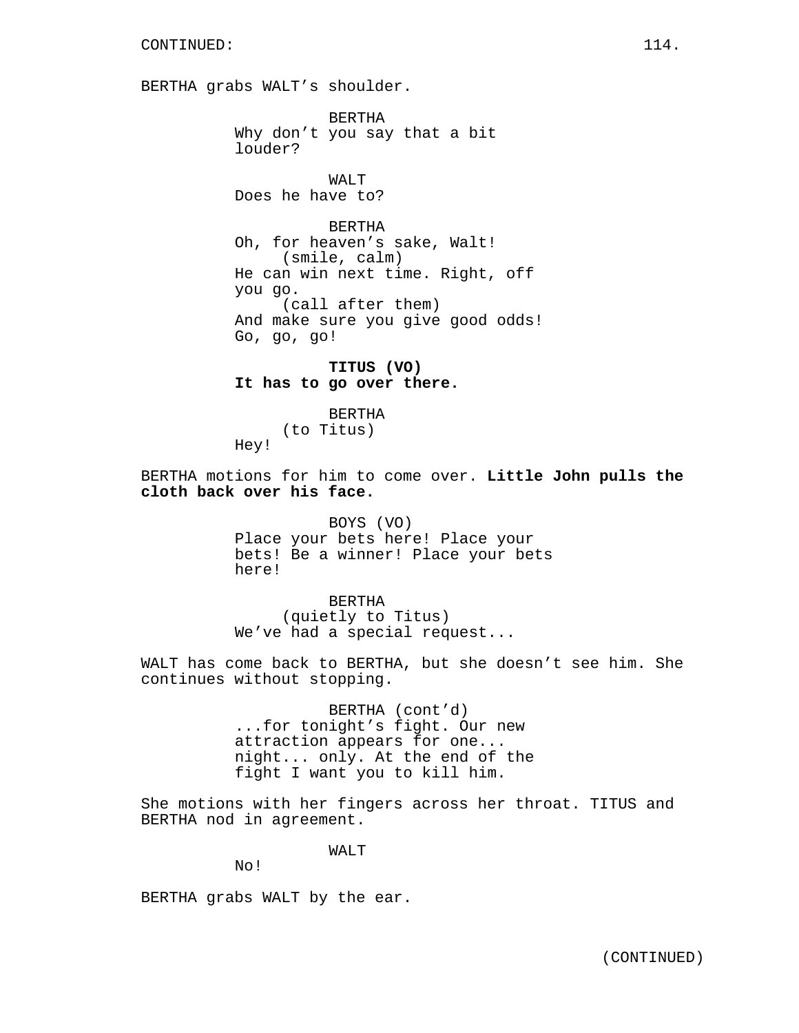BERTHA grabs WALT's shoulder.

BERTHA
Why don't you say that a bit louder?

WALT
Does he have to?

BERTHA
Oh, for heaven's sake, Walt!
(smile, calm)
He can win next time. Right, off you go.
(call after them)
And make sure you give good odds!
Go, go, go!

**TITUS (VO)**
**It has to go over there.**

BERTHA
(to Titus)
Hey!

BERTHA motions for him to come over. **Little John pulls the cloth back over his face.**

BOYS (VO)
Place your bets here! Place your bets! Be a winner! Place your bets here!

BERTHA
(quietly to Titus)
We've had a special request...

WALT has come back to BERTHA, but she doesn't see him. She continues without stopping.

BERTHA (cont'd)
...for tonight's fight. Our new attraction appears for one... night... only. At the end of the fight I want you to kill him.

She motions with her fingers across her throat. TITUS and BERTHA nod in agreement.

WALT
No!

BERTHA grabs WALT by the ear.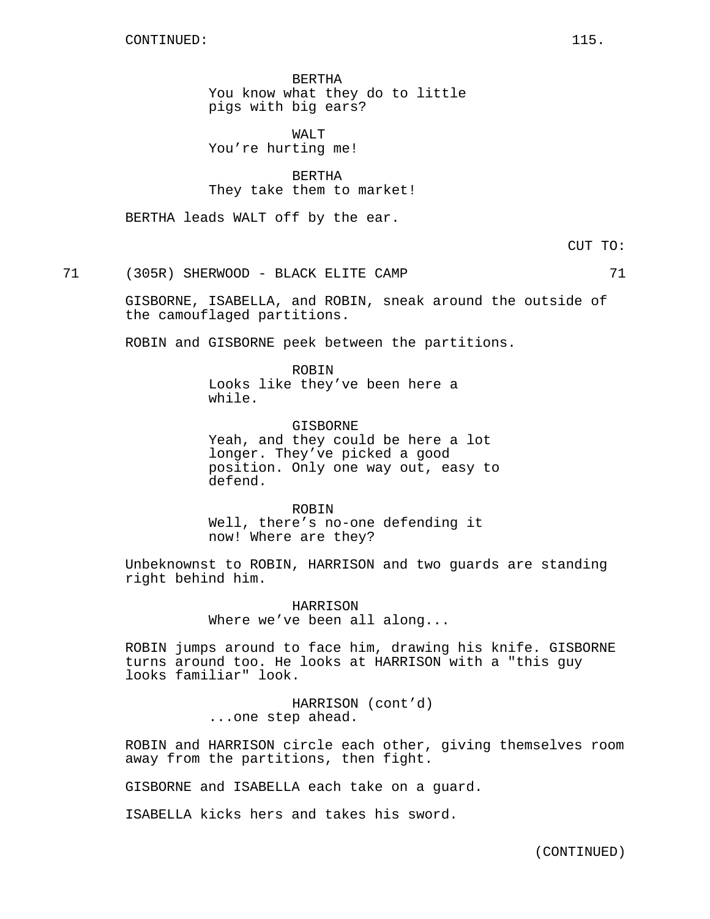CONTINUED:

BERTHA
You know what they do to little pigs with big ears?

WALT
You're hurting me!

BERTHA
They take them to market!

BERTHA leads WALT off by the ear.

CUT TO:

71 (305R) SHERWOOD - BLACK ELITE CAMP 71

GISBORNE, ISABELLA, and ROBIN, sneak around the outside of the camouflaged partitions.

ROBIN and GISBORNE peek between the partitions.

ROBIN
Looks like they've been here a while.

GISBORNE
Yeah, and they could be here a lot longer. They've picked a good position. Only one way out, easy to defend.

ROBIN
Well, there's no-one defending it now! Where are they?

Unbeknownst to ROBIN, HARRISON and two guards are standing right behind him.

HARRISON
Where we've been all along...

ROBIN jumps around to face him, drawing his knife. GISBORNE turns around too. He looks at HARRISON with a "this guy looks familiar" look.

HARRISON (cont'd)
...one step ahead.

ROBIN and HARRISON circle each other, giving themselves room away from the partitions, then fight.

GISBORNE and ISABELLA each take on a guard.

ISABELLA kicks hers and takes his sword.

(CONTINUED)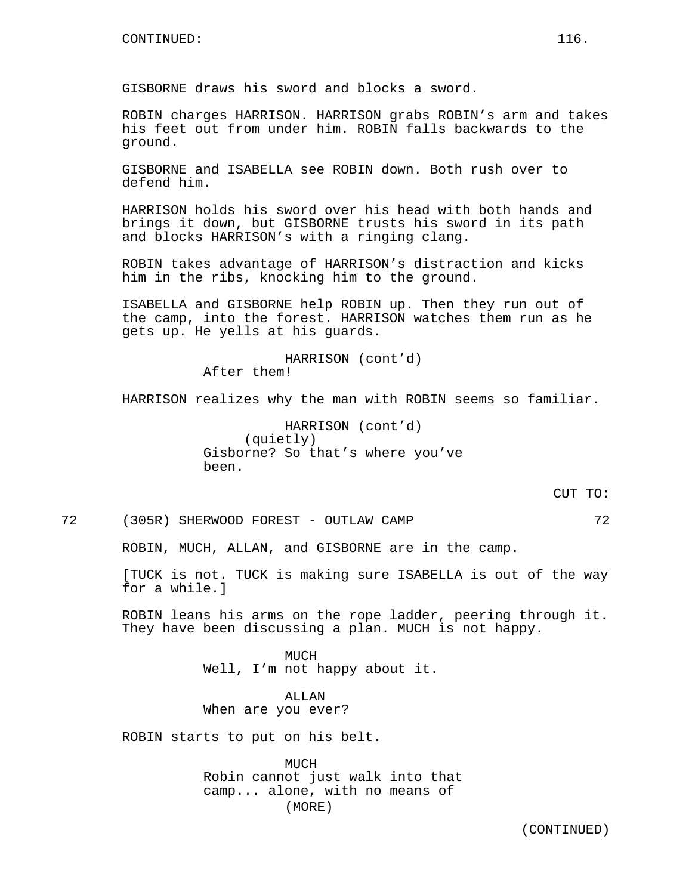GISBORNE draws his sword and blocks a sword.

ROBIN charges HARRISON. HARRISON grabs ROBIN's arm and takes his feet out from under him. ROBIN falls backwards to the ground.

GISBORNE and ISABELLA see ROBIN down. Both rush over to defend him.

HARRISON holds his sword over his head with both hands and brings it down, but GISBORNE trusts his sword in its path and blocks HARRISON's with a ringing clang.

ROBIN takes advantage of HARRISON's distraction and kicks him in the ribs, knocking him to the ground.

ISABELLA and GISBORNE help ROBIN up. Then they run out of the camp, into the forest. HARRISON watches them run as he gets up. He yells at his guards.

HARRISON (cont'd)
After them!

HARRISON realizes why the man with ROBIN seems so familiar.

HARRISON (cont'd)
(quietly)
Gisborne? So that's where you've been.

CUT TO:

72 (305R) SHERWOOD FOREST - OUTLAW CAMP 72

ROBIN, MUCH, ALLAN, and GISBORNE are in the camp.

[TUCK is not. TUCK is making sure ISABELLA is out of the way for a while.]

ROBIN leans his arms on the rope ladder, peering through it. They have been discussing a plan. MUCH is not happy.

MUCH
Well, I'm not happy about it.

ALLAN
When are you ever?

ROBIN starts to put on his belt.

MUCH
Robin cannot just walk into that camp... alone, with no means of
(MORE)

(CONTINUED)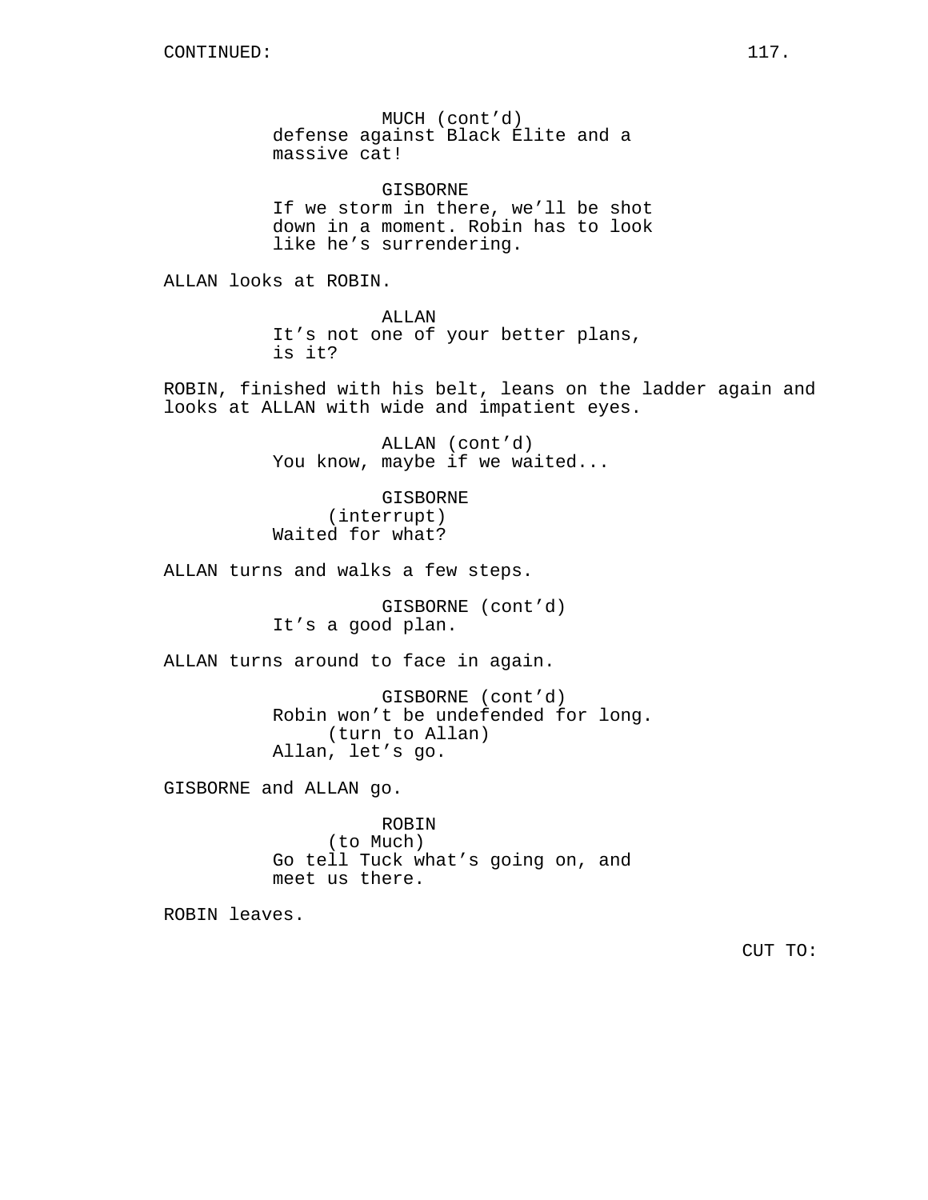CONTINUED:

MUCH (cont'd)
defense against Black Elite and a massive cat!

GISBORNE
If we storm in there, we'll be shot down in a moment. Robin has to look like he's surrendering.

ALLAN looks at ROBIN.

ALLAN
It's not one of your better plans, is it?

ROBIN, finished with his belt, leans on the ladder again and looks at ALLAN with wide and impatient eyes.

ALLAN (cont'd)
You know, maybe if we waited...

GISBORNE
(interrupt)
Waited for what?

ALLAN turns and walks a few steps.

GISBORNE (cont'd)
It's a good plan.

ALLAN turns around to face in again.

GISBORNE (cont'd)
Robin won't be undefended for long.
(turn to Allan)
Allan, let's go.

GISBORNE and ALLAN go.

ROBIN
(to Much)
Go tell Tuck what's going on, and meet us there.

ROBIN leaves.

CUT TO: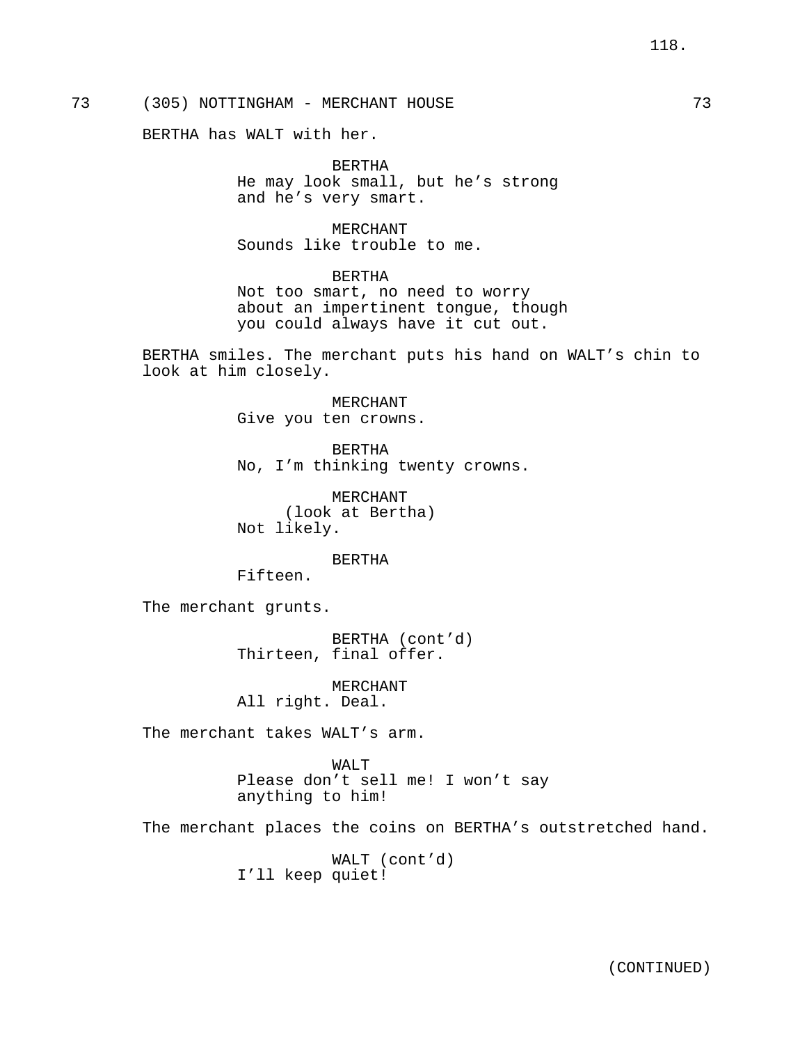73 (305) NOTTINGHAM - MERCHANT HOUSE 73

BERTHA has WALT with her.

BERTHA
He may look small, but he's strong and he's very smart.

MERCHANT
Sounds like trouble to me.

BERTHA
Not too smart, no need to worry about an impertinent tongue, though you could always have it cut out.

BERTHA smiles. The merchant puts his hand on WALT's chin to look at him closely.

MERCHANT
Give you ten crowns.

BERTHA
No, I'm thinking twenty crowns.

MERCHANT
(look at Bertha)
Not likely.

BERTHA
Fifteen.

The merchant grunts.

BERTHA (cont'd)
Thirteen, final offer.

MERCHANT
All right. Deal.

The merchant takes WALT's arm.

WALT
Please don't sell me! I won't say anything to him!

The merchant places the coins on BERTHA's outstretched hand.

WALT (cont'd)
I'll keep quiet!

(CONTINUED)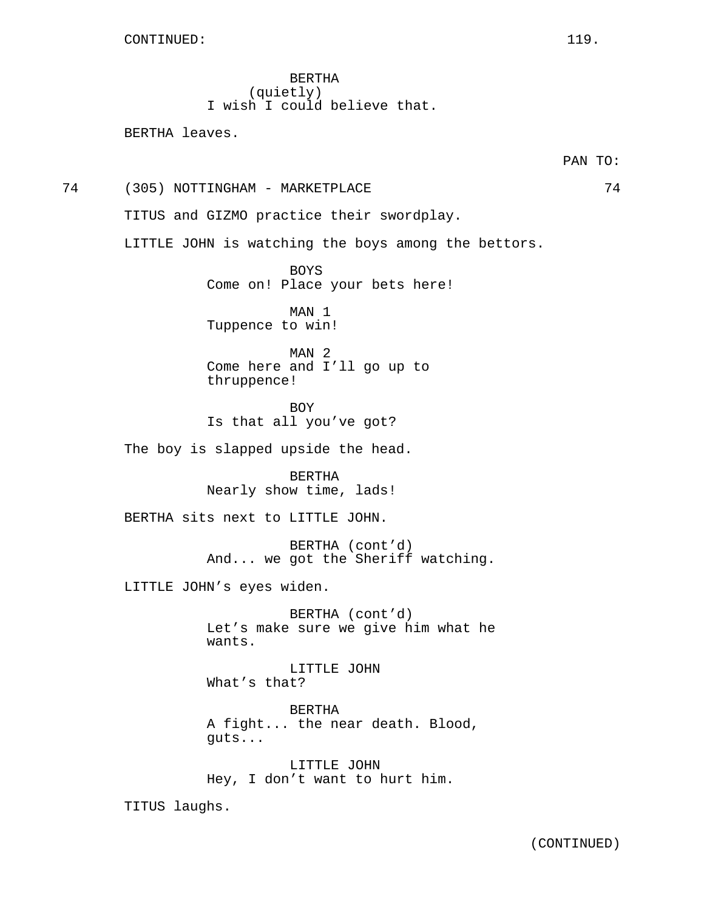CONTINUED:

BERTHA
(quietly)
I wish I could believe that.

BERTHA leaves.

PAN TO:

74 (305) NOTTINGHAM - MARKETPLACE 74

TITUS and GIZMO practice their swordplay.

LITTLE JOHN is watching the boys among the bettors.

BOYS
Come on! Place your bets here!

MAN 1
Tuppence to win!

MAN 2
Come here and I'll go up to thruppence!

BOY
Is that all you've got?

The boy is slapped upside the head.

BERTHA
Nearly show time, lads!

BERTHA sits next to LITTLE JOHN.

BERTHA (cont'd)
And... we got the Sheriff watching.

LITTLE JOHN's eyes widen.

BERTHA (cont'd)
Let's make sure we give him what he wants.

LITTLE JOHN
What's that?

BERTHA
A fight... the near death. Blood, guts...

LITTLE JOHN
Hey, I don't want to hurt him.

TITUS laughs.

(CONTINUED)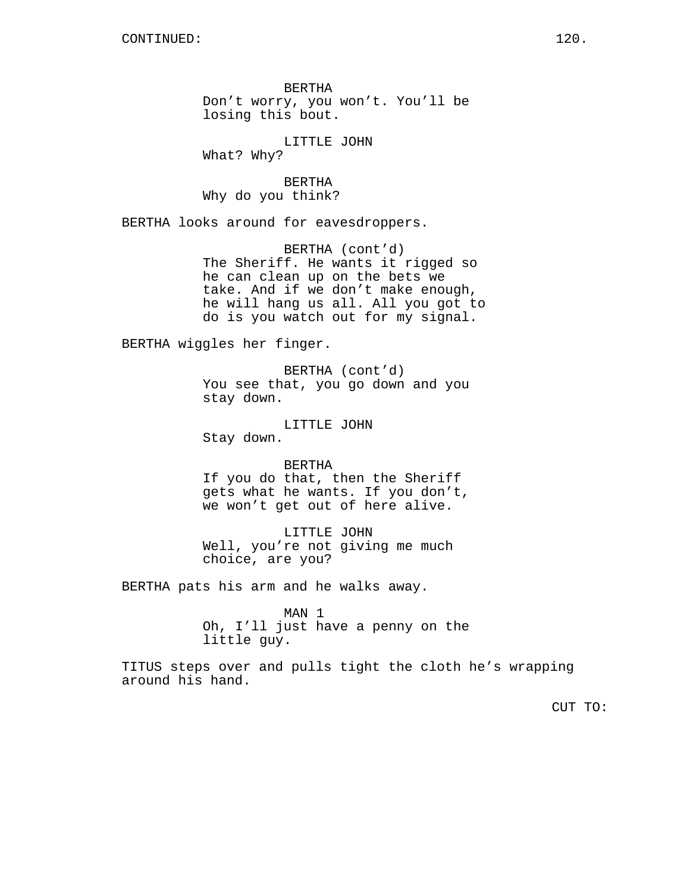CONTINUED:

BERTHA
Don't worry, you won't. You'll be losing this bout.

LITTLE JOHN
What? Why?

BERTHA
Why do you think?

BERTHA looks around for eavesdroppers.

BERTHA (cont'd)
The Sheriff. He wants it rigged so he can clean up on the bets we take. And if we don't make enough, he will hang us all. All you got to do is you watch out for my signal.

BERTHA wiggles her finger.

BERTHA (cont'd)
You see that, you go down and you stay down.

LITTLE JOHN
Stay down.

BERTHA
If you do that, then the Sheriff gets what he wants. If you don't, we won't get out of here alive.

LITTLE JOHN
Well, you're not giving me much choice, are you?

BERTHA pats his arm and he walks away.

MAN 1
Oh, I'll just have a penny on the little guy.

TITUS steps over and pulls tight the cloth he's wrapping around his hand.

CUT TO: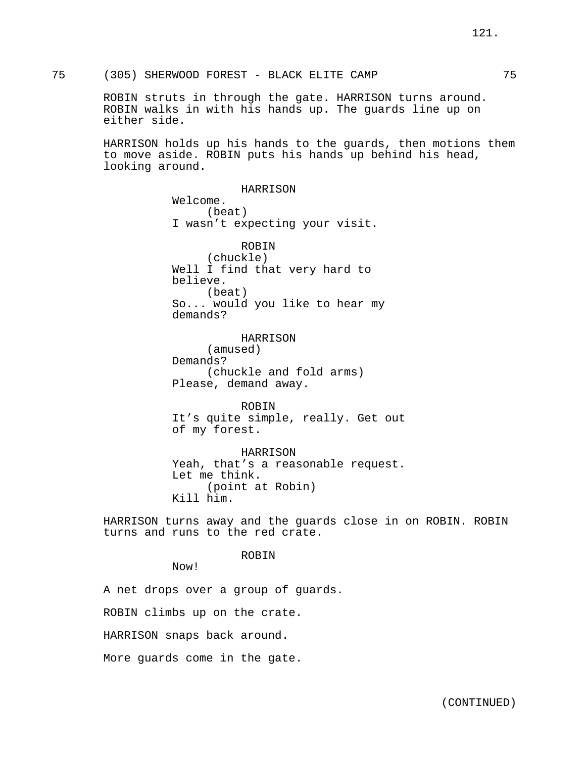75 (305) SHERWOOD FOREST - BLACK ELITE CAMP 75

ROBIN struts in through the gate. HARRISON turns around. ROBIN walks in with his hands up. The guards line up on either side.

HARRISON holds up his hands to the guards, then motions them to move aside. ROBIN puts his hands up behind his head, looking around.

HARRISON
Welcome.
(beat)
I wasn't expecting your visit.

ROBIN
(chuckle)
Well I find that very hard to believe.
(beat)
So... would you like to hear my demands?

HARRISON
(amused)
Demands?
(chuckle and fold arms)
Please, demand away.

ROBIN
It's quite simple, really. Get out of my forest.

HARRISON
Yeah, that's a reasonable request. Let me think.
(point at Robin)
Kill him.

HARRISON turns away and the guards close in on ROBIN. ROBIN turns and runs to the red crate.

ROBIN
Now!

A net drops over a group of guards.

ROBIN climbs up on the crate.

HARRISON snaps back around.

More guards come in the gate.

(CONTINUED)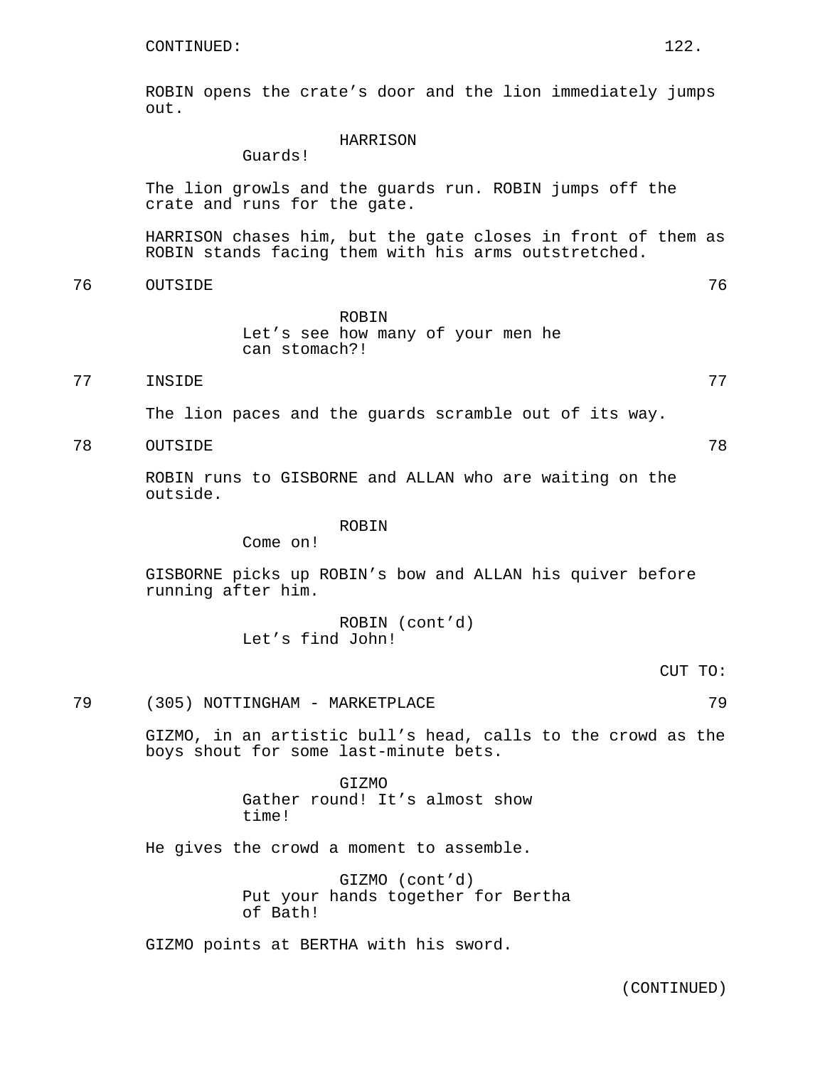CONTINUED:

ROBIN opens the crate's door and the lion immediately jumps out.

HARRISON
Guards!

The lion growls and the guards run. ROBIN jumps off the crate and runs for the gate.

HARRISON chases him, but the gate closes in front of them as ROBIN stands facing them with his arms outstretched.

76 OUTSIDE 76

ROBIN
Let's see how many of your men he can stomach?!

77 INSIDE 77

The lion paces and the guards scramble out of its way.

78 OUTSIDE 78

ROBIN runs to GISBORNE and ALLAN who are waiting on the outside.

ROBIN
Come on!

GISBORNE picks up ROBIN's bow and ALLAN his quiver before running after him.

ROBIN (cont'd)
Let's find John!

CUT TO:

79 (305) NOTTINGHAM - MARKETPLACE 79

GIZMO, in an artistic bull's head, calls to the crowd as the boys shout for some last-minute bets.

GIZMO
Gather round! It's almost show time!

He gives the crowd a moment to assemble.

GIZMO (cont'd)
Put your hands together for Bertha of Bath!

GIZMO points at BERTHA with his sword.

(CONTINUED)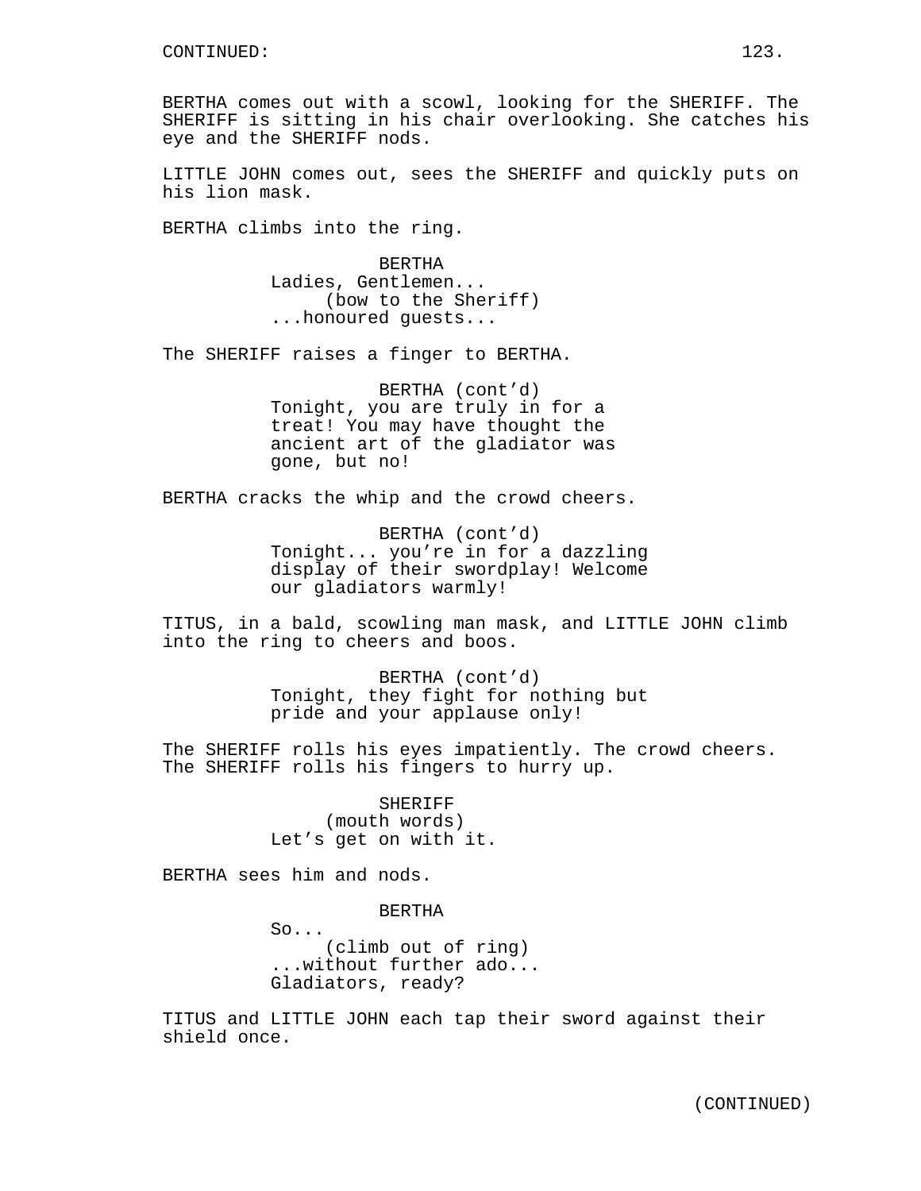CONTINUED:

BERTHA comes out with a scowl, looking for the SHERIFF. The SHERIFF is sitting in his chair overlooking. She catches his eye and the SHERIFF nods.

LITTLE JOHN comes out, sees the SHERIFF and quickly puts on his lion mask.

BERTHA climbs into the ring.

BERTHA
Ladies, Gentlemen...
(bow to the Sheriff)
...honoured guests...

The SHERIFF raises a finger to BERTHA.

BERTHA (cont'd)
Tonight, you are truly in for a treat! You may have thought the ancient art of the gladiator was gone, but no!

BERTHA cracks the whip and the crowd cheers.

BERTHA (cont'd)
Tonight... you're in for a dazzling display of their swordplay! Welcome our gladiators warmly!

TITUS, in a bald, scowling man mask, and LITTLE JOHN climb into the ring to cheers and boos.

BERTHA (cont'd)
Tonight, they fight for nothing but pride and your applause only!

The SHERIFF rolls his eyes impatiently. The crowd cheers. The SHERIFF rolls his fingers to hurry up.

SHERIFF
(mouth words)
Let's get on with it.

BERTHA sees him and nods.

BERTHA
So...
(climb out of ring)
...without further ado...
Gladiators, ready?

TITUS and LITTLE JOHN each tap their sword against their shield once.

(CONTINUED)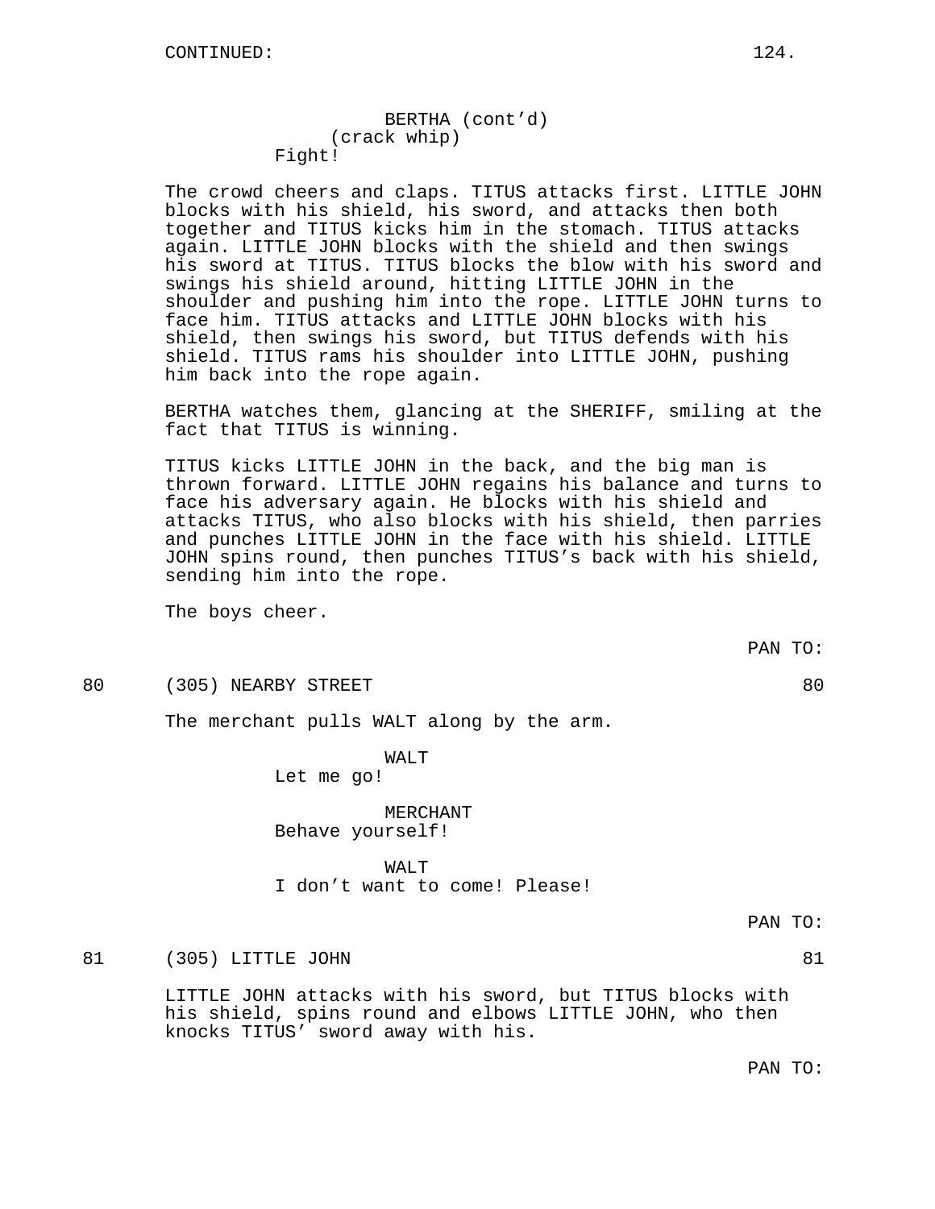CONTINUED:

BERTHA (cont'd)
(crack whip)
Fight!

The crowd cheers and claps. TITUS attacks first. LITTLE JOHN blocks with his shield, his sword, and attacks then both together and TITUS kicks him in the stomach. TITUS attacks again. LITTLE JOHN blocks with the shield and then swings his sword at TITUS. TITUS blocks the blow with his sword and swings his shield around, hitting LITTLE JOHN in the shoulder and pushing him into the rope. LITTLE JOHN turns to face him. TITUS attacks and LITTLE JOHN blocks with his shield, then swings his sword, but TITUS defends with his shield. TITUS rams his shoulder into LITTLE JOHN, pushing him back into the rope again.

BERTHA watches them, glancing at the SHERIFF, smiling at the fact that TITUS is winning.

TITUS kicks LITTLE JOHN in the back, and the big man is thrown forward. LITTLE JOHN regains his balance and turns to face his adversary again. He blocks with his shield and attacks TITUS, who also blocks with his shield, then parries and punches LITTLE JOHN in the face with his shield. LITTLE JOHN spins round, then punches TITUS's back with his shield, sending him into the rope.

The boys cheer.

PAN TO:

80 (305) NEARBY STREET 80

The merchant pulls WALT along by the arm.

WALT
Let me go!

MERCHANT
Behave yourself!

WALT
I don't want to come! Please!

PAN TO:

81 (305) LITTLE JOHN 81

LITTLE JOHN attacks with his sword, but TITUS blocks with his shield, spins round and elbows LITTLE JOHN, who then knocks TITUS' sword away with his.

PAN TO: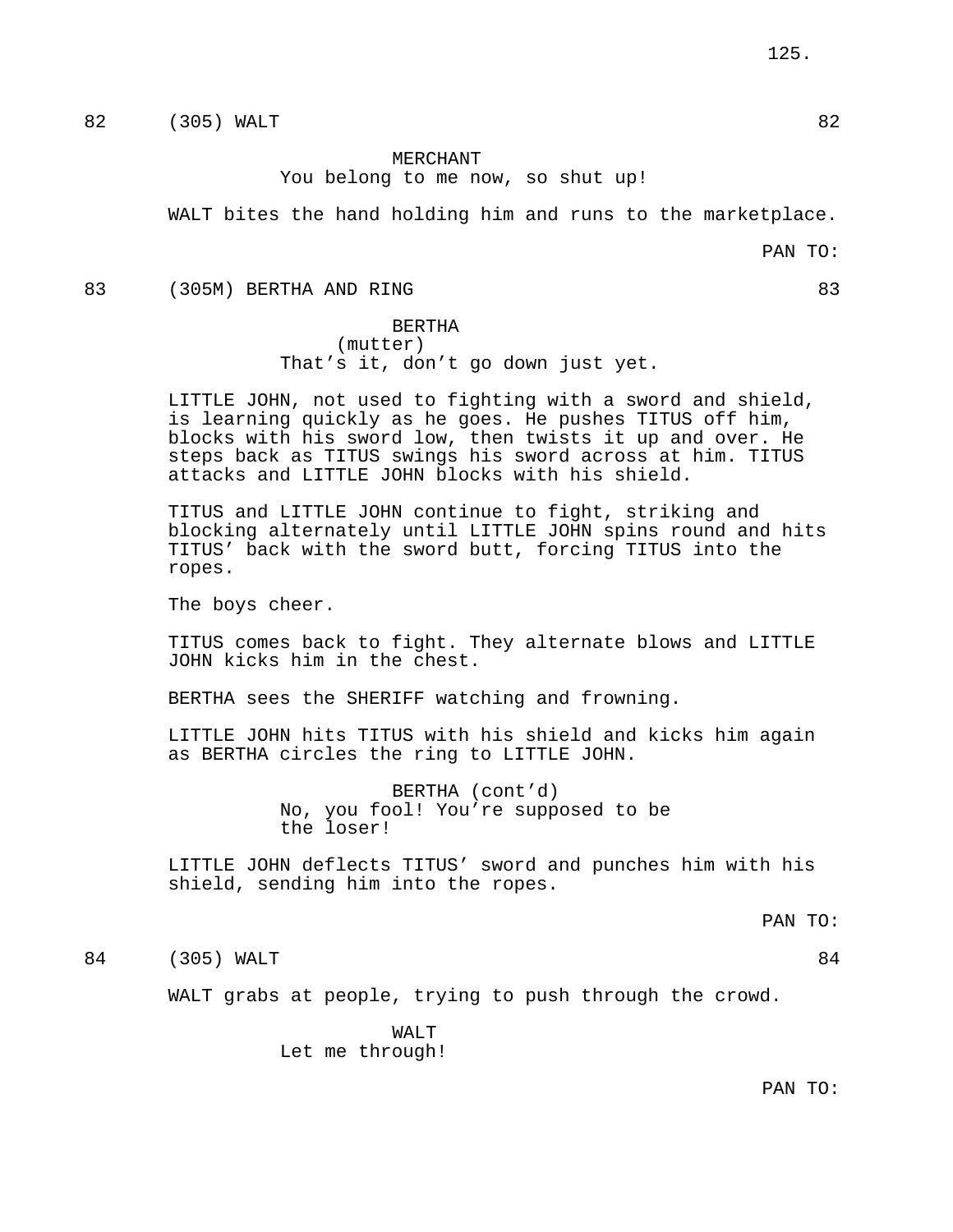82 (305) WALT 82

MERCHANT
You belong to me now, so shut up!

WALT bites the hand holding him and runs to the marketplace.

PAN TO:

83 (305M) BERTHA AND RING 83

BERTHA
(mutter)
That's it, don't go down just yet.

LITTLE JOHN, not used to fighting with a sword and shield, is learning quickly as he goes. He pushes TITUS off him, blocks with his sword low, then twists it up and over. He steps back as TITUS swings his sword across at him. TITUS attacks and LITTLE JOHN blocks with his shield.

TITUS and LITTLE JOHN continue to fight, striking and blocking alternately until LITTLE JOHN spins round and hits TITUS' back with the sword butt, forcing TITUS into the ropes.

The boys cheer.

TITUS comes back to fight. They alternate blows and LITTLE JOHN kicks him in the chest.

BERTHA sees the SHERIFF watching and frowning.

LITTLE JOHN hits TITUS with his shield and kicks him again as BERTHA circles the ring to LITTLE JOHN.

BERTHA (cont'd)
No, you fool! You're supposed to be the loser!

LITTLE JOHN deflects TITUS' sword and punches him with his shield, sending him into the ropes.

PAN TO:

84 (305) WALT 84

WALT grabs at people, trying to push through the crowd.

WALT
Let me through!

PAN TO: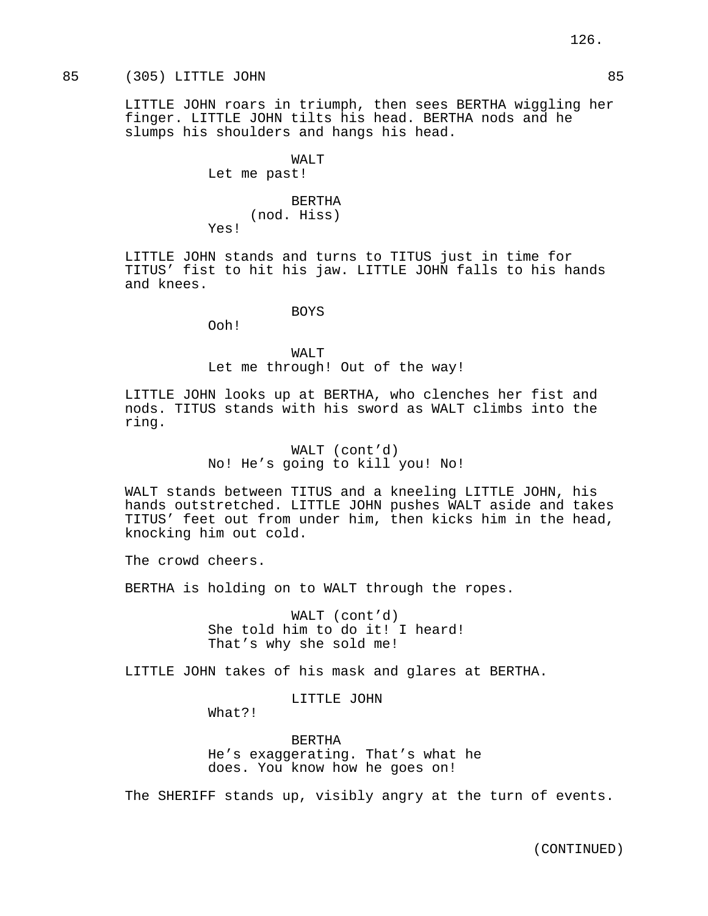85 (305) LITTLE JOHN 85

LITTLE JOHN roars in triumph, then sees BERTHA wiggling her finger. LITTLE JOHN tilts his head. BERTHA nods and he slumps his shoulders and hangs his head.

WALT
Let me past!

BERTHA
(nod. Hiss)
Yes!

LITTLE JOHN stands and turns to TITUS just in time for TITUS' fist to hit his jaw. LITTLE JOHN falls to his hands and knees.

BOYS
Ooh!

WALT
Let me through! Out of the way!

LITTLE JOHN looks up at BERTHA, who clenches her fist and nods. TITUS stands with his sword as WALT climbs into the ring.

WALT (cont'd)
No! He's going to kill you! No!

WALT stands between TITUS and a kneeling LITTLE JOHN, his hands outstretched. LITTLE JOHN pushes WALT aside and takes TITUS' feet out from under him, then kicks him in the head, knocking him out cold.

The crowd cheers.

BERTHA is holding on to WALT through the ropes.

WALT (cont'd)
She told him to do it! I heard!
That's why she sold me!

LITTLE JOHN takes of his mask and glares at BERTHA.

LITTLE JOHN
What?!

BERTHA
He's exaggerating. That's what he
does. You know how he goes on!

The SHERIFF stands up, visibly angry at the turn of events.

(CONTINUED)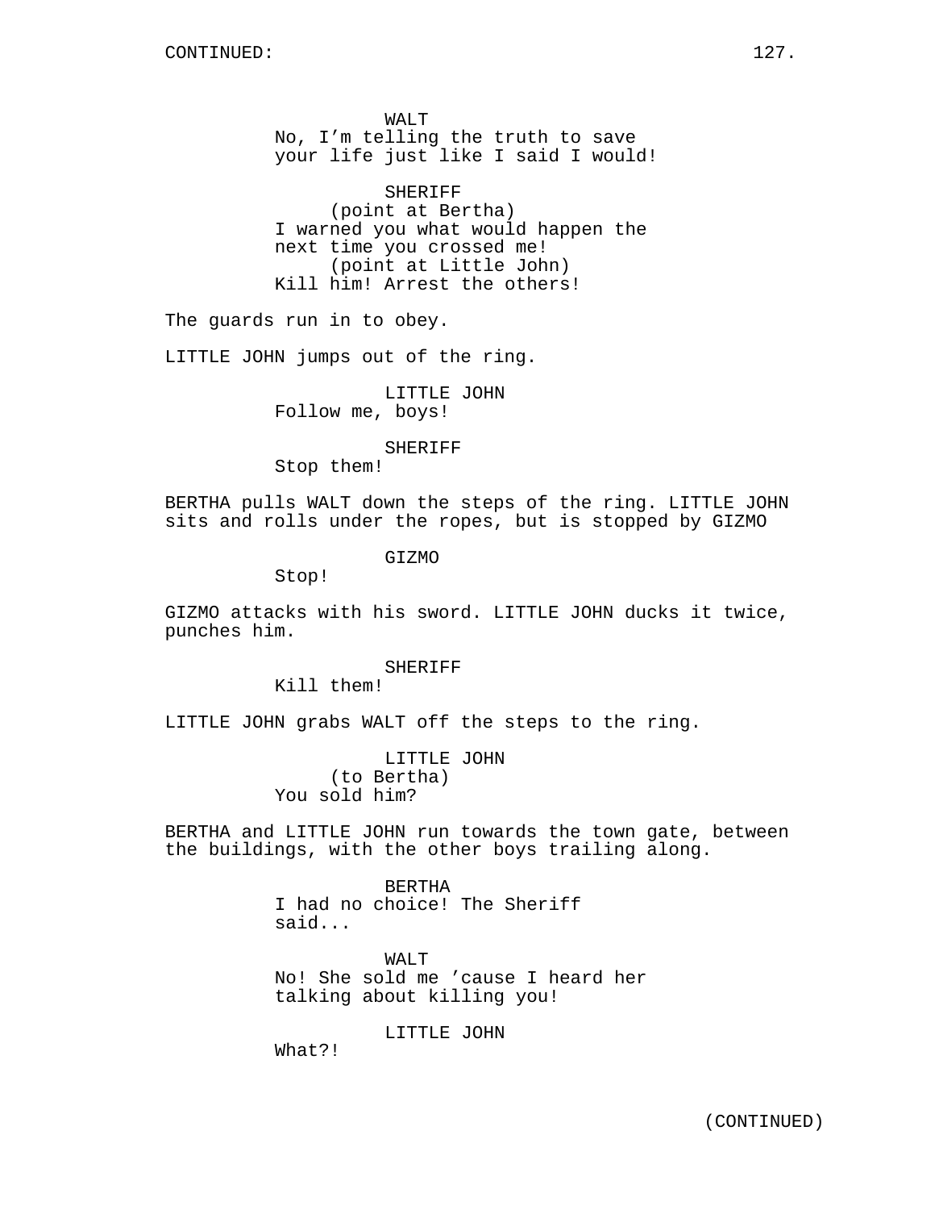WALT
No, I'm telling the truth to save your life just like I said I would!

SHERIFF
(point at Bertha)
I warned you what would happen the next time you crossed me!
(point at Little John)
Kill him! Arrest the others!

The guards run in to obey.

LITTLE JOHN jumps out of the ring.

LITTLE JOHN
Follow me, boys!

SHERIFF
Stop them!

BERTHA pulls WALT down the steps of the ring. LITTLE JOHN sits and rolls under the ropes, but is stopped by GIZMO

GIZMO
Stop!

GIZMO attacks with his sword. LITTLE JOHN ducks it twice, punches him.

SHERIFF
Kill them!

LITTLE JOHN grabs WALT off the steps to the ring.

LITTLE JOHN
(to Bertha)
You sold him?

BERTHA and LITTLE JOHN run towards the town gate, between the buildings, with the other boys trailing along.

BERTHA
I had no choice! The Sheriff said...

WALT
No! She sold me 'cause I heard her talking about killing you!

LITTLE JOHN
What?!

(CONTINUED)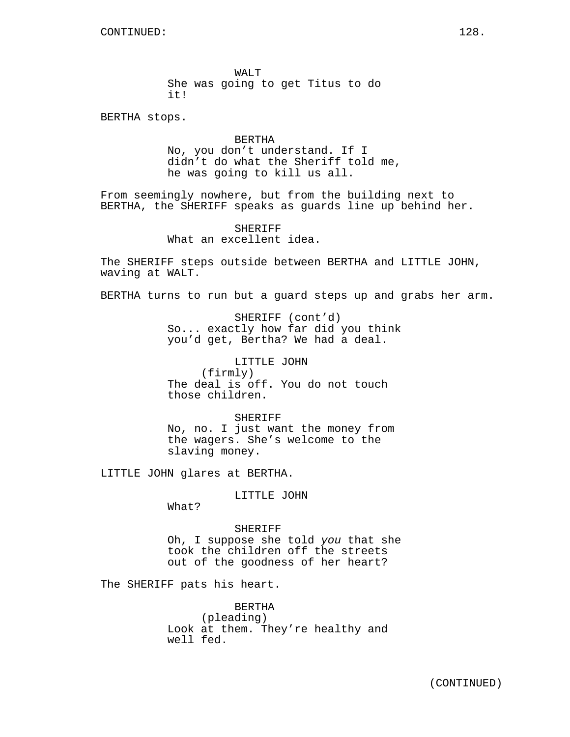WALT
She was going to get Titus to do it!

BERTHA stops.

BERTHA
No, you don't understand. If I didn't do what the Sheriff told me, he was going to kill us all.

From seemingly nowhere, but from the building next to BERTHA, the SHERIFF speaks as guards line up behind her.

SHERIFF
What an excellent idea.

The SHERIFF steps outside between BERTHA and LITTLE JOHN, waving at WALT.

BERTHA turns to run but a guard steps up and grabs her arm.

SHERIFF (cont'd)
So... exactly how far did you think you'd get, Bertha? We had a deal.

LITTLE JOHN
(firmly)
The deal is off. You do not touch those children.

SHERIFF
No, no. I just want the money from the wagers. She's welcome to the slaving money.

LITTLE JOHN glares at BERTHA.

LITTLE JOHN
What?

SHERIFF
Oh, I suppose she told *you* that she took the children off the streets out of the goodness of her heart?

The SHERIFF pats his heart.

BERTHA
(pleading)
Look at them. They're healthy and well fed.

(CONTINUED)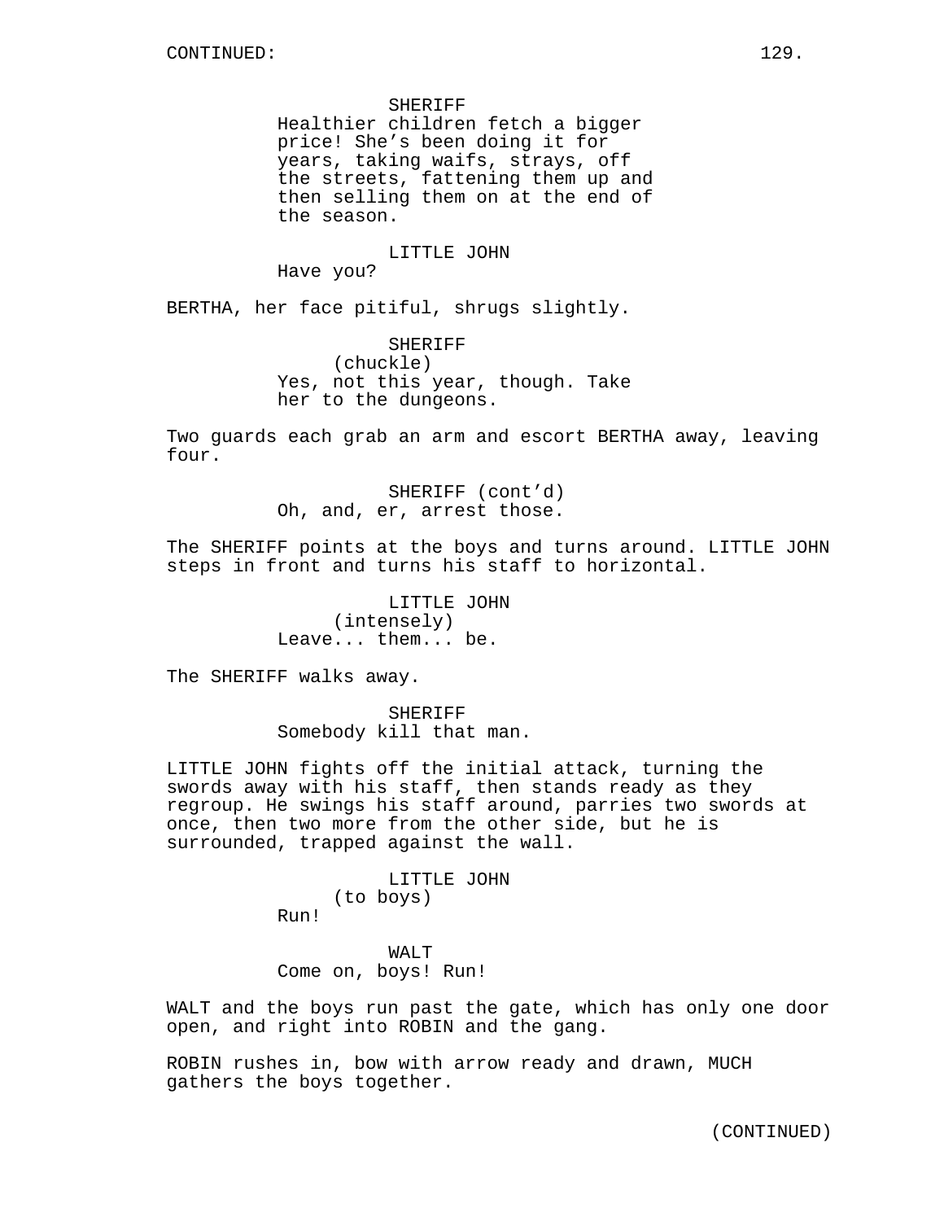CONTINUED:

SHERIFF
Healthier children fetch a bigger price! She's been doing it for years, taking waifs, strays, off the streets, fattening them up and then selling them on at the end of the season.

LITTLE JOHN
Have you?

BERTHA, her face pitiful, shrugs slightly.

SHERIFF
(chuckle)
Yes, not this year, though. Take her to the dungeons.

Two guards each grab an arm and escort BERTHA away, leaving four.

SHERIFF (cont'd)
Oh, and, er, arrest those.

The SHERIFF points at the boys and turns around. LITTLE JOHN steps in front and turns his staff to horizontal.

LITTLE JOHN
(intensely)
Leave... them... be.

The SHERIFF walks away.

SHERIFF
Somebody kill that man.

LITTLE JOHN fights off the initial attack, turning the swords away with his staff, then stands ready as they regroup. He swings his staff around, parries two swords at once, then two more from the other side, but he is surrounded, trapped against the wall.

LITTLE JOHN
(to boys)
Run!

WALT
Come on, boys! Run!

WALT and the boys run past the gate, which has only one door open, and right into ROBIN and the gang.

ROBIN rushes in, bow with arrow ready and drawn, MUCH gathers the boys together.

(CONTINUED)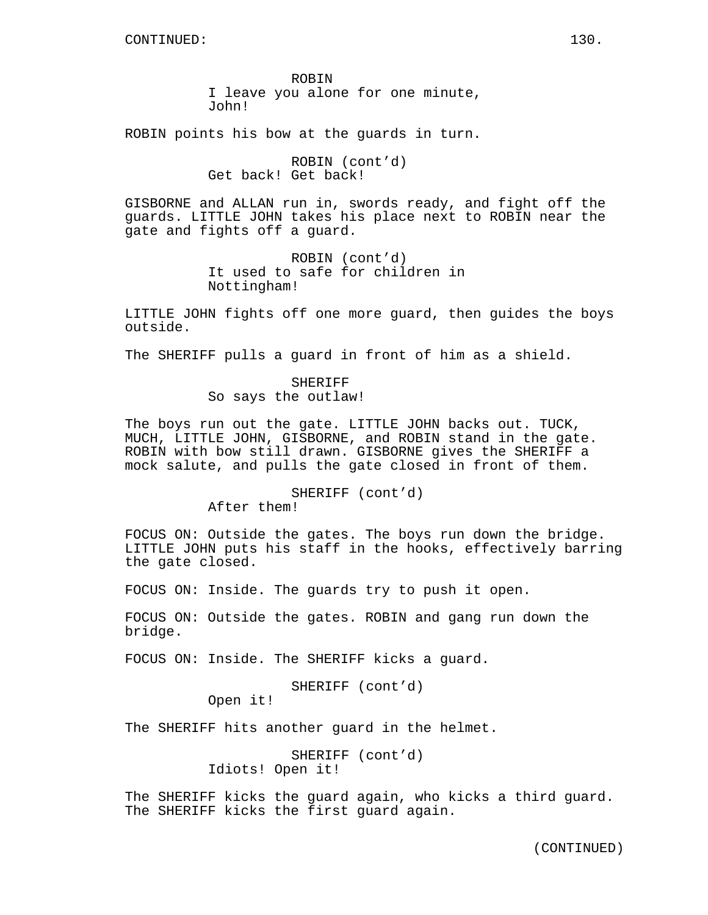CONTINUED:

ROBIN
I leave you alone for one minute, John!

ROBIN points his bow at the guards in turn.

ROBIN (cont'd)
Get back! Get back!

GISBORNE and ALLAN run in, swords ready, and fight off the guards. LITTLE JOHN takes his place next to ROBIN near the gate and fights off a guard.

ROBIN (cont'd)
It used to safe for children in Nottingham!

LITTLE JOHN fights off one more guard, then guides the boys outside.

The SHERIFF pulls a guard in front of him as a shield.

SHERIFF
So says the outlaw!

The boys run out the gate. LITTLE JOHN backs out. TUCK, MUCH, LITTLE JOHN, GISBORNE, and ROBIN stand in the gate. ROBIN with bow still drawn. GISBORNE gives the SHERIFF a mock salute, and pulls the gate closed in front of them.

SHERIFF (cont'd)
After them!

FOCUS ON: Outside the gates. The boys run down the bridge. LITTLE JOHN puts his staff in the hooks, effectively barring the gate closed.

FOCUS ON: Inside. The guards try to push it open.

FOCUS ON: Outside the gates. ROBIN and gang run down the bridge.

FOCUS ON: Inside. The SHERIFF kicks a guard.

SHERIFF (cont'd)
Open it!

The SHERIFF hits another guard in the helmet.

SHERIFF (cont'd)
Idiots! Open it!

The SHERIFF kicks the guard again, who kicks a third guard. The SHERIFF kicks the first guard again.

(CONTINUED)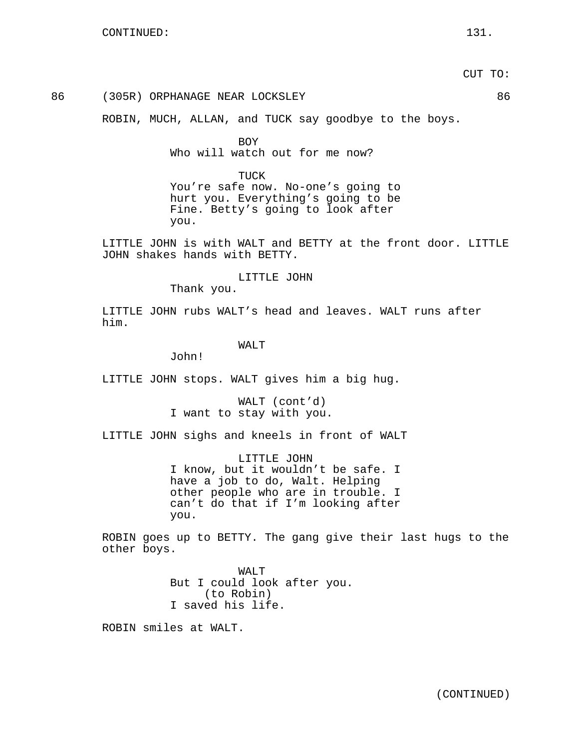CONTINUED:

CUT TO:

86 (305R) ORPHANAGE NEAR LOCKSLEY 86

ROBIN, MUCH, ALLAN, and TUCK say goodbye to the boys.

BOY
Who will watch out for me now?

TUCK
You're safe now. No-one's going to hurt you. Everything's going to be Fine. Betty's going to look after you.

LITTLE JOHN is with WALT and BETTY at the front door. LITTLE JOHN shakes hands with BETTY.

LITTLE JOHN
Thank you.

LITTLE JOHN rubs WALT's head and leaves. WALT runs after him.

WALT
John!

LITTLE JOHN stops. WALT gives him a big hug.

WALT (cont'd)
I want to stay with you.

LITTLE JOHN sighs and kneels in front of WALT

LITTLE JOHN
I know, but it wouldn't be safe. I have a job to do, Walt. Helping other people who are in trouble. I can't do that if I'm looking after you.

ROBIN goes up to BETTY. The gang give their last hugs to the other boys.

WALT
But I could look after you.
(to Robin)
I saved his life.

ROBIN smiles at WALT.

(CONTINUED)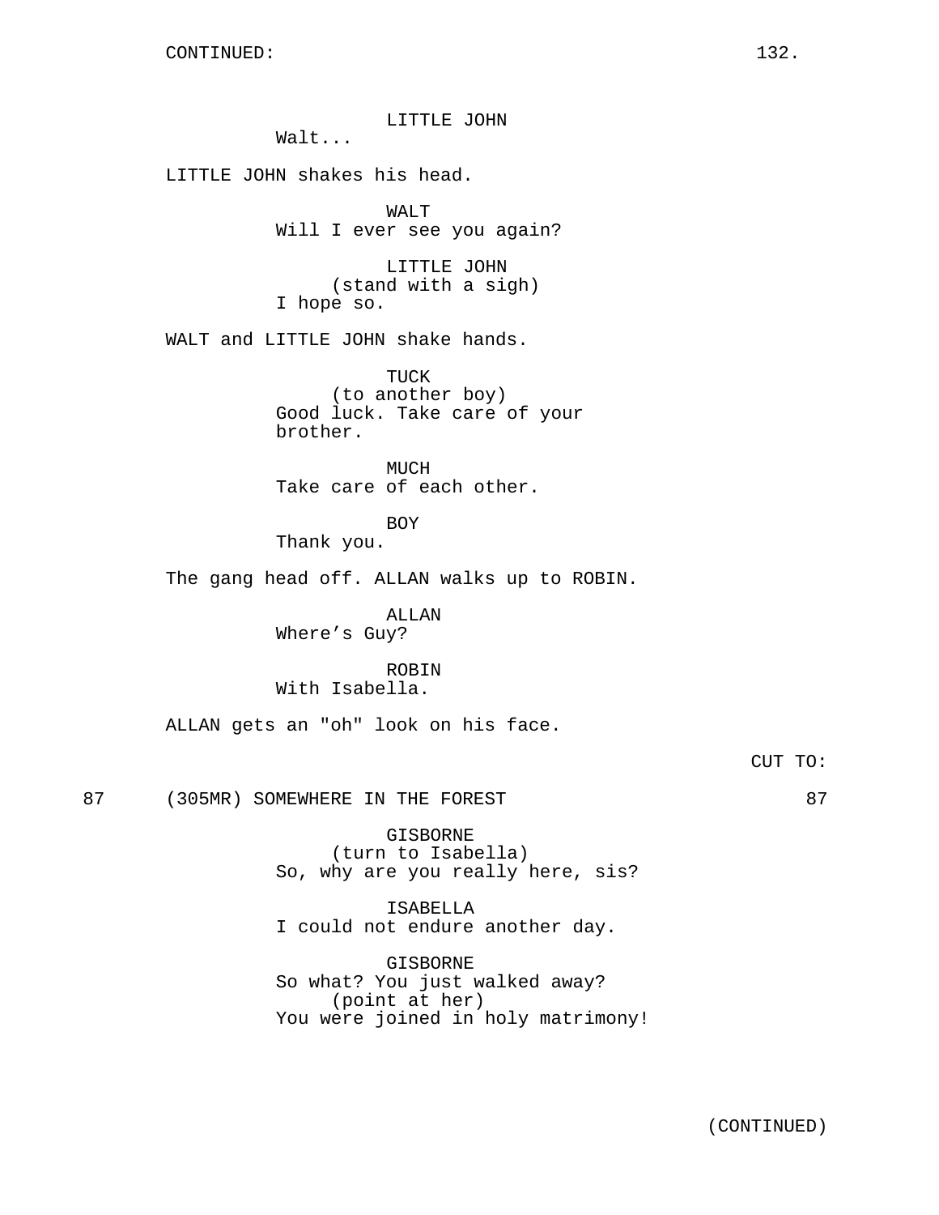CONTINUED:

LITTLE JOHN
Walt...

LITTLE JOHN shakes his head.

WALT
Will I ever see you again?

LITTLE JOHN
(stand with a sigh)
I hope so.

WALT and LITTLE JOHN shake hands.

TUCK
(to another boy)
Good luck. Take care of your brother.

MUCH
Take care of each other.

BOY
Thank you.

The gang head off. ALLAN walks up to ROBIN.

ALLAN
Where's Guy?

ROBIN
With Isabella.

ALLAN gets an "oh" look on his face.

CUT TO:

87 (305MR) SOMEWHERE IN THE FOREST 87

GISBORNE
(turn to Isabella)
So, why are you really here, sis?

ISABELLA
I could not endure another day.

GISBORNE
So what? You just walked away?
(point at her)
You were joined in holy matrimony!

(CONTINUED)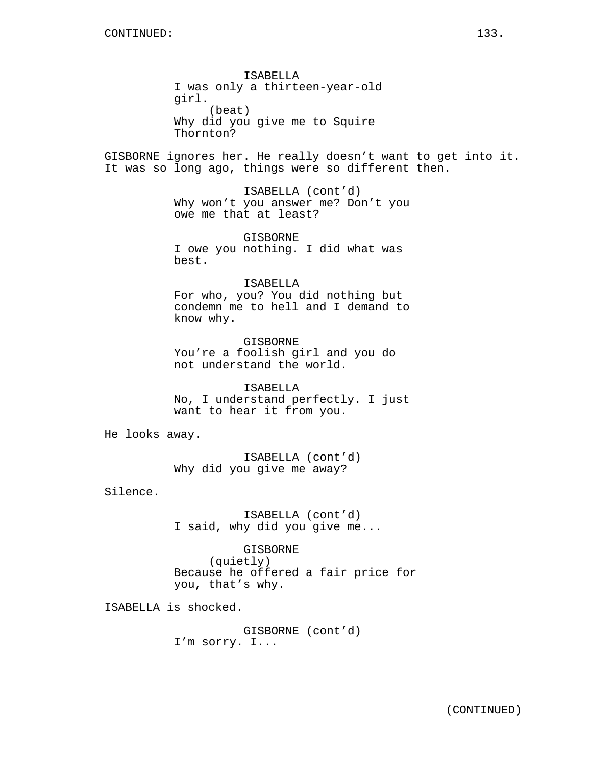CONTINUED:

ISABELLA
I was only a thirteen-year-old girl.
(beat)
Why did you give me to Squire Thornton?

GISBORNE ignores her. He really doesn't want to get into it. It was so long ago, things were so different then.

ISABELLA (cont'd)
Why won't you answer me? Don't you owe me that at least?

GISBORNE
I owe you nothing. I did what was best.

ISABELLA
For who, you? You did nothing but condemn me to hell and I demand to know why.

GISBORNE
You're a foolish girl and you do not understand the world.

ISABELLA
No, I understand perfectly. I just want to hear it from you.

He looks away.

ISABELLA (cont'd)
Why did you give me away?

Silence.

ISABELLA (cont'd)
I said, why did you give me...

GISBORNE
(quietly)
Because he offered a fair price for you, that's why.

ISABELLA is shocked.

GISBORNE (cont'd)
I'm sorry. I...

(CONTINUED)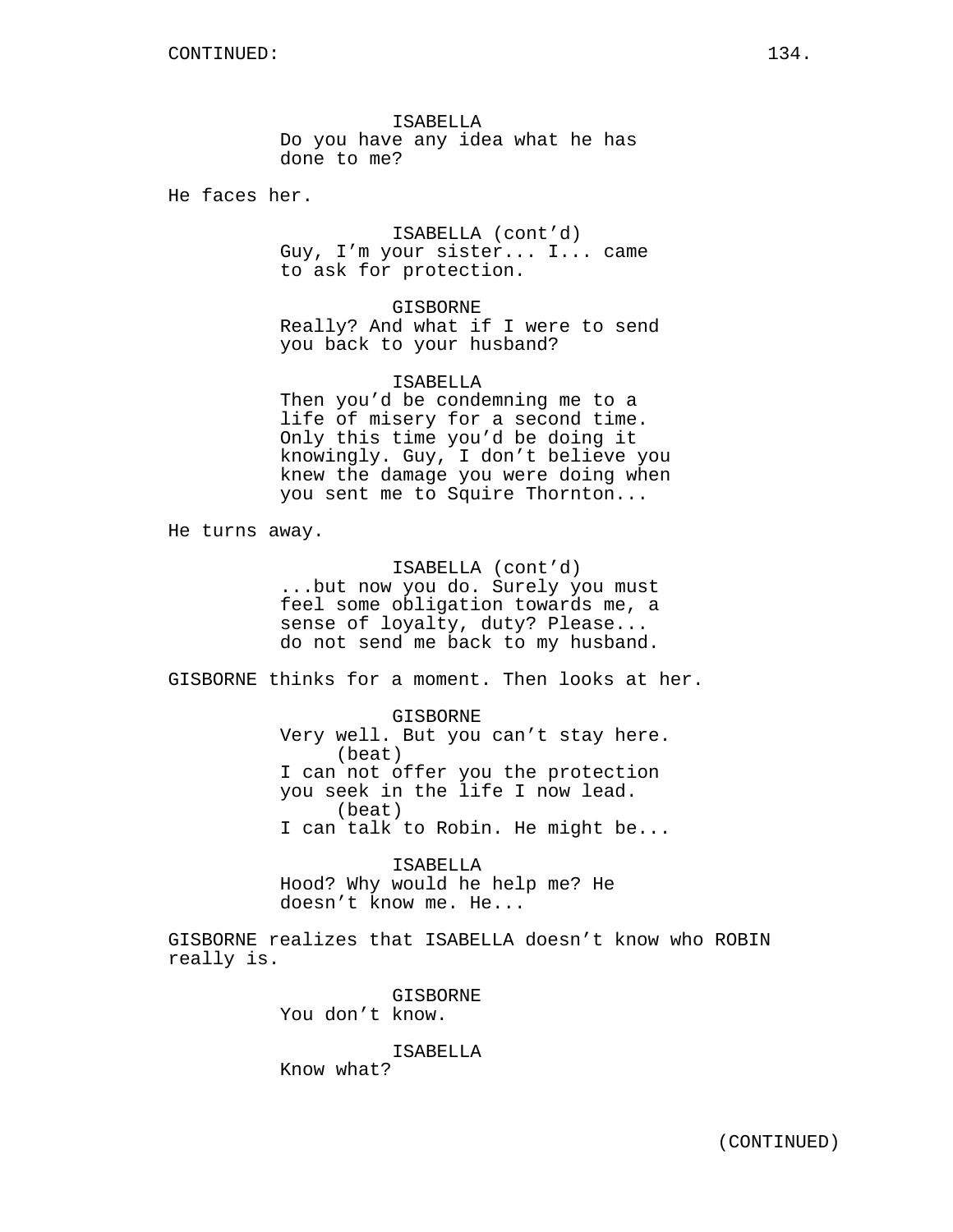CONTINUED:

ISABELLA
Do you have any idea what he has done to me?

He faces her.

ISABELLA (cont'd)
Guy, I'm your sister... I... came to ask for protection.

GISBORNE
Really? And what if I were to send you back to your husband?

ISABELLA
Then you'd be condemning me to a life of misery for a second time. Only this time you'd be doing it knowingly. Guy, I don't believe you knew the damage you were doing when you sent me to Squire Thornton...

He turns away.

ISABELLA (cont'd)
...but now you do. Surely you must feel some obligation towards me, a sense of loyalty, duty? Please... do not send me back to my husband.

GISBORNE thinks for a moment. Then looks at her.

GISBORNE
Very well. But you can't stay here.
(beat)
I can not offer you the protection you seek in the life I now lead.
(beat)
I can talk to Robin. He might be...

ISABELLA
Hood? Why would he help me? He doesn't know me. He...

GISBORNE realizes that ISABELLA doesn't know who ROBIN really is.

GISBORNE
You don't know.

ISABELLA
Know what?

(CONTINUED)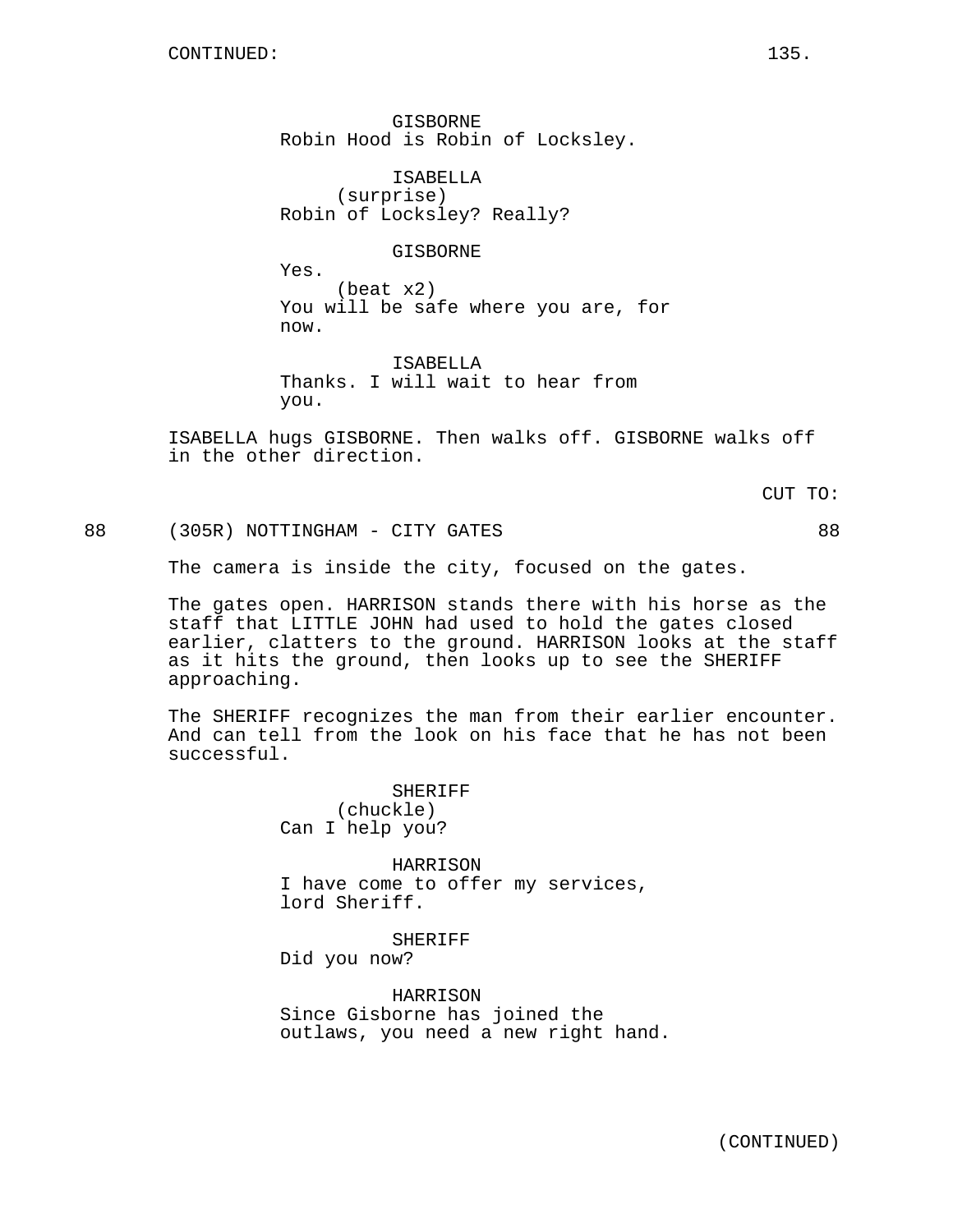CONTINUED:

GISBORNE
Robin Hood is Robin of Locksley.

ISABELLA
(surprise)
Robin of Locksley? Really?

GISBORNE
Yes.
(beat x2)
You will be safe where you are, for now.

ISABELLA
Thanks. I will wait to hear from you.

ISABELLA hugs GISBORNE. Then walks off. GISBORNE walks off in the other direction.

CUT TO:

88 (305R) NOTTINGHAM - CITY GATES 88

The camera is inside the city, focused on the gates.

The gates open. HARRISON stands there with his horse as the staff that LITTLE JOHN had used to hold the gates closed earlier, clatters to the ground. HARRISON looks at the staff as it hits the ground, then looks up to see the SHERIFF approaching.

The SHERIFF recognizes the man from their earlier encounter. And can tell from the look on his face that he has not been successful.

SHERIFF
(chuckle)
Can I help you?

HARRISON
I have come to offer my services, lord Sheriff.

SHERIFF
Did you now?

HARRISON
Since Gisborne has joined the outlaws, you need a new right hand.

(CONTINUED)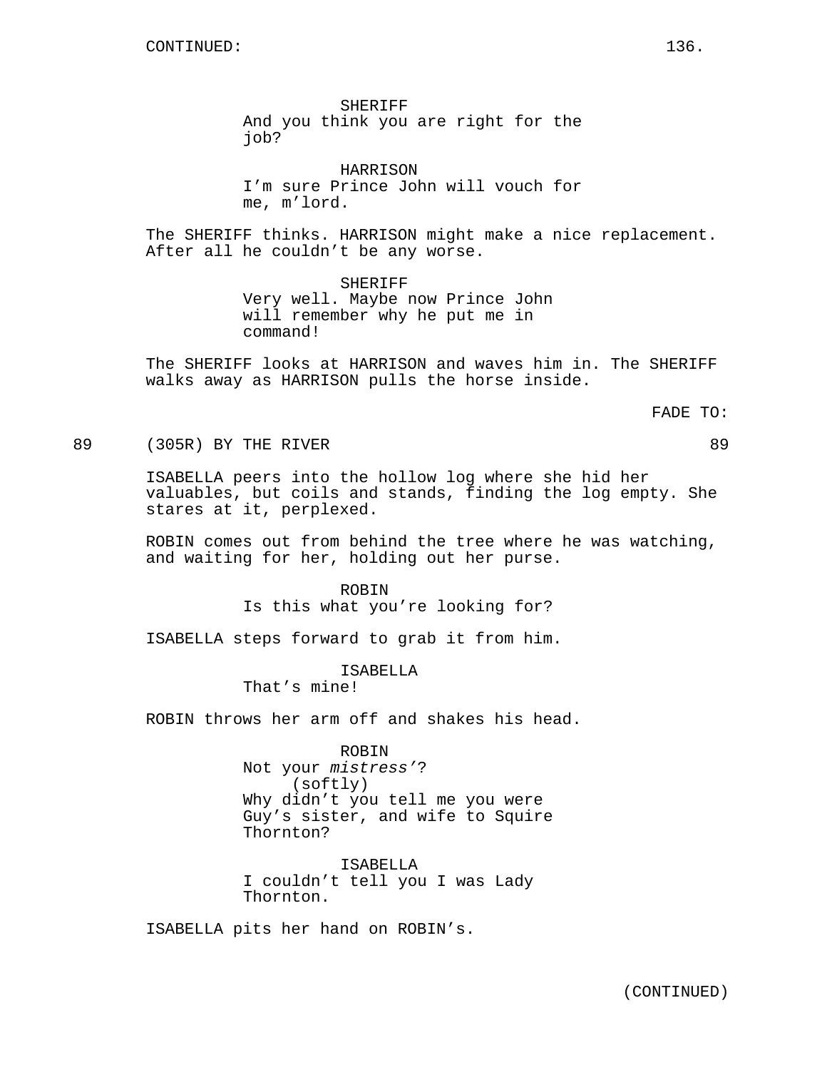CONTINUED:

SHERIFF
And you think you are right for the job?

HARRISON
I'm sure Prince John will vouch for me, m'lord.

The SHERIFF thinks. HARRISON might make a nice replacement. After all he couldn't be any worse.

SHERIFF
Very well. Maybe now Prince John will remember why he put me in command!

The SHERIFF looks at HARRISON and waves him in. The SHERIFF walks away as HARRISON pulls the horse inside.

FADE TO:

89 (305R) BY THE RIVER 89

ISABELLA peers into the hollow log where she hid her valuables, but coils and stands, finding the log empty. She stares at it, perplexed.

ROBIN comes out from behind the tree where he was watching, and waiting for her, holding out her purse.

ROBIN
Is this what you're looking for?

ISABELLA steps forward to grab it from him.

ISABELLA
That's mine!

ROBIN throws her arm off and shakes his head.

ROBIN
Not your *mistress'*?
(softly)
Why didn't you tell me you were Guy's sister, and wife to Squire Thornton?

ISABELLA
I couldn't tell you I was Lady Thornton.

ISABELLA pits her hand on ROBIN's.

(CONTINUED)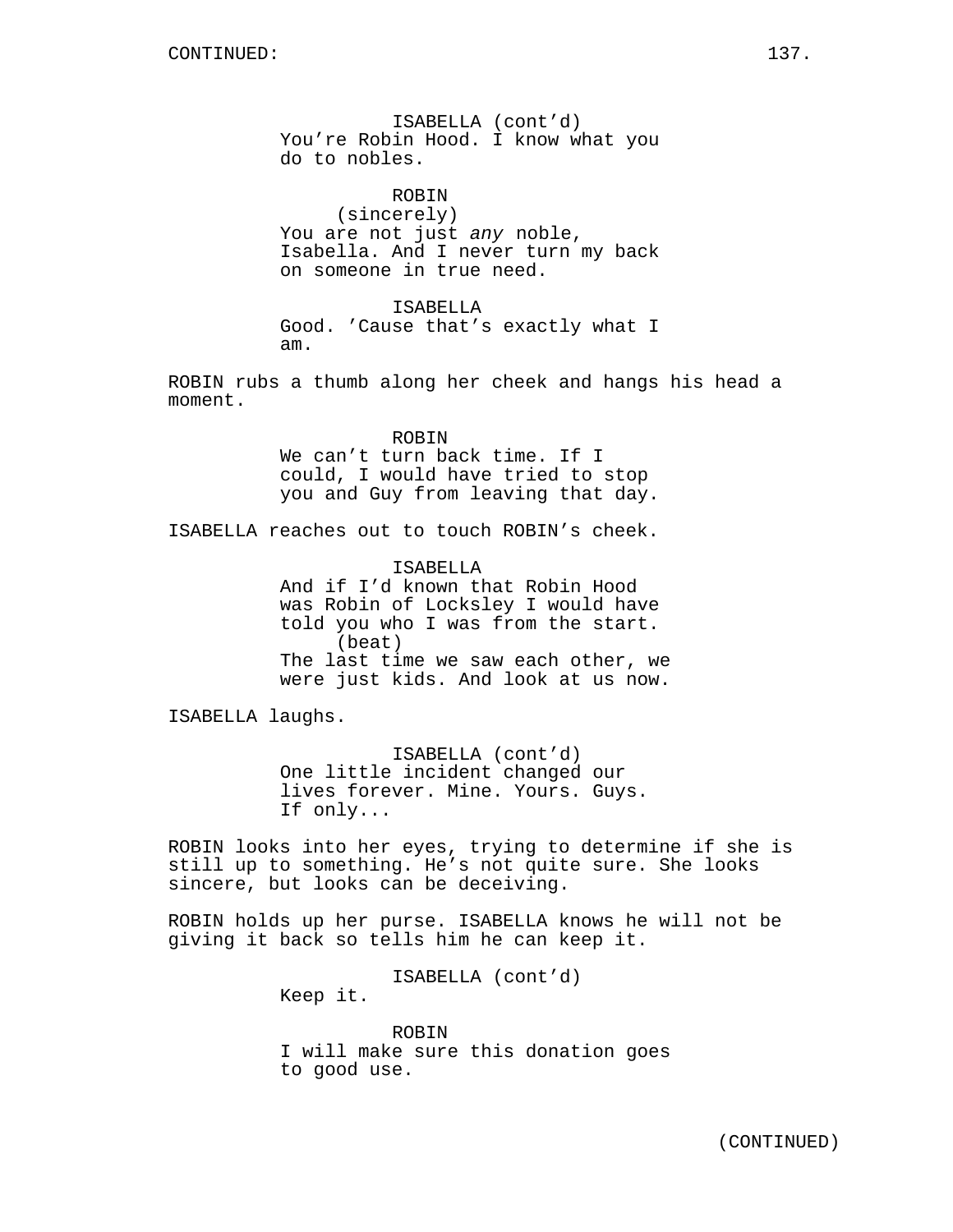ISABELLA (cont'd)
You're Robin Hood. I know what you do to nobles.

ROBIN
(sincerely)
You are not just *any* noble, Isabella. And I never turn my back on someone in true need.

ISABELLA
Good. 'Cause that's exactly what I am.

ROBIN rubs a thumb along her cheek and hangs his head a moment.

ROBIN
We can't turn back time. If I could, I would have tried to stop you and Guy from leaving that day.

ISABELLA reaches out to touch ROBIN's cheek.

ISABELLA
And if I'd known that Robin Hood was Robin of Locksley I would have told you who I was from the start.
(beat)
The last time we saw each other, we were just kids. And look at us now.

ISABELLA laughs.

ISABELLA (cont'd)
One little incident changed our lives forever. Mine. Yours. Guys. If only...

ROBIN looks into her eyes, trying to determine if she is still up to something. He's not quite sure. She looks sincere, but looks can be deceiving.

ROBIN holds up her purse. ISABELLA knows he will not be giving it back so tells him he can keep it.

ISABELLA (cont'd)
Keep it.

ROBIN
I will make sure this donation goes to good use.

(CONTINUED)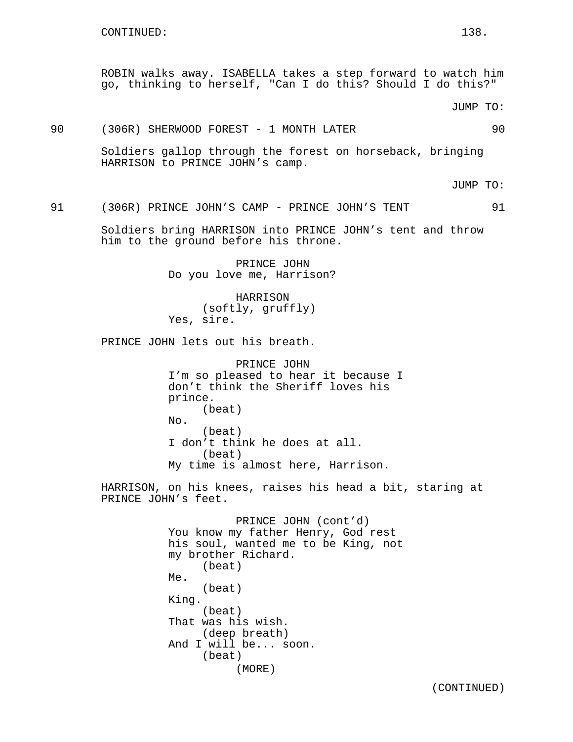ROBIN walks away. ISABELLA takes a step forward to watch him go, thinking to herself, "Can I do this? Should I do this?"

JUMP TO:

90 (306R) SHERWOOD FOREST - 1 MONTH LATER 90

Soldiers gallop through the forest on horseback, bringing HARRISON to PRINCE JOHN's camp.

JUMP TO:

91 (306R) PRINCE JOHN'S CAMP - PRINCE JOHN'S TENT 91

Soldiers bring HARRISON into PRINCE JOHN's tent and throw him to the ground before his throne.

PRINCE JOHN
Do you love me, Harrison?

HARRISON
(softly, gruffly)
Yes, sire.

PRINCE JOHN lets out his breath.

PRINCE JOHN
I'm so pleased to hear it because I don't think the Sheriff loves his prince.
(beat)
No.
(beat)
I don't think he does at all.
(beat)
My time is almost here, Harrison.

HARRISON, on his knees, raises his head a bit, staring at PRINCE JOHN's feet.

PRINCE JOHN (cont'd)
You know my father Henry, God rest his soul, wanted me to be King, not my brother Richard.
(beat)
Me.
(beat)
King.
(beat)
That was his wish.
(deep breath)
And I will be... soon.
(beat)
(MORE)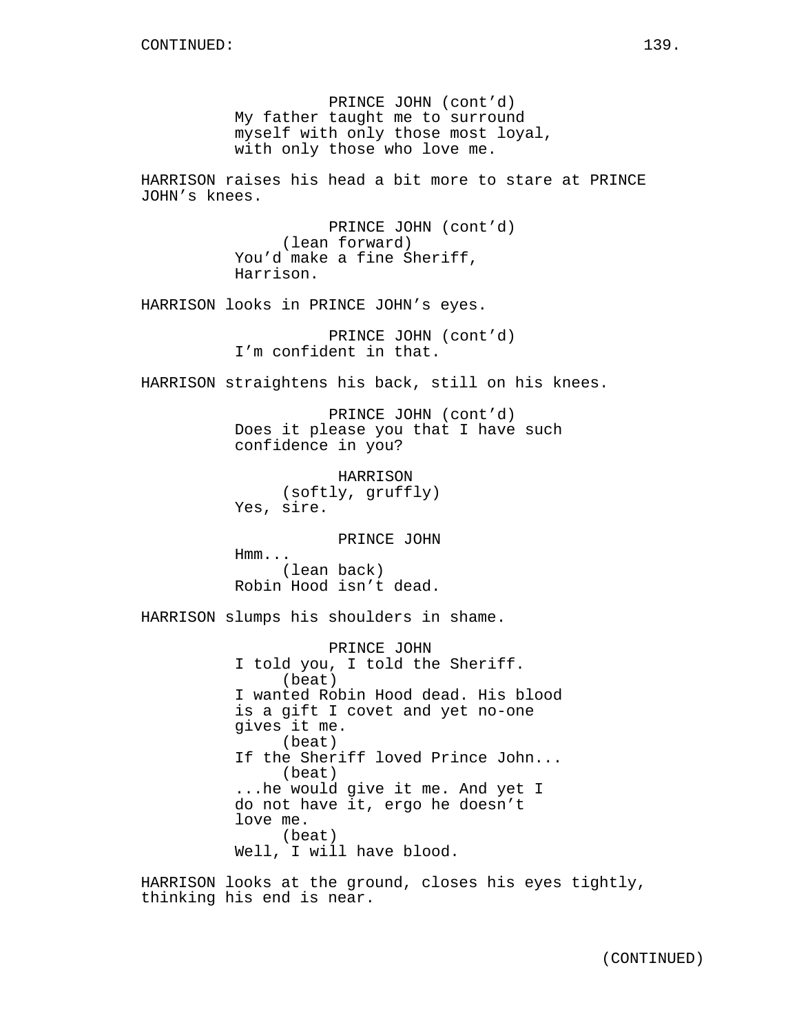PRINCE JOHN (cont'd)
My father taught me to surround myself with only those most loyal, with only those who love me.

HARRISON raises his head a bit more to stare at PRINCE JOHN's knees.

PRINCE JOHN (cont'd)
(lean forward)
You'd make a fine Sheriff, Harrison.

HARRISON looks in PRINCE JOHN's eyes.

PRINCE JOHN (cont'd)
I'm confident in that.

HARRISON straightens his back, still on his knees.

PRINCE JOHN (cont'd)
Does it please you that I have such confidence in you?

HARRISON
(softly, gruffly)
Yes, sire.

PRINCE JOHN
Hmm...
(lean back)
Robin Hood isn't dead.

HARRISON slumps his shoulders in shame.

PRINCE JOHN
I told you, I told the Sheriff.
(beat)
I wanted Robin Hood dead. His blood is a gift I covet and yet no-one gives it me.
(beat)
If the Sheriff loved Prince John...
(beat)
...he would give it me. And yet I do not have it, ergo he doesn't love me.
(beat)
Well, I will have blood.

HARRISON looks at the ground, closes his eyes tightly, thinking his end is near.

(CONTINUED)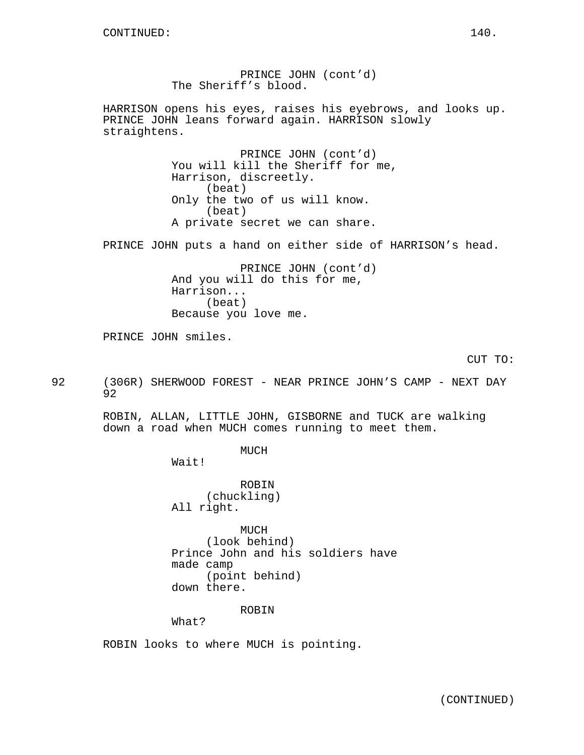CONTINUED:

PRINCE JOHN (cont'd)
The Sheriff's blood.

HARRISON opens his eyes, raises his eyebrows, and looks up. PRINCE JOHN leans forward again. HARRISON slowly straightens.

PRINCE JOHN (cont'd)
You will kill the Sheriff for me, Harrison, discreetly.
(beat)
Only the two of us will know.
(beat)
A private secret we can share.

PRINCE JOHN puts a hand on either side of HARRISON's head.

PRINCE JOHN (cont'd)
And you will do this for me, Harrison...
(beat)
Because you love me.

PRINCE JOHN smiles.

CUT TO:

92 (306R) SHERWOOD FOREST - NEAR PRINCE JOHN'S CAMP - NEXT DAY 92

ROBIN, ALLAN, LITTLE JOHN, GISBORNE and TUCK are walking down a road when MUCH comes running to meet them.

MUCH
Wait!

ROBIN
(chuckling)
All right.

MUCH
(look behind)
Prince John and his soldiers have made camp
(point behind)
down there.

ROBIN
What?

ROBIN looks to where MUCH is pointing.

(CONTINUED)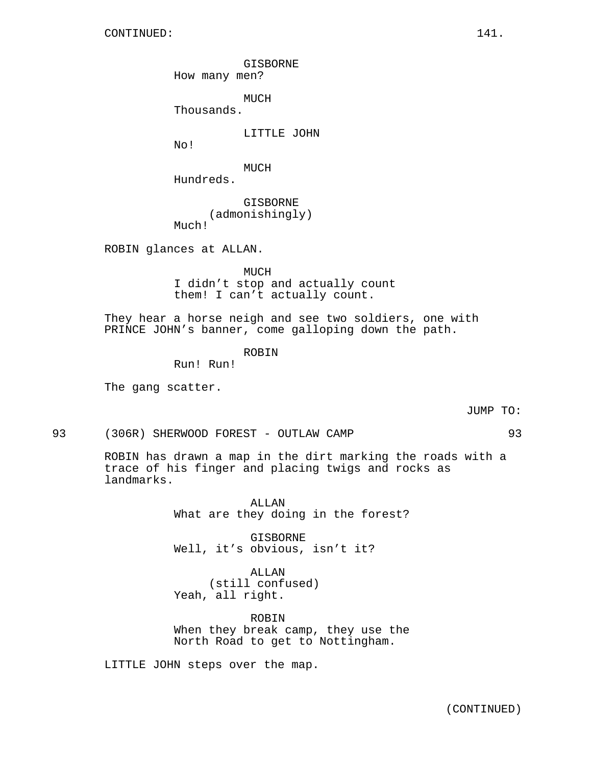CONTINUED:

GISBORNE
How many men?

MUCH
Thousands.

LITTLE JOHN
No!

MUCH
Hundreds.

GISBORNE
(admonishingly)
Much!

ROBIN glances at ALLAN.

MUCH
I didn't stop and actually count them! I can't actually count.

They hear a horse neigh and see two soldiers, one with PRINCE JOHN's banner, come galloping down the path.

ROBIN
Run! Run!

The gang scatter.

JUMP TO:

93 (306R) SHERWOOD FOREST - OUTLAW CAMP 93

ROBIN has drawn a map in the dirt marking the roads with a trace of his finger and placing twigs and rocks as landmarks.

ALLAN
What are they doing in the forest?

GISBORNE
Well, it's obvious, isn't it?

ALLAN
(still confused)
Yeah, all right.

ROBIN
When they break camp, they use the North Road to get to Nottingham.

LITTLE JOHN steps over the map.

(CONTINUED)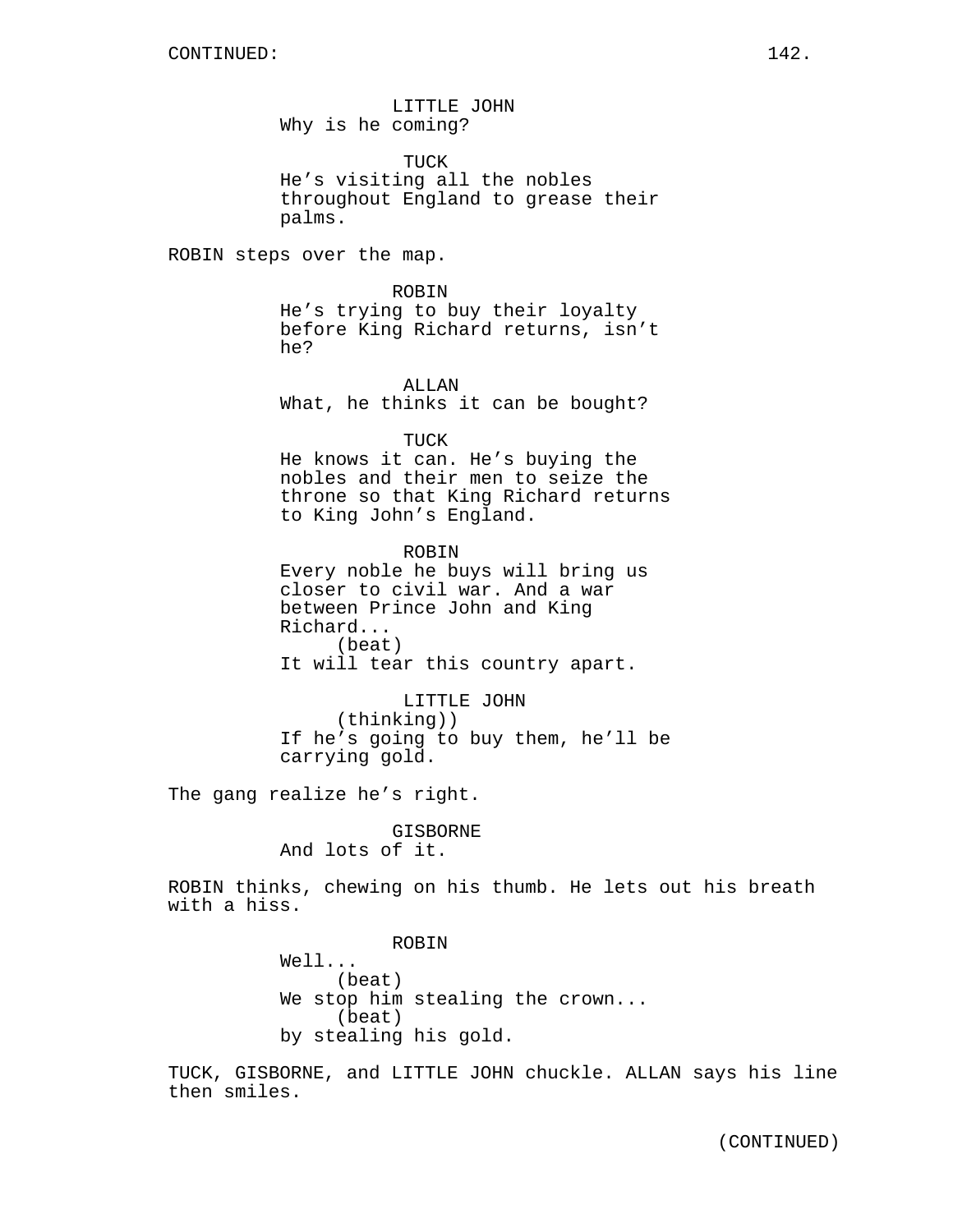CONTINUED:

LITTLE JOHN
Why is he coming?

TUCK
He’s visiting all the nobles throughout England to grease their palms.

ROBIN steps over the map.

ROBIN
He’s trying to buy their loyalty before King Richard returns, isn’t he?

ALLAN
What, he thinks it can be bought?

TUCK
He knows it can. He’s buying the nobles and their men to seize the throne so that King Richard returns to King John’s England.

ROBIN
Every noble he buys will bring us closer to civil war. And a war between Prince John and King Richard...
(beat)
It will tear this country apart.

LITTLE JOHN
(thinking))
If he’s going to buy them, he’ll be carrying gold.

The gang realize he’s right.

GISBORNE
And lots of it.

ROBIN thinks, chewing on his thumb. He lets out his breath with a hiss.

ROBIN
Well...
(beat)
We stop him stealing the crown...
(beat)
by stealing his gold.

TUCK, GISBORNE, and LITTLE JOHN chuckle. ALLAN says his line then smiles.

(CONTINUED)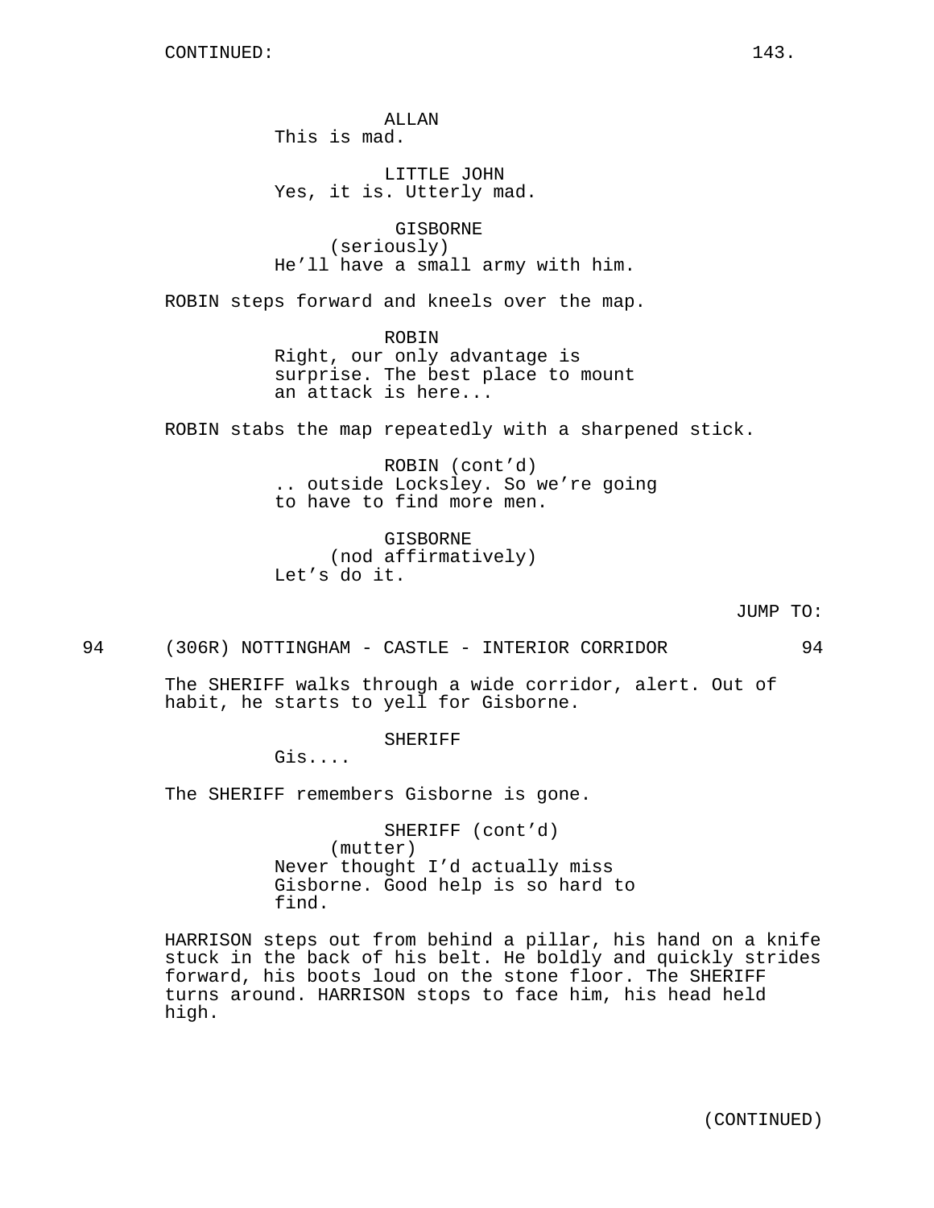CONTINUED:

ALLAN
This is mad.

LITTLE JOHN
Yes, it is. Utterly mad.

GISBORNE
(seriously)
He'll have a small army with him.

ROBIN steps forward and kneels over the map.

ROBIN
Right, our only advantage is surprise. The best place to mount an attack is here...

ROBIN stabs the map repeatedly with a sharpened stick.

ROBIN (cont'd)
.. outside Locksley. So we're going to have to find more men.

GISBORNE
(nod affirmatively)
Let's do it.

JUMP TO:

94 (306R) NOTTINGHAM - CASTLE - INTERIOR CORRIDOR 94

The SHERIFF walks through a wide corridor, alert. Out of habit, he starts to yell for Gisborne.

SHERIFF
Gis....

The SHERIFF remembers Gisborne is gone.

SHERIFF (cont'd)
(mutter)
Never thought I'd actually miss Gisborne. Good help is so hard to find.

HARRISON steps out from behind a pillar, his hand on a knife stuck in the back of his belt. He boldly and quickly strides forward, his boots loud on the stone floor. The SHERIFF turns around. HARRISON stops to face him, his head held high.

(CONTINUED)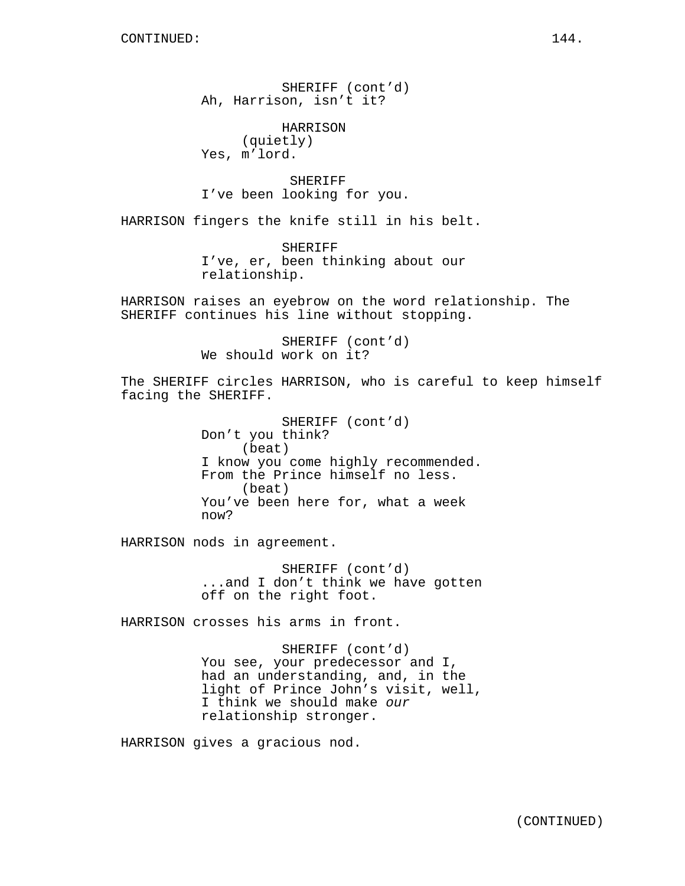CONTINUED:

SHERIFF (cont'd)
Ah, Harrison, isn't it?

HARRISON
(quietly)
Yes, m'lord.

SHERIFF
I've been looking for you.

HARRISON fingers the knife still in his belt.

SHERIFF
I've, er, been thinking about our relationship.

HARRISON raises an eyebrow on the word relationship. The SHERIFF continues his line without stopping.

SHERIFF (cont'd)
We should work on it?

The SHERIFF circles HARRISON, who is careful to keep himself facing the SHERIFF.

SHERIFF (cont'd)
Don't you think?
(beat)
I know you come highly recommended. From the Prince himself no less.
(beat)
You've been here for, what a week now?

HARRISON nods in agreement.

SHERIFF (cont'd)
...and I don't think we have gotten off on the right foot.

HARRISON crosses his arms in front.

SHERIFF (cont'd)
You see, your predecessor and I, had an understanding, and, in the light of Prince John's visit, well, I think we should make *our* relationship stronger.

HARRISON gives a gracious nod.

(CONTINUED)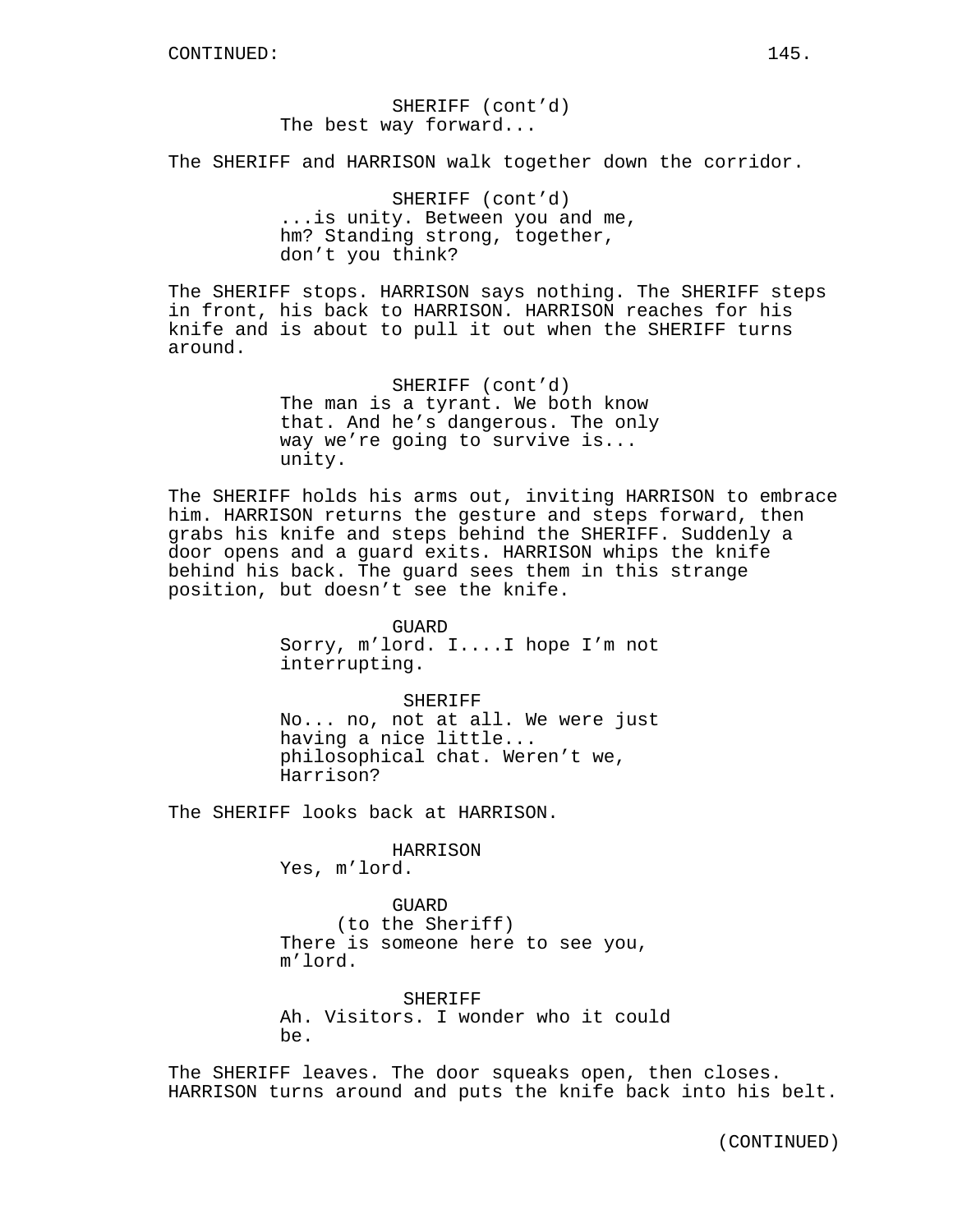CONTINUED:

SHERIFF (cont'd)
The best way forward...

The SHERIFF and HARRISON walk together down the corridor.

SHERIFF (cont'd)
...is unity. Between you and me, hm? Standing strong, together, don't you think?

The SHERIFF stops. HARRISON says nothing. The SHERIFF steps in front, his back to HARRISON. HARRISON reaches for his knife and is about to pull it out when the SHERIFF turns around.

SHERIFF (cont'd)
The man is a tyrant. We both know that. And he's dangerous. The only way we're going to survive is... unity.

The SHERIFF holds his arms out, inviting HARRISON to embrace him. HARRISON returns the gesture and steps forward, then grabs his knife and steps behind the SHERIFF. Suddenly a door opens and a guard exits. HARRISON whips the knife behind his back. The guard sees them in this strange position, but doesn't see the knife.

GUARD
Sorry, m'lord. I....I hope I'm not interrupting.

SHERIFF
No... no, not at all. We were just having a nice little... philosophical chat. Weren't we, Harrison?

The SHERIFF looks back at HARRISON.

HARRISON
Yes, m'lord.

GUARD
(to the Sheriff)
There is someone here to see you, m'lord.

SHERIFF
Ah. Visitors. I wonder who it could be.

The SHERIFF leaves. The door squeaks open, then closes. HARRISON turns around and puts the knife back into his belt.

(CONTINUED)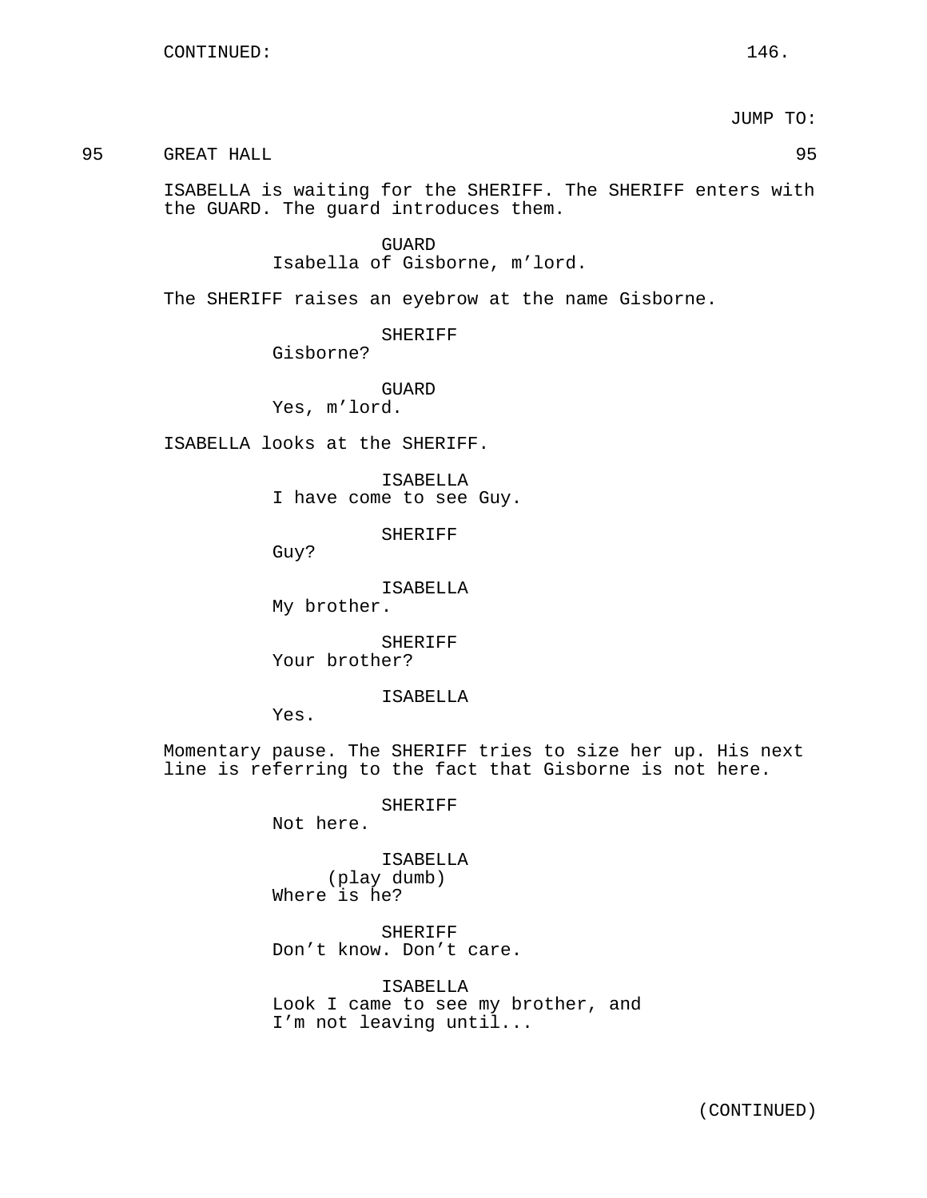CONTINUED:

JUMP TO:

95 GREAT HALL 95

ISABELLA is waiting for the SHERIFF. The SHERIFF enters with the GUARD. The guard introduces them.

GUARD
Isabella of Gisborne, m'lord.

The SHERIFF raises an eyebrow at the name Gisborne.

SHERIFF
Gisborne?

GUARD
Yes, m'lord.

ISABELLA looks at the SHERIFF.

ISABELLA
I have come to see Guy.

SHERIFF
Guy?

ISABELLA
My brother.

SHERIFF
Your brother?

ISABELLA
Yes.

Momentary pause. The SHERIFF tries to size her up. His next line is referring to the fact that Gisborne is not here.

SHERIFF
Not here.

ISABELLA
(play dumb)
Where is he?

SHERIFF
Don't know. Don't care.

ISABELLA
Look I came to see my brother, and I'm not leaving until...

(CONTINUED)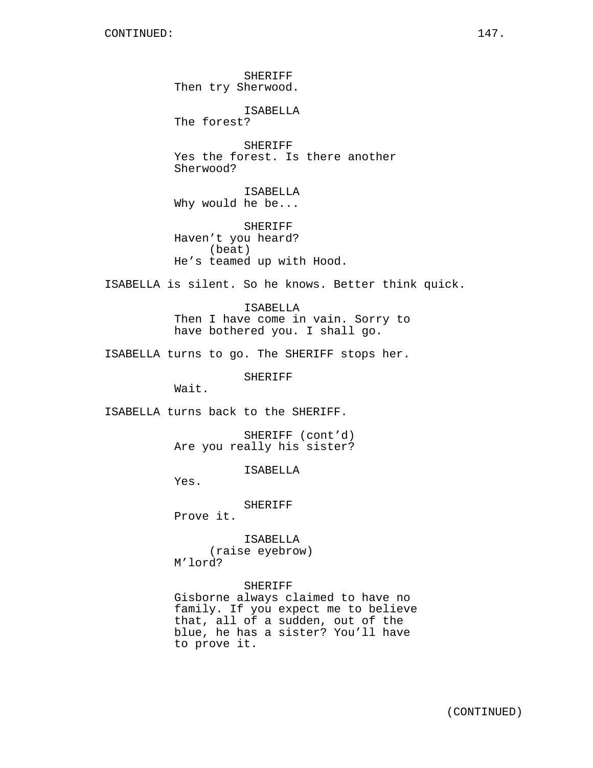SHERIFF
Then try Sherwood.

ISABELLA
The forest?

SHERIFF
Yes the forest. Is there another Sherwood?

ISABELLA
Why would he be...

SHERIFF
Haven't you heard?
(beat)
He's teamed up with Hood.

ISABELLA is silent. So he knows. Better think quick.

ISABELLA
Then I have come in vain. Sorry to have bothered you. I shall go.

ISABELLA turns to go. The SHERIFF stops her.

SHERIFF
Wait.

ISABELLA turns back to the SHERIFF.

SHERIFF (cont'd)
Are you really his sister?

ISABELLA
Yes.

SHERIFF
Prove it.

ISABELLA
(raise eyebrow)
M'lord?

SHERIFF
Gisborne always claimed to have no family. If you expect me to believe that, all of a sudden, out of the blue, he has a sister? You'll have to prove it.

(CONTINUED)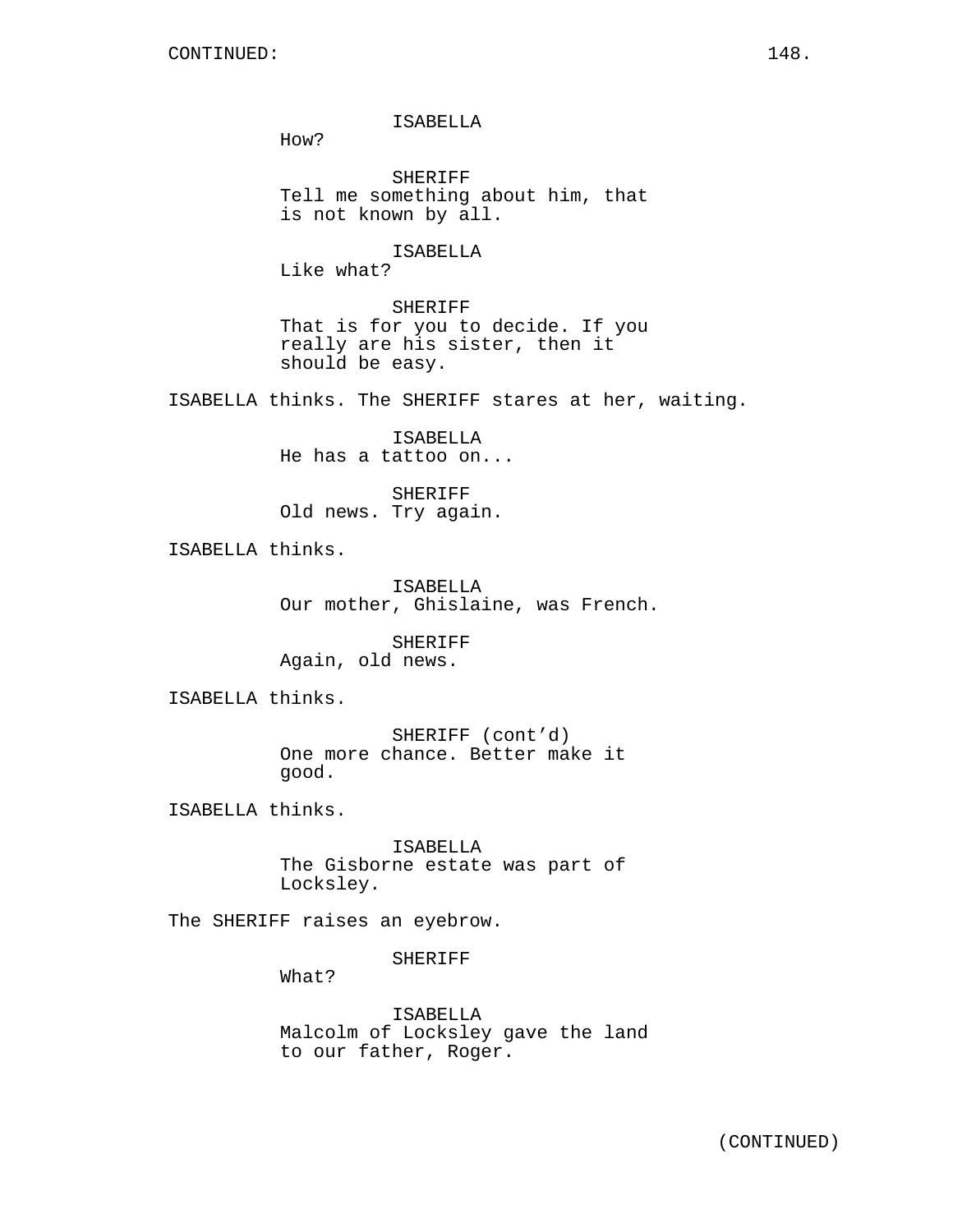ISABELLA
How?

SHERIFF
Tell me something about him, that is not known by all.

ISABELLA
Like what?

SHERIFF
That is for you to decide. If you really are his sister, then it should be easy.

ISABELLA thinks. The SHERIFF stares at her, waiting.

ISABELLA
He has a tattoo on...

SHERIFF
Old news. Try again.

ISABELLA thinks.

ISABELLA
Our mother, Ghislaine, was French.

SHERIFF
Again, old news.

ISABELLA thinks.

SHERIFF (cont'd)
One more chance. Better make it good.

ISABELLA thinks.

ISABELLA
The Gisborne estate was part of Locksley.

The SHERIFF raises an eyebrow.

SHERIFF
What?

ISABELLA
Malcolm of Locksley gave the land to our father, Roger.

(CONTINUED)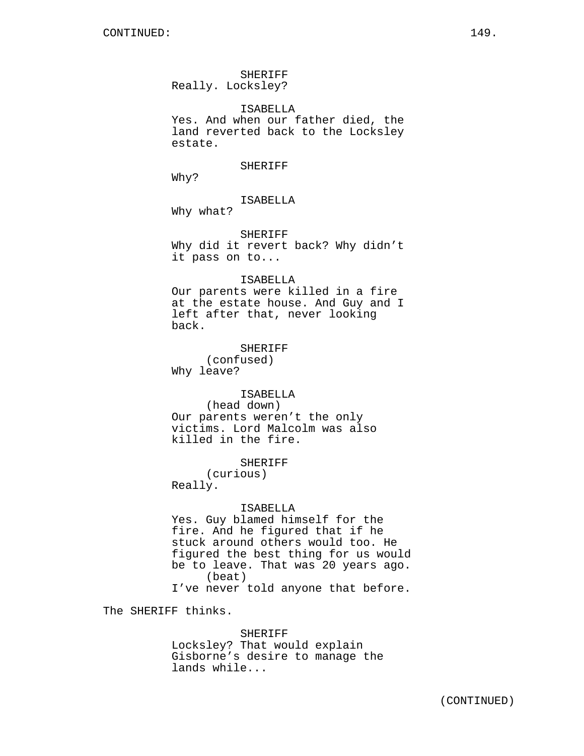CONTINUED:

SHERIFF
Really. Locksley?

ISABELLA
Yes. And when our father died, the land reverted back to the Locksley estate.

SHERIFF
Why?

ISABELLA
Why what?

SHERIFF
Why did it revert back? Why didn't it pass on to...

ISABELLA
Our parents were killed in a fire at the estate house. And Guy and I left after that, never looking back.

SHERIFF
(confused)
Why leave?

ISABELLA
(head down)
Our parents weren't the only victims. Lord Malcolm was also killed in the fire.

SHERIFF
(curious)
Really.

ISABELLA
Yes. Guy blamed himself for the fire. And he figured that if he stuck around others would too. He figured the best thing for us would be to leave. That was 20 years ago.
(beat)
I've never told anyone that before.

The SHERIFF thinks.

SHERIFF
Locksley? That would explain Gisborne's desire to manage the lands while...

(CONTINUED)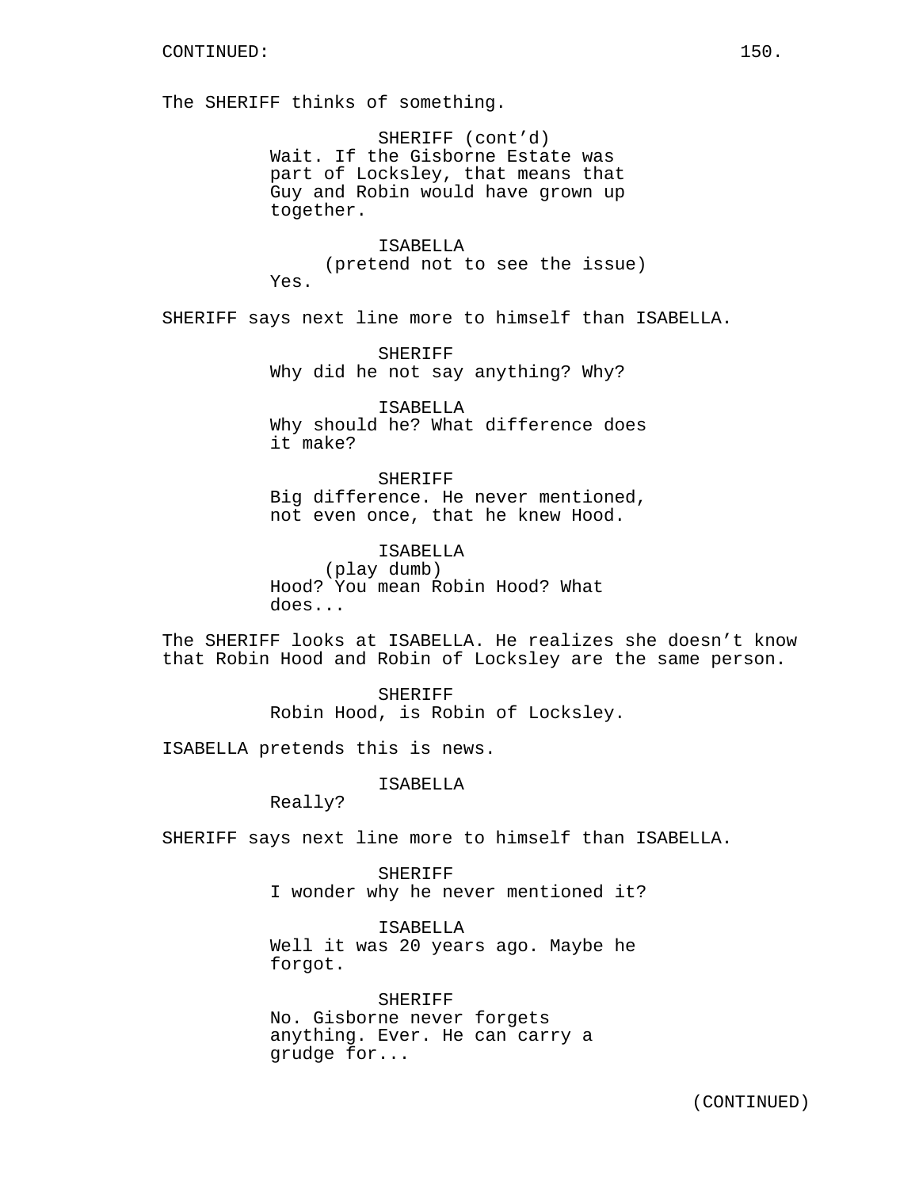CONTINUED:

The SHERIFF thinks of something.

SHERIFF (cont'd)
Wait. If the Gisborne Estate was part of Locksley, that means that Guy and Robin would have grown up together.

ISABELLA
(pretend not to see the issue)
Yes.

SHERIFF says next line more to himself than ISABELLA.

SHERIFF
Why did he not say anything? Why?

ISABELLA
Why should he? What difference does it make?

SHERIFF
Big difference. He never mentioned, not even once, that he knew Hood.

ISABELLA
(play dumb)
Hood? You mean Robin Hood? What does...

The SHERIFF looks at ISABELLA. He realizes she doesn't know that Robin Hood and Robin of Locksley are the same person.

SHERIFF
Robin Hood, is Robin of Locksley.

ISABELLA pretends this is news.

ISABELLA
Really?

SHERIFF says next line more to himself than ISABELLA.

SHERIFF
I wonder why he never mentioned it?

ISABELLA
Well it was 20 years ago. Maybe he forgot.

SHERIFF
No. Gisborne never forgets anything. Ever. He can carry a grudge for...

(CONTINUED)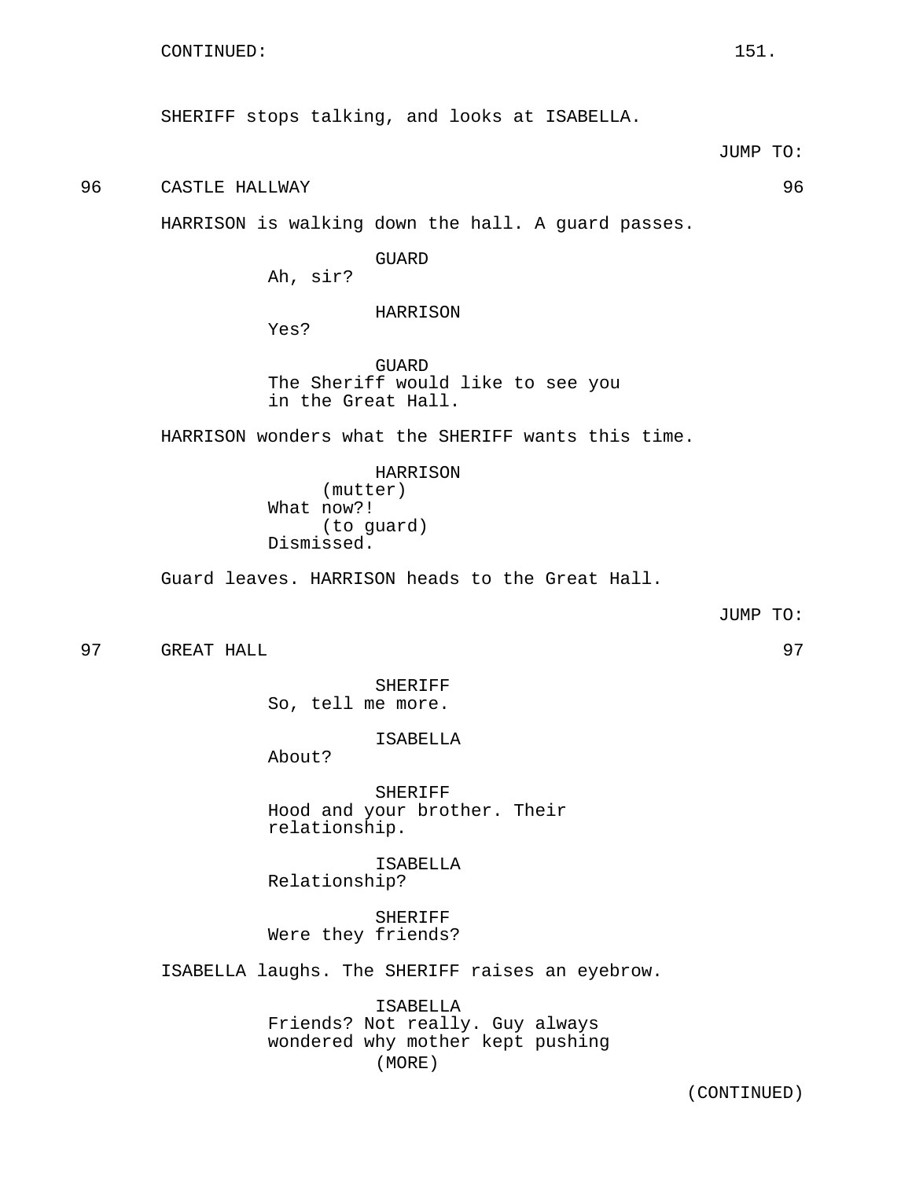CONTINUED:

SHERIFF stops talking, and looks at ISABELLA.

JUMP TO:

96 CASTLE HALLWAY 96

HARRISON is walking down the hall. A guard passes.

GUARD
Ah, sir?

HARRISON
Yes?

GUARD
The Sheriff would like to see you in the Great Hall.

HARRISON wonders what the SHERIFF wants this time.

HARRISON
(mutter)
What now?!
(to guard)
Dismissed.

Guard leaves. HARRISON heads to the Great Hall.

JUMP TO:

97 GREAT HALL 97

SHERIFF
So, tell me more.

ISABELLA
About?

SHERIFF
Hood and your brother. Their relationship.

ISABELLA
Relationship?

SHERIFF
Were they friends?

ISABELLA laughs. The SHERIFF raises an eyebrow.

ISABELLA
Friends? Not really. Guy always wondered why mother kept pushing
(MORE)

(CONTINUED)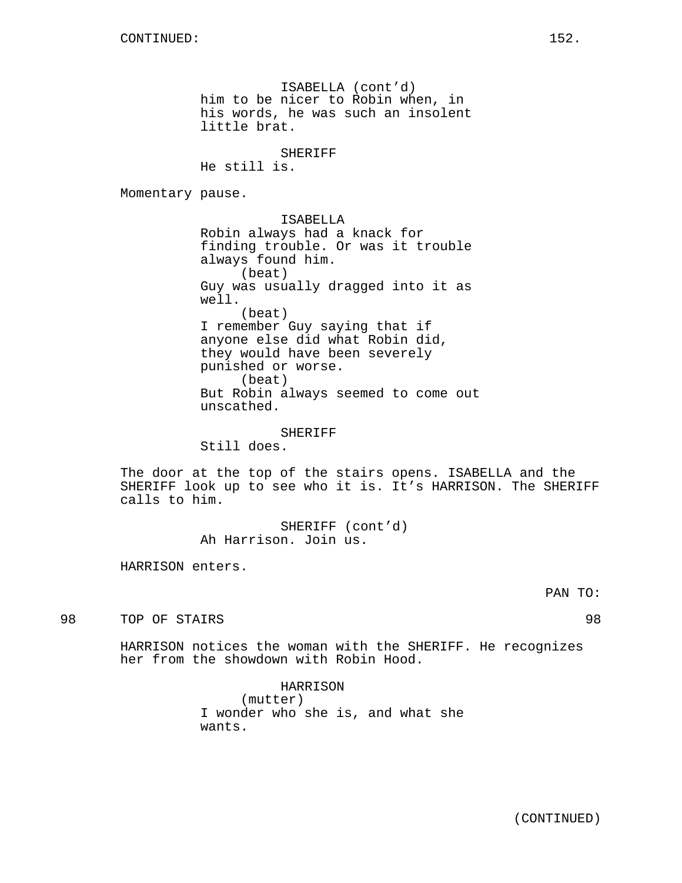CONTINUED:

ISABELLA (cont'd)
him to be nicer to Robin when, in his words, he was such an insolent little brat.

SHERIFF
He still is.

Momentary pause.

ISABELLA
Robin always had a knack for finding trouble. Or was it trouble always found him.
(beat)
Guy was usually dragged into it as well.
(beat)
I remember Guy saying that if anyone else did what Robin did, they would have been severely punished or worse.
(beat)
But Robin always seemed to come out unscathed.

SHERIFF
Still does.

The door at the top of the stairs opens. ISABELLA and the SHERIFF look up to see who it is. It's HARRISON. The SHERIFF calls to him.

SHERIFF (cont'd)
Ah Harrison. Join us.

HARRISON enters.

PAN TO:

98 TOP OF STAIRS 98

HARRISON notices the woman with the SHERIFF. He recognizes her from the showdown with Robin Hood.

HARRISON
(mutter)
I wonder who she is, and what she wants.

(CONTINUED)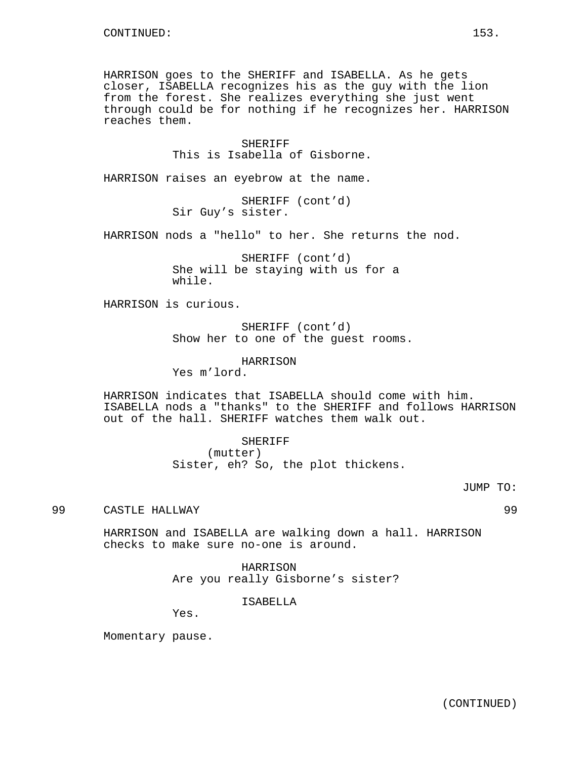CONTINUED:

HARRISON goes to the SHERIFF and ISABELLA. As he gets closer, ISABELLA recognizes his as the guy with the lion from the forest. She realizes everything she just went through could be for nothing if he recognizes her. HARRISON reaches them.

SHERIFF
This is Isabella of Gisborne.

HARRISON raises an eyebrow at the name.

SHERIFF (cont'd)
Sir Guy's sister.

HARRISON nods a "hello" to her. She returns the nod.

SHERIFF (cont'd)
She will be staying with us for a while.

HARRISON is curious.

SHERIFF (cont'd)
Show her to one of the guest rooms.

HARRISON
Yes m'lord.

HARRISON indicates that ISABELLA should come with him. ISABELLA nods a "thanks" to the SHERIFF and follows HARRISON out of the hall. SHERIFF watches them walk out.

SHERIFF
(mutter)
Sister, eh? So, the plot thickens.

JUMP TO:

99 CASTLE HALLWAY 99

HARRISON and ISABELLA are walking down a hall. HARRISON checks to make sure no-one is around.

HARRISON
Are you really Gisborne's sister?

ISABELLA
Yes.

Momentary pause.

(CONTINUED)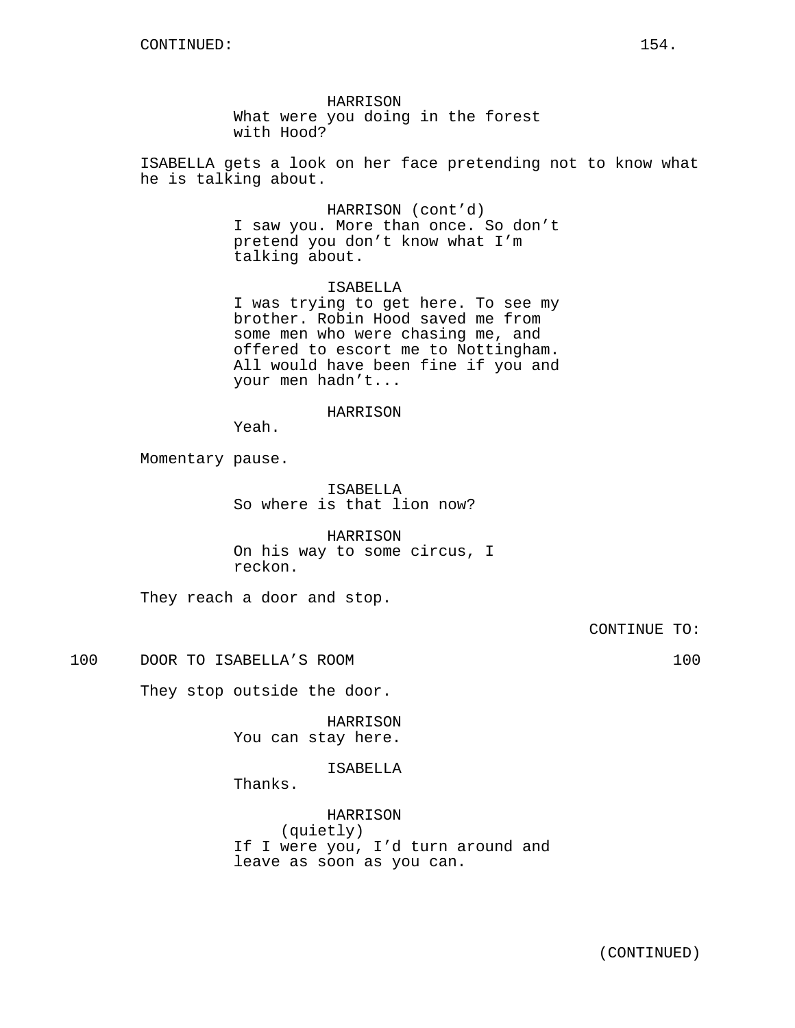CONTINUED:

HARRISON
What were you doing in the forest with Hood?

ISABELLA gets a look on her face pretending not to know what he is talking about.

HARRISON (cont'd)
I saw you. More than once. So don't pretend you don't know what I'm talking about.

ISABELLA
I was trying to get here. To see my brother. Robin Hood saved me from some men who were chasing me, and offered to escort me to Nottingham. All would have been fine if you and your men hadn't...

HARRISON
Yeah.

Momentary pause.

ISABELLA
So where is that lion now?

HARRISON
On his way to some circus, I reckon.

They reach a door and stop.

CONTINUE TO:

100 DOOR TO ISABELLA'S ROOM 100

They stop outside the door.

HARRISON
You can stay here.

ISABELLA
Thanks.

HARRISON
(quietly)
If I were you, I'd turn around and leave as soon as you can.

(CONTINUED)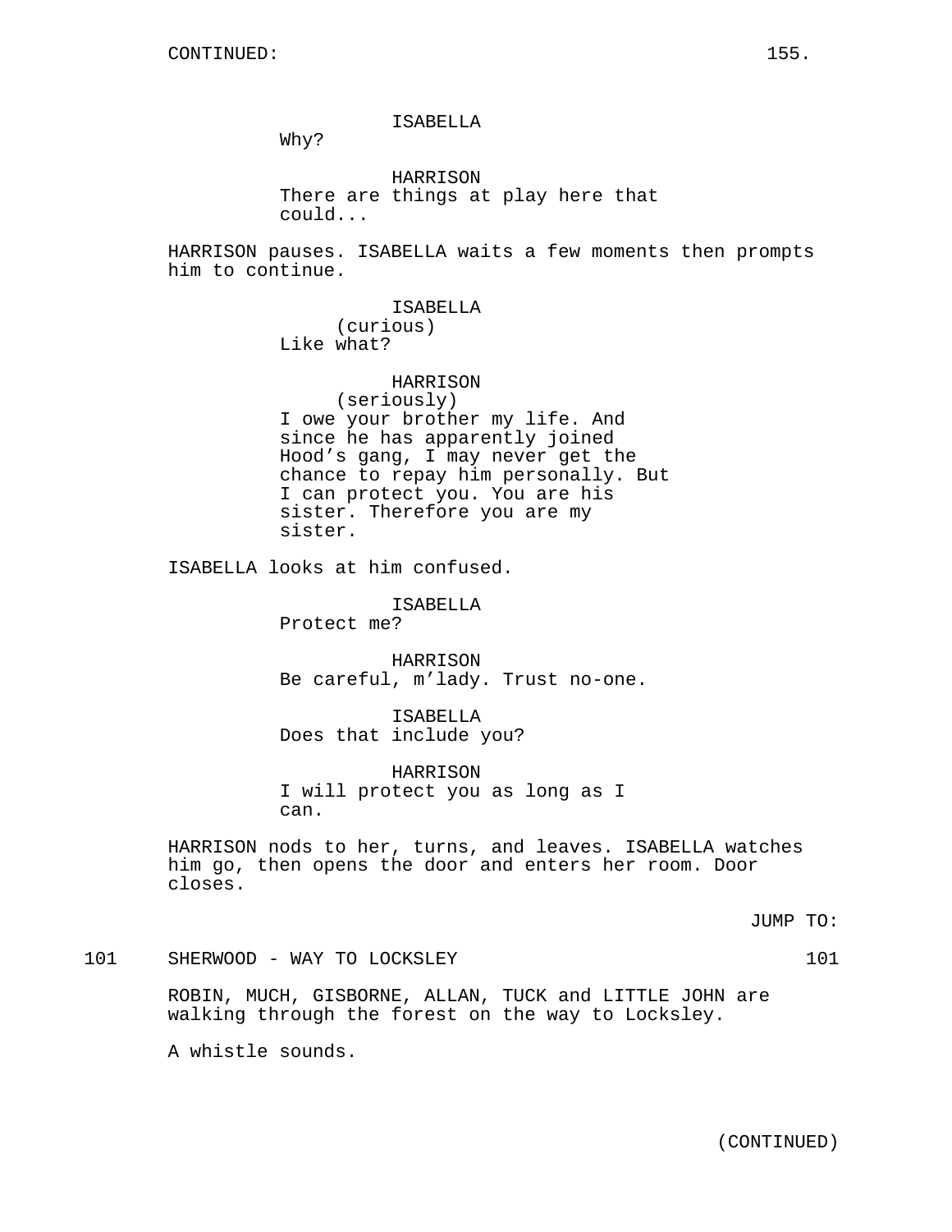CONTINUED:

ISABELLA
Why?

HARRISON
There are things at play here that could...

HARRISON pauses. ISABELLA waits a few moments then prompts him to continue.

ISABELLA
(curious)
Like what?

HARRISON
(seriously)
I owe your brother my life. And since he has apparently joined Hood's gang, I may never get the chance to repay him personally. But I can protect you. You are his sister. Therefore you are my sister.

ISABELLA looks at him confused.

ISABELLA
Protect me?

HARRISON
Be careful, m'lady. Trust no-one.

ISABELLA
Does that include you?

HARRISON
I will protect you as long as I can.

HARRISON nods to her, turns, and leaves. ISABELLA watches him go, then opens the door and enters her room. Door closes.

JUMP TO:

101 SHERWOOD - WAY TO LOCKSLEY 101

ROBIN, MUCH, GISBORNE, ALLAN, TUCK and LITTLE JOHN are walking through the forest on the way to Locksley.

A whistle sounds.

(CONTINUED)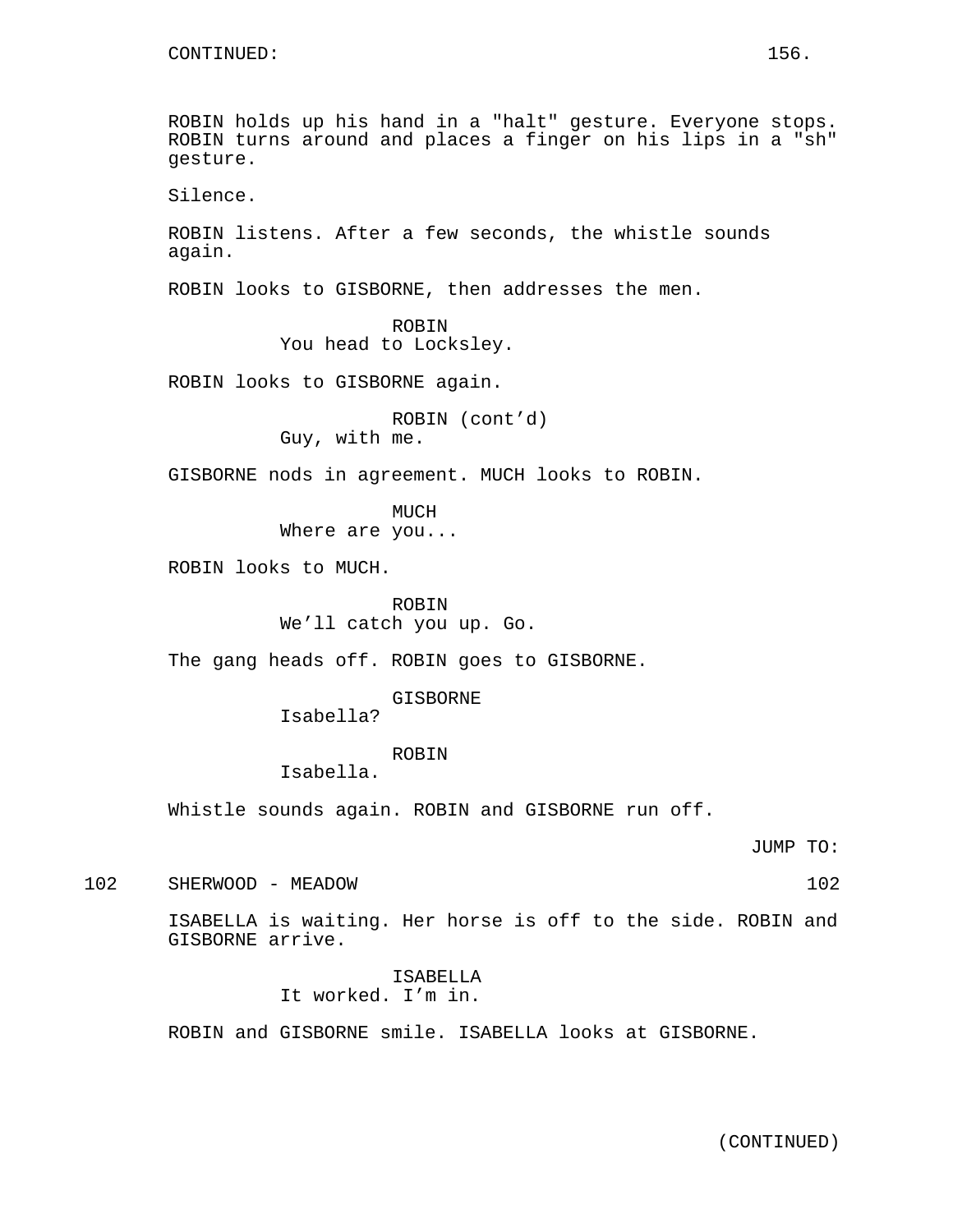CONTINUED:

ROBIN holds up his hand in a "halt" gesture. Everyone stops. ROBIN turns around and places a finger on his lips in a "sh" gesture.

Silence.

ROBIN listens. After a few seconds, the whistle sounds again.

ROBIN looks to GISBORNE, then addresses the men.

ROBIN
You head to Locksley.

ROBIN looks to GISBORNE again.

ROBIN (cont'd)
Guy, with me.

GISBORNE nods in agreement. MUCH looks to ROBIN.

MUCH
Where are you...

ROBIN looks to MUCH.

ROBIN
We'll catch you up. Go.

The gang heads off. ROBIN goes to GISBORNE.

GISBORNE
Isabella?

ROBIN
Isabella.

Whistle sounds again. ROBIN and GISBORNE run off.

JUMP TO:

102 SHERWOOD - MEADOW 102

ISABELLA is waiting. Her horse is off to the side. ROBIN and GISBORNE arrive.

ISABELLA
It worked. I'm in.

ROBIN and GISBORNE smile. ISABELLA looks at GISBORNE.

(CONTINUED)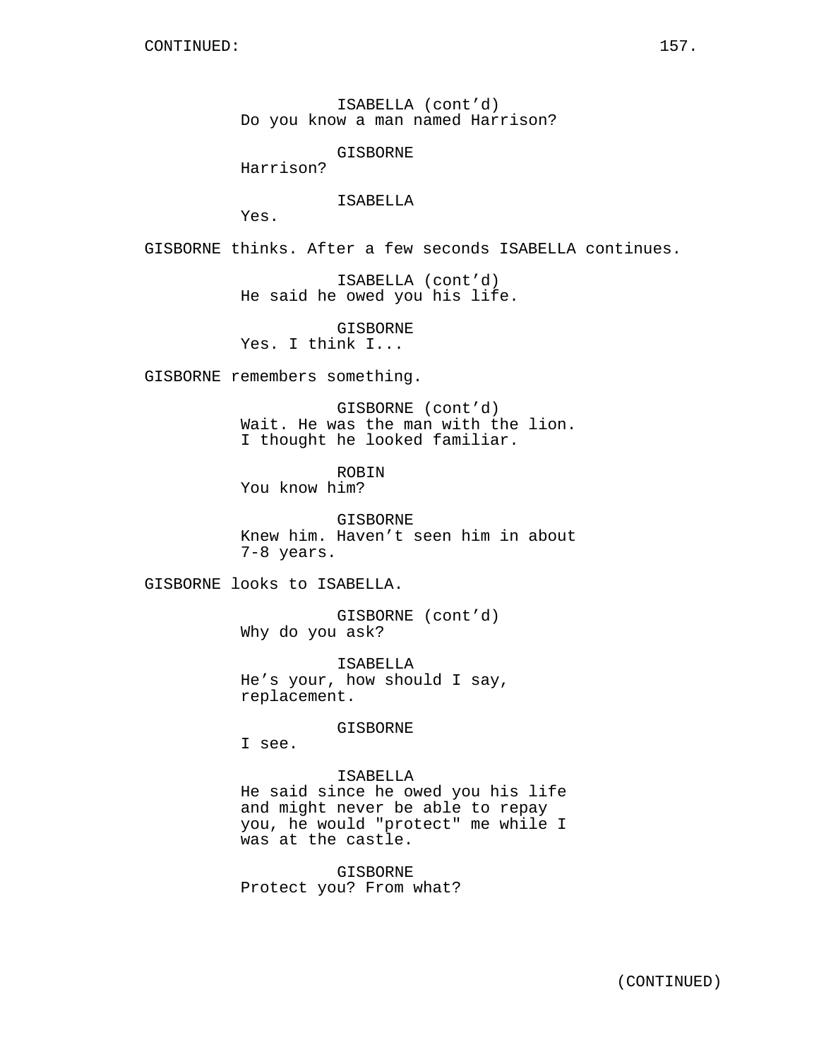ISABELLA (cont'd)
Do you know a man named Harrison?

GISBORNE
Harrison?

ISABELLA
Yes.

GISBORNE thinks. After a few seconds ISABELLA continues.

ISABELLA (cont'd)
He said he owed you his life.

GISBORNE
Yes. I think I...

GISBORNE remembers something.

GISBORNE (cont'd)
Wait. He was the man with the lion.
I thought he looked familiar.

ROBIN
You know him?

GISBORNE
Knew him. Haven't seen him in about
7-8 years.

GISBORNE looks to ISABELLA.

GISBORNE (cont'd)
Why do you ask?

ISABELLA
He's your, how should I say,
replacement.

GISBORNE
I see.

ISABELLA
He said since he owed you his life
and might never be able to repay
you, he would "protect" me while I
was at the castle.

GISBORNE
Protect you? From what?

(CONTINUED)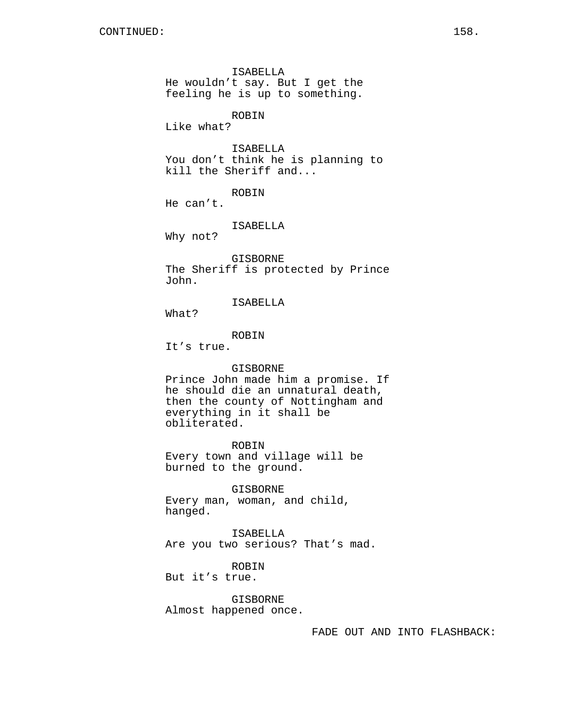CONTINUED:

ISABELLA
He wouldn't say. But I get the feeling he is up to something.

ROBIN
Like what?

ISABELLA
You don't think he is planning to kill the Sheriff and...

ROBIN
He can't.

ISABELLA
Why not?

GISBORNE
The Sheriff is protected by Prince John.

ISABELLA
What?

ROBIN
It's true.

GISBORNE
Prince John made him a promise. If he should die an unnatural death, then the county of Nottingham and everything in it shall be obliterated.

ROBIN
Every town and village will be burned to the ground.

GISBORNE
Every man, woman, and child, hanged.

ISABELLA
Are you two serious? That's mad.

ROBIN
But it's true.

GISBORNE
Almost happened once.

FADE OUT AND INTO FLASHBACK: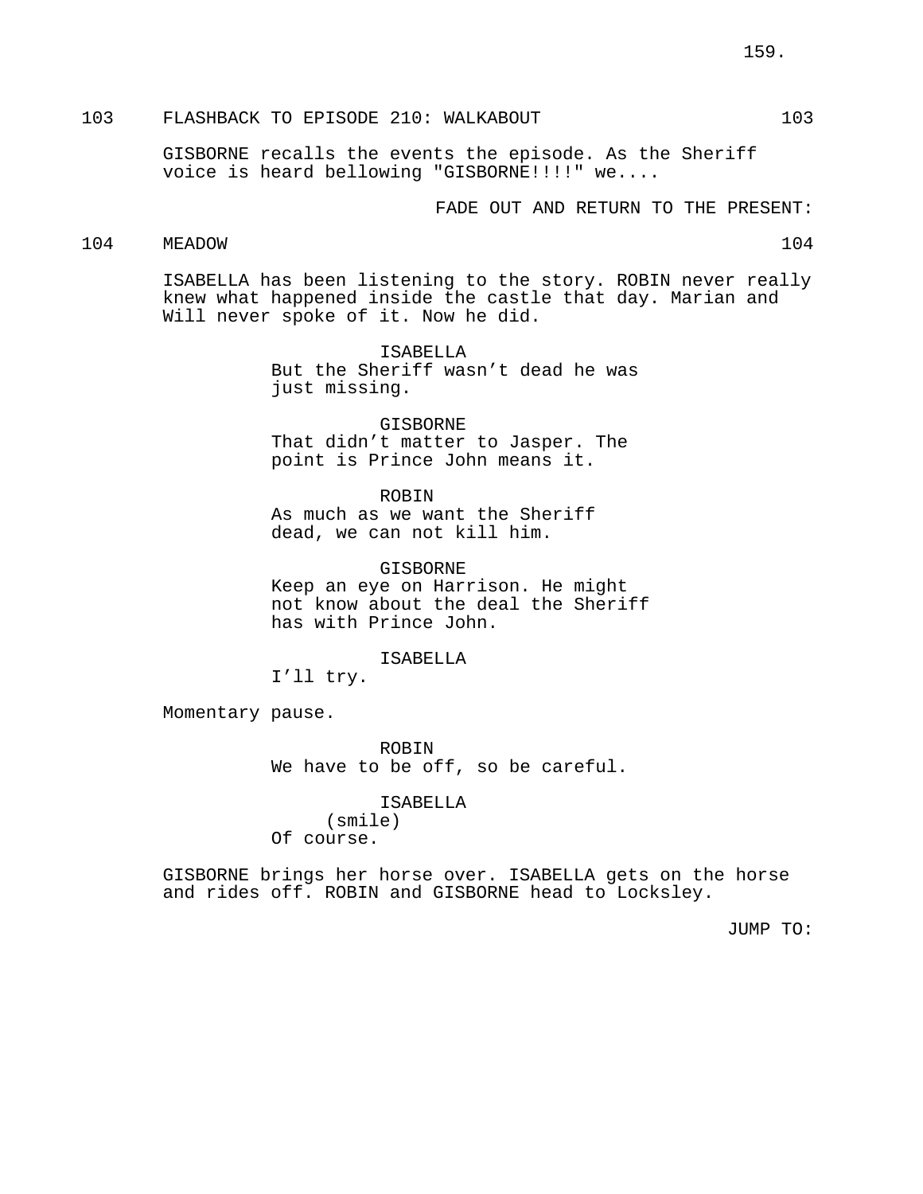103 FLASHBACK TO EPISODE 210: WALKABOUT 103

GISBORNE recalls the events the episode. As the Sheriff voice is heard bellowing "GISBORNE!!!!" we....

FADE OUT AND RETURN TO THE PRESENT:

104 MEADOW 104

ISABELLA has been listening to the story. ROBIN never really knew what happened inside the castle that day. Marian and Will never spoke of it. Now he did.

ISABELLA
But the Sheriff wasn't dead he was just missing.

GISBORNE
That didn't matter to Jasper. The point is Prince John means it.

ROBIN
As much as we want the Sheriff dead, we can not kill him.

GISBORNE
Keep an eye on Harrison. He might not know about the deal the Sheriff has with Prince John.

ISABELLA
I'll try.

Momentary pause.

ROBIN
We have to be off, so be careful.

ISABELLA
(smile)
Of course.

GISBORNE brings her horse over. ISABELLA gets on the horse and rides off. ROBIN and GISBORNE head to Locksley.

JUMP TO: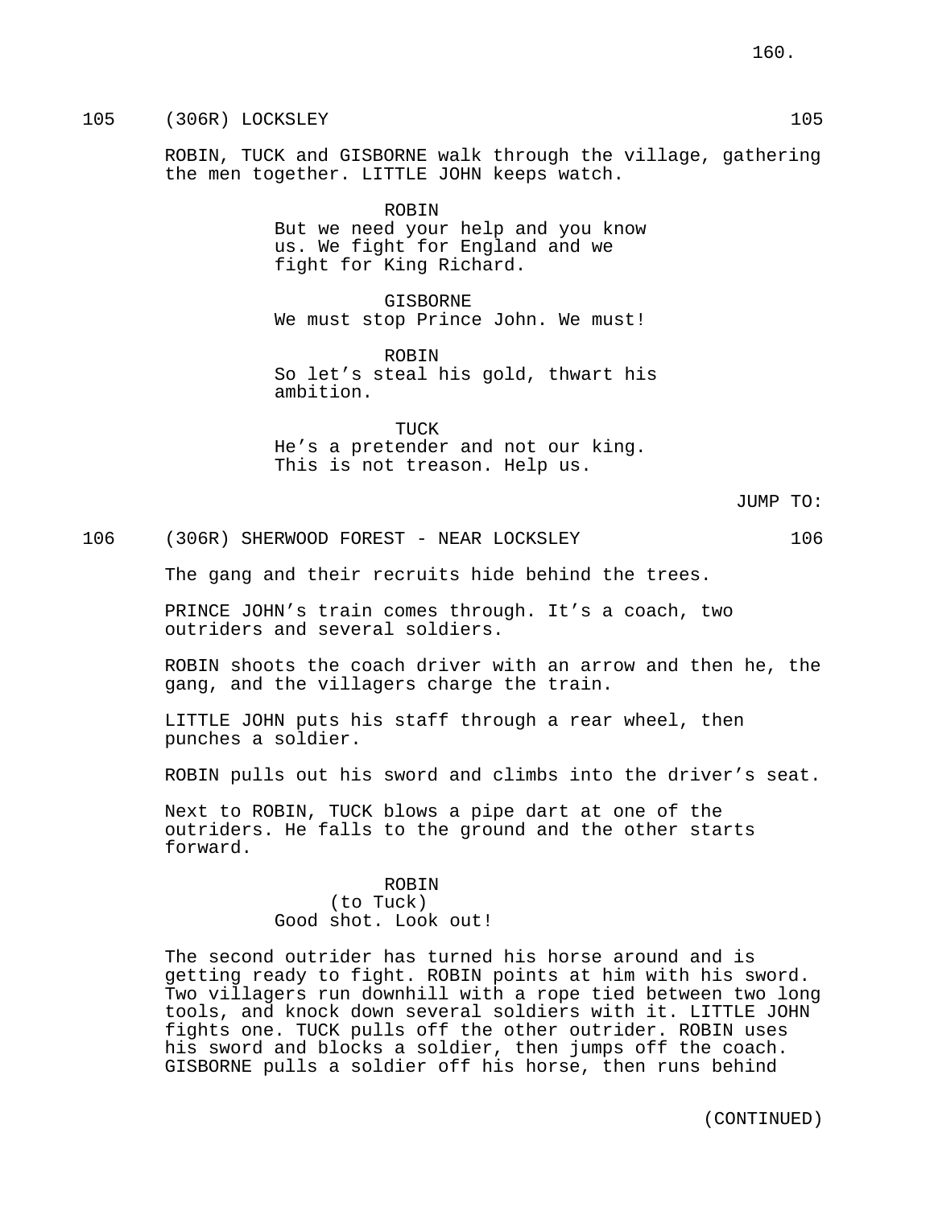105 (306R) LOCKSLEY 105

ROBIN, TUCK and GISBORNE walk through the village, gathering the men together. LITTLE JOHN keeps watch.

ROBIN
But we need your help and you know us. We fight for England and we fight for King Richard.

GISBORNE
We must stop Prince John. We must!

ROBIN
So let's steal his gold, thwart his ambition.

TUCK
He's a pretender and not our king. This is not treason. Help us.

JUMP TO:

106 (306R) SHERWOOD FOREST - NEAR LOCKSLEY 106

The gang and their recruits hide behind the trees.

PRINCE JOHN's train comes through. It's a coach, two outriders and several soldiers.

ROBIN shoots the coach driver with an arrow and then he, the gang, and the villagers charge the train.

LITTLE JOHN puts his staff through a rear wheel, then punches a soldier.

ROBIN pulls out his sword and climbs into the driver's seat.

Next to ROBIN, TUCK blows a pipe dart at one of the outriders. He falls to the ground and the other starts forward.

ROBIN
(to Tuck)
Good shot. Look out!

The second outrider has turned his horse around and is getting ready to fight. ROBIN points at him with his sword. Two villagers run downhill with a rope tied between two long tools, and knock down several soldiers with it. LITTLE JOHN fights one. TUCK pulls off the other outrider. ROBIN uses his sword and blocks a soldier, then jumps off the coach. GISBORNE pulls a soldier off his horse, then runs behind

(CONTINUED)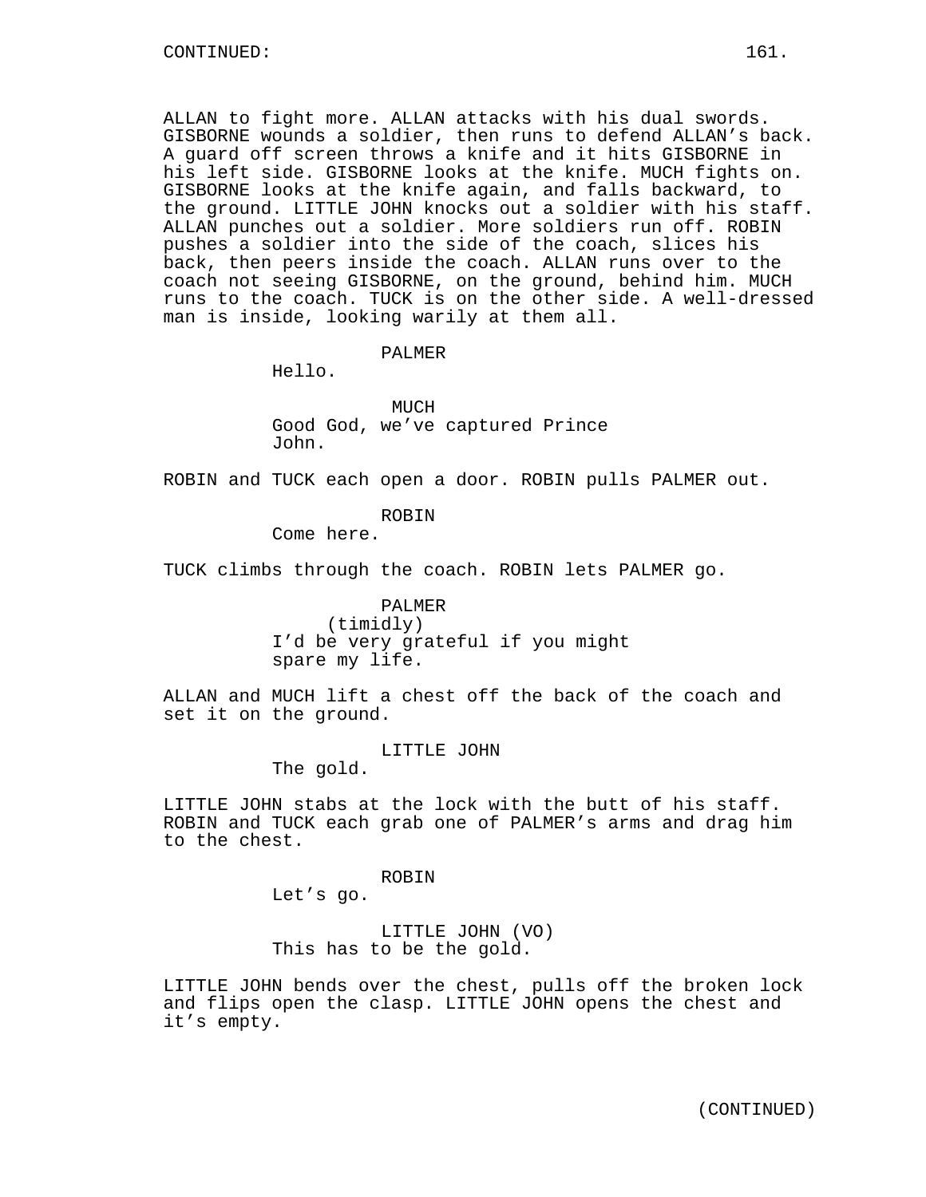ALLAN to fight more. ALLAN attacks with his dual swords. GISBORNE wounds a soldier, then runs to defend ALLAN's back. A guard off screen throws a knife and it hits GISBORNE in his left side. GISBORNE looks at the knife. MUCH fights on. GISBORNE looks at the knife again, and falls backward, to the ground. LITTLE JOHN knocks out a soldier with his staff. ALLAN punches out a soldier. More soldiers run off. ROBIN pushes a soldier into the side of the coach, slices his back, then peers inside the coach. ALLAN runs over to the coach not seeing GISBORNE, on the ground, behind him. MUCH runs to the coach. TUCK is on the other side. A well-dressed man is inside, looking warily at them all.

PALMER
Hello.

MUCH
Good God, we've captured Prince John.

ROBIN and TUCK each open a door. ROBIN pulls PALMER out.

ROBIN
Come here.

TUCK climbs through the coach. ROBIN lets PALMER go.

PALMER
(timidly)
I'd be very grateful if you might spare my life.

ALLAN and MUCH lift a chest off the back of the coach and set it on the ground.

LITTLE JOHN
The gold.

LITTLE JOHN stabs at the lock with the butt of his staff. ROBIN and TUCK each grab one of PALMER's arms and drag him to the chest.

ROBIN
Let's go.

LITTLE JOHN (VO)
This has to be the gold.

LITTLE JOHN bends over the chest, pulls off the broken lock and flips open the clasp. LITTLE JOHN opens the chest and it's empty.

(CONTINUED)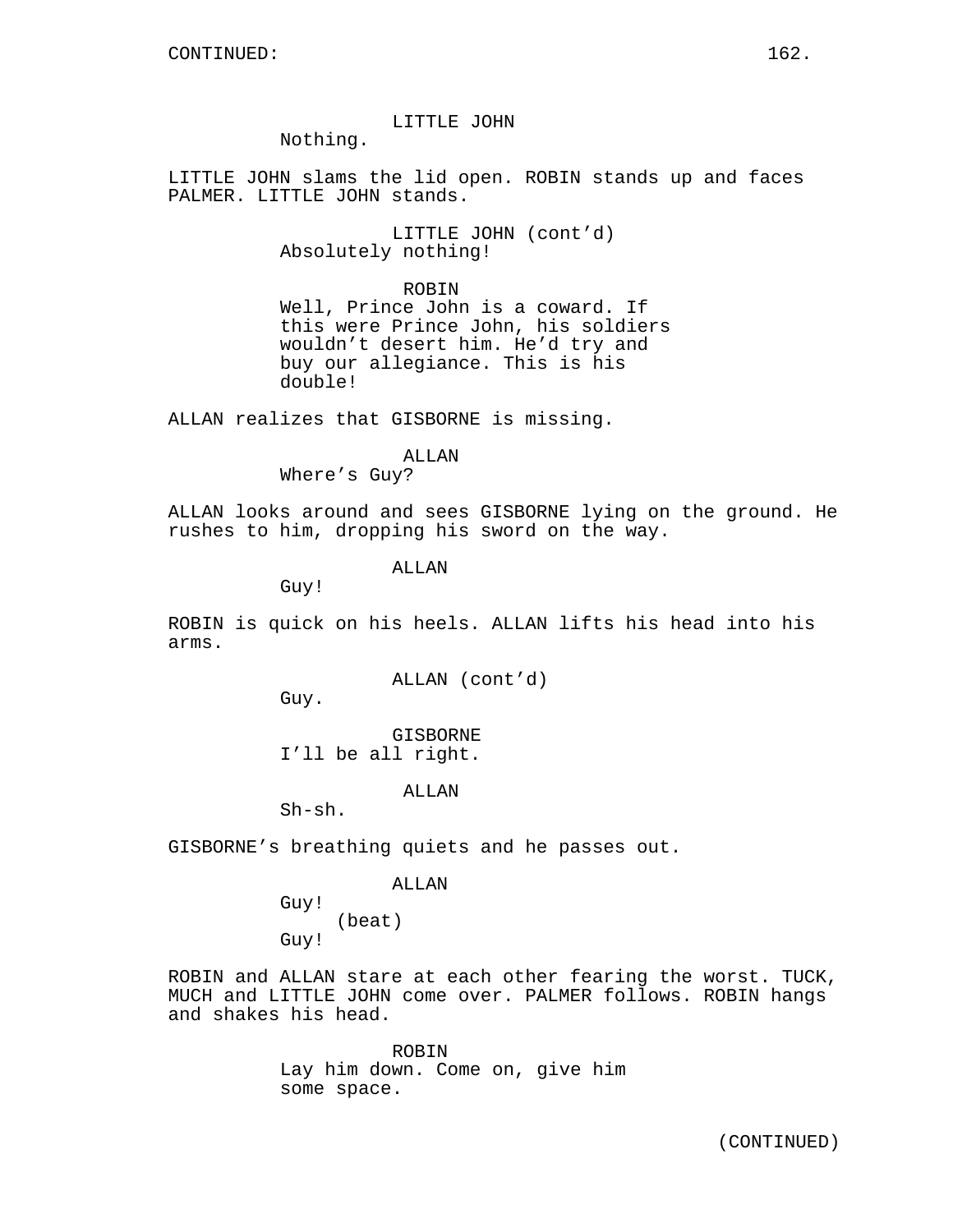CONTINUED:

LITTLE JOHN
Nothing.

LITTLE JOHN slams the lid open. ROBIN stands up and faces PALMER. LITTLE JOHN stands.

LITTLE JOHN (cont'd)
Absolutely nothing!

ROBIN
Well, Prince John is a coward. If this were Prince John, his soldiers wouldn't desert him. He'd try and buy our allegiance. This is his double!

ALLAN realizes that GISBORNE is missing.

ALLAN
Where's Guy?

ALLAN looks around and sees GISBORNE lying on the ground. He rushes to him, dropping his sword on the way.

ALLAN
Guy!

ROBIN is quick on his heels. ALLAN lifts his head into his arms.

ALLAN (cont'd)
Guy.

GISBORNE
I'll be all right.

ALLAN
Sh-sh.

GISBORNE's breathing quiets and he passes out.

ALLAN
Guy!
(beat)
Guy!

ROBIN and ALLAN stare at each other fearing the worst. TUCK, MUCH and LITTLE JOHN come over. PALMER follows. ROBIN hangs and shakes his head.

ROBIN
Lay him down. Come on, give him some space.

(CONTINUED)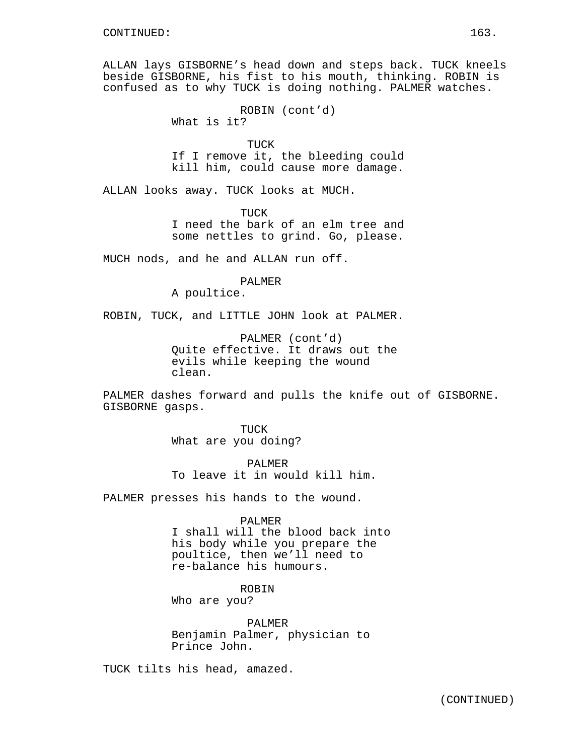CONTINUED:

ALLAN lays GISBORNE's head down and steps back. TUCK kneels beside GISBORNE, his fist to his mouth, thinking. ROBIN is confused as to why TUCK is doing nothing. PALMER watches.

ROBIN (cont'd)
What is it?

TUCK
If I remove it, the bleeding could kill him, could cause more damage.

ALLAN looks away. TUCK looks at MUCH.

TUCK
I need the bark of an elm tree and some nettles to grind. Go, please.

MUCH nods, and he and ALLAN run off.

PALMER
A poultice.

ROBIN, TUCK, and LITTLE JOHN look at PALMER.

PALMER (cont'd)
Quite effective. It draws out the evils while keeping the wound clean.

PALMER dashes forward and pulls the knife out of GISBORNE. GISBORNE gasps.

TUCK
What are you doing?

PALMER
To leave it in would kill him.

PALMER presses his hands to the wound.

PALMER
I shall will the blood back into his body while you prepare the poultice, then we'll need to re-balance his humours.

ROBIN
Who are you?

PALMER
Benjamin Palmer, physician to Prince John.

TUCK tilts his head, amazed.

(CONTINUED)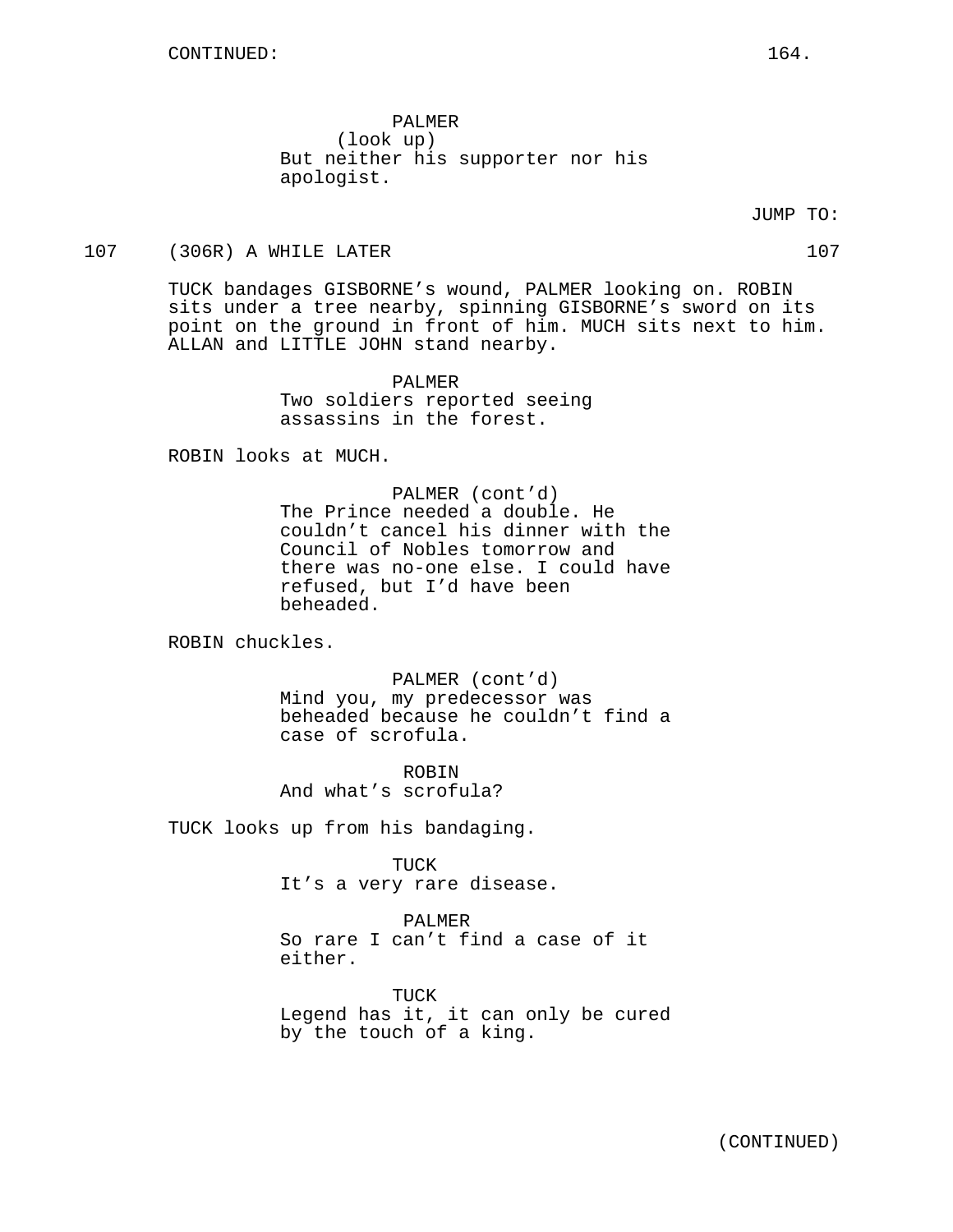CONTINUED:

PALMER
(look up)
But neither his supporter nor his apologist.

JUMP TO:

107 (306R) A WHILE LATER 107

TUCK bandages GISBORNE's wound, PALMER looking on. ROBIN sits under a tree nearby, spinning GISBORNE's sword on its point on the ground in front of him. MUCH sits next to him. ALLAN and LITTLE JOHN stand nearby.

PALMER
Two soldiers reported seeing assassins in the forest.

ROBIN looks at MUCH.

PALMER (cont'd)
The Prince needed a double. He couldn't cancel his dinner with the Council of Nobles tomorrow and there was no-one else. I could have refused, but I'd have been beheaded.

ROBIN chuckles.

PALMER (cont'd)
Mind you, my predecessor was beheaded because he couldn't find a case of scrofula.

ROBIN
And what's scrofula?

TUCK looks up from his bandaging.

TUCK
It's a very rare disease.

PALMER
So rare I can't find a case of it either.

TUCK
Legend has it, it can only be cured by the touch of a king.

(CONTINUED)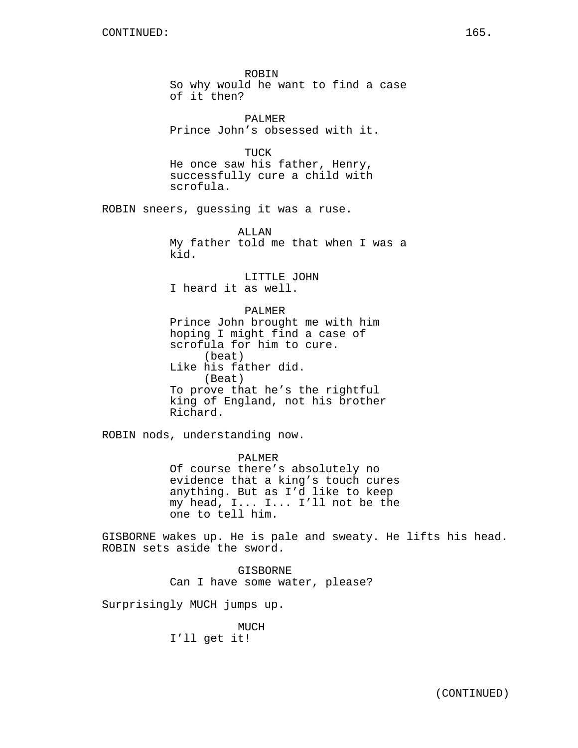CONTINUED:

ROBIN
So why would he want to find a case of it then?

PALMER
Prince John's obsessed with it.

TUCK
He once saw his father, Henry, successfully cure a child with scrofula.

ROBIN sneers, guessing it was a ruse.

ALLAN
My father told me that when I was a kid.

LITTLE JOHN
I heard it as well.

PALMER
Prince John brought me with him hoping I might find a case of scrofula for him to cure.
(beat)
Like his father did.
(Beat)
To prove that he's the rightful king of England, not his brother Richard.

ROBIN nods, understanding now.

PALMER
Of course there's absolutely no evidence that a king's touch cures anything. But as I'd like to keep my head, I... I... I'll not be the one to tell him.

GISBORNE wakes up. He is pale and sweaty. He lifts his head. ROBIN sets aside the sword.

GISBORNE
Can I have some water, please?

Surprisingly MUCH jumps up.

MUCH
I'll get it!

(CONTINUED)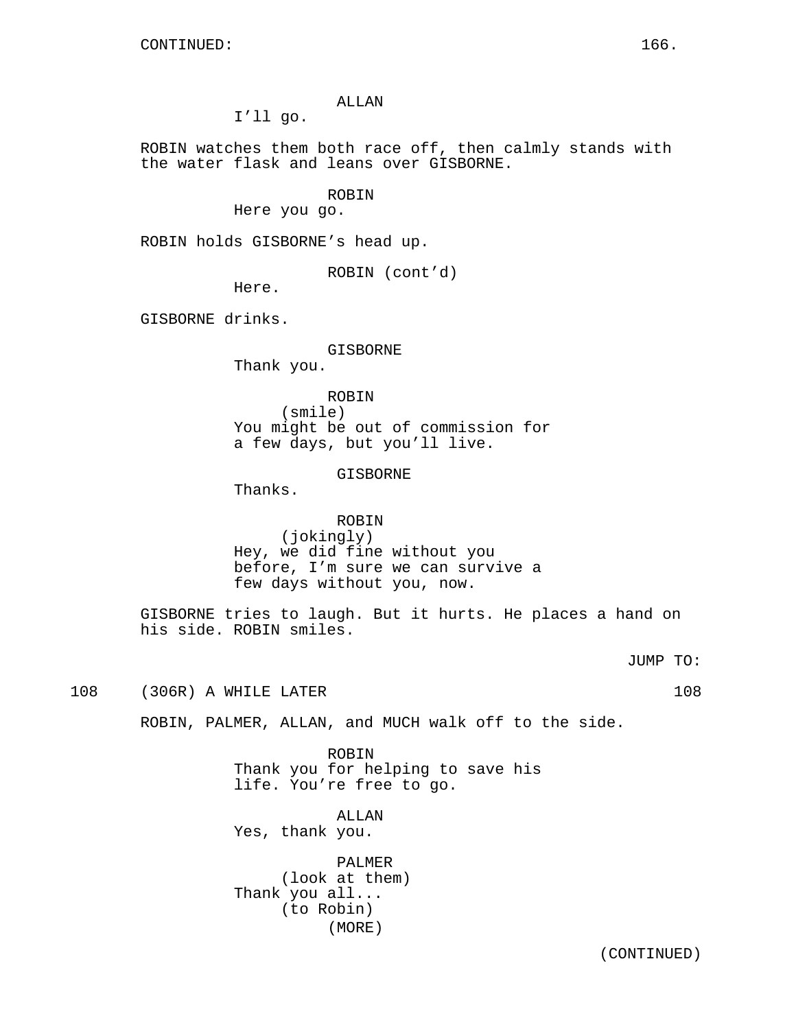CONTINUED:

ALLAN
I'll go.

ROBIN watches them both race off, then calmly stands with the water flask and leans over GISBORNE.

ROBIN
Here you go.

ROBIN holds GISBORNE's head up.

ROBIN (cont'd)
Here.

GISBORNE drinks.

GISBORNE
Thank you.

ROBIN
(smile)
You might be out of commission for a few days, but you'll live.

GISBORNE
Thanks.

ROBIN
(jokingly)
Hey, we did fine without you before, I'm sure we can survive a few days without you, now.

GISBORNE tries to laugh. But it hurts. He places a hand on his side. ROBIN smiles.

JUMP TO:

108 (306R) A WHILE LATER 108

ROBIN, PALMER, ALLAN, and MUCH walk off to the side.

ROBIN
Thank you for helping to save his life. You're free to go.

ALLAN
Yes, thank you.

PALMER
(look at them)
Thank you all...
(to Robin)
(MORE)

(CONTINUED)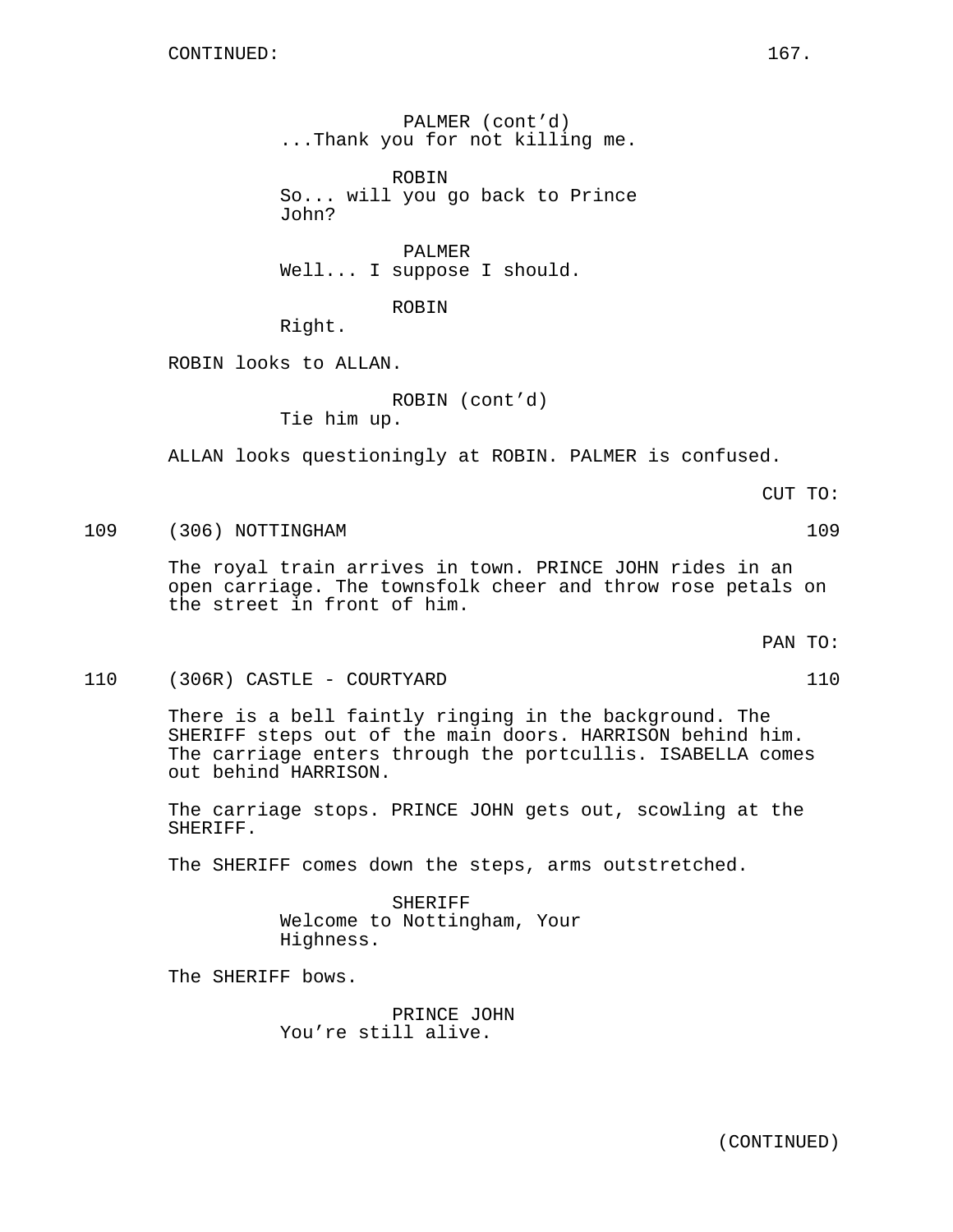CONTINUED:

PALMER (cont'd)
...Thank you for not killing me.

ROBIN
So... will you go back to Prince John?

PALMER
Well... I suppose I should.

ROBIN
Right.

ROBIN looks to ALLAN.

ROBIN (cont'd)
Tie him up.

ALLAN looks questioningly at ROBIN. PALMER is confused.

CUT TO:

109 (306) NOTTINGHAM 109

The royal train arrives in town. PRINCE JOHN rides in an open carriage. The townsfolk cheer and throw rose petals on the street in front of him.

PAN TO:

110 (306R) CASTLE - COURTYARD 110

There is a bell faintly ringing in the background. The SHERIFF steps out of the main doors. HARRISON behind him. The carriage enters through the portcullis. ISABELLA comes out behind HARRISON.

The carriage stops. PRINCE JOHN gets out, scowling at the SHERIFF.

The SHERIFF comes down the steps, arms outstretched.

SHERIFF
Welcome to Nottingham, Your Highness.

The SHERIFF bows.

PRINCE JOHN
You're still alive.

(CONTINUED)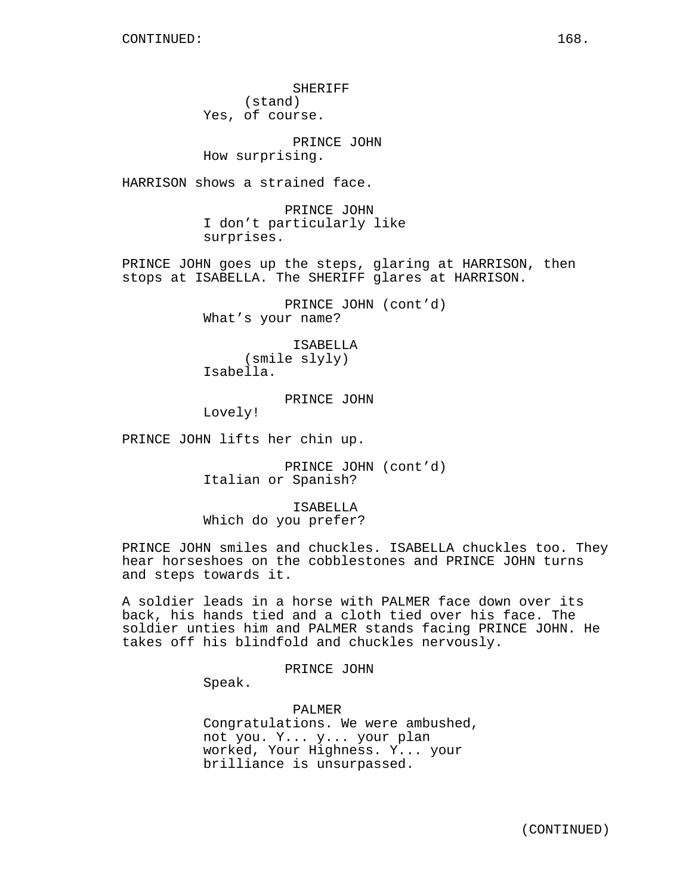SHERIFF
(stand)
Yes, of course.

PRINCE JOHN
How surprising.

HARRISON shows a strained face.

PRINCE JOHN
I don't particularly like surprises.

PRINCE JOHN goes up the steps, glaring at HARRISON, then stops at ISABELLA. The SHERIFF glares at HARRISON.

PRINCE JOHN (cont'd)
What's your name?

ISABELLA
(smile slyly)
Isabella.

PRINCE JOHN
Lovely!

PRINCE JOHN lifts her chin up.

PRINCE JOHN (cont'd)
Italian or Spanish?

ISABELLA
Which do you prefer?

PRINCE JOHN smiles and chuckles. ISABELLA chuckles too. They hear horseshoes on the cobblestones and PRINCE JOHN turns and steps towards it.

A soldier leads in a horse with PALMER face down over its back, his hands tied and a cloth tied over his face. The soldier unties him and PALMER stands facing PRINCE JOHN. He takes off his blindfold and chuckles nervously.

PRINCE JOHN
Speak.

PALMER
Congratulations. We were ambushed, not you. Y... y... your plan worked, Your Highness. Y... your brilliance is unsurpassed.

(CONTINUED)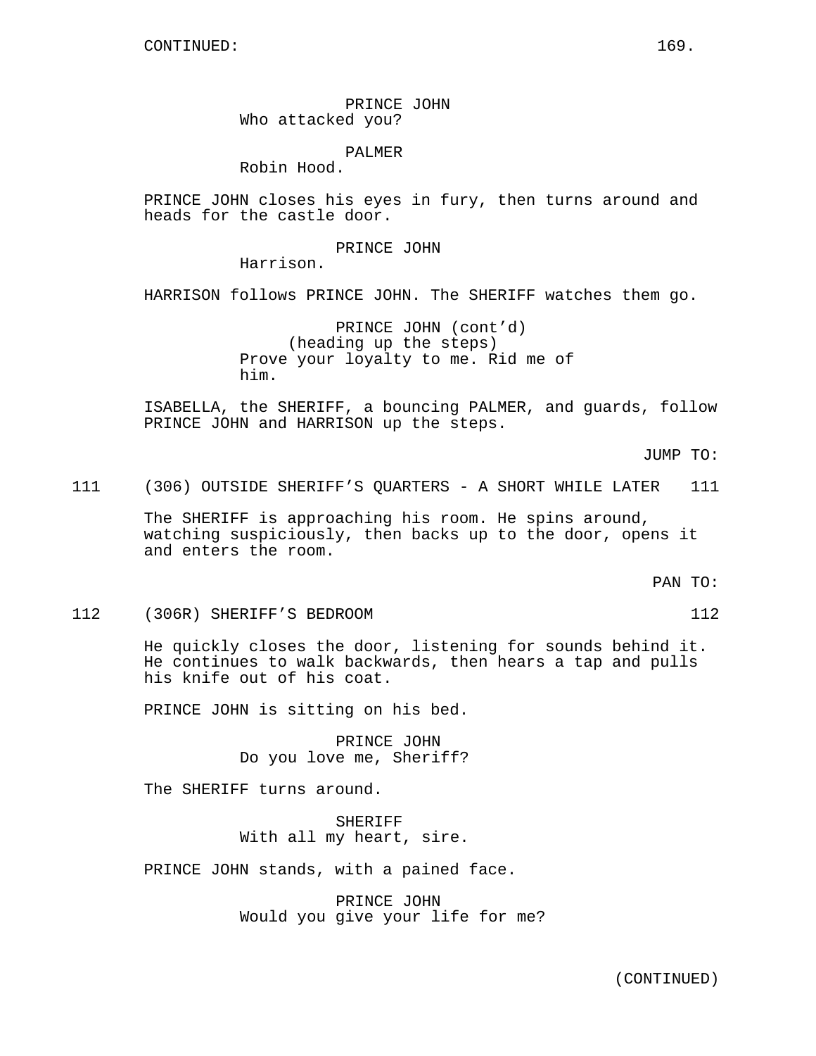CONTINUED:

PRINCE JOHN
Who attacked you?

PALMER
Robin Hood.

PRINCE JOHN closes his eyes in fury, then turns around and heads for the castle door.

PRINCE JOHN
Harrison.

HARRISON follows PRINCE JOHN. The SHERIFF watches them go.

PRINCE JOHN (cont'd)
(heading up the steps)
Prove your loyalty to me. Rid me of him.

ISABELLA, the SHERIFF, a bouncing PALMER, and guards, follow PRINCE JOHN and HARRISON up the steps.

JUMP TO:

111 (306) OUTSIDE SHERIFF'S QUARTERS - A SHORT WHILE LATER 111

The SHERIFF is approaching his room. He spins around, watching suspiciously, then backs up to the door, opens it and enters the room.

PAN TO:

112 (306R) SHERIFF'S BEDROOM 112

He quickly closes the door, listening for sounds behind it. He continues to walk backwards, then hears a tap and pulls his knife out of his coat.

PRINCE JOHN is sitting on his bed.

PRINCE JOHN
Do you love me, Sheriff?

The SHERIFF turns around.

SHERIFF
With all my heart, sire.

PRINCE JOHN stands, with a pained face.

PRINCE JOHN
Would you give your life for me?

(CONTINUED)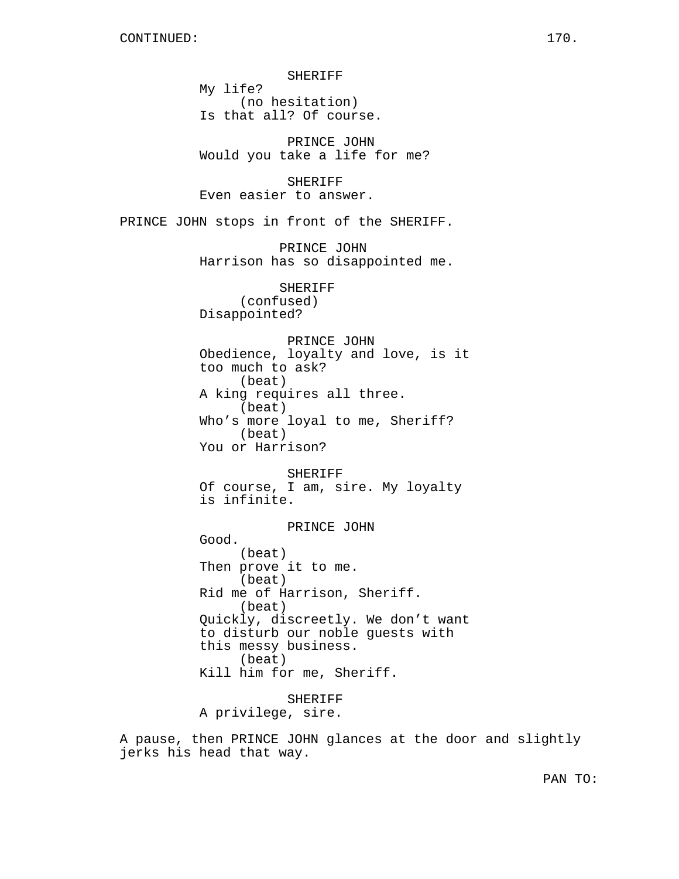CONTINUED:

SHERIFF
My life?
(no hesitation)
Is that all? Of course.

PRINCE JOHN
Would you take a life for me?

SHERIFF
Even easier to answer.

PRINCE JOHN stops in front of the SHERIFF.

PRINCE JOHN
Harrison has so disappointed me.

SHERIFF
(confused)
Disappointed?

PRINCE JOHN
Obedience, loyalty and love, is it
too much to ask?
(beat)
A king requires all three.
(beat)
Who's more loyal to me, Sheriff?
(beat)
You or Harrison?

SHERIFF
Of course, I am, sire. My loyalty
is infinite.

PRINCE JOHN
Good.
(beat)
Then prove it to me.
(beat)
Rid me of Harrison, Sheriff.
(beat)
Quickly, discreetly. We don't want
to disturb our noble guests with
this messy business.
(beat)
Kill him for me, Sheriff.

SHERIFF
A privilege, sire.

A pause, then PRINCE JOHN glances at the door and slightly
jerks his head that way.

PAN TO: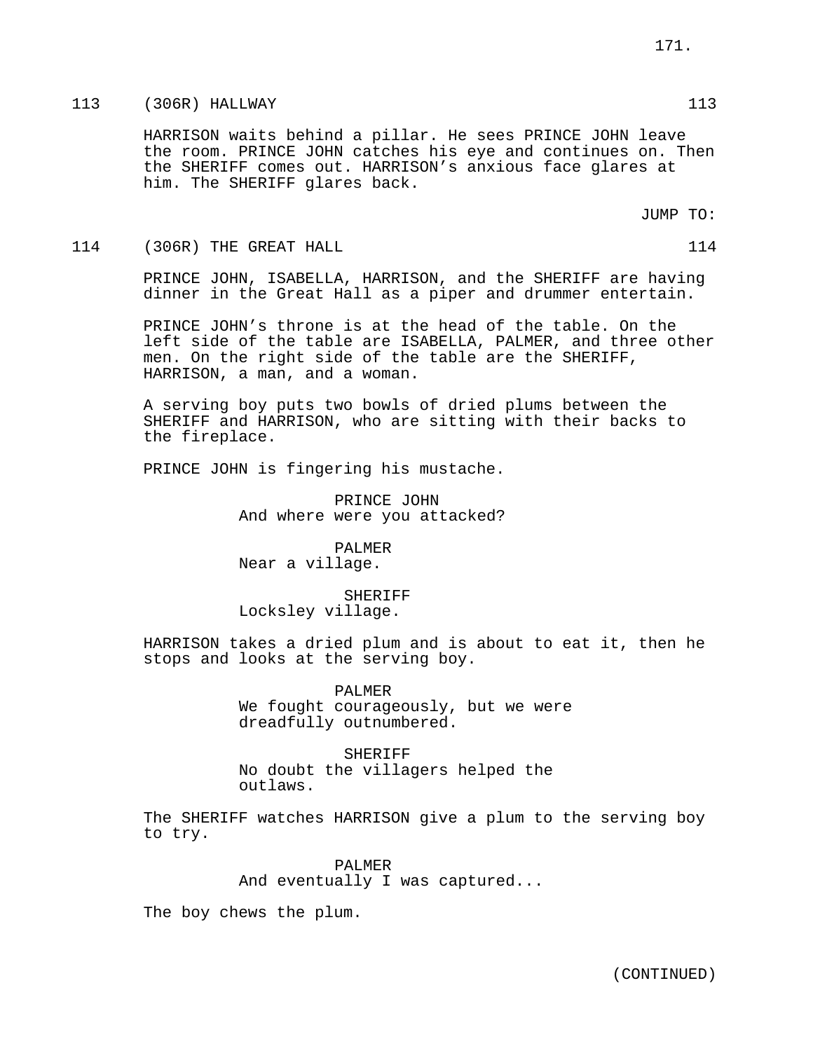113 (306R) HALLWAY 113

HARRISON waits behind a pillar. He sees PRINCE JOHN leave the room. PRINCE JOHN catches his eye and continues on. Then the SHERIFF comes out. HARRISON's anxious face glares at him. The SHERIFF glares back.

JUMP TO:

114 (306R) THE GREAT HALL 114

PRINCE JOHN, ISABELLA, HARRISON, and the SHERIFF are having dinner in the Great Hall as a piper and drummer entertain.

PRINCE JOHN's throne is at the head of the table. On the left side of the table are ISABELLA, PALMER, and three other men. On the right side of the table are the SHERIFF, HARRISON, a man, and a woman.

A serving boy puts two bowls of dried plums between the SHERIFF and HARRISON, who are sitting with their backs to the fireplace.

PRINCE JOHN is fingering his mustache.

PRINCE JOHN
And where were you attacked?

PALMER
Near a village.

SHERIFF
Locksley village.

HARRISON takes a dried plum and is about to eat it, then he stops and looks at the serving boy.

PALMER
We fought courageously, but we were dreadfully outnumbered.

SHERIFF
No doubt the villagers helped the outlaws.

The SHERIFF watches HARRISON give a plum to the serving boy to try.

PALMER
And eventually I was captured...

The boy chews the plum.

(CONTINUED)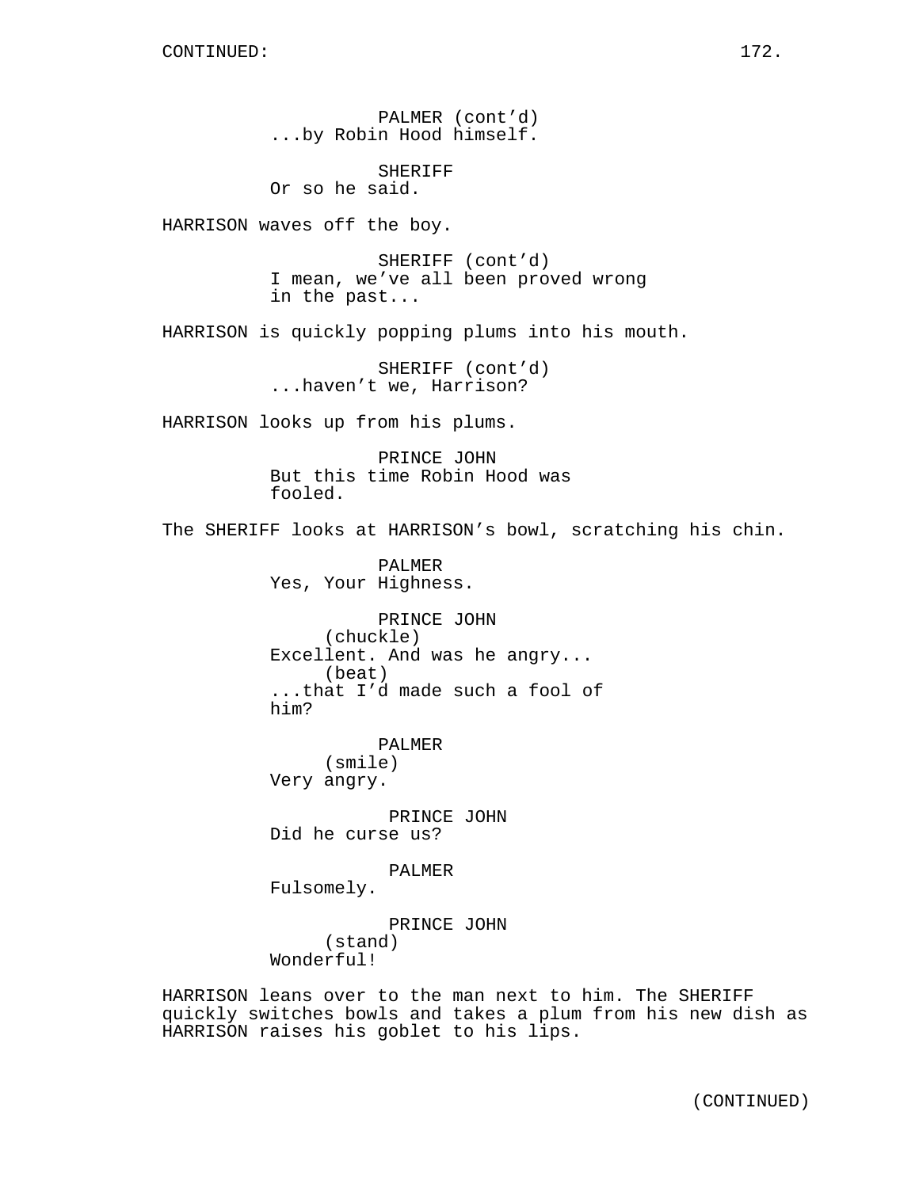PALMER (cont'd)
...by Robin Hood himself.

SHERIFF
Or so he said.

HARRISON waves off the boy.

SHERIFF (cont'd)
I mean, we've all been proved wrong in the past...

HARRISON is quickly popping plums into his mouth.

SHERIFF (cont'd)
...haven't we, Harrison?

HARRISON looks up from his plums.

PRINCE JOHN
But this time Robin Hood was fooled.

The SHERIFF looks at HARRISON's bowl, scratching his chin.

PALMER
Yes, Your Highness.

PRINCE JOHN
(chuckle)
Excellent. And was he angry...
(beat)
...that I'd made such a fool of him?

PALMER
(smile)
Very angry.

PRINCE JOHN
Did he curse us?

PALMER
Fulsomely.

PRINCE JOHN
(stand)
Wonderful!

HARRISON leans over to the man next to him. The SHERIFF quickly switches bowls and takes a plum from his new dish as HARRISON raises his goblet to his lips.

(CONTINUED)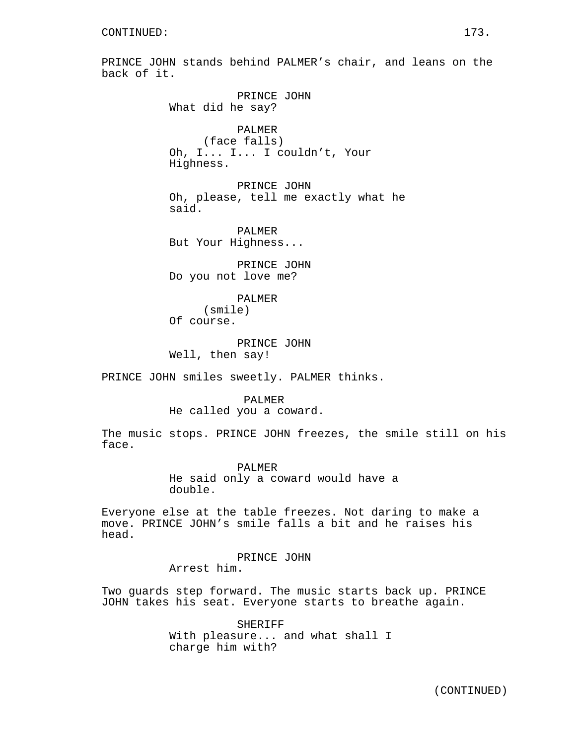CONTINUED:

PRINCE JOHN stands behind PALMER's chair, and leans on the back of it.

PRINCE JOHN
What did he say?

PALMER
(face falls)
Oh, I... I... I couldn't, Your Highness.

PRINCE JOHN
Oh, please, tell me exactly what he said.

PALMER
But Your Highness...

PRINCE JOHN
Do you not love me?

PALMER
(smile)
Of course.

PRINCE JOHN
Well, then say!

PRINCE JOHN smiles sweetly. PALMER thinks.

PALMER
He called you a coward.

The music stops. PRINCE JOHN freezes, the smile still on his face.

PALMER
He said only a coward would have a double.

Everyone else at the table freezes. Not daring to make a move. PRINCE JOHN's smile falls a bit and he raises his head.

PRINCE JOHN
Arrest him.

Two guards step forward. The music starts back up. PRINCE JOHN takes his seat. Everyone starts to breathe again.

SHERIFF
With pleasure... and what shall I charge him with?

(CONTINUED)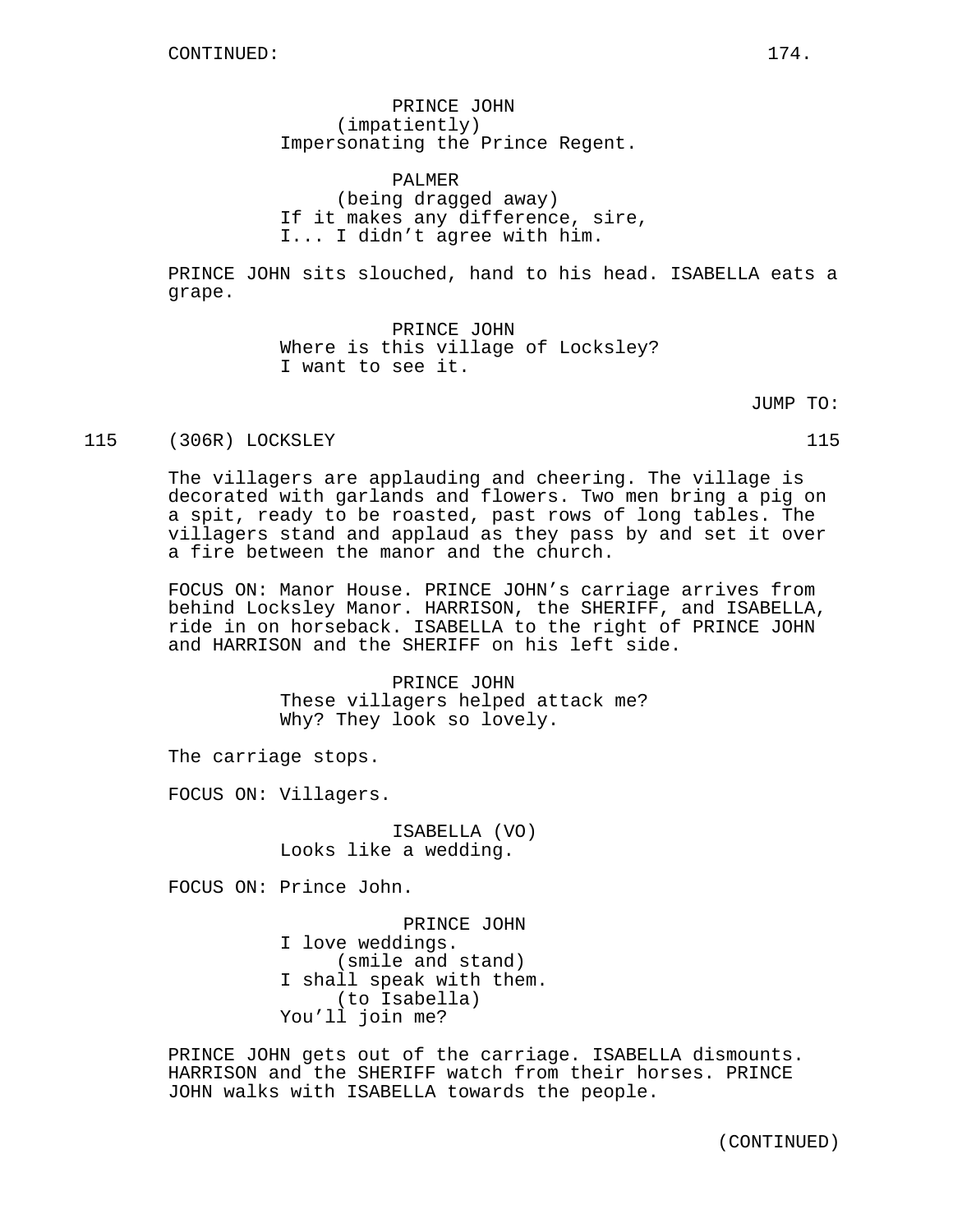CONTINUED:

PRINCE JOHN
(impatiently)
Impersonating the Prince Regent.

PALMER
(being dragged away)
If it makes any difference, sire,
I... I didn't agree with him.

PRINCE JOHN sits slouched, hand to his head. ISABELLA eats a grape.

PRINCE JOHN
Where is this village of Locksley?
I want to see it.

JUMP TO:

115 (306R) LOCKSLEY 115

The villagers are applauding and cheering. The village is decorated with garlands and flowers. Two men bring a pig on a spit, ready to be roasted, past rows of long tables. The villagers stand and applaud as they pass by and set it over a fire between the manor and the church.

FOCUS ON: Manor House. PRINCE JOHN's carriage arrives from behind Locksley Manor. HARRISON, the SHERIFF, and ISABELLA, ride in on horseback. ISABELLA to the right of PRINCE JOHN and HARRISON and the SHERIFF on his left side.

PRINCE JOHN
These villagers helped attack me?
Why? They look so lovely.

The carriage stops.

FOCUS ON: Villagers.

ISABELLA (VO)
Looks like a wedding.

FOCUS ON: Prince John.

PRINCE JOHN
I love weddings.
(smile and stand)
I shall speak with them.
(to Isabella)
You'll join me?

PRINCE JOHN gets out of the carriage. ISABELLA dismounts. HARRISON and the SHERIFF watch from their horses. PRINCE JOHN walks with ISABELLA towards the people.

(CONTINUED)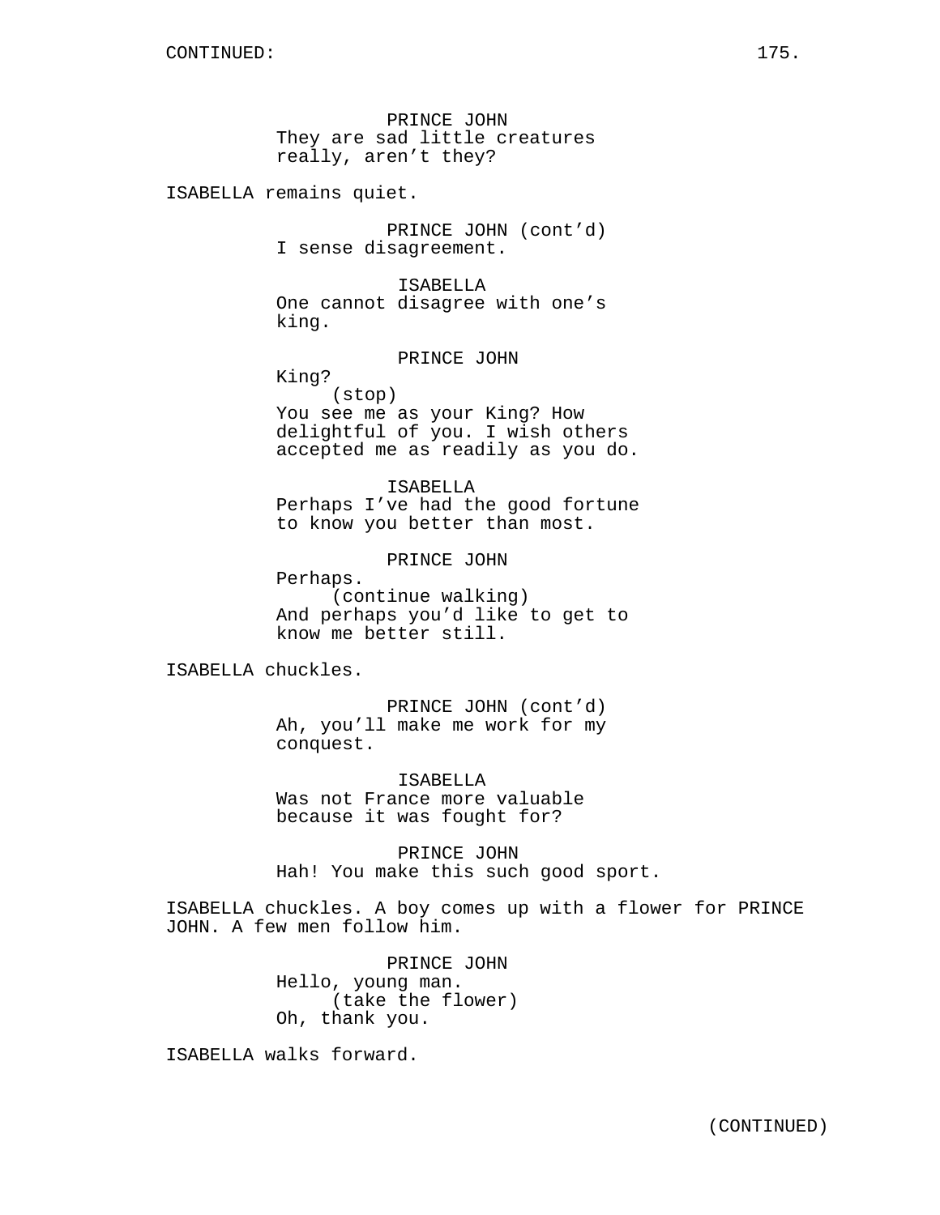CONTINUED:

PRINCE JOHN
They are sad little creatures
really, aren't they?

ISABELLA remains quiet.

PRINCE JOHN (cont'd)
I sense disagreement.

ISABELLA
One cannot disagree with one's
king.

PRINCE JOHN
King?
(stop)
You see me as your King? How
delightful of you. I wish others
accepted me as readily as you do.

ISABELLA
Perhaps I've had the good fortune
to know you better than most.

PRINCE JOHN
Perhaps.
(continue walking)
And perhaps you'd like to get to
know me better still.

ISABELLA chuckles.

PRINCE JOHN (cont'd)
Ah, you'll make me work for my
conquest.

ISABELLA
Was not France more valuable
because it was fought for?

PRINCE JOHN
Hah! You make this such good sport.

ISABELLA chuckles. A boy comes up with a flower for PRINCE
JOHN. A few men follow him.

PRINCE JOHN
Hello, young man.
(take the flower)
Oh, thank you.

ISABELLA walks forward.

(CONTINUED)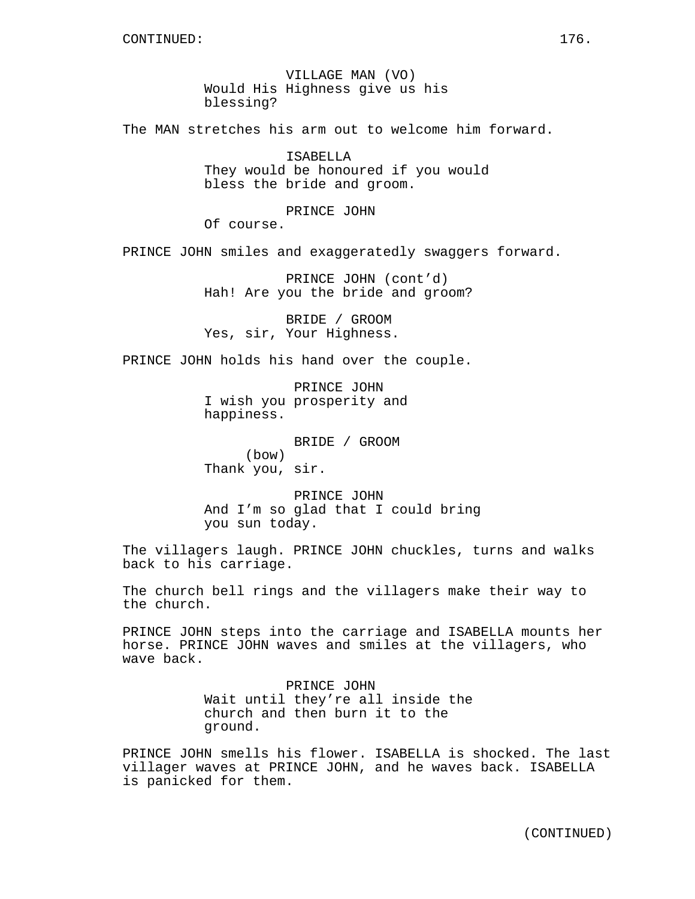VILLAGE MAN (VO)
Would His Highness give us his blessing?

The MAN stretches his arm out to welcome him forward.

ISABELLA
They would be honoured if you would bless the bride and groom.

PRINCE JOHN
Of course.

PRINCE JOHN smiles and exaggeratedly swaggers forward.

PRINCE JOHN (cont'd)
Hah! Are you the bride and groom?

BRIDE / GROOM
Yes, sir, Your Highness.

PRINCE JOHN holds his hand over the couple.

PRINCE JOHN
I wish you prosperity and happiness.

BRIDE / GROOM
(bow)
Thank you, sir.

PRINCE JOHN
And I'm so glad that I could bring you sun today.

The villagers laugh. PRINCE JOHN chuckles, turns and walks back to his carriage.

The church bell rings and the villagers make their way to the church.

PRINCE JOHN steps into the carriage and ISABELLA mounts her horse. PRINCE JOHN waves and smiles at the villagers, who wave back.

PRINCE JOHN
Wait until they're all inside the church and then burn it to the ground.

PRINCE JOHN smells his flower. ISABELLA is shocked. The last villager waves at PRINCE JOHN, and he waves back. ISABELLA is panicked for them.

(CONTINUED)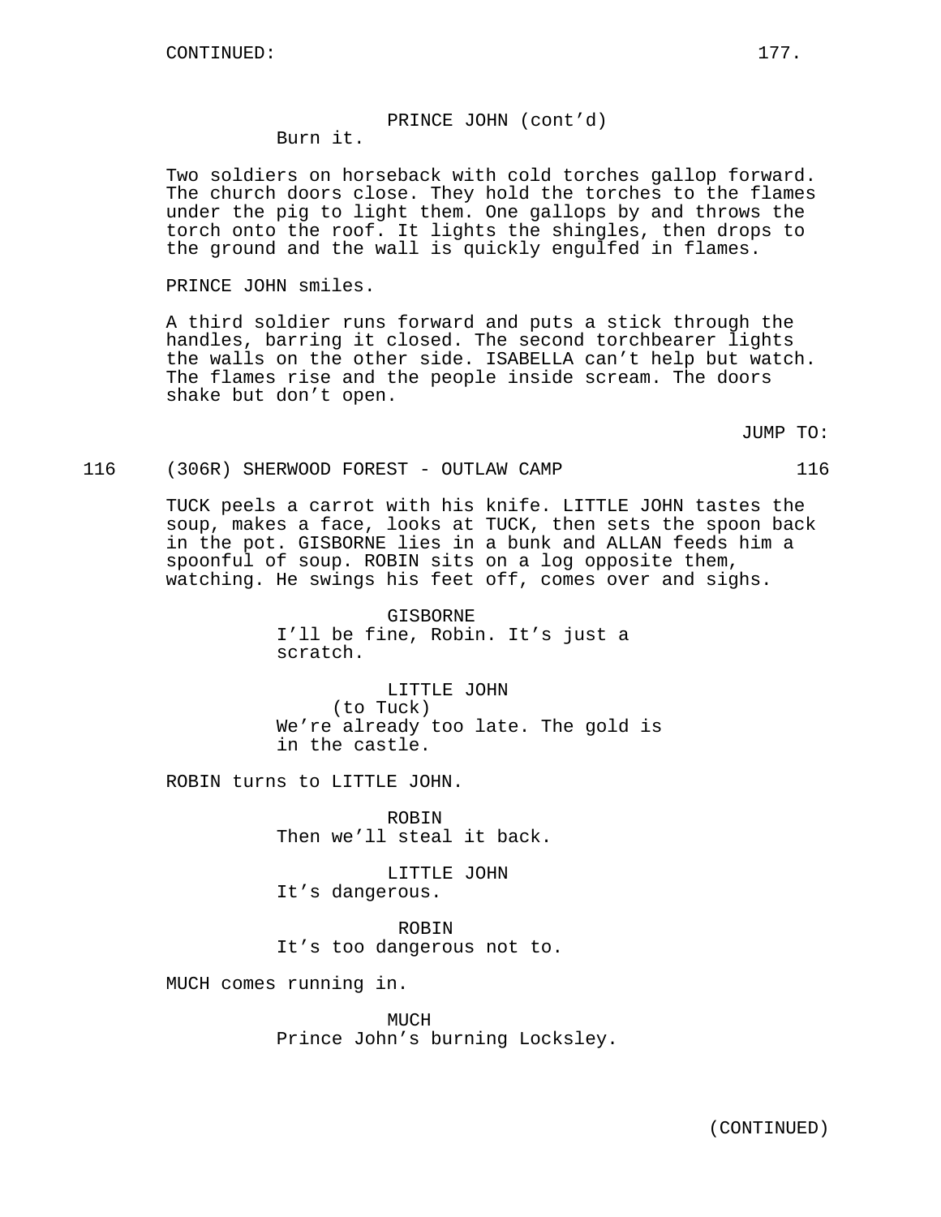CONTINUED:

PRINCE JOHN (cont'd)
Burn it.

Two soldiers on horseback with cold torches gallop forward. The church doors close. They hold the torches to the flames under the pig to light them. One gallops by and throws the torch onto the roof. It lights the shingles, then drops to the ground and the wall is quickly engulfed in flames.

PRINCE JOHN smiles.

A third soldier runs forward and puts a stick through the handles, barring it closed. The second torchbearer lights the walls on the other side. ISABELLA can't help but watch. The flames rise and the people inside scream. The doors shake but don't open.

JUMP TO:

116 (306R) SHERWOOD FOREST - OUTLAW CAMP 116

TUCK peels a carrot with his knife. LITTLE JOHN tastes the soup, makes a face, looks at TUCK, then sets the spoon back in the pot. GISBORNE lies in a bunk and ALLAN feeds him a spoonful of soup. ROBIN sits on a log opposite them, watching. He swings his feet off, comes over and sighs.

GISBORNE
I'll be fine, Robin. It's just a scratch.

LITTLE JOHN
(to Tuck)
We're already too late. The gold is in the castle.

ROBIN turns to LITTLE JOHN.

ROBIN
Then we'll steal it back.

LITTLE JOHN
It's dangerous.

ROBIN
It's too dangerous not to.

MUCH comes running in.

MUCH
Prince John's burning Locksley.

(CONTINUED)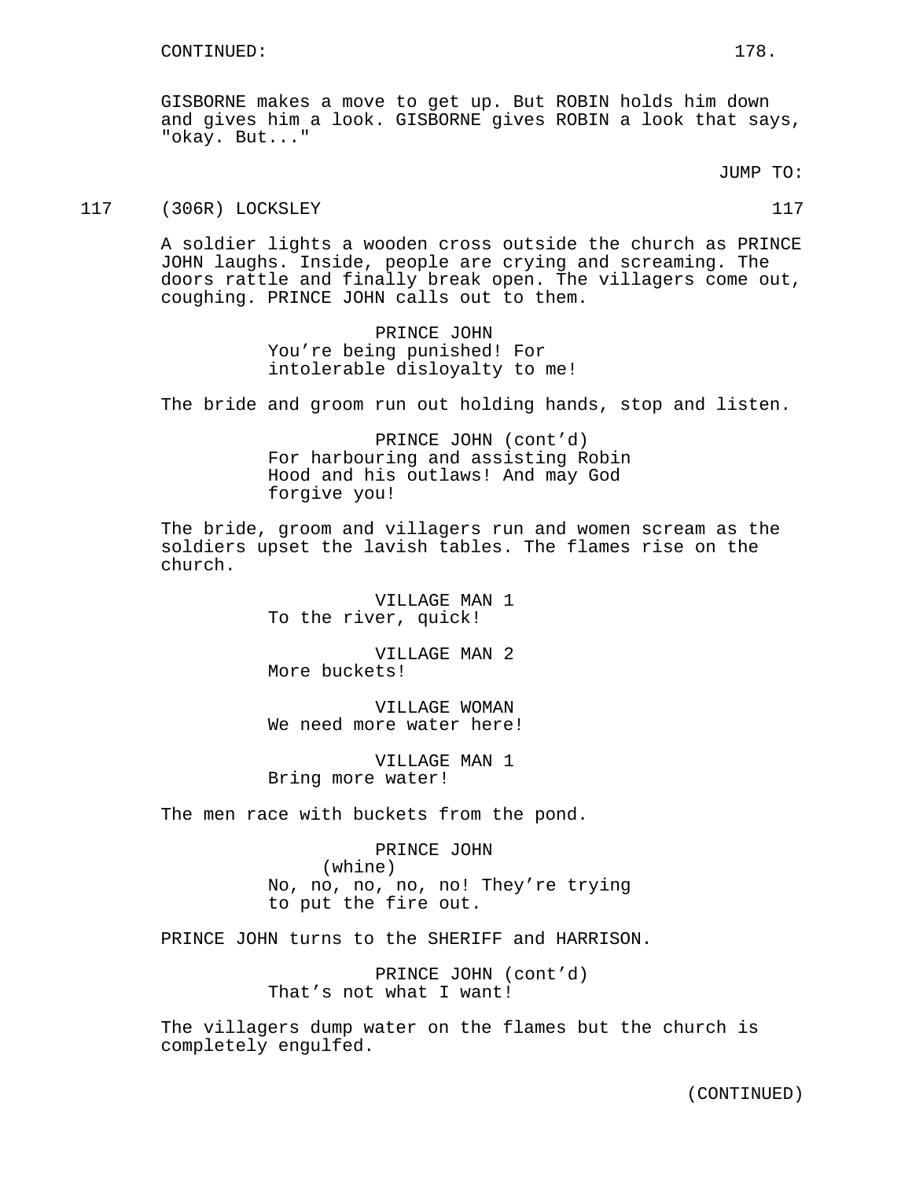CONTINUED:

GISBORNE makes a move to get up. But ROBIN holds him down and gives him a look. GISBORNE gives ROBIN a look that says, "okay. But..."

JUMP TO:

117 (306R) LOCKSLEY 117

A soldier lights a wooden cross outside the church as PRINCE JOHN laughs. Inside, people are crying and screaming. The doors rattle and finally break open. The villagers come out, coughing. PRINCE JOHN calls out to them.

PRINCE JOHN
You're being punished! For intolerable disloyalty to me!

The bride and groom run out holding hands, stop and listen.

PRINCE JOHN (cont'd)
For harbouring and assisting Robin Hood and his outlaws! And may God forgive you!

The bride, groom and villagers run and women scream as the soldiers upset the lavish tables. The flames rise on the church.

VILLAGE MAN 1
To the river, quick!

VILLAGE MAN 2
More buckets!

VILLAGE WOMAN
We need more water here!

VILLAGE MAN 1
Bring more water!

The men race with buckets from the pond.

PRINCE JOHN
(whine)
No, no, no, no, no! They're trying to put the fire out.

PRINCE JOHN turns to the SHERIFF and HARRISON.

PRINCE JOHN (cont'd)
That's not what I want!

The villagers dump water on the flames but the church is completely engulfed.

(CONTINUED)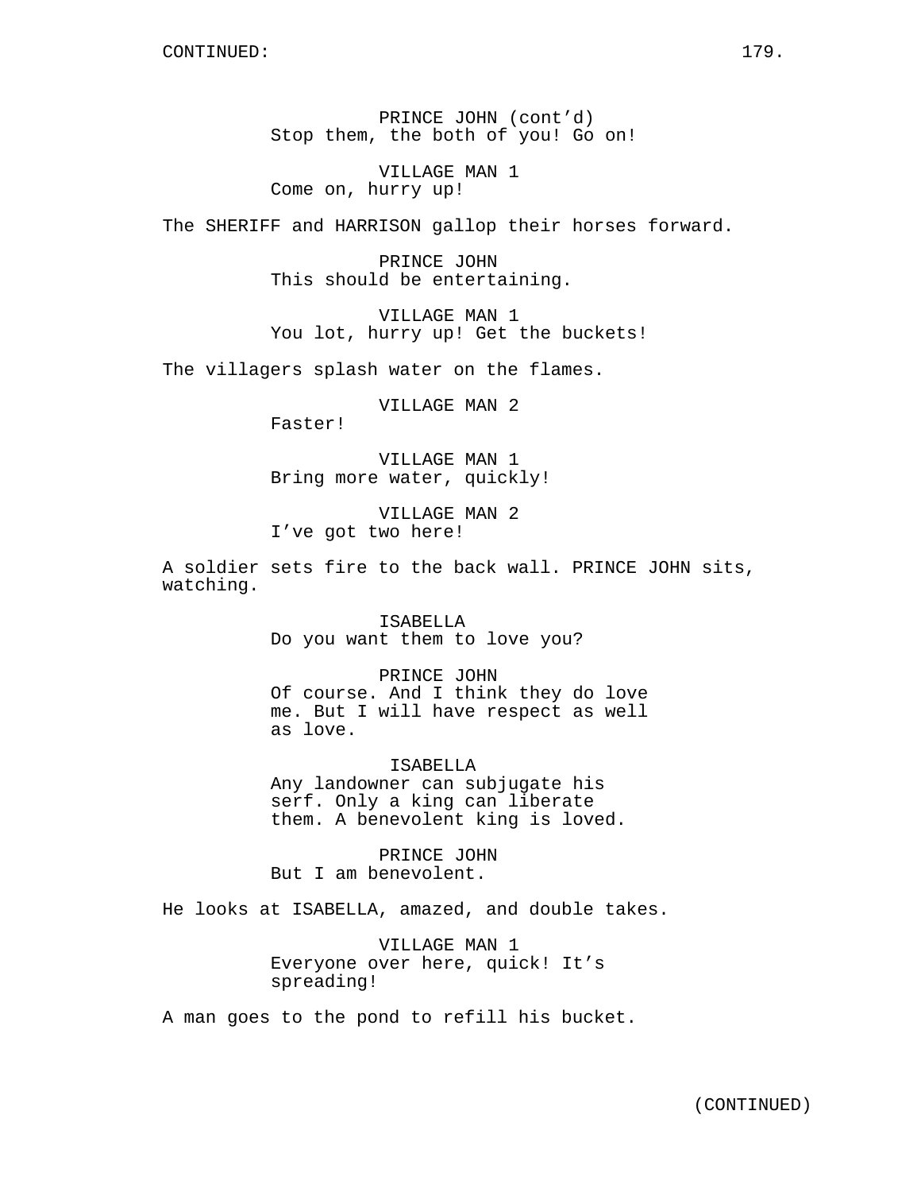CONTINUED:

PRINCE JOHN (cont'd)
Stop them, the both of you! Go on!

VILLAGE MAN 1
Come on, hurry up!

The SHERIFF and HARRISON gallop their horses forward.

PRINCE JOHN
This should be entertaining.

VILLAGE MAN 1
You lot, hurry up! Get the buckets!

The villagers splash water on the flames.

VILLAGE MAN 2
Faster!

VILLAGE MAN 1
Bring more water, quickly!

VILLAGE MAN 2
I've got two here!

A soldier sets fire to the back wall. PRINCE JOHN sits, watching.

ISABELLA
Do you want them to love you?

PRINCE JOHN
Of course. And I think they do love me. But I will have respect as well as love.

ISABELLA
Any landowner can subjugate his serf. Only a king can liberate them. A benevolent king is loved.

PRINCE JOHN
But I am benevolent.

He looks at ISABELLA, amazed, and double takes.

VILLAGE MAN 1
Everyone over here, quick! It's spreading!

A man goes to the pond to refill his bucket.

(CONTINUED)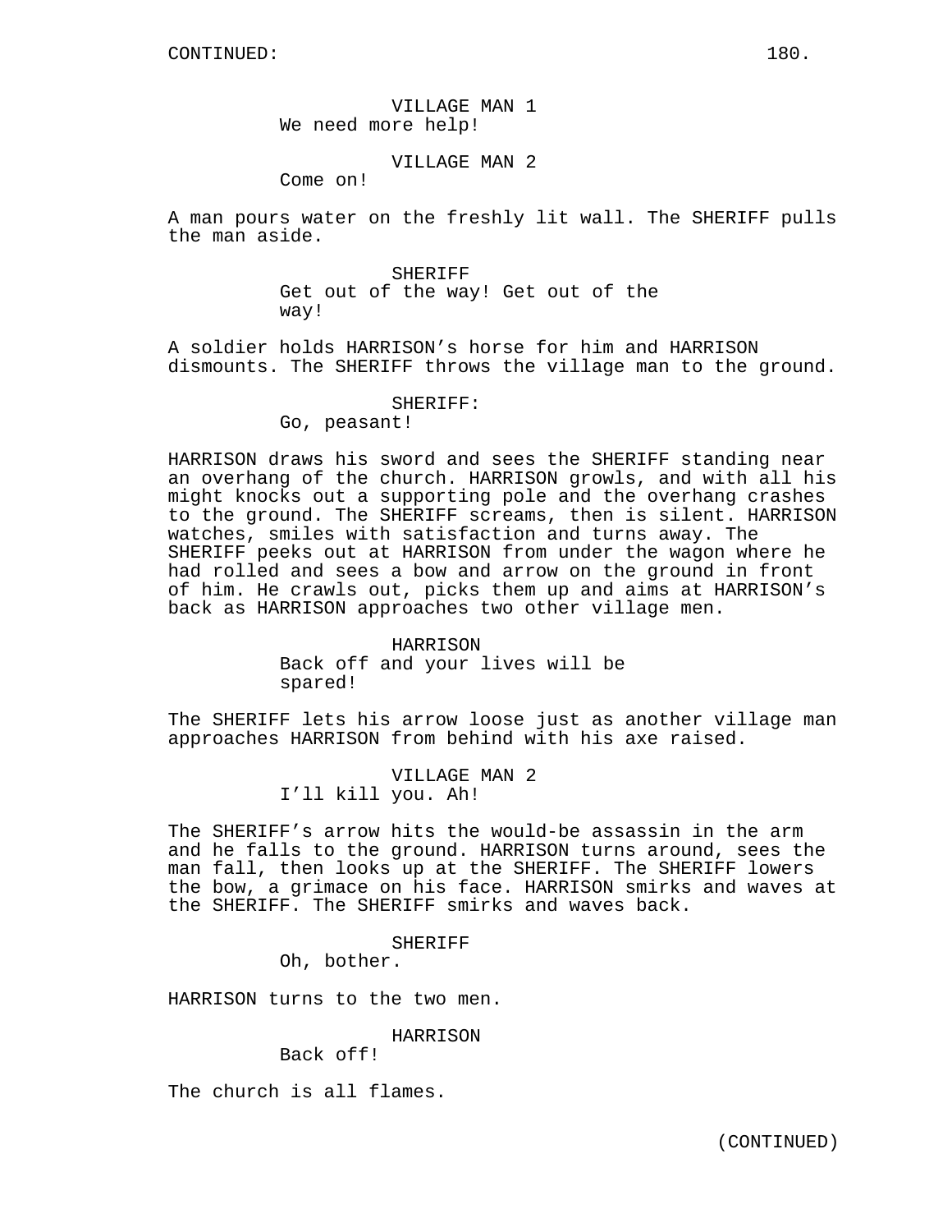CONTINUED:

VILLAGE MAN 1
We need more help!

VILLAGE MAN 2
Come on!

A man pours water on the freshly lit wall. The SHERIFF pulls the man aside.

SHERIFF
Get out of the way! Get out of the way!

A soldier holds HARRISON's horse for him and HARRISON dismounts. The SHERIFF throws the village man to the ground.

SHERIFF:
Go, peasant!

HARRISON draws his sword and sees the SHERIFF standing near an overhang of the church. HARRISON growls, and with all his might knocks out a supporting pole and the overhang crashes to the ground. The SHERIFF screams, then is silent. HARRISON watches, smiles with satisfaction and turns away. The SHERIFF peeks out at HARRISON from under the wagon where he had rolled and sees a bow and arrow on the ground in front of him. He crawls out, picks them up and aims at HARRISON's back as HARRISON approaches two other village men.

HARRISON
Back off and your lives will be spared!

The SHERIFF lets his arrow loose just as another village man approaches HARRISON from behind with his axe raised.

VILLAGE MAN 2
I'll kill you. Ah!

The SHERIFF's arrow hits the would-be assassin in the arm and he falls to the ground. HARRISON turns around, sees the man fall, then looks up at the SHERIFF. The SHERIFF lowers the bow, a grimace on his face. HARRISON smirks and waves at the SHERIFF. The SHERIFF smirks and waves back.

SHERIFF
Oh, bother.

HARRISON turns to the two men.

HARRISON
Back off!

The church is all flames.

(CONTINUED)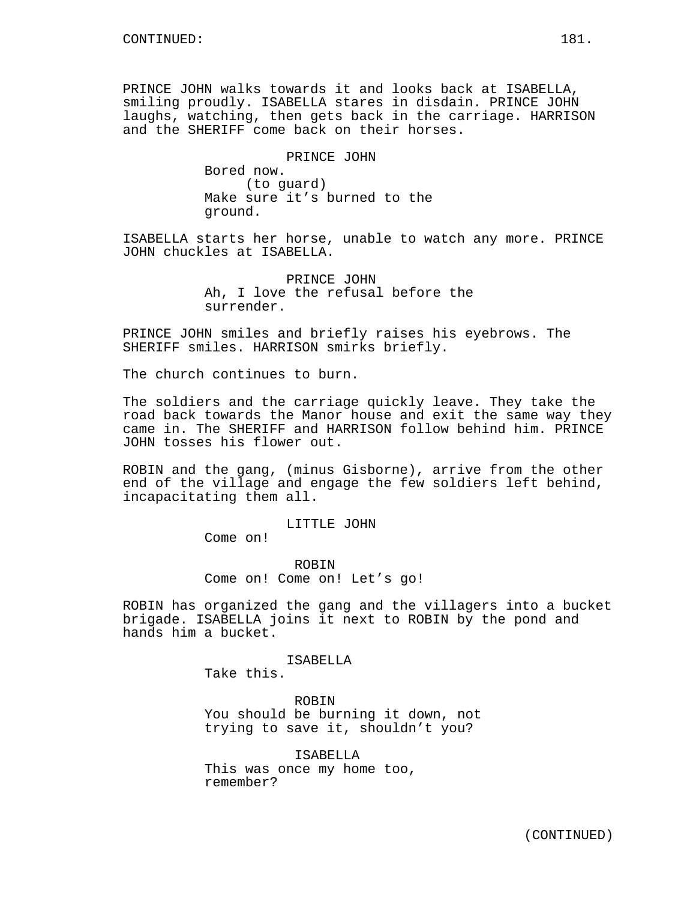CONTINUED:

PRINCE JOHN walks towards it and looks back at ISABELLA, smiling proudly. ISABELLA stares in disdain. PRINCE JOHN laughs, watching, then gets back in the carriage. HARRISON and the SHERIFF come back on their horses.

PRINCE JOHN
Bored now.
(to guard)
Make sure it's burned to the ground.

ISABELLA starts her horse, unable to watch any more. PRINCE JOHN chuckles at ISABELLA.

PRINCE JOHN
Ah, I love the refusal before the surrender.

PRINCE JOHN smiles and briefly raises his eyebrows. The SHERIFF smiles. HARRISON smirks briefly.

The church continues to burn.

The soldiers and the carriage quickly leave. They take the road back towards the Manor house and exit the same way they came in. The SHERIFF and HARRISON follow behind him. PRINCE JOHN tosses his flower out.

ROBIN and the gang, (minus Gisborne), arrive from the other end of the village and engage the few soldiers left behind, incapacitating them all.

LITTLE JOHN
Come on!

ROBIN
Come on! Come on! Let's go!

ROBIN has organized the gang and the villagers into a bucket brigade. ISABELLA joins it next to ROBIN by the pond and hands him a bucket.

ISABELLA
Take this.

ROBIN
You should be burning it down, not trying to save it, shouldn't you?

ISABELLA
This was once my home too, remember?

(CONTINUED)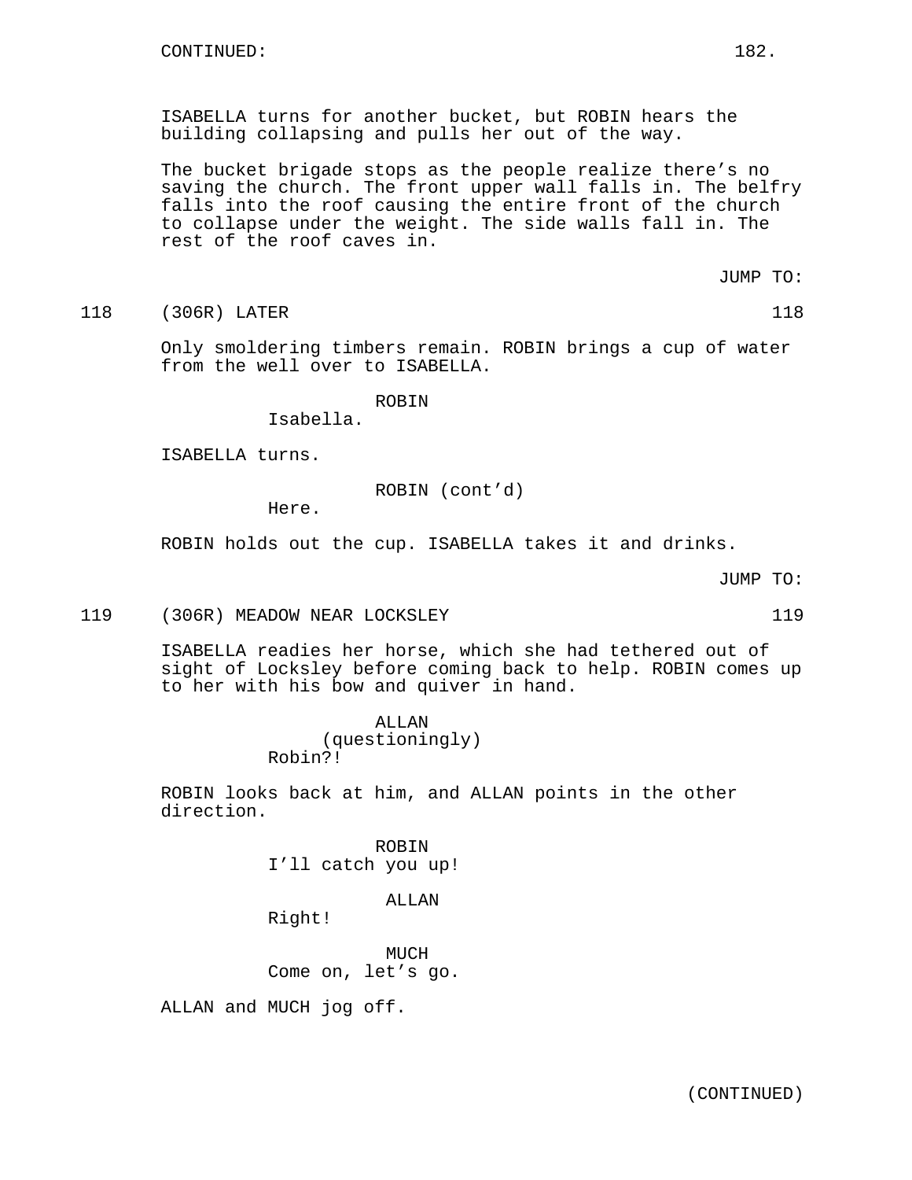CONTINUED:

ISABELLA turns for another bucket, but ROBIN hears the building collapsing and pulls her out of the way.

The bucket brigade stops as the people realize there's no saving the church. The front upper wall falls in. The belfry falls into the roof causing the entire front of the church to collapse under the weight. The side walls fall in. The rest of the roof caves in.

JUMP TO:

118 (306R) LATER 118

Only smoldering timbers remain. ROBIN brings a cup of water from the well over to ISABELLA.

ROBIN
Isabella.

ISABELLA turns.

ROBIN (cont'd)
Here.

ROBIN holds out the cup. ISABELLA takes it and drinks.

JUMP TO:

119 (306R) MEADOW NEAR LOCKSLEY 119

ISABELLA readies her horse, which she had tethered out of sight of Locksley before coming back to help. ROBIN comes up to her with his bow and quiver in hand.

ALLAN
(questioningly)
Robin?!

ROBIN looks back at him, and ALLAN points in the other direction.

ROBIN
I'll catch you up!

ALLAN
Right!

MUCH
Come on, let's go.

ALLAN and MUCH jog off.

(CONTINUED)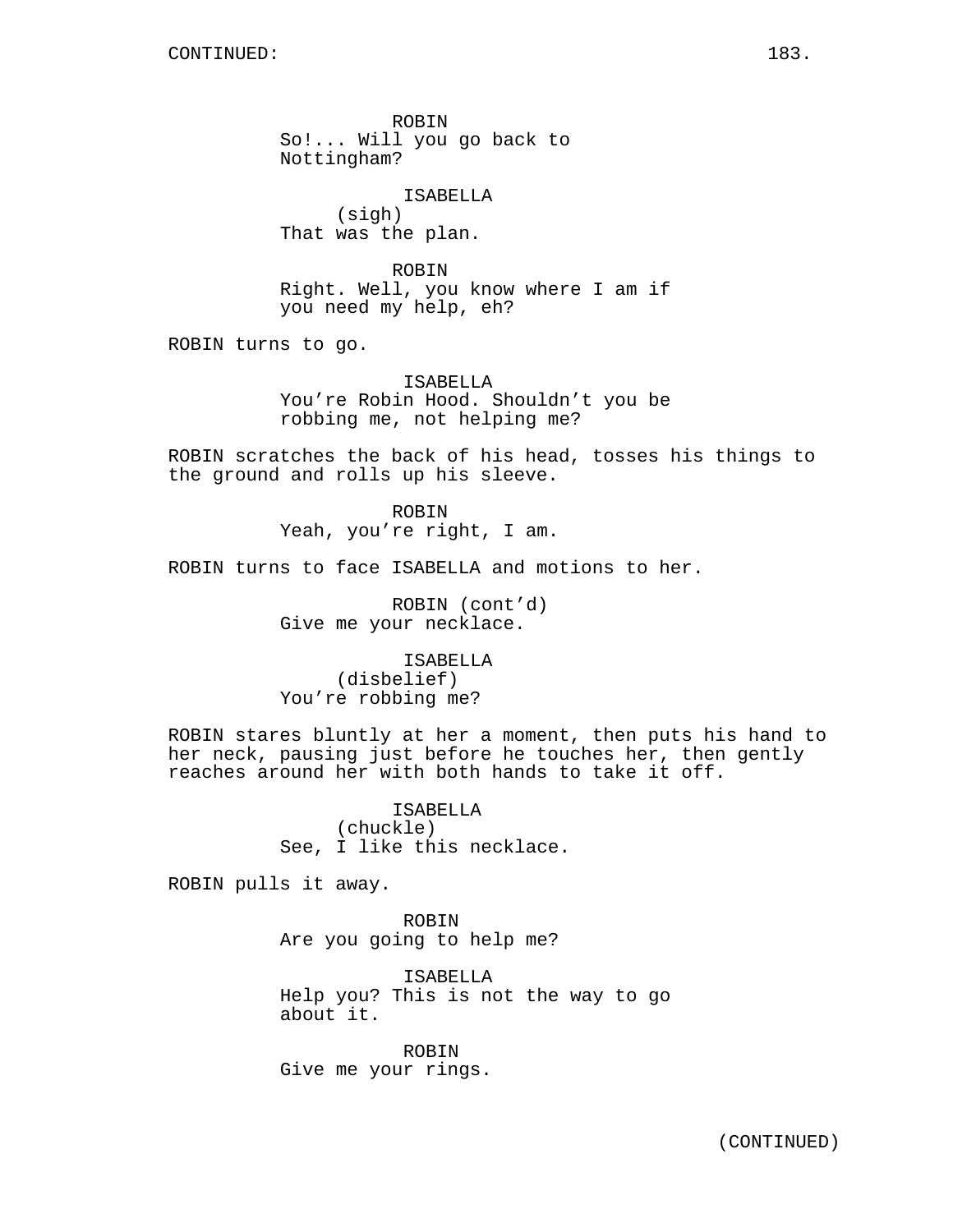CONTINUED:

ROBIN
So!... Will you go back to Nottingham?

ISABELLA
(sigh)
That was the plan.

ROBIN
Right. Well, you know where I am if you need my help, eh?

ROBIN turns to go.

ISABELLA
You're Robin Hood. Shouldn't you be robbing me, not helping me?

ROBIN scratches the back of his head, tosses his things to the ground and rolls up his sleeve.

ROBIN
Yeah, you're right, I am.

ROBIN turns to face ISABELLA and motions to her.

ROBIN (cont'd)
Give me your necklace.

ISABELLA
(disbelief)
You're robbing me?

ROBIN stares bluntly at her a moment, then puts his hand to her neck, pausing just before he touches her, then gently reaches around her with both hands to take it off.

ISABELLA
(chuckle)
See, I like this necklace.

ROBIN pulls it away.

ROBIN
Are you going to help me?

ISABELLA
Help you? This is not the way to go about it.

ROBIN
Give me your rings.

(CONTINUED)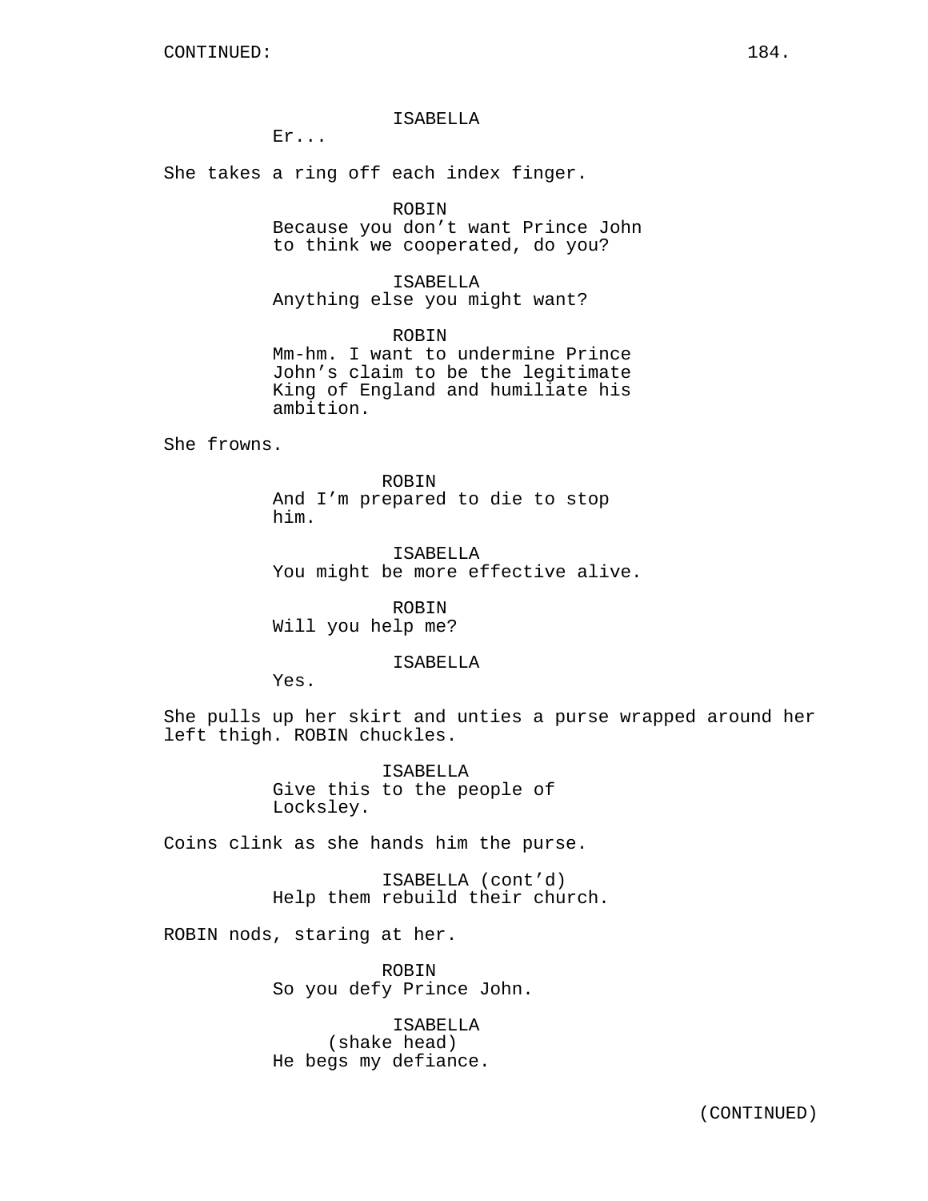CONTINUED:

ISABELLA
Er...

She takes a ring off each index finger.

ROBIN
Because you don't want Prince John to think we cooperated, do you?

ISABELLA
Anything else you might want?

ROBIN
Mm-hm. I want to undermine Prince John's claim to be the legitimate King of England and humiliate his ambition.

She frowns.

ROBIN
And I'm prepared to die to stop him.

ISABELLA
You might be more effective alive.

ROBIN
Will you help me?

ISABELLA
Yes.

She pulls up her skirt and unties a purse wrapped around her left thigh. ROBIN chuckles.

ISABELLA
Give this to the people of Locksley.

Coins clink as she hands him the purse.

ISABELLA (cont'd)
Help them rebuild their church.

ROBIN nods, staring at her.

ROBIN
So you defy Prince John.

ISABELLA
(shake head)
He begs my defiance.

(CONTINUED)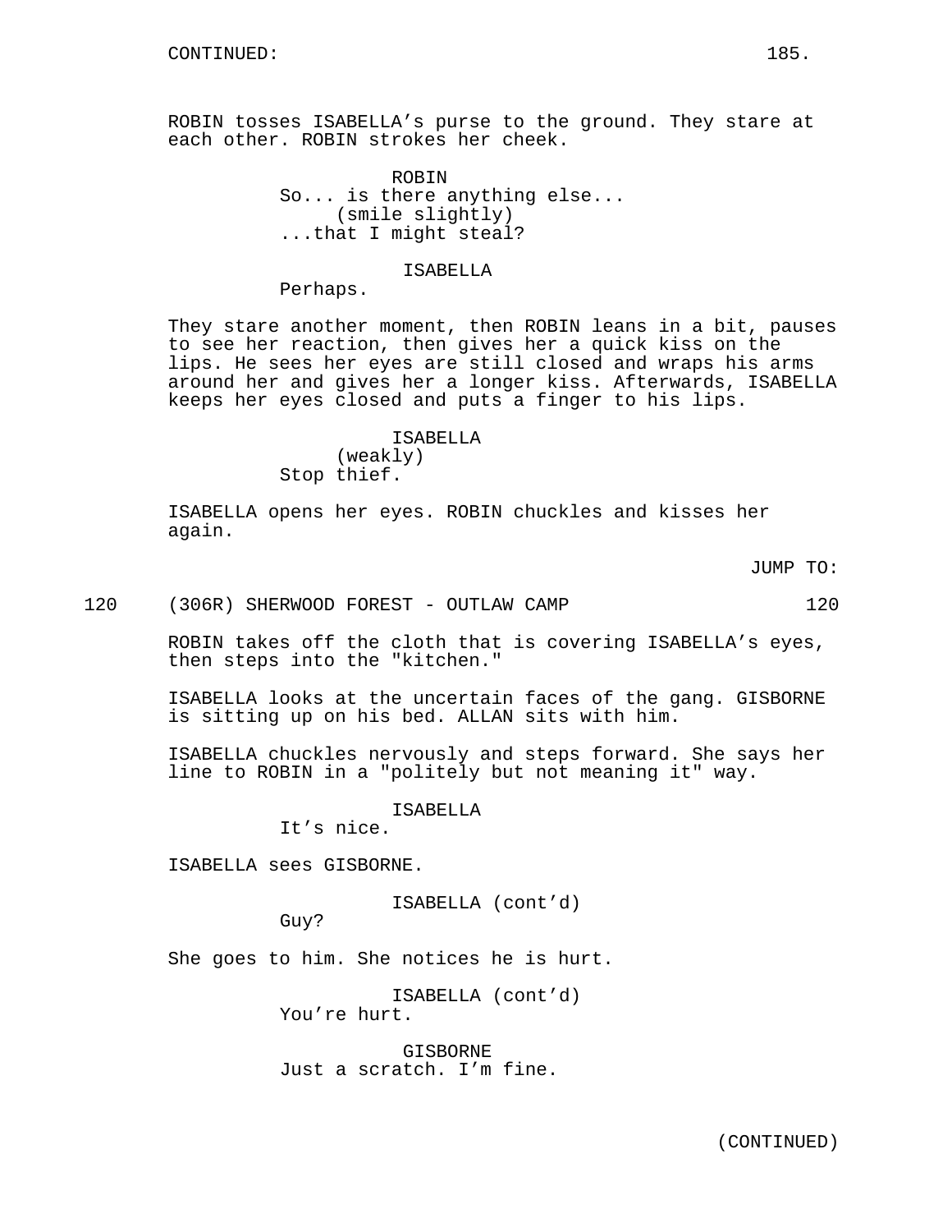CONTINUED:

ROBIN tosses ISABELLA’s purse to the ground. They stare at each other. ROBIN strokes her cheek.

ROBIN
So... is there anything else...
(smile slightly)
...that I might steal?

ISABELLA
Perhaps.

They stare another moment, then ROBIN leans in a bit, pauses to see her reaction, then gives her a quick kiss on the lips. He sees her eyes are still closed and wraps his arms around her and gives her a longer kiss. Afterwards, ISABELLA keeps her eyes closed and puts a finger to his lips.

ISABELLA
(weakly)
Stop thief.

ISABELLA opens her eyes. ROBIN chuckles and kisses her again.

JUMP TO:

120 (306R) SHERWOOD FOREST - OUTLAW CAMP 120

ROBIN takes off the cloth that is covering ISABELLA’s eyes, then steps into the "kitchen."

ISABELLA looks at the uncertain faces of the gang. GISBORNE is sitting up on his bed. ALLAN sits with him.

ISABELLA chuckles nervously and steps forward. She says her line to ROBIN in a "politely but not meaning it" way.

ISABELLA
It’s nice.

ISABELLA sees GISBORNE.

ISABELLA (cont’d)
Guy?

She goes to him. She notices he is hurt.

ISABELLA (cont’d)
You’re hurt.

GISBORNE
Just a scratch. I’m fine.

(CONTINUED)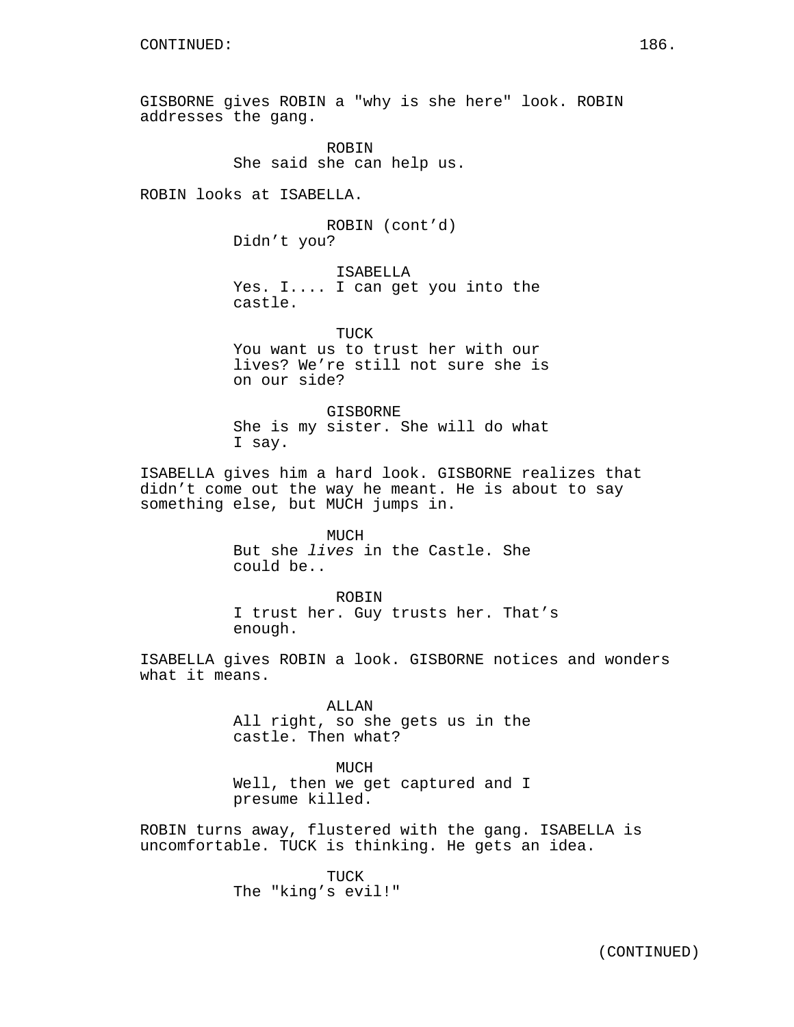GISBORNE gives ROBIN a "why is she here" look. ROBIN addresses the gang.

ROBIN
She said she can help us.

ROBIN looks at ISABELLA.

ROBIN (cont'd)
Didn't you?

ISABELLA
Yes. I.... I can get you into the castle.

TUCK
You want us to trust her with our lives? We're still not sure she is on our side?

GISBORNE
She is my sister. She will do what I say.

ISABELLA gives him a hard look. GISBORNE realizes that didn't come out the way he meant. He is about to say something else, but MUCH jumps in.

MUCH
But she *lives* in the Castle. She could be..

ROBIN
I trust her. Guy trusts her. That's enough.

ISABELLA gives ROBIN a look. GISBORNE notices and wonders what it means.

ALLAN
All right, so she gets us in the castle. Then what?

MUCH
Well, then we get captured and I presume killed.

ROBIN turns away, flustered with the gang. ISABELLA is uncomfortable. TUCK is thinking. He gets an idea.

TUCK
The "king's evil!"

(CONTINUED)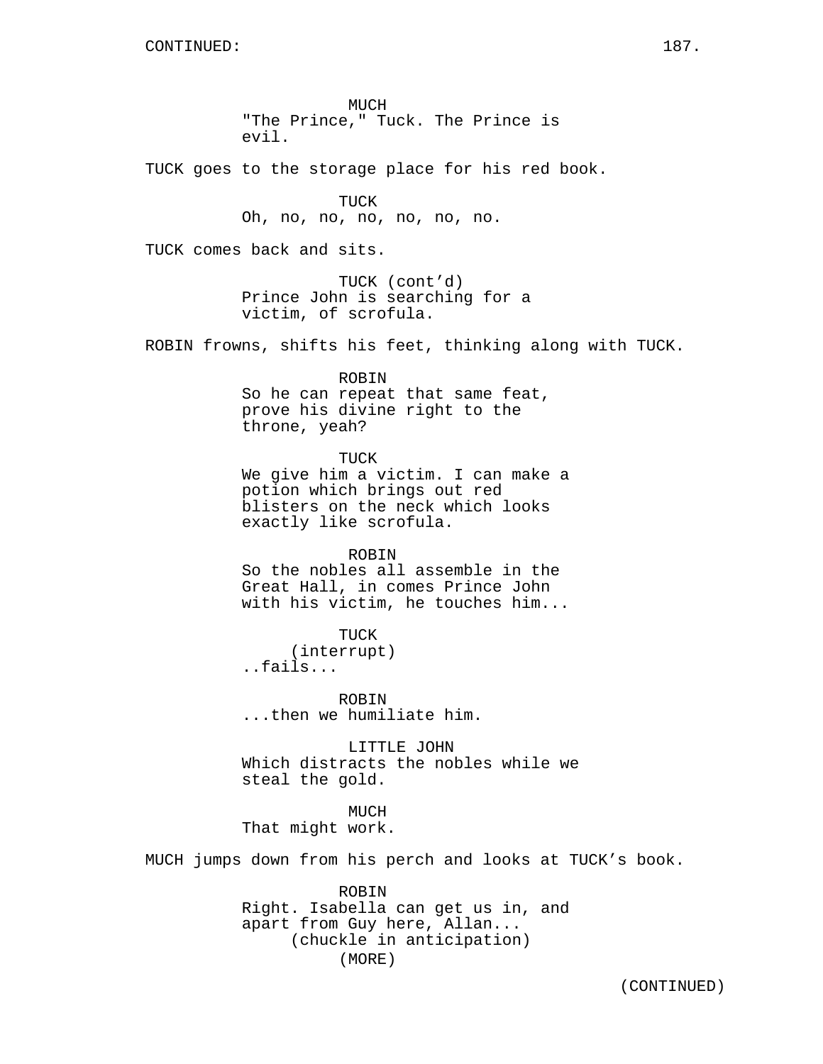CONTINUED:

MUCH
"The Prince," Tuck. The Prince is evil.

TUCK goes to the storage place for his red book.

TUCK
Oh, no, no, no, no, no, no.

TUCK comes back and sits.

TUCK (cont'd)
Prince John is searching for a victim, of scrofula.

ROBIN frowns, shifts his feet, thinking along with TUCK.

ROBIN
So he can repeat that same feat, prove his divine right to the throne, yeah?

TUCK
We give him a victim. I can make a potion which brings out red blisters on the neck which looks exactly like scrofula.

ROBIN
So the nobles all assemble in the Great Hall, in comes Prince John with his victim, he touches him...

TUCK
(interrupt)
..fails...

ROBIN
...then we humiliate him.

LITTLE JOHN
Which distracts the nobles while we steal the gold.

MUCH
That might work.

MUCH jumps down from his perch and looks at TUCK's book.

ROBIN
Right. Isabella can get us in, and apart from Guy here, Allan...
(chuckle in anticipation)
(MORE)

(CONTINUED)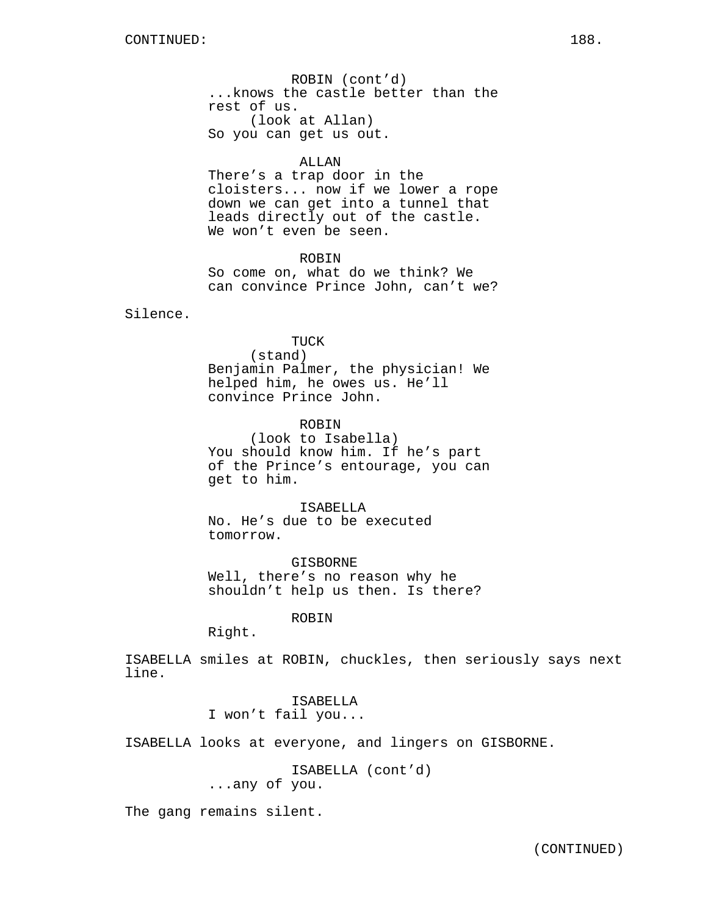CONTINUED:

ROBIN (cont'd)
...knows the castle better than the rest of us.
(look at Allan)
So you can get us out.

ALLAN
There's a trap door in the cloisters... now if we lower a rope down we can get into a tunnel that leads directly out of the castle. We won't even be seen.

ROBIN
So come on, what do we think? We can convince Prince John, can't we?

Silence.

TUCK
(stand)
Benjamin Palmer, the physician! We helped him, he owes us. He'll convince Prince John.

ROBIN
(look to Isabella)
You should know him. If he's part of the Prince's entourage, you can get to him.

ISABELLA
No. He's due to be executed tomorrow.

GISBORNE
Well, there's no reason why he shouldn't help us then. Is there?

ROBIN
Right.

ISABELLA smiles at ROBIN, chuckles, then seriously says next line.

ISABELLA
I won't fail you...

ISABELLA looks at everyone, and lingers on GISBORNE.

ISABELLA (cont'd)
...any of you.

The gang remains silent.

(CONTINUED)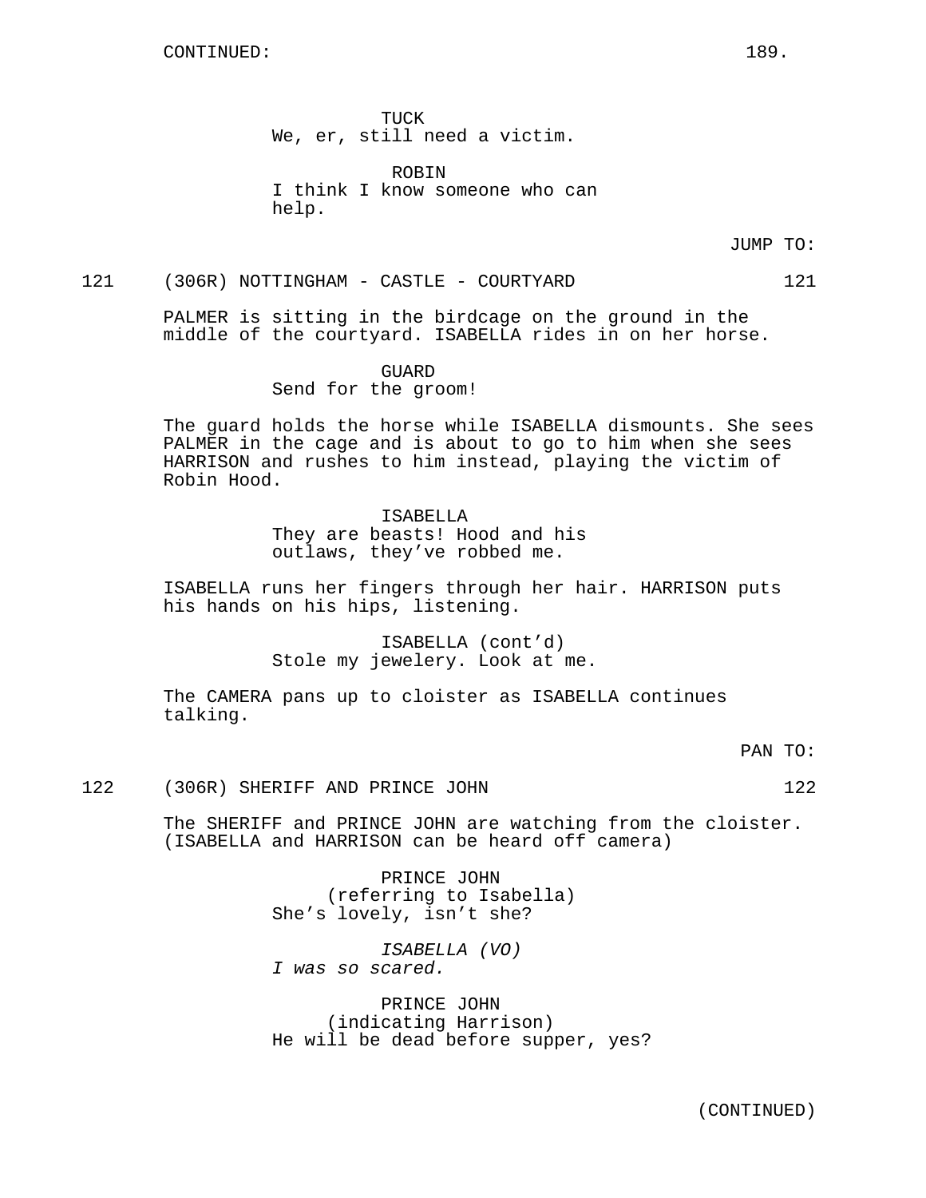CONTINUED:

TUCK
We, er, still need a victim.

ROBIN
I think I know someone who can help.

JUMP TO:

121 (306R) NOTTINGHAM - CASTLE - COURTYARD 121

PALMER is sitting in the birdcage on the ground in the middle of the courtyard. ISABELLA rides in on her horse.

GUARD
Send for the groom!

The guard holds the horse while ISABELLA dismounts. She sees PALMER in the cage and is about to go to him when she sees HARRISON and rushes to him instead, playing the victim of Robin Hood.

ISABELLA
They are beasts! Hood and his outlaws, they've robbed me.

ISABELLA runs her fingers through her hair. HARRISON puts his hands on his hips, listening.

ISABELLA (cont'd)
Stole my jewelery. Look at me.

The CAMERA pans up to cloister as ISABELLA continues talking.

PAN TO:

122 (306R) SHERIFF AND PRINCE JOHN 122

The SHERIFF and PRINCE JOHN are watching from the cloister. (ISABELLA and HARRISON can be heard off camera)

PRINCE JOHN
(referring to Isabella)
She's lovely, isn't she?

*ISABELLA (VO)*
*I was so scared.*

PRINCE JOHN
(indicating Harrison)
He will be dead before supper, yes?

(CONTINUED)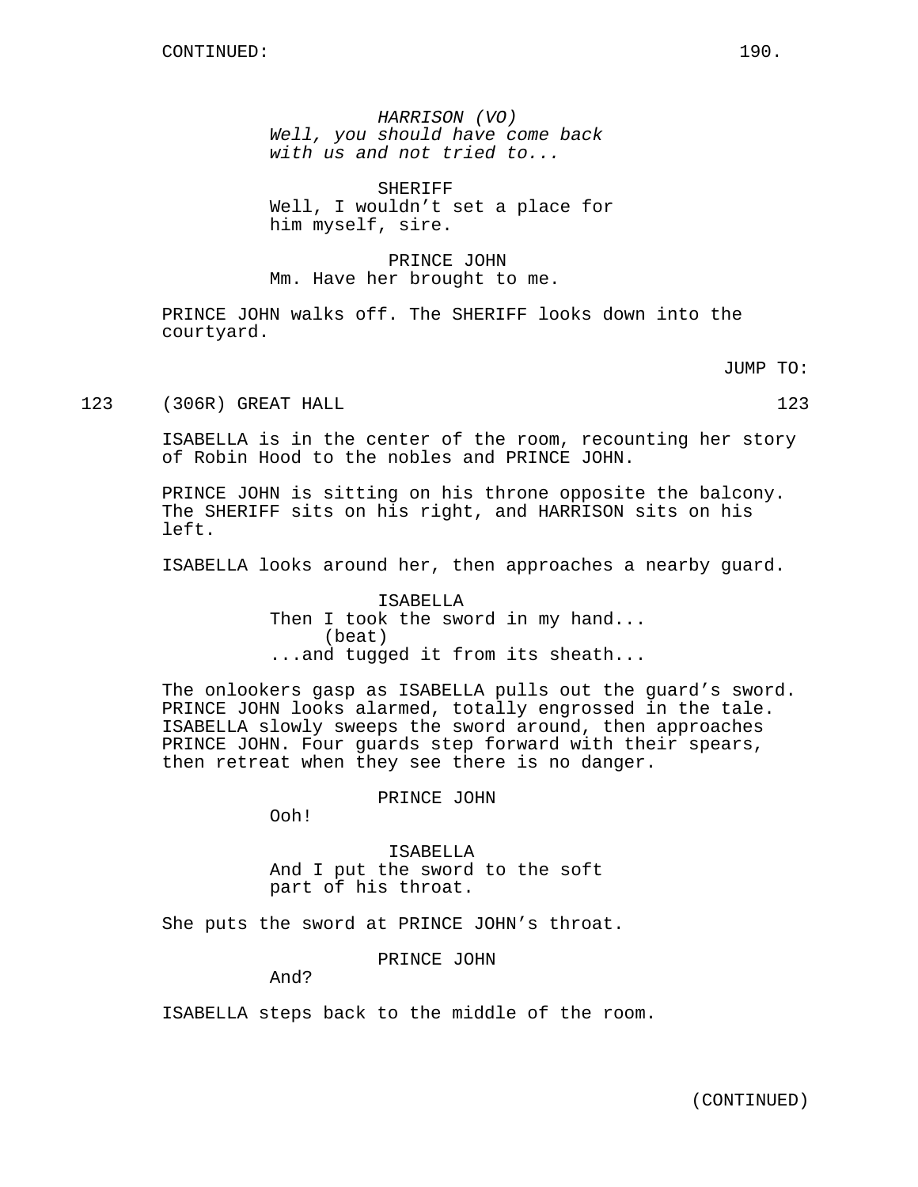CONTINUED:

*HARRISON (VO)*
*Well, you should have come back with us and not tried to...*

SHERIFF
Well, I wouldn't set a place for him myself, sire.

PRINCE JOHN
Mm. Have her brought to me.

PRINCE JOHN walks off. The SHERIFF looks down into the courtyard.

JUMP TO:

123 (306R) GREAT HALL 123

ISABELLA is in the center of the room, recounting her story of Robin Hood to the nobles and PRINCE JOHN.

PRINCE JOHN is sitting on his throne opposite the balcony. The SHERIFF sits on his right, and HARRISON sits on his left.

ISABELLA looks around her, then approaches a nearby guard.

ISABELLA
Then I took the sword in my hand...
(beat)
...and tugged it from its sheath...

The onlookers gasp as ISABELLA pulls out the guard's sword. PRINCE JOHN looks alarmed, totally engrossed in the tale. ISABELLA slowly sweeps the sword around, then approaches PRINCE JOHN. Four guards step forward with their spears, then retreat when they see there is no danger.

PRINCE JOHN
Ooh!

ISABELLA
And I put the sword to the soft part of his throat.

She puts the sword at PRINCE JOHN's throat.

PRINCE JOHN
And?

ISABELLA steps back to the middle of the room.

(CONTINUED)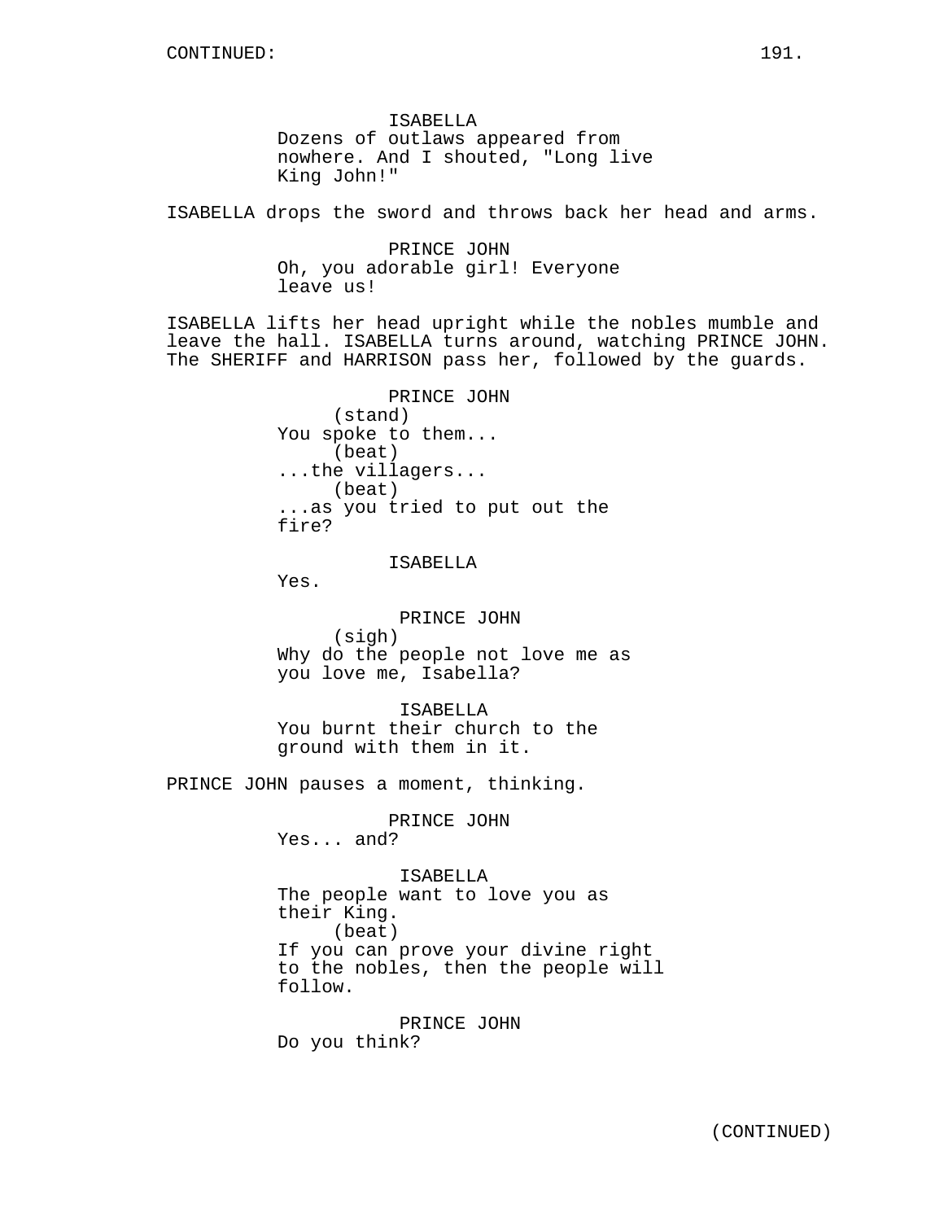ISABELLA
Dozens of outlaws appeared from nowhere. And I shouted, "Long live King John!"

ISABELLA drops the sword and throws back her head and arms.

PRINCE JOHN
Oh, you adorable girl! Everyone leave us!

ISABELLA lifts her head upright while the nobles mumble and leave the hall. ISABELLA turns around, watching PRINCE JOHN. The SHERIFF and HARRISON pass her, followed by the guards.

PRINCE JOHN
(stand)
You spoke to them...
(beat)
...the villagers...
(beat)
...as you tried to put out the fire?

ISABELLA
Yes.

PRINCE JOHN
(sigh)
Why do the people not love me as you love me, Isabella?

ISABELLA
You burnt their church to the ground with them in it.

PRINCE JOHN pauses a moment, thinking.

PRINCE JOHN
Yes... and?

ISABELLA
The people want to love you as their King.
(beat)
If you can prove your divine right to the nobles, then the people will follow.

PRINCE JOHN
Do you think?

(CONTINUED)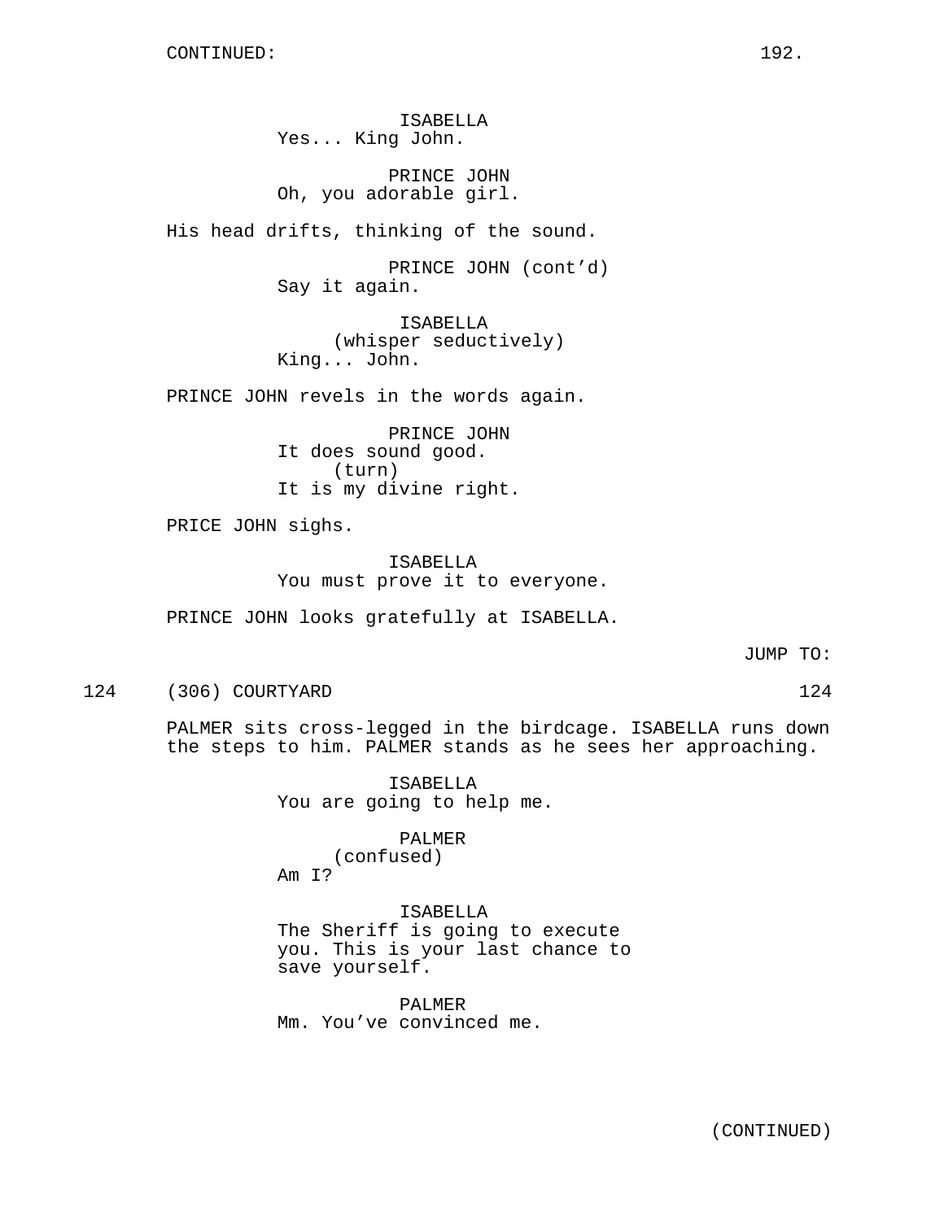CONTINUED:

ISABELLA
Yes... King John.

PRINCE JOHN
Oh, you adorable girl.

His head drifts, thinking of the sound.

PRINCE JOHN (cont'd)
Say it again.

ISABELLA
(whisper seductively)
King... John.

PRINCE JOHN revels in the words again.

PRINCE JOHN
It does sound good.
(turn)
It is my divine right.

PRICE JOHN sighs.

ISABELLA
You must prove it to everyone.

PRINCE JOHN looks gratefully at ISABELLA.

JUMP TO:

124 (306) COURTYARD 124

PALMER sits cross-legged in the birdcage. ISABELLA runs down the steps to him. PALMER stands as he sees her approaching.

ISABELLA
You are going to help me.

PALMER
(confused)
Am I?

ISABELLA
The Sheriff is going to execute you. This is your last chance to save yourself.

PALMER
Mm. You've convinced me.

(CONTINUED)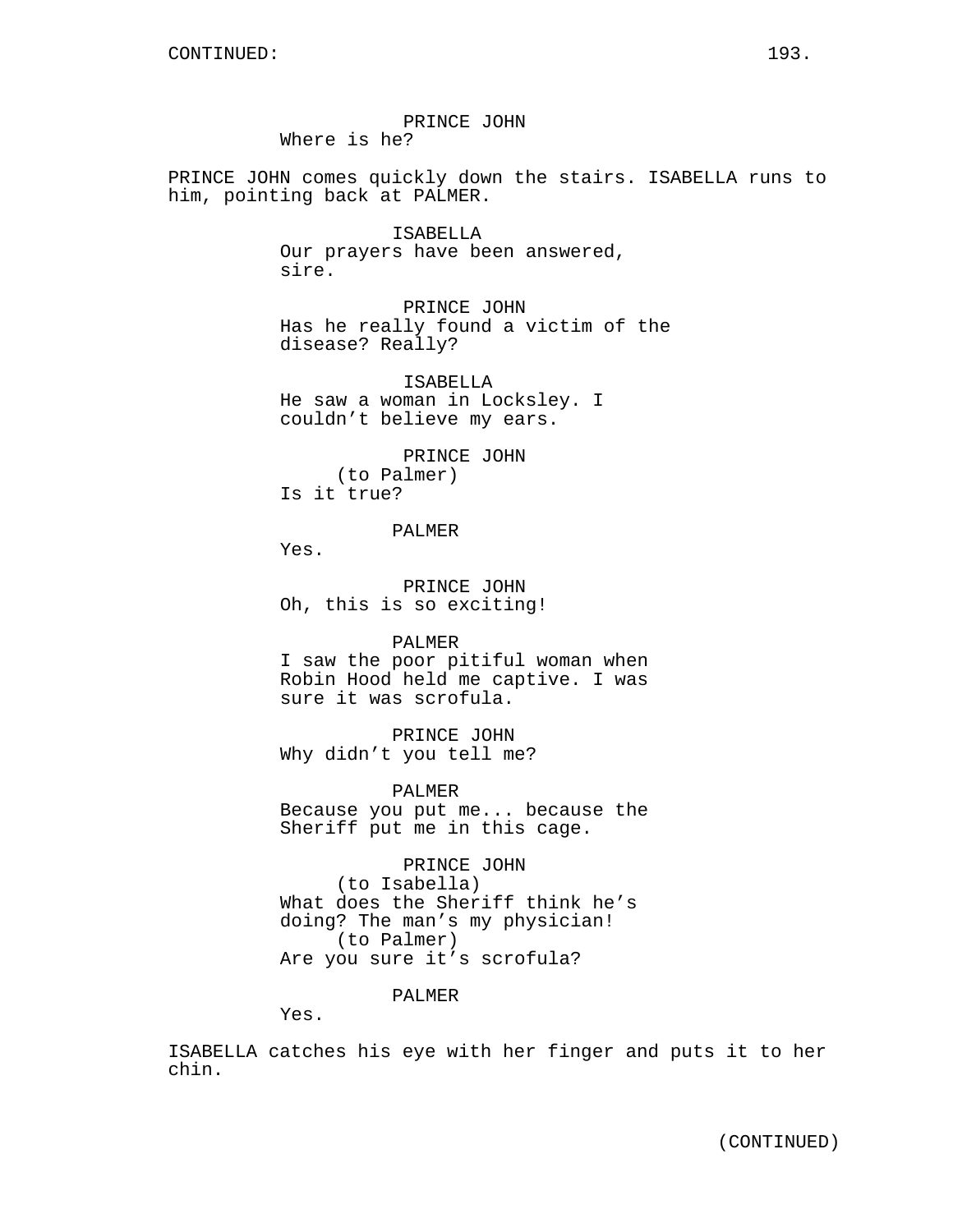PRINCE JOHN
Where is he?

PRINCE JOHN comes quickly down the stairs. ISABELLA runs to him, pointing back at PALMER.

ISABELLA
Our prayers have been answered, sire.

PRINCE JOHN
Has he really found a victim of the disease? Really?

ISABELLA
He saw a woman in Locksley. I couldn't believe my ears.

PRINCE JOHN
(to Palmer)
Is it true?

PALMER
Yes.

PRINCE JOHN
Oh, this is so exciting!

PALMER
I saw the poor pitiful woman when Robin Hood held me captive. I was sure it was scrofula.

PRINCE JOHN
Why didn't you tell me?

PALMER
Because you put me... because the Sheriff put me in this cage.

PRINCE JOHN
(to Isabella)
What does the Sheriff think he's doing? The man's my physician!
(to Palmer)
Are you sure it's scrofula?

PALMER
Yes.

ISABELLA catches his eye with her finger and puts it to her chin.

(CONTINUED)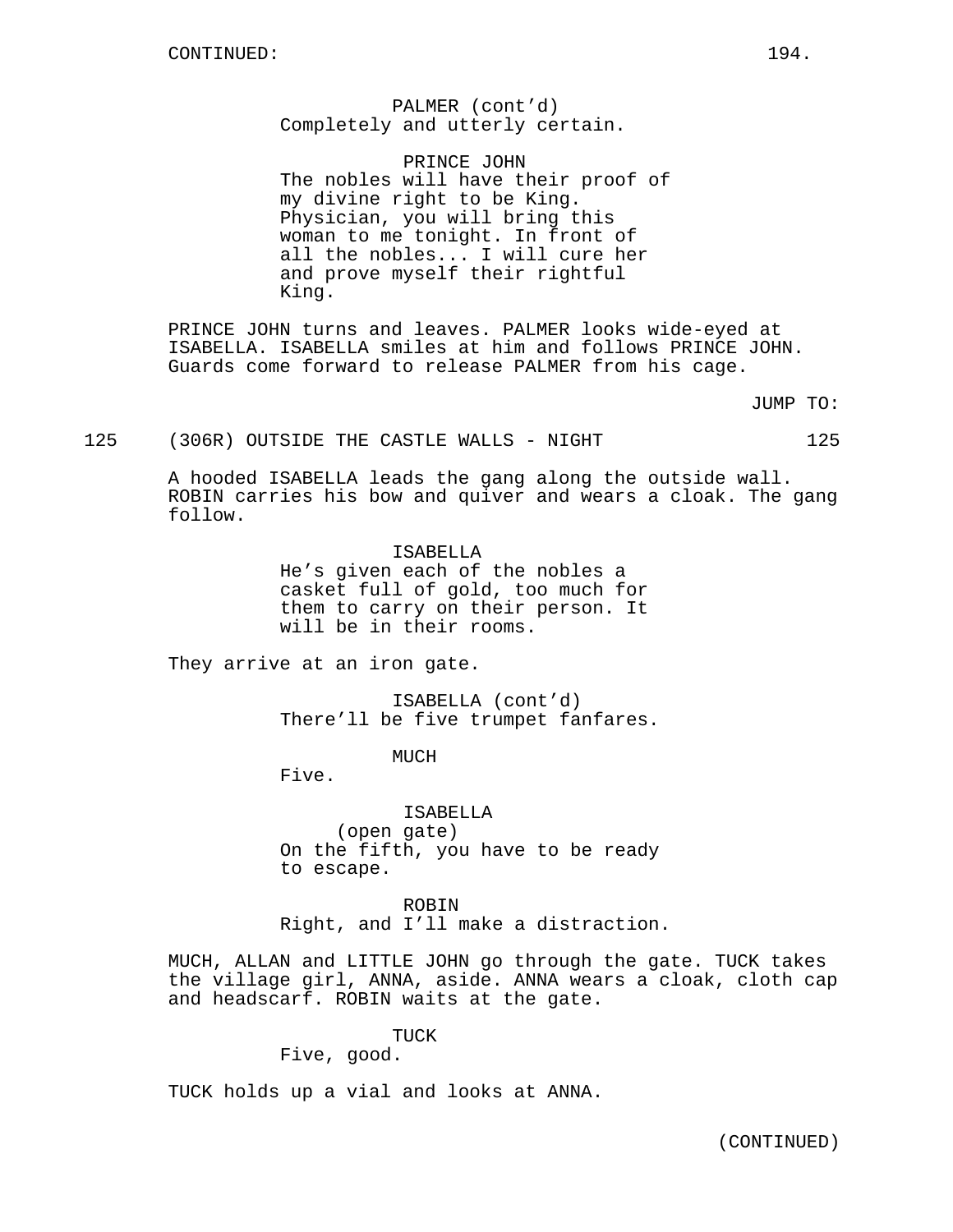PALMER (cont'd)
Completely and utterly certain.

PRINCE JOHN
The nobles will have their proof of my divine right to be King. Physician, you will bring this woman to me tonight. In front of all the nobles... I will cure her and prove myself their rightful King.

PRINCE JOHN turns and leaves. PALMER looks wide-eyed at ISABELLA. ISABELLA smiles at him and follows PRINCE JOHN. Guards come forward to release PALMER from his cage.

JUMP TO:

125 (306R) OUTSIDE THE CASTLE WALLS - NIGHT 125

A hooded ISABELLA leads the gang along the outside wall. ROBIN carries his bow and quiver and wears a cloak. The gang follow.

ISABELLA
He's given each of the nobles a casket full of gold, too much for them to carry on their person. It will be in their rooms.

They arrive at an iron gate.

ISABELLA (cont'd)
There'll be five trumpet fanfares.

MUCH
Five.

ISABELLA
(open gate)
On the fifth, you have to be ready to escape.

ROBIN
Right, and I'll make a distraction.

MUCH, ALLAN and LITTLE JOHN go through the gate. TUCK takes the village girl, ANNA, aside. ANNA wears a cloak, cloth cap and headscarf. ROBIN waits at the gate.

TUCK
Five, good.

TUCK holds up a vial and looks at ANNA.

(CONTINUED)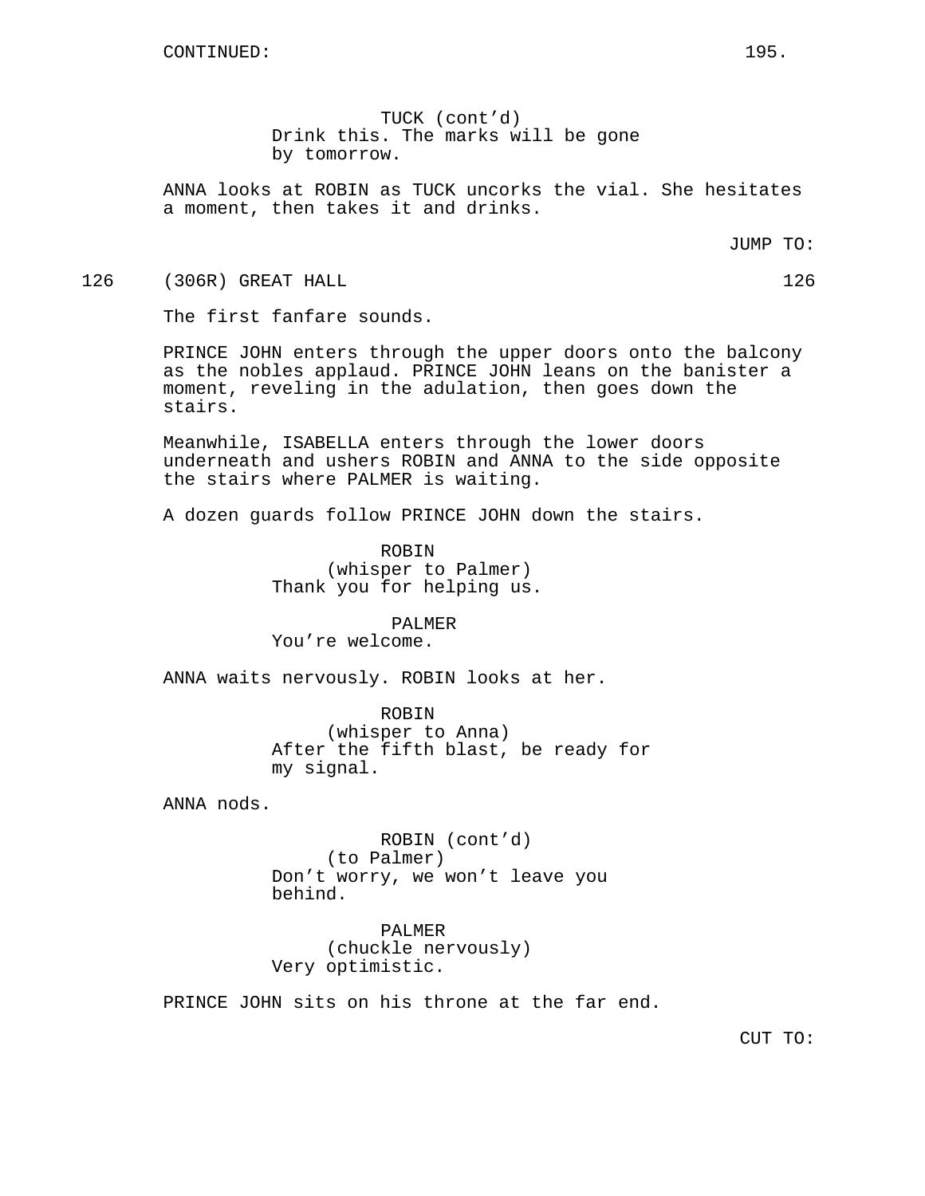TUCK (cont'd)
Drink this. The marks will be gone by tomorrow.

ANNA looks at ROBIN as TUCK uncorks the vial. She hesitates a moment, then takes it and drinks.

JUMP TO:

126 (306R) GREAT HALL 126

The first fanfare sounds.

PRINCE JOHN enters through the upper doors onto the balcony as the nobles applaud. PRINCE JOHN leans on the banister a moment, reveling in the adulation, then goes down the stairs.

Meanwhile, ISABELLA enters through the lower doors underneath and ushers ROBIN and ANNA to the side opposite the stairs where PALMER is waiting.

A dozen guards follow PRINCE JOHN down the stairs.

ROBIN
(whisper to Palmer)
Thank you for helping us.

PALMER
You're welcome.

ANNA waits nervously. ROBIN looks at her.

ROBIN
(whisper to Anna)
After the fifth blast, be ready for my signal.

ANNA nods.

ROBIN (cont'd)
(to Palmer)
Don't worry, we won't leave you behind.

PALMER
(chuckle nervously)
Very optimistic.

PRINCE JOHN sits on his throne at the far end.

CUT TO: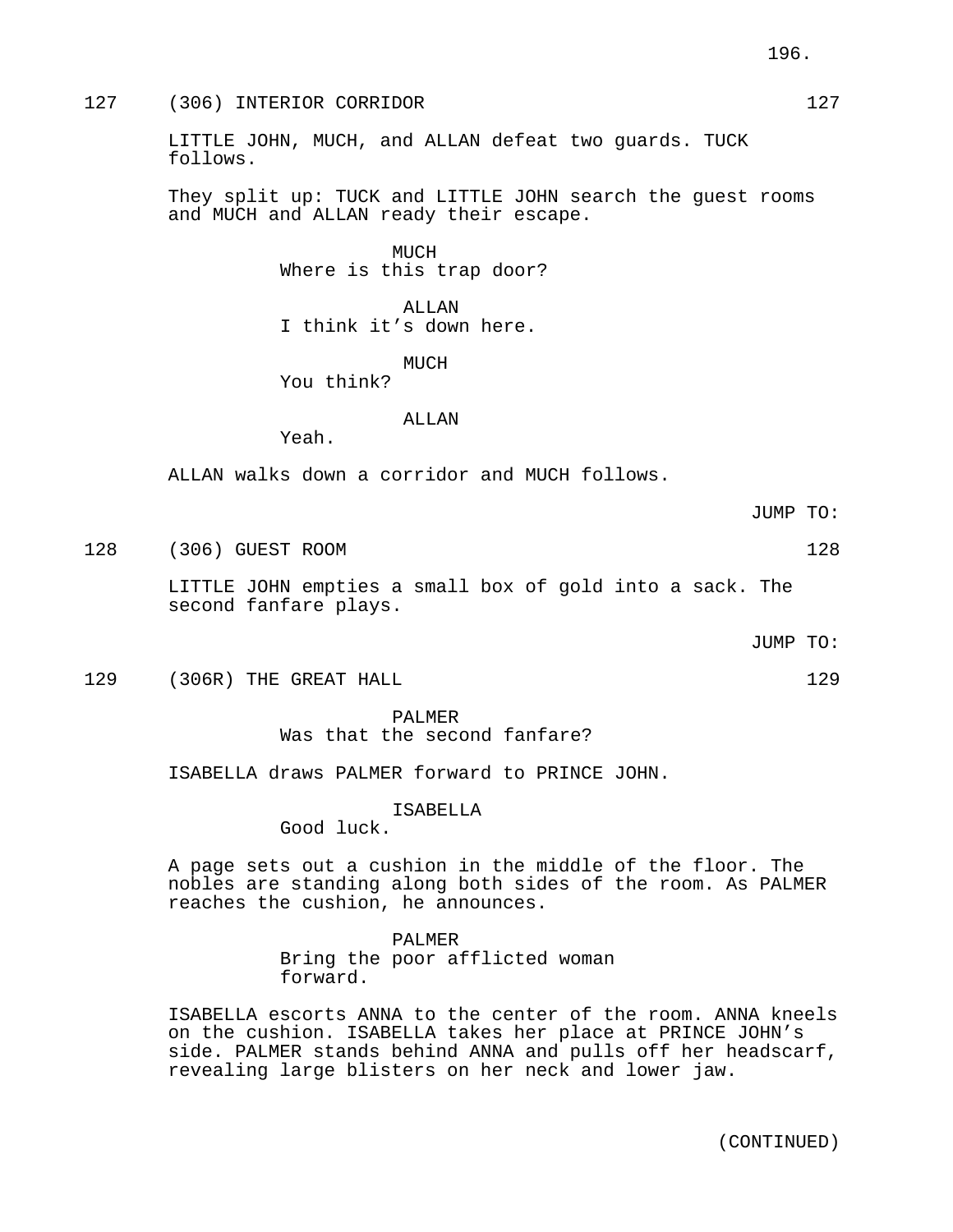127 (306) INTERIOR CORRIDOR 127

LITTLE JOHN, MUCH, and ALLAN defeat two guards. TUCK follows.

They split up: TUCK and LITTLE JOHN search the guest rooms and MUCH and ALLAN ready their escape.

MUCH
Where is this trap door?

ALLAN
I think it’s down here.

MUCH
You think?

ALLAN
Yeah.

ALLAN walks down a corridor and MUCH follows.

JUMP TO:

128 (306) GUEST ROOM 128

LITTLE JOHN empties a small box of gold into a sack. The second fanfare plays.

JUMP TO:

129 (306R) THE GREAT HALL 129

PALMER
Was that the second fanfare?

ISABELLA draws PALMER forward to PRINCE JOHN.

ISABELLA
Good luck.

A page sets out a cushion in the middle of the floor. The nobles are standing along both sides of the room. As PALMER reaches the cushion, he announces.

PALMER
Bring the poor afflicted woman forward.

ISABELLA escorts ANNA to the center of the room. ANNA kneels on the cushion. ISABELLA takes her place at PRINCE JOHN’s side. PALMER stands behind ANNA and pulls off her headscarf, revealing large blisters on her neck and lower jaw.

(CONTINUED)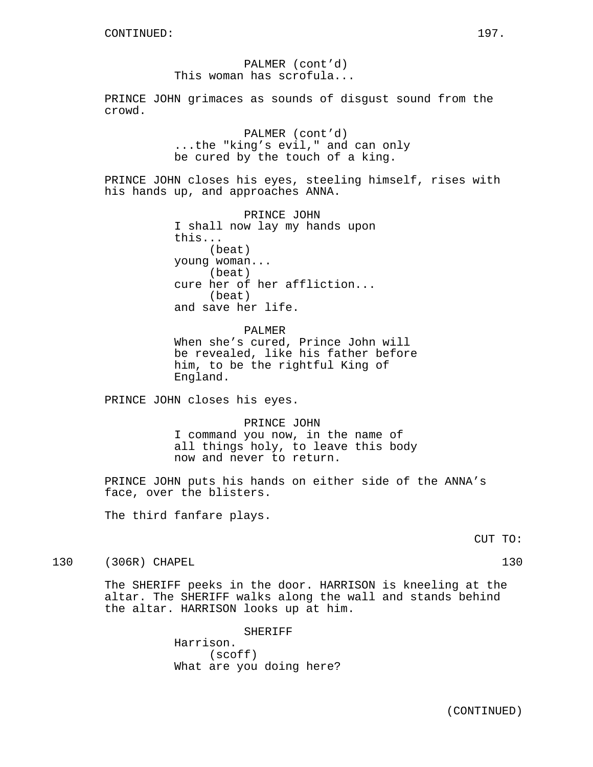CONTINUED:

PALMER (cont'd)
This woman has scrofula...

PRINCE JOHN grimaces as sounds of disgust sound from the crowd.

PALMER (cont'd)
...the "king's evil," and can only be cured by the touch of a king.

PRINCE JOHN closes his eyes, steeling himself, rises with his hands up, and approaches ANNA.

PRINCE JOHN
I shall now lay my hands upon this...
(beat)
young woman...
(beat)
cure her of her affliction...
(beat)
and save her life.

PALMER
When she's cured, Prince John will be revealed, like his father before him, to be the rightful King of England.

PRINCE JOHN closes his eyes.

PRINCE JOHN
I command you now, in the name of all things holy, to leave this body now and never to return.

PRINCE JOHN puts his hands on either side of the ANNA's face, over the blisters.

The third fanfare plays.

CUT TO:

130 (306R) CHAPEL 130

The SHERIFF peeks in the door. HARRISON is kneeling at the altar. The SHERIFF walks along the wall and stands behind the altar. HARRISON looks up at him.

SHERIFF
Harrison.
(scoff)
What are you doing here?

(CONTINUED)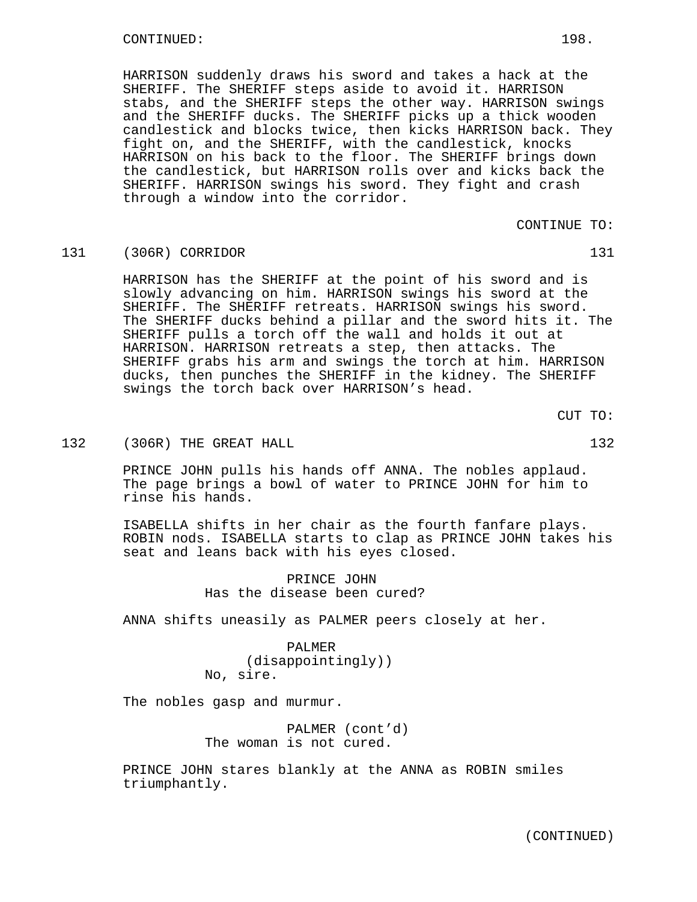CONTINUED:

HARRISON suddenly draws his sword and takes a hack at the SHERIFF. The SHERIFF steps aside to avoid it. HARRISON stabs, and the SHERIFF steps the other way. HARRISON swings and the SHERIFF ducks. The SHERIFF picks up a thick wooden candlestick and blocks twice, then kicks HARRISON back. They fight on, and the SHERIFF, with the candlestick, knocks HARRISON on his back to the floor. The SHERIFF brings down the candlestick, but HARRISON rolls over and kicks back the SHERIFF. HARRISON swings his sword. They fight and crash through a window into the corridor.

CONTINUE TO:

131 (306R) CORRIDOR 131

HARRISON has the SHERIFF at the point of his sword and is slowly advancing on him. HARRISON swings his sword at the SHERIFF. The SHERIFF retreats. HARRISON swings his sword. The SHERIFF ducks behind a pillar and the sword hits it. The SHERIFF pulls a torch off the wall and holds it out at HARRISON. HARRISON retreats a step, then attacks. The SHERIFF grabs his arm and swings the torch at him. HARRISON ducks, then punches the SHERIFF in the kidney. The SHERIFF swings the torch back over HARRISON’s head.

CUT TO:

132 (306R) THE GREAT HALL 132

PRINCE JOHN pulls his hands off ANNA. The nobles applaud. The page brings a bowl of water to PRINCE JOHN for him to rinse his hands.

ISABELLA shifts in her chair as the fourth fanfare plays. ROBIN nods. ISABELLA starts to clap as PRINCE JOHN takes his seat and leans back with his eyes closed.

PRINCE JOHN
Has the disease been cured?

ANNA shifts uneasily as PALMER peers closely at her.

PALMER
(disappointingly))
No, sire.

The nobles gasp and murmur.

PALMER (cont’d)
The woman is not cured.

PRINCE JOHN stares blankly at the ANNA as ROBIN smiles triumphantly.

(CONTINUED)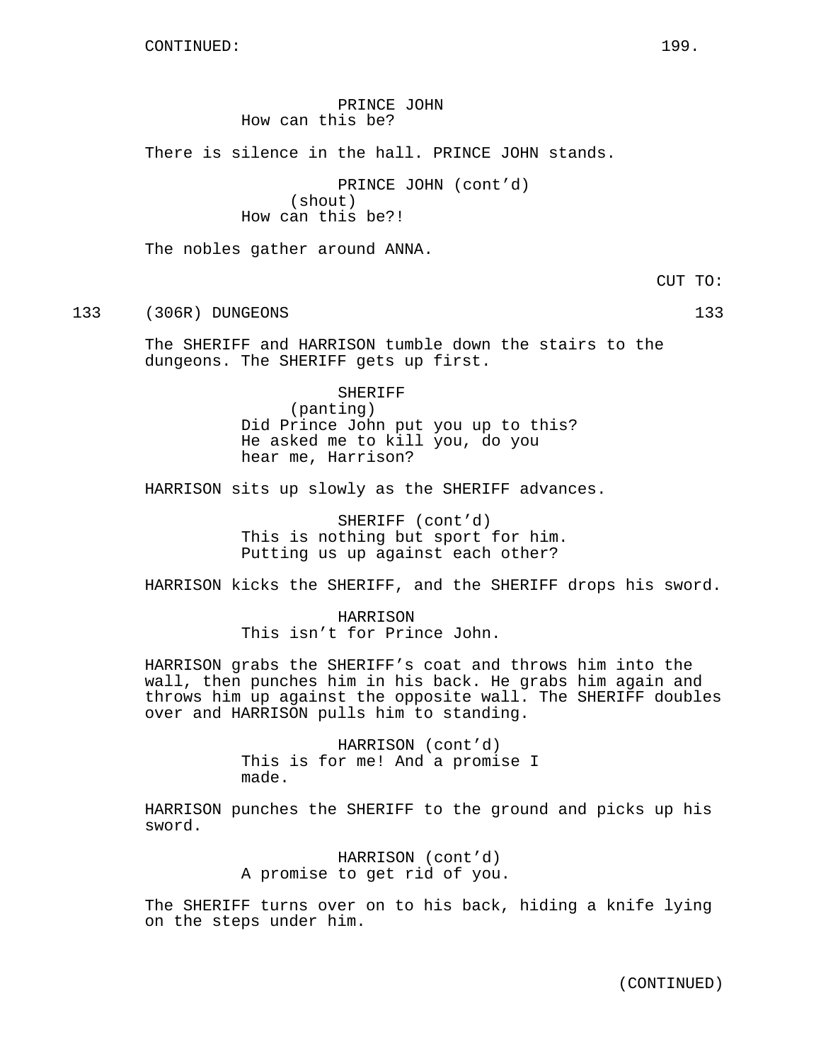CONTINUED:

PRINCE JOHN
How can this be?

There is silence in the hall. PRINCE JOHN stands.

PRINCE JOHN (cont'd)
(shout)
How can this be?!

The nobles gather around ANNA.

CUT TO:

133 (306R) DUNGEONS 133

The SHERIFF and HARRISON tumble down the stairs to the dungeons. The SHERIFF gets up first.

SHERIFF
(panting)
Did Prince John put you up to this? He asked me to kill you, do you hear me, Harrison?

HARRISON sits up slowly as the SHERIFF advances.

SHERIFF (cont'd)
This is nothing but sport for him. Putting us up against each other?

HARRISON kicks the SHERIFF, and the SHERIFF drops his sword.

HARRISON
This isn't for Prince John.

HARRISON grabs the SHERIFF's coat and throws him into the wall, then punches him in his back. He grabs him again and throws him up against the opposite wall. The SHERIFF doubles over and HARRISON pulls him to standing.

HARRISON (cont'd)
This is for me! And a promise I made.

HARRISON punches the SHERIFF to the ground and picks up his sword.

HARRISON (cont'd)
A promise to get rid of you.

The SHERIFF turns over on to his back, hiding a knife lying on the steps under him.

(CONTINUED)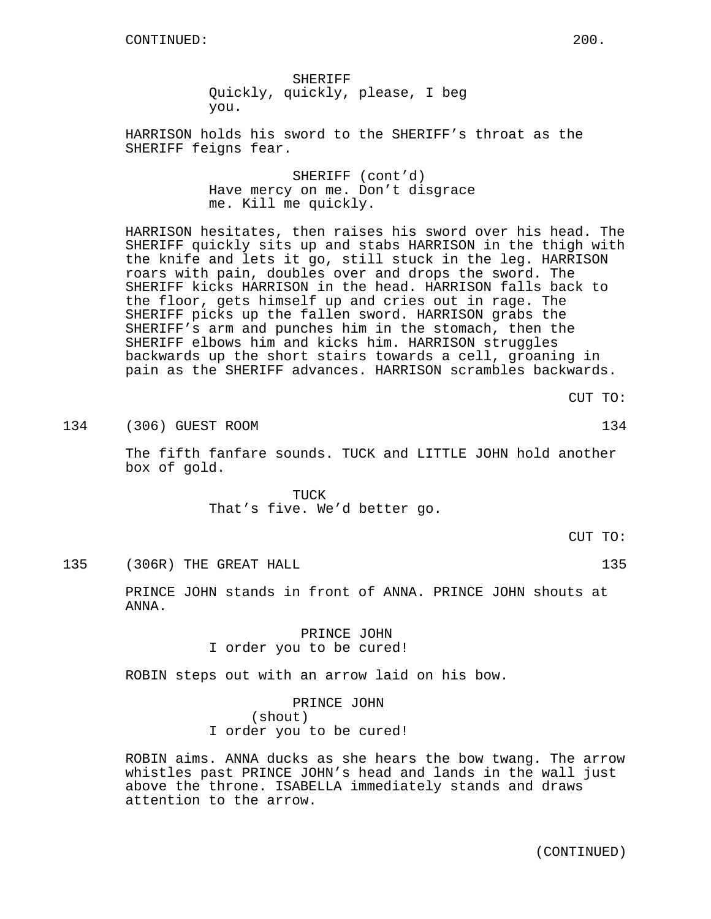CONTINUED:

SHERIFF
Quickly, quickly, please, I beg you.

HARRISON holds his sword to the SHERIFF's throat as the SHERIFF feigns fear.

SHERIFF (cont'd)
Have mercy on me. Don't disgrace me. Kill me quickly.

HARRISON hesitates, then raises his sword over his head. The SHERIFF quickly sits up and stabs HARRISON in the thigh with the knife and lets it go, still stuck in the leg. HARRISON roars with pain, doubles over and drops the sword. The SHERIFF kicks HARRISON in the head. HARRISON falls back to the floor, gets himself up and cries out in rage. The SHERIFF picks up the fallen sword. HARRISON grabs the SHERIFF's arm and punches him in the stomach, then the SHERIFF elbows him and kicks him. HARRISON struggles backwards up the short stairs towards a cell, groaning in pain as the SHERIFF advances. HARRISON scrambles backwards.

CUT TO:

134 (306) GUEST ROOM 134

The fifth fanfare sounds. TUCK and LITTLE JOHN hold another box of gold.

TUCK
That's five. We'd better go.

CUT TO:

135 (306R) THE GREAT HALL 135

PRINCE JOHN stands in front of ANNA. PRINCE JOHN shouts at ANNA.

PRINCE JOHN
I order you to be cured!

ROBIN steps out with an arrow laid on his bow.

PRINCE JOHN
(shout)
I order you to be cured!

ROBIN aims. ANNA ducks as she hears the bow twang. The arrow whistles past PRINCE JOHN's head and lands in the wall just above the throne. ISABELLA immediately stands and draws attention to the arrow.

(CONTINUED)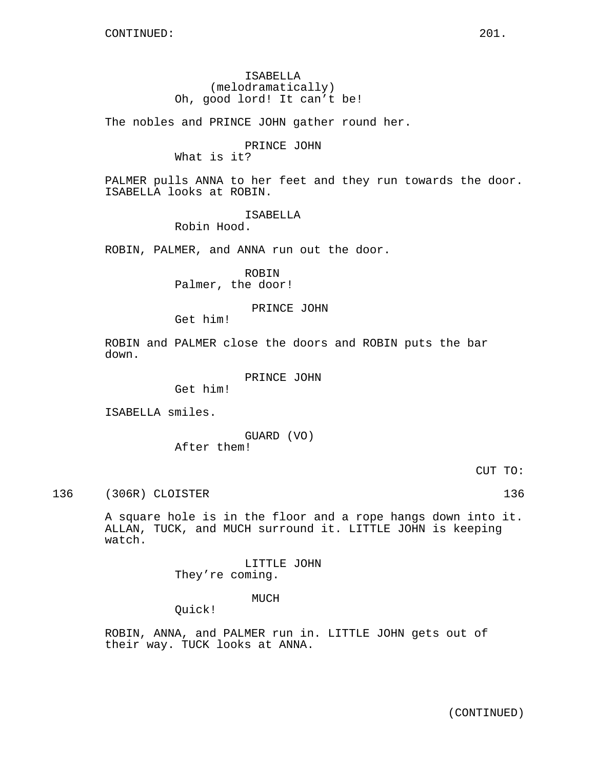ISABELLA
(melodramatically)
Oh, good lord! It can't be!

The nobles and PRINCE JOHN gather round her.

PRINCE JOHN
What is it?

PALMER pulls ANNA to her feet and they run towards the door. ISABELLA looks at ROBIN.

ISABELLA
Robin Hood.

ROBIN, PALMER, and ANNA run out the door.

ROBIN
Palmer, the door!

PRINCE JOHN
Get him!

ROBIN and PALMER close the doors and ROBIN puts the bar down.

PRINCE JOHN
Get him!

ISABELLA smiles.

GUARD (VO)
After them!

CUT TO:

136 (306R) CLOISTER 136

A square hole is in the floor and a rope hangs down into it. ALLAN, TUCK, and MUCH surround it. LITTLE JOHN is keeping watch.

LITTLE JOHN
They're coming.

MUCH
Quick!

ROBIN, ANNA, and PALMER run in. LITTLE JOHN gets out of their way. TUCK looks at ANNA.

(CONTINUED)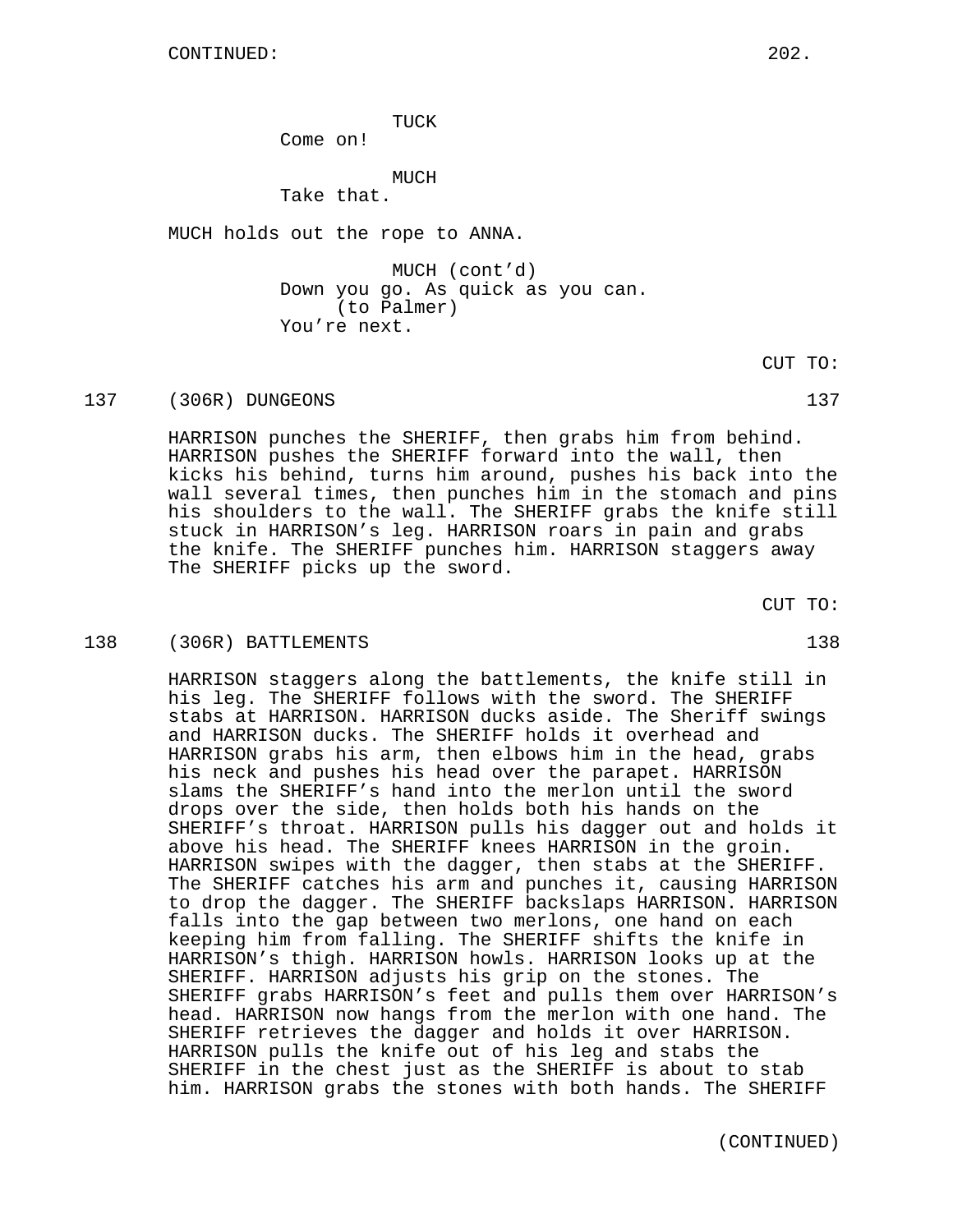CONTINUED:

TUCK
Come on!

MUCH
Take that.

MUCH holds out the rope to ANNA.

MUCH (cont'd)
Down you go. As quick as you can.
(to Palmer)
You're next.

CUT TO:

137 (306R) DUNGEONS 137

HARRISON punches the SHERIFF, then grabs him from behind. HARRISON pushes the SHERIFF forward into the wall, then kicks his behind, turns him around, pushes his back into the wall several times, then punches him in the stomach and pins his shoulders to the wall. The SHERIFF grabs the knife still stuck in HARRISON's leg. HARRISON roars in pain and grabs the knife. The SHERIFF punches him. HARRISON staggers away The SHERIFF picks up the sword.

CUT TO:

138 (306R) BATTLEMENTS 138

HARRISON staggers along the battlements, the knife still in his leg. The SHERIFF follows with the sword. The SHERIFF stabs at HARRISON. HARRISON ducks aside. The Sheriff swings and HARRISON ducks. The SHERIFF holds it overhead and HARRISON grabs his arm, then elbows him in the head, grabs his neck and pushes his head over the parapet. HARRISON slams the SHERIFF's hand into the merlon until the sword drops over the side, then holds both his hands on the SHERIFF's throat. HARRISON pulls his dagger out and holds it above his head. The SHERIFF knees HARRISON in the groin. HARRISON swipes with the dagger, then stabs at the SHERIFF. The SHERIFF catches his arm and punches it, causing HARRISON to drop the dagger. The SHERIFF backslaps HARRISON. HARRISON falls into the gap between two merlons, one hand on each keeping him from falling. The SHERIFF shifts the knife in HARRISON's thigh. HARRISON howls. HARRISON looks up at the SHERIFF. HARRISON adjusts his grip on the stones. The SHERIFF grabs HARRISON's feet and pulls them over HARRISON's head. HARRISON now hangs from the merlon with one hand. The SHERIFF retrieves the dagger and holds it over HARRISON. HARRISON pulls the knife out of his leg and stabs the SHERIFF in the chest just as the SHERIFF is about to stab him. HARRISON grabs the stones with both hands. The SHERIFF

(CONTINUED)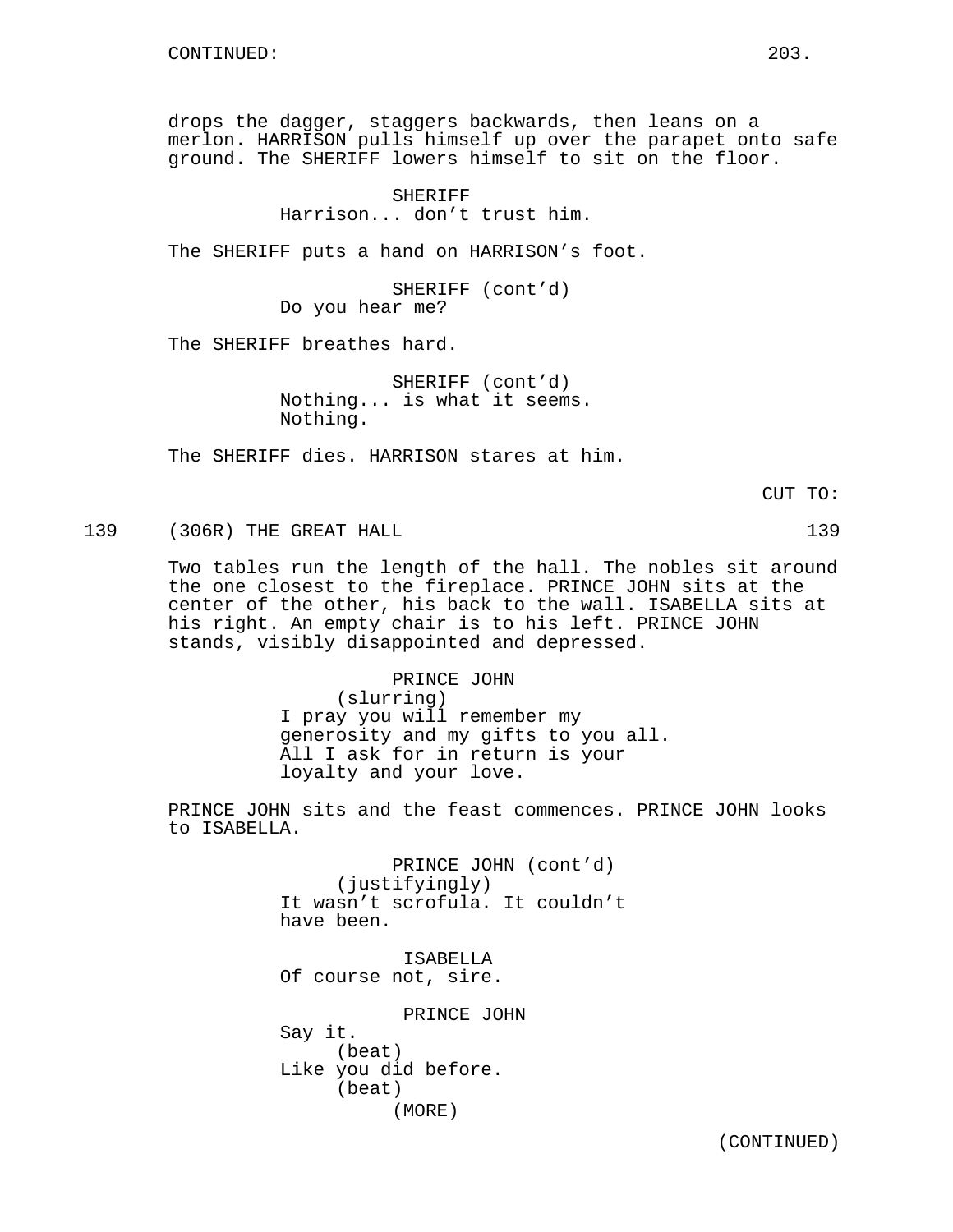drops the dagger, staggers backwards, then leans on a merlon. HARRISON pulls himself up over the parapet onto safe ground. The SHERIFF lowers himself to sit on the floor.

SHERIFF
Harrison... don't trust him.

The SHERIFF puts a hand on HARRISON's foot.

SHERIFF (cont'd)
Do you hear me?

The SHERIFF breathes hard.

SHERIFF (cont'd)
Nothing... is what it seems.
Nothing.

The SHERIFF dies. HARRISON stares at him.

CUT TO:

139 (306R) THE GREAT HALL 139

Two tables run the length of the hall. The nobles sit around the one closest to the fireplace. PRINCE JOHN sits at the center of the other, his back to the wall. ISABELLA sits at his right. An empty chair is to his left. PRINCE JOHN stands, visibly disappointed and depressed.

PRINCE JOHN
(slurring)
I pray you will remember my generosity and my gifts to you all. All I ask for in return is your loyalty and your love.

PRINCE JOHN sits and the feast commences. PRINCE JOHN looks to ISABELLA.

PRINCE JOHN (cont'd)
(justifyingly)
It wasn't scrofula. It couldn't have been.

ISABELLA
Of course not, sire.

PRINCE JOHN
Say it.
(beat)
Like you did before.
(beat)
(MORE)

(CONTINUED)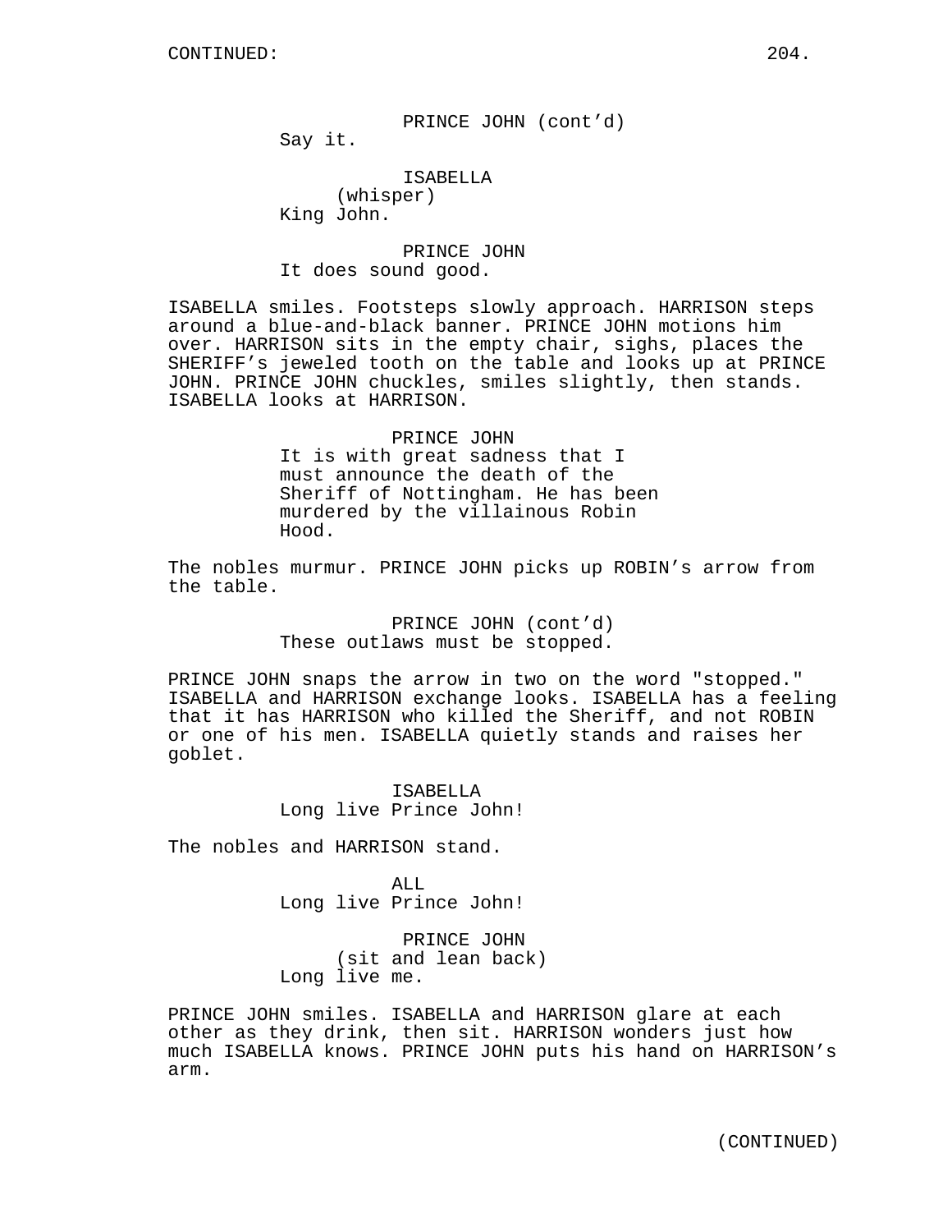PRINCE JOHN (cont'd)
Say it.

ISABELLA
(whisper)
King John.

PRINCE JOHN
It does sound good.

ISABELLA smiles. Footsteps slowly approach. HARRISON steps around a blue-and-black banner. PRINCE JOHN motions him over. HARRISON sits in the empty chair, sighs, places the SHERIFF's jeweled tooth on the table and looks up at PRINCE JOHN. PRINCE JOHN chuckles, smiles slightly, then stands. ISABELLA looks at HARRISON.

PRINCE JOHN
It is with great sadness that I must announce the death of the Sheriff of Nottingham. He has been murdered by the villainous Robin Hood.

The nobles murmur. PRINCE JOHN picks up ROBIN's arrow from the table.

PRINCE JOHN (cont'd)
These outlaws must be stopped.

PRINCE JOHN snaps the arrow in two on the word "stopped." ISABELLA and HARRISON exchange looks. ISABELLA has a feeling that it has HARRISON who killed the Sheriff, and not ROBIN or one of his men. ISABELLA quietly stands and raises her goblet.

ISABELLA
Long live Prince John!

The nobles and HARRISON stand.

ALL
Long live Prince John!

PRINCE JOHN
(sit and lean back)
Long live me.

PRINCE JOHN smiles. ISABELLA and HARRISON glare at each other as they drink, then sit. HARRISON wonders just how much ISABELLA knows. PRINCE JOHN puts his hand on HARRISON's arm.

(CONTINUED)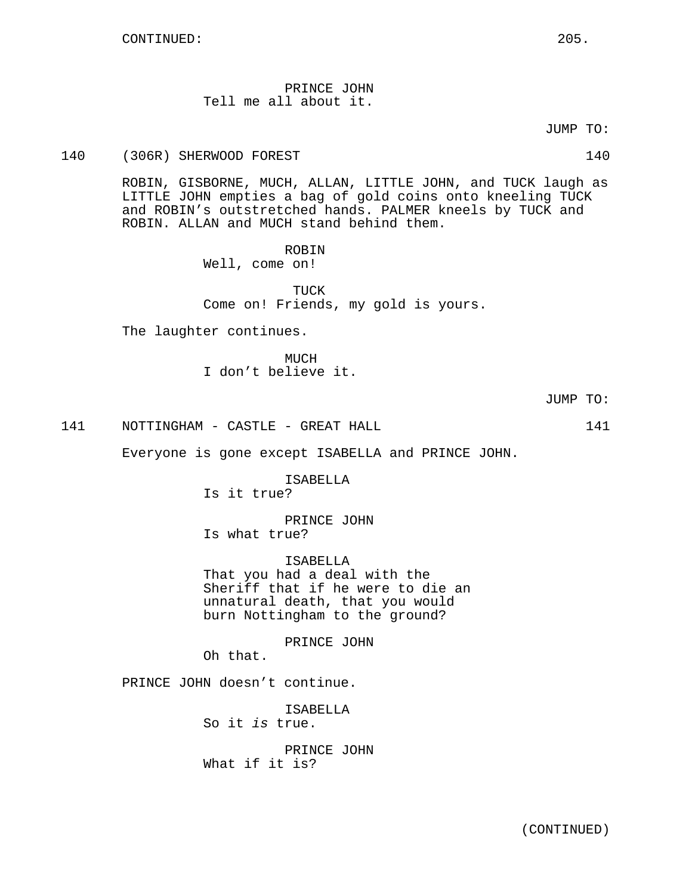CONTINUED:

PRINCE JOHN
Tell me all about it.

JUMP TO:

140 (306R) SHERWOOD FOREST 140

ROBIN, GISBORNE, MUCH, ALLAN, LITTLE JOHN, and TUCK laugh as LITTLE JOHN empties a bag of gold coins onto kneeling TUCK and ROBIN's outstretched hands. PALMER kneels by TUCK and ROBIN. ALLAN and MUCH stand behind them.

ROBIN
Well, come on!

TUCK
Come on! Friends, my gold is yours.

The laughter continues.

MUCH
I don't believe it.

JUMP TO:

141 NOTTINGHAM - CASTLE - GREAT HALL 141

Everyone is gone except ISABELLA and PRINCE JOHN.

ISABELLA
Is it true?

PRINCE JOHN
Is what true?

ISABELLA
That you had a deal with the Sheriff that if he were to die an unnatural death, that you would burn Nottingham to the ground?

PRINCE JOHN
Oh that.

PRINCE JOHN doesn't continue.

ISABELLA
So it *is* true.

PRINCE JOHN
What if it is?

(CONTINUED)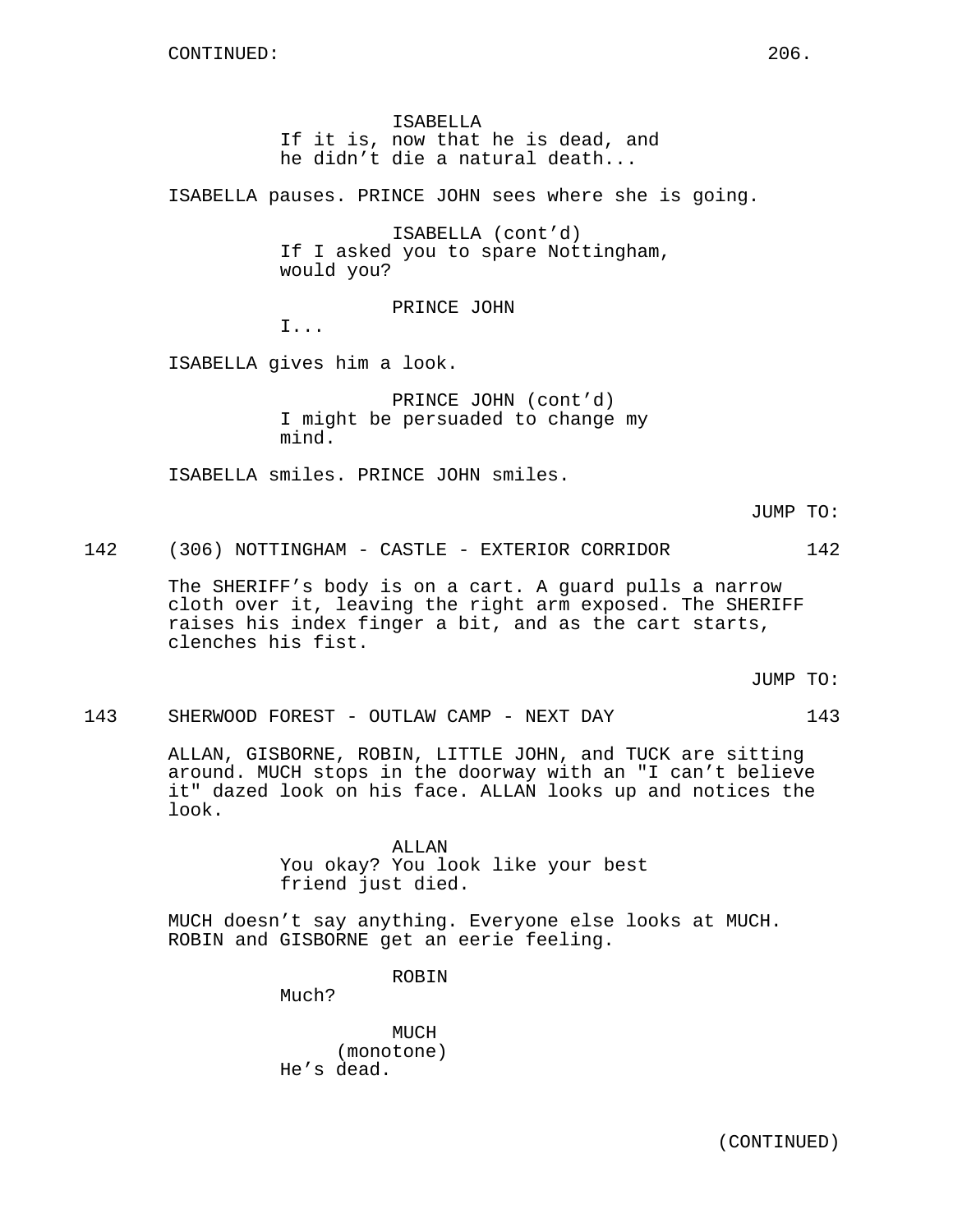ISABELLA
If it is, now that he is dead, and he didn't die a natural death...

ISABELLA pauses. PRINCE JOHN sees where she is going.

ISABELLA (cont'd)
If I asked you to spare Nottingham, would you?

PRINCE JOHN
I...

ISABELLA gives him a look.

PRINCE JOHN (cont'd)
I might be persuaded to change my mind.

ISABELLA smiles. PRINCE JOHN smiles.

JUMP TO:

142 (306) NOTTINGHAM - CASTLE - EXTERIOR CORRIDOR 142

The SHERIFF's body is on a cart. A guard pulls a narrow cloth over it, leaving the right arm exposed. The SHERIFF raises his index finger a bit, and as the cart starts, clenches his fist.

JUMP TO:

143 SHERWOOD FOREST - OUTLAW CAMP - NEXT DAY 143

ALLAN, GISBORNE, ROBIN, LITTLE JOHN, and TUCK are sitting around. MUCH stops in the doorway with an "I can't believe it" dazed look on his face. ALLAN looks up and notices the look.

ALLAN
You okay? You look like your best friend just died.

MUCH doesn't say anything. Everyone else looks at MUCH. ROBIN and GISBORNE get an eerie feeling.

ROBIN
Much?

MUCH
(monotone)
He's dead.

(CONTINUED)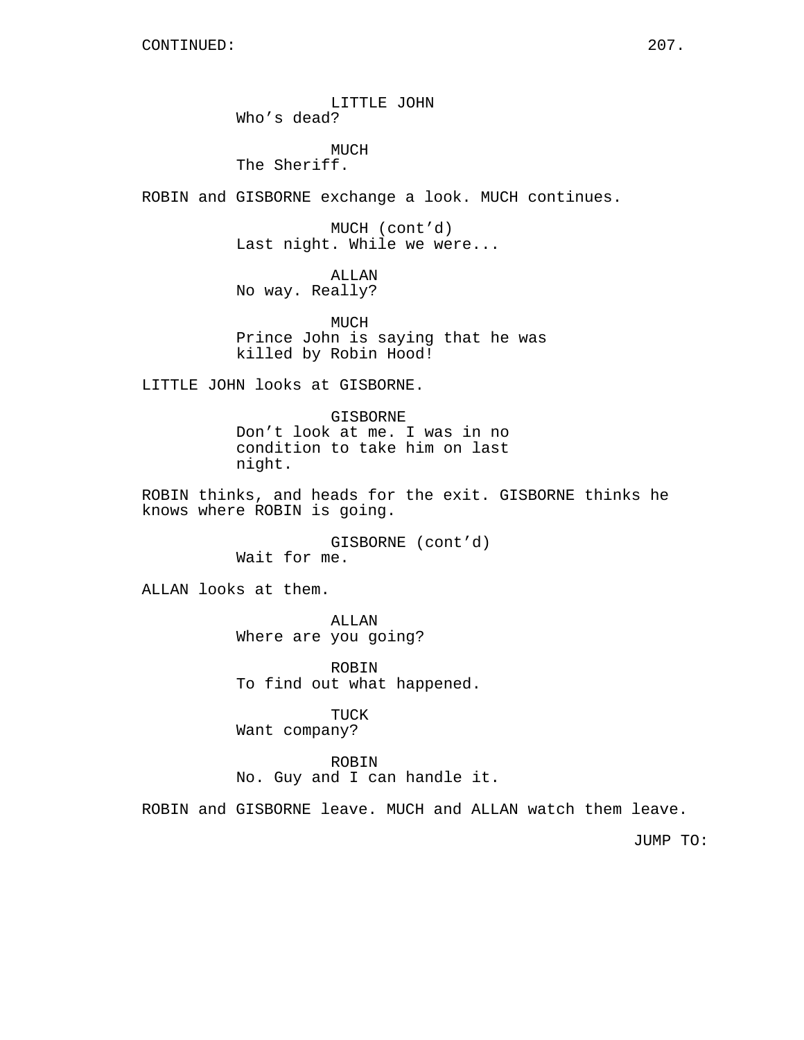CONTINUED:

LITTLE JOHN
Who's dead?

MUCH
The Sheriff.

ROBIN and GISBORNE exchange a look. MUCH continues.

MUCH (cont'd)
Last night. While we were...

ALLAN
No way. Really?

MUCH
Prince John is saying that he was killed by Robin Hood!

LITTLE JOHN looks at GISBORNE.

GISBORNE
Don't look at me. I was in no condition to take him on last night.

ROBIN thinks, and heads for the exit. GISBORNE thinks he knows where ROBIN is going.

GISBORNE (cont'd)
Wait for me.

ALLAN looks at them.

ALLAN
Where are you going?

ROBIN
To find out what happened.

TUCK
Want company?

ROBIN
No. Guy and I can handle it.

ROBIN and GISBORNE leave. MUCH and ALLAN watch them leave.

JUMP TO: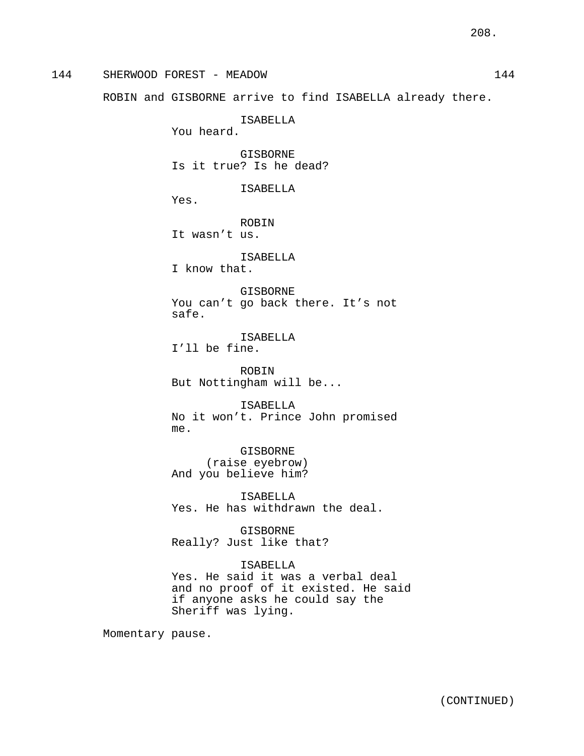144 SHERWOOD FOREST - MEADOW 144

ROBIN and GISBORNE arrive to find ISABELLA already there.

ISABELLA
You heard.

GISBORNE
Is it true? Is he dead?

ISABELLA
Yes.

ROBIN
It wasn't us.

ISABELLA
I know that.

GISBORNE
You can't go back there. It's not safe.

ISABELLA
I'll be fine.

ROBIN
But Nottingham will be...

ISABELLA
No it won't. Prince John promised me.

GISBORNE
(raise eyebrow)
And you believe him?

ISABELLA
Yes. He has withdrawn the deal.

GISBORNE
Really? Just like that?

ISABELLA
Yes. He said it was a verbal deal and no proof of it existed. He said if anyone asks he could say the Sheriff was lying.

Momentary pause.

(CONTINUED)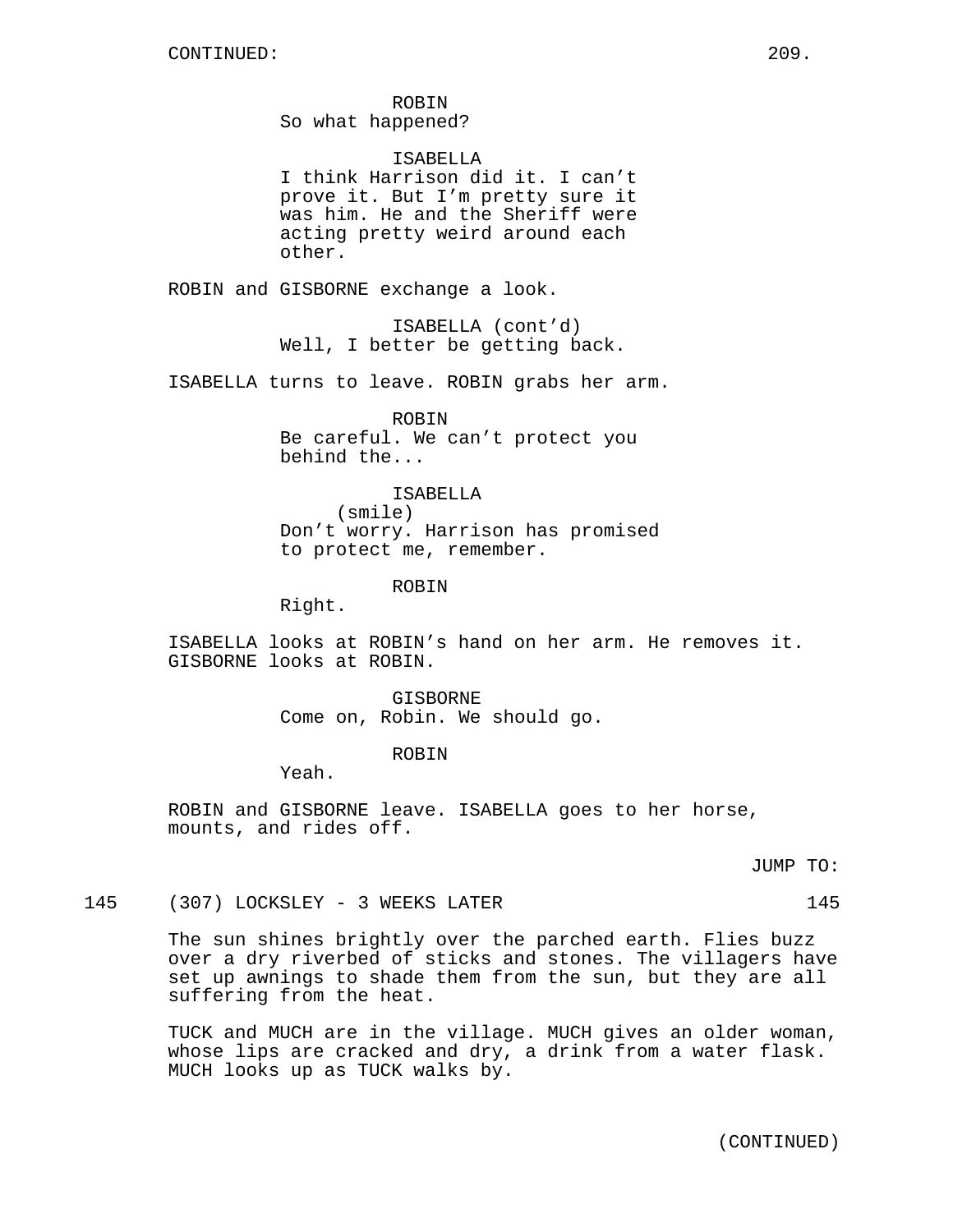ROBIN
So what happened?

ISABELLA
I think Harrison did it. I can't prove it. But I'm pretty sure it was him. He and the Sheriff were acting pretty weird around each other.

ROBIN and GISBORNE exchange a look.

ISABELLA (cont'd)
Well, I better be getting back.

ISABELLA turns to leave. ROBIN grabs her arm.

ROBIN
Be careful. We can't protect you behind the...

ISABELLA
(smile)
Don't worry. Harrison has promised to protect me, remember.

ROBIN
Right.

ISABELLA looks at ROBIN's hand on her arm. He removes it. GISBORNE looks at ROBIN.

GISBORNE
Come on, Robin. We should go.

ROBIN
Yeah.

ROBIN and GISBORNE leave. ISABELLA goes to her horse, mounts, and rides off.

JUMP TO:

145 (307) LOCKSLEY - 3 WEEKS LATER 145

The sun shines brightly over the parched earth. Flies buzz over a dry riverbed of sticks and stones. The villagers have set up awnings to shade them from the sun, but they are all suffering from the heat.

TUCK and MUCH are in the village. MUCH gives an older woman, whose lips are cracked and dry, a drink from a water flask. MUCH looks up as TUCK walks by.

(CONTINUED)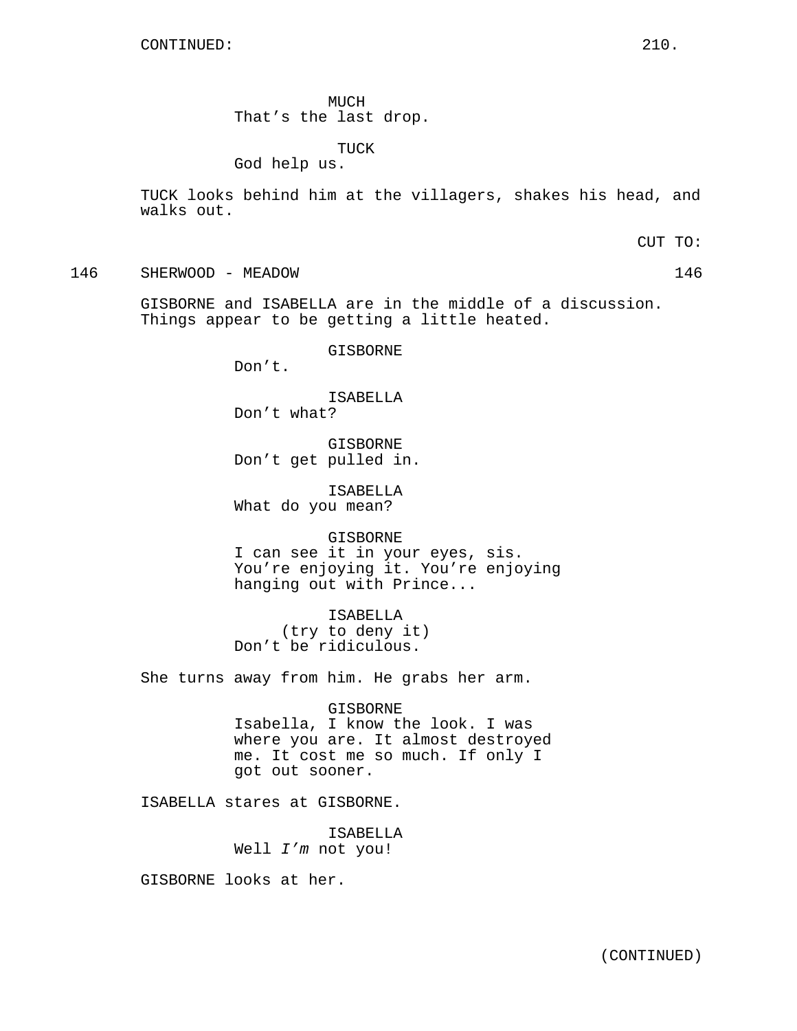CONTINUED:

MUCH
That’s the last drop.

TUCK
God help us.

TUCK looks behind him at the villagers, shakes his head, and walks out.

CUT TO:

146 SHERWOOD - MEADOW 146

GISBORNE and ISABELLA are in the middle of a discussion. Things appear to be getting a little heated.

GISBORNE
Don’t.

ISABELLA
Don’t what?

GISBORNE
Don’t get pulled in.

ISABELLA
What do you mean?

GISBORNE
I can see it in your eyes, sis. You’re enjoying it. You’re enjoying hanging out with Prince...

ISABELLA
(try to deny it)
Don’t be ridiculous.

She turns away from him. He grabs her arm.

GISBORNE
Isabella, I know the look. I was where you are. It almost destroyed me. It cost me so much. If only I got out sooner.

ISABELLA stares at GISBORNE.

ISABELLA
Well *I’m* not you!

GISBORNE looks at her.

(CONTINUED)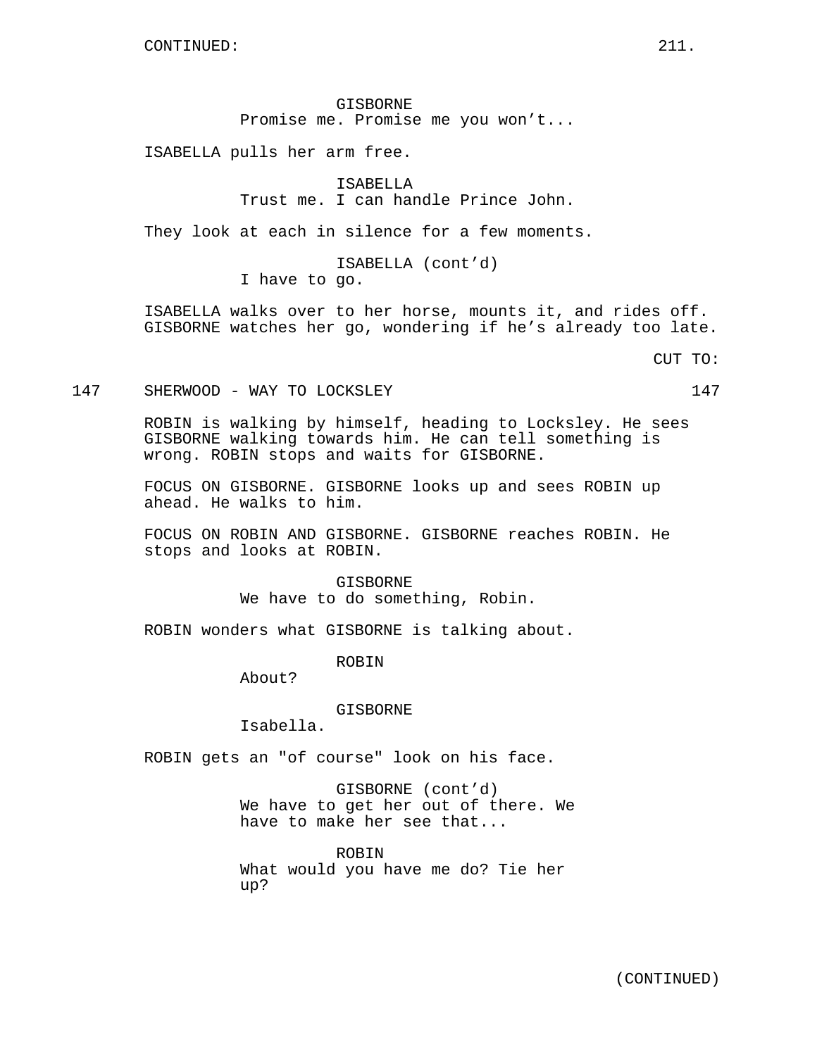GISBORNE
Promise me. Promise me you won't...

ISABELLA pulls her arm free.

ISABELLA
Trust me. I can handle Prince John.

They look at each in silence for a few moments.

ISABELLA (cont'd)
I have to go.

ISABELLA walks over to her horse, mounts it, and rides off. GISBORNE watches her go, wondering if he's already too late.

CUT TO:

147 SHERWOOD - WAY TO LOCKSLEY 147

ROBIN is walking by himself, heading to Locksley. He sees GISBORNE walking towards him. He can tell something is wrong. ROBIN stops and waits for GISBORNE.

FOCUS ON GISBORNE. GISBORNE looks up and sees ROBIN up ahead. He walks to him.

FOCUS ON ROBIN AND GISBORNE. GISBORNE reaches ROBIN. He stops and looks at ROBIN.

GISBORNE
We have to do something, Robin.

ROBIN wonders what GISBORNE is talking about.

ROBIN
About?

GISBORNE
Isabella.

ROBIN gets an "of course" look on his face.

GISBORNE (cont'd)
We have to get her out of there. We have to make her see that...

ROBIN
What would you have me do? Tie her up?

(CONTINUED)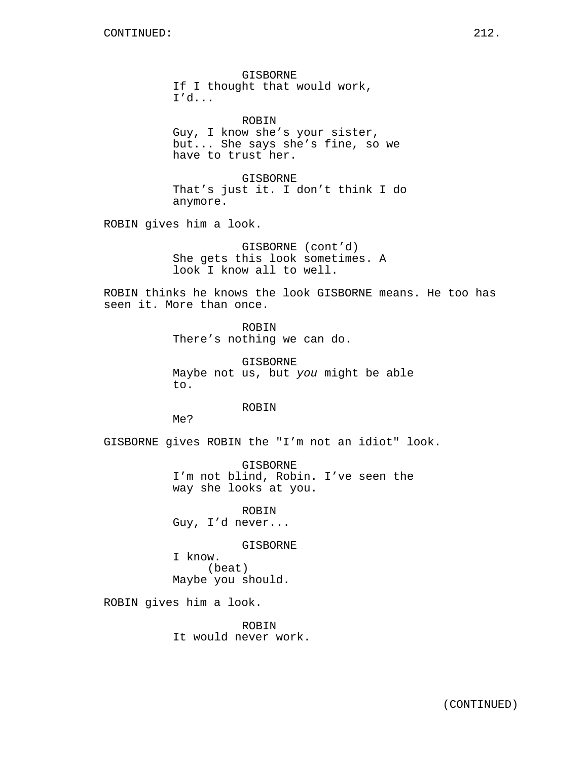CONTINUED:

GISBORNE
If I thought that would work, I'd...

ROBIN
Guy, I know she's your sister, but... She says she's fine, so we have to trust her.

GISBORNE
That's just it. I don't think I do anymore.

ROBIN gives him a look.

GISBORNE (cont'd)
She gets this look sometimes. A look I know all to well.

ROBIN thinks he knows the look GISBORNE means. He too has seen it. More than once.

ROBIN
There's nothing we can do.

GISBORNE
Maybe not us, but *you* might be able to.

ROBIN
Me?

GISBORNE gives ROBIN the "I'm not an idiot" look.

GISBORNE
I'm not blind, Robin. I've seen the way she looks at you.

ROBIN
Guy, I'd never...

GISBORNE
I know.
(beat)
Maybe you should.

ROBIN gives him a look.

ROBIN
It would never work.

(CONTINUED)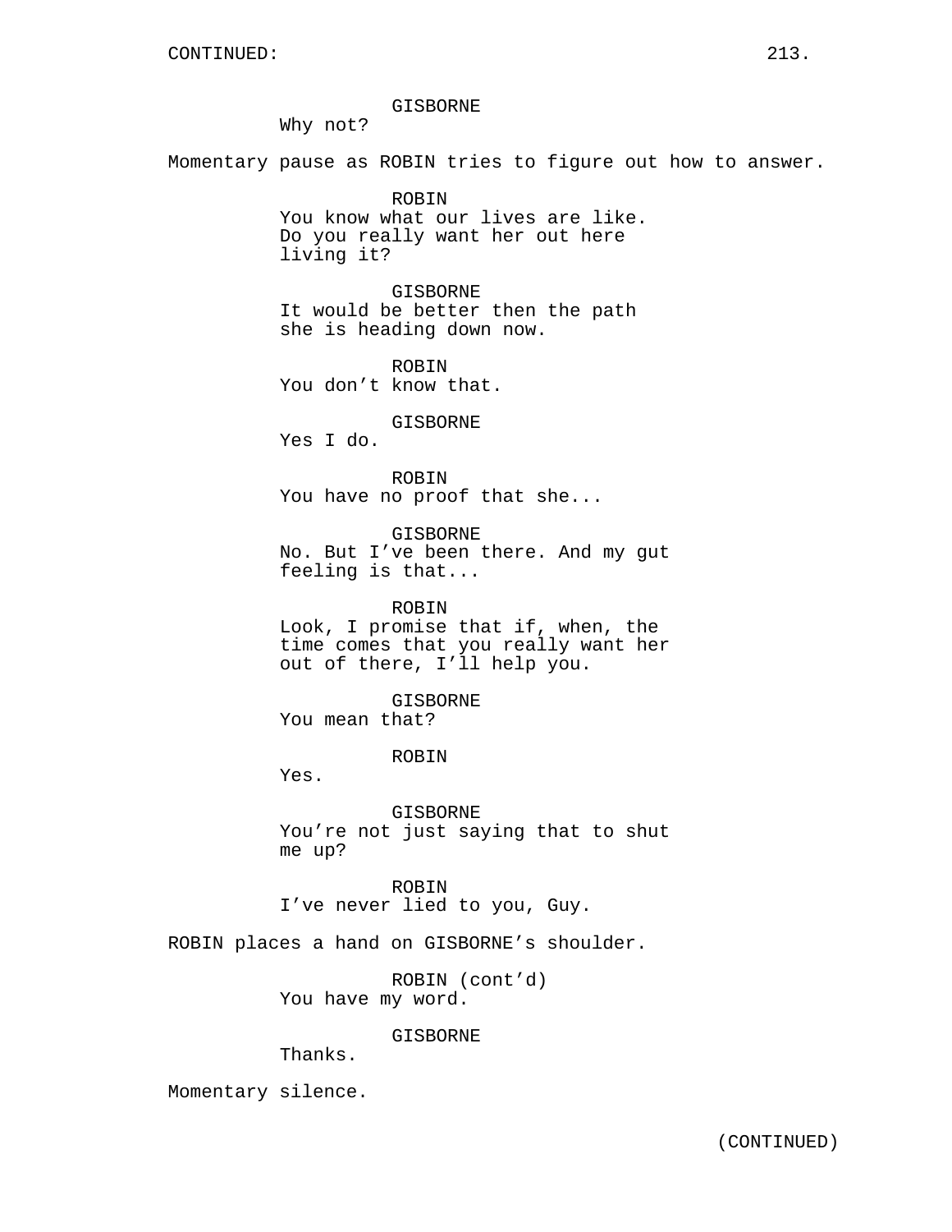GISBORNE
Why not?

Momentary pause as ROBIN tries to figure out how to answer.

ROBIN
You know what our lives are like. Do you really want her out here living it?

GISBORNE
It would be better then the path she is heading down now.

ROBIN
You don't know that.

GISBORNE
Yes I do.

ROBIN
You have no proof that she...

GISBORNE
No. But I've been there. And my gut feeling is that...

ROBIN
Look, I promise that if, when, the time comes that you really want her out of there, I'll help you.

GISBORNE
You mean that?

ROBIN
Yes.

GISBORNE
You're not just saying that to shut me up?

ROBIN
I've never lied to you, Guy.

ROBIN places a hand on GISBORNE's shoulder.

ROBIN (cont'd)
You have my word.

GISBORNE
Thanks.

Momentary silence.

(CONTINUED)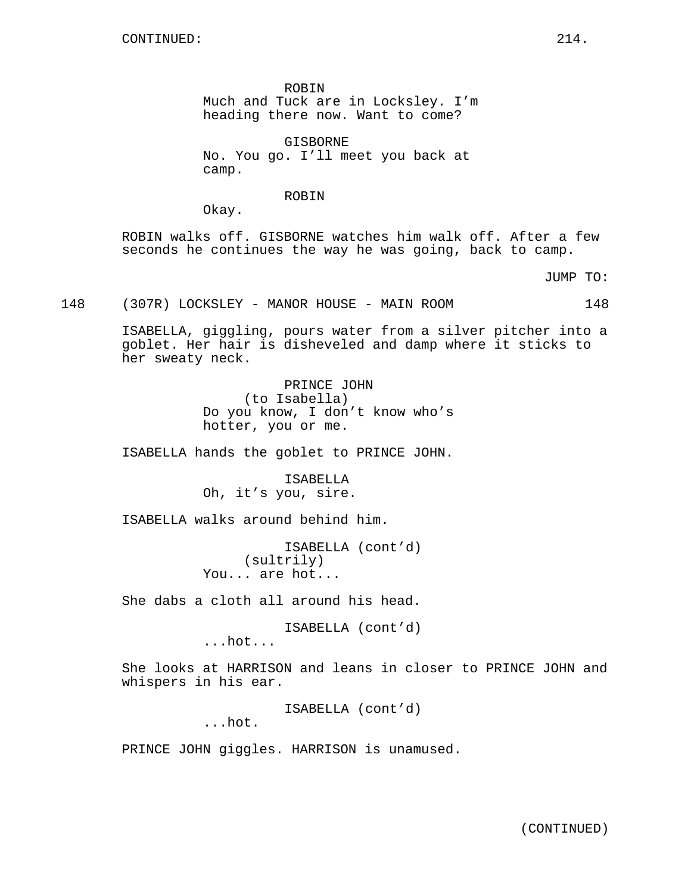CONTINUED:

ROBIN
Much and Tuck are in Locksley. I'm heading there now. Want to come?

GISBORNE
No. You go. I'll meet you back at camp.

ROBIN
Okay.

ROBIN walks off. GISBORNE watches him walk off. After a few seconds he continues the way he was going, back to camp.

JUMP TO:

148 (307R) LOCKSLEY - MANOR HOUSE - MAIN ROOM 148

ISABELLA, giggling, pours water from a silver pitcher into a goblet. Her hair is disheveled and damp where it sticks to her sweaty neck.

PRINCE JOHN
(to Isabella)
Do you know, I don't know who's hotter, you or me.

ISABELLA hands the goblet to PRINCE JOHN.

ISABELLA
Oh, it's you, sire.

ISABELLA walks around behind him.

ISABELLA (cont'd)
(sultrily)
You... are hot...

She dabs a cloth all around his head.

ISABELLA (cont'd)
...hot...

She looks at HARRISON and leans in closer to PRINCE JOHN and whispers in his ear.

ISABELLA (cont'd)
...hot.

PRINCE JOHN giggles. HARRISON is unamused.

(CONTINUED)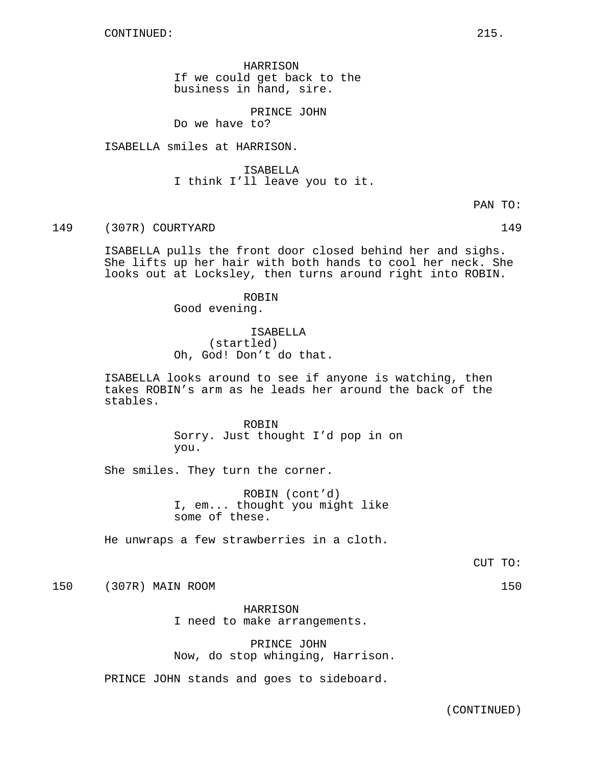CONTINUED:

HARRISON
If we could get back to the business in hand, sire.

PRINCE JOHN
Do we have to?

ISABELLA smiles at HARRISON.

ISABELLA
I think I'll leave you to it.

PAN TO:

149 (307R) COURTYARD 149

ISABELLA pulls the front door closed behind her and sighs. She lifts up her hair with both hands to cool her neck. She looks out at Locksley, then turns around right into ROBIN.

ROBIN
Good evening.

ISABELLA
(startled)
Oh, God! Don't do that.

ISABELLA looks around to see if anyone is watching, then takes ROBIN's arm as he leads her around the back of the stables.

ROBIN
Sorry. Just thought I'd pop in on you.

She smiles. They turn the corner.

ROBIN (cont'd)
I, em... thought you might like some of these.

He unwraps a few strawberries in a cloth.

CUT TO:

150 (307R) MAIN ROOM 150

HARRISON
I need to make arrangements.

PRINCE JOHN
Now, do stop whinging, Harrison.

PRINCE JOHN stands and goes to sideboard.

(CONTINUED)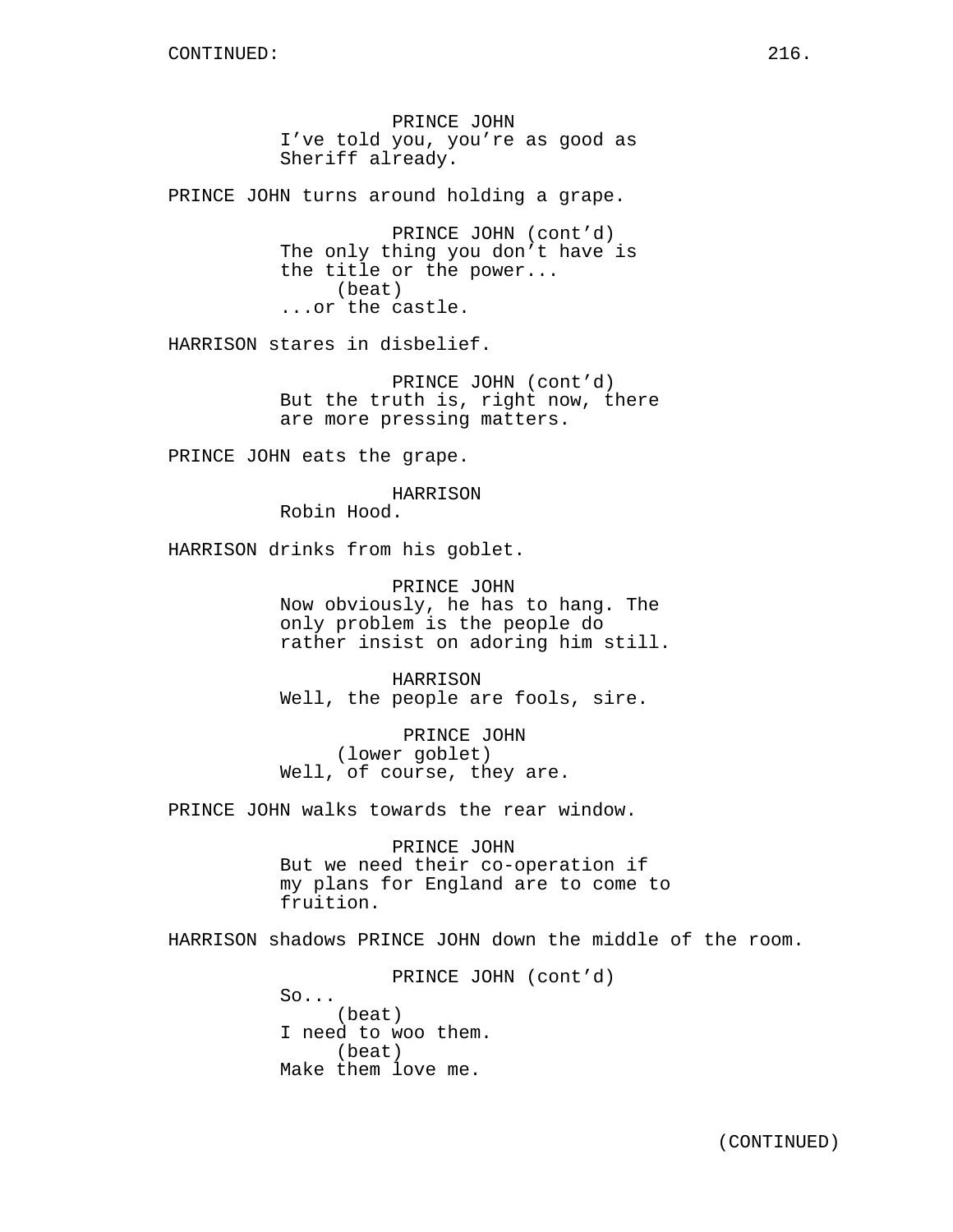PRINCE JOHN
I've told you, you're as good as Sheriff already.

PRINCE JOHN turns around holding a grape.

PRINCE JOHN (cont'd)
The only thing you don't have is the title or the power...
(beat)
...or the castle.

HARRISON stares in disbelief.

PRINCE JOHN (cont'd)
But the truth is, right now, there are more pressing matters.

PRINCE JOHN eats the grape.

HARRISON
Robin Hood.

HARRISON drinks from his goblet.

PRINCE JOHN
Now obviously, he has to hang. The only problem is the people do rather insist on adoring him still.

HARRISON
Well, the people are fools, sire.

PRINCE JOHN
(lower goblet)
Well, of course, they are.

PRINCE JOHN walks towards the rear window.

PRINCE JOHN
But we need their co-operation if my plans for England are to come to fruition.

HARRISON shadows PRINCE JOHN down the middle of the room.

PRINCE JOHN (cont'd)
So...
(beat)
I need to woo them.
(beat)
Make them love me.

(CONTINUED)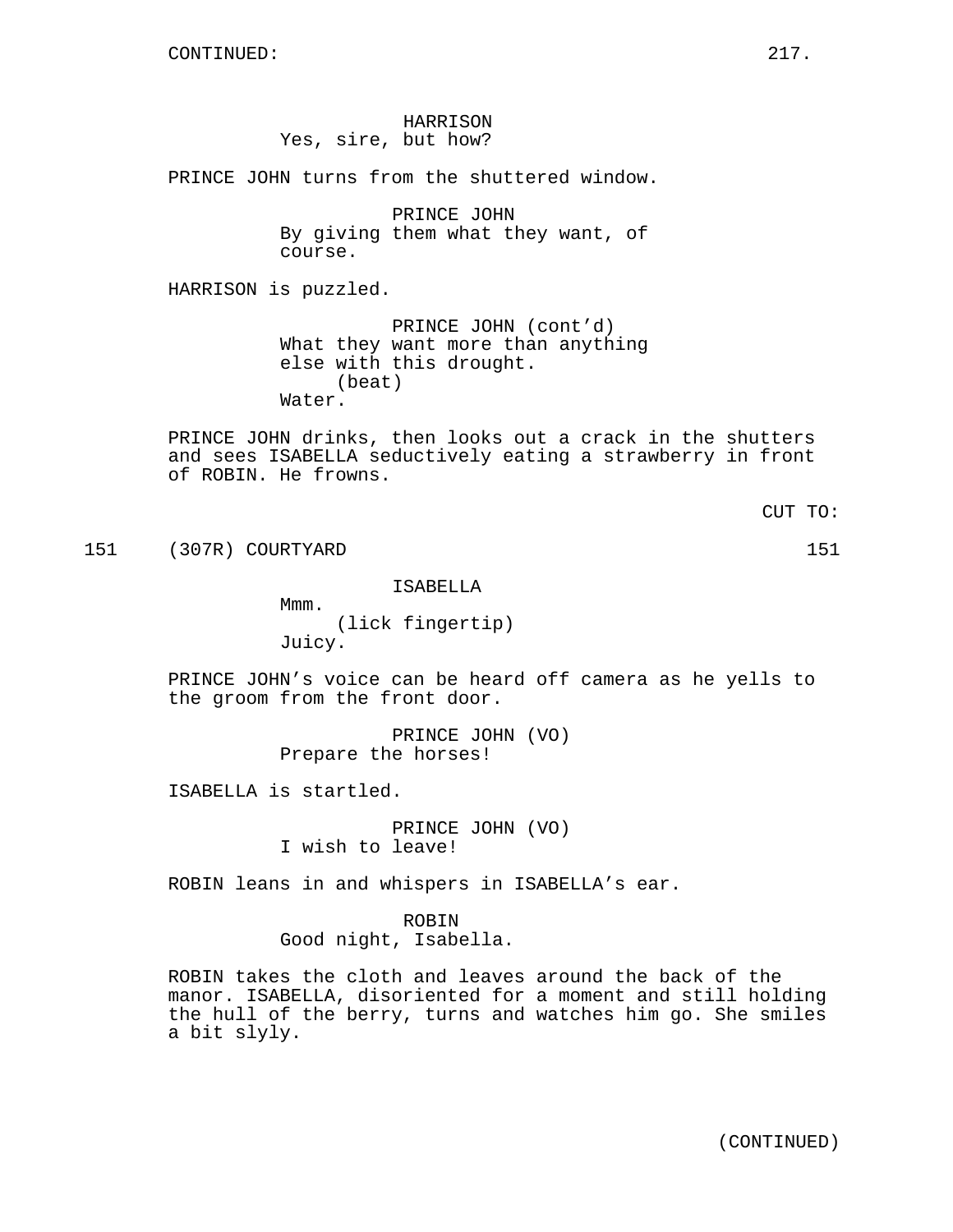CONTINUED:

HARRISON
Yes, sire, but how?

PRINCE JOHN turns from the shuttered window.

PRINCE JOHN
By giving them what they want, of course.

HARRISON is puzzled.

PRINCE JOHN (cont'd)
What they want more than anything else with this drought.
(beat)
Water.

PRINCE JOHN drinks, then looks out a crack in the shutters and sees ISABELLA seductively eating a strawberry in front of ROBIN. He frowns.

CUT TO:

151 (307R) COURTYARD 151

ISABELLA
Mmm.
(lick fingertip)
Juicy.

PRINCE JOHN's voice can be heard off camera as he yells to the groom from the front door.

PRINCE JOHN (VO)
Prepare the horses!

ISABELLA is startled.

PRINCE JOHN (VO)
I wish to leave!

ROBIN leans in and whispers in ISABELLA's ear.

ROBIN
Good night, Isabella.

ROBIN takes the cloth and leaves around the back of the manor. ISABELLA, disoriented for a moment and still holding the hull of the berry, turns and watches him go. She smiles a bit slyly.

(CONTINUED)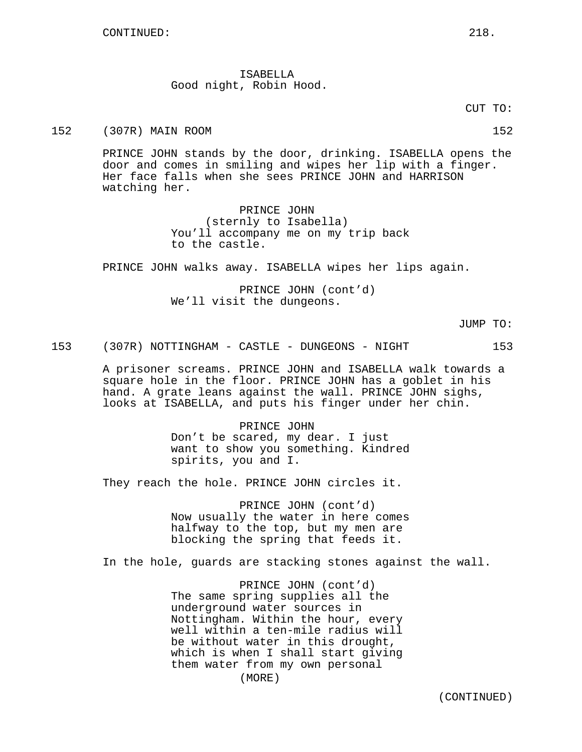CONTINUED:

ISABELLA
Good night, Robin Hood.

CUT TO:

152 (307R) MAIN ROOM 152

PRINCE JOHN stands by the door, drinking. ISABELLA opens the door and comes in smiling and wipes her lip with a finger. Her face falls when she sees PRINCE JOHN and HARRISON watching her.

PRINCE JOHN
(sternly to Isabella)
You'll accompany me on my trip back to the castle.

PRINCE JOHN walks away. ISABELLA wipes her lips again.

PRINCE JOHN (cont'd)
We'll visit the dungeons.

JUMP TO:

153 (307R) NOTTINGHAM - CASTLE - DUNGEONS - NIGHT 153

A prisoner screams. PRINCE JOHN and ISABELLA walk towards a square hole in the floor. PRINCE JOHN has a goblet in his hand. A grate leans against the wall. PRINCE JOHN sighs, looks at ISABELLA, and puts his finger under her chin.

PRINCE JOHN
Don't be scared, my dear. I just want to show you something. Kindred spirits, you and I.

They reach the hole. PRINCE JOHN circles it.

PRINCE JOHN (cont'd)
Now usually the water in here comes halfway to the top, but my men are blocking the spring that feeds it.

In the hole, guards are stacking stones against the wall.

PRINCE JOHN (cont'd)
The same spring supplies all the underground water sources in Nottingham. Within the hour, every well within a ten-mile radius will be without water in this drought, which is when I shall start giving them water from my own personal
(MORE)

(CONTINUED)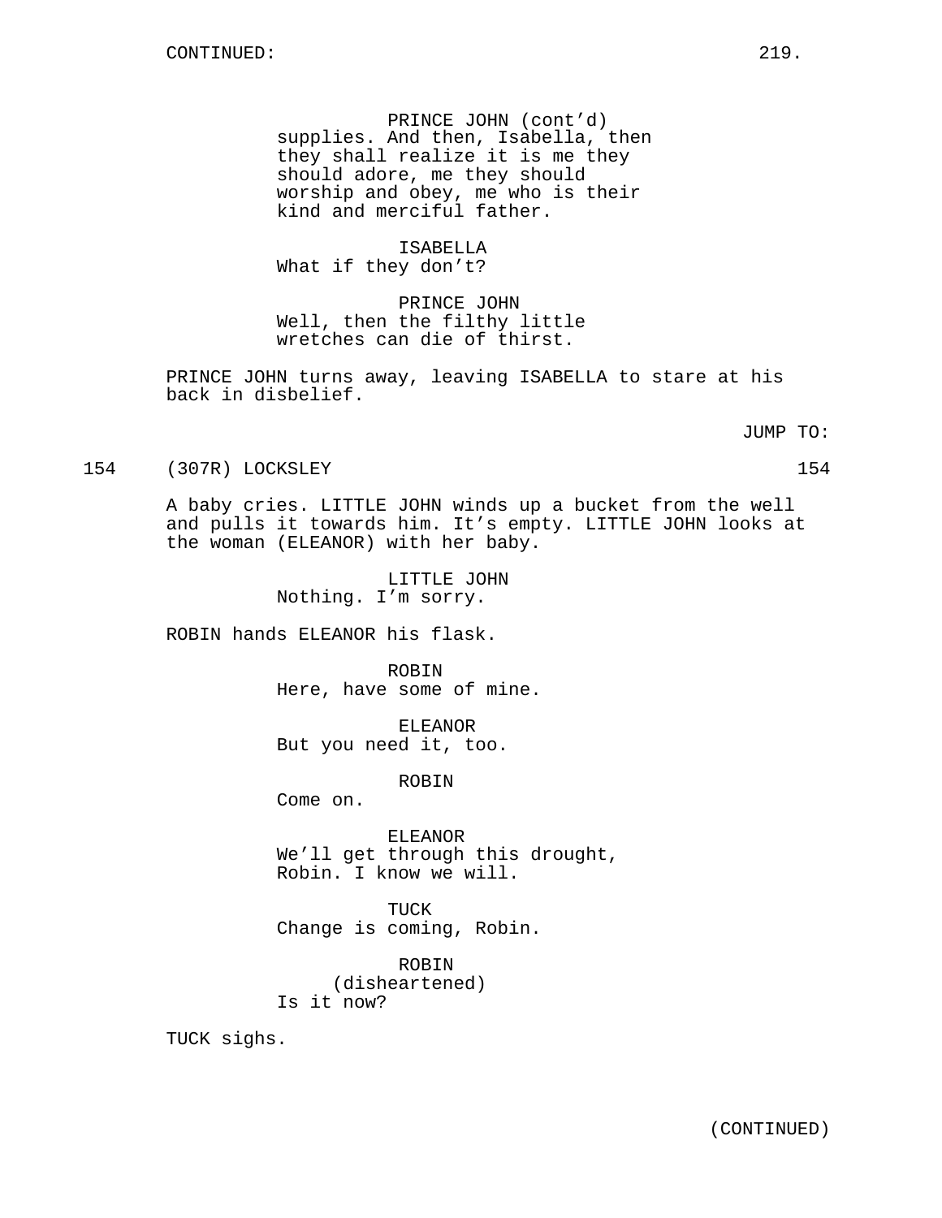CONTINUED:

PRINCE JOHN (cont'd)
supplies. And then, Isabella, then they shall realize it is me they should adore, me they should worship and obey, me who is their kind and merciful father.

ISABELLA
What if they don't?

PRINCE JOHN
Well, then the filthy little wretches can die of thirst.

PRINCE JOHN turns away, leaving ISABELLA to stare at his back in disbelief.

JUMP TO:

154 (307R) LOCKSLEY 154

A baby cries. LITTLE JOHN winds up a bucket from the well and pulls it towards him. It's empty. LITTLE JOHN looks at the woman (ELEANOR) with her baby.

LITTLE JOHN
Nothing. I'm sorry.

ROBIN hands ELEANOR his flask.

ROBIN
Here, have some of mine.

ELEANOR
But you need it, too.

ROBIN
Come on.

ELEANOR
We'll get through this drought, Robin. I know we will.

TUCK
Change is coming, Robin.

ROBIN
(disheartened)
Is it now?

TUCK sighs.

(CONTINUED)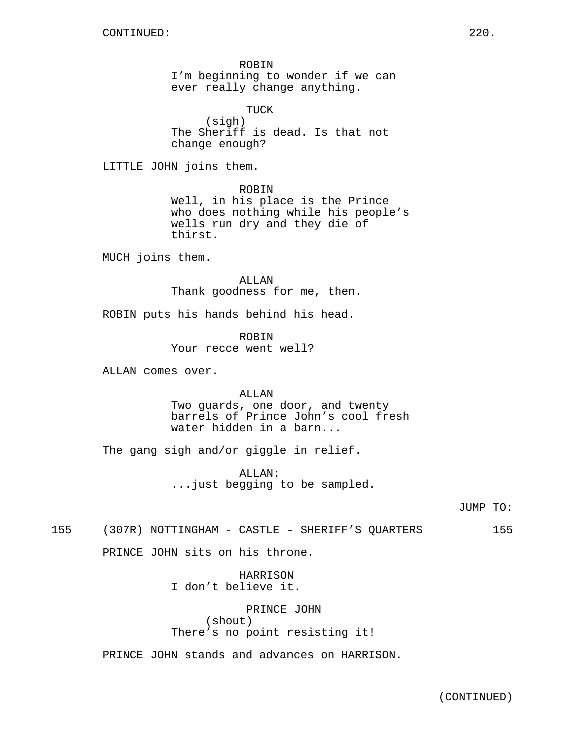CONTINUED:

ROBIN
I'm beginning to wonder if we can ever really change anything.

TUCK
(sigh)
The Sheriff is dead. Is that not change enough?

LITTLE JOHN joins them.

ROBIN
Well, in his place is the Prince who does nothing while his people's wells run dry and they die of thirst.

MUCH joins them.

ALLAN
Thank goodness for me, then.

ROBIN puts his hands behind his head.

ROBIN
Your recce went well?

ALLAN comes over.

ALLAN
Two guards, one door, and twenty barrels of Prince John's cool fresh water hidden in a barn...

The gang sigh and/or giggle in relief.

ALLAN:
...just begging to be sampled.

JUMP TO:

155 (307R) NOTTINGHAM - CASTLE - SHERIFF'S QUARTERS 155

PRINCE JOHN sits on his throne.

HARRISON
I don't believe it.

PRINCE JOHN
(shout)
There's no point resisting it!

PRINCE JOHN stands and advances on HARRISON.

(CONTINUED)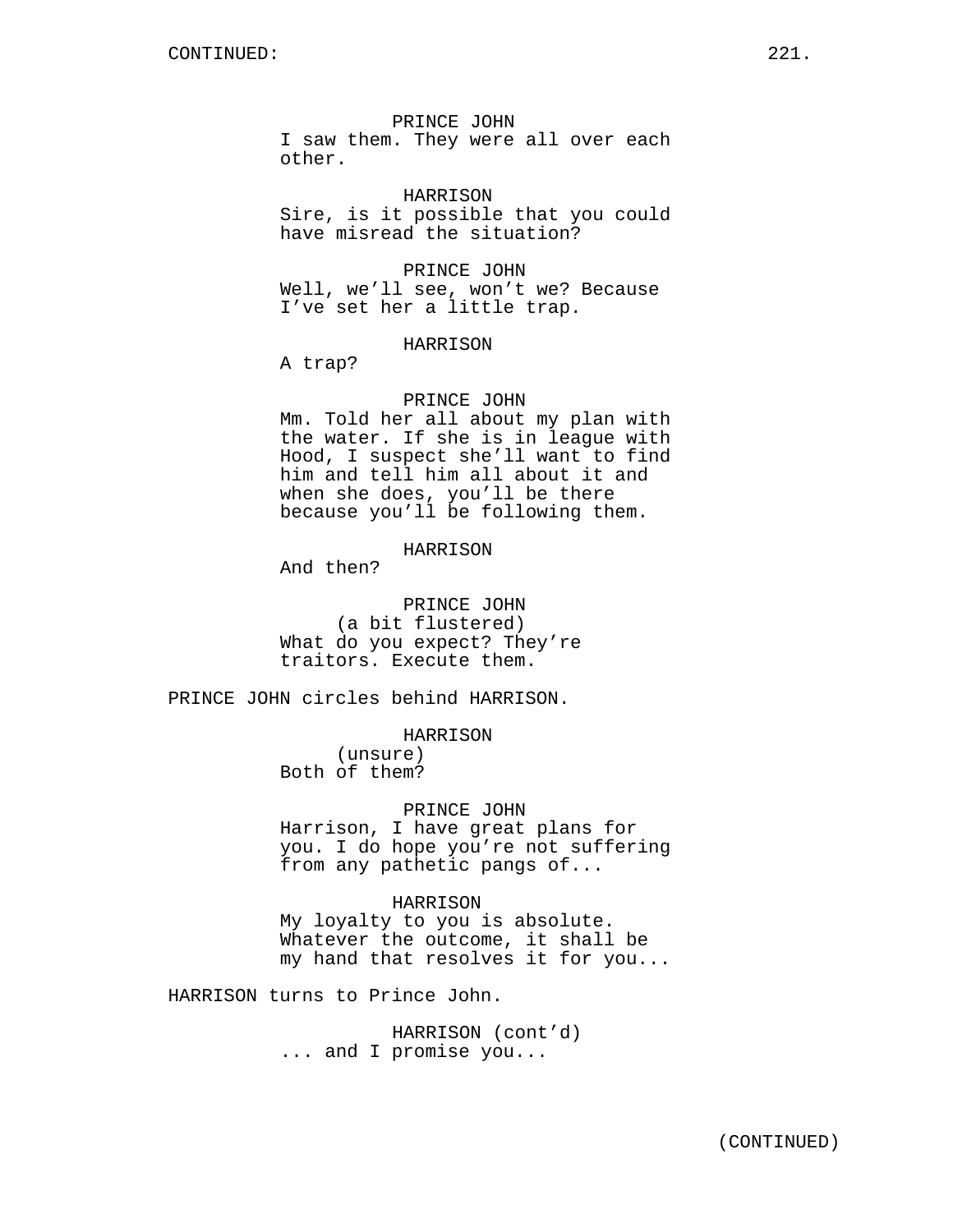PRINCE JOHN
I saw them. They were all over each other.

HARRISON
Sire, is it possible that you could have misread the situation?

PRINCE JOHN
Well, we'll see, won't we? Because I've set her a little trap.

HARRISON
A trap?

PRINCE JOHN
Mm. Told her all about my plan with the water. If she is in league with Hood, I suspect she'll want to find him and tell him all about it and when she does, you'll be there because you'll be following them.

HARRISON
And then?

PRINCE JOHN
(a bit flustered)
What do you expect? They're traitors. Execute them.

PRINCE JOHN circles behind HARRISON.

HARRISON
(unsure)
Both of them?

PRINCE JOHN
Harrison, I have great plans for you. I do hope you're not suffering from any pathetic pangs of...

HARRISON
My loyalty to you is absolute. Whatever the outcome, it shall be my hand that resolves it for you...

HARRISON turns to Prince John.

HARRISON (cont'd)
... and I promise you...

(CONTINUED)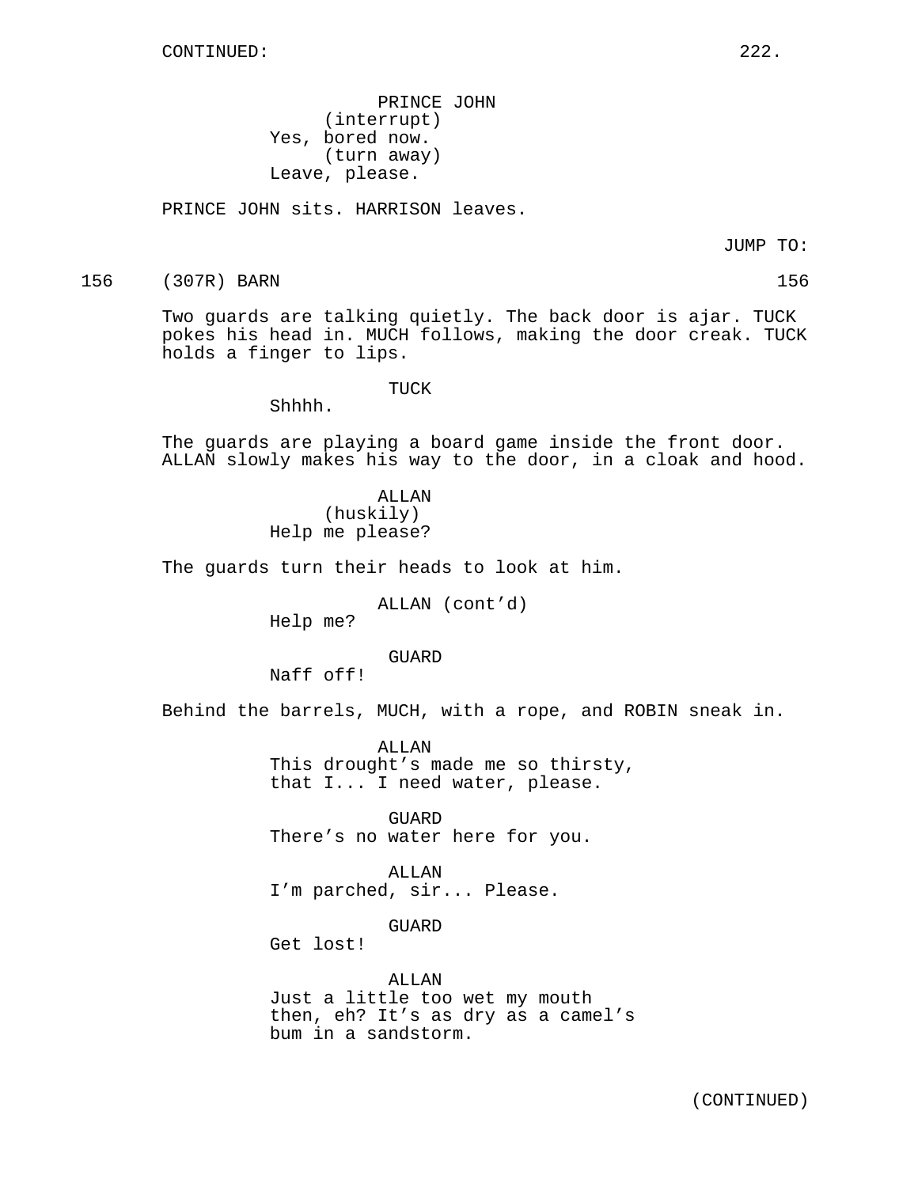CONTINUED:

PRINCE JOHN
(interrupt)
Yes, bored now.
(turn away)
Leave, please.

PRINCE JOHN sits. HARRISON leaves.

JUMP TO:

156 (307R) BARN 156

Two guards are talking quietly. The back door is ajar. TUCK pokes his head in. MUCH follows, making the door creak. TUCK holds a finger to lips.

TUCK
Shhhh.

The guards are playing a board game inside the front door. ALLAN slowly makes his way to the door, in a cloak and hood.

ALLAN
(huskily)
Help me please?

The guards turn their heads to look at him.

ALLAN (cont'd)
Help me?

GUARD
Naff off!

Behind the barrels, MUCH, with a rope, and ROBIN sneak in.

ALLAN
This drought's made me so thirsty, that I... I need water, please.

GUARD
There's no water here for you.

ALLAN
I'm parched, sir... Please.

GUARD
Get lost!

ALLAN
Just a little too wet my mouth then, eh? It's as dry as a camel's bum in a sandstorm.

(CONTINUED)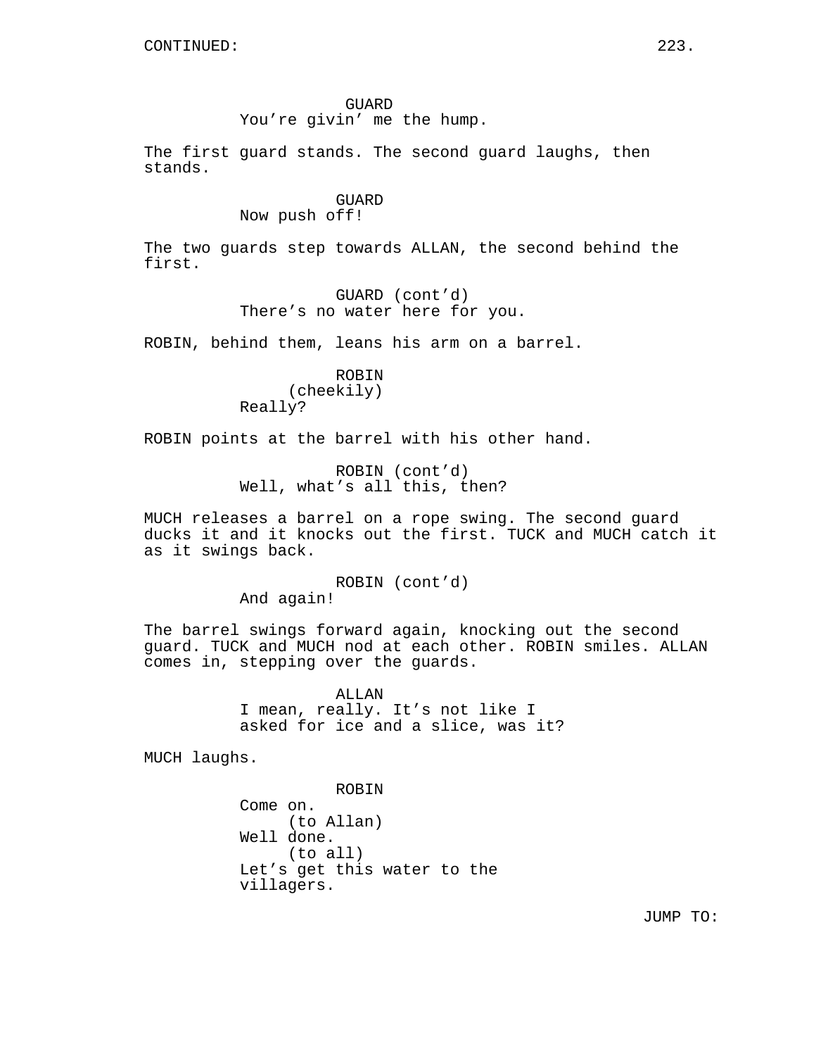CONTINUED:

GUARD
You're givin' me the hump.

The first guard stands. The second guard laughs, then stands.

GUARD
Now push off!

The two guards step towards ALLAN, the second behind the first.

GUARD (cont'd)
There's no water here for you.

ROBIN, behind them, leans his arm on a barrel.

ROBIN
(cheekily)
Really?

ROBIN points at the barrel with his other hand.

ROBIN (cont'd)
Well, what's all this, then?

MUCH releases a barrel on a rope swing. The second guard ducks it and it knocks out the first. TUCK and MUCH catch it as it swings back.

ROBIN (cont'd)
And again!

The barrel swings forward again, knocking out the second guard. TUCK and MUCH nod at each other. ROBIN smiles. ALLAN comes in, stepping over the guards.

ALLAN
I mean, really. It's not like I asked for ice and a slice, was it?

MUCH laughs.

ROBIN
Come on.
(to Allan)
Well done.
(to all)
Let's get this water to the villagers.

JUMP TO: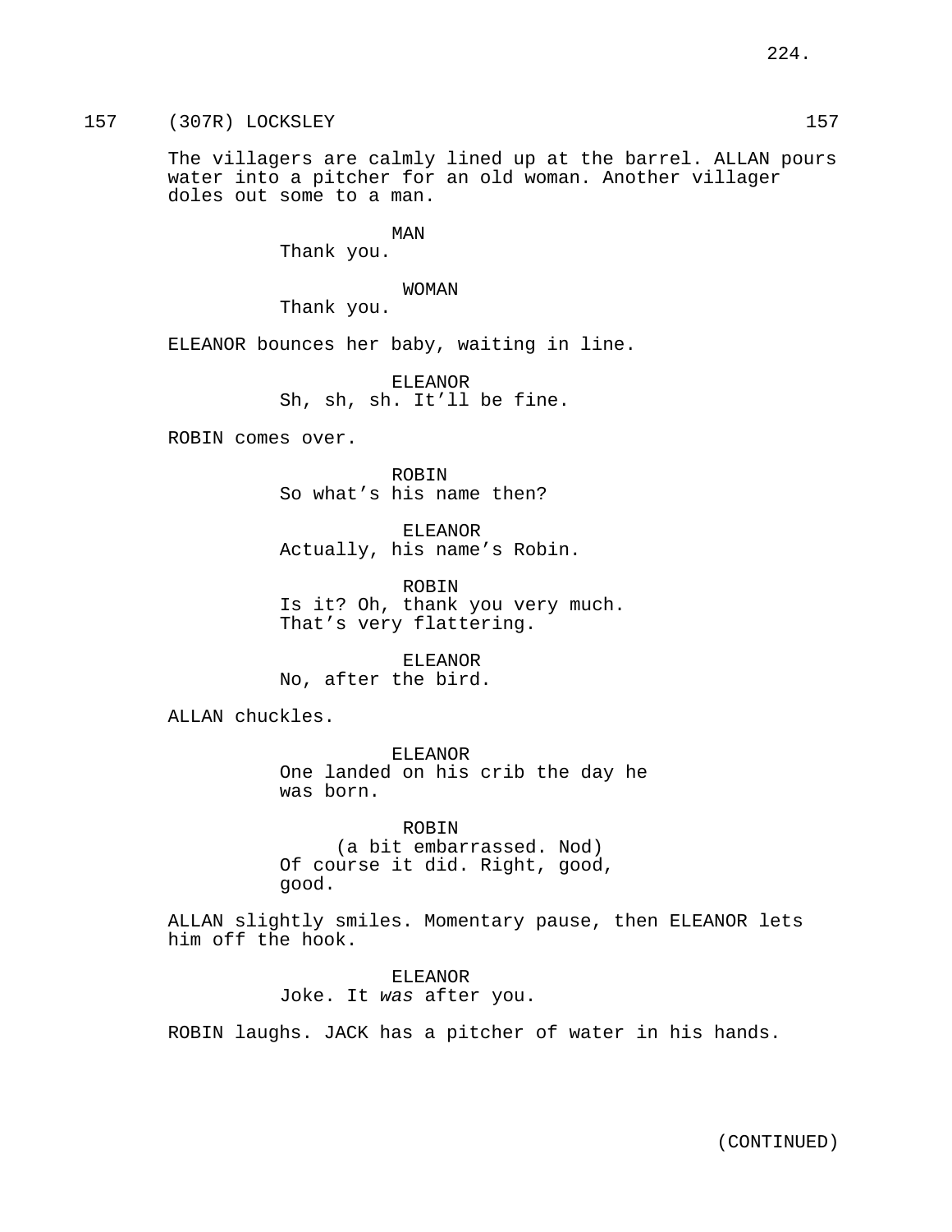157 (307R) LOCKSLEY 157

The villagers are calmly lined up at the barrel. ALLAN pours water into a pitcher for an old woman. Another villager doles out some to a man.

MAN
Thank you.

WOMAN
Thank you.

ELEANOR bounces her baby, waiting in line.

ELEANOR
Sh, sh, sh. It'll be fine.

ROBIN comes over.

ROBIN
So what's his name then?

ELEANOR
Actually, his name's Robin.

ROBIN
Is it? Oh, thank you very much. That's very flattering.

ELEANOR
No, after the bird.

ALLAN chuckles.

ELEANOR
One landed on his crib the day he was born.

ROBIN
(a bit embarrassed. Nod)
Of course it did. Right, good, good.

ALLAN slightly smiles. Momentary pause, then ELEANOR lets him off the hook.

ELEANOR
Joke. It *was* after you.

ROBIN laughs. JACK has a pitcher of water in his hands.

(CONTINUED)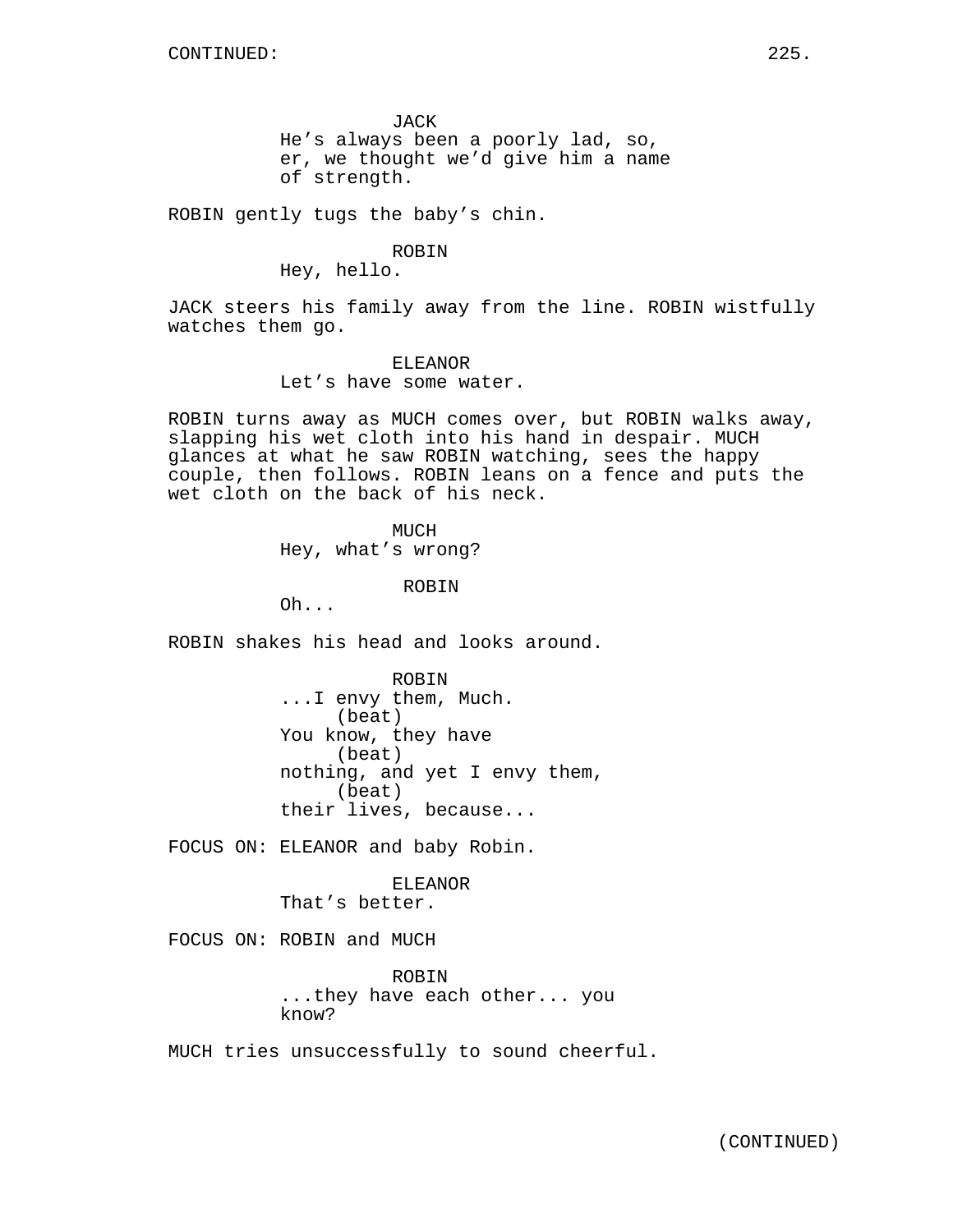CONTINUED:

JACK
He's always been a poorly lad, so, er, we thought we'd give him a name of strength.

ROBIN gently tugs the baby's chin.

ROBIN
Hey, hello.

JACK steers his family away from the line. ROBIN wistfully watches them go.

ELEANOR
Let's have some water.

ROBIN turns away as MUCH comes over, but ROBIN walks away, slapping his wet cloth into his hand in despair. MUCH glances at what he saw ROBIN watching, sees the happy couple, then follows. ROBIN leans on a fence and puts the wet cloth on the back of his neck.

MUCH
Hey, what's wrong?

ROBIN
Oh...

ROBIN shakes his head and looks around.

ROBIN
...I envy them, Much.
(beat)
You know, they have
(beat)
nothing, and yet I envy them,
(beat)
their lives, because...

FOCUS ON: ELEANOR and baby Robin.

ELEANOR
That's better.

FOCUS ON: ROBIN and MUCH

ROBIN
...they have each other... you know?

MUCH tries unsuccessfully to sound cheerful.

(CONTINUED)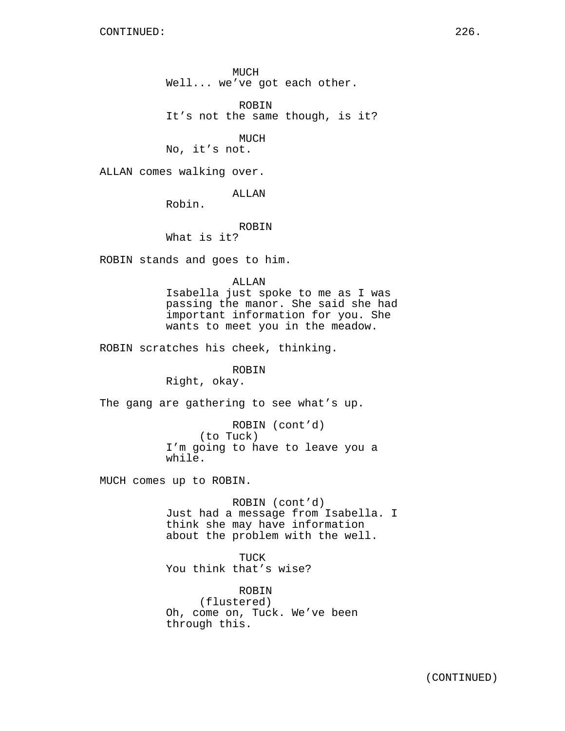CONTINUED:

MUCH
Well... we've got each other.

ROBIN
It's not the same though, is it?

MUCH
No, it's not.

ALLAN comes walking over.

ALLAN
Robin.

ROBIN
What is it?

ROBIN stands and goes to him.

ALLAN
Isabella just spoke to me as I was passing the manor. She said she had important information for you. She wants to meet you in the meadow.

ROBIN scratches his cheek, thinking.

ROBIN
Right, okay.

The gang are gathering to see what's up.

ROBIN (cont'd)
(to Tuck)
I'm going to have to leave you a while.

MUCH comes up to ROBIN.

ROBIN (cont'd)
Just had a message from Isabella. I think she may have information about the problem with the well.

TUCK
You think that's wise?

ROBIN
(flustered)
Oh, come on, Tuck. We've been through this.

(CONTINUED)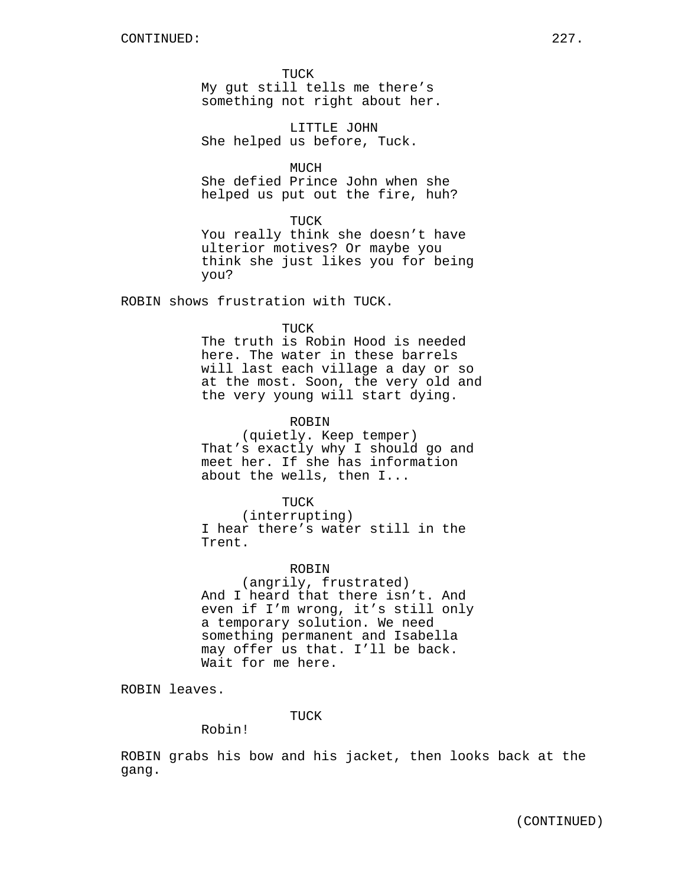TUCK
My gut still tells me there's something not right about her.

LITTLE JOHN
She helped us before, Tuck.

MUCH
She defied Prince John when she helped us put out the fire, huh?

TUCK
You really think she doesn't have ulterior motives? Or maybe you think she just likes you for being you?

ROBIN shows frustration with TUCK.

TUCK
The truth is Robin Hood is needed here. The water in these barrels will last each village a day or so at the most. Soon, the very old and the very young will start dying.

ROBIN
(quietly. Keep temper)
That's exactly why I should go and meet her. If she has information about the wells, then I...

TUCK
(interrupting)
I hear there's water still in the Trent.

ROBIN
(angrily, frustrated)
And I heard that there isn't. And even if I'm wrong, it's still only a temporary solution. We need something permanent and Isabella may offer us that. I'll be back. Wait for me here.

ROBIN leaves.

TUCK
Robin!

ROBIN grabs his bow and his jacket, then looks back at the gang.

(CONTINUED)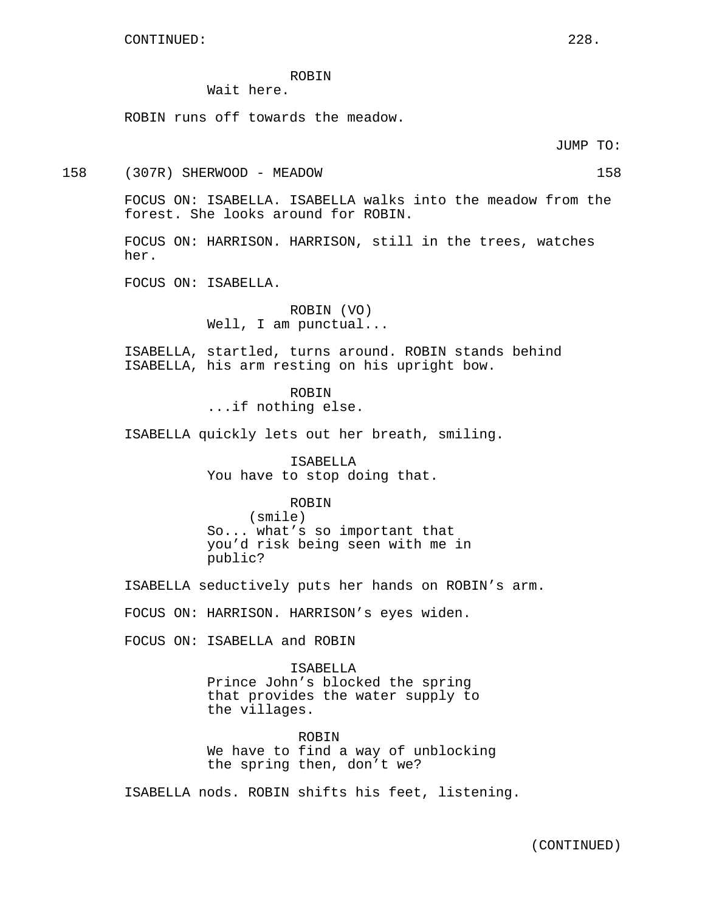CONTINUED:

ROBIN
Wait here.

ROBIN runs off towards the meadow.

JUMP TO:

158 (307R) SHERWOOD - MEADOW 158

FOCUS ON: ISABELLA. ISABELLA walks into the meadow from the forest. She looks around for ROBIN.

FOCUS ON: HARRISON. HARRISON, still in the trees, watches her.

FOCUS ON: ISABELLA.

ROBIN (VO)
Well, I am punctual...

ISABELLA, startled, turns around. ROBIN stands behind ISABELLA, his arm resting on his upright bow.

ROBIN
...if nothing else.

ISABELLA quickly lets out her breath, smiling.

ISABELLA
You have to stop doing that.

ROBIN
(smile)
So... what's so important that you'd risk being seen with me in public?

ISABELLA seductively puts her hands on ROBIN's arm.

FOCUS ON: HARRISON. HARRISON's eyes widen.

FOCUS ON: ISABELLA and ROBIN

ISABELLA
Prince John's blocked the spring that provides the water supply to the villages.

ROBIN
We have to find a way of unblocking the spring then, don't we?

ISABELLA nods. ROBIN shifts his feet, listening.

(CONTINUED)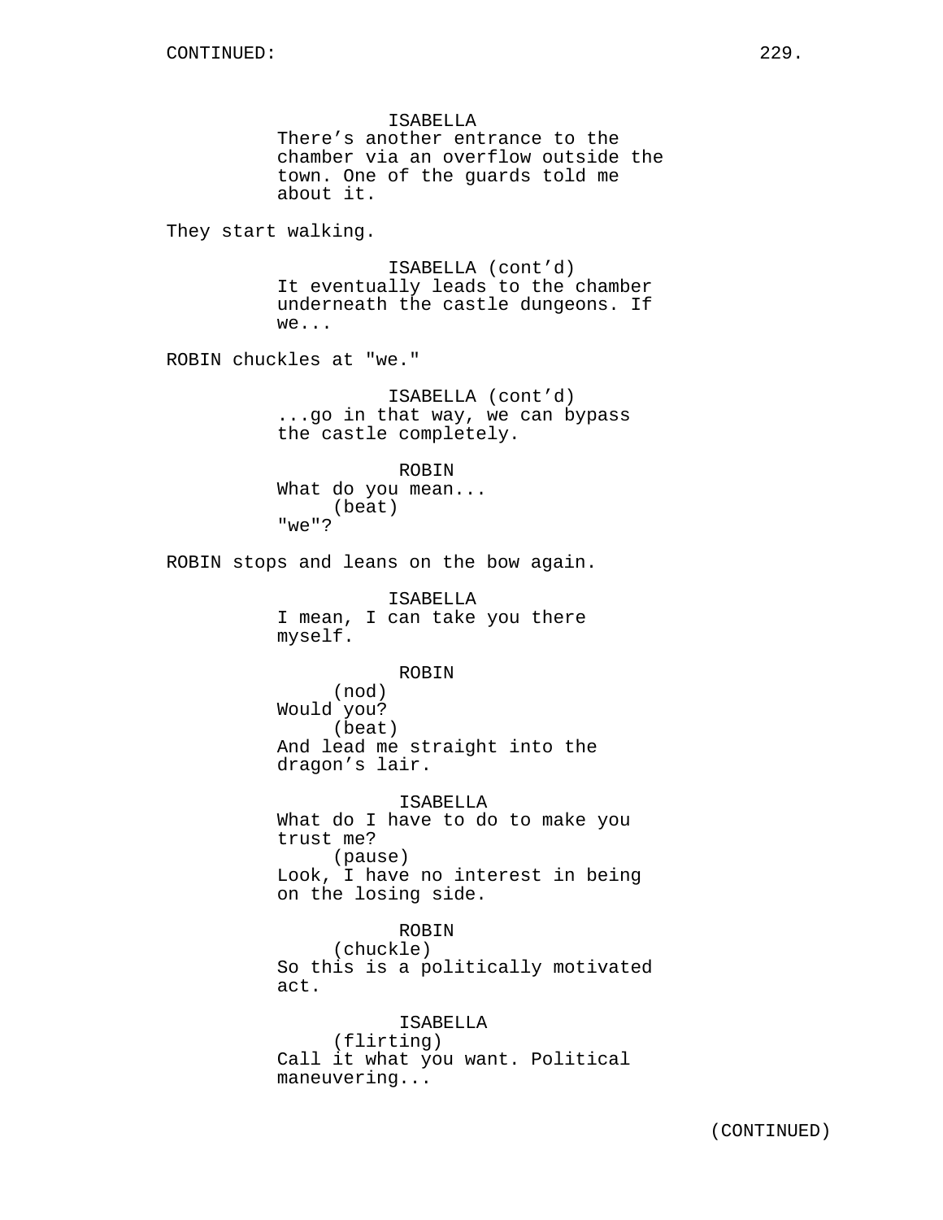ISABELLA
There's another entrance to the chamber via an overflow outside the town. One of the guards told me about it.

They start walking.

ISABELLA (cont'd)
It eventually leads to the chamber underneath the castle dungeons. If we...

ROBIN chuckles at "we."

ISABELLA (cont'd)
...go in that way, we can bypass the castle completely.

ROBIN
What do you mean...
(beat)
"we"?

ROBIN stops and leans on the bow again.

ISABELLA
I mean, I can take you there myself.

ROBIN
(nod)
Would you?
(beat)
And lead me straight into the dragon's lair.

ISABELLA
What do I have to do to make you trust me?
(pause)
Look, I have no interest in being on the losing side.

ROBIN
(chuckle)
So this is a politically motivated act.

ISABELLA
(flirting)
Call it what you want. Political maneuvering...

(CONTINUED)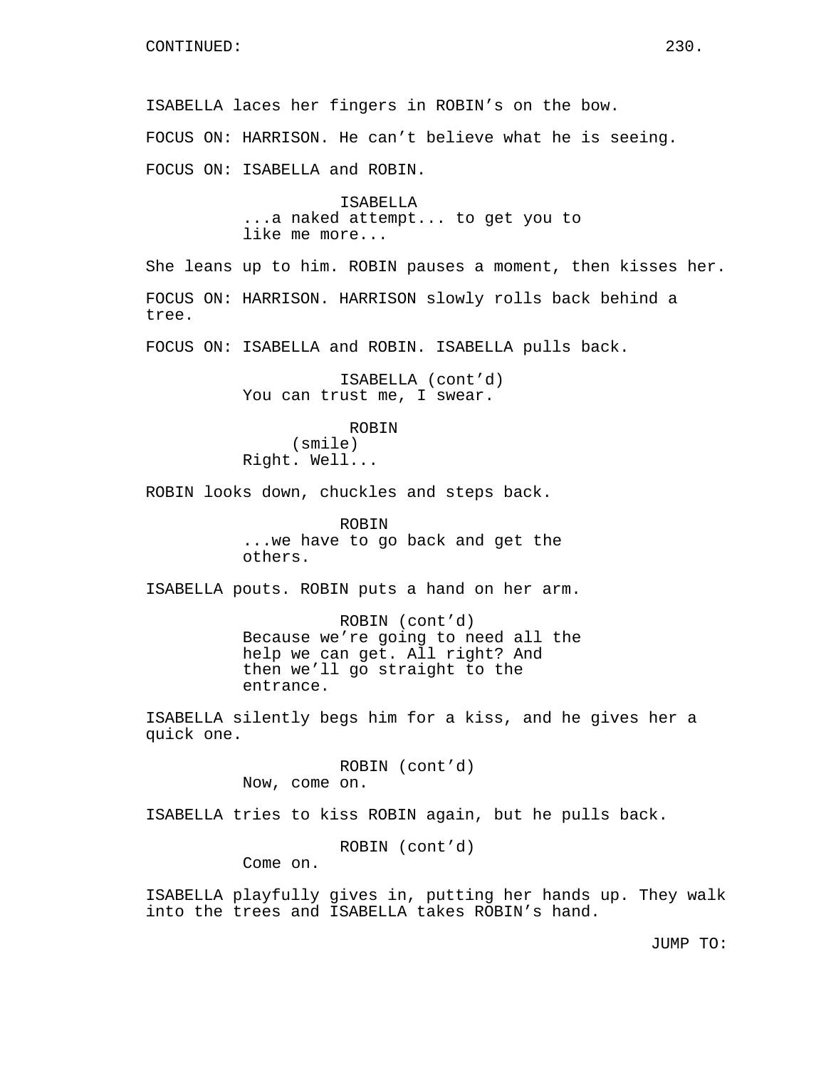CONTINUED:

ISABELLA laces her fingers in ROBIN's on the bow.

FOCUS ON: HARRISON. He can't believe what he is seeing.

FOCUS ON: ISABELLA and ROBIN.

ISABELLA
...a naked attempt... to get you to like me more...

She leans up to him. ROBIN pauses a moment, then kisses her.

FOCUS ON: HARRISON. HARRISON slowly rolls back behind a tree.

FOCUS ON: ISABELLA and ROBIN. ISABELLA pulls back.

ISABELLA (cont'd)
You can trust me, I swear.

ROBIN
(smile)
Right. Well...

ROBIN looks down, chuckles and steps back.

ROBIN
...we have to go back and get the others.

ISABELLA pouts. ROBIN puts a hand on her arm.

ROBIN (cont'd)
Because we're going to need all the help we can get. All right? And then we'll go straight to the entrance.

ISABELLA silently begs him for a kiss, and he gives her a quick one.

ROBIN (cont'd)
Now, come on.

ISABELLA tries to kiss ROBIN again, but he pulls back.

ROBIN (cont'd)
Come on.

ISABELLA playfully gives in, putting her hands up. They walk into the trees and ISABELLA takes ROBIN's hand.

JUMP TO: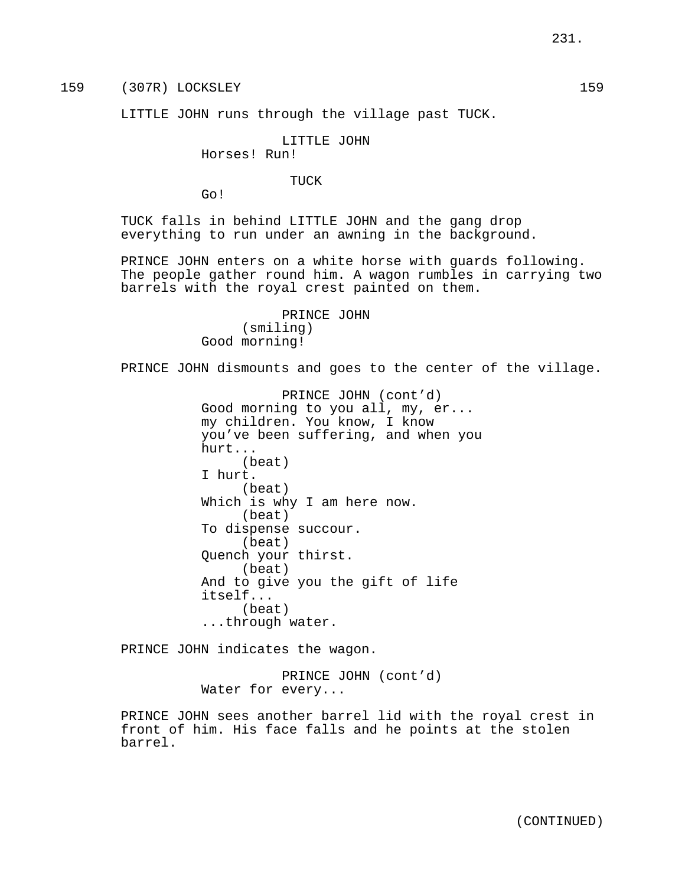159 (307R) LOCKSLEY 159

LITTLE JOHN runs through the village past TUCK.

LITTLE JOHN
Horses! Run!

TUCK
Go!

TUCK falls in behind LITTLE JOHN and the gang drop everything to run under an awning in the background.

PRINCE JOHN enters on a white horse with guards following. The people gather round him. A wagon rumbles in carrying two barrels with the royal crest painted on them.

PRINCE JOHN
(smiling)
Good morning!

PRINCE JOHN dismounts and goes to the center of the village.

PRINCE JOHN (cont'd)
Good morning to you all, my, er... my children. You know, I know you've been suffering, and when you hurt...
(beat)
I hurt.
(beat)
Which is why I am here now.
(beat)
To dispense succour.
(beat)
Quench your thirst.
(beat)
And to give you the gift of life itself...
(beat)
...through water.

PRINCE JOHN indicates the wagon.

PRINCE JOHN (cont'd)
Water for every...

PRINCE JOHN sees another barrel lid with the royal crest in front of him. His face falls and he points at the stolen barrel.

(CONTINUED)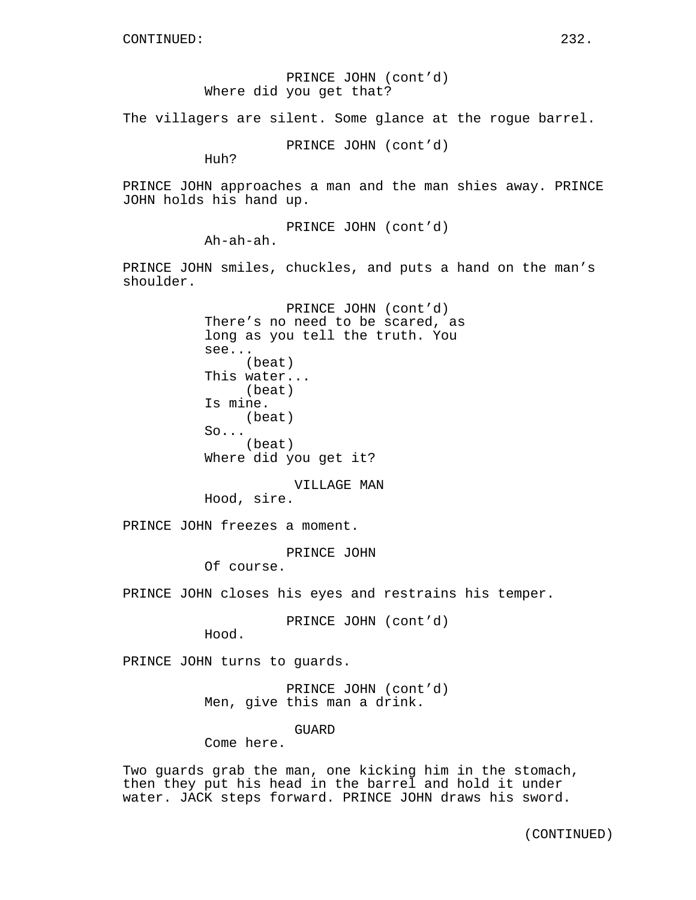CONTINUED:

PRINCE JOHN (cont'd)
Where did you get that?

The villagers are silent. Some glance at the rogue barrel.

PRINCE JOHN (cont'd)
Huh?

PRINCE JOHN approaches a man and the man shies away. PRINCE JOHN holds his hand up.

PRINCE JOHN (cont'd)
Ah-ah-ah.

PRINCE JOHN smiles, chuckles, and puts a hand on the man's shoulder.

PRINCE JOHN (cont'd)
There's no need to be scared, as long as you tell the truth. You see...
(beat)
This water...
(beat)
Is mine.
(beat)
So...
(beat)
Where did you get it?

VILLAGE MAN
Hood, sire.

PRINCE JOHN freezes a moment.

PRINCE JOHN
Of course.

PRINCE JOHN closes his eyes and restrains his temper.

PRINCE JOHN (cont'd)
Hood.

PRINCE JOHN turns to guards.

PRINCE JOHN (cont'd)
Men, give this man a drink.

GUARD
Come here.

Two guards grab the man, one kicking him in the stomach, then they put his head in the barrel and hold it under water. JACK steps forward. PRINCE JOHN draws his sword.

(CONTINUED)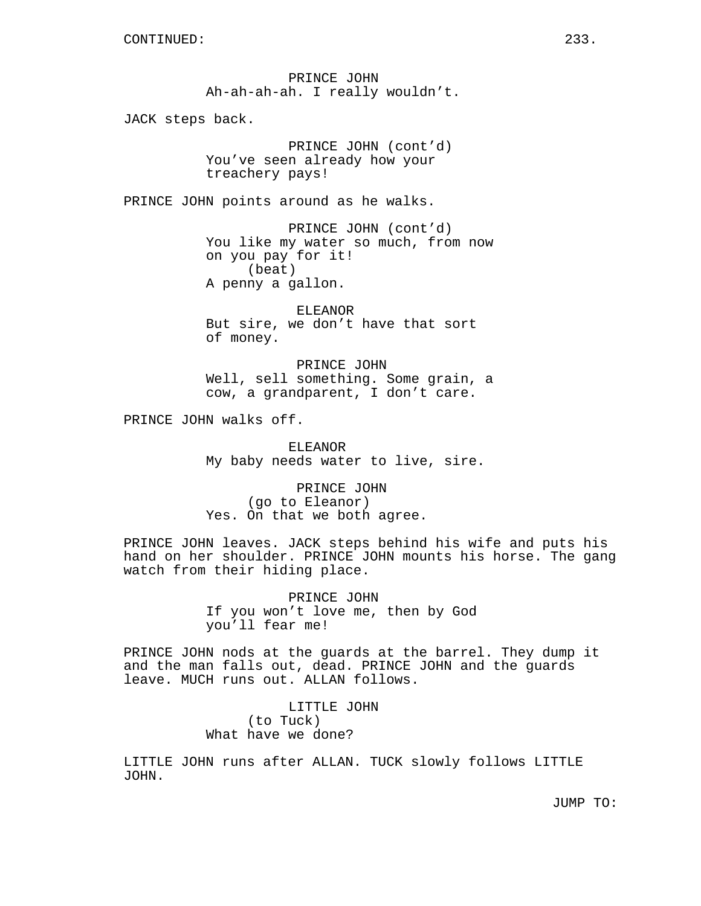CONTINUED:

PRINCE JOHN
Ah-ah-ah-ah. I really wouldn't.

JACK steps back.

PRINCE JOHN (cont'd)
You've seen already how your treachery pays!

PRINCE JOHN points around as he walks.

PRINCE JOHN (cont'd)
You like my water so much, from now on you pay for it!
(beat)
A penny a gallon.

ELEANOR
But sire, we don't have that sort of money.

PRINCE JOHN
Well, sell something. Some grain, a cow, a grandparent, I don't care.

PRINCE JOHN walks off.

ELEANOR
My baby needs water to live, sire.

PRINCE JOHN
(go to Eleanor)
Yes. On that we both agree.

PRINCE JOHN leaves. JACK steps behind his wife and puts his hand on her shoulder. PRINCE JOHN mounts his horse. The gang watch from their hiding place.

PRINCE JOHN
If you won't love me, then by God you'll fear me!

PRINCE JOHN nods at the guards at the barrel. They dump it and the man falls out, dead. PRINCE JOHN and the guards leave. MUCH runs out. ALLAN follows.

LITTLE JOHN
(to Tuck)
What have we done?

LITTLE JOHN runs after ALLAN. TUCK slowly follows LITTLE JOHN.

JUMP TO: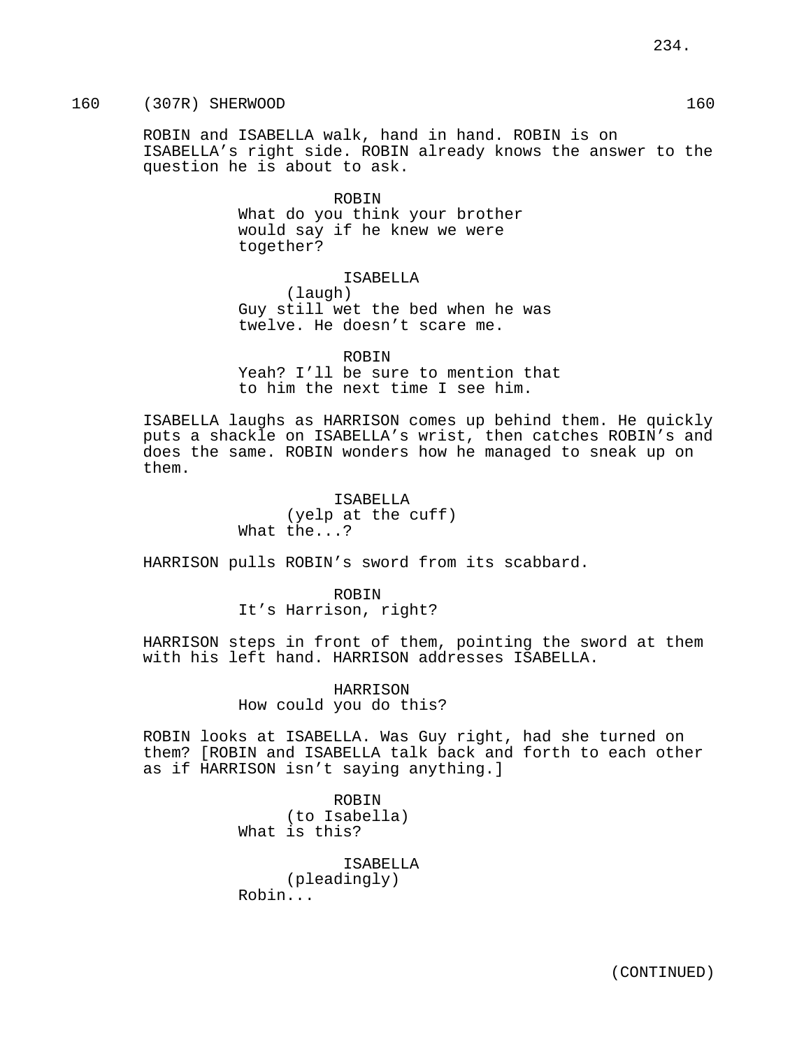160 (307R) SHERWOOD 160

ROBIN and ISABELLA walk, hand in hand. ROBIN is on ISABELLA's right side. ROBIN already knows the answer to the question he is about to ask.

ROBIN
What do you think your brother would say if he knew we were together?

ISABELLA
(laugh)
Guy still wet the bed when he was twelve. He doesn't scare me.

ROBIN
Yeah? I'll be sure to mention that to him the next time I see him.

ISABELLA laughs as HARRISON comes up behind them. He quickly puts a shackle on ISABELLA's wrist, then catches ROBIN's and does the same. ROBIN wonders how he managed to sneak up on them.

ISABELLA
(yelp at the cuff)
What the...?

HARRISON pulls ROBIN's sword from its scabbard.

ROBIN
It's Harrison, right?

HARRISON steps in front of them, pointing the sword at them with his left hand. HARRISON addresses ISABELLA.

HARRISON
How could you do this?

ROBIN looks at ISABELLA. Was Guy right, had she turned on them? [ROBIN and ISABELLA talk back and forth to each other as if HARRISON isn't saying anything.]

ROBIN
(to Isabella)
What is this?

ISABELLA
(pleadingly)
Robin...

(CONTINUED)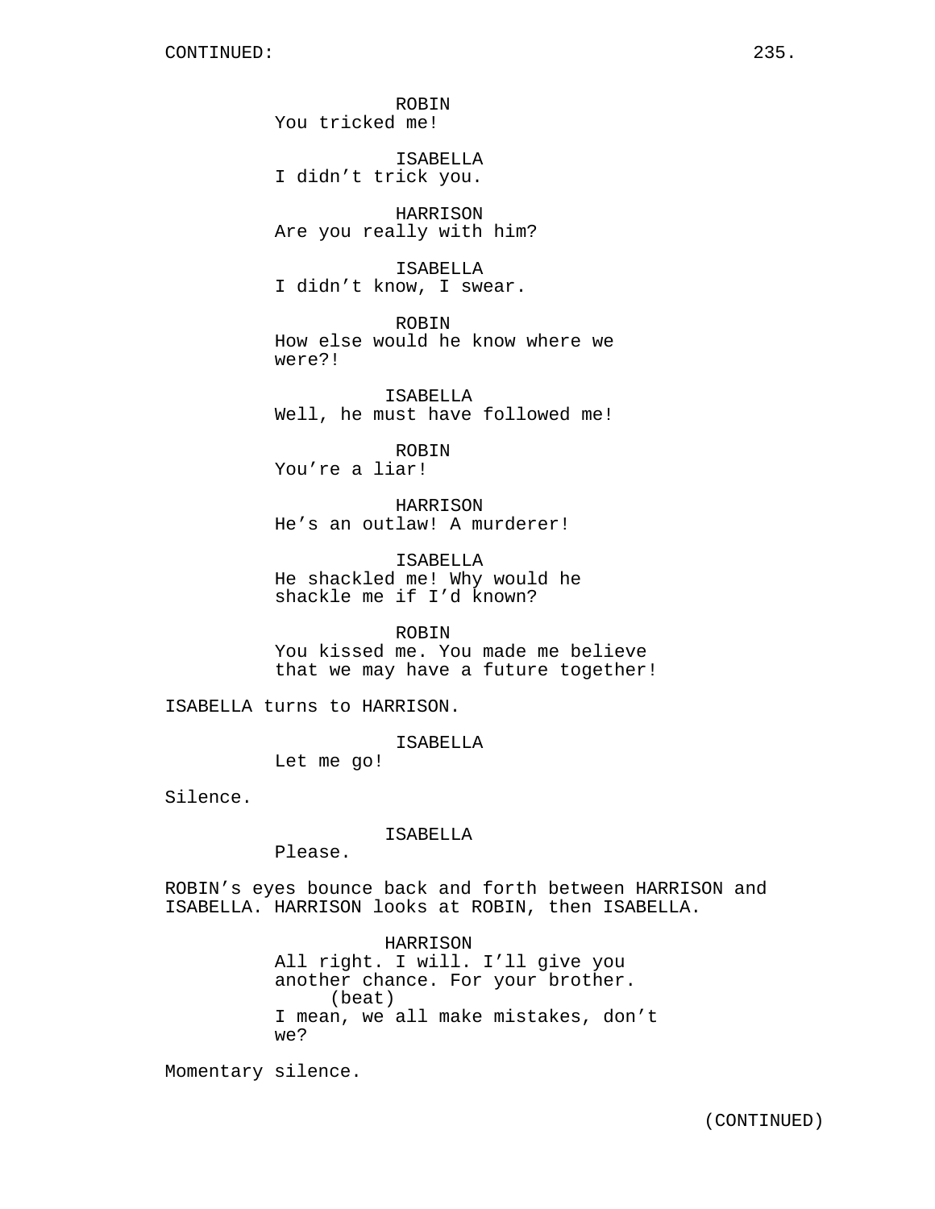ROBIN
You tricked me!

ISABELLA
I didn't trick you.

HARRISON
Are you really with him?

ISABELLA
I didn't know, I swear.

ROBIN
How else would he know where we were?!

ISABELLA
Well, he must have followed me!

ROBIN
You're a liar!

HARRISON
He's an outlaw! A murderer!

ISABELLA
He shackled me! Why would he shackle me if I'd known?

ROBIN
You kissed me. You made me believe that we may have a future together!

ISABELLA turns to HARRISON.

ISABELLA
Let me go!

Silence.

ISABELLA
Please.

ROBIN's eyes bounce back and forth between HARRISON and ISABELLA. HARRISON looks at ROBIN, then ISABELLA.

HARRISON
All right. I will. I'll give you another chance. For your brother.
(beat)
I mean, we all make mistakes, don't we?

Momentary silence.

(CONTINUED)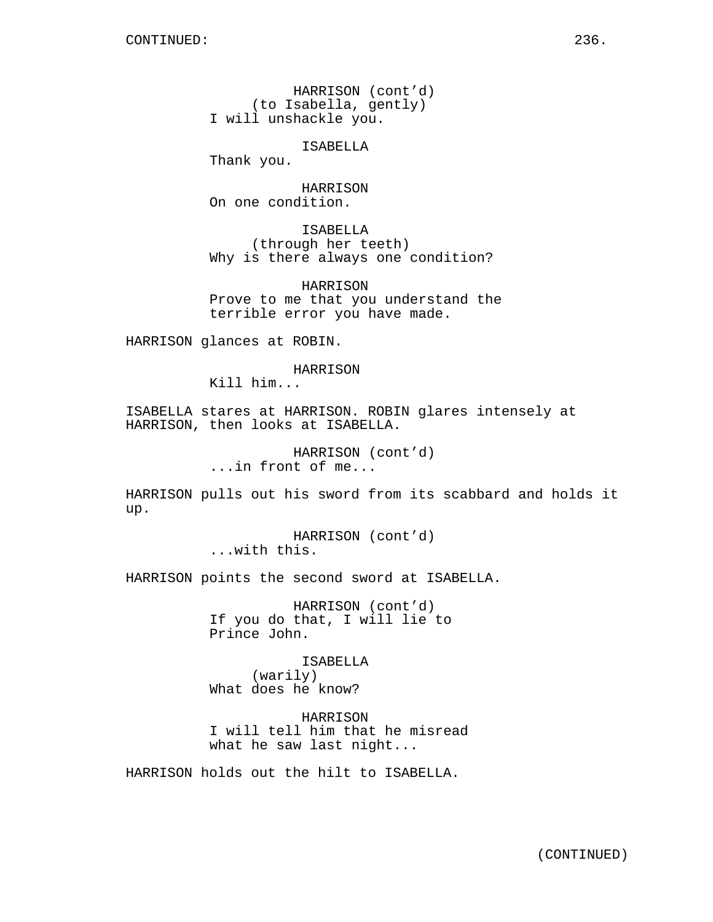HARRISON (cont'd)
(to Isabella, gently)
I will unshackle you.

ISABELLA
Thank you.

HARRISON
On one condition.

ISABELLA
(through her teeth)
Why is there always one condition?

HARRISON
Prove to me that you understand the terrible error you have made.

HARRISON glances at ROBIN.

HARRISON
Kill him...

ISABELLA stares at HARRISON. ROBIN glares intensely at HARRISON, then looks at ISABELLA.

HARRISON (cont'd)
...in front of me...

HARRISON pulls out his sword from its scabbard and holds it up.

HARRISON (cont'd)
...with this.

HARRISON points the second sword at ISABELLA.

HARRISON (cont'd)
If you do that, I will lie to Prince John.

ISABELLA
(warily)
What does he know?

HARRISON
I will tell him that he misread what he saw last night...

HARRISON holds out the hilt to ISABELLA.

(CONTINUED)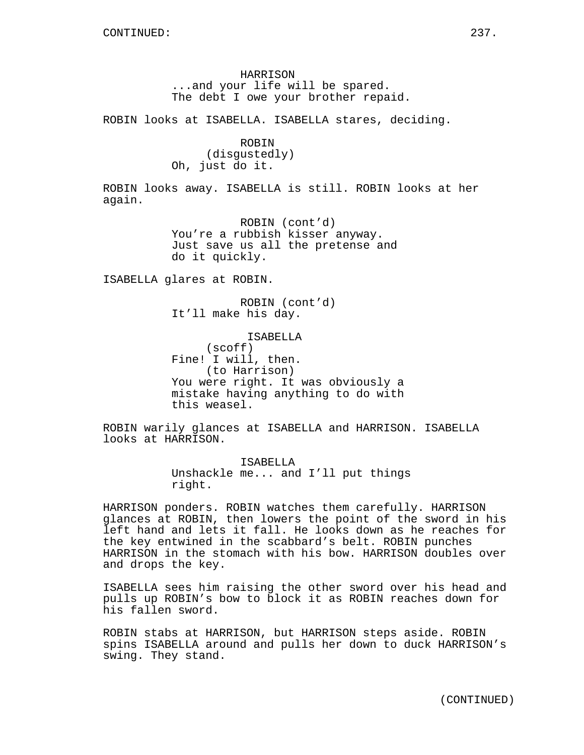HARRISON
...and your life will be spared. The debt I owe your brother repaid.

ROBIN looks at ISABELLA. ISABELLA stares, deciding.

ROBIN
(disgustedly)
Oh, just do it.

ROBIN looks away. ISABELLA is still. ROBIN looks at her again.

ROBIN (cont'd)
You're a rubbish kisser anyway. Just save us all the pretense and do it quickly.

ISABELLA glares at ROBIN.

ROBIN (cont'd)
It'll make his day.

ISABELLA
(scoff)
Fine! I will, then.
(to Harrison)
You were right. It was obviously a mistake having anything to do with this weasel.

ROBIN warily glances at ISABELLA and HARRISON. ISABELLA looks at HARRISON.

ISABELLA
Unshackle me... and I'll put things right.

HARRISON ponders. ROBIN watches them carefully. HARRISON glances at ROBIN, then lowers the point of the sword in his left hand and lets it fall. He looks down as he reaches for the key entwined in the scabbard's belt. ROBIN punches HARRISON in the stomach with his bow. HARRISON doubles over and drops the key.

ISABELLA sees him raising the other sword over his head and pulls up ROBIN's bow to block it as ROBIN reaches down for his fallen sword.

ROBIN stabs at HARRISON, but HARRISON steps aside. ROBIN spins ISABELLA around and pulls her down to duck HARRISON's swing. They stand.

(CONTINUED)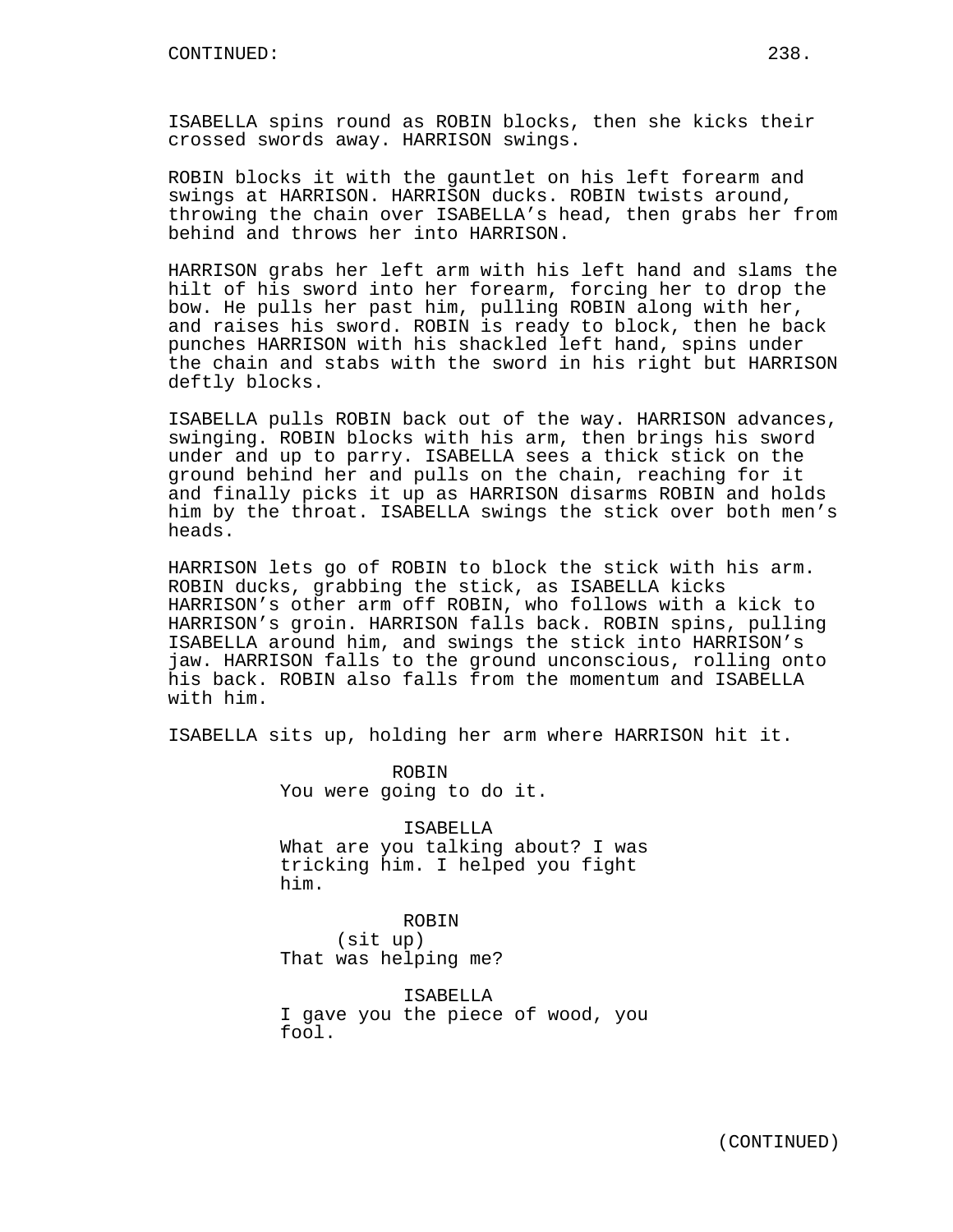ISABELLA spins round as ROBIN blocks, then she kicks their crossed swords away. HARRISON swings.

ROBIN blocks it with the gauntlet on his left forearm and swings at HARRISON. HARRISON ducks. ROBIN twists around, throwing the chain over ISABELLA's head, then grabs her from behind and throws her into HARRISON.

HARRISON grabs her left arm with his left hand and slams the hilt of his sword into her forearm, forcing her to drop the bow. He pulls her past him, pulling ROBIN along with her, and raises his sword. ROBIN is ready to block, then he back punches HARRISON with his shackled left hand, spins under the chain and stabs with the sword in his right but HARRISON deftly blocks.

ISABELLA pulls ROBIN back out of the way. HARRISON advances, swinging. ROBIN blocks with his arm, then brings his sword under and up to parry. ISABELLA sees a thick stick on the ground behind her and pulls on the chain, reaching for it and finally picks it up as HARRISON disarms ROBIN and holds him by the throat. ISABELLA swings the stick over both men's heads.

HARRISON lets go of ROBIN to block the stick with his arm. ROBIN ducks, grabbing the stick, as ISABELLA kicks HARRISON's other arm off ROBIN, who follows with a kick to HARRISON's groin. HARRISON falls back. ROBIN spins, pulling ISABELLA around him, and swings the stick into HARRISON's jaw. HARRISON falls to the ground unconscious, rolling onto his back. ROBIN also falls from the momentum and ISABELLA with him.

ISABELLA sits up, holding her arm where HARRISON hit it.

ROBIN
You were going to do it.

ISABELLA
What are you talking about? I was tricking him. I helped you fight him.

ROBIN
(sit up)
That was helping me?

ISABELLA
I gave you the piece of wood, you fool.

(CONTINUED)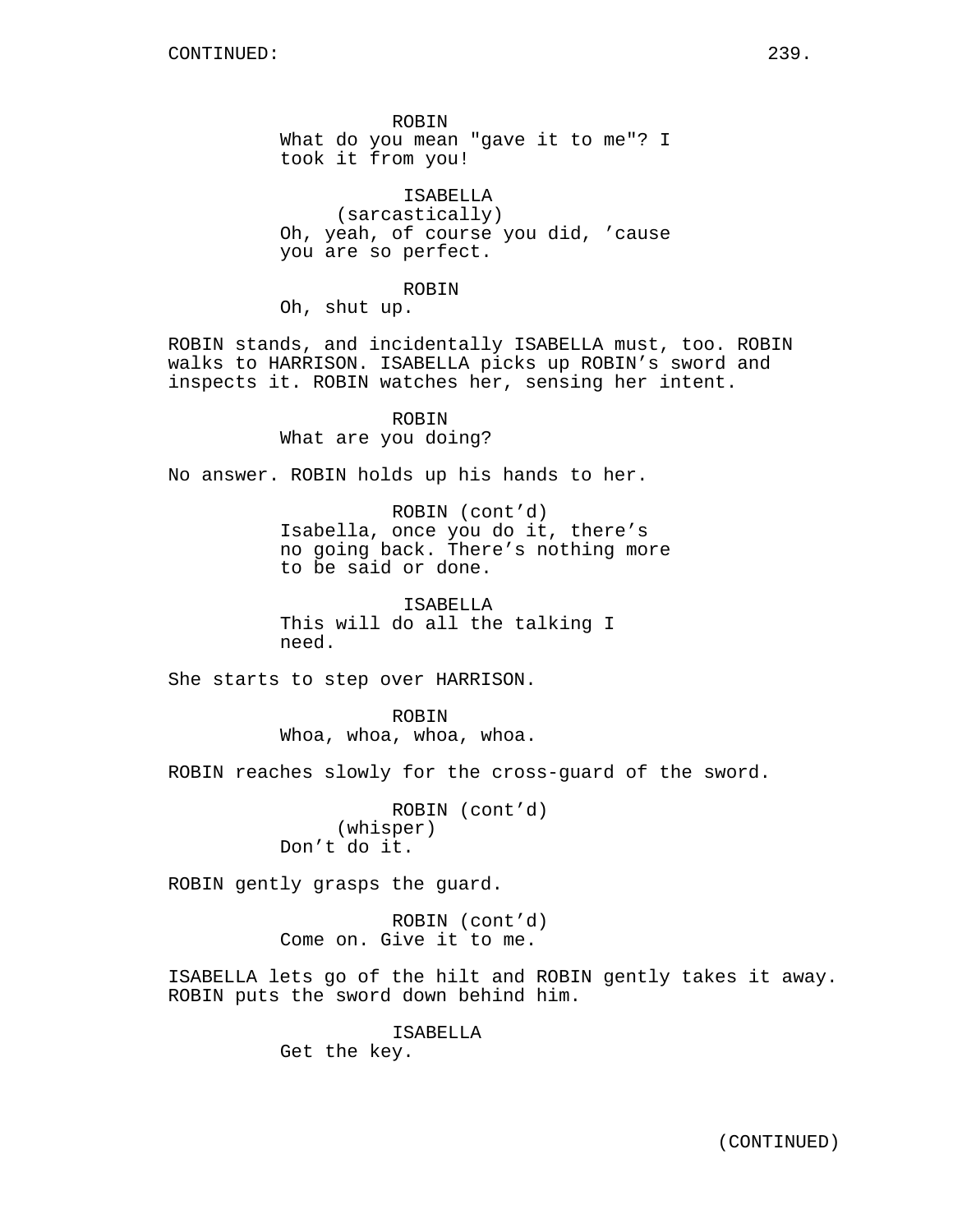CONTINUED:

ROBIN
What do you mean "gave it to me"? I took it from you!

ISABELLA
(sarcastically)
Oh, yeah, of course you did, ’cause you are so perfect.

ROBIN
Oh, shut up.

ROBIN stands, and incidentally ISABELLA must, too. ROBIN walks to HARRISON. ISABELLA picks up ROBIN’s sword and inspects it. ROBIN watches her, sensing her intent.

ROBIN
What are you doing?

No answer. ROBIN holds up his hands to her.

ROBIN (cont’d)
Isabella, once you do it, there’s no going back. There’s nothing more to be said or done.

ISABELLA
This will do all the talking I need.

She starts to step over HARRISON.

ROBIN
Whoa, whoa, whoa, whoa.

ROBIN reaches slowly for the cross-guard of the sword.

ROBIN (cont’d)
(whisper)
Don’t do it.

ROBIN gently grasps the guard.

ROBIN (cont’d)
Come on. Give it to me.

ISABELLA lets go of the hilt and ROBIN gently takes it away. ROBIN puts the sword down behind him.

ISABELLA
Get the key.

(CONTINUED)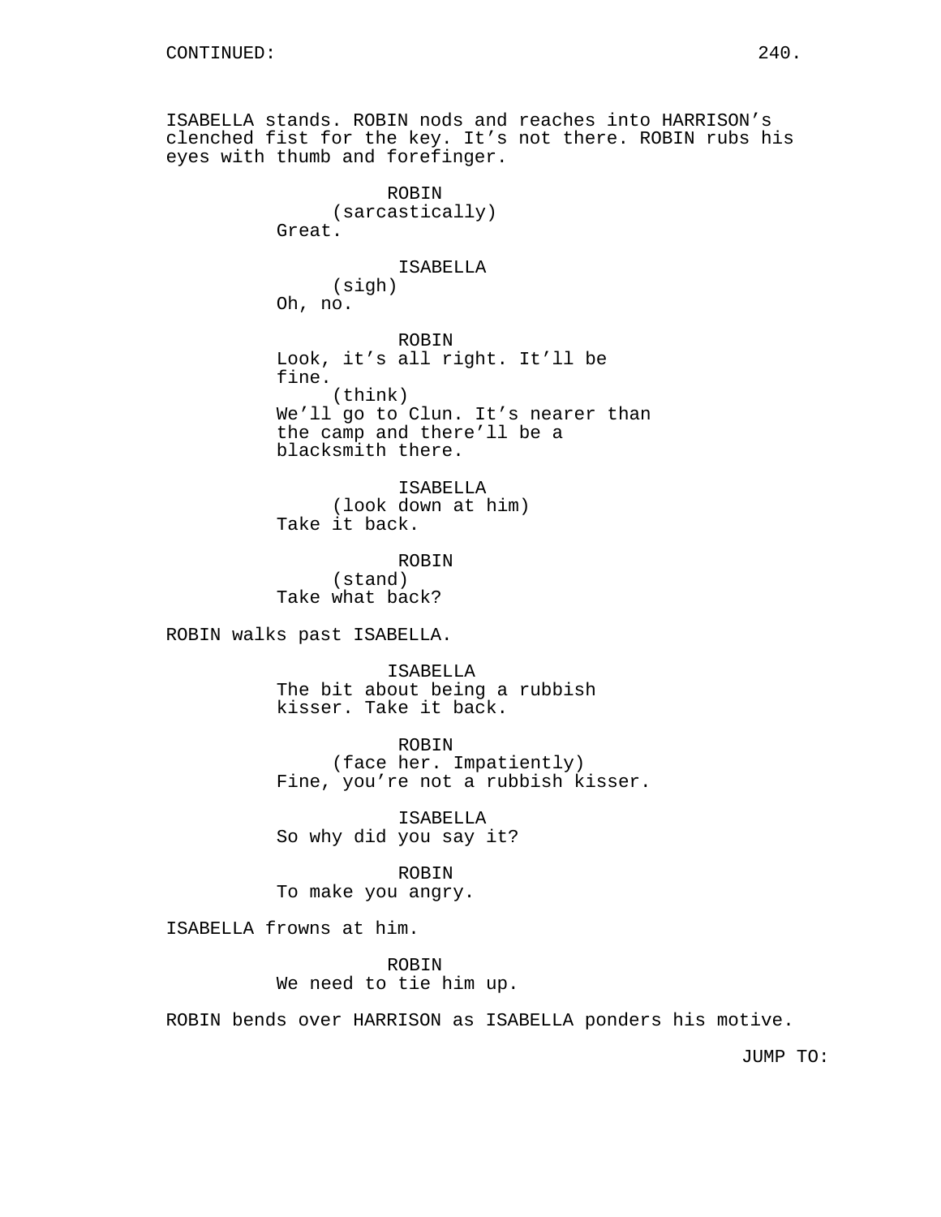CONTINUED:

ISABELLA stands. ROBIN nods and reaches into HARRISON's clenched fist for the key. It's not there. ROBIN rubs his eyes with thumb and forefinger.

ROBIN
(sarcastically)
Great.

ISABELLA
(sigh)
Oh, no.

ROBIN
Look, it's all right. It'll be fine.
(think)
We'll go to Clun. It's nearer than the camp and there'll be a blacksmith there.

ISABELLA
(look down at him)
Take it back.

ROBIN
(stand)
Take what back?

ROBIN walks past ISABELLA.

ISABELLA
The bit about being a rubbish kisser. Take it back.

ROBIN
(face her. Impatiently)
Fine, you're not a rubbish kisser.

ISABELLA
So why did you say it?

ROBIN
To make you angry.

ISABELLA frowns at him.

ROBIN
We need to tie him up.

ROBIN bends over HARRISON as ISABELLA ponders his motive.

JUMP TO: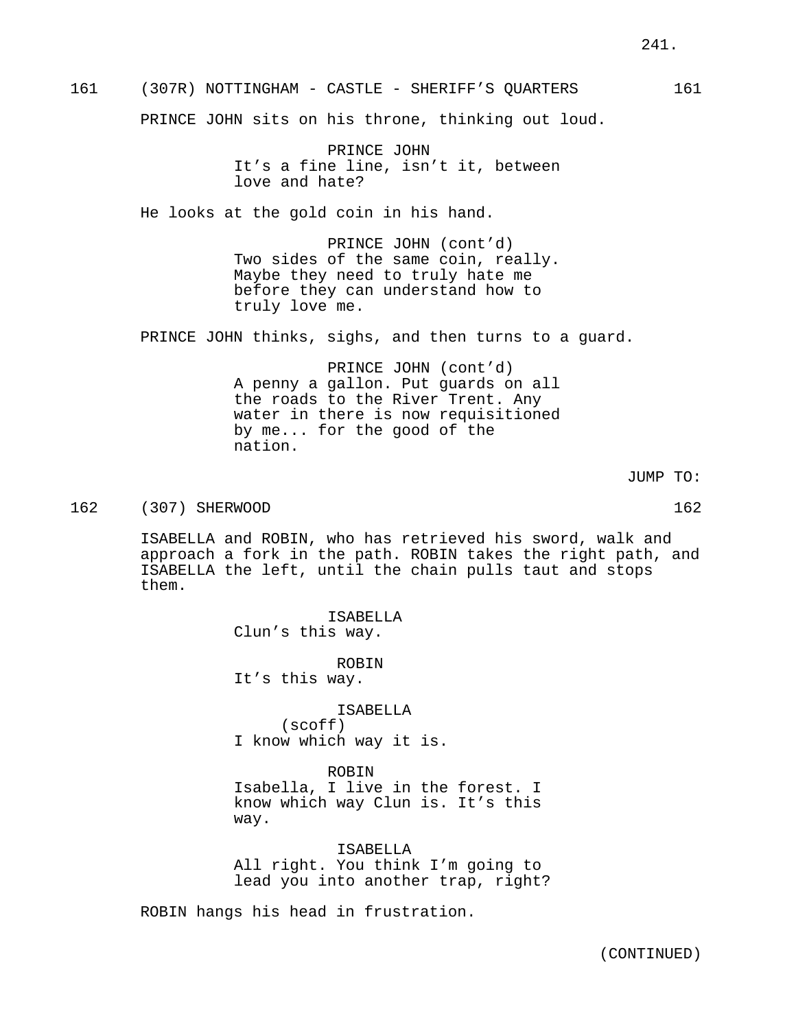161 (307R) NOTTINGHAM - CASTLE - SHERIFF'S QUARTERS 161

PRINCE JOHN sits on his throne, thinking out loud.

PRINCE JOHN
It's a fine line, isn't it, between love and hate?

He looks at the gold coin in his hand.

PRINCE JOHN (cont'd)
Two sides of the same coin, really. Maybe they need to truly hate me before they can understand how to truly love me.

PRINCE JOHN thinks, sighs, and then turns to a guard.

PRINCE JOHN (cont'd)
A penny a gallon. Put guards on all the roads to the River Trent. Any water in there is now requisitioned by me... for the good of the nation.

JUMP TO:

162 (307) SHERWOOD 162

ISABELLA and ROBIN, who has retrieved his sword, walk and approach a fork in the path. ROBIN takes the right path, and ISABELLA the left, until the chain pulls taut and stops them.

ISABELLA
Clun's this way.

ROBIN
It's this way.

ISABELLA
(scoff)
I know which way it is.

ROBIN
Isabella, I live in the forest. I know which way Clun is. It's this way.

ISABELLA
All right. You think I'm going to lead you into another trap, right?

ROBIN hangs his head in frustration.

(CONTINUED)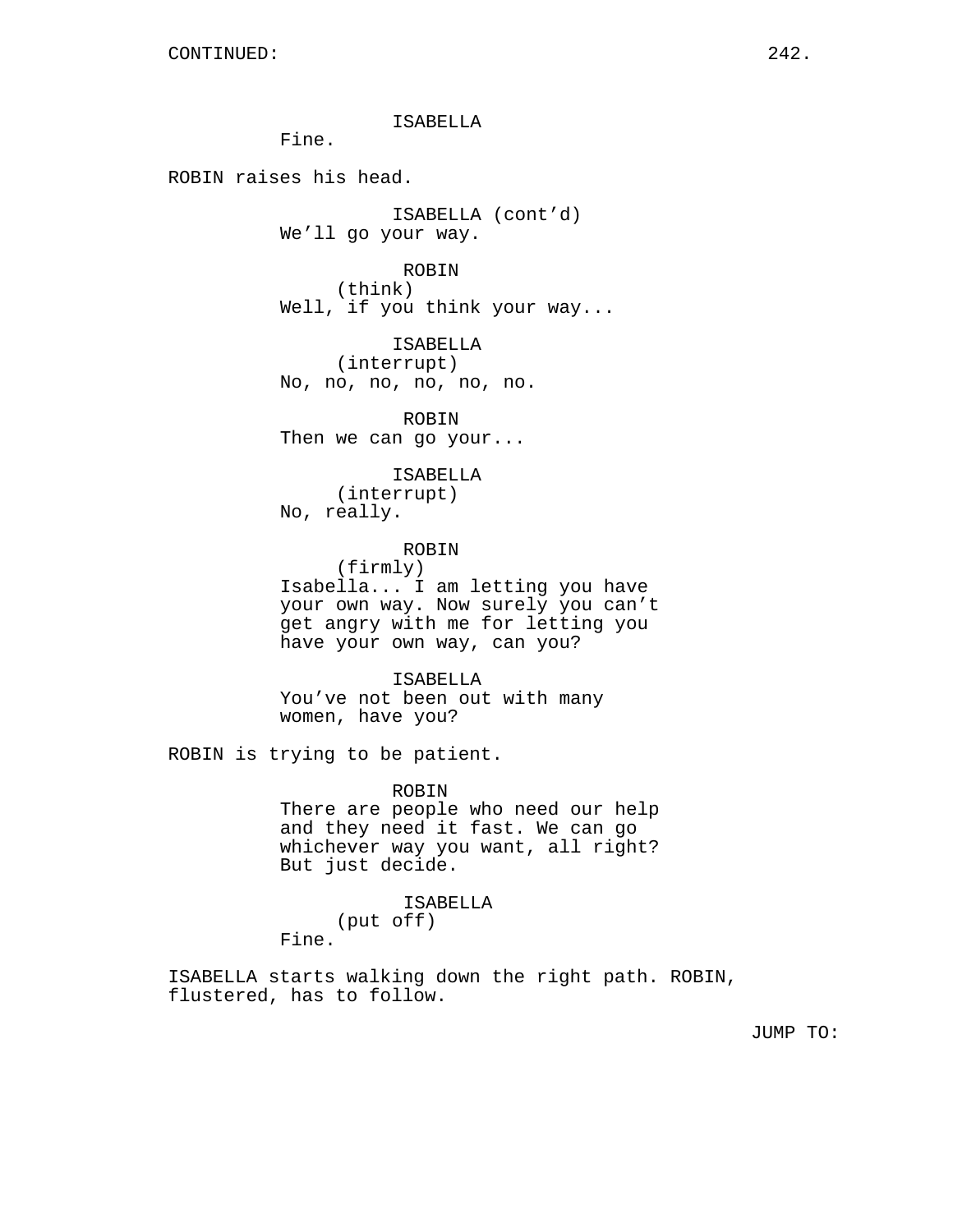CONTINUED:

ISABELLA
Fine.

ROBIN raises his head.

ISABELLA (cont'd)
We'll go your way.

ROBIN
(think)
Well, if you think your way...

ISABELLA
(interrupt)
No, no, no, no, no, no.

ROBIN
Then we can go your...

ISABELLA
(interrupt)
No, really.

ROBIN
(firmly)
Isabella... I am letting you have your own way. Now surely you can't get angry with me for letting you have your own way, can you?

ISABELLA
You've not been out with many women, have you?

ROBIN is trying to be patient.

ROBIN
There are people who need our help and they need it fast. We can go whichever way you want, all right? But just decide.

ISABELLA
(put off)
Fine.

ISABELLA starts walking down the right path. ROBIN, flustered, has to follow.

JUMP TO: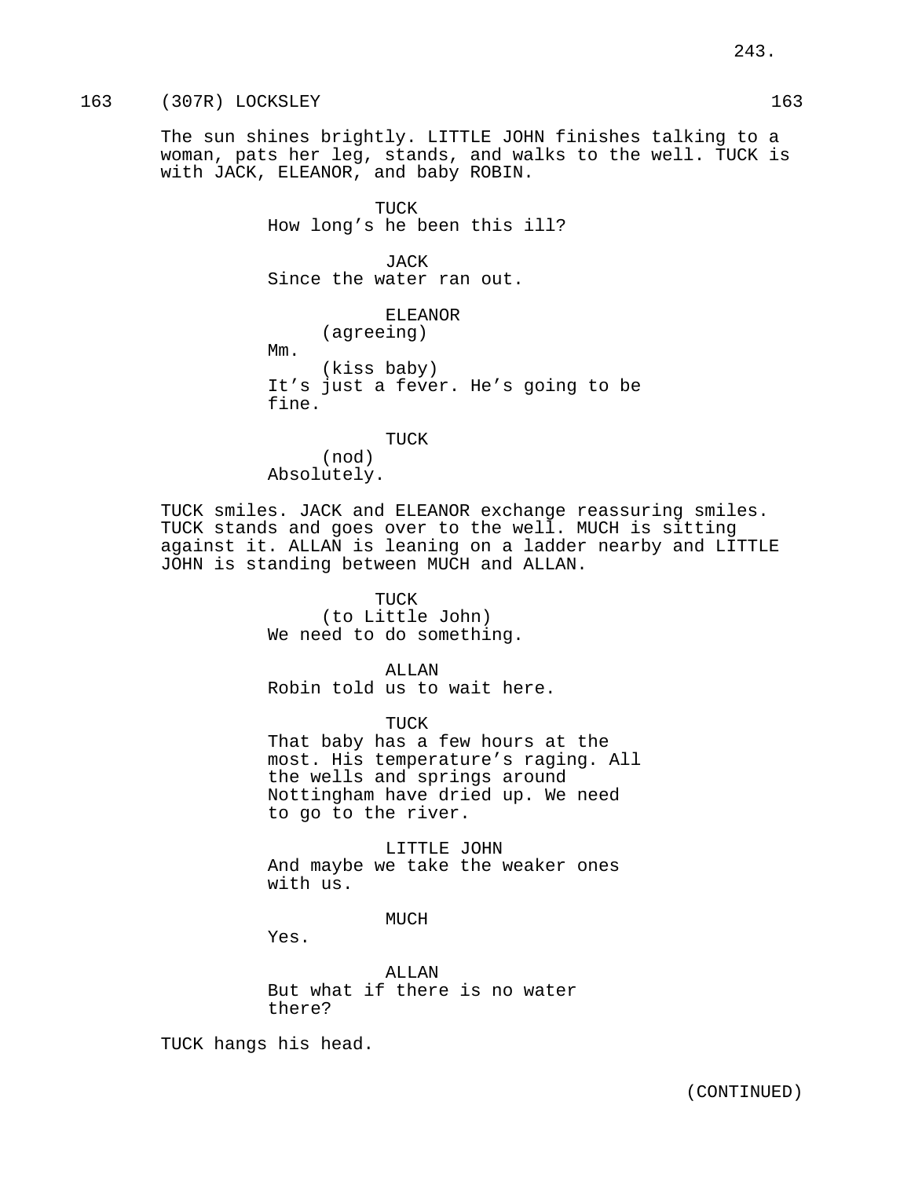163 (307R) LOCKSLEY 163

The sun shines brightly. LITTLE JOHN finishes talking to a woman, pats her leg, stands, and walks to the well. TUCK is with JACK, ELEANOR, and baby ROBIN.

TUCK
How long's he been this ill?

JACK
Since the water ran out.

ELEANOR
(agreeing)
Mm.
(kiss baby)
It's just a fever. He's going to be fine.

TUCK
(nod)
Absolutely.

TUCK smiles. JACK and ELEANOR exchange reassuring smiles. TUCK stands and goes over to the well. MUCH is sitting against it. ALLAN is leaning on a ladder nearby and LITTLE JOHN is standing between MUCH and ALLAN.

TUCK
(to Little John)
We need to do something.

ALLAN
Robin told us to wait here.

TUCK
That baby has a few hours at the most. His temperature's raging. All the wells and springs around Nottingham have dried up. We need to go to the river.

LITTLE JOHN
And maybe we take the weaker ones with us.

MUCH
Yes.

ALLAN
But what if there is no water there?

TUCK hangs his head.

(CONTINUED)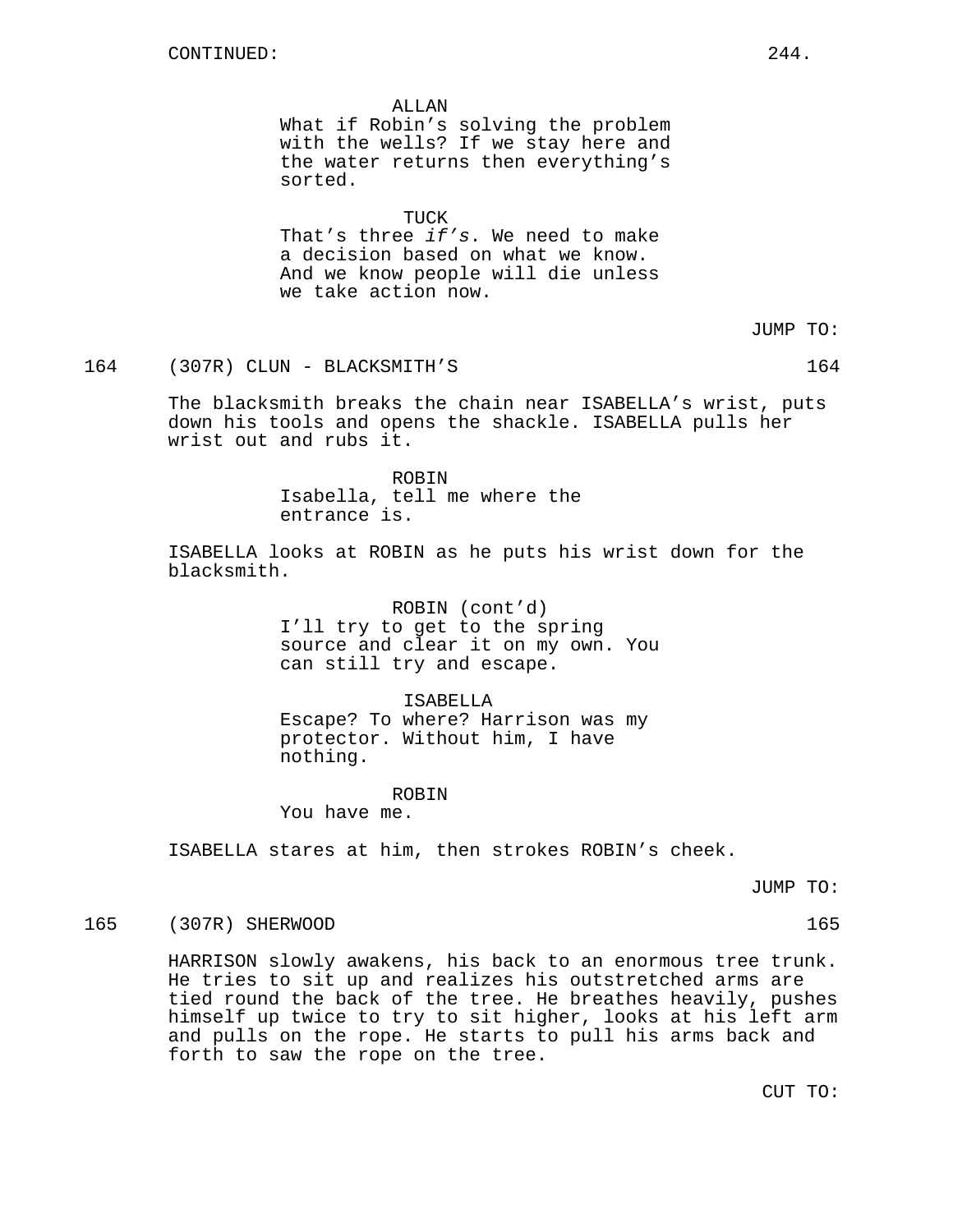CONTINUED:

ALLAN
What if Robin's solving the problem with the wells? If we stay here and the water returns then everything's sorted.

TUCK
That's three *if's*. We need to make a decision based on what we know. And we know people will die unless we take action now.

JUMP TO:

164 (307R) CLUN - BLACKSMITH'S 164

The blacksmith breaks the chain near ISABELLA's wrist, puts down his tools and opens the shackle. ISABELLA pulls her wrist out and rubs it.

ROBIN
Isabella, tell me where the entrance is.

ISABELLA looks at ROBIN as he puts his wrist down for the blacksmith.

ROBIN (cont'd)
I'll try to get to the spring source and clear it on my own. You can still try and escape.

ISABELLA
Escape? To where? Harrison was my protector. Without him, I have nothing.

ROBIN
You have me.

ISABELLA stares at him, then strokes ROBIN's cheek.

JUMP TO:

165 (307R) SHERWOOD 165

HARRISON slowly awakens, his back to an enormous tree trunk. He tries to sit up and realizes his outstretched arms are tied round the back of the tree. He breathes heavily, pushes himself up twice to try to sit higher, looks at his left arm and pulls on the rope. He starts to pull his arms back and forth to saw the rope on the tree.

CUT TO: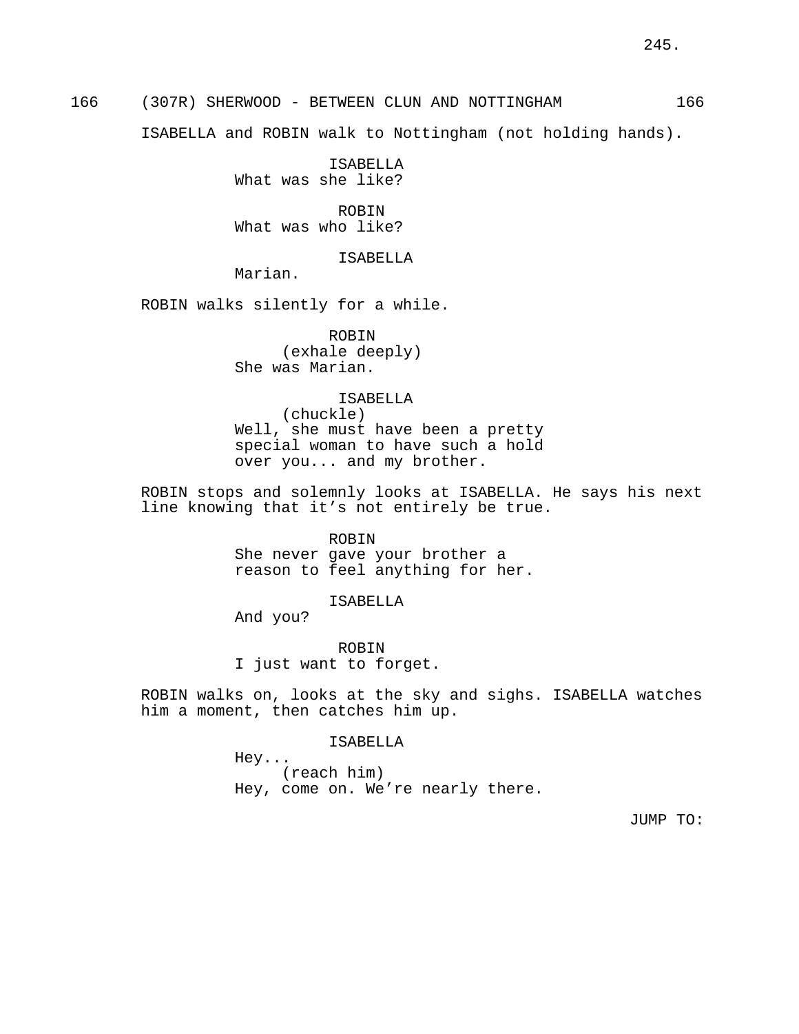166 (307R) SHERWOOD - BETWEEN CLUN AND NOTTINGHAM 166

ISABELLA and ROBIN walk to Nottingham (not holding hands).

ISABELLA
What was she like?

ROBIN
What was who like?

ISABELLA
Marian.

ROBIN walks silently for a while.

ROBIN
(exhale deeply)
She was Marian.

ISABELLA
(chuckle)
Well, she must have been a pretty special woman to have such a hold over you... and my brother.

ROBIN stops and solemnly looks at ISABELLA. He says his next line knowing that it's not entirely be true.

ROBIN
She never gave your brother a reason to feel anything for her.

ISABELLA
And you?

ROBIN
I just want to forget.

ROBIN walks on, looks at the sky and sighs. ISABELLA watches him a moment, then catches him up.

ISABELLA
Hey...
(reach him)
Hey, come on. We're nearly there.

JUMP TO: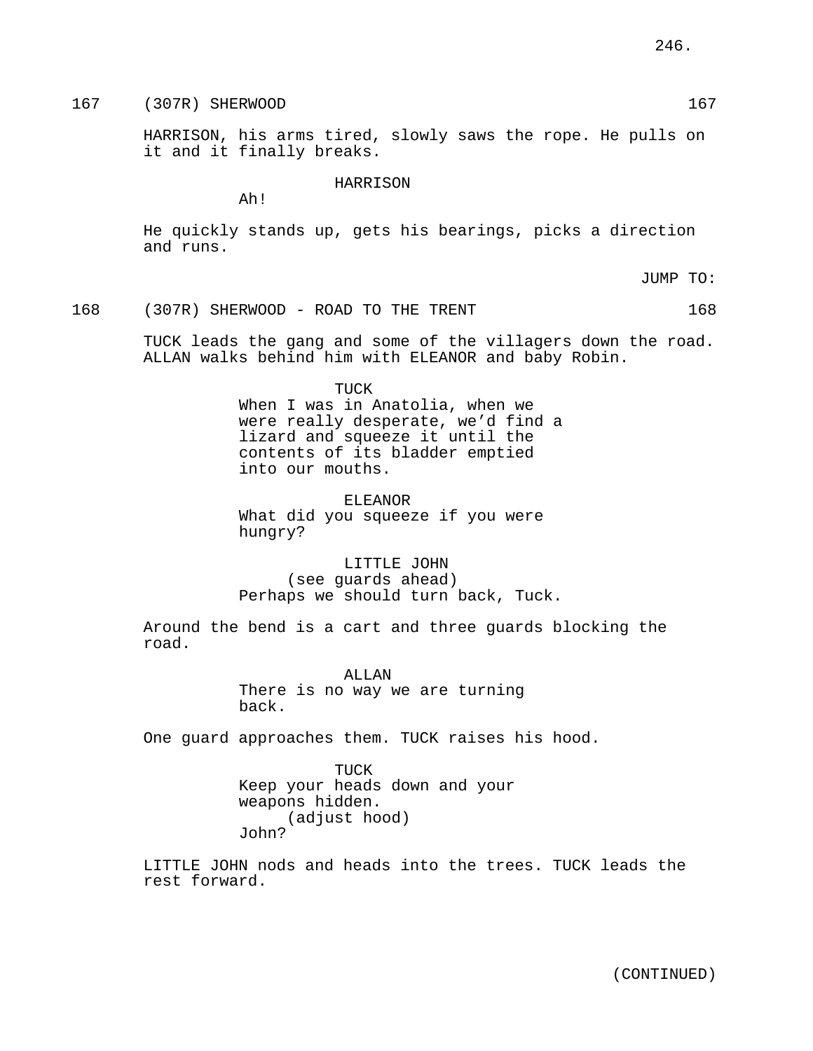167 (307R) SHERWOOD 167

HARRISON, his arms tired, slowly saws the rope. He pulls on it and it finally breaks.

HARRISON
Ah!

He quickly stands up, gets his bearings, picks a direction and runs.

JUMP TO:

168 (307R) SHERWOOD - ROAD TO THE TRENT 168

TUCK leads the gang and some of the villagers down the road. ALLAN walks behind him with ELEANOR and baby Robin.

TUCK
When I was in Anatolia, when we were really desperate, we'd find a lizard and squeeze it until the contents of its bladder emptied into our mouths.

ELEANOR
What did you squeeze if you were hungry?

LITTLE JOHN
(see guards ahead)
Perhaps we should turn back, Tuck.

Around the bend is a cart and three guards blocking the road.

ALLAN
There is no way we are turning back.

One guard approaches them. TUCK raises his hood.

TUCK
Keep your heads down and your weapons hidden.
(adjust hood)
John?

LITTLE JOHN nods and heads into the trees. TUCK leads the rest forward.

(CONTINUED)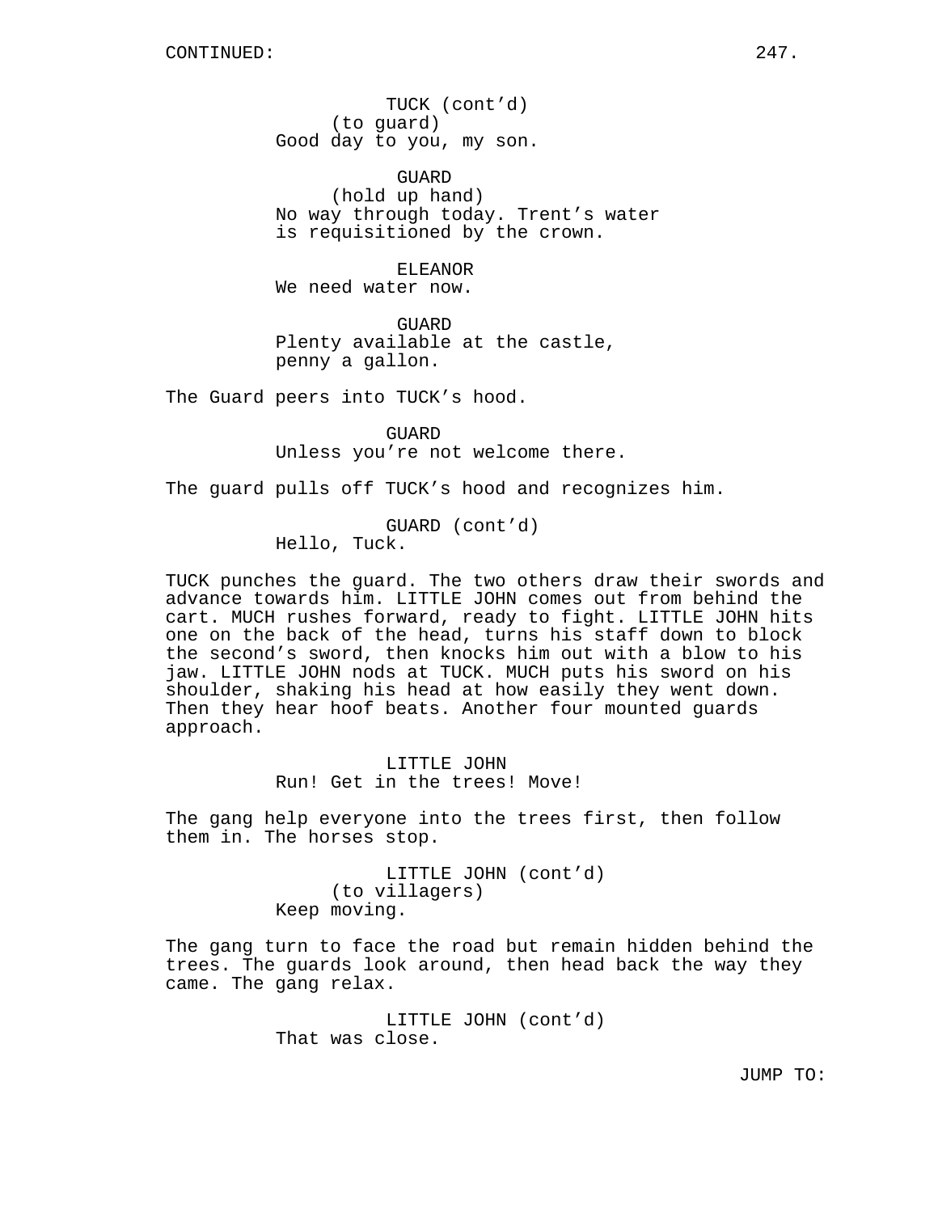CONTINUED:

TUCK (cont'd)
(to guard)
Good day to you, my son.

GUARD
(hold up hand)
No way through today. Trent's water is requisitioned by the crown.

ELEANOR
We need water now.

GUARD
Plenty available at the castle, penny a gallon.

The Guard peers into TUCK's hood.

GUARD
Unless you're not welcome there.

The guard pulls off TUCK's hood and recognizes him.

GUARD (cont'd)
Hello, Tuck.

TUCK punches the guard. The two others draw their swords and advance towards him. LITTLE JOHN comes out from behind the cart. MUCH rushes forward, ready to fight. LITTLE JOHN hits one on the back of the head, turns his staff down to block the second's sword, then knocks him out with a blow to his jaw. LITTLE JOHN nods at TUCK. MUCH puts his sword on his shoulder, shaking his head at how easily they went down. Then they hear hoof beats. Another four mounted guards approach.

LITTLE JOHN
Run! Get in the trees! Move!

The gang help everyone into the trees first, then follow them in. The horses stop.

LITTLE JOHN (cont'd)
(to villagers)
Keep moving.

The gang turn to face the road but remain hidden behind the trees. The guards look around, then head back the way they came. The gang relax.

LITTLE JOHN (cont'd)
That was close.

JUMP TO: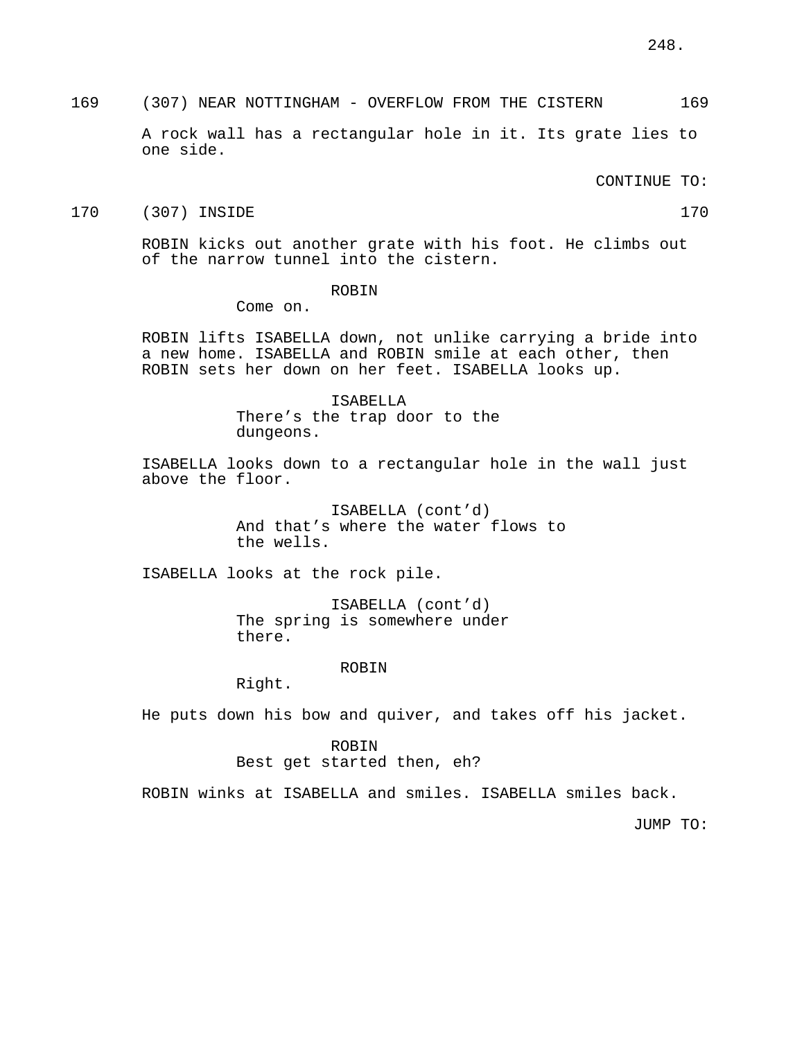169 (307) NEAR NOTTINGHAM - OVERFLOW FROM THE CISTERN 169

A rock wall has a rectangular hole in it. Its grate lies to one side.

CONTINUE TO:

170 (307) INSIDE 170

ROBIN kicks out another grate with his foot. He climbs out of the narrow tunnel into the cistern.

ROBIN
Come on.

ROBIN lifts ISABELLA down, not unlike carrying a bride into a new home. ISABELLA and ROBIN smile at each other, then ROBIN sets her down on her feet. ISABELLA looks up.

ISABELLA
There's the trap door to the dungeons.

ISABELLA looks down to a rectangular hole in the wall just above the floor.

ISABELLA (cont'd)
And that's where the water flows to the wells.

ISABELLA looks at the rock pile.

ISABELLA (cont'd)
The spring is somewhere under there.

ROBIN
Right.

He puts down his bow and quiver, and takes off his jacket.

ROBIN
Best get started then, eh?

ROBIN winks at ISABELLA and smiles. ISABELLA smiles back.

JUMP TO: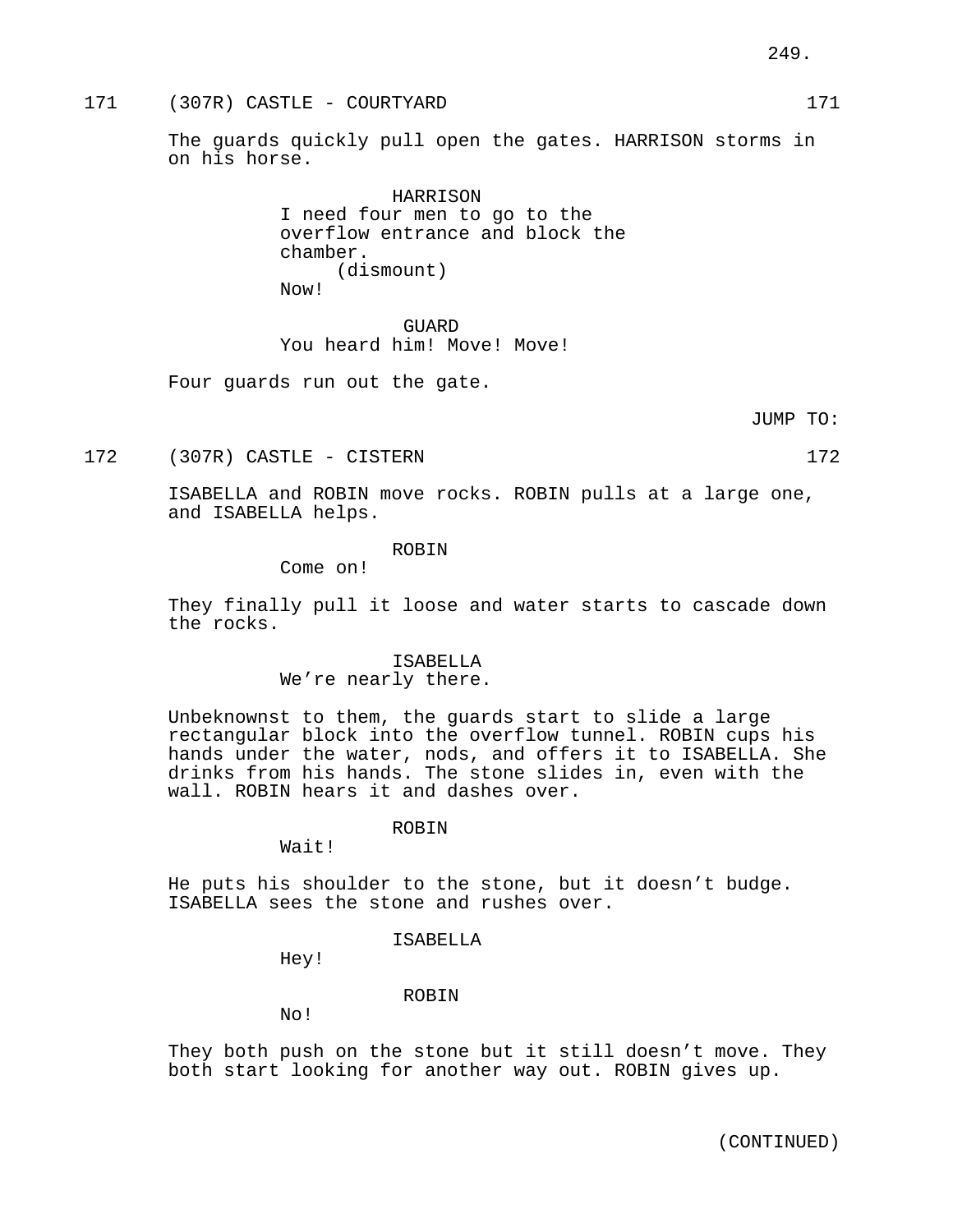171 (307R) CASTLE - COURTYARD 171

The guards quickly pull open the gates. HARRISON storms in on his horse.

HARRISON
I need four men to go to the overflow entrance and block the chamber.
(dismount)
Now!

GUARD
You heard him! Move! Move!

Four guards run out the gate.

JUMP TO:

172 (307R) CASTLE - CISTERN 172

ISABELLA and ROBIN move rocks. ROBIN pulls at a large one, and ISABELLA helps.

ROBIN
Come on!

They finally pull it loose and water starts to cascade down the rocks.

ISABELLA
We're nearly there.

Unbeknownst to them, the guards start to slide a large rectangular block into the overflow tunnel. ROBIN cups his hands under the water, nods, and offers it to ISABELLA. She drinks from his hands. The stone slides in, even with the wall. ROBIN hears it and dashes over.

ROBIN
Wait!

He puts his shoulder to the stone, but it doesn't budge. ISABELLA sees the stone and rushes over.

ISABELLA
Hey!

ROBIN
No!

They both push on the stone but it still doesn't move. They both start looking for another way out. ROBIN gives up.

(CONTINUED)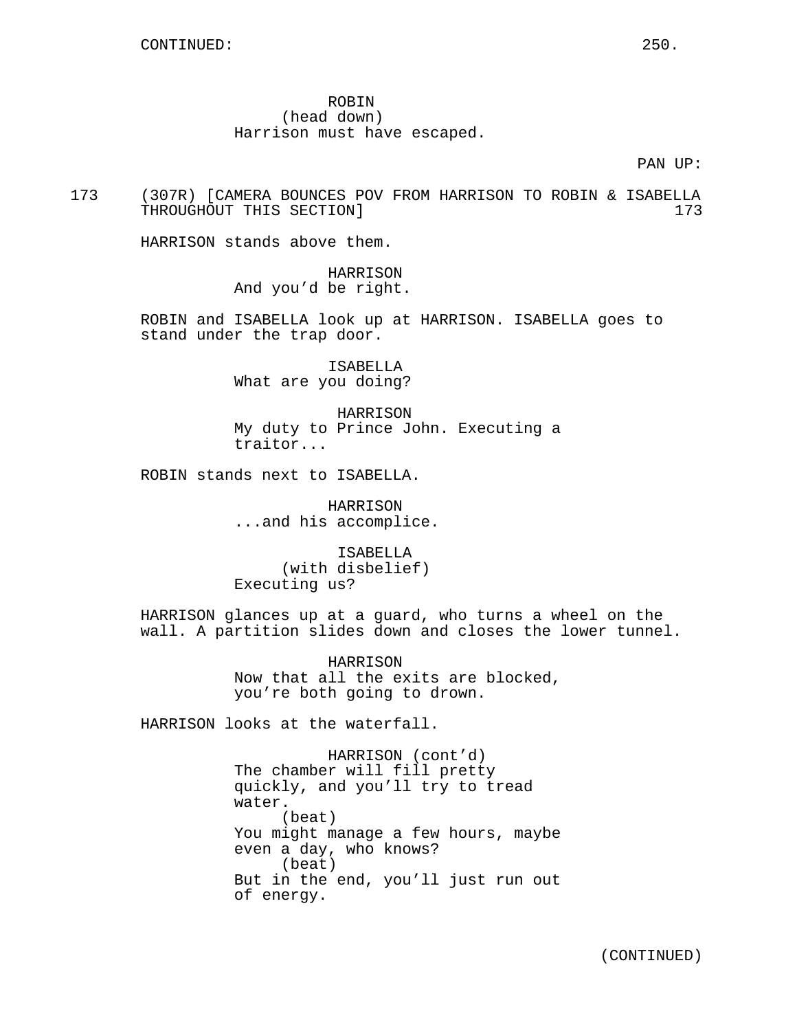ROBIN
(head down)
Harrison must have escaped.

PAN UP:

173 (307R) [CAMERA BOUNCES POV FROM HARRISON TO ROBIN & ISABELLA THROUGHOUT THIS SECTION] 173

HARRISON stands above them.

HARRISON
And you'd be right.

ROBIN and ISABELLA look up at HARRISON. ISABELLA goes to stand under the trap door.

ISABELLA
What are you doing?

HARRISON
My duty to Prince John. Executing a traitor...

ROBIN stands next to ISABELLA.

HARRISON
...and his accomplice.

ISABELLA
(with disbelief)
Executing us?

HARRISON glances up at a guard, who turns a wheel on the wall. A partition slides down and closes the lower tunnel.

HARRISON
Now that all the exits are blocked, you're both going to drown.

HARRISON looks at the waterfall.

HARRISON (cont'd)
The chamber will fill pretty quickly, and you'll try to tread water.
(beat)
You might manage a few hours, maybe even a day, who knows?
(beat)
But in the end, you'll just run out of energy.

(CONTINUED)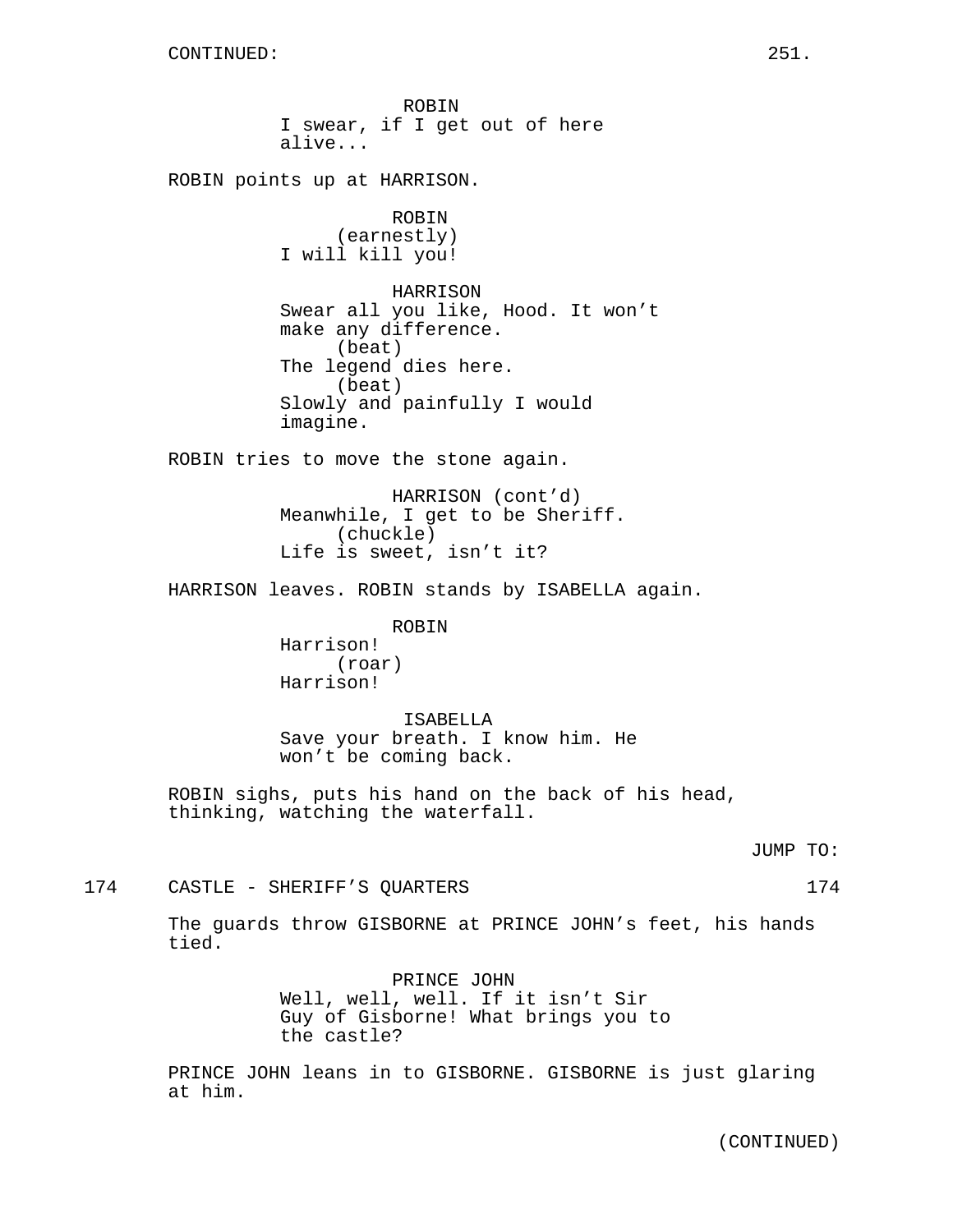CONTINUED:

ROBIN
I swear, if I get out of here alive...

ROBIN points up at HARRISON.

ROBIN
(earnestly)
I will kill you!

HARRISON
Swear all you like, Hood. It won't make any difference.
(beat)
The legend dies here.
(beat)
Slowly and painfully I would imagine.

ROBIN tries to move the stone again.

HARRISON (cont'd)
Meanwhile, I get to be Sheriff.
(chuckle)
Life is sweet, isn't it?

HARRISON leaves. ROBIN stands by ISABELLA again.

ROBIN
Harrison!
(roar)
Harrison!

ISABELLA
Save your breath. I know him. He won't be coming back.

ROBIN sighs, puts his hand on the back of his head, thinking, watching the waterfall.

JUMP TO:

174 CASTLE - SHERIFF'S QUARTERS 174

The guards throw GISBORNE at PRINCE JOHN's feet, his hands tied.

PRINCE JOHN
Well, well, well. If it isn't Sir Guy of Gisborne! What brings you to the castle?

PRINCE JOHN leans in to GISBORNE. GISBORNE is just glaring at him.

(CONTINUED)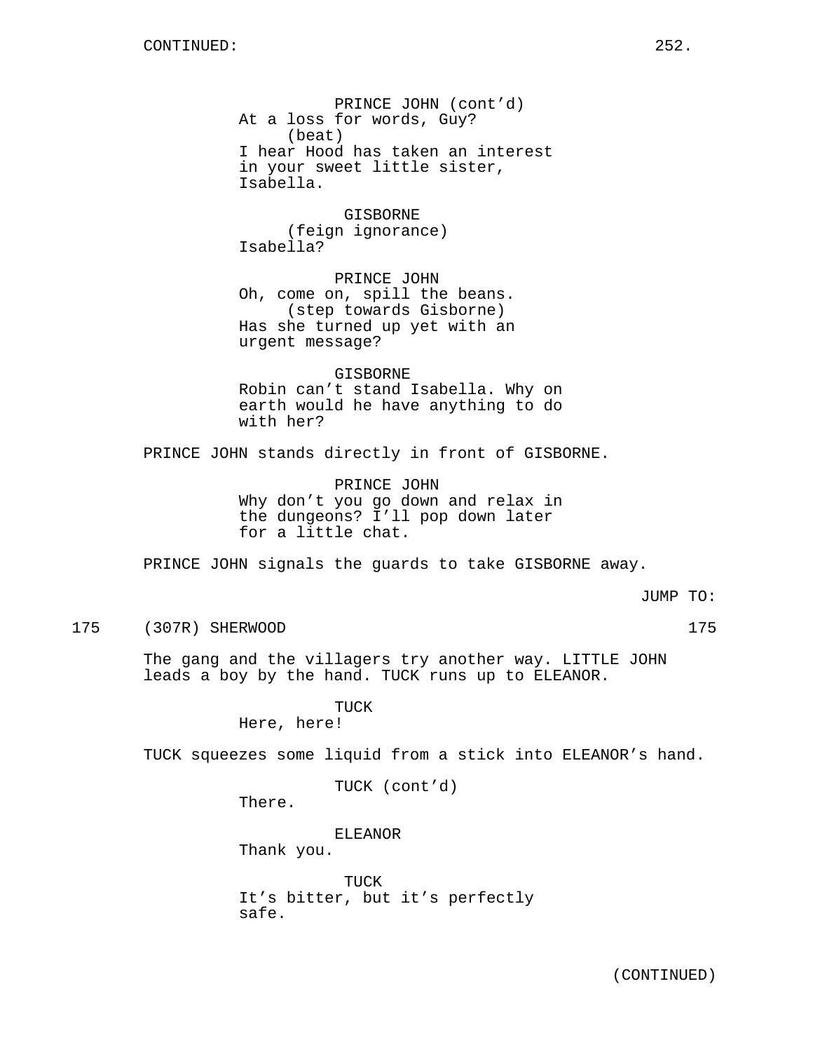CONTINUED:

PRINCE JOHN (cont'd)
At a loss for words, Guy?
(beat)
I hear Hood has taken an interest in your sweet little sister, Isabella.

GISBORNE
(feign ignorance)
Isabella?

PRINCE JOHN
Oh, come on, spill the beans.
(step towards Gisborne)
Has she turned up yet with an urgent message?

GISBORNE
Robin can't stand Isabella. Why on earth would he have anything to do with her?

PRINCE JOHN stands directly in front of GISBORNE.

PRINCE JOHN
Why don't you go down and relax in the dungeons? I'll pop down later for a little chat.

PRINCE JOHN signals the guards to take GISBORNE away.

JUMP TO:

175 (307R) SHERWOOD 175

The gang and the villagers try another way. LITTLE JOHN leads a boy by the hand. TUCK runs up to ELEANOR.

TUCK
Here, here!

TUCK squeezes some liquid from a stick into ELEANOR's hand.

TUCK (cont'd)
There.

ELEANOR
Thank you.

TUCK
It's bitter, but it's perfectly safe.

(CONTINUED)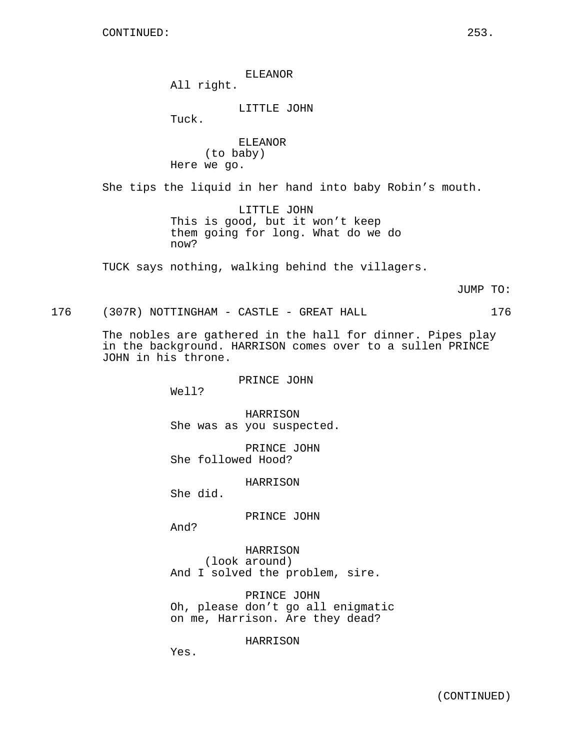ELEANOR
All right.

LITTLE JOHN
Tuck.

ELEANOR
(to baby)
Here we go.

She tips the liquid in her hand into baby Robin's mouth.

LITTLE JOHN
This is good, but it won't keep them going for long. What do we do now?

TUCK says nothing, walking behind the villagers.

JUMP TO:

176 (307R) NOTTINGHAM - CASTLE - GREAT HALL 176

The nobles are gathered in the hall for dinner. Pipes play in the background. HARRISON comes over to a sullen PRINCE JOHN in his throne.

PRINCE JOHN
Well?

HARRISON
She was as you suspected.

PRINCE JOHN
She followed Hood?

HARRISON
She did.

PRINCE JOHN
And?

HARRISON
(look around)
And I solved the problem, sire.

PRINCE JOHN
Oh, please don't go all enigmatic on me, Harrison. Are they dead?

HARRISON
Yes.

(CONTINUED)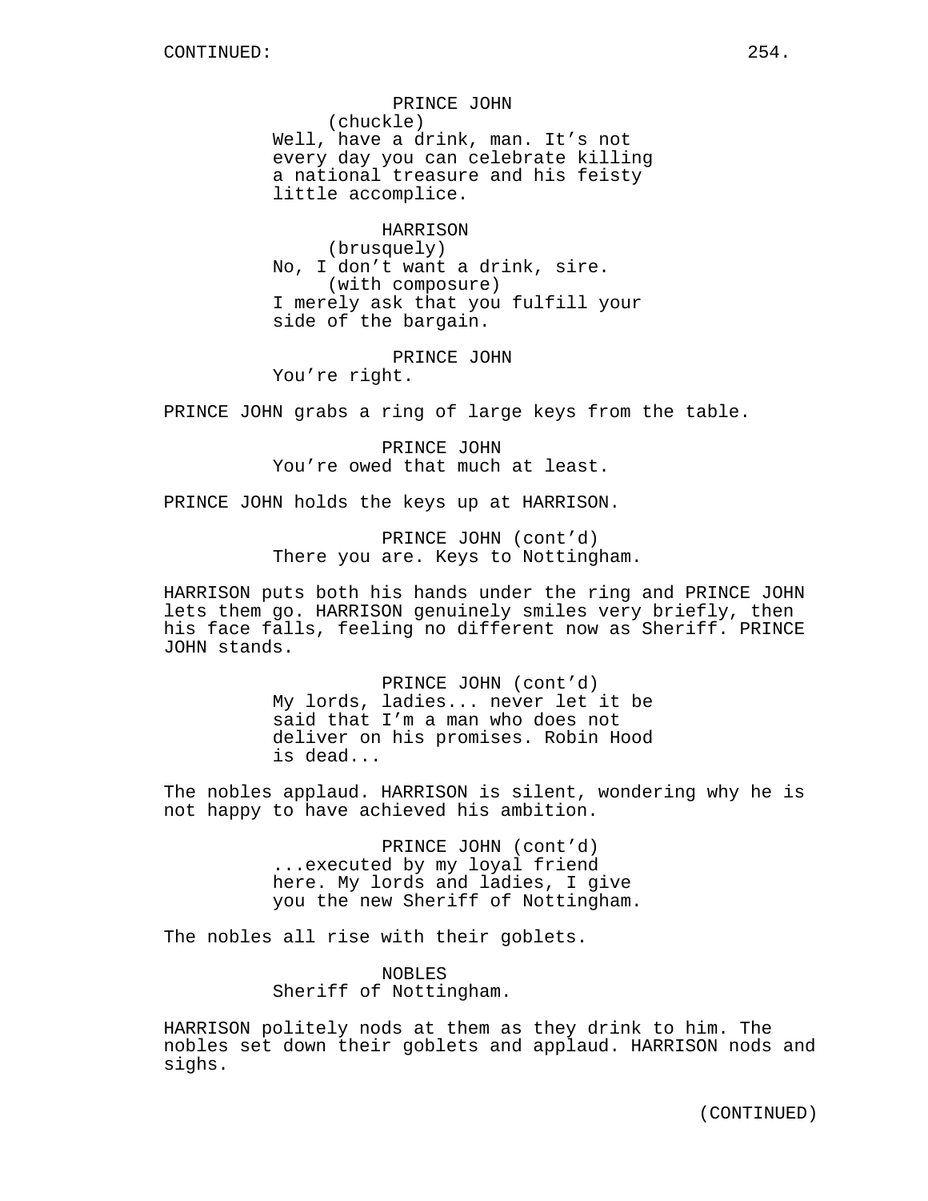PRINCE JOHN
(chuckle)
Well, have a drink, man. It's not every day you can celebrate killing a national treasure and his feisty little accomplice.

HARRISON
(brusquely)
No, I don't want a drink, sire.
(with composure)
I merely ask that you fulfill your side of the bargain.

PRINCE JOHN
You're right.

PRINCE JOHN grabs a ring of large keys from the table.

PRINCE JOHN
You're owed that much at least.

PRINCE JOHN holds the keys up at HARRISON.

PRINCE JOHN (cont'd)
There you are. Keys to Nottingham.

HARRISON puts both his hands under the ring and PRINCE JOHN lets them go. HARRISON genuinely smiles very briefly, then his face falls, feeling no different now as Sheriff. PRINCE JOHN stands.

PRINCE JOHN (cont'd)
My lords, ladies... never let it be said that I'm a man who does not deliver on his promises. Robin Hood is dead...

The nobles applaud. HARRISON is silent, wondering why he is not happy to have achieved his ambition.

PRINCE JOHN (cont'd)
...executed by my loyal friend here. My lords and ladies, I give you the new Sheriff of Nottingham.

The nobles all rise with their goblets.

NOBLES
Sheriff of Nottingham.

HARRISON politely nods at them as they drink to him. The nobles set down their goblets and applaud. HARRISON nods and sighs.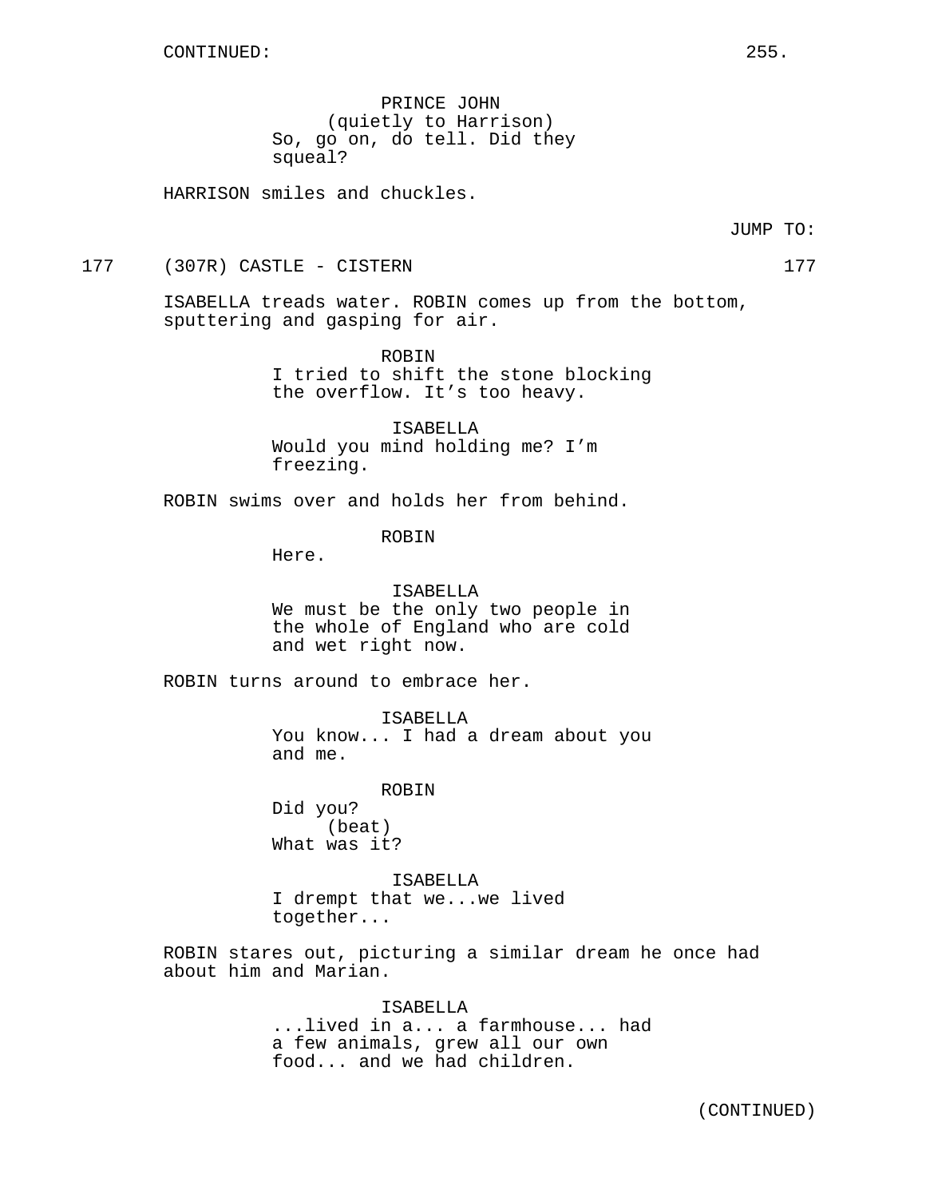CONTINUED:

PRINCE JOHN
(quietly to Harrison)
So, go on, do tell. Did they squeal?

HARRISON smiles and chuckles.

JUMP TO:

177 (307R) CASTLE - CISTERN 177

ISABELLA treads water. ROBIN comes up from the bottom, sputtering and gasping for air.

ROBIN
I tried to shift the stone blocking the overflow. It's too heavy.

ISABELLA
Would you mind holding me? I'm freezing.

ROBIN swims over and holds her from behind.

ROBIN
Here.

ISABELLA
We must be the only two people in the whole of England who are cold and wet right now.

ROBIN turns around to embrace her.

ISABELLA
You know... I had a dream about you and me.

ROBIN
Did you?
(beat)
What was it?

ISABELLA
I drempt that we...we lived together...

ROBIN stares out, picturing a similar dream he once had about him and Marian.

ISABELLA
...lived in a... a farmhouse... had a few animals, grew all our own food... and we had children.

(CONTINUED)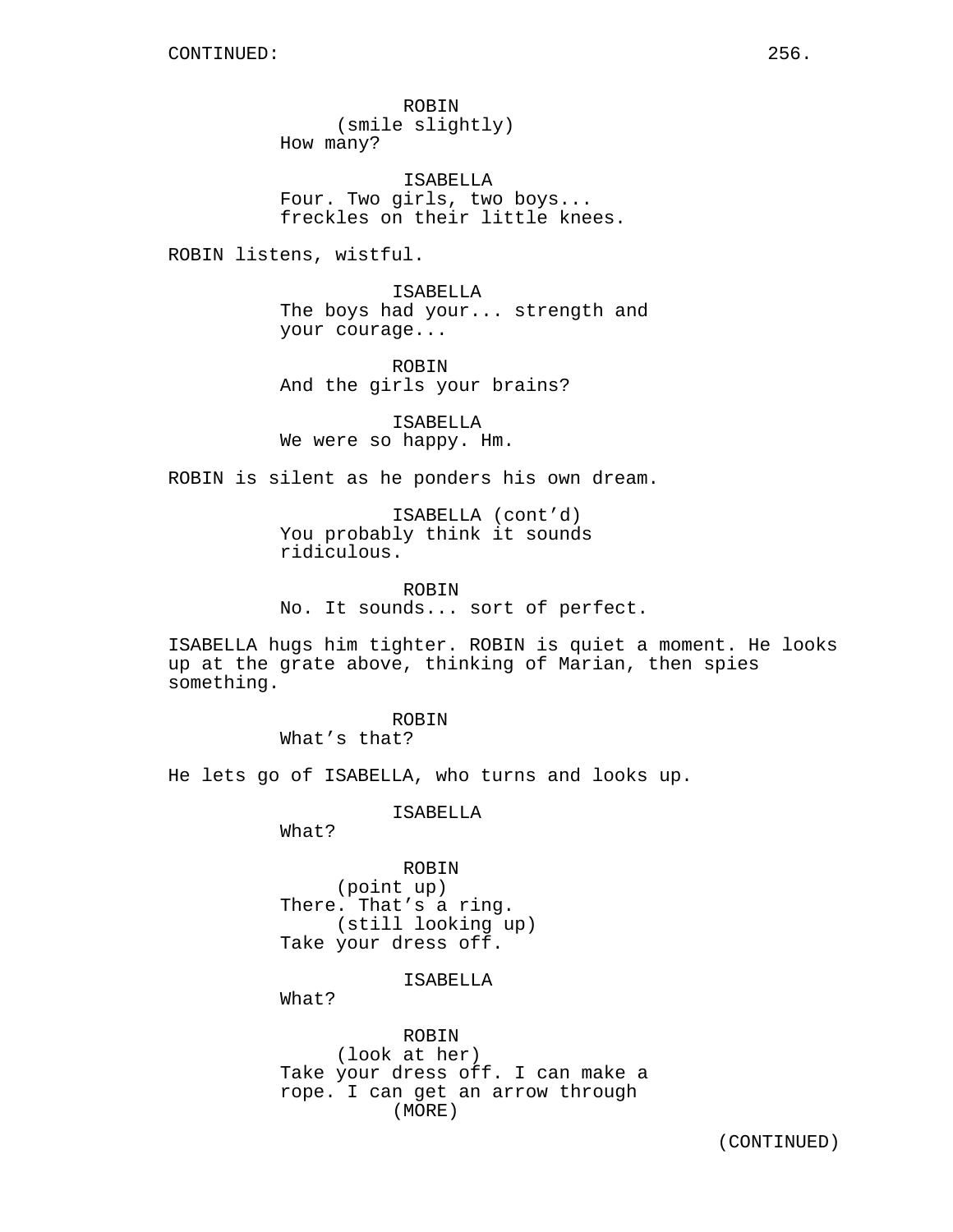ROBIN
(smile slightly)
How many?

ISABELLA
Four. Two girls, two boys...
freckles on their little knees.

ROBIN listens, wistful.

ISABELLA
The boys had your... strength and
your courage...

ROBIN
And the girls your brains?

ISABELLA
We were so happy. Hm.

ROBIN is silent as he ponders his own dream.

ISABELLA (cont'd)
You probably think it sounds
ridiculous.

ROBIN
No. It sounds... sort of perfect.

ISABELLA hugs him tighter. ROBIN is quiet a moment. He looks up at the grate above, thinking of Marian, then spies something.

ROBIN
What's that?

He lets go of ISABELLA, who turns and looks up.

ISABELLA
What?

ROBIN
(point up)
There. That's a ring.
(still looking up)
Take your dress off.

ISABELLA
What?

ROBIN
(look at her)
Take your dress off. I can make a
rope. I can get an arrow through
(MORE)

(CONTINUED)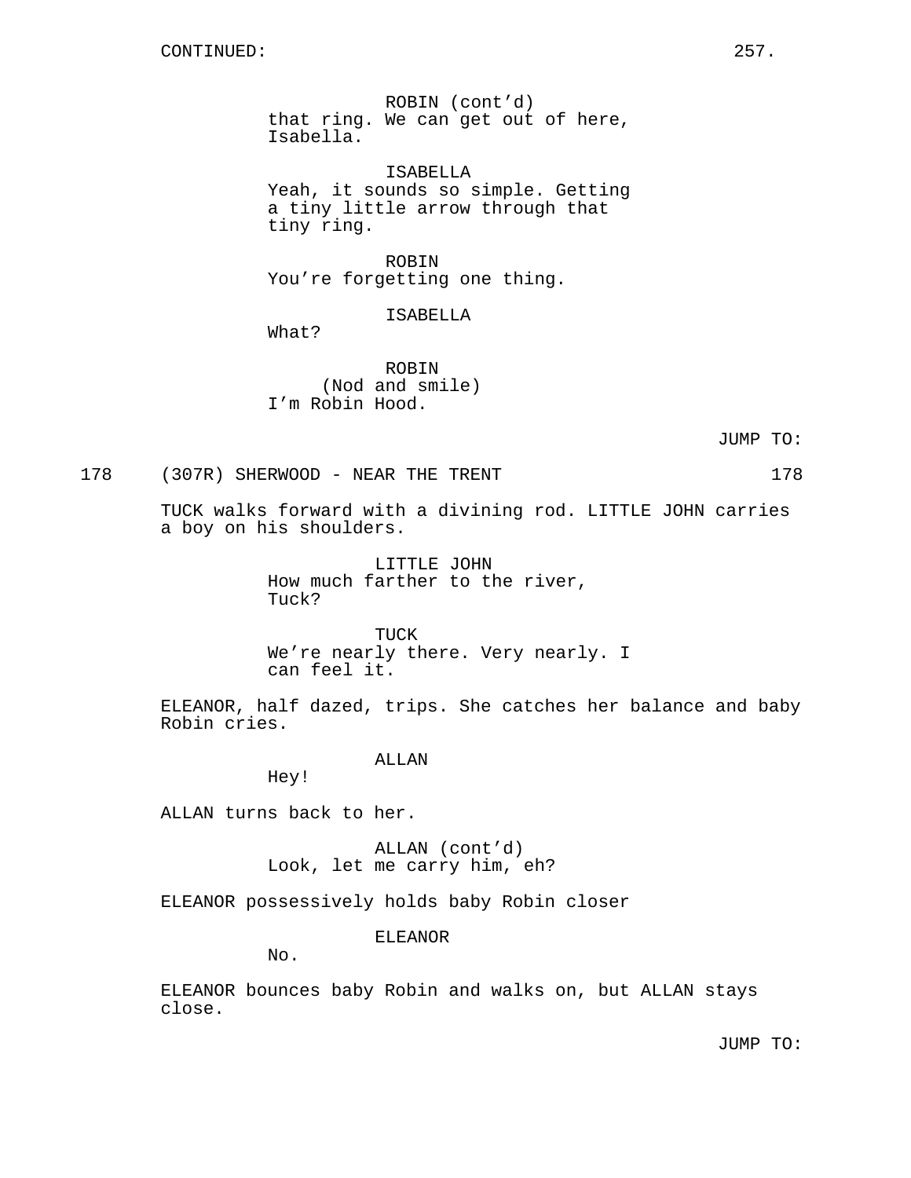CONTINUED:

ROBIN (cont'd)
that ring. We can get out of here, Isabella.

ISABELLA
Yeah, it sounds so simple. Getting a tiny little arrow through that tiny ring.

ROBIN
You're forgetting one thing.

ISABELLA
What?

ROBIN
(Nod and smile)
I'm Robin Hood.

JUMP TO:

178 (307R) SHERWOOD - NEAR THE TRENT 178

TUCK walks forward with a divining rod. LITTLE JOHN carries a boy on his shoulders.

LITTLE JOHN
How much farther to the river, Tuck?

TUCK
We're nearly there. Very nearly. I can feel it.

ELEANOR, half dazed, trips. She catches her balance and baby Robin cries.

ALLAN
Hey!

ALLAN turns back to her.

ALLAN (cont'd)
Look, let me carry him, eh?

ELEANOR possessively holds baby Robin closer

ELEANOR
No.

ELEANOR bounces baby Robin and walks on, but ALLAN stays close.

JUMP TO: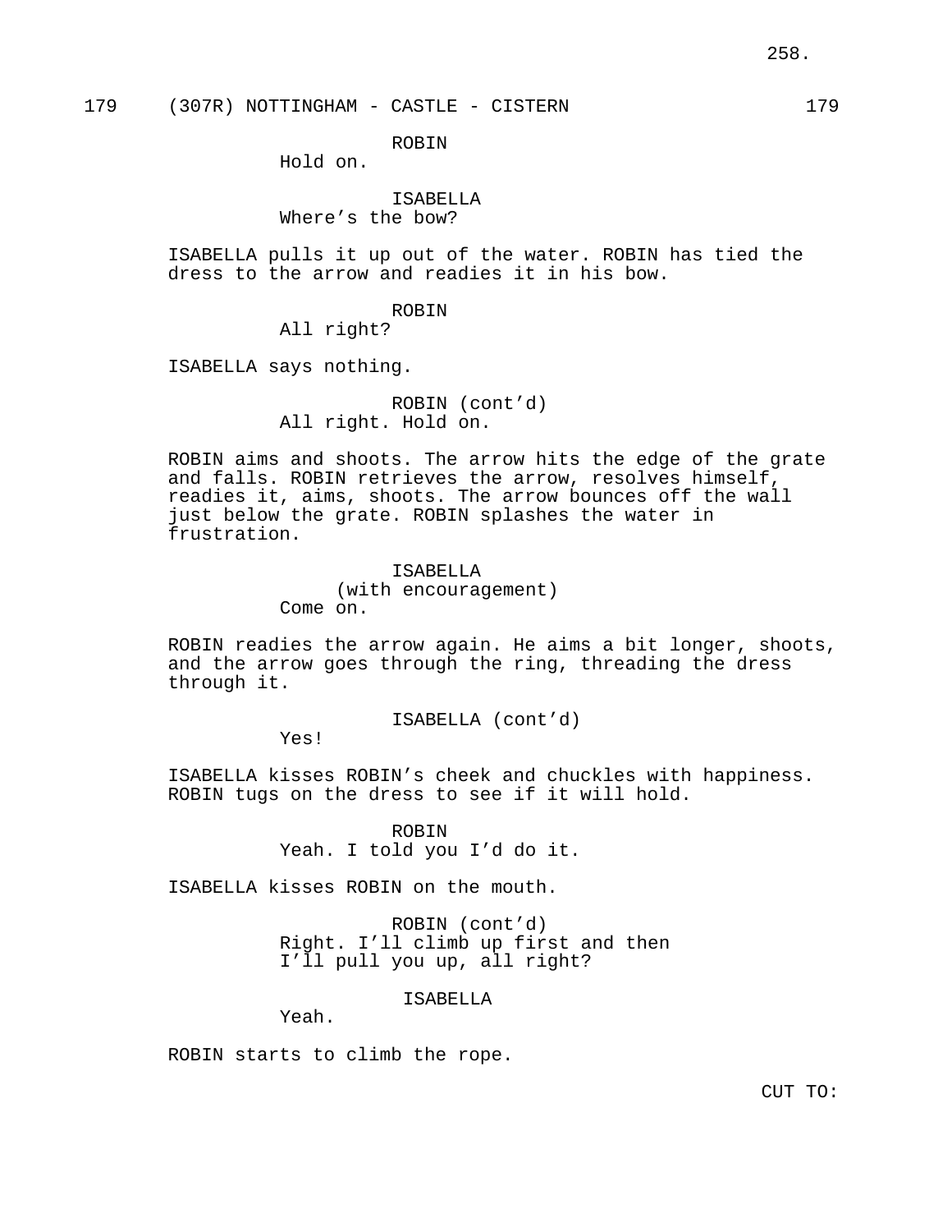179 (307R) NOTTINGHAM - CASTLE - CISTERN 179

ROBIN
Hold on.

ISABELLA
Where's the bow?

ISABELLA pulls it up out of the water. ROBIN has tied the dress to the arrow and readies it in his bow.

ROBIN
All right?

ISABELLA says nothing.

ROBIN (cont'd)
All right. Hold on.

ROBIN aims and shoots. The arrow hits the edge of the grate and falls. ROBIN retrieves the arrow, resolves himself, readies it, aims, shoots. The arrow bounces off the wall just below the grate. ROBIN splashes the water in frustration.

ISABELLA
(with encouragement)
Come on.

ROBIN readies the arrow again. He aims a bit longer, shoots, and the arrow goes through the ring, threading the dress through it.

ISABELLA (cont'd)
Yes!

ISABELLA kisses ROBIN's cheek and chuckles with happiness. ROBIN tugs on the dress to see if it will hold.

ROBIN
Yeah. I told you I'd do it.

ISABELLA kisses ROBIN on the mouth.

ROBIN (cont'd)
Right. I'll climb up first and then I'll pull you up, all right?

ISABELLA
Yeah.

ROBIN starts to climb the rope.

CUT TO: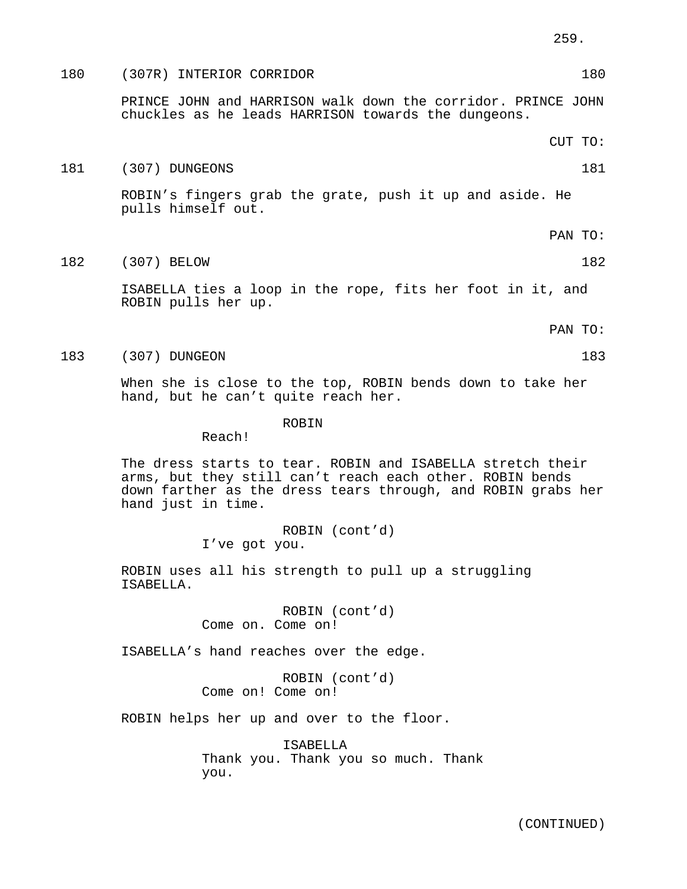180 (307R) INTERIOR CORRIDOR 180

PRINCE JOHN and HARRISON walk down the corridor. PRINCE JOHN chuckles as he leads HARRISON towards the dungeons.

CUT TO:

181 (307) DUNGEONS 181

ROBIN's fingers grab the grate, push it up and aside. He pulls himself out.

PAN TO:

182 (307) BELOW 182

ISABELLA ties a loop in the rope, fits her foot in it, and ROBIN pulls her up.

PAN TO:

183 (307) DUNGEON 183

When she is close to the top, ROBIN bends down to take her hand, but he can't quite reach her.

ROBIN
Reach!

The dress starts to tear. ROBIN and ISABELLA stretch their arms, but they still can't reach each other. ROBIN bends down farther as the dress tears through, and ROBIN grabs her hand just in time.

ROBIN (cont'd)
I've got you.

ROBIN uses all his strength to pull up a struggling ISABELLA.

ROBIN (cont'd)
Come on. Come on!

ISABELLA's hand reaches over the edge.

ROBIN (cont'd)
Come on! Come on!

ROBIN helps her up and over to the floor.

ISABELLA
Thank you. Thank you so much. Thank you.

(CONTINUED)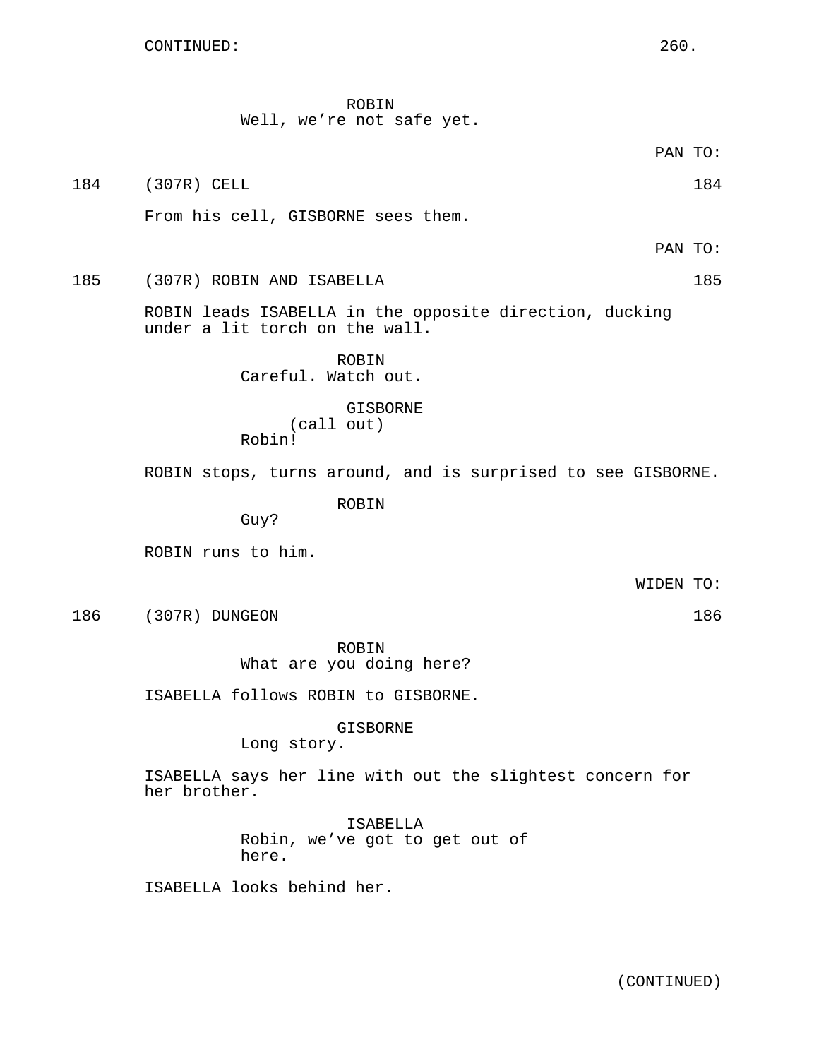CONTINUED:

ROBIN
Well, we're not safe yet.

PAN TO:

184 (307R) CELL 184

From his cell, GISBORNE sees them.

PAN TO:

185 (307R) ROBIN AND ISABELLA 185

ROBIN leads ISABELLA in the opposite direction, ducking under a lit torch on the wall.

ROBIN
Careful. Watch out.

GISBORNE
(call out)
Robin!

ROBIN stops, turns around, and is surprised to see GISBORNE.

ROBIN
Guy?

ROBIN runs to him.

WIDEN TO:

186 (307R) DUNGEON 186

ROBIN
What are you doing here?

ISABELLA follows ROBIN to GISBORNE.

GISBORNE
Long story.

ISABELLA says her line with out the slightest concern for her brother.

ISABELLA
Robin, we've got to get out of here.

ISABELLA looks behind her.

(CONTINUED)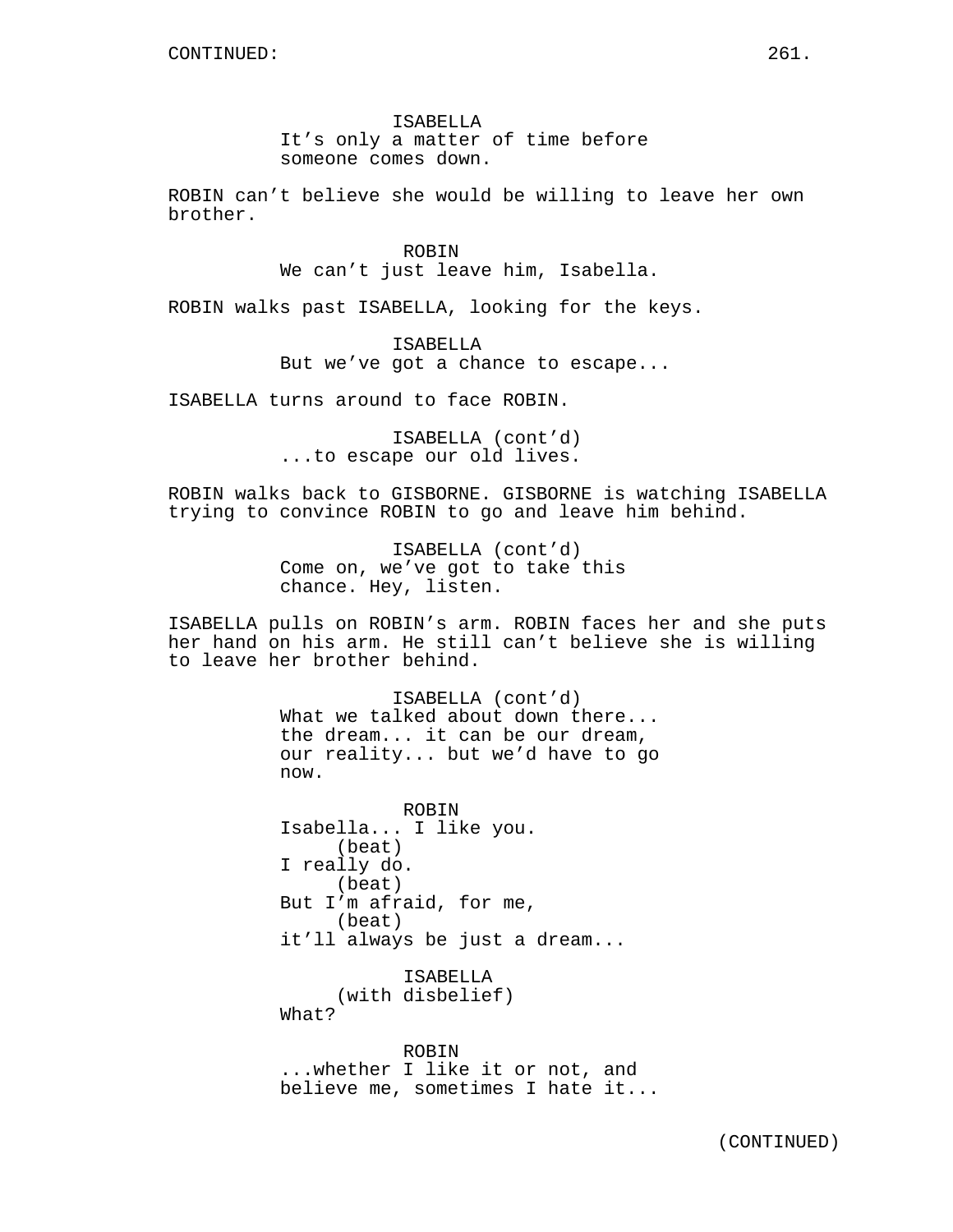ISABELLA
It’s only a matter of time before someone comes down.

ROBIN can’t believe she would be willing to leave her own brother.

ROBIN
We can’t just leave him, Isabella.

ROBIN walks past ISABELLA, looking for the keys.

ISABELLA
But we’ve got a chance to escape...

ISABELLA turns around to face ROBIN.

ISABELLA (cont’d)
...to escape our old lives.

ROBIN walks back to GISBORNE. GISBORNE is watching ISABELLA trying to convince ROBIN to go and leave him behind.

ISABELLA (cont’d)
Come on, we’ve got to take this chance. Hey, listen.

ISABELLA pulls on ROBIN’s arm. ROBIN faces her and she puts her hand on his arm. He still can’t believe she is willing to leave her brother behind.

ISABELLA (cont’d)
What we talked about down there... the dream... it can be our dream, our reality... but we’d have to go now.

ROBIN
Isabella... I like you.
(beat)
I really do.
(beat)
But I’m afraid, for me,
(beat)
it’ll always be just a dream...

ISABELLA
(with disbelief)
What?

ROBIN
...whether I like it or not, and believe me, sometimes I hate it...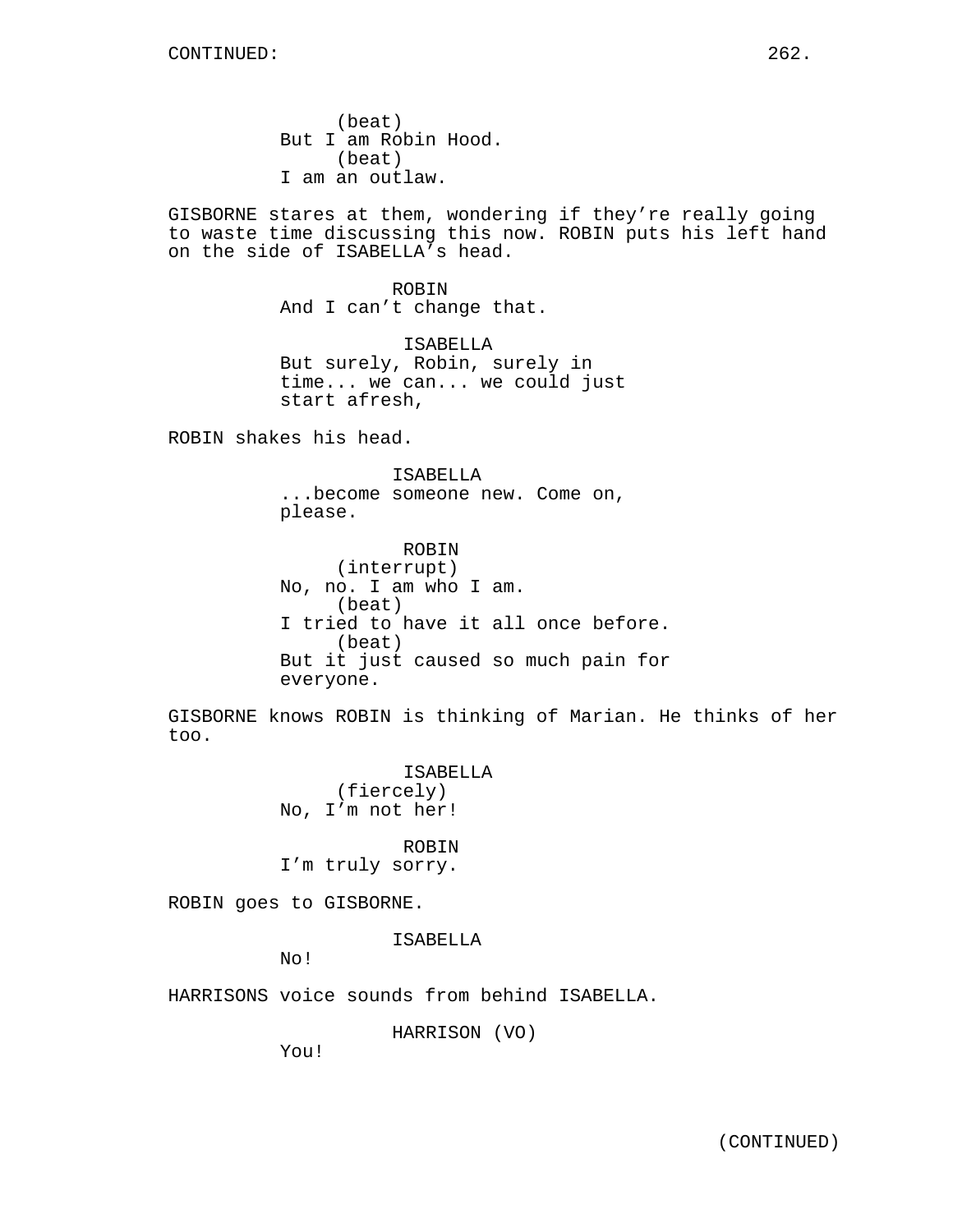(beat)
But I am Robin Hood.
(beat)
I am an outlaw.

GISBORNE stares at them, wondering if they're really going to waste time discussing this now. ROBIN puts his left hand on the side of ISABELLA's head.

ROBIN
And I can't change that.

ISABELLA
But surely, Robin, surely in time... we can... we could just start afresh,

ROBIN shakes his head.

ISABELLA
...become someone new. Come on, please.

ROBIN
(interrupt)
No, no. I am who I am.
(beat)
I tried to have it all once before.
(beat)
But it just caused so much pain for everyone.

GISBORNE knows ROBIN is thinking of Marian. He thinks of her too.

ISABELLA
(fiercely)
No, I'm not her!

ROBIN
I'm truly sorry.

ROBIN goes to GISBORNE.

ISABELLA
No!

HARRISONS voice sounds from behind ISABELLA.

HARRISON (VO)
You!

(CONTINUED)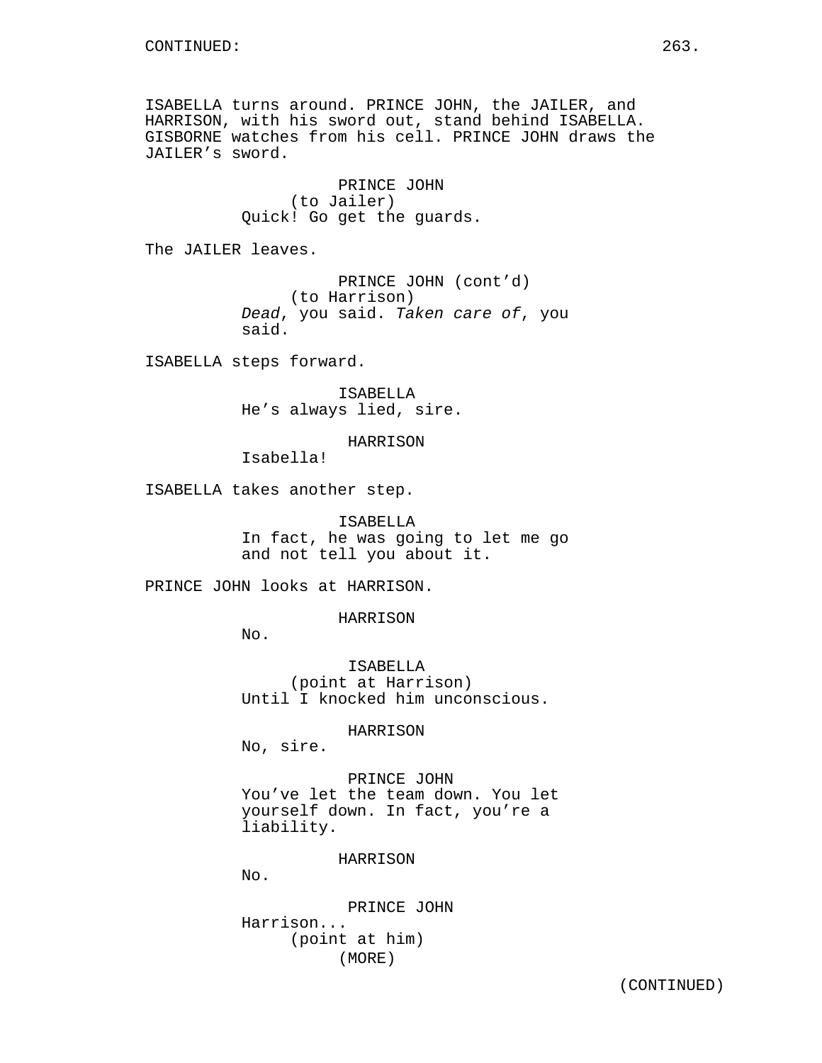ISABELLA turns around. PRINCE JOHN, the JAILER, and HARRISON, with his sword out, stand behind ISABELLA. GISBORNE watches from his cell. PRINCE JOHN draws the JAILER's sword.

PRINCE JOHN
(to Jailer)
Quick! Go get the guards.

The JAILER leaves.

PRINCE JOHN (cont'd)
(to Harrison)
*Dead*, you said. *Taken care of*, you said.

ISABELLA steps forward.

ISABELLA
He's always lied, sire.

HARRISON
Isabella!

ISABELLA takes another step.

ISABELLA
In fact, he was going to let me go and not tell you about it.

PRINCE JOHN looks at HARRISON.

HARRISON
No.

ISABELLA
(point at Harrison)
Until I knocked him unconscious.

HARRISON
No, sire.

PRINCE JOHN
You've let the team down. You let yourself down. In fact, you're a liability.

HARRISON
No.

PRINCE JOHN
Harrison...
(point at him)
(MORE)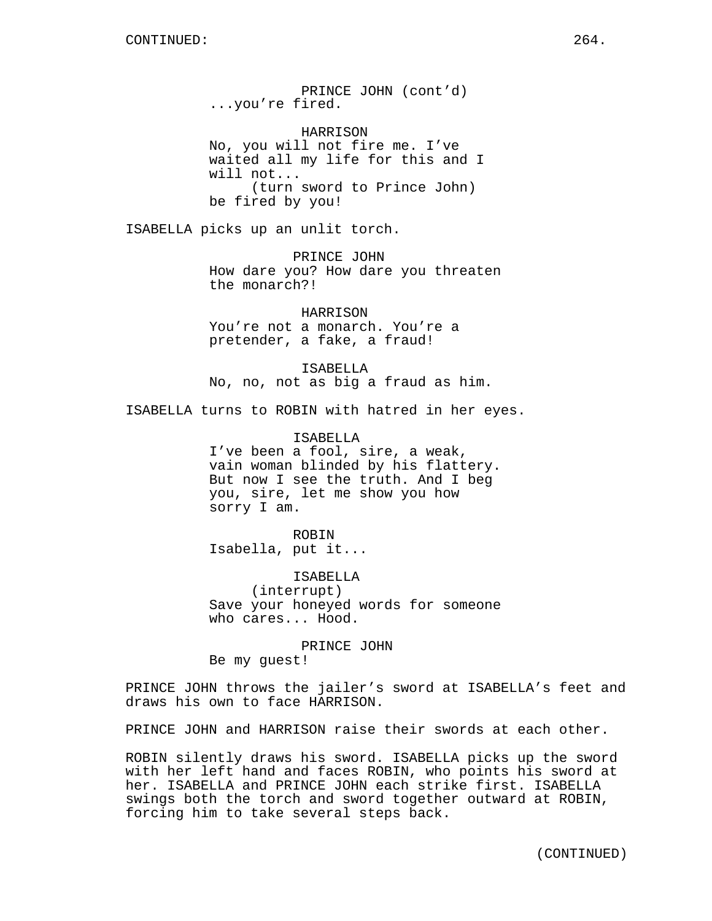CONTINUED:

PRINCE JOHN (cont'd)
...you're fired.

HARRISON
No, you will not fire me. I've waited all my life for this and I will not...
(turn sword to Prince John)
be fired by you!

ISABELLA picks up an unlit torch.

PRINCE JOHN
How dare you? How dare you threaten the monarch?!

HARRISON
You're not a monarch. You're a pretender, a fake, a fraud!

ISABELLA
No, no, not as big a fraud as him.

ISABELLA turns to ROBIN with hatred in her eyes.

ISABELLA
I've been a fool, sire, a weak, vain woman blinded by his flattery. But now I see the truth. And I beg you, sire, let me show you how sorry I am.

ROBIN
Isabella, put it...

ISABELLA
(interrupt)
Save your honeyed words for someone who cares... Hood.

PRINCE JOHN
Be my guest!

PRINCE JOHN throws the jailer's sword at ISABELLA's feet and draws his own to face HARRISON.

PRINCE JOHN and HARRISON raise their swords at each other.

ROBIN silently draws his sword. ISABELLA picks up the sword with her left hand and faces ROBIN, who points his sword at her. ISABELLA and PRINCE JOHN each strike first. ISABELLA swings both the torch and sword together outward at ROBIN, forcing him to take several steps back.

(CONTINUED)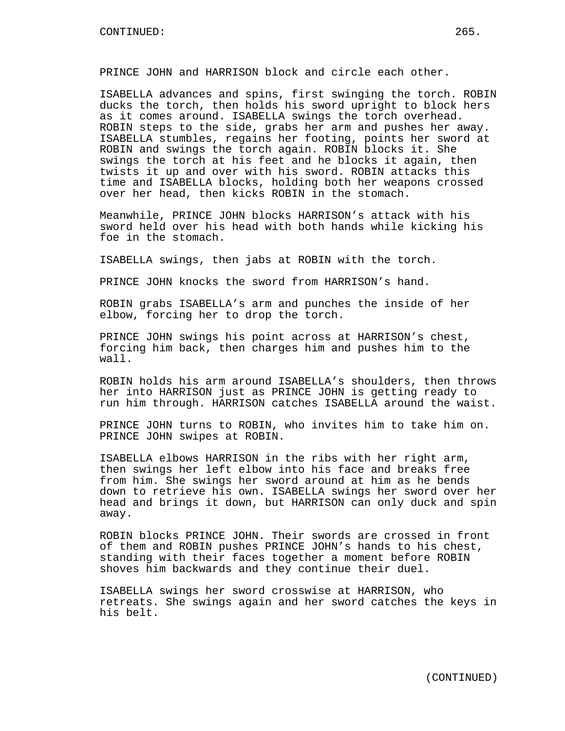PRINCE JOHN and HARRISON block and circle each other.

ISABELLA advances and spins, first swinging the torch. ROBIN ducks the torch, then holds his sword upright to block hers as it comes around. ISABELLA swings the torch overhead. ROBIN steps to the side, grabs her arm and pushes her away. ISABELLA stumbles, regains her footing, points her sword at ROBIN and swings the torch again. ROBIN blocks it. She swings the torch at his feet and he blocks it again, then twists it up and over with his sword. ROBIN attacks this time and ISABELLA blocks, holding both her weapons crossed over her head, then kicks ROBIN in the stomach.

Meanwhile, PRINCE JOHN blocks HARRISON's attack with his sword held over his head with both hands while kicking his foe in the stomach.

ISABELLA swings, then jabs at ROBIN with the torch.

PRINCE JOHN knocks the sword from HARRISON's hand.

ROBIN grabs ISABELLA's arm and punches the inside of her elbow, forcing her to drop the torch.

PRINCE JOHN swings his point across at HARRISON's chest, forcing him back, then charges him and pushes him to the wall.

ROBIN holds his arm around ISABELLA's shoulders, then throws her into HARRISON just as PRINCE JOHN is getting ready to run him through. HARRISON catches ISABELLA around the waist.

PRINCE JOHN turns to ROBIN, who invites him to take him on. PRINCE JOHN swipes at ROBIN.

ISABELLA elbows HARRISON in the ribs with her right arm, then swings her left elbow into his face and breaks free from him. She swings her sword around at him as he bends down to retrieve his own. ISABELLA swings her sword over her head and brings it down, but HARRISON can only duck and spin away.

ROBIN blocks PRINCE JOHN. Their swords are crossed in front of them and ROBIN pushes PRINCE JOHN's hands to his chest, standing with their faces together a moment before ROBIN shoves him backwards and they continue their duel.

ISABELLA swings her sword crosswise at HARRISON, who retreats. She swings again and her sword catches the keys in his belt.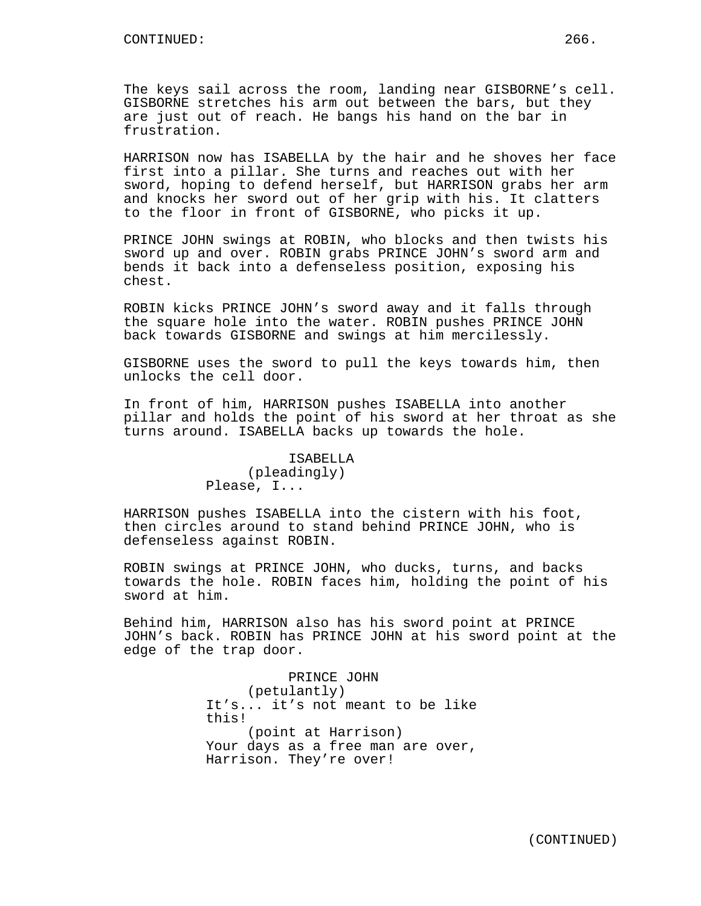The keys sail across the room, landing near GISBORNE's cell. GISBORNE stretches his arm out between the bars, but they are just out of reach. He bangs his hand on the bar in frustration.

HARRISON now has ISABELLA by the hair and he shoves her face first into a pillar. She turns and reaches out with her sword, hoping to defend herself, but HARRISON grabs her arm and knocks her sword out of her grip with his. It clatters to the floor in front of GISBORNE, who picks it up.

PRINCE JOHN swings at ROBIN, who blocks and then twists his sword up and over. ROBIN grabs PRINCE JOHN's sword arm and bends it back into a defenseless position, exposing his chest.

ROBIN kicks PRINCE JOHN's sword away and it falls through the square hole into the water. ROBIN pushes PRINCE JOHN back towards GISBORNE and swings at him mercilessly.

GISBORNE uses the sword to pull the keys towards him, then unlocks the cell door.

In front of him, HARRISON pushes ISABELLA into another pillar and holds the point of his sword at her throat as she turns around. ISABELLA backs up towards the hole.

ISABELLA
(pleadingly)
Please, I...

HARRISON pushes ISABELLA into the cistern with his foot, then circles around to stand behind PRINCE JOHN, who is defenseless against ROBIN.

ROBIN swings at PRINCE JOHN, who ducks, turns, and backs towards the hole. ROBIN faces him, holding the point of his sword at him.

Behind him, HARRISON also has his sword point at PRINCE JOHN's back. ROBIN has PRINCE JOHN at his sword point at the edge of the trap door.

PRINCE JOHN
(petulantly)
It's... it's not meant to be like this!
(point at Harrison)
Your days as a free man are over, Harrison. They're over!

(CONTINUED)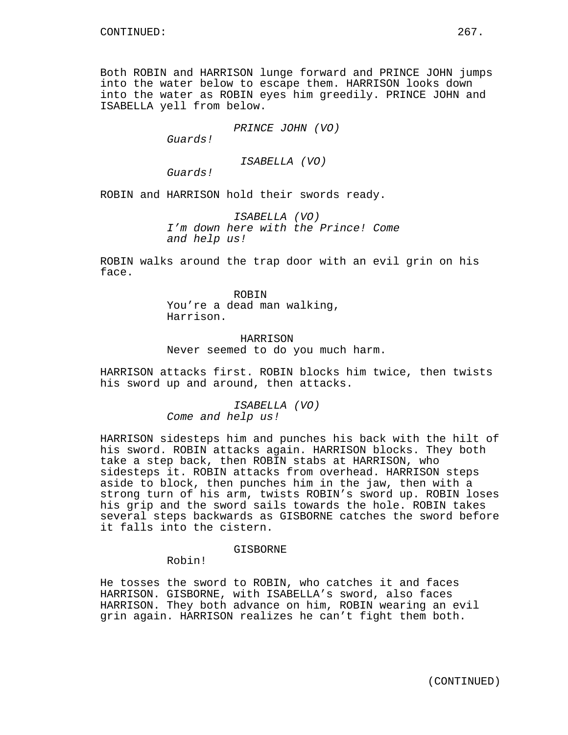Both ROBIN and HARRISON lunge forward and PRINCE JOHN jumps into the water below to escape them. HARRISON looks down into the water as ROBIN eyes him greedily. PRINCE JOHN and ISABELLA yell from below.

*PRINCE JOHN (VO)*
*Guards!*

*ISABELLA (VO)*
*Guards!*

ROBIN and HARRISON hold their swords ready.

*ISABELLA (VO)*
*I'm down here with the Prince! Come and help us!*

ROBIN walks around the trap door with an evil grin on his face.

ROBIN
You're a dead man walking, Harrison.

HARRISON
Never seemed to do you much harm.

HARRISON attacks first. ROBIN blocks him twice, then twists his sword up and around, then attacks.

*ISABELLA (VO)*
*Come and help us!*

HARRISON sidesteps him and punches his back with the hilt of his sword. ROBIN attacks again. HARRISON blocks. They both take a step back, then ROBIN stabs at HARRISON, who sidesteps it. ROBIN attacks from overhead. HARRISON steps aside to block, then punches him in the jaw, then with a strong turn of his arm, twists ROBIN's sword up. ROBIN loses his grip and the sword sails towards the hole. ROBIN takes several steps backwards as GISBORNE catches the sword before it falls into the cistern.

GISBORNE
Robin!

He tosses the sword to ROBIN, who catches it and faces HARRISON. GISBORNE, with ISABELLA's sword, also faces HARRISON. They both advance on him, ROBIN wearing an evil grin again. HARRISON realizes he can't fight them both.

(CONTINUED)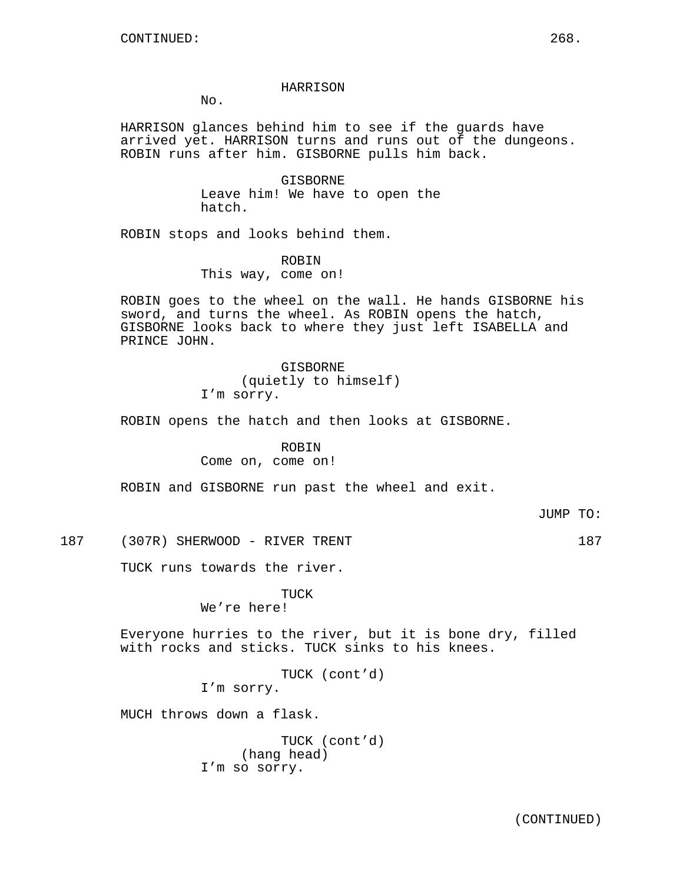CONTINUED:

HARRISON
No.

HARRISON glances behind him to see if the guards have arrived yet. HARRISON turns and runs out of the dungeons. ROBIN runs after him. GISBORNE pulls him back.

GISBORNE
Leave him! We have to open the hatch.

ROBIN stops and looks behind them.

ROBIN
This way, come on!

ROBIN goes to the wheel on the wall. He hands GISBORNE his sword, and turns the wheel. As ROBIN opens the hatch, GISBORNE looks back to where they just left ISABELLA and PRINCE JOHN.

GISBORNE
(quietly to himself)
I'm sorry.

ROBIN opens the hatch and then looks at GISBORNE.

ROBIN
Come on, come on!

ROBIN and GISBORNE run past the wheel and exit.

JUMP TO:

187 (307R) SHERWOOD - RIVER TRENT 187

TUCK runs towards the river.

TUCK
We're here!

Everyone hurries to the river, but it is bone dry, filled with rocks and sticks. TUCK sinks to his knees.

TUCK (cont'd)
I'm sorry.

MUCH throws down a flask.

TUCK (cont'd)
(hang head)
I'm so sorry.

(CONTINUED)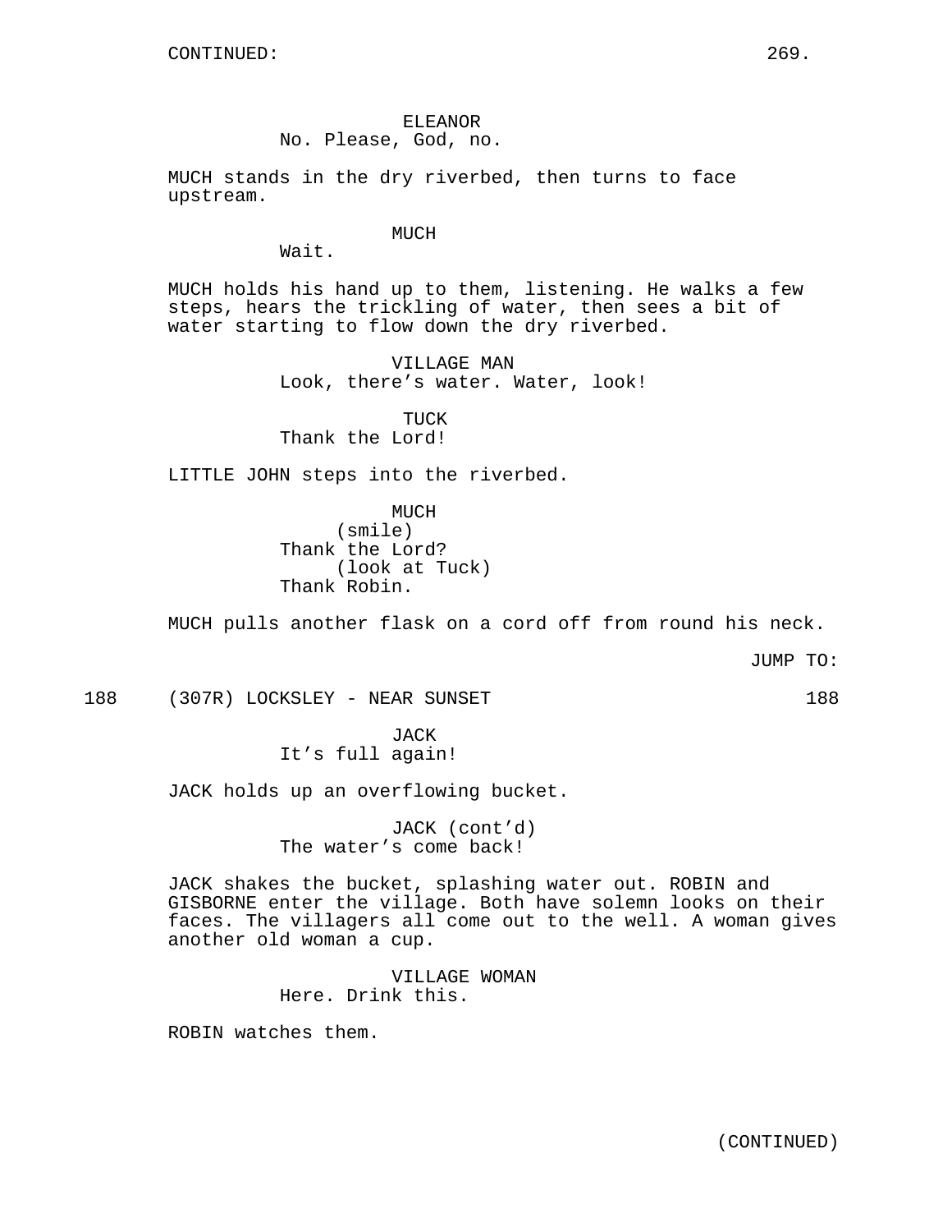CONTINUED:

ELEANOR
No. Please, God, no.

MUCH stands in the dry riverbed, then turns to face upstream.

MUCH
Wait.

MUCH holds his hand up to them, listening. He walks a few steps, hears the trickling of water, then sees a bit of water starting to flow down the dry riverbed.

VILLAGE MAN
Look, there's water. Water, look!

TUCK
Thank the Lord!

LITTLE JOHN steps into the riverbed.

MUCH
(smile)
Thank the Lord?
(look at Tuck)
Thank Robin.

MUCH pulls another flask on a cord off from round his neck.

JUMP TO:

188 (307R) LOCKSLEY - NEAR SUNSET 188

JACK
It's full again!

JACK holds up an overflowing bucket.

JACK (cont'd)
The water's come back!

JACK shakes the bucket, splashing water out. ROBIN and GISBORNE enter the village. Both have solemn looks on their faces. The villagers all come out to the well. A woman gives another old woman a cup.

VILLAGE WOMAN
Here. Drink this.

ROBIN watches them.

(CONTINUED)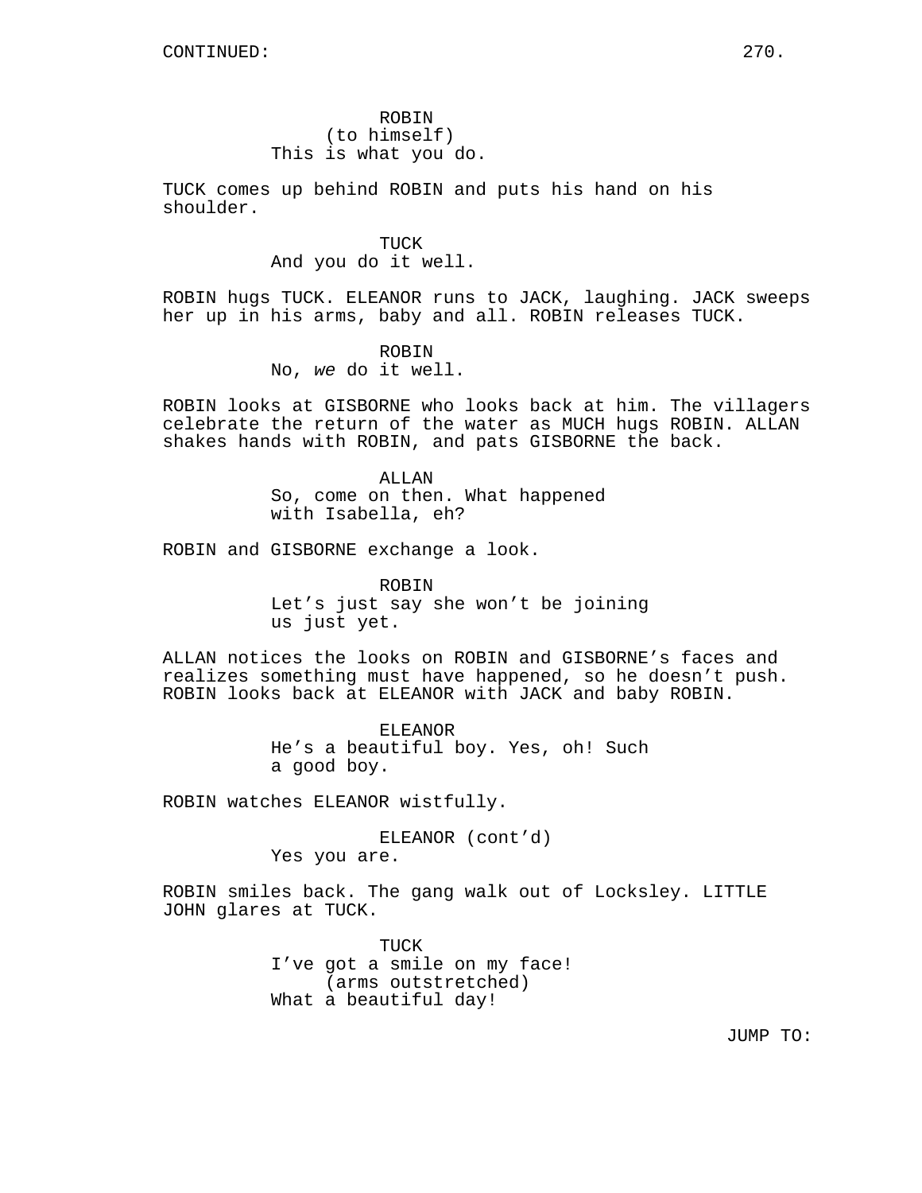CONTINUED:

ROBIN
(to himself)
This is what you do.

TUCK comes up behind ROBIN and puts his hand on his shoulder.

TUCK
And you do it well.

ROBIN hugs TUCK. ELEANOR runs to JACK, laughing. JACK sweeps her up in his arms, baby and all. ROBIN releases TUCK.

ROBIN
No, *we* do it well.

ROBIN looks at GISBORNE who looks back at him. The villagers celebrate the return of the water as MUCH hugs ROBIN. ALLAN shakes hands with ROBIN, and pats GISBORNE the back.

ALLAN
So, come on then. What happened with Isabella, eh?

ROBIN and GISBORNE exchange a look.

ROBIN
Let's just say she won't be joining us just yet.

ALLAN notices the looks on ROBIN and GISBORNE's faces and realizes something must have happened, so he doesn't push. ROBIN looks back at ELEANOR with JACK and baby ROBIN.

ELEANOR
He's a beautiful boy. Yes, oh! Such a good boy.

ROBIN watches ELEANOR wistfully.

ELEANOR (cont'd)
Yes you are.

ROBIN smiles back. The gang walk out of Locksley. LITTLE JOHN glares at TUCK.

TUCK
I've got a smile on my face!
(arms outstretched)
What a beautiful day!

JUMP TO: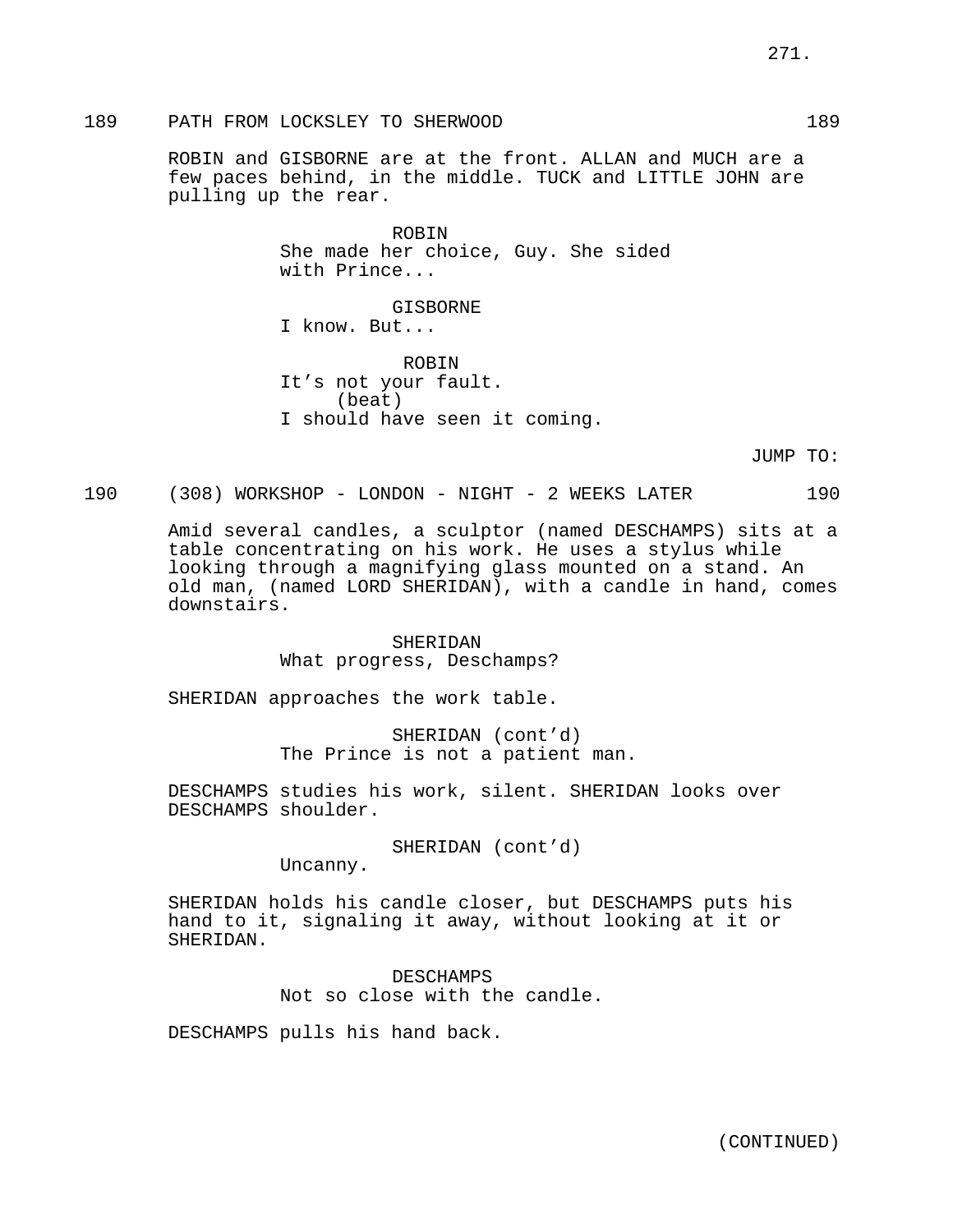189 PATH FROM LOCKSLEY TO SHERWOOD 189

ROBIN and GISBORNE are at the front. ALLAN and MUCH are a few paces behind, in the middle. TUCK and LITTLE JOHN are pulling up the rear.

ROBIN
She made her choice, Guy. She sided with Prince...

GISBORNE
I know. But...

ROBIN
It’s not your fault.
(beat)
I should have seen it coming.

JUMP TO:

190 (308) WORKSHOP - LONDON - NIGHT - 2 WEEKS LATER 190

Amid several candles, a sculptor (named DESCHAMPS) sits at a table concentrating on his work. He uses a stylus while looking through a magnifying glass mounted on a stand. An old man, (named LORD SHERIDAN), with a candle in hand, comes downstairs.

SHERIDAN
What progress, Deschamps?

SHERIDAN approaches the work table.

SHERIDAN (cont’d)
The Prince is not a patient man.

DESCHAMPS studies his work, silent. SHERIDAN looks over DESCHAMPS shoulder.

SHERIDAN (cont’d)
Uncanny.

SHERIDAN holds his candle closer, but DESCHAMPS puts his hand to it, signaling it away, without looking at it or SHERIDAN.

DESCHAMPS
Not so close with the candle.

DESCHAMPS pulls his hand back.

(CONTINUED)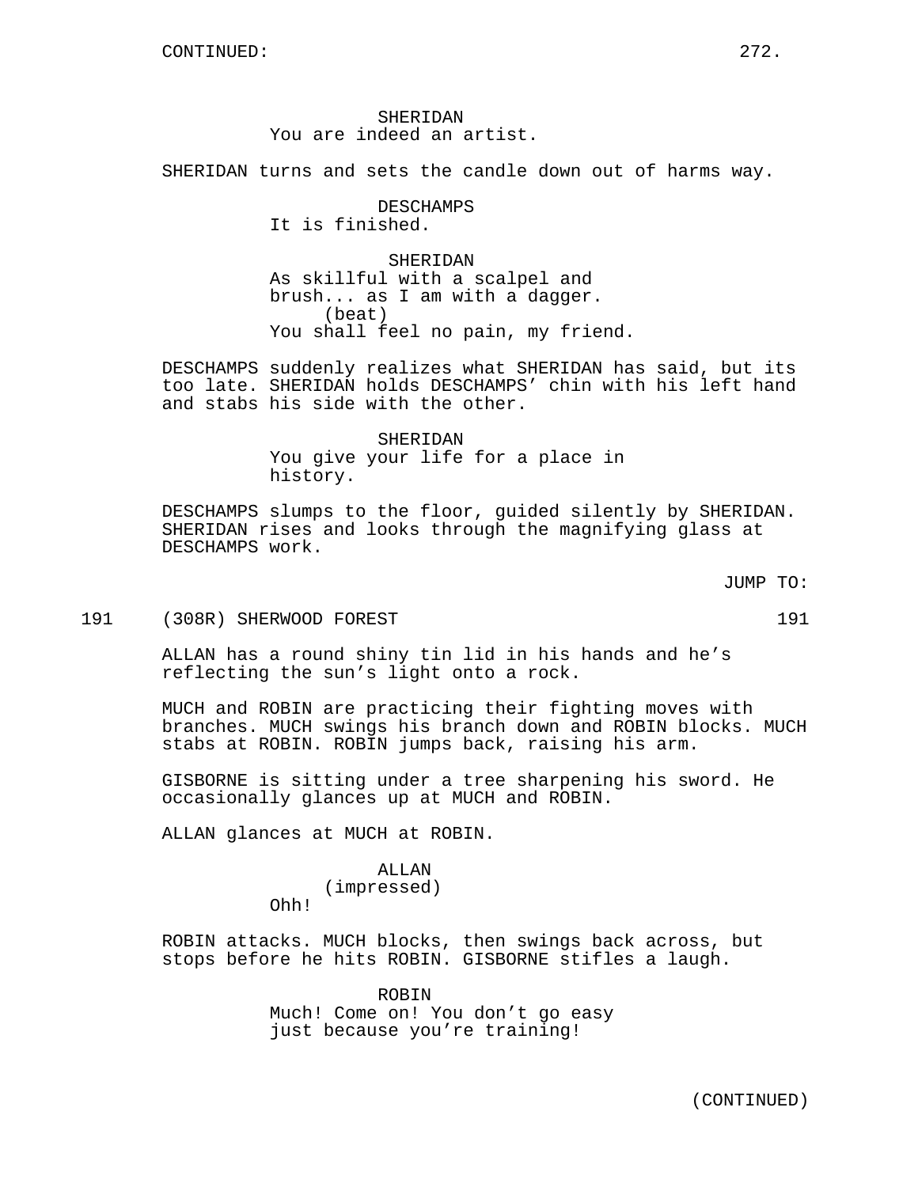SHERIDAN
You are indeed an artist.

SHERIDAN turns and sets the candle down out of harms way.

DESCHAMPS
It is finished.

SHERIDAN
As skillful with a scalpel and brush... as I am with a dagger.
(beat)
You shall feel no pain, my friend.

DESCHAMPS suddenly realizes what SHERIDAN has said, but its too late. SHERIDAN holds DESCHAMPS' chin with his left hand and stabs his side with the other.

SHERIDAN
You give your life for a place in history.

DESCHAMPS slumps to the floor, guided silently by SHERIDAN. SHERIDAN rises and looks through the magnifying glass at DESCHAMPS work.

JUMP TO:

191 (308R) SHERWOOD FOREST 191

ALLAN has a round shiny tin lid in his hands and he's reflecting the sun's light onto a rock.

MUCH and ROBIN are practicing their fighting moves with branches. MUCH swings his branch down and ROBIN blocks. MUCH stabs at ROBIN. ROBIN jumps back, raising his arm.

GISBORNE is sitting under a tree sharpening his sword. He occasionally glances up at MUCH and ROBIN.

ALLAN glances at MUCH at ROBIN.

ALLAN
(impressed)
Ohh!

ROBIN attacks. MUCH blocks, then swings back across, but stops before he hits ROBIN. GISBORNE stifles a laugh.

ROBIN
Much! Come on! You don't go easy just because you're training!

(CONTINUED)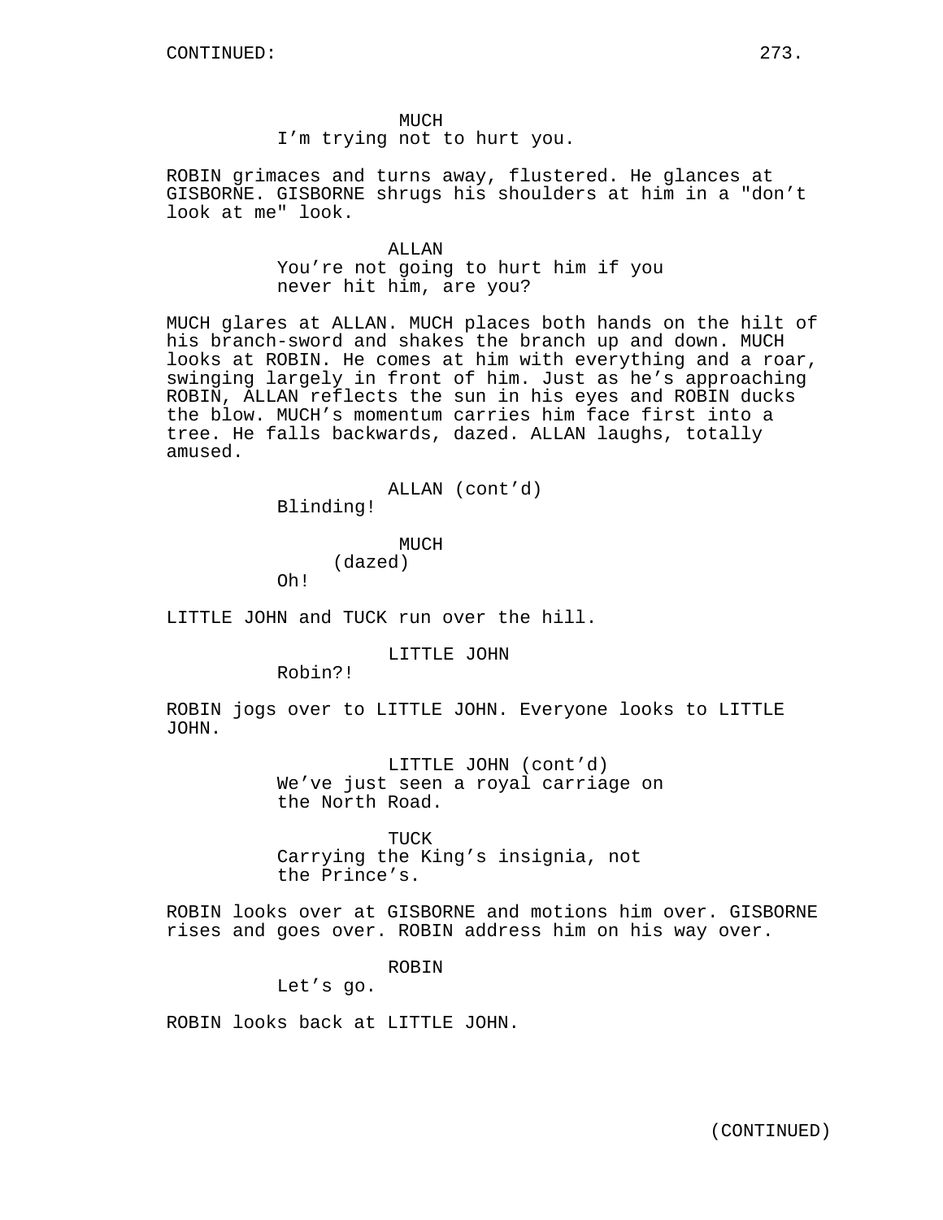CONTINUED:

MUCH
I'm trying not to hurt you.

ROBIN grimaces and turns away, flustered. He glances at GISBORNE. GISBORNE shrugs his shoulders at him in a "don't look at me" look.

ALLAN
You're not going to hurt him if you never hit him, are you?

MUCH glares at ALLAN. MUCH places both hands on the hilt of his branch-sword and shakes the branch up and down. MUCH looks at ROBIN. He comes at him with everything and a roar, swinging largely in front of him. Just as he's approaching ROBIN, ALLAN reflects the sun in his eyes and ROBIN ducks the blow. MUCH's momentum carries him face first into a tree. He falls backwards, dazed. ALLAN laughs, totally amused.

ALLAN (cont'd)
Blinding!

MUCH
(dazed)
Oh!

LITTLE JOHN and TUCK run over the hill.

LITTLE JOHN
Robin?!

ROBIN jogs over to LITTLE JOHN. Everyone looks to LITTLE JOHN.

LITTLE JOHN (cont'd)
We've just seen a royal carriage on the North Road.

TUCK
Carrying the King's insignia, not the Prince's.

ROBIN looks over at GISBORNE and motions him over. GISBORNE rises and goes over. ROBIN address him on his way over.

ROBIN
Let's go.

ROBIN looks back at LITTLE JOHN.

(CONTINUED)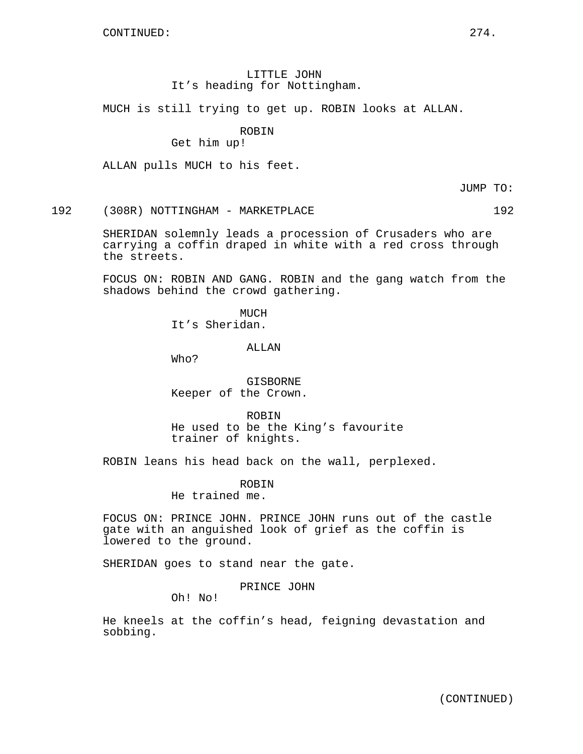CONTINUED:

LITTLE JOHN
It's heading for Nottingham.

MUCH is still trying to get up. ROBIN looks at ALLAN.

ROBIN
Get him up!

ALLAN pulls MUCH to his feet.

JUMP TO:

192 (308R) NOTTINGHAM - MARKETPLACE 192

SHERIDAN solemnly leads a procession of Crusaders who are carrying a coffin draped in white with a red cross through the streets.

FOCUS ON: ROBIN AND GANG. ROBIN and the gang watch from the shadows behind the crowd gathering.

MUCH
It's Sheridan.

ALLAN
Who?

GISBORNE
Keeper of the Crown.

ROBIN
He used to be the King's favourite trainer of knights.

ROBIN leans his head back on the wall, perplexed.

ROBIN
He trained me.

FOCUS ON: PRINCE JOHN. PRINCE JOHN runs out of the castle gate with an anguished look of grief as the coffin is lowered to the ground.

SHERIDAN goes to stand near the gate.

PRINCE JOHN
Oh! No!

He kneels at the coffin's head, feigning devastation and sobbing.

(CONTINUED)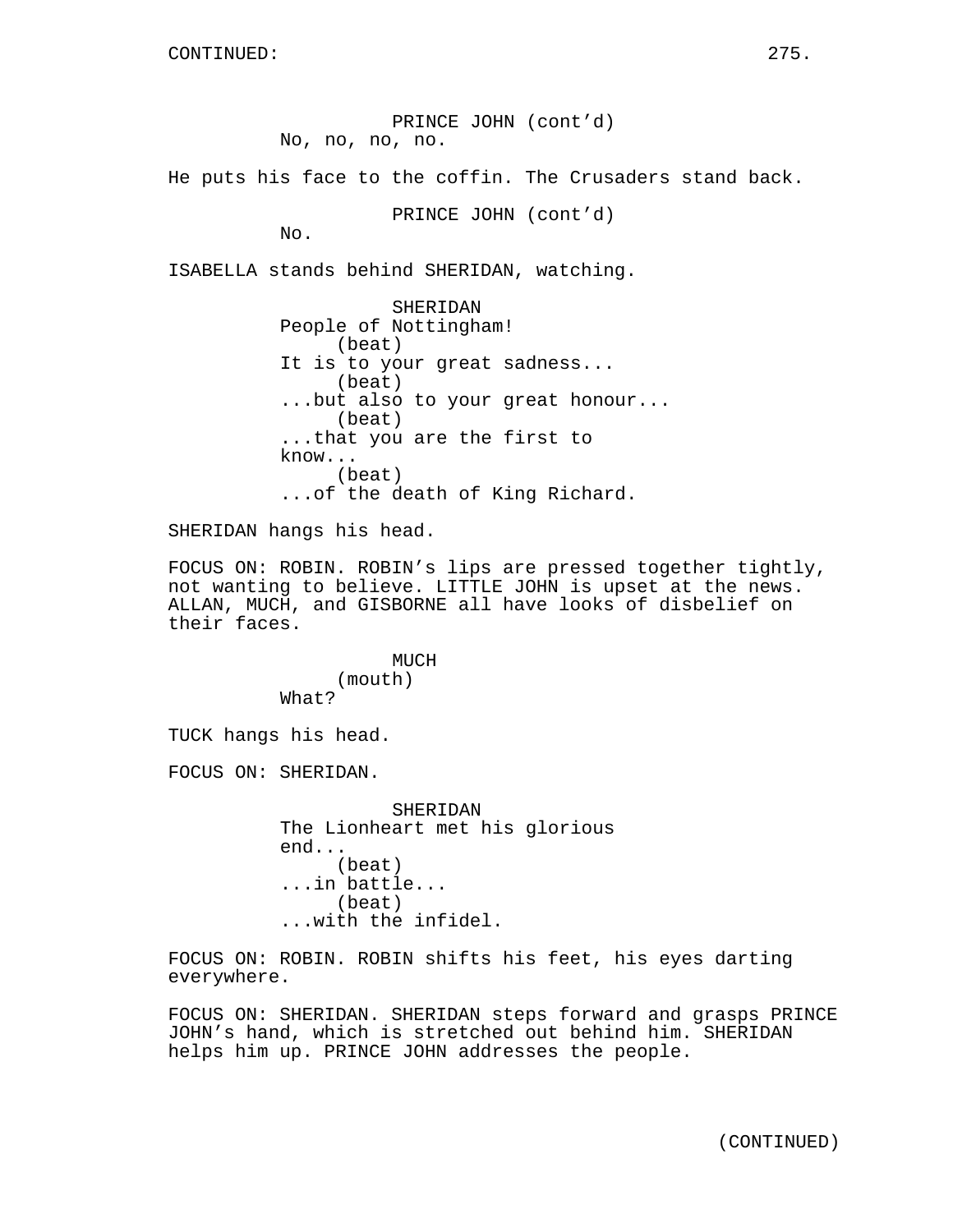PRINCE JOHN (cont'd)
No, no, no, no.

He puts his face to the coffin. The Crusaders stand back.

PRINCE JOHN (cont'd)
No.

ISABELLA stands behind SHERIDAN, watching.

SHERIDAN
People of Nottingham!
(beat)
It is to your great sadness...
(beat)
...but also to your great honour...
(beat)
...that you are the first to know...
(beat)
...of the death of King Richard.

SHERIDAN hangs his head.

FOCUS ON: ROBIN. ROBIN's lips are pressed together tightly, not wanting to believe. LITTLE JOHN is upset at the news. ALLAN, MUCH, and GISBORNE all have looks of disbelief on their faces.

MUCH
(mouth)
What?

TUCK hangs his head.

FOCUS ON: SHERIDAN.

SHERIDAN
The Lionheart met his glorious end...
(beat)
...in battle...
(beat)
...with the infidel.

FOCUS ON: ROBIN. ROBIN shifts his feet, his eyes darting everywhere.

FOCUS ON: SHERIDAN. SHERIDAN steps forward and grasps PRINCE JOHN's hand, which is stretched out behind him. SHERIDAN helps him up. PRINCE JOHN addresses the people.

(CONTINUED)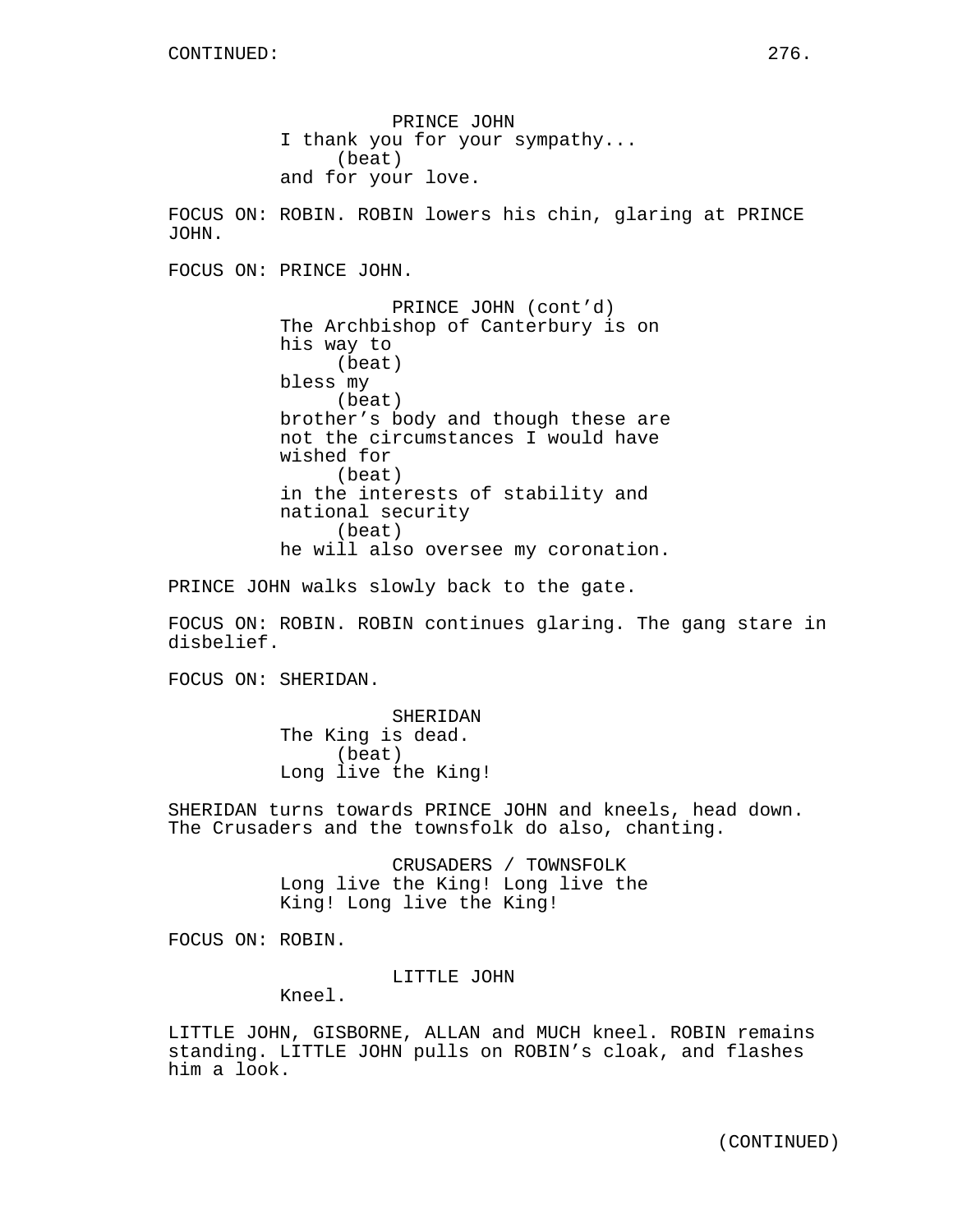PRINCE JOHN
I thank you for your sympathy...
(beat)
and for your love.

FOCUS ON: ROBIN. ROBIN lowers his chin, glaring at PRINCE JOHN.

FOCUS ON: PRINCE JOHN.

PRINCE JOHN (cont'd)
The Archbishop of Canterbury is on his way to
(beat)
bless my
(beat)
brother's body and though these are not the circumstances I would have wished for
(beat)
in the interests of stability and national security
(beat)
he will also oversee my coronation.

PRINCE JOHN walks slowly back to the gate.

FOCUS ON: ROBIN. ROBIN continues glaring. The gang stare in disbelief.

FOCUS ON: SHERIDAN.

SHERIDAN
The King is dead.
(beat)
Long live the King!

SHERIDAN turns towards PRINCE JOHN and kneels, head down. The Crusaders and the townsfolk do also, chanting.

CRUSADERS / TOWNSFOLK
Long live the King! Long live the King! Long live the King!

FOCUS ON: ROBIN.

LITTLE JOHN
Kneel.

LITTLE JOHN, GISBORNE, ALLAN and MUCH kneel. ROBIN remains standing. LITTLE JOHN pulls on ROBIN's cloak, and flashes him a look.

(CONTINUED)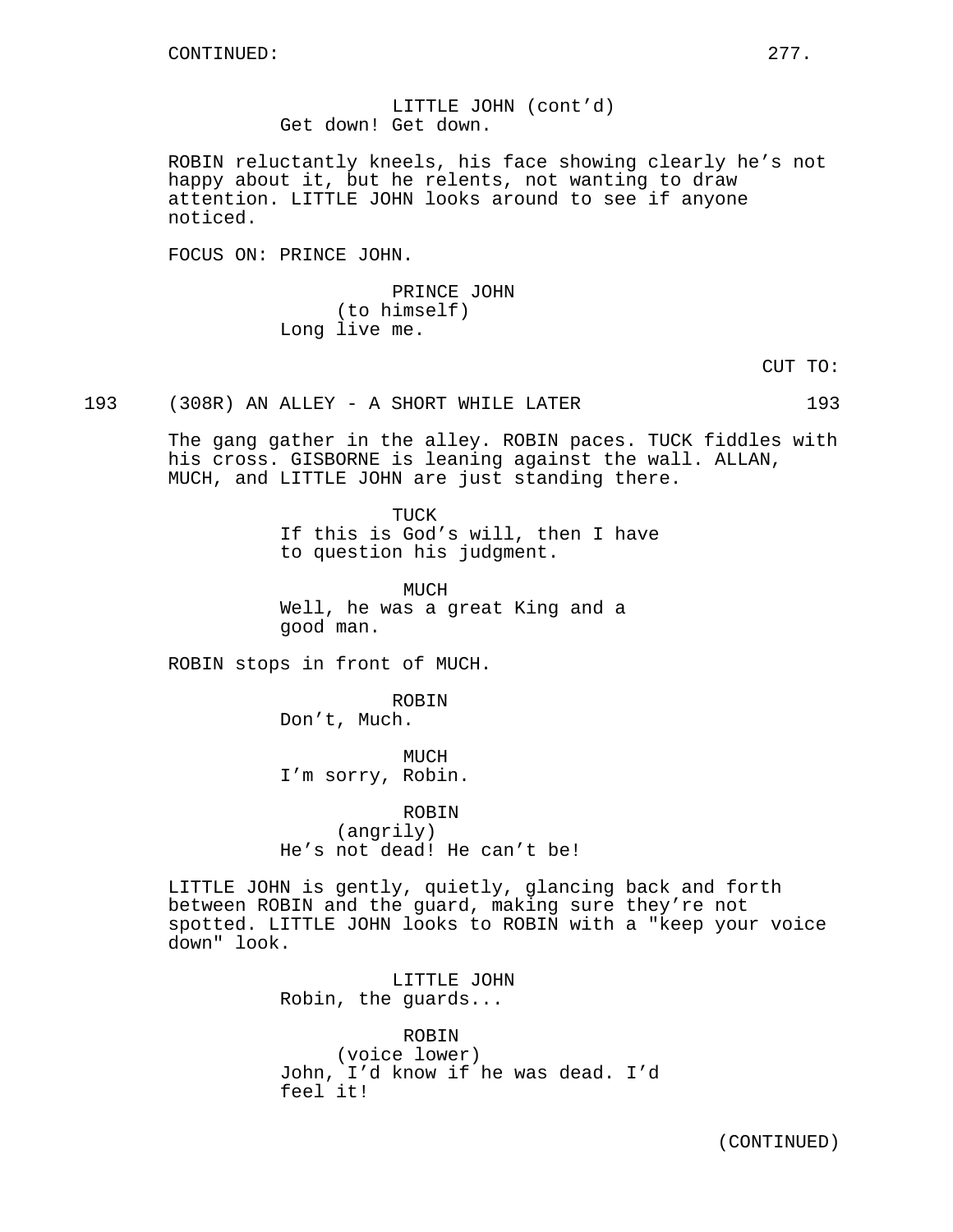CONTINUED:

LITTLE JOHN (cont'd)
Get down! Get down.

ROBIN reluctantly kneels, his face showing clearly he's not happy about it, but he relents, not wanting to draw attention. LITTLE JOHN looks around to see if anyone noticed.

FOCUS ON: PRINCE JOHN.

PRINCE JOHN
(to himself)
Long live me.

CUT TO:

193 (308R) AN ALLEY - A SHORT WHILE LATER 193

The gang gather in the alley. ROBIN paces. TUCK fiddles with his cross. GISBORNE is leaning against the wall. ALLAN, MUCH, and LITTLE JOHN are just standing there.

TUCK
If this is God's will, then I have to question his judgment.

MUCH
Well, he was a great King and a good man.

ROBIN stops in front of MUCH.

ROBIN
Don't, Much.

MUCH
I'm sorry, Robin.

ROBIN
(angrily)
He's not dead! He can't be!

LITTLE JOHN is gently, quietly, glancing back and forth between ROBIN and the guard, making sure they're not spotted. LITTLE JOHN looks to ROBIN with a "keep your voice down" look.

LITTLE JOHN
Robin, the guards...

ROBIN
(voice lower)
John, I'd know if he was dead. I'd feel it!

(CONTINUED)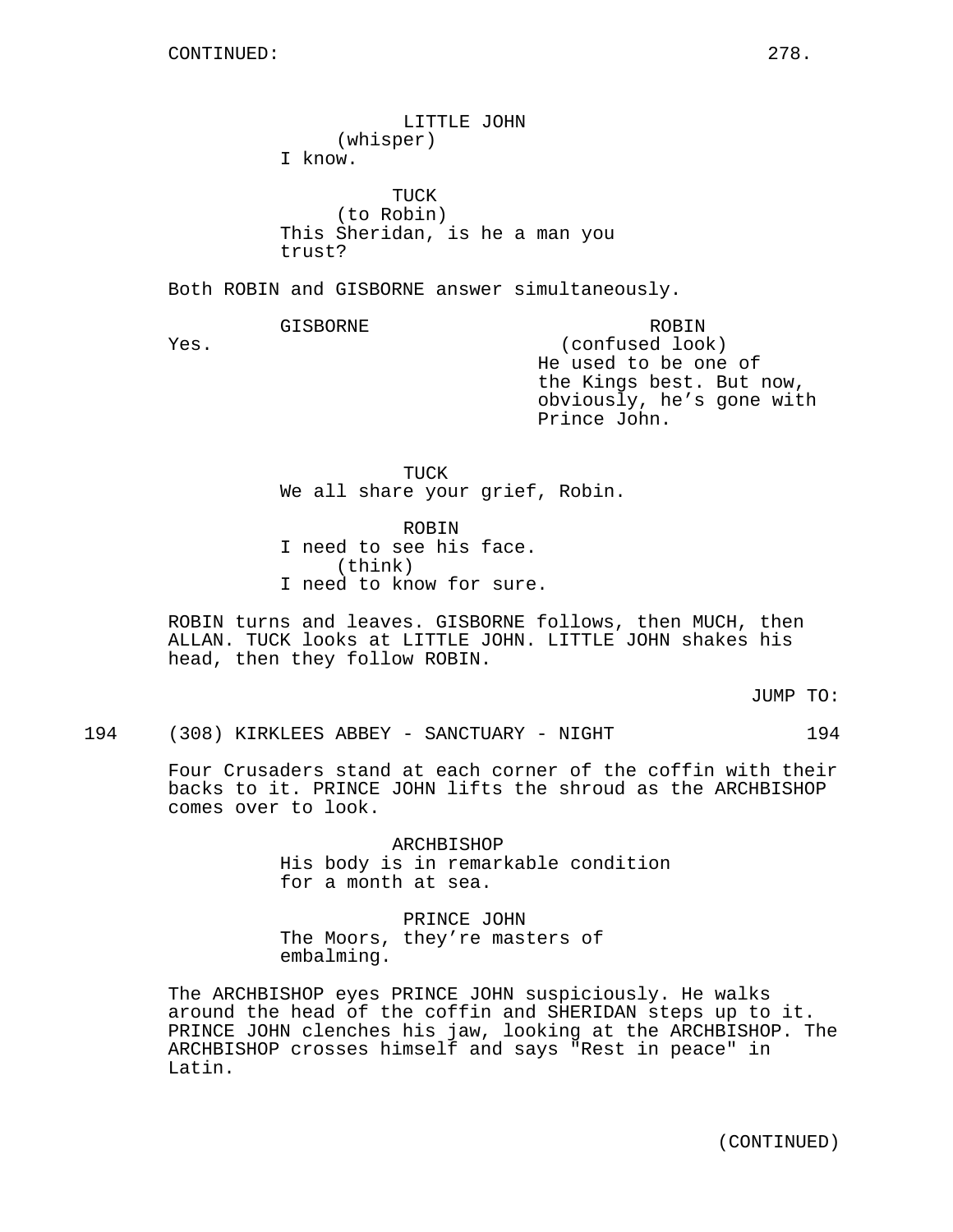CONTINUED:

LITTLE JOHN
(whisper)
I know.

TUCK
(to Robin)
This Sheridan, is he a man you trust?

Both ROBIN and GISBORNE answer simultaneously.

GISBORNE
Yes.

ROBIN
(confused look)
He used to be one of the Kings best. But now, obviously, he’s gone with Prince John.

TUCK
We all share your grief, Robin.

ROBIN
I need to see his face.
(think)
I need to know for sure.

ROBIN turns and leaves. GISBORNE follows, then MUCH, then ALLAN. TUCK looks at LITTLE JOHN. LITTLE JOHN shakes his head, then they follow ROBIN.

JUMP TO:

194 (308) KIRKLEES ABBEY - SANCTUARY - NIGHT 194

Four Crusaders stand at each corner of the coffin with their backs to it. PRINCE JOHN lifts the shroud as the ARCHBISHOP comes over to look.

ARCHBISHOP
His body is in remarkable condition for a month at sea.

PRINCE JOHN
The Moors, they’re masters of embalming.

The ARCHBISHOP eyes PRINCE JOHN suspiciously. He walks around the head of the coffin and SHERIDAN steps up to it. PRINCE JOHN clenches his jaw, looking at the ARCHBISHOP. The ARCHBISHOP crosses himself and says "Rest in peace" in Latin.

(CONTINUED)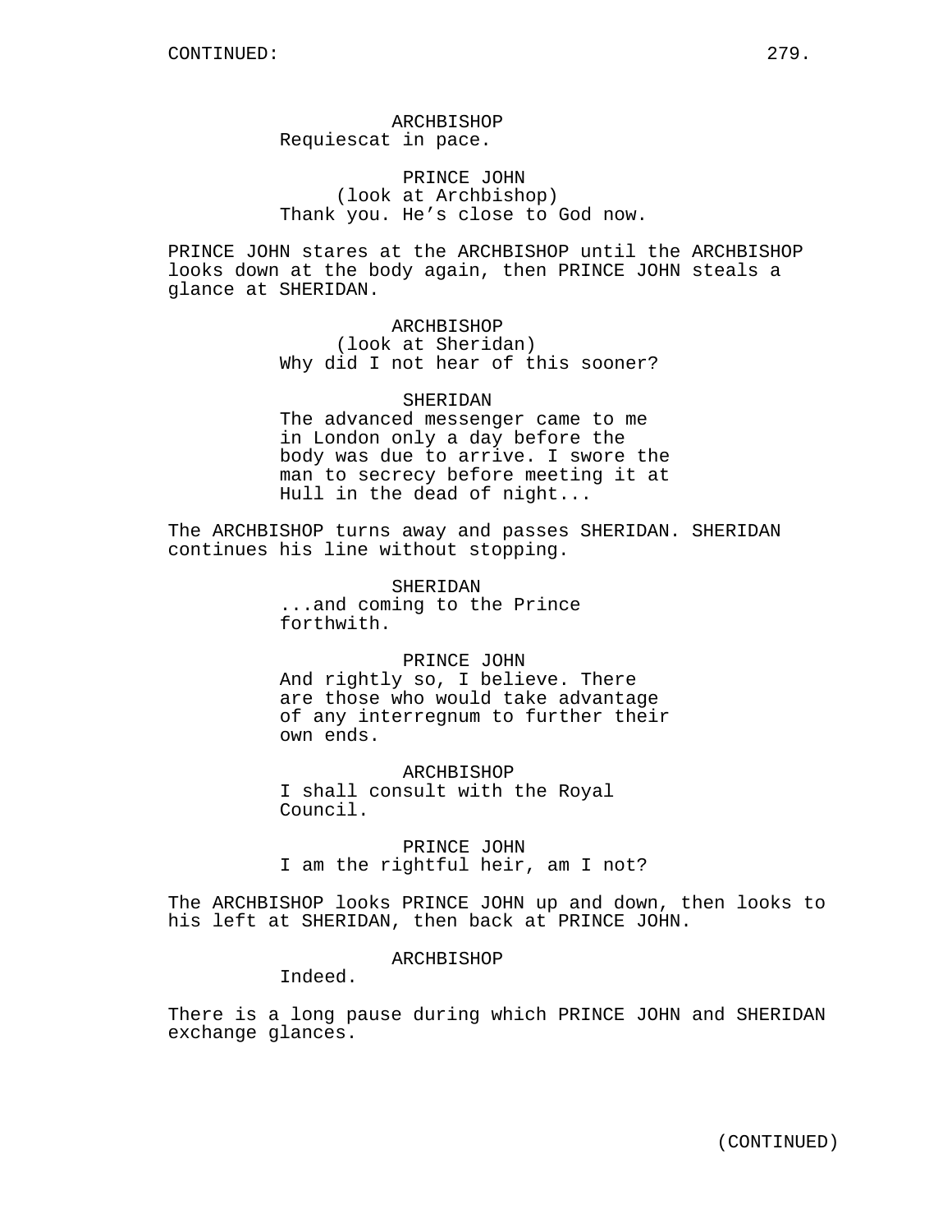ARCHBISHOP
Requiescat in pace.

PRINCE JOHN
(look at Archbishop)
Thank you. He's close to God now.

PRINCE JOHN stares at the ARCHBISHOP until the ARCHBISHOP looks down at the body again, then PRINCE JOHN steals a glance at SHERIDAN.

ARCHBISHOP
(look at Sheridan)
Why did I not hear of this sooner?

SHERIDAN
The advanced messenger came to me in London only a day before the body was due to arrive. I swore the man to secrecy before meeting it at Hull in the dead of night...

The ARCHBISHOP turns away and passes SHERIDAN. SHERIDAN continues his line without stopping.

SHERIDAN
...and coming to the Prince forthwith.

PRINCE JOHN
And rightly so, I believe. There are those who would take advantage of any interregnum to further their own ends.

ARCHBISHOP
I shall consult with the Royal Council.

PRINCE JOHN
I am the rightful heir, am I not?

The ARCHBISHOP looks PRINCE JOHN up and down, then looks to his left at SHERIDAN, then back at PRINCE JOHN.

ARCHBISHOP
Indeed.

There is a long pause during which PRINCE JOHN and SHERIDAN exchange glances.

(CONTINUED)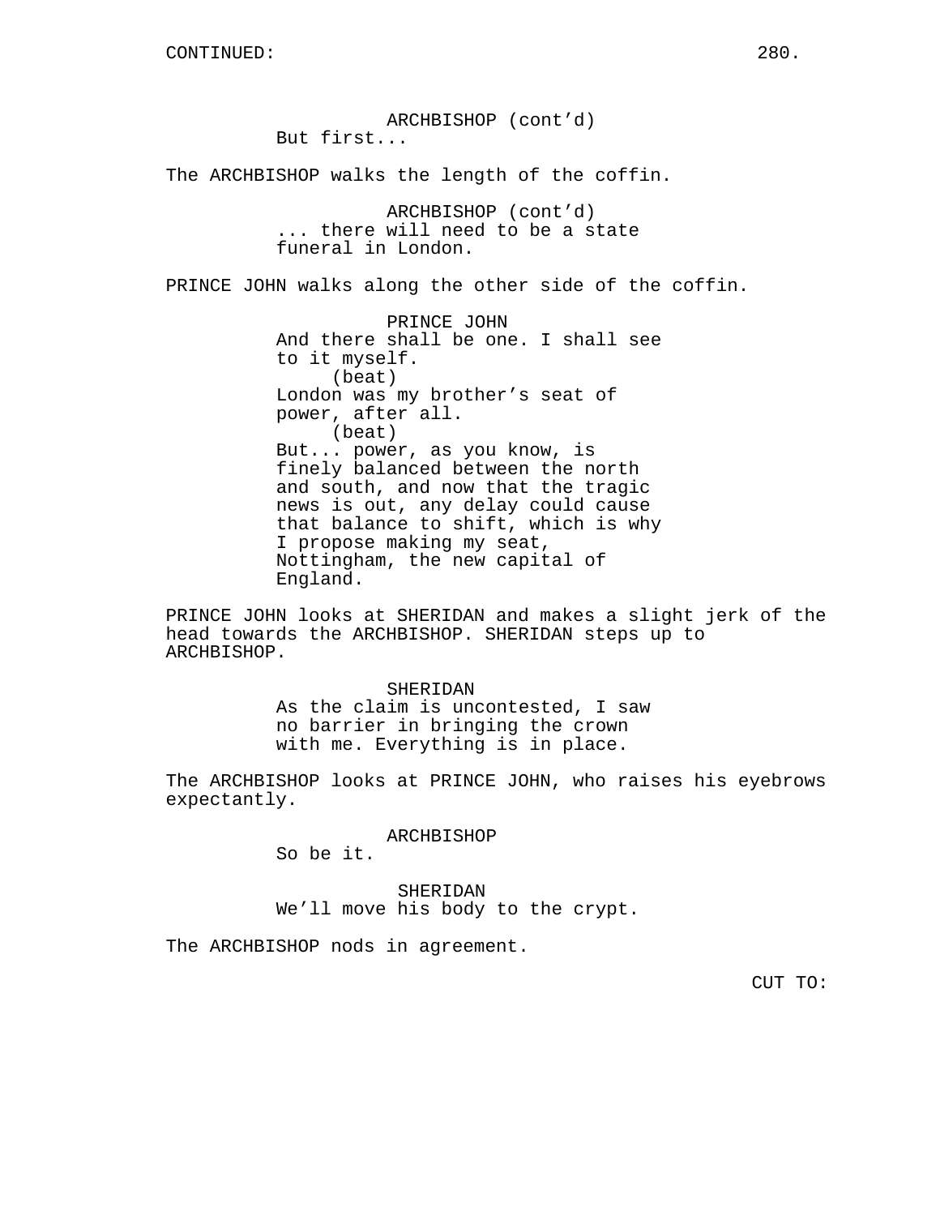CONTINUED:

ARCHBISHOP (cont'd)
But first...

The ARCHBISHOP walks the length of the coffin.

ARCHBISHOP (cont'd)
... there will need to be a state funeral in London.

PRINCE JOHN walks along the other side of the coffin.

PRINCE JOHN
And there shall be one. I shall see to it myself.
(beat)
London was my brother's seat of power, after all.
(beat)
But... power, as you know, is finely balanced between the north and south, and now that the tragic news is out, any delay could cause that balance to shift, which is why I propose making my seat, Nottingham, the new capital of England.

PRINCE JOHN looks at SHERIDAN and makes a slight jerk of the head towards the ARCHBISHOP. SHERIDAN steps up to ARCHBISHOP.

SHERIDAN
As the claim is uncontested, I saw no barrier in bringing the crown with me. Everything is in place.

The ARCHBISHOP looks at PRINCE JOHN, who raises his eyebrows expectantly.

ARCHBISHOP
So be it.

SHERIDAN
We'll move his body to the crypt.

The ARCHBISHOP nods in agreement.

CUT TO: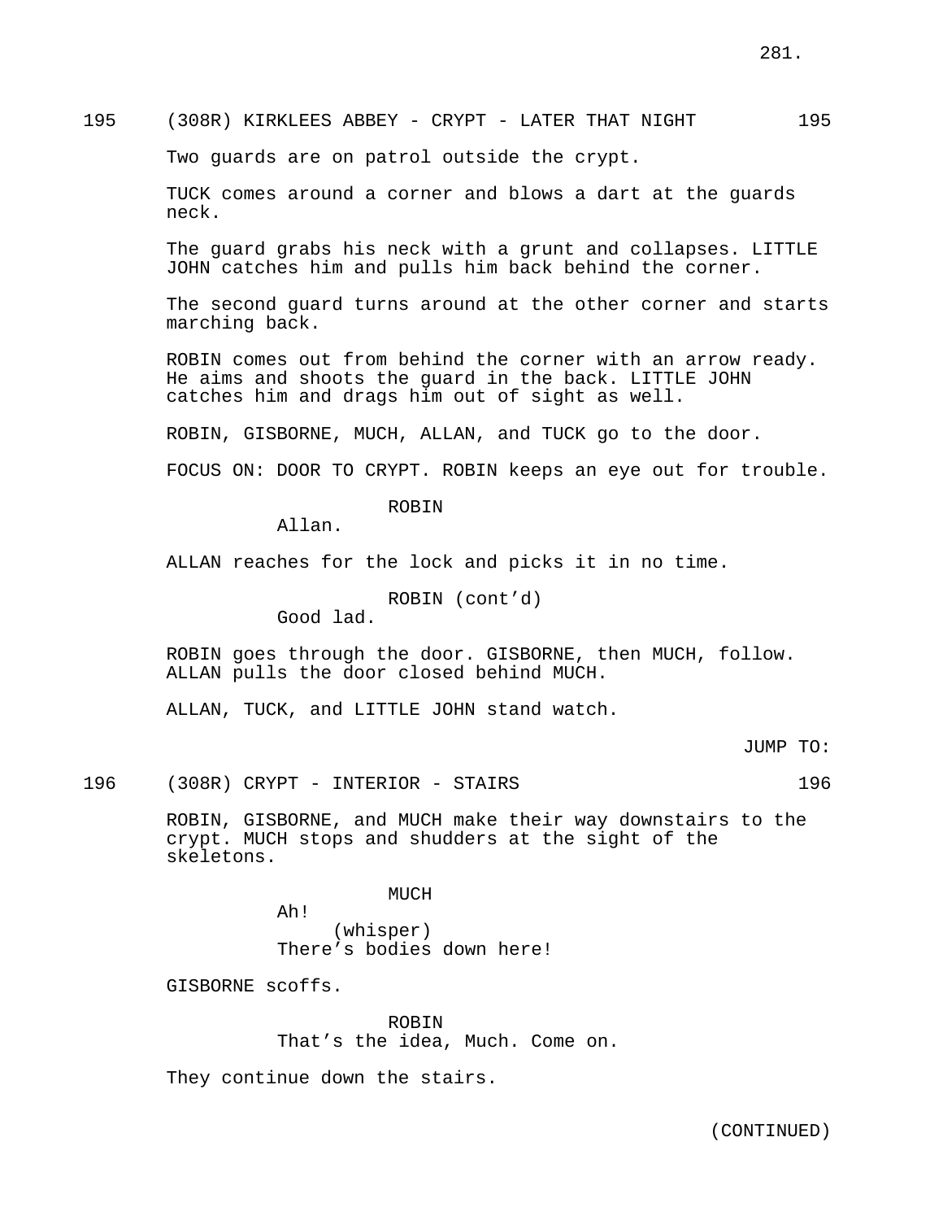195 (308R) KIRKLEES ABBEY - CRYPT - LATER THAT NIGHT 195

Two guards are on patrol outside the crypt.

TUCK comes around a corner and blows a dart at the guards neck.

The guard grabs his neck with a grunt and collapses. LITTLE JOHN catches him and pulls him back behind the corner.

The second guard turns around at the other corner and starts marching back.

ROBIN comes out from behind the corner with an arrow ready. He aims and shoots the guard in the back. LITTLE JOHN catches him and drags him out of sight as well.

ROBIN, GISBORNE, MUCH, ALLAN, and TUCK go to the door.

FOCUS ON: DOOR TO CRYPT. ROBIN keeps an eye out for trouble.

ROBIN
Allan.

ALLAN reaches for the lock and picks it in no time.

ROBIN (cont'd)
Good lad.

ROBIN goes through the door. GISBORNE, then MUCH, follow. ALLAN pulls the door closed behind MUCH.

ALLAN, TUCK, and LITTLE JOHN stand watch.

JUMP TO:

196 (308R) CRYPT - INTERIOR - STAIRS 196

ROBIN, GISBORNE, and MUCH make their way downstairs to the crypt. MUCH stops and shudders at the sight of the skeletons.

MUCH
Ah!
(whisper)
There's bodies down here!

GISBORNE scoffs.

ROBIN
That's the idea, Much. Come on.

They continue down the stairs.

(CONTINUED)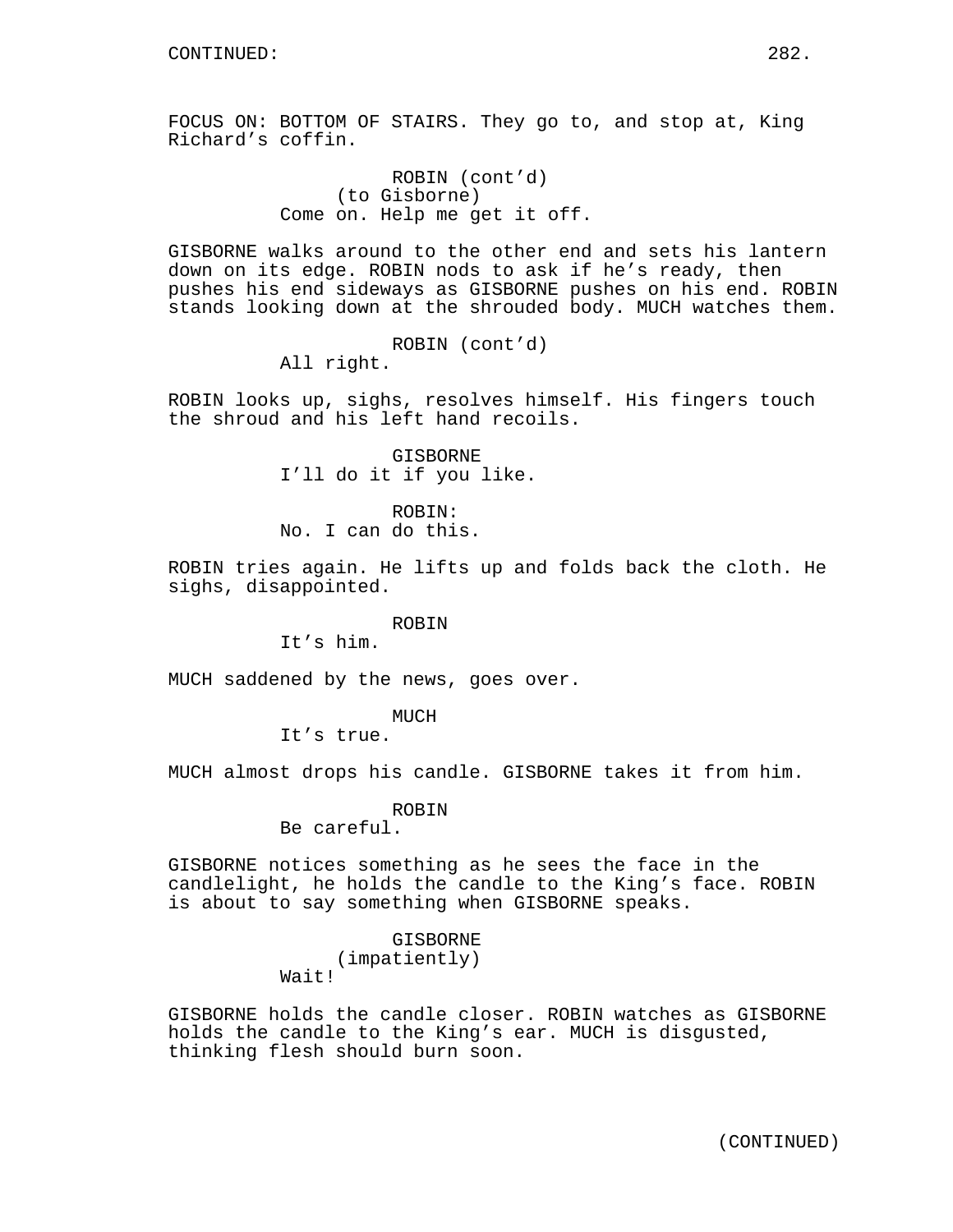CONTINUED:

FOCUS ON: BOTTOM OF STAIRS. They go to, and stop at, King Richard's coffin.

ROBIN (cont'd)
(to Gisborne)
Come on. Help me get it off.

GISBORNE walks around to the other end and sets his lantern down on its edge. ROBIN nods to ask if he's ready, then pushes his end sideways as GISBORNE pushes on his end. ROBIN stands looking down at the shrouded body. MUCH watches them.

ROBIN (cont'd)
All right.

ROBIN looks up, sighs, resolves himself. His fingers touch the shroud and his left hand recoils.

GISBORNE
I'll do it if you like.

ROBIN:
No. I can do this.

ROBIN tries again. He lifts up and folds back the cloth. He sighs, disappointed.

ROBIN
It's him.

MUCH saddened by the news, goes over.

MUCH
It's true.

MUCH almost drops his candle. GISBORNE takes it from him.

ROBIN
Be careful.

GISBORNE notices something as he sees the face in the candlelight, he holds the candle to the King's face. ROBIN is about to say something when GISBORNE speaks.

GISBORNE
(impatiently)
Wait!

GISBORNE holds the candle closer. ROBIN watches as GISBORNE holds the candle to the King's ear. MUCH is disgusted, thinking flesh should burn soon.

(CONTINUED)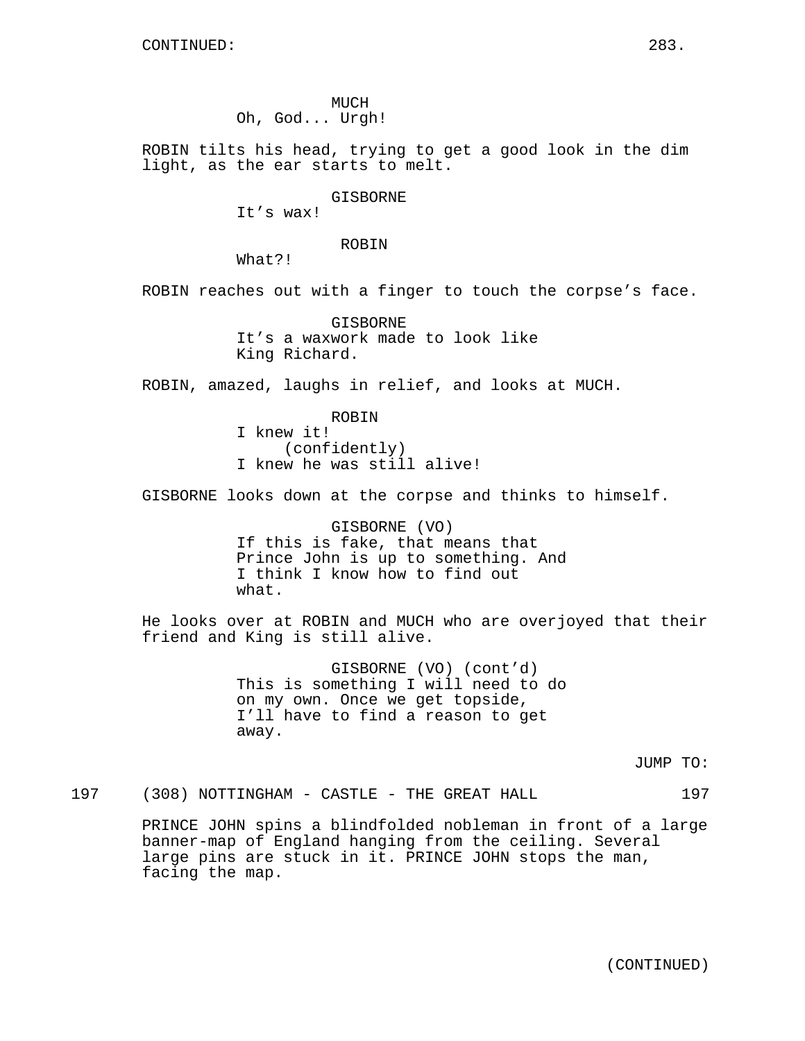CONTINUED:

MUCH
Oh, God... Urgh!

ROBIN tilts his head, trying to get a good look in the dim light, as the ear starts to melt.

GISBORNE
It's wax!

ROBIN
What?!

ROBIN reaches out with a finger to touch the corpse's face.

GISBORNE
It's a waxwork made to look like King Richard.

ROBIN, amazed, laughs in relief, and looks at MUCH.

ROBIN
I knew it!
(confidently)
I knew he was still alive!

GISBORNE looks down at the corpse and thinks to himself.

GISBORNE (VO)
If this is fake, that means that Prince John is up to something. And I think I know how to find out what.

He looks over at ROBIN and MUCH who are overjoyed that their friend and King is still alive.

GISBORNE (VO) (cont'd)
This is something I will need to do on my own. Once we get topside, I'll have to find a reason to get away.

JUMP TO:

197 (308) NOTTINGHAM - CASTLE - THE GREAT HALL 197

PRINCE JOHN spins a blindfolded nobleman in front of a large banner-map of England hanging from the ceiling. Several large pins are stuck in it. PRINCE JOHN stops the man, facing the map.

(CONTINUED)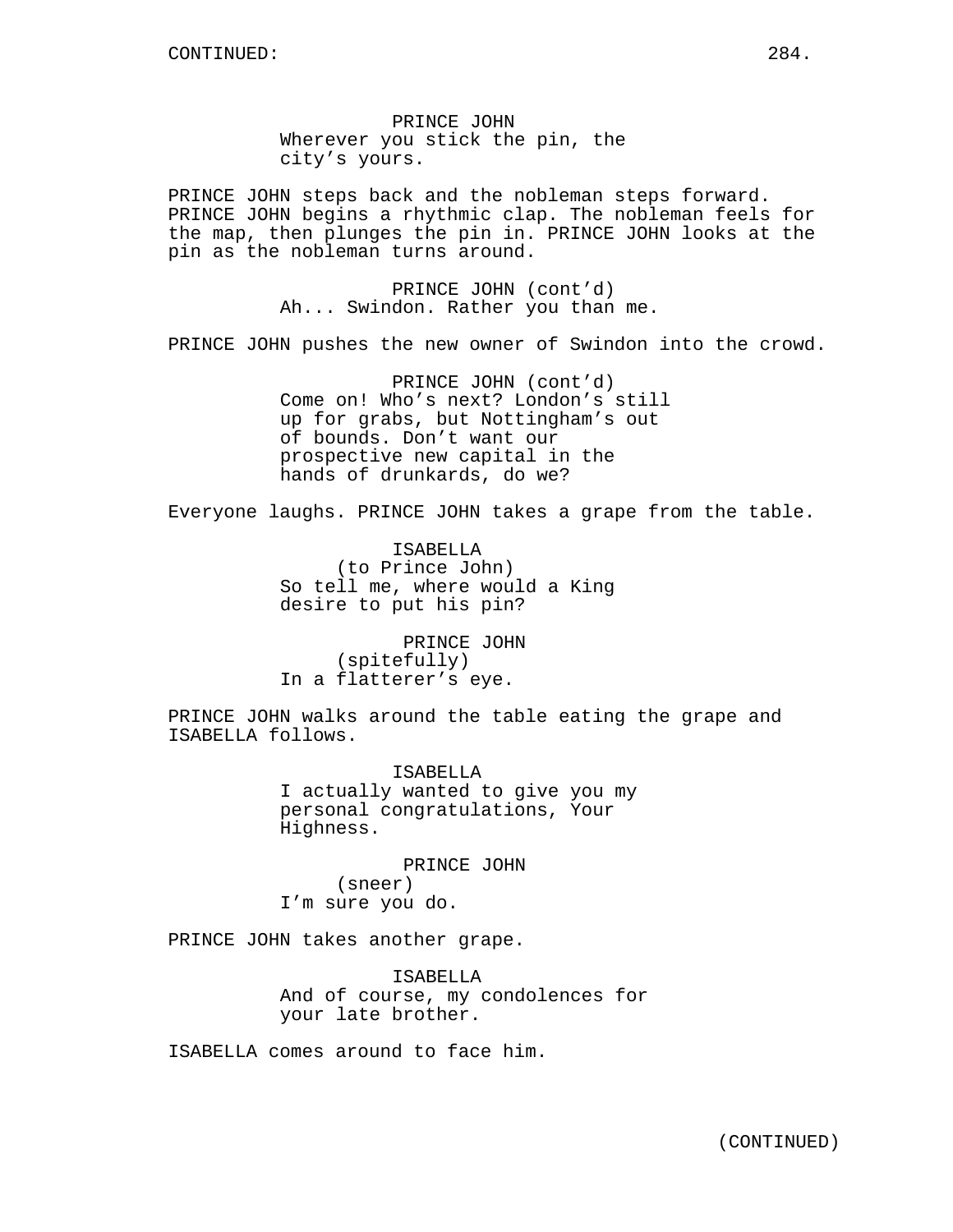PRINCE JOHN
Wherever you stick the pin, the city's yours.

PRINCE JOHN steps back and the nobleman steps forward. PRINCE JOHN begins a rhythmic clap. The nobleman feels for the map, then plunges the pin in. PRINCE JOHN looks at the pin as the nobleman turns around.

PRINCE JOHN (cont'd)
Ah... Swindon. Rather you than me.

PRINCE JOHN pushes the new owner of Swindon into the crowd.

PRINCE JOHN (cont'd)
Come on! Who's next? London's still up for grabs, but Nottingham's out of bounds. Don't want our prospective new capital in the hands of drunkards, do we?

Everyone laughs. PRINCE JOHN takes a grape from the table.

ISABELLA
(to Prince John)
So tell me, where would a King desire to put his pin?

PRINCE JOHN
(spitefully)
In a flatterer's eye.

PRINCE JOHN walks around the table eating the grape and ISABELLA follows.

ISABELLA
I actually wanted to give you my personal congratulations, Your Highness.

PRINCE JOHN
(sneer)
I'm sure you do.

PRINCE JOHN takes another grape.

ISABELLA
And of course, my condolences for your late brother.

ISABELLA comes around to face him.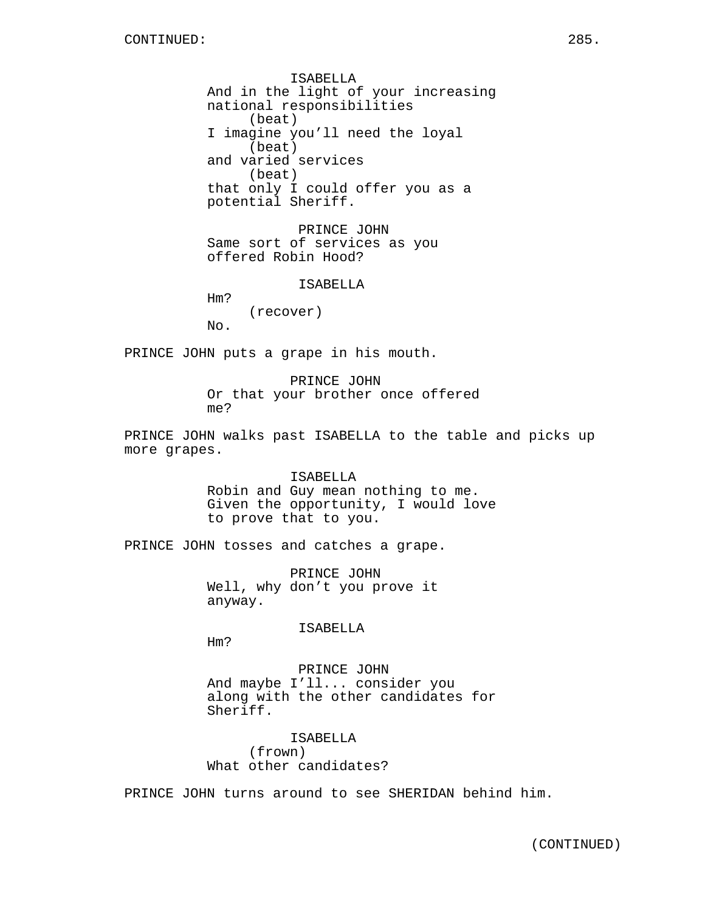CONTINUED:

ISABELLA
And in the light of your increasing national responsibilities
(beat)
I imagine you'll need the loyal
(beat)
and varied services
(beat)
that only I could offer you as a potential Sheriff.

PRINCE JOHN
Same sort of services as you offered Robin Hood?

ISABELLA
Hm?
(recover)
No.

PRINCE JOHN puts a grape in his mouth.

PRINCE JOHN
Or that your brother once offered me?

PRINCE JOHN walks past ISABELLA to the table and picks up more grapes.

ISABELLA
Robin and Guy mean nothing to me. Given the opportunity, I would love to prove that to you.

PRINCE JOHN tosses and catches a grape.

PRINCE JOHN
Well, why don't you prove it anyway.

ISABELLA
Hm?

PRINCE JOHN
And maybe I'll... consider you along with the other candidates for Sheriff.

ISABELLA
(frown)
What other candidates?

PRINCE JOHN turns around to see SHERIDAN behind him.

(CONTINUED)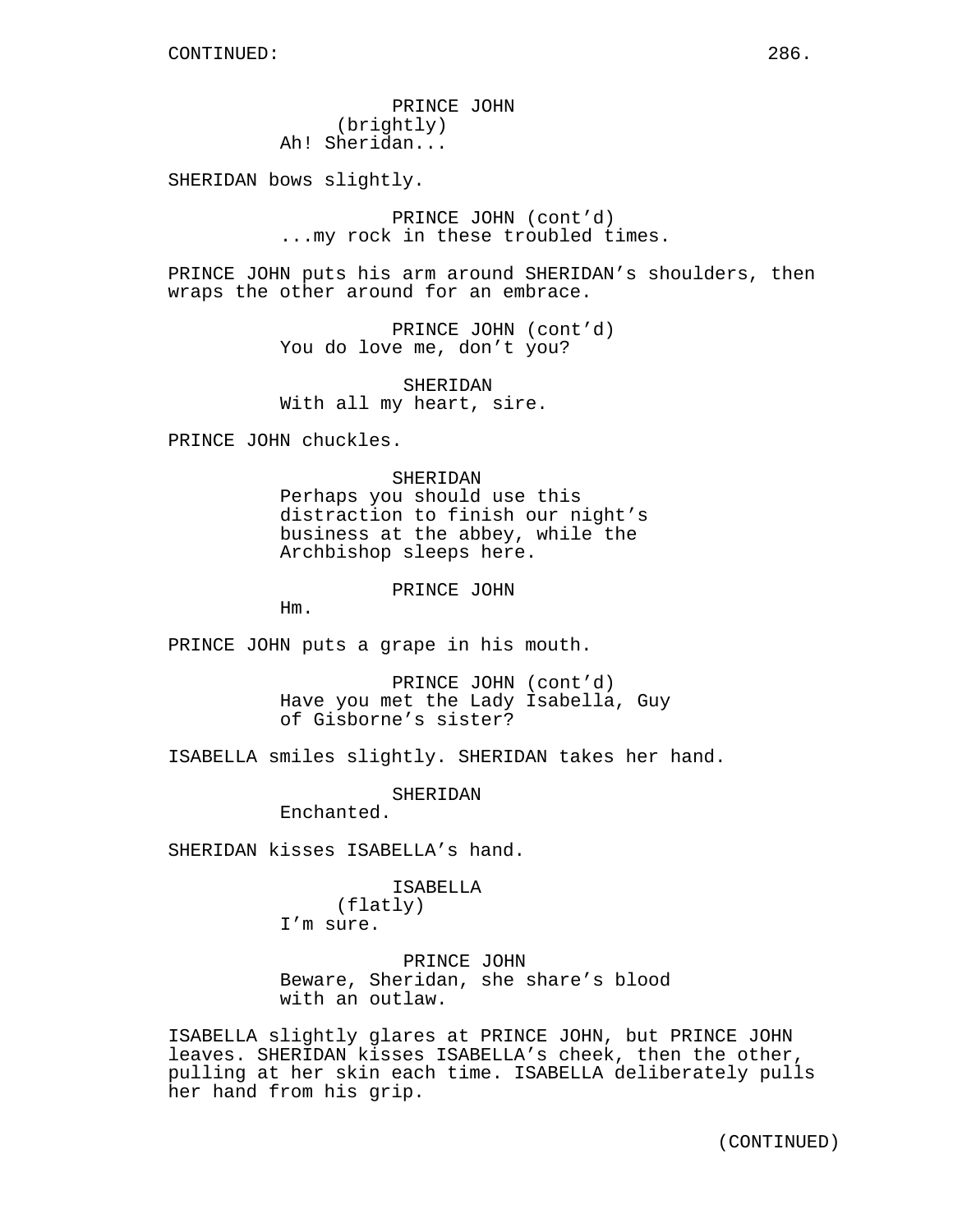CONTINUED:

PRINCE JOHN
(brightly)
Ah! Sheridan...

SHERIDAN bows slightly.

PRINCE JOHN (cont'd)
...my rock in these troubled times.

PRINCE JOHN puts his arm around SHERIDAN's shoulders, then wraps the other around for an embrace.

PRINCE JOHN (cont'd)
You do love me, don't you?

SHERIDAN
With all my heart, sire.

PRINCE JOHN chuckles.

SHERIDAN
Perhaps you should use this distraction to finish our night's business at the abbey, while the Archbishop sleeps here.

PRINCE JOHN
Hm.

PRINCE JOHN puts a grape in his mouth.

PRINCE JOHN (cont'd)
Have you met the Lady Isabella, Guy of Gisborne's sister?

ISABELLA smiles slightly. SHERIDAN takes her hand.

SHERIDAN
Enchanted.

SHERIDAN kisses ISABELLA's hand.

ISABELLA
(flatly)
I'm sure.

PRINCE JOHN
Beware, Sheridan, she share's blood with an outlaw.

ISABELLA slightly glares at PRINCE JOHN, but PRINCE JOHN leaves. SHERIDAN kisses ISABELLA's cheek, then the other, pulling at her skin each time. ISABELLA deliberately pulls her hand from his grip.

(CONTINUED)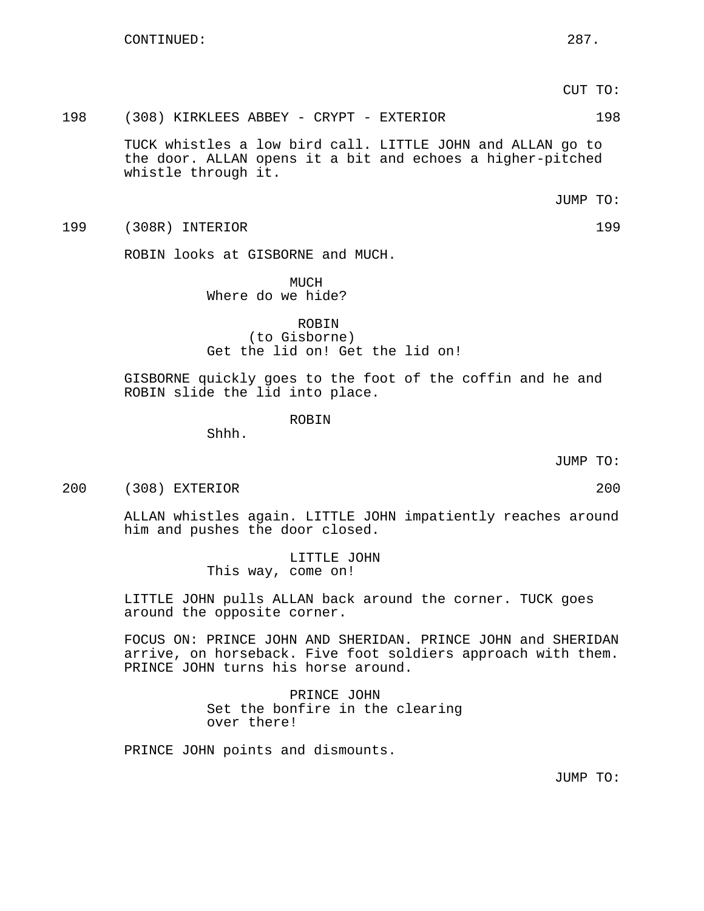CONTINUED:

CUT TO:

198 (308) KIRKLEES ABBEY - CRYPT - EXTERIOR 198

TUCK whistles a low bird call. LITTLE JOHN and ALLAN go to the door. ALLAN opens it a bit and echoes a higher-pitched whistle through it.

JUMP TO:

199 (308R) INTERIOR 199

ROBIN looks at GISBORNE and MUCH.

MUCH
Where do we hide?

ROBIN
(to Gisborne)
Get the lid on! Get the lid on!

GISBORNE quickly goes to the foot of the coffin and he and ROBIN slide the lid into place.

ROBIN
Shhh.

JUMP TO:

200 (308) EXTERIOR 200

ALLAN whistles again. LITTLE JOHN impatiently reaches around him and pushes the door closed.

LITTLE JOHN
This way, come on!

LITTLE JOHN pulls ALLAN back around the corner. TUCK goes around the opposite corner.

FOCUS ON: PRINCE JOHN AND SHERIDAN. PRINCE JOHN and SHERIDAN arrive, on horseback. Five foot soldiers approach with them. PRINCE JOHN turns his horse around.

PRINCE JOHN
Set the bonfire in the clearing over there!

PRINCE JOHN points and dismounts.

JUMP TO: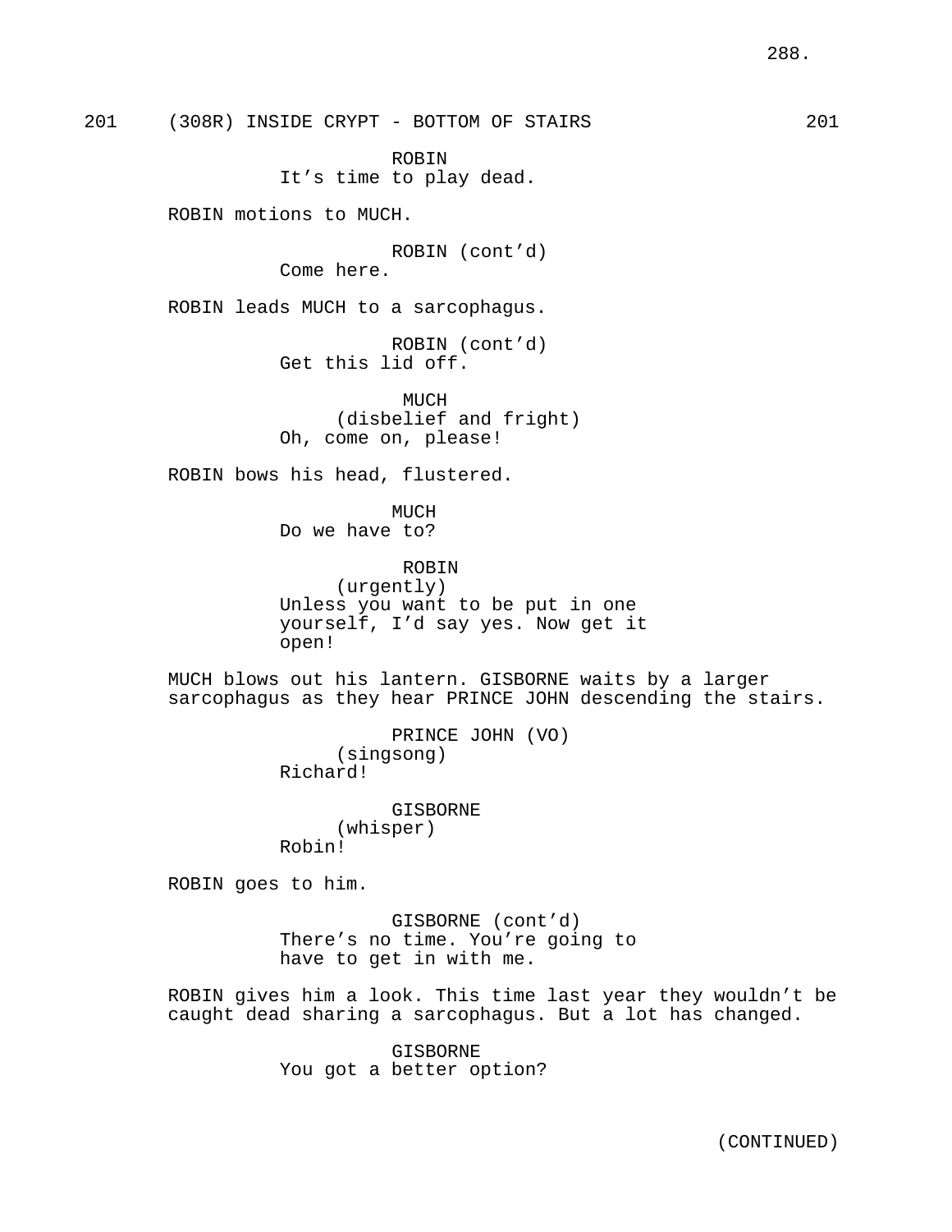201 (308R) INSIDE CRYPT - BOTTOM OF STAIRS 201

ROBIN
It's time to play dead.

ROBIN motions to MUCH.

ROBIN (cont'd)
Come here.

ROBIN leads MUCH to a sarcophagus.

ROBIN (cont'd)
Get this lid off.

MUCH
(disbelief and fright)
Oh, come on, please!

ROBIN bows his head, flustered.

MUCH
Do we have to?

ROBIN
(urgently)
Unless you want to be put in one yourself, I'd say yes. Now get it open!

MUCH blows out his lantern. GISBORNE waits by a larger sarcophagus as they hear PRINCE JOHN descending the stairs.

PRINCE JOHN (VO)
(singsong)
Richard!

GISBORNE
(whisper)
Robin!

ROBIN goes to him.

GISBORNE (cont'd)
There's no time. You're going to have to get in with me.

ROBIN gives him a look. This time last year they wouldn't be caught dead sharing a sarcophagus. But a lot has changed.

GISBORNE
You got a better option?

(CONTINUED)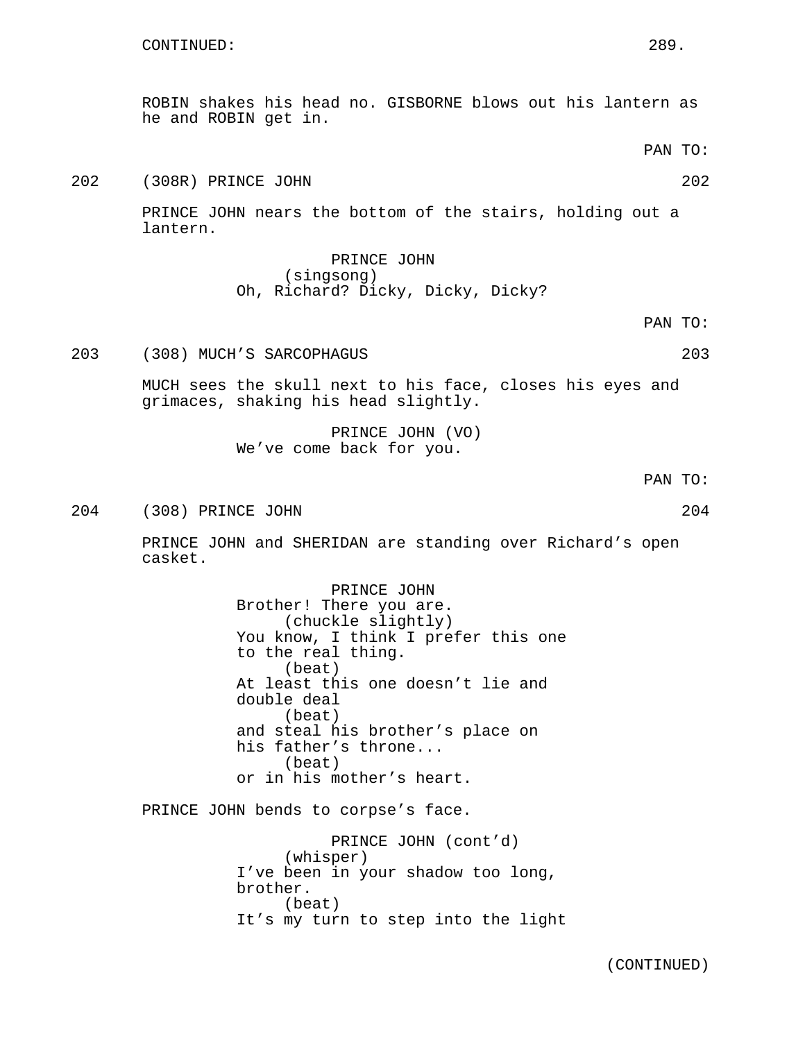CONTINUED:

ROBIN shakes his head no. GISBORNE blows out his lantern as he and ROBIN get in.

PAN TO:

202 (308R) PRINCE JOHN 202

PRINCE JOHN nears the bottom of the stairs, holding out a lantern.

PRINCE JOHN
(singsong)
Oh, Richard? Dicky, Dicky, Dicky?

PAN TO:

203 (308) MUCH'S SARCOPHAGUS 203

MUCH sees the skull next to his face, closes his eyes and grimaces, shaking his head slightly.

PRINCE JOHN (VO)
We've come back for you.

PAN TO:

204 (308) PRINCE JOHN 204

PRINCE JOHN and SHERIDAN are standing over Richard's open casket.

PRINCE JOHN
Brother! There you are.
(chuckle slightly)
You know, I think I prefer this one to the real thing.
(beat)
At least this one doesn't lie and double deal
(beat)
and steal his brother's place on his father's throne...
(beat)
or in his mother's heart.

PRINCE JOHN bends to corpse's face.

PRINCE JOHN (cont'd)
(whisper)
I've been in your shadow too long, brother.
(beat)
It's my turn to step into the light

(CONTINUED)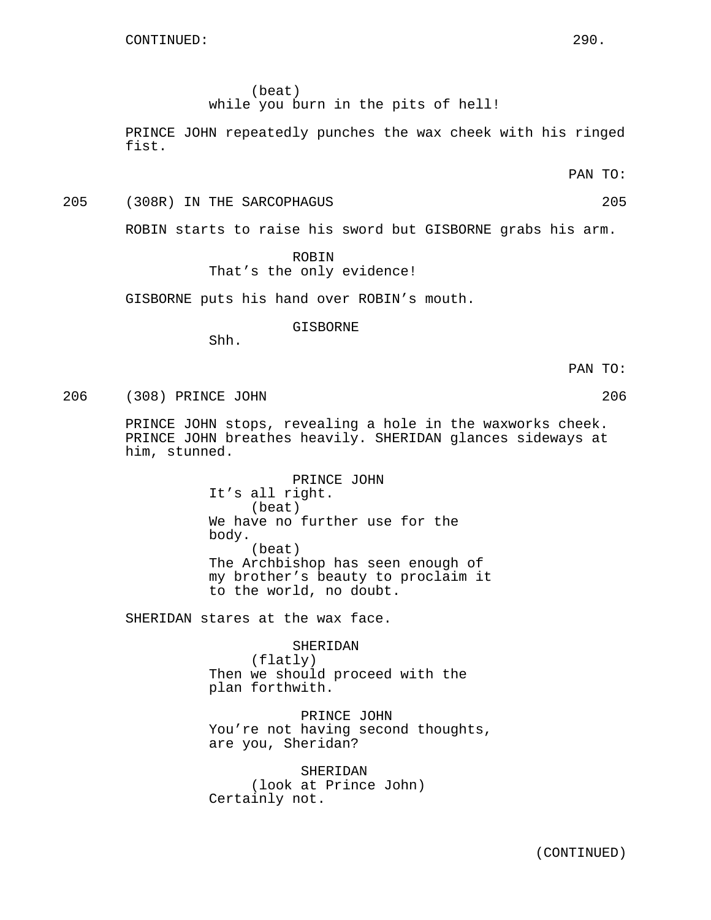CONTINUED:

(beat)
while you burn in the pits of hell!

PRINCE JOHN repeatedly punches the wax cheek with his ringed fist.

PAN TO:

205 (308R) IN THE SARCOPHAGUS 205

ROBIN starts to raise his sword but GISBORNE grabs his arm.

ROBIN
That's the only evidence!

GISBORNE puts his hand over ROBIN's mouth.

GISBORNE
Shh.

PAN TO:

206 (308) PRINCE JOHN 206

PRINCE JOHN stops, revealing a hole in the waxworks cheek. PRINCE JOHN breathes heavily. SHERIDAN glances sideways at him, stunned.

PRINCE JOHN
It's all right.
(beat)
We have no further use for the body.
(beat)
The Archbishop has seen enough of my brother's beauty to proclaim it to the world, no doubt.

SHERIDAN stares at the wax face.

SHERIDAN
(flatly)
Then we should proceed with the plan forthwith.

PRINCE JOHN
You're not having second thoughts, are you, Sheridan?

SHERIDAN
(look at Prince John)
Certainly not.

(CONTINUED)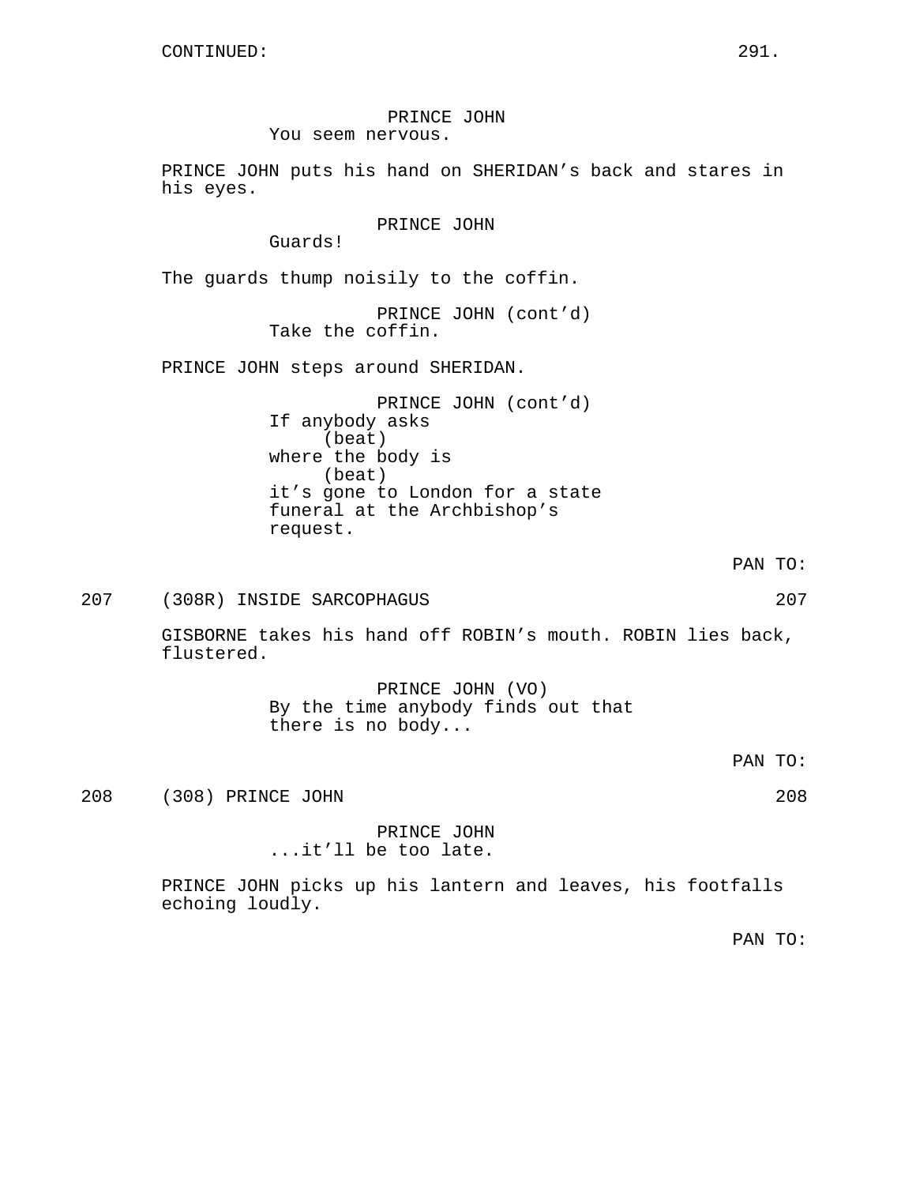CONTINUED:

PRINCE JOHN
You seem nervous.

PRINCE JOHN puts his hand on SHERIDAN's back and stares in his eyes.

PRINCE JOHN
Guards!

The guards thump noisily to the coffin.

PRINCE JOHN (cont'd)
Take the coffin.

PRINCE JOHN steps around SHERIDAN.

PRINCE JOHN (cont'd)
If anybody asks
(beat)
where the body is
(beat)
it's gone to London for a state funeral at the Archbishop's request.

PAN TO:

207 (308R) INSIDE SARCOPHAGUS 207

GISBORNE takes his hand off ROBIN's mouth. ROBIN lies back, flustered.

PRINCE JOHN (VO)
By the time anybody finds out that there is no body...

PAN TO:

208 (308) PRINCE JOHN 208

PRINCE JOHN
...it'll be too late.

PRINCE JOHN picks up his lantern and leaves, his footfalls echoing loudly.

PAN TO: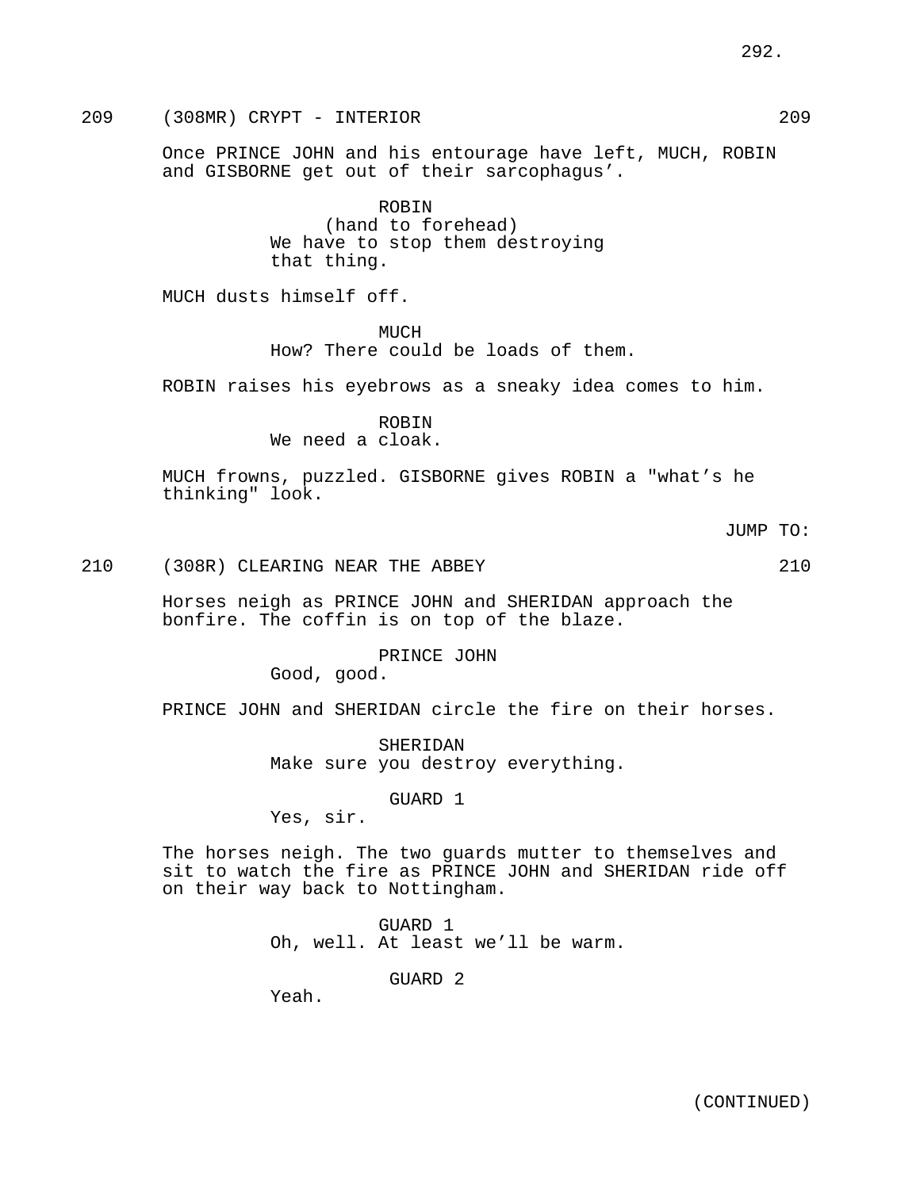209 (308MR) CRYPT - INTERIOR 209

Once PRINCE JOHN and his entourage have left, MUCH, ROBIN and GISBORNE get out of their sarcophagus'.

ROBIN
(hand to forehead)
We have to stop them destroying that thing.

MUCH dusts himself off.

MUCH
How? There could be loads of them.

ROBIN raises his eyebrows as a sneaky idea comes to him.

ROBIN
We need a cloak.

MUCH frowns, puzzled. GISBORNE gives ROBIN a "what's he thinking" look.

JUMP TO:

210 (308R) CLEARING NEAR THE ABBEY 210

Horses neigh as PRINCE JOHN and SHERIDAN approach the bonfire. The coffin is on top of the blaze.

PRINCE JOHN
Good, good.

PRINCE JOHN and SHERIDAN circle the fire on their horses.

SHERIDAN
Make sure you destroy everything.

GUARD 1
Yes, sir.

The horses neigh. The two guards mutter to themselves and sit to watch the fire as PRINCE JOHN and SHERIDAN ride off on their way back to Nottingham.

GUARD 1
Oh, well. At least we'll be warm.

GUARD 2
Yeah.

(CONTINUED)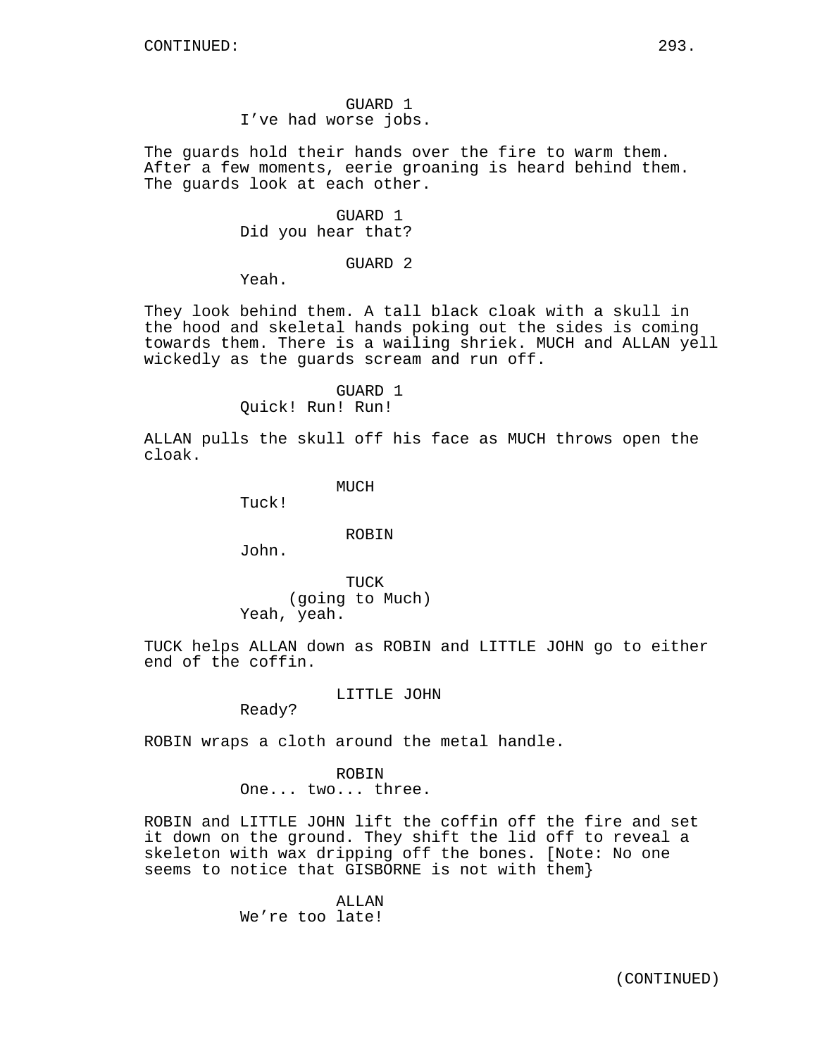GUARD 1
I’ve had worse jobs.

The guards hold their hands over the fire to warm them. After a few moments, eerie groaning is heard behind them. The guards look at each other.

GUARD 1
Did you hear that?

GUARD 2
Yeah.

They look behind them. A tall black cloak with a skull in the hood and skeletal hands poking out the sides is coming towards them. There is a wailing shriek. MUCH and ALLAN yell wickedly as the guards scream and run off.

GUARD 1
Quick! Run! Run!

ALLAN pulls the skull off his face as MUCH throws open the cloak.

MUCH
Tuck!

ROBIN
John.

TUCK
(going to Much)
Yeah, yeah.

TUCK helps ALLAN down as ROBIN and LITTLE JOHN go to either end of the coffin.

LITTLE JOHN
Ready?

ROBIN wraps a cloth around the metal handle.

ROBIN
One... two... three.

ROBIN and LITTLE JOHN lift the coffin off the fire and set it down on the ground. They shift the lid off to reveal a skeleton with wax dripping off the bones. [Note: No one seems to notice that GISBORNE is not with them}

ALLAN
We’re too late!

(CONTINUED)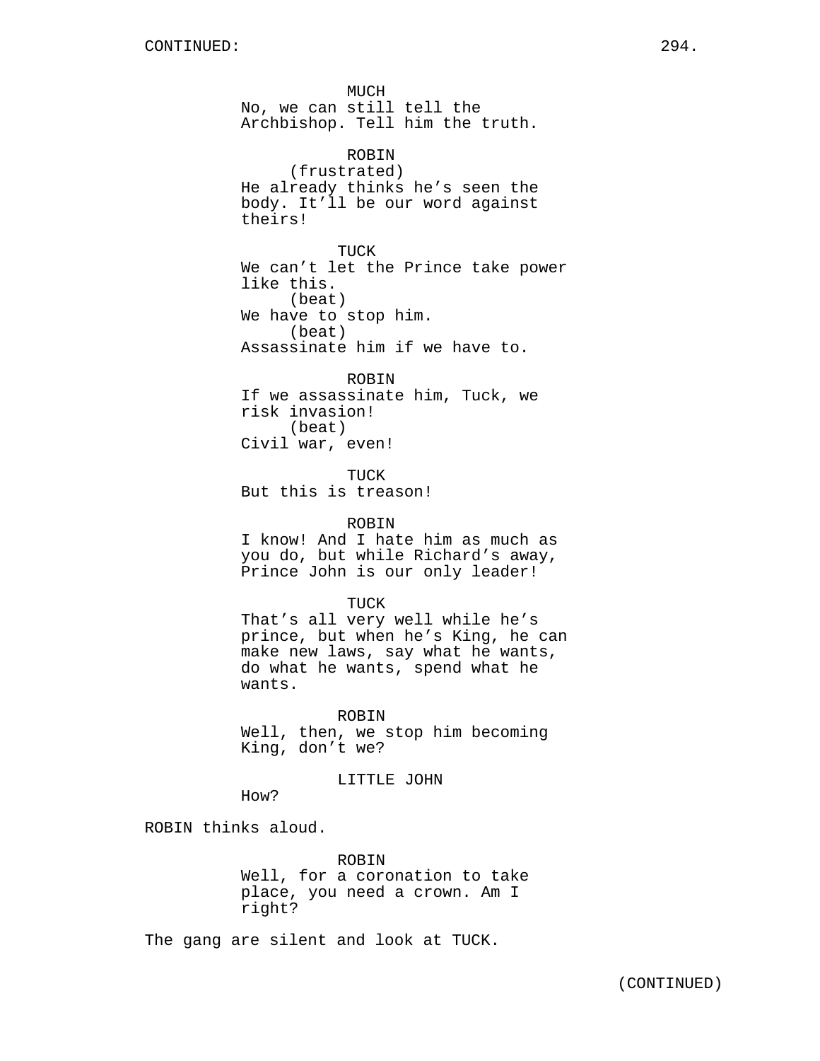MUCH
No, we can still tell the Archbishop. Tell him the truth.

ROBIN
(frustrated)
He already thinks he's seen the body. It'll be our word against theirs!

TUCK
We can't let the Prince take power like this.
(beat)
We have to stop him.
(beat)
Assassinate him if we have to.

ROBIN
If we assassinate him, Tuck, we risk invasion!
(beat)
Civil war, even!

TUCK
But this is treason!

ROBIN
I know! And I hate him as much as you do, but while Richard's away, Prince John is our only leader!

TUCK
That's all very well while he's prince, but when he's King, he can make new laws, say what he wants, do what he wants, spend what he wants.

ROBIN
Well, then, we stop him becoming King, don't we?

LITTLE JOHN
How?

ROBIN thinks aloud.

ROBIN
Well, for a coronation to take place, you need a crown. Am I right?

The gang are silent and look at TUCK.

(CONTINUED)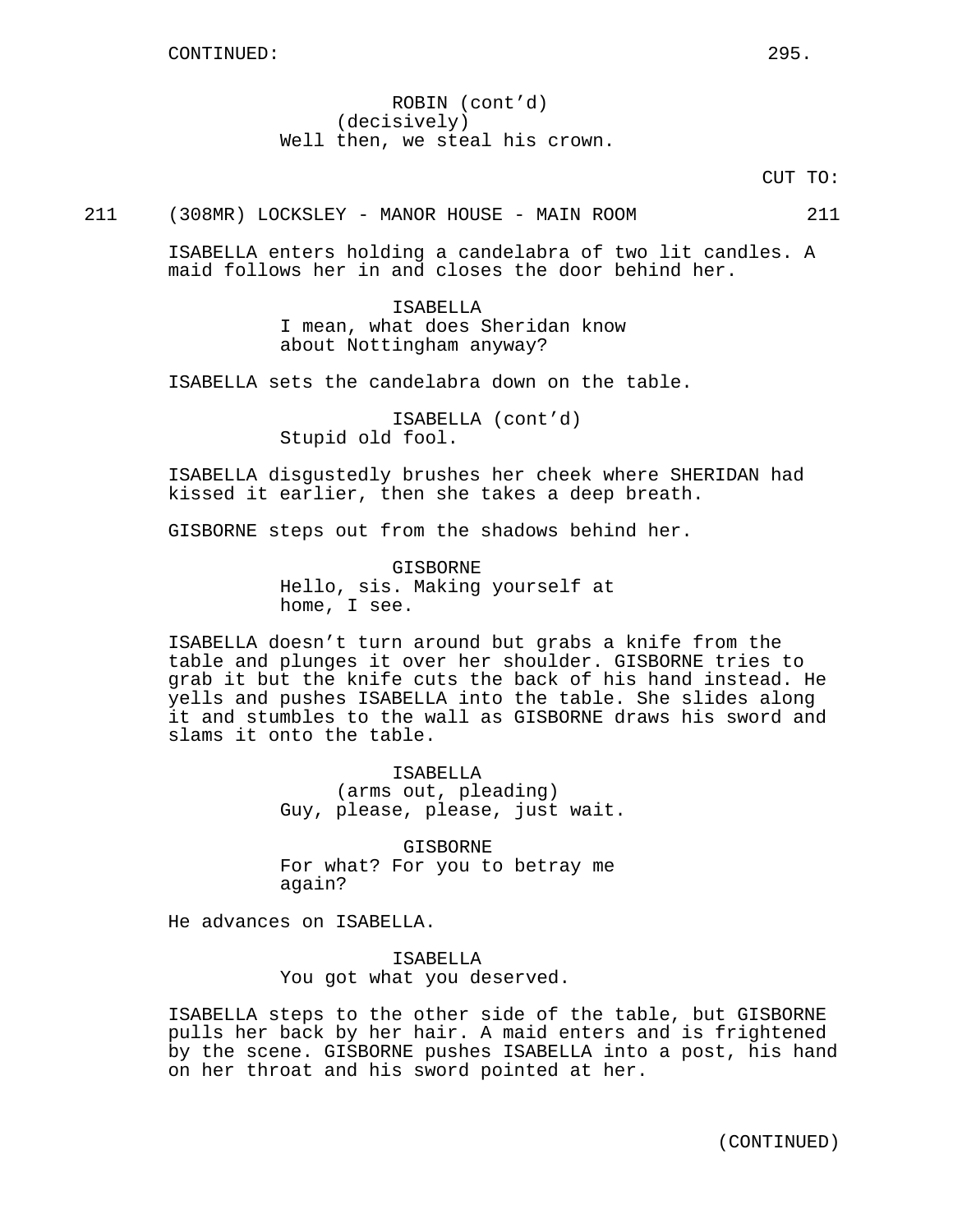ROBIN (cont'd)
(decisively)
Well then, we steal his crown.

CUT TO:

211 (308MR) LOCKSLEY - MANOR HOUSE - MAIN ROOM 211

ISABELLA enters holding a candelabra of two lit candles. A maid follows her in and closes the door behind her.

ISABELLA
I mean, what does Sheridan know about Nottingham anyway?

ISABELLA sets the candelabra down on the table.

ISABELLA (cont'd)
Stupid old fool.

ISABELLA disgustedly brushes her cheek where SHERIDAN had kissed it earlier, then she takes a deep breath.

GISBORNE steps out from the shadows behind her.

GISBORNE
Hello, sis. Making yourself at home, I see.

ISABELLA doesn't turn around but grabs a knife from the table and plunges it over her shoulder. GISBORNE tries to grab it but the knife cuts the back of his hand instead. He yells and pushes ISABELLA into the table. She slides along it and stumbles to the wall as GISBORNE draws his sword and slams it onto the table.

ISABELLA
(arms out, pleading)
Guy, please, please, just wait.

GISBORNE
For what? For you to betray me again?

He advances on ISABELLA.

ISABELLA
You got what you deserved.

ISABELLA steps to the other side of the table, but GISBORNE pulls her back by her hair. A maid enters and is frightened by the scene. GISBORNE pushes ISABELLA into a post, his hand on her throat and his sword pointed at her.

(CONTINUED)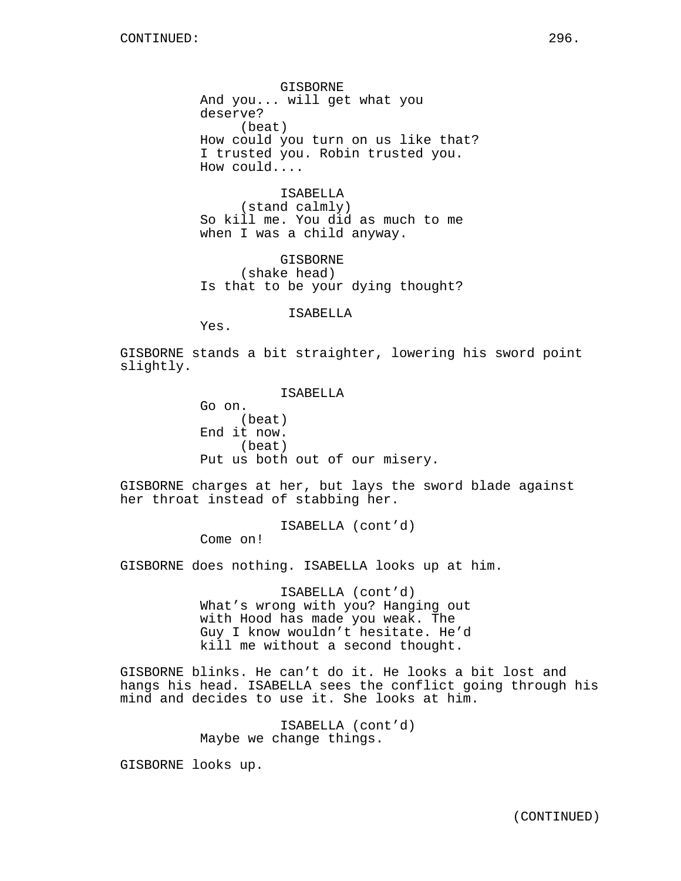GISBORNE
And you... will get what you deserve?
(beat)
How could you turn on us like that? I trusted you. Robin trusted you. How could....

ISABELLA
(stand calmly)
So kill me. You did as much to me when I was a child anyway.

GISBORNE
(shake head)
Is that to be your dying thought?

ISABELLA
Yes.

GISBORNE stands a bit straighter, lowering his sword point slightly.

ISABELLA
Go on.
(beat)
End it now.
(beat)
Put us both out of our misery.

GISBORNE charges at her, but lays the sword blade against her throat instead of stabbing her.

ISABELLA (cont'd)
Come on!

GISBORNE does nothing. ISABELLA looks up at him.

ISABELLA (cont'd)
What's wrong with you? Hanging out with Hood has made you weak. The Guy I know wouldn't hesitate. He'd kill me without a second thought.

GISBORNE blinks. He can't do it. He looks a bit lost and hangs his head. ISABELLA sees the conflict going through his mind and decides to use it. She looks at him.

ISABELLA (cont'd)
Maybe we change things.

GISBORNE looks up.

(CONTINUED)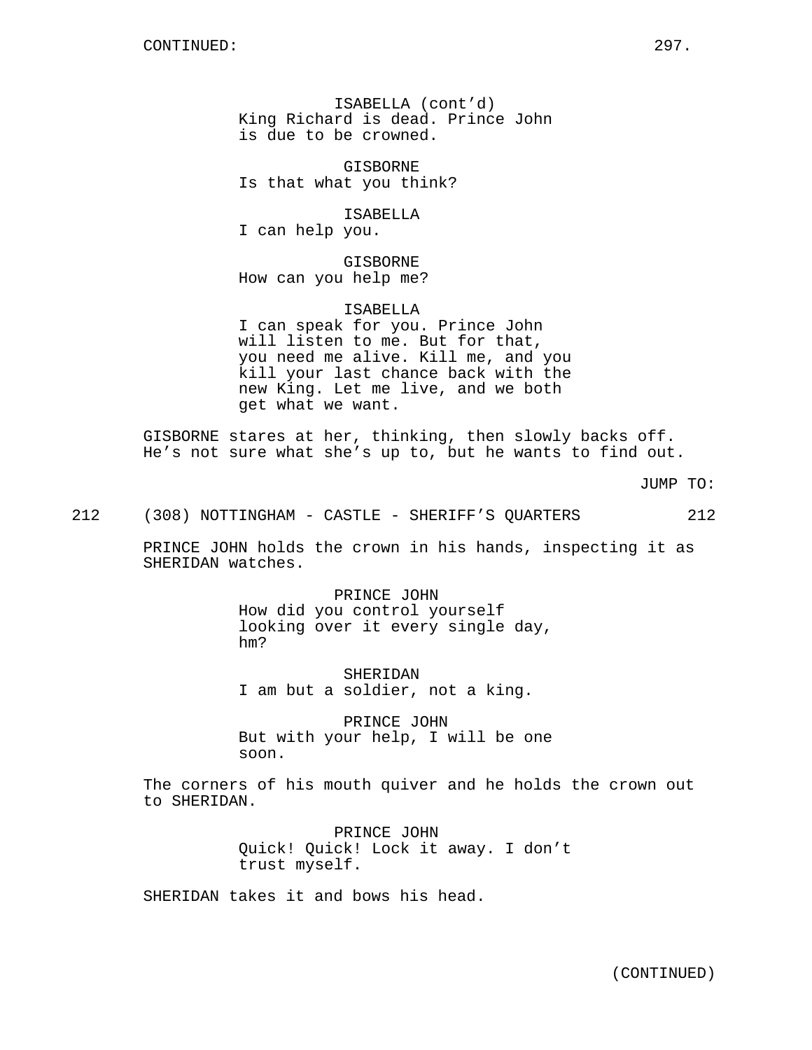CONTINUED:

ISABELLA (cont'd)
King Richard is dead. Prince John is due to be crowned.

GISBORNE
Is that what you think?

ISABELLA
I can help you.

GISBORNE
How can you help me?

ISABELLA
I can speak for you. Prince John will listen to me. But for that, you need me alive. Kill me, and you kill your last chance back with the new King. Let me live, and we both get what we want.

GISBORNE stares at her, thinking, then slowly backs off. He's not sure what she's up to, but he wants to find out.

JUMP TO:

212 (308) NOTTINGHAM - CASTLE - SHERIFF'S QUARTERS 212

PRINCE JOHN holds the crown in his hands, inspecting it as SHERIDAN watches.

PRINCE JOHN
How did you control yourself looking over it every single day, hm?

SHERIDAN
I am but a soldier, not a king.

PRINCE JOHN
But with your help, I will be one soon.

The corners of his mouth quiver and he holds the crown out to SHERIDAN.

PRINCE JOHN
Quick! Quick! Lock it away. I don't trust myself.

SHERIDAN takes it and bows his head.

(CONTINUED)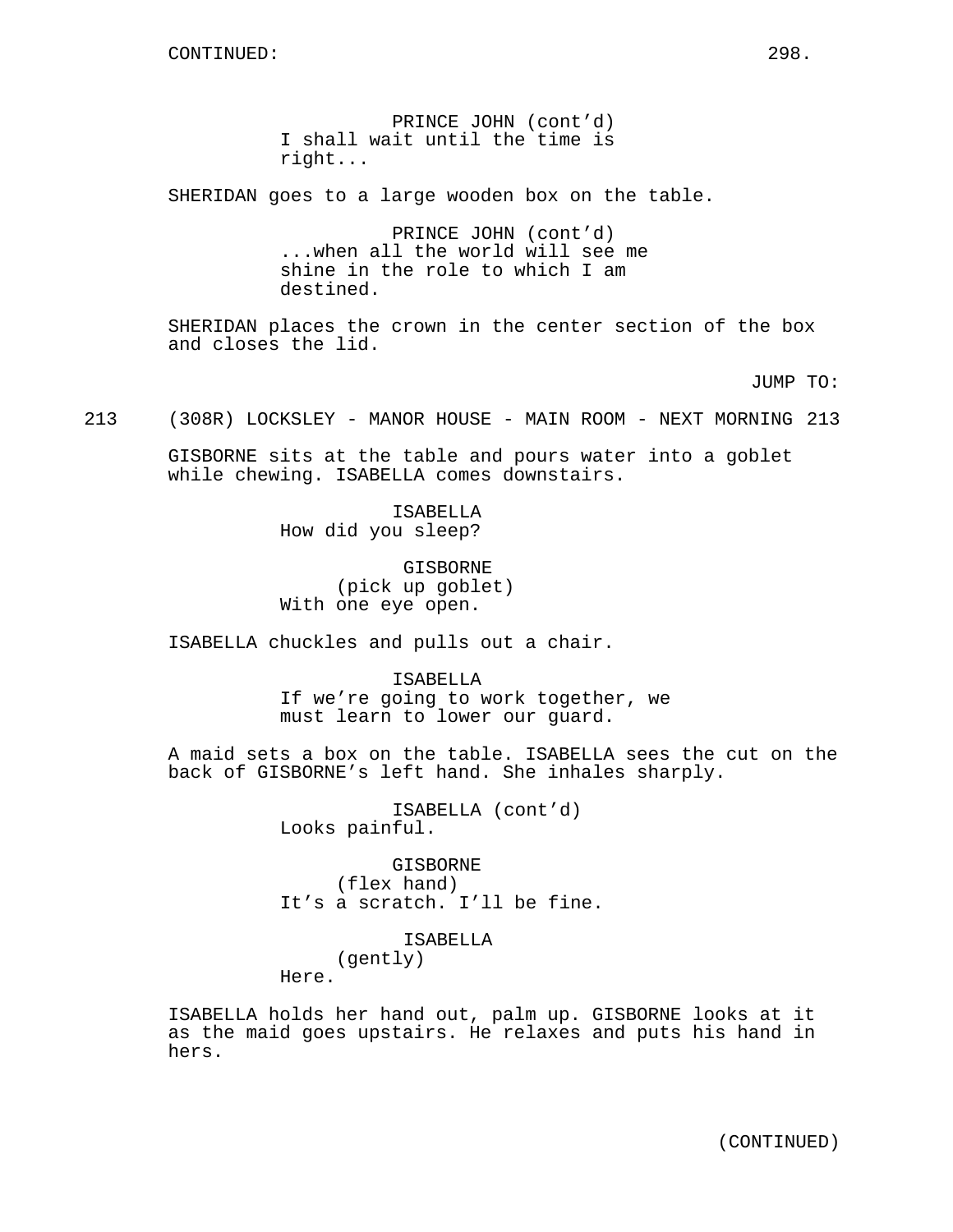PRINCE JOHN (cont'd)
I shall wait until the time is right...

SHERIDAN goes to a large wooden box on the table.

PRINCE JOHN (cont'd)
...when all the world will see me shine in the role to which I am destined.

SHERIDAN places the crown in the center section of the box and closes the lid.

JUMP TO:

213 (308R) LOCKSLEY - MANOR HOUSE - MAIN ROOM - NEXT MORNING 213

GISBORNE sits at the table and pours water into a goblet while chewing. ISABELLA comes downstairs.

ISABELLA
How did you sleep?

GISBORNE
(pick up goblet)
With one eye open.

ISABELLA chuckles and pulls out a chair.

ISABELLA
If we're going to work together, we must learn to lower our guard.

A maid sets a box on the table. ISABELLA sees the cut on the back of GISBORNE's left hand. She inhales sharply.

ISABELLA (cont'd)
Looks painful.

GISBORNE
(flex hand)
It's a scratch. I'll be fine.

ISABELLA
(gently)
Here.

ISABELLA holds her hand out, palm up. GISBORNE looks at it as the maid goes upstairs. He relaxes and puts his hand in hers.

(CONTINUED)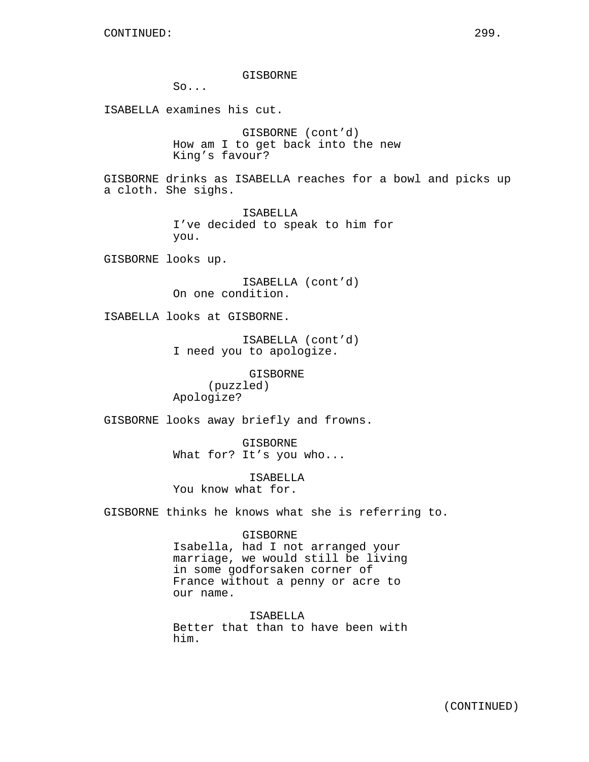CONTINUED:

GISBORNE
So...

ISABELLA examines his cut.

GISBORNE (cont'd)
How am I to get back into the new King's favour?

GISBORNE drinks as ISABELLA reaches for a bowl and picks up a cloth. She sighs.

ISABELLA
I've decided to speak to him for you.

GISBORNE looks up.

ISABELLA (cont'd)
On one condition.

ISABELLA looks at GISBORNE.

ISABELLA (cont'd)
I need you to apologize.

GISBORNE
(puzzled)
Apologize?

GISBORNE looks away briefly and frowns.

GISBORNE
What for? It's you who...

ISABELLA
You know what for.

GISBORNE thinks he knows what she is referring to.

GISBORNE
Isabella, had I not arranged your marriage, we would still be living in some godforsaken corner of France without a penny or acre to our name.

ISABELLA
Better that than to have been with him.

(CONTINUED)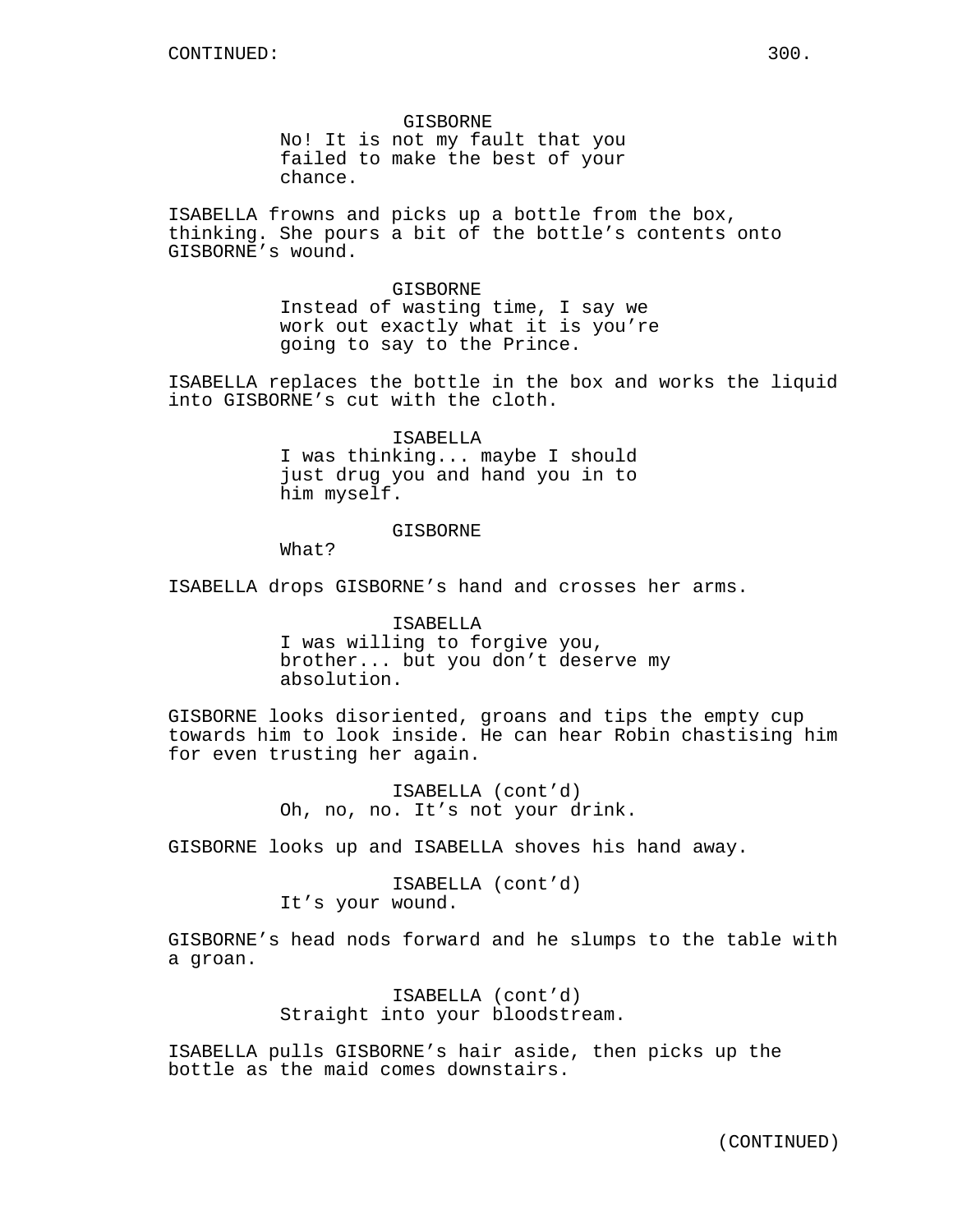GISBORNE
No! It is not my fault that you failed to make the best of your chance.

ISABELLA frowns and picks up a bottle from the box, thinking. She pours a bit of the bottle's contents onto GISBORNE's wound.

GISBORNE
Instead of wasting time, I say we work out exactly what it is you're going to say to the Prince.

ISABELLA replaces the bottle in the box and works the liquid into GISBORNE's cut with the cloth.

ISABELLA
I was thinking... maybe I should just drug you and hand you in to him myself.

GISBORNE
What?

ISABELLA drops GISBORNE's hand and crosses her arms.

ISABELLA
I was willing to forgive you, brother... but you don't deserve my absolution.

GISBORNE looks disoriented, groans and tips the empty cup towards him to look inside. He can hear Robin chastising him for even trusting her again.

ISABELLA (cont'd)
Oh, no, no. It's not your drink.

GISBORNE looks up and ISABELLA shoves his hand away.

ISABELLA (cont'd)
It's your wound.

GISBORNE's head nods forward and he slumps to the table with a groan.

ISABELLA (cont'd)
Straight into your bloodstream.

ISABELLA pulls GISBORNE's hair aside, then picks up the bottle as the maid comes downstairs.

(CONTINUED)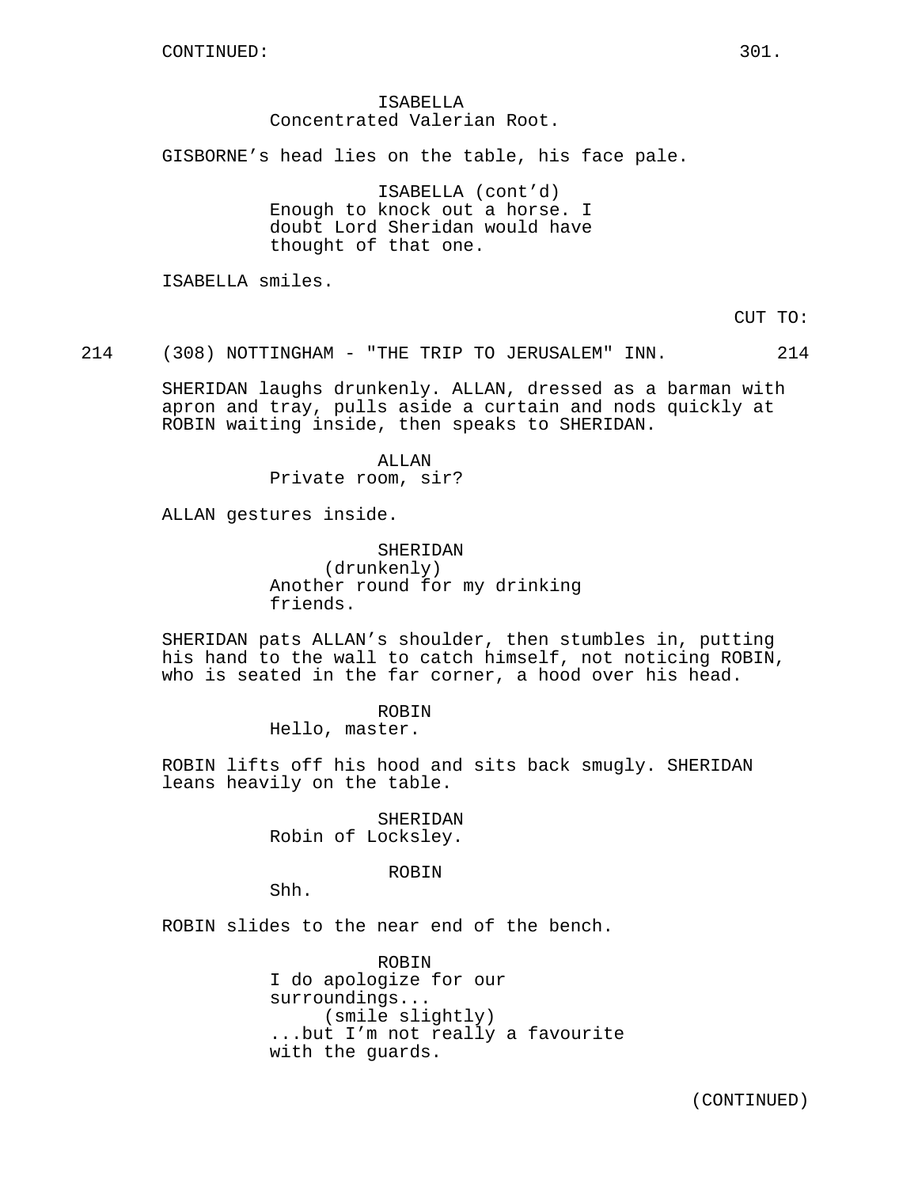CONTINUED:

ISABELLA
Concentrated Valerian Root.

GISBORNE's head lies on the table, his face pale.

ISABELLA (cont'd)
Enough to knock out a horse. I doubt Lord Sheridan would have thought of that one.

ISABELLA smiles.

CUT TO:

214 (308) NOTTINGHAM - "THE TRIP TO JERUSALEM" INN. 214

SHERIDAN laughs drunkenly. ALLAN, dressed as a barman with apron and tray, pulls aside a curtain and nods quickly at ROBIN waiting inside, then speaks to SHERIDAN.

ALLAN
Private room, sir?

ALLAN gestures inside.

SHERIDAN
(drunkenly)
Another round for my drinking friends.

SHERIDAN pats ALLAN's shoulder, then stumbles in, putting his hand to the wall to catch himself, not noticing ROBIN, who is seated in the far corner, a hood over his head.

ROBIN
Hello, master.

ROBIN lifts off his hood and sits back smugly. SHERIDAN leans heavily on the table.

SHERIDAN
Robin of Locksley.

ROBIN
Shh.

ROBIN slides to the near end of the bench.

ROBIN
I do apologize for our surroundings...
(smile slightly)
...but I'm not really a favourite with the guards.

(CONTINUED)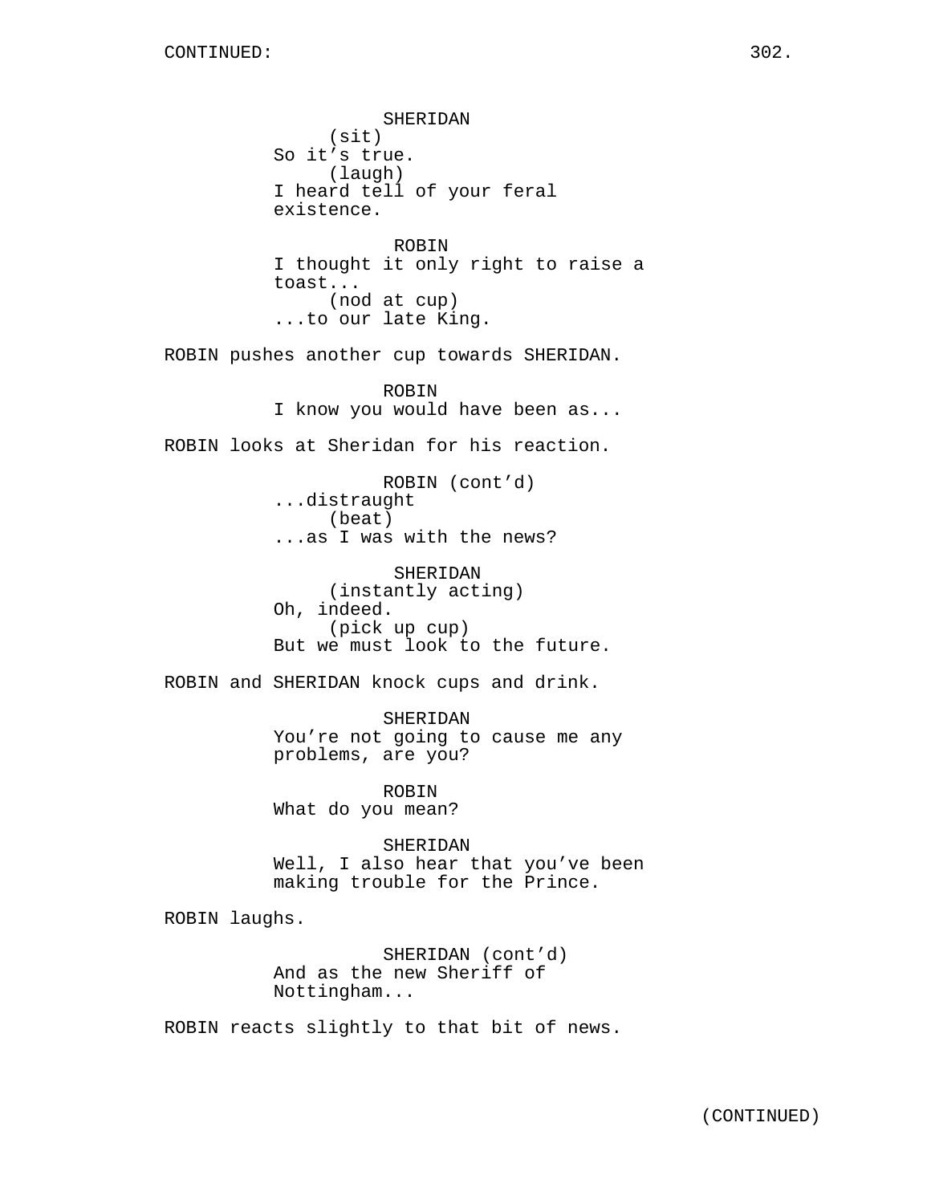CONTINUED:

SHERIDAN
(sit)
So it's true.
(laugh)
I heard tell of your feral existence.

ROBIN
I thought it only right to raise a toast...
(nod at cup)
...to our late King.

ROBIN pushes another cup towards SHERIDAN.

ROBIN
I know you would have been as...

ROBIN looks at Sheridan for his reaction.

ROBIN (cont'd)
...distraught
(beat)
...as I was with the news?

SHERIDAN
(instantly acting)
Oh, indeed.
(pick up cup)
But we must look to the future.

ROBIN and SHERIDAN knock cups and drink.

SHERIDAN
You're not going to cause me any problems, are you?

ROBIN
What do you mean?

SHERIDAN
Well, I also hear that you've been making trouble for the Prince.

ROBIN laughs.

SHERIDAN (cont'd)
And as the new Sheriff of Nottingham...

ROBIN reacts slightly to that bit of news.

(CONTINUED)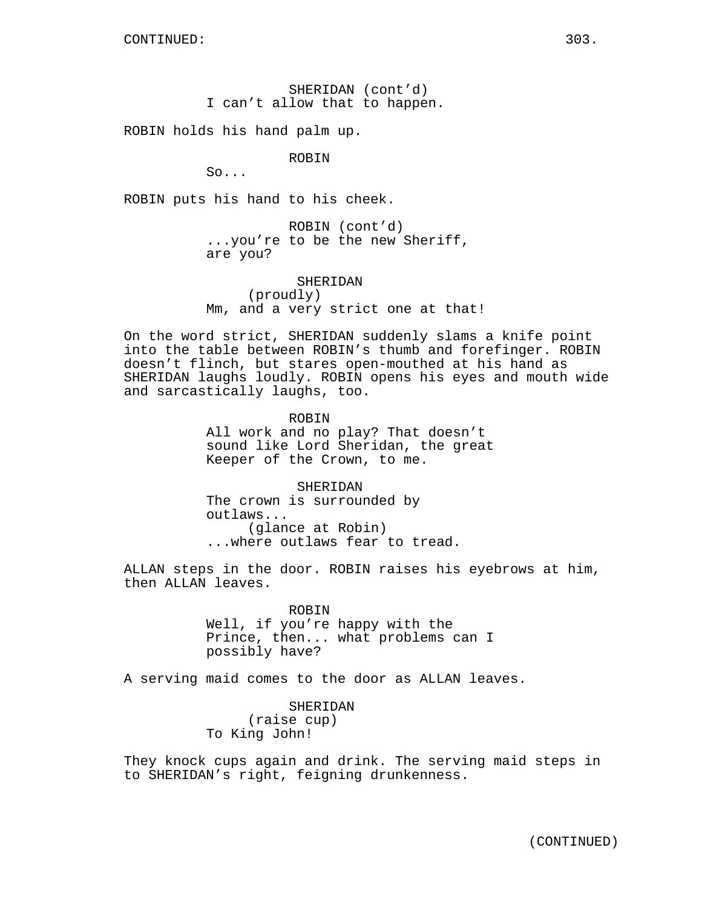SHERIDAN (cont'd)
I can't allow that to happen.

ROBIN holds his hand palm up.

ROBIN
So...

ROBIN puts his hand to his cheek.

ROBIN (cont'd)
...you're to be the new Sheriff, are you?

SHERIDAN
(proudly)
Mm, and a very strict one at that!

On the word strict, SHERIDAN suddenly slams a knife point into the table between ROBIN's thumb and forefinger. ROBIN doesn't flinch, but stares open-mouthed at his hand as SHERIDAN laughs loudly. ROBIN opens his eyes and mouth wide and sarcastically laughs, too.

ROBIN
All work and no play? That doesn't sound like Lord Sheridan, the great Keeper of the Crown, to me.

SHERIDAN
The crown is surrounded by outlaws...
(glance at Robin)
...where outlaws fear to tread.

ALLAN steps in the door. ROBIN raises his eyebrows at him, then ALLAN leaves.

ROBIN
Well, if you're happy with the Prince, then... what problems can I possibly have?

A serving maid comes to the door as ALLAN leaves.

SHERIDAN
(raise cup)
To King John!

They knock cups again and drink. The serving maid steps in to SHERIDAN's right, feigning drunkenness.

(CONTINUED)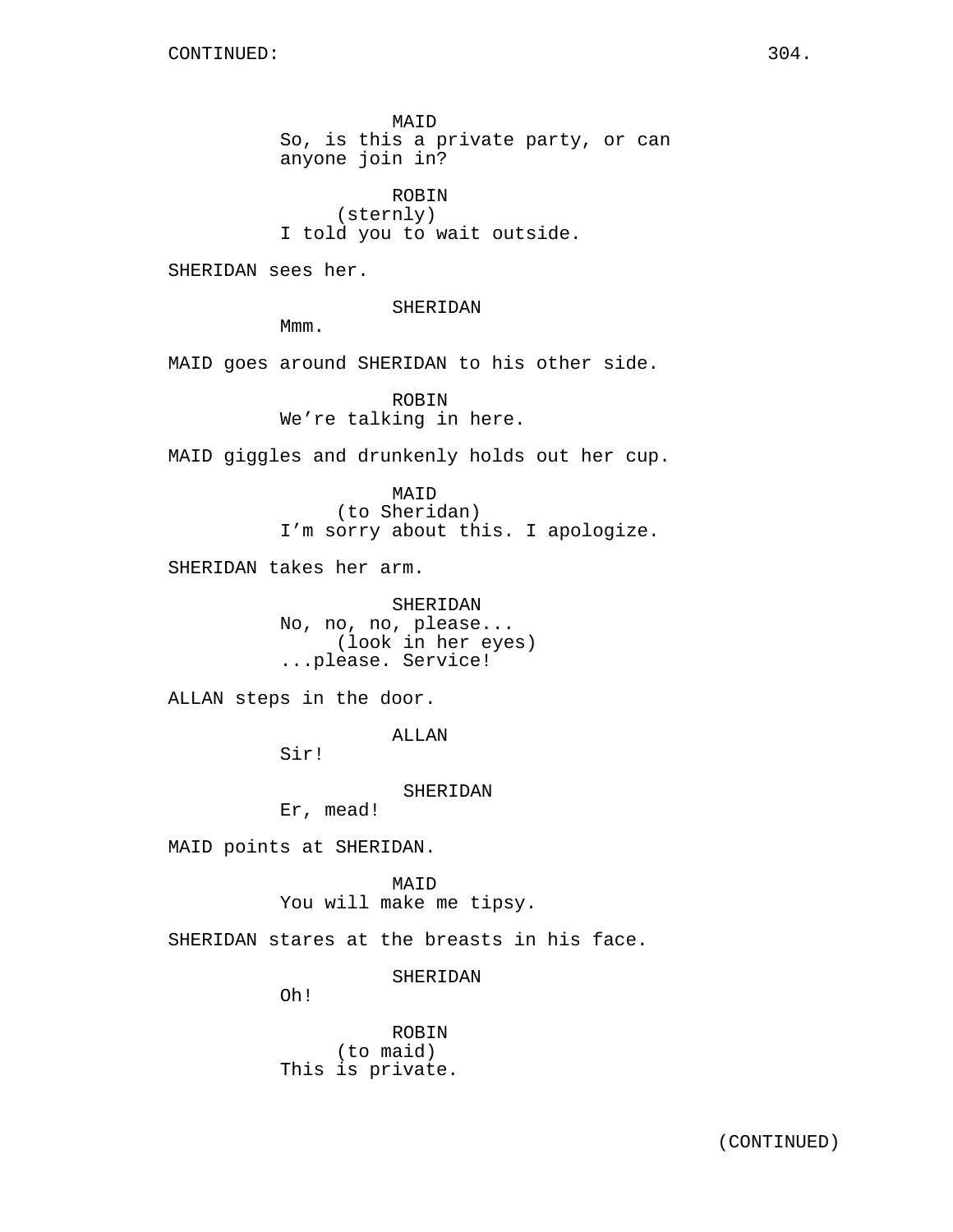CONTINUED:

MAID
So, is this a private party, or can anyone join in?

ROBIN
(sternly)
I told you to wait outside.

SHERIDAN sees her.

SHERIDAN
Mmm.

MAID goes around SHERIDAN to his other side.

ROBIN
We're talking in here.

MAID giggles and drunkenly holds out her cup.

MAID
(to Sheridan)
I'm sorry about this. I apologize.

SHERIDAN takes her arm.

SHERIDAN
No, no, no, please...
(look in her eyes)
...please. Service!

ALLAN steps in the door.

ALLAN
Sir!

SHERIDAN
Er, mead!

MAID points at SHERIDAN.

MAID
You will make me tipsy.

SHERIDAN stares at the breasts in his face.

SHERIDAN
Oh!

ROBIN
(to maid)
This is private.

(CONTINUED)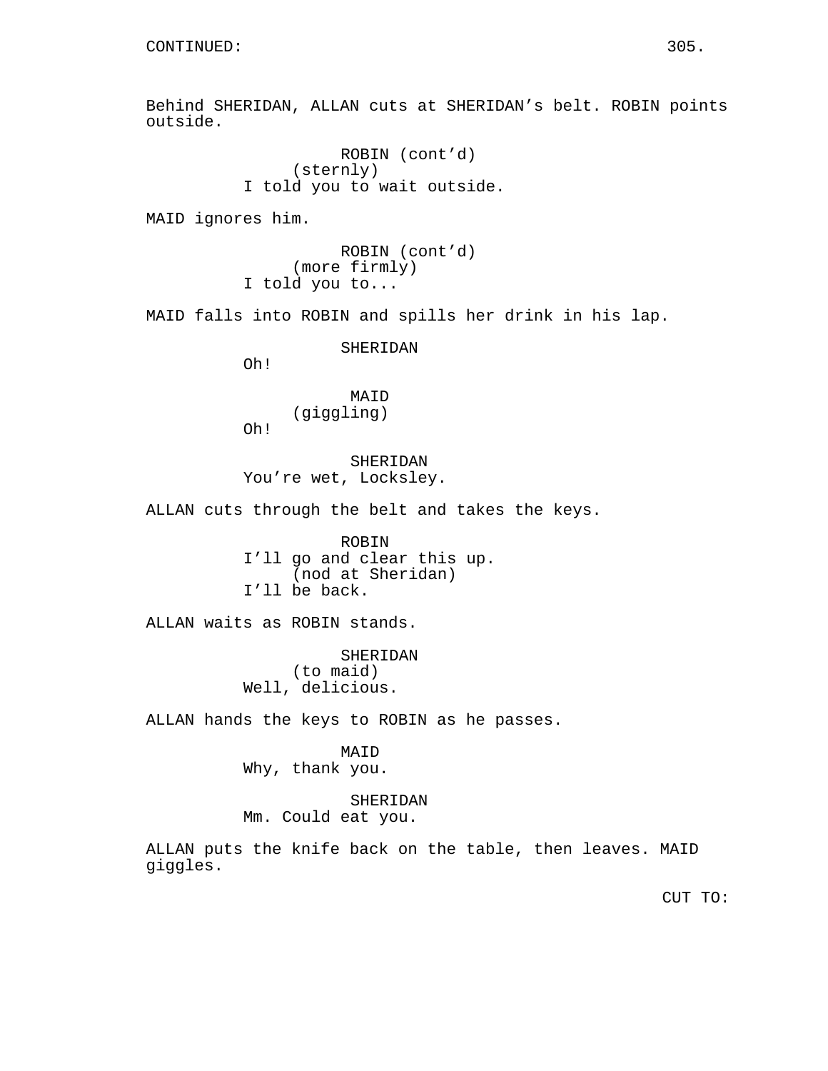CONTINUED:

Behind SHERIDAN, ALLAN cuts at SHERIDAN's belt. ROBIN points outside.

ROBIN (cont'd)
(sternly)
I told you to wait outside.

MAID ignores him.

ROBIN (cont'd)
(more firmly)
I told you to...

MAID falls into ROBIN and spills her drink in his lap.

SHERIDAN
Oh!

MAID
(giggling)
Oh!

SHERIDAN
You're wet, Locksley.

ALLAN cuts through the belt and takes the keys.

ROBIN
I'll go and clear this up.
(nod at Sheridan)
I'll be back.

ALLAN waits as ROBIN stands.

SHERIDAN
(to maid)
Well, delicious.

ALLAN hands the keys to ROBIN as he passes.

MAID
Why, thank you.

SHERIDAN
Mm. Could eat you.

ALLAN puts the knife back on the table, then leaves. MAID giggles.

CUT TO: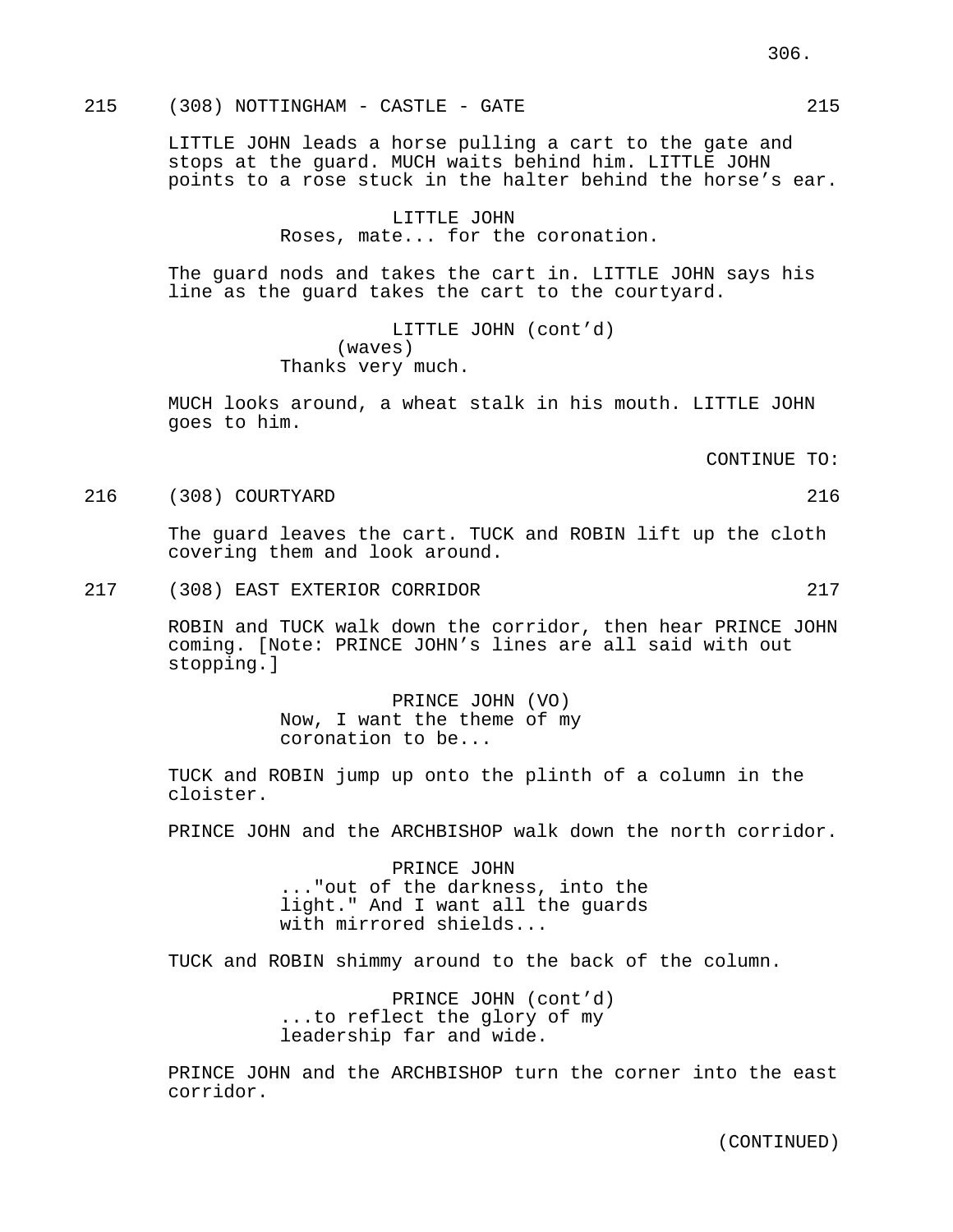215 (308) NOTTINGHAM - CASTLE - GATE 215

LITTLE JOHN leads a horse pulling a cart to the gate and stops at the guard. MUCH waits behind him. LITTLE JOHN points to a rose stuck in the halter behind the horse's ear.

LITTLE JOHN
Roses, mate... for the coronation.

The guard nods and takes the cart in. LITTLE JOHN says his line as the guard takes the cart to the courtyard.

LITTLE JOHN (cont'd)
(waves)
Thanks very much.

MUCH looks around, a wheat stalk in his mouth. LITTLE JOHN goes to him.

CONTINUE TO:

216 (308) COURTYARD 216

The guard leaves the cart. TUCK and ROBIN lift up the cloth covering them and look around.

217 (308) EAST EXTERIOR CORRIDOR 217

ROBIN and TUCK walk down the corridor, then hear PRINCE JOHN coming. [Note: PRINCE JOHN's lines are all said with out stopping.]

PRINCE JOHN (VO)
Now, I want the theme of my coronation to be...

TUCK and ROBIN jump up onto the plinth of a column in the cloister.

PRINCE JOHN and the ARCHBISHOP walk down the north corridor.

PRINCE JOHN
..."out of the darkness, into the light." And I want all the guards with mirrored shields...

TUCK and ROBIN shimmy around to the back of the column.

PRINCE JOHN (cont'd)
...to reflect the glory of my leadership far and wide.

PRINCE JOHN and the ARCHBISHOP turn the corner into the east corridor.

(CONTINUED)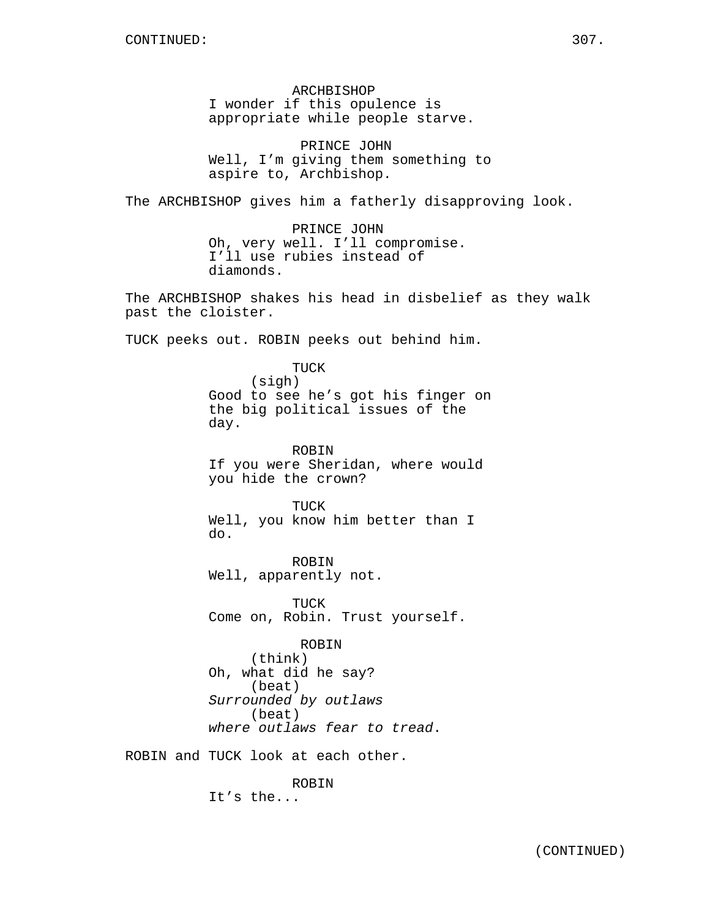CONTINUED:

ARCHBISHOP
I wonder if this opulence is appropriate while people starve.

PRINCE JOHN
Well, I'm giving them something to aspire to, Archbishop.

The ARCHBISHOP gives him a fatherly disapproving look.

PRINCE JOHN
Oh, very well. I'll compromise. I'll use rubies instead of diamonds.

The ARCHBISHOP shakes his head in disbelief as they walk past the cloister.

TUCK peeks out. ROBIN peeks out behind him.

TUCK
(sigh)
Good to see he's got his finger on the big political issues of the day.

ROBIN
If you were Sheridan, where would you hide the crown?

TUCK
Well, you know him better than I do.

ROBIN
Well, apparently not.

TUCK
Come on, Robin. Trust yourself.

ROBIN
(think)
Oh, what did he say?
(beat)
*Surrounded by outlaws*
(beat)
*where outlaws fear to tread*.

ROBIN and TUCK look at each other.

ROBIN
It's the...

(CONTINUED)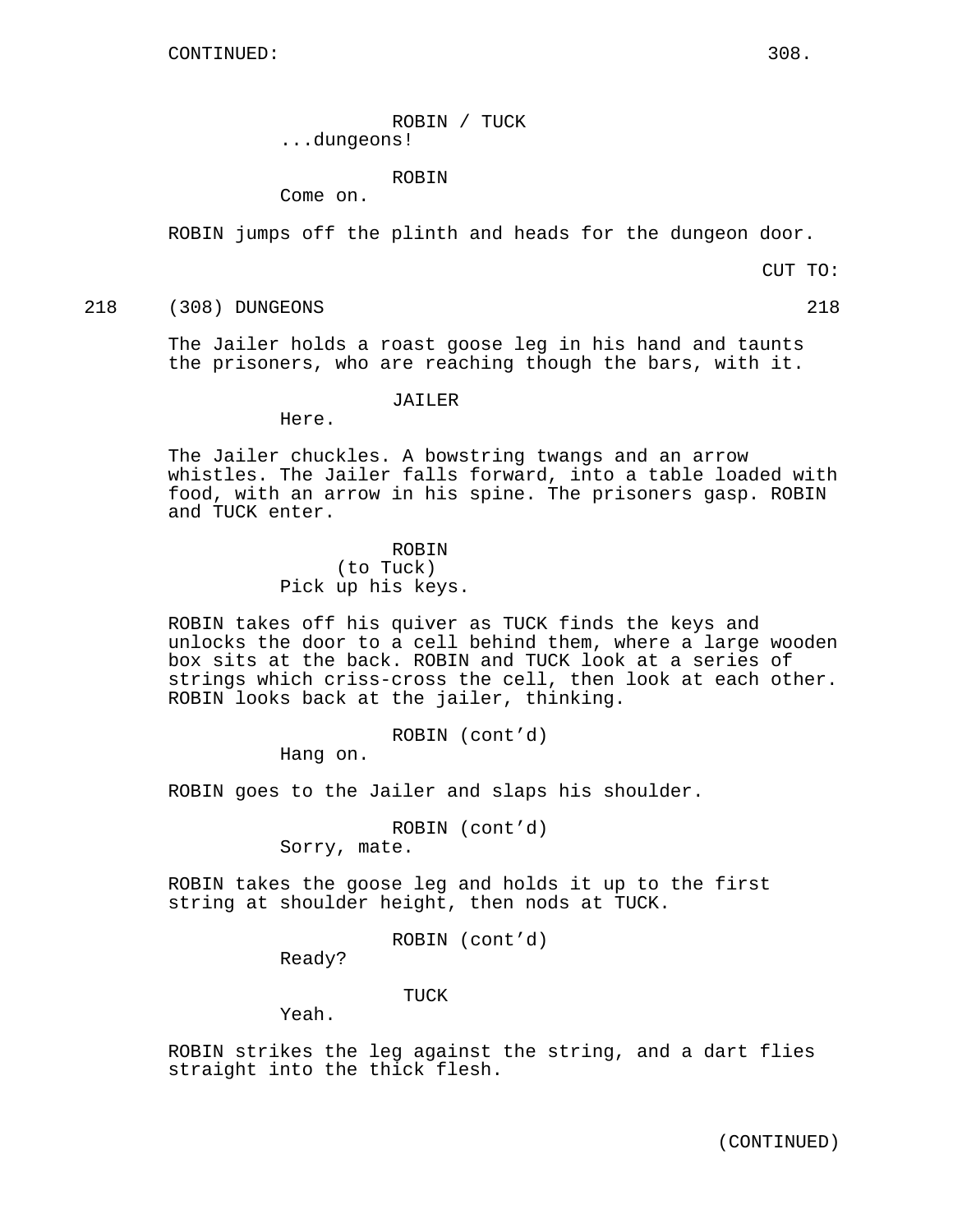ROBIN / TUCK
...dungeons!

ROBIN
Come on.

ROBIN jumps off the plinth and heads for the dungeon door.

CUT TO:

218 (308) DUNGEONS 218

The Jailer holds a roast goose leg in his hand and taunts the prisoners, who are reaching though the bars, with it.

JAILER
Here.

The Jailer chuckles. A bowstring twangs and an arrow whistles. The Jailer falls forward, into a table loaded with food, with an arrow in his spine. The prisoners gasp. ROBIN and TUCK enter.

ROBIN
(to Tuck)
Pick up his keys.

ROBIN takes off his quiver as TUCK finds the keys and unlocks the door to a cell behind them, where a large wooden box sits at the back. ROBIN and TUCK look at a series of strings which criss-cross the cell, then look at each other. ROBIN looks back at the jailer, thinking.

ROBIN (cont'd)
Hang on.

ROBIN goes to the Jailer and slaps his shoulder.

ROBIN (cont'd)
Sorry, mate.

ROBIN takes the goose leg and holds it up to the first string at shoulder height, then nods at TUCK.

ROBIN (cont'd)
Ready?

TUCK
Yeah.

ROBIN strikes the leg against the string, and a dart flies straight into the thick flesh.

(CONTINUED)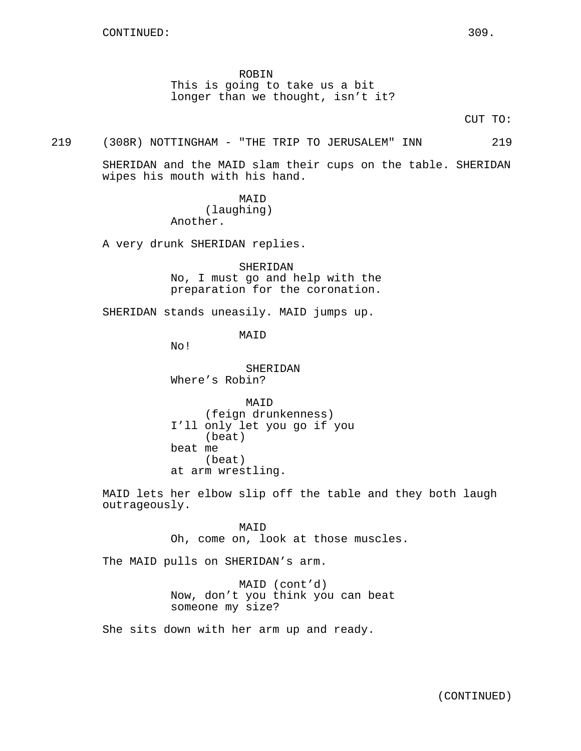CONTINUED:

ROBIN
This is going to take us a bit longer than we thought, isn't it?

CUT TO:

219 (308R) NOTTINGHAM - "THE TRIP TO JERUSALEM" INN 219

SHERIDAN and the MAID slam their cups on the table. SHERIDAN wipes his mouth with his hand.

MAID
(laughing)
Another.

A very drunk SHERIDAN replies.

SHERIDAN
No, I must go and help with the preparation for the coronation.

SHERIDAN stands uneasily. MAID jumps up.

MAID
No!

SHERIDAN
Where's Robin?

MAID
(feign drunkenness)
I'll only let you go if you
(beat)
beat me
(beat)
at arm wrestling.

MAID lets her elbow slip off the table and they both laugh outrageously.

MAID
Oh, come on, look at those muscles.

The MAID pulls on SHERIDAN's arm.

MAID (cont'd)
Now, don't you think you can beat someone my size?

She sits down with her arm up and ready.

(CONTINUED)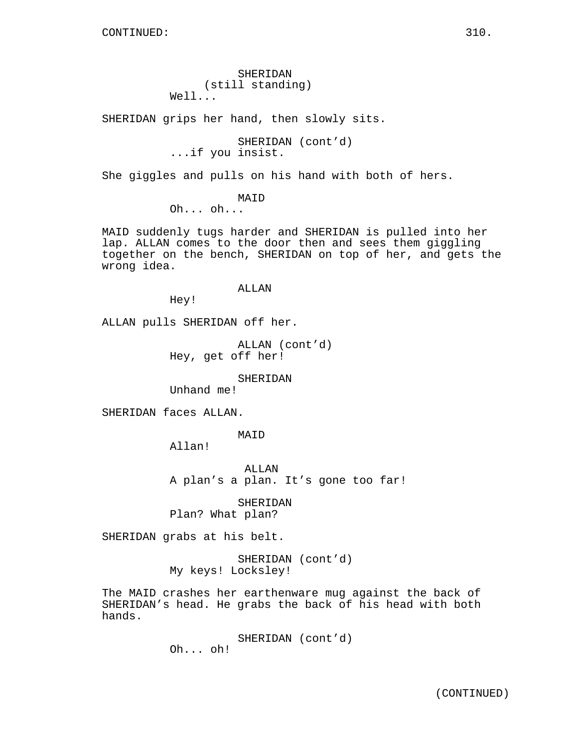CONTINUED:

SHERIDAN
(still standing)
Well...

SHERIDAN grips her hand, then slowly sits.

SHERIDAN (cont'd)
...if you insist.

She giggles and pulls on his hand with both of hers.

MAID
Oh... oh...

MAID suddenly tugs harder and SHERIDAN is pulled into her lap. ALLAN comes to the door then and sees them giggling together on the bench, SHERIDAN on top of her, and gets the wrong idea.

ALLAN
Hey!

ALLAN pulls SHERIDAN off her.

ALLAN (cont'd)
Hey, get off her!

SHERIDAN
Unhand me!

SHERIDAN faces ALLAN.

MAID
Allan!

ALLAN
A plan's a plan. It's gone too far!

SHERIDAN
Plan? What plan?

SHERIDAN grabs at his belt.

SHERIDAN (cont'd)
My keys! Locksley!

The MAID crashes her earthenware mug against the back of SHERIDAN's head. He grabs the back of his head with both hands.

SHERIDAN (cont'd)
Oh... oh!

(CONTINUED)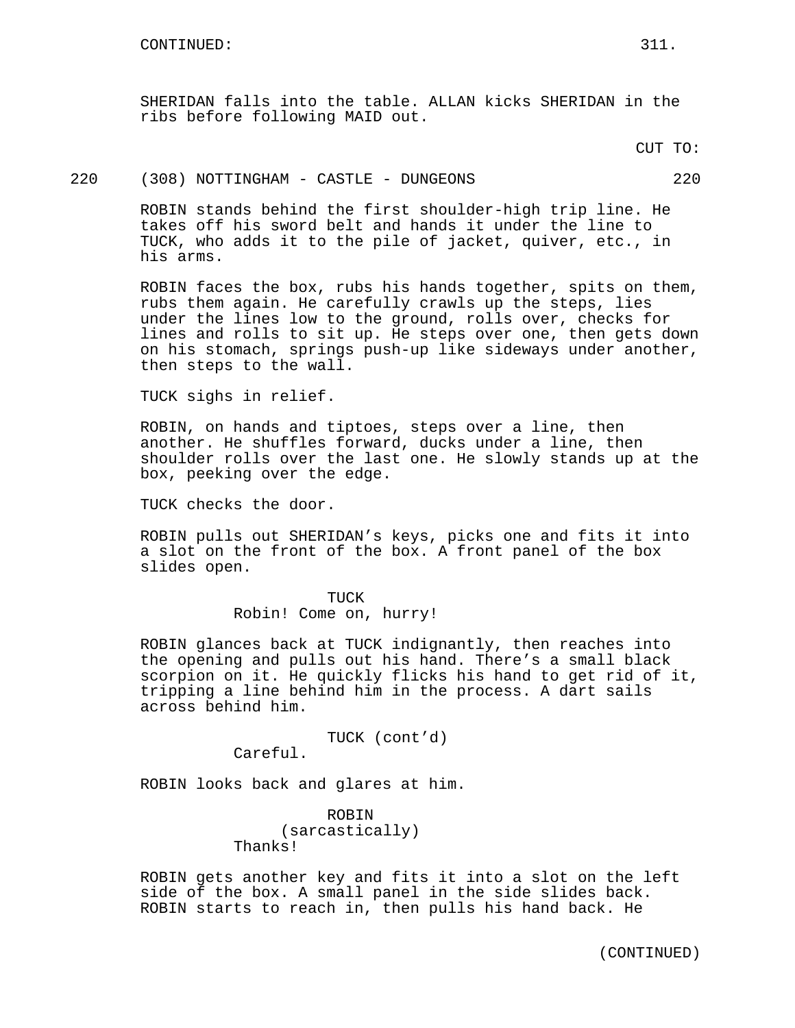CONTINUED:

SHERIDAN falls into the table. ALLAN kicks SHERIDAN in the ribs before following MAID out.

CUT TO:

220 (308) NOTTINGHAM - CASTLE - DUNGEONS 220

ROBIN stands behind the first shoulder-high trip line. He takes off his sword belt and hands it under the line to TUCK, who adds it to the pile of jacket, quiver, etc., in his arms.

ROBIN faces the box, rubs his hands together, spits on them, rubs them again. He carefully crawls up the steps, lies under the lines low to the ground, rolls over, checks for lines and rolls to sit up. He steps over one, then gets down on his stomach, springs push-up like sideways under another, then steps to the wall.

TUCK sighs in relief.

ROBIN, on hands and tiptoes, steps over a line, then another. He shuffles forward, ducks under a line, then shoulder rolls over the last one. He slowly stands up at the box, peeking over the edge.

TUCK checks the door.

ROBIN pulls out SHERIDAN's keys, picks one and fits it into a slot on the front of the box. A front panel of the box slides open.

TUCK
Robin! Come on, hurry!

ROBIN glances back at TUCK indignantly, then reaches into the opening and pulls out his hand. There's a small black scorpion on it. He quickly flicks his hand to get rid of it, tripping a line behind him in the process. A dart sails across behind him.

TUCK (cont'd)
Careful.

ROBIN looks back and glares at him.

ROBIN
(sarcastically)
Thanks!

ROBIN gets another key and fits it into a slot on the left side of the box. A small panel in the side slides back. ROBIN starts to reach in, then pulls his hand back. He

(CONTINUED)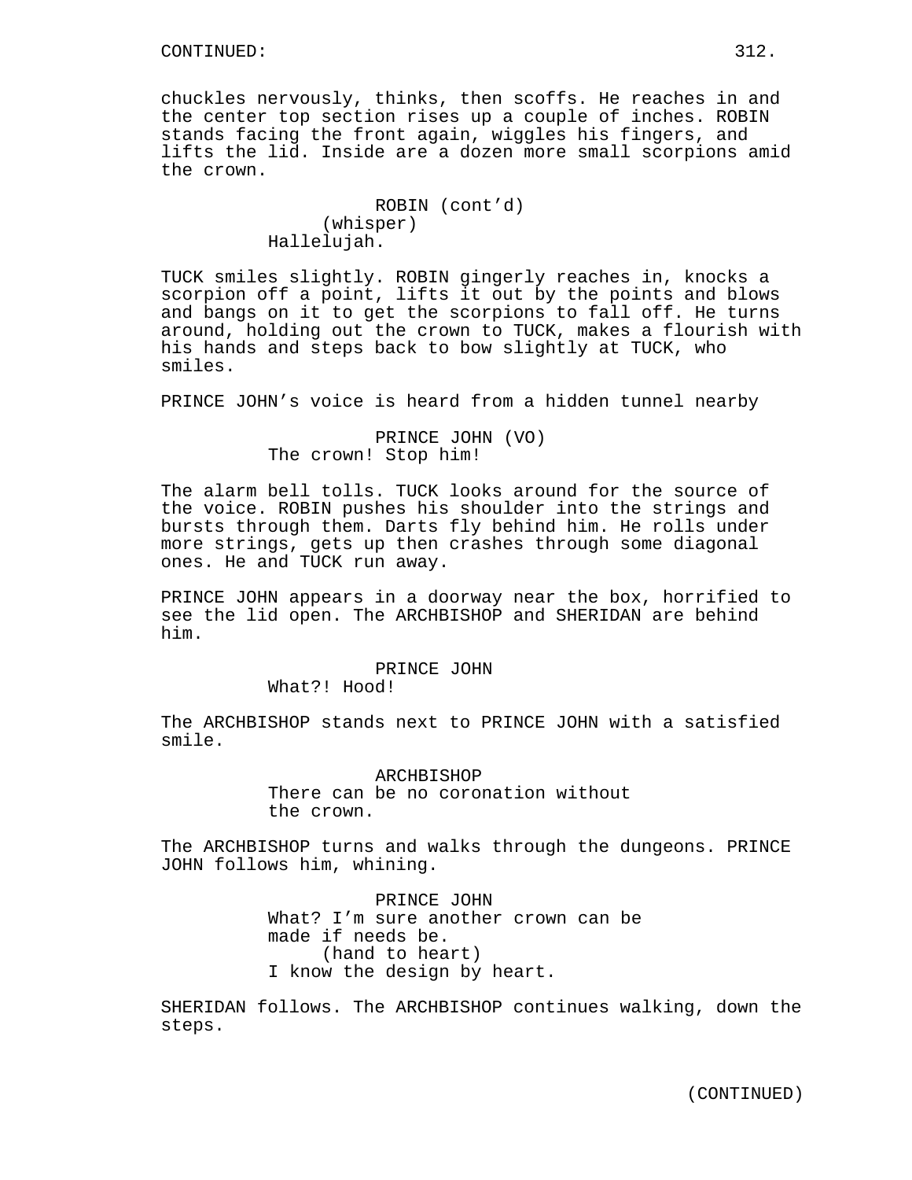chuckles nervously, thinks, then scoffs. He reaches in and the center top section rises up a couple of inches. ROBIN stands facing the front again, wiggles his fingers, and lifts the lid. Inside are a dozen more small scorpions amid the crown.

ROBIN (cont'd)
(whisper)
Hallelujah.

TUCK smiles slightly. ROBIN gingerly reaches in, knocks a scorpion off a point, lifts it out by the points and blows and bangs on it to get the scorpions to fall off. He turns around, holding out the crown to TUCK, makes a flourish with his hands and steps back to bow slightly at TUCK, who smiles.

PRINCE JOHN's voice is heard from a hidden tunnel nearby

PRINCE JOHN (VO)
The crown! Stop him!

The alarm bell tolls. TUCK looks around for the source of the voice. ROBIN pushes his shoulder into the strings and bursts through them. Darts fly behind him. He rolls under more strings, gets up then crashes through some diagonal ones. He and TUCK run away.

PRINCE JOHN appears in a doorway near the box, horrified to see the lid open. The ARCHBISHOP and SHERIDAN are behind him.

PRINCE JOHN
What?! Hood!

The ARCHBISHOP stands next to PRINCE JOHN with a satisfied smile.

ARCHBISHOP
There can be no coronation without the crown.

The ARCHBISHOP turns and walks through the dungeons. PRINCE JOHN follows him, whining.

PRINCE JOHN
What? I'm sure another crown can be made if needs be.
(hand to heart)
I know the design by heart.

SHERIDAN follows. The ARCHBISHOP continues walking, down the steps.

(CONTINUED)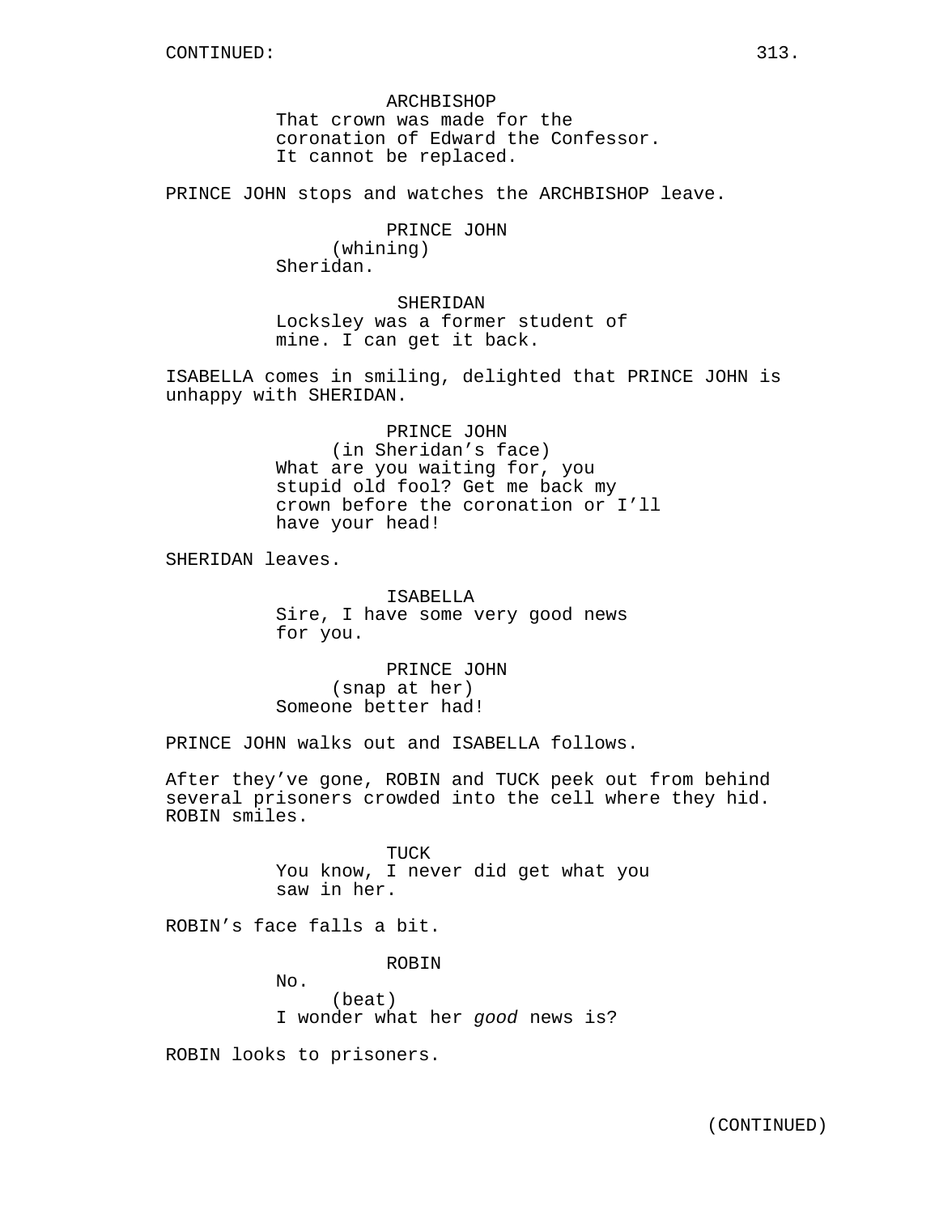ARCHBISHOP
That crown was made for the coronation of Edward the Confessor. It cannot be replaced.

PRINCE JOHN stops and watches the ARCHBISHOP leave.

PRINCE JOHN
(whining)
Sheridan.

SHERIDAN
Locksley was a former student of mine. I can get it back.

ISABELLA comes in smiling, delighted that PRINCE JOHN is unhappy with SHERIDAN.

PRINCE JOHN
(in Sheridan's face)
What are you waiting for, you stupid old fool? Get me back my crown before the coronation or I'll have your head!

SHERIDAN leaves.

ISABELLA
Sire, I have some very good news for you.

PRINCE JOHN
(snap at her)
Someone better had!

PRINCE JOHN walks out and ISABELLA follows.

After they've gone, ROBIN and TUCK peek out from behind several prisoners crowded into the cell where they hid. ROBIN smiles.

TUCK
You know, I never did get what you saw in her.

ROBIN's face falls a bit.

ROBIN
No.
(beat)
I wonder what her *good* news is?

ROBIN looks to prisoners.

(CONTINUED)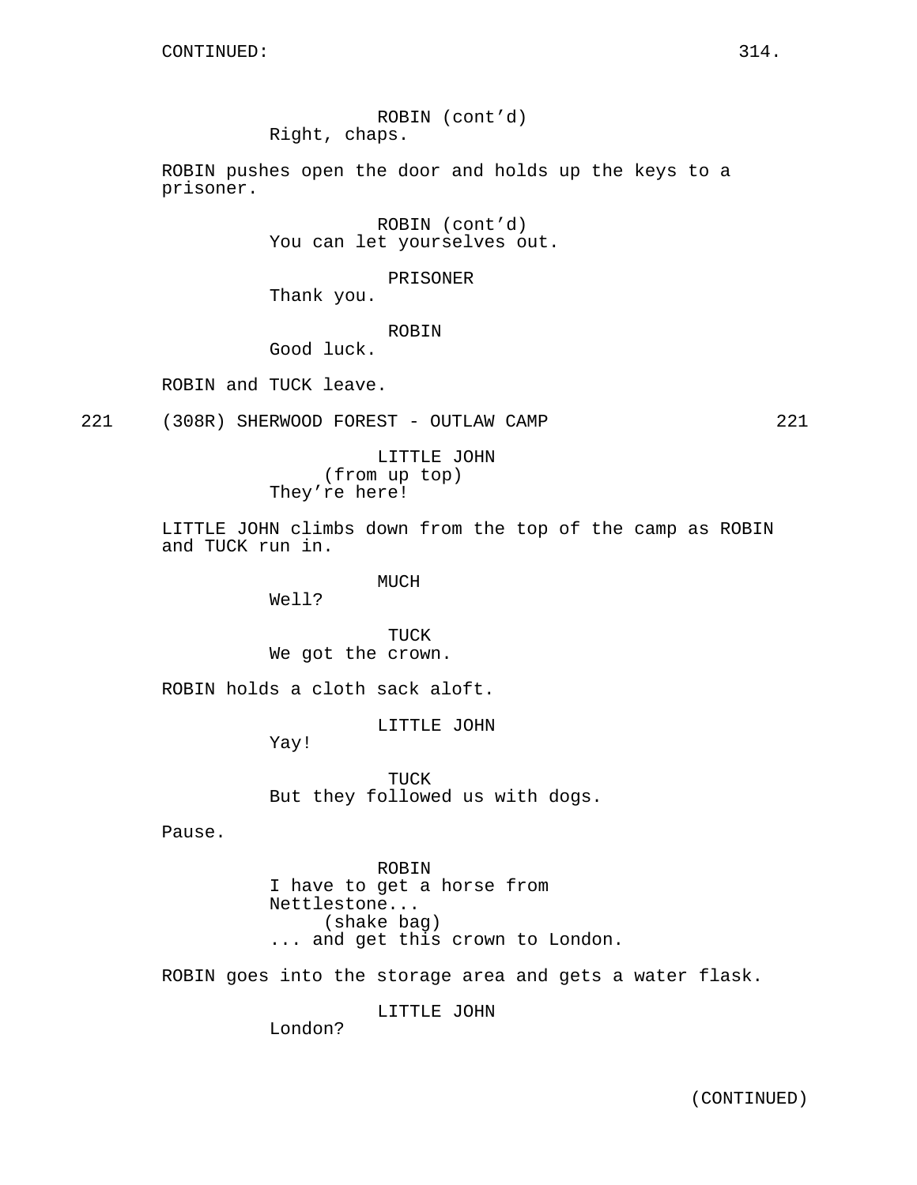ROBIN (cont'd)
Right, chaps.

ROBIN pushes open the door and holds up the keys to a prisoner.

ROBIN (cont'd)
You can let yourselves out.

PRISONER
Thank you.

ROBIN
Good luck.

ROBIN and TUCK leave.

221 (308R) SHERWOOD FOREST - OUTLAW CAMP 221

LITTLE JOHN
(from up top)
They're here!

LITTLE JOHN climbs down from the top of the camp as ROBIN and TUCK run in.

MUCH
Well?

TUCK
We got the crown.

ROBIN holds a cloth sack aloft.

LITTLE JOHN
Yay!

TUCK
But they followed us with dogs.

Pause.

ROBIN
I have to get a horse from Nettlestone...
(shake bag)
... and get this crown to London.

ROBIN goes into the storage area and gets a water flask.

LITTLE JOHN
London?

(CONTINUED)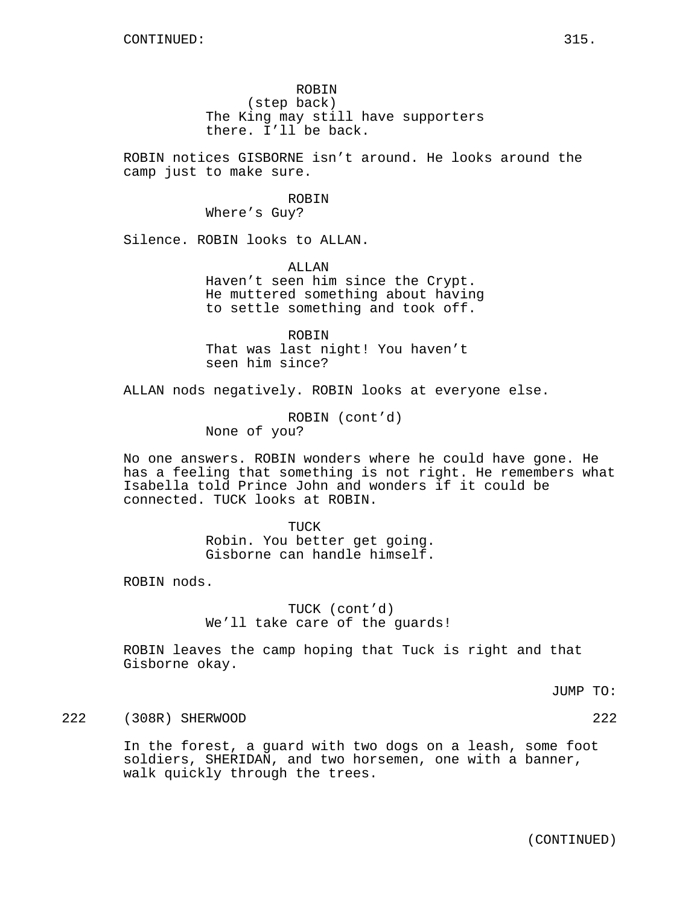CONTINUED:

ROBIN
(step back)
The King may still have supporters there. I'll be back.

ROBIN notices GISBORNE isn't around. He looks around the camp just to make sure.

ROBIN
Where's Guy?

Silence. ROBIN looks to ALLAN.

ALLAN
Haven't seen him since the Crypt. He muttered something about having to settle something and took off.

ROBIN
That was last night! You haven't seen him since?

ALLAN nods negatively. ROBIN looks at everyone else.

ROBIN (cont'd)
None of you?

No one answers. ROBIN wonders where he could have gone. He has a feeling that something is not right. He remembers what Isabella told Prince John and wonders if it could be connected. TUCK looks at ROBIN.

TUCK
Robin. You better get going. Gisborne can handle himself.

ROBIN nods.

TUCK (cont'd)
We'll take care of the guards!

ROBIN leaves the camp hoping that Tuck is right and that Gisborne okay.

JUMP TO:

222 (308R) SHERWOOD 222

In the forest, a guard with two dogs on a leash, some foot soldiers, SHERIDAN, and two horsemen, one with a banner, walk quickly through the trees.

(CONTINUED)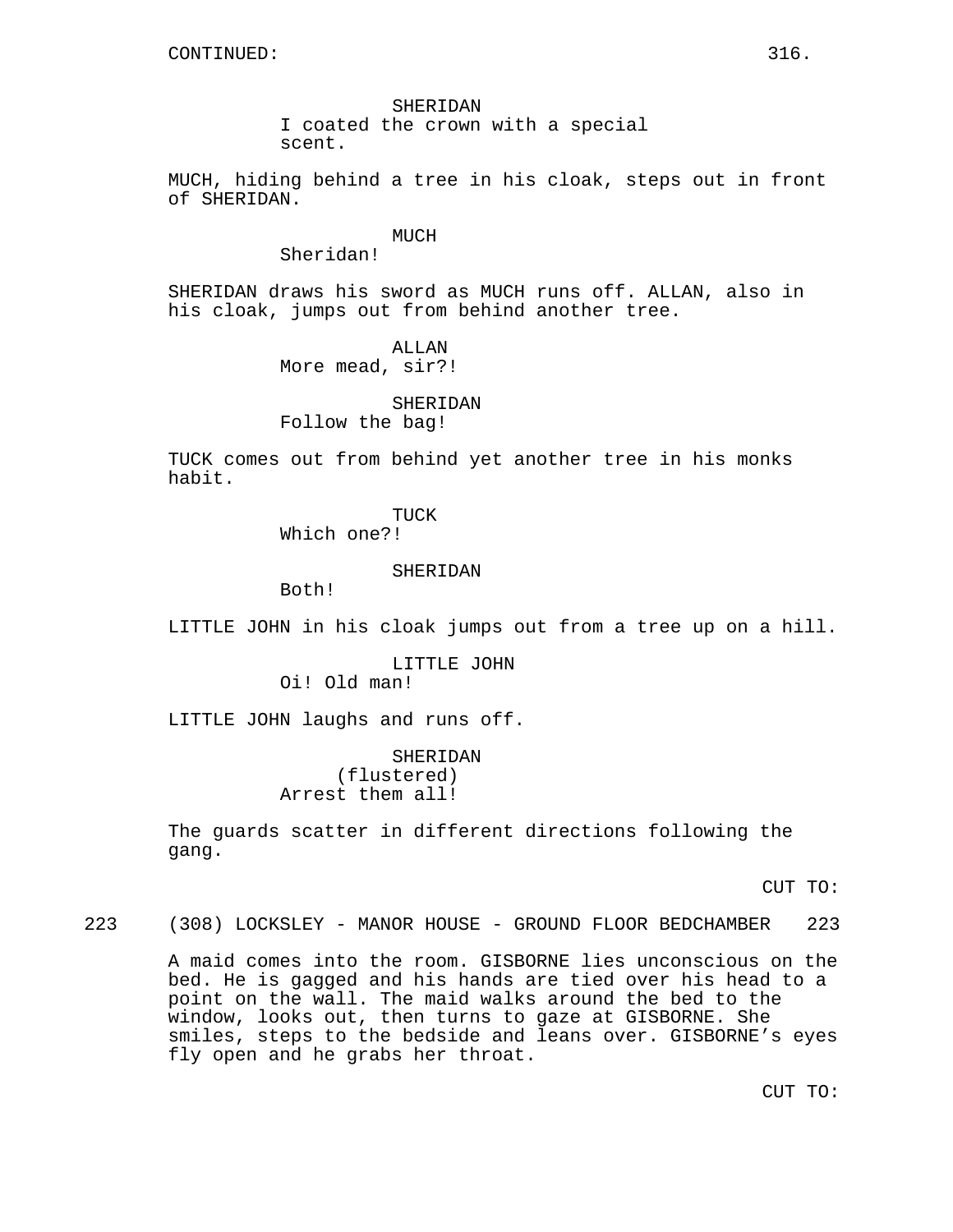CONTINUED:

SHERIDAN
I coated the crown with a special scent.

MUCH, hiding behind a tree in his cloak, steps out in front of SHERIDAN.

MUCH
Sheridan!

SHERIDAN draws his sword as MUCH runs off. ALLAN, also in his cloak, jumps out from behind another tree.

ALLAN
More mead, sir?!

SHERIDAN
Follow the bag!

TUCK comes out from behind yet another tree in his monks habit.

TUCK
Which one?!

SHERIDAN
Both!

LITTLE JOHN in his cloak jumps out from a tree up on a hill.

LITTLE JOHN
Oi! Old man!

LITTLE JOHN laughs and runs off.

SHERIDAN
(flustered)
Arrest them all!

The guards scatter in different directions following the gang.

CUT TO:

223 (308) LOCKSLEY - MANOR HOUSE - GROUND FLOOR BEDCHAMBER 223

A maid comes into the room. GISBORNE lies unconscious on the bed. He is gagged and his hands are tied over his head to a point on the wall. The maid walks around the bed to the window, looks out, then turns to gaze at GISBORNE. She smiles, steps to the bedside and leans over. GISBORNE's eyes fly open and he grabs her throat.

CUT TO: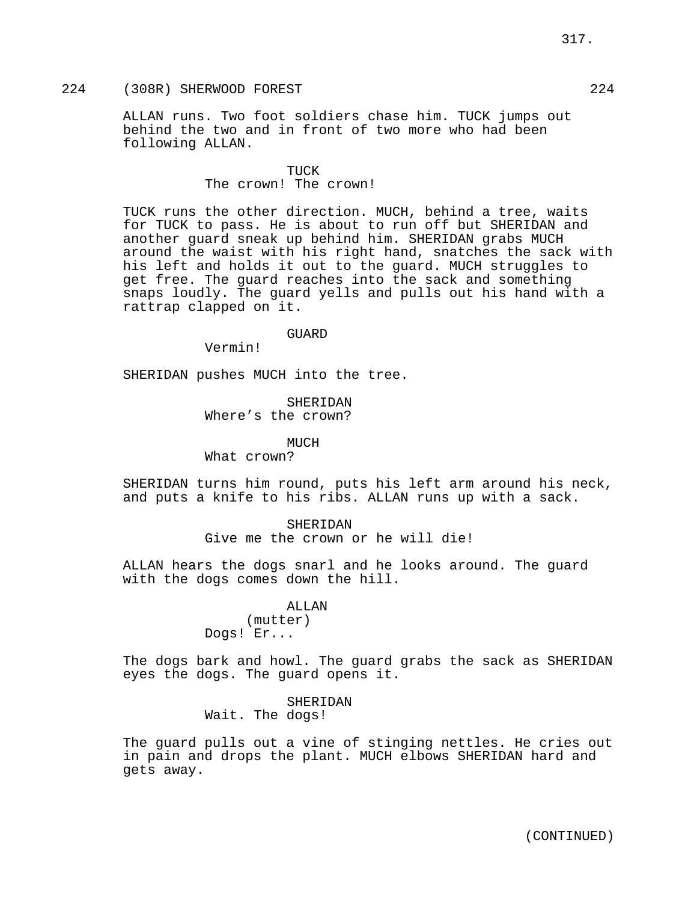224 (308R) SHERWOOD FOREST 224

ALLAN runs. Two foot soldiers chase him. TUCK jumps out behind the two and in front of two more who had been following ALLAN.

TUCK
The crown! The crown!

TUCK runs the other direction. MUCH, behind a tree, waits for TUCK to pass. He is about to run off but SHERIDAN and another guard sneak up behind him. SHERIDAN grabs MUCH around the waist with his right hand, snatches the sack with his left and holds it out to the guard. MUCH struggles to get free. The guard reaches into the sack and something snaps loudly. The guard yells and pulls out his hand with a rattrap clapped on it.

GUARD
Vermin!

SHERIDAN pushes MUCH into the tree.

SHERIDAN
Where’s the crown?

MUCH
What crown?

SHERIDAN turns him round, puts his left arm around his neck, and puts a knife to his ribs. ALLAN runs up with a sack.

SHERIDAN
Give me the crown or he will die!

ALLAN hears the dogs snarl and he looks around. The guard with the dogs comes down the hill.

ALLAN
(mutter)
Dogs! Er...

The dogs bark and howl. The guard grabs the sack as SHERIDAN eyes the dogs. The guard opens it.

SHERIDAN
Wait. The dogs!

The guard pulls out a vine of stinging nettles. He cries out in pain and drops the plant. MUCH elbows SHERIDAN hard and gets away.

(CONTINUED)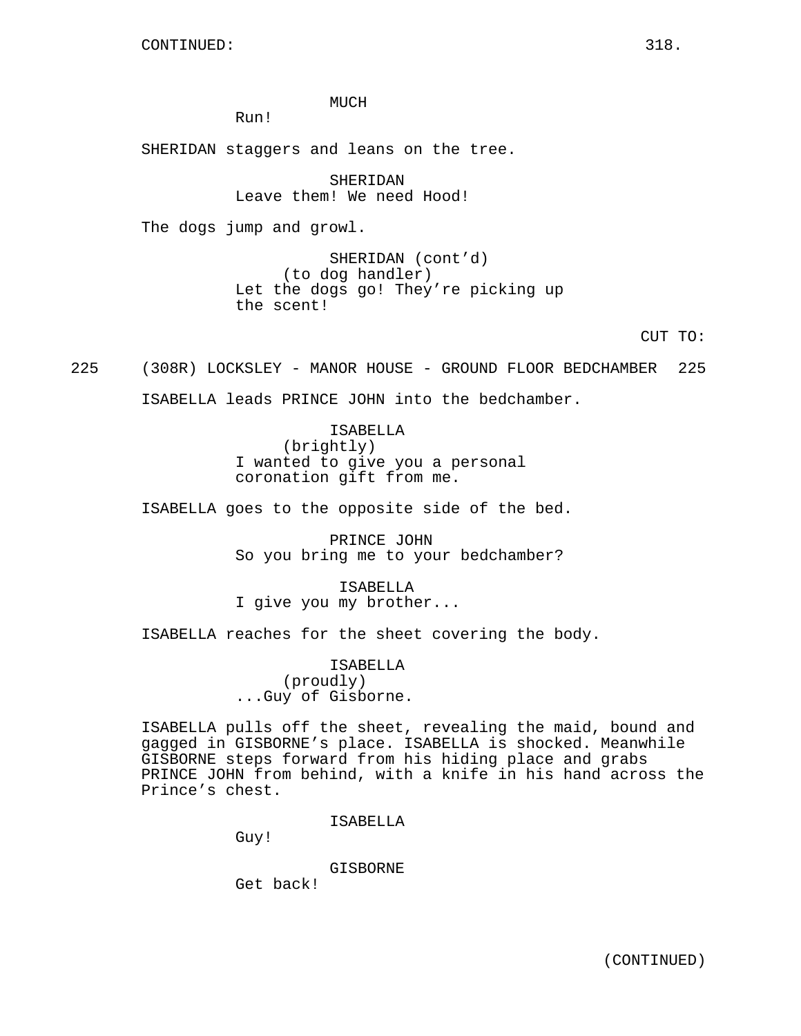CONTINUED:

MUCH
Run!

SHERIDAN staggers and leans on the tree.

SHERIDAN
Leave them! We need Hood!

The dogs jump and growl.

SHERIDAN (cont'd)
(to dog handler)
Let the dogs go! They're picking up the scent!

CUT TO:

225 (308R) LOCKSLEY - MANOR HOUSE - GROUND FLOOR BEDCHAMBER 225

ISABELLA leads PRINCE JOHN into the bedchamber.

ISABELLA
(brightly)
I wanted to give you a personal coronation gift from me.

ISABELLA goes to the opposite side of the bed.

PRINCE JOHN
So you bring me to your bedchamber?

ISABELLA
I give you my brother...

ISABELLA reaches for the sheet covering the body.

ISABELLA
(proudly)
...Guy of Gisborne.

ISABELLA pulls off the sheet, revealing the maid, bound and gagged in GISBORNE's place. ISABELLA is shocked. Meanwhile GISBORNE steps forward from his hiding place and grabs PRINCE JOHN from behind, with a knife in his hand across the Prince's chest.

ISABELLA
Guy!

GISBORNE
Get back!

(CONTINUED)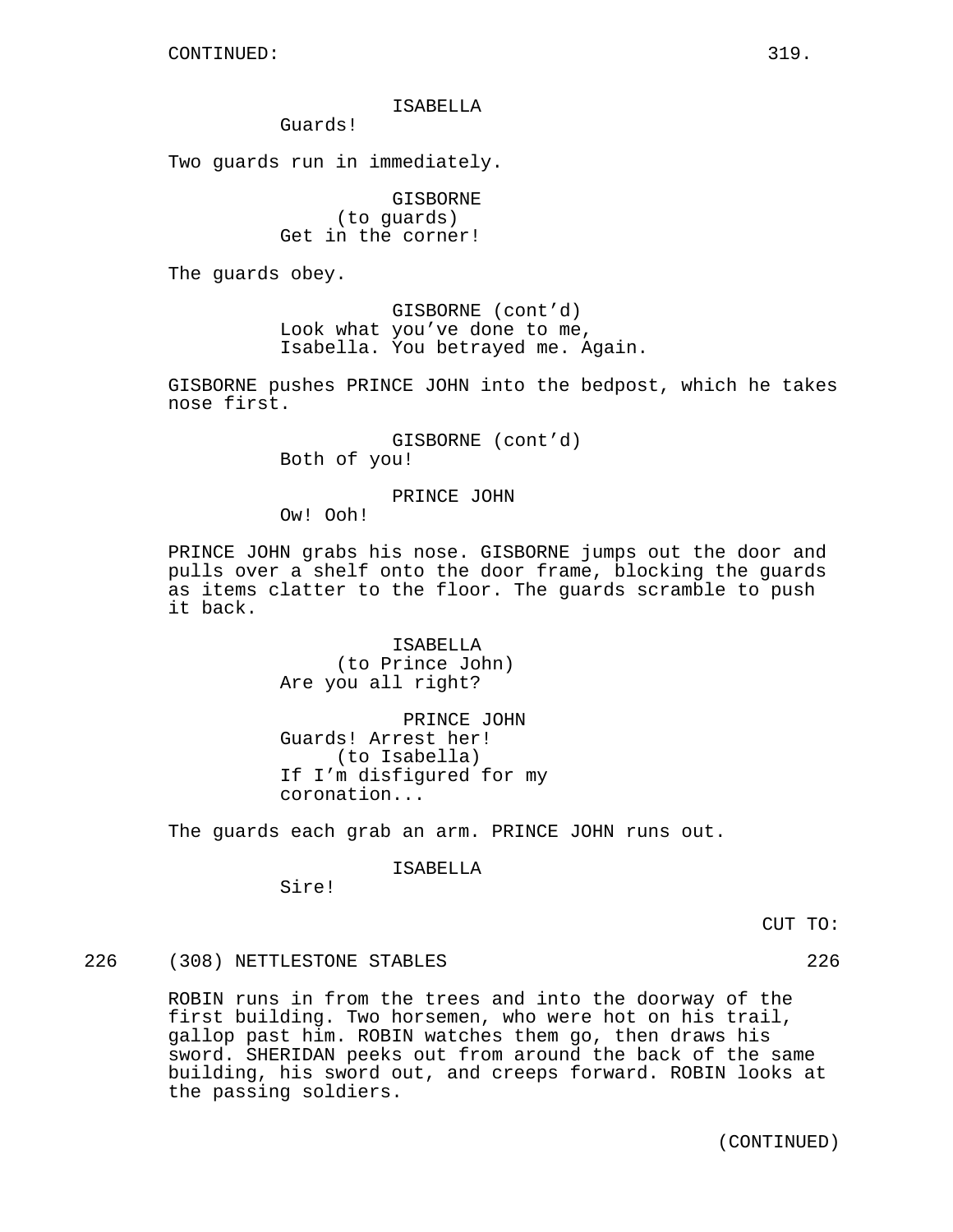CONTINUED:

ISABELLA
Guards!

Two guards run in immediately.

GISBORNE
(to guards)
Get in the corner!

The guards obey.

GISBORNE (cont'd)
Look what you've done to me, Isabella. You betrayed me. Again.

GISBORNE pushes PRINCE JOHN into the bedpost, which he takes nose first.

GISBORNE (cont'd)
Both of you!

PRINCE JOHN
Ow! Ooh!

PRINCE JOHN grabs his nose. GISBORNE jumps out the door and pulls over a shelf onto the door frame, blocking the guards as items clatter to the floor. The guards scramble to push it back.

ISABELLA
(to Prince John)
Are you all right?

PRINCE JOHN
Guards! Arrest her!
(to Isabella)
If I'm disfigured for my coronation...

The guards each grab an arm. PRINCE JOHN runs out.

ISABELLA
Sire!

CUT TO:

226 (308) NETTLESTONE STABLES 226

ROBIN runs in from the trees and into the doorway of the first building. Two horsemen, who were hot on his trail, gallop past him. ROBIN watches them go, then draws his sword. SHERIDAN peeks out from around the back of the same building, his sword out, and creeps forward. ROBIN looks at the passing soldiers.

(CONTINUED)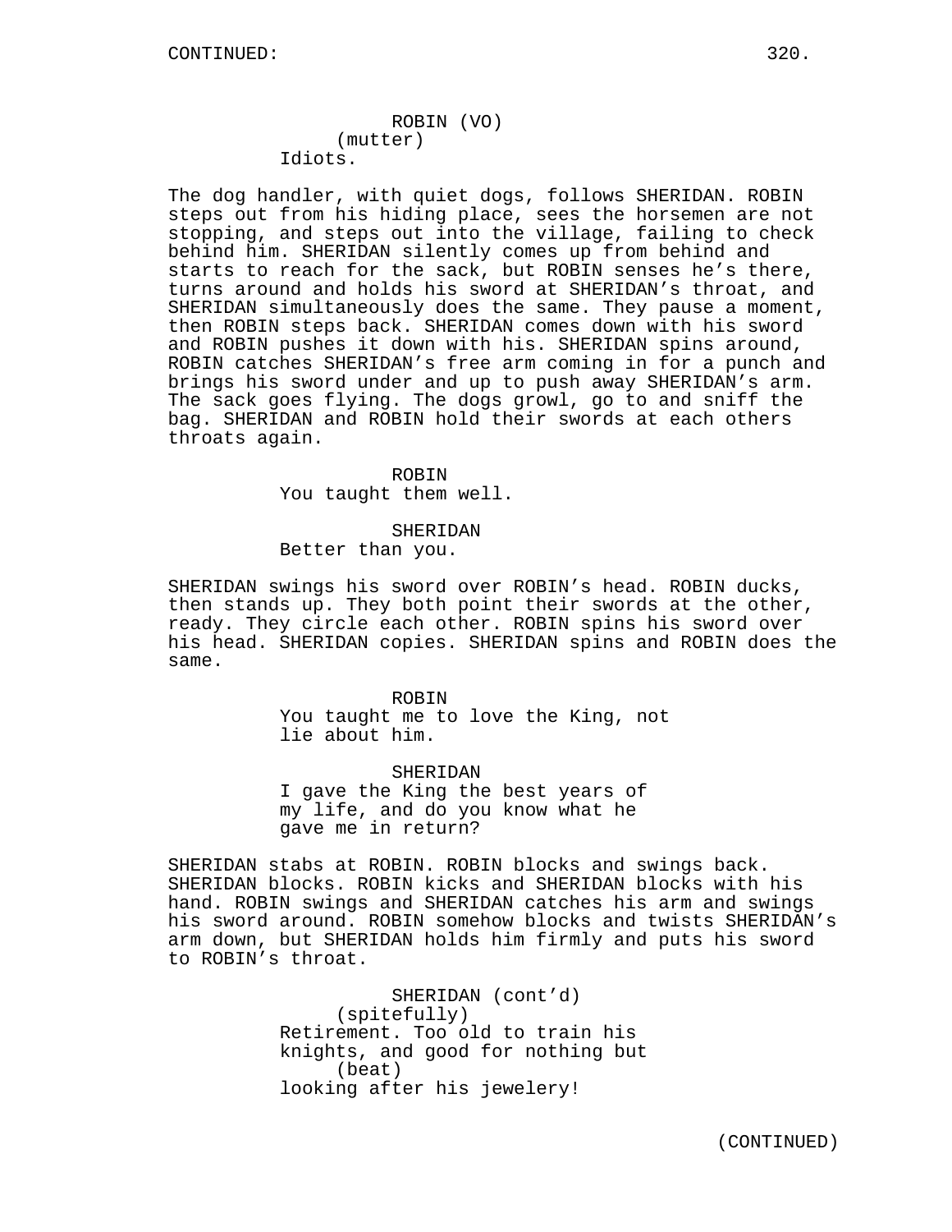ROBIN (VO)
(mutter)
Idiots.

The dog handler, with quiet dogs, follows SHERIDAN. ROBIN steps out from his hiding place, sees the horsemen are not stopping, and steps out into the village, failing to check behind him. SHERIDAN silently comes up from behind and starts to reach for the sack, but ROBIN senses he's there, turns around and holds his sword at SHERIDAN's throat, and SHERIDAN simultaneously does the same. They pause a moment, then ROBIN steps back. SHERIDAN comes down with his sword and ROBIN pushes it down with his. SHERIDAN spins around, ROBIN catches SHERIDAN's free arm coming in for a punch and brings his sword under and up to push away SHERIDAN's arm. The sack goes flying. The dogs growl, go to and sniff the bag. SHERIDAN and ROBIN hold their swords at each others throats again.

ROBIN
You taught them well.

SHERIDAN
Better than you.

SHERIDAN swings his sword over ROBIN's head. ROBIN ducks, then stands up. They both point their swords at the other, ready. They circle each other. ROBIN spins his sword over his head. SHERIDAN copies. SHERIDAN spins and ROBIN does the same.

ROBIN
You taught me to love the King, not lie about him.

SHERIDAN
I gave the King the best years of my life, and do you know what he gave me in return?

SHERIDAN stabs at ROBIN. ROBIN blocks and swings back. SHERIDAN blocks. ROBIN kicks and SHERIDAN blocks with his hand. ROBIN swings and SHERIDAN catches his arm and swings his sword around. ROBIN somehow blocks and twists SHERIDAN's arm down, but SHERIDAN holds him firmly and puts his sword to ROBIN's throat.

SHERIDAN (cont'd)
(spitefully)
Retirement. Too old to train his knights, and good for nothing but
(beat)
looking after his jewelery!

(CONTINUED)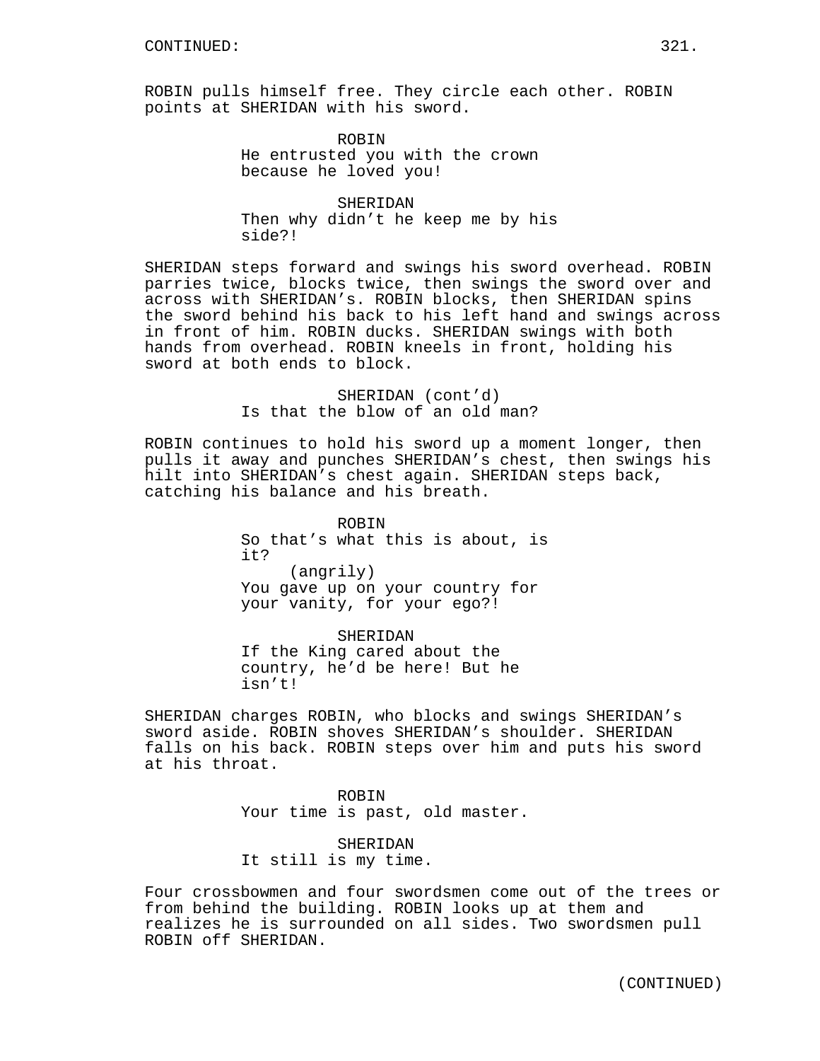CONTINUED:

ROBIN pulls himself free. They circle each other. ROBIN points at SHERIDAN with his sword.

ROBIN
He entrusted you with the crown because he loved you!

SHERIDAN
Then why didn't he keep me by his side?!

SHERIDAN steps forward and swings his sword overhead. ROBIN parries twice, blocks twice, then swings the sword over and across with SHERIDAN's. ROBIN blocks, then SHERIDAN spins the sword behind his back to his left hand and swings across in front of him. ROBIN ducks. SHERIDAN swings with both hands from overhead. ROBIN kneels in front, holding his sword at both ends to block.

SHERIDAN (cont'd)
Is that the blow of an old man?

ROBIN continues to hold his sword up a moment longer, then pulls it away and punches SHERIDAN's chest, then swings his hilt into SHERIDAN's chest again. SHERIDAN steps back, catching his balance and his breath.

ROBIN
So that's what this is about, is it?
(angrily)
You gave up on your country for your vanity, for your ego?!

SHERIDAN
If the King cared about the country, he'd be here! But he isn't!

SHERIDAN charges ROBIN, who blocks and swings SHERIDAN's sword aside. ROBIN shoves SHERIDAN's shoulder. SHERIDAN falls on his back. ROBIN steps over him and puts his sword at his throat.

ROBIN
Your time is past, old master.

SHERIDAN
It still is my time.

Four crossbowmen and four swordsmen come out of the trees or from behind the building. ROBIN looks up at them and realizes he is surrounded on all sides. Two swordsmen pull ROBIN off SHERIDAN.

(CONTINUED)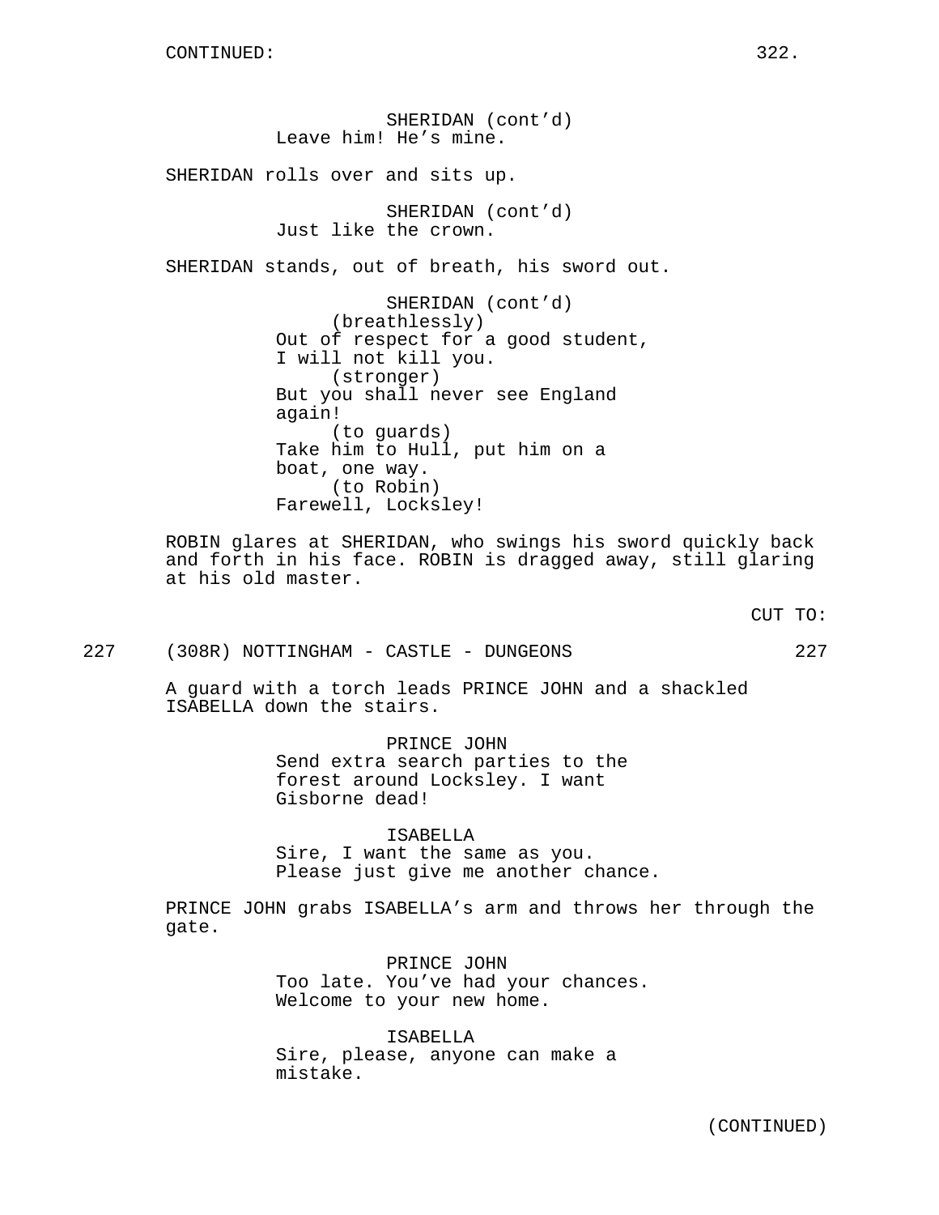SHERIDAN (cont'd)
Leave him! He's mine.

SHERIDAN rolls over and sits up.

SHERIDAN (cont'd)
Just like the crown.

SHERIDAN stands, out of breath, his sword out.

SHERIDAN (cont'd)
(breathlessly)
Out of respect for a good student, I will not kill you.
(stronger)
But you shall never see England again!
(to guards)
Take him to Hull, put him on a boat, one way.
(to Robin)
Farewell, Locksley!

ROBIN glares at SHERIDAN, who swings his sword quickly back and forth in his face. ROBIN is dragged away, still glaring at his old master.

CUT TO:

227 (308R) NOTTINGHAM - CASTLE - DUNGEONS 227

A guard with a torch leads PRINCE JOHN and a shackled ISABELLA down the stairs.

PRINCE JOHN
Send extra search parties to the forest around Locksley. I want Gisborne dead!

ISABELLA
Sire, I want the same as you. Please just give me another chance.

PRINCE JOHN grabs ISABELLA's arm and throws her through the gate.

PRINCE JOHN
Too late. You've had your chances. Welcome to your new home.

ISABELLA
Sire, please, anyone can make a mistake.

(CONTINUED)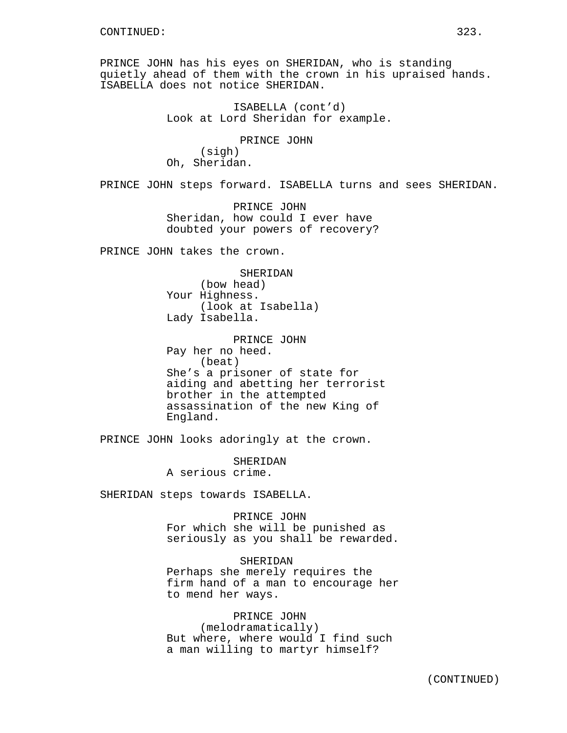CONTINUED:

PRINCE JOHN has his eyes on SHERIDAN, who is standing quietly ahead of them with the crown in his upraised hands. ISABELLA does not notice SHERIDAN.

ISABELLA (cont'd)
Look at Lord Sheridan for example.

PRINCE JOHN
(sigh)
Oh, Sheridan.

PRINCE JOHN steps forward. ISABELLA turns and sees SHERIDAN.

PRINCE JOHN
Sheridan, how could I ever have doubted your powers of recovery?

PRINCE JOHN takes the crown.

SHERIDAN
(bow head)
Your Highness.
(look at Isabella)
Lady Isabella.

PRINCE JOHN
Pay her no heed.
(beat)
She's a prisoner of state for aiding and abetting her terrorist brother in the attempted assassination of the new King of England.

PRINCE JOHN looks adoringly at the crown.

SHERIDAN
A serious crime.

SHERIDAN steps towards ISABELLA.

PRINCE JOHN
For which she will be punished as seriously as you shall be rewarded.

SHERIDAN
Perhaps she merely requires the firm hand of a man to encourage her to mend her ways.

PRINCE JOHN
(melodramatically)
But where, where would I find such a man willing to martyr himself?

(CONTINUED)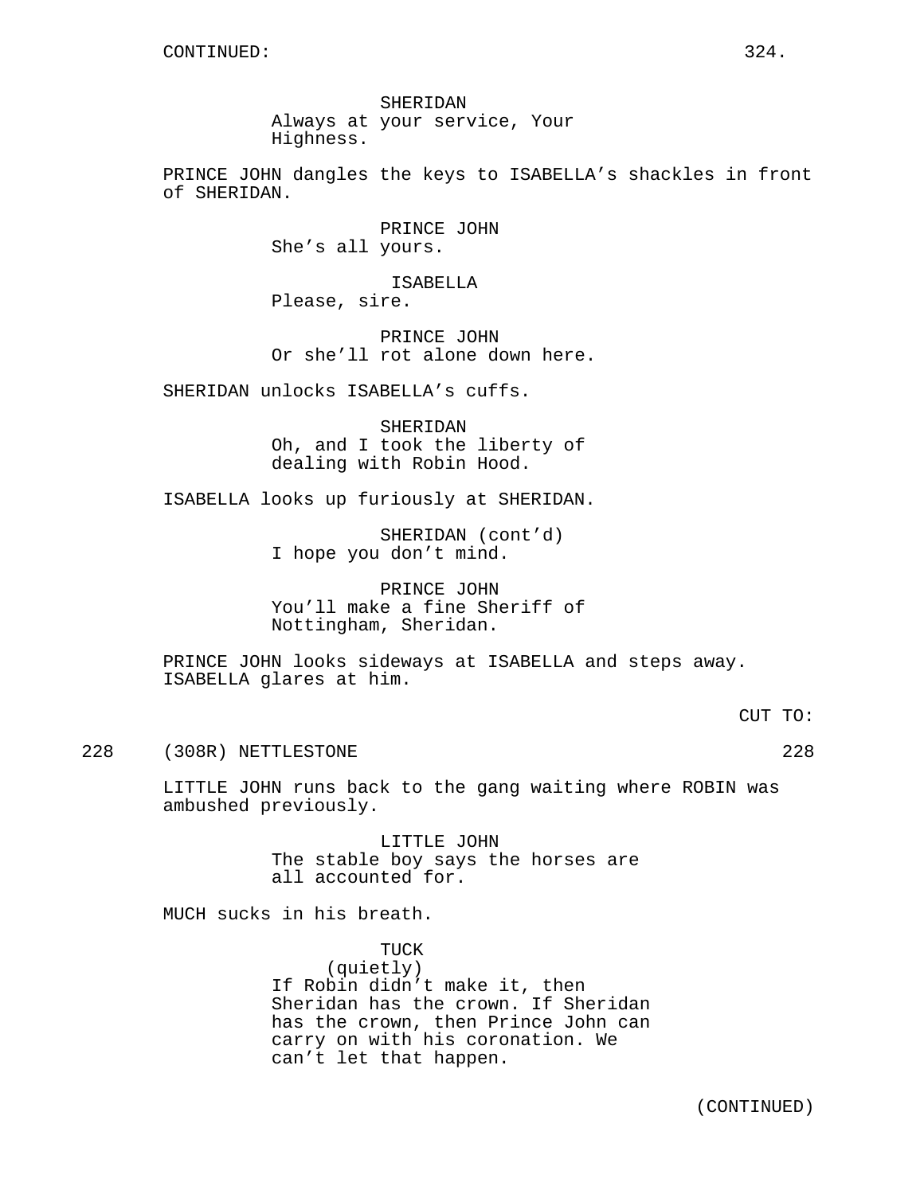CONTINUED:

SHERIDAN
Always at your service, Your Highness.

PRINCE JOHN dangles the keys to ISABELLA's shackles in front of SHERIDAN.

PRINCE JOHN
She's all yours.

ISABELLA
Please, sire.

PRINCE JOHN
Or she'll rot alone down here.

SHERIDAN unlocks ISABELLA's cuffs.

SHERIDAN
Oh, and I took the liberty of dealing with Robin Hood.

ISABELLA looks up furiously at SHERIDAN.

SHERIDAN (cont'd)
I hope you don't mind.

PRINCE JOHN
You'll make a fine Sheriff of Nottingham, Sheridan.

PRINCE JOHN looks sideways at ISABELLA and steps away. ISABELLA glares at him.

CUT TO:

228 (308R) NETTLESTONE 228

LITTLE JOHN runs back to the gang waiting where ROBIN was ambushed previously.

LITTLE JOHN
The stable boy says the horses are all accounted for.

MUCH sucks in his breath.

TUCK
(quietly)
If Robin didn't make it, then Sheridan has the crown. If Sheridan has the crown, then Prince John can carry on with his coronation. We can't let that happen.

(CONTINUED)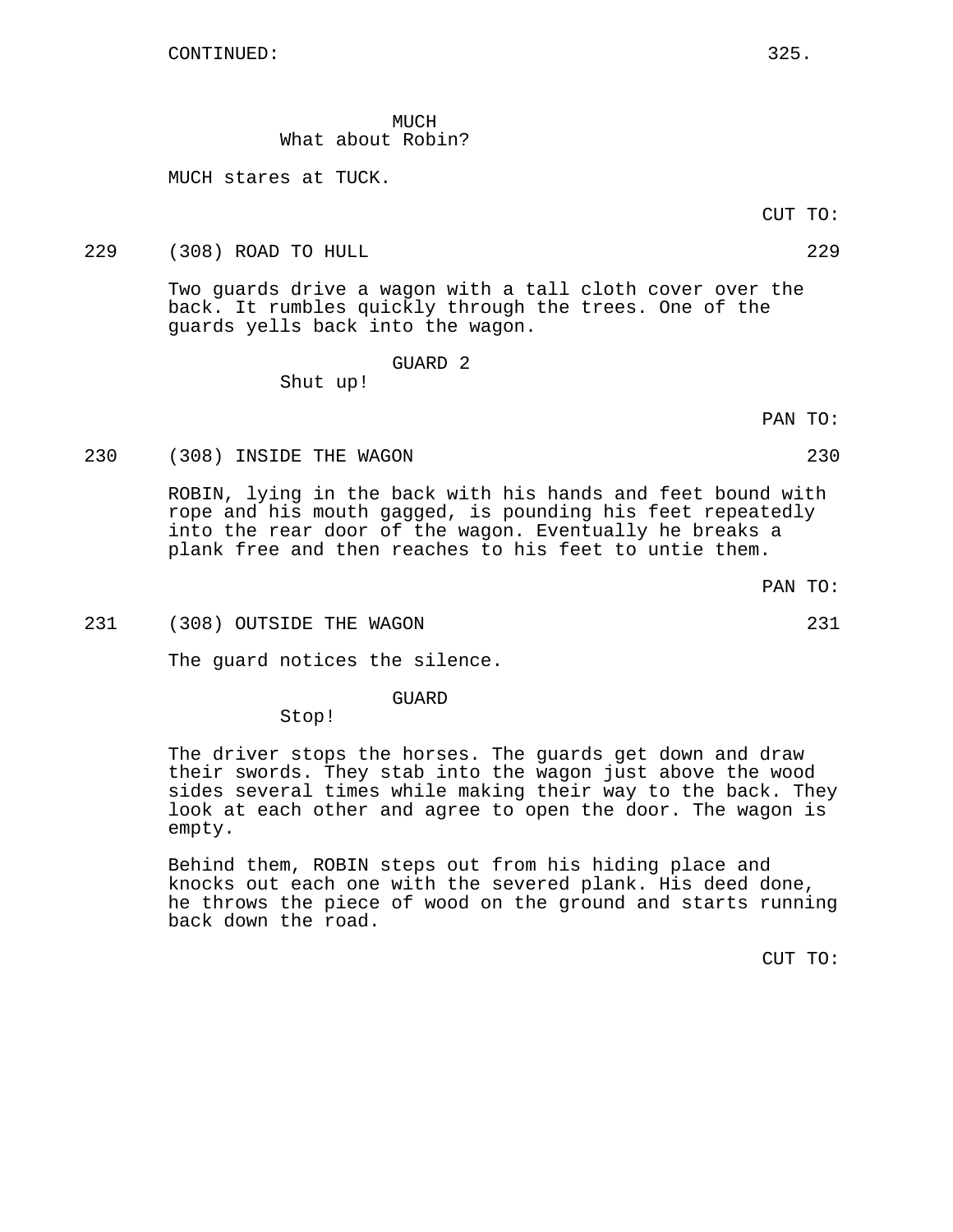CONTINUED:

MUCH
What about Robin?

MUCH stares at TUCK.

CUT TO:

229 (308) ROAD TO HULL 229

Two guards drive a wagon with a tall cloth cover over the back. It rumbles quickly through the trees. One of the guards yells back into the wagon.

GUARD 2
Shut up!

PAN TO:

230 (308) INSIDE THE WAGON 230

ROBIN, lying in the back with his hands and feet bound with rope and his mouth gagged, is pounding his feet repeatedly into the rear door of the wagon. Eventually he breaks a plank free and then reaches to his feet to untie them.

PAN TO:

231 (308) OUTSIDE THE WAGON 231

The guard notices the silence.

GUARD
Stop!

The driver stops the horses. The guards get down and draw their swords. They stab into the wagon just above the wood sides several times while making their way to the back. They look at each other and agree to open the door. The wagon is empty.

Behind them, ROBIN steps out from his hiding place and knocks out each one with the severed plank. His deed done, he throws the piece of wood on the ground and starts running back down the road.

CUT TO: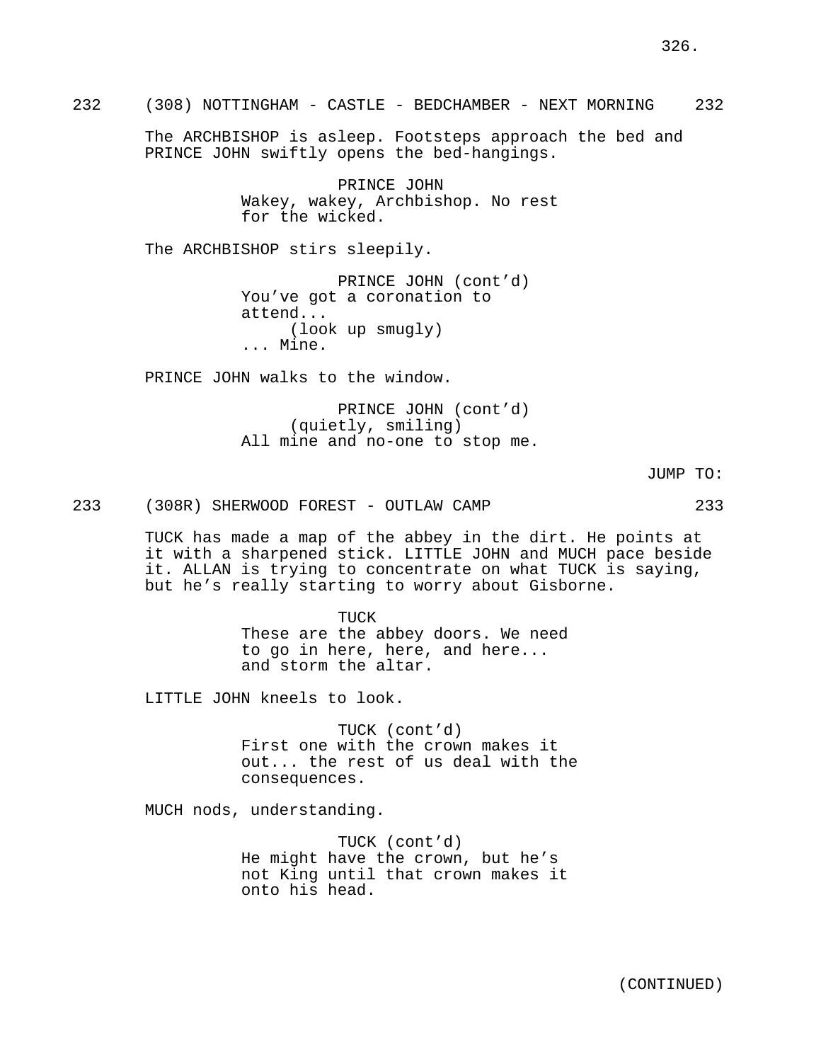232 (308) NOTTINGHAM - CASTLE - BEDCHAMBER - NEXT MORNING 232

The ARCHBISHOP is asleep. Footsteps approach the bed and PRINCE JOHN swiftly opens the bed-hangings.

PRINCE JOHN
Wakey, wakey, Archbishop. No rest for the wicked.

The ARCHBISHOP stirs sleepily.

PRINCE JOHN (cont'd)
You've got a coronation to attend...
(look up smugly)
... Mine.

PRINCE JOHN walks to the window.

PRINCE JOHN (cont'd)
(quietly, smiling)
All mine and no-one to stop me.

JUMP TO:

233 (308R) SHERWOOD FOREST - OUTLAW CAMP 233

TUCK has made a map of the abbey in the dirt. He points at it with a sharpened stick. LITTLE JOHN and MUCH pace beside it. ALLAN is trying to concentrate on what TUCK is saying, but he's really starting to worry about Gisborne.

TUCK
These are the abbey doors. We need to go in here, here, and here... and storm the altar.

LITTLE JOHN kneels to look.

TUCK (cont'd)
First one with the crown makes it out... the rest of us deal with the consequences.

MUCH nods, understanding.

TUCK (cont'd)
He might have the crown, but he's not King until that crown makes it onto his head.

(CONTINUED)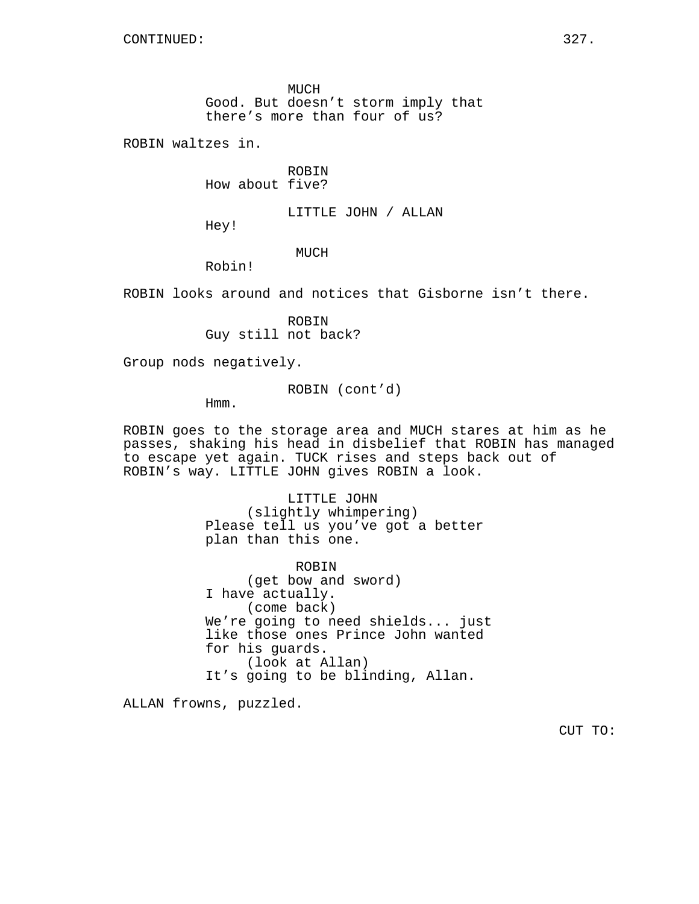CONTINUED:

MUCH
Good. But doesn't storm imply that there's more than four of us?

ROBIN waltzes in.

ROBIN
How about five?

LITTLE JOHN / ALLAN
Hey!

MUCH
Robin!

ROBIN looks around and notices that Gisborne isn't there.

ROBIN
Guy still not back?

Group nods negatively.

ROBIN (cont'd)
Hmm.

ROBIN goes to the storage area and MUCH stares at him as he passes, shaking his head in disbelief that ROBIN has managed to escape yet again. TUCK rises and steps back out of ROBIN's way. LITTLE JOHN gives ROBIN a look.

LITTLE JOHN
(slightly whimpering)
Please tell us you've got a better plan than this one.

ROBIN
(get bow and sword)
I have actually.
(come back)
We're going to need shields... just like those ones Prince John wanted for his guards.
(look at Allan)
It's going to be blinding, Allan.

ALLAN frowns, puzzled.

CUT TO: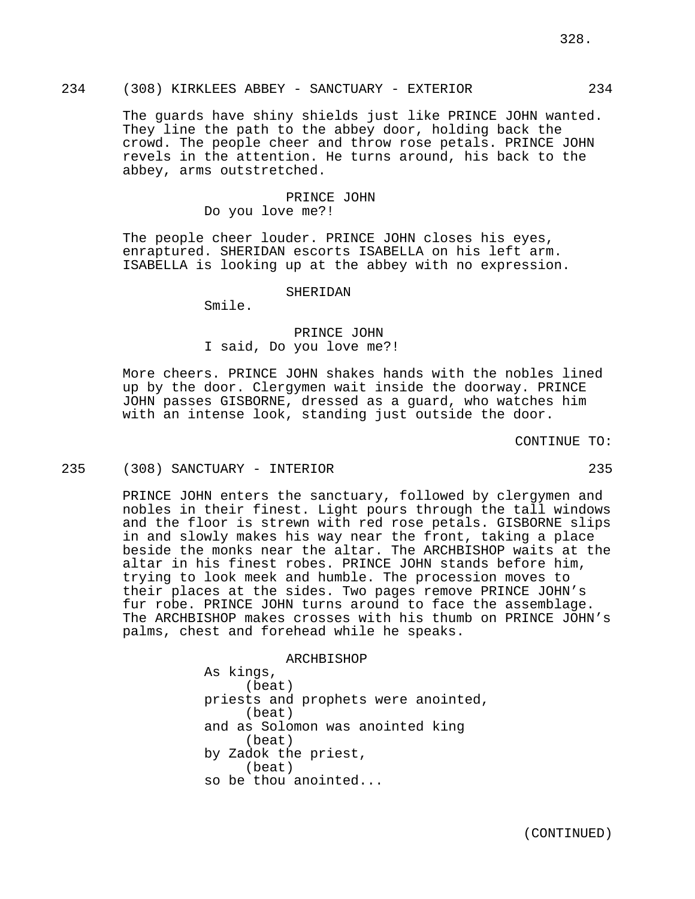234 (308) KIRKLEES ABBEY - SANCTUARY - EXTERIOR 234

The guards have shiny shields just like PRINCE JOHN wanted. They line the path to the abbey door, holding back the crowd. The people cheer and throw rose petals. PRINCE JOHN revels in the attention. He turns around, his back to the abbey, arms outstretched.

PRINCE JOHN
Do you love me?!

The people cheer louder. PRINCE JOHN closes his eyes, enraptured. SHERIDAN escorts ISABELLA on his left arm. ISABELLA is looking up at the abbey with no expression.

SHERIDAN
Smile.

PRINCE JOHN
I said, Do you love me?!

More cheers. PRINCE JOHN shakes hands with the nobles lined up by the door. Clergymen wait inside the doorway. PRINCE JOHN passes GISBORNE, dressed as a guard, who watches him with an intense look, standing just outside the door.

CONTINUE TO:

235 (308) SANCTUARY - INTERIOR 235

PRINCE JOHN enters the sanctuary, followed by clergymen and nobles in their finest. Light pours through the tall windows and the floor is strewn with red rose petals. GISBORNE slips in and slowly makes his way near the front, taking a place beside the monks near the altar. The ARCHBISHOP waits at the altar in his finest robes. PRINCE JOHN stands before him, trying to look meek and humble. The procession moves to their places at the sides. Two pages remove PRINCE JOHN's fur robe. PRINCE JOHN turns around to face the assemblage. The ARCHBISHOP makes crosses with his thumb on PRINCE JOHN's palms, chest and forehead while he speaks.

ARCHBISHOP
As kings,
(beat)
priests and prophets were anointed,
(beat)
and as Solomon was anointed king
(beat)
by Zadok the priest,
(beat)
so be thou anointed...

(CONTINUED)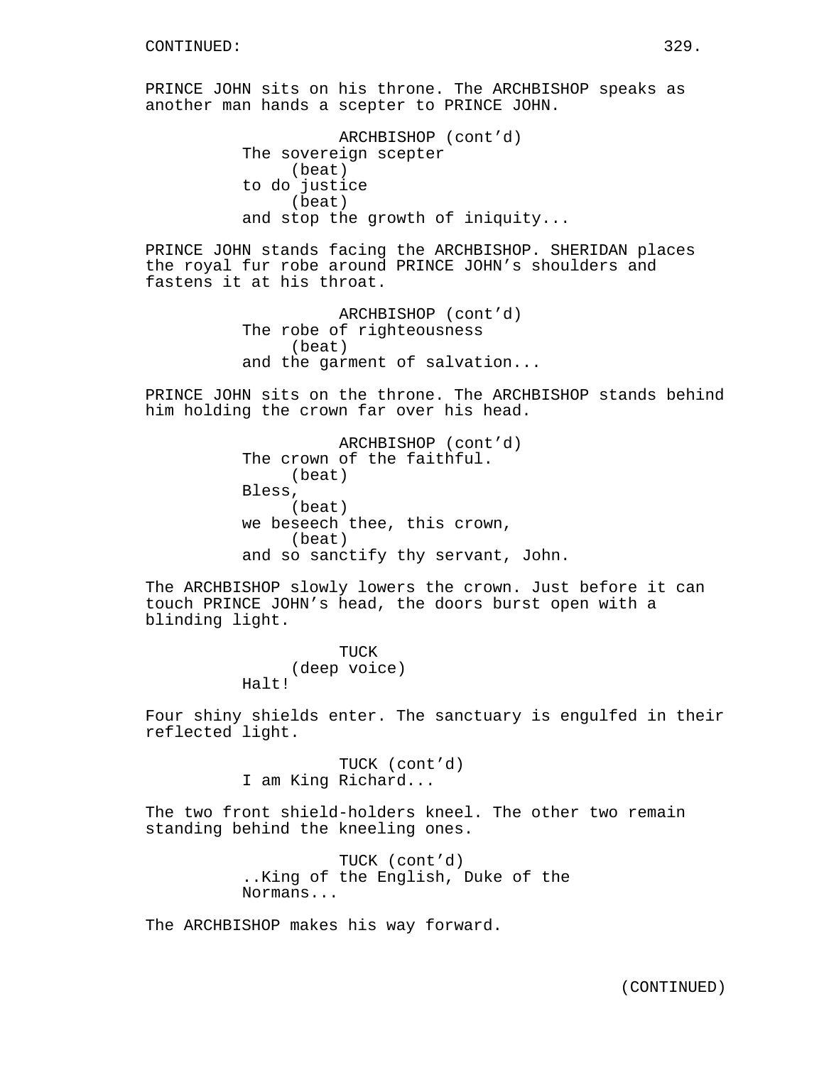CONTINUED:

PRINCE JOHN sits on his throne. The ARCHBISHOP speaks as another man hands a scepter to PRINCE JOHN.

ARCHBISHOP (cont'd)
The sovereign scepter
(beat)
to do justice
(beat)
and stop the growth of iniquity...

PRINCE JOHN stands facing the ARCHBISHOP. SHERIDAN places the royal fur robe around PRINCE JOHN's shoulders and fastens it at his throat.

ARCHBISHOP (cont'd)
The robe of righteousness
(beat)
and the garment of salvation...

PRINCE JOHN sits on the throne. The ARCHBISHOP stands behind him holding the crown far over his head.

ARCHBISHOP (cont'd)
The crown of the faithful.
(beat)
Bless,
(beat)
we beseech thee, this crown,
(beat)
and so sanctify thy servant, John.

The ARCHBISHOP slowly lowers the crown. Just before it can touch PRINCE JOHN's head, the doors burst open with a blinding light.

TUCK
(deep voice)
Halt!

Four shiny shields enter. The sanctuary is engulfed in their reflected light.

TUCK (cont'd)
I am King Richard...

The two front shield-holders kneel. The other two remain standing behind the kneeling ones.

TUCK (cont'd)
..King of the English, Duke of the Normans...

The ARCHBISHOP makes his way forward.

(CONTINUED)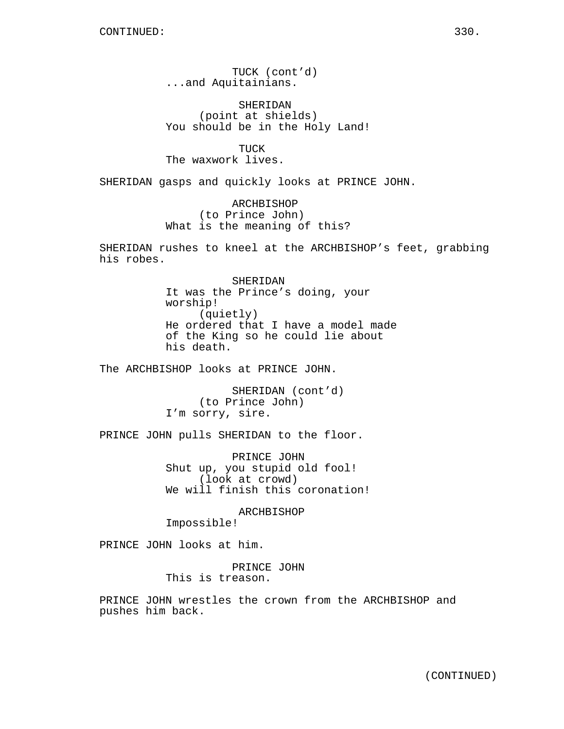CONTINUED:

TUCK (cont'd)
...and Aquitainians.

SHERIDAN
(point at shields)
You should be in the Holy Land!

TUCK
The waxwork lives.

SHERIDAN gasps and quickly looks at PRINCE JOHN.

ARCHBISHOP
(to Prince John)
What is the meaning of this?

SHERIDAN rushes to kneel at the ARCHBISHOP's feet, grabbing his robes.

SHERIDAN
It was the Prince's doing, your worship!
(quietly)
He ordered that I have a model made of the King so he could lie about his death.

The ARCHBISHOP looks at PRINCE JOHN.

SHERIDAN (cont'd)
(to Prince John)
I'm sorry, sire.

PRINCE JOHN pulls SHERIDAN to the floor.

PRINCE JOHN
Shut up, you stupid old fool!
(look at crowd)
We will finish this coronation!

ARCHBISHOP
Impossible!

PRINCE JOHN looks at him.

PRINCE JOHN
This is treason.

PRINCE JOHN wrestles the crown from the ARCHBISHOP and pushes him back.

(CONTINUED)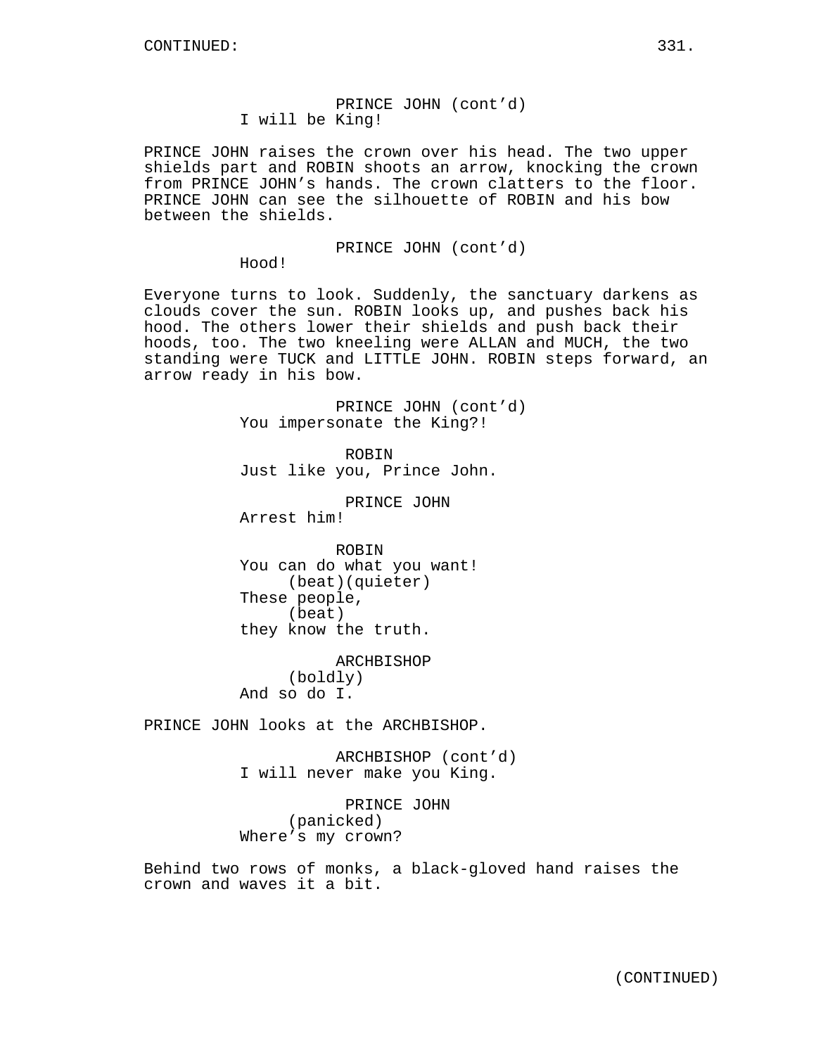PRINCE JOHN (cont'd)
I will be King!

PRINCE JOHN raises the crown over his head. The two upper shields part and ROBIN shoots an arrow, knocking the crown from PRINCE JOHN's hands. The crown clatters to the floor. PRINCE JOHN can see the silhouette of ROBIN and his bow between the shields.

PRINCE JOHN (cont'd)
Hood!

Everyone turns to look. Suddenly, the sanctuary darkens as clouds cover the sun. ROBIN looks up, and pushes back his hood. The others lower their shields and push back their hoods, too. The two kneeling were ALLAN and MUCH, the two standing were TUCK and LITTLE JOHN. ROBIN steps forward, an arrow ready in his bow.

PRINCE JOHN (cont'd)
You impersonate the King?!

ROBIN
Just like you, Prince John.

PRINCE JOHN
Arrest him!

ROBIN
You can do what you want!
(beat)(quieter)
These people,
(beat)
they know the truth.

ARCHBISHOP
(boldly)
And so do I.

PRINCE JOHN looks at the ARCHBISHOP.

ARCHBISHOP (cont'd)
I will never make you King.

PRINCE JOHN
(panicked)
Where's my crown?

Behind two rows of monks, a black-gloved hand raises the crown and waves it a bit.

(CONTINUED)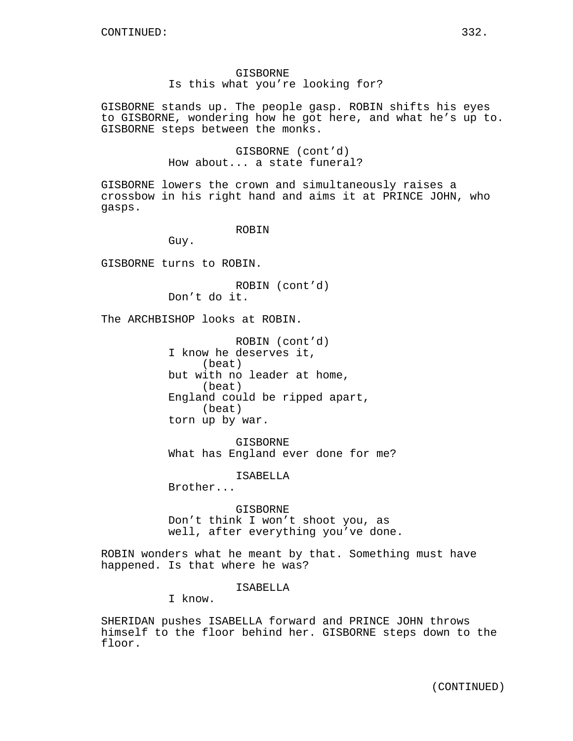GISBORNE
Is this what you're looking for?

GISBORNE stands up. The people gasp. ROBIN shifts his eyes to GISBORNE, wondering how he got here, and what he's up to. GISBORNE steps between the monks.

GISBORNE (cont'd)
How about... a state funeral?

GISBORNE lowers the crown and simultaneously raises a crossbow in his right hand and aims it at PRINCE JOHN, who gasps.

ROBIN
Guy.

GISBORNE turns to ROBIN.

ROBIN (cont'd)
Don't do it.

The ARCHBISHOP looks at ROBIN.

ROBIN (cont'd)
I know he deserves it,
(beat)
but with no leader at home,
(beat)
England could be ripped apart,
(beat)
torn up by war.

GISBORNE
What has England ever done for me?

ISABELLA
Brother...

GISBORNE
Don't think I won't shoot you, as well, after everything you've done.

ROBIN wonders what he meant by that. Something must have happened. Is that where he was?

ISABELLA
I know.

SHERIDAN pushes ISABELLA forward and PRINCE JOHN throws himself to the floor behind her. GISBORNE steps down to the floor.

(CONTINUED)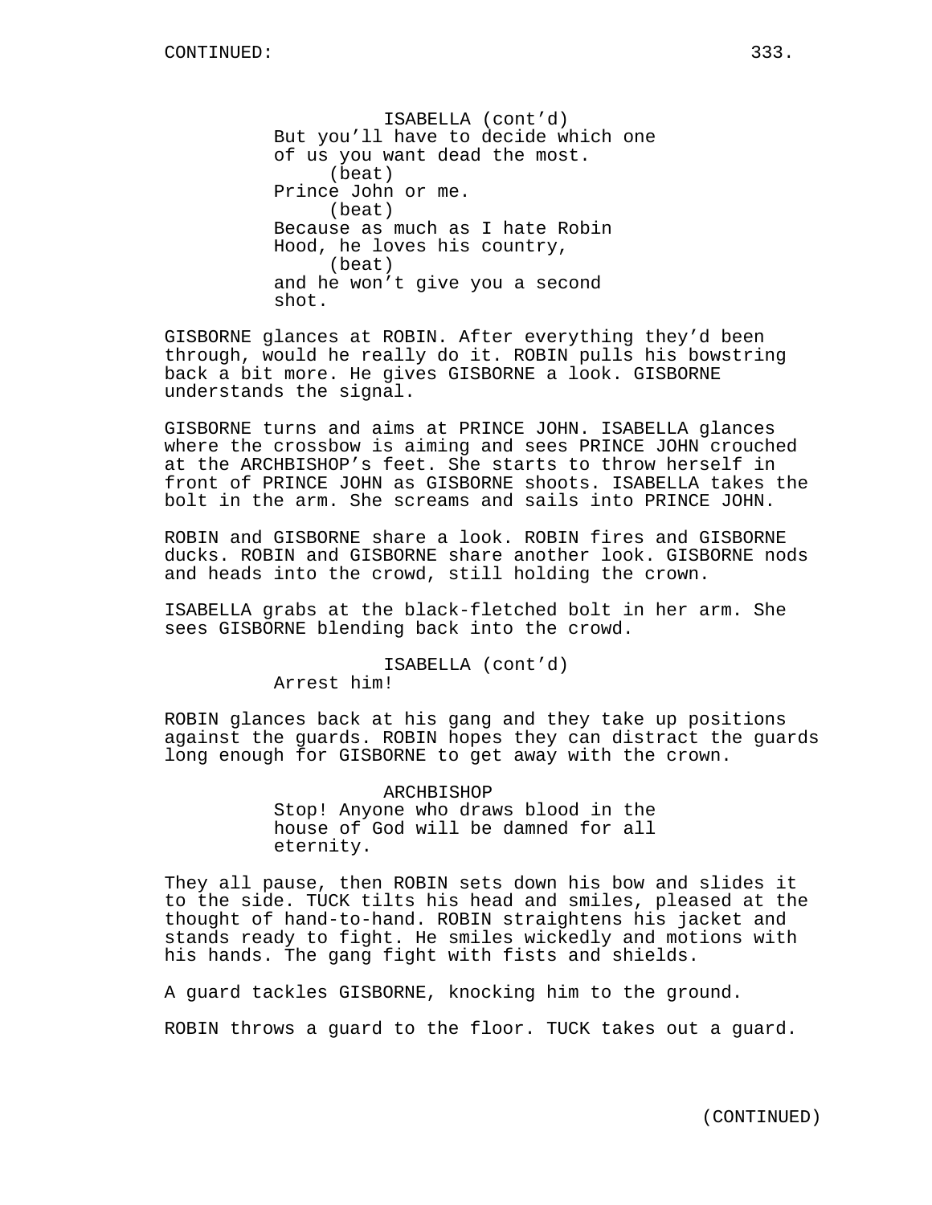ISABELLA (cont'd)
But you'll have to decide which one of us you want dead the most.
(beat)
Prince John or me.
(beat)
Because as much as I hate Robin Hood, he loves his country,
(beat)
and he won't give you a second shot.

GISBORNE glances at ROBIN. After everything they'd been through, would he really do it. ROBIN pulls his bowstring back a bit more. He gives GISBORNE a look. GISBORNE understands the signal.

GISBORNE turns and aims at PRINCE JOHN. ISABELLA glances where the crossbow is aiming and sees PRINCE JOHN crouched at the ARCHBISHOP's feet. She starts to throw herself in front of PRINCE JOHN as GISBORNE shoots. ISABELLA takes the bolt in the arm. She screams and sails into PRINCE JOHN.

ROBIN and GISBORNE share a look. ROBIN fires and GISBORNE ducks. ROBIN and GISBORNE share another look. GISBORNE nods and heads into the crowd, still holding the crown.

ISABELLA grabs at the black-fletched bolt in her arm. She sees GISBORNE blending back into the crowd.

ISABELLA (cont'd)
Arrest him!

ROBIN glances back at his gang and they take up positions against the guards. ROBIN hopes they can distract the guards long enough for GISBORNE to get away with the crown.

ARCHBISHOP
Stop! Anyone who draws blood in the house of God will be damned for all eternity.

They all pause, then ROBIN sets down his bow and slides it to the side. TUCK tilts his head and smiles, pleased at the thought of hand-to-hand. ROBIN straightens his jacket and stands ready to fight. He smiles wickedly and motions with his hands. The gang fight with fists and shields.

A guard tackles GISBORNE, knocking him to the ground.

ROBIN throws a guard to the floor. TUCK takes out a guard.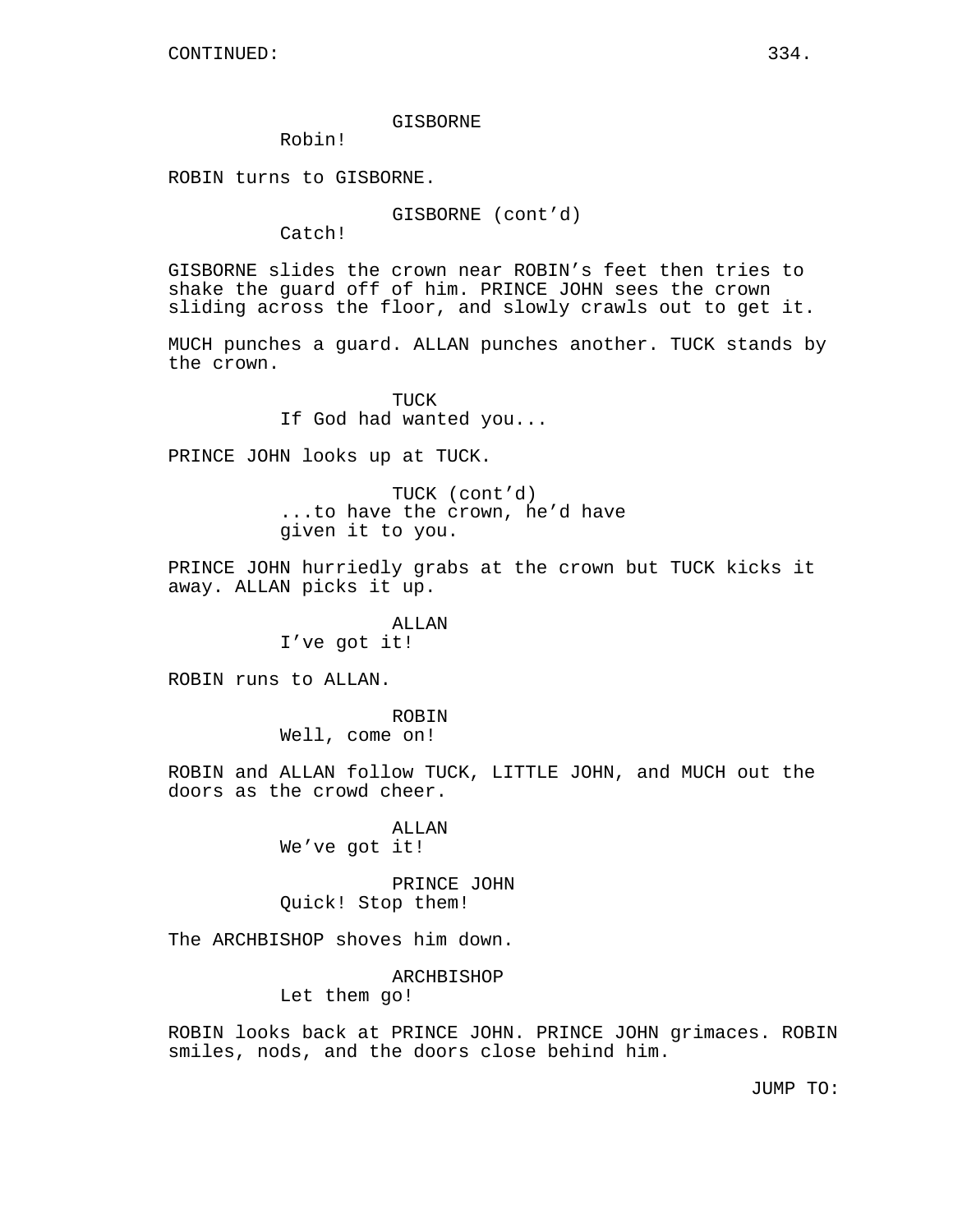CONTINUED:

GISBORNE
Robin!

ROBIN turns to GISBORNE.

GISBORNE (cont'd)
Catch!

GISBORNE slides the crown near ROBIN's feet then tries to shake the guard off of him. PRINCE JOHN sees the crown sliding across the floor, and slowly crawls out to get it.

MUCH punches a guard. ALLAN punches another. TUCK stands by the crown.

TUCK
If God had wanted you...

PRINCE JOHN looks up at TUCK.

TUCK (cont'd)
...to have the crown, he'd have given it to you.

PRINCE JOHN hurriedly grabs at the crown but TUCK kicks it away. ALLAN picks it up.

ALLAN
I've got it!

ROBIN runs to ALLAN.

ROBIN
Well, come on!

ROBIN and ALLAN follow TUCK, LITTLE JOHN, and MUCH out the doors as the crowd cheer.

ALLAN
We've got it!

PRINCE JOHN
Quick! Stop them!

The ARCHBISHOP shoves him down.

ARCHBISHOP
Let them go!

ROBIN looks back at PRINCE JOHN. PRINCE JOHN grimaces. ROBIN smiles, nods, and the doors close behind him.

JUMP TO: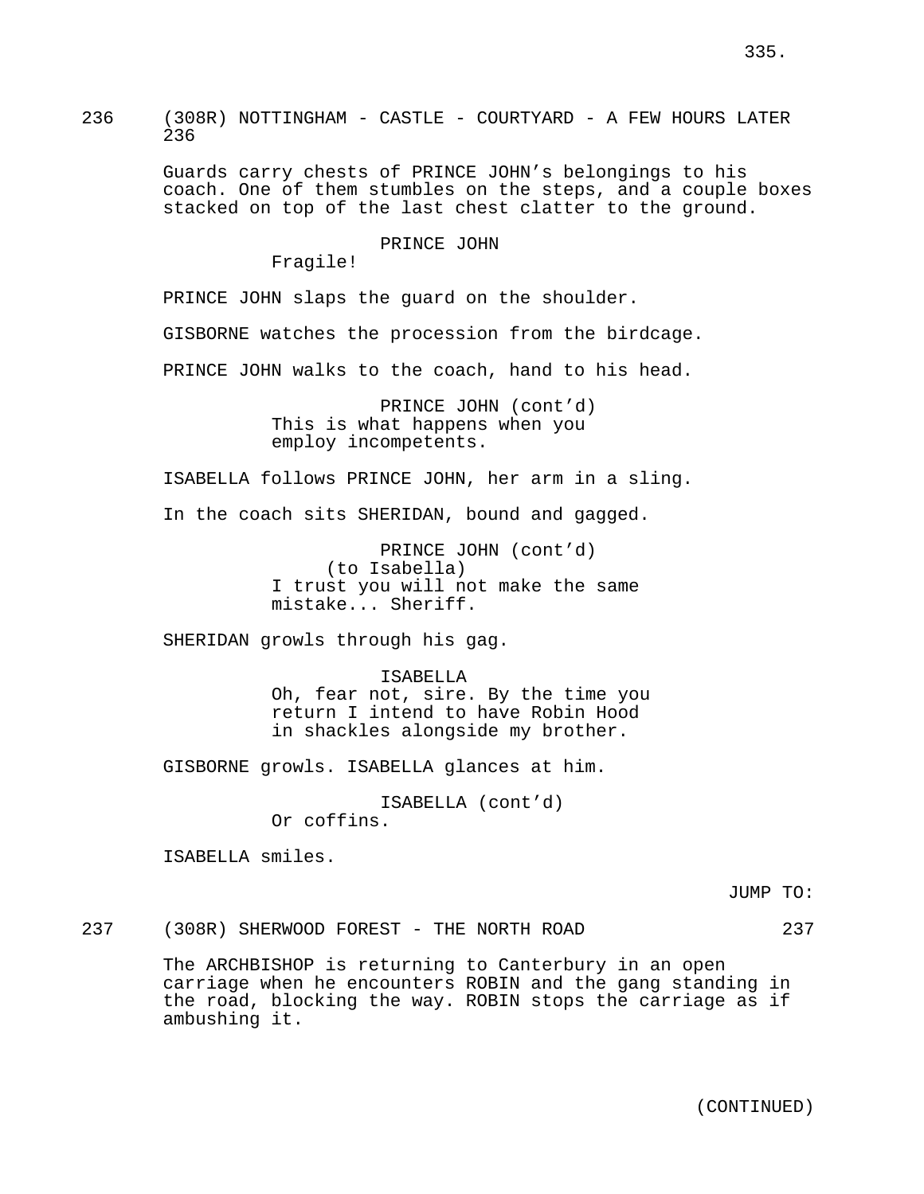236 (308R) NOTTINGHAM - CASTLE - COURTYARD - A FEW HOURS LATER 236

Guards carry chests of PRINCE JOHN's belongings to his coach. One of them stumbles on the steps, and a couple boxes stacked on top of the last chest clatter to the ground.

PRINCE JOHN
Fragile!

PRINCE JOHN slaps the guard on the shoulder.

GISBORNE watches the procession from the birdcage.

PRINCE JOHN walks to the coach, hand to his head.

PRINCE JOHN (cont'd)
This is what happens when you employ incompetents.

ISABELLA follows PRINCE JOHN, her arm in a sling.

In the coach sits SHERIDAN, bound and gagged.

PRINCE JOHN (cont'd)
(to Isabella)
I trust you will not make the same mistake... Sheriff.

SHERIDAN growls through his gag.

ISABELLA
Oh, fear not, sire. By the time you return I intend to have Robin Hood in shackles alongside my brother.

GISBORNE growls. ISABELLA glances at him.

ISABELLA (cont'd)
Or coffins.

ISABELLA smiles.

JUMP TO:

237 (308R) SHERWOOD FOREST - THE NORTH ROAD 237

The ARCHBISHOP is returning to Canterbury in an open carriage when he encounters ROBIN and the gang standing in the road, blocking the way. ROBIN stops the carriage as if ambushing it.

(CONTINUED)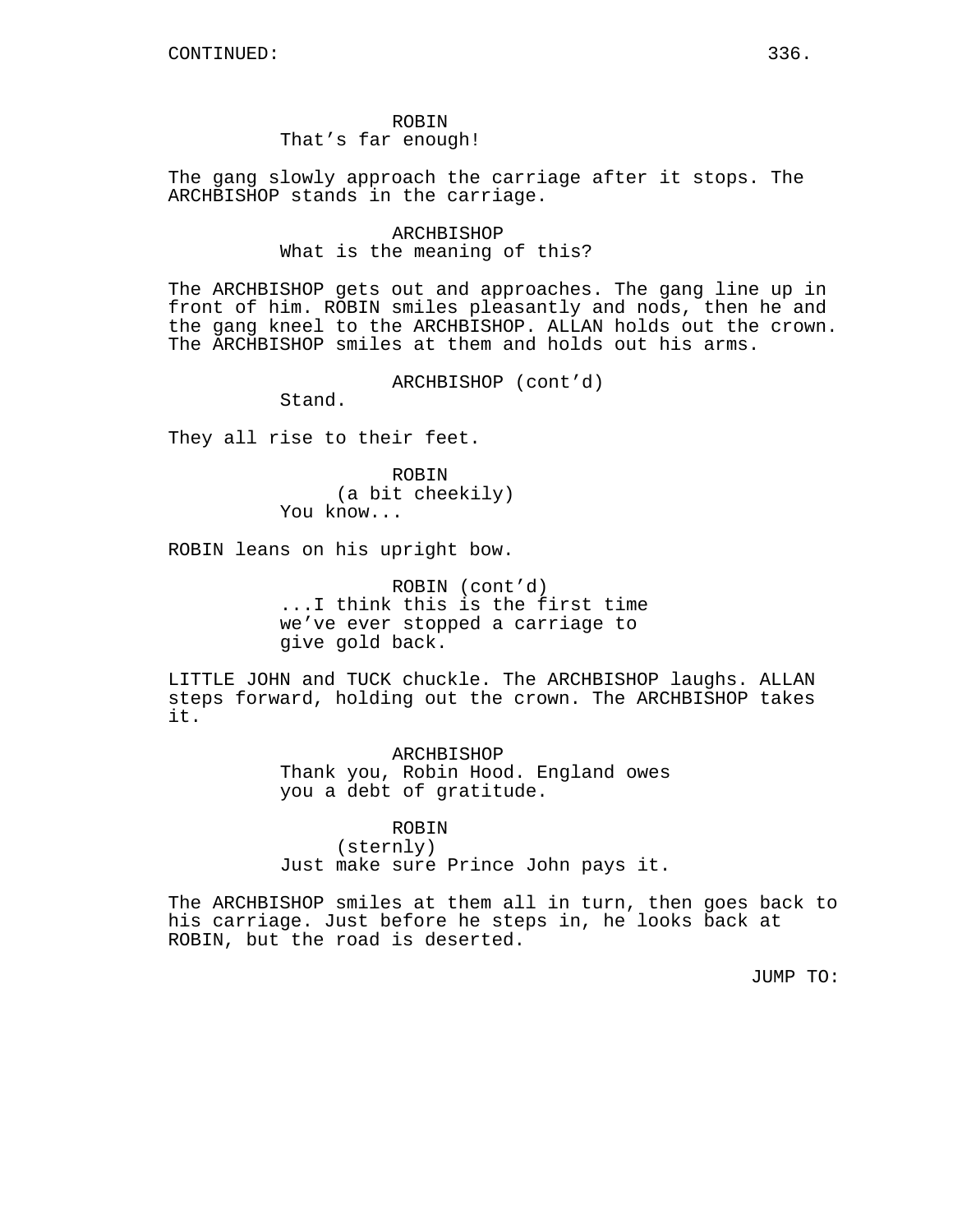CONTINUED:

ROBIN
That’s far enough!

The gang slowly approach the carriage after it stops. The ARCHBISHOP stands in the carriage.

ARCHBISHOP
What is the meaning of this?

The ARCHBISHOP gets out and approaches. The gang line up in front of him. ROBIN smiles pleasantly and nods, then he and the gang kneel to the ARCHBISHOP. ALLAN holds out the crown. The ARCHBISHOP smiles at them and holds out his arms.

ARCHBISHOP (cont’d)
Stand.

They all rise to their feet.

ROBIN
(a bit cheekily)
You know...

ROBIN leans on his upright bow.

ROBIN (cont’d)
...I think this is the first time we’ve ever stopped a carriage to give gold back.

LITTLE JOHN and TUCK chuckle. The ARCHBISHOP laughs. ALLAN steps forward, holding out the crown. The ARCHBISHOP takes it.

ARCHBISHOP
Thank you, Robin Hood. England owes you a debt of gratitude.

ROBIN
(sternly)
Just make sure Prince John pays it.

The ARCHBISHOP smiles at them all in turn, then goes back to his carriage. Just before he steps in, he looks back at ROBIN, but the road is deserted.

JUMP TO: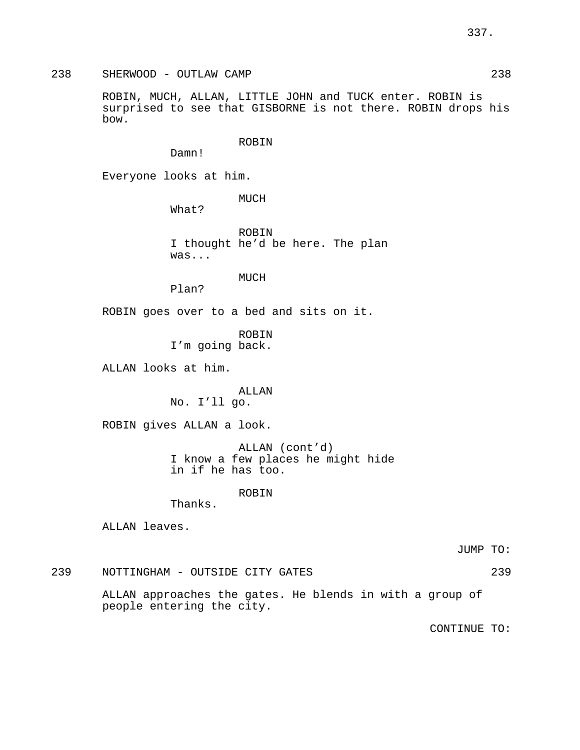238 SHERWOOD - OUTLAW CAMP 238

ROBIN, MUCH, ALLAN, LITTLE JOHN and TUCK enter. ROBIN is surprised to see that GISBORNE is not there. ROBIN drops his bow.

ROBIN
Damn!

Everyone looks at him.

MUCH
What?

ROBIN
I thought he'd be here. The plan was...

MUCH
Plan?

ROBIN goes over to a bed and sits on it.

ROBIN
I'm going back.

ALLAN looks at him.

ALLAN
No. I'll go.

ROBIN gives ALLAN a look.

ALLAN (cont'd)
I know a few places he might hide in if he has too.

ROBIN
Thanks.

ALLAN leaves.

JUMP TO:

239 NOTTINGHAM - OUTSIDE CITY GATES 239

ALLAN approaches the gates. He blends in with a group of people entering the city.

CONTINUE TO: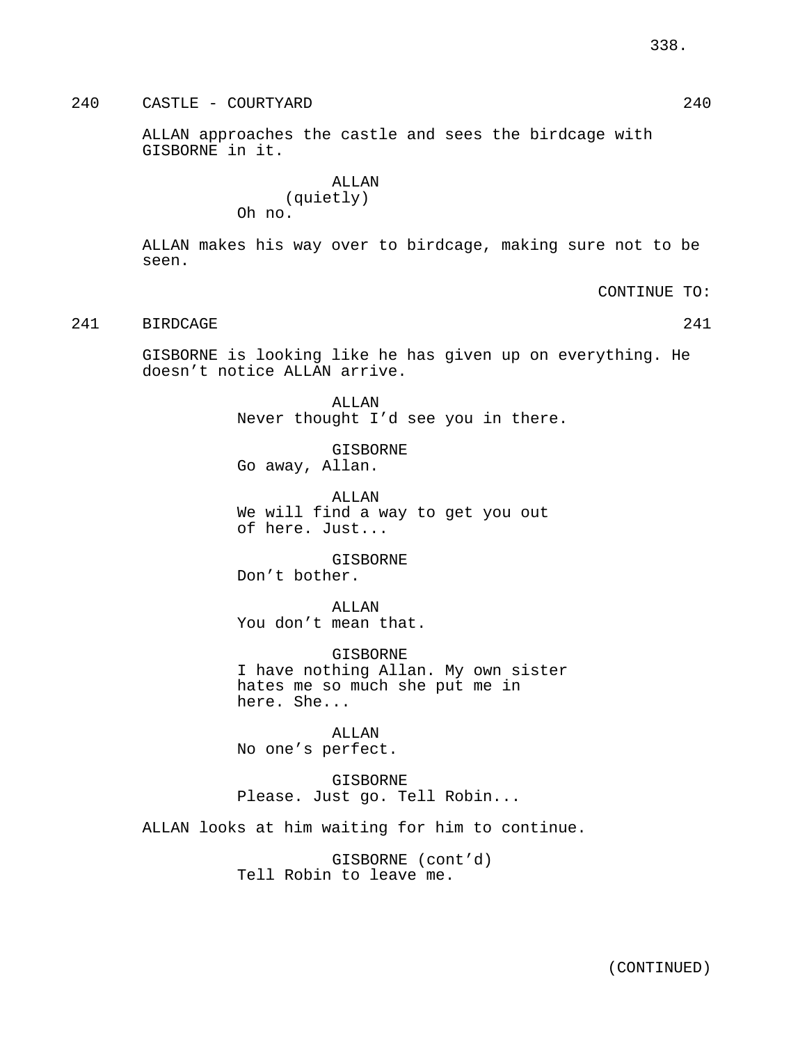240 CASTLE - COURTYARD 240

ALLAN approaches the castle and sees the birdcage with GISBORNE in it.

ALLAN
(quietly)
Oh no.

ALLAN makes his way over to birdcage, making sure not to be seen.

CONTINUE TO:

241 BIRDCAGE 241

GISBORNE is looking like he has given up on everything. He doesn't notice ALLAN arrive.

ALLAN
Never thought I'd see you in there.

GISBORNE
Go away, Allan.

ALLAN
We will find a way to get you out of here. Just...

GISBORNE
Don't bother.

ALLAN
You don't mean that.

GISBORNE
I have nothing Allan. My own sister hates me so much she put me in here. She...

ALLAN
No one's perfect.

GISBORNE
Please. Just go. Tell Robin...

ALLAN looks at him waiting for him to continue.

GISBORNE (cont'd)
Tell Robin to leave me.

(CONTINUED)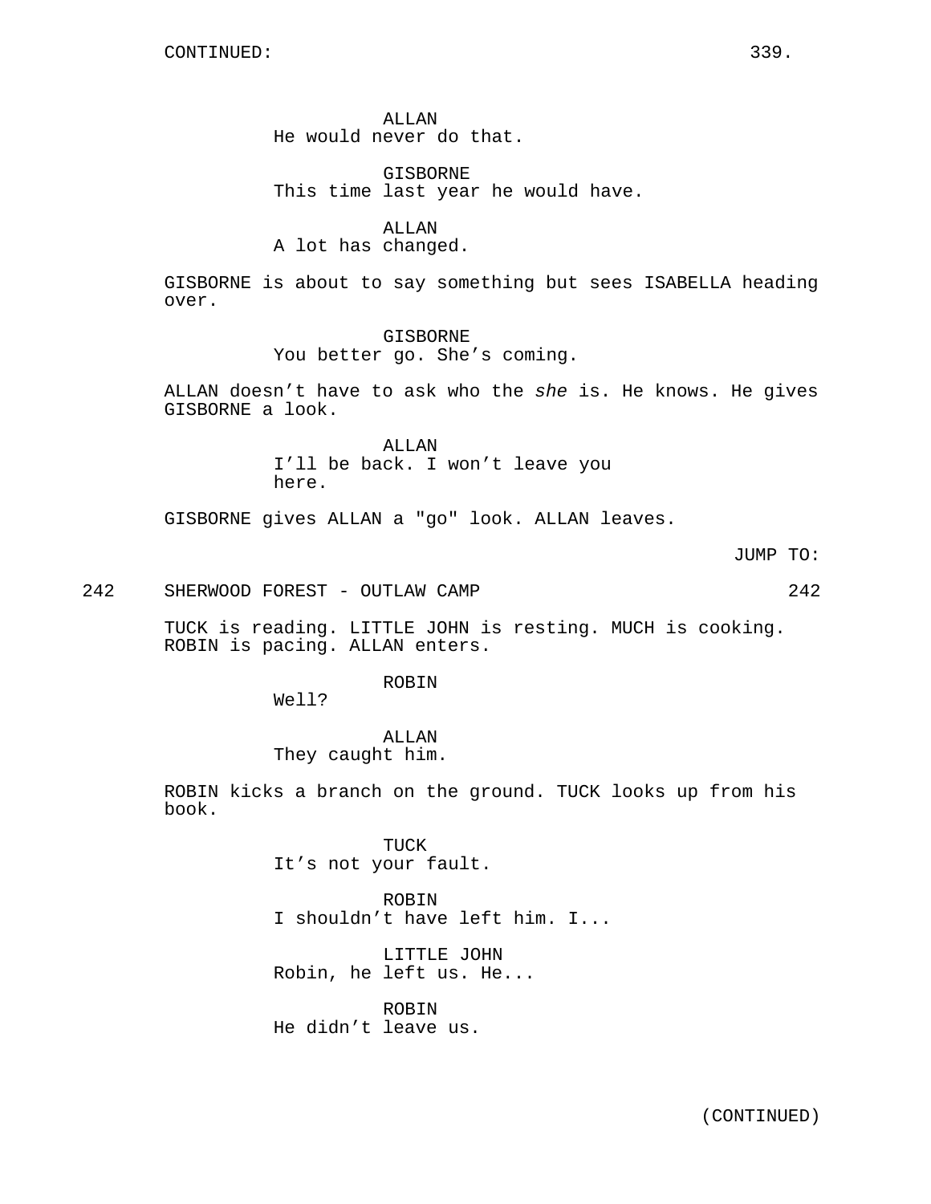CONTINUED:

ALLAN
He would never do that.

GISBORNE
This time last year he would have.

ALLAN
A lot has changed.

GISBORNE is about to say something but sees ISABELLA heading over.

GISBORNE
You better go. She's coming.

ALLAN doesn't have to ask who the *she* is. He knows. He gives GISBORNE a look.

ALLAN
I'll be back. I won't leave you here.

GISBORNE gives ALLAN a "go" look. ALLAN leaves.

JUMP TO:

242 SHERWOOD FOREST - OUTLAW CAMP 242

TUCK is reading. LITTLE JOHN is resting. MUCH is cooking. ROBIN is pacing. ALLAN enters.

ROBIN
Well?

ALLAN
They caught him.

ROBIN kicks a branch on the ground. TUCK looks up from his book.

TUCK
It's not your fault.

ROBIN
I shouldn't have left him. I...

LITTLE JOHN
Robin, he left us. He...

ROBIN
He didn't leave us.

(CONTINUED)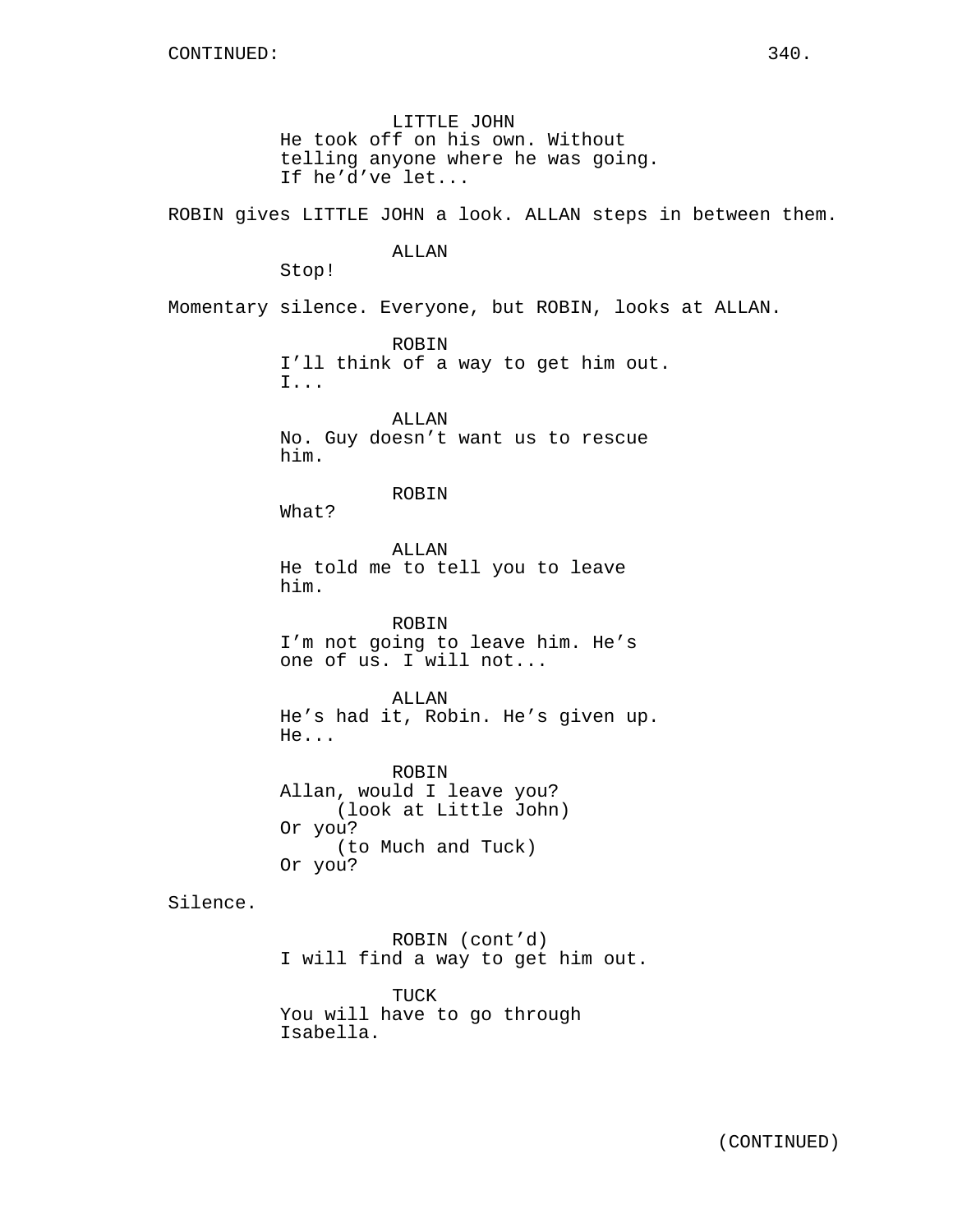CONTINUED:

LITTLE JOHN
He took off on his own. Without telling anyone where he was going. If he'd've let...

ROBIN gives LITTLE JOHN a look. ALLAN steps in between them.

ALLAN
Stop!

Momentary silence. Everyone, but ROBIN, looks at ALLAN.

ROBIN
I'll think of a way to get him out. I...

ALLAN
No. Guy doesn't want us to rescue him.

ROBIN
What?

ALLAN
He told me to tell you to leave him.

ROBIN
I'm not going to leave him. He's one of us. I will not...

ALLAN
He's had it, Robin. He's given up. He...

ROBIN
Allan, would I leave you?
(look at Little John)
Or you?
(to Much and Tuck)
Or you?

Silence.

ROBIN (cont'd)
I will find a way to get him out.

TUCK
You will have to go through Isabella.

(CONTINUED)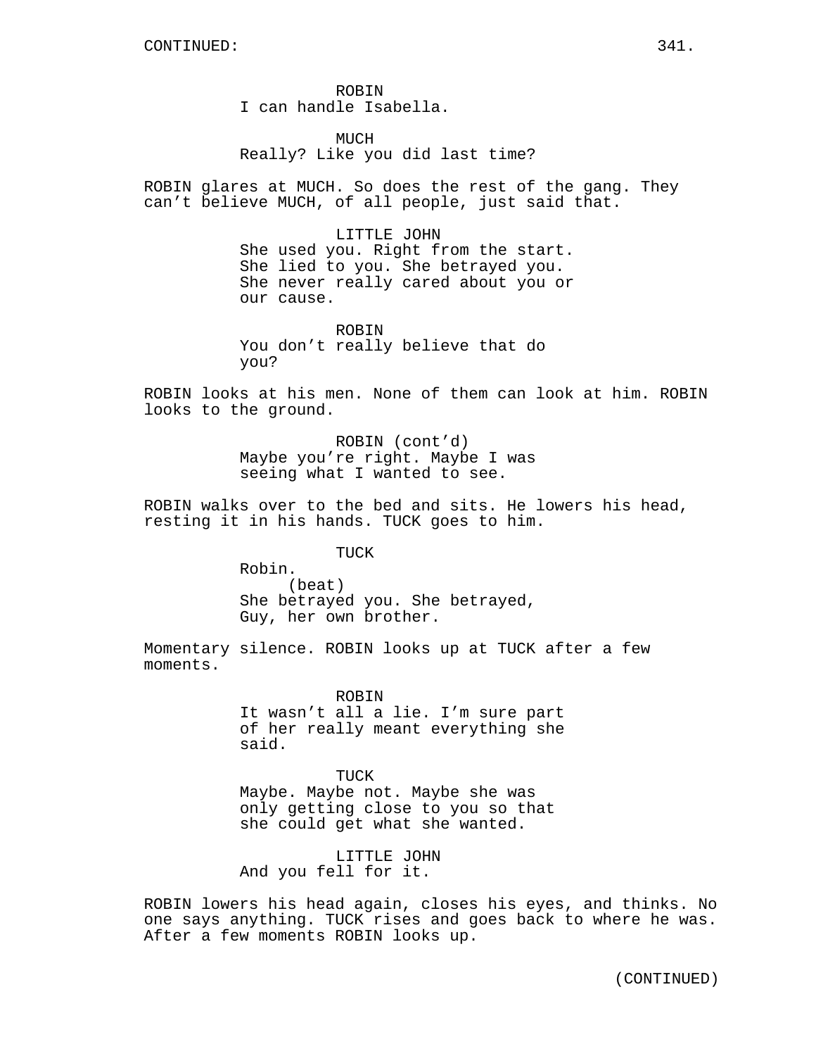ROBIN
I can handle Isabella.

MUCH
Really? Like you did last time?

ROBIN glares at MUCH. So does the rest of the gang. They can't believe MUCH, of all people, just said that.

LITTLE JOHN
She used you. Right from the start. She lied to you. She betrayed you. She never really cared about you or our cause.

ROBIN
You don't really believe that do you?

ROBIN looks at his men. None of them can look at him. ROBIN looks to the ground.

ROBIN (cont'd)
Maybe you're right. Maybe I was seeing what I wanted to see.

ROBIN walks over to the bed and sits. He lowers his head, resting it in his hands. TUCK goes to him.

TUCK
Robin.
(beat)
She betrayed you. She betrayed, Guy, her own brother.

Momentary silence. ROBIN looks up at TUCK after a few moments.

ROBIN
It wasn't all a lie. I'm sure part of her really meant everything she said.

TUCK
Maybe. Maybe not. Maybe she was only getting close to you so that she could get what she wanted.

LITTLE JOHN
And you fell for it.

ROBIN lowers his head again, closes his eyes, and thinks. No one says anything. TUCK rises and goes back to where he was. After a few moments ROBIN looks up.

(CONTINUED)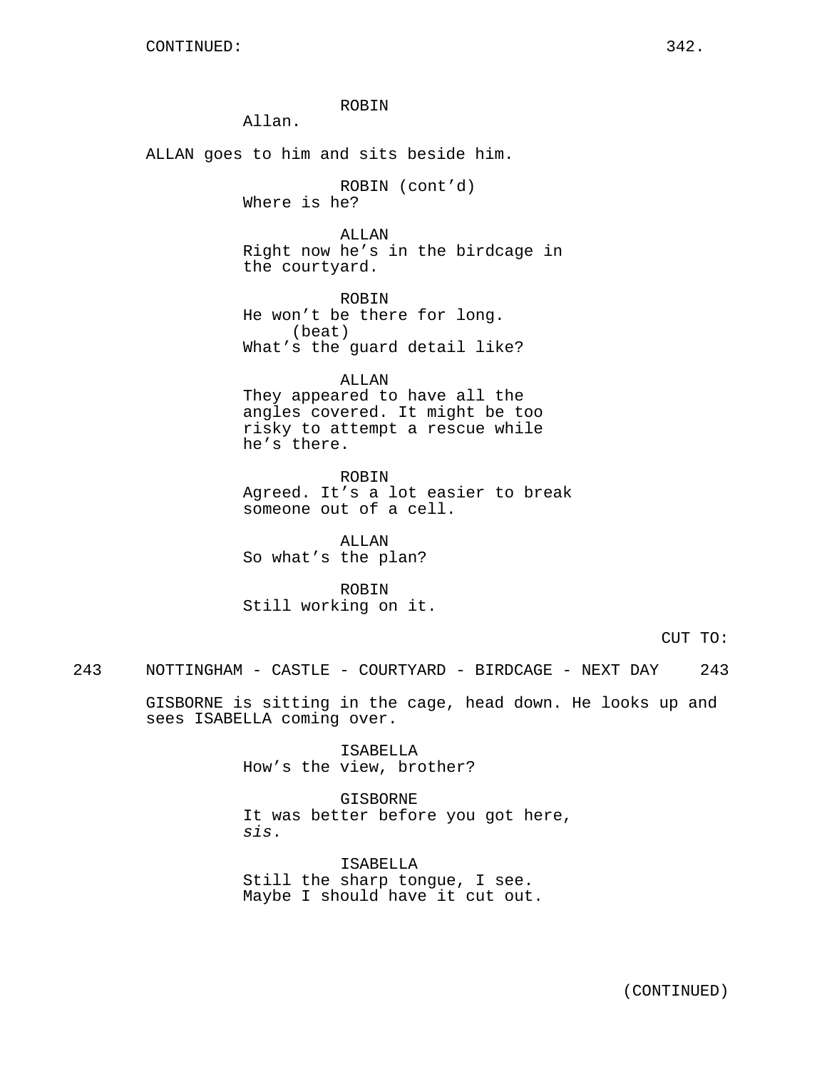CONTINUED:

ROBIN
Allan.

ALLAN goes to him and sits beside him.

ROBIN (cont'd)
Where is he?

ALLAN
Right now he's in the birdcage in the courtyard.

ROBIN
He won't be there for long.
(beat)
What's the guard detail like?

ALLAN
They appeared to have all the angles covered. It might be too risky to attempt a rescue while he's there.

ROBIN
Agreed. It's a lot easier to break someone out of a cell.

ALLAN
So what's the plan?

ROBIN
Still working on it.

CUT TO:

243 NOTTINGHAM - CASTLE - COURTYARD - BIRDCAGE - NEXT DAY 243

GISBORNE is sitting in the cage, head down. He looks up and sees ISABELLA coming over.

ISABELLA
How's the view, brother?

GISBORNE
It was better before you got here, *sis*.

ISABELLA
Still the sharp tongue, I see. Maybe I should have it cut out.

(CONTINUED)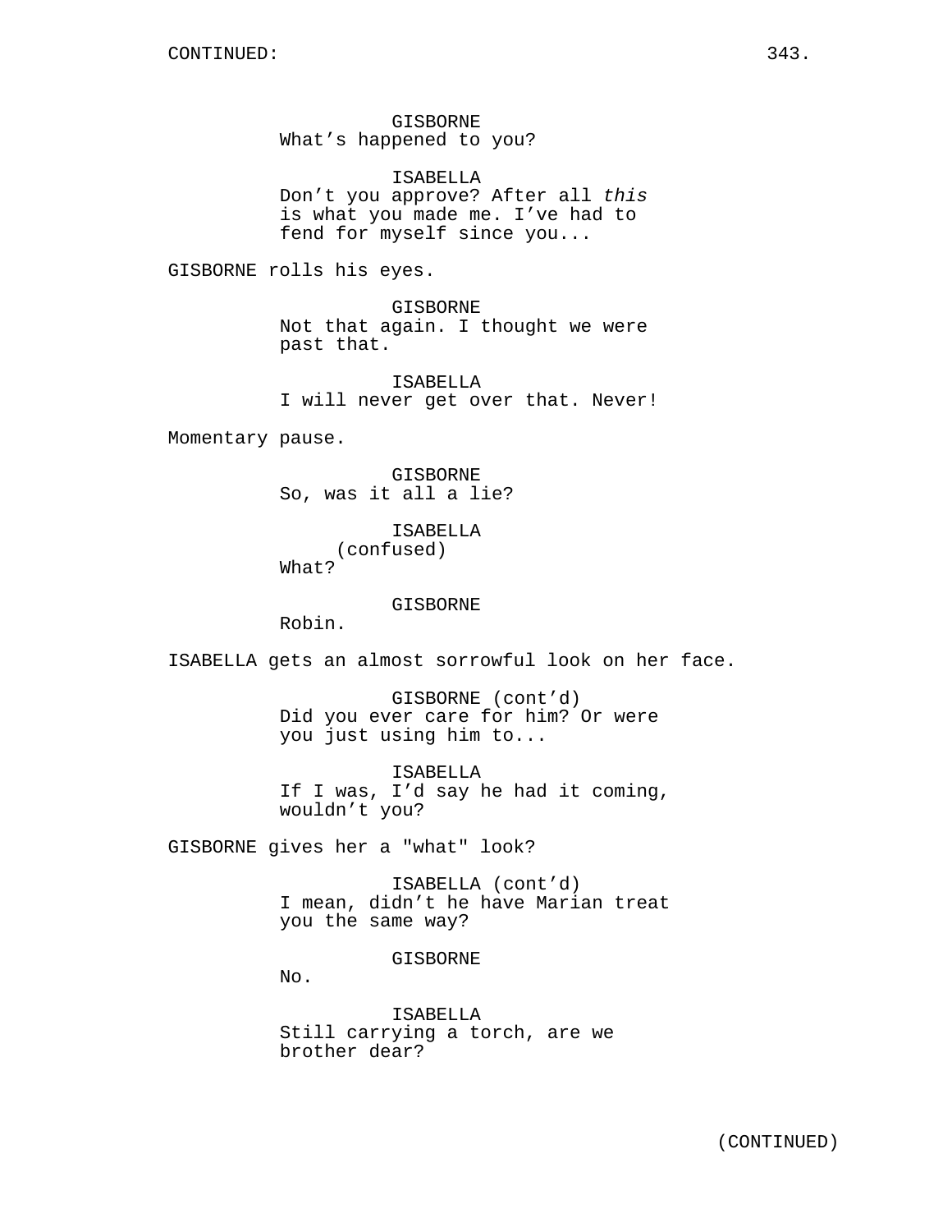CONTINUED:

GISBORNE
What's happened to you?

ISABELLA
Don't you approve? After all *this* is what you made me. I've had to fend for myself since you...

GISBORNE rolls his eyes.

GISBORNE
Not that again. I thought we were past that.

ISABELLA
I will never get over that. Never!

Momentary pause.

GISBORNE
So, was it all a lie?

ISABELLA
(confused)
What?

GISBORNE
Robin.

ISABELLA gets an almost sorrowful look on her face.

GISBORNE (cont'd)
Did you ever care for him? Or were you just using him to...

ISABELLA
If I was, I'd say he had it coming, wouldn't you?

GISBORNE gives her a "what" look?

ISABELLA (cont'd)
I mean, didn't he have Marian treat you the same way?

GISBORNE
No.

ISABELLA
Still carrying a torch, are we brother dear?

(CONTINUED)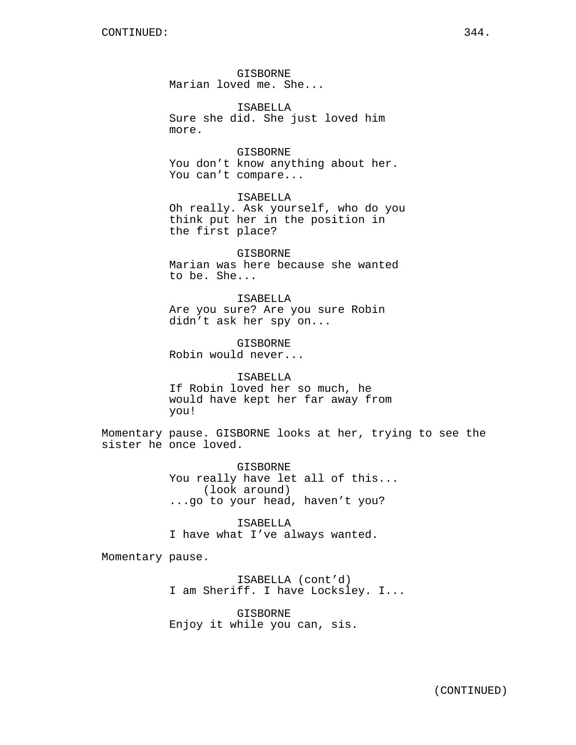CONTINUED:

GISBORNE
Marian loved me. She...

ISABELLA
Sure she did. She just loved him more.

GISBORNE
You don't know anything about her. You can't compare...

ISABELLA
Oh really. Ask yourself, who do you think put her in the position in the first place?

GISBORNE
Marian was here because she wanted to be. She...

ISABELLA
Are you sure? Are you sure Robin didn't ask her spy on...

GISBORNE
Robin would never...

ISABELLA
If Robin loved her so much, he would have kept her far away from you!

Momentary pause. GISBORNE looks at her, trying to see the sister he once loved.

GISBORNE
You really have let all of this...
(look around)
...go to your head, haven't you?

ISABELLA
I have what I've always wanted.

Momentary pause.

ISABELLA (cont'd)
I am Sheriff. I have Locksley. I...

GISBORNE
Enjoy it while you can, sis.

(CONTINUED)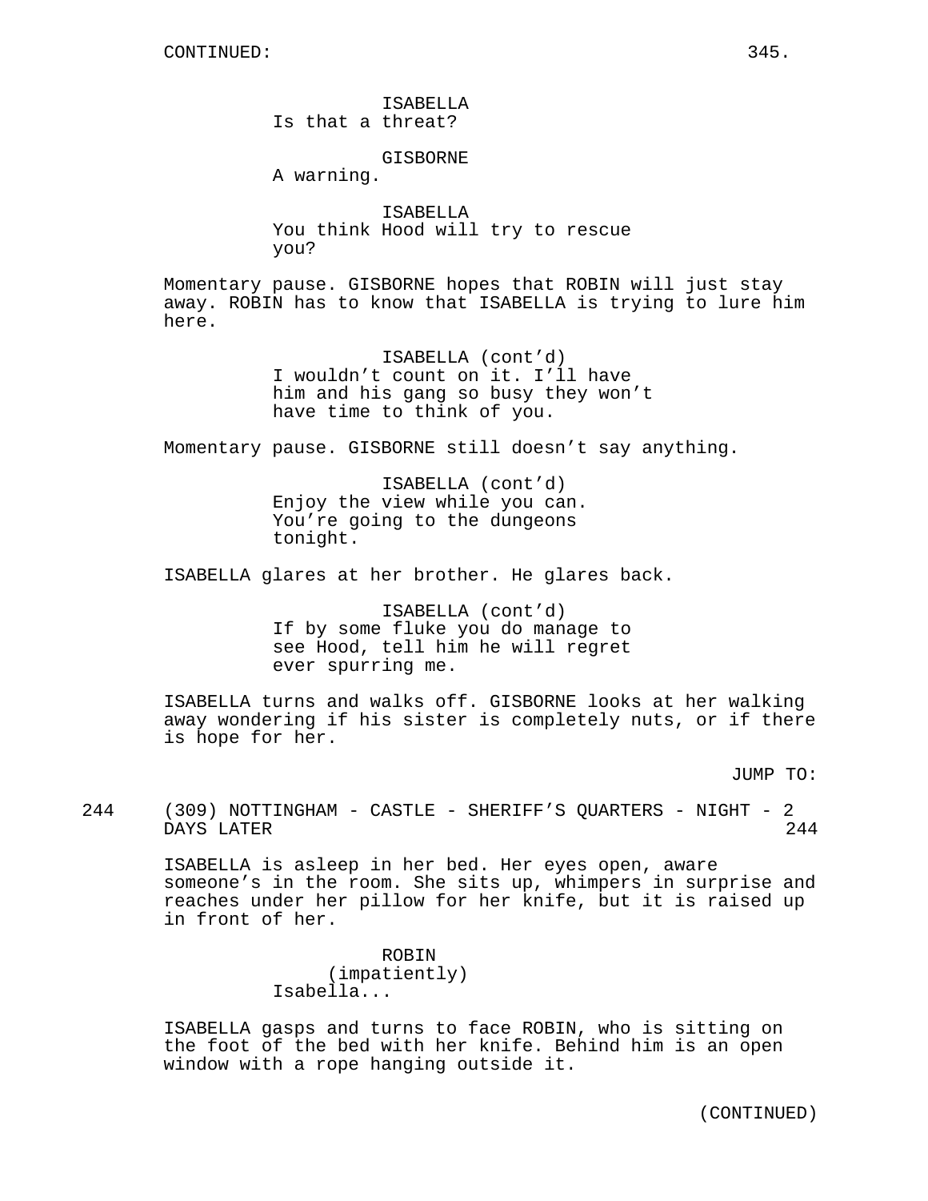CONTINUED:

ISABELLA
Is that a threat?

GISBORNE
A warning.

ISABELLA
You think Hood will try to rescue you?

Momentary pause. GISBORNE hopes that ROBIN will just stay away. ROBIN has to know that ISABELLA is trying to lure him here.

ISABELLA (cont'd)
I wouldn't count on it. I'll have him and his gang so busy they won't have time to think of you.

Momentary pause. GISBORNE still doesn't say anything.

ISABELLA (cont'd)
Enjoy the view while you can. You're going to the dungeons tonight.

ISABELLA glares at her brother. He glares back.

ISABELLA (cont'd)
If by some fluke you do manage to see Hood, tell him he will regret ever spurring me.

ISABELLA turns and walks off. GISBORNE looks at her walking away wondering if his sister is completely nuts, or if there is hope for her.

JUMP TO:

244 (309) NOTTINGHAM - CASTLE - SHERIFF'S QUARTERS - NIGHT - 2 DAYS LATER 244

ISABELLA is asleep in her bed. Her eyes open, aware someone's in the room. She sits up, whimpers in surprise and reaches under her pillow for her knife, but it is raised up in front of her.

ROBIN
(impatiently)
Isabella...

ISABELLA gasps and turns to face ROBIN, who is sitting on the foot of the bed with her knife. Behind him is an open window with a rope hanging outside it.

(CONTINUED)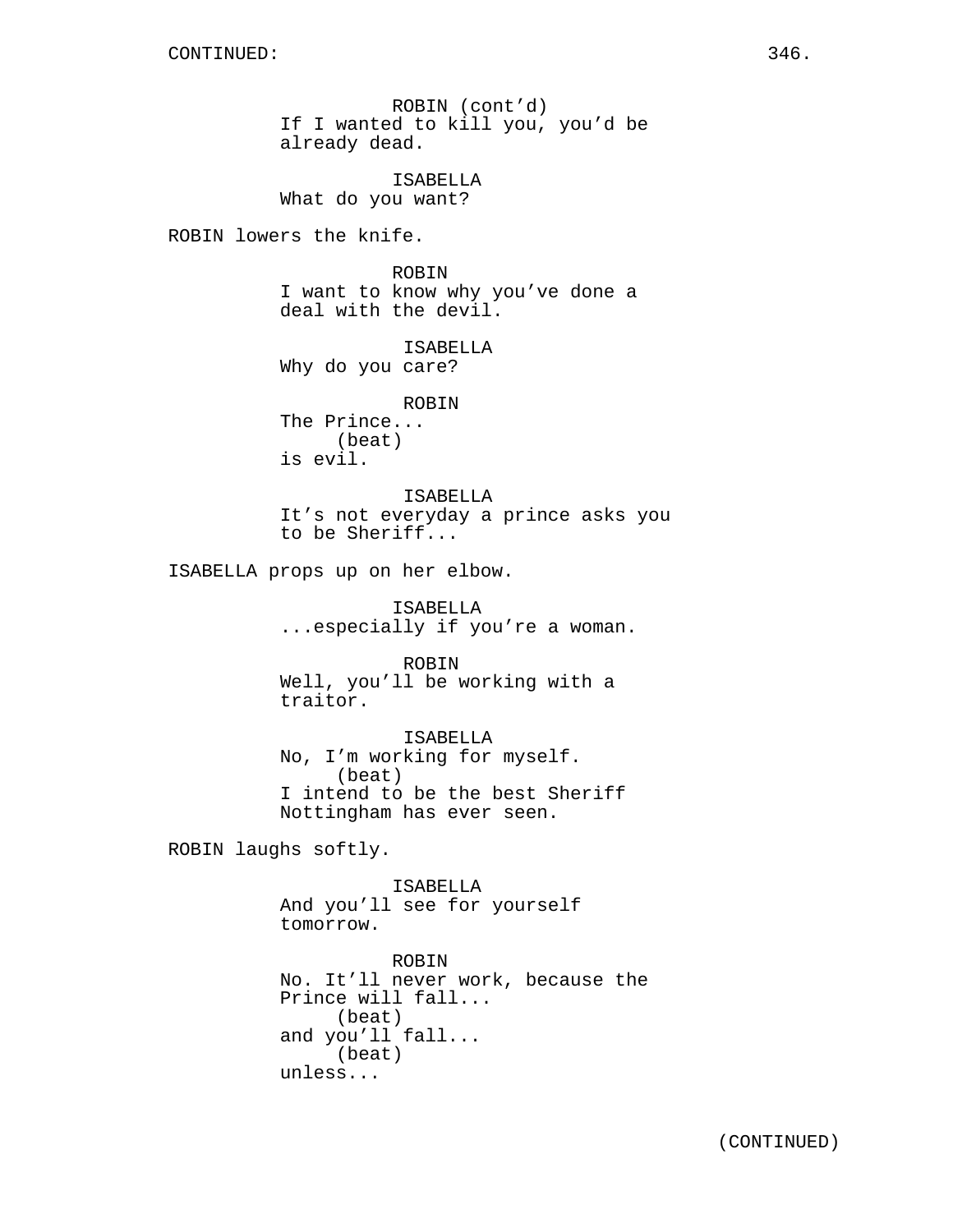ROBIN (cont'd)
If I wanted to kill you, you'd be already dead.

ISABELLA
What do you want?

ROBIN lowers the knife.

ROBIN
I want to know why you've done a deal with the devil.

ISABELLA
Why do you care?

ROBIN
The Prince...
(beat)
is evil.

ISABELLA
It's not everyday a prince asks you to be Sheriff...

ISABELLA props up on her elbow.

ISABELLA
...especially if you're a woman.

ROBIN
Well, you'll be working with a traitor.

ISABELLA
No, I'm working for myself.
(beat)
I intend to be the best Sheriff Nottingham has ever seen.

ROBIN laughs softly.

ISABELLA
And you'll see for yourself tomorrow.

ROBIN
No. It'll never work, because the Prince will fall...
(beat)
and you'll fall...
(beat)
unless...

(CONTINUED)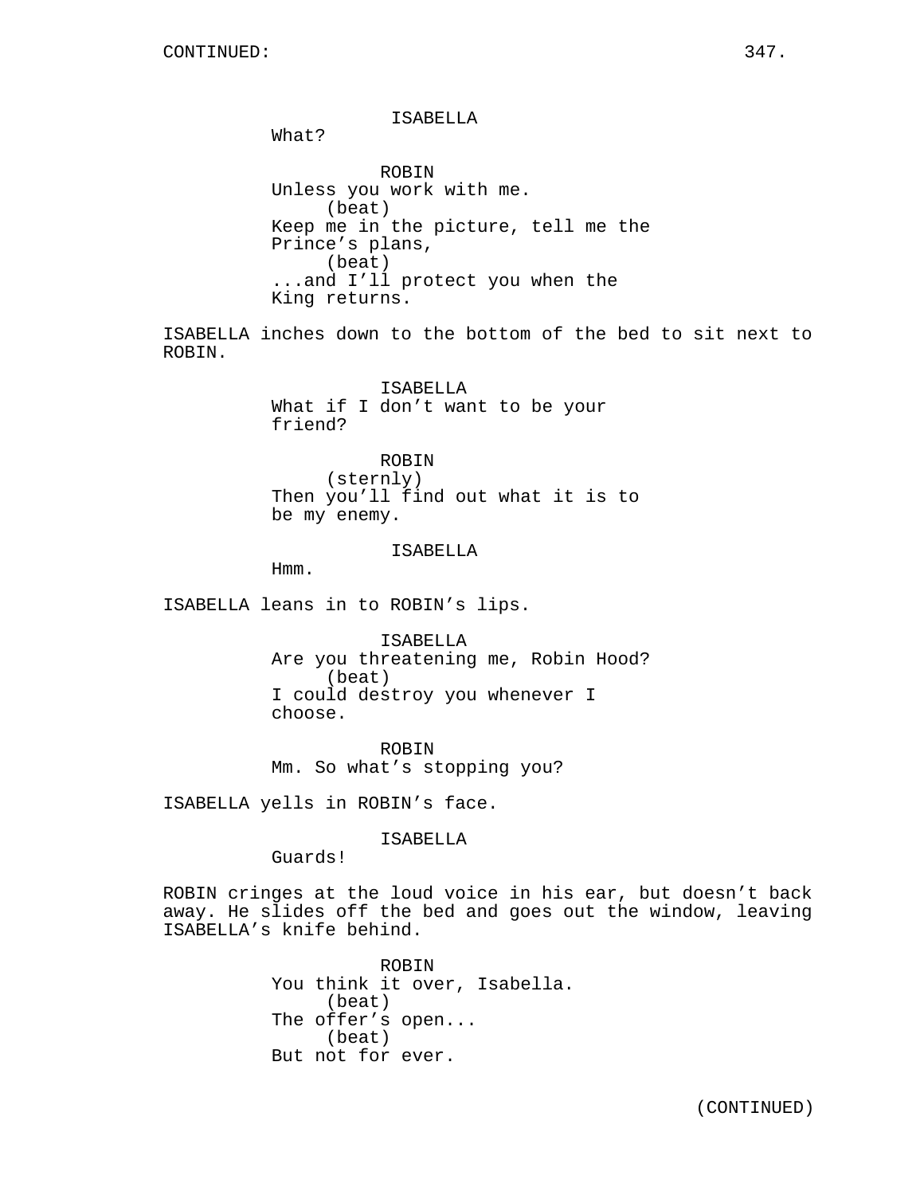ISABELLA
What?

ROBIN
Unless you work with me.
(beat)
Keep me in the picture, tell me the Prince's plans,
(beat)
...and I'll protect you when the King returns.

ISABELLA inches down to the bottom of the bed to sit next to ROBIN.

ISABELLA
What if I don't want to be your friend?

ROBIN
(sternly)
Then you'll find out what it is to be my enemy.

ISABELLA
Hmm.

ISABELLA leans in to ROBIN's lips.

ISABELLA
Are you threatening me, Robin Hood?
(beat)
I could destroy you whenever I choose.

ROBIN
Mm. So what's stopping you?

ISABELLA yells in ROBIN's face.

ISABELLA
Guards!

ROBIN cringes at the loud voice in his ear, but doesn't back away. He slides off the bed and goes out the window, leaving ISABELLA's knife behind.

ROBIN
You think it over, Isabella.
(beat)
The offer's open...
(beat)
But not for ever.

(CONTINUED)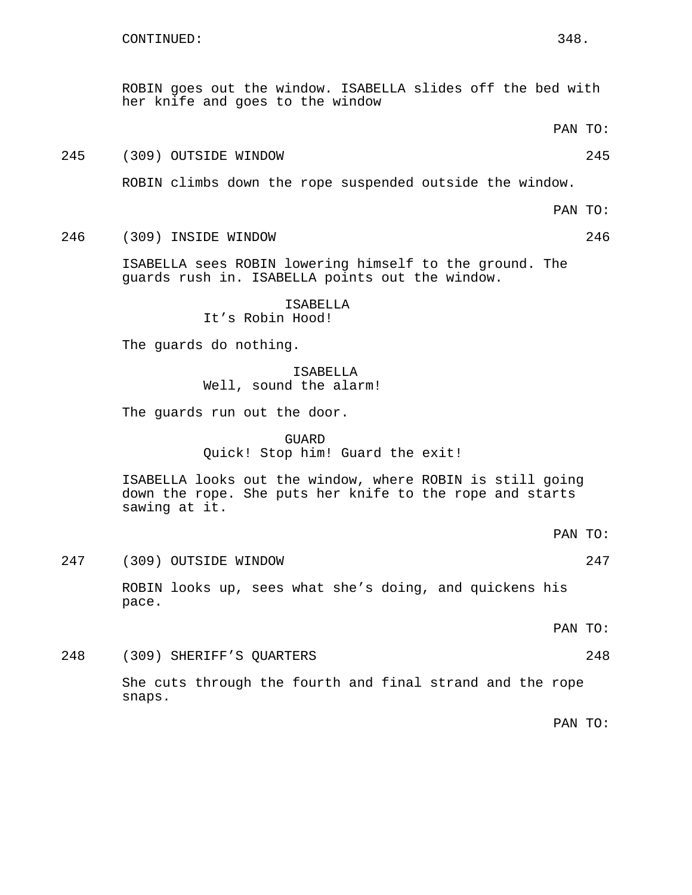CONTINUED:

ROBIN goes out the window. ISABELLA slides off the bed with her knife and goes to the window

PAN TO:

245 (309) OUTSIDE WINDOW 245

ROBIN climbs down the rope suspended outside the window.

PAN TO:

246 (309) INSIDE WINDOW 246

ISABELLA sees ROBIN lowering himself to the ground. The guards rush in. ISABELLA points out the window.

ISABELLA
It's Robin Hood!

The guards do nothing.

ISABELLA
Well, sound the alarm!

The guards run out the door.

GUARD
Quick! Stop him! Guard the exit!

ISABELLA looks out the window, where ROBIN is still going down the rope. She puts her knife to the rope and starts sawing at it.

PAN TO:

247 (309) OUTSIDE WINDOW 247

ROBIN looks up, sees what she's doing, and quickens his pace.

PAN TO:

248 (309) SHERIFF'S QUARTERS 248

She cuts through the fourth and final strand and the rope snaps.

PAN TO: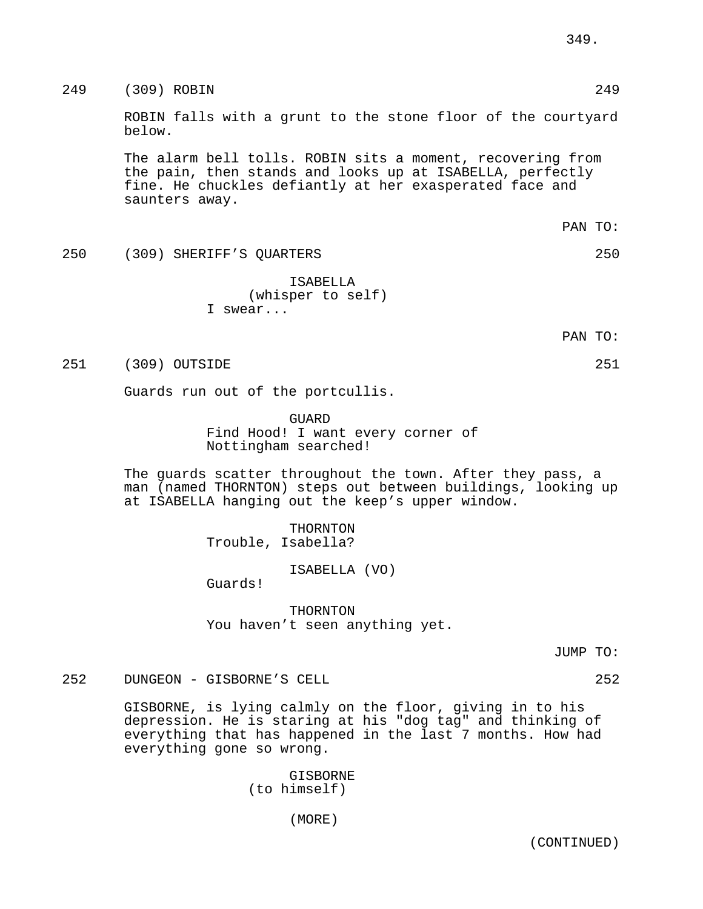249 (309) ROBIN 249

ROBIN falls with a grunt to the stone floor of the courtyard below.

The alarm bell tolls. ROBIN sits a moment, recovering from the pain, then stands and looks up at ISABELLA, perfectly fine. He chuckles defiantly at her exasperated face and saunters away.

PAN TO:

250 (309) SHERIFF'S QUARTERS 250

ISABELLA
(whisper to self)
I swear...

PAN TO:

251 (309) OUTSIDE 251

Guards run out of the portcullis.

GUARD
Find Hood! I want every corner of Nottingham searched!

The guards scatter throughout the town. After they pass, a man (named THORNTON) steps out between buildings, looking up at ISABELLA hanging out the keep's upper window.

THORNTON
Trouble, Isabella?

ISABELLA (VO)
Guards!

THORNTON
You haven't seen anything yet.

JUMP TO:

252 DUNGEON - GISBORNE'S CELL 252

GISBORNE, is lying calmly on the floor, giving in to his depression. He is staring at his "dog tag" and thinking of everything that has happened in the last 7 months. How had everything gone so wrong.

GISBORNE
(to himself)

(MORE)

(CONTINUED)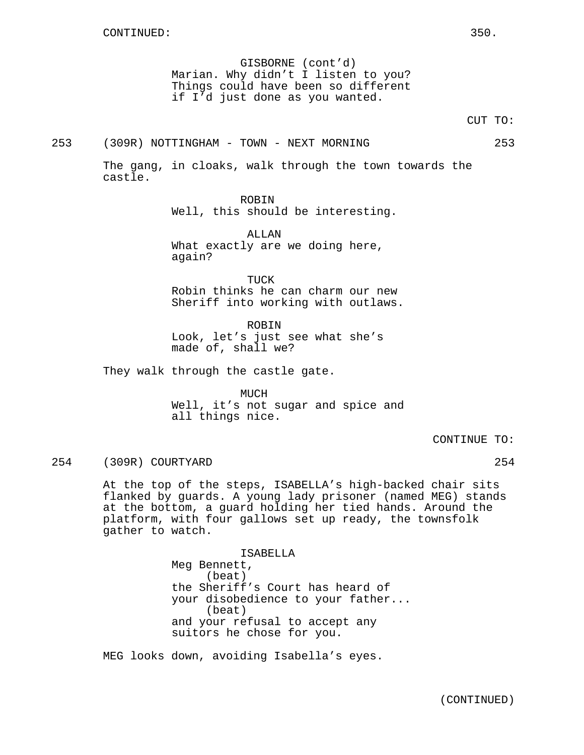CONTINUED:

GISBORNE (cont'd)
Marian. Why didn't I listen to you? Things could have been so different if I'd just done as you wanted.

CUT TO:

253 (309R) NOTTINGHAM - TOWN - NEXT MORNING 253

The gang, in cloaks, walk through the town towards the castle.

ROBIN
Well, this should be interesting.

ALLAN
What exactly are we doing here, again?

TUCK
Robin thinks he can charm our new Sheriff into working with outlaws.

ROBIN
Look, let's just see what she's made of, shall we?

They walk through the castle gate.

MUCH
Well, it's not sugar and spice and all things nice.

CONTINUE TO:

254 (309R) COURTYARD 254

At the top of the steps, ISABELLA's high-backed chair sits flanked by guards. A young lady prisoner (named MEG) stands at the bottom, a guard holding her tied hands. Around the platform, with four gallows set up ready, the townsfolk gather to watch.

ISABELLA
Meg Bennett,
(beat)
the Sheriff's Court has heard of your disobedience to your father...
(beat)
and your refusal to accept any suitors he chose for you.

MEG looks down, avoiding Isabella's eyes.

(CONTINUED)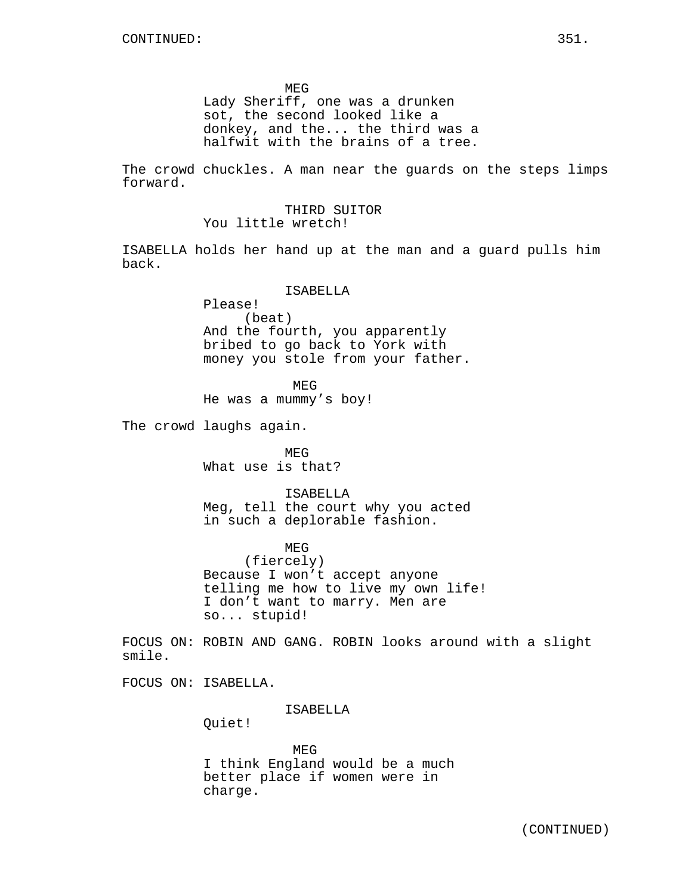MEG
Lady Sheriff, one was a drunken sot, the second looked like a donkey, and the... the third was a halfwit with the brains of a tree.

The crowd chuckles. A man near the guards on the steps limps forward.

THIRD SUITOR
You little wretch!

ISABELLA holds her hand up at the man and a guard pulls him back.

ISABELLA
Please!
(beat)
And the fourth, you apparently bribed to go back to York with money you stole from your father.

MEG
He was a mummy's boy!

The crowd laughs again.

MEG
What use is that?

ISABELLA
Meg, tell the court why you acted in such a deplorable fashion.

MEG
(fiercely)
Because I won't accept anyone telling me how to live my own life! I don't want to marry. Men are so... stupid!

FOCUS ON: ROBIN AND GANG. ROBIN looks around with a slight smile.

FOCUS ON: ISABELLA.

ISABELLA
Quiet!

MEG
I think England would be a much better place if women were in charge.

(CONTINUED)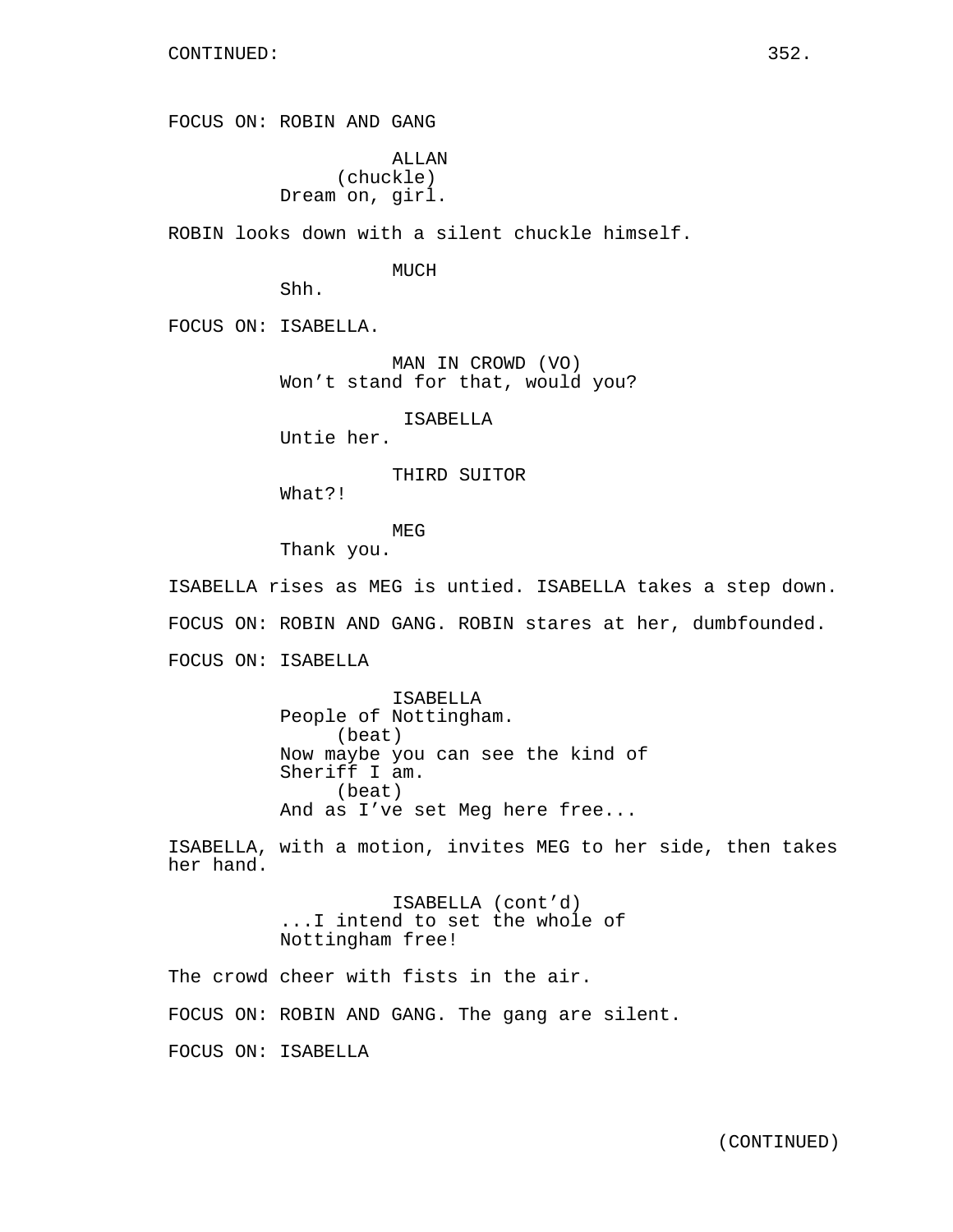CONTINUED:

FOCUS ON: ROBIN AND GANG

ALLAN
(chuckle)
Dream on, girl.

ROBIN looks down with a silent chuckle himself.

MUCH
Shh.

FOCUS ON: ISABELLA.

MAN IN CROWD (VO)
Won't stand for that, would you?

ISABELLA
Untie her.

THIRD SUITOR
What?!

MEG
Thank you.

ISABELLA rises as MEG is untied. ISABELLA takes a step down.

FOCUS ON: ROBIN AND GANG. ROBIN stares at her, dumbfounded.

FOCUS ON: ISABELLA

ISABELLA
People of Nottingham.
(beat)
Now maybe you can see the kind of Sheriff I am.
(beat)
And as I've set Meg here free...

ISABELLA, with a motion, invites MEG to her side, then takes her hand.

ISABELLA (cont'd)
...I intend to set the whole of Nottingham free!

The crowd cheer with fists in the air.

FOCUS ON: ROBIN AND GANG. The gang are silent.

FOCUS ON: ISABELLA

(CONTINUED)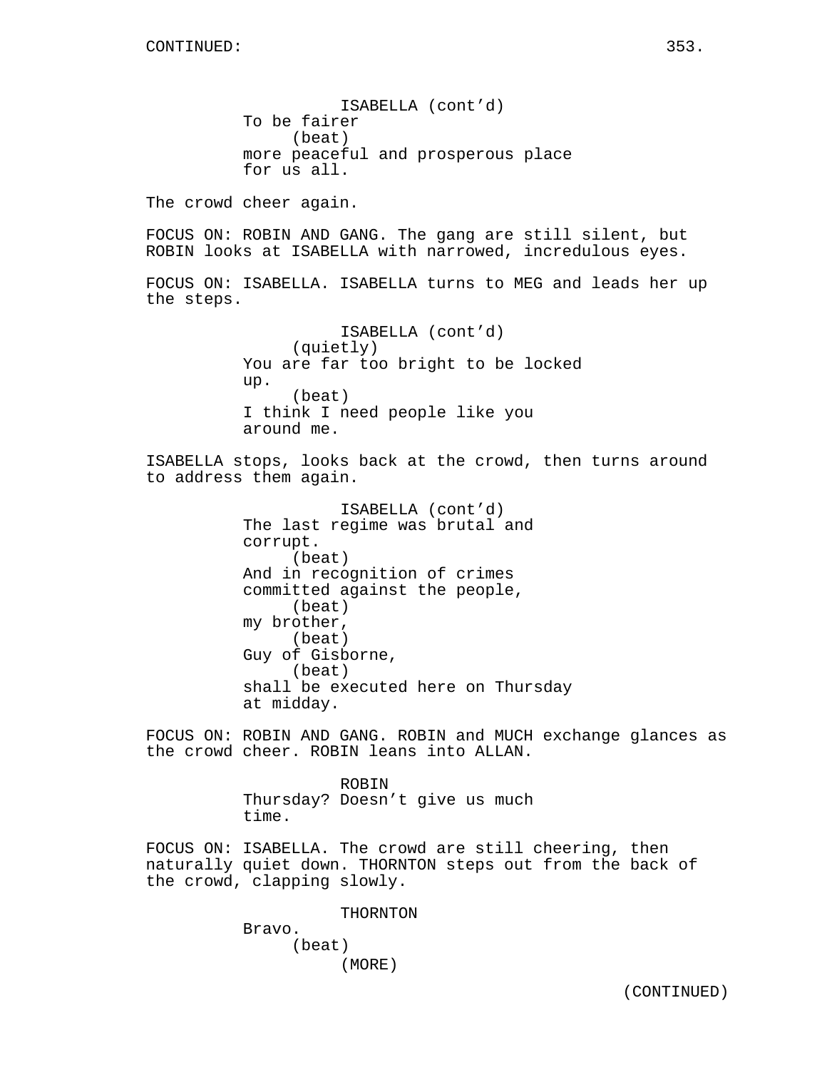ISABELLA (cont'd)
To be fairer
(beat)
more peaceful and prosperous place
for us all.

The crowd cheer again.

FOCUS ON: ROBIN AND GANG. The gang are still silent, but ROBIN looks at ISABELLA with narrowed, incredulous eyes.

FOCUS ON: ISABELLA. ISABELLA turns to MEG and leads her up the steps.

ISABELLA (cont'd)
(quietly)
You are far too bright to be locked
up.
(beat)
I think I need people like you
around me.

ISABELLA stops, looks back at the crowd, then turns around to address them again.

ISABELLA (cont'd)
The last regime was brutal and
corrupt.
(beat)
And in recognition of crimes
committed against the people,
(beat)
my brother,
(beat)
Guy of Gisborne,
(beat)
shall be executed here on Thursday
at midday.

FOCUS ON: ROBIN AND GANG. ROBIN and MUCH exchange glances as the crowd cheer. ROBIN leans into ALLAN.

ROBIN
Thursday? Doesn't give us much
time.

FOCUS ON: ISABELLA. The crowd are still cheering, then naturally quiet down. THORNTON steps out from the back of the crowd, clapping slowly.

THORNTON
Bravo.
(beat)
(MORE)

(CONTINUED)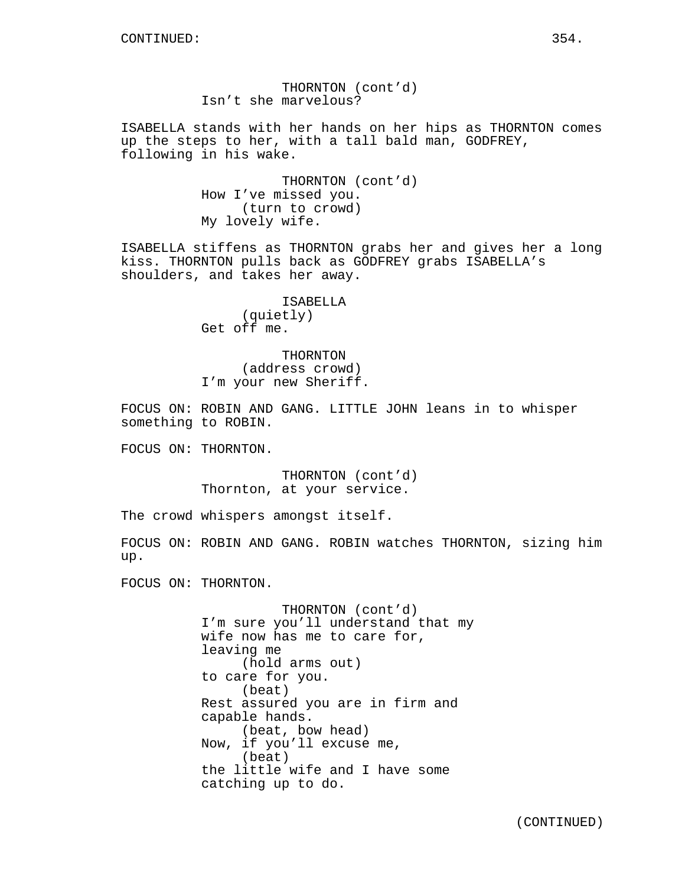THORNTON (cont'd)
Isn't she marvelous?

ISABELLA stands with her hands on her hips as THORNTON comes up the steps to her, with a tall bald man, GODFREY, following in his wake.

THORNTON (cont'd)
How I've missed you.
(turn to crowd)
My lovely wife.

ISABELLA stiffens as THORNTON grabs her and gives her a long kiss. THORNTON pulls back as GODFREY grabs ISABELLA's shoulders, and takes her away.

ISABELLA
(quietly)
Get off me.

THORNTON
(address crowd)
I'm your new Sheriff.

FOCUS ON: ROBIN AND GANG. LITTLE JOHN leans in to whisper something to ROBIN.

FOCUS ON: THORNTON.

THORNTON (cont'd)
Thornton, at your service.

The crowd whispers amongst itself.

FOCUS ON: ROBIN AND GANG. ROBIN watches THORNTON, sizing him up.

FOCUS ON: THORNTON.

THORNTON (cont'd)
I'm sure you'll understand that my wife now has me to care for, leaving me
(hold arms out)
to care for you.
(beat)
Rest assured you are in firm and capable hands.
(beat, bow head)
Now, if you'll excuse me,
(beat)
the little wife and I have some catching up to do.

(CONTINUED)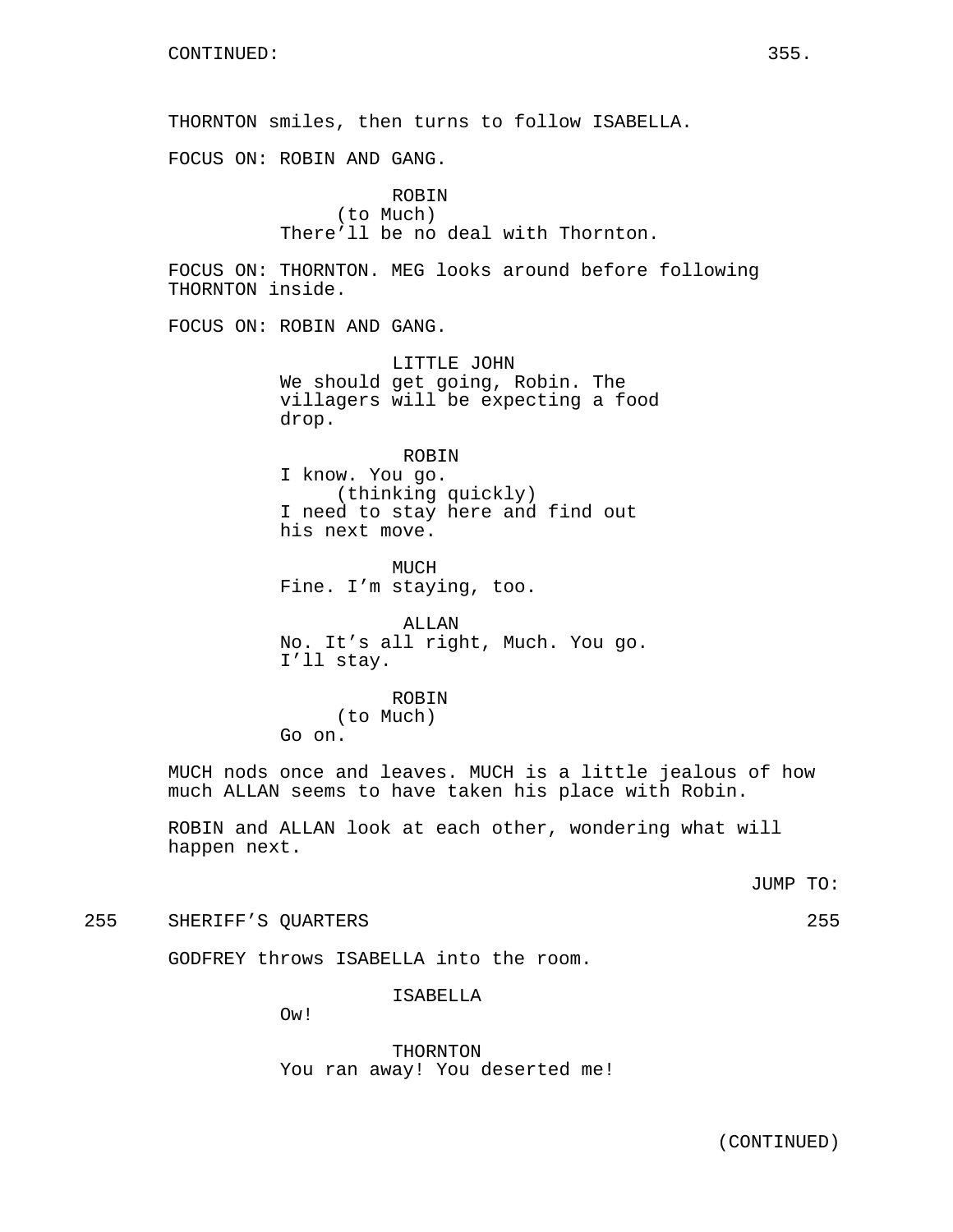CONTINUED:

THORNTON smiles, then turns to follow ISABELLA.

FOCUS ON: ROBIN AND GANG.

ROBIN
(to Much)
There'll be no deal with Thornton.

FOCUS ON: THORNTON. MEG looks around before following THORNTON inside.

FOCUS ON: ROBIN AND GANG.

LITTLE JOHN
We should get going, Robin. The villagers will be expecting a food drop.

ROBIN
I know. You go.
(thinking quickly)
I need to stay here and find out his next move.

MUCH
Fine. I'm staying, too.

ALLAN
No. It's all right, Much. You go. I'll stay.

ROBIN
(to Much)
Go on.

MUCH nods once and leaves. MUCH is a little jealous of how much ALLAN seems to have taken his place with Robin.

ROBIN and ALLAN look at each other, wondering what will happen next.

JUMP TO:

255 SHERIFF'S QUARTERS 255

GODFREY throws ISABELLA into the room.

ISABELLA
Ow!

THORNTON
You ran away! You deserted me!

(CONTINUED)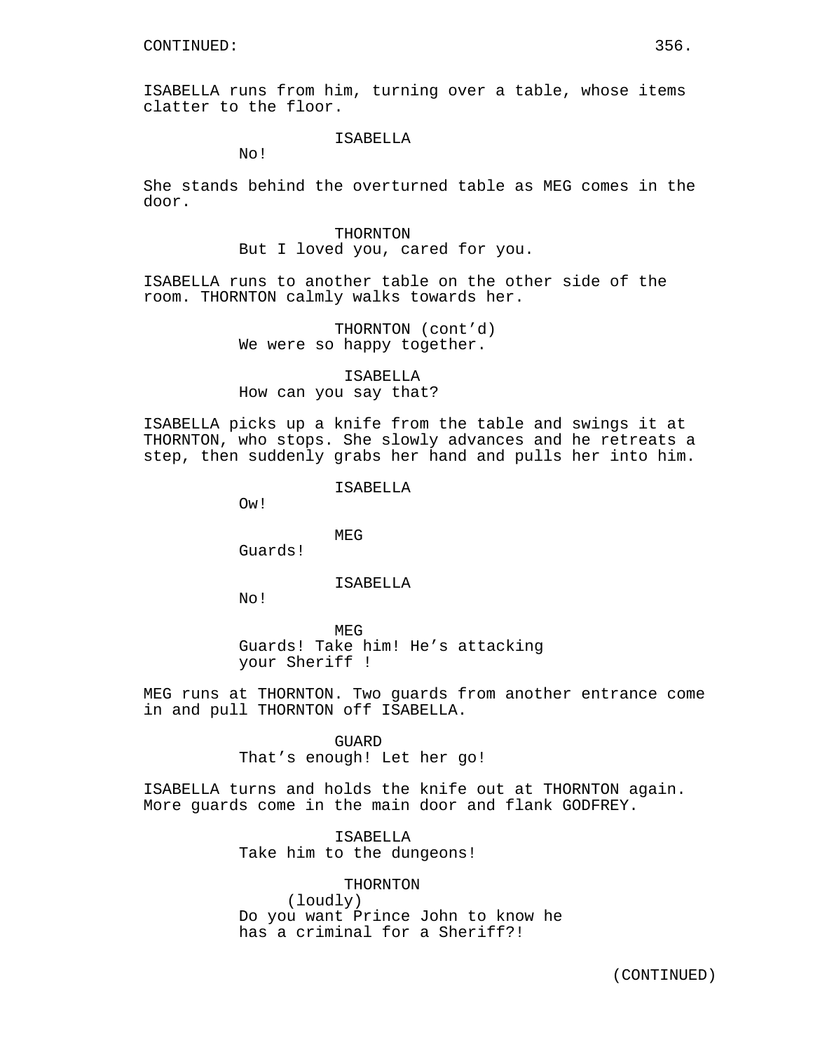CONTINUED:

ISABELLA runs from him, turning over a table, whose items clatter to the floor.

ISABELLA
No!

She stands behind the overturned table as MEG comes in the door.

THORNTON
But I loved you, cared for you.

ISABELLA runs to another table on the other side of the room. THORNTON calmly walks towards her.

THORNTON (cont'd)
We were so happy together.

ISABELLA
How can you say that?

ISABELLA picks up a knife from the table and swings it at THORNTON, who stops. She slowly advances and he retreats a step, then suddenly grabs her hand and pulls her into him.

ISABELLA
Ow!

MEG
Guards!

ISABELLA
No!

MEG
Guards! Take him! He's attacking your Sheriff !

MEG runs at THORNTON. Two guards from another entrance come in and pull THORNTON off ISABELLA.

GUARD
That's enough! Let her go!

ISABELLA turns and holds the knife out at THORNTON again. More guards come in the main door and flank GODFREY.

ISABELLA
Take him to the dungeons!

THORNTON
(loudly)
Do you want Prince John to know he has a criminal for a Sheriff?!

(CONTINUED)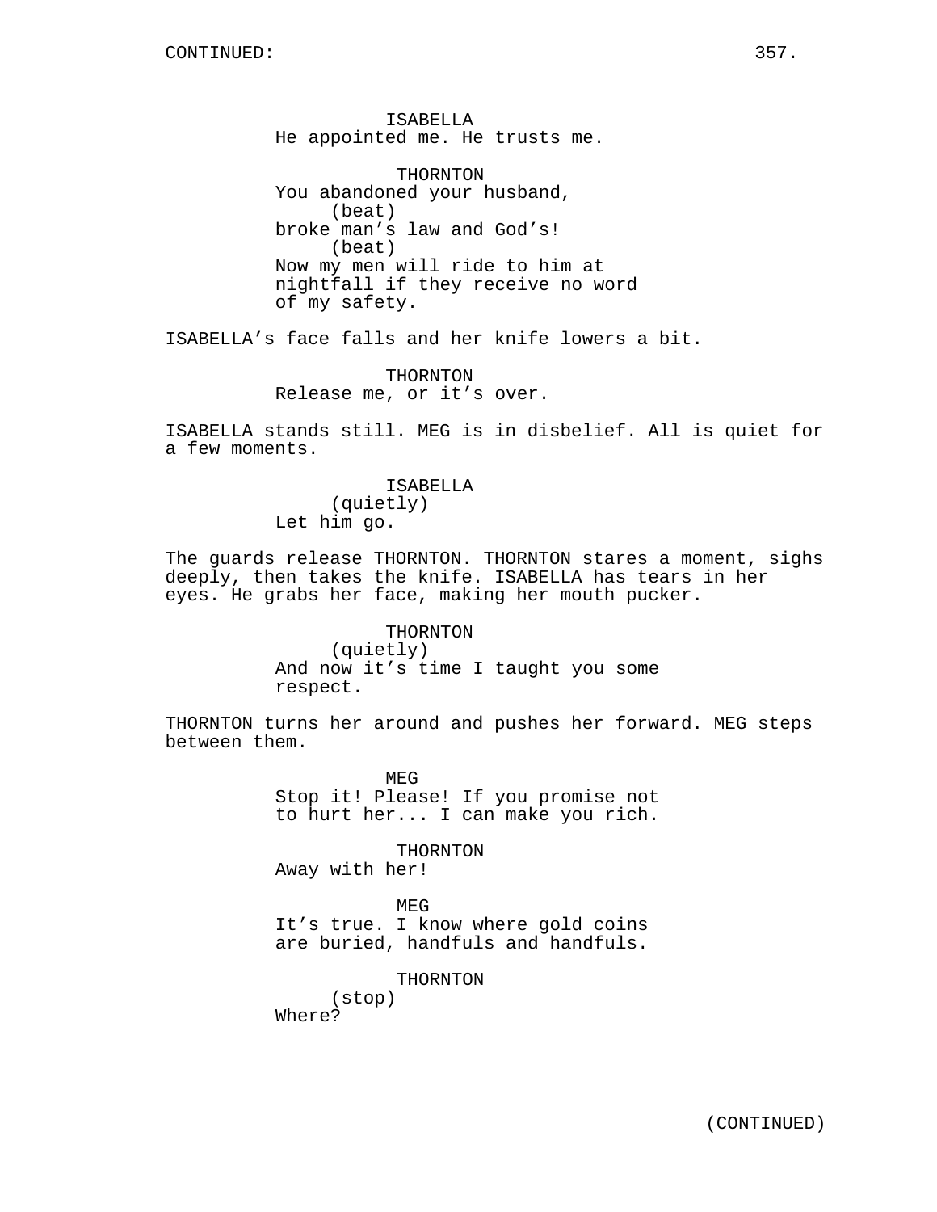ISABELLA
He appointed me. He trusts me.

THORNTON
You abandoned your husband,
(beat)
broke man's law and God's!
(beat)
Now my men will ride to him at
nightfall if they receive no word
of my safety.

ISABELLA's face falls and her knife lowers a bit.

THORNTON
Release me, or it's over.

ISABELLA stands still. MEG is in disbelief. All is quiet for a few moments.

ISABELLA
(quietly)
Let him go.

The guards release THORNTON. THORNTON stares a moment, sighs deeply, then takes the knife. ISABELLA has tears in her eyes. He grabs her face, making her mouth pucker.

THORNTON
(quietly)
And now it's time I taught you some
respect.

THORNTON turns her around and pushes her forward. MEG steps between them.

MEG
Stop it! Please! If you promise not
to hurt her... I can make you rich.

THORNTON
Away with her!

MEG
It's true. I know where gold coins
are buried, handfuls and handfuls.

THORNTON
(stop)
Where?

(CONTINUED)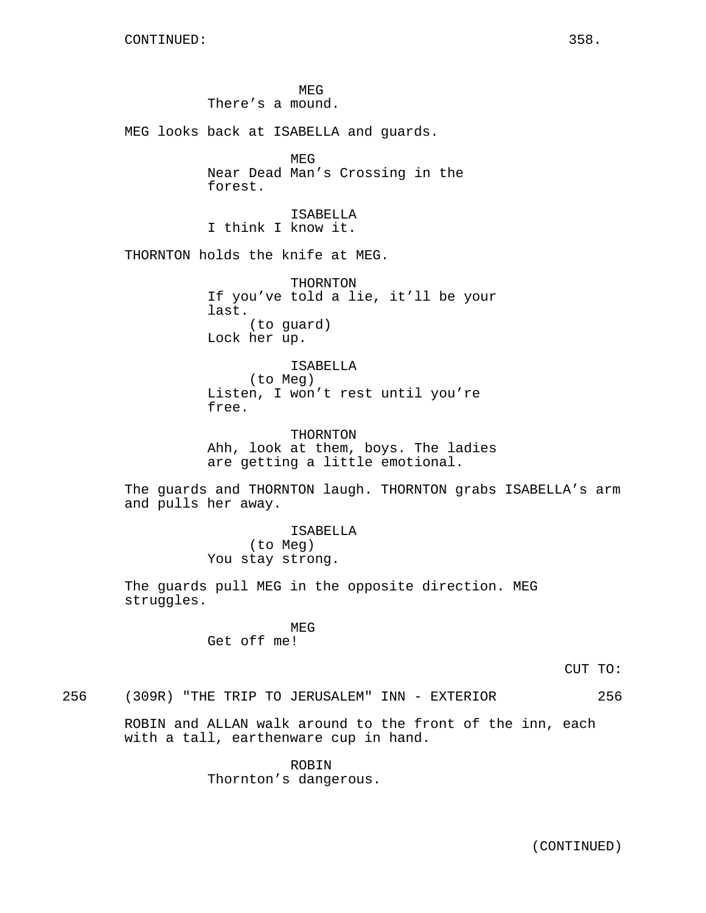MEG
There's a mound.

MEG looks back at ISABELLA and guards.

MEG
Near Dead Man's Crossing in the forest.

ISABELLA
I think I know it.

THORNTON holds the knife at MEG.

THORNTON
If you've told a lie, it'll be your last.
(to guard)
Lock her up.

ISABELLA
(to Meg)
Listen, I won't rest until you're free.

THORNTON
Ahh, look at them, boys. The ladies are getting a little emotional.

The guards and THORNTON laugh. THORNTON grabs ISABELLA's arm and pulls her away.

ISABELLA
(to Meg)
You stay strong.

The guards pull MEG in the opposite direction. MEG struggles.

MEG
Get off me!

CUT TO:

256 (309R) "THE TRIP TO JERUSALEM" INN - EXTERIOR 256

ROBIN and ALLAN walk around to the front of the inn, each with a tall, earthenware cup in hand.

ROBIN
Thornton's dangerous.

(CONTINUED)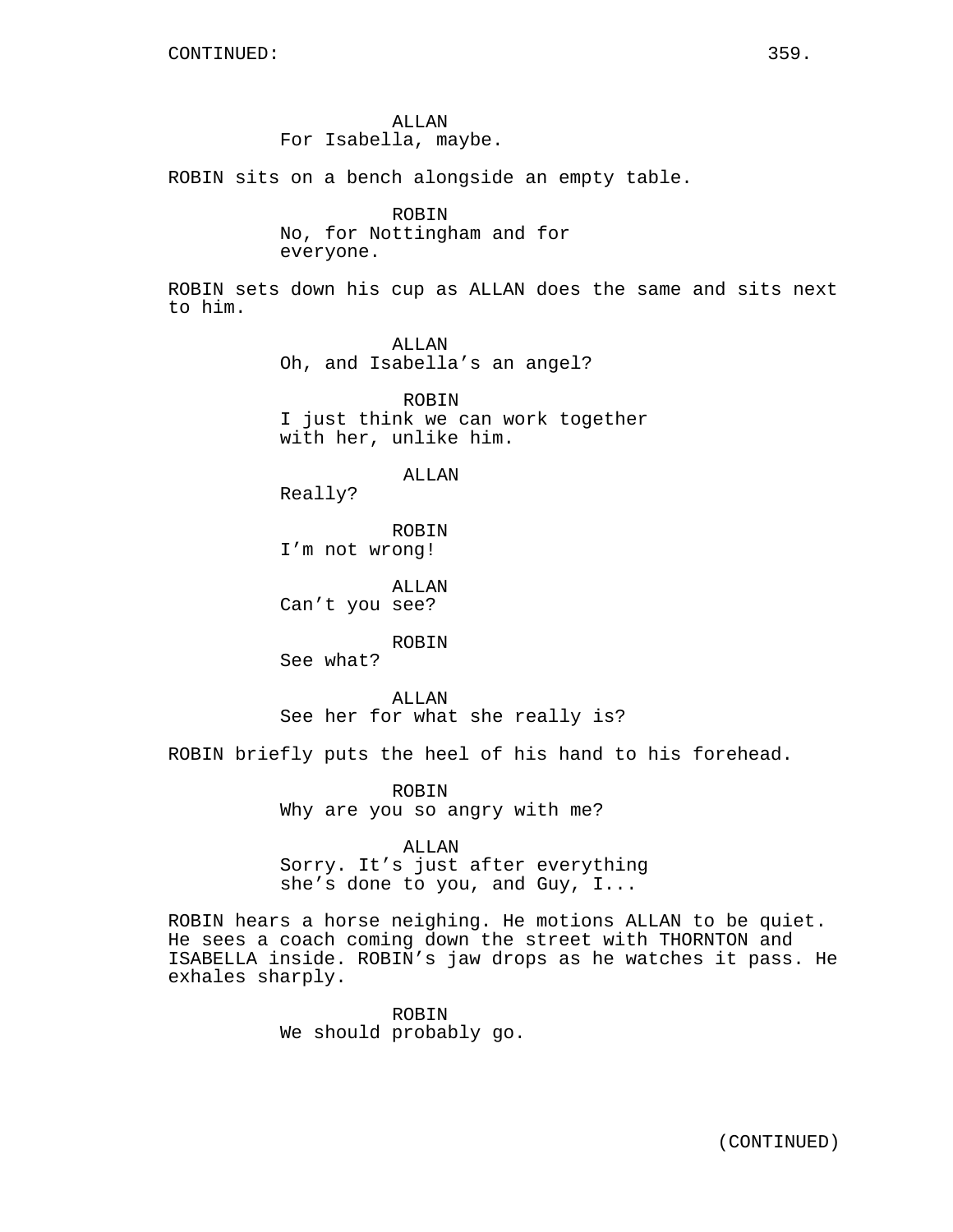ALLAN
For Isabella, maybe.

ROBIN sits on a bench alongside an empty table.

ROBIN
No, for Nottingham and for everyone.

ROBIN sets down his cup as ALLAN does the same and sits next to him.

ALLAN
Oh, and Isabella's an angel?

ROBIN
I just think we can work together with her, unlike him.

ALLAN
Really?

ROBIN
I'm not wrong!

ALLAN
Can't you see?

ROBIN
See what?

ALLAN
See her for what she really is?

ROBIN briefly puts the heel of his hand to his forehead.

ROBIN
Why are you so angry with me?

ALLAN
Sorry. It's just after everything she's done to you, and Guy, I...

ROBIN hears a horse neighing. He motions ALLAN to be quiet. He sees a coach coming down the street with THORNTON and ISABELLA inside. ROBIN's jaw drops as he watches it pass. He exhales sharply.

ROBIN
We should probably go.

(CONTINUED)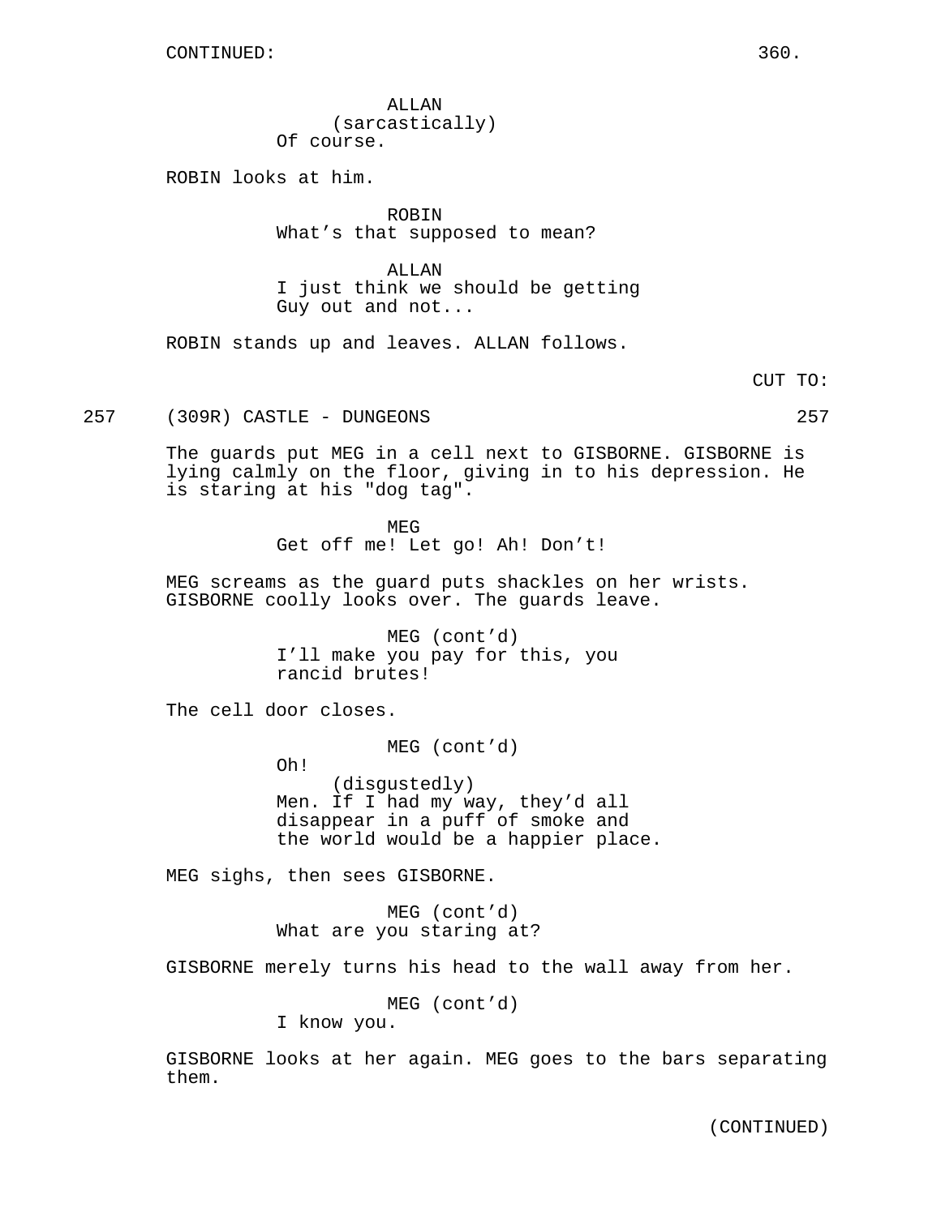ALLAN
(sarcastically)
Of course.

ROBIN looks at him.

ROBIN
What's that supposed to mean?

ALLAN
I just think we should be getting Guy out and not...

ROBIN stands up and leaves. ALLAN follows.

CUT TO:

257 (309R) CASTLE - DUNGEONS 257

The guards put MEG in a cell next to GISBORNE. GISBORNE is lying calmly on the floor, giving in to his depression. He is staring at his "dog tag".

MEG
Get off me! Let go! Ah! Don't!

MEG screams as the guard puts shackles on her wrists. GISBORNE coolly looks over. The guards leave.

MEG (cont'd)
I'll make you pay for this, you rancid brutes!

The cell door closes.

MEG (cont'd)
Oh!
(disgustedly)
Men. If I had my way, they'd all disappear in a puff of smoke and the world would be a happier place.

MEG sighs, then sees GISBORNE.

MEG (cont'd)
What are you staring at?

GISBORNE merely turns his head to the wall away from her.

MEG (cont'd)
I know you.

GISBORNE looks at her again. MEG goes to the bars separating them.

(CONTINUED)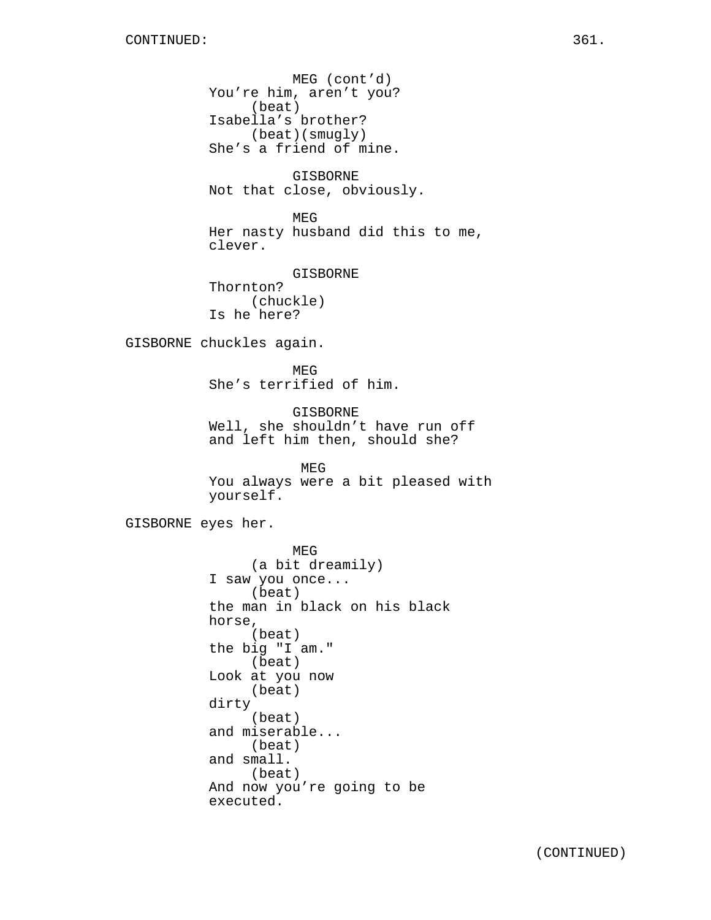MEG (cont'd)
You're him, aren't you?
(beat)
Isabella's brother?
(beat)(smugly)
She's a friend of mine.

GISBORNE
Not that close, obviously.

MEG
Her nasty husband did this to me, clever.

GISBORNE
Thornton?
(chuckle)
Is he here?

GISBORNE chuckles again.

MEG
She's terrified of him.

GISBORNE
Well, she shouldn't have run off and left him then, should she?

MEG
You always were a bit pleased with yourself.

GISBORNE eyes her.

MEG
(a bit dreamily)
I saw you once...
(beat)
the man in black on his black horse,
(beat)
the big "I am."
(beat)
Look at you now
(beat)
dirty
(beat)
and miserable...
(beat)
and small.
(beat)
And now you're going to be executed.

(CONTINUED)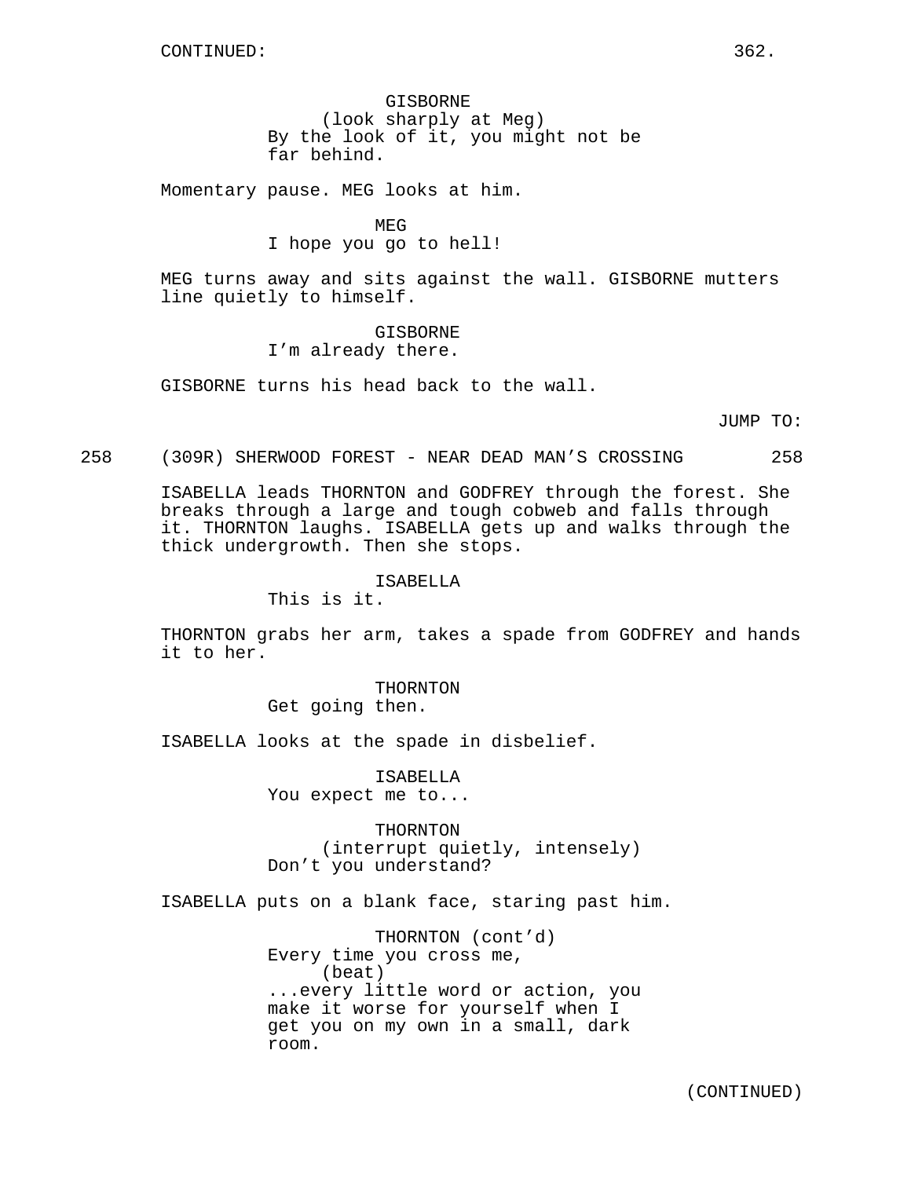CONTINUED:

GISBORNE
(look sharply at Meg)
By the look of it, you might not be far behind.

Momentary pause. MEG looks at him.

MEG
I hope you go to hell!

MEG turns away and sits against the wall. GISBORNE mutters line quietly to himself.

GISBORNE
I'm already there.

GISBORNE turns his head back to the wall.

JUMP TO:

258 (309R) SHERWOOD FOREST - NEAR DEAD MAN'S CROSSING 258

ISABELLA leads THORNTON and GODFREY through the forest. She breaks through a large and tough cobweb and falls through it. THORNTON laughs. ISABELLA gets up and walks through the thick undergrowth. Then she stops.

ISABELLA
This is it.

THORNTON grabs her arm, takes a spade from GODFREY and hands it to her.

THORNTON
Get going then.

ISABELLA looks at the spade in disbelief.

ISABELLA
You expect me to...

THORNTON
(interrupt quietly, intensely)
Don't you understand?

ISABELLA puts on a blank face, staring past him.

THORNTON (cont'd)
Every time you cross me,
(beat)
...every little word or action, you make it worse for yourself when I get you on my own in a small, dark room.

(CONTINUED)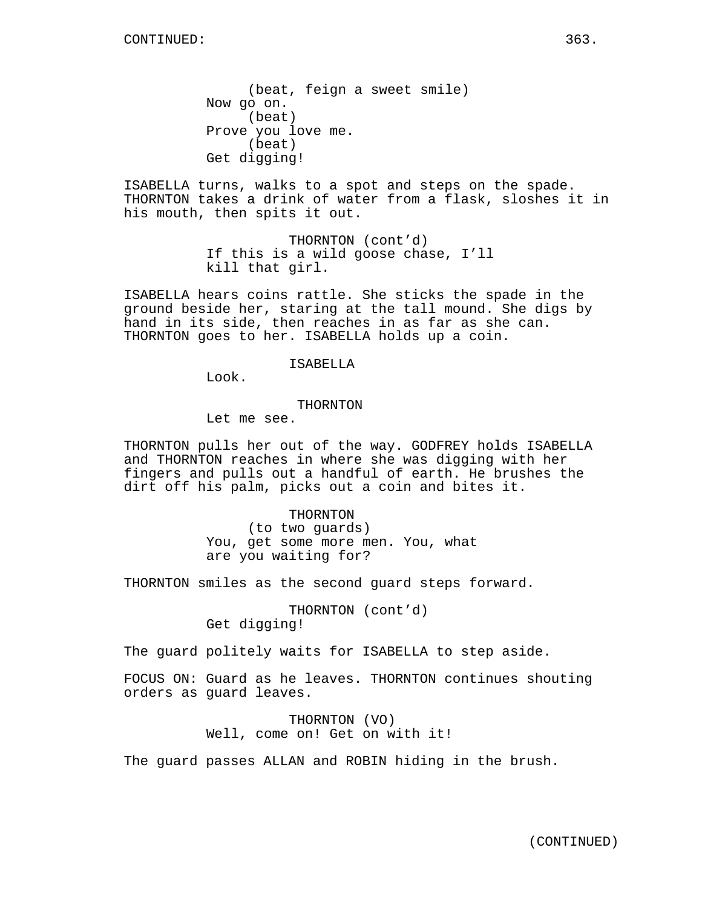CONTINUED:

(beat, feign a sweet smile)
Now go on.
(beat)
Prove you love me.
(beat)
Get digging!

ISABELLA turns, walks to a spot and steps on the spade. THORNTON takes a drink of water from a flask, sloshes it in his mouth, then spits it out.

THORNTON (cont'd)
If this is a wild goose chase, I'll kill that girl.

ISABELLA hears coins rattle. She sticks the spade in the ground beside her, staring at the tall mound. She digs by hand in its side, then reaches in as far as she can. THORNTON goes to her. ISABELLA holds up a coin.

ISABELLA
Look.

THORNTON
Let me see.

THORNTON pulls her out of the way. GODFREY holds ISABELLA and THORNTON reaches in where she was digging with her fingers and pulls out a handful of earth. He brushes the dirt off his palm, picks out a coin and bites it.

THORNTON
(to two guards)
You, get some more men. You, what are you waiting for?

THORNTON smiles as the second guard steps forward.

THORNTON (cont'd)
Get digging!

The guard politely waits for ISABELLA to step aside.

FOCUS ON: Guard as he leaves. THORNTON continues shouting orders as guard leaves.

THORNTON (VO)
Well, come on! Get on with it!

The guard passes ALLAN and ROBIN hiding in the brush.

(CONTINUED)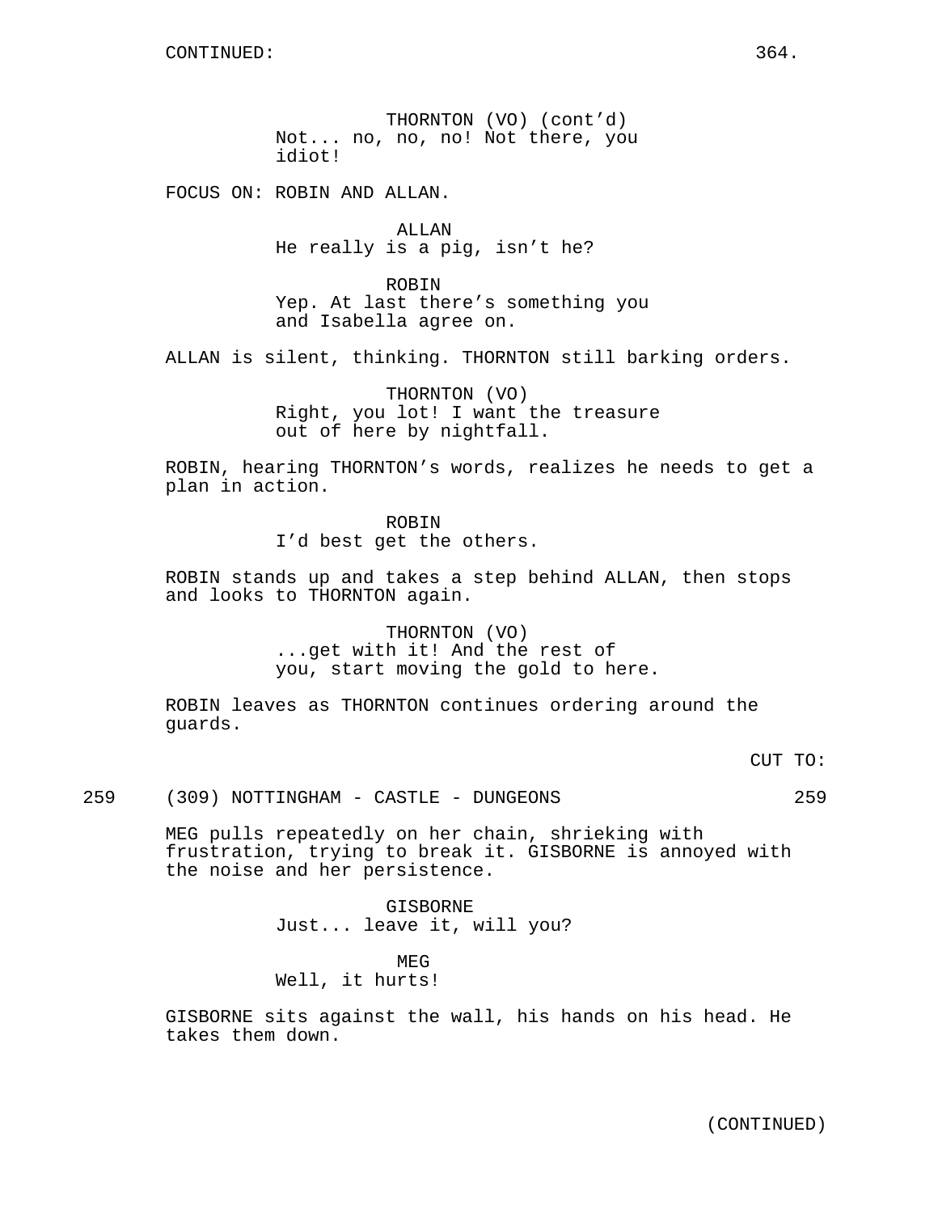THORNTON (VO) (cont'd)
Not... no, no, no! Not there, you idiot!

FOCUS ON: ROBIN AND ALLAN.

ALLAN
He really is a pig, isn't he?

ROBIN
Yep. At last there's something you and Isabella agree on.

ALLAN is silent, thinking. THORNTON still barking orders.

THORNTON (VO)
Right, you lot! I want the treasure out of here by nightfall.

ROBIN, hearing THORNTON's words, realizes he needs to get a plan in action.

ROBIN
I'd best get the others.

ROBIN stands up and takes a step behind ALLAN, then stops and looks to THORNTON again.

THORNTON (VO)
...get with it! And the rest of you, start moving the gold to here.

ROBIN leaves as THORNTON continues ordering around the guards.

CUT TO:

259 (309) NOTTINGHAM - CASTLE - DUNGEONS 259

MEG pulls repeatedly on her chain, shrieking with frustration, trying to break it. GISBORNE is annoyed with the noise and her persistence.

GISBORNE
Just... leave it, will you?

MEG
Well, it hurts!

GISBORNE sits against the wall, his hands on his head. He takes them down.

(CONTINUED)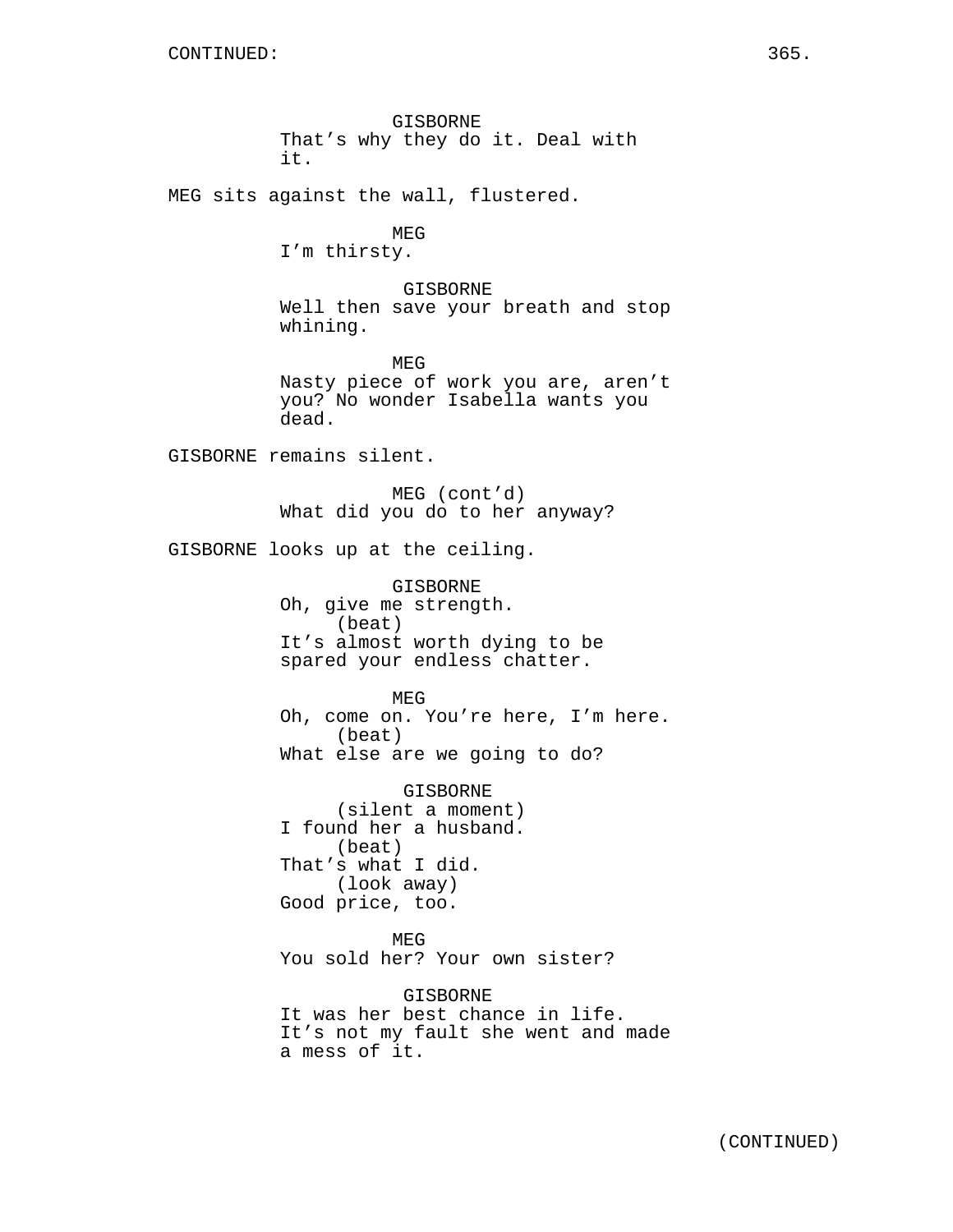GISBORNE
That's why they do it. Deal with it.

MEG sits against the wall, flustered.

MEG
I'm thirsty.

GISBORNE
Well then save your breath and stop whining.

MEG
Nasty piece of work you are, aren't you? No wonder Isabella wants you dead.

GISBORNE remains silent.

MEG (cont'd)
What did you do to her anyway?

GISBORNE looks up at the ceiling.

GISBORNE
Oh, give me strength.
(beat)
It's almost worth dying to be spared your endless chatter.

MEG
Oh, come on. You're here, I'm here.
(beat)
What else are we going to do?

GISBORNE
(silent a moment)
I found her a husband.
(beat)
That's what I did.
(look away)
Good price, too.

MEG
You sold her? Your own sister?

GISBORNE
It was her best chance in life. It's not my fault she went and made a mess of it.

(CONTINUED)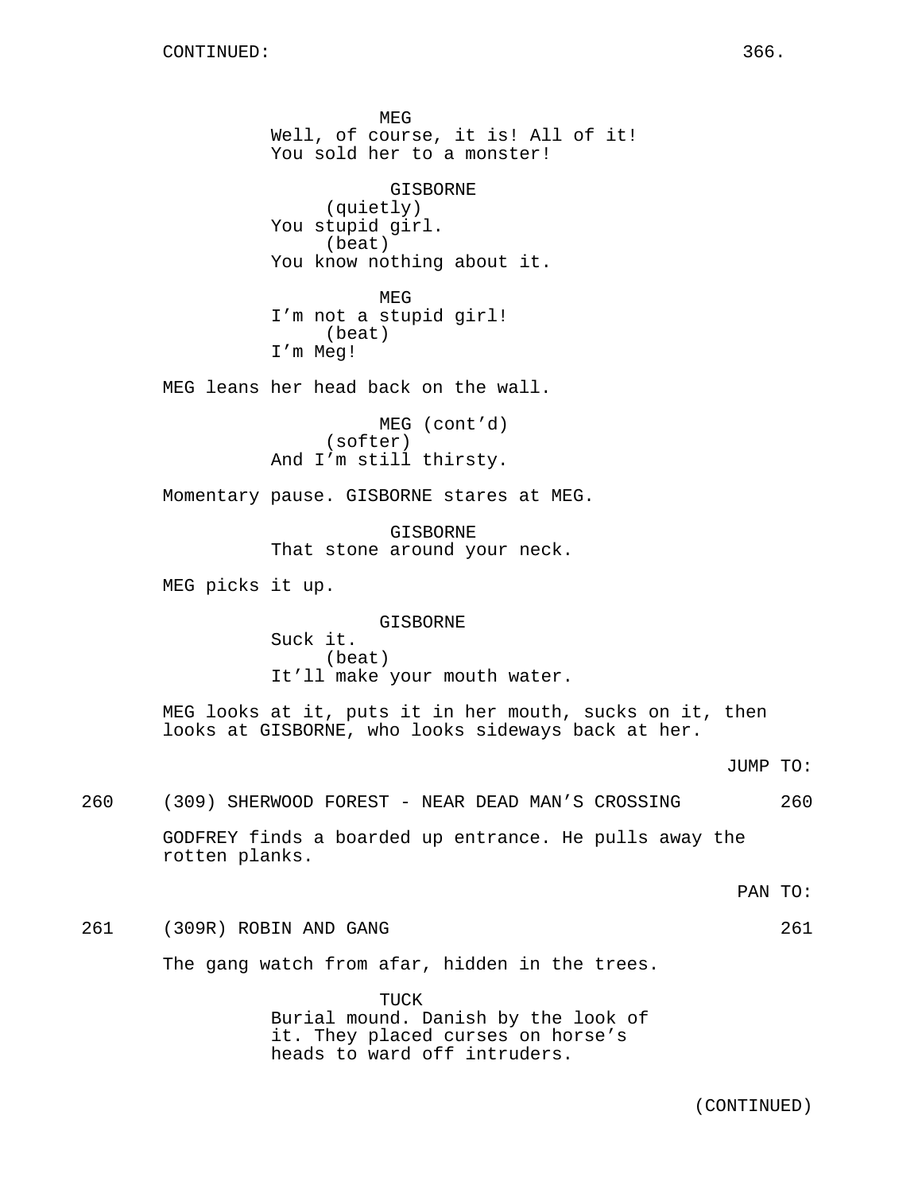CONTINUED:

MEG
Well, of course, it is! All of it!
You sold her to a monster!

GISBORNE
(quietly)
You stupid girl.
(beat)
You know nothing about it.

MEG
I'm not a stupid girl!
(beat)
I'm Meg!

MEG leans her head back on the wall.

MEG (cont'd)
(softer)
And I'm still thirsty.

Momentary pause. GISBORNE stares at MEG.

GISBORNE
That stone around your neck.

MEG picks it up.

GISBORNE
Suck it.
(beat)
It'll make your mouth water.

MEG looks at it, puts it in her mouth, sucks on it, then looks at GISBORNE, who looks sideways back at her.

JUMP TO:

260 (309) SHERWOOD FOREST - NEAR DEAD MAN'S CROSSING 260

GODFREY finds a boarded up entrance. He pulls away the rotten planks.

PAN TO:

261 (309R) ROBIN AND GANG 261

The gang watch from afar, hidden in the trees.

TUCK
Burial mound. Danish by the look of
it. They placed curses on horse's
heads to ward off intruders.

(CONTINUED)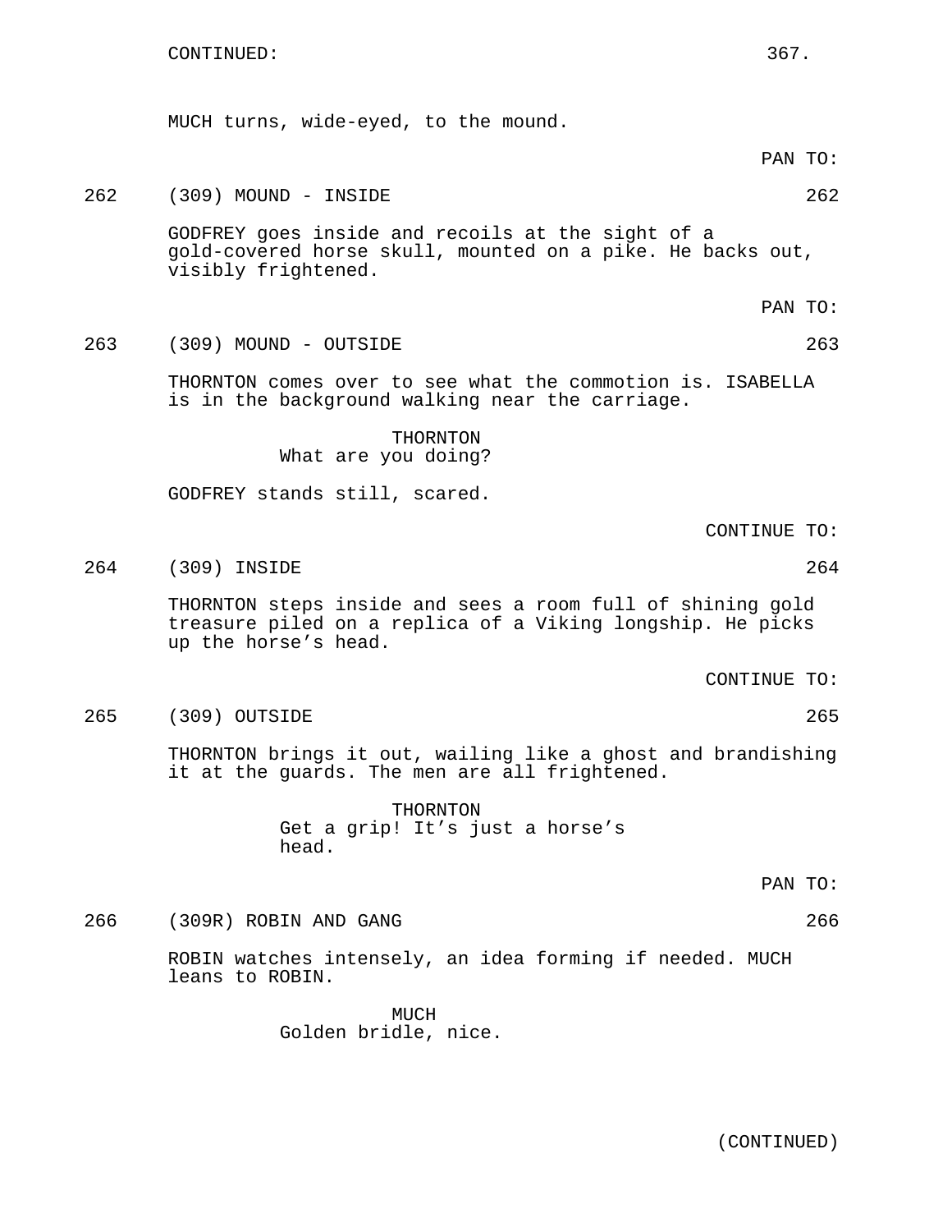CONTINUED:

MUCH turns, wide-eyed, to the mound.

PAN TO:

262 (309) MOUND - INSIDE 262

GODFREY goes inside and recoils at the sight of a gold-covered horse skull, mounted on a pike. He backs out, visibly frightened.

PAN TO:

263 (309) MOUND - OUTSIDE 263

THORNTON comes over to see what the commotion is. ISABELLA is in the background walking near the carriage.

THORNTON
What are you doing?

GODFREY stands still, scared.

CONTINUE TO:

264 (309) INSIDE 264

THORNTON steps inside and sees a room full of shining gold treasure piled on a replica of a Viking longship. He picks up the horse's head.

CONTINUE TO:

265 (309) OUTSIDE 265

THORNTON brings it out, wailing like a ghost and brandishing it at the guards. The men are all frightened.

THORNTON
Get a grip! It's just a horse's head.

PAN TO:

266 (309R) ROBIN AND GANG 266

ROBIN watches intensely, an idea forming if needed. MUCH leans to ROBIN.

MUCH
Golden bridle, nice.

(CONTINUED)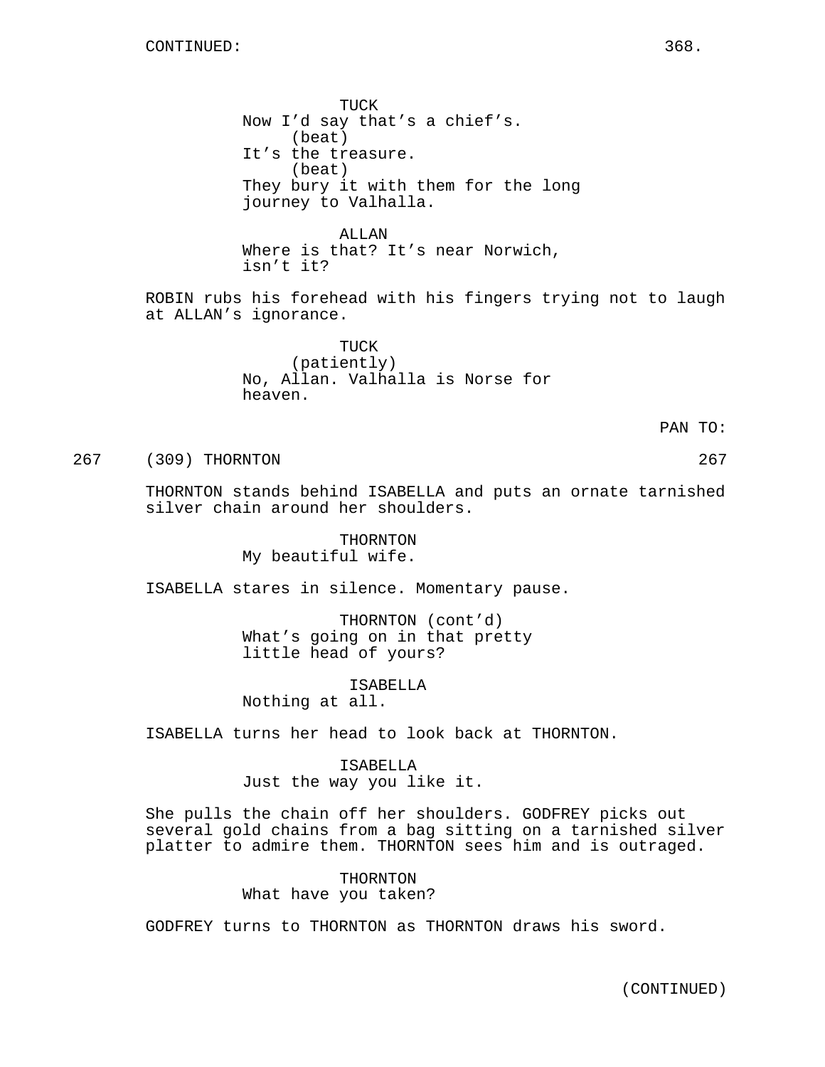CONTINUED:

TUCK
Now I'd say that's a chief's.
(beat)
It's the treasure.
(beat)
They bury it with them for the long journey to Valhalla.

ALLAN
Where is that? It's near Norwich, isn't it?

ROBIN rubs his forehead with his fingers trying not to laugh at ALLAN's ignorance.

TUCK
(patiently)
No, Allan. Valhalla is Norse for heaven.

PAN TO:

267 (309) THORNTON 267

THORNTON stands behind ISABELLA and puts an ornate tarnished silver chain around her shoulders.

THORNTON
My beautiful wife.

ISABELLA stares in silence. Momentary pause.

THORNTON (cont'd)
What's going on in that pretty little head of yours?

ISABELLA
Nothing at all.

ISABELLA turns her head to look back at THORNTON.

ISABELLA
Just the way you like it.

She pulls the chain off her shoulders. GODFREY picks out several gold chains from a bag sitting on a tarnished silver platter to admire them. THORNTON sees him and is outraged.

THORNTON
What have you taken?

GODFREY turns to THORNTON as THORNTON draws his sword.

(CONTINUED)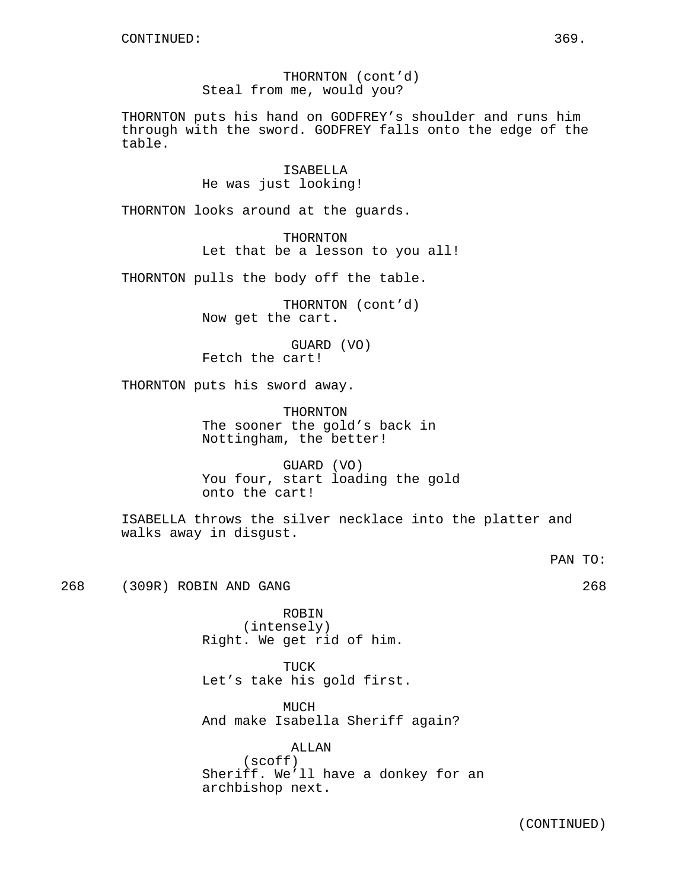CONTINUED:

THORNTON (cont'd)
Steal from me, would you?

THORNTON puts his hand on GODFREY's shoulder and runs him through with the sword. GODFREY falls onto the edge of the table.

ISABELLA
He was just looking!

THORNTON looks around at the guards.

THORNTON
Let that be a lesson to you all!

THORNTON pulls the body off the table.

THORNTON (cont'd)
Now get the cart.

GUARD (VO)
Fetch the cart!

THORNTON puts his sword away.

THORNTON
The sooner the gold's back in Nottingham, the better!

GUARD (VO)
You four, start loading the gold onto the cart!

ISABELLA throws the silver necklace into the platter and walks away in disgust.

PAN TO:

268 (309R) ROBIN AND GANG 268

ROBIN
(intensely)
Right. We get rid of him.

TUCK
Let's take his gold first.

MUCH
And make Isabella Sheriff again?

ALLAN
(scoff)
Sheriff. We'll have a donkey for an archbishop next.

(CONTINUED)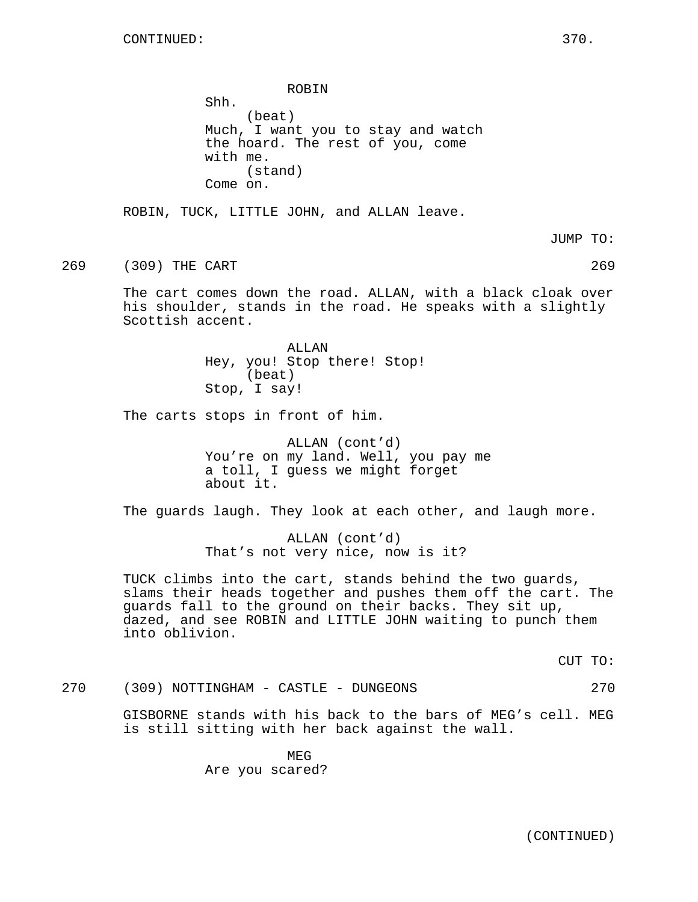ROBIN
Shh.
(beat)
Much, I want you to stay and watch the hoard. The rest of you, come with me.
(stand)
Come on.

ROBIN, TUCK, LITTLE JOHN, and ALLAN leave.

JUMP TO:

269 (309) THE CART 269

The cart comes down the road. ALLAN, with a black cloak over his shoulder, stands in the road. He speaks with a slightly Scottish accent.

ALLAN
Hey, you! Stop there! Stop!
(beat)
Stop, I say!

The carts stops in front of him.

ALLAN (cont'd)
You're on my land. Well, you pay me a toll, I guess we might forget about it.

The guards laugh. They look at each other, and laugh more.

ALLAN (cont'd)
That's not very nice, now is it?

TUCK climbs into the cart, stands behind the two guards, slams their heads together and pushes them off the cart. The guards fall to the ground on their backs. They sit up, dazed, and see ROBIN and LITTLE JOHN waiting to punch them into oblivion.

CUT TO:

270 (309) NOTTINGHAM - CASTLE - DUNGEONS 270

GISBORNE stands with his back to the bars of MEG's cell. MEG is still sitting with her back against the wall.

MEG
Are you scared?

(CONTINUED)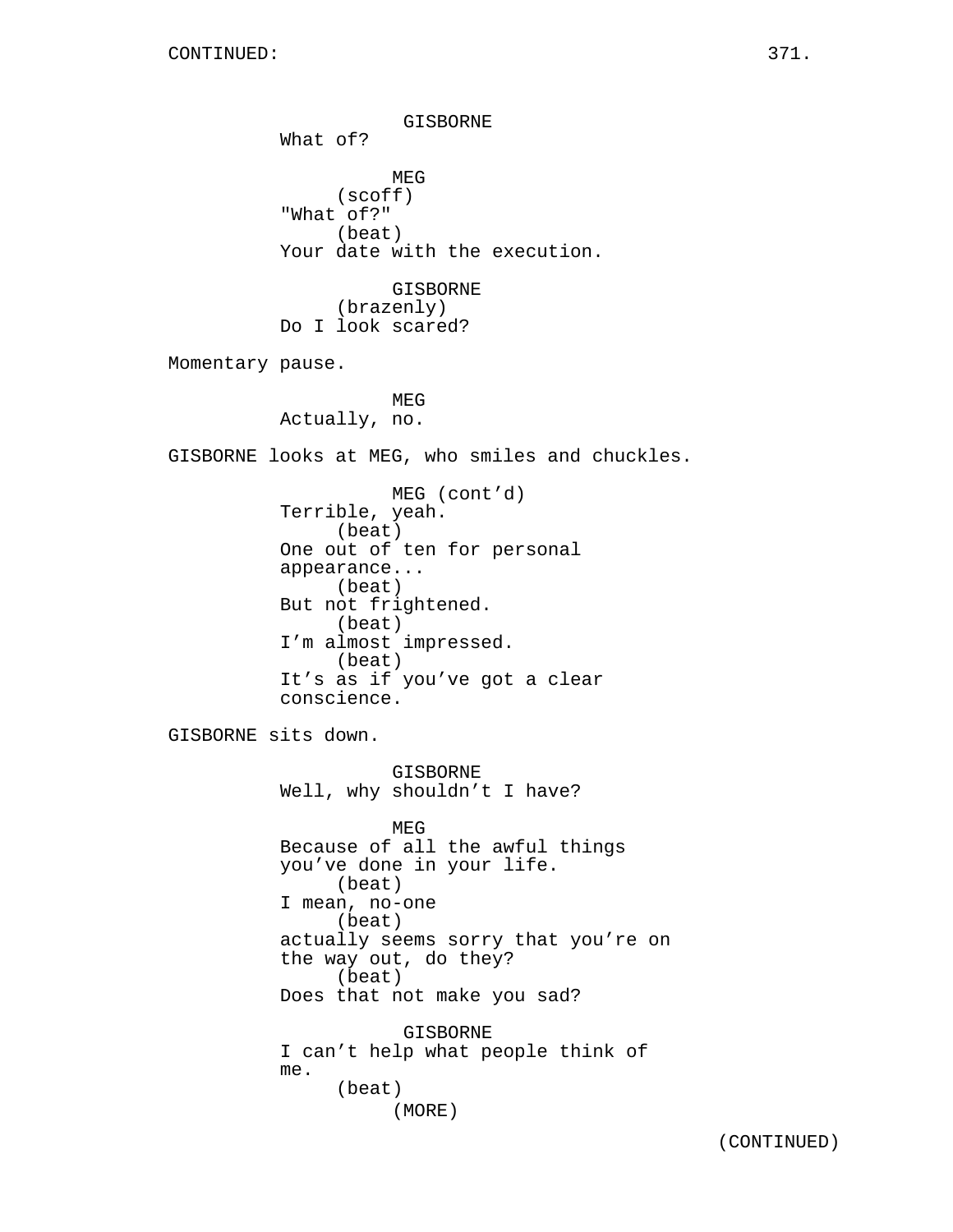GISBORNE
What of?

MEG
(scoff)
"What of?"
(beat)
Your date with the execution.

GISBORNE
(brazenly)
Do I look scared?

Momentary pause.

MEG
Actually, no.

GISBORNE looks at MEG, who smiles and chuckles.

MEG (cont'd)
Terrible, yeah.
(beat)
One out of ten for personal appearance...
(beat)
But not frightened.
(beat)
I'm almost impressed.
(beat)
It's as if you've got a clear conscience.

GISBORNE sits down.

GISBORNE
Well, why shouldn't I have?

MEG
Because of all the awful things you've done in your life.
(beat)
I mean, no-one
(beat)
actually seems sorry that you're on the way out, do they?
(beat)
Does that not make you sad?

GISBORNE
I can't help what people think of me.
(beat)
(MORE)

(CONTINUED)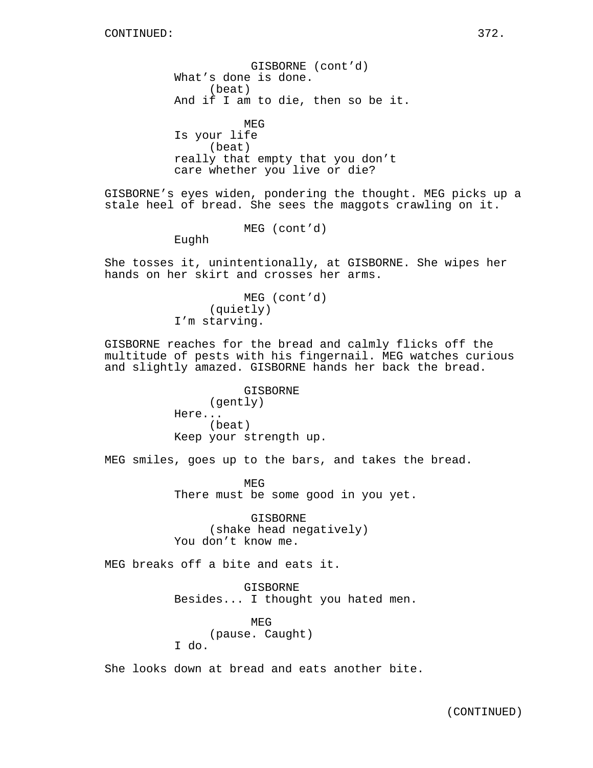CONTINUED:

GISBORNE (cont'd)
What's done is done.
(beat)
And if I am to die, then so be it.

MEG
Is your life
(beat)
really that empty that you don't
care whether you live or die?

GISBORNE's eyes widen, pondering the thought. MEG picks up a stale heel of bread. She sees the maggots crawling on it.

MEG (cont'd)
Eughh

She tosses it, unintentionally, at GISBORNE. She wipes her hands on her skirt and crosses her arms.

MEG (cont'd)
(quietly)
I'm starving.

GISBORNE reaches for the bread and calmly flicks off the multitude of pests with his fingernail. MEG watches curious and slightly amazed. GISBORNE hands her back the bread.

GISBORNE
(gently)
Here...
(beat)
Keep your strength up.

MEG smiles, goes up to the bars, and takes the bread.

MEG
There must be some good in you yet.

GISBORNE
(shake head negatively)
You don't know me.

MEG breaks off a bite and eats it.

GISBORNE
Besides... I thought you hated men.

MEG
(pause. Caught)
I do.

She looks down at bread and eats another bite.

(CONTINUED)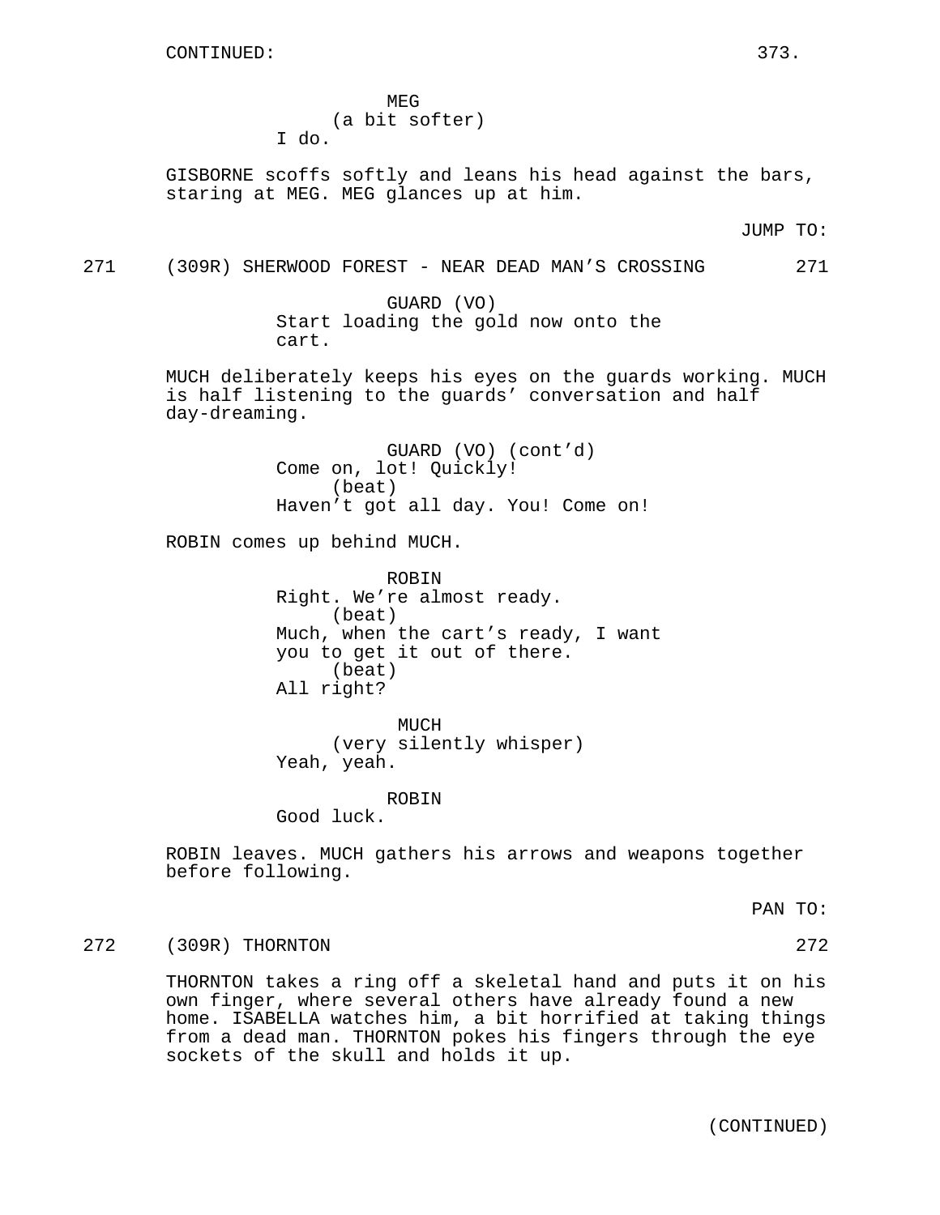CONTINUED:

MEG
(a bit softer)
I do.

GISBORNE scoffs softly and leans his head against the bars, staring at MEG. MEG glances up at him.

JUMP TO:

271 (309R) SHERWOOD FOREST - NEAR DEAD MAN'S CROSSING 271

GUARD (VO)
Start loading the gold now onto the cart.

MUCH deliberately keeps his eyes on the guards working. MUCH is half listening to the guards' conversation and half day-dreaming.

GUARD (VO) (cont'd)
Come on, lot! Quickly!
(beat)
Haven't got all day. You! Come on!

ROBIN comes up behind MUCH.

ROBIN
Right. We're almost ready.
(beat)
Much, when the cart's ready, I want you to get it out of there.
(beat)
All right?

MUCH
(very silently whisper)
Yeah, yeah.

ROBIN
Good luck.

ROBIN leaves. MUCH gathers his arrows and weapons together before following.

PAN TO:

272 (309R) THORNTON 272

THORNTON takes a ring off a skeletal hand and puts it on his own finger, where several others have already found a new home. ISABELLA watches him, a bit horrified at taking things from a dead man. THORNTON pokes his fingers through the eye sockets of the skull and holds it up.

(CONTINUED)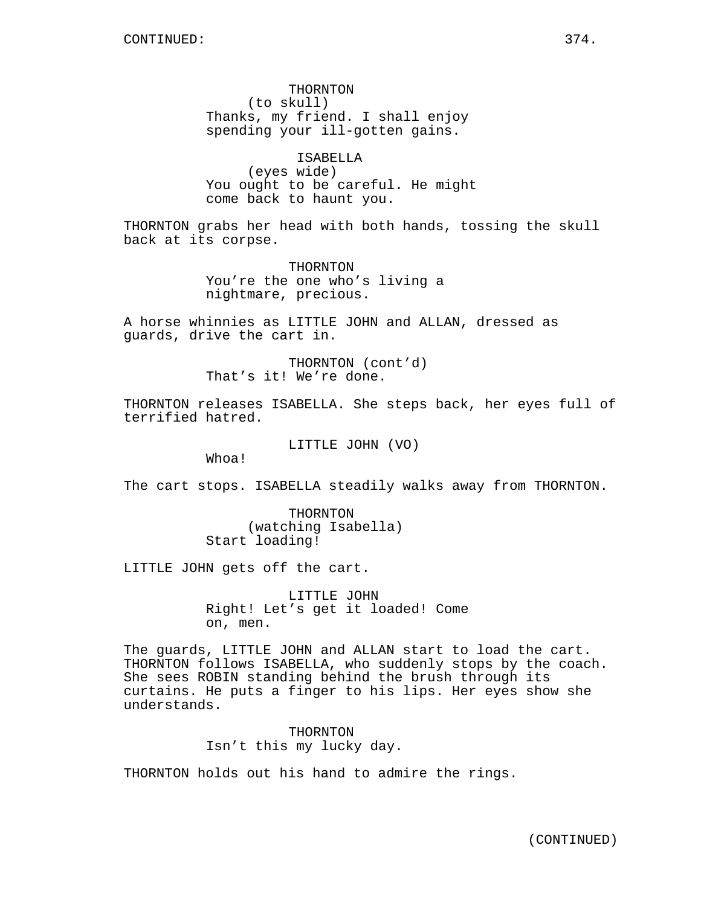THORNTON
(to skull)
Thanks, my friend. I shall enjoy spending your ill-gotten gains.

ISABELLA
(eyes wide)
You ought to be careful. He might come back to haunt you.

THORNTON grabs her head with both hands, tossing the skull back at its corpse.

THORNTON
You're the one who's living a nightmare, precious.

A horse whinnies as LITTLE JOHN and ALLAN, dressed as guards, drive the cart in.

THORNTON (cont'd)
That's it! We're done.

THORNTON releases ISABELLA. She steps back, her eyes full of terrified hatred.

LITTLE JOHN (VO)
Whoa!

The cart stops. ISABELLA steadily walks away from THORNTON.

THORNTON
(watching Isabella)
Start loading!

LITTLE JOHN gets off the cart.

LITTLE JOHN
Right! Let's get it loaded! Come on, men.

The guards, LITTLE JOHN and ALLAN start to load the cart. THORNTON follows ISABELLA, who suddenly stops by the coach. She sees ROBIN standing behind the brush through its curtains. He puts a finger to his lips. Her eyes show she understands.

THORNTON
Isn't this my lucky day.

THORNTON holds out his hand to admire the rings.

(CONTINUED)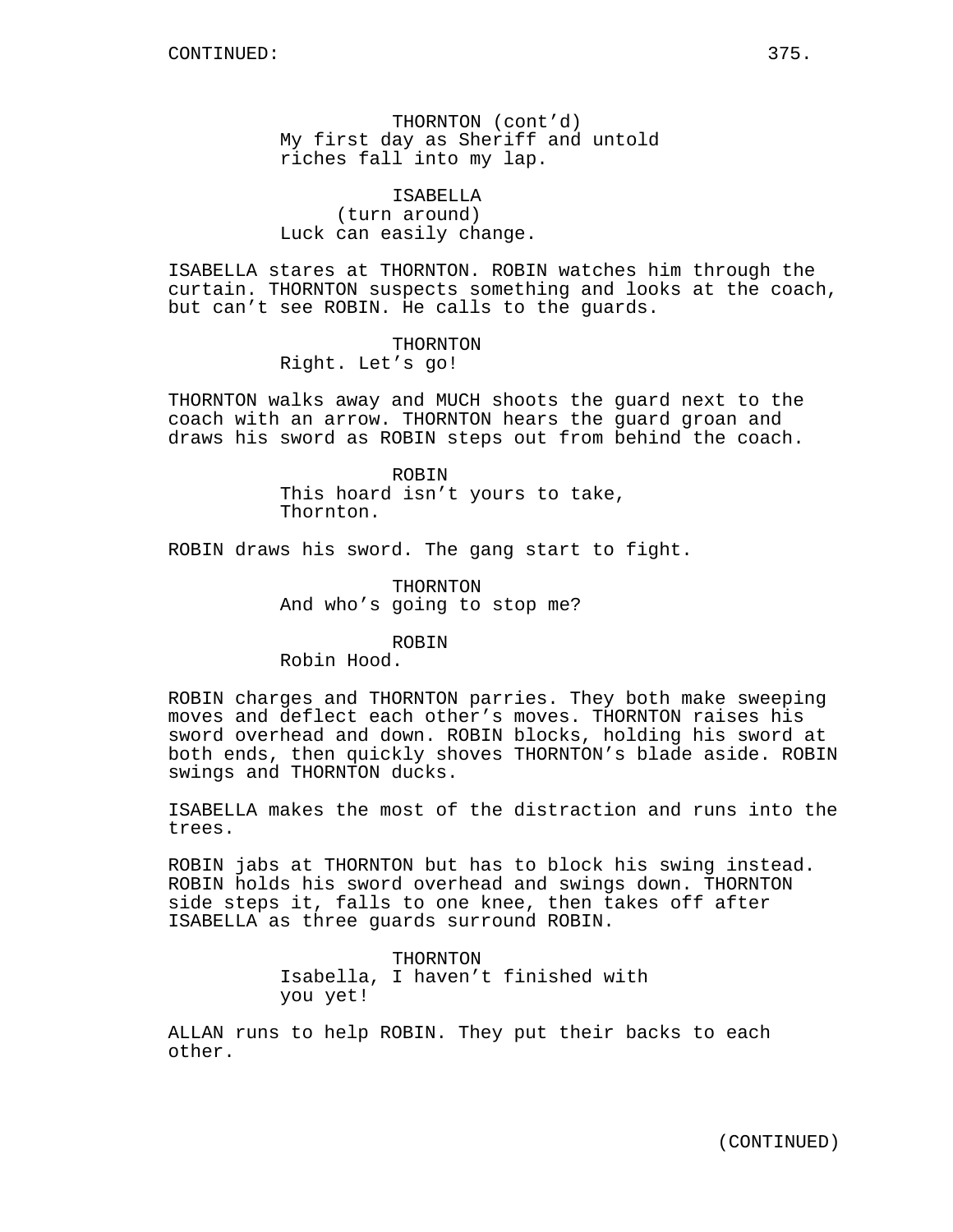THORNTON (cont'd)
My first day as Sheriff and untold riches fall into my lap.

ISABELLA
(turn around)
Luck can easily change.

ISABELLA stares at THORNTON. ROBIN watches him through the curtain. THORNTON suspects something and looks at the coach, but can't see ROBIN. He calls to the guards.

THORNTON
Right. Let's go!

THORNTON walks away and MUCH shoots the guard next to the coach with an arrow. THORNTON hears the guard groan and draws his sword as ROBIN steps out from behind the coach.

ROBIN
This hoard isn't yours to take, Thornton.

ROBIN draws his sword. The gang start to fight.

THORNTON
And who's going to stop me?

ROBIN
Robin Hood.

ROBIN charges and THORNTON parries. They both make sweeping moves and deflect each other's moves. THORNTON raises his sword overhead and down. ROBIN blocks, holding his sword at both ends, then quickly shoves THORNTON's blade aside. ROBIN swings and THORNTON ducks.

ISABELLA makes the most of the distraction and runs into the trees.

ROBIN jabs at THORNTON but has to block his swing instead. ROBIN holds his sword overhead and swings down. THORNTON side steps it, falls to one knee, then takes off after ISABELLA as three guards surround ROBIN.

THORNTON
Isabella, I haven't finished with you yet!

ALLAN runs to help ROBIN. They put their backs to each other.

(CONTINUED)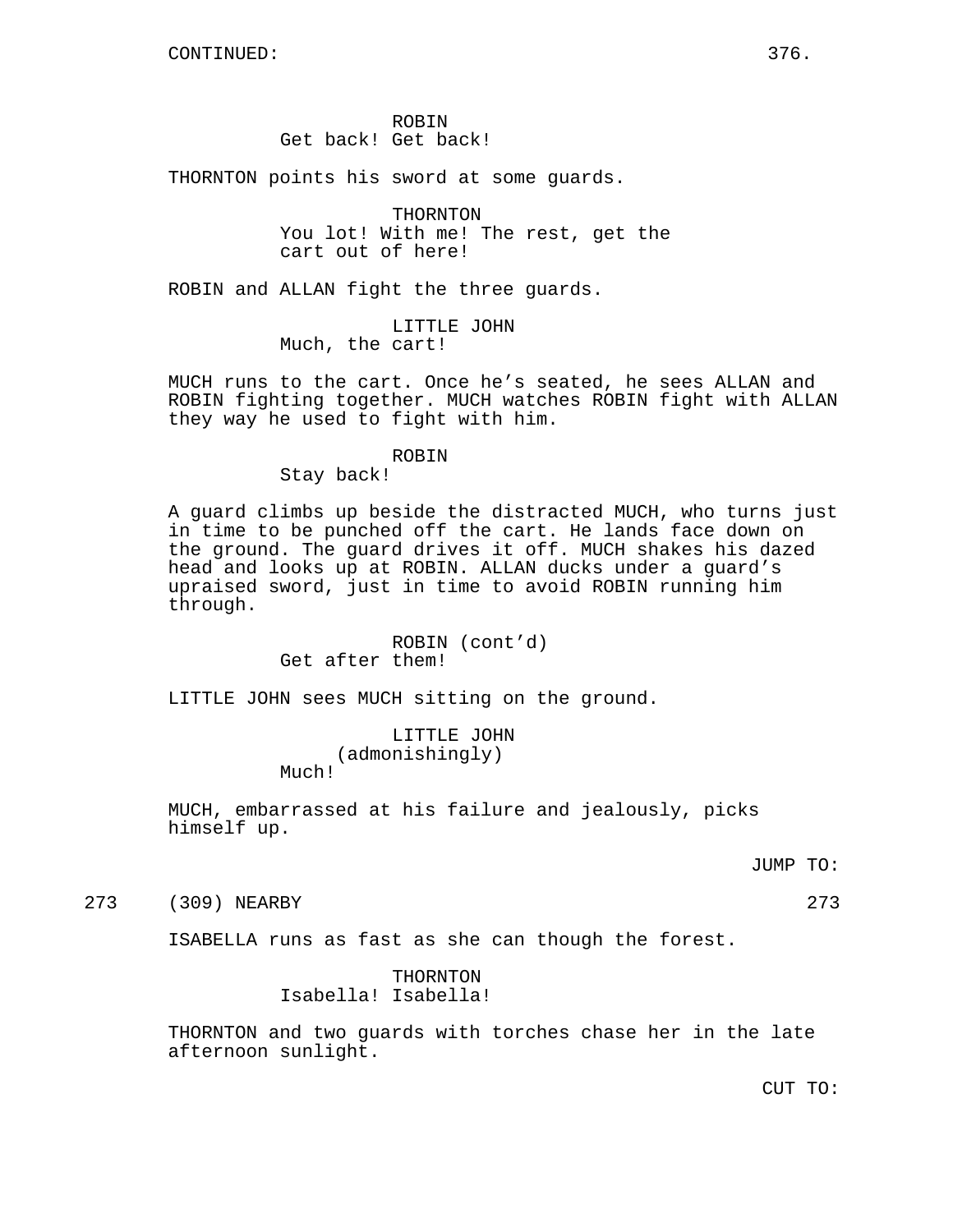CONTINUED:

ROBIN
Get back! Get back!

THORNTON points his sword at some guards.

THORNTON
You lot! With me! The rest, get the cart out of here!

ROBIN and ALLAN fight the three guards.

LITTLE JOHN
Much, the cart!

MUCH runs to the cart. Once he's seated, he sees ALLAN and ROBIN fighting together. MUCH watches ROBIN fight with ALLAN they way he used to fight with him.

ROBIN
Stay back!

A guard climbs up beside the distracted MUCH, who turns just in time to be punched off the cart. He lands face down on the ground. The guard drives it off. MUCH shakes his dazed head and looks up at ROBIN. ALLAN ducks under a guard's upraised sword, just in time to avoid ROBIN running him through.

ROBIN (cont'd)
Get after them!

LITTLE JOHN sees MUCH sitting on the ground.

LITTLE JOHN
(admonishingly)
Much!

MUCH, embarrassed at his failure and jealously, picks himself up.

JUMP TO:

273 (309) NEARBY 273

ISABELLA runs as fast as she can though the forest.

THORNTON
Isabella! Isabella!

THORNTON and two guards with torches chase her in the late afternoon sunlight.

CUT TO: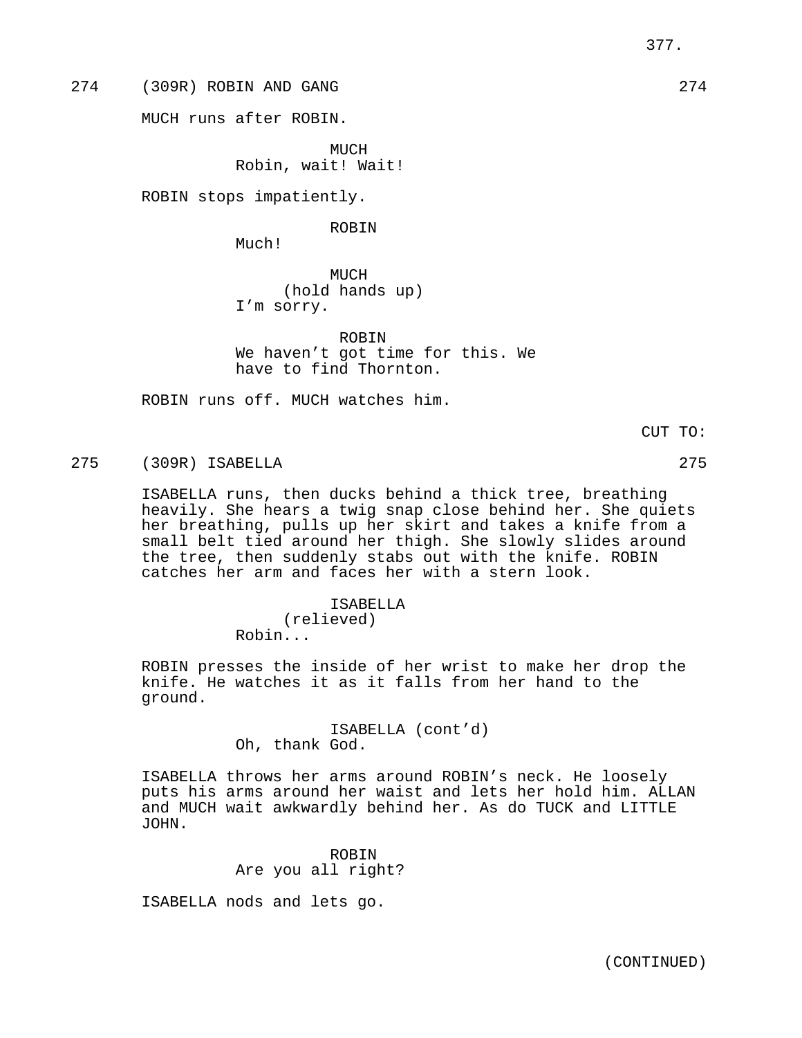274 (309R) ROBIN AND GANG 274

MUCH runs after ROBIN.

MUCH
Robin, wait! Wait!

ROBIN stops impatiently.

ROBIN
Much!

MUCH
(hold hands up)
I’m sorry.

ROBIN
We haven’t got time for this. We have to find Thornton.

ROBIN runs off. MUCH watches him.

CUT TO:

275 (309R) ISABELLA 275

ISABELLA runs, then ducks behind a thick tree, breathing heavily. She hears a twig snap close behind her. She quiets her breathing, pulls up her skirt and takes a knife from a small belt tied around her thigh. She slowly slides around the tree, then suddenly stabs out with the knife. ROBIN catches her arm and faces her with a stern look.

ISABELLA
(relieved)
Robin...

ROBIN presses the inside of her wrist to make her drop the knife. He watches it as it falls from her hand to the ground.

ISABELLA (cont’d)
Oh, thank God.

ISABELLA throws her arms around ROBIN’s neck. He loosely puts his arms around her waist and lets her hold him. ALLAN and MUCH wait awkwardly behind her. As do TUCK and LITTLE JOHN.

ROBIN
Are you all right?

ISABELLA nods and lets go.

(CONTINUED)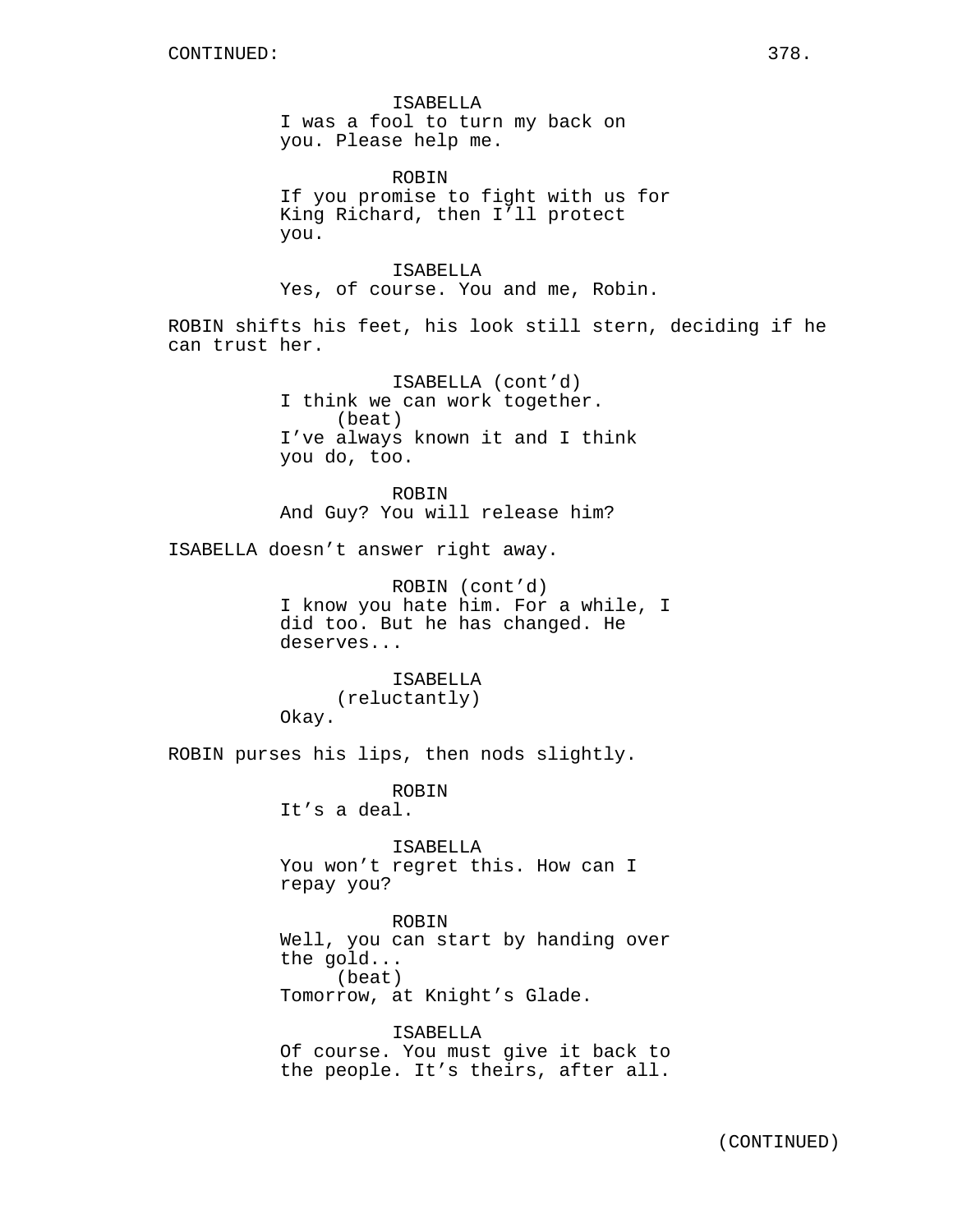ISABELLA
I was a fool to turn my back on you. Please help me.

ROBIN
If you promise to fight with us for King Richard, then I'll protect you.

ISABELLA
Yes, of course. You and me, Robin.

ROBIN shifts his feet, his look still stern, deciding if he can trust her.

ISABELLA (cont'd)
I think we can work together.
(beat)
I've always known it and I think you do, too.

ROBIN
And Guy? You will release him?

ISABELLA doesn't answer right away.

ROBIN (cont'd)
I know you hate him. For a while, I did too. But he has changed. He deserves...

ISABELLA
(reluctantly)
Okay.

ROBIN purses his lips, then nods slightly.

ROBIN
It's a deal.

ISABELLA
You won't regret this. How can I repay you?

ROBIN
Well, you can start by handing over the gold...
(beat)
Tomorrow, at Knight's Glade.

ISABELLA
Of course. You must give it back to the people. It's theirs, after all.

(CONTINUED)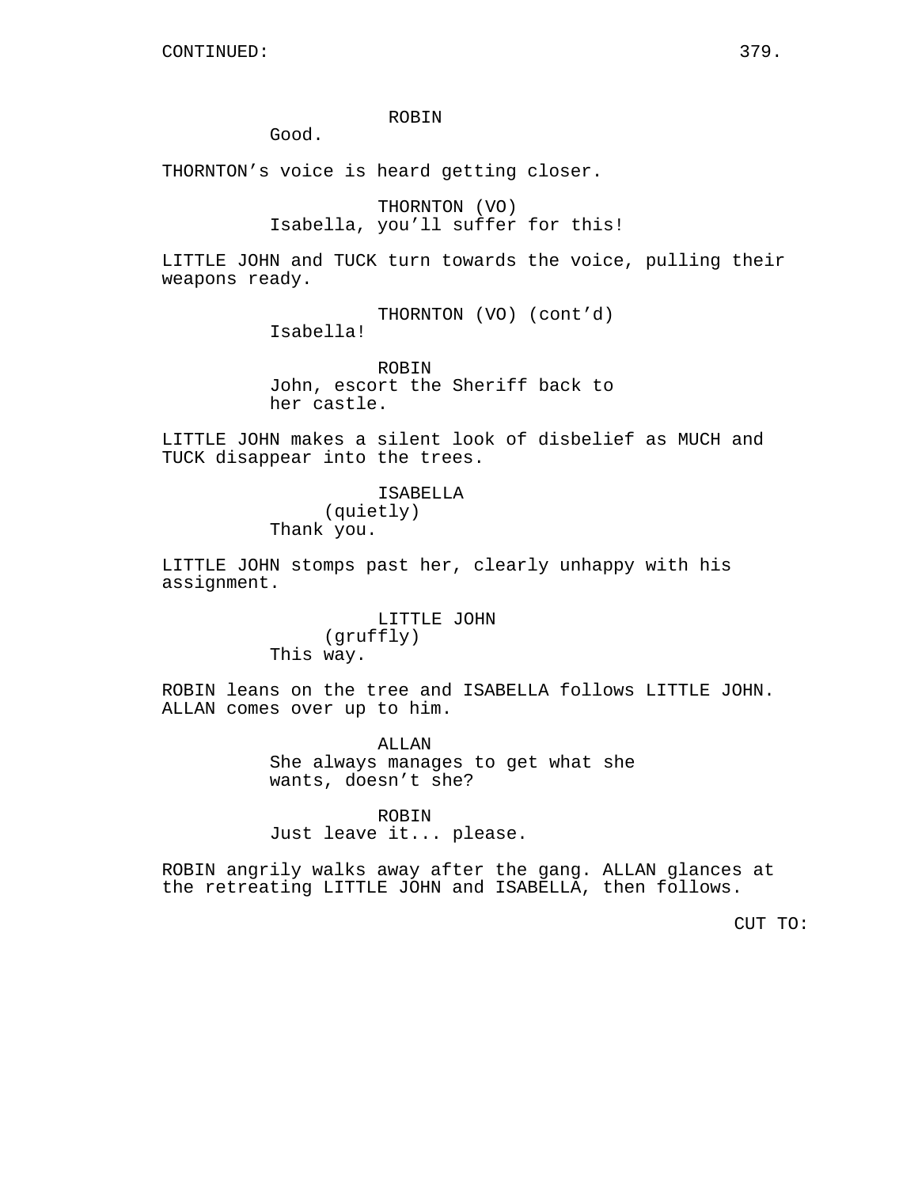CONTINUED:

ROBIN
Good.

THORNTON's voice is heard getting closer.

THORNTON (VO)
Isabella, you'll suffer for this!

LITTLE JOHN and TUCK turn towards the voice, pulling their weapons ready.

THORNTON (VO) (cont'd)
Isabella!

ROBIN
John, escort the Sheriff back to her castle.

LITTLE JOHN makes a silent look of disbelief as MUCH and TUCK disappear into the trees.

ISABELLA
(quietly)
Thank you.

LITTLE JOHN stomps past her, clearly unhappy with his assignment.

LITTLE JOHN
(gruffly)
This way.

ROBIN leans on the tree and ISABELLA follows LITTLE JOHN. ALLAN comes over up to him.

ALLAN
She always manages to get what she wants, doesn't she?

ROBIN
Just leave it... please.

ROBIN angrily walks away after the gang. ALLAN glances at the retreating LITTLE JOHN and ISABELLA, then follows.

CUT TO: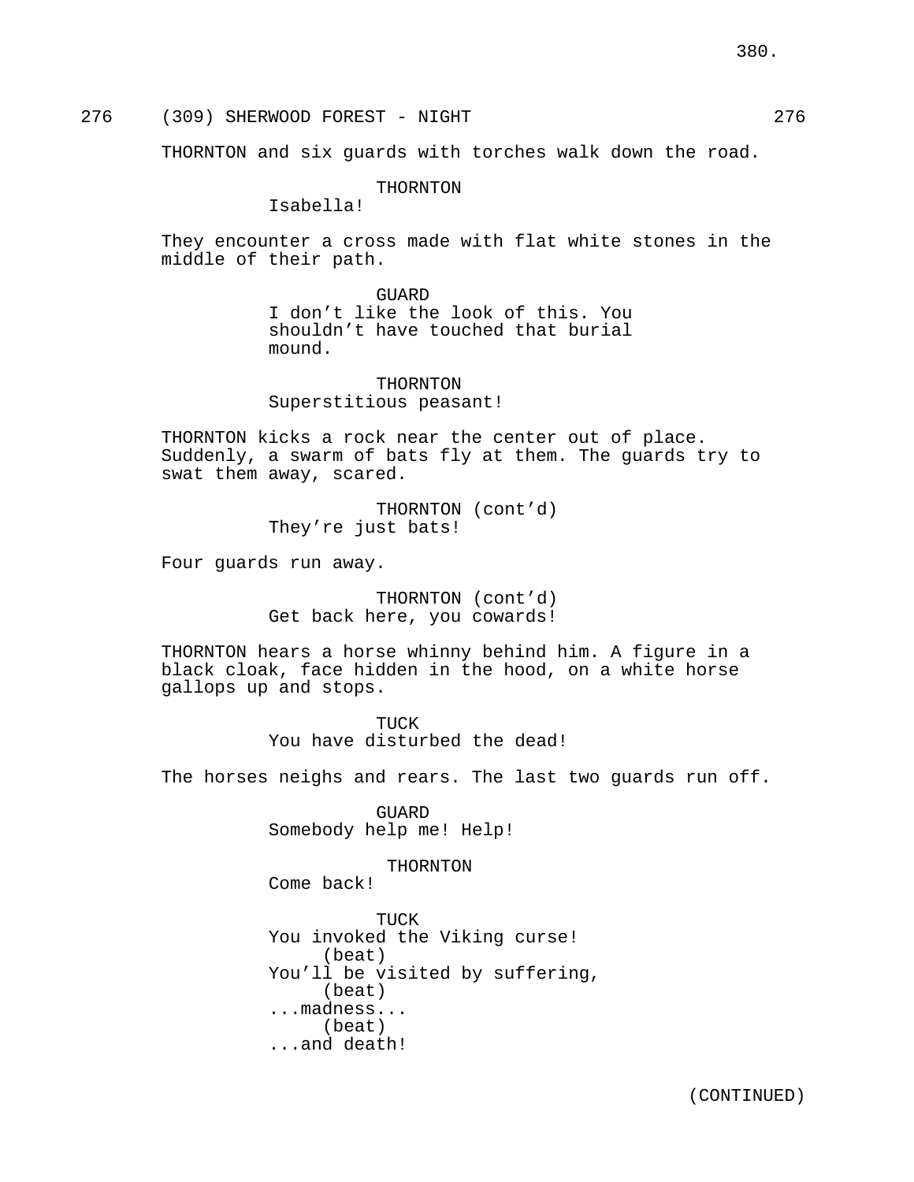276 (309) SHERWOOD FOREST - NIGHT 276

THORNTON and six guards with torches walk down the road.

THORNTON
Isabella!

They encounter a cross made with flat white stones in the middle of their path.

GUARD
I don't like the look of this. You shouldn't have touched that burial mound.

THORNTON
Superstitious peasant!

THORNTON kicks a rock near the center out of place. Suddenly, a swarm of bats fly at them. The guards try to swat them away, scared.

THORNTON (cont'd)
They're just bats!

Four guards run away.

THORNTON (cont'd)
Get back here, you cowards!

THORNTON hears a horse whinny behind him. A figure in a black cloak, face hidden in the hood, on a white horse gallops up and stops.

TUCK
You have disturbed the dead!

The horses neighs and rears. The last two guards run off.

GUARD
Somebody help me! Help!

THORNTON
Come back!

TUCK
You invoked the Viking curse!
(beat)
You'll be visited by suffering,
(beat)
...madness...
(beat)
...and death!

(CONTINUED)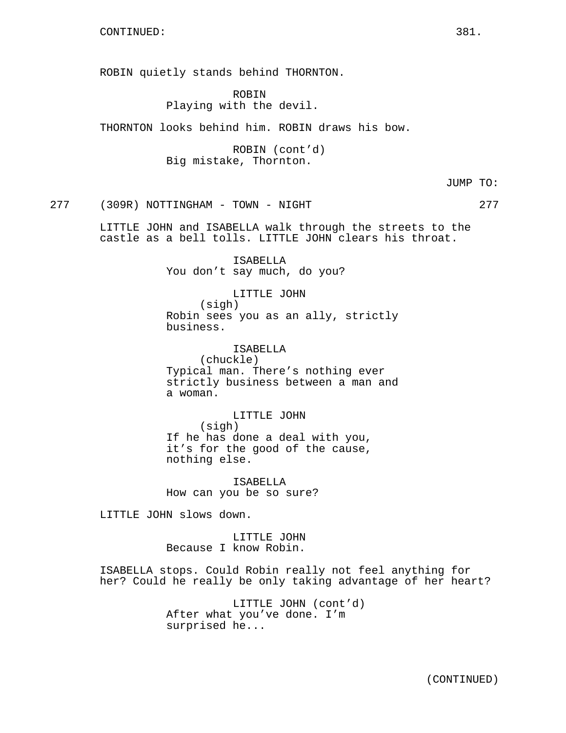ROBIN quietly stands behind THORNTON.

ROBIN
Playing with the devil.

THORNTON looks behind him. ROBIN draws his bow.

ROBIN (cont'd)
Big mistake, Thornton.

JUMP TO:

277 (309R) NOTTINGHAM - TOWN - NIGHT 277

LITTLE JOHN and ISABELLA walk through the streets to the castle as a bell tolls. LITTLE JOHN clears his throat.

ISABELLA
You don't say much, do you?

LITTLE JOHN
(sigh)
Robin sees you as an ally, strictly business.

ISABELLA
(chuckle)
Typical man. There's nothing ever strictly business between a man and a woman.

LITTLE JOHN
(sigh)
If he has done a deal with you, it's for the good of the cause, nothing else.

ISABELLA
How can you be so sure?

LITTLE JOHN slows down.

LITTLE JOHN
Because I know Robin.

ISABELLA stops. Could Robin really not feel anything for her? Could he really be only taking advantage of her heart?

LITTLE JOHN (cont'd)
After what you've done. I'm surprised he...

(CONTINUED)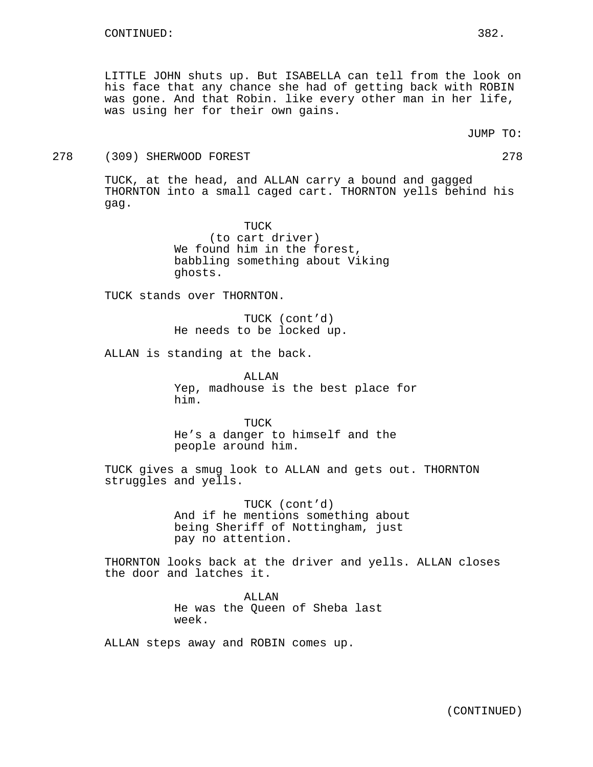LITTLE JOHN shuts up. But ISABELLA can tell from the look on his face that any chance she had of getting back with ROBIN was gone. And that Robin. like every other man in her life, was using her for their own gains.

JUMP TO:

278 (309) SHERWOOD FOREST 278

TUCK, at the head, and ALLAN carry a bound and gagged THORNTON into a small caged cart. THORNTON yells behind his gag.

TUCK
(to cart driver)
We found him in the forest, babbling something about Viking ghosts.

TUCK stands over THORNTON.

TUCK (cont'd)
He needs to be locked up.

ALLAN is standing at the back.

ALLAN
Yep, madhouse is the best place for him.

TUCK
He's a danger to himself and the people around him.

TUCK gives a smug look to ALLAN and gets out. THORNTON struggles and yells.

TUCK (cont'd)
And if he mentions something about being Sheriff of Nottingham, just pay no attention.

THORNTON looks back at the driver and yells. ALLAN closes the door and latches it.

ALLAN
He was the Queen of Sheba last week.

ALLAN steps away and ROBIN comes up.

(CONTINUED)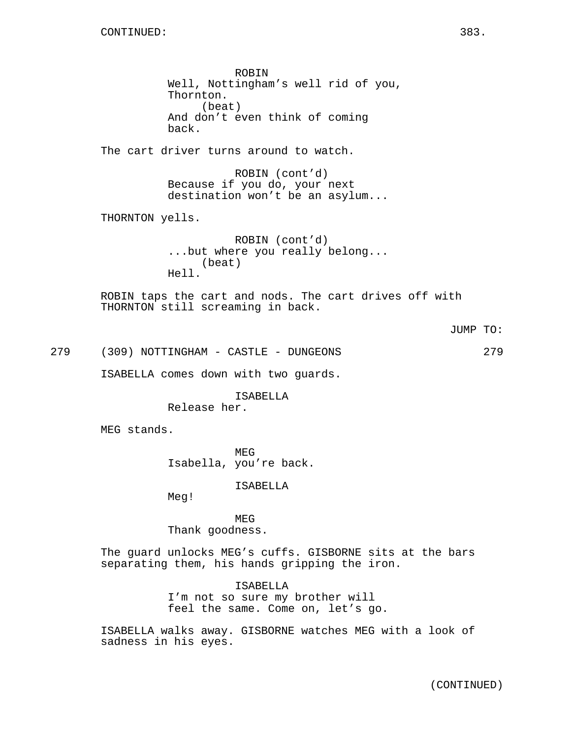CONTINUED:

ROBIN
Well, Nottingham's well rid of you, Thornton.
(beat)
And don't even think of coming back.

The cart driver turns around to watch.

ROBIN (cont'd)
Because if you do, your next destination won't be an asylum...

THORNTON yells.

ROBIN (cont'd)
...but where you really belong...
(beat)
Hell.

ROBIN taps the cart and nods. The cart drives off with THORNTON still screaming in back.

JUMP TO:

279 (309) NOTTINGHAM - CASTLE - DUNGEONS 279

ISABELLA comes down with two guards.

ISABELLA
Release her.

MEG stands.

MEG
Isabella, you're back.

ISABELLA
Meg!

MEG
Thank goodness.

The guard unlocks MEG's cuffs. GISBORNE sits at the bars separating them, his hands gripping the iron.

ISABELLA
I'm not so sure my brother will feel the same. Come on, let's go.

ISABELLA walks away. GISBORNE watches MEG with a look of sadness in his eyes.

(CONTINUED)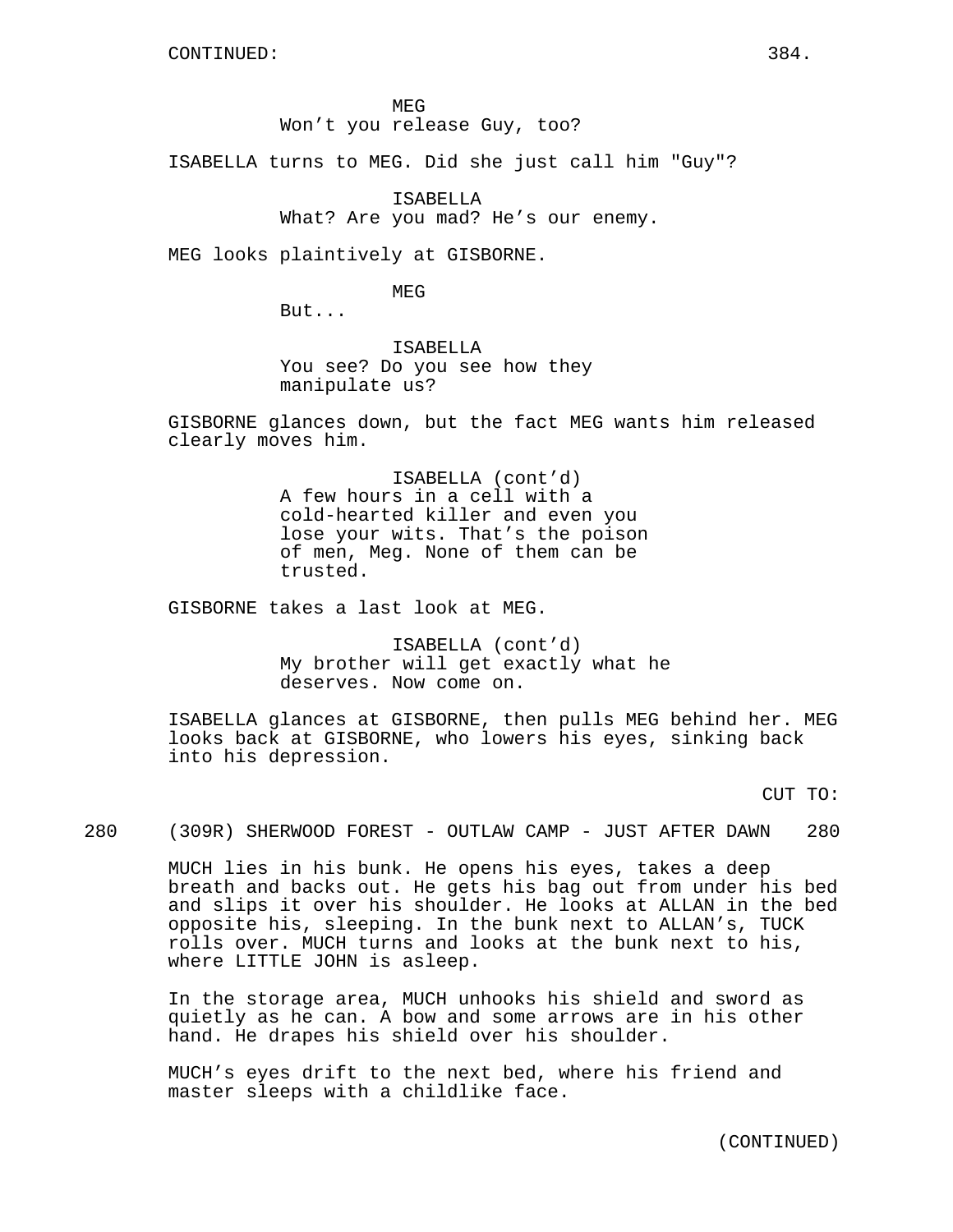MEG
Won't you release Guy, too?

ISABELLA turns to MEG. Did she just call him "Guy"?

ISABELLA
What? Are you mad? He's our enemy.

MEG looks plaintively at GISBORNE.

MEG
But...

ISABELLA
You see? Do you see how they manipulate us?

GISBORNE glances down, but the fact MEG wants him released clearly moves him.

ISABELLA (cont'd)
A few hours in a cell with a cold-hearted killer and even you lose your wits. That's the poison of men, Meg. None of them can be trusted.

GISBORNE takes a last look at MEG.

ISABELLA (cont'd)
My brother will get exactly what he deserves. Now come on.

ISABELLA glances at GISBORNE, then pulls MEG behind her. MEG looks back at GISBORNE, who lowers his eyes, sinking back into his depression.

CUT TO:

280 (309R) SHERWOOD FOREST - OUTLAW CAMP - JUST AFTER DAWN 280

MUCH lies in his bunk. He opens his eyes, takes a deep breath and backs out. He gets his bag out from under his bed and slips it over his shoulder. He looks at ALLAN in the bed opposite his, sleeping. In the bunk next to ALLAN's, TUCK rolls over. MUCH turns and looks at the bunk next to his, where LITTLE JOHN is asleep.

In the storage area, MUCH unhooks his shield and sword as quietly as he can. A bow and some arrows are in his other hand. He drapes his shield over his shoulder.

MUCH's eyes drift to the next bed, where his friend and master sleeps with a childlike face.

(CONTINUED)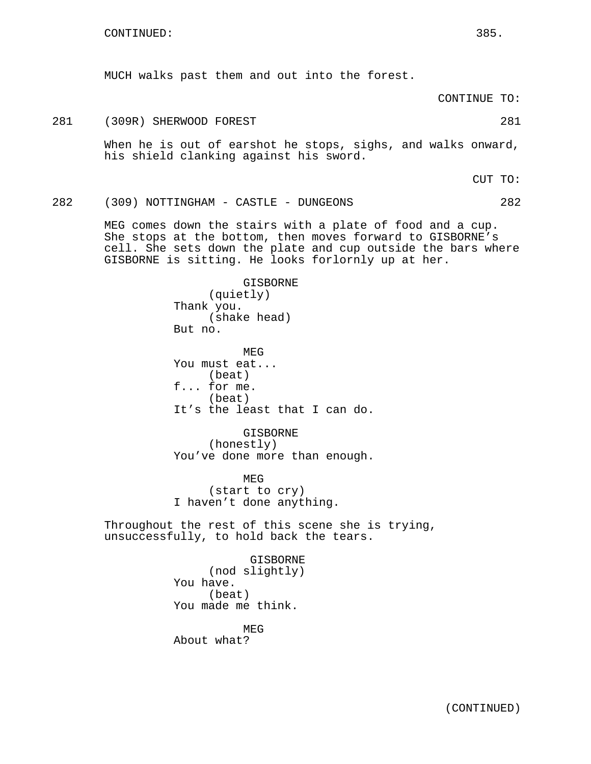CONTINUED:

MUCH walks past them and out into the forest.

CONTINUE TO:

281 (309R) SHERWOOD FOREST 281

When he is out of earshot he stops, sighs, and walks onward, his shield clanking against his sword.

CUT TO:

282 (309) NOTTINGHAM - CASTLE - DUNGEONS 282

MEG comes down the stairs with a plate of food and a cup. She stops at the bottom, then moves forward to GISBORNE's cell. She sets down the plate and cup outside the bars where GISBORNE is sitting. He looks forlornly up at her.

GISBORNE
(quietly)
Thank you.
(shake head)
But no.

MEG
You must eat...
(beat)
f... for me.
(beat)
It's the least that I can do.

GISBORNE
(honestly)
You've done more than enough.

MEG
(start to cry)
I haven't done anything.

Throughout the rest of this scene she is trying, unsuccessfully, to hold back the tears.

GISBORNE
(nod slightly)
You have.
(beat)
You made me think.

MEG
About what?

(CONTINUED)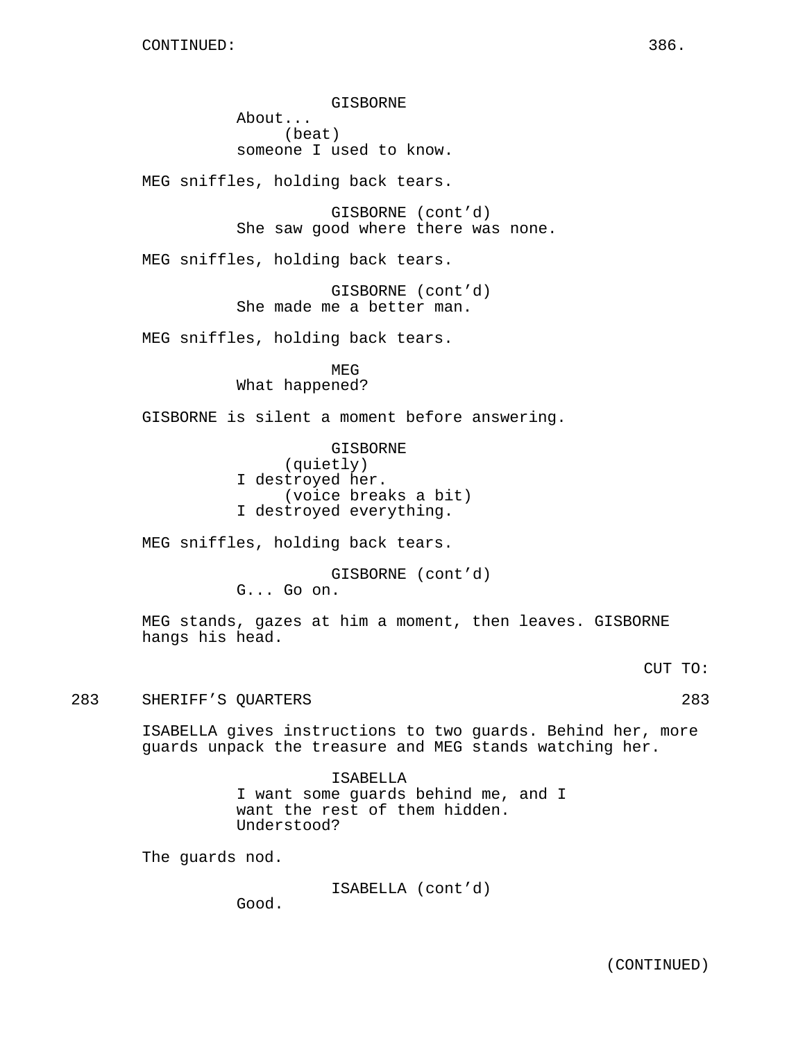CONTINUED:

GISBORNE
About...
(beat)
someone I used to know.

MEG sniffles, holding back tears.

GISBORNE (cont'd)
She saw good where there was none.

MEG sniffles, holding back tears.

GISBORNE (cont'd)
She made me a better man.

MEG sniffles, holding back tears.

MEG
What happened?

GISBORNE is silent a moment before answering.

GISBORNE
(quietly)
I destroyed her.
(voice breaks a bit)
I destroyed everything.

MEG sniffles, holding back tears.

GISBORNE (cont'd)
G... Go on.

MEG stands, gazes at him a moment, then leaves. GISBORNE hangs his head.

CUT TO:

283 SHERIFF'S QUARTERS 283

ISABELLA gives instructions to two guards. Behind her, more guards unpack the treasure and MEG stands watching her.

ISABELLA
I want some guards behind me, and I want the rest of them hidden. Understood?

The guards nod.

ISABELLA (cont'd)
Good.

(CONTINUED)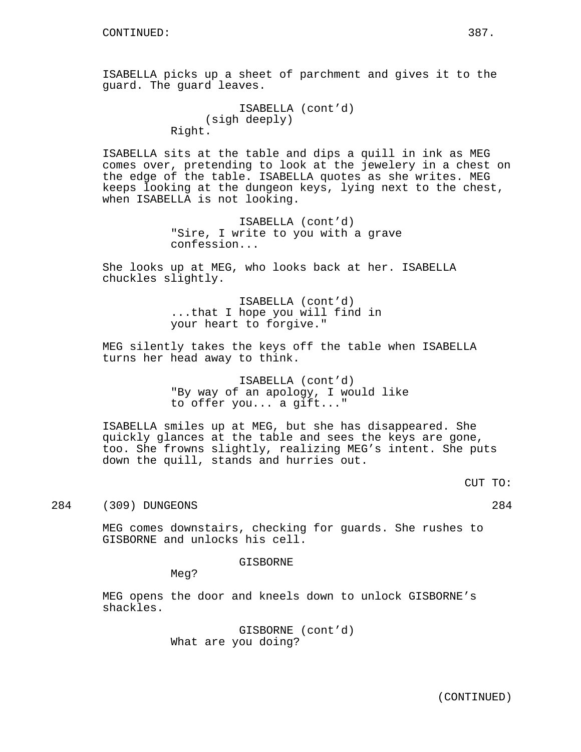ISABELLA picks up a sheet of parchment and gives it to the guard. The guard leaves.

ISABELLA (cont'd)
(sigh deeply)
Right.

ISABELLA sits at the table and dips a quill in ink as MEG comes over, pretending to look at the jewelery in a chest on the edge of the table. ISABELLA quotes as she writes. MEG keeps looking at the dungeon keys, lying next to the chest, when ISABELLA is not looking.

ISABELLA (cont'd)
"Sire, I write to you with a grave confession...

She looks up at MEG, who looks back at her. ISABELLA chuckles slightly.

ISABELLA (cont'd)
...that I hope you will find in your heart to forgive."

MEG silently takes the keys off the table when ISABELLA turns her head away to think.

ISABELLA (cont'd)
"By way of an apology, I would like to offer you... a gift..."

ISABELLA smiles up at MEG, but she has disappeared. She quickly glances at the table and sees the keys are gone, too. She frowns slightly, realizing MEG's intent. She puts down the quill, stands and hurries out.

CUT TO:

284 (309) DUNGEONS 284

MEG comes downstairs, checking for guards. She rushes to GISBORNE and unlocks his cell.

GISBORNE
Meg?

MEG opens the door and kneels down to unlock GISBORNE's shackles.

GISBORNE (cont'd)
What are you doing?

(CONTINUED)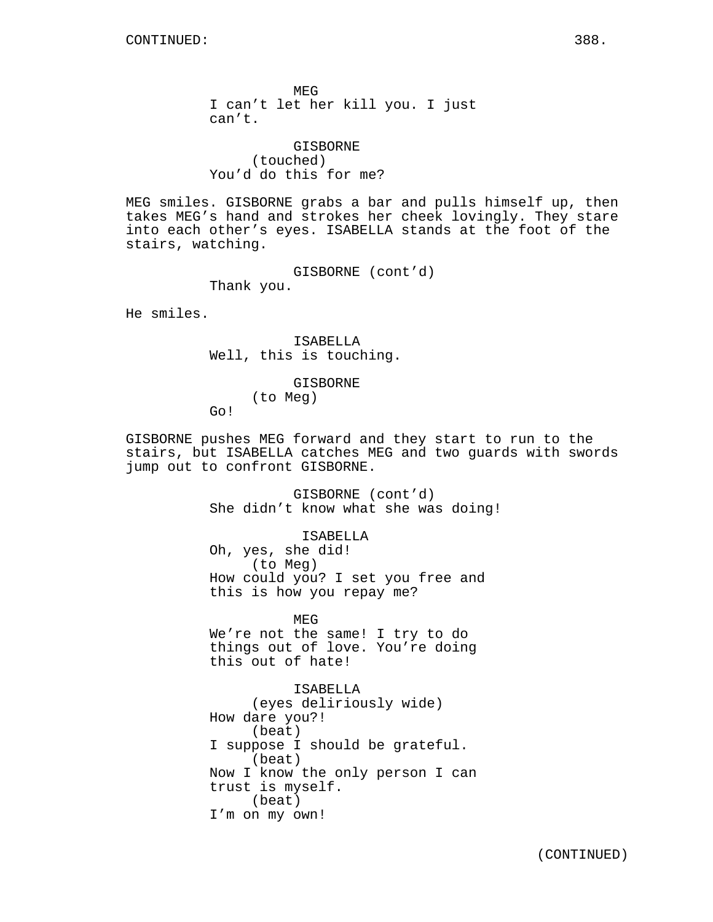CONTINUED:

MEG
I can't let her kill you. I just can't.

GISBORNE
(touched)
You'd do this for me?

MEG smiles. GISBORNE grabs a bar and pulls himself up, then takes MEG's hand and strokes her cheek lovingly. They stare into each other's eyes. ISABELLA stands at the foot of the stairs, watching.

GISBORNE (cont'd)
Thank you.

He smiles.

ISABELLA
Well, this is touching.

GISBORNE
(to Meg)
Go!

GISBORNE pushes MEG forward and they start to run to the stairs, but ISABELLA catches MEG and two guards with swords jump out to confront GISBORNE.

GISBORNE (cont'd)
She didn't know what she was doing!

ISABELLA
Oh, yes, she did!
(to Meg)
How could you? I set you free and this is how you repay me?

MEG
We're not the same! I try to do things out of love. You're doing this out of hate!

ISABELLA
(eyes deliriously wide)
How dare you?!
(beat)
I suppose I should be grateful.
(beat)
Now I know the only person I can trust is myself.
(beat)
I'm on my own!

(CONTINUED)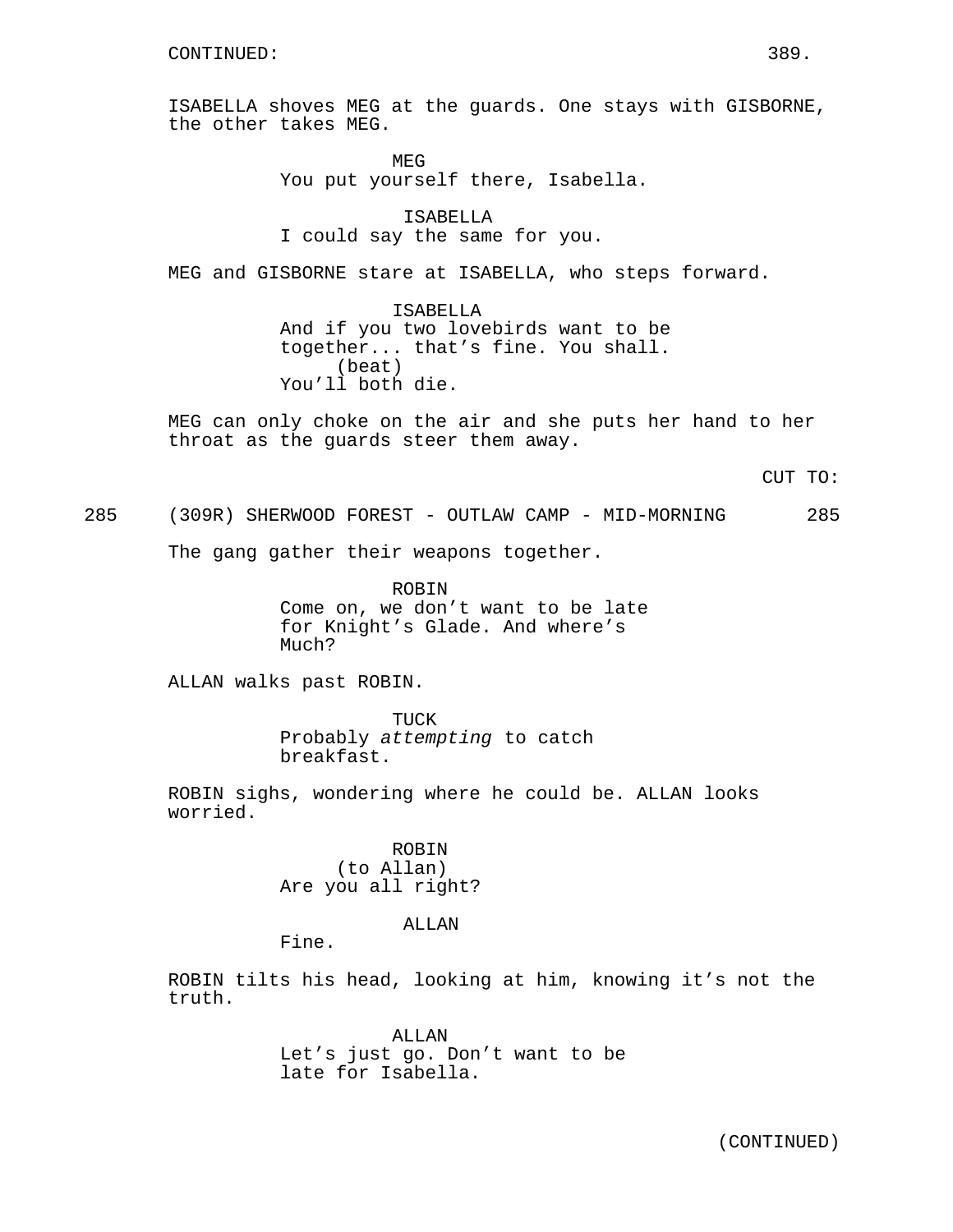CONTINUED:

ISABELLA shoves MEG at the guards. One stays with GISBORNE, the other takes MEG.

MEG
You put yourself there, Isabella.

ISABELLA
I could say the same for you.

MEG and GISBORNE stare at ISABELLA, who steps forward.

ISABELLA
And if you two lovebirds want to be together... that's fine. You shall.
(beat)
You'll both die.

MEG can only choke on the air and she puts her hand to her throat as the guards steer them away.

CUT TO:

285 (309R) SHERWOOD FOREST - OUTLAW CAMP - MID-MORNING 285

The gang gather their weapons together.

ROBIN
Come on, we don't want to be late for Knight's Glade. And where's Much?

ALLAN walks past ROBIN.

TUCK
Probably *attempting* to catch breakfast.

ROBIN sighs, wondering where he could be. ALLAN looks worried.

ROBIN
(to Allan)
Are you all right?

ALLAN
Fine.

ROBIN tilts his head, looking at him, knowing it's not the truth.

ALLAN
Let's just go. Don't want to be late for Isabella.

(CONTINUED)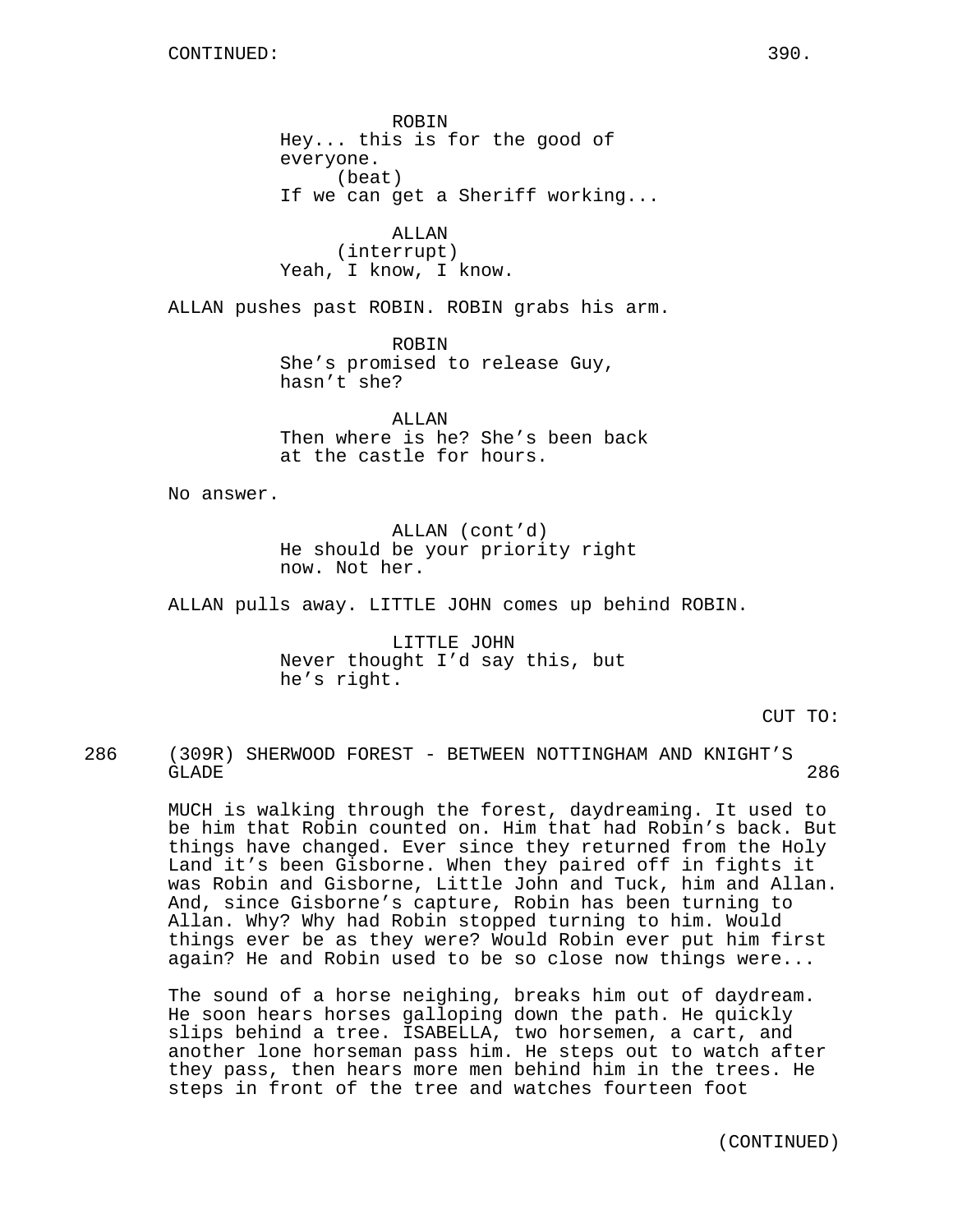CONTINUED:

ROBIN
Hey... this is for the good of everyone.
(beat)
If we can get a Sheriff working...

ALLAN
(interrupt)
Yeah, I know, I know.

ALLAN pushes past ROBIN. ROBIN grabs his arm.

ROBIN
She's promised to release Guy, hasn't she?

ALLAN
Then where is he? She's been back at the castle for hours.

No answer.

ALLAN (cont'd)
He should be your priority right now. Not her.

ALLAN pulls away. LITTLE JOHN comes up behind ROBIN.

LITTLE JOHN
Never thought I'd say this, but he's right.

CUT TO:

286 (309R) SHERWOOD FOREST - BETWEEN NOTTINGHAM AND KNIGHT'S GLADE 286

MUCH is walking through the forest, daydreaming. It used to be him that Robin counted on. Him that had Robin's back. But things have changed. Ever since they returned from the Holy Land it's been Gisborne. When they paired off in fights it was Robin and Gisborne, Little John and Tuck, him and Allan. And, since Gisborne's capture, Robin has been turning to Allan. Why? Why had Robin stopped turning to him. Would things ever be as they were? Would Robin ever put him first again? He and Robin used to be so close now things were...

The sound of a horse neighing, breaks him out of daydream. He soon hears horses galloping down the path. He quickly slips behind a tree. ISABELLA, two horsemen, a cart, and another lone horseman pass him. He steps out to watch after they pass, then hears more men behind him in the trees. He steps in front of the tree and watches fourteen foot

(CONTINUED)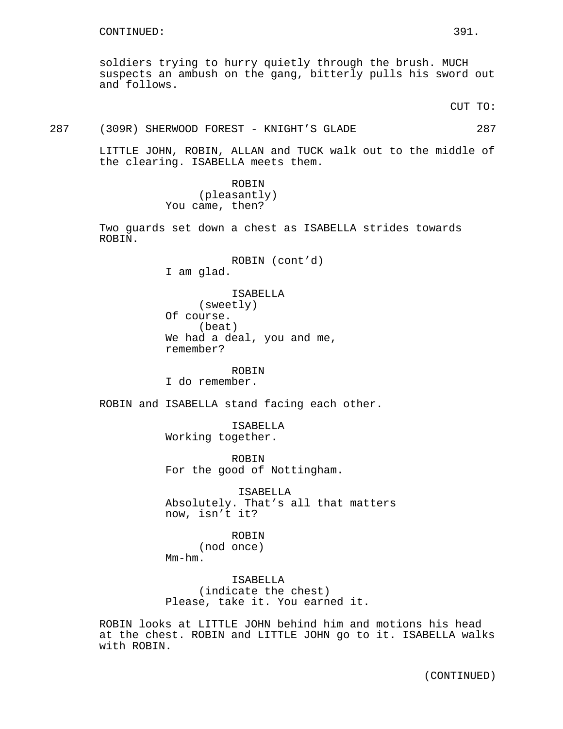CONTINUED:

soldiers trying to hurry quietly through the brush. MUCH suspects an ambush on the gang, bitterly pulls his sword out and follows.

CUT TO:

287 (309R) SHERWOOD FOREST - KNIGHT'S GLADE 287

LITTLE JOHN, ROBIN, ALLAN and TUCK walk out to the middle of the clearing. ISABELLA meets them.

ROBIN
(pleasantly)
You came, then?

Two guards set down a chest as ISABELLA strides towards ROBIN.

ROBIN (cont'd)
I am glad.

ISABELLA
(sweetly)
Of course.
(beat)
We had a deal, you and me, remember?

ROBIN
I do remember.

ROBIN and ISABELLA stand facing each other.

ISABELLA
Working together.

ROBIN
For the good of Nottingham.

ISABELLA
Absolutely. That's all that matters now, isn't it?

ROBIN
(nod once)
Mm-hm.

ISABELLA
(indicate the chest)
Please, take it. You earned it.

ROBIN looks at LITTLE JOHN behind him and motions his head at the chest. ROBIN and LITTLE JOHN go to it. ISABELLA walks with ROBIN.

(CONTINUED)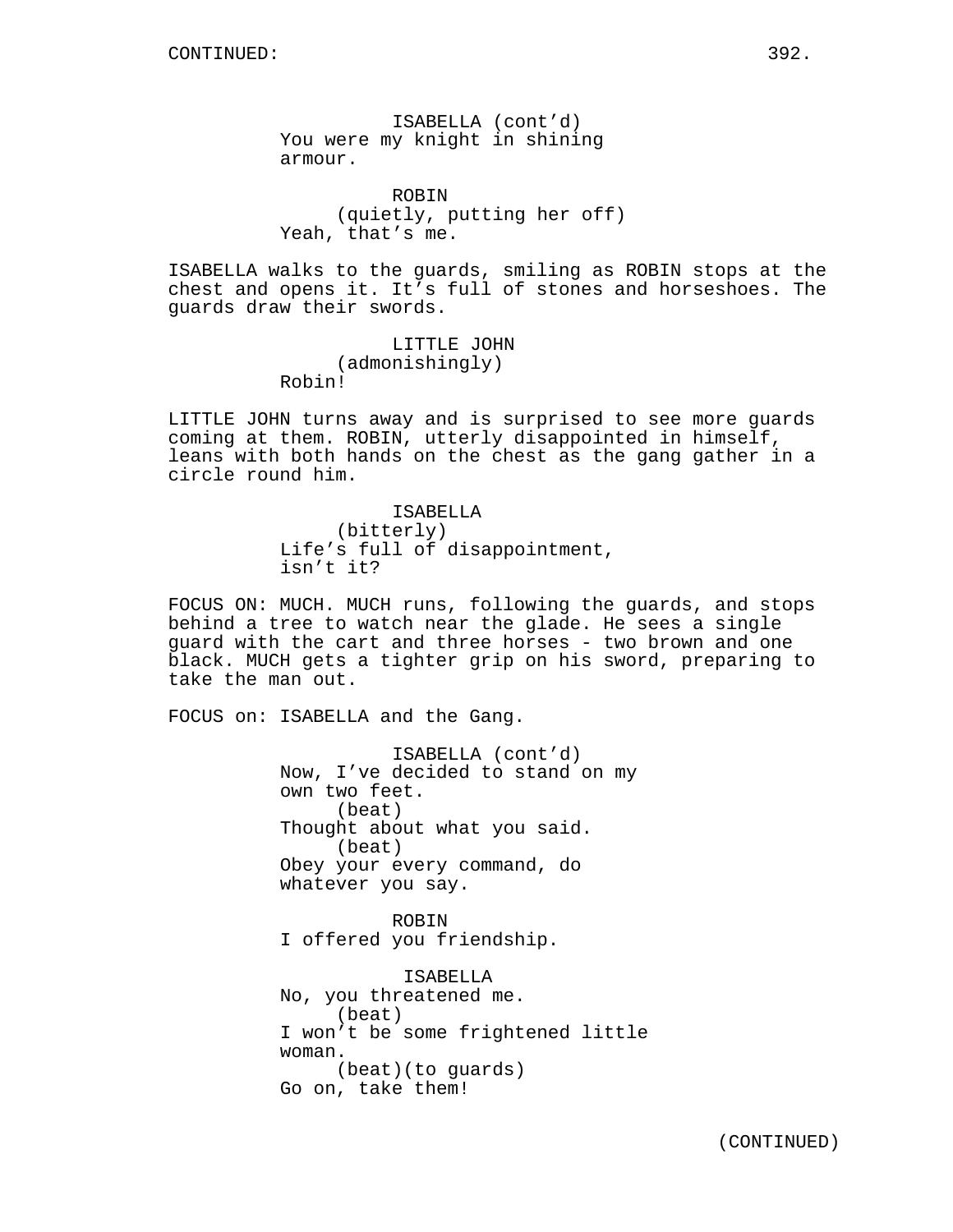CONTINUED:

ISABELLA (cont'd)
You were my knight in shining armour.

ROBIN
(quietly, putting her off)
Yeah, that's me.

ISABELLA walks to the guards, smiling as ROBIN stops at the chest and opens it. It's full of stones and horseshoes. The guards draw their swords.

LITTLE JOHN
(admonishingly)
Robin!

LITTLE JOHN turns away and is surprised to see more guards coming at them. ROBIN, utterly disappointed in himself, leans with both hands on the chest as the gang gather in a circle round him.

ISABELLA
(bitterly)
Life's full of disappointment, isn't it?

FOCUS ON: MUCH. MUCH runs, following the guards, and stops behind a tree to watch near the glade. He sees a single guard with the cart and three horses - two brown and one black. MUCH gets a tighter grip on his sword, preparing to take the man out.

FOCUS on: ISABELLA and the Gang.

ISABELLA (cont'd)
Now, I've decided to stand on my own two feet.
(beat)
Thought about what you said.
(beat)
Obey your every command, do whatever you say.

ROBIN
I offered you friendship.

ISABELLA
No, you threatened me.
(beat)
I won't be some frightened little woman.
(beat)(to guards)
Go on, take them!

(CONTINUED)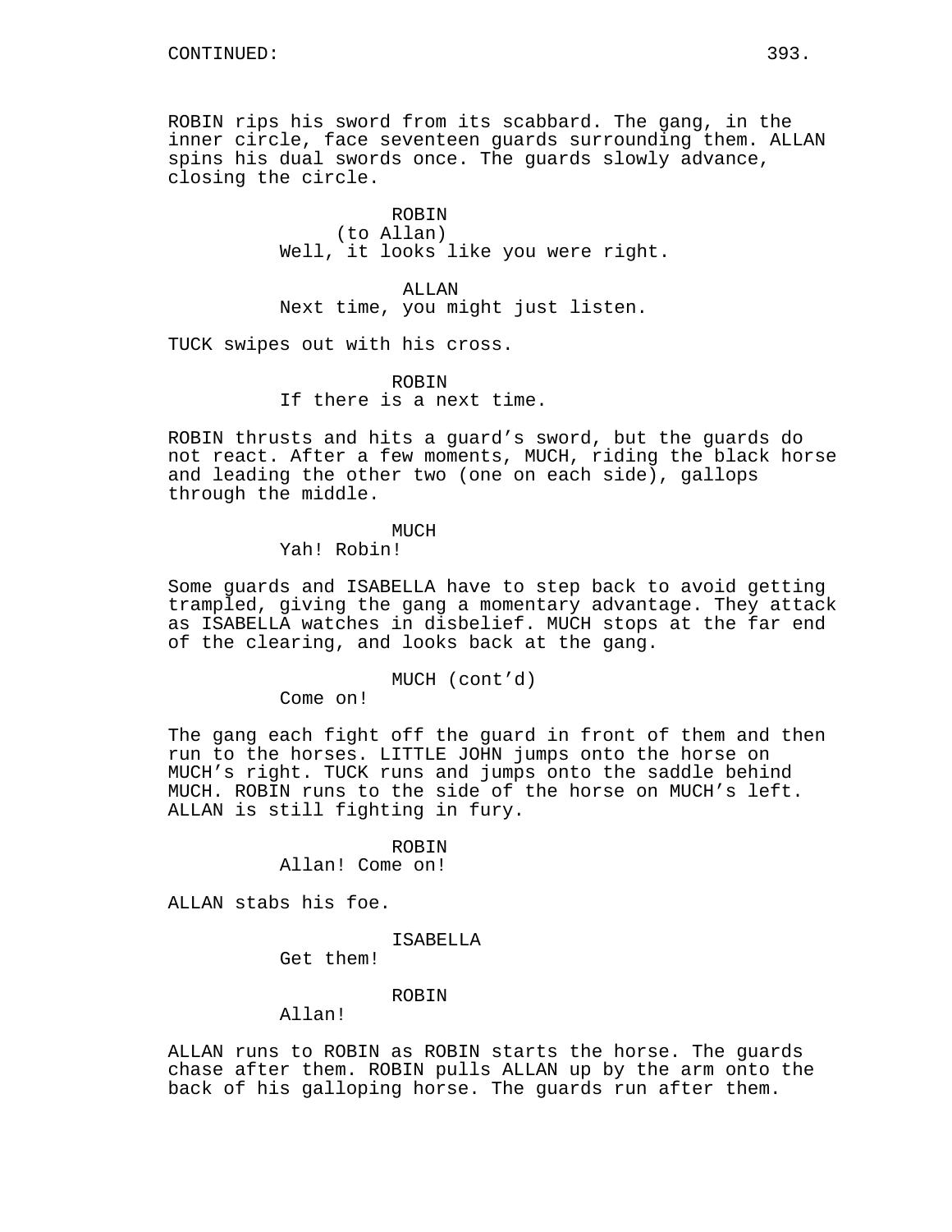CONTINUED:

ROBIN rips his sword from its scabbard. The gang, in the inner circle, face seventeen guards surrounding them. ALLAN spins his dual swords once. The guards slowly advance, closing the circle.

ROBIN
(to Allan)
Well, it looks like you were right.

ALLAN
Next time, you might just listen.

TUCK swipes out with his cross.

ROBIN
If there is a next time.

ROBIN thrusts and hits a guard's sword, but the guards do not react. After a few moments, MUCH, riding the black horse and leading the other two (one on each side), gallops through the middle.

MUCH
Yah! Robin!

Some guards and ISABELLA have to step back to avoid getting trampled, giving the gang a momentary advantage. They attack as ISABELLA watches in disbelief. MUCH stops at the far end of the clearing, and looks back at the gang.

MUCH (cont'd)
Come on!

The gang each fight off the guard in front of them and then run to the horses. LITTLE JOHN jumps onto the horse on MUCH's right. TUCK runs and jumps onto the saddle behind MUCH. ROBIN runs to the side of the horse on MUCH's left. ALLAN is still fighting in fury.

ROBIN
Allan! Come on!

ALLAN stabs his foe.

ISABELLA
Get them!

ROBIN
Allan!

ALLAN runs to ROBIN as ROBIN starts the horse. The guards chase after them. ROBIN pulls ALLAN up by the arm onto the back of his galloping horse. The guards run after them.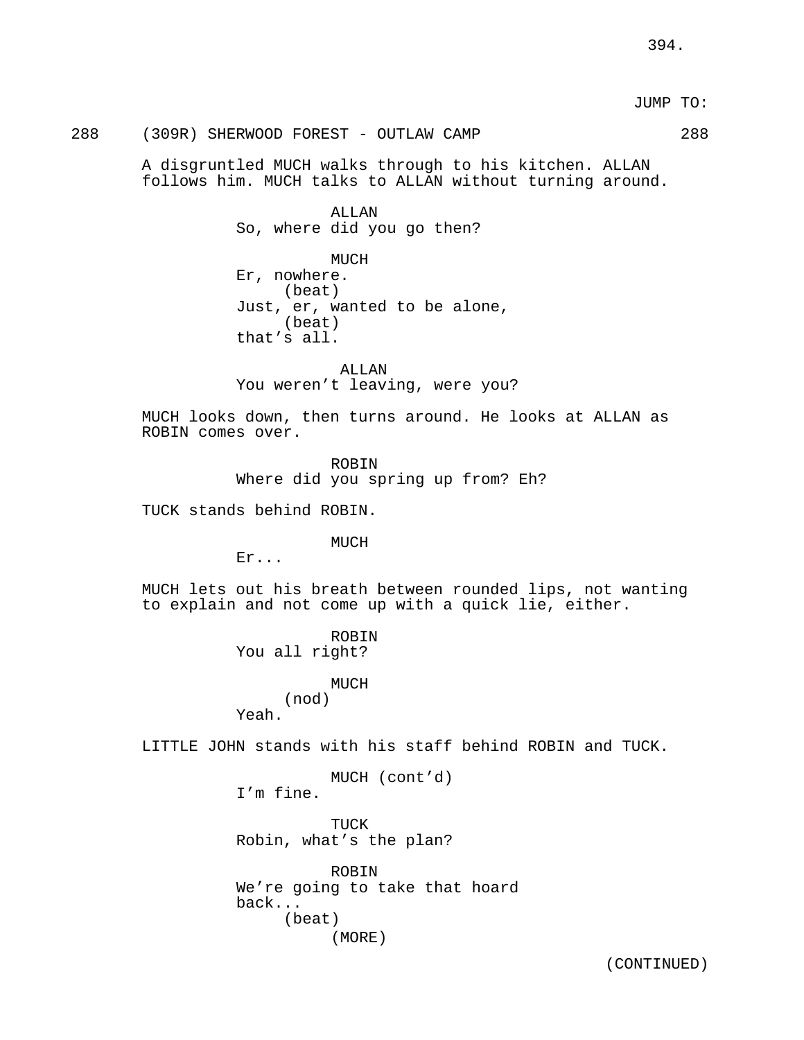JUMP TO:

288 (309R) SHERWOOD FOREST - OUTLAW CAMP 288

A disgruntled MUCH walks through to his kitchen. ALLAN follows him. MUCH talks to ALLAN without turning around.

ALLAN
So, where did you go then?

MUCH
Er, nowhere.
(beat)
Just, er, wanted to be alone,
(beat)
that's all.

ALLAN
You weren't leaving, were you?

MUCH looks down, then turns around. He looks at ALLAN as ROBIN comes over.

ROBIN
Where did you spring up from? Eh?

TUCK stands behind ROBIN.

MUCH
Er...

MUCH lets out his breath between rounded lips, not wanting to explain and not come up with a quick lie, either.

ROBIN
You all right?

MUCH
(nod)
Yeah.

LITTLE JOHN stands with his staff behind ROBIN and TUCK.

MUCH (cont'd)
I'm fine.

TUCK
Robin, what's the plan?

ROBIN
We're going to take that hoard back...
(beat)
(MORE)

(CONTINUED)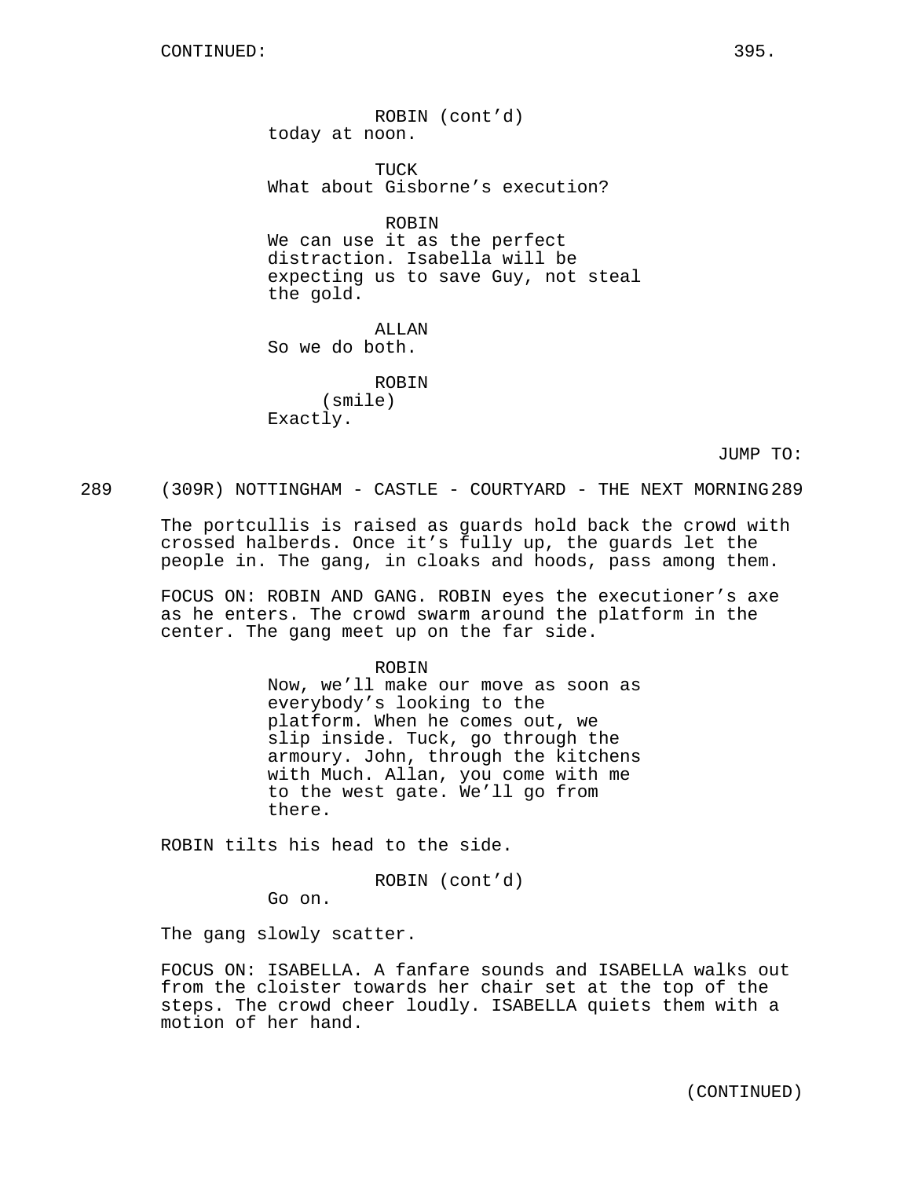CONTINUED:

ROBIN (cont'd)
today at noon.

TUCK
What about Gisborne's execution?

ROBIN
We can use it as the perfect distraction. Isabella will be expecting us to save Guy, not steal the gold.

ALLAN
So we do both.

ROBIN
(smile)
Exactly.

JUMP TO:

289 (309R) NOTTINGHAM - CASTLE - COURTYARD - THE NEXT MORNING 289

The portcullis is raised as guards hold back the crowd with crossed halberds. Once it's fully up, the guards let the people in. The gang, in cloaks and hoods, pass among them.

FOCUS ON: ROBIN AND GANG. ROBIN eyes the executioner's axe as he enters. The crowd swarm around the platform in the center. The gang meet up on the far side.

ROBIN
Now, we'll make our move as soon as everybody's looking to the platform. When he comes out, we slip inside. Tuck, go through the armoury. John, through the kitchens with Much. Allan, you come with me to the west gate. We'll go from there.

ROBIN tilts his head to the side.

ROBIN (cont'd)
Go on.

The gang slowly scatter.

FOCUS ON: ISABELLA. A fanfare sounds and ISABELLA walks out from the cloister towards her chair set at the top of the steps. The crowd cheer loudly. ISABELLA quiets them with a motion of her hand.

(CONTINUED)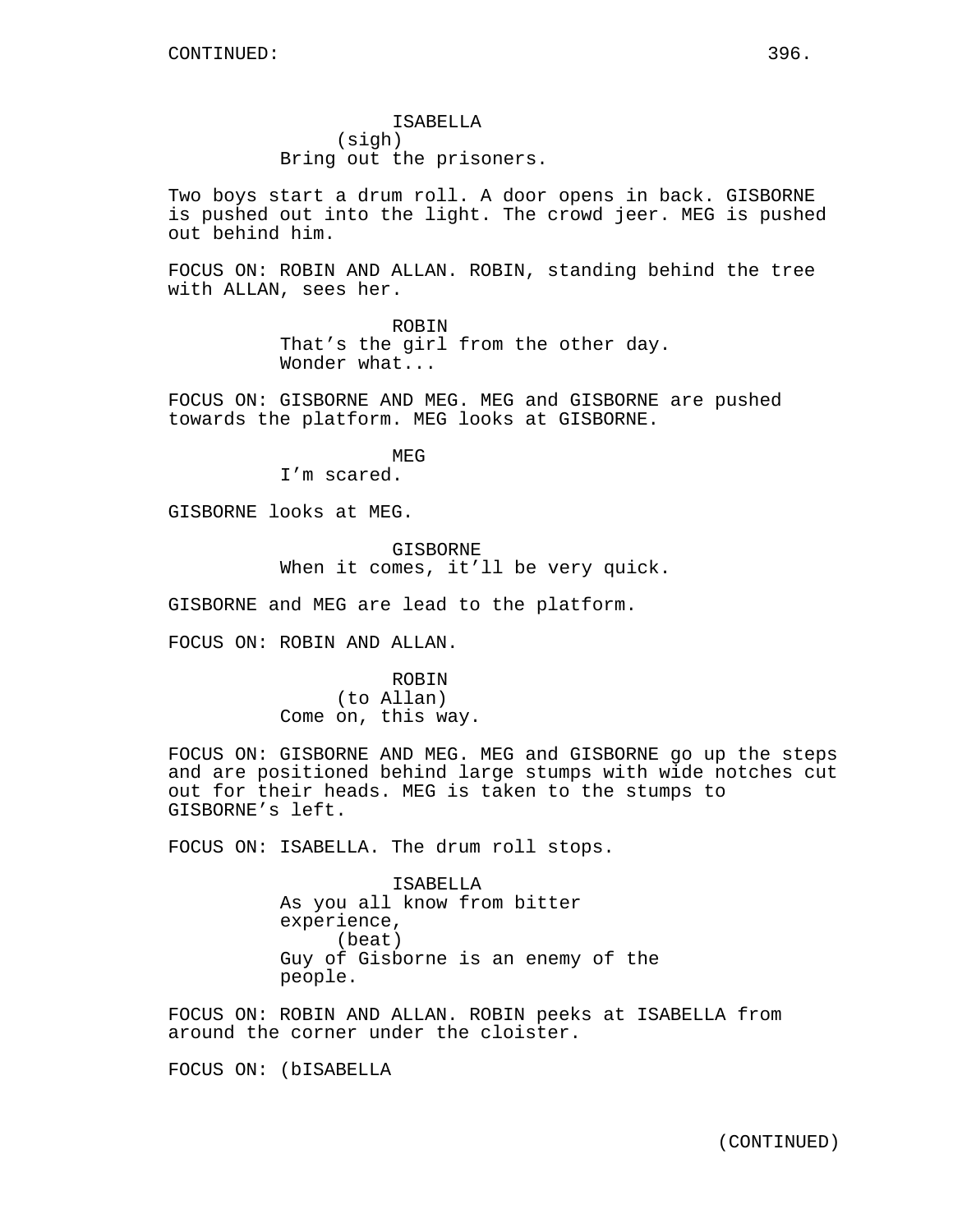CONTINUED:

ISABELLA
(sigh)
Bring out the prisoners.

Two boys start a drum roll. A door opens in back. GISBORNE is pushed out into the light. The crowd jeer. MEG is pushed out behind him.

FOCUS ON: ROBIN AND ALLAN. ROBIN, standing behind the tree with ALLAN, sees her.

ROBIN
That's the girl from the other day. Wonder what...

FOCUS ON: GISBORNE AND MEG. MEG and GISBORNE are pushed towards the platform. MEG looks at GISBORNE.

MEG
I'm scared.

GISBORNE looks at MEG.

GISBORNE
When it comes, it'll be very quick.

GISBORNE and MEG are lead to the platform.

FOCUS ON: ROBIN AND ALLAN.

ROBIN
(to Allan)
Come on, this way.

FOCUS ON: GISBORNE AND MEG. MEG and GISBORNE go up the steps and are positioned behind large stumps with wide notches cut out for their heads. MEG is taken to the stumps to GISBORNE's left.

FOCUS ON: ISABELLA. The drum roll stops.

ISABELLA
As you all know from bitter experience,
(beat)
Guy of Gisborne is an enemy of the people.

FOCUS ON: ROBIN AND ALLAN. ROBIN peeks at ISABELLA from around the corner under the cloister.

FOCUS ON: (bISABELLA

(CONTINUED)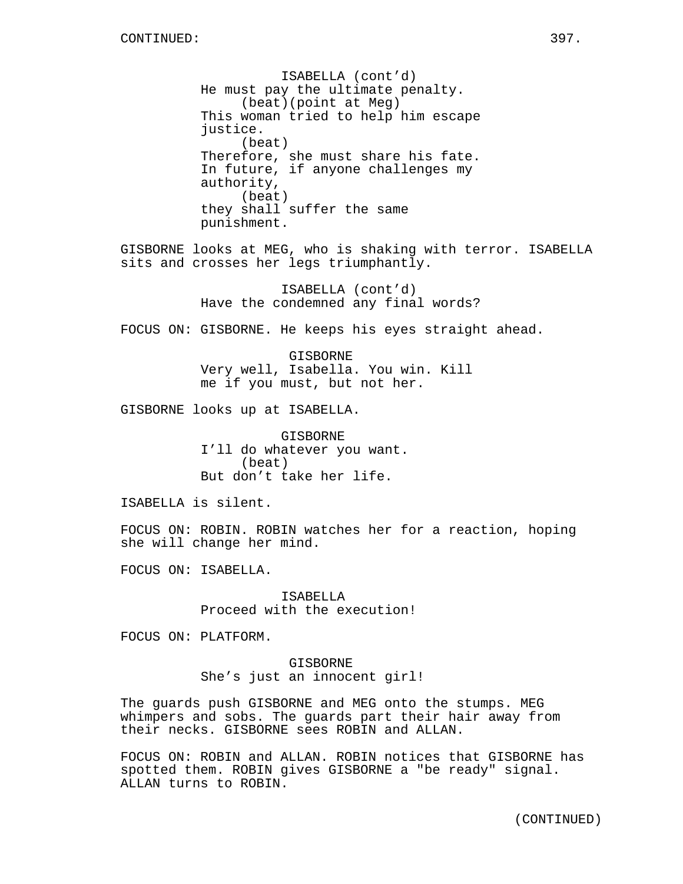CONTINUED:

ISABELLA (cont'd)
He must pay the ultimate penalty.
(beat)(point at Meg)
This woman tried to help him escape justice.
(beat)
Therefore, she must share his fate.
In future, if anyone challenges my authority,
(beat)
they shall suffer the same punishment.

GISBORNE looks at MEG, who is shaking with terror. ISABELLA sits and crosses her legs triumphantly.

ISABELLA (cont'd)
Have the condemned any final words?

FOCUS ON: GISBORNE. He keeps his eyes straight ahead.

GISBORNE
Very well, Isabella. You win. Kill me if you must, but not her.

GISBORNE looks up at ISABELLA.

GISBORNE
I'll do whatever you want.
(beat)
But don't take her life.

ISABELLA is silent.

FOCUS ON: ROBIN. ROBIN watches her for a reaction, hoping she will change her mind.

FOCUS ON: ISABELLA.

ISABELLA
Proceed with the execution!

FOCUS ON: PLATFORM.

GISBORNE
She's just an innocent girl!

The guards push GISBORNE and MEG onto the stumps. MEG whimpers and sobs. The guards part their hair away from their necks. GISBORNE sees ROBIN and ALLAN.

FOCUS ON: ROBIN and ALLAN. ROBIN notices that GISBORNE has spotted them. ROBIN gives GISBORNE a "be ready" signal. ALLAN turns to ROBIN.

(CONTINUED)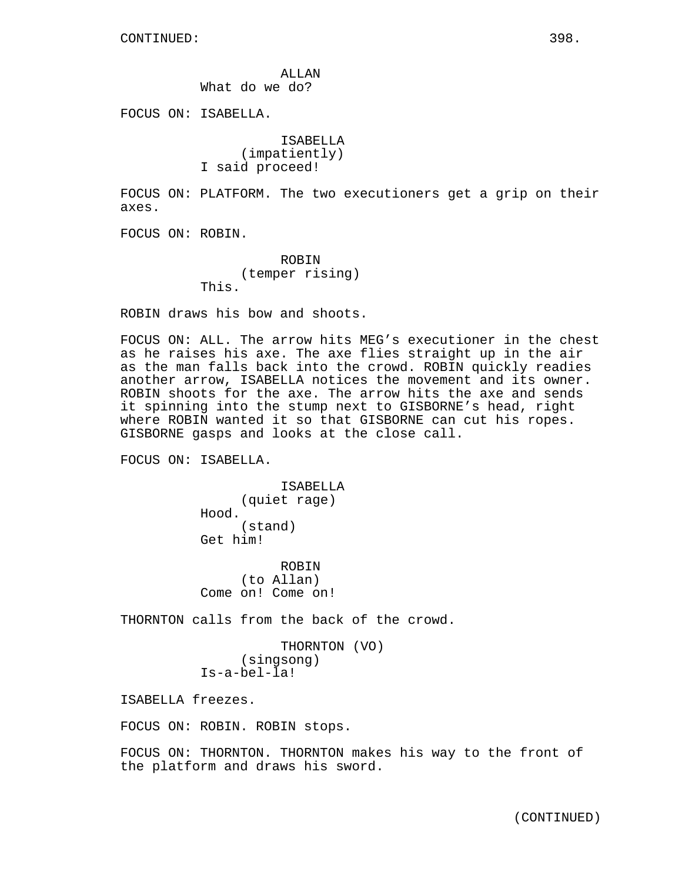CONTINUED:

ALLAN
What do we do?

FOCUS ON: ISABELLA.

ISABELLA
(impatiently)
I said proceed!

FOCUS ON: PLATFORM. The two executioners get a grip on their axes.

FOCUS ON: ROBIN.

ROBIN
(temper rising)
This.

ROBIN draws his bow and shoots.

FOCUS ON: ALL. The arrow hits MEG's executioner in the chest as he raises his axe. The axe flies straight up in the air as the man falls back into the crowd. ROBIN quickly readies another arrow, ISABELLA notices the movement and its owner. ROBIN shoots for the axe. The arrow hits the axe and sends it spinning into the stump next to GISBORNE's head, right where ROBIN wanted it so that GISBORNE can cut his ropes. GISBORNE gasps and looks at the close call.

FOCUS ON: ISABELLA.

ISABELLA
(quiet rage)
Hood.
(stand)
Get him!

ROBIN
(to Allan)
Come on! Come on!

THORNTON calls from the back of the crowd.

THORNTON (VO)
(singsong)
Is-a-bel-la!

ISABELLA freezes.

FOCUS ON: ROBIN. ROBIN stops.

FOCUS ON: THORNTON. THORNTON makes his way to the front of the platform and draws his sword.

(CONTINUED)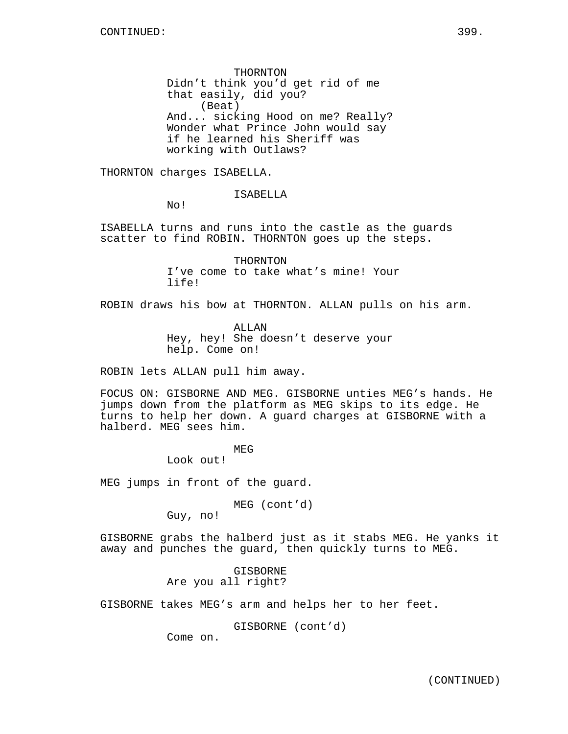THORNTON
Didn’t think you’d get rid of me that easily, did you?
(Beat)
And... sicking Hood on me? Really? Wonder what Prince John would say if he learned his Sheriff was working with Outlaws?

THORNTON charges ISABELLA.

ISABELLA
No!

ISABELLA turns and runs into the castle as the guards scatter to find ROBIN. THORNTON goes up the steps.

THORNTON
I’ve come to take what’s mine! Your life!

ROBIN draws his bow at THORNTON. ALLAN pulls on his arm.

ALLAN
Hey, hey! She doesn’t deserve your help. Come on!

ROBIN lets ALLAN pull him away.

FOCUS ON: GISBORNE AND MEG. GISBORNE unties MEG’s hands. He jumps down from the platform as MEG skips to its edge. He turns to help her down. A guard charges at GISBORNE with a halberd. MEG sees him.

MEG
Look out!

MEG jumps in front of the guard.

MEG (cont’d)
Guy, no!

GISBORNE grabs the halberd just as it stabs MEG. He yanks it away and punches the guard, then quickly turns to MEG.

GISBORNE
Are you all right?

GISBORNE takes MEG’s arm and helps her to her feet.

GISBORNE (cont’d)
Come on.

(CONTINUED)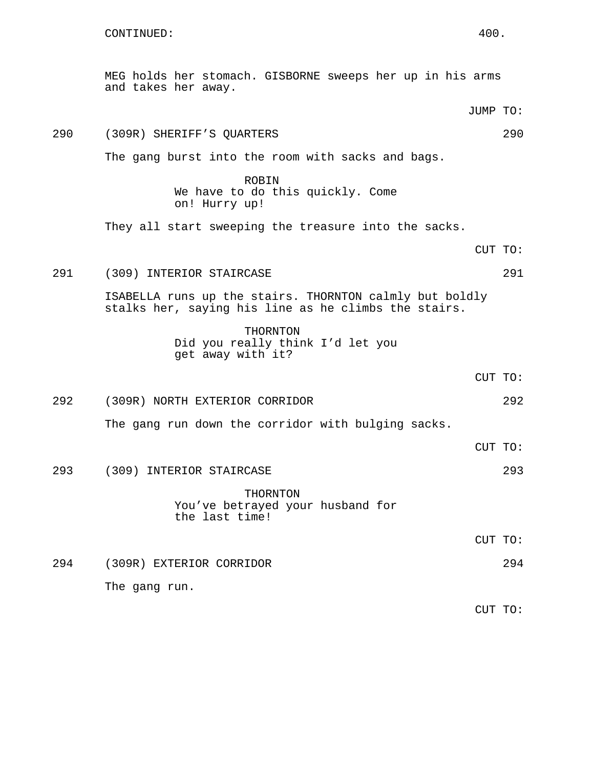CONTINUED:

MEG holds her stomach. GISBORNE sweeps her up in his arms and takes her away.

JUMP TO:

290 (309R) SHERIFF’S QUARTERS 290

The gang burst into the room with sacks and bags.

ROBIN
We have to do this quickly. Come on! Hurry up!

They all start sweeping the treasure into the sacks.

CUT TO:

291 (309) INTERIOR STAIRCASE 291

ISABELLA runs up the stairs. THORNTON calmly but boldly stalks her, saying his line as he climbs the stairs.

THORNTON
Did you really think I’d let you get away with it?

CUT TO:

292 (309R) NORTH EXTERIOR CORRIDOR 292

The gang run down the corridor with bulging sacks.

CUT TO:

293 (309) INTERIOR STAIRCASE 293

THORNTON
You’ve betrayed your husband for the last time!

CUT TO:

294 (309R) EXTERIOR CORRIDOR 294

The gang run.

CUT TO: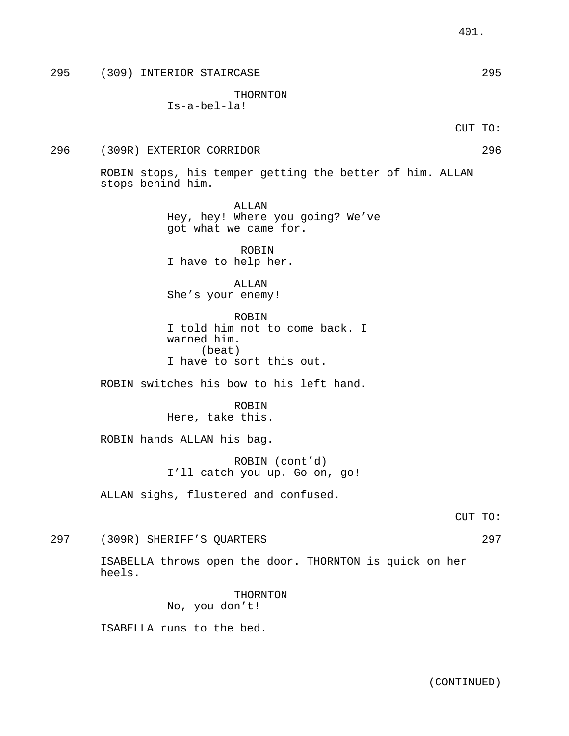295 (309) INTERIOR STAIRCASE 295

THORNTON
Is-a-bel-la!

CUT TO:

296 (309R) EXTERIOR CORRIDOR 296

ROBIN stops, his temper getting the better of him. ALLAN stops behind him.

ALLAN
Hey, hey! Where you going? We've got what we came for.

ROBIN
I have to help her.

ALLAN
She's your enemy!

ROBIN
I told him not to come back. I warned him.
(beat)
I have to sort this out.

ROBIN switches his bow to his left hand.

ROBIN
Here, take this.

ROBIN hands ALLAN his bag.

ROBIN (cont'd)
I'll catch you up. Go on, go!

ALLAN sighs, flustered and confused.

CUT TO:

297 (309R) SHERIFF'S QUARTERS 297

ISABELLA throws open the door. THORNTON is quick on her heels.

THORNTON
No, you don't!

ISABELLA runs to the bed.

(CONTINUED)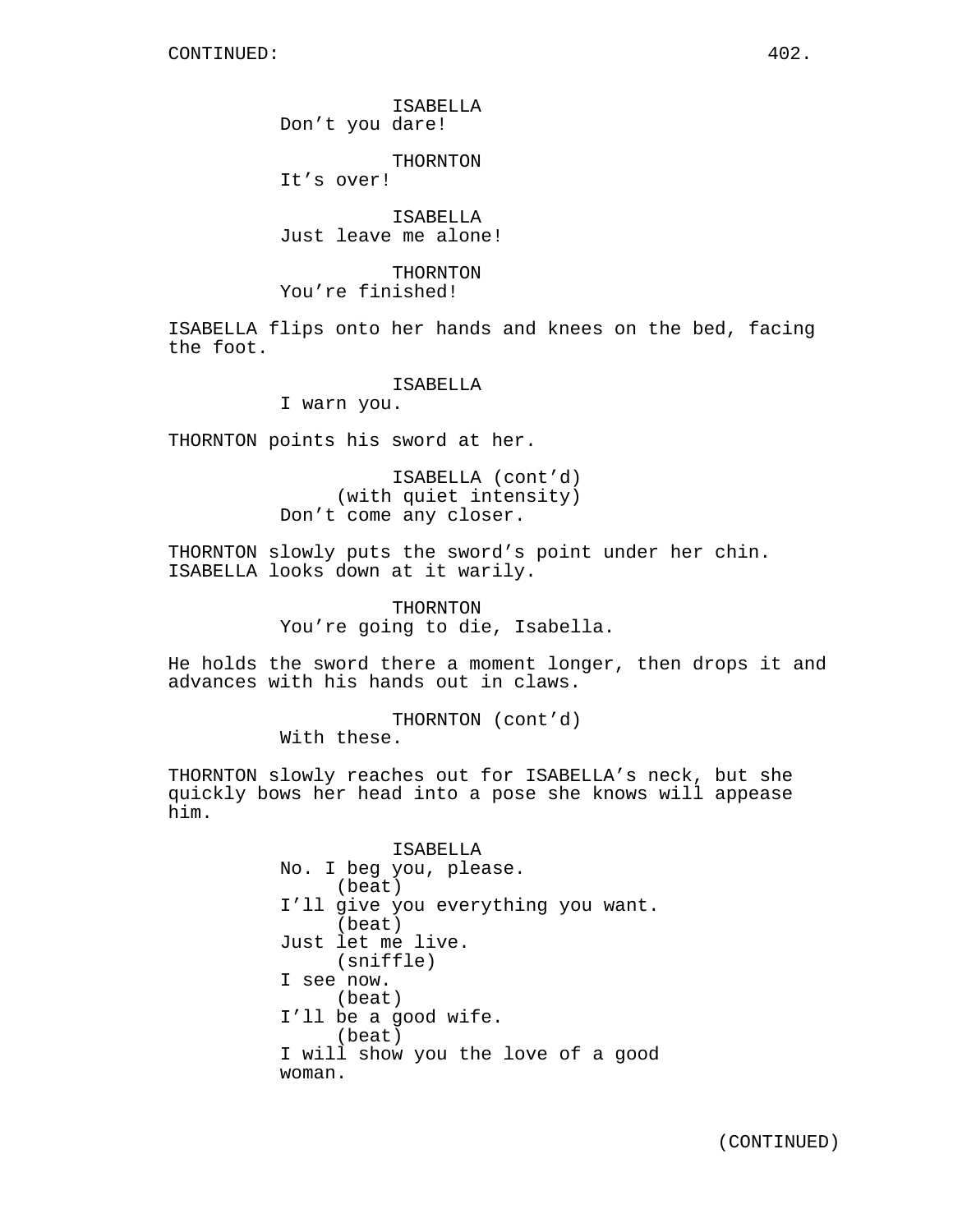ISABELLA
Don't you dare!

THORNTON
It's over!

ISABELLA
Just leave me alone!

THORNTON
You're finished!

ISABELLA flips onto her hands and knees on the bed, facing the foot.

ISABELLA
I warn you.

THORNTON points his sword at her.

ISABELLA (cont'd)
(with quiet intensity)
Don't come any closer.

THORNTON slowly puts the sword's point under her chin. ISABELLA looks down at it warily.

THORNTON
You're going to die, Isabella.

He holds the sword there a moment longer, then drops it and advances with his hands out in claws.

THORNTON (cont'd)
With these.

THORNTON slowly reaches out for ISABELLA's neck, but she quickly bows her head into a pose she knows will appease him.

ISABELLA
No. I beg you, please.
(beat)
I'll give you everything you want.
(beat)
Just let me live.
(sniffle)
I see now.
(beat)
I'll be a good wife.
(beat)
I will show you the love of a good woman.

(CONTINUED)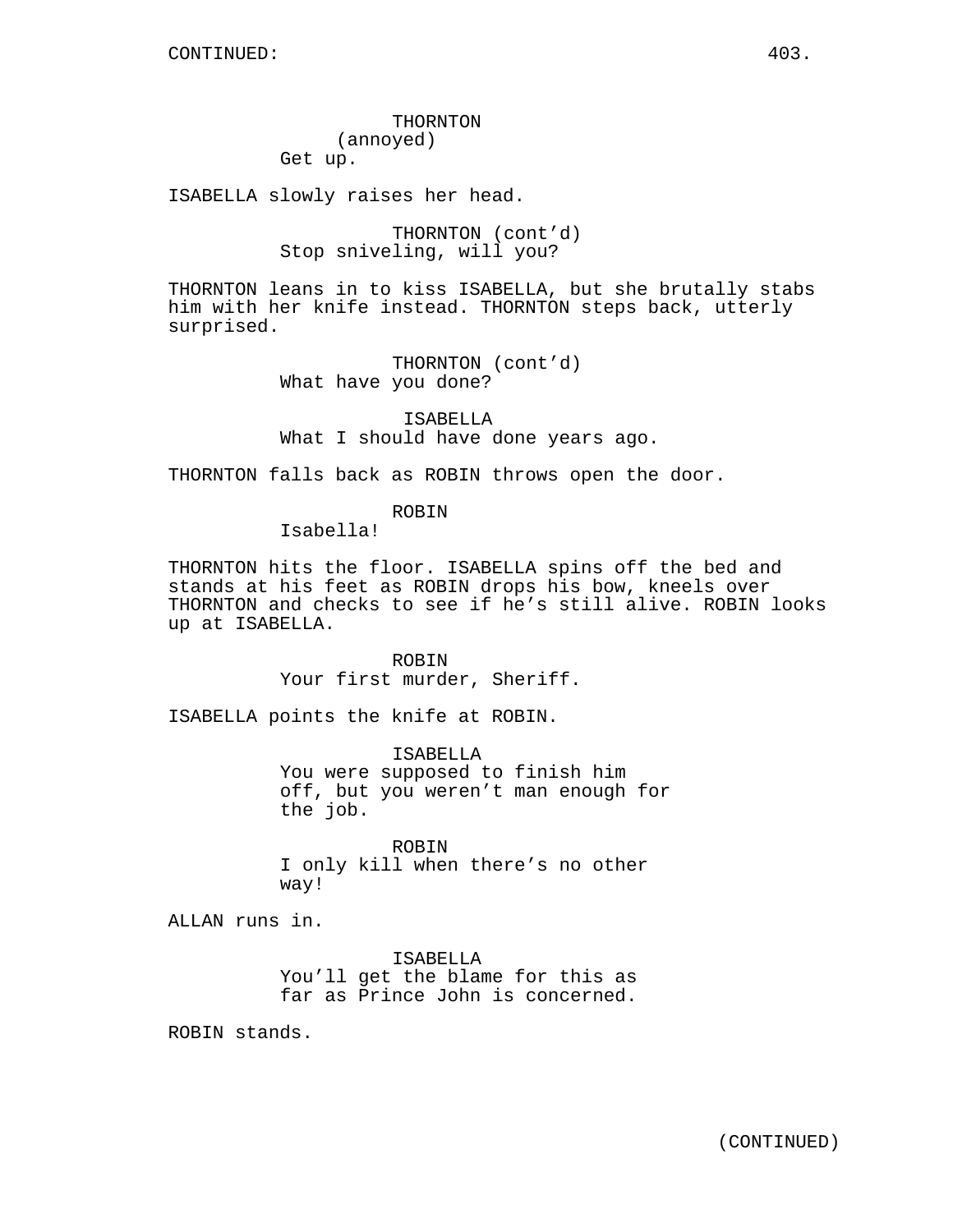THORNTON
(annoyed)
Get up.

ISABELLA slowly raises her head.

THORNTON (cont'd)
Stop sniveling, will you?

THORNTON leans in to kiss ISABELLA, but she brutally stabs him with her knife instead. THORNTON steps back, utterly surprised.

THORNTON (cont'd)
What have you done?

ISABELLA
What I should have done years ago.

THORNTON falls back as ROBIN throws open the door.

ROBIN
Isabella!

THORNTON hits the floor. ISABELLA spins off the bed and stands at his feet as ROBIN drops his bow, kneels over THORNTON and checks to see if he's still alive. ROBIN looks up at ISABELLA.

ROBIN
Your first murder, Sheriff.

ISABELLA points the knife at ROBIN.

ISABELLA
You were supposed to finish him off, but you weren't man enough for the job.

ROBIN
I only kill when there's no other way!

ALLAN runs in.

ISABELLA
You'll get the blame for this as far as Prince John is concerned.

ROBIN stands.

(CONTINUED)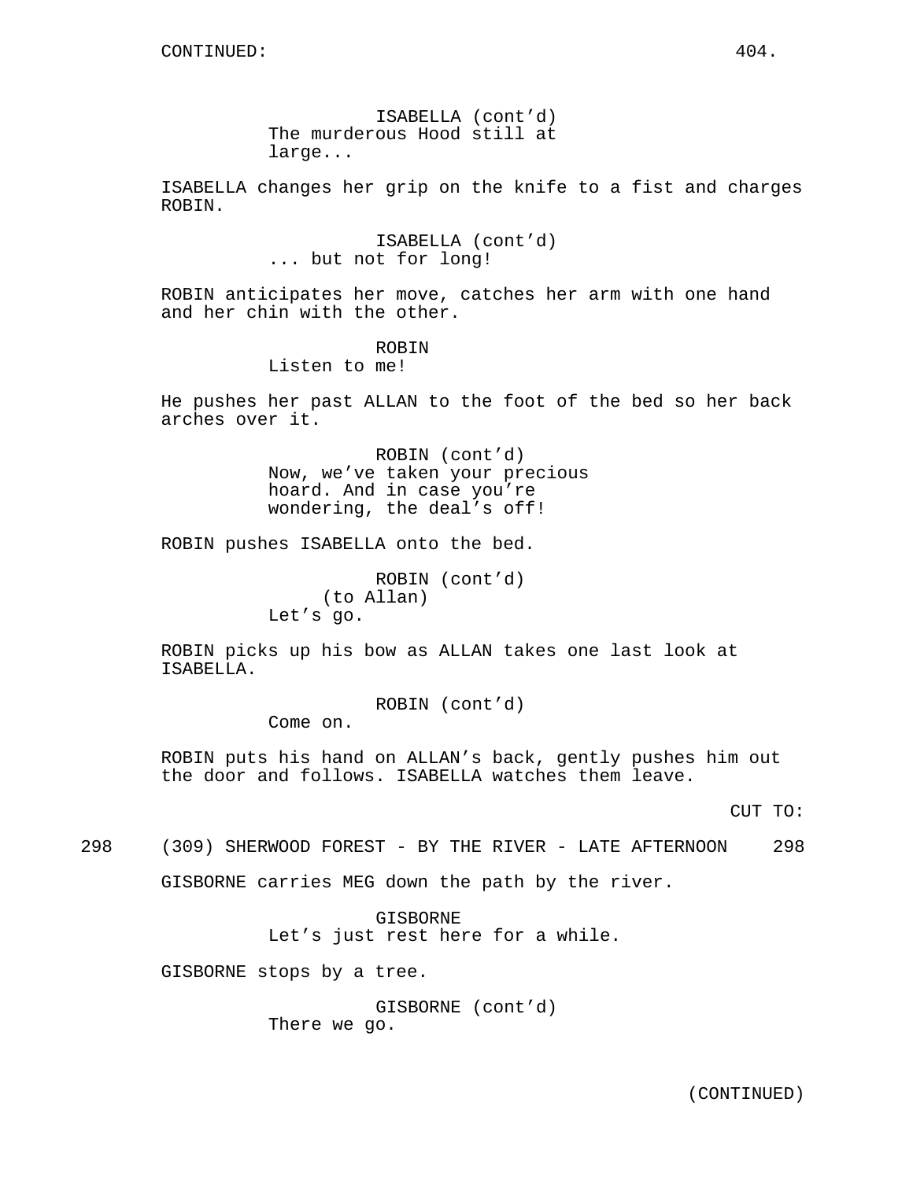CONTINUED:

ISABELLA (cont'd)
The murderous Hood still at large...

ISABELLA changes her grip on the knife to a fist and charges ROBIN.

ISABELLA (cont'd)
... but not for long!

ROBIN anticipates her move, catches her arm with one hand and her chin with the other.

ROBIN
Listen to me!

He pushes her past ALLAN to the foot of the bed so her back arches over it.

ROBIN (cont'd)
Now, we've taken your precious hoard. And in case you're wondering, the deal's off!

ROBIN pushes ISABELLA onto the bed.

ROBIN (cont'd)
(to Allan)
Let's go.

ROBIN picks up his bow as ALLAN takes one last look at ISABELLA.

ROBIN (cont'd)
Come on.

ROBIN puts his hand on ALLAN's back, gently pushes him out the door and follows. ISABELLA watches them leave.

CUT TO:

298 (309) SHERWOOD FOREST - BY THE RIVER - LATE AFTERNOON 298

GISBORNE carries MEG down the path by the river.

GISBORNE
Let's just rest here for a while.

GISBORNE stops by a tree.

GISBORNE (cont'd)
There we go.

(CONTINUED)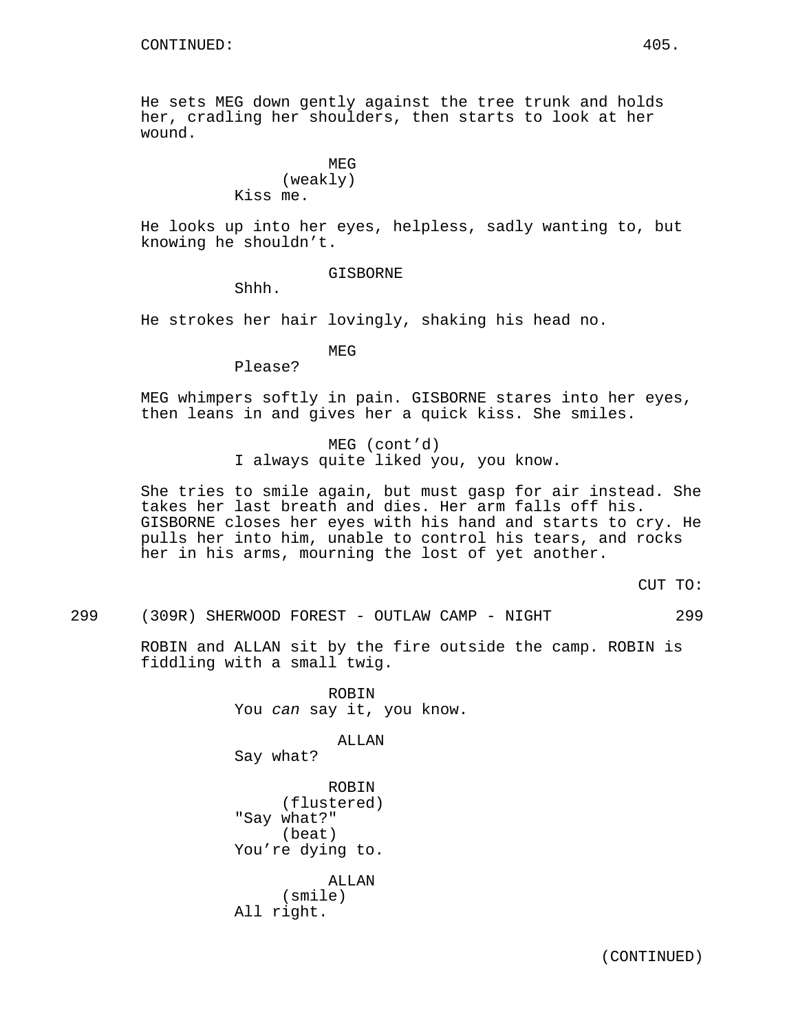He sets MEG down gently against the tree trunk and holds her, cradling her shoulders, then starts to look at her wound.

MEG
(weakly)
Kiss me.

He looks up into her eyes, helpless, sadly wanting to, but knowing he shouldn't.

GISBORNE
Shhh.

He strokes her hair lovingly, shaking his head no.

MEG
Please?

MEG whimpers softly in pain. GISBORNE stares into her eyes, then leans in and gives her a quick kiss. She smiles.

MEG (cont'd)
I always quite liked you, you know.

She tries to smile again, but must gasp for air instead. She takes her last breath and dies. Her arm falls off his. GISBORNE closes her eyes with his hand and starts to cry. He pulls her into him, unable to control his tears, and rocks her in his arms, mourning the lost of yet another.

CUT TO:

299 (309R) SHERWOOD FOREST - OUTLAW CAMP - NIGHT 299

ROBIN and ALLAN sit by the fire outside the camp. ROBIN is fiddling with a small twig.

ROBIN
You *can* say it, you know.

ALLAN
Say what?

ROBIN
(flustered)
"Say what?"
(beat)
You're dying to.

ALLAN
(smile)
All right.

(CONTINUED)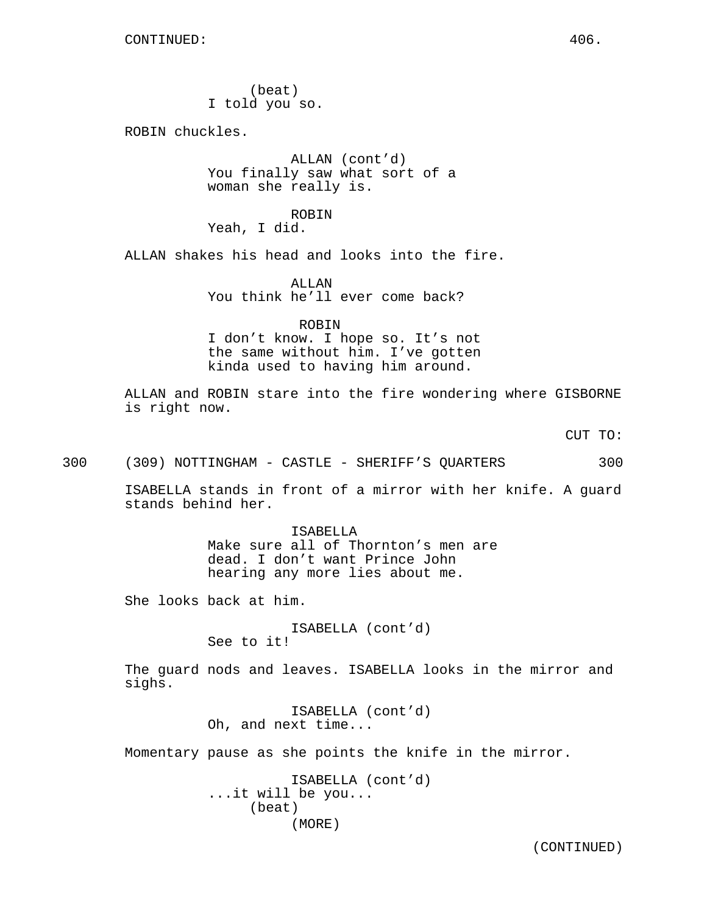(beat)
I told you so.

ROBIN chuckles.

ALLAN (cont'd)
You finally saw what sort of a woman she really is.

ROBIN
Yeah, I did.

ALLAN shakes his head and looks into the fire.

ALLAN
You think he'll ever come back?

ROBIN
I don't know. I hope so. It's not the same without him. I've gotten kinda used to having him around.

ALLAN and ROBIN stare into the fire wondering where GISBORNE is right now.

CUT TO:

300 (309) NOTTINGHAM - CASTLE - SHERIFF'S QUARTERS 300

ISABELLA stands in front of a mirror with her knife. A guard stands behind her.

ISABELLA
Make sure all of Thornton's men are dead. I don't want Prince John hearing any more lies about me.

She looks back at him.

ISABELLA (cont'd)
See to it!

The guard nods and leaves. ISABELLA looks in the mirror and sighs.

ISABELLA (cont'd)
Oh, and next time...

Momentary pause as she points the knife in the mirror.

ISABELLA (cont'd)
...it will be you...
(beat)
(MORE)

(CONTINUED)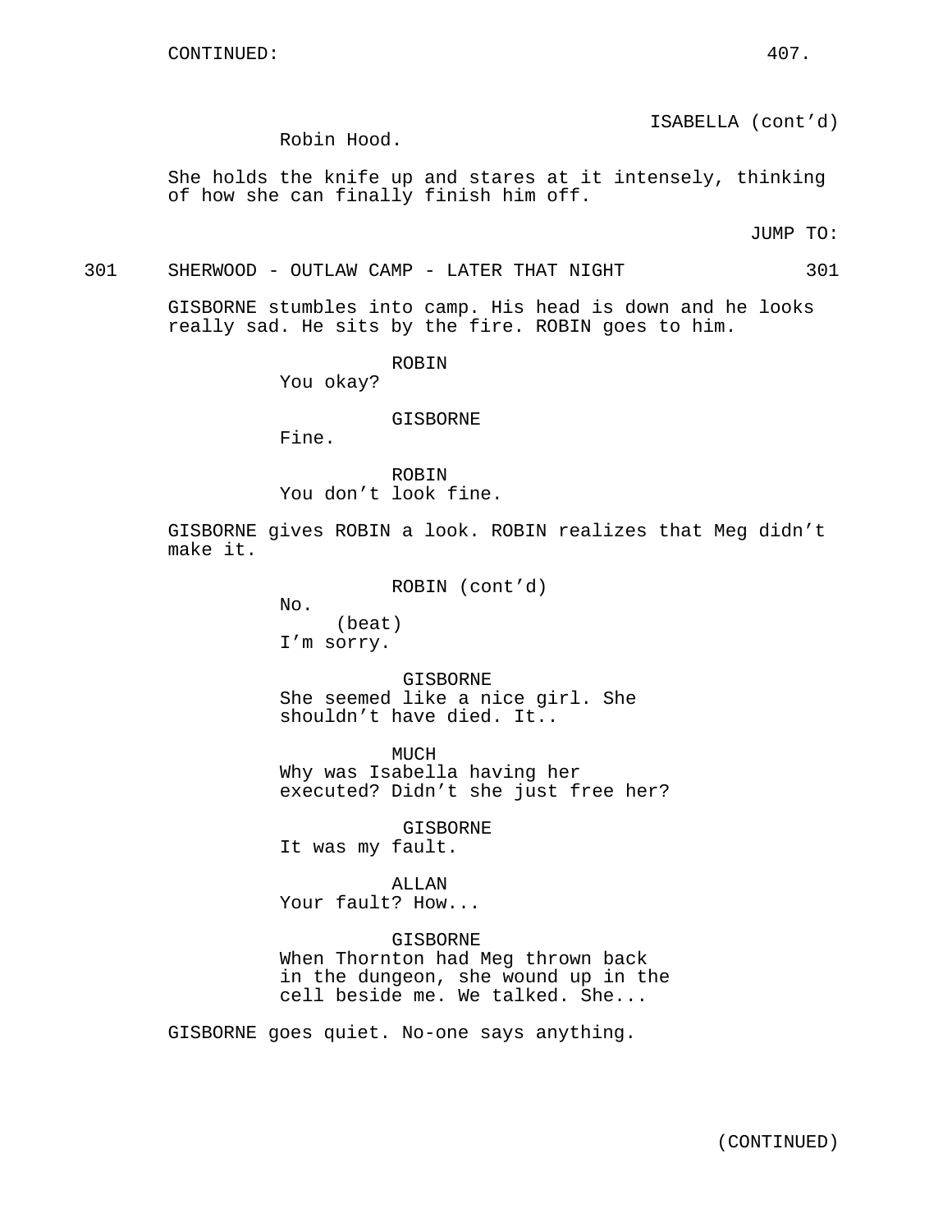ISABELLA (cont'd)
Robin Hood.

She holds the knife up and stares at it intensely, thinking of how she can finally finish him off.

JUMP TO:

301 SHERWOOD - OUTLAW CAMP - LATER THAT NIGHT 301

GISBORNE stumbles into camp. His head is down and he looks really sad. He sits by the fire. ROBIN goes to him.

ROBIN
You okay?

GISBORNE
Fine.

ROBIN
You don't look fine.

GISBORNE gives ROBIN a look. ROBIN realizes that Meg didn't make it.

ROBIN (cont'd)
No.
(beat)
I'm sorry.

GISBORNE
She seemed like a nice girl. She shouldn't have died. It..

MUCH
Why was Isabella having her executed? Didn't she just free her?

GISBORNE
It was my fault.

ALLAN
Your fault? How...

GISBORNE
When Thornton had Meg thrown back in the dungeon, she wound up in the cell beside me. We talked. She...

GISBORNE goes quiet. No-one says anything.

(CONTINUED)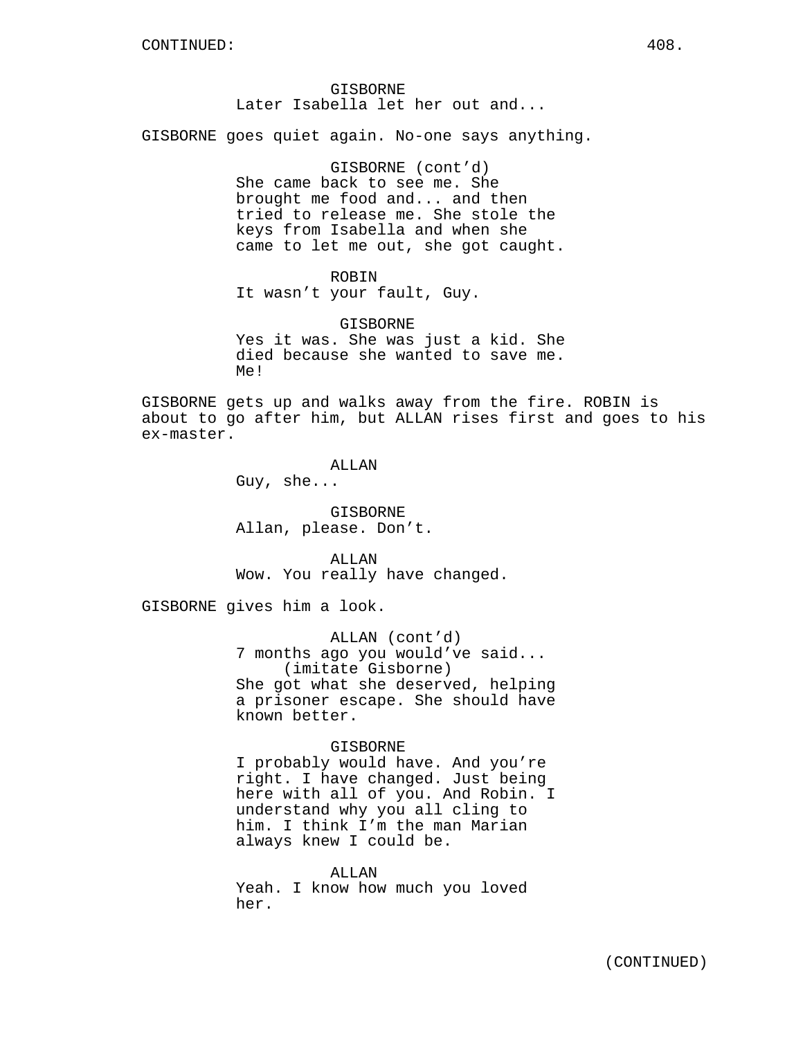GISBORNE
Later Isabella let her out and...

GISBORNE goes quiet again. No-one says anything.

GISBORNE (cont'd)
She came back to see me. She brought me food and... and then tried to release me. She stole the keys from Isabella and when she came to let me out, she got caught.

ROBIN
It wasn't your fault, Guy.

GISBORNE
Yes it was. She was just a kid. She died because she wanted to save me. Me!

GISBORNE gets up and walks away from the fire. ROBIN is about to go after him, but ALLAN rises first and goes to his ex-master.

ALLAN
Guy, she...

GISBORNE
Allan, please. Don't.

ALLAN
Wow. You really have changed.

GISBORNE gives him a look.

ALLAN (cont'd)
7 months ago you would've said...
(imitate Gisborne)
She got what she deserved, helping a prisoner escape. She should have known better.

GISBORNE
I probably would have. And you're right. I have changed. Just being here with all of you. And Robin. I understand why you all cling to him. I think I'm the man Marian always knew I could be.

ALLAN
Yeah. I know how much you loved her.

(CONTINUED)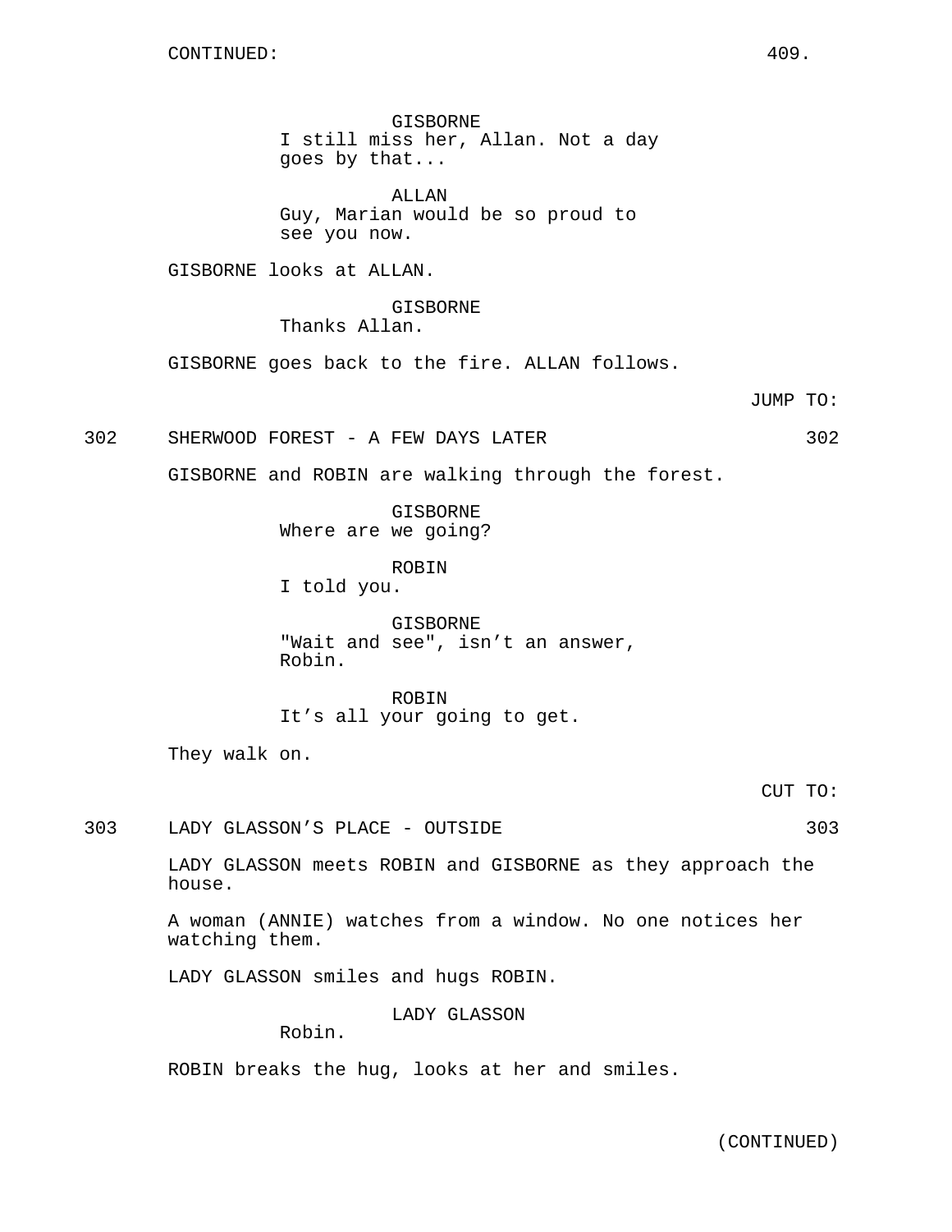CONTINUED:

GISBORNE
I still miss her, Allan. Not a day goes by that...

ALLAN
Guy, Marian would be so proud to see you now.

GISBORNE looks at ALLAN.

GISBORNE
Thanks Allan.

GISBORNE goes back to the fire. ALLAN follows.

JUMP TO:

302 SHERWOOD FOREST - A FEW DAYS LATER 302

GISBORNE and ROBIN are walking through the forest.

GISBORNE
Where are we going?

ROBIN
I told you.

GISBORNE
"Wait and see", isn't an answer, Robin.

ROBIN
It's all your going to get.

They walk on.

CUT TO:

303 LADY GLASSON'S PLACE - OUTSIDE 303

LADY GLASSON meets ROBIN and GISBORNE as they approach the house.

A woman (ANNIE) watches from a window. No one notices her watching them.

LADY GLASSON smiles and hugs ROBIN.

LADY GLASSON
Robin.

ROBIN breaks the hug, looks at her and smiles.

(CONTINUED)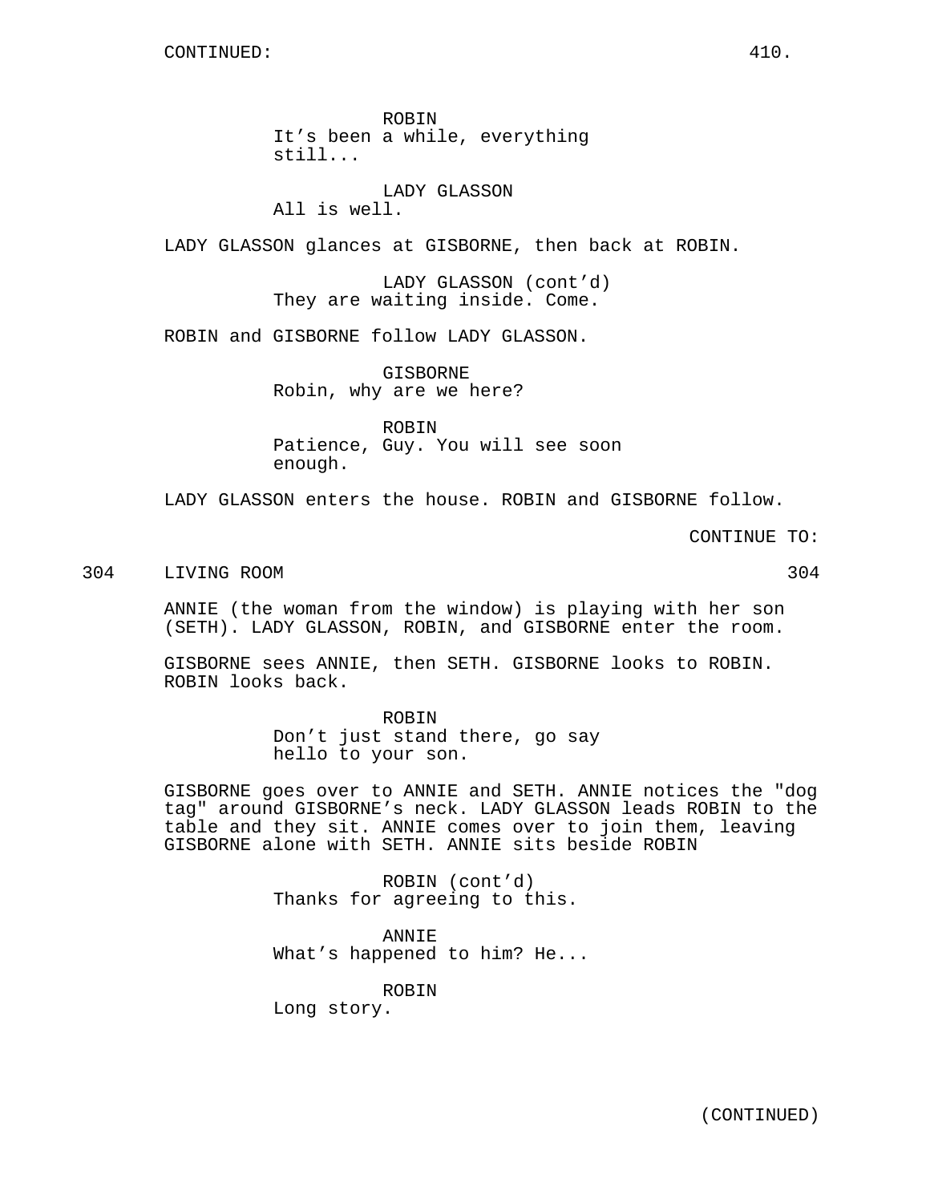CONTINUED:

ROBIN
It’s been a while, everything still...

LADY GLASSON
All is well.

LADY GLASSON glances at GISBORNE, then back at ROBIN.

LADY GLASSON (cont’d)
They are waiting inside. Come.

ROBIN and GISBORNE follow LADY GLASSON.

GISBORNE
Robin, why are we here?

ROBIN
Patience, Guy. You will see soon enough.

LADY GLASSON enters the house. ROBIN and GISBORNE follow.

CONTINUE TO:

304 LIVING ROOM 304

ANNIE (the woman from the window) is playing with her son (SETH). LADY GLASSON, ROBIN, and GISBORNE enter the room.

GISBORNE sees ANNIE, then SETH. GISBORNE looks to ROBIN. ROBIN looks back.

ROBIN
Don’t just stand there, go say hello to your son.

GISBORNE goes over to ANNIE and SETH. ANNIE notices the "dog tag" around GISBORNE’s neck. LADY GLASSON leads ROBIN to the table and they sit. ANNIE comes over to join them, leaving GISBORNE alone with SETH. ANNIE sits beside ROBIN

ROBIN (cont’d)
Thanks for agreeing to this.

ANNIE
What’s happened to him? He...

ROBIN
Long story.

(CONTINUED)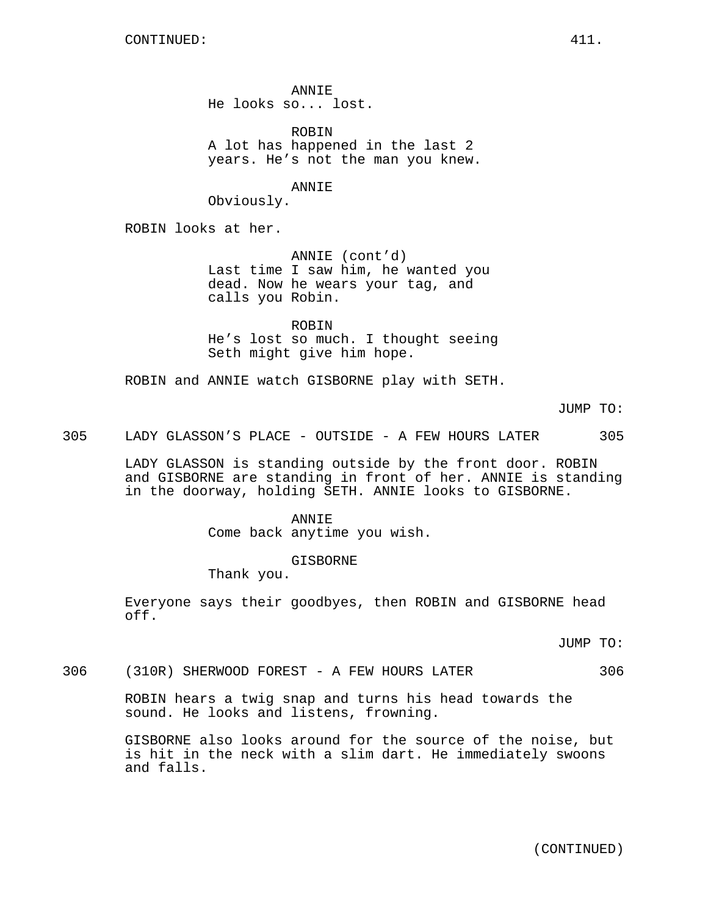ANNIE
He looks so... lost.

ROBIN
A lot has happened in the last 2 years. He's not the man you knew.

ANNIE
Obviously.

ROBIN looks at her.

ANNIE (cont'd)
Last time I saw him, he wanted you dead. Now he wears your tag, and calls you Robin.

ROBIN
He's lost so much. I thought seeing Seth might give him hope.

ROBIN and ANNIE watch GISBORNE play with SETH.

JUMP TO:

305 LADY GLASSON'S PLACE - OUTSIDE - A FEW HOURS LATER 305

LADY GLASSON is standing outside by the front door. ROBIN and GISBORNE are standing in front of her. ANNIE is standing in the doorway, holding SETH. ANNIE looks to GISBORNE.

ANNIE
Come back anytime you wish.

GISBORNE
Thank you.

Everyone says their goodbyes, then ROBIN and GISBORNE head off.

JUMP TO:

306 (310R) SHERWOOD FOREST - A FEW HOURS LATER 306

ROBIN hears a twig snap and turns his head towards the sound. He looks and listens, frowning.

GISBORNE also looks around for the source of the noise, but is hit in the neck with a slim dart. He immediately swoons and falls.

(CONTINUED)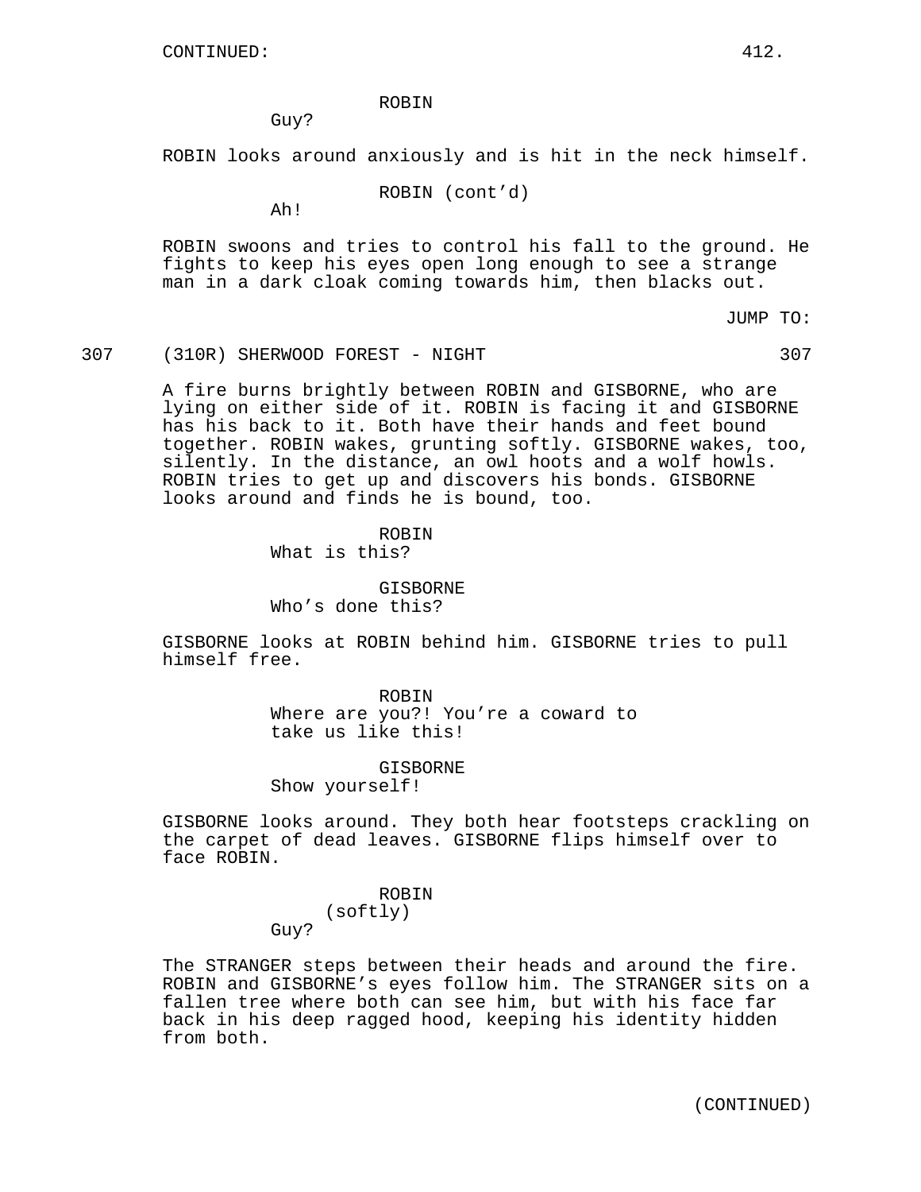CONTINUED:

ROBIN
Guy?

ROBIN looks around anxiously and is hit in the neck himself.

ROBIN (cont'd)
Ah!

ROBIN swoons and tries to control his fall to the ground. He fights to keep his eyes open long enough to see a strange man in a dark cloak coming towards him, then blacks out.

JUMP TO:

307 (310R) SHERWOOD FOREST - NIGHT 307

A fire burns brightly between ROBIN and GISBORNE, who are lying on either side of it. ROBIN is facing it and GISBORNE has his back to it. Both have their hands and feet bound together. ROBIN wakes, grunting softly. GISBORNE wakes, too, silently. In the distance, an owl hoots and a wolf howls. ROBIN tries to get up and discovers his bonds. GISBORNE looks around and finds he is bound, too.

ROBIN
What is this?

GISBORNE
Who's done this?

GISBORNE looks at ROBIN behind him. GISBORNE tries to pull himself free.

ROBIN
Where are you?! You're a coward to take us like this!

GISBORNE
Show yourself!

GISBORNE looks around. They both hear footsteps crackling on the carpet of dead leaves. GISBORNE flips himself over to face ROBIN.

ROBIN
(softly)
Guy?

The STRANGER steps between their heads and around the fire. ROBIN and GISBORNE's eyes follow him. The STRANGER sits on a fallen tree where both can see him, but with his face far back in his deep ragged hood, keeping his identity hidden from both.

(CONTINUED)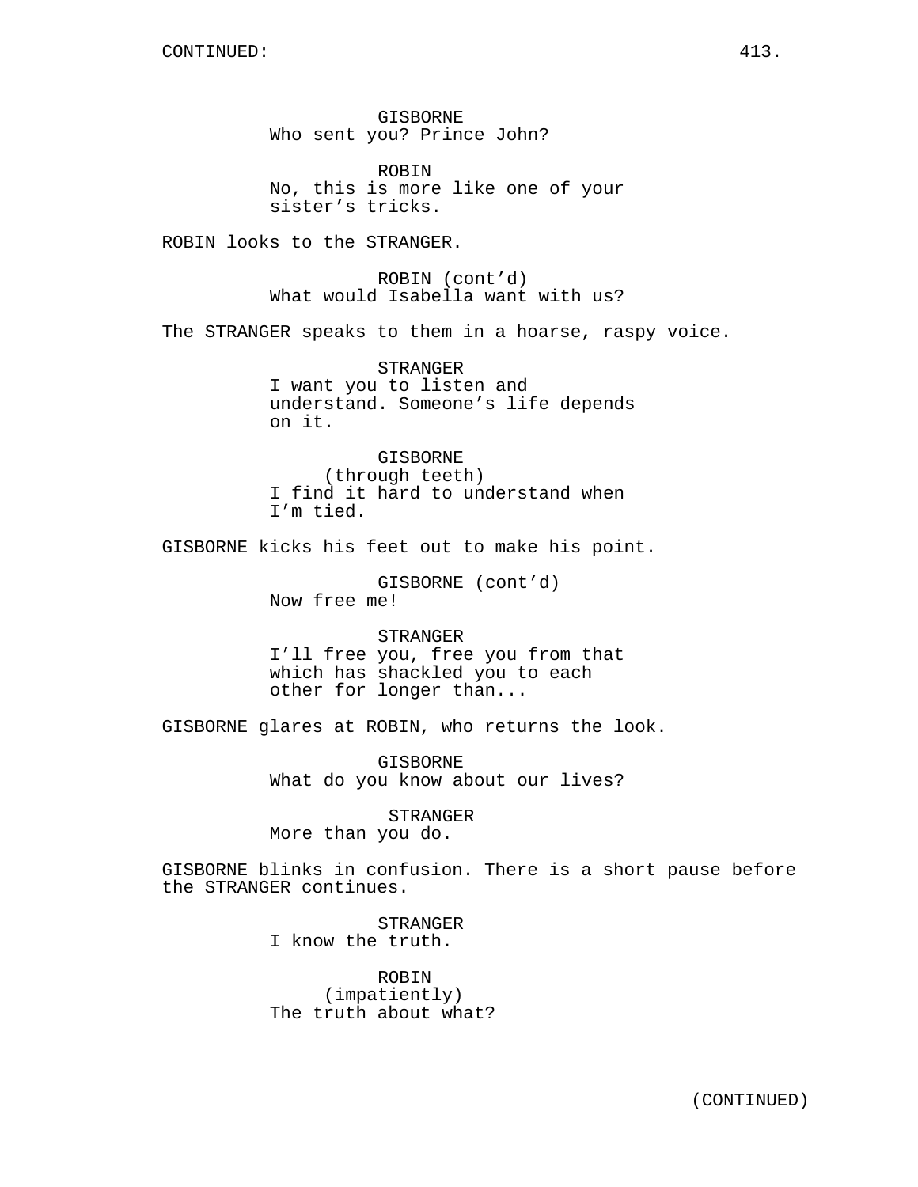CONTINUED:

GISBORNE
Who sent you? Prince John?

ROBIN
No, this is more like one of your sister's tricks.

ROBIN looks to the STRANGER.

ROBIN (cont'd)
What would Isabella want with us?

The STRANGER speaks to them in a hoarse, raspy voice.

STRANGER
I want you to listen and understand. Someone's life depends on it.

GISBORNE
(through teeth)
I find it hard to understand when I'm tied.

GISBORNE kicks his feet out to make his point.

GISBORNE (cont'd)
Now free me!

STRANGER
I'll free you, free you from that which has shackled you to each other for longer than...

GISBORNE glares at ROBIN, who returns the look.

GISBORNE
What do you know about our lives?

STRANGER
More than you do.

GISBORNE blinks in confusion. There is a short pause before the STRANGER continues.

STRANGER
I know the truth.

ROBIN
(impatiently)
The truth about what?

(CONTINUED)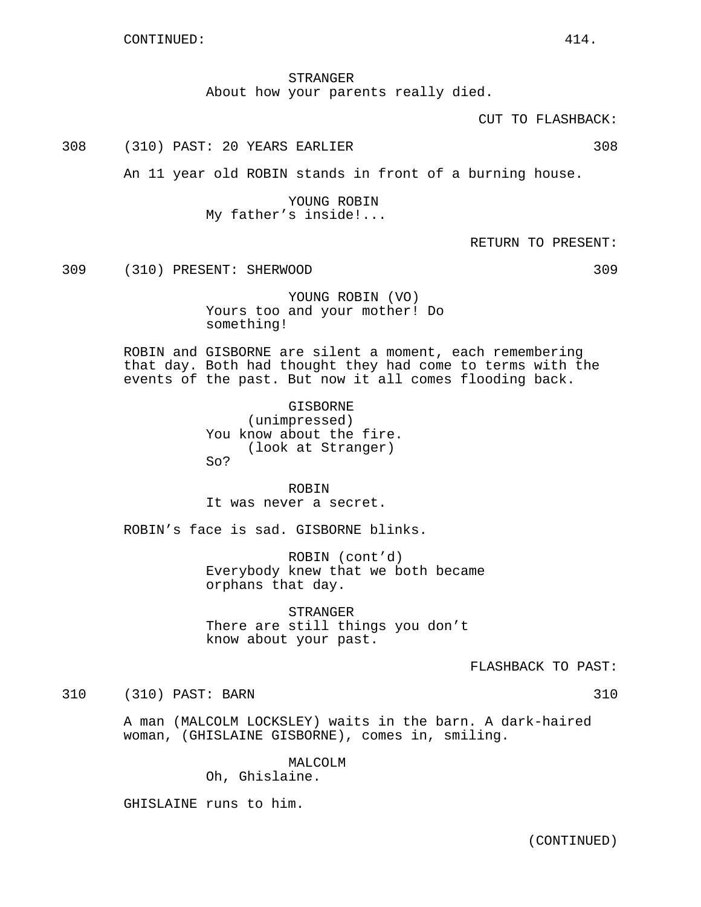CONTINUED:

STRANGER
About how your parents really died.

CUT TO FLASHBACK:

308 (310) PAST: 20 YEARS EARLIER 308

An 11 year old ROBIN stands in front of a burning house.

YOUNG ROBIN
My father's inside!...

RETURN TO PRESENT:

309 (310) PRESENT: SHERWOOD 309

YOUNG ROBIN (VO)
Yours too and your mother! Do something!

ROBIN and GISBORNE are silent a moment, each remembering that day. Both had thought they had come to terms with the events of the past. But now it all comes flooding back.

GISBORNE
(unimpressed)
You know about the fire.
(look at Stranger)
So?

ROBIN
It was never a secret.

ROBIN's face is sad. GISBORNE blinks.

ROBIN (cont'd)
Everybody knew that we both became orphans that day.

STRANGER
There are still things you don't know about your past.

FLASHBACK TO PAST:

310 (310) PAST: BARN 310

A man (MALCOLM LOCKSLEY) waits in the barn. A dark-haired woman, (GHISLAINE GISBORNE), comes in, smiling.

MALCOLM
Oh, Ghislaine.

GHISLAINE runs to him.

(CONTINUED)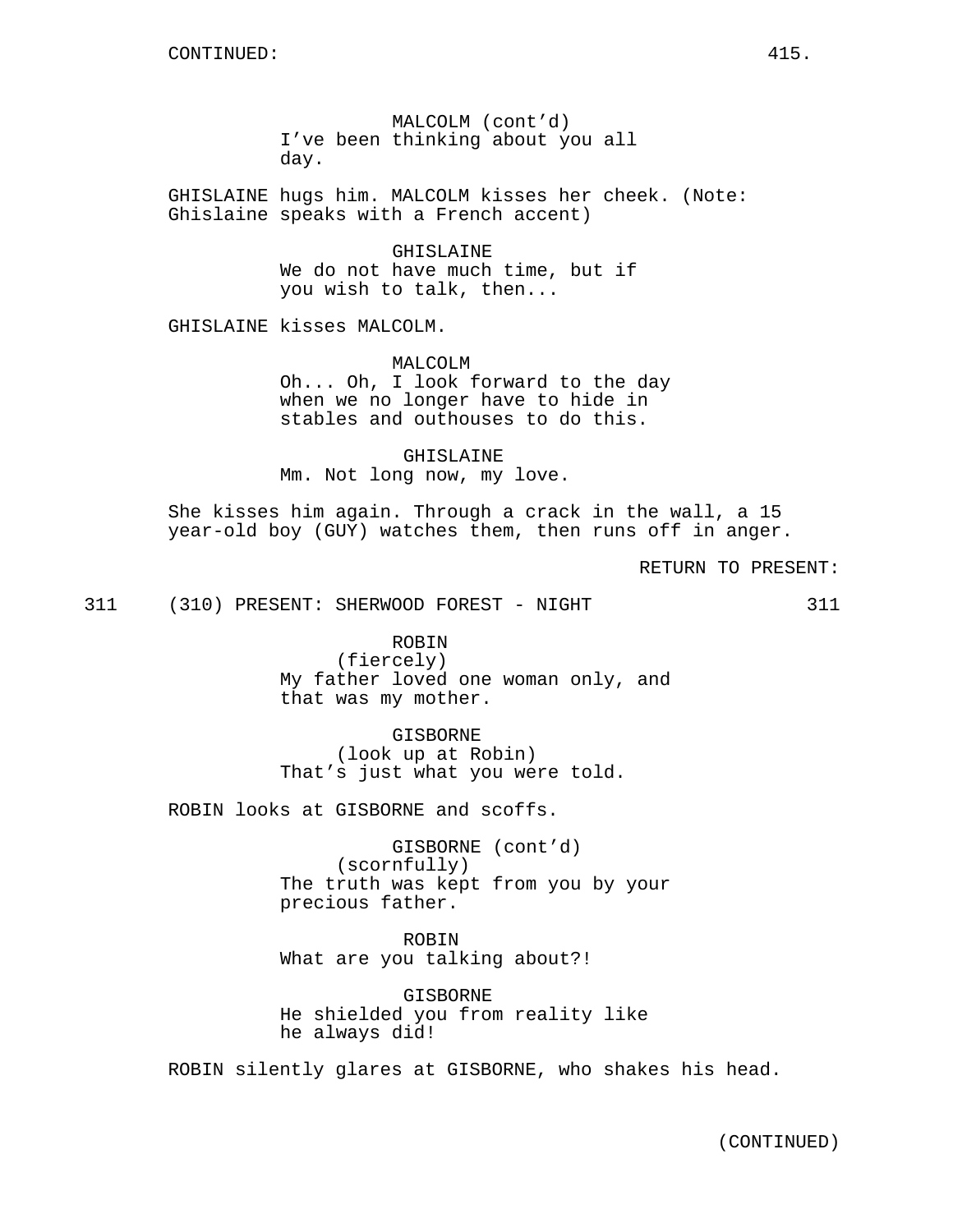CONTINUED:

MALCOLM (cont'd)
I've been thinking about you all day.

GHISLAINE hugs him. MALCOLM kisses her cheek. (Note: Ghislaine speaks with a French accent)

GHISLAINE
We do not have much time, but if you wish to talk, then...

GHISLAINE kisses MALCOLM.

MALCOLM
Oh... Oh, I look forward to the day when we no longer have to hide in stables and outhouses to do this.

GHISLAINE
Mm. Not long now, my love.

She kisses him again. Through a crack in the wall, a 15 year-old boy (GUY) watches them, then runs off in anger.

RETURN TO PRESENT:

311 (310) PRESENT: SHERWOOD FOREST - NIGHT 311

ROBIN
(fiercely)
My father loved one woman only, and that was my mother.

GISBORNE
(look up at Robin)
That's just what you were told.

ROBIN looks at GISBORNE and scoffs.

GISBORNE (cont'd)
(scornfully)
The truth was kept from you by your precious father.

ROBIN
What are you talking about?!

GISBORNE
He shielded you from reality like he always did!

ROBIN silently glares at GISBORNE, who shakes his head.

(CONTINUED)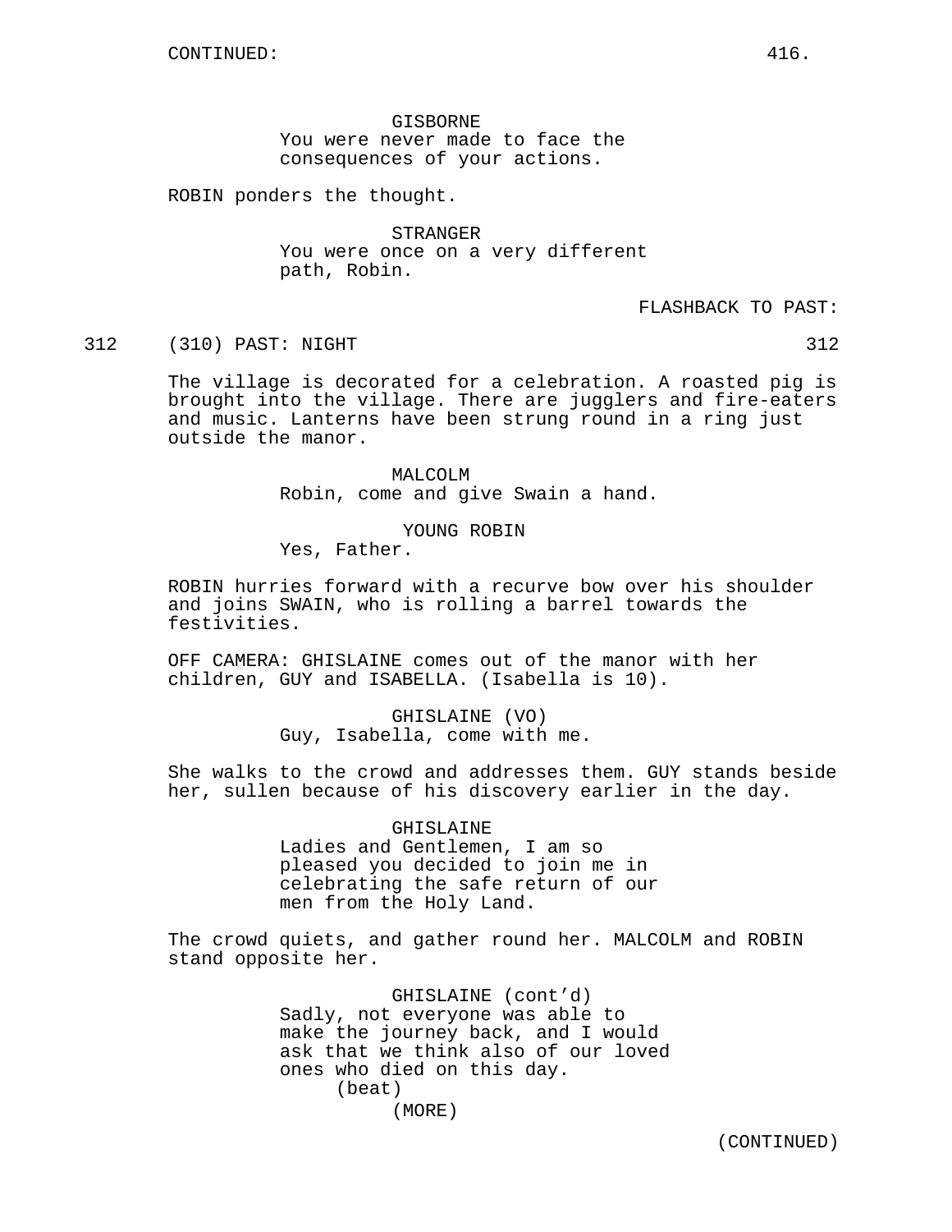CONTINUED:

GISBORNE
You were never made to face the consequences of your actions.

ROBIN ponders the thought.

STRANGER
You were once on a very different path, Robin.

FLASHBACK TO PAST:

312 (310) PAST: NIGHT 312

The village is decorated for a celebration. A roasted pig is brought into the village. There are jugglers and fire-eaters and music. Lanterns have been strung round in a ring just outside the manor.

MALCOLM
Robin, come and give Swain a hand.

YOUNG ROBIN
Yes, Father.

ROBIN hurries forward with a recurve bow over his shoulder and joins SWAIN, who is rolling a barrel towards the festivities.

OFF CAMERA: GHISLAINE comes out of the manor with her children, GUY and ISABELLA. (Isabella is 10).

GHISLAINE (VO)
Guy, Isabella, come with me.

She walks to the crowd and addresses them. GUY stands beside her, sullen because of his discovery earlier in the day.

GHISLAINE
Ladies and Gentlemen, I am so pleased you decided to join me in celebrating the safe return of our men from the Holy Land.

The crowd quiets, and gather round her. MALCOLM and ROBIN stand opposite her.

GHISLAINE (cont'd)
Sadly, not everyone was able to make the journey back, and I would ask that we think also of our loved ones who died on this day.
(beat)
(MORE)

(CONTINUED)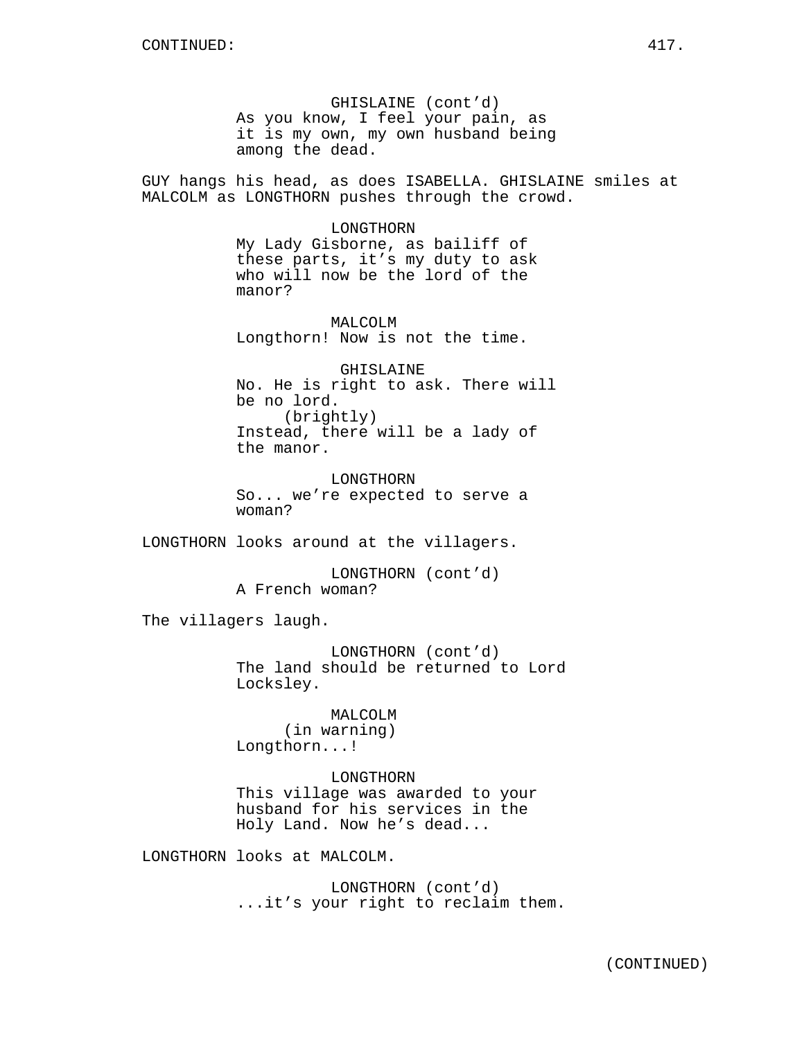GHISLAINE (cont'd)
As you know, I feel your pain, as it is my own, my own husband being among the dead.

GUY hangs his head, as does ISABELLA. GHISLAINE smiles at MALCOLM as LONGTHORN pushes through the crowd.

LONGTHORN
My Lady Gisborne, as bailiff of these parts, it's my duty to ask who will now be the lord of the manor?

MALCOLM
Longthorn! Now is not the time.

GHISLAINE
No. He is right to ask. There will be no lord.
(brightly)
Instead, there will be a lady of the manor.

LONGTHORN
So... we're expected to serve a woman?

LONGTHORN looks around at the villagers.

LONGTHORN (cont'd)
A French woman?

The villagers laugh.

LONGTHORN (cont'd)
The land should be returned to Lord Locksley.

MALCOLM
(in warning)
Longthorn...!

LONGTHORN
This village was awarded to your husband for his services in the Holy Land. Now he's dead...

LONGTHORN looks at MALCOLM.

LONGTHORN (cont'd)
...it's your right to reclaim them.

(CONTINUED)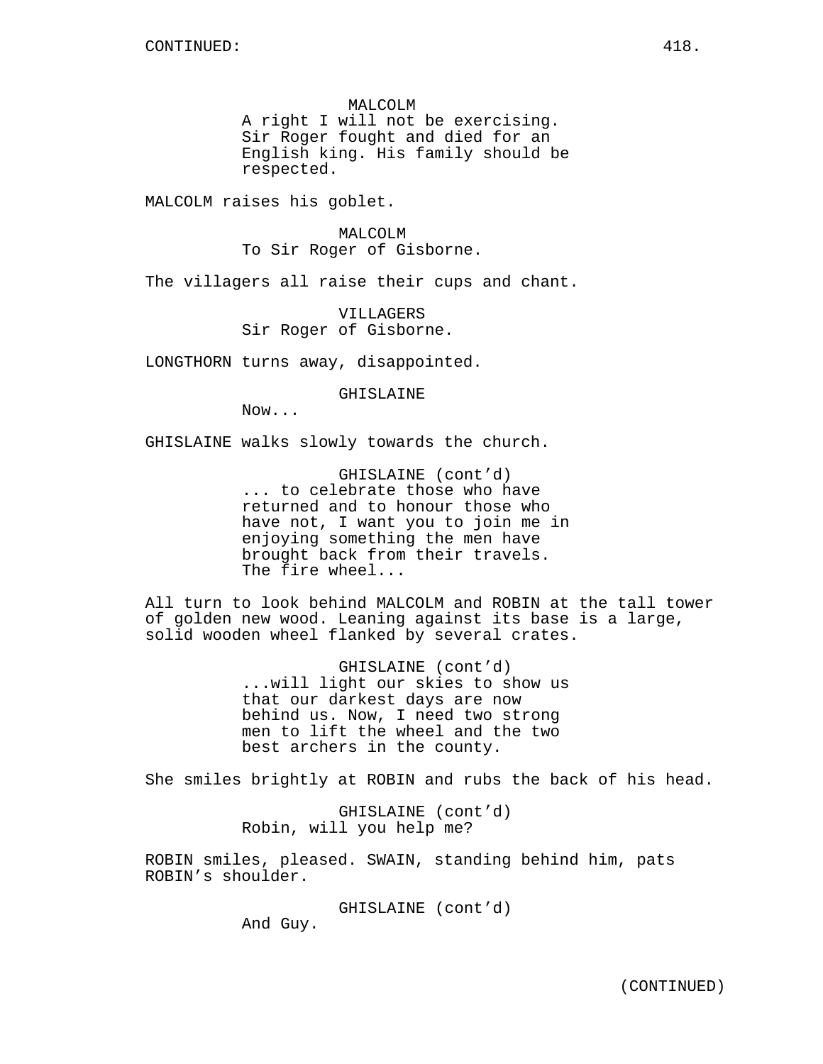CONTINUED:

MALCOLM
A right I will not be exercising. Sir Roger fought and died for an English king. His family should be respected.

MALCOLM raises his goblet.

MALCOLM
To Sir Roger of Gisborne.

The villagers all raise their cups and chant.

VILLAGERS
Sir Roger of Gisborne.

LONGTHORN turns away, disappointed.

GHISLAINE
Now...

GHISLAINE walks slowly towards the church.

GHISLAINE (cont'd)
... to celebrate those who have returned and to honour those who have not, I want you to join me in enjoying something the men have brought back from their travels. The fire wheel...

All turn to look behind MALCOLM and ROBIN at the tall tower of golden new wood. Leaning against its base is a large, solid wooden wheel flanked by several crates.

GHISLAINE (cont'd)
...will light our skies to show us that our darkest days are now behind us. Now, I need two strong men to lift the wheel and the two best archers in the county.

She smiles brightly at ROBIN and rubs the back of his head.

GHISLAINE (cont'd)
Robin, will you help me?

ROBIN smiles, pleased. SWAIN, standing behind him, pats ROBIN's shoulder.

GHISLAINE (cont'd)
And Guy.

(CONTINUED)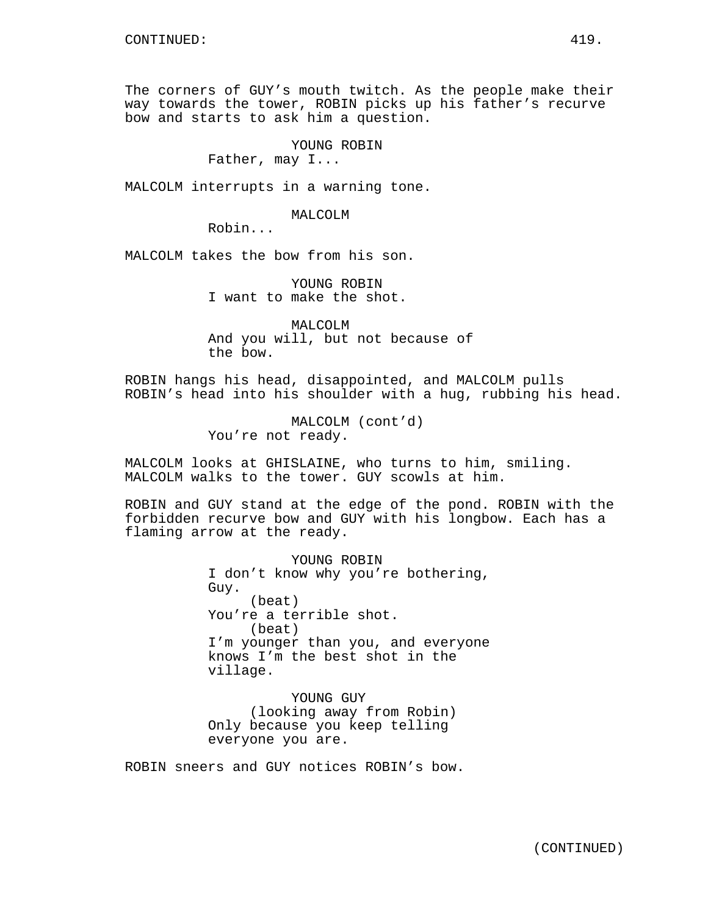CONTINUED:

The corners of GUY's mouth twitch. As the people make their way towards the tower, ROBIN picks up his father's recurve bow and starts to ask him a question.

YOUNG ROBIN
Father, may I...

MALCOLM interrupts in a warning tone.

MALCOLM
Robin...

MALCOLM takes the bow from his son.

YOUNG ROBIN
I want to make the shot.

MALCOLM
And you will, but not because of the bow.

ROBIN hangs his head, disappointed, and MALCOLM pulls ROBIN's head into his shoulder with a hug, rubbing his head.

MALCOLM (cont'd)
You're not ready.

MALCOLM looks at GHISLAINE, who turns to him, smiling. MALCOLM walks to the tower. GUY scowls at him.

ROBIN and GUY stand at the edge of the pond. ROBIN with the forbidden recurve bow and GUY with his longbow. Each has a flaming arrow at the ready.

YOUNG ROBIN
I don't know why you're bothering, Guy.
(beat)
You're a terrible shot.
(beat)
I'm younger than you, and everyone knows I'm the best shot in the village.

YOUNG GUY
(looking away from Robin)
Only because you keep telling everyone you are.

ROBIN sneers and GUY notices ROBIN's bow.

(CONTINUED)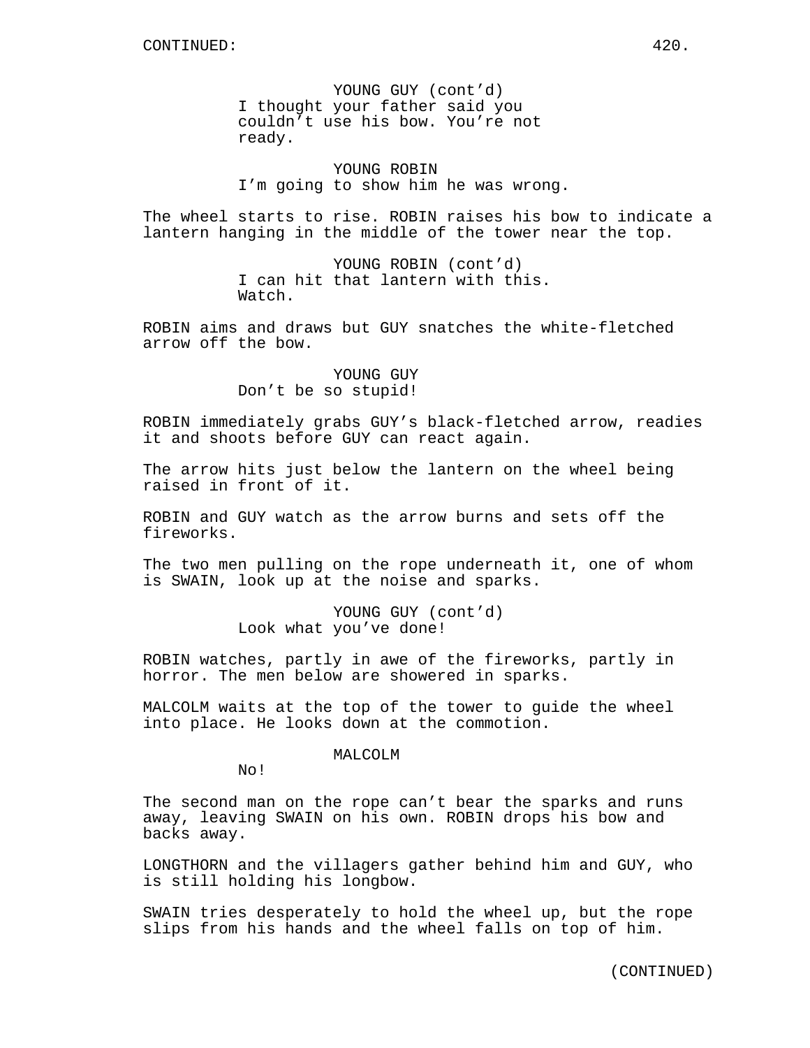YOUNG GUY (cont'd)
I thought your father said you couldn't use his bow. You're not ready.

YOUNG ROBIN
I'm going to show him he was wrong.

The wheel starts to rise. ROBIN raises his bow to indicate a lantern hanging in the middle of the tower near the top.

YOUNG ROBIN (cont'd)
I can hit that lantern with this. Watch.

ROBIN aims and draws but GUY snatches the white-fletched arrow off the bow.

YOUNG GUY
Don't be so stupid!

ROBIN immediately grabs GUY's black-fletched arrow, readies it and shoots before GUY can react again.

The arrow hits just below the lantern on the wheel being raised in front of it.

ROBIN and GUY watch as the arrow burns and sets off the fireworks.

The two men pulling on the rope underneath it, one of whom is SWAIN, look up at the noise and sparks.

YOUNG GUY (cont'd)
Look what you've done!

ROBIN watches, partly in awe of the fireworks, partly in horror. The men below are showered in sparks.

MALCOLM waits at the top of the tower to guide the wheel into place. He looks down at the commotion.

MALCOLM
No!

The second man on the rope can't bear the sparks and runs away, leaving SWAIN on his own. ROBIN drops his bow and backs away.

LONGTHORN and the villagers gather behind him and GUY, who is still holding his longbow.

SWAIN tries desperately to hold the wheel up, but the rope slips from his hands and the wheel falls on top of him.

(CONTINUED)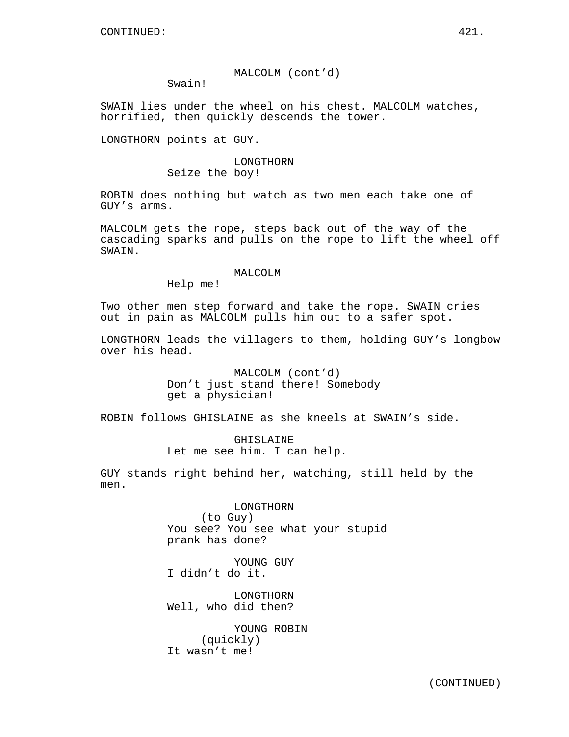CONTINUED:

MALCOLM (cont'd)
Swain!

SWAIN lies under the wheel on his chest. MALCOLM watches, horrified, then quickly descends the tower.

LONGTHORN points at GUY.

LONGTHORN
Seize the boy!

ROBIN does nothing but watch as two men each take one of GUY's arms.

MALCOLM gets the rope, steps back out of the way of the cascading sparks and pulls on the rope to lift the wheel off SWAIN.

MALCOLM
Help me!

Two other men step forward and take the rope. SWAIN cries out in pain as MALCOLM pulls him out to a safer spot.

LONGTHORN leads the villagers to them, holding GUY's longbow over his head.

MALCOLM (cont'd)
Don't just stand there! Somebody get a physician!

ROBIN follows GHISLAINE as she kneels at SWAIN's side.

GHISLAINE
Let me see him. I can help.

GUY stands right behind her, watching, still held by the men.

LONGTHORN
(to Guy)
You see? You see what your stupid prank has done?

YOUNG GUY
I didn't do it.

LONGTHORN
Well, who did then?

YOUNG ROBIN
(quickly)
It wasn't me!

(CONTINUED)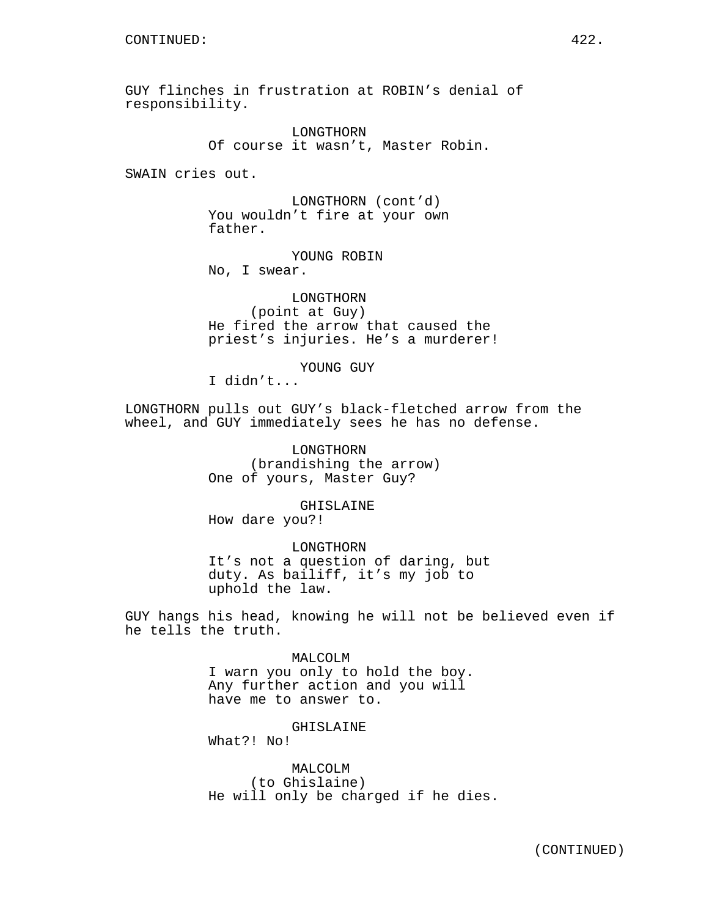CONTINUED:

GUY flinches in frustration at ROBIN’s denial of responsibility.

LONGTHORN
Of course it wasn’t, Master Robin.

SWAIN cries out.

LONGTHORN (cont’d)
You wouldn’t fire at your own father.

YOUNG ROBIN
No, I swear.

LONGTHORN
(point at Guy)
He fired the arrow that caused the priest’s injuries. He’s a murderer!

YOUNG GUY
I didn’t...

LONGTHORN pulls out GUY’s black-fletched arrow from the wheel, and GUY immediately sees he has no defense.

LONGTHORN
(brandishing the arrow)
One of yours, Master Guy?

GHISLAINE
How dare you?!

LONGTHORN
It’s not a question of daring, but duty. As bailiff, it’s my job to uphold the law.

GUY hangs his head, knowing he will not be believed even if he tells the truth.

MALCOLM
I warn you only to hold the boy. Any further action and you will have me to answer to.

GHISLAINE
What?! No!

MALCOLM
(to Ghislaine)
He will only be charged if he dies.

(CONTINUED)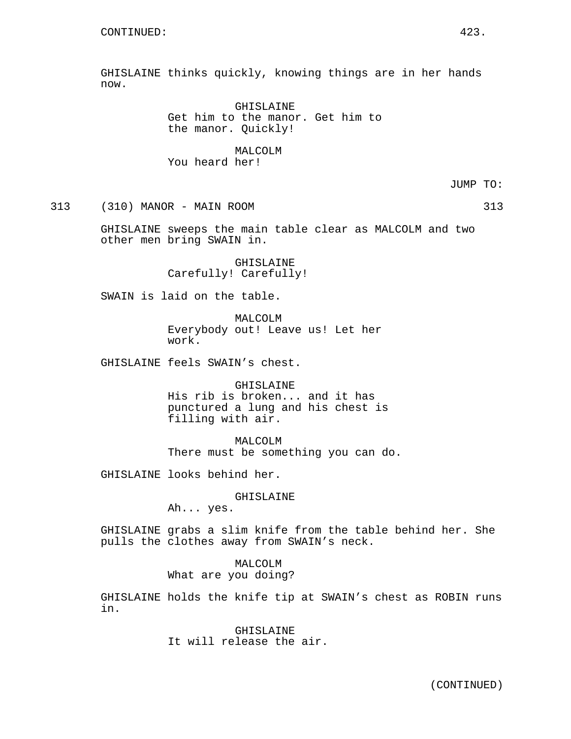CONTINUED:

GHISLAINE thinks quickly, knowing things are in her hands now.

GHISLAINE
Get him to the manor. Get him to the manor. Quickly!

MALCOLM
You heard her!

JUMP TO:

313 (310) MANOR - MAIN ROOM 313

GHISLAINE sweeps the main table clear as MALCOLM and two other men bring SWAIN in.

GHISLAINE
Carefully! Carefully!

SWAIN is laid on the table.

MALCOLM
Everybody out! Leave us! Let her work.

GHISLAINE feels SWAIN's chest.

GHISLAINE
His rib is broken... and it has punctured a lung and his chest is filling with air.

MALCOLM
There must be something you can do.

GHISLAINE looks behind her.

GHISLAINE
Ah... yes.

GHISLAINE grabs a slim knife from the table behind her. She pulls the clothes away from SWAIN's neck.

MALCOLM
What are you doing?

GHISLAINE holds the knife tip at SWAIN's chest as ROBIN runs in.

GHISLAINE
It will release the air.

(CONTINUED)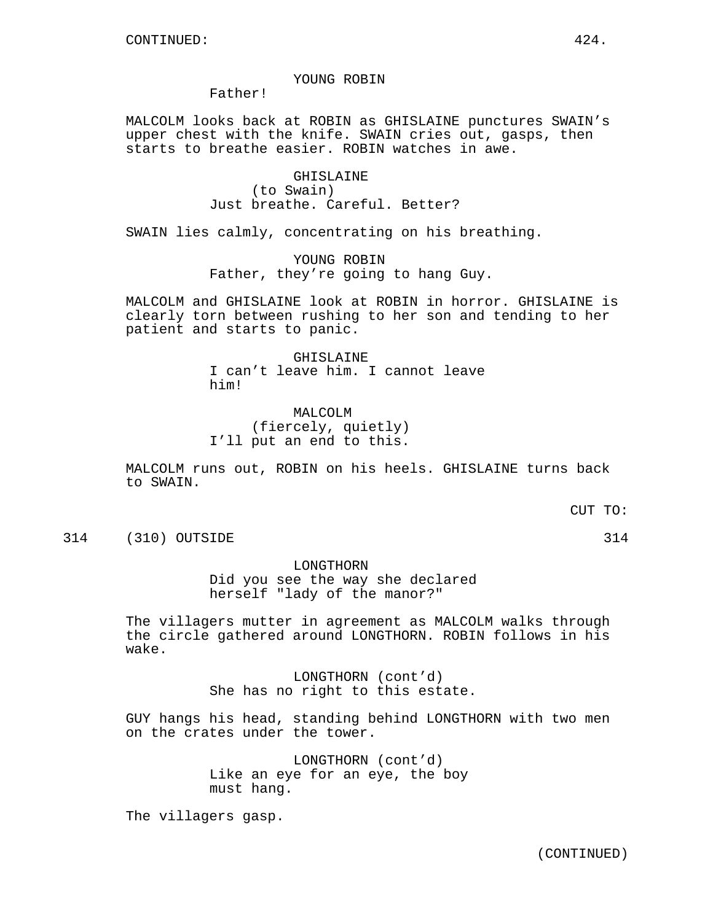CONTINUED:

YOUNG ROBIN
Father!

MALCOLM looks back at ROBIN as GHISLAINE punctures SWAIN's upper chest with the knife. SWAIN cries out, gasps, then starts to breathe easier. ROBIN watches in awe.

GHISLAINE
(to Swain)
Just breathe. Careful. Better?

SWAIN lies calmly, concentrating on his breathing.

YOUNG ROBIN
Father, they're going to hang Guy.

MALCOLM and GHISLAINE look at ROBIN in horror. GHISLAINE is clearly torn between rushing to her son and tending to her patient and starts to panic.

GHISLAINE
I can't leave him. I cannot leave him!

MALCOLM
(fiercely, quietly)
I'll put an end to this.

MALCOLM runs out, ROBIN on his heels. GHISLAINE turns back to SWAIN.

CUT TO:

314 (310) OUTSIDE 314

LONGTHORN
Did you see the way she declared herself "lady of the manor?"

The villagers mutter in agreement as MALCOLM walks through the circle gathered around LONGTHORN. ROBIN follows in his wake.

LONGTHORN (cont'd)
She has no right to this estate.

GUY hangs his head, standing behind LONGTHORN with two men on the crates under the tower.

LONGTHORN (cont'd)
Like an eye for an eye, the boy must hang.

The villagers gasp.

(CONTINUED)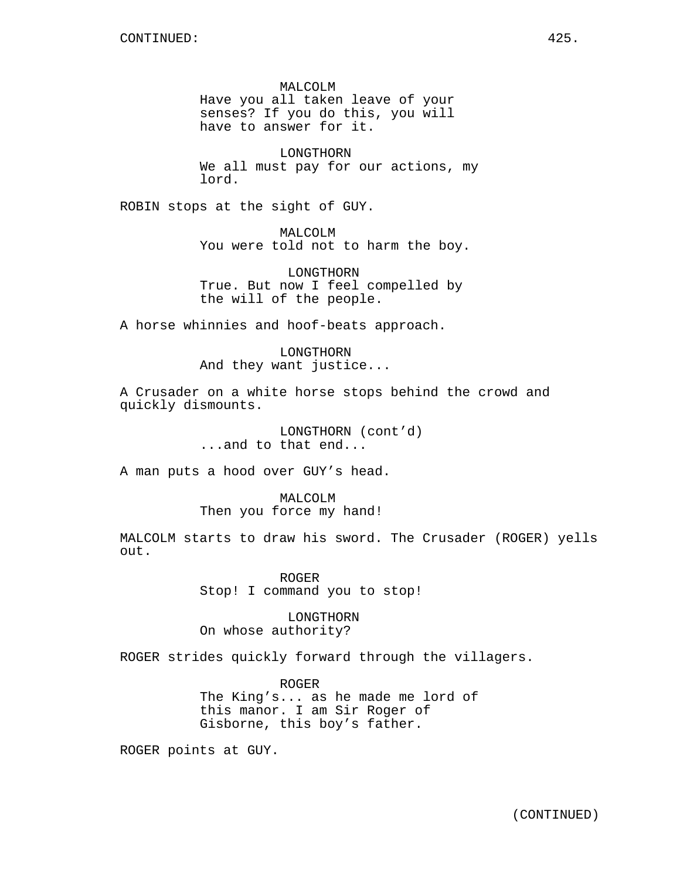CONTINUED:

MALCOLM
Have you all taken leave of your senses? If you do this, you will have to answer for it.

LONGTHORN
We all must pay for our actions, my lord.

ROBIN stops at the sight of GUY.

MALCOLM
You were told not to harm the boy.

LONGTHORN
True. But now I feel compelled by the will of the people.

A horse whinnies and hoof-beats approach.

LONGTHORN
And they want justice...

A Crusader on a white horse stops behind the crowd and quickly dismounts.

LONGTHORN (cont'd)
...and to that end...

A man puts a hood over GUY's head.

MALCOLM
Then you force my hand!

MALCOLM starts to draw his sword. The Crusader (ROGER) yells out.

ROGER
Stop! I command you to stop!

LONGTHORN
On whose authority?

ROGER strides quickly forward through the villagers.

ROGER
The King's... as he made me lord of this manor. I am Sir Roger of Gisborne, this boy's father.

ROGER points at GUY.

(CONTINUED)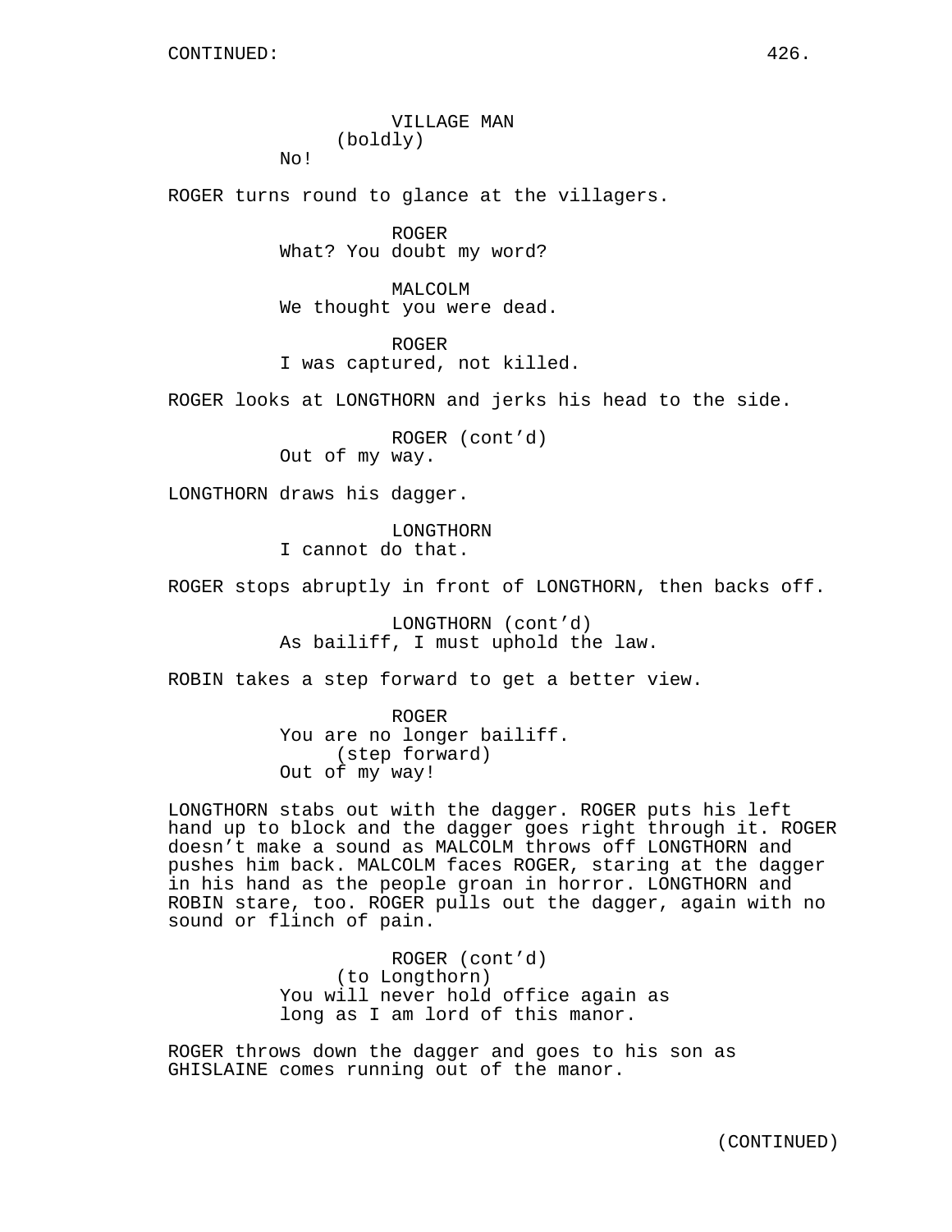CONTINUED:

VILLAGE MAN
(boldly)
No!

ROGER turns round to glance at the villagers.

ROGER
What? You doubt my word?

MALCOLM
We thought you were dead.

ROGER
I was captured, not killed.

ROGER looks at LONGTHORN and jerks his head to the side.

ROGER (cont'd)
Out of my way.

LONGTHORN draws his dagger.

LONGTHORN
I cannot do that.

ROGER stops abruptly in front of LONGTHORN, then backs off.

LONGTHORN (cont'd)
As bailiff, I must uphold the law.

ROBIN takes a step forward to get a better view.

ROGER
You are no longer bailiff.
(step forward)
Out of my way!

LONGTHORN stabs out with the dagger. ROGER puts his left hand up to block and the dagger goes right through it. ROGER doesn't make a sound as MALCOLM throws off LONGTHORN and pushes him back. MALCOLM faces ROGER, staring at the dagger in his hand as the people groan in horror. LONGTHORN and ROBIN stare, too. ROGER pulls out the dagger, again with no sound or flinch of pain.

ROGER (cont'd)
(to Longthorn)
You will never hold office again as long as I am lord of this manor.

ROGER throws down the dagger and goes to his son as GHISLAINE comes running out of the manor.

(CONTINUED)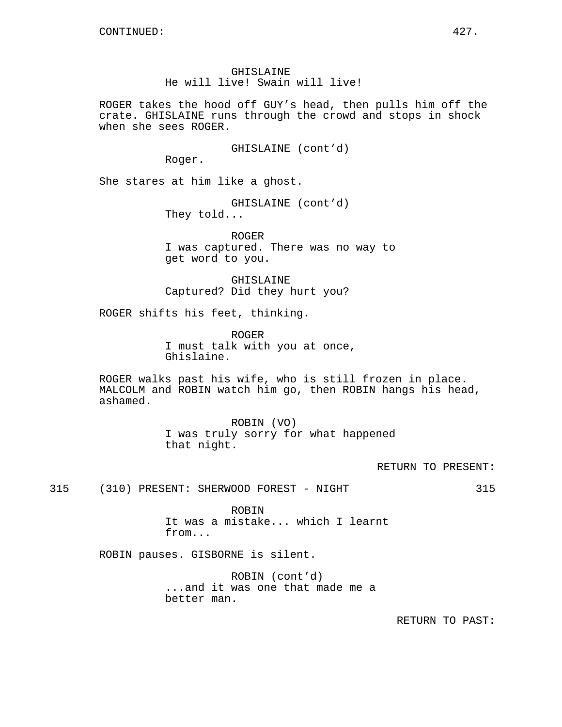CONTINUED:

GHISLAINE
He will live! Swain will live!

ROGER takes the hood off GUY's head, then pulls him off the crate. GHISLAINE runs through the crowd and stops in shock when she sees ROGER.

GHISLAINE (cont'd)
Roger.

She stares at him like a ghost.

GHISLAINE (cont'd)
They told...

ROGER
I was captured. There was no way to get word to you.

GHISLAINE
Captured? Did they hurt you?

ROGER shifts his feet, thinking.

ROGER
I must talk with you at once, Ghislaine.

ROGER walks past his wife, who is still frozen in place. MALCOLM and ROBIN watch him go, then ROBIN hangs his head, ashamed.

ROBIN (VO)
I was truly sorry for what happened that night.

RETURN TO PRESENT:

315 (310) PRESENT: SHERWOOD FOREST - NIGHT 315

ROBIN
It was a mistake... which I learnt from...

ROBIN pauses. GISBORNE is silent.

ROBIN (cont'd)
...and it was one that made me a better man.

RETURN TO PAST: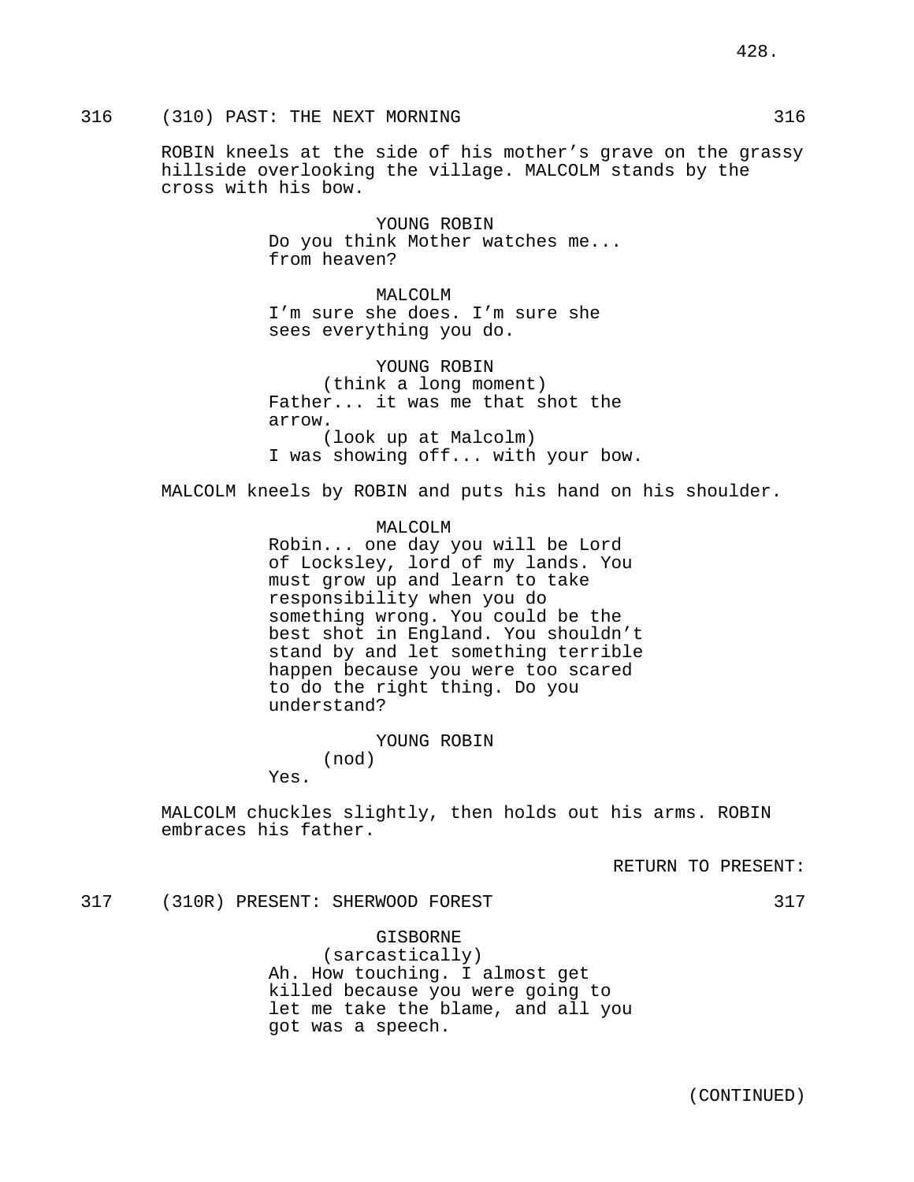316 (310) PAST: THE NEXT MORNING 316

ROBIN kneels at the side of his mother's grave on the grassy hillside overlooking the village. MALCOLM stands by the cross with his bow.

YOUNG ROBIN
Do you think Mother watches me... from heaven?

MALCOLM
I'm sure she does. I'm sure she sees everything you do.

YOUNG ROBIN
(think a long moment)
Father... it was me that shot the arrow.
(look up at Malcolm)
I was showing off... with your bow.

MALCOLM kneels by ROBIN and puts his hand on his shoulder.

MALCOLM
Robin... one day you will be Lord of Locksley, lord of my lands. You must grow up and learn to take responsibility when you do something wrong. You could be the best shot in England. You shouldn't stand by and let something terrible happen because you were too scared to do the right thing. Do you understand?

YOUNG ROBIN
(nod)
Yes.

MALCOLM chuckles slightly, then holds out his arms. ROBIN embraces his father.

RETURN TO PRESENT:

317 (310R) PRESENT: SHERWOOD FOREST 317

GISBORNE
(sarcastically)
Ah. How touching. I almost get killed because you were going to let me take the blame, and all you got was a speech.

(CONTINUED)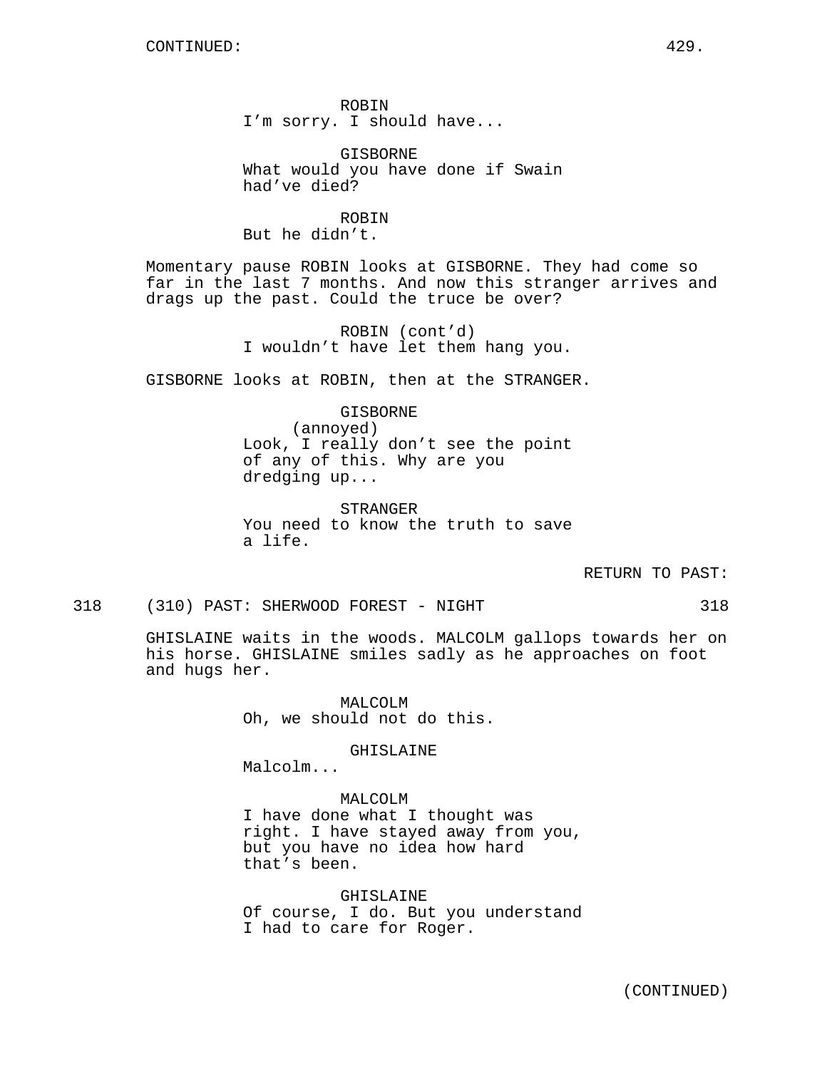ROBIN
I'm sorry. I should have...

GISBORNE
What would you have done if Swain had've died?

ROBIN
But he didn't.

Momentary pause ROBIN looks at GISBORNE. They had come so far in the last 7 months. And now this stranger arrives and drags up the past. Could the truce be over?

ROBIN (cont'd)
I wouldn't have let them hang you.

GISBORNE looks at ROBIN, then at the STRANGER.

GISBORNE
(annoyed)
Look, I really don't see the point of any of this. Why are you dredging up...

STRANGER
You need to know the truth to save a life.

RETURN TO PAST:

318 (310) PAST: SHERWOOD FOREST - NIGHT 318

GHISLAINE waits in the woods. MALCOLM gallops towards her on his horse. GHISLAINE smiles sadly as he approaches on foot and hugs her.

MALCOLM
Oh, we should not do this.

GHISLAINE
Malcolm...

MALCOLM
I have done what I thought was right. I have stayed away from you, but you have no idea how hard that's been.

GHISLAINE
Of course, I do. But you understand I had to care for Roger.

(CONTINUED)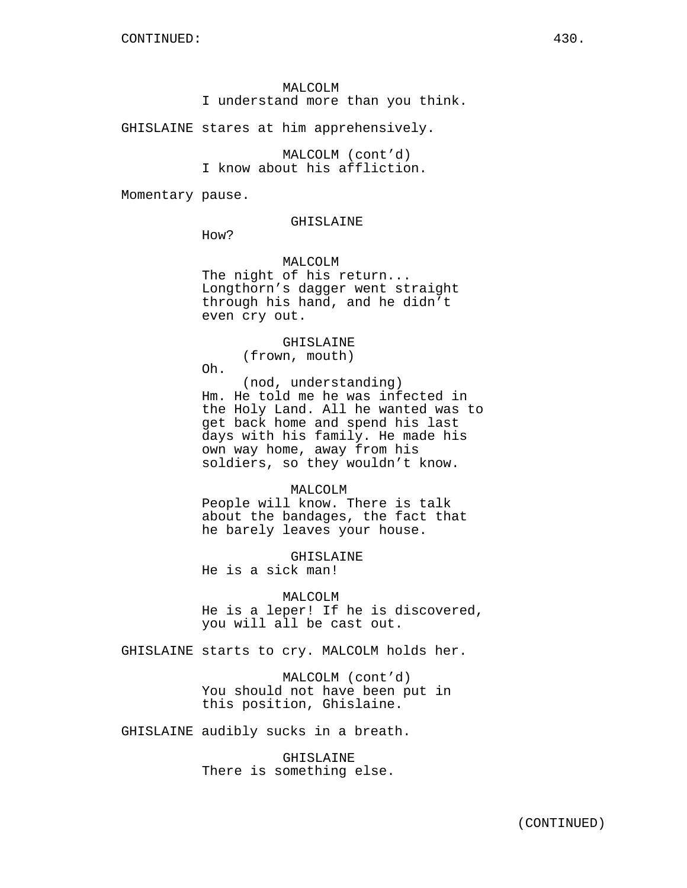CONTINUED:

MALCOLM
I understand more than you think.

GHISLAINE stares at him apprehensively.

MALCOLM (cont'd)
I know about his affliction.

Momentary pause.

GHISLAINE
How?

MALCOLM
The night of his return...
Longthorn's dagger went straight
through his hand, and he didn't
even cry out.

GHISLAINE
(frown, mouth)
Oh.
(nod, understanding)
Hm. He told me he was infected in
the Holy Land. All he wanted was to
get back home and spend his last
days with his family. He made his
own way home, away from his
soldiers, so they wouldn't know.

MALCOLM
People will know. There is talk
about the bandages, the fact that
he barely leaves your house.

GHISLAINE
He is a sick man!

MALCOLM
He is a leper! If he is discovered,
you will all be cast out.

GHISLAINE starts to cry. MALCOLM holds her.

MALCOLM (cont'd)
You should not have been put in
this position, Ghislaine.

GHISLAINE audibly sucks in a breath.

GHISLAINE
There is something else.

(CONTINUED)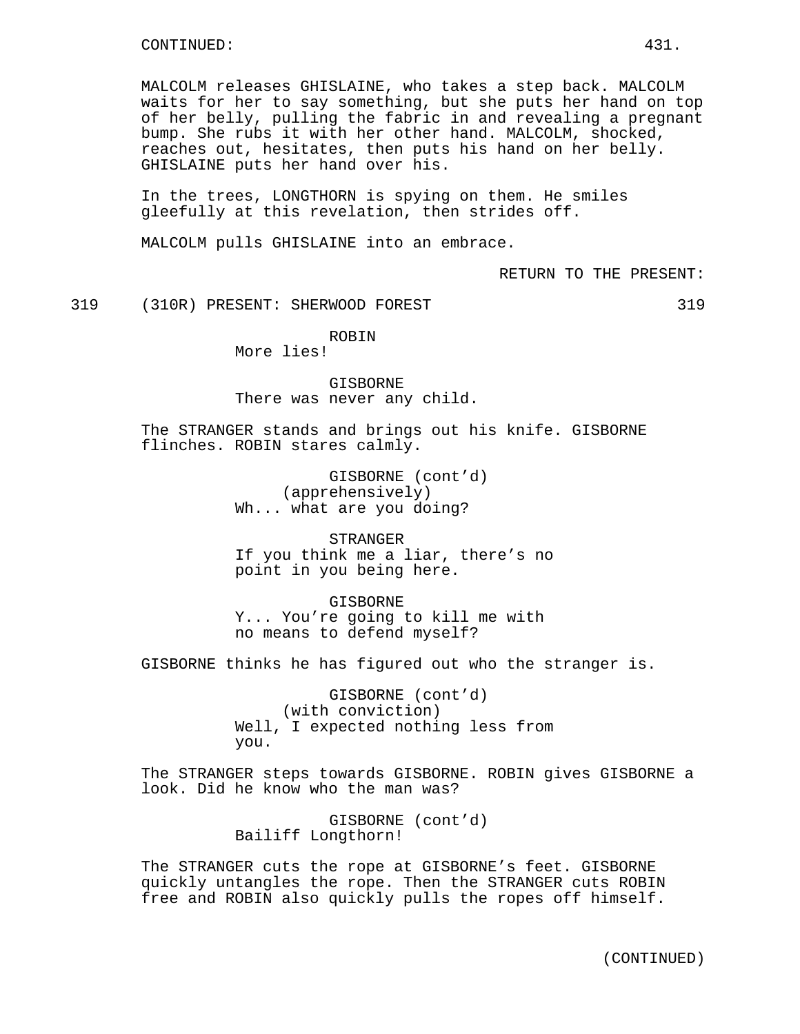CONTINUED:

MALCOLM releases GHISLAINE, who takes a step back. MALCOLM waits for her to say something, but she puts her hand on top of her belly, pulling the fabric in and revealing a pregnant bump. She rubs it with her other hand. MALCOLM, shocked, reaches out, hesitates, then puts his hand on her belly. GHISLAINE puts her hand over his.

In the trees, LONGTHORN is spying on them. He smiles gleefully at this revelation, then strides off.

MALCOLM pulls GHISLAINE into an embrace.

RETURN TO THE PRESENT:

319 (310R) PRESENT: SHERWOOD FOREST 319

ROBIN
More lies!

GISBORNE
There was never any child.

The STRANGER stands and brings out his knife. GISBORNE flinches. ROBIN stares calmly.

GISBORNE (cont'd)
(apprehensively)
Wh... what are you doing?

STRANGER
If you think me a liar, there's no point in you being here.

GISBORNE
Y... You're going to kill me with no means to defend myself?

GISBORNE thinks he has figured out who the stranger is.

GISBORNE (cont'd)
(with conviction)
Well, I expected nothing less from you.

The STRANGER steps towards GISBORNE. ROBIN gives GISBORNE a look. Did he know who the man was?

GISBORNE (cont'd)
Bailiff Longthorn!

The STRANGER cuts the rope at GISBORNE's feet. GISBORNE quickly untangles the rope. Then the STRANGER cuts ROBIN free and ROBIN also quickly pulls the ropes off himself.

(CONTINUED)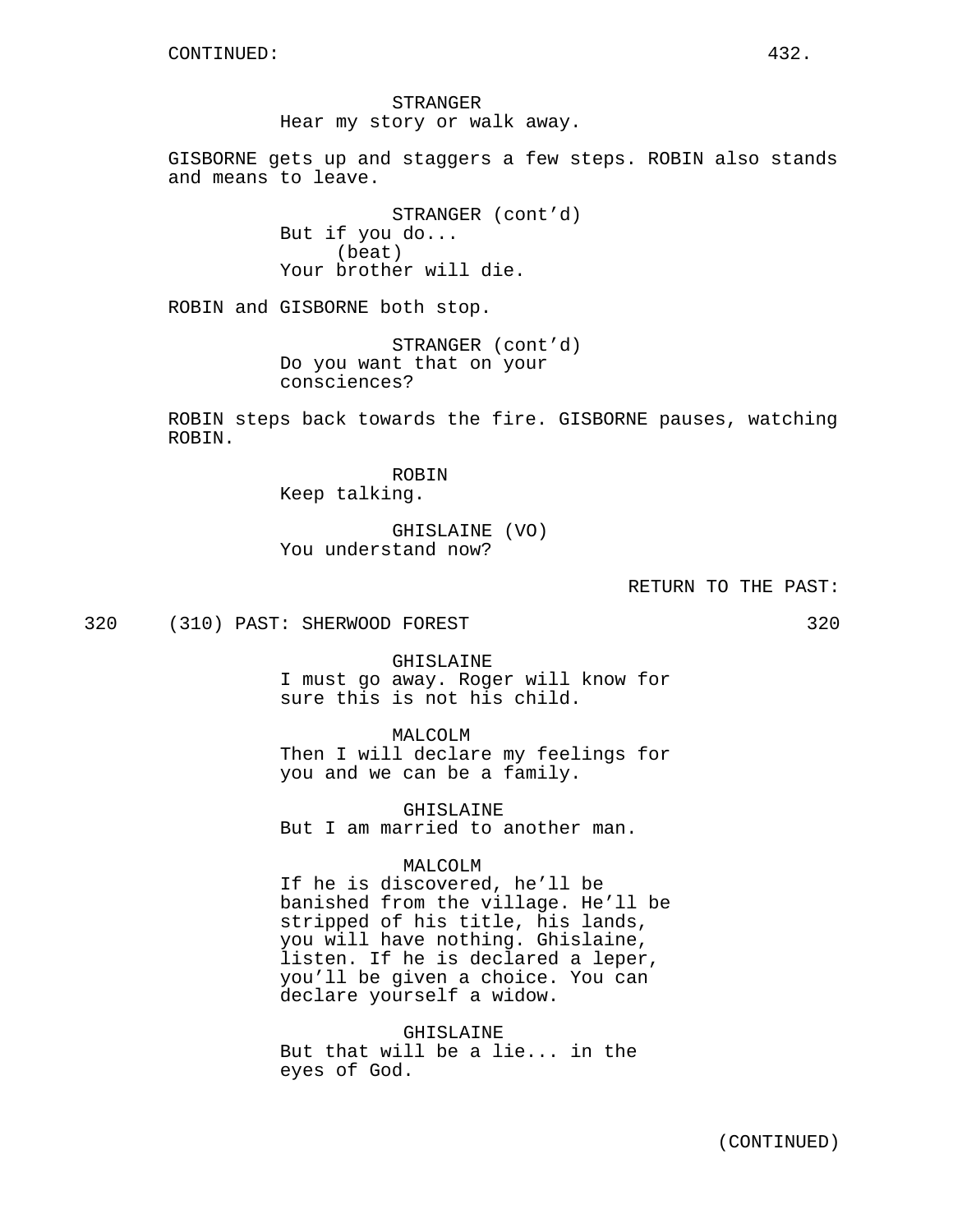CONTINUED:

STRANGER
Hear my story or walk away.

GISBORNE gets up and staggers a few steps. ROBIN also stands and means to leave.

STRANGER (cont'd)
But if you do...
(beat)
Your brother will die.

ROBIN and GISBORNE both stop.

STRANGER (cont'd)
Do you want that on your consciences?

ROBIN steps back towards the fire. GISBORNE pauses, watching ROBIN.

ROBIN
Keep talking.

GHISLAINE (VO)
You understand now?

RETURN TO THE PAST:

320 (310) PAST: SHERWOOD FOREST 320

GHISLAINE
I must go away. Roger will know for sure this is not his child.

MALCOLM
Then I will declare my feelings for you and we can be a family.

GHISLAINE
But I am married to another man.

MALCOLM
If he is discovered, he'll be banished from the village. He'll be stripped of his title, his lands, you will have nothing. Ghislaine, listen. If he is declared a leper, you'll be given a choice. You can declare yourself a widow.

GHISLAINE
But that will be a lie... in the eyes of God.

(CONTINUED)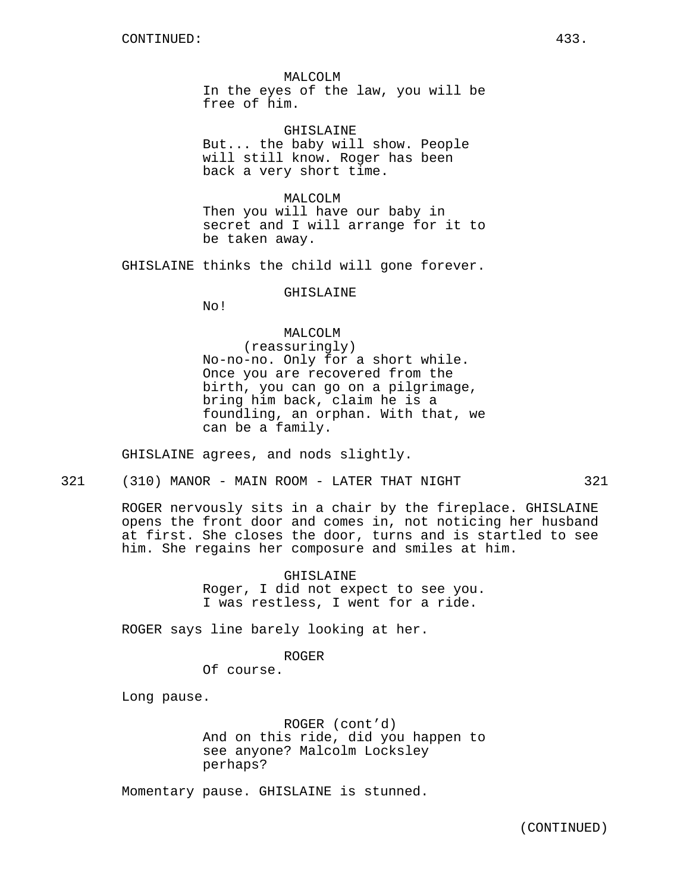CONTINUED:

MALCOLM
In the eyes of the law, you will be free of him.

GHISLAINE
But... the baby will show. People will still know. Roger has been back a very short time.

MALCOLM
Then you will have our baby in secret and I will arrange for it to be taken away.

GHISLAINE thinks the child will gone forever.

GHISLAINE
No!

MALCOLM
(reassuringly)
No-no-no. Only for a short while. Once you are recovered from the birth, you can go on a pilgrimage, bring him back, claim he is a foundling, an orphan. With that, we can be a family.

GHISLAINE agrees, and nods slightly.

321 (310) MANOR - MAIN ROOM - LATER THAT NIGHT 321

ROGER nervously sits in a chair by the fireplace. GHISLAINE opens the front door and comes in, not noticing her husband at first. She closes the door, turns and is startled to see him. She regains her composure and smiles at him.

GHISLAINE
Roger, I did not expect to see you. I was restless, I went for a ride.

ROGER says line barely looking at her.

ROGER
Of course.

Long pause.

ROGER (cont'd)
And on this ride, did you happen to see anyone? Malcolm Locksley perhaps?

Momentary pause. GHISLAINE is stunned.

(CONTINUED)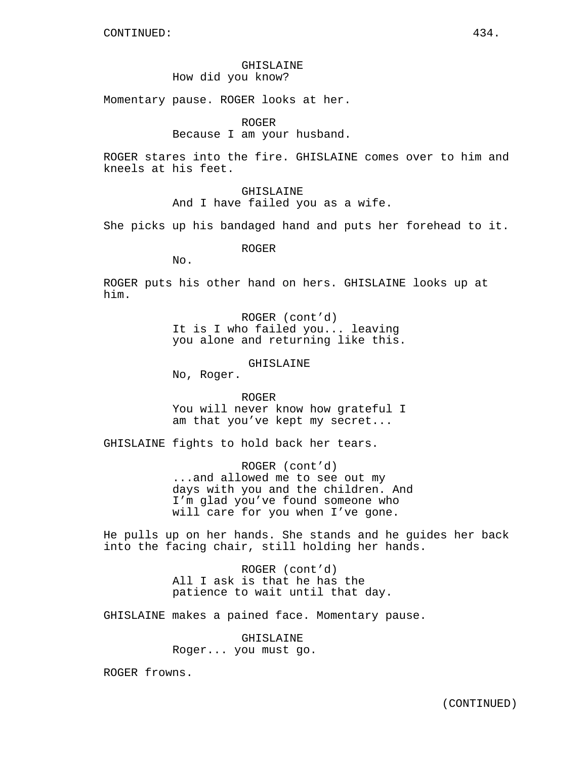CONTINUED:

GHISLAINE
How did you know?

Momentary pause. ROGER looks at her.

ROGER
Because I am your husband.

ROGER stares into the fire. GHISLAINE comes over to him and kneels at his feet.

GHISLAINE
And I have failed you as a wife.

She picks up his bandaged hand and puts her forehead to it.

ROGER
No.

ROGER puts his other hand on hers. GHISLAINE looks up at him.

ROGER (cont'd)
It is I who failed you... leaving you alone and returning like this.

GHISLAINE
No, Roger.

ROGER
You will never know how grateful I am that you've kept my secret...

GHISLAINE fights to hold back her tears.

ROGER (cont'd)
...and allowed me to see out my days with you and the children. And I'm glad you've found someone who will care for you when I've gone.

He pulls up on her hands. She stands and he guides her back into the facing chair, still holding her hands.

ROGER (cont'd)
All I ask is that he has the patience to wait until that day.

GHISLAINE makes a pained face. Momentary pause.

GHISLAINE
Roger... you must go.

ROGER frowns.

(CONTINUED)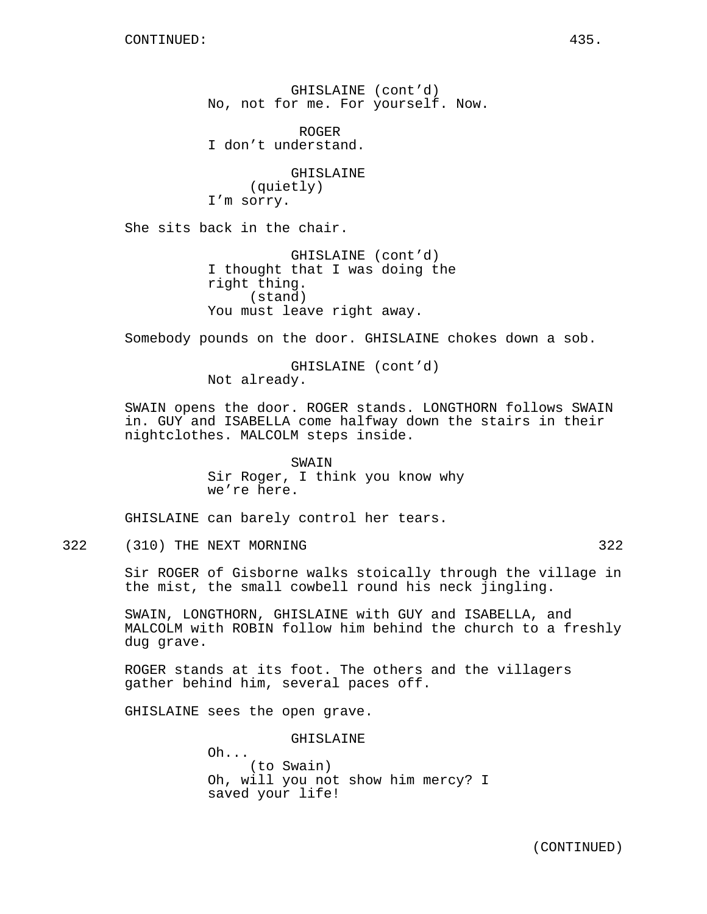GHISLAINE (cont'd)
No, not for me. For yourself. Now.

ROGER
I don't understand.

GHISLAINE
(quietly)
I'm sorry.

She sits back in the chair.

GHISLAINE (cont'd)
I thought that I was doing the right thing.
(stand)
You must leave right away.

Somebody pounds on the door. GHISLAINE chokes down a sob.

GHISLAINE (cont'd)
Not already.

SWAIN opens the door. ROGER stands. LONGTHORN follows SWAIN in. GUY and ISABELLA come halfway down the stairs in their nightclothes. MALCOLM steps inside.

SWAIN
Sir Roger, I think you know why we're here.

GHISLAINE can barely control her tears.

322 (310) THE NEXT MORNING 322

Sir ROGER of Gisborne walks stoically through the village in the mist, the small cowbell round his neck jingling.

SWAIN, LONGTHORN, GHISLAINE with GUY and ISABELLA, and MALCOLM with ROBIN follow him behind the church to a freshly dug grave.

ROGER stands at its foot. The others and the villagers gather behind him, several paces off.

GHISLAINE sees the open grave.

GHISLAINE
Oh...
(to Swain)
Oh, will you not show him mercy? I saved your life!

(CONTINUED)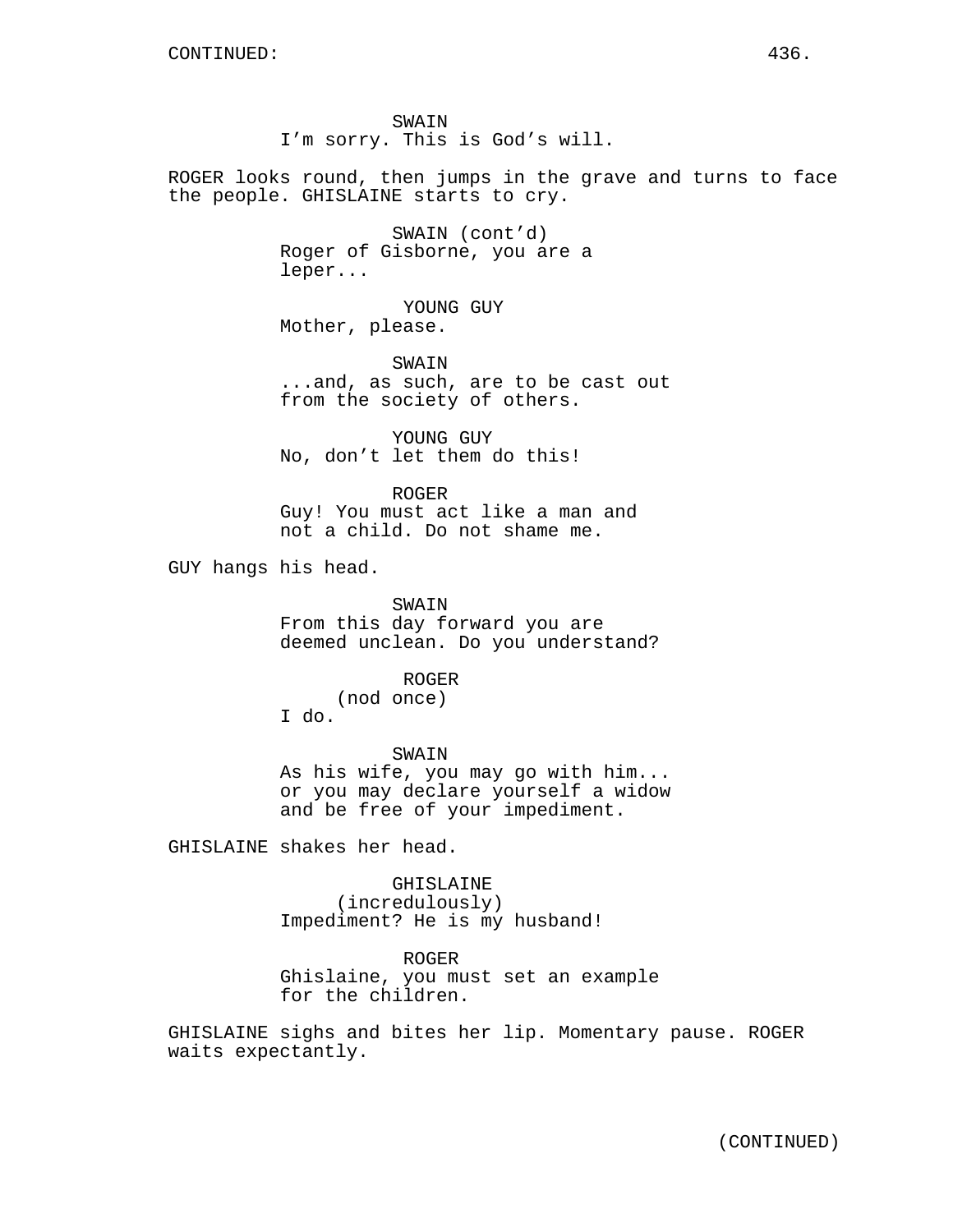CONTINUED:

SWAIN
I'm sorry. This is God's will.

ROGER looks round, then jumps in the grave and turns to face the people. GHISLAINE starts to cry.

SWAIN (cont'd)
Roger of Gisborne, you are a leper...

YOUNG GUY
Mother, please.

SWAIN
...and, as such, are to be cast out from the society of others.

YOUNG GUY
No, don't let them do this!

ROGER
Guy! You must act like a man and not a child. Do not shame me.

GUY hangs his head.

SWAIN
From this day forward you are deemed unclean. Do you understand?

ROGER
(nod once)
I do.

SWAIN
As his wife, you may go with him... or you may declare yourself a widow and be free of your impediment.

GHISLAINE shakes her head.

GHISLAINE
(incredulously)
Impediment? He is my husband!

ROGER
Ghislaine, you must set an example for the children.

GHISLAINE sighs and bites her lip. Momentary pause. ROGER waits expectantly.

(CONTINUED)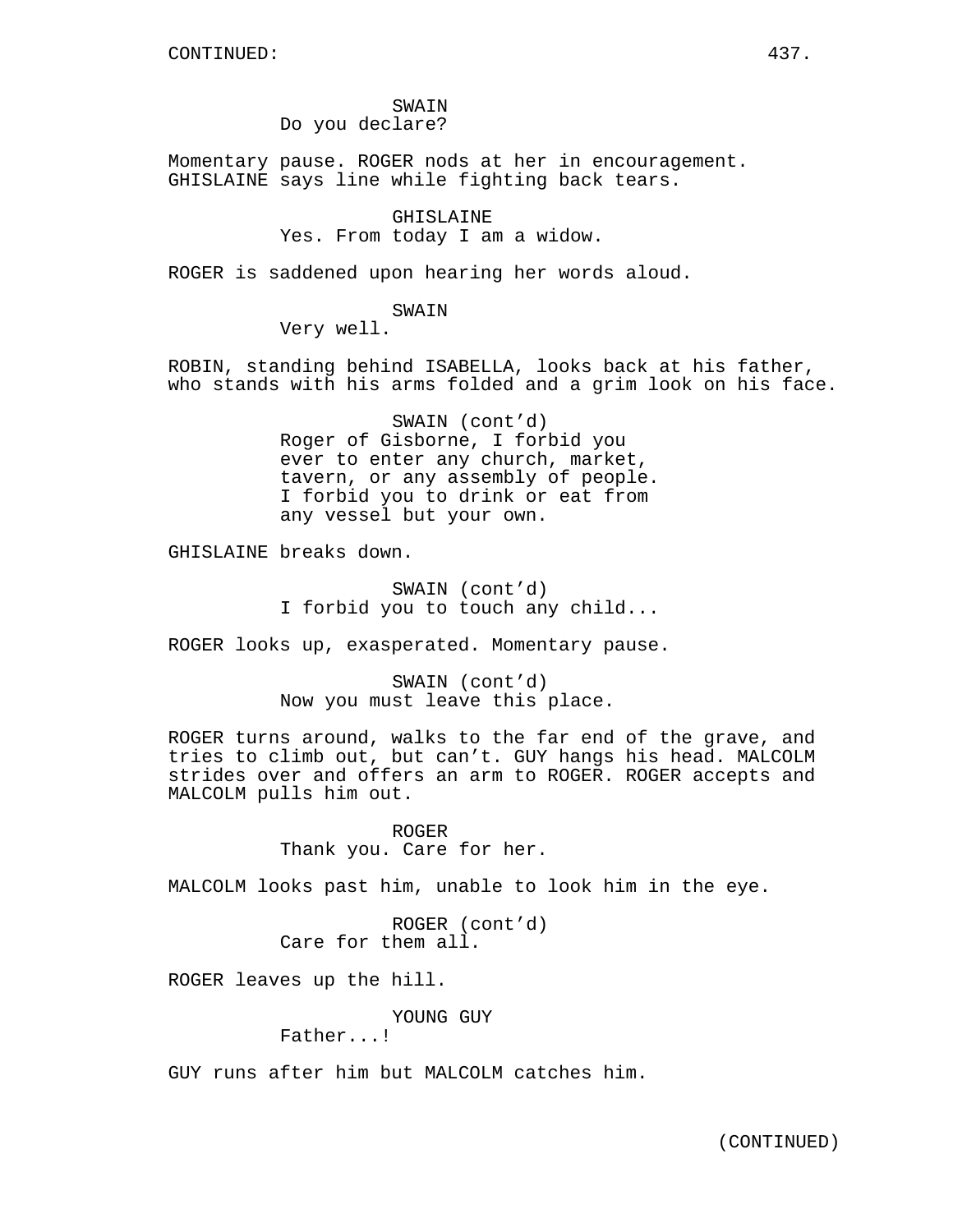CONTINUED:

SWAIN
Do you declare?

Momentary pause. ROGER nods at her in encouragement. GHISLAINE says line while fighting back tears.

GHISLAINE
Yes. From today I am a widow.

ROGER is saddened upon hearing her words aloud.

SWAIN
Very well.

ROBIN, standing behind ISABELLA, looks back at his father, who stands with his arms folded and a grim look on his face.

SWAIN (cont'd)
Roger of Gisborne, I forbid you ever to enter any church, market, tavern, or any assembly of people. I forbid you to drink or eat from any vessel but your own.

GHISLAINE breaks down.

SWAIN (cont'd)
I forbid you to touch any child...

ROGER looks up, exasperated. Momentary pause.

SWAIN (cont'd)
Now you must leave this place.

ROGER turns around, walks to the far end of the grave, and tries to climb out, but can't. GUY hangs his head. MALCOLM strides over and offers an arm to ROGER. ROGER accepts and MALCOLM pulls him out.

ROGER
Thank you. Care for her.

MALCOLM looks past him, unable to look him in the eye.

ROGER (cont'd)
Care for them all.

ROGER leaves up the hill.

YOUNG GUY
Father...!

GUY runs after him but MALCOLM catches him.

(CONTINUED)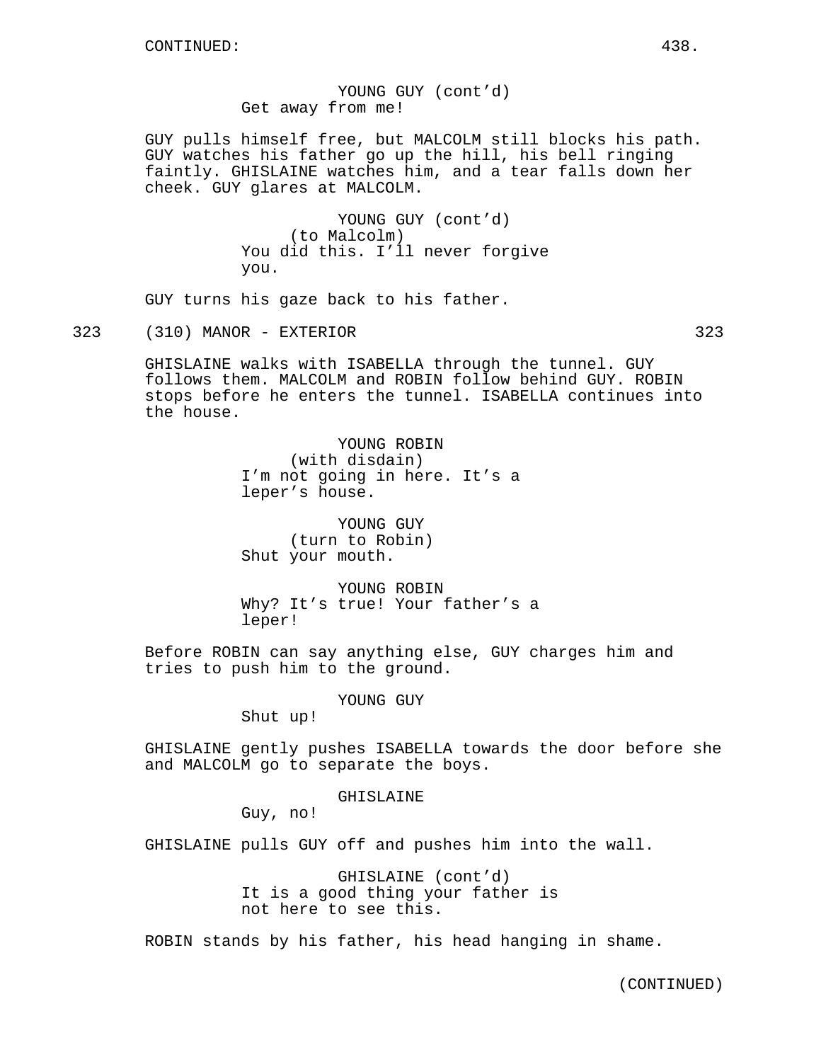YOUNG GUY (cont'd)
Get away from me!

GUY pulls himself free, but MALCOLM still blocks his path. GUY watches his father go up the hill, his bell ringing faintly. GHISLAINE watches him, and a tear falls down her cheek. GUY glares at MALCOLM.

YOUNG GUY (cont'd)
(to Malcolm)
You did this. I'll never forgive you.

GUY turns his gaze back to his father.

323 (310) MANOR - EXTERIOR 323

GHISLAINE walks with ISABELLA through the tunnel. GUY follows them. MALCOLM and ROBIN follow behind GUY. ROBIN stops before he enters the tunnel. ISABELLA continues into the house.

YOUNG ROBIN
(with disdain)
I'm not going in here. It's a leper's house.

YOUNG GUY
(turn to Robin)
Shut your mouth.

YOUNG ROBIN
Why? It's true! Your father's a leper!

Before ROBIN can say anything else, GUY charges him and tries to push him to the ground.

YOUNG GUY
Shut up!

GHISLAINE gently pushes ISABELLA towards the door before she and MALCOLM go to separate the boys.

GHISLAINE
Guy, no!

GHISLAINE pulls GUY off and pushes him into the wall.

GHISLAINE (cont'd)
It is a good thing your father is not here to see this.

ROBIN stands by his father, his head hanging in shame.

(CONTINUED)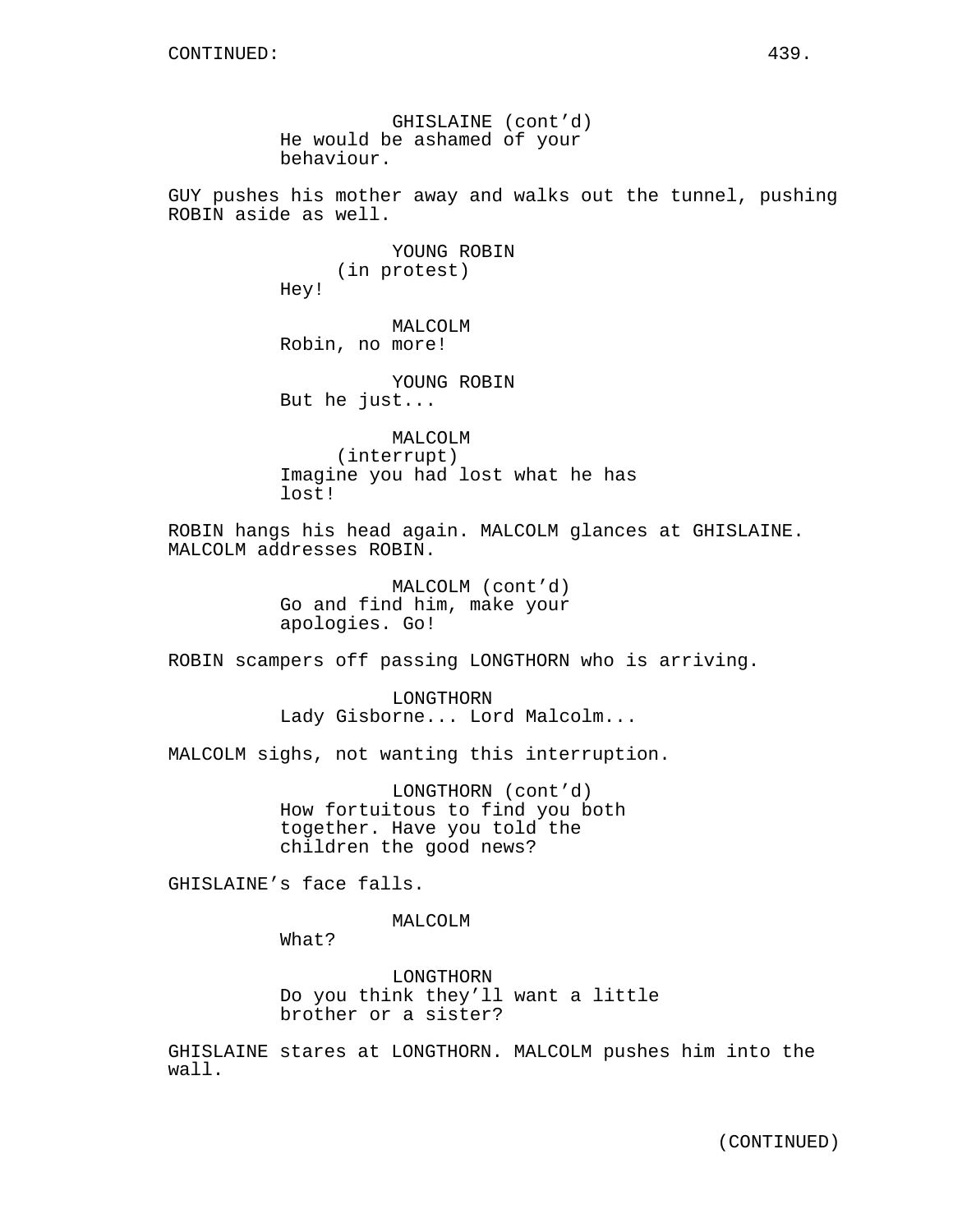CONTINUED:

GHISLAINE (cont'd)
He would be ashamed of your behaviour.

GUY pushes his mother away and walks out the tunnel, pushing ROBIN aside as well.

YOUNG ROBIN
(in protest)
Hey!

MALCOLM
Robin, no more!

YOUNG ROBIN
But he just...

MALCOLM
(interrupt)
Imagine you had lost what he has lost!

ROBIN hangs his head again. MALCOLM glances at GHISLAINE. MALCOLM addresses ROBIN.

MALCOLM (cont'd)
Go and find him, make your apologies. Go!

ROBIN scampers off passing LONGTHORN who is arriving.

LONGTHORN
Lady Gisborne... Lord Malcolm...

MALCOLM sighs, not wanting this interruption.

LONGTHORN (cont'd)
How fortuitous to find you both together. Have you told the children the good news?

GHISLAINE's face falls.

MALCOLM
What?

LONGTHORN
Do you think they'll want a little brother or a sister?

GHISLAINE stares at LONGTHORN. MALCOLM pushes him into the wall.

(CONTINUED)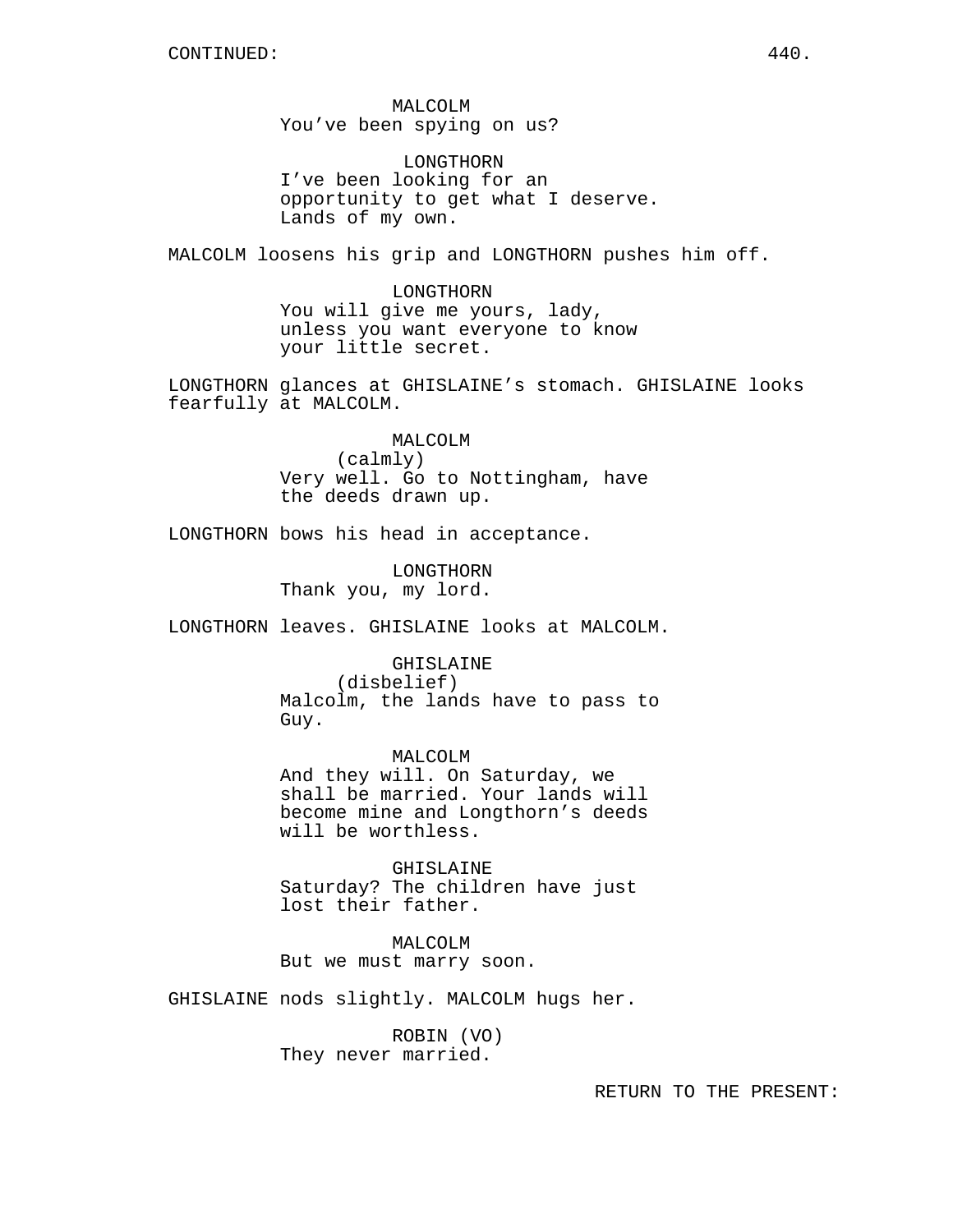CONTINUED:

MALCOLM
You've been spying on us?

LONGTHORN
I've been looking for an opportunity to get what I deserve. Lands of my own.

MALCOLM loosens his grip and LONGTHORN pushes him off.

LONGTHORN
You will give me yours, lady, unless you want everyone to know your little secret.

LONGTHORN glances at GHISLAINE's stomach. GHISLAINE looks fearfully at MALCOLM.

MALCOLM
(calmly)
Very well. Go to Nottingham, have the deeds drawn up.

LONGTHORN bows his head in acceptance.

LONGTHORN
Thank you, my lord.

LONGTHORN leaves. GHISLAINE looks at MALCOLM.

GHISLAINE
(disbelief)
Malcolm, the lands have to pass to Guy.

MALCOLM
And they will. On Saturday, we shall be married. Your lands will become mine and Longthorn's deeds will be worthless.

GHISLAINE
Saturday? The children have just lost their father.

MALCOLM
But we must marry soon.

GHISLAINE nods slightly. MALCOLM hugs her.

ROBIN (VO)
They never married.

RETURN TO THE PRESENT: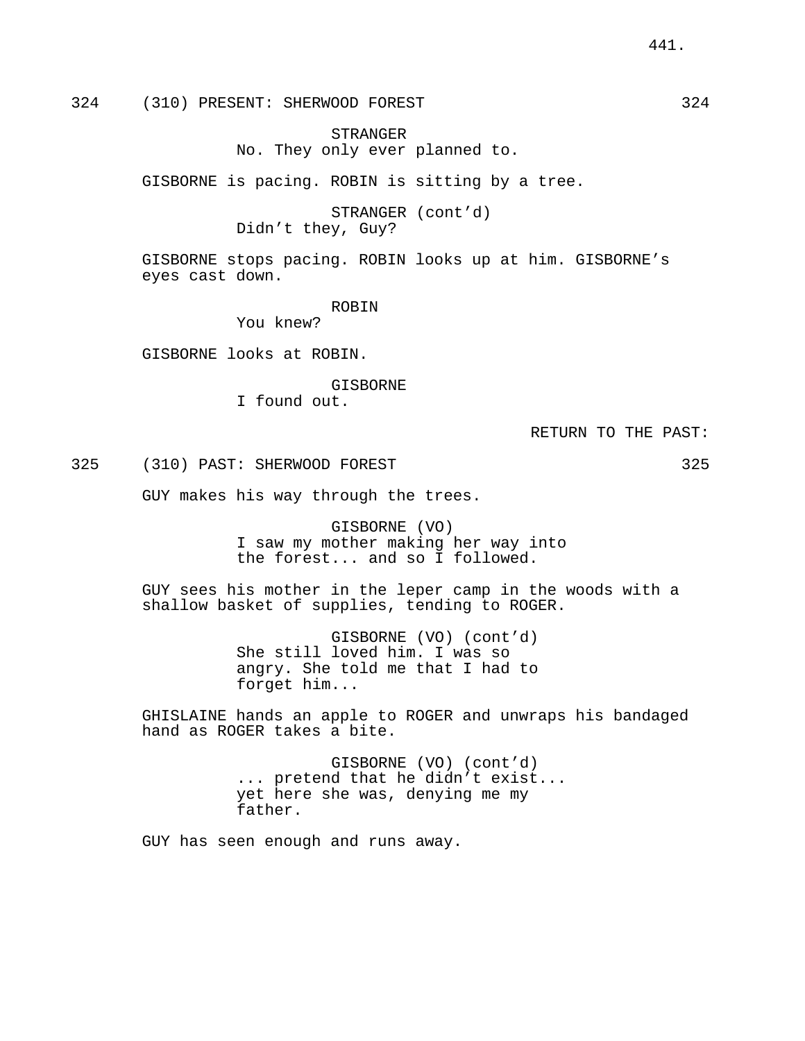324 (310) PRESENT: SHERWOOD FOREST 324

STRANGER
No. They only ever planned to.

GISBORNE is pacing. ROBIN is sitting by a tree.

STRANGER (cont'd)
Didn't they, Guy?

GISBORNE stops pacing. ROBIN looks up at him. GISBORNE's eyes cast down.

ROBIN
You knew?

GISBORNE looks at ROBIN.

GISBORNE
I found out.

RETURN TO THE PAST:

325 (310) PAST: SHERWOOD FOREST 325

GUY makes his way through the trees.

GISBORNE (VO)
I saw my mother making her way into the forest... and so I followed.

GUY sees his mother in the leper camp in the woods with a shallow basket of supplies, tending to ROGER.

GISBORNE (VO) (cont'd)
She still loved him. I was so angry. She told me that I had to forget him...

GHISLAINE hands an apple to ROGER and unwraps his bandaged hand as ROGER takes a bite.

GISBORNE (VO) (cont'd)
... pretend that he didn't exist... yet here she was, denying me my father.

GUY has seen enough and runs away.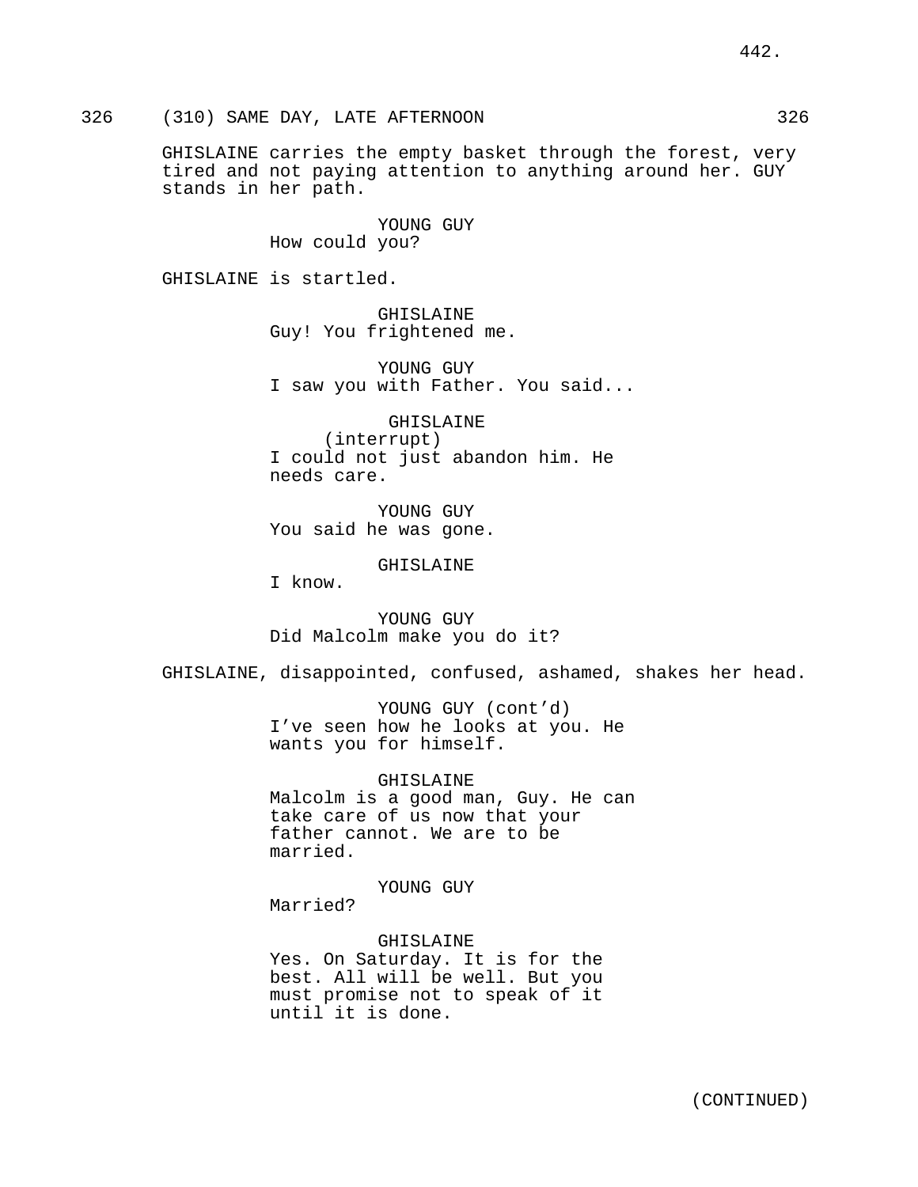326 (310) SAME DAY, LATE AFTERNOON 326

GHISLAINE carries the empty basket through the forest, very tired and not paying attention to anything around her. GUY stands in her path.

YOUNG GUY
How could you?

GHISLAINE is startled.

GHISLAINE
Guy! You frightened me.

YOUNG GUY
I saw you with Father. You said...

GHISLAINE
(interrupt)
I could not just abandon him. He needs care.

YOUNG GUY
You said he was gone.

GHISLAINE
I know.

YOUNG GUY
Did Malcolm make you do it?

GHISLAINE, disappointed, confused, ashamed, shakes her head.

YOUNG GUY (cont'd)
I've seen how he looks at you. He wants you for himself.

GHISLAINE
Malcolm is a good man, Guy. He can take care of us now that your father cannot. We are to be married.

YOUNG GUY
Married?

GHISLAINE
Yes. On Saturday. It is for the best. All will be well. But you must promise not to speak of it until it is done.

(CONTINUED)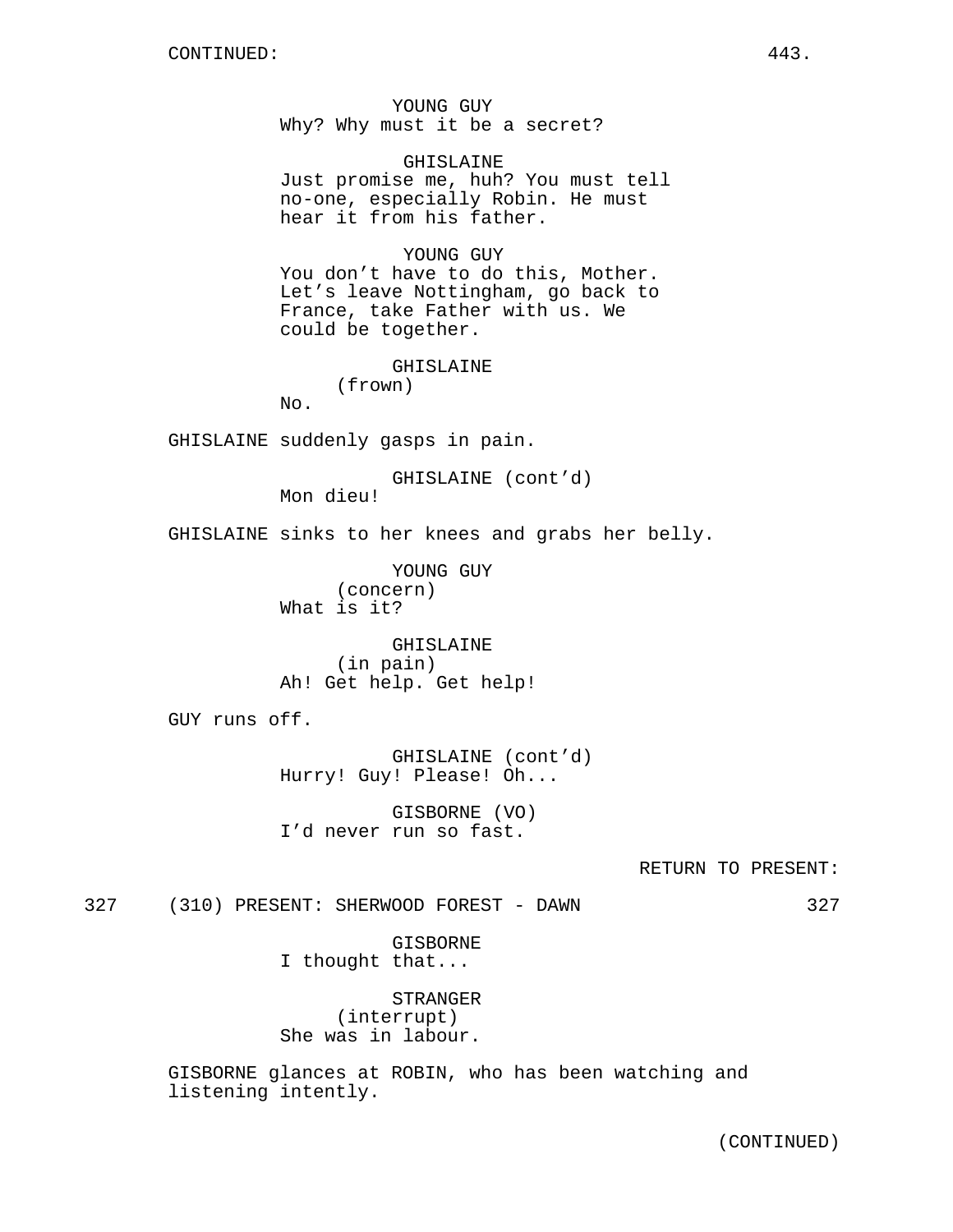CONTINUED:

YOUNG GUY
Why? Why must it be a secret?

GHISLAINE
Just promise me, huh? You must tell no-one, especially Robin. He must hear it from his father.

YOUNG GUY
You don't have to do this, Mother. Let's leave Nottingham, go back to France, take Father with us. We could be together.

GHISLAINE
(frown)
No.

GHISLAINE suddenly gasps in pain.

GHISLAINE (cont'd)
Mon dieu!

GHISLAINE sinks to her knees and grabs her belly.

YOUNG GUY
(concern)
What is it?

GHISLAINE
(in pain)
Ah! Get help. Get help!

GUY runs off.

GHISLAINE (cont'd)
Hurry! Guy! Please! Oh...

GISBORNE (VO)
I'd never run so fast.

RETURN TO PRESENT:

327 (310) PRESENT: SHERWOOD FOREST - DAWN 327

GISBORNE
I thought that...

STRANGER
(interrupt)
She was in labour.

GISBORNE glances at ROBIN, who has been watching and listening intently.

(CONTINUED)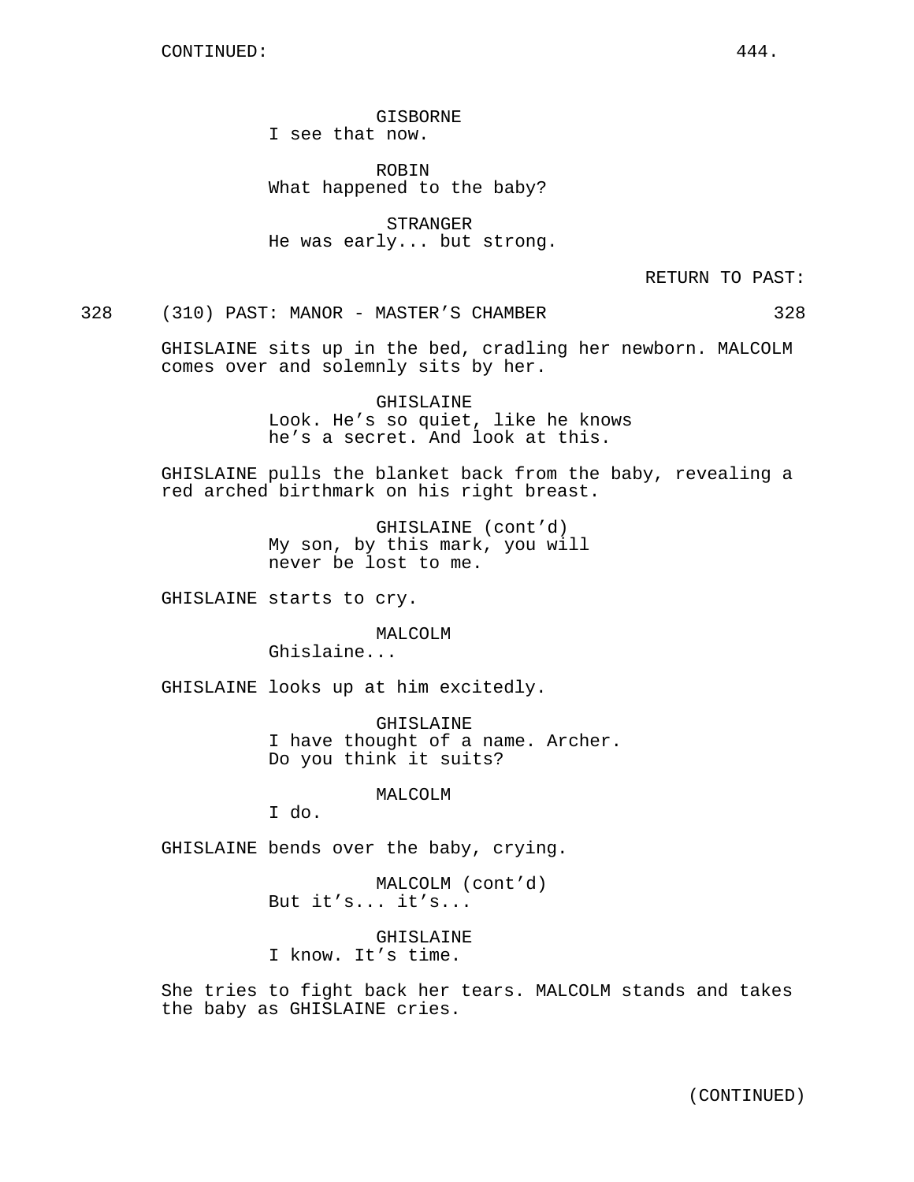CONTINUED:

GISBORNE
I see that now.

ROBIN
What happened to the baby?

STRANGER
He was early... but strong.

RETURN TO PAST:

328 (310) PAST: MANOR - MASTER'S CHAMBER 328

GHISLAINE sits up in the bed, cradling her newborn. MALCOLM comes over and solemnly sits by her.

GHISLAINE
Look. He's so quiet, like he knows he's a secret. And look at this.

GHISLAINE pulls the blanket back from the baby, revealing a red arched birthmark on his right breast.

GHISLAINE (cont'd)
My son, by this mark, you will never be lost to me.

GHISLAINE starts to cry.

MALCOLM
Ghislaine...

GHISLAINE looks up at him excitedly.

GHISLAINE
I have thought of a name. Archer. Do you think it suits?

MALCOLM
I do.

GHISLAINE bends over the baby, crying.

MALCOLM (cont'd)
But it's... it's...

GHISLAINE
I know. It's time.

She tries to fight back her tears. MALCOLM stands and takes the baby as GHISLAINE cries.

(CONTINUED)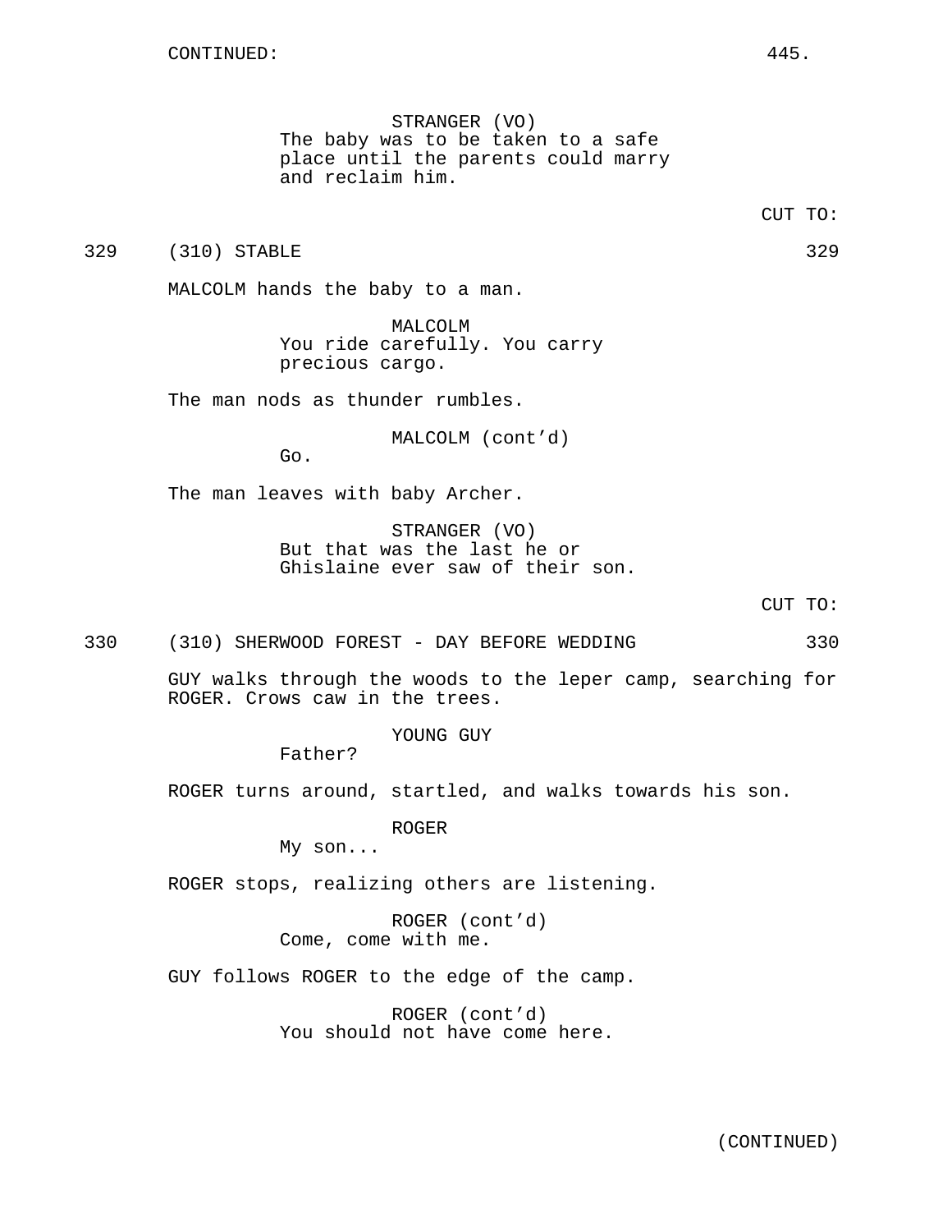CONTINUED:

STRANGER (VO)
The baby was to be taken to a safe place until the parents could marry and reclaim him.

CUT TO:

329 (310) STABLE 329

MALCOLM hands the baby to a man.

MALCOLM
You ride carefully. You carry precious cargo.

The man nods as thunder rumbles.

MALCOLM (cont'd)
Go.

The man leaves with baby Archer.

STRANGER (VO)
But that was the last he or Ghislaine ever saw of their son.

CUT TO:

330 (310) SHERWOOD FOREST - DAY BEFORE WEDDING 330

GUY walks through the woods to the leper camp, searching for ROGER. Crows caw in the trees.

YOUNG GUY
Father?

ROGER turns around, startled, and walks towards his son.

ROGER
My son...

ROGER stops, realizing others are listening.

ROGER (cont'd)
Come, come with me.

GUY follows ROGER to the edge of the camp.

ROGER (cont'd)
You should not have come here.

(CONTINUED)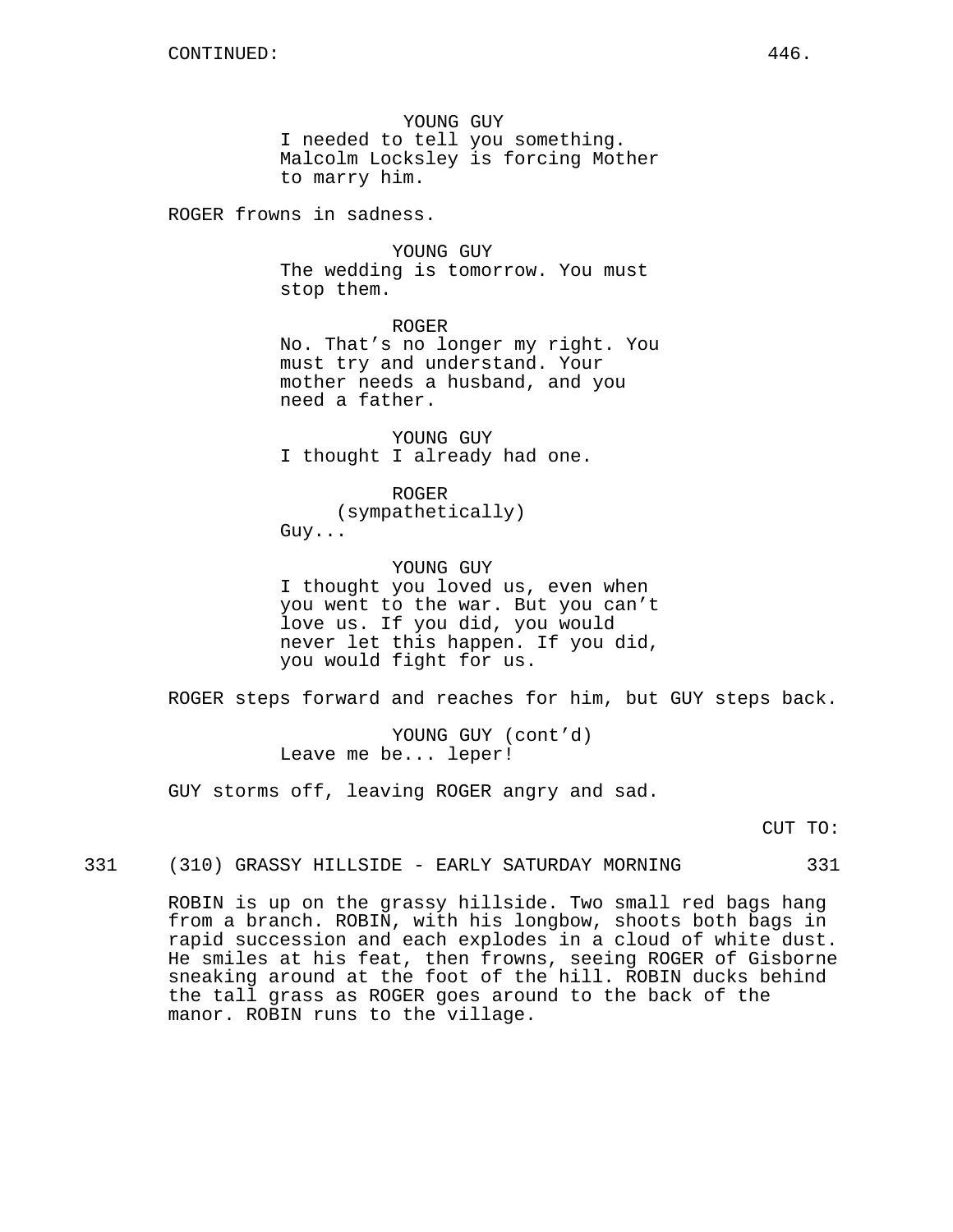CONTINUED:

YOUNG GUY
I needed to tell you something. Malcolm Locksley is forcing Mother to marry him.

ROGER frowns in sadness.

YOUNG GUY
The wedding is tomorrow. You must stop them.

ROGER
No. That's no longer my right. You must try and understand. Your mother needs a husband, and you need a father.

YOUNG GUY
I thought I already had one.

ROGER
(sympathetically)
Guy...

YOUNG GUY
I thought you loved us, even when you went to the war. But you can't love us. If you did, you would never let this happen. If you did, you would fight for us.

ROGER steps forward and reaches for him, but GUY steps back.

YOUNG GUY (cont'd)
Leave me be... leper!

GUY storms off, leaving ROGER angry and sad.

CUT TO:

331 (310) GRASSY HILLSIDE - EARLY SATURDAY MORNING 331

ROBIN is up on the grassy hillside. Two small red bags hang from a branch. ROBIN, with his longbow, shoots both bags in rapid succession and each explodes in a cloud of white dust. He smiles at his feat, then frowns, seeing ROGER of Gisborne sneaking around at the foot of the hill. ROBIN ducks behind the tall grass as ROGER goes around to the back of the manor. ROBIN runs to the village.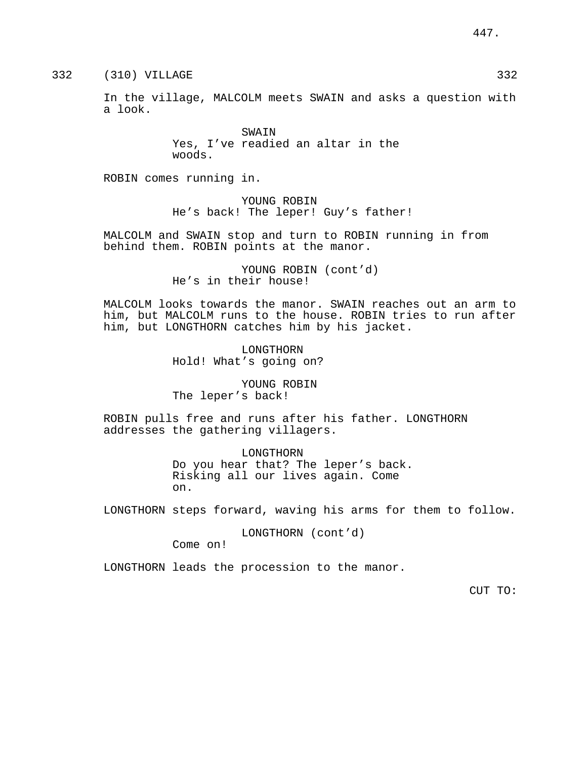332 (310) VILLAGE 332

In the village, MALCOLM meets SWAIN and asks a question with a look.

SWAIN
Yes, I've readied an altar in the woods.

ROBIN comes running in.

YOUNG ROBIN
He's back! The leper! Guy's father!

MALCOLM and SWAIN stop and turn to ROBIN running in from behind them. ROBIN points at the manor.

YOUNG ROBIN (cont'd)
He's in their house!

MALCOLM looks towards the manor. SWAIN reaches out an arm to him, but MALCOLM runs to the house. ROBIN tries to run after him, but LONGTHORN catches him by his jacket.

LONGTHORN
Hold! What's going on?

YOUNG ROBIN
The leper's back!

ROBIN pulls free and runs after his father. LONGTHORN addresses the gathering villagers.

LONGTHORN
Do you hear that? The leper's back. Risking all our lives again. Come on.

LONGTHORN steps forward, waving his arms for them to follow.

LONGTHORN (cont'd)
Come on!

LONGTHORN leads the procession to the manor.

CUT TO: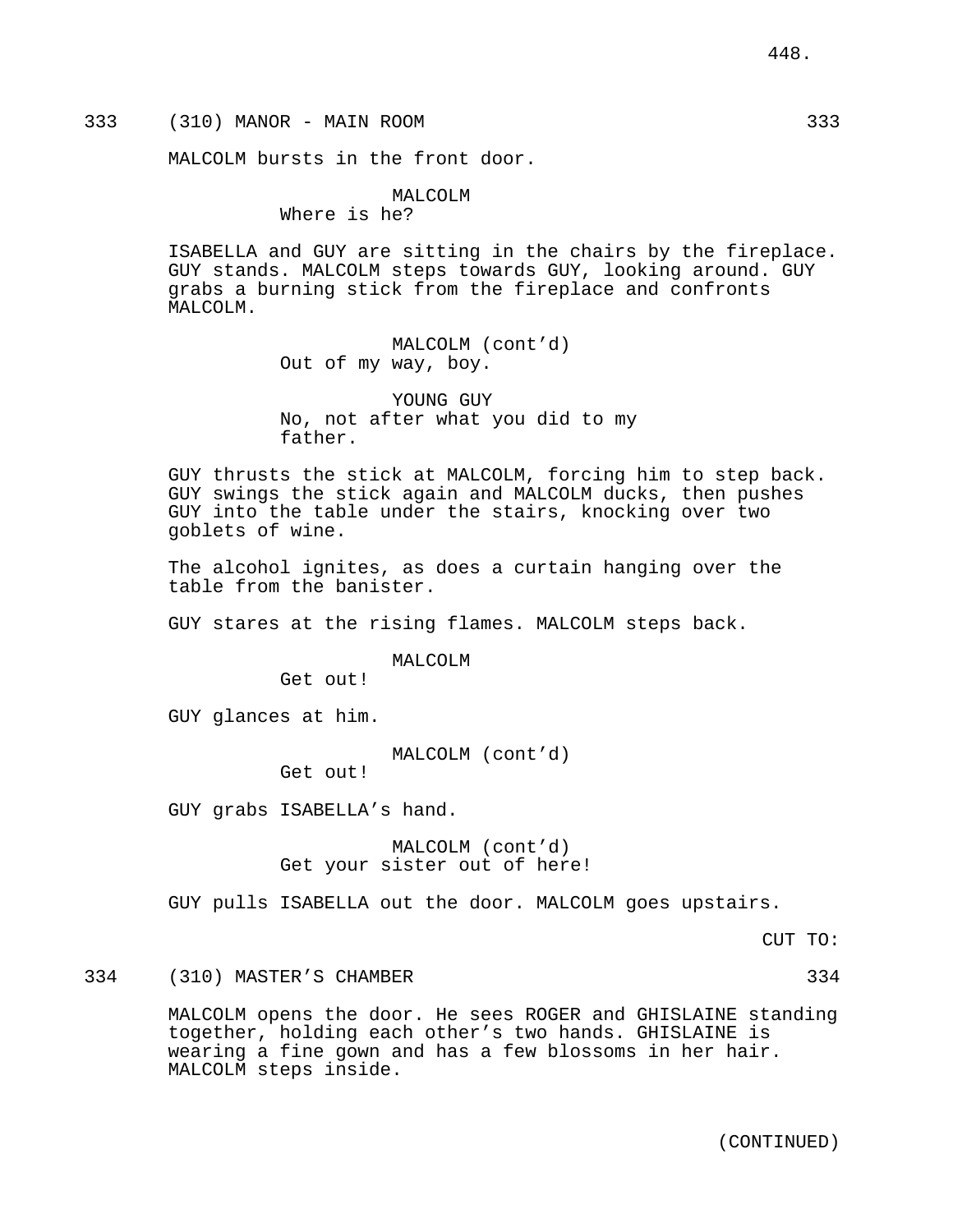333 (310) MANOR - MAIN ROOM 333

MALCOLM bursts in the front door.

MALCOLM
Where is he?

ISABELLA and GUY are sitting in the chairs by the fireplace. GUY stands. MALCOLM steps towards GUY, looking around. GUY grabs a burning stick from the fireplace and confronts MALCOLM.

MALCOLM (cont'd)
Out of my way, boy.

YOUNG GUY
No, not after what you did to my father.

GUY thrusts the stick at MALCOLM, forcing him to step back. GUY swings the stick again and MALCOLM ducks, then pushes GUY into the table under the stairs, knocking over two goblets of wine.

The alcohol ignites, as does a curtain hanging over the table from the banister.

GUY stares at the rising flames. MALCOLM steps back.

MALCOLM
Get out!

GUY glances at him.

MALCOLM (cont'd)
Get out!

GUY grabs ISABELLA's hand.

MALCOLM (cont'd)
Get your sister out of here!

GUY pulls ISABELLA out the door. MALCOLM goes upstairs.

CUT TO:

334 (310) MASTER'S CHAMBER 334

MALCOLM opens the door. He sees ROGER and GHISLAINE standing together, holding each other's two hands. GHISLAINE is wearing a fine gown and has a few blossoms in her hair. MALCOLM steps inside.

(CONTINUED)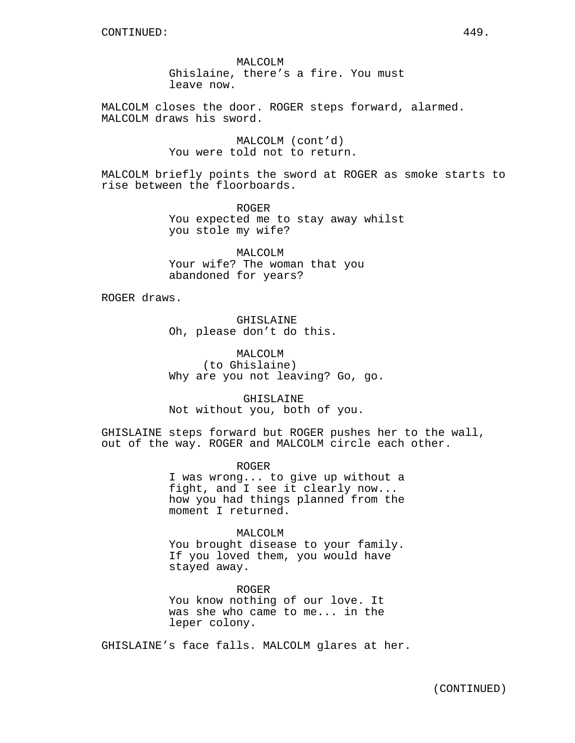MALCOLM
Ghislaine, there's a fire. You must leave now.

MALCOLM closes the door. ROGER steps forward, alarmed. MALCOLM draws his sword.

MALCOLM (cont'd)
You were told not to return.

MALCOLM briefly points the sword at ROGER as smoke starts to rise between the floorboards.

ROGER
You expected me to stay away whilst you stole my wife?

MALCOLM
Your wife? The woman that you abandoned for years?

ROGER draws.

GHISLAINE
Oh, please don't do this.

MALCOLM
(to Ghislaine)
Why are you not leaving? Go, go.

GHISLAINE
Not without you, both of you.

GHISLAINE steps forward but ROGER pushes her to the wall, out of the way. ROGER and MALCOLM circle each other.

ROGER
I was wrong... to give up without a fight, and I see it clearly now... how you had things planned from the moment I returned.

MALCOLM
You brought disease to your family. If you loved them, you would have stayed away.

ROGER
You know nothing of our love. It was she who came to me... in the leper colony.

GHISLAINE's face falls. MALCOLM glares at her.

(CONTINUED)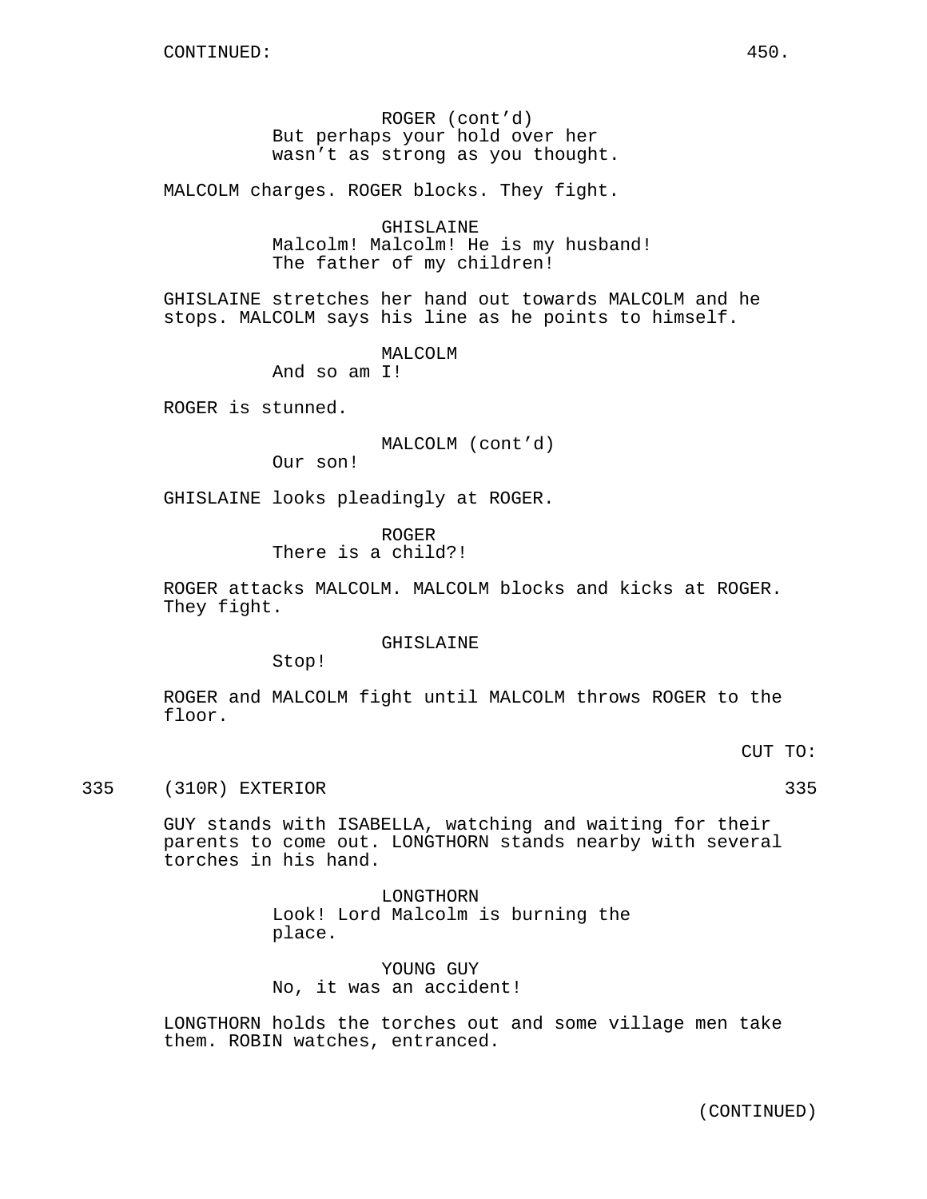ROGER (cont'd)
But perhaps your hold over her wasn't as strong as you thought.

MALCOLM charges. ROGER blocks. They fight.

GHISLAINE
Malcolm! Malcolm! He is my husband! The father of my children!

GHISLAINE stretches her hand out towards MALCOLM and he stops. MALCOLM says his line as he points to himself.

MALCOLM
And so am I!

ROGER is stunned.

MALCOLM (cont'd)
Our son!

GHISLAINE looks pleadingly at ROGER.

ROGER
There is a child?!

ROGER attacks MALCOLM. MALCOLM blocks and kicks at ROGER. They fight.

GHISLAINE
Stop!

ROGER and MALCOLM fight until MALCOLM throws ROGER to the floor.

CUT TO:

335 (310R) EXTERIOR 335

GUY stands with ISABELLA, watching and waiting for their parents to come out. LONGTHORN stands nearby with several torches in his hand.

LONGTHORN
Look! Lord Malcolm is burning the place.

YOUNG GUY
No, it was an accident!

LONGTHORN holds the torches out and some village men take them. ROBIN watches, entranced.

(CONTINUED)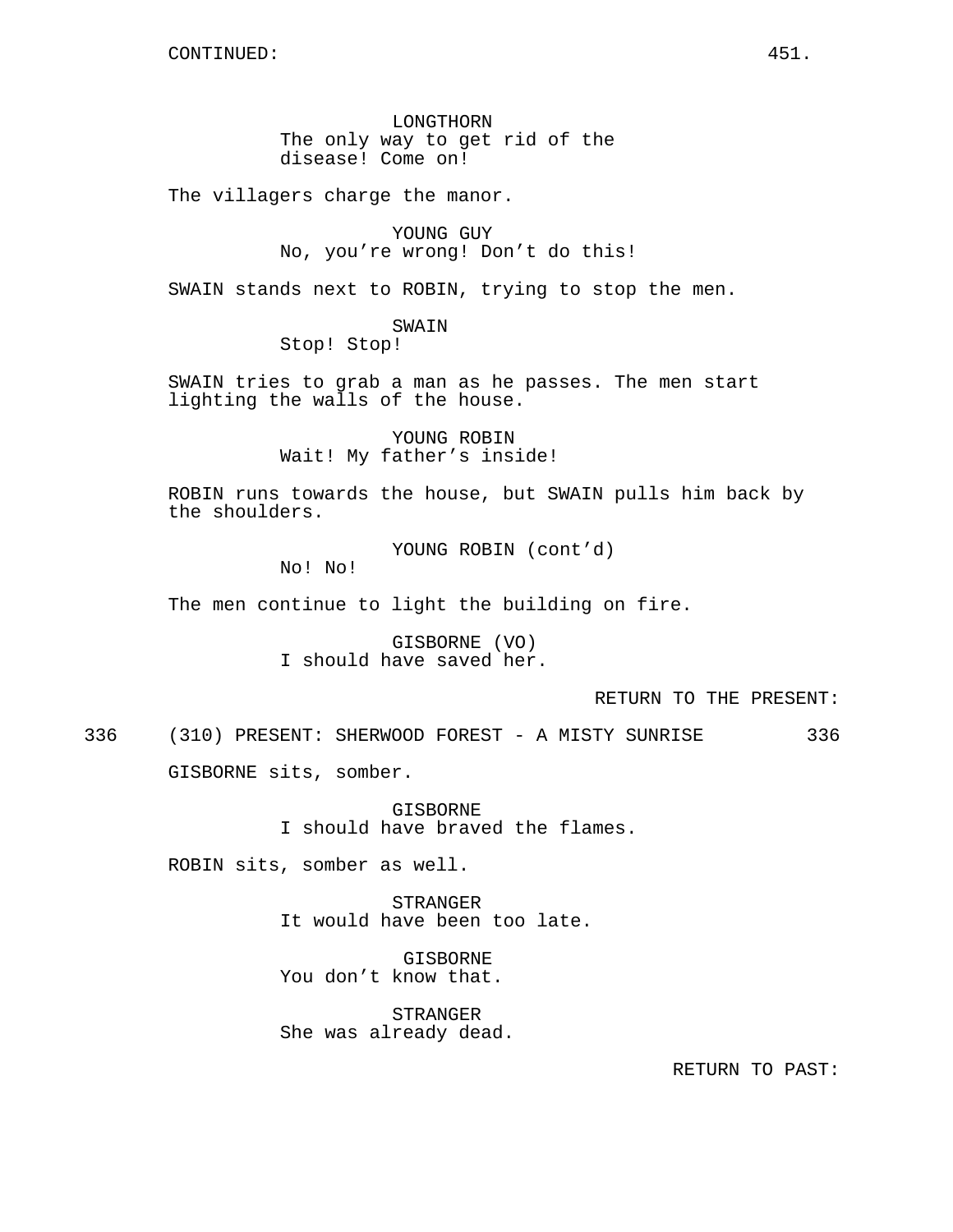CONTINUED:

LONGTHORN
The only way to get rid of the disease! Come on!

The villagers charge the manor.

YOUNG GUY
No, you're wrong! Don't do this!

SWAIN stands next to ROBIN, trying to stop the men.

SWAIN
Stop! Stop!

SWAIN tries to grab a man as he passes. The men start lighting the walls of the house.

YOUNG ROBIN
Wait! My father's inside!

ROBIN runs towards the house, but SWAIN pulls him back by the shoulders.

YOUNG ROBIN (cont'd)
No! No!

The men continue to light the building on fire.

GISBORNE (VO)
I should have saved her.

RETURN TO THE PRESENT:

336 (310) PRESENT: SHERWOOD FOREST - A MISTY SUNRISE 336

GISBORNE sits, somber.

GISBORNE
I should have braved the flames.

ROBIN sits, somber as well.

STRANGER
It would have been too late.

GISBORNE
You don't know that.

STRANGER
She was already dead.

RETURN TO PAST: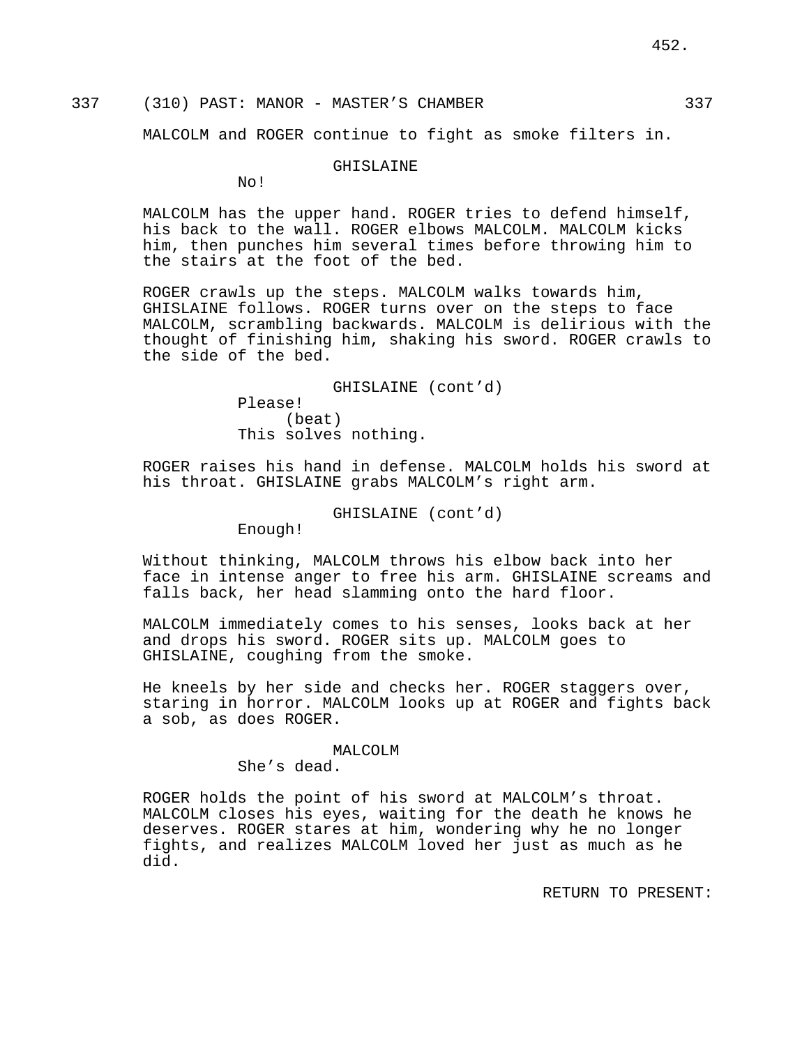337 (310) PAST: MANOR - MASTER'S CHAMBER 337

MALCOLM and ROGER continue to fight as smoke filters in.

GHISLAINE
No!

MALCOLM has the upper hand. ROGER tries to defend himself, his back to the wall. ROGER elbows MALCOLM. MALCOLM kicks him, then punches him several times before throwing him to the stairs at the foot of the bed.

ROGER crawls up the steps. MALCOLM walks towards him, GHISLAINE follows. ROGER turns over on the steps to face MALCOLM, scrambling backwards. MALCOLM is delirious with the thought of finishing him, shaking his sword. ROGER crawls to the side of the bed.

GHISLAINE (cont'd)
Please!
(beat)
This solves nothing.

ROGER raises his hand in defense. MALCOLM holds his sword at his throat. GHISLAINE grabs MALCOLM's right arm.

GHISLAINE (cont'd)
Enough!

Without thinking, MALCOLM throws his elbow back into her face in intense anger to free his arm. GHISLAINE screams and falls back, her head slamming onto the hard floor.

MALCOLM immediately comes to his senses, looks back at her and drops his sword. ROGER sits up. MALCOLM goes to GHISLAINE, coughing from the smoke.

He kneels by her side and checks her. ROGER staggers over, staring in horror. MALCOLM looks up at ROGER and fights back a sob, as does ROGER.

MALCOLM
She's dead.

ROGER holds the point of his sword at MALCOLM's throat. MALCOLM closes his eyes, waiting for the death he knows he deserves. ROGER stares at him, wondering why he no longer fights, and realizes MALCOLM loved her just as much as he did.

RETURN TO PRESENT: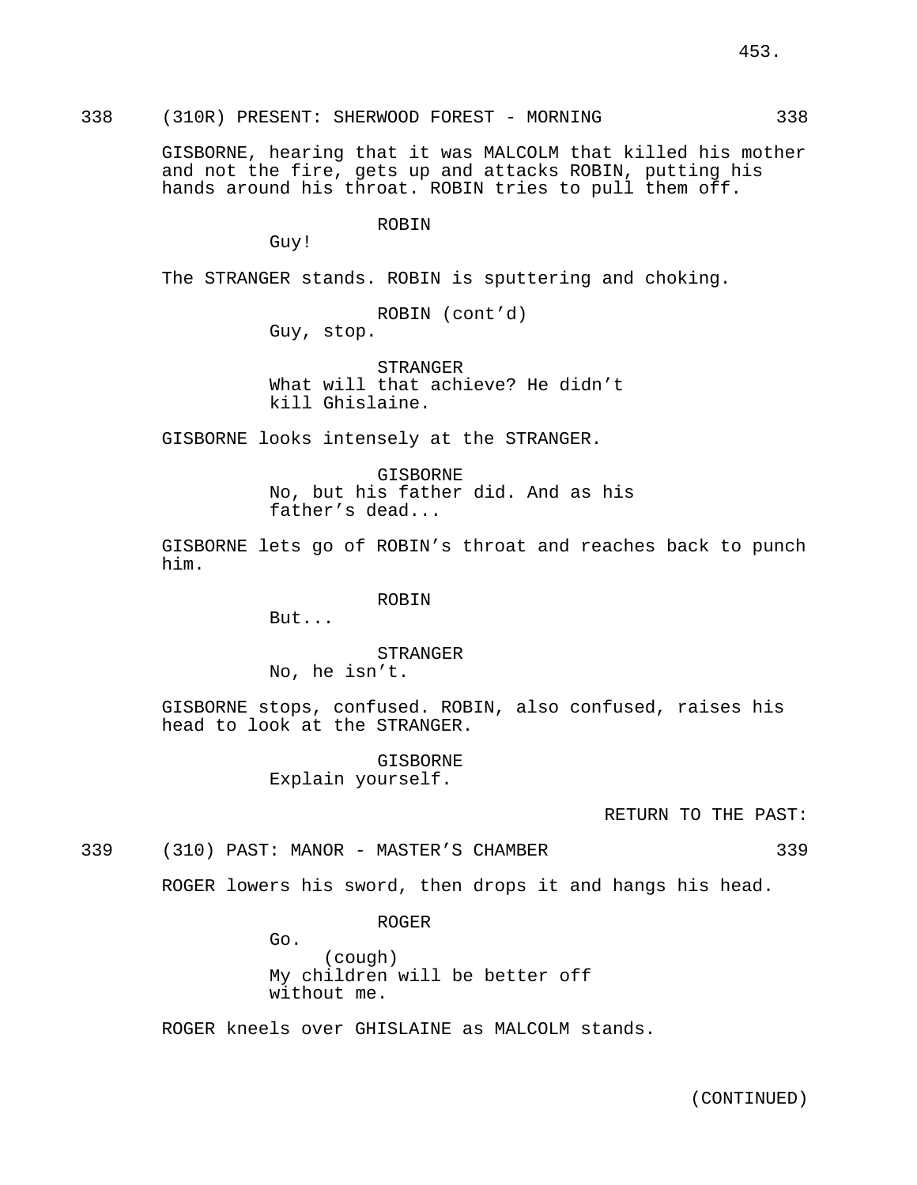338 (310R) PRESENT: SHERWOOD FOREST - MORNING 338

GISBORNE, hearing that it was MALCOLM that killed his mother and not the fire, gets up and attacks ROBIN, putting his hands around his throat. ROBIN tries to pull them off.

ROBIN
Guy!

The STRANGER stands. ROBIN is sputtering and choking.

ROBIN (cont'd)
Guy, stop.

STRANGER
What will that achieve? He didn't kill Ghislaine.

GISBORNE looks intensely at the STRANGER.

GISBORNE
No, but his father did. And as his father's dead...

GISBORNE lets go of ROBIN's throat and reaches back to punch him.

ROBIN
But...

STRANGER
No, he isn't.

GISBORNE stops, confused. ROBIN, also confused, raises his head to look at the STRANGER.

GISBORNE
Explain yourself.

RETURN TO THE PAST:

339 (310) PAST: MANOR - MASTER'S CHAMBER 339

ROGER lowers his sword, then drops it and hangs his head.

ROGER
Go.
(cough)
My children will be better off without me.

ROGER kneels over GHISLAINE as MALCOLM stands.

(CONTINUED)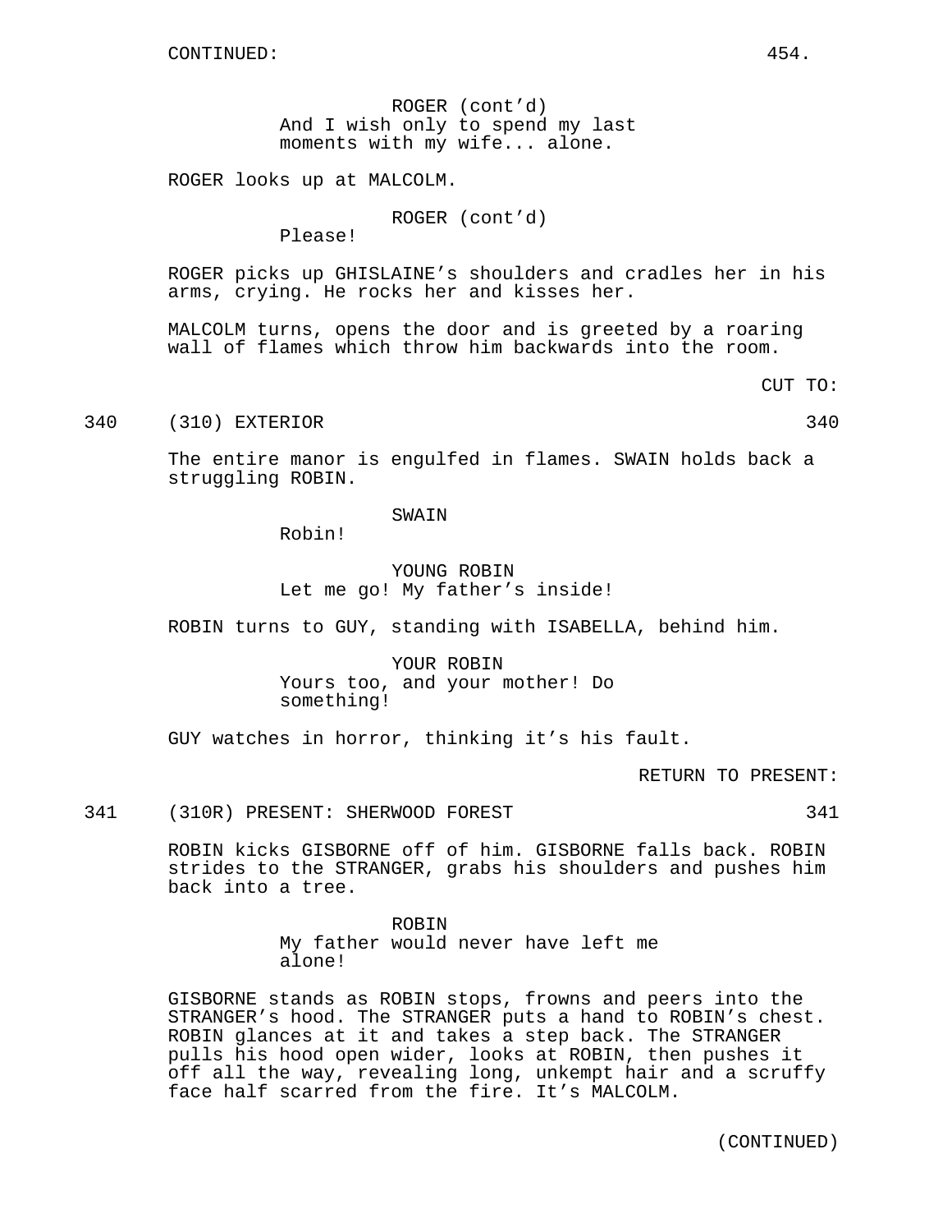CONTINUED:

ROGER (cont'd)
And I wish only to spend my last moments with my wife... alone.

ROGER looks up at MALCOLM.

ROGER (cont'd)
Please!

ROGER picks up GHISLAINE's shoulders and cradles her in his arms, crying. He rocks her and kisses her.

MALCOLM turns, opens the door and is greeted by a roaring wall of flames which throw him backwards into the room.

CUT TO:

340 (310) EXTERIOR 340

The entire manor is engulfed in flames. SWAIN holds back a struggling ROBIN.

SWAIN
Robin!

YOUNG ROBIN
Let me go! My father's inside!

ROBIN turns to GUY, standing with ISABELLA, behind him.

YOUR ROBIN
Yours too, and your mother! Do something!

GUY watches in horror, thinking it's his fault.

RETURN TO PRESENT:

341 (310R) PRESENT: SHERWOOD FOREST 341

ROBIN kicks GISBORNE off of him. GISBORNE falls back. ROBIN strides to the STRANGER, grabs his shoulders and pushes him back into a tree.

ROBIN
My father would never have left me alone!

GISBORNE stands as ROBIN stops, frowns and peers into the STRANGER's hood. The STRANGER puts a hand to ROBIN's chest. ROBIN glances at it and takes a step back. The STRANGER pulls his hood open wider, looks at ROBIN, then pushes it off all the way, revealing long, unkempt hair and a scruffy face half scarred from the fire. It's MALCOLM.

(CONTINUED)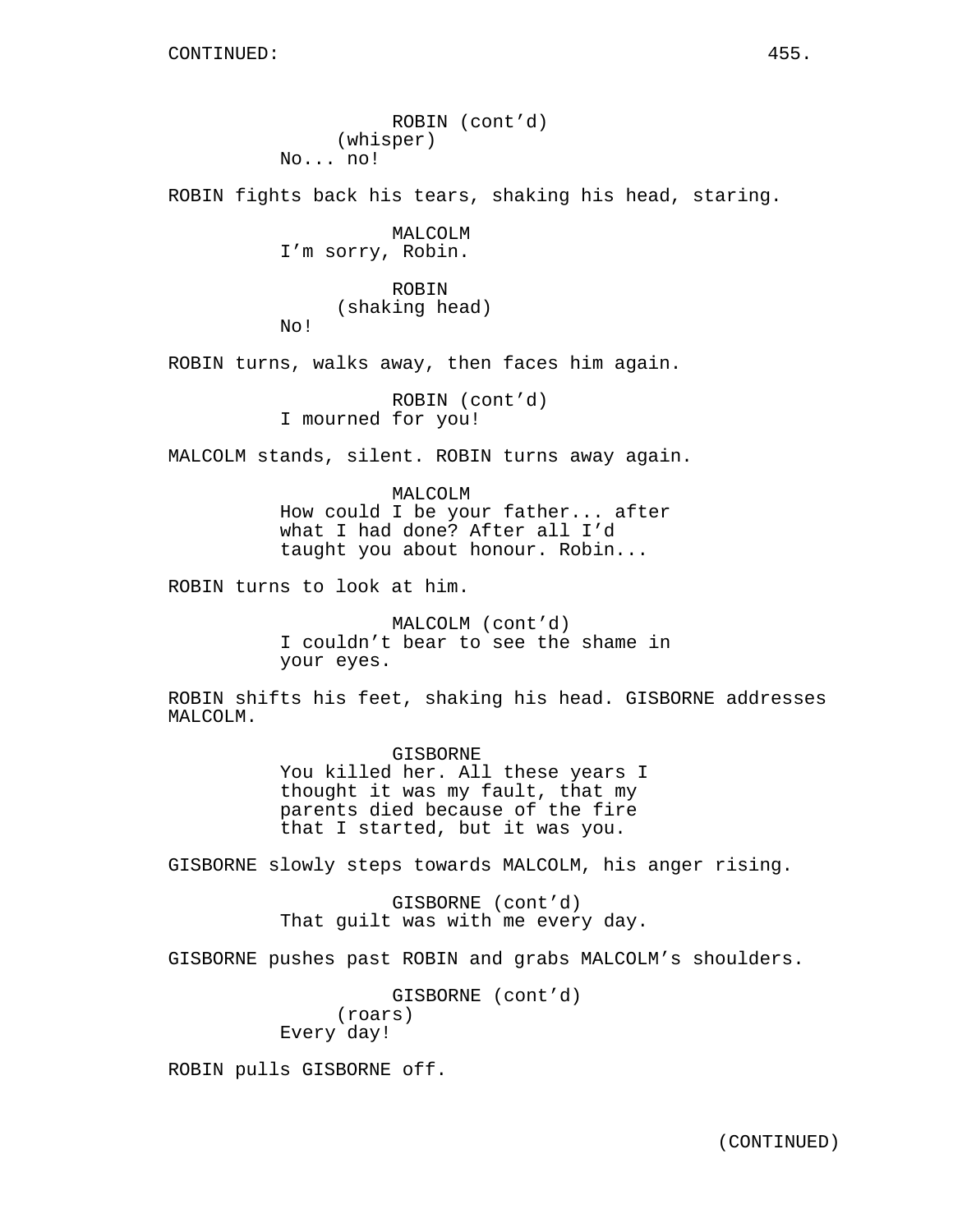CONTINUED:

ROBIN (cont'd)
(whisper)
No... no!

ROBIN fights back his tears, shaking his head, staring.

MALCOLM
I'm sorry, Robin.

ROBIN
(shaking head)
No!

ROBIN turns, walks away, then faces him again.

ROBIN (cont'd)
I mourned for you!

MALCOLM stands, silent. ROBIN turns away again.

MALCOLM
How could I be your father... after what I had done? After all I'd taught you about honour. Robin...

ROBIN turns to look at him.

MALCOLM (cont'd)
I couldn't bear to see the shame in your eyes.

ROBIN shifts his feet, shaking his head. GISBORNE addresses MALCOLM.

GISBORNE
You killed her. All these years I thought it was my fault, that my parents died because of the fire that I started, but it was you.

GISBORNE slowly steps towards MALCOLM, his anger rising.

GISBORNE (cont'd)
That guilt was with me every day.

GISBORNE pushes past ROBIN and grabs MALCOLM's shoulders.

GISBORNE (cont'd)
(roars)
Every day!

ROBIN pulls GISBORNE off.

(CONTINUED)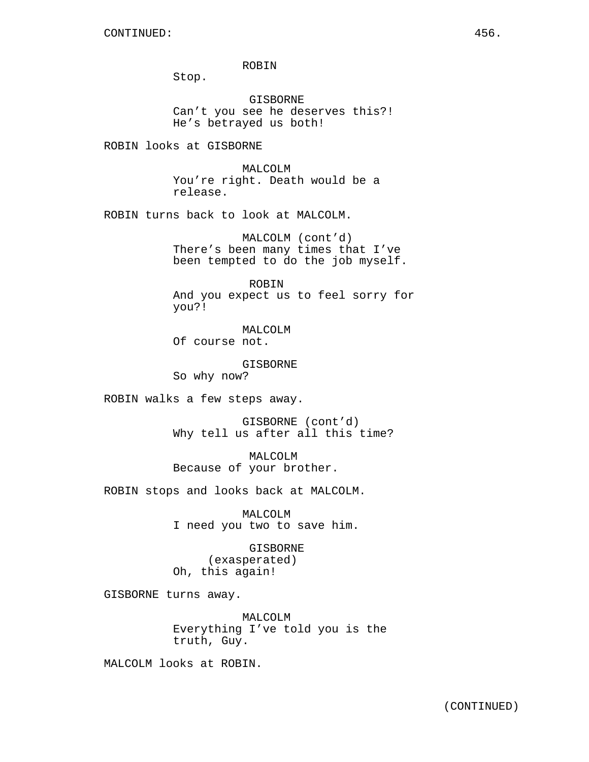ROBIN
Stop.

GISBORNE
Can't you see he deserves this?!
He's betrayed us both!

ROBIN looks at GISBORNE

MALCOLM
You're right. Death would be a
release.

ROBIN turns back to look at MALCOLM.

MALCOLM (cont'd)
There's been many times that I've
been tempted to do the job myself.

ROBIN
And you expect us to feel sorry for
you?!

MALCOLM
Of course not.

GISBORNE
So why now?

ROBIN walks a few steps away.

GISBORNE (cont'd)
Why tell us after all this time?

MALCOLM
Because of your brother.

ROBIN stops and looks back at MALCOLM.

MALCOLM
I need you two to save him.

GISBORNE
(exasperated)
Oh, this again!

GISBORNE turns away.

MALCOLM
Everything I've told you is the
truth, Guy.

MALCOLM looks at ROBIN.

(CONTINUED)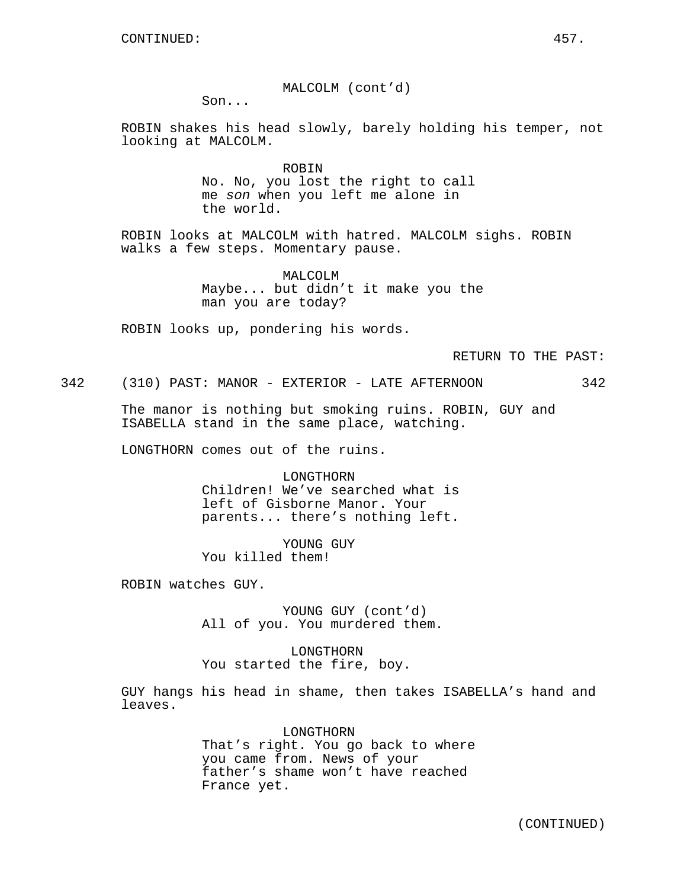MALCOLM (cont'd)
Son...

ROBIN shakes his head slowly, barely holding his temper, not looking at MALCOLM.

ROBIN
No. No, you lost the right to call me *son* when you left me alone in the world.

ROBIN looks at MALCOLM with hatred. MALCOLM sighs. ROBIN walks a few steps. Momentary pause.

MALCOLM
Maybe... but didn't it make you the man you are today?

ROBIN looks up, pondering his words.

RETURN TO THE PAST:

342 (310) PAST: MANOR - EXTERIOR - LATE AFTERNOON 342

The manor is nothing but smoking ruins. ROBIN, GUY and ISABELLA stand in the same place, watching.

LONGTHORN comes out of the ruins.

LONGTHORN
Children! We've searched what is left of Gisborne Manor. Your parents... there's nothing left.

YOUNG GUY
You killed them!

ROBIN watches GUY.

YOUNG GUY (cont'd)
All of you. You murdered them.

LONGTHORN
You started the fire, boy.

GUY hangs his head in shame, then takes ISABELLA's hand and leaves.

LONGTHORN
That's right. You go back to where you came from. News of your father's shame won't have reached France yet.

(CONTINUED)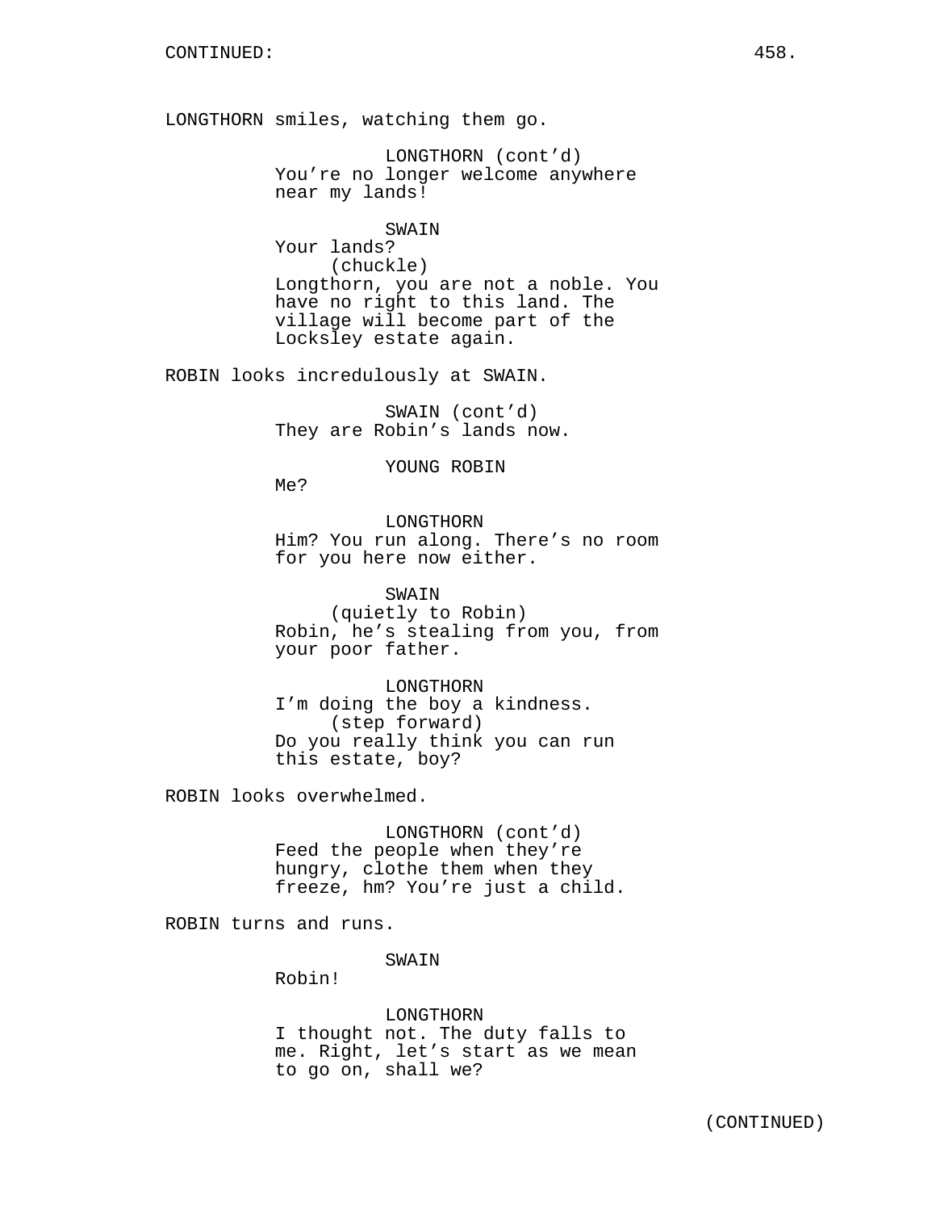CONTINUED:

LONGTHORN smiles, watching them go.

LONGTHORN (cont'd)
You're no longer welcome anywhere near my lands!

SWAIN
Your lands?
(chuckle)
Longthorn, you are not a noble. You have no right to this land. The village will become part of the Locksley estate again.

ROBIN looks incredulously at SWAIN.

SWAIN (cont'd)
They are Robin's lands now.

YOUNG ROBIN
Me?

LONGTHORN
Him? You run along. There's no room for you here now either.

SWAIN
(quietly to Robin)
Robin, he's stealing from you, from your poor father.

LONGTHORN
I'm doing the boy a kindness.
(step forward)
Do you really think you can run this estate, boy?

ROBIN looks overwhelmed.

LONGTHORN (cont'd)
Feed the people when they're hungry, clothe them when they freeze, hm? You're just a child.

ROBIN turns and runs.

SWAIN
Robin!

LONGTHORN
I thought not. The duty falls to me. Right, let's start as we mean to go on, shall we?

(CONTINUED)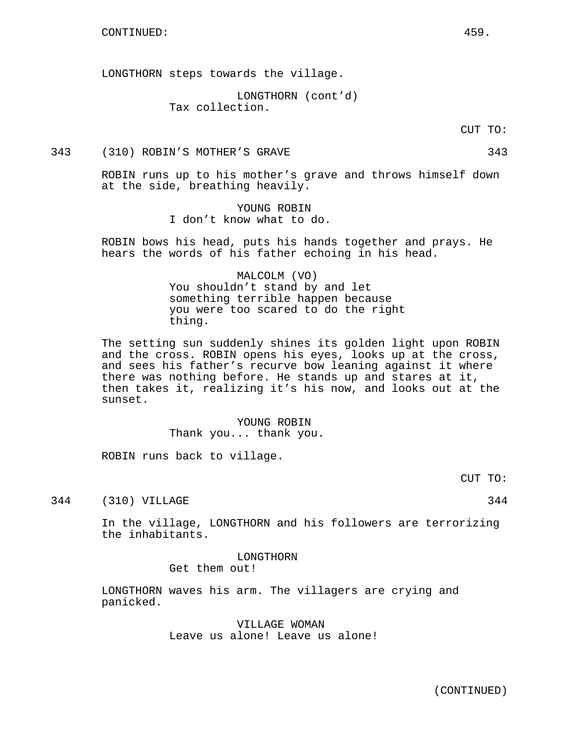CONTINUED:

LONGTHORN steps towards the village.

LONGTHORN (cont'd)
Tax collection.

CUT TO:

343 (310) ROBIN'S MOTHER'S GRAVE 343

ROBIN runs up to his mother's grave and throws himself down at the side, breathing heavily.

YOUNG ROBIN
I don't know what to do.

ROBIN bows his head, puts his hands together and prays. He hears the words of his father echoing in his head.

MALCOLM (VO)
You shouldn't stand by and let something terrible happen because you were too scared to do the right thing.

The setting sun suddenly shines its golden light upon ROBIN and the cross. ROBIN opens his eyes, looks up at the cross, and sees his father's recurve bow leaning against it where there was nothing before. He stands up and stares at it, then takes it, realizing it's his now, and looks out at the sunset.

YOUNG ROBIN
Thank you... thank you.

ROBIN runs back to village.

CUT TO:

344 (310) VILLAGE 344

In the village, LONGTHORN and his followers are terrorizing the inhabitants.

LONGTHORN
Get them out!

LONGTHORN waves his arm. The villagers are crying and panicked.

VILLAGE WOMAN
Leave us alone! Leave us alone!

(CONTINUED)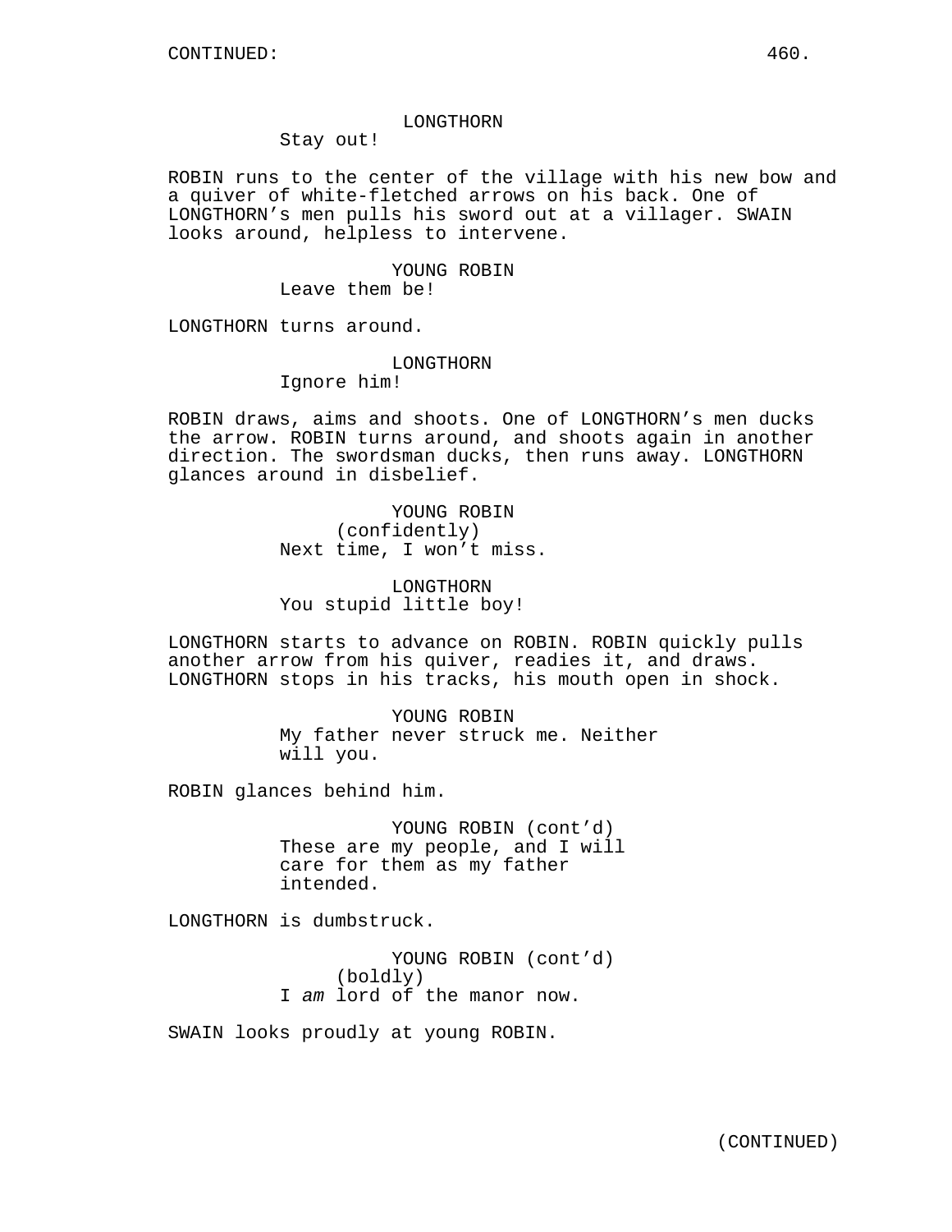LONGTHORN
Stay out!

ROBIN runs to the center of the village with his new bow and a quiver of white-fletched arrows on his back. One of LONGTHORN's men pulls his sword out at a villager. SWAIN looks around, helpless to intervene.

YOUNG ROBIN
Leave them be!

LONGTHORN turns around.

LONGTHORN
Ignore him!

ROBIN draws, aims and shoots. One of LONGTHORN's men ducks the arrow. ROBIN turns around, and shoots again in another direction. The swordsman ducks, then runs away. LONGTHORN glances around in disbelief.

YOUNG ROBIN
(confidently)
Next time, I won't miss.

LONGTHORN
You stupid little boy!

LONGTHORN starts to advance on ROBIN. ROBIN quickly pulls another arrow from his quiver, readies it, and draws. LONGTHORN stops in his tracks, his mouth open in shock.

YOUNG ROBIN
My father never struck me. Neither will you.

ROBIN glances behind him.

YOUNG ROBIN (cont'd)
These are my people, and I will care for them as my father intended.

LONGTHORN is dumbstruck.

YOUNG ROBIN (cont'd)
(boldly)
I *am* lord of the manor now.

SWAIN looks proudly at young ROBIN.

(CONTINUED)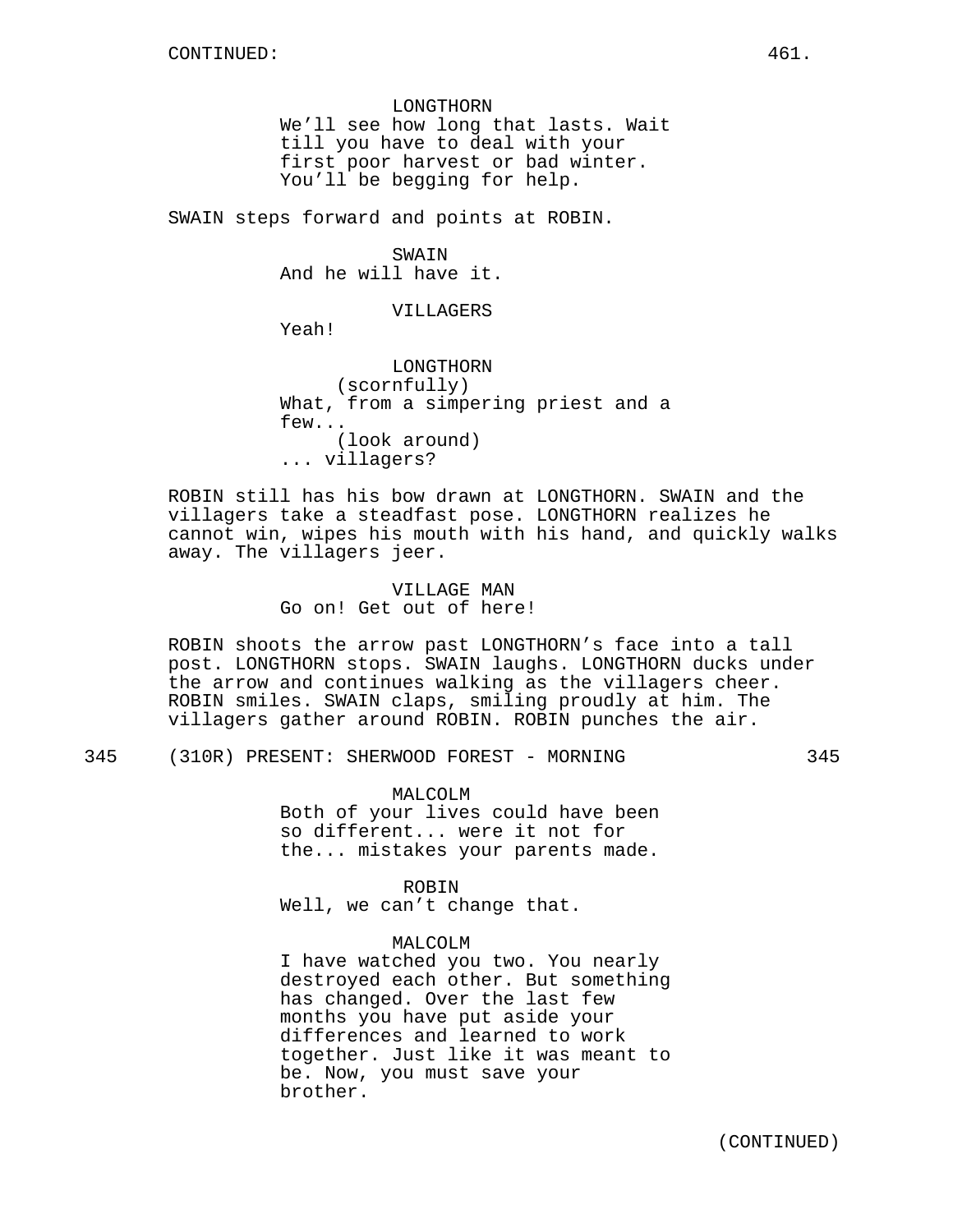LONGTHORN
We'll see how long that lasts. Wait till you have to deal with your first poor harvest or bad winter. You'll be begging for help.

SWAIN steps forward and points at ROBIN.

SWAIN
And he will have it.

VILLAGERS
Yeah!

LONGTHORN
(scornfully)
What, from a simpering priest and a few...
(look around)
... villagers?

ROBIN still has his bow drawn at LONGTHORN. SWAIN and the villagers take a steadfast pose. LONGTHORN realizes he cannot win, wipes his mouth with his hand, and quickly walks away. The villagers jeer.

VILLAGE MAN
Go on! Get out of here!

ROBIN shoots the arrow past LONGTHORN's face into a tall post. LONGTHORN stops. SWAIN laughs. LONGTHORN ducks under the arrow and continues walking as the villagers cheer. ROBIN smiles. SWAIN claps, smiling proudly at him. The villagers gather around ROBIN. ROBIN punches the air.

345 (310R) PRESENT: SHERWOOD FOREST - MORNING 345

MALCOLM
Both of your lives could have been so different... were it not for the... mistakes your parents made.

ROBIN
Well, we can't change that.

MALCOLM
I have watched you two. You nearly destroyed each other. But something has changed. Over the last few months you have put aside your differences and learned to work together. Just like it was meant to be. Now, you must save your brother.

(CONTINUED)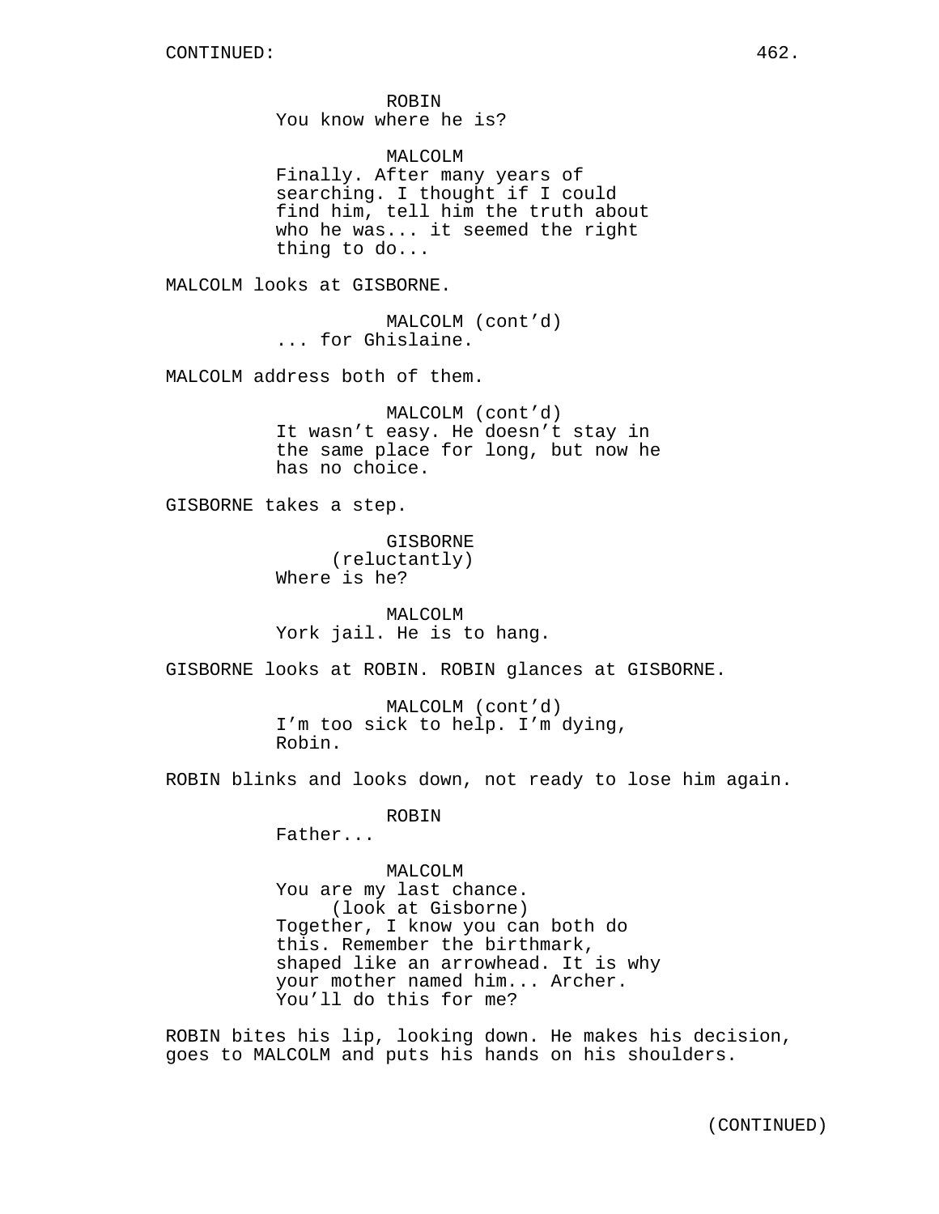ROBIN
You know where he is?

MALCOLM
Finally. After many years of searching. I thought if I could find him, tell him the truth about who he was... it seemed the right thing to do...

MALCOLM looks at GISBORNE.

MALCOLM (cont'd)
... for Ghislaine.

MALCOLM address both of them.

MALCOLM (cont'd)
It wasn't easy. He doesn't stay in the same place for long, but now he has no choice.

GISBORNE takes a step.

GISBORNE
(reluctantly)
Where is he?

MALCOLM
York jail. He is to hang.

GISBORNE looks at ROBIN. ROBIN glances at GISBORNE.

MALCOLM (cont'd)
I'm too sick to help. I'm dying, Robin.

ROBIN blinks and looks down, not ready to lose him again.

ROBIN
Father...

MALCOLM
You are my last chance.
(look at Gisborne)
Together, I know you can both do this. Remember the birthmark, shaped like an arrowhead. It is why your mother named him... Archer. You'll do this for me?

ROBIN bites his lip, looking down. He makes his decision, goes to MALCOLM and puts his hands on his shoulders.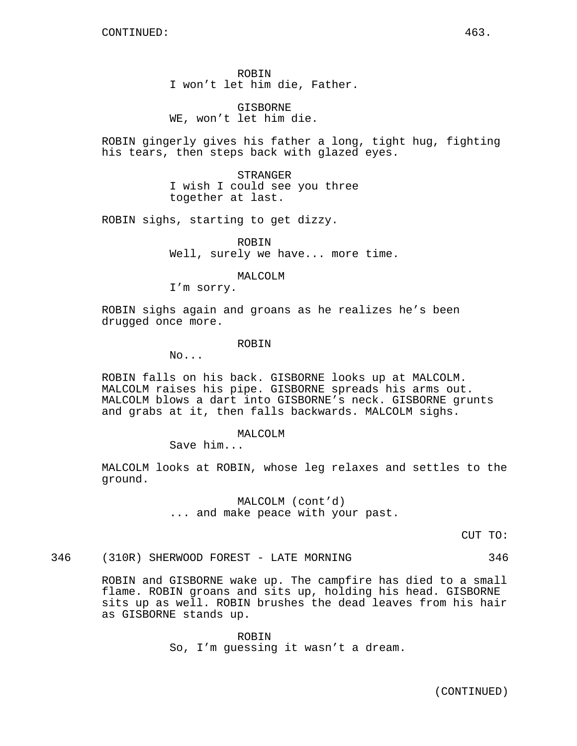ROBIN
I won't let him die, Father.

GISBORNE
WE, won't let him die.

ROBIN gingerly gives his father a long, tight hug, fighting his tears, then steps back with glazed eyes.

STRANGER
I wish I could see you three together at last.

ROBIN sighs, starting to get dizzy.

ROBIN
Well, surely we have... more time.

MALCOLM
I'm sorry.

ROBIN sighs again and groans as he realizes he's been drugged once more.

ROBIN
No...

ROBIN falls on his back. GISBORNE looks up at MALCOLM. MALCOLM raises his pipe. GISBORNE spreads his arms out. MALCOLM blows a dart into GISBORNE's neck. GISBORNE grunts and grabs at it, then falls backwards. MALCOLM sighs.

MALCOLM
Save him...

MALCOLM looks at ROBIN, whose leg relaxes and settles to the ground.

MALCOLM (cont'd)
... and make peace with your past.

CUT TO:

346 (310R) SHERWOOD FOREST - LATE MORNING 346

ROBIN and GISBORNE wake up. The campfire has died to a small flame. ROBIN groans and sits up, holding his head. GISBORNE sits up as well. ROBIN brushes the dead leaves from his hair as GISBORNE stands up.

ROBIN
So, I'm guessing it wasn't a dream.

(CONTINUED)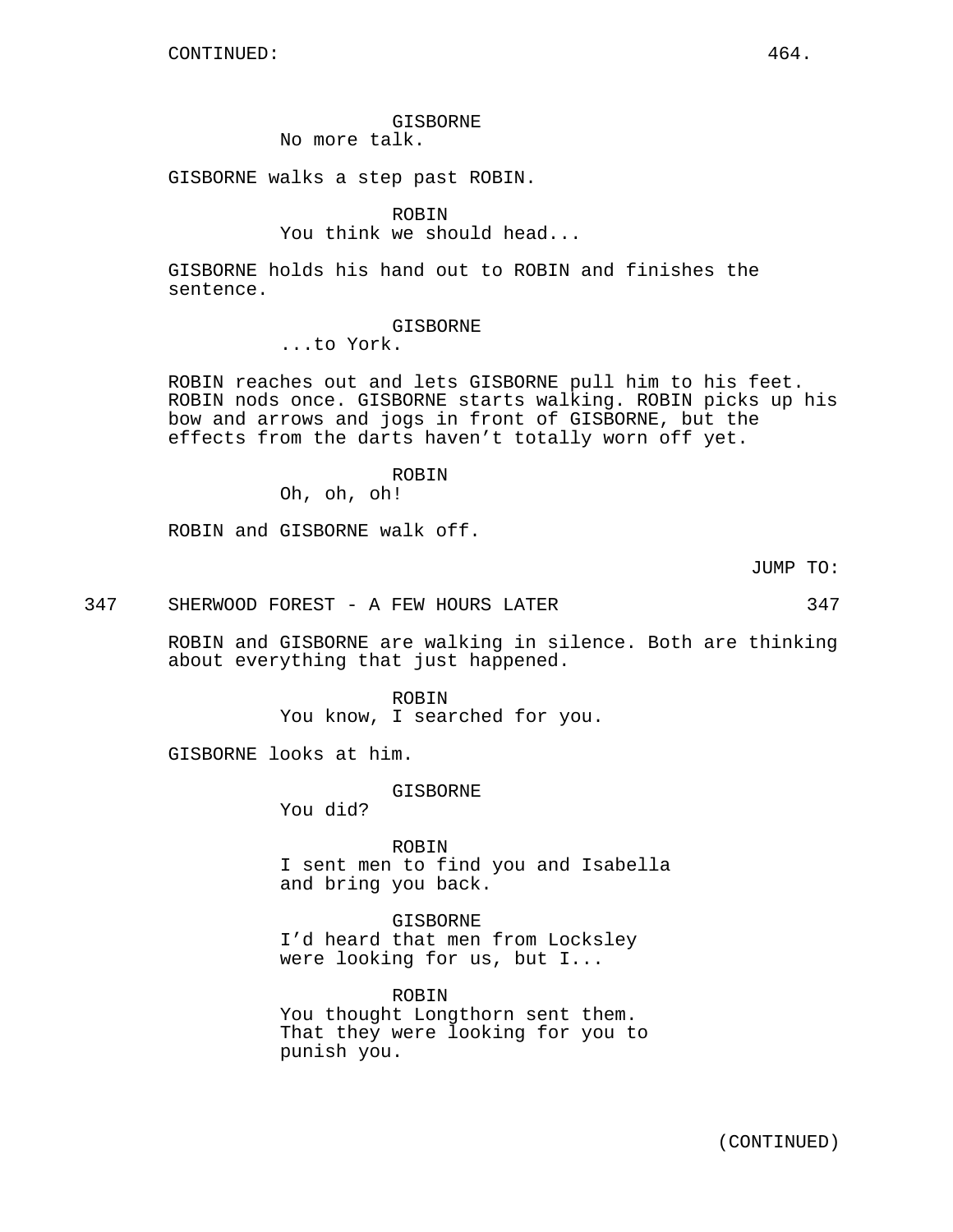CONTINUED:

GISBORNE
No more talk.

GISBORNE walks a step past ROBIN.

ROBIN
You think we should head...

GISBORNE holds his hand out to ROBIN and finishes the sentence.

GISBORNE
...to York.

ROBIN reaches out and lets GISBORNE pull him to his feet. ROBIN nods once. GISBORNE starts walking. ROBIN picks up his bow and arrows and jogs in front of GISBORNE, but the effects from the darts haven't totally worn off yet.

ROBIN
Oh, oh, oh!

ROBIN and GISBORNE walk off.

JUMP TO:

347 SHERWOOD FOREST - A FEW HOURS LATER 347

ROBIN and GISBORNE are walking in silence. Both are thinking about everything that just happened.

ROBIN
You know, I searched for you.

GISBORNE looks at him.

GISBORNE
You did?

ROBIN
I sent men to find you and Isabella and bring you back.

GISBORNE
I'd heard that men from Locksley were looking for us, but I...

ROBIN
You thought Longthorn sent them. That they were looking for you to punish you.

(CONTINUED)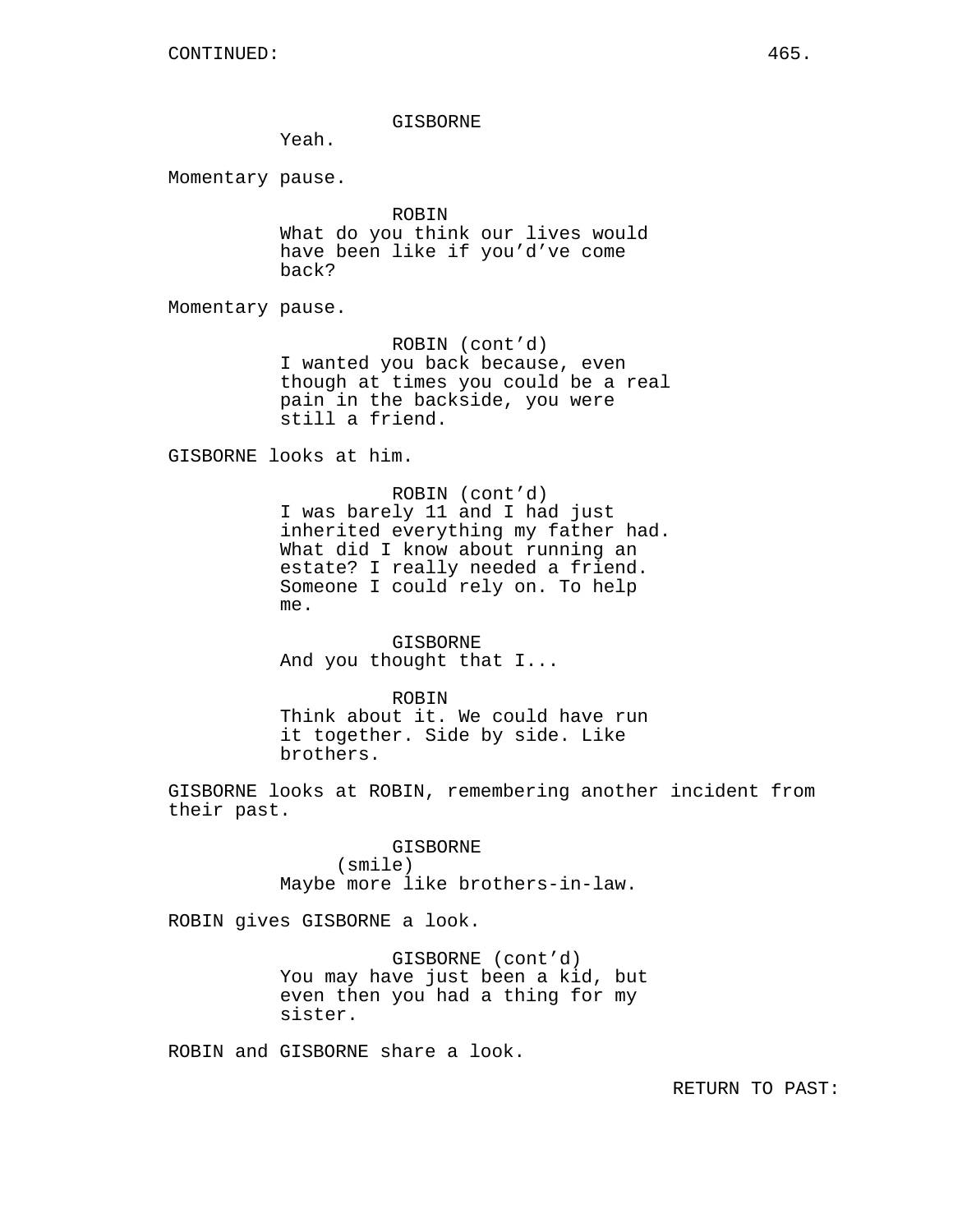CONTINUED:

GISBORNE
Yeah.

Momentary pause.

ROBIN
What do you think our lives would have been like if you'd've come back?

Momentary pause.

ROBIN (cont'd)
I wanted you back because, even though at times you could be a real pain in the backside, you were still a friend.

GISBORNE looks at him.

ROBIN (cont'd)
I was barely 11 and I had just inherited everything my father had. What did I know about running an estate? I really needed a friend. Someone I could rely on. To help me.

GISBORNE
And you thought that I...

ROBIN
Think about it. We could have run it together. Side by side. Like brothers.

GISBORNE looks at ROBIN, remembering another incident from their past.

GISBORNE
(smile)
Maybe more like brothers-in-law.

ROBIN gives GISBORNE a look.

GISBORNE (cont'd)
You may have just been a kid, but even then you had a thing for my sister.

ROBIN and GISBORNE share a look.

RETURN TO PAST: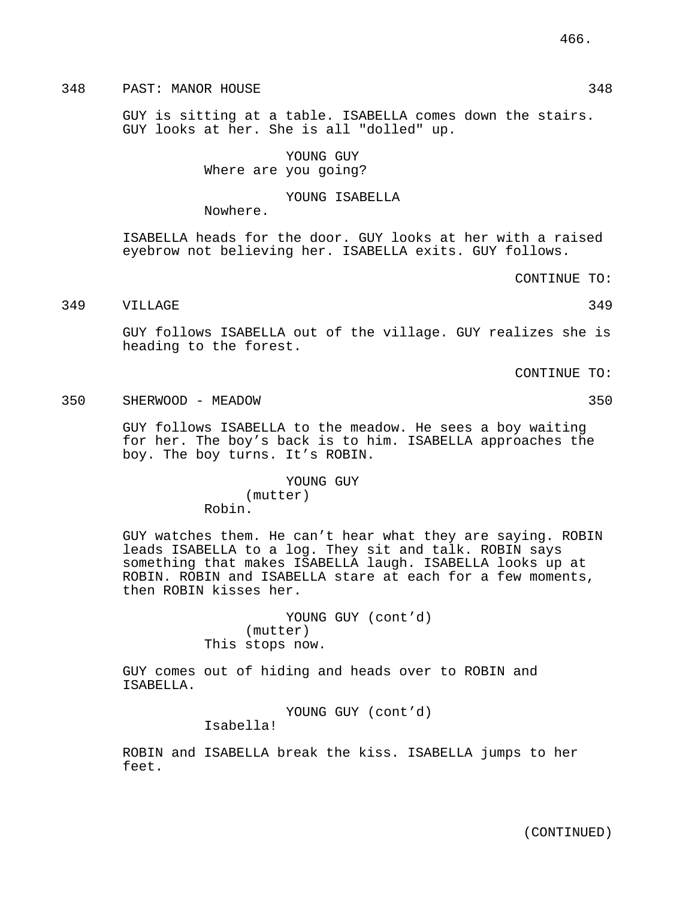348 PAST: MANOR HOUSE 348

GUY is sitting at a table. ISABELLA comes down the stairs. GUY looks at her. She is all "dolled" up.

YOUNG GUY
Where are you going?

YOUNG ISABELLA
Nowhere.

ISABELLA heads for the door. GUY looks at her with a raised eyebrow not believing her. ISABELLA exits. GUY follows.

CONTINUE TO:

349 VILLAGE 349

GUY follows ISABELLA out of the village. GUY realizes she is heading to the forest.

CONTINUE TO:

350 SHERWOOD - MEADOW 350

GUY follows ISABELLA to the meadow. He sees a boy waiting for her. The boy's back is to him. ISABELLA approaches the boy. The boy turns. It's ROBIN.

YOUNG GUY
(mutter)
Robin.

GUY watches them. He can't hear what they are saying. ROBIN leads ISABELLA to a log. They sit and talk. ROBIN says something that makes ISABELLA laugh. ISABELLA looks up at ROBIN. ROBIN and ISABELLA stare at each for a few moments, then ROBIN kisses her.

YOUNG GUY (cont'd)
(mutter)
This stops now.

GUY comes out of hiding and heads over to ROBIN and ISABELLA.

YOUNG GUY (cont'd)
Isabella!

ROBIN and ISABELLA break the kiss. ISABELLA jumps to her feet.

(CONTINUED)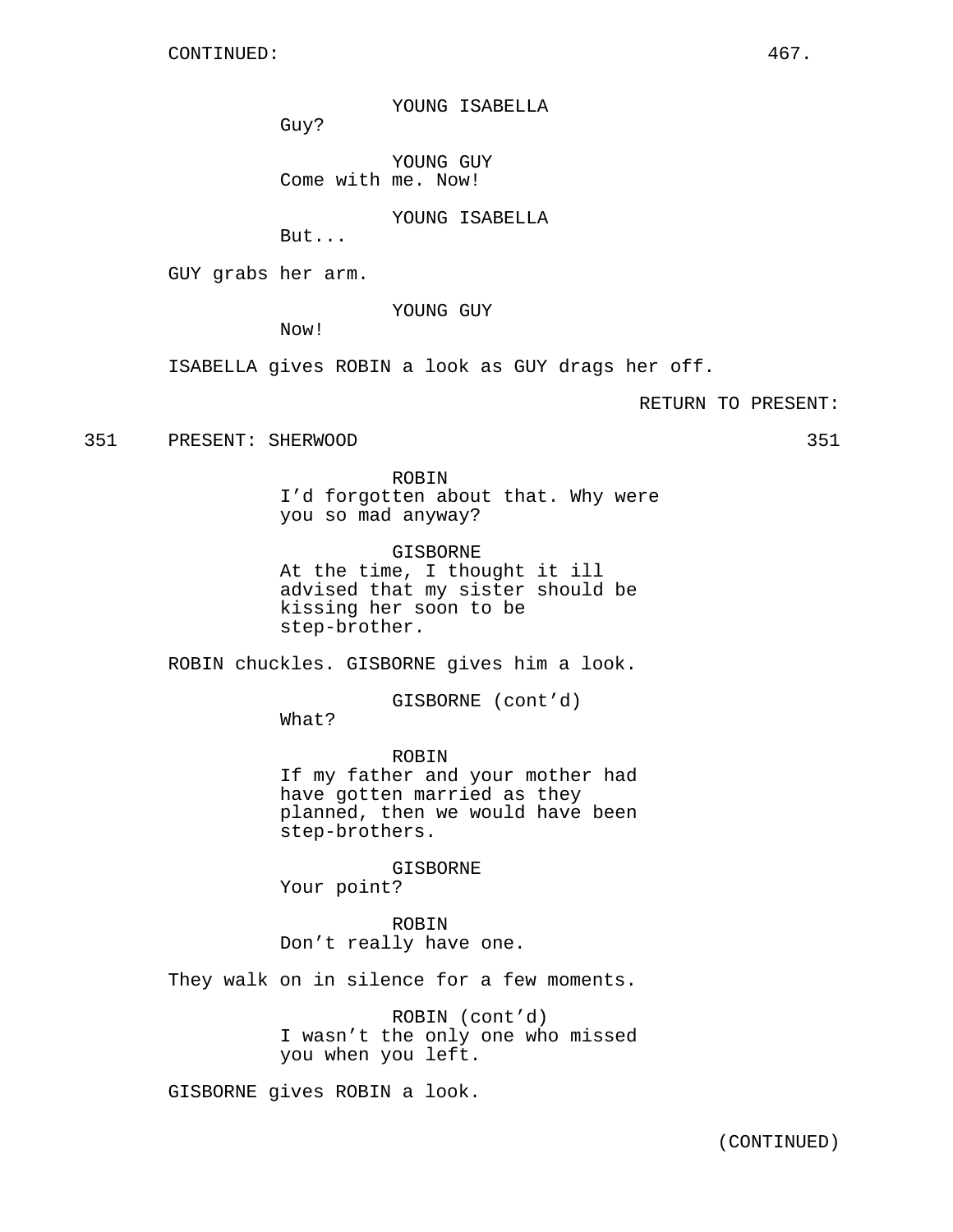YOUNG ISABELLA
Guy?

YOUNG GUY
Come with me. Now!

YOUNG ISABELLA
But...

GUY grabs her arm.

YOUNG GUY
Now!

ISABELLA gives ROBIN a look as GUY drags her off.

RETURN TO PRESENT:

351 PRESENT: SHERWOOD 351

ROBIN
I'd forgotten about that. Why were you so mad anyway?

GISBORNE
At the time, I thought it ill advised that my sister should be kissing her soon to be step-brother.

ROBIN chuckles. GISBORNE gives him a look.

GISBORNE (cont'd)
What?

ROBIN
If my father and your mother had have gotten married as they planned, then we would have been step-brothers.

GISBORNE
Your point?

ROBIN
Don't really have one.

They walk on in silence for a few moments.

ROBIN (cont'd)
I wasn't the only one who missed you when you left.

GISBORNE gives ROBIN a look.

(CONTINUED)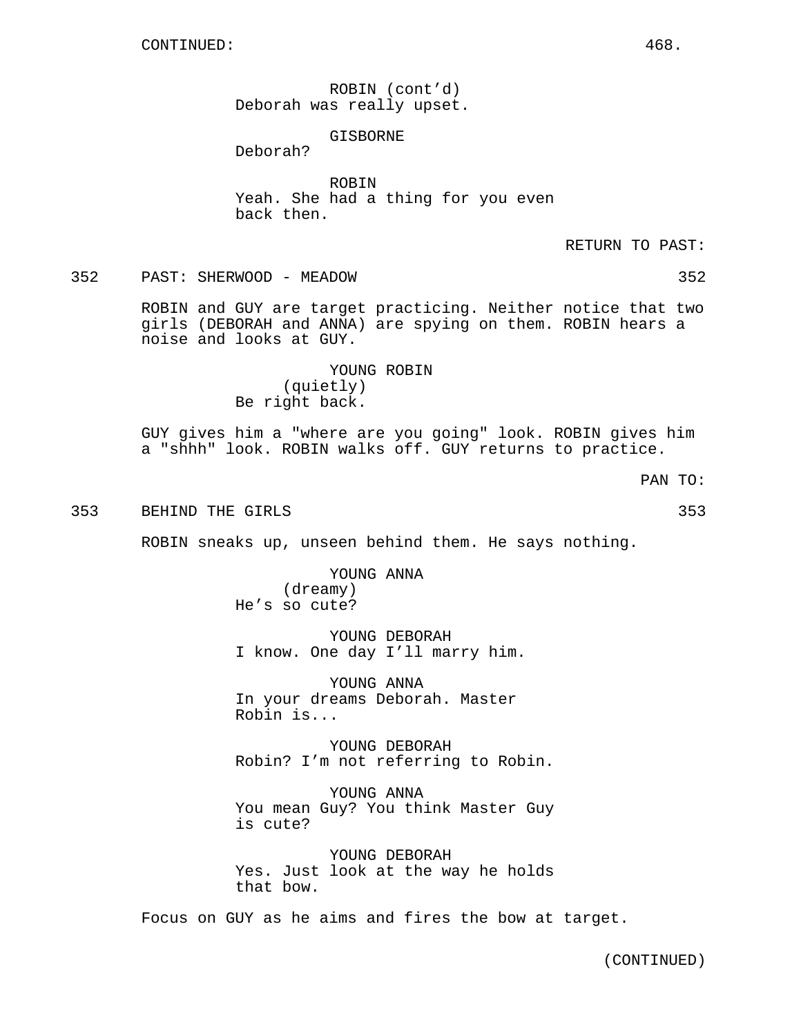CONTINUED:

ROBIN (cont'd)
Deborah was really upset.

GISBORNE
Deborah?

ROBIN
Yeah. She had a thing for you even back then.

RETURN TO PAST:

352 PAST: SHERWOOD - MEADOW 352

ROBIN and GUY are target practicing. Neither notice that two girls (DEBORAH and ANNA) are spying on them. ROBIN hears a noise and looks at GUY.

YOUNG ROBIN
(quietly)
Be right back.

GUY gives him a "where are you going" look. ROBIN gives him a "shhh" look. ROBIN walks off. GUY returns to practice.

PAN TO:

353 BEHIND THE GIRLS 353

ROBIN sneaks up, unseen behind them. He says nothing.

YOUNG ANNA
(dreamy)
He's so cute?

YOUNG DEBORAH
I know. One day I'll marry him.

YOUNG ANNA
In your dreams Deborah. Master Robin is...

YOUNG DEBORAH
Robin? I'm not referring to Robin.

YOUNG ANNA
You mean Guy? You think Master Guy is cute?

YOUNG DEBORAH
Yes. Just look at the way he holds that bow.

Focus on GUY as he aims and fires the bow at target.

(CONTINUED)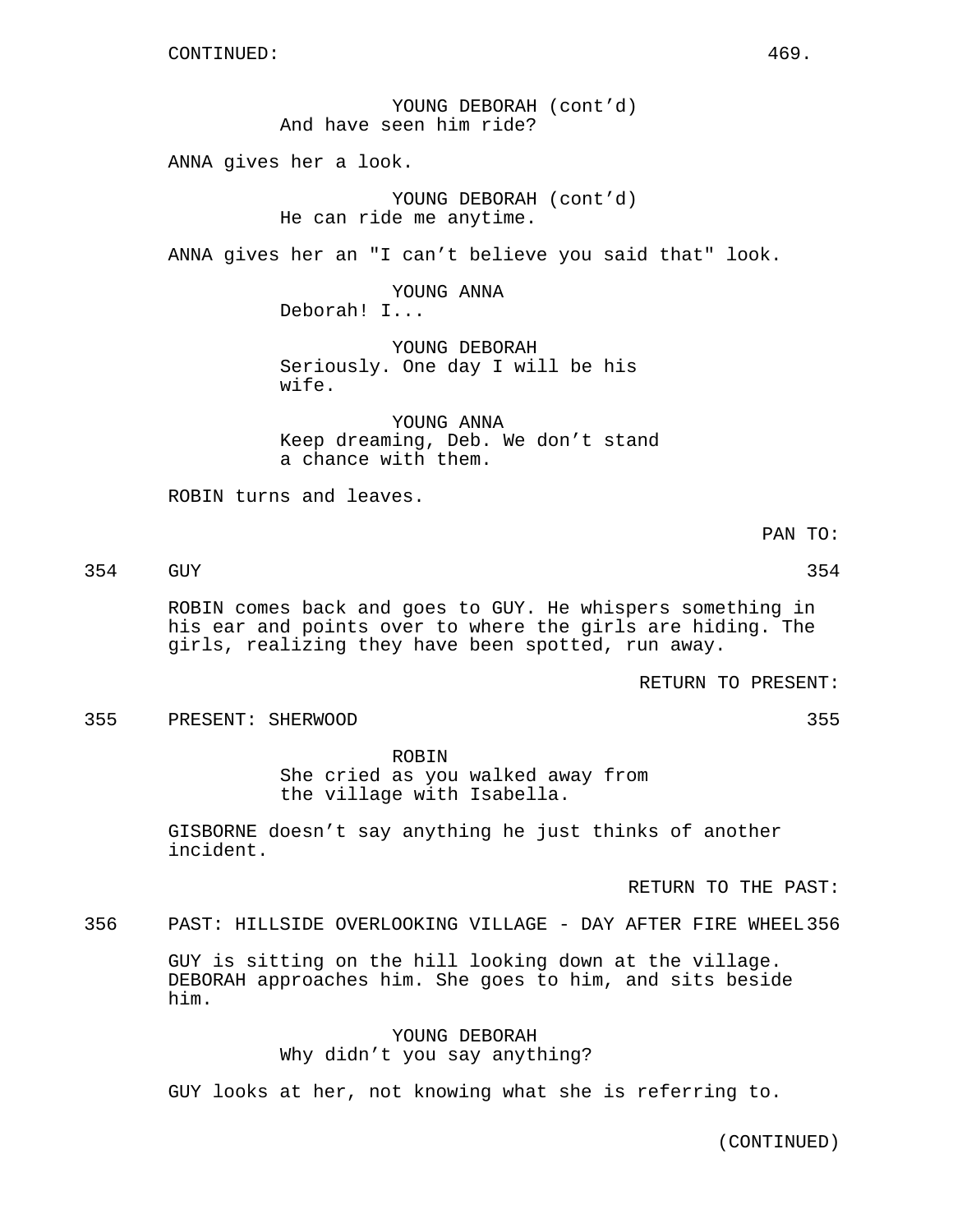YOUNG DEBORAH (cont'd)
And have seen him ride?

ANNA gives her a look.

YOUNG DEBORAH (cont'd)
He can ride me anytime.

ANNA gives her an "I can't believe you said that" look.

YOUNG ANNA
Deborah! I...

YOUNG DEBORAH
Seriously. One day I will be his wife.

YOUNG ANNA
Keep dreaming, Deb. We don't stand a chance with them.

ROBIN turns and leaves.

PAN TO:

354 GUY 354

ROBIN comes back and goes to GUY. He whispers something in his ear and points over to where the girls are hiding. The girls, realizing they have been spotted, run away.

RETURN TO PRESENT:

355 PRESENT: SHERWOOD 355

ROBIN
She cried as you walked away from the village with Isabella.

GISBORNE doesn't say anything he just thinks of another incident.

RETURN TO THE PAST:

356 PAST: HILLSIDE OVERLOOKING VILLAGE - DAY AFTER FIRE WHEEL 356

GUY is sitting on the hill looking down at the village. DEBORAH approaches him. She goes to him, and sits beside him.

YOUNG DEBORAH
Why didn't you say anything?

GUY looks at her, not knowing what she is referring to.

(CONTINUED)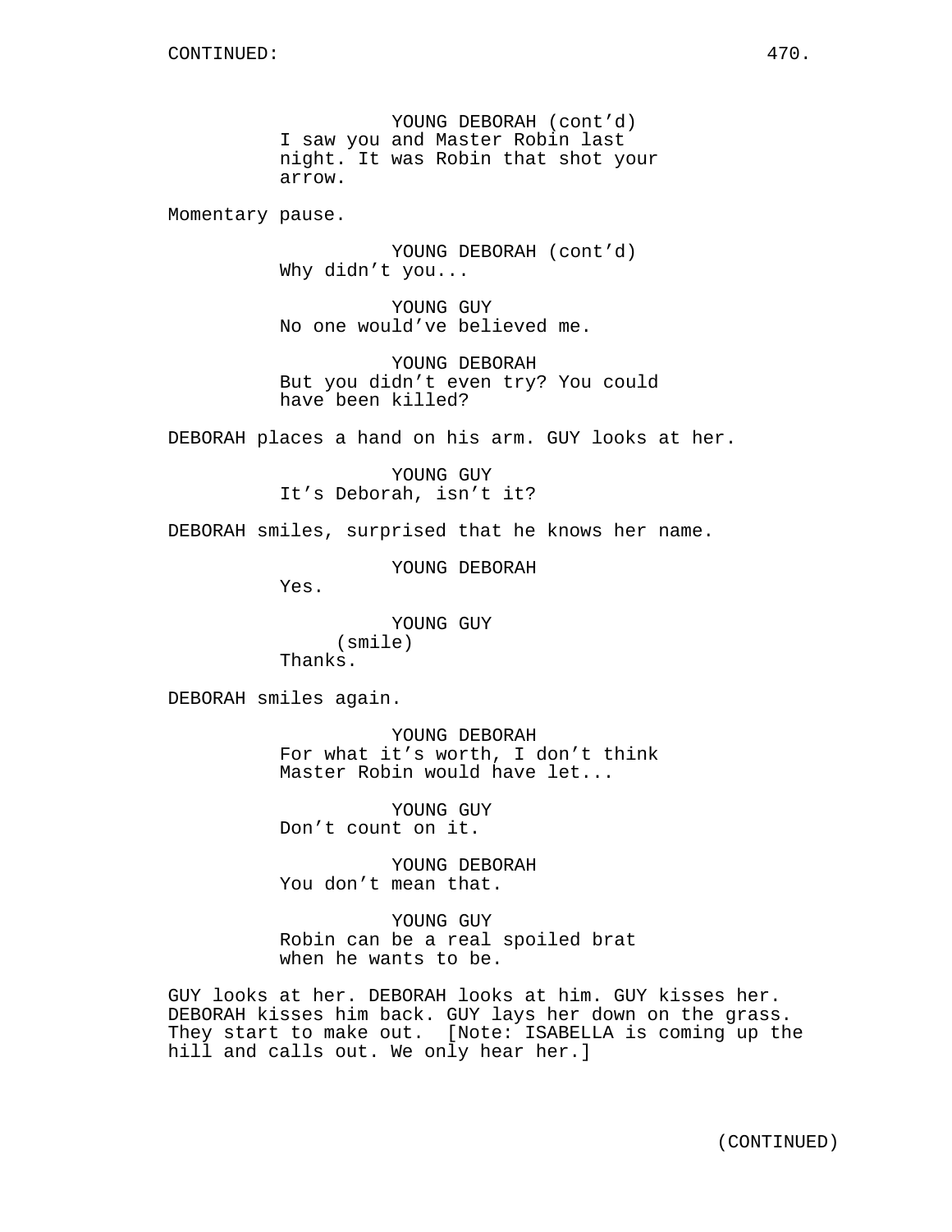YOUNG DEBORAH (cont'd)
I saw you and Master Robin last night. It was Robin that shot your arrow.

Momentary pause.

YOUNG DEBORAH (cont'd)
Why didn't you...

YOUNG GUY
No one would've believed me.

YOUNG DEBORAH
But you didn't even try? You could have been killed?

DEBORAH places a hand on his arm. GUY looks at her.

YOUNG GUY
It's Deborah, isn't it?

DEBORAH smiles, surprised that he knows her name.

YOUNG DEBORAH
Yes.

YOUNG GUY
(smile)
Thanks.

DEBORAH smiles again.

YOUNG DEBORAH
For what it's worth, I don't think Master Robin would have let...

YOUNG GUY
Don't count on it.

YOUNG DEBORAH
You don't mean that.

YOUNG GUY
Robin can be a real spoiled brat when he wants to be.

GUY looks at her. DEBORAH looks at him. GUY kisses her. DEBORAH kisses him back. GUY lays her down on the grass. They start to make out. [Note: ISABELLA is coming up the hill and calls out. We only hear her.]

(CONTINUED)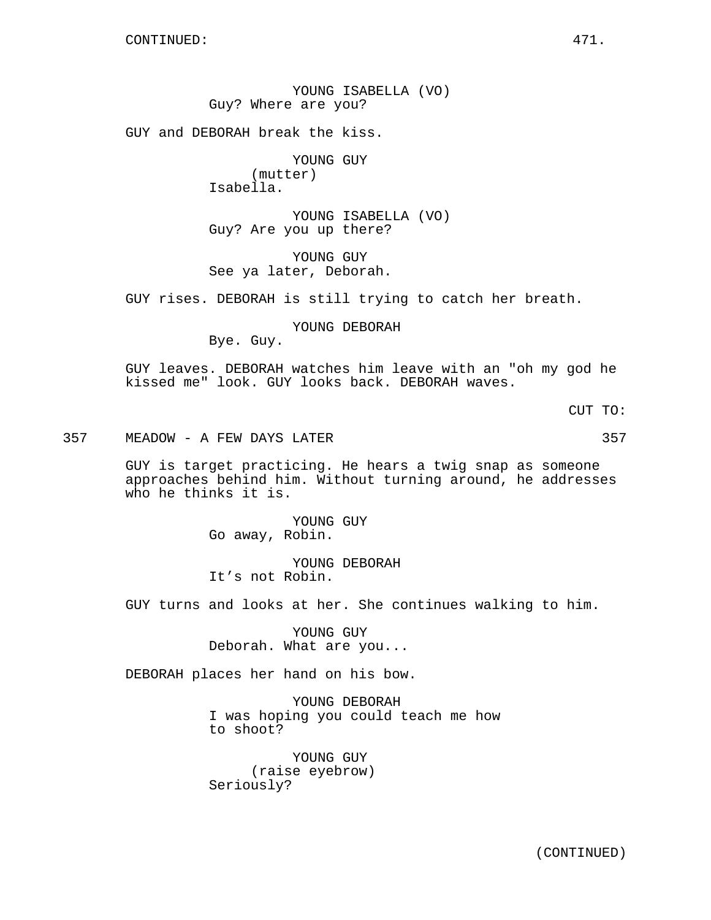CONTINUED:

YOUNG ISABELLA (VO)
Guy? Where are you?

GUY and DEBORAH break the kiss.

YOUNG GUY
(mutter)
Isabella.

YOUNG ISABELLA (VO)
Guy? Are you up there?

YOUNG GUY
See ya later, Deborah.

GUY rises. DEBORAH is still trying to catch her breath.

YOUNG DEBORAH
Bye. Guy.

GUY leaves. DEBORAH watches him leave with an "oh my god he kissed me" look. GUY looks back. DEBORAH waves.

CUT TO:

357 MEADOW - A FEW DAYS LATER 357

GUY is target practicing. He hears a twig snap as someone approaches behind him. Without turning around, he addresses who he thinks it is.

YOUNG GUY
Go away, Robin.

YOUNG DEBORAH
It’s not Robin.

GUY turns and looks at her. She continues walking to him.

YOUNG GUY
Deborah. What are you...

DEBORAH places her hand on his bow.

YOUNG DEBORAH
I was hoping you could teach me how to shoot?

YOUNG GUY
(raise eyebrow)
Seriously?

(CONTINUED)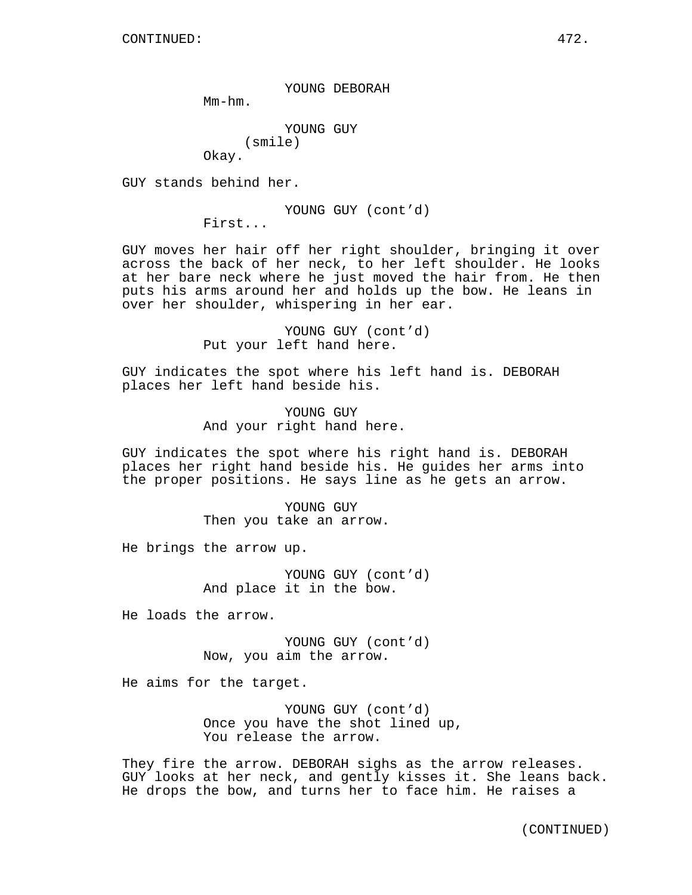CONTINUED:

YOUNG DEBORAH
Mm-hm.

YOUNG GUY
(smile)
Okay.

GUY stands behind her.

YOUNG GUY (cont'd)
First...

GUY moves her hair off her right shoulder, bringing it over across the back of her neck, to her left shoulder. He looks at her bare neck where he just moved the hair from. He then puts his arms around her and holds up the bow. He leans in over her shoulder, whispering in her ear.

YOUNG GUY (cont'd)
Put your left hand here.

GUY indicates the spot where his left hand is. DEBORAH places her left hand beside his.

YOUNG GUY
And your right hand here.

GUY indicates the spot where his right hand is. DEBORAH places her right hand beside his. He guides her arms into the proper positions. He says line as he gets an arrow.

YOUNG GUY
Then you take an arrow.

He brings the arrow up.

YOUNG GUY (cont'd)
And place it in the bow.

He loads the arrow.

YOUNG GUY (cont'd)
Now, you aim the arrow.

He aims for the target.

YOUNG GUY (cont'd)
Once you have the shot lined up,
You release the arrow.

They fire the arrow. DEBORAH sighs as the arrow releases. GUY looks at her neck, and gently kisses it. She leans back. He drops the bow, and turns her to face him. He raises a

(CONTINUED)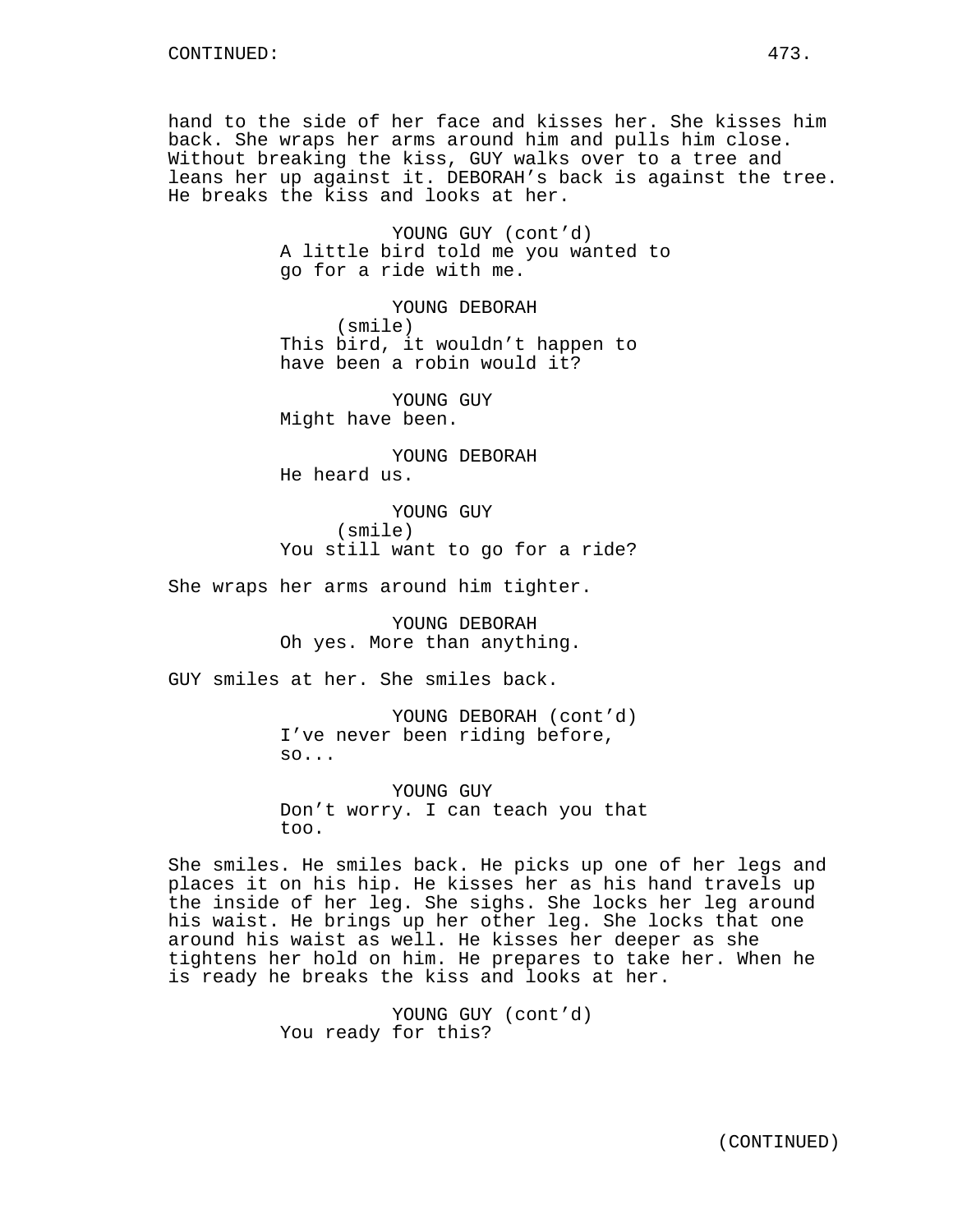hand to the side of her face and kisses her. She kisses him back. She wraps her arms around him and pulls him close. Without breaking the kiss, GUY walks over to a tree and leans her up against it. DEBORAH's back is against the tree. He breaks the kiss and looks at her.

YOUNG GUY (cont'd)
A little bird told me you wanted to go for a ride with me.

YOUNG DEBORAH
(smile)
This bird, it wouldn't happen to have been a robin would it?

YOUNG GUY
Might have been.

YOUNG DEBORAH
He heard us.

YOUNG GUY
(smile)
You still want to go for a ride?

She wraps her arms around him tighter.

YOUNG DEBORAH
Oh yes. More than anything.

GUY smiles at her. She smiles back.

YOUNG DEBORAH (cont'd)
I've never been riding before, so...

YOUNG GUY
Don't worry. I can teach you that too.

She smiles. He smiles back. He picks up one of her legs and places it on his hip. He kisses her as his hand travels up the inside of her leg. She sighs. She locks her leg around his waist. He brings up her other leg. She locks that one around his waist as well. He kisses her deeper as she tightens her hold on him. He prepares to take her. When he is ready he breaks the kiss and looks at her.

YOUNG GUY (cont'd)
You ready for this?

(CONTINUED)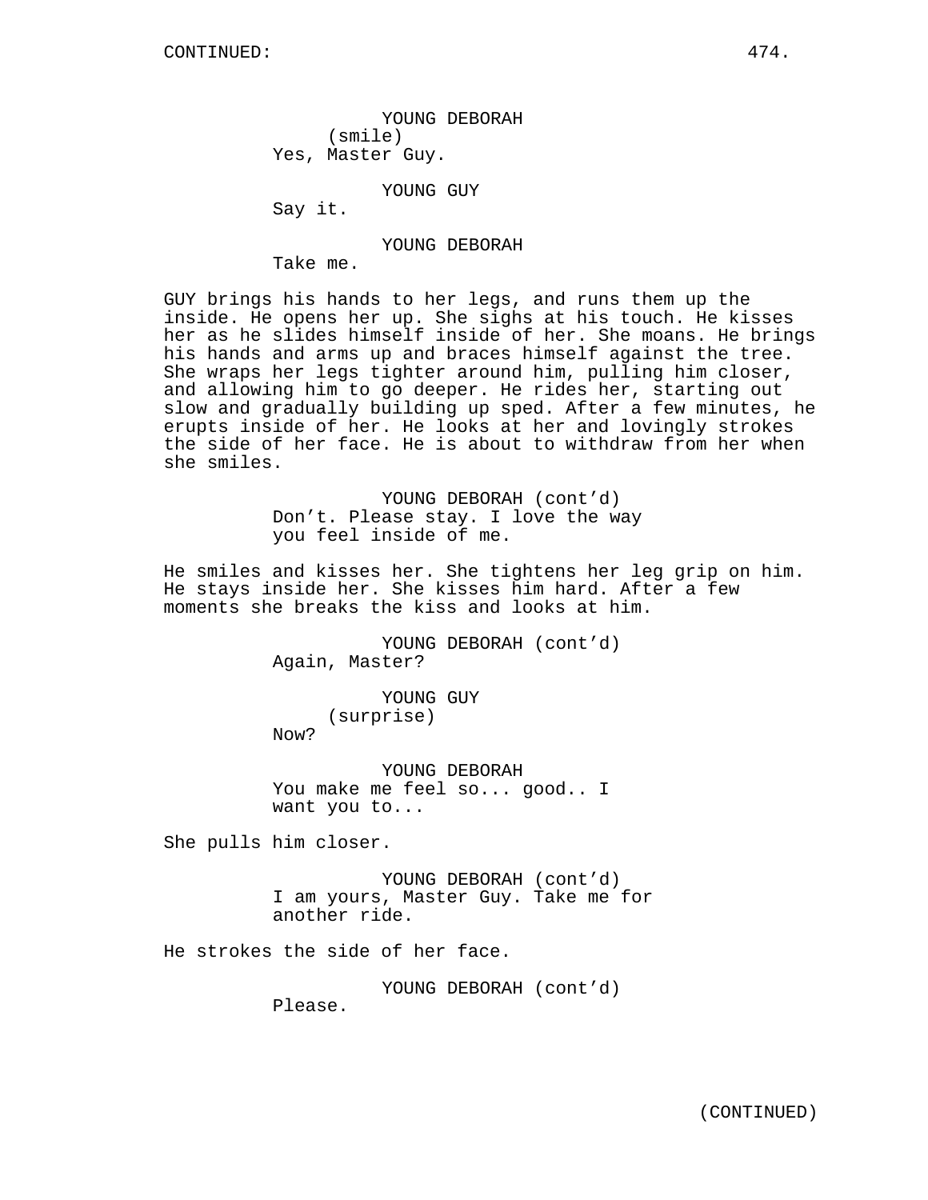YOUNG DEBORAH
(smile)
Yes, Master Guy.

YOUNG GUY
Say it.

YOUNG DEBORAH
Take me.

GUY brings his hands to her legs, and runs them up the inside. He opens her up. She sighs at his touch. He kisses her as he slides himself inside of her. She moans. He brings his hands and arms up and braces himself against the tree. She wraps her legs tighter around him, pulling him closer, and allowing him to go deeper. He rides her, starting out slow and gradually building up sped. After a few minutes, he erupts inside of her. He looks at her and lovingly strokes the side of her face. He is about to withdraw from her when she smiles.

YOUNG DEBORAH (cont'd)
Don't. Please stay. I love the way you feel inside of me.

He smiles and kisses her. She tightens her leg grip on him. He stays inside her. She kisses him hard. After a few moments she breaks the kiss and looks at him.

YOUNG DEBORAH (cont'd)
Again, Master?

YOUNG GUY
(surprise)
Now?

YOUNG DEBORAH
You make me feel so... good.. I want you to...

She pulls him closer.

YOUNG DEBORAH (cont'd)
I am yours, Master Guy. Take me for another ride.

He strokes the side of her face.

YOUNG DEBORAH (cont'd)
Please.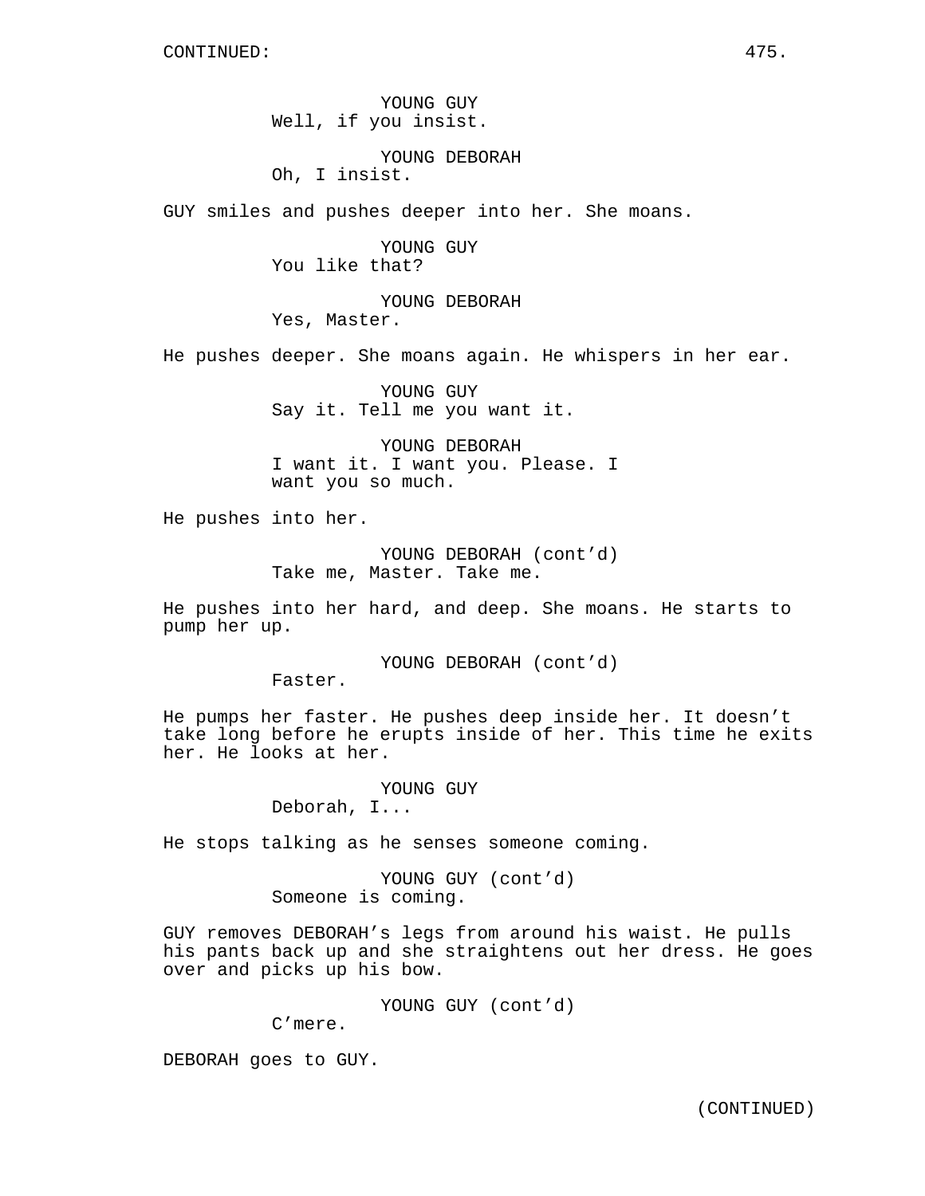YOUNG GUY
Well, if you insist.

YOUNG DEBORAH
Oh, I insist.

GUY smiles and pushes deeper into her. She moans.

YOUNG GUY
You like that?

YOUNG DEBORAH
Yes, Master.

He pushes deeper. She moans again. He whispers in her ear.

YOUNG GUY
Say it. Tell me you want it.

YOUNG DEBORAH
I want it. I want you. Please. I want you so much.

He pushes into her.

YOUNG DEBORAH (cont'd)
Take me, Master. Take me.

He pushes into her hard, and deep. She moans. He starts to pump her up.

YOUNG DEBORAH (cont'd)
Faster.

He pumps her faster. He pushes deep inside her. It doesn't take long before he erupts inside of her. This time he exits her. He looks at her.

YOUNG GUY
Deborah, I...

He stops talking as he senses someone coming.

YOUNG GUY (cont'd)
Someone is coming.

GUY removes DEBORAH's legs from around his waist. He pulls his pants back up and she straightens out her dress. He goes over and picks up his bow.

YOUNG GUY (cont'd)
C'mere.

DEBORAH goes to GUY.

(CONTINUED)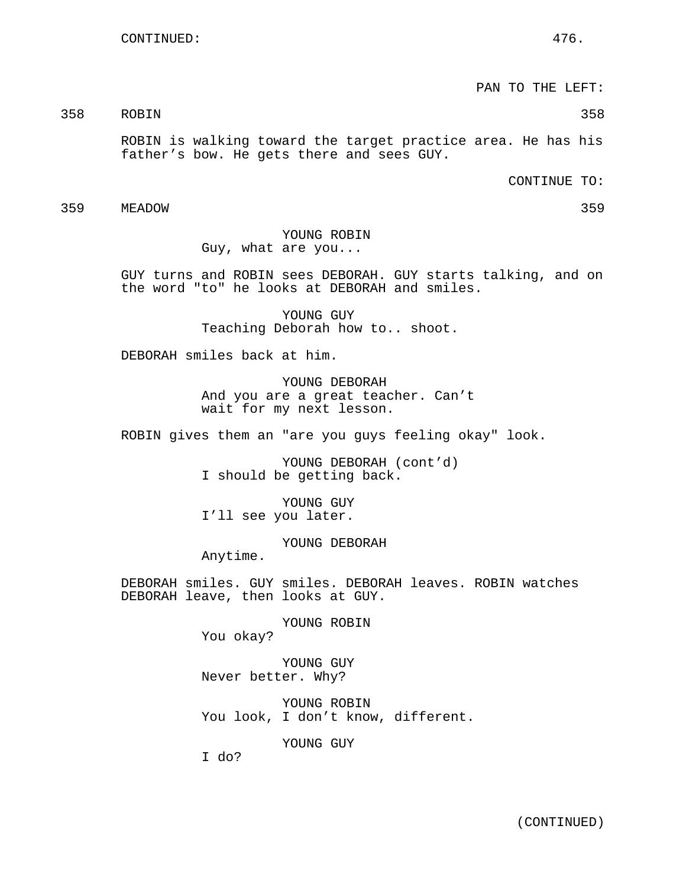CONTINUED:

PAN TO THE LEFT:

358 ROBIN 358

ROBIN is walking toward the target practice area. He has his father's bow. He gets there and sees GUY.

CONTINUE TO:

359 MEADOW 359

YOUNG ROBIN
Guy, what are you...

GUY turns and ROBIN sees DEBORAH. GUY starts talking, and on the word "to" he looks at DEBORAH and smiles.

YOUNG GUY
Teaching Deborah how to.. shoot.

DEBORAH smiles back at him.

YOUNG DEBORAH
And you are a great teacher. Can't wait for my next lesson.

ROBIN gives them an "are you guys feeling okay" look.

YOUNG DEBORAH (cont'd)
I should be getting back.

YOUNG GUY
I'll see you later.

YOUNG DEBORAH
Anytime.

DEBORAH smiles. GUY smiles. DEBORAH leaves. ROBIN watches DEBORAH leave, then looks at GUY.

YOUNG ROBIN
You okay?

YOUNG GUY
Never better. Why?

YOUNG ROBIN
You look, I don't know, different.

YOUNG GUY
I do?

(CONTINUED)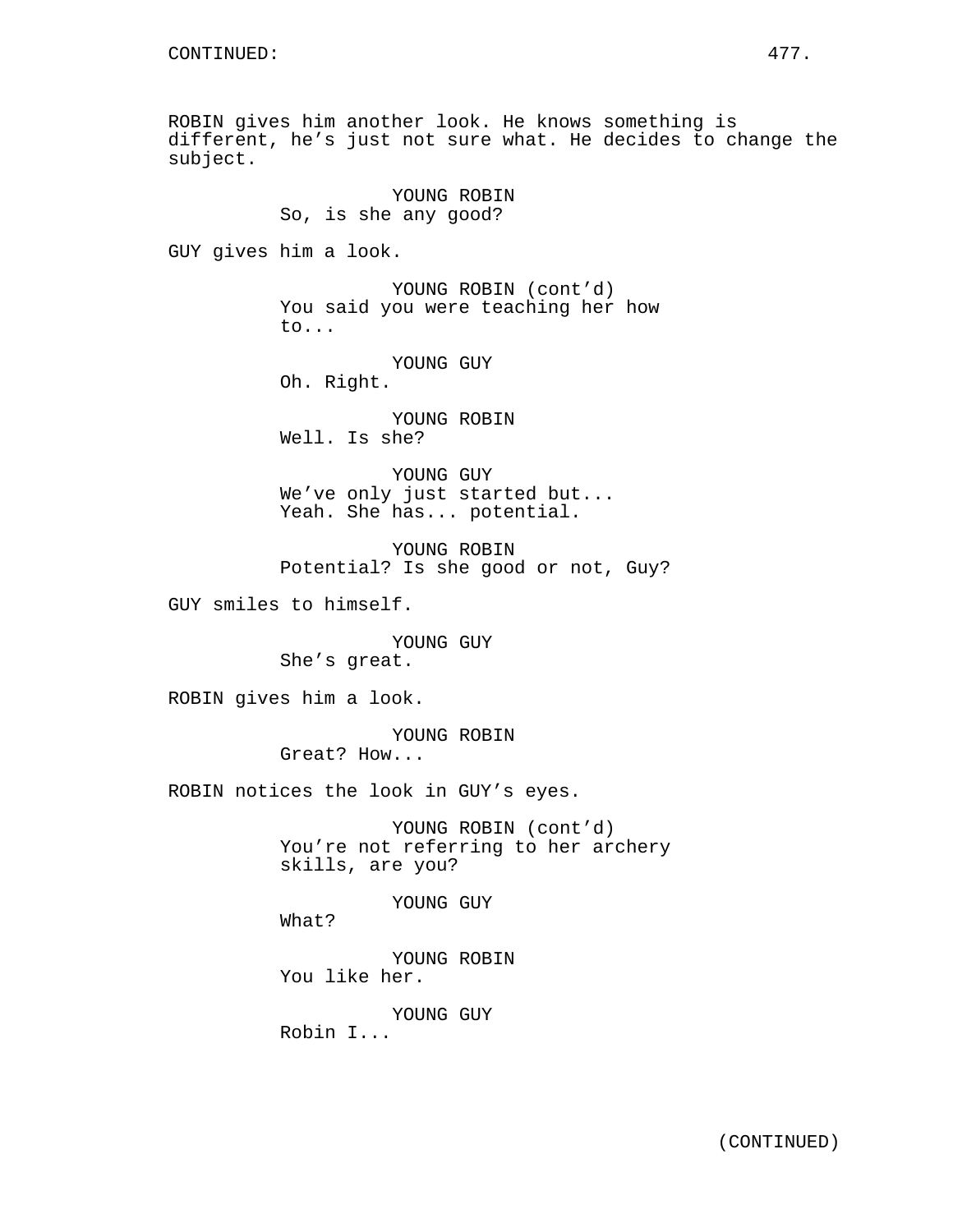CONTINUED:

ROBIN gives him another look. He knows something is different, he's just not sure what. He decides to change the subject.

YOUNG ROBIN
So, is she any good?

GUY gives him a look.

YOUNG ROBIN (cont'd)
You said you were teaching her how to...

YOUNG GUY
Oh. Right.

YOUNG ROBIN
Well. Is she?

YOUNG GUY
We've only just started but... Yeah. She has... potential.

YOUNG ROBIN
Potential? Is she good or not, Guy?

GUY smiles to himself.

YOUNG GUY
She's great.

ROBIN gives him a look.

YOUNG ROBIN
Great? How...

ROBIN notices the look in GUY's eyes.

YOUNG ROBIN (cont'd)
You're not referring to her archery skills, are you?

YOUNG GUY
What?

YOUNG ROBIN
You like her.

YOUNG GUY
Robin I...

(CONTINUED)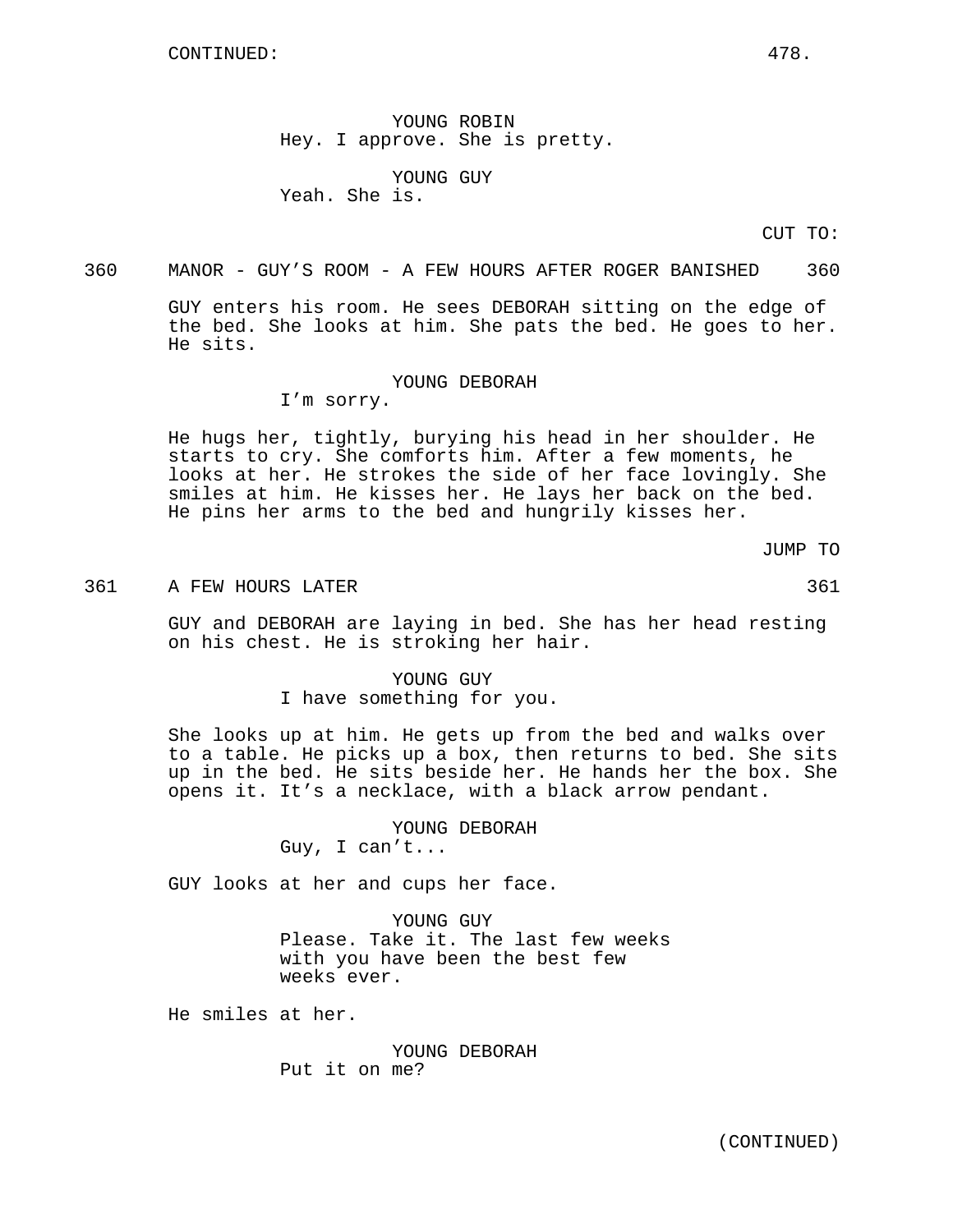CONTINUED:

YOUNG ROBIN
Hey. I approve. She is pretty.

YOUNG GUY
Yeah. She is.

CUT TO:

360 MANOR - GUY'S ROOM - A FEW HOURS AFTER ROGER BANISHED 360

GUY enters his room. He sees DEBORAH sitting on the edge of the bed. She looks at him. She pats the bed. He goes to her. He sits.

YOUNG DEBORAH
I'm sorry.

He hugs her, tightly, burying his head in her shoulder. He starts to cry. She comforts him. After a few moments, he looks at her. He strokes the side of her face lovingly. She smiles at him. He kisses her. He lays her back on the bed. He pins her arms to the bed and hungrily kisses her.

JUMP TO

361 A FEW HOURS LATER 361

GUY and DEBORAH are laying in bed. She has her head resting on his chest. He is stroking her hair.

YOUNG GUY
I have something for you.

She looks up at him. He gets up from the bed and walks over to a table. He picks up a box, then returns to bed. She sits up in the bed. He sits beside her. He hands her the box. She opens it. It's a necklace, with a black arrow pendant.

YOUNG DEBORAH
Guy, I can't...

GUY looks at her and cups her face.

YOUNG GUY
Please. Take it. The last few weeks with you have been the best few weeks ever.

He smiles at her.

YOUNG DEBORAH
Put it on me?

(CONTINUED)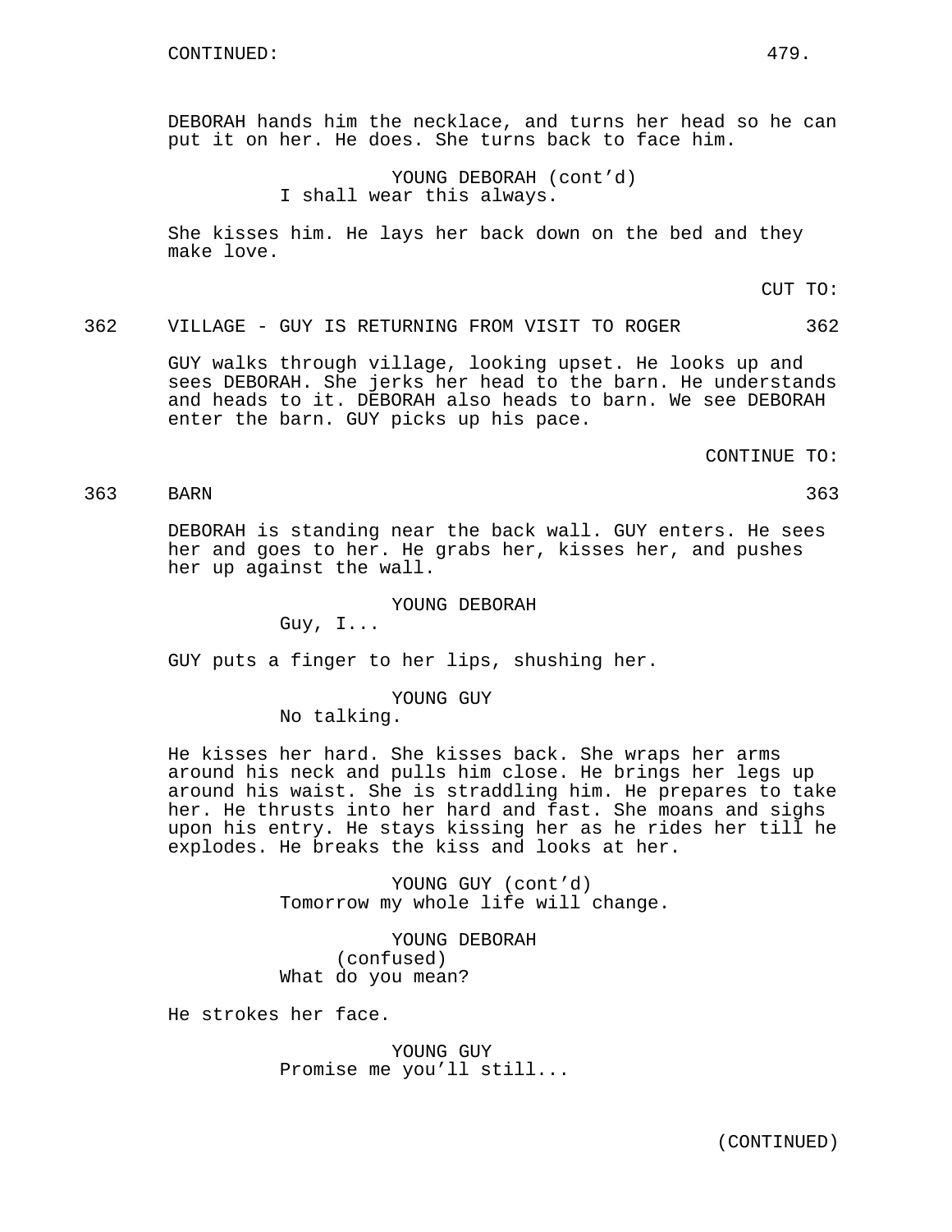CONTINUED:

DEBORAH hands him the necklace, and turns her head so he can put it on her. He does. She turns back to face him.

YOUNG DEBORAH (cont'd)
I shall wear this always.

She kisses him. He lays her back down on the bed and they make love.

CUT TO:

362 VILLAGE - GUY IS RETURNING FROM VISIT TO ROGER 362

GUY walks through village, looking upset. He looks up and sees DEBORAH. She jerks her head to the barn. He understands and heads to it. DEBORAH also heads to barn. We see DEBORAH enter the barn. GUY picks up his pace.

CONTINUE TO:

363 BARN 363

DEBORAH is standing near the back wall. GUY enters. He sees her and goes to her. He grabs her, kisses her, and pushes her up against the wall.

YOUNG DEBORAH
Guy, I...

GUY puts a finger to her lips, shushing her.

YOUNG GUY
No talking.

He kisses her hard. She kisses back. She wraps her arms around his neck and pulls him close. He brings her legs up around his waist. She is straddling him. He prepares to take her. He thrusts into her hard and fast. She moans and sighs upon his entry. He stays kissing her as he rides her till he explodes. He breaks the kiss and looks at her.

YOUNG GUY (cont'd)
Tomorrow my whole life will change.

YOUNG DEBORAH
(confused)
What do you mean?

He strokes her face.

YOUNG GUY
Promise me you'll still...

(CONTINUED)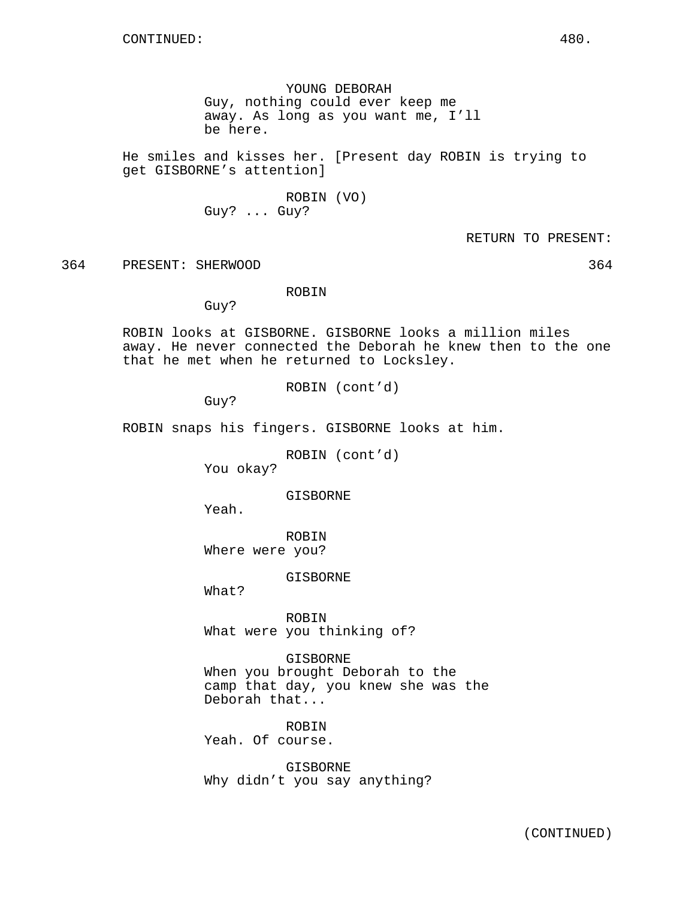YOUNG DEBORAH
Guy, nothing could ever keep me away. As long as you want me, I'll be here.

He smiles and kisses her. [Present day ROBIN is trying to get GISBORNE's attention]

ROBIN (VO)
Guy? ... Guy?

RETURN TO PRESENT:

364 PRESENT: SHERWOOD 364

ROBIN
Guy?

ROBIN looks at GISBORNE. GISBORNE looks a million miles away. He never connected the Deborah he knew then to the one that he met when he returned to Locksley.

ROBIN (cont'd)
Guy?

ROBIN snaps his fingers. GISBORNE looks at him.

ROBIN (cont'd)
You okay?

GISBORNE
Yeah.

ROBIN
Where were you?

GISBORNE
What?

ROBIN
What were you thinking of?

GISBORNE
When you brought Deborah to the camp that day, you knew she was the Deborah that...

ROBIN
Yeah. Of course.

GISBORNE
Why didn't you say anything?

(CONTINUED)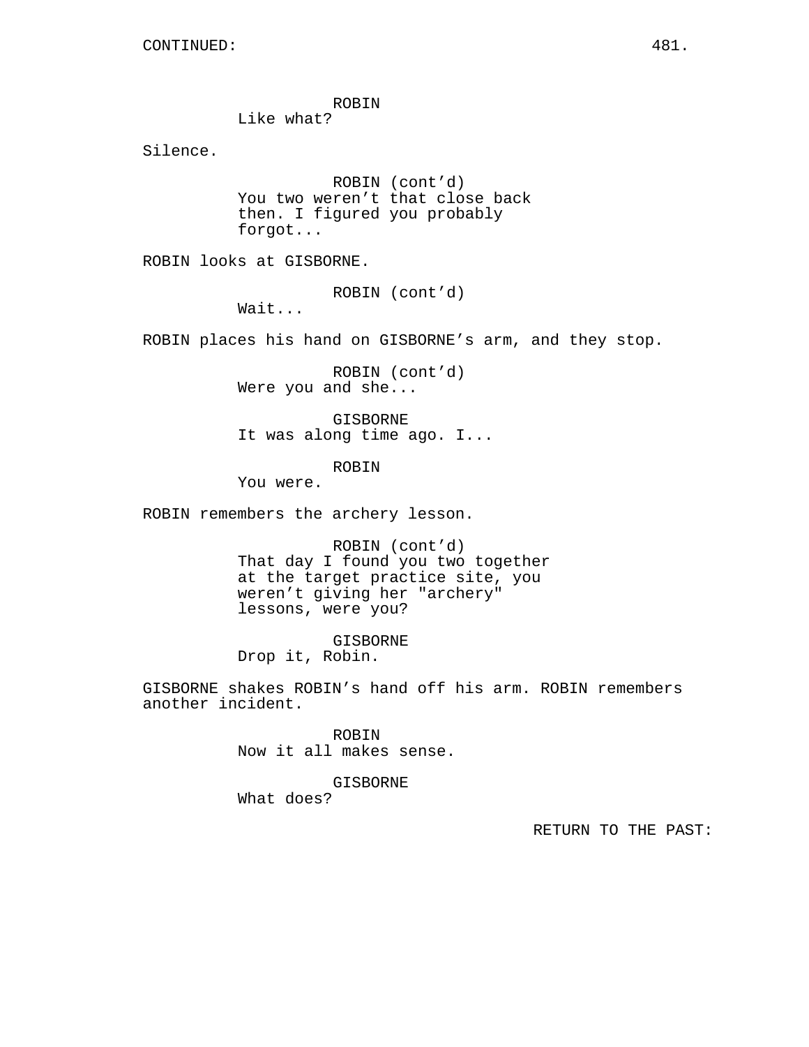ROBIN
Like what?

Silence.

ROBIN (cont'd)
You two weren't that close back then. I figured you probably forgot...

ROBIN looks at GISBORNE.

ROBIN (cont'd)
Wait...

ROBIN places his hand on GISBORNE's arm, and they stop.

ROBIN (cont'd)
Were you and she...

GISBORNE
It was along time ago. I...

ROBIN
You were.

ROBIN remembers the archery lesson.

ROBIN (cont'd)
That day I found you two together at the target practice site, you weren't giving her "archery" lessons, were you?

GISBORNE
Drop it, Robin.

GISBORNE shakes ROBIN's hand off his arm. ROBIN remembers another incident.

ROBIN
Now it all makes sense.

GISBORNE
What does?

RETURN TO THE PAST: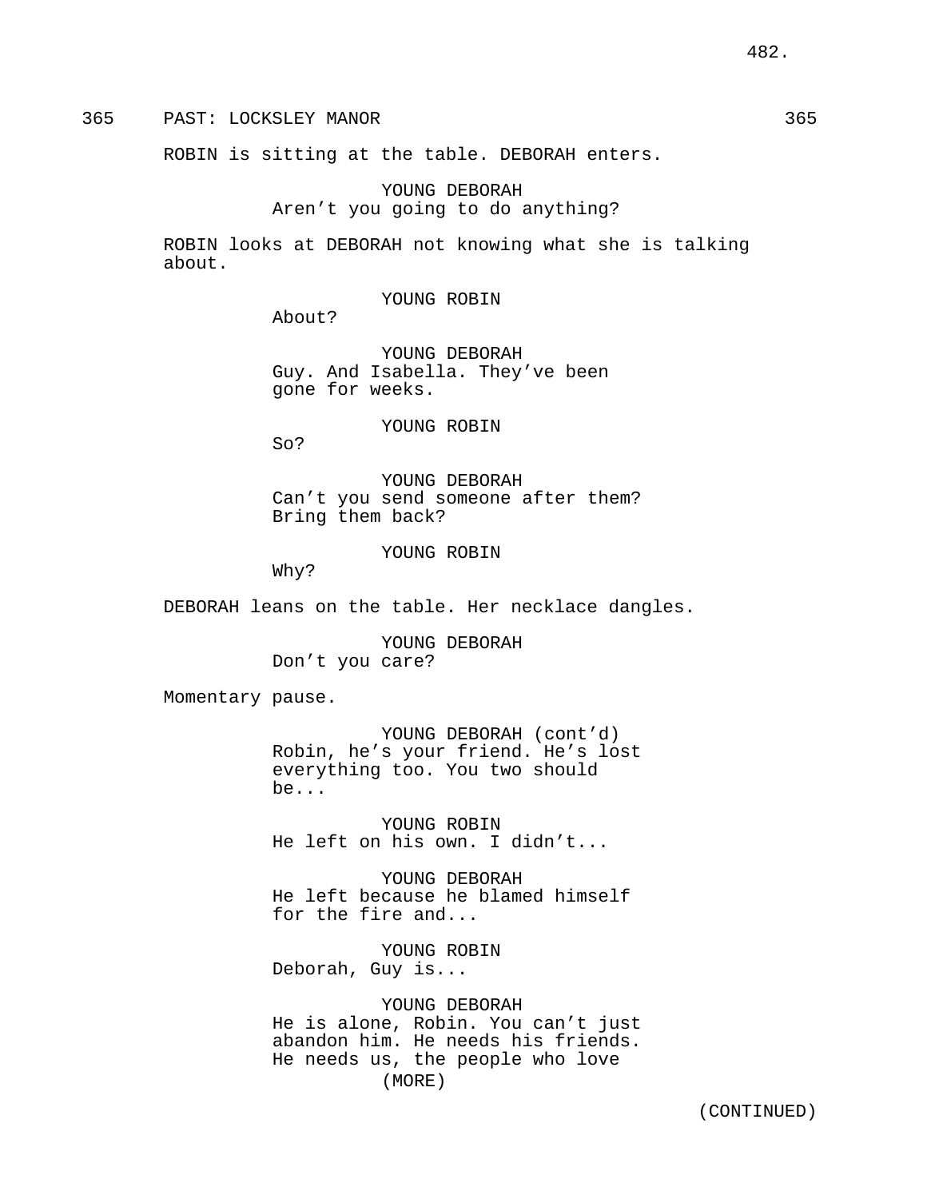365 PAST: LOCKSLEY MANOR 365

ROBIN is sitting at the table. DEBORAH enters.

YOUNG DEBORAH
Aren't you going to do anything?

ROBIN looks at DEBORAH not knowing what she is talking about.

YOUNG ROBIN
About?

YOUNG DEBORAH
Guy. And Isabella. They've been gone for weeks.

YOUNG ROBIN
So?

YOUNG DEBORAH
Can't you send someone after them? Bring them back?

YOUNG ROBIN
Why?

DEBORAH leans on the table. Her necklace dangles.

YOUNG DEBORAH
Don't you care?

Momentary pause.

YOUNG DEBORAH (cont'd)
Robin, he's your friend. He's lost everything too. You two should be...

YOUNG ROBIN
He left on his own. I didn't...

YOUNG DEBORAH
He left because he blamed himself for the fire and...

YOUNG ROBIN
Deborah, Guy is...

YOUNG DEBORAH
He is alone, Robin. You can't just abandon him. He needs his friends. He needs us, the people who love
(MORE)

(CONTINUED)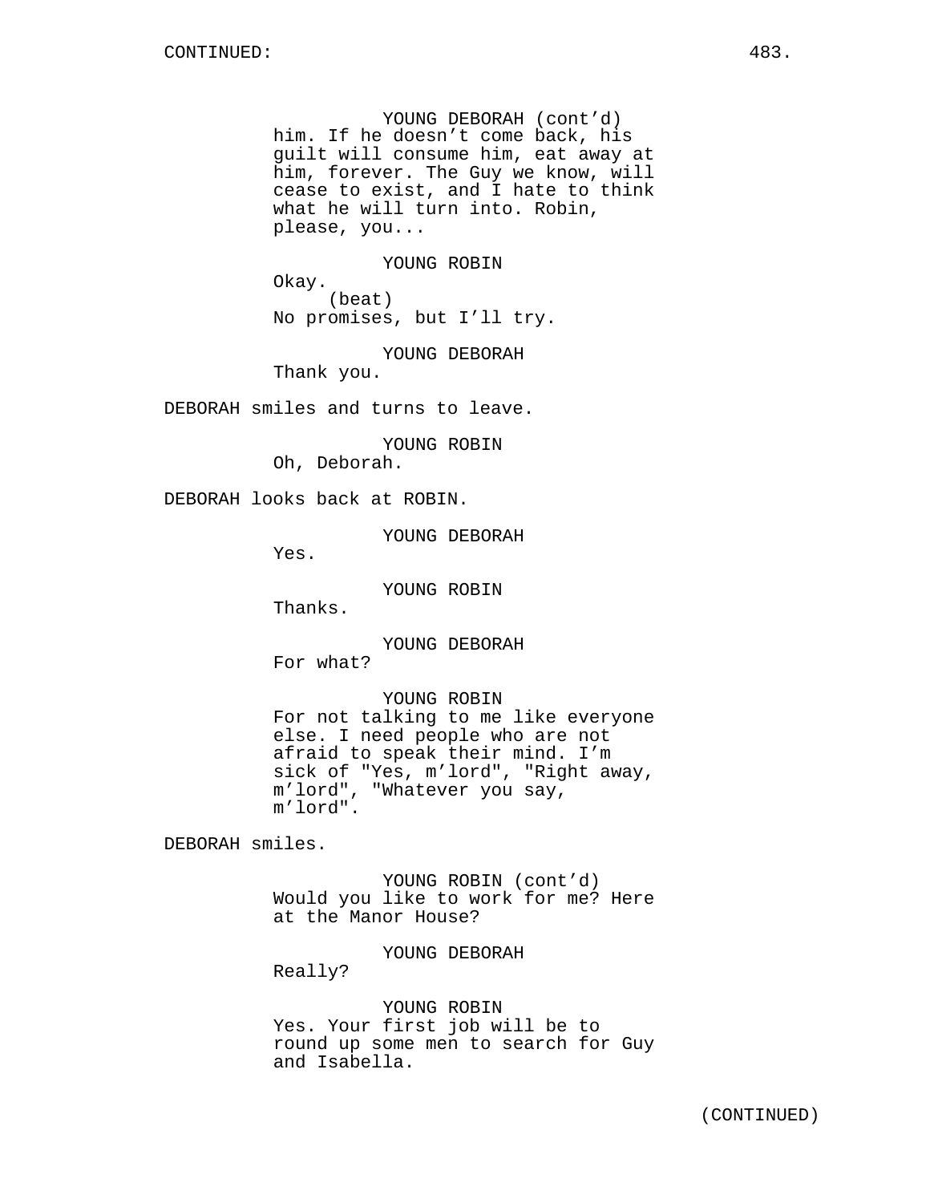YOUNG DEBORAH (cont'd)
him. If he doesn't come back, his guilt will consume him, eat away at him, forever. The Guy we know, will cease to exist, and I hate to think what he will turn into. Robin, please, you...

YOUNG ROBIN
Okay.
(beat)
No promises, but I'll try.

YOUNG DEBORAH
Thank you.

DEBORAH smiles and turns to leave.

YOUNG ROBIN
Oh, Deborah.

DEBORAH looks back at ROBIN.

YOUNG DEBORAH
Yes.

YOUNG ROBIN
Thanks.

YOUNG DEBORAH
For what?

YOUNG ROBIN
For not talking to me like everyone else. I need people who are not afraid to speak their mind. I'm sick of "Yes, m'lord", "Right away, m'lord", "Whatever you say, m'lord".

DEBORAH smiles.

YOUNG ROBIN (cont'd)
Would you like to work for me? Here at the Manor House?

YOUNG DEBORAH
Really?

YOUNG ROBIN
Yes. Your first job will be to round up some men to search for Guy and Isabella.

(CONTINUED)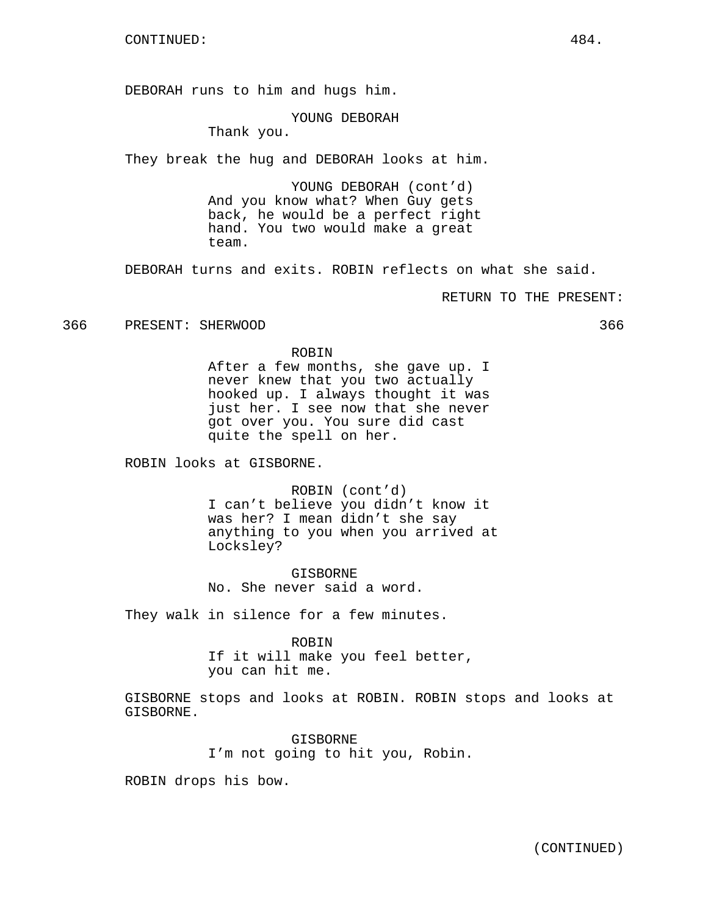CONTINUED:

DEBORAH runs to him and hugs him.

YOUNG DEBORAH
Thank you.

They break the hug and DEBORAH looks at him.

YOUNG DEBORAH (cont'd)
And you know what? When Guy gets back, he would be a perfect right hand. You two would make a great team.

DEBORAH turns and exits. ROBIN reflects on what she said.

RETURN TO THE PRESENT:

366 PRESENT: SHERWOOD 366

ROBIN
After a few months, she gave up. I never knew that you two actually hooked up. I always thought it was just her. I see now that she never got over you. You sure did cast quite the spell on her.

ROBIN looks at GISBORNE.

ROBIN (cont'd)
I can't believe you didn't know it was her? I mean didn't she say anything to you when you arrived at Locksley?

GISBORNE
No. She never said a word.

They walk in silence for a few minutes.

ROBIN
If it will make you feel better, you can hit me.

GISBORNE stops and looks at ROBIN. ROBIN stops and looks at GISBORNE.

GISBORNE
I'm not going to hit you, Robin.

ROBIN drops his bow.

(CONTINUED)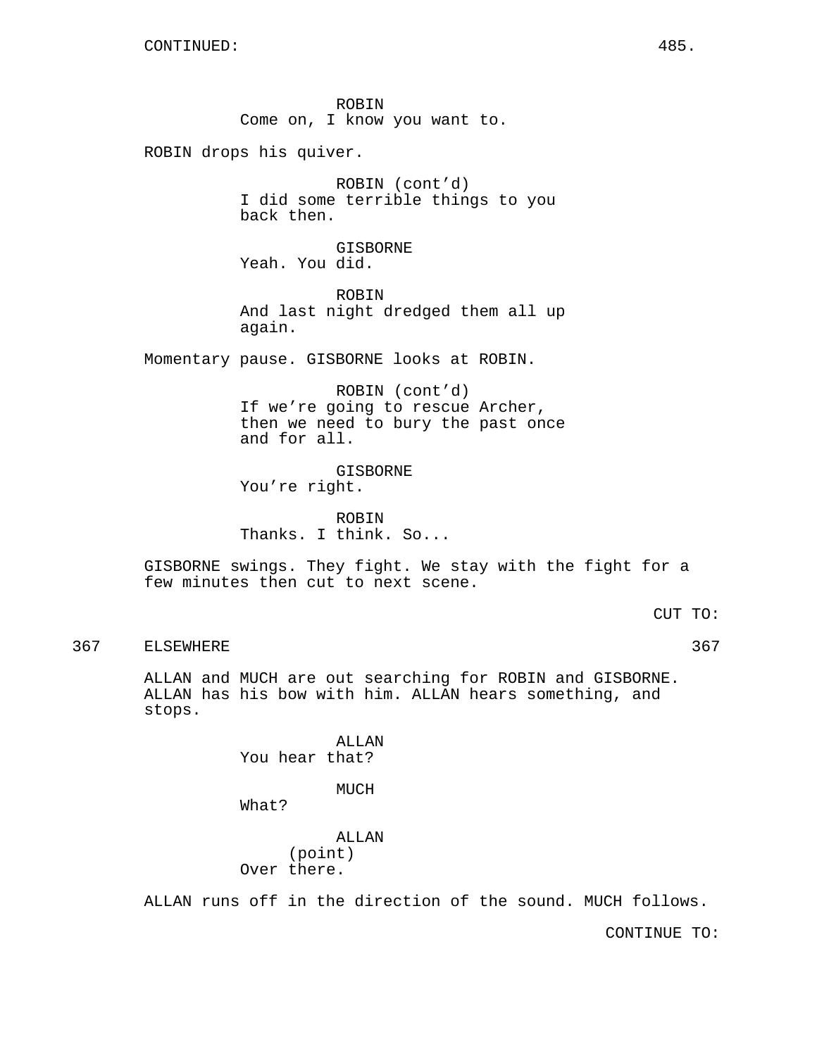CONTINUED:

ROBIN
Come on, I know you want to.

ROBIN drops his quiver.

ROBIN (cont'd)
I did some terrible things to you back then.

GISBORNE
Yeah. You did.

ROBIN
And last night dredged them all up again.

Momentary pause. GISBORNE looks at ROBIN.

ROBIN (cont'd)
If we're going to rescue Archer, then we need to bury the past once and for all.

GISBORNE
You're right.

ROBIN
Thanks. I think. So...

GISBORNE swings. They fight. We stay with the fight for a few minutes then cut to next scene.

CUT TO:

367 ELSEWHERE 367

ALLAN and MUCH are out searching for ROBIN and GISBORNE. ALLAN has his bow with him. ALLAN hears something, and stops.

ALLAN
You hear that?

MUCH
What?

ALLAN
(point)
Over there.

ALLAN runs off in the direction of the sound. MUCH follows.

CONTINUE TO: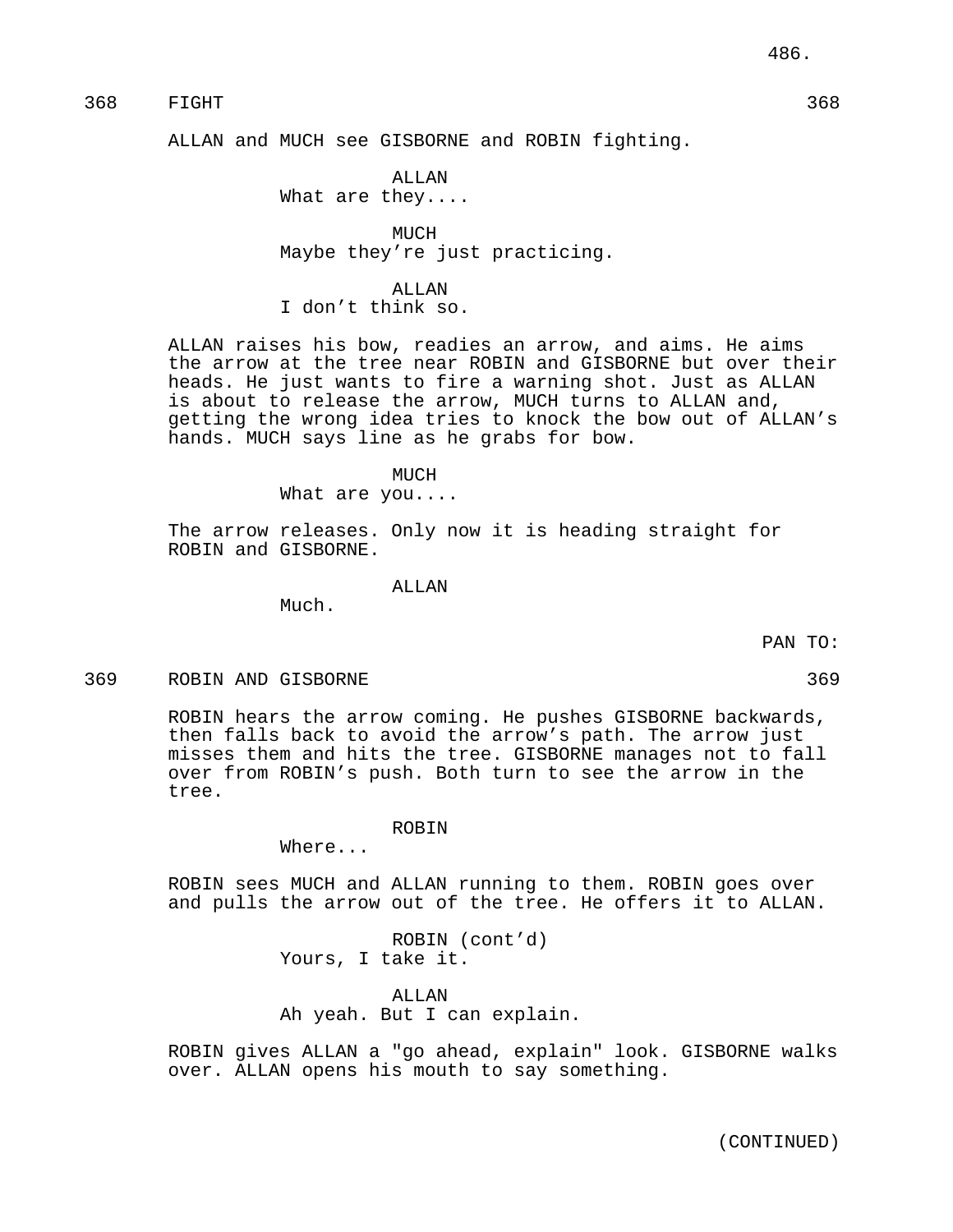368 FIGHT 368

ALLAN and MUCH see GISBORNE and ROBIN fighting.

ALLAN
What are they....

MUCH
Maybe they’re just practicing.

ALLAN
I don’t think so.

ALLAN raises his bow, readies an arrow, and aims. He aims the arrow at the tree near ROBIN and GISBORNE but over their heads. He just wants to fire a warning shot. Just as ALLAN is about to release the arrow, MUCH turns to ALLAN and, getting the wrong idea tries to knock the bow out of ALLAN’s hands. MUCH says line as he grabs for bow.

MUCH
What are you....

The arrow releases. Only now it is heading straight for ROBIN and GISBORNE.

ALLAN
Much.

PAN TO:

369 ROBIN AND GISBORNE 369

ROBIN hears the arrow coming. He pushes GISBORNE backwards, then falls back to avoid the arrow’s path. The arrow just misses them and hits the tree. GISBORNE manages not to fall over from ROBIN’s push. Both turn to see the arrow in the tree.

ROBIN
Where...

ROBIN sees MUCH and ALLAN running to them. ROBIN goes over and pulls the arrow out of the tree. He offers it to ALLAN.

ROBIN (cont’d)
Yours, I take it.

ALLAN
Ah yeah. But I can explain.

ROBIN gives ALLAN a "go ahead, explain" look. GISBORNE walks over. ALLAN opens his mouth to say something.

(CONTINUED)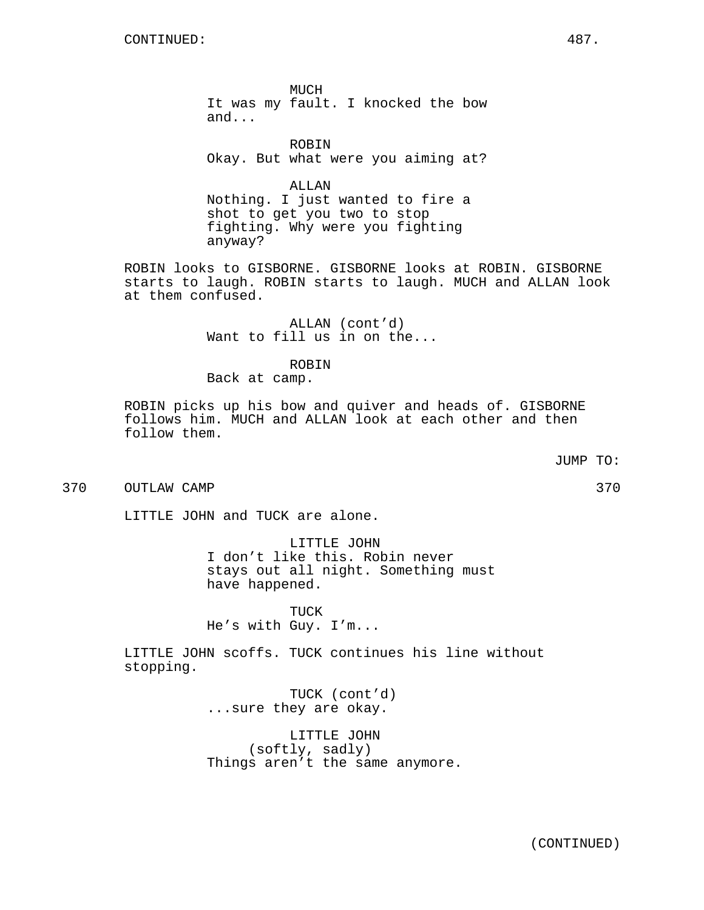MUCH
It was my fault. I knocked the bow and...

ROBIN
Okay. But what were you aiming at?

ALLAN
Nothing. I just wanted to fire a shot to get you two to stop fighting. Why were you fighting anyway?

ROBIN looks to GISBORNE. GISBORNE looks at ROBIN. GISBORNE starts to laugh. ROBIN starts to laugh. MUCH and ALLAN look at them confused.

ALLAN (cont'd)
Want to fill us in on the...

ROBIN
Back at camp.

ROBIN picks up his bow and quiver and heads of. GISBORNE follows him. MUCH and ALLAN look at each other and then follow them.

JUMP TO:

370 OUTLAW CAMP 370

LITTLE JOHN and TUCK are alone.

LITTLE JOHN
I don't like this. Robin never stays out all night. Something must have happened.

TUCK
He's with Guy. I'm...

LITTLE JOHN scoffs. TUCK continues his line without stopping.

TUCK (cont'd)
...sure they are okay.

LITTLE JOHN
(softly, sadly)
Things aren't the same anymore.

(CONTINUED)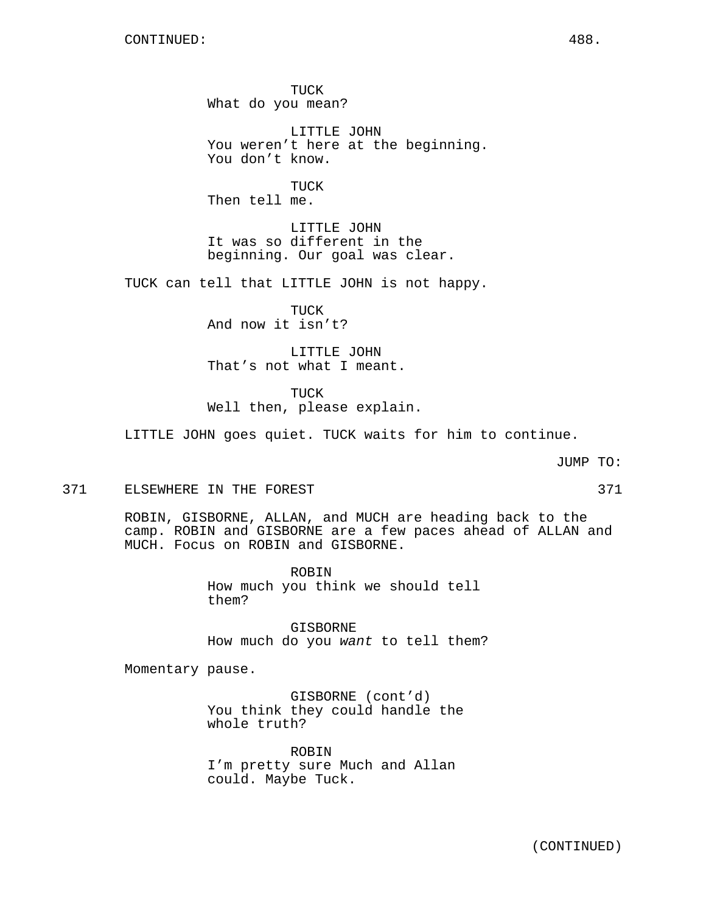TUCK
What do you mean?

LITTLE JOHN
You weren't here at the beginning. You don't know.

TUCK
Then tell me.

LITTLE JOHN
It was so different in the beginning. Our goal was clear.

TUCK can tell that LITTLE JOHN is not happy.

TUCK
And now it isn't?

LITTLE JOHN
That's not what I meant.

TUCK
Well then, please explain.

LITTLE JOHN goes quiet. TUCK waits for him to continue.

JUMP TO:

371 ELSEWHERE IN THE FOREST 371

ROBIN, GISBORNE, ALLAN, and MUCH are heading back to the camp. ROBIN and GISBORNE are a few paces ahead of ALLAN and MUCH. Focus on ROBIN and GISBORNE.

ROBIN
How much you think we should tell them?

GISBORNE
How much do you *want* to tell them?

Momentary pause.

GISBORNE (cont'd)
You think they could handle the whole truth?

ROBIN
I'm pretty sure Much and Allan could. Maybe Tuck.

(CONTINUED)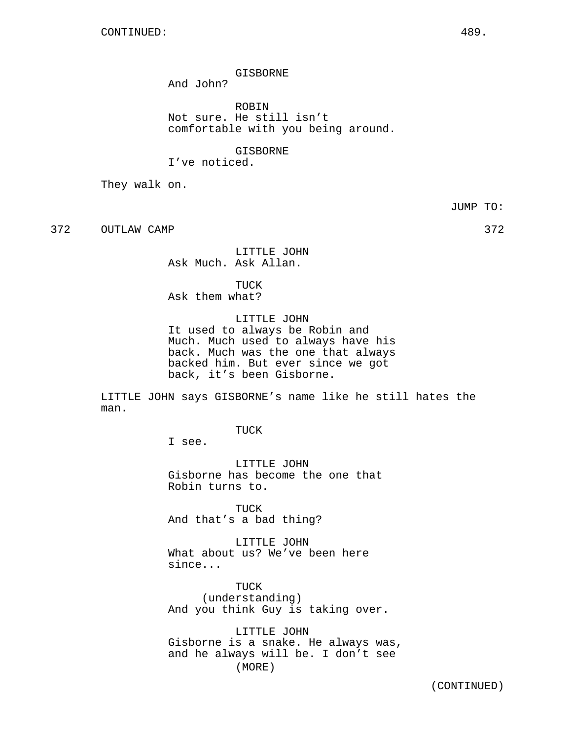CONTINUED:

GISBORNE
And John?

ROBIN
Not sure. He still isn't comfortable with you being around.

GISBORNE
I've noticed.

They walk on.

JUMP TO:

372 OUTLAW CAMP 372

LITTLE JOHN
Ask Much. Ask Allan.

TUCK
Ask them what?

LITTLE JOHN
It used to always be Robin and Much. Much used to always have his back. Much was the one that always backed him. But ever since we got back, it's been Gisborne.

LITTLE JOHN says GISBORNE's name like he still hates the man.

TUCK
I see.

LITTLE JOHN
Gisborne has become the one that Robin turns to.

TUCK
And that's a bad thing?

LITTLE JOHN
What about us? We've been here since...

TUCK
(understanding)
And you think Guy is taking over.

LITTLE JOHN
Gisborne is a snake. He always was, and he always will be. I don't see
(MORE)

(CONTINUED)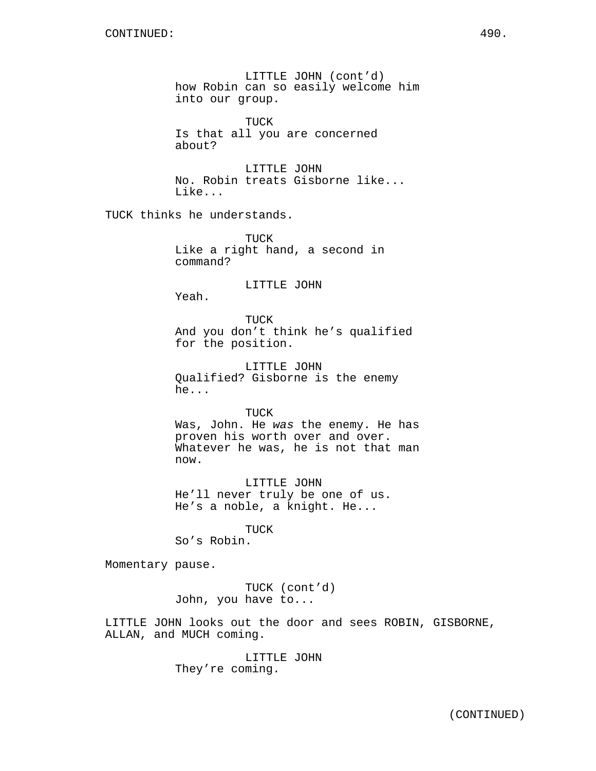LITTLE JOHN (cont'd)
how Robin can so easily welcome him into our group.

TUCK
Is that all you are concerned about?

LITTLE JOHN
No. Robin treats Gisborne like... Like...

TUCK thinks he understands.

TUCK
Like a right hand, a second in command?

LITTLE JOHN
Yeah.

TUCK
And you don't think he's qualified for the position.

LITTLE JOHN
Qualified? Gisborne is the enemy he...

TUCK
Was, John. He *was* the enemy. He has proven his worth over and over. Whatever he was, he is not that man now.

LITTLE JOHN
He'll never truly be one of us. He's a noble, a knight. He...

TUCK
So's Robin.

Momentary pause.

TUCK (cont'd)
John, you have to...

LITTLE JOHN looks out the door and sees ROBIN, GISBORNE, ALLAN, and MUCH coming.

LITTLE JOHN
They're coming.

(CONTINUED)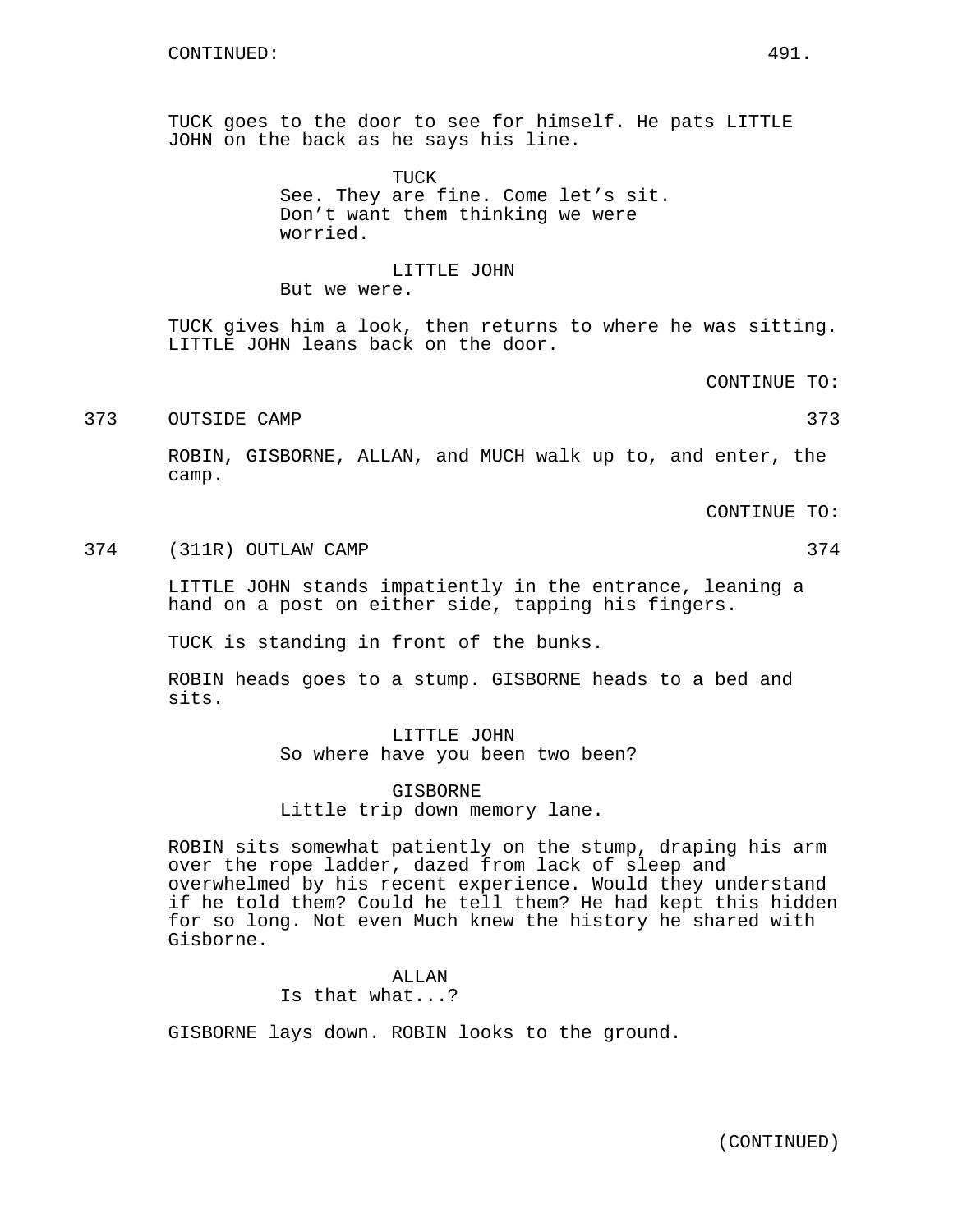CONTINUED:

TUCK goes to the door to see for himself. He pats LITTLE JOHN on the back as he says his line.

TUCK
See. They are fine. Come let's sit. Don't want them thinking we were worried.

LITTLE JOHN
But we were.

TUCK gives him a look, then returns to where he was sitting. LITTLE JOHN leans back on the door.

CONTINUE TO:

373 OUTSIDE CAMP 373

ROBIN, GISBORNE, ALLAN, and MUCH walk up to, and enter, the camp.

CONTINUE TO:

374 (311R) OUTLAW CAMP 374

LITTLE JOHN stands impatiently in the entrance, leaning a hand on a post on either side, tapping his fingers.

TUCK is standing in front of the bunks.

ROBIN heads goes to a stump. GISBORNE heads to a bed and sits.

LITTLE JOHN
So where have you been two been?

GISBORNE
Little trip down memory lane.

ROBIN sits somewhat patiently on the stump, draping his arm over the rope ladder, dazed from lack of sleep and overwhelmed by his recent experience. Would they understand if he told them? Could he tell them? He had kept this hidden for so long. Not even Much knew the history he shared with Gisborne.

ALLAN
Is that what...?

GISBORNE lays down. ROBIN looks to the ground.

(CONTINUED)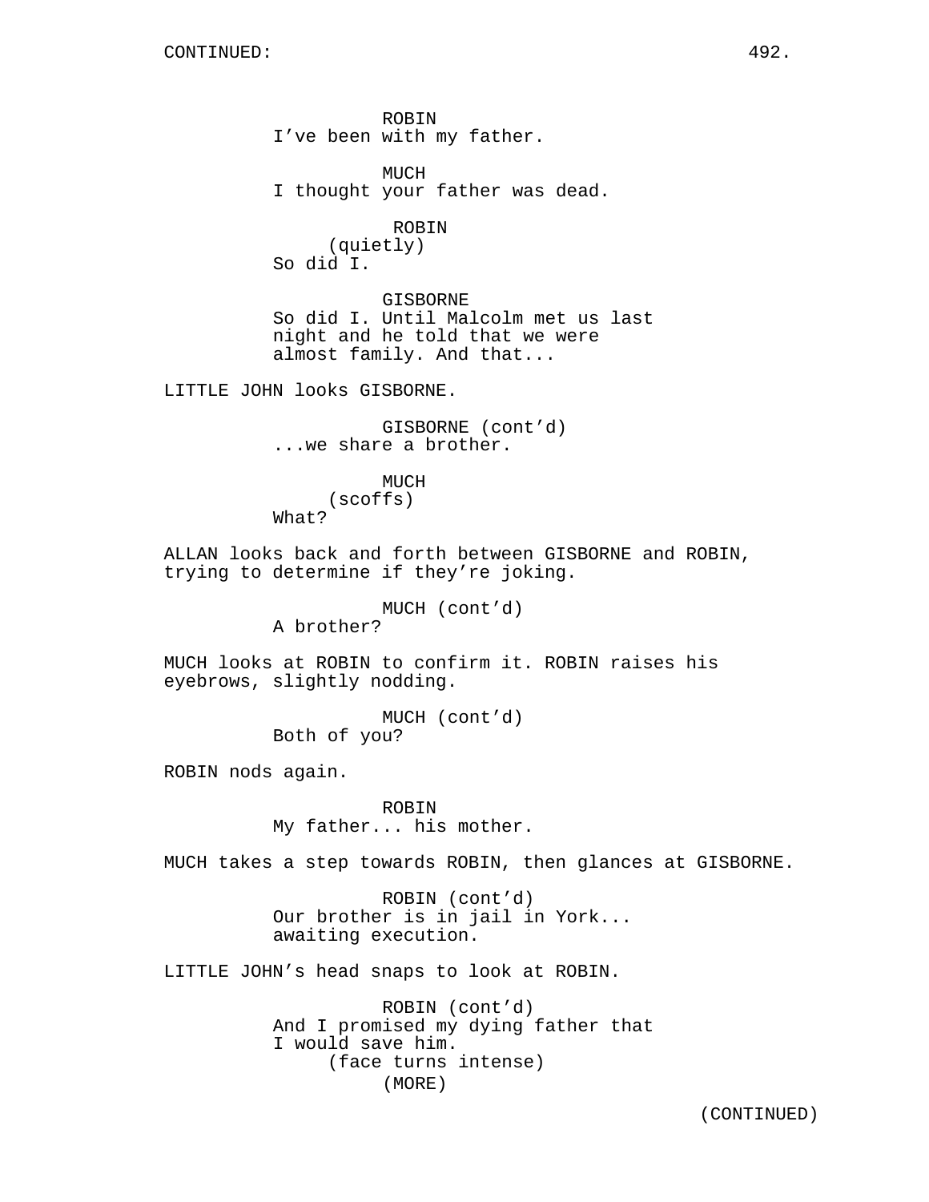ROBIN
I've been with my father.

MUCH
I thought your father was dead.

ROBIN
(quietly)
So did I.

GISBORNE
So did I. Until Malcolm met us last night and he told that we were almost family. And that...

LITTLE JOHN looks GISBORNE.

GISBORNE (cont'd)
...we share a brother.

MUCH
(scoffs)
What?

ALLAN looks back and forth between GISBORNE and ROBIN, trying to determine if they're joking.

MUCH (cont'd)
A brother?

MUCH looks at ROBIN to confirm it. ROBIN raises his eyebrows, slightly nodding.

MUCH (cont'd)
Both of you?

ROBIN nods again.

ROBIN
My father... his mother.

MUCH takes a step towards ROBIN, then glances at GISBORNE.

ROBIN (cont'd)
Our brother is in jail in York... awaiting execution.

LITTLE JOHN's head snaps to look at ROBIN.

ROBIN (cont'd)
And I promised my dying father that I would save him.
(face turns intense)
(MORE)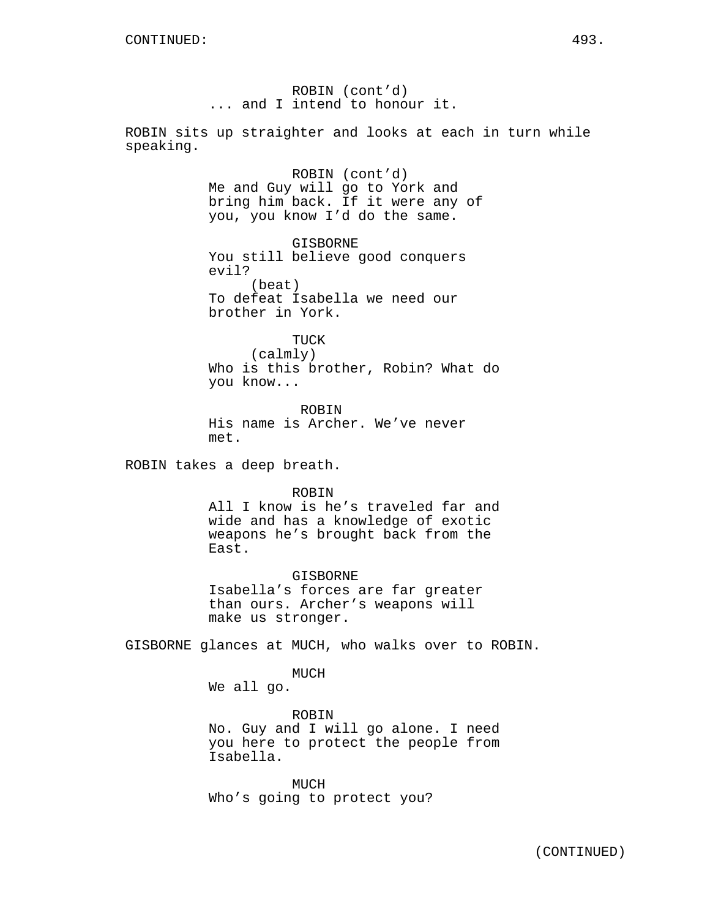ROBIN (cont'd)
... and I intend to honour it.

ROBIN sits up straighter and looks at each in turn while speaking.

ROBIN (cont'd)
Me and Guy will go to York and bring him back. If it were any of you, you know I'd do the same.

GISBORNE
You still believe good conquers evil?
(beat)
To defeat Isabella we need our brother in York.

TUCK
(calmly)
Who is this brother, Robin? What do you know...

ROBIN
His name is Archer. We've never met.

ROBIN takes a deep breath.

ROBIN
All I know is he's traveled far and wide and has a knowledge of exotic weapons he's brought back from the East.

GISBORNE
Isabella's forces are far greater than ours. Archer's weapons will make us stronger.

GISBORNE glances at MUCH, who walks over to ROBIN.

MUCH
We all go.

ROBIN
No. Guy and I will go alone. I need you here to protect the people from Isabella.

MUCH
Who's going to protect you?

(CONTINUED)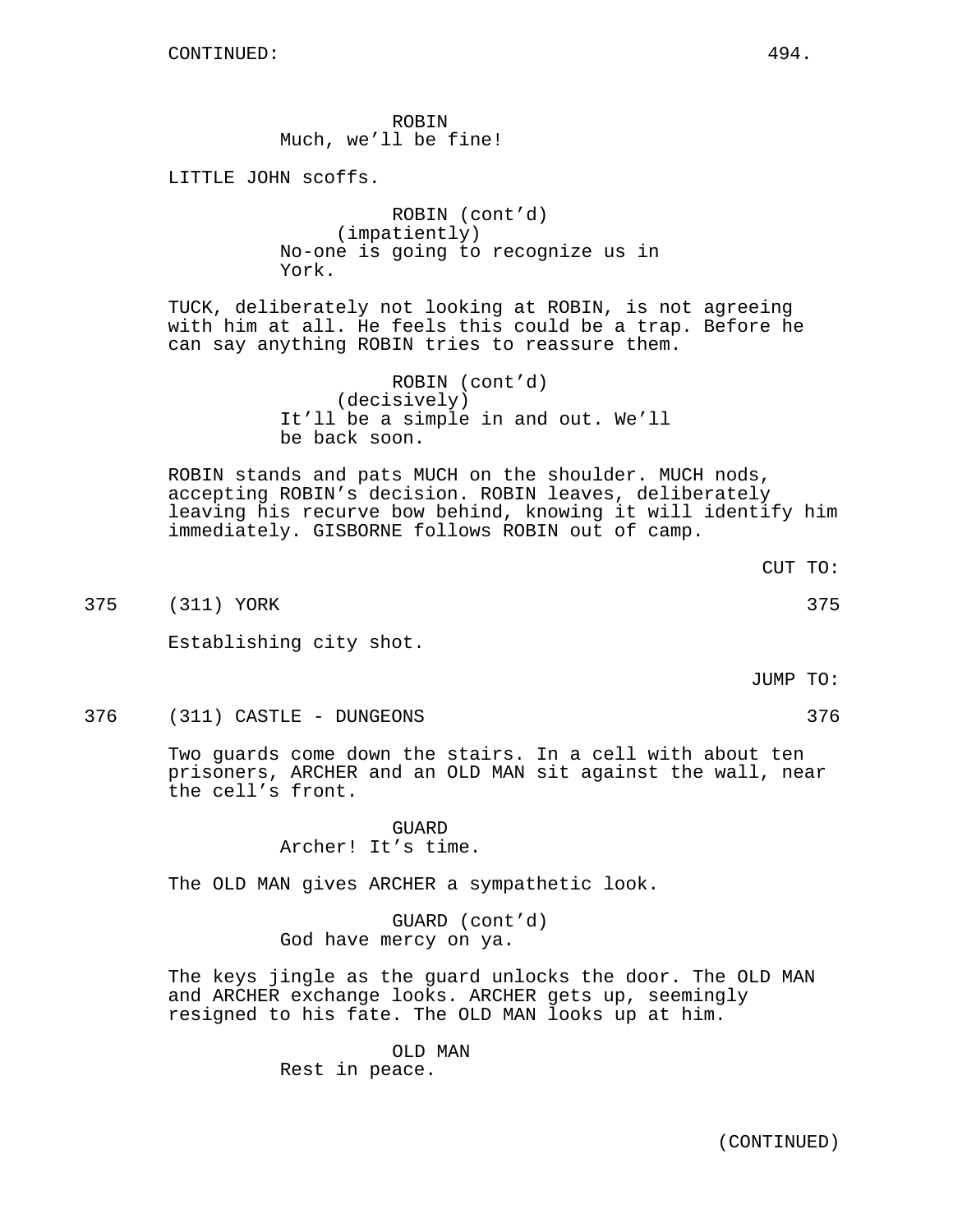ROBIN
Much, we'll be fine!

LITTLE JOHN scoffs.

ROBIN (cont'd)
(impatiently)
No-one is going to recognize us in York.

TUCK, deliberately not looking at ROBIN, is not agreeing with him at all. He feels this could be a trap. Before he can say anything ROBIN tries to reassure them.

ROBIN (cont'd)
(decisively)
It'll be a simple in and out. We'll be back soon.

ROBIN stands and pats MUCH on the shoulder. MUCH nods, accepting ROBIN's decision. ROBIN leaves, deliberately leaving his recurve bow behind, knowing it will identify him immediately. GISBORNE follows ROBIN out of camp.

CUT TO:

375 (311) YORK 375

Establishing city shot.

JUMP TO:

376 (311) CASTLE - DUNGEONS 376

Two guards come down the stairs. In a cell with about ten prisoners, ARCHER and an OLD MAN sit against the wall, near the cell's front.

GUARD
Archer! It's time.

The OLD MAN gives ARCHER a sympathetic look.

GUARD (cont'd)
God have mercy on ya.

The keys jingle as the guard unlocks the door. The OLD MAN and ARCHER exchange looks. ARCHER gets up, seemingly resigned to his fate. The OLD MAN looks up at him.

OLD MAN
Rest in peace.

(CONTINUED)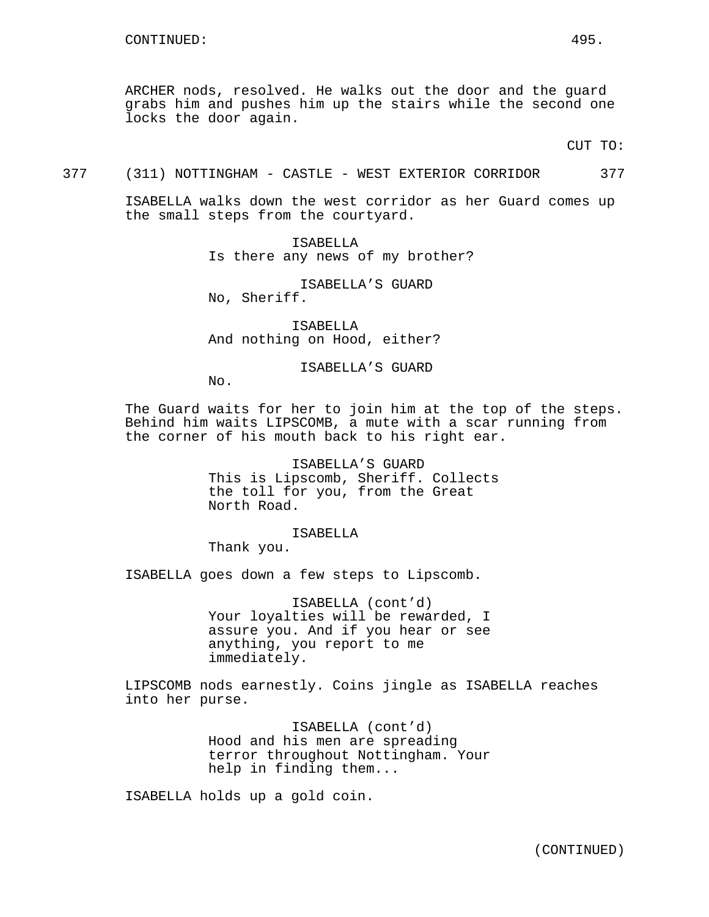ARCHER nods, resolved. He walks out the door and the guard grabs him and pushes him up the stairs while the second one locks the door again.

CUT TO:

377 (311) NOTTINGHAM - CASTLE - WEST EXTERIOR CORRIDOR 377

ISABELLA walks down the west corridor as her Guard comes up the small steps from the courtyard.

ISABELLA
Is there any news of my brother?

ISABELLA'S GUARD
No, Sheriff.

ISABELLA
And nothing on Hood, either?

ISABELLA'S GUARD
No.

The Guard waits for her to join him at the top of the steps. Behind him waits LIPSCOMB, a mute with a scar running from the corner of his mouth back to his right ear.

ISABELLA'S GUARD
This is Lipscomb, Sheriff. Collects the toll for you, from the Great North Road.

ISABELLA
Thank you.

ISABELLA goes down a few steps to Lipscomb.

ISABELLA (cont'd)
Your loyalties will be rewarded, I assure you. And if you hear or see anything, you report to me immediately.

LIPSCOMB nods earnestly. Coins jingle as ISABELLA reaches into her purse.

ISABELLA (cont'd)
Hood and his men are spreading terror throughout Nottingham. Your help in finding them...

ISABELLA holds up a gold coin.

(CONTINUED)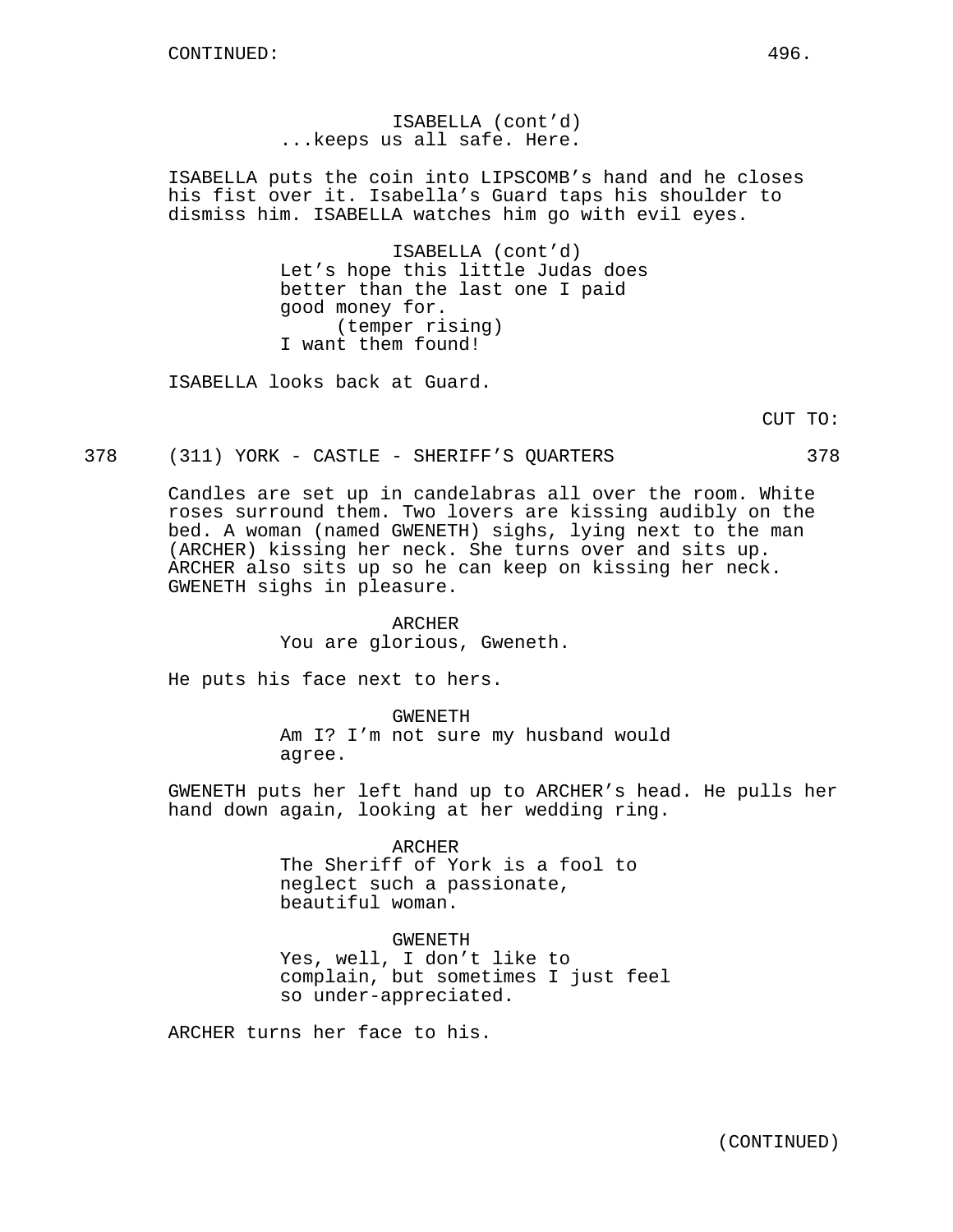ISABELLA (cont'd)
...keeps us all safe. Here.

ISABELLA puts the coin into LIPSCOMB's hand and he closes his fist over it. Isabella's Guard taps his shoulder to dismiss him. ISABELLA watches him go with evil eyes.

ISABELLA (cont'd)
Let's hope this little Judas does better than the last one I paid good money for.
(temper rising)
I want them found!

ISABELLA looks back at Guard.

CUT TO:

378 (311) YORK - CASTLE - SHERIFF'S QUARTERS 378

Candles are set up in candelabras all over the room. White roses surround them. Two lovers are kissing audibly on the bed. A woman (named GWENETH) sighs, lying next to the man (ARCHER) kissing her neck. She turns over and sits up. ARCHER also sits up so he can keep on kissing her neck. GWENETH sighs in pleasure.

ARCHER
You are glorious, Gweneth.

He puts his face next to hers.

GWENETH
Am I? I'm not sure my husband would agree.

GWENETH puts her left hand up to ARCHER's head. He pulls her hand down again, looking at her wedding ring.

ARCHER
The Sheriff of York is a fool to neglect such a passionate, beautiful woman.

GWENETH
Yes, well, I don't like to complain, but sometimes I just feel so under-appreciated.

ARCHER turns her face to his.

(CONTINUED)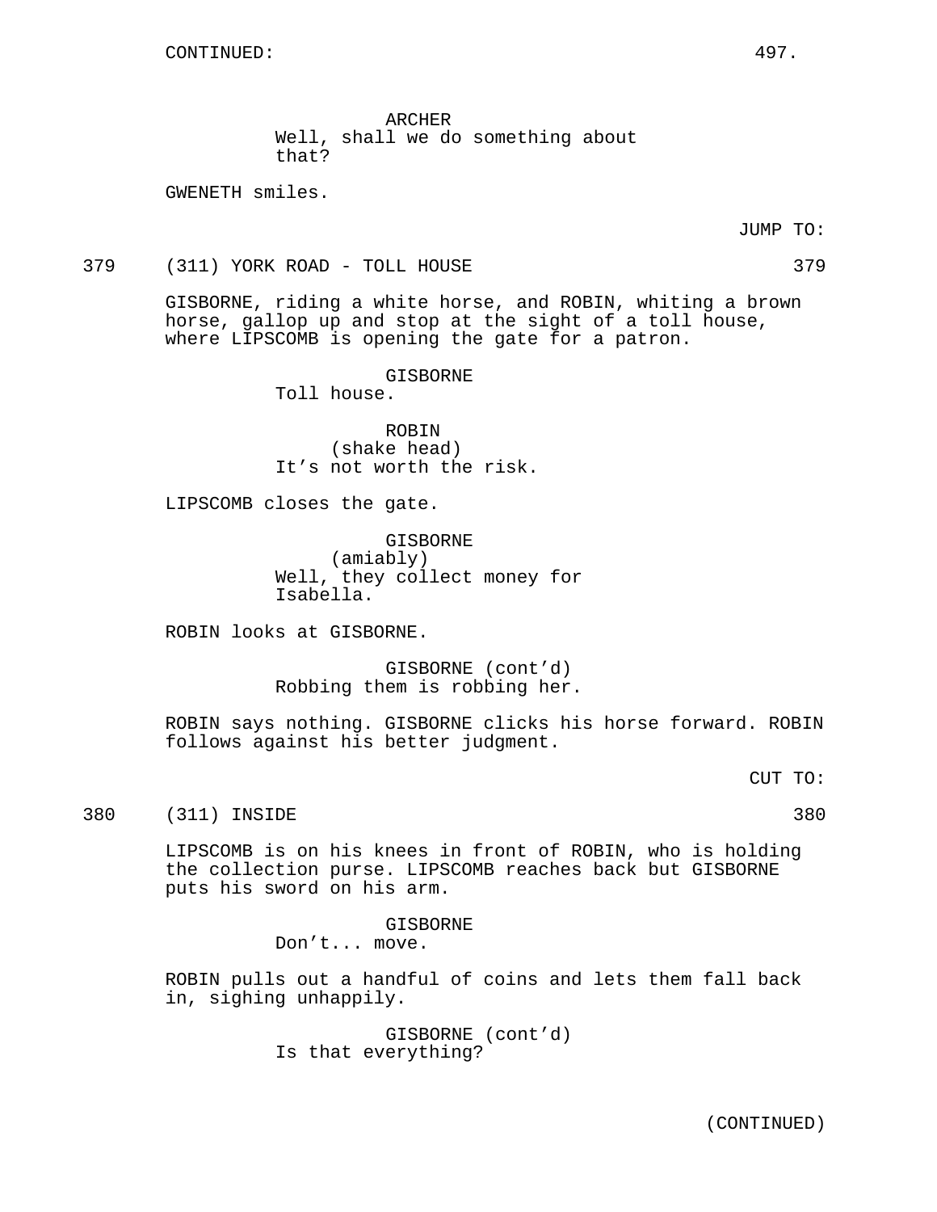CONTINUED:

ARCHER
Well, shall we do something about that?

GWENETH smiles.

JUMP TO:

379 (311) YORK ROAD - TOLL HOUSE 379

GISBORNE, riding a white horse, and ROBIN, whiting a brown horse, gallop up and stop at the sight of a toll house, where LIPSCOMB is opening the gate for a patron.

GISBORNE
Toll house.

ROBIN
(shake head)
It’s not worth the risk.

LIPSCOMB closes the gate.

GISBORNE
(amiably)
Well, they collect money for Isabella.

ROBIN looks at GISBORNE.

GISBORNE (cont’d)
Robbing them is robbing her.

ROBIN says nothing. GISBORNE clicks his horse forward. ROBIN follows against his better judgment.

CUT TO:

380 (311) INSIDE 380

LIPSCOMB is on his knees in front of ROBIN, who is holding the collection purse. LIPSCOMB reaches back but GISBORNE puts his sword on his arm.

GISBORNE
Don’t... move.

ROBIN pulls out a handful of coins and lets them fall back in, sighing unhappily.

GISBORNE (cont’d)
Is that everything?

(CONTINUED)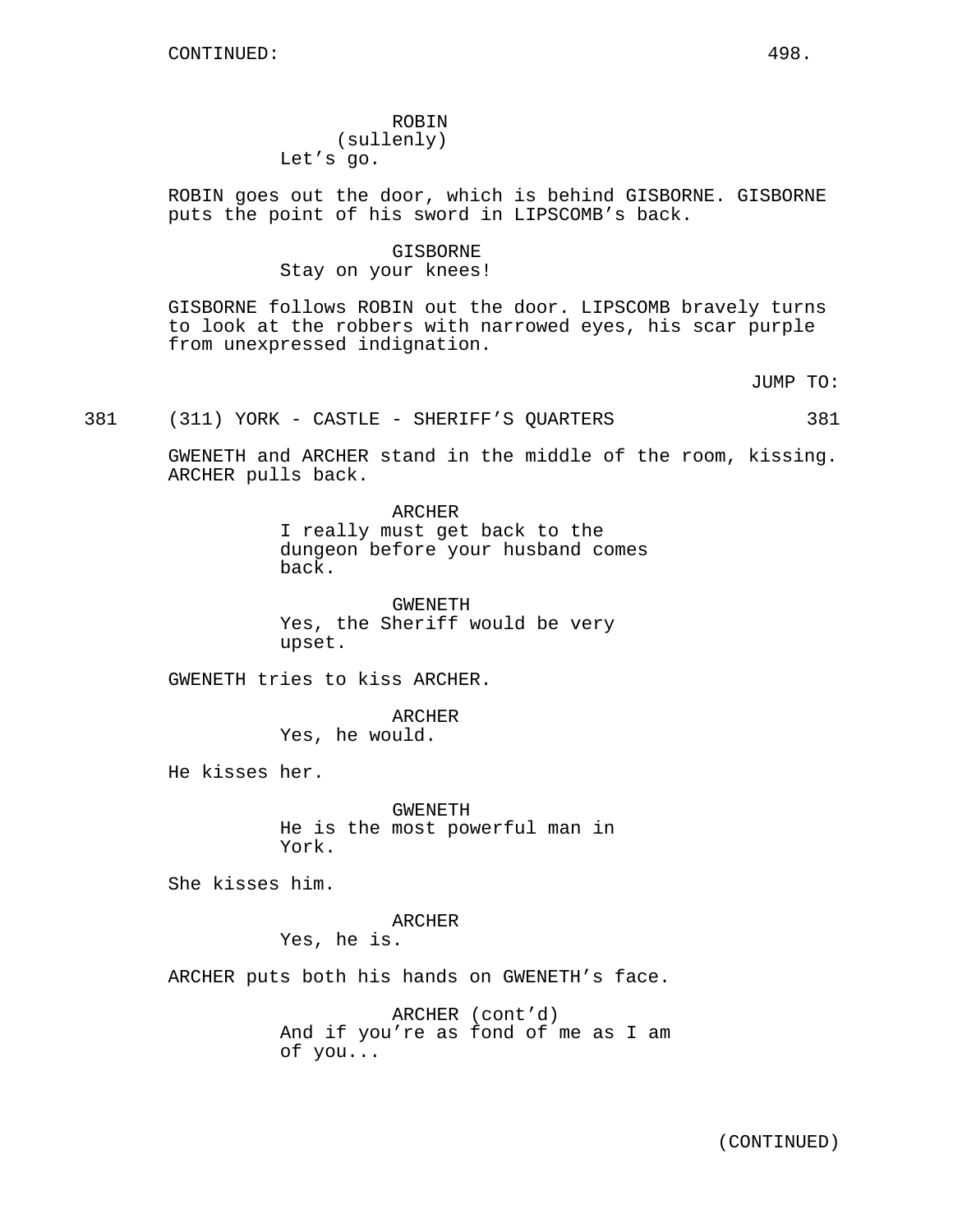CONTINUED:

ROBIN
(sullenly)
Let's go.

ROBIN goes out the door, which is behind GISBORNE. GISBORNE puts the point of his sword in LIPSCOMB's back.

GISBORNE
Stay on your knees!

GISBORNE follows ROBIN out the door. LIPSCOMB bravely turns to look at the robbers with narrowed eyes, his scar purple from unexpressed indignation.

JUMP TO:

381 (311) YORK - CASTLE - SHERIFF'S QUARTERS 381

GWENETH and ARCHER stand in the middle of the room, kissing. ARCHER pulls back.

ARCHER
I really must get back to the dungeon before your husband comes back.

GWENETH
Yes, the Sheriff would be very upset.

GWENETH tries to kiss ARCHER.

ARCHER
Yes, he would.

He kisses her.

GWENETH
He is the most powerful man in York.

She kisses him.

ARCHER
Yes, he is.

ARCHER puts both his hands on GWENETH's face.

ARCHER (cont'd)
And if you're as fond of me as I am of you...

(CONTINUED)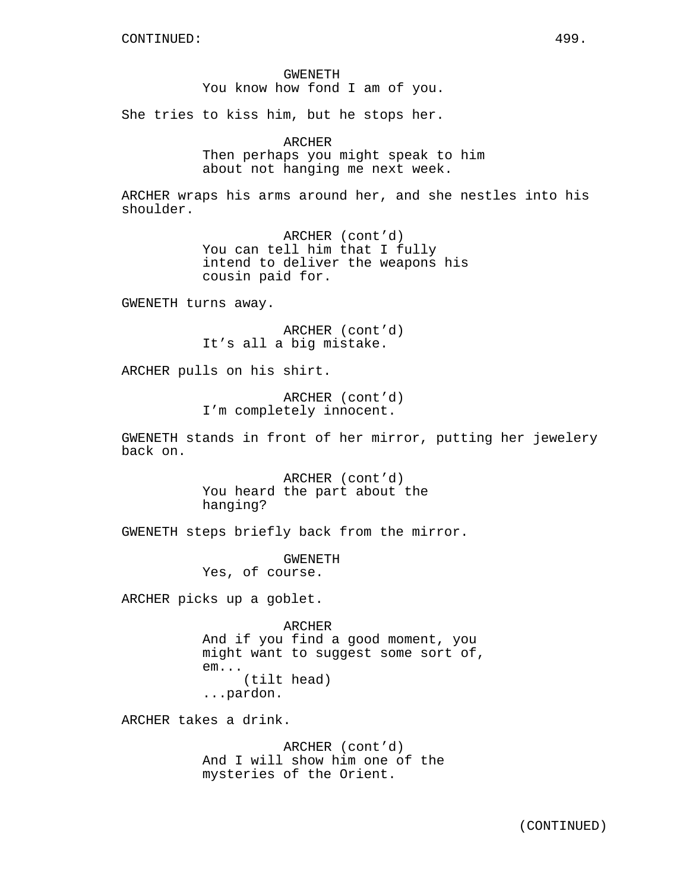CONTINUED:

GWENETH
You know how fond I am of you.

She tries to kiss him, but he stops her.

ARCHER
Then perhaps you might speak to him about not hanging me next week.

ARCHER wraps his arms around her, and she nestles into his shoulder.

ARCHER (cont'd)
You can tell him that I fully intend to deliver the weapons his cousin paid for.

GWENETH turns away.

ARCHER (cont'd)
It's all a big mistake.

ARCHER pulls on his shirt.

ARCHER (cont'd)
I'm completely innocent.

GWENETH stands in front of her mirror, putting her jewelery back on.

ARCHER (cont'd)
You heard the part about the hanging?

GWENETH steps briefly back from the mirror.

GWENETH
Yes, of course.

ARCHER picks up a goblet.

ARCHER
And if you find a good moment, you might want to suggest some sort of, em...
(tilt head)
...pardon.

ARCHER takes a drink.

ARCHER (cont'd)
And I will show him one of the mysteries of the Orient.

(CONTINUED)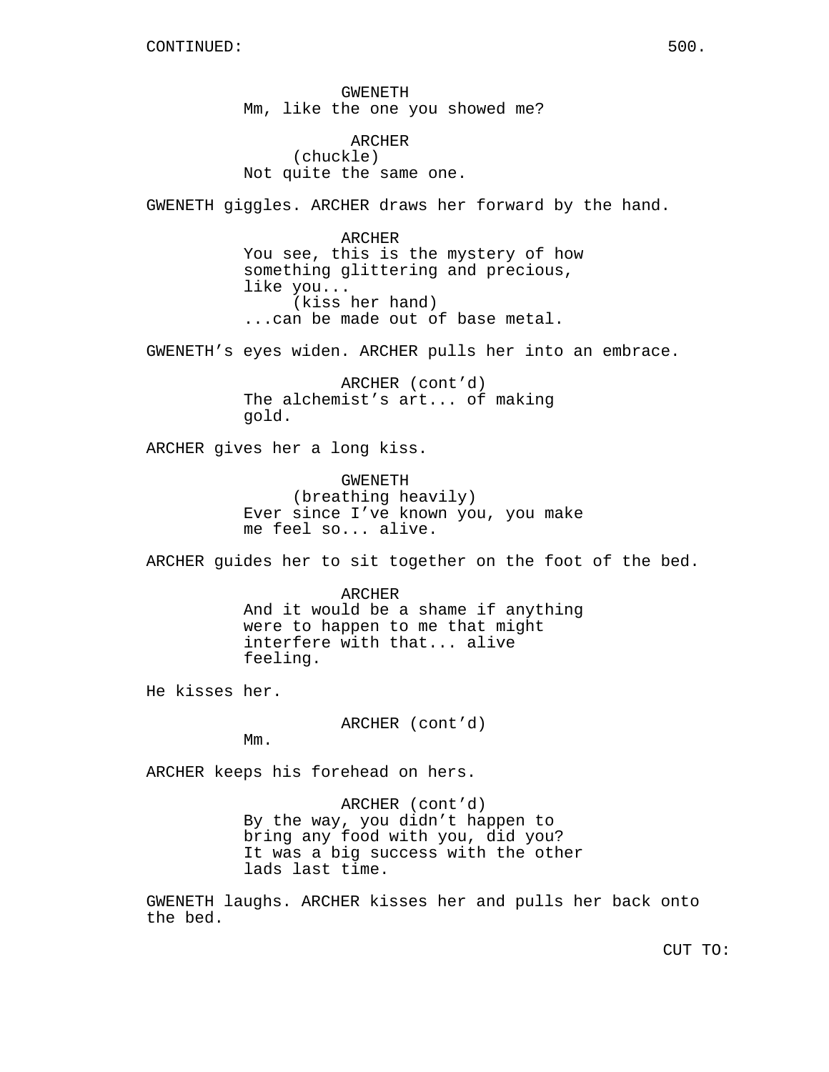CONTINUED:

GWENETH
Mm, like the one you showed me?

ARCHER
(chuckle)
Not quite the same one.

GWENETH giggles. ARCHER draws her forward by the hand.

ARCHER
You see, this is the mystery of how something glittering and precious, like you...
(kiss her hand)
...can be made out of base metal.

GWENETH's eyes widen. ARCHER pulls her into an embrace.

ARCHER (cont'd)
The alchemist's art... of making gold.

ARCHER gives her a long kiss.

GWENETH
(breathing heavily)
Ever since I've known you, you make me feel so... alive.

ARCHER guides her to sit together on the foot of the bed.

ARCHER
And it would be a shame if anything were to happen to me that might interfere with that... alive feeling.

He kisses her.

ARCHER (cont'd)
Mm.

ARCHER keeps his forehead on hers.

ARCHER (cont'd)
By the way, you didn't happen to bring any food with you, did you? It was a big success with the other lads last time.

GWENETH laughs. ARCHER kisses her and pulls her back onto the bed.

CUT TO: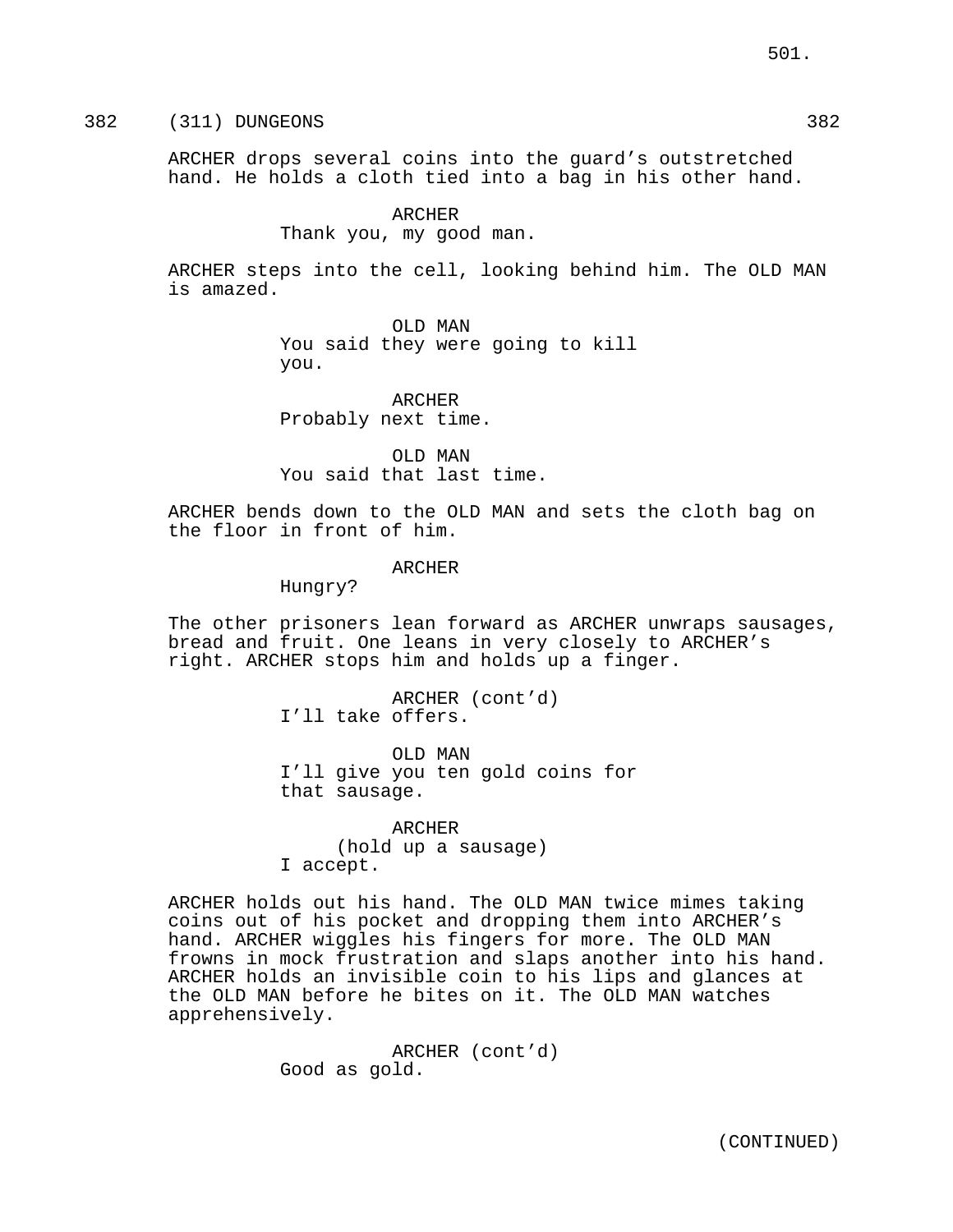382 (311) DUNGEONS 382

ARCHER drops several coins into the guard's outstretched hand. He holds a cloth tied into a bag in his other hand.

ARCHER
Thank you, my good man.

ARCHER steps into the cell, looking behind him. The OLD MAN is amazed.

OLD MAN
You said they were going to kill you.

ARCHER
Probably next time.

OLD MAN
You said that last time.

ARCHER bends down to the OLD MAN and sets the cloth bag on the floor in front of him.

ARCHER
Hungry?

The other prisoners lean forward as ARCHER unwraps sausages, bread and fruit. One leans in very closely to ARCHER's right. ARCHER stops him and holds up a finger.

ARCHER (cont'd)
I'll take offers.

OLD MAN
I'll give you ten gold coins for that sausage.

ARCHER
(hold up a sausage)
I accept.

ARCHER holds out his hand. The OLD MAN twice mimes taking coins out of his pocket and dropping them into ARCHER's hand. ARCHER wiggles his fingers for more. The OLD MAN frowns in mock frustration and slaps another into his hand. ARCHER holds an invisible coin to his lips and glances at the OLD MAN before he bites on it. The OLD MAN watches apprehensively.

ARCHER (cont'd)
Good as gold.

(CONTINUED)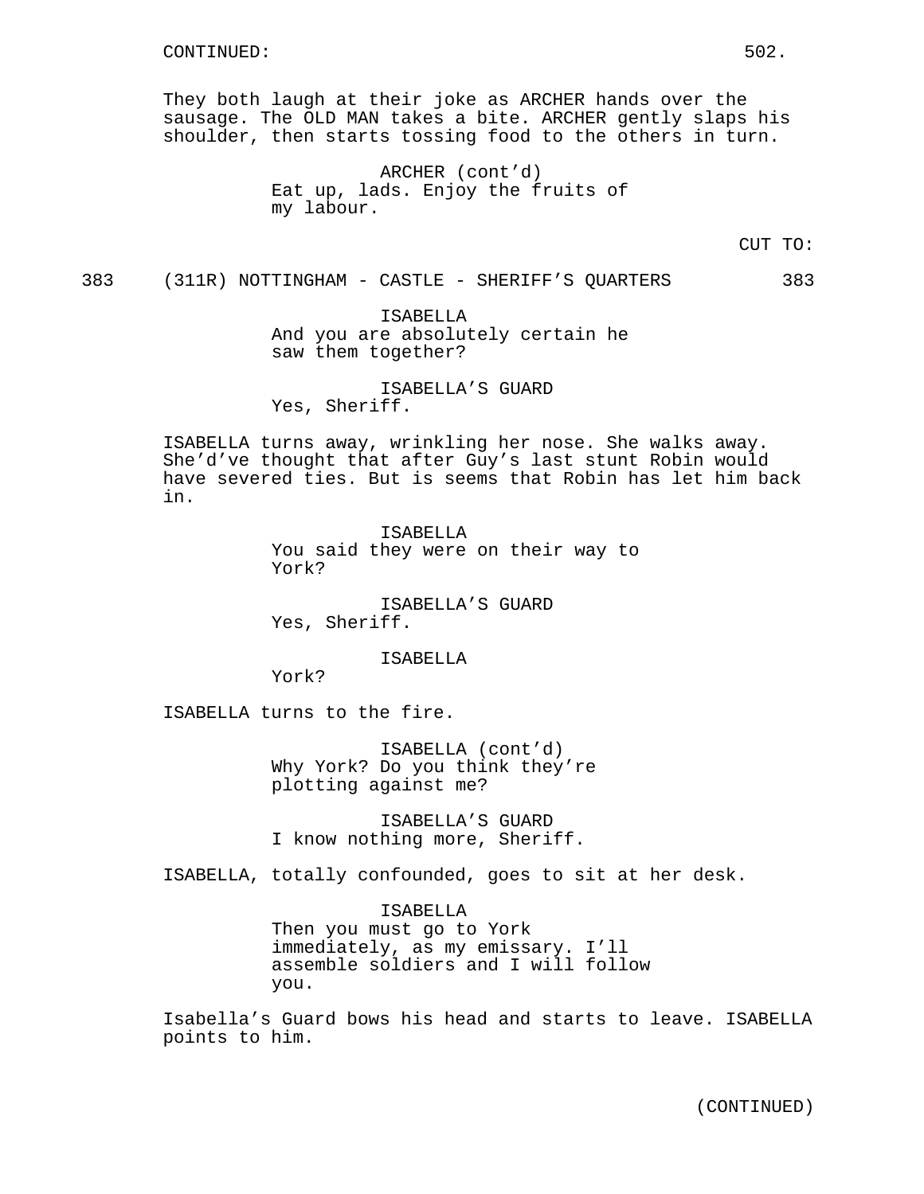They both laugh at their joke as ARCHER hands over the sausage. The OLD MAN takes a bite. ARCHER gently slaps his shoulder, then starts tossing food to the others in turn.

ARCHER (cont'd)
Eat up, lads. Enjoy the fruits of my labour.

CUT TO:

383 (311R) NOTTINGHAM - CASTLE - SHERIFF'S QUARTERS 383

ISABELLA
And you are absolutely certain he saw them together?

ISABELLA'S GUARD
Yes, Sheriff.

ISABELLA turns away, wrinkling her nose. She walks away. She'd've thought that after Guy's last stunt Robin would have severed ties. But is seems that Robin has let him back in.

ISABELLA
You said they were on their way to York?

ISABELLA'S GUARD
Yes, Sheriff.

ISABELLA
York?

ISABELLA turns to the fire.

ISABELLA (cont'd)
Why York? Do you think they're plotting against me?

ISABELLA'S GUARD
I know nothing more, Sheriff.

ISABELLA, totally confounded, goes to sit at her desk.

ISABELLA
Then you must go to York immediately, as my emissary. I'll assemble soldiers and I will follow you.

Isabella's Guard bows his head and starts to leave. ISABELLA points to him.

(CONTINUED)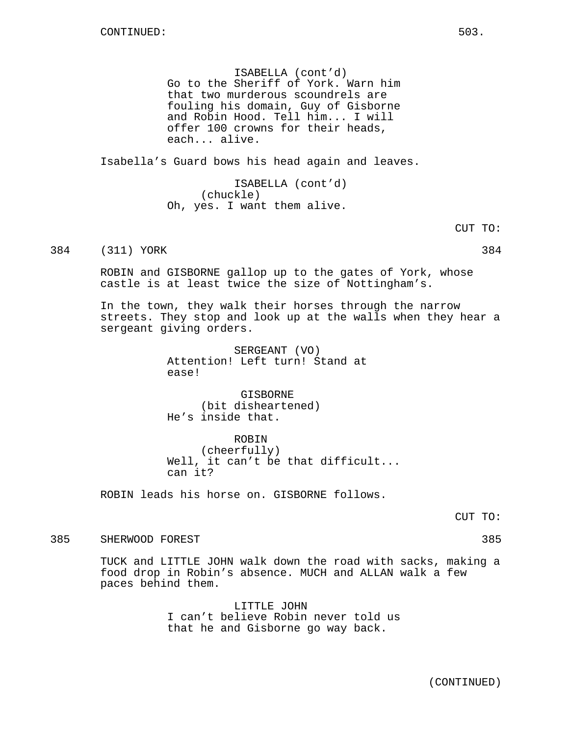ISABELLA (cont'd)
Go to the Sheriff of York. Warn him that two murderous scoundrels are fouling his domain, Guy of Gisborne and Robin Hood. Tell him... I will offer 100 crowns for their heads, each... alive.

Isabella's Guard bows his head again and leaves.

ISABELLA (cont'd)
(chuckle)
Oh, yes. I want them alive.

CUT TO:

384 (311) YORK 384

ROBIN and GISBORNE gallop up to the gates of York, whose castle is at least twice the size of Nottingham's.

In the town, they walk their horses through the narrow streets. They stop and look up at the walls when they hear a sergeant giving orders.

SERGEANT (VO)
Attention! Left turn! Stand at ease!

GISBORNE
(bit disheartened)
He's inside that.

ROBIN
(cheerfully)
Well, it can't be that difficult... can it?

ROBIN leads his horse on. GISBORNE follows.

CUT TO:

385 SHERWOOD FOREST 385

TUCK and LITTLE JOHN walk down the road with sacks, making a food drop in Robin's absence. MUCH and ALLAN walk a few paces behind them.

LITTLE JOHN
I can't believe Robin never told us that he and Gisborne go way back.

(CONTINUED)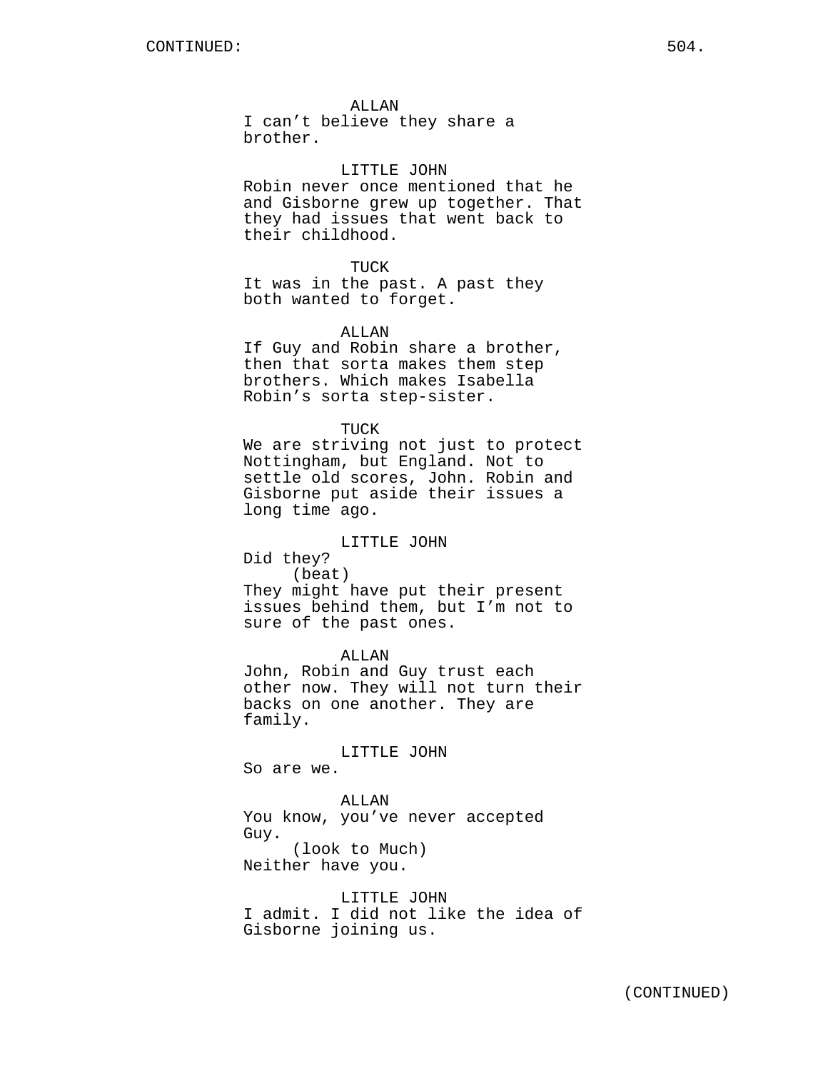ALLAN
I can't believe they share a brother.

LITTLE JOHN
Robin never once mentioned that he and Gisborne grew up together. That they had issues that went back to their childhood.

TUCK
It was in the past. A past they both wanted to forget.

ALLAN
If Guy and Robin share a brother, then that sorta makes them step brothers. Which makes Isabella Robin's sorta step-sister.

TUCK
We are striving not just to protect Nottingham, but England. Not to settle old scores, John. Robin and Gisborne put aside their issues a long time ago.

LITTLE JOHN
Did they?
(beat)
They might have put their present issues behind them, but I'm not to sure of the past ones.

ALLAN
John, Robin and Guy trust each other now. They will not turn their backs on one another. They are family.

LITTLE JOHN
So are we.

ALLAN
You know, you've never accepted Guy.
(look to Much)
Neither have you.

LITTLE JOHN
I admit. I did not like the idea of Gisborne joining us.

(CONTINUED)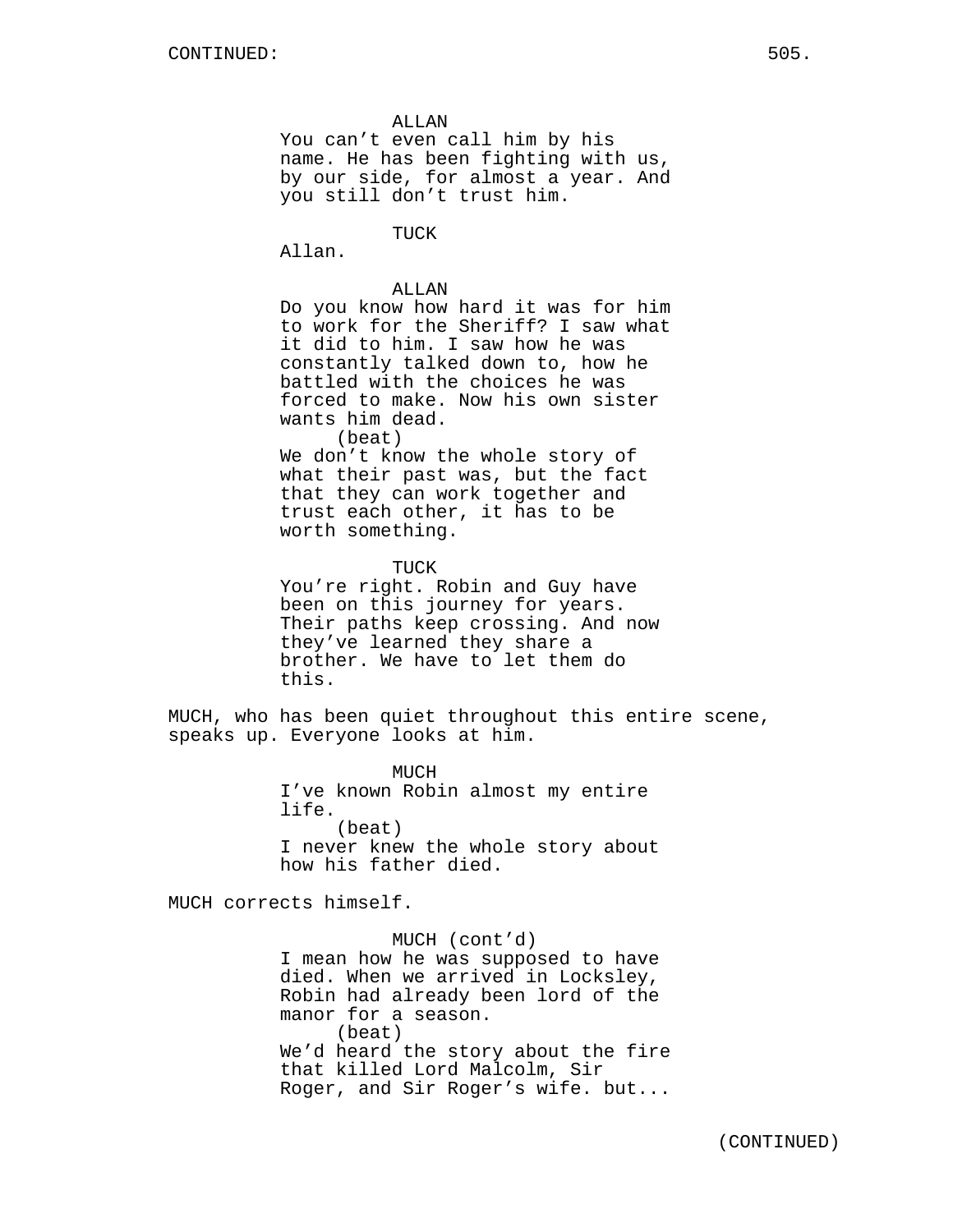ALLAN
You can't even call him by his name. He has been fighting with us, by our side, for almost a year. And you still don't trust him.

TUCK
Allan.

ALLAN
Do you know how hard it was for him to work for the Sheriff? I saw what it did to him. I saw how he was constantly talked down to, how he battled with the choices he was forced to make. Now his own sister wants him dead.
(beat)
We don't know the whole story of what their past was, but the fact that they can work together and trust each other, it has to be worth something.

TUCK
You're right. Robin and Guy have been on this journey for years. Their paths keep crossing. And now they've learned they share a brother. We have to let them do this.

MUCH, who has been quiet throughout this entire scene, speaks up. Everyone looks at him.

MUCH
I've known Robin almost my entire life.
(beat)
I never knew the whole story about how his father died.

MUCH corrects himself.

MUCH (cont'd)
I mean how he was supposed to have died. When we arrived in Locksley, Robin had already been lord of the manor for a season.
(beat)
We'd heard the story about the fire that killed Lord Malcolm, Sir Roger, and Sir Roger's wife. but...

(CONTINUED)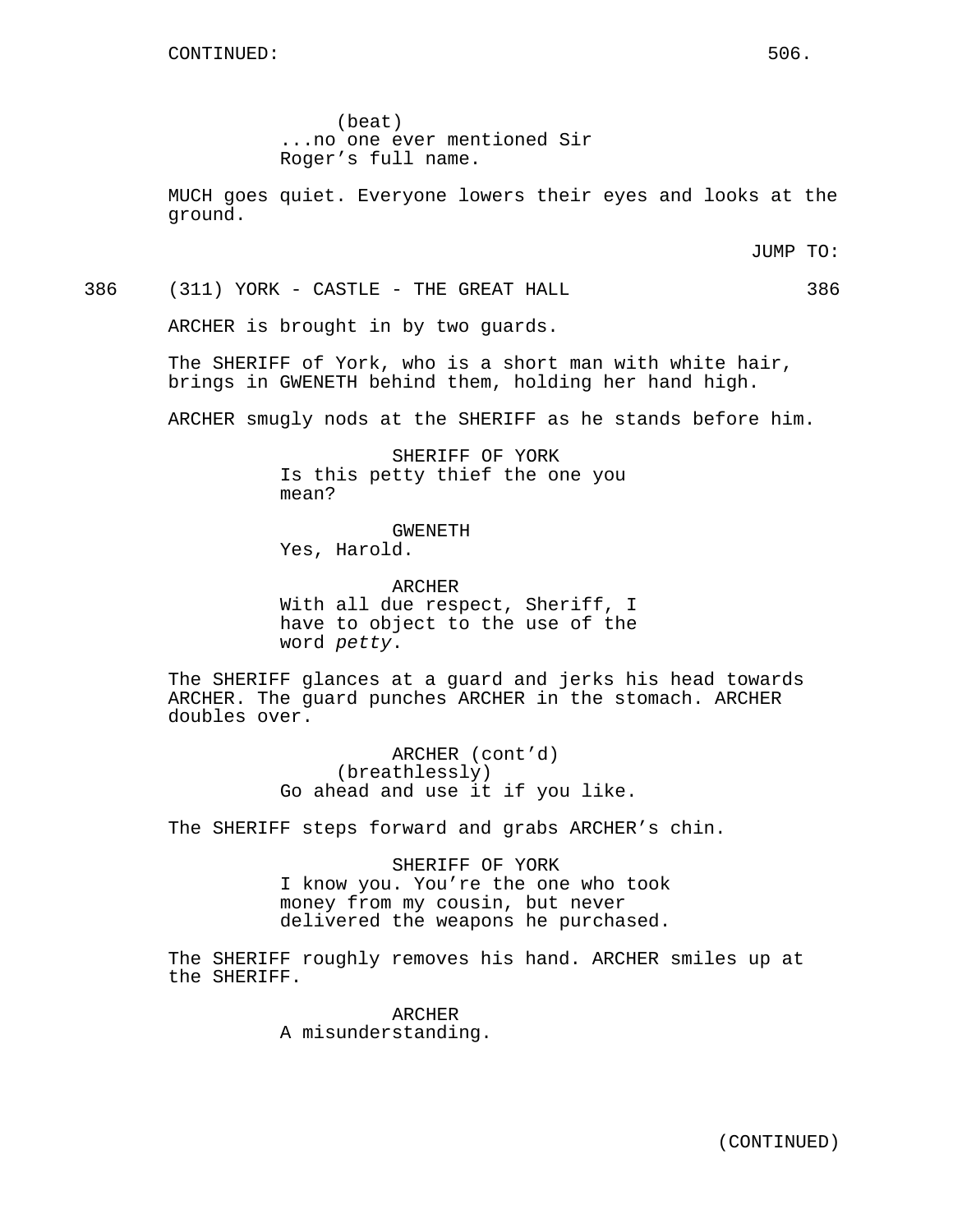(beat)
...no one ever mentioned Sir Roger's full name.

MUCH goes quiet. Everyone lowers their eyes and looks at the ground.

JUMP TO:

386 (311) YORK - CASTLE - THE GREAT HALL 386

ARCHER is brought in by two guards.

The SHERIFF of York, who is a short man with white hair, brings in GWENETH behind them, holding her hand high.

ARCHER smugly nods at the SHERIFF as he stands before him.

SHERIFF OF YORK
Is this petty thief the one you mean?

GWENETH
Yes, Harold.

ARCHER
With all due respect, Sheriff, I have to object to the use of the word *petty*.

The SHERIFF glances at a guard and jerks his head towards ARCHER. The guard punches ARCHER in the stomach. ARCHER doubles over.

ARCHER (cont'd)
(breathlessly)
Go ahead and use it if you like.

The SHERIFF steps forward and grabs ARCHER's chin.

SHERIFF OF YORK
I know you. You're the one who took money from my cousin, but never delivered the weapons he purchased.

The SHERIFF roughly removes his hand. ARCHER smiles up at the SHERIFF.

ARCHER
A misunderstanding.

(CONTINUED)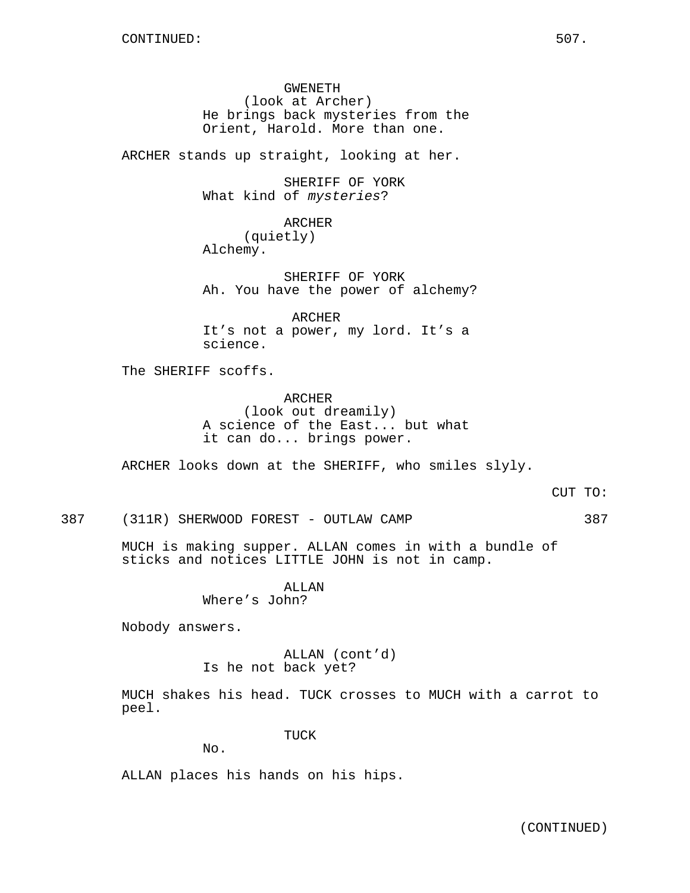CONTINUED:

GWENETH
(look at Archer)
He brings back mysteries from the Orient, Harold. More than one.

ARCHER stands up straight, looking at her.

SHERIFF OF YORK
What kind of *mysteries*?

ARCHER
(quietly)
Alchemy.

SHERIFF OF YORK
Ah. You have the power of alchemy?

ARCHER
It's not a power, my lord. It's a science.

The SHERIFF scoffs.

ARCHER
(look out dreamily)
A science of the East... but what it can do... brings power.

ARCHER looks down at the SHERIFF, who smiles slyly.

CUT TO:

387 (311R) SHERWOOD FOREST - OUTLAW CAMP 387

MUCH is making supper. ALLAN comes in with a bundle of sticks and notices LITTLE JOHN is not in camp.

ALLAN
Where's John?

Nobody answers.

ALLAN (cont'd)
Is he not back yet?

MUCH shakes his head. TUCK crosses to MUCH with a carrot to peel.

TUCK
No.

ALLAN places his hands on his hips.

(CONTINUED)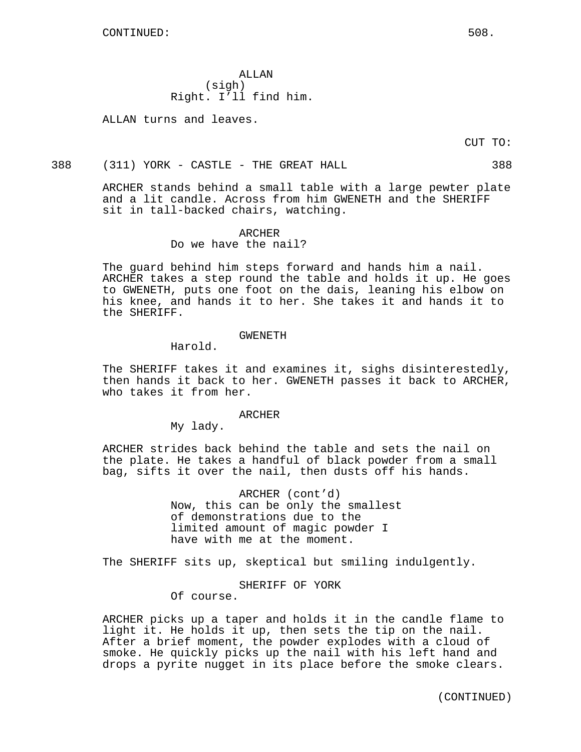CONTINUED:

ALLAN
(sigh)
Right. I'll find him.

ALLAN turns and leaves.

CUT TO:

388 (311) YORK - CASTLE - THE GREAT HALL 388

ARCHER stands behind a small table with a large pewter plate and a lit candle. Across from him GWENETH and the SHERIFF sit in tall-backed chairs, watching.

ARCHER
Do we have the nail?

The guard behind him steps forward and hands him a nail. ARCHER takes a step round the table and holds it up. He goes to GWENETH, puts one foot on the dais, leaning his elbow on his knee, and hands it to her. She takes it and hands it to the SHERIFF.

GWENETH
Harold.

The SHERIFF takes it and examines it, sighs disinterestedly, then hands it back to her. GWENETH passes it back to ARCHER, who takes it from her.

ARCHER
My lady.

ARCHER strides back behind the table and sets the nail on the plate. He takes a handful of black powder from a small bag, sifts it over the nail, then dusts off his hands.

ARCHER (cont'd)
Now, this can be only the smallest of demonstrations due to the limited amount of magic powder I have with me at the moment.

The SHERIFF sits up, skeptical but smiling indulgently.

SHERIFF OF YORK
Of course.

ARCHER picks up a taper and holds it in the candle flame to light it. He holds it up, then sets the tip on the nail. After a brief moment, the powder explodes with a cloud of smoke. He quickly picks up the nail with his left hand and drops a pyrite nugget in its place before the smoke clears.

(CONTINUED)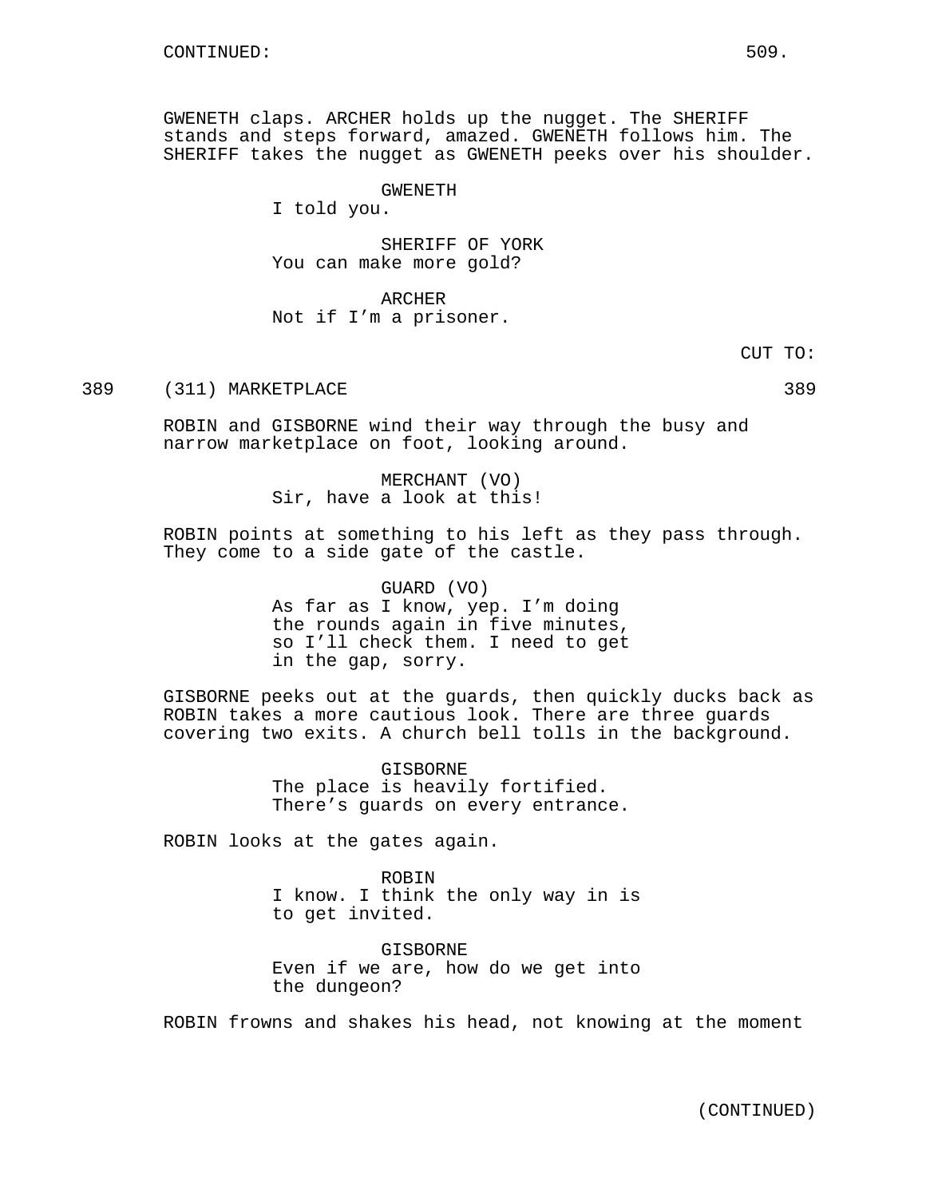CONTINUED:

GWENETH claps. ARCHER holds up the nugget. The SHERIFF stands and steps forward, amazed. GWENETH follows him. The SHERIFF takes the nugget as GWENETH peeks over his shoulder.

GWENETH
I told you.

SHERIFF OF YORK
You can make more gold?

ARCHER
Not if I'm a prisoner.

CUT TO:

389 (311) MARKETPLACE 389

ROBIN and GISBORNE wind their way through the busy and narrow marketplace on foot, looking around.

MERCHANT (VO)
Sir, have a look at this!

ROBIN points at something to his left as they pass through. They come to a side gate of the castle.

GUARD (VO)
As far as I know, yep. I'm doing the rounds again in five minutes, so I'll check them. I need to get in the gap, sorry.

GISBORNE peeks out at the guards, then quickly ducks back as ROBIN takes a more cautious look. There are three guards covering two exits. A church bell tolls in the background.

GISBORNE
The place is heavily fortified. There's guards on every entrance.

ROBIN looks at the gates again.

ROBIN
I know. I think the only way in is to get invited.

GISBORNE
Even if we are, how do we get into the dungeon?

ROBIN frowns and shakes his head, not knowing at the moment

(CONTINUED)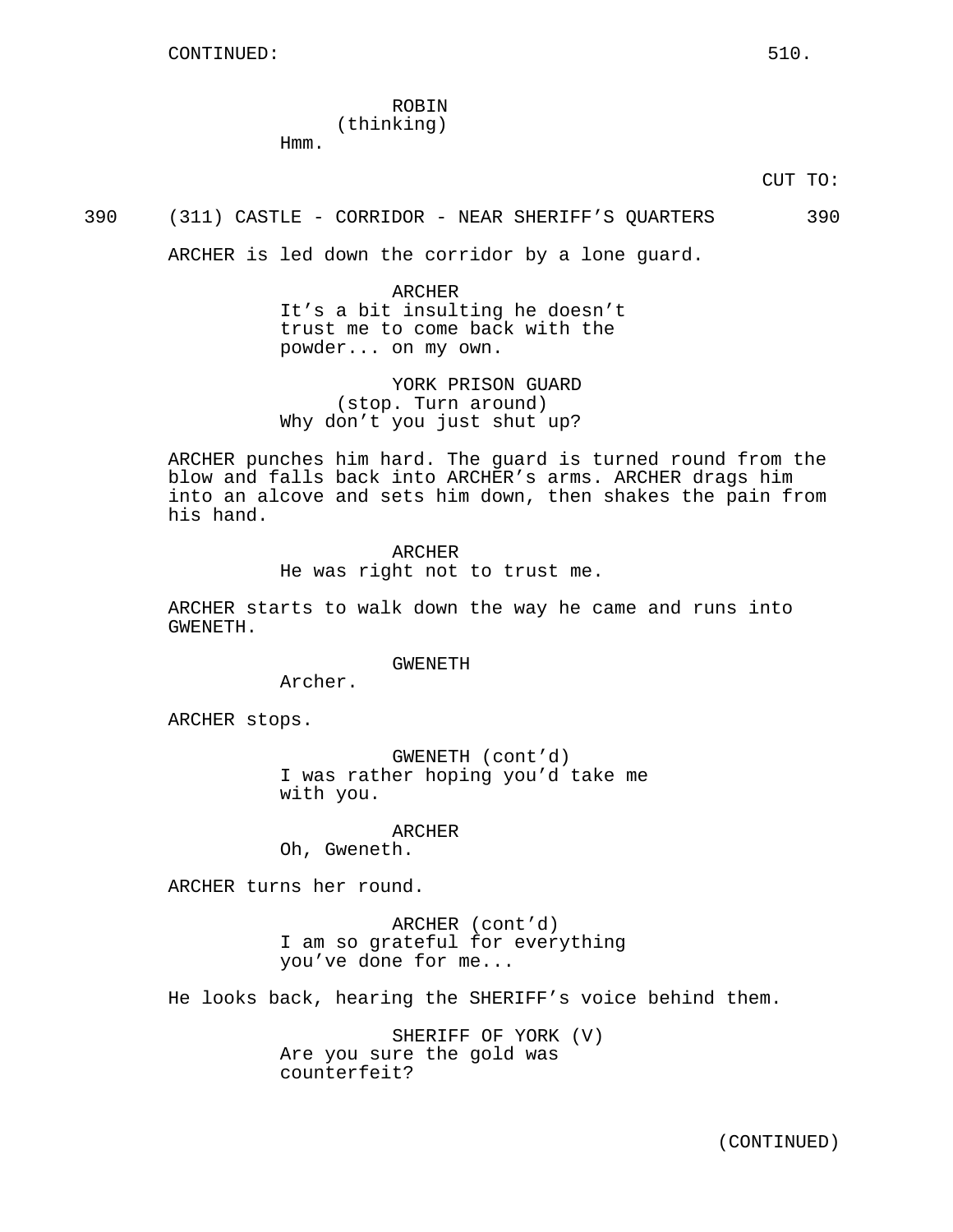CONTINUED:

ROBIN
(thinking)
Hmm.

CUT TO:

390 (311) CASTLE - CORRIDOR - NEAR SHERIFF'S QUARTERS 390

ARCHER is led down the corridor by a lone guard.

ARCHER
It's a bit insulting he doesn't trust me to come back with the powder... on my own.

YORK PRISON GUARD
(stop. Turn around)
Why don't you just shut up?

ARCHER punches him hard. The guard is turned round from the blow and falls back into ARCHER's arms. ARCHER drags him into an alcove and sets him down, then shakes the pain from his hand.

ARCHER
He was right not to trust me.

ARCHER starts to walk down the way he came and runs into GWENETH.

GWENETH
Archer.

ARCHER stops.

GWENETH (cont'd)
I was rather hoping you'd take me with you.

ARCHER
Oh, Gweneth.

ARCHER turns her round.

ARCHER (cont'd)
I am so grateful for everything you've done for me...

He looks back, hearing the SHERIFF's voice behind them.

SHERIFF OF YORK (V)
Are you sure the gold was counterfeit?

(CONTINUED)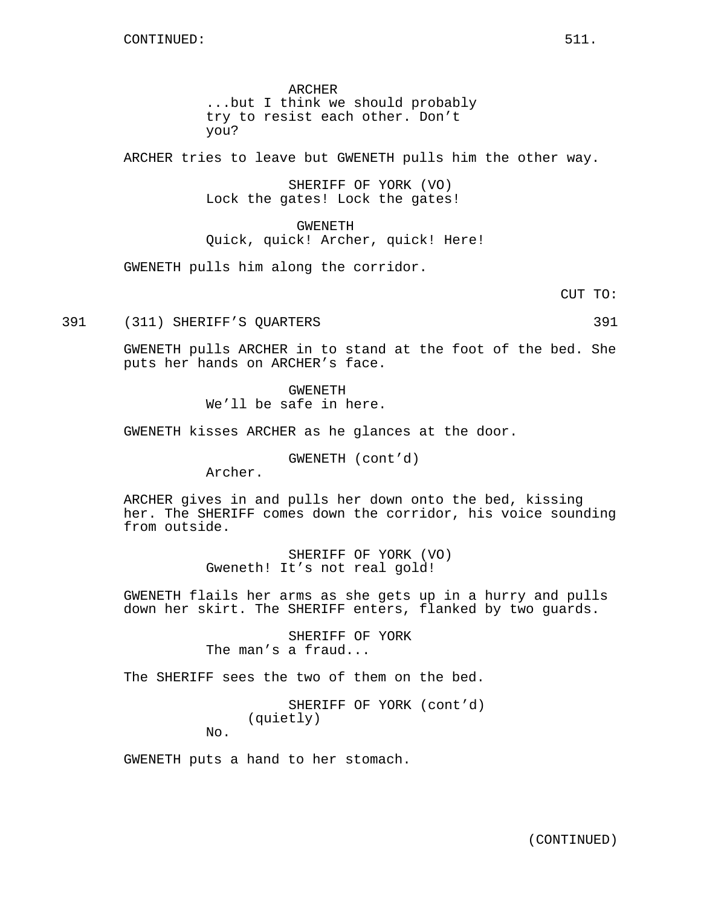CONTINUED:

ARCHER
...but I think we should probably try to resist each other. Don't you?

ARCHER tries to leave but GWENETH pulls him the other way.

SHERIFF OF YORK (VO)
Lock the gates! Lock the gates!

GWENETH
Quick, quick! Archer, quick! Here!

GWENETH pulls him along the corridor.

CUT TO:

391 (311) SHERIFF'S QUARTERS 391

GWENETH pulls ARCHER in to stand at the foot of the bed. She puts her hands on ARCHER's face.

GWENETH
We'll be safe in here.

GWENETH kisses ARCHER as he glances at the door.

GWENETH (cont'd)
Archer.

ARCHER gives in and pulls her down onto the bed, kissing her. The SHERIFF comes down the corridor, his voice sounding from outside.

SHERIFF OF YORK (VO)
Gweneth! It's not real gold!

GWENETH flails her arms as she gets up in a hurry and pulls down her skirt. The SHERIFF enters, flanked by two guards.

SHERIFF OF YORK
The man's a fraud...

The SHERIFF sees the two of them on the bed.

SHERIFF OF YORK (cont'd)
(quietly)
No.

GWENETH puts a hand to her stomach.

(CONTINUED)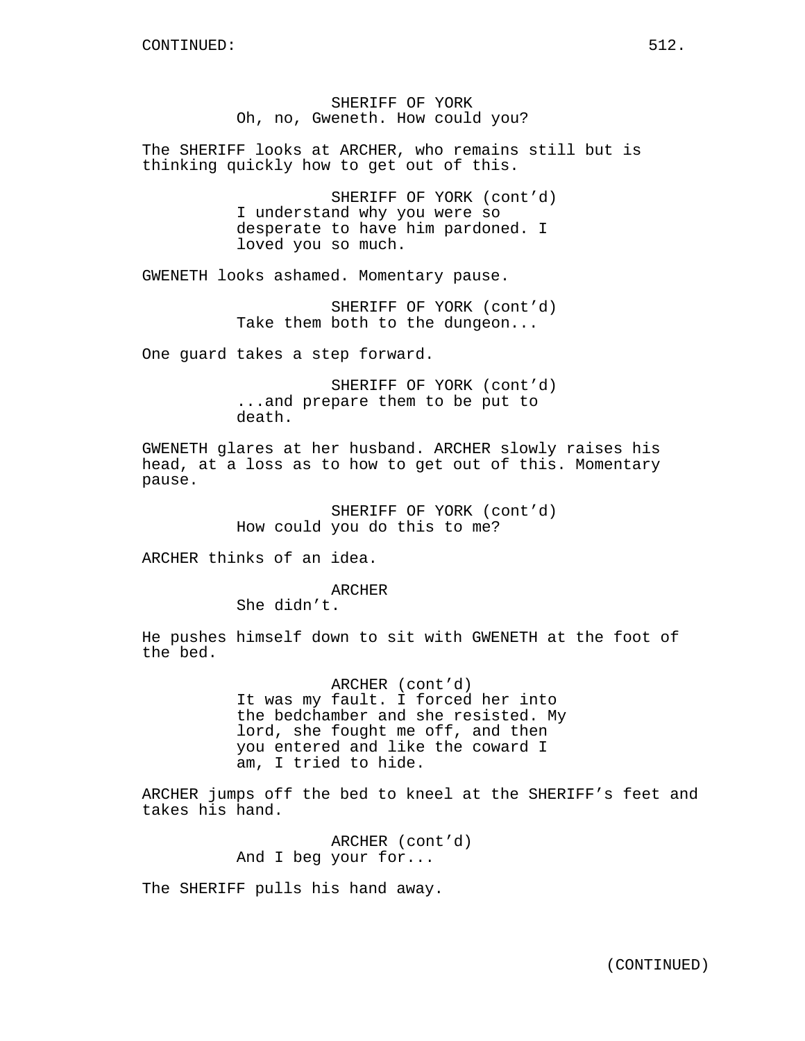SHERIFF OF YORK
Oh, no, Gweneth. How could you?

The SHERIFF looks at ARCHER, who remains still but is thinking quickly how to get out of this.

SHERIFF OF YORK (cont'd)
I understand why you were so desperate to have him pardoned. I loved you so much.

GWENETH looks ashamed. Momentary pause.

SHERIFF OF YORK (cont'd)
Take them both to the dungeon...

One guard takes a step forward.

SHERIFF OF YORK (cont'd)
...and prepare them to be put to death.

GWENETH glares at her husband. ARCHER slowly raises his head, at a loss as to how to get out of this. Momentary pause.

SHERIFF OF YORK (cont'd)
How could you do this to me?

ARCHER thinks of an idea.

ARCHER
She didn't.

He pushes himself down to sit with GWENETH at the foot of the bed.

ARCHER (cont'd)
It was my fault. I forced her into the bedchamber and she resisted. My lord, she fought me off, and then you entered and like the coward I am, I tried to hide.

ARCHER jumps off the bed to kneel at the SHERIFF's feet and takes his hand.

ARCHER (cont'd)
And I beg your for...

The SHERIFF pulls his hand away.

(CONTINUED)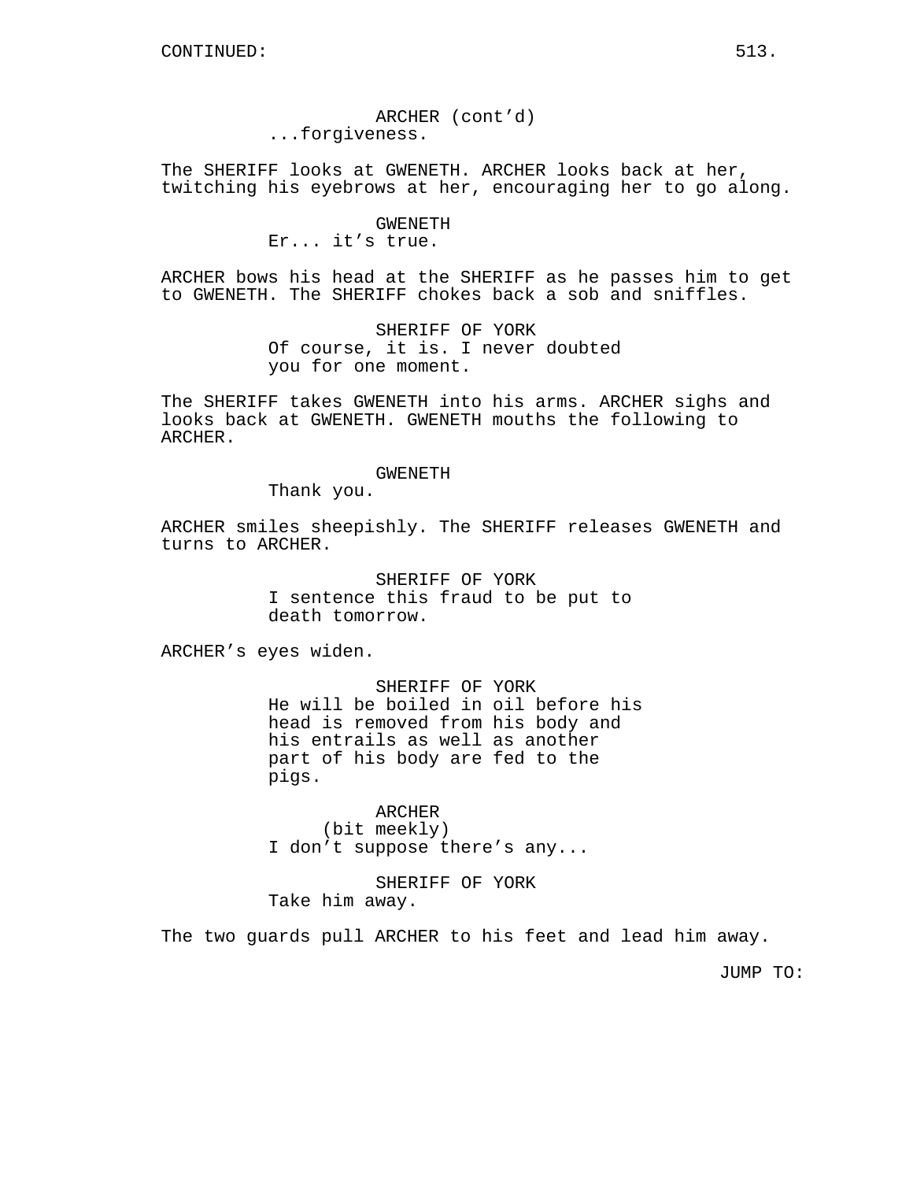CONTINUED:

ARCHER (cont'd)
...forgiveness.

The SHERIFF looks at GWENETH. ARCHER looks back at her, twitching his eyebrows at her, encouraging her to go along.

GWENETH
Er... it's true.

ARCHER bows his head at the SHERIFF as he passes him to get to GWENETH. The SHERIFF chokes back a sob and sniffles.

SHERIFF OF YORK
Of course, it is. I never doubted you for one moment.

The SHERIFF takes GWENETH into his arms. ARCHER sighs and looks back at GWENETH. GWENETH mouths the following to ARCHER.

GWENETH
Thank you.

ARCHER smiles sheepishly. The SHERIFF releases GWENETH and turns to ARCHER.

SHERIFF OF YORK
I sentence this fraud to be put to death tomorrow.

ARCHER's eyes widen.

SHERIFF OF YORK
He will be boiled in oil before his head is removed from his body and his entrails as well as another part of his body are fed to the pigs.

ARCHER
(bit meekly)
I don't suppose there's any...

SHERIFF OF YORK
Take him away.

The two guards pull ARCHER to his feet and lead him away.

JUMP TO: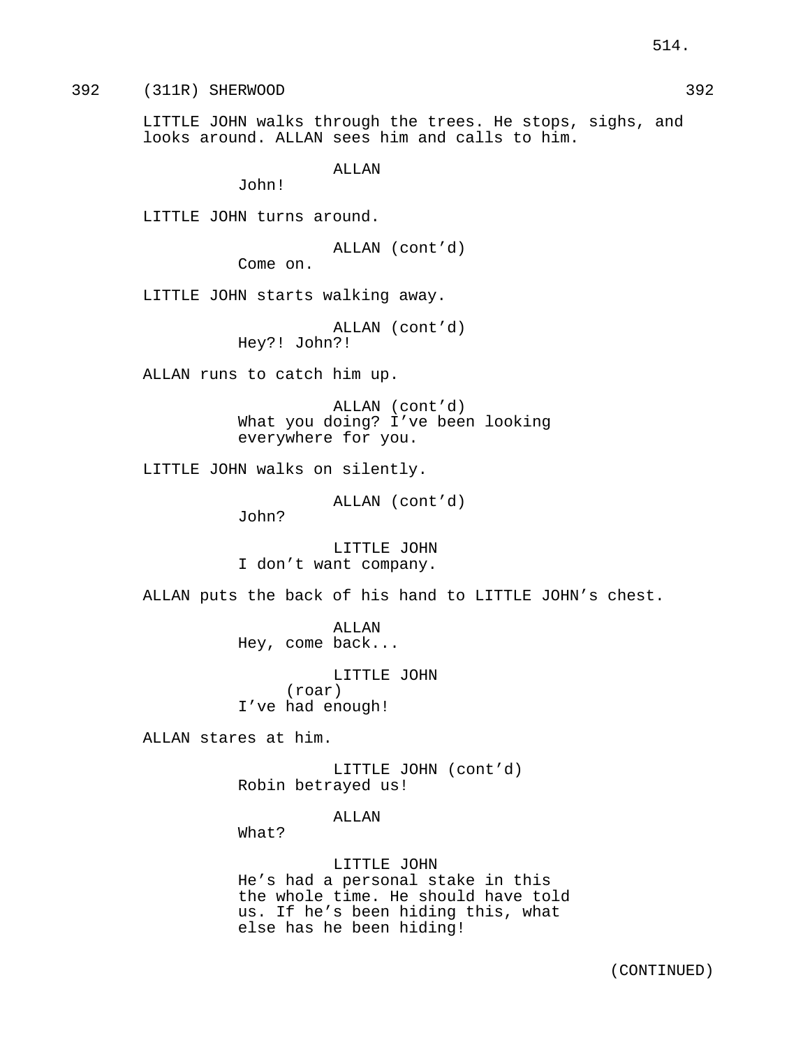392 (311R) SHERWOOD 392

LITTLE JOHN walks through the trees. He stops, sighs, and looks around. ALLAN sees him and calls to him.

ALLAN
John!

LITTLE JOHN turns around.

ALLAN (cont'd)
Come on.

LITTLE JOHN starts walking away.

ALLAN (cont'd)
Hey?! John?!

ALLAN runs to catch him up.

ALLAN (cont'd)
What you doing? I've been looking everywhere for you.

LITTLE JOHN walks on silently.

ALLAN (cont'd)
John?

LITTLE JOHN
I don't want company.

ALLAN puts the back of his hand to LITTLE JOHN's chest.

ALLAN
Hey, come back...

LITTLE JOHN
(roar)
I've had enough!

ALLAN stares at him.

LITTLE JOHN (cont'd)
Robin betrayed us!

ALLAN
What?

LITTLE JOHN
He's had a personal stake in this the whole time. He should have told us. If he's been hiding this, what else has he been hiding!

(CONTINUED)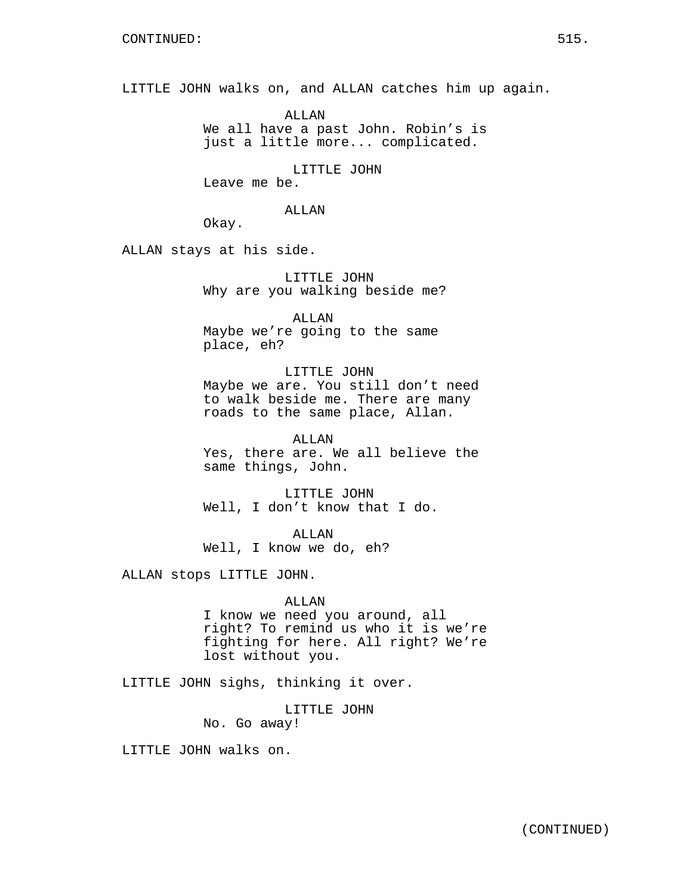LITTLE JOHN walks on, and ALLAN catches him up again.

ALLAN
We all have a past John. Robin's is just a little more... complicated.

LITTLE JOHN
Leave me be.

ALLAN
Okay.

ALLAN stays at his side.

LITTLE JOHN
Why are you walking beside me?

ALLAN
Maybe we're going to the same place, eh?

LITTLE JOHN
Maybe we are. You still don't need to walk beside me. There are many roads to the same place, Allan.

ALLAN
Yes, there are. We all believe the same things, John.

LITTLE JOHN
Well, I don't know that I do.

ALLAN
Well, I know we do, eh?

ALLAN stops LITTLE JOHN.

ALLAN
I know we need you around, all right? To remind us who it is we're fighting for here. All right? We're lost without you.

LITTLE JOHN sighs, thinking it over.

LITTLE JOHN
No. Go away!

LITTLE JOHN walks on.

(CONTINUED)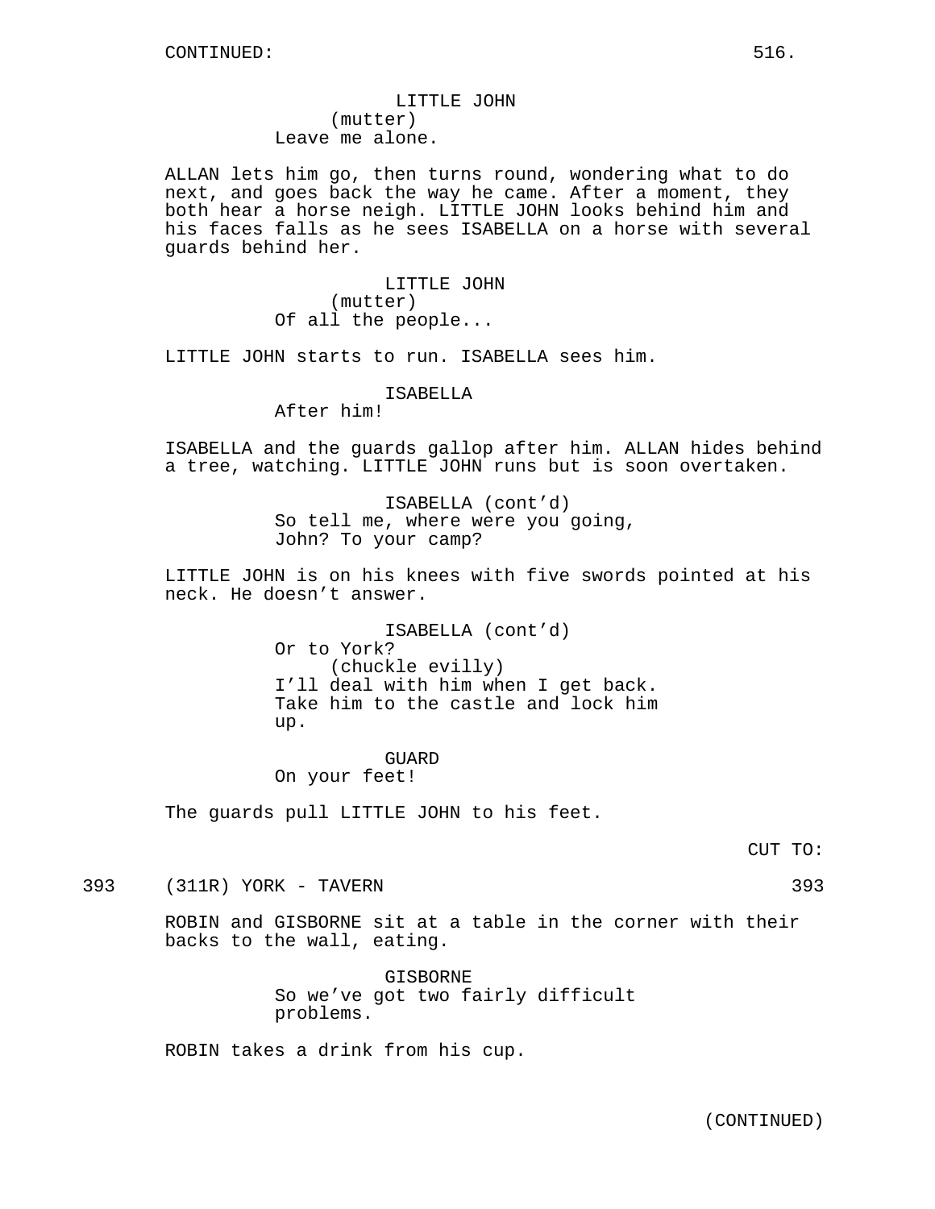CONTINUED:

LITTLE JOHN
(mutter)
Leave me alone.

ALLAN lets him go, then turns round, wondering what to do next, and goes back the way he came. After a moment, they both hear a horse neigh. LITTLE JOHN looks behind him and his faces falls as he sees ISABELLA on a horse with several guards behind her.

LITTLE JOHN
(mutter)
Of all the people...

LITTLE JOHN starts to run. ISABELLA sees him.

ISABELLA
After him!

ISABELLA and the guards gallop after him. ALLAN hides behind a tree, watching. LITTLE JOHN runs but is soon overtaken.

ISABELLA (cont'd)
So tell me, where were you going, John? To your camp?

LITTLE JOHN is on his knees with five swords pointed at his neck. He doesn't answer.

ISABELLA (cont'd)
Or to York?
(chuckle evilly)
I'll deal with him when I get back. Take him to the castle and lock him up.

GUARD
On your feet!

The guards pull LITTLE JOHN to his feet.

CUT TO:

393 (311R) YORK - TAVERN 393

ROBIN and GISBORNE sit at a table in the corner with their backs to the wall, eating.

GISBORNE
So we've got two fairly difficult problems.

ROBIN takes a drink from his cup.

(CONTINUED)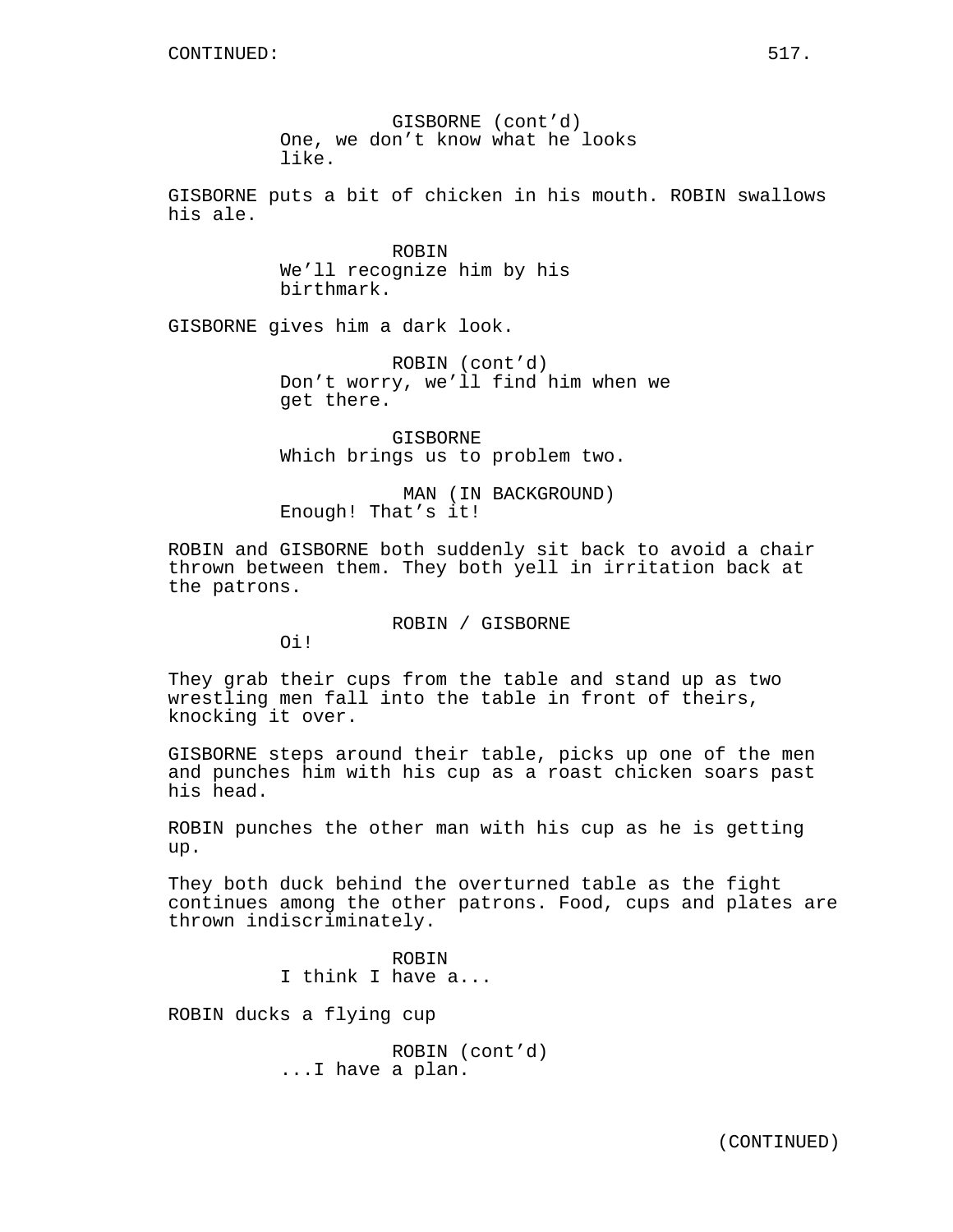GISBORNE (cont'd)
One, we don't know what he looks like.

GISBORNE puts a bit of chicken in his mouth. ROBIN swallows his ale.

ROBIN
We'll recognize him by his birthmark.

GISBORNE gives him a dark look.

ROBIN (cont'd)
Don't worry, we'll find him when we get there.

GISBORNE
Which brings us to problem two.

MAN (IN BACKGROUND)
Enough! That's it!

ROBIN and GISBORNE both suddenly sit back to avoid a chair thrown between them. They both yell in irritation back at the patrons.

ROBIN / GISBORNE
Oi!

They grab their cups from the table and stand up as two wrestling men fall into the table in front of theirs, knocking it over.

GISBORNE steps around their table, picks up one of the men and punches him with his cup as a roast chicken soars past his head.

ROBIN punches the other man with his cup as he is getting up.

They both duck behind the overturned table as the fight continues among the other patrons. Food, cups and plates are thrown indiscriminately.

ROBIN
I think I have a...

ROBIN ducks a flying cup

ROBIN (cont'd)
...I have a plan.

(CONTINUED)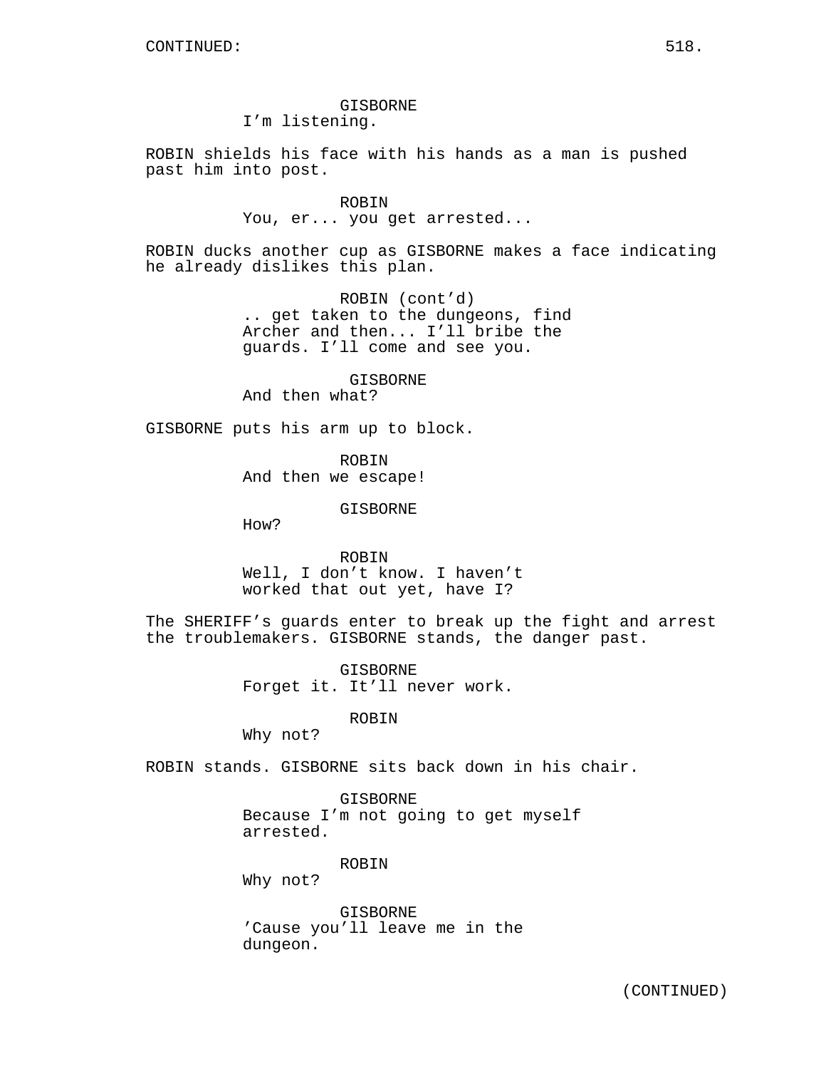GISBORNE
I'm listening.

ROBIN shields his face with his hands as a man is pushed past him into post.

ROBIN
You, er... you get arrested...

ROBIN ducks another cup as GISBORNE makes a face indicating he already dislikes this plan.

ROBIN (cont'd)
.. get taken to the dungeons, find Archer and then... I'll bribe the guards. I'll come and see you.

GISBORNE
And then what?

GISBORNE puts his arm up to block.

ROBIN
And then we escape!

GISBORNE
How?

ROBIN
Well, I don't know. I haven't worked that out yet, have I?

The SHERIFF's guards enter to break up the fight and arrest the troublemakers. GISBORNE stands, the danger past.

GISBORNE
Forget it. It'll never work.

ROBIN
Why not?

ROBIN stands. GISBORNE sits back down in his chair.

GISBORNE
Because I'm not going to get myself arrested.

ROBIN
Why not?

GISBORNE
'Cause you'll leave me in the dungeon.

(CONTINUED)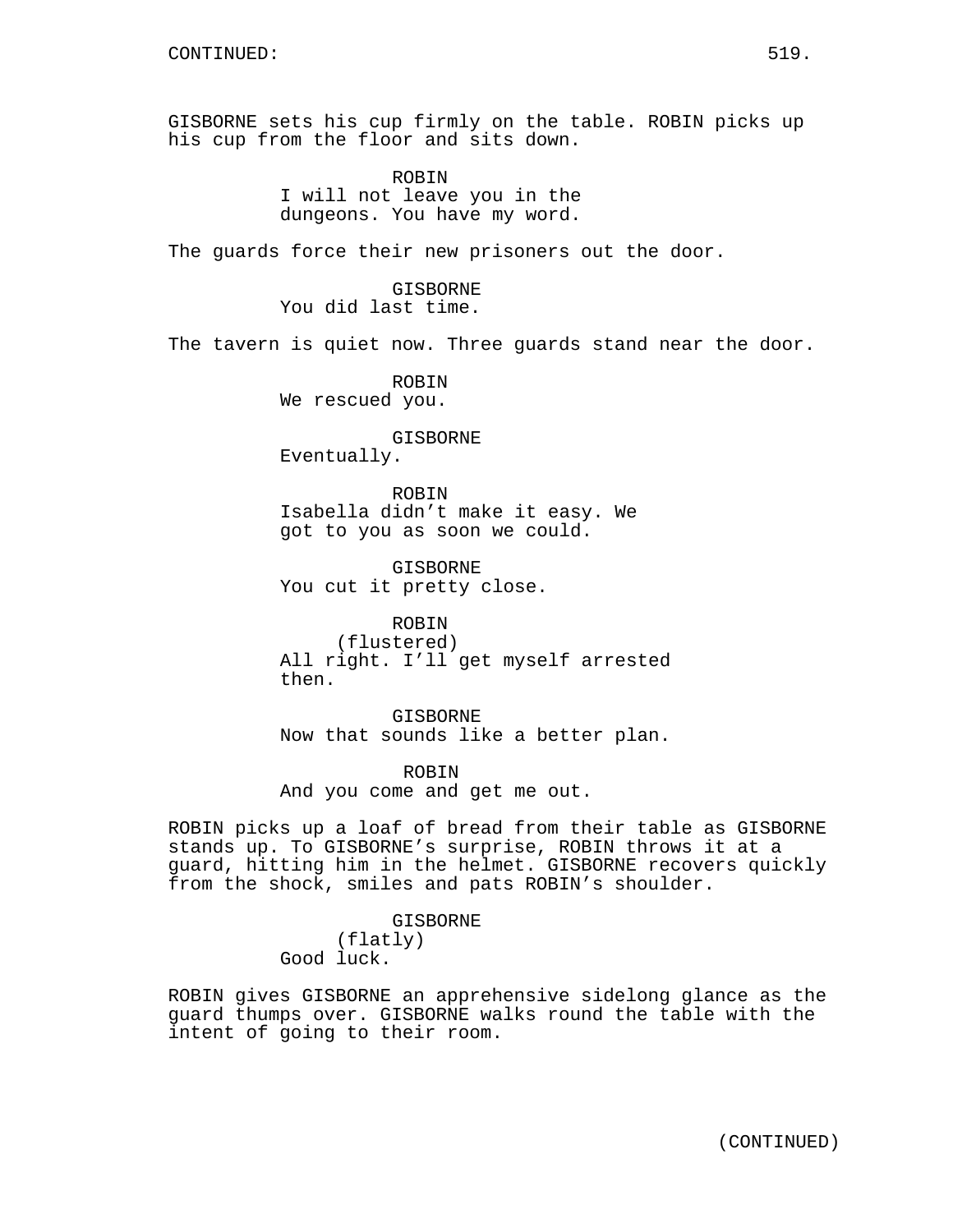GISBORNE sets his cup firmly on the table. ROBIN picks up his cup from the floor and sits down.

ROBIN
I will not leave you in the dungeons. You have my word.

The guards force their new prisoners out the door.

GISBORNE
You did last time.

The tavern is quiet now. Three guards stand near the door.

ROBIN
We rescued you.

GISBORNE
Eventually.

ROBIN
Isabella didn't make it easy. We got to you as soon we could.

GISBORNE
You cut it pretty close.

ROBIN
(flustered)
All right. I'll get myself arrested then.

GISBORNE
Now that sounds like a better plan.

ROBIN
And you come and get me out.

ROBIN picks up a loaf of bread from their table as GISBORNE stands up. To GISBORNE's surprise, ROBIN throws it at a guard, hitting him in the helmet. GISBORNE recovers quickly from the shock, smiles and pats ROBIN's shoulder.

GISBORNE
(flatly)
Good luck.

ROBIN gives GISBORNE an apprehensive sidelong glance as the guard thumps over. GISBORNE walks round the table with the intent of going to their room.

(CONTINUED)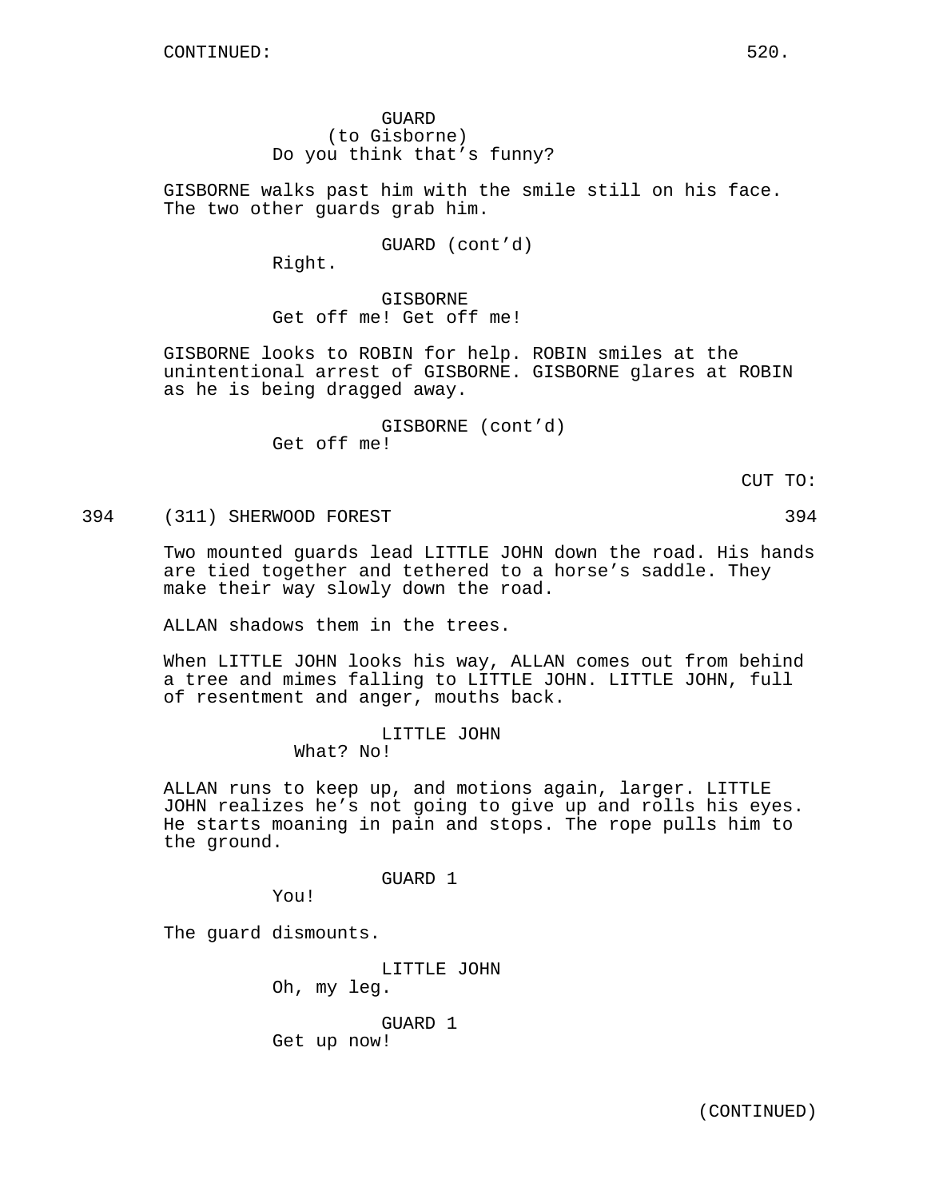CONTINUED:

GUARD
(to Gisborne)
Do you think that's funny?

GISBORNE walks past him with the smile still on his face. The two other guards grab him.

GUARD (cont'd)
Right.

GISBORNE
Get off me! Get off me!

GISBORNE looks to ROBIN for help. ROBIN smiles at the unintentional arrest of GISBORNE. GISBORNE glares at ROBIN as he is being dragged away.

GISBORNE (cont'd)
Get off me!

CUT TO:

394 (311) SHERWOOD FOREST 394

Two mounted guards lead LITTLE JOHN down the road. His hands are tied together and tethered to a horse's saddle. They make their way slowly down the road.

ALLAN shadows them in the trees.

When LITTLE JOHN looks his way, ALLAN comes out from behind a tree and mimes falling to LITTLE JOHN. LITTLE JOHN, full of resentment and anger, mouths back.

LITTLE JOHN
What? No!

ALLAN runs to keep up, and motions again, larger. LITTLE JOHN realizes he's not going to give up and rolls his eyes. He starts moaning in pain and stops. The rope pulls him to the ground.

GUARD 1
You!

The guard dismounts.

LITTLE JOHN
Oh, my leg.

GUARD 1
Get up now!

(CONTINUED)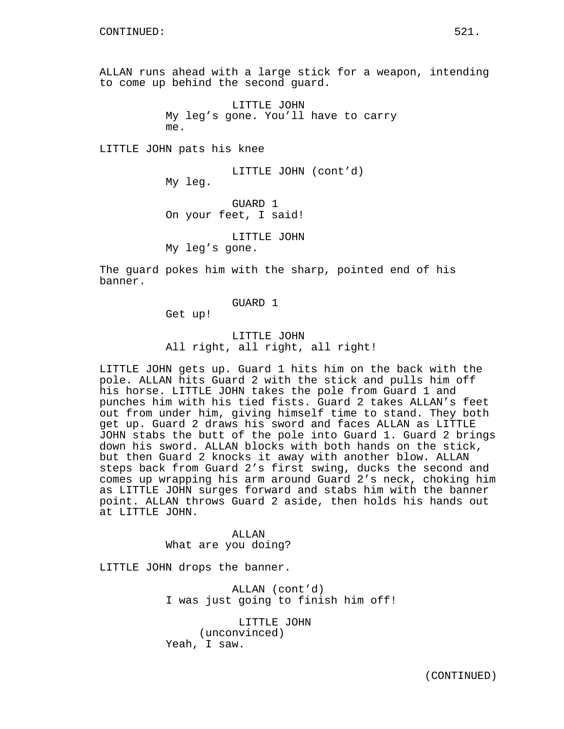ALLAN runs ahead with a large stick for a weapon, intending to come up behind the second guard.

LITTLE JOHN
My leg's gone. You'll have to carry me.

LITTLE JOHN pats his knee

LITTLE JOHN (cont'd)
My leg.

GUARD 1
On your feet, I said!

LITTLE JOHN
My leg's gone.

The guard pokes him with the sharp, pointed end of his banner.

GUARD 1
Get up!

LITTLE JOHN
All right, all right, all right!

LITTLE JOHN gets up. Guard 1 hits him on the back with the pole. ALLAN hits Guard 2 with the stick and pulls him off his horse. LITTLE JOHN takes the pole from Guard 1 and punches him with his tied fists. Guard 2 takes ALLAN's feet out from under him, giving himself time to stand. They both get up. Guard 2 draws his sword and faces ALLAN as LITTLE JOHN stabs the butt of the pole into Guard 1. Guard 2 brings down his sword. ALLAN blocks with both hands on the stick, but then Guard 2 knocks it away with another blow. ALLAN steps back from Guard 2's first swing, ducks the second and comes up wrapping his arm around Guard 2's neck, choking him as LITTLE JOHN surges forward and stabs him with the banner point. ALLAN throws Guard 2 aside, then holds his hands out at LITTLE JOHN.

ALLAN
What are you doing?

LITTLE JOHN drops the banner.

ALLAN (cont'd)
I was just going to finish him off!

LITTLE JOHN
(unconvinced)
Yeah, I saw.

(CONTINUED)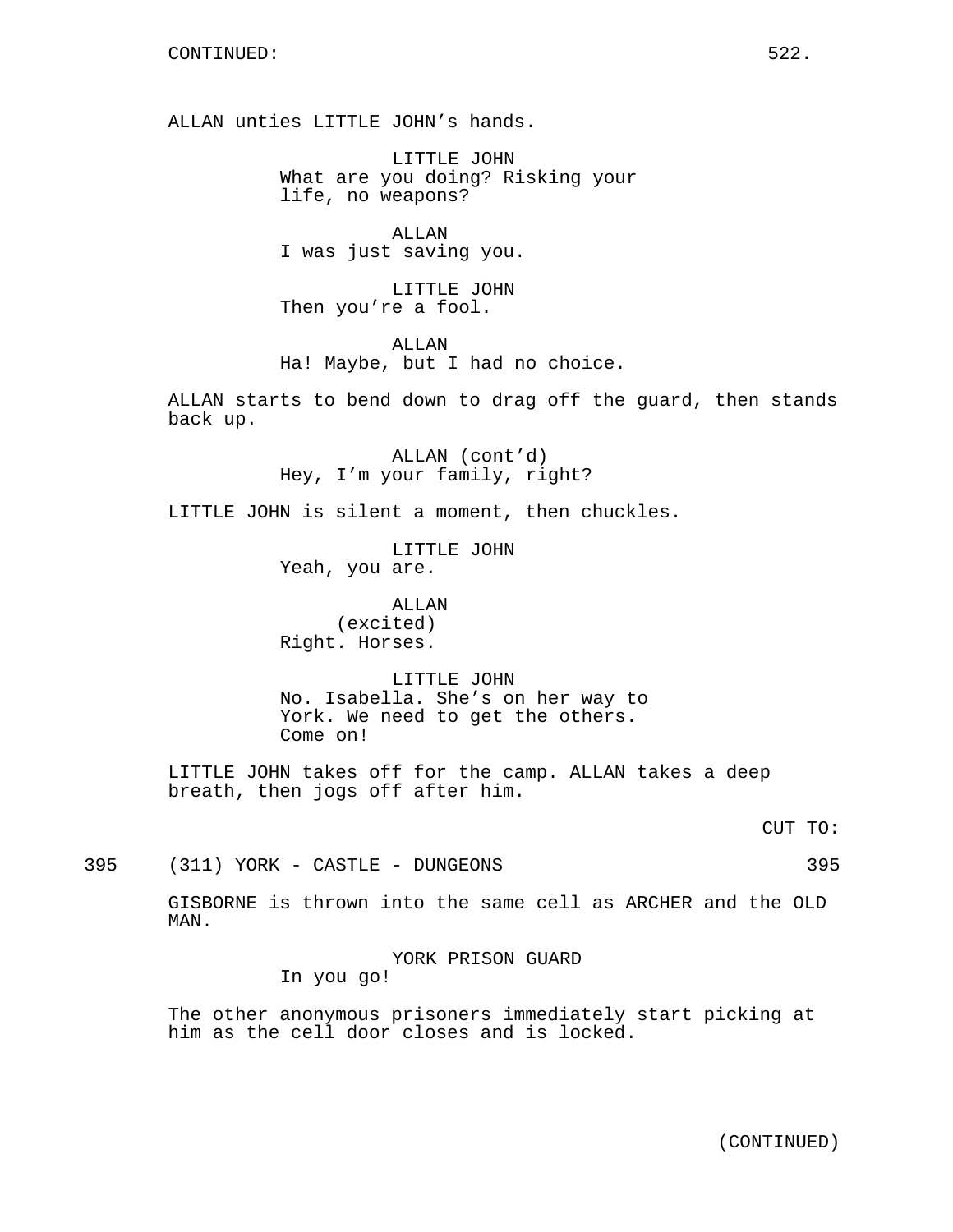ALLAN unties LITTLE JOHN's hands.

LITTLE JOHN
What are you doing? Risking your life, no weapons?

ALLAN
I was just saving you.

LITTLE JOHN
Then you're a fool.

ALLAN
Ha! Maybe, but I had no choice.

ALLAN starts to bend down to drag off the guard, then stands back up.

ALLAN (cont'd)
Hey, I'm your family, right?

LITTLE JOHN is silent a moment, then chuckles.

LITTLE JOHN
Yeah, you are.

ALLAN
(excited)
Right. Horses.

LITTLE JOHN
No. Isabella. She's on her way to York. We need to get the others. Come on!

LITTLE JOHN takes off for the camp. ALLAN takes a deep breath, then jogs off after him.

CUT TO:

395 (311) YORK - CASTLE - DUNGEONS 395

GISBORNE is thrown into the same cell as ARCHER and the OLD MAN.

YORK PRISON GUARD
In you go!

The other anonymous prisoners immediately start picking at him as the cell door closes and is locked.

(CONTINUED)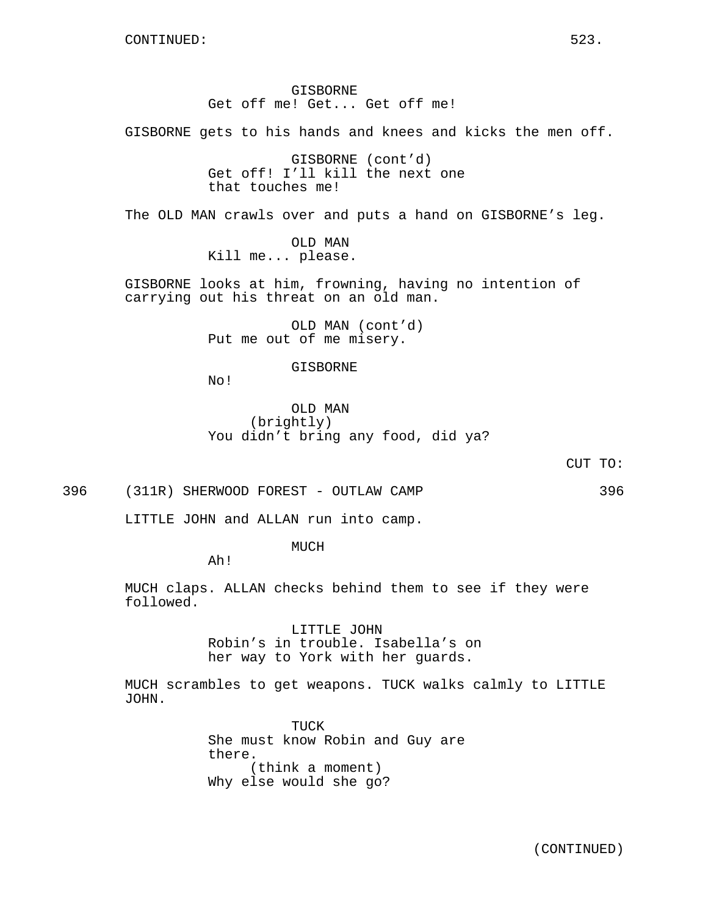GISBORNE
Get off me! Get... Get off me!

GISBORNE gets to his hands and knees and kicks the men off.

GISBORNE (cont'd)
Get off! I'll kill the next one that touches me!

The OLD MAN crawls over and puts a hand on GISBORNE's leg.

OLD MAN
Kill me... please.

GISBORNE looks at him, frowning, having no intention of carrying out his threat on an old man.

OLD MAN (cont'd)
Put me out of me misery.

GISBORNE
No!

OLD MAN
(brightly)
You didn't bring any food, did ya?

CUT TO:

396 (311R) SHERWOOD FOREST - OUTLAW CAMP 396

LITTLE JOHN and ALLAN run into camp.

MUCH
Ah!

MUCH claps. ALLAN checks behind them to see if they were followed.

LITTLE JOHN
Robin's in trouble. Isabella's on her way to York with her guards.

MUCH scrambles to get weapons. TUCK walks calmly to LITTLE JOHN.

TUCK
She must know Robin and Guy are there.
(think a moment)
Why else would she go?

(CONTINUED)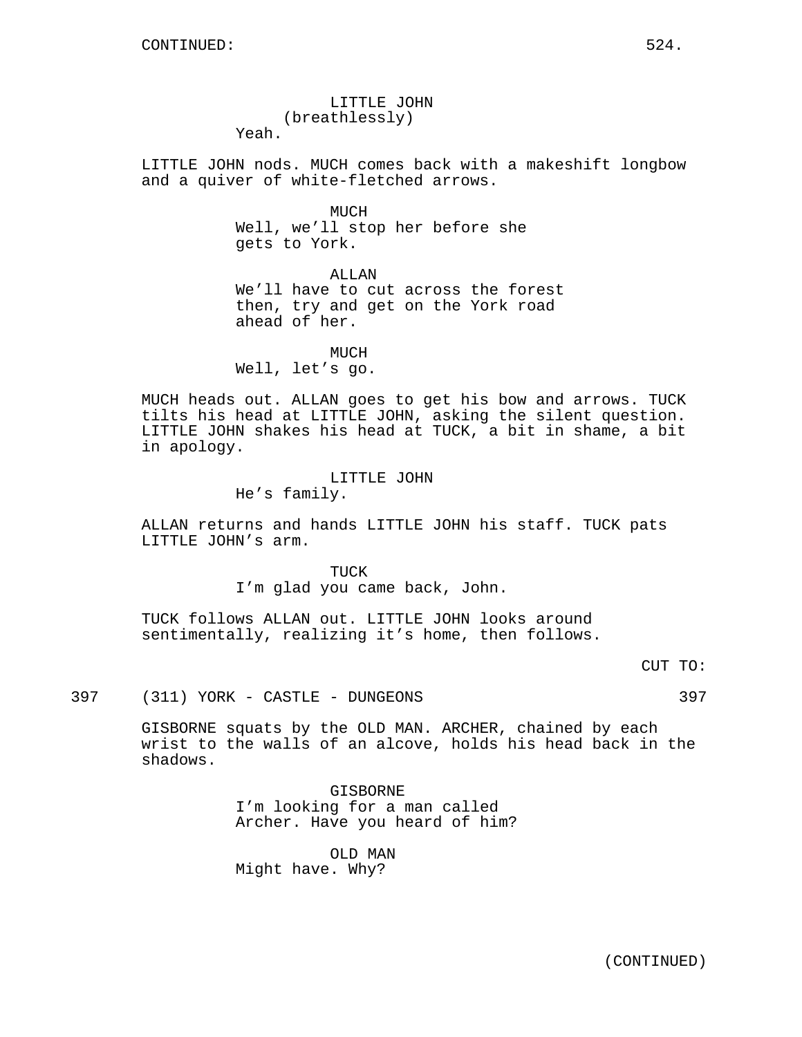CONTINUED:

LITTLE JOHN
(breathlessly)
Yeah.

LITTLE JOHN nods. MUCH comes back with a makeshift longbow and a quiver of white-fletched arrows.

MUCH
Well, we'll stop her before she gets to York.

ALLAN
We'll have to cut across the forest then, try and get on the York road ahead of her.

MUCH
Well, let's go.

MUCH heads out. ALLAN goes to get his bow and arrows. TUCK tilts his head at LITTLE JOHN, asking the silent question. LITTLE JOHN shakes his head at TUCK, a bit in shame, a bit in apology.

LITTLE JOHN
He's family.

ALLAN returns and hands LITTLE JOHN his staff. TUCK pats LITTLE JOHN's arm.

TUCK
I'm glad you came back, John.

TUCK follows ALLAN out. LITTLE JOHN looks around sentimentally, realizing it's home, then follows.

CUT TO:

397 (311) YORK - CASTLE - DUNGEONS 397

GISBORNE squats by the OLD MAN. ARCHER, chained by each wrist to the walls of an alcove, holds his head back in the shadows.

GISBORNE
I'm looking for a man called Archer. Have you heard of him?

OLD MAN
Might have. Why?

(CONTINUED)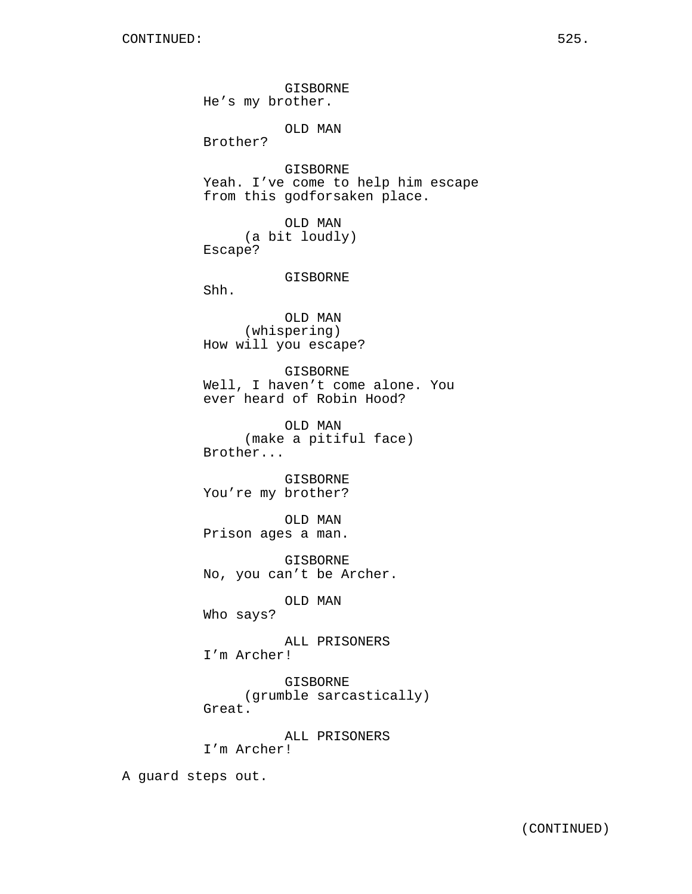CONTINUED:

GISBORNE
He’s my brother.

OLD MAN
Brother?

GISBORNE
Yeah. I’ve come to help him escape from this godforsaken place.

OLD MAN
(a bit loudly)
Escape?

GISBORNE
Shh.

OLD MAN
(whispering)
How will you escape?

GISBORNE
Well, I haven’t come alone. You ever heard of Robin Hood?

OLD MAN
(make a pitiful face)
Brother...

GISBORNE
You’re my brother?

OLD MAN
Prison ages a man.

GISBORNE
No, you can’t be Archer.

OLD MAN
Who says?

ALL PRISONERS
I’m Archer!

GISBORNE
(grumble sarcastically)
Great.

ALL PRISONERS
I’m Archer!

A guard steps out.

(CONTINUED)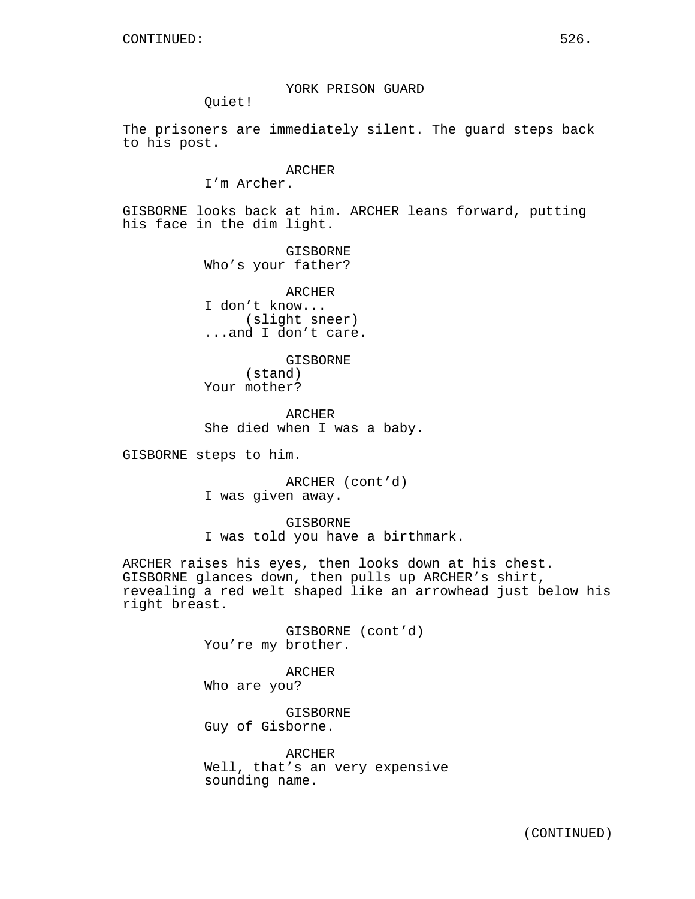CONTINUED:

YORK PRISON GUARD
Quiet!

The prisoners are immediately silent. The guard steps back to his post.

ARCHER
I'm Archer.

GISBORNE looks back at him. ARCHER leans forward, putting his face in the dim light.

GISBORNE
Who's your father?

ARCHER
I don't know...
(slight sneer)
...and I don't care.

GISBORNE
(stand)
Your mother?

ARCHER
She died when I was a baby.

GISBORNE steps to him.

ARCHER (cont'd)
I was given away.

GISBORNE
I was told you have a birthmark.

ARCHER raises his eyes, then looks down at his chest. GISBORNE glances down, then pulls up ARCHER's shirt, revealing a red welt shaped like an arrowhead just below his right breast.

GISBORNE (cont'd)
You're my brother.

ARCHER
Who are you?

GISBORNE
Guy of Gisborne.

ARCHER
Well, that's an very expensive sounding name.

(CONTINUED)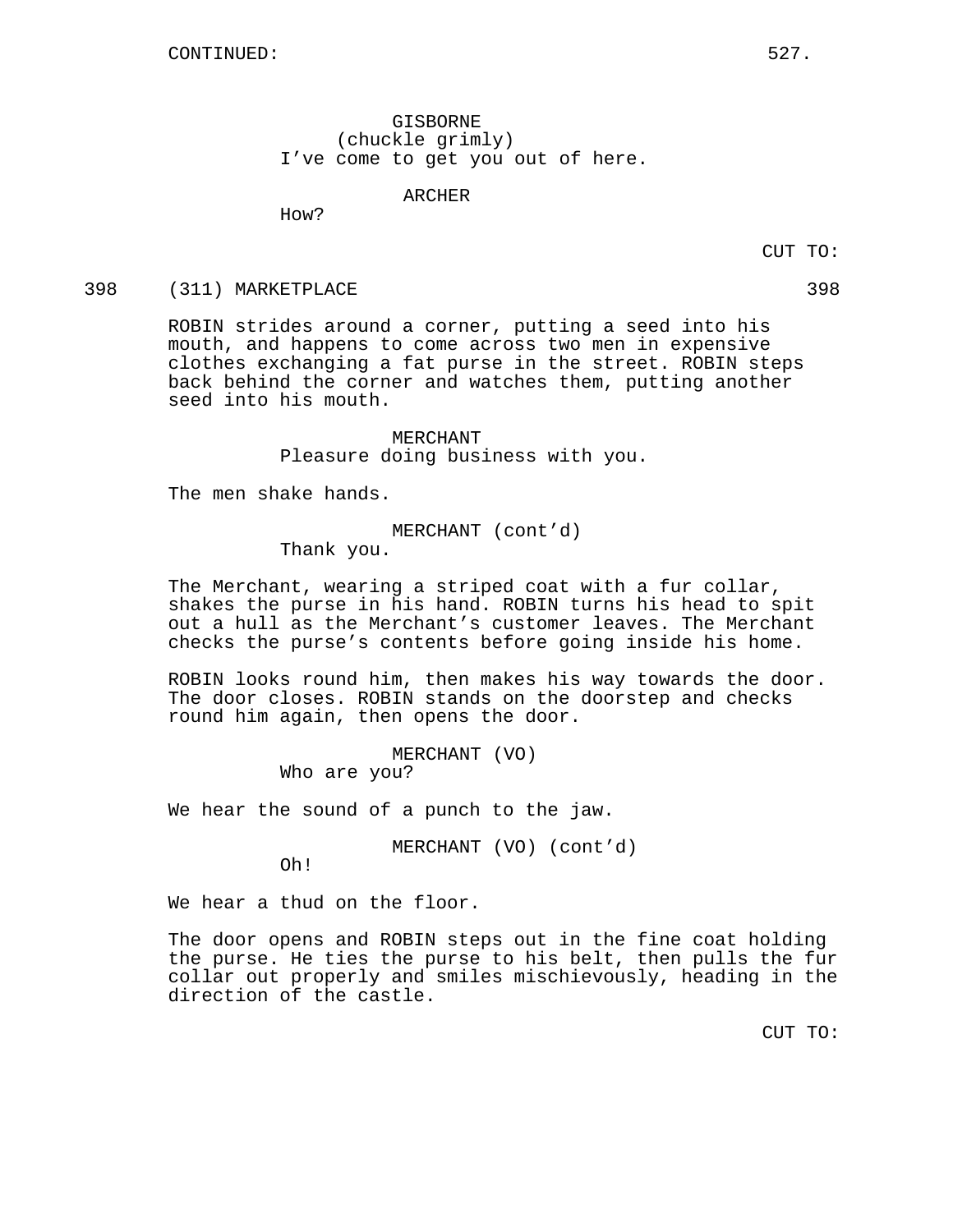GISBORNE
(chuckle grimly)
I've come to get you out of here.

ARCHER
How?

CUT TO:

398 (311) MARKETPLACE 398

ROBIN strides around a corner, putting a seed into his mouth, and happens to come across two men in expensive clothes exchanging a fat purse in the street. ROBIN steps back behind the corner and watches them, putting another seed into his mouth.

MERCHANT
Pleasure doing business with you.

The men shake hands.

MERCHANT (cont'd)
Thank you.

The Merchant, wearing a striped coat with a fur collar, shakes the purse in his hand. ROBIN turns his head to spit out a hull as the Merchant's customer leaves. The Merchant checks the purse's contents before going inside his home.

ROBIN looks round him, then makes his way towards the door. The door closes. ROBIN stands on the doorstep and checks round him again, then opens the door.

MERCHANT (VO)
Who are you?

We hear the sound of a punch to the jaw.

MERCHANT (VO) (cont'd)
Oh!

We hear a thud on the floor.

The door opens and ROBIN steps out in the fine coat holding the purse. He ties the purse to his belt, then pulls the fur collar out properly and smiles mischievously, heading in the direction of the castle.

CUT TO: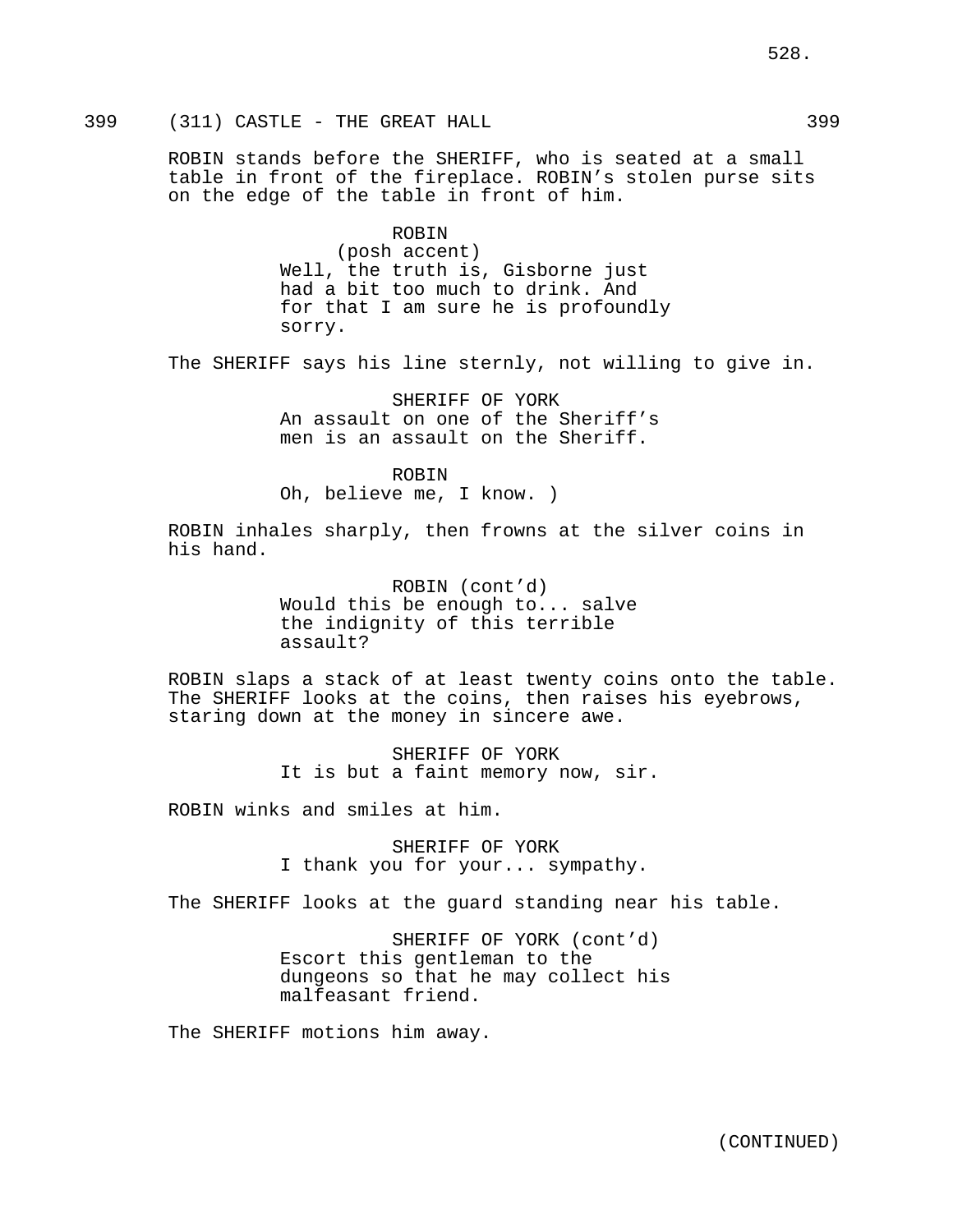399 (311) CASTLE - THE GREAT HALL 399

ROBIN stands before the SHERIFF, who is seated at a small table in front of the fireplace. ROBIN's stolen purse sits on the edge of the table in front of him.

ROBIN
(posh accent)
Well, the truth is, Gisborne just had a bit too much to drink. And for that I am sure he is profoundly sorry.

The SHERIFF says his line sternly, not willing to give in.

SHERIFF OF YORK
An assault on one of the Sheriff's men is an assault on the Sheriff.

ROBIN
Oh, believe me, I know. )

ROBIN inhales sharply, then frowns at the silver coins in his hand.

ROBIN (cont'd)
Would this be enough to... salve the indignity of this terrible assault?

ROBIN slaps a stack of at least twenty coins onto the table. The SHERIFF looks at the coins, then raises his eyebrows, staring down at the money in sincere awe.

SHERIFF OF YORK
It is but a faint memory now, sir.

ROBIN winks and smiles at him.

SHERIFF OF YORK
I thank you for your... sympathy.

The SHERIFF looks at the guard standing near his table.

SHERIFF OF YORK (cont'd)
Escort this gentleman to the dungeons so that he may collect his malfeasant friend.

The SHERIFF motions him away.

(CONTINUED)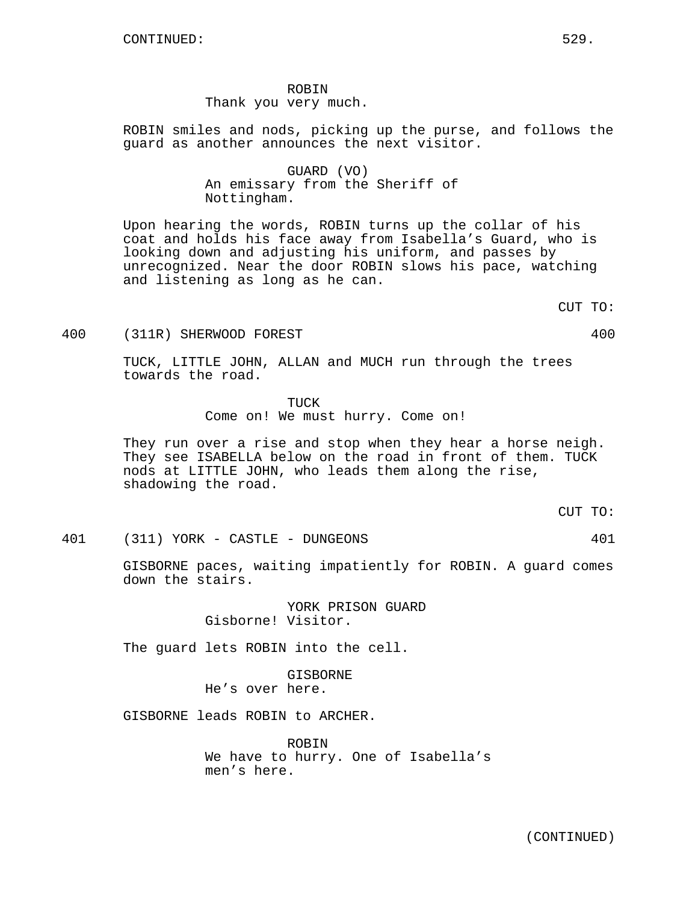CONTINUED:

ROBIN
Thank you very much.

ROBIN smiles and nods, picking up the purse, and follows the guard as another announces the next visitor.

GUARD (VO)
An emissary from the Sheriff of Nottingham.

Upon hearing the words, ROBIN turns up the collar of his coat and holds his face away from Isabella's Guard, who is looking down and adjusting his uniform, and passes by unrecognized. Near the door ROBIN slows his pace, watching and listening as long as he can.

CUT TO:

400 (311R) SHERWOOD FOREST 400

TUCK, LITTLE JOHN, ALLAN and MUCH run through the trees towards the road.

TUCK
Come on! We must hurry. Come on!

They run over a rise and stop when they hear a horse neigh. They see ISABELLA below on the road in front of them. TUCK nods at LITTLE JOHN, who leads them along the rise, shadowing the road.

CUT TO:

401 (311) YORK - CASTLE - DUNGEONS 401

GISBORNE paces, waiting impatiently for ROBIN. A guard comes down the stairs.

YORK PRISON GUARD
Gisborne! Visitor.

The guard lets ROBIN into the cell.

GISBORNE
He's over here.

GISBORNE leads ROBIN to ARCHER.

ROBIN
We have to hurry. One of Isabella's men's here.

(CONTINUED)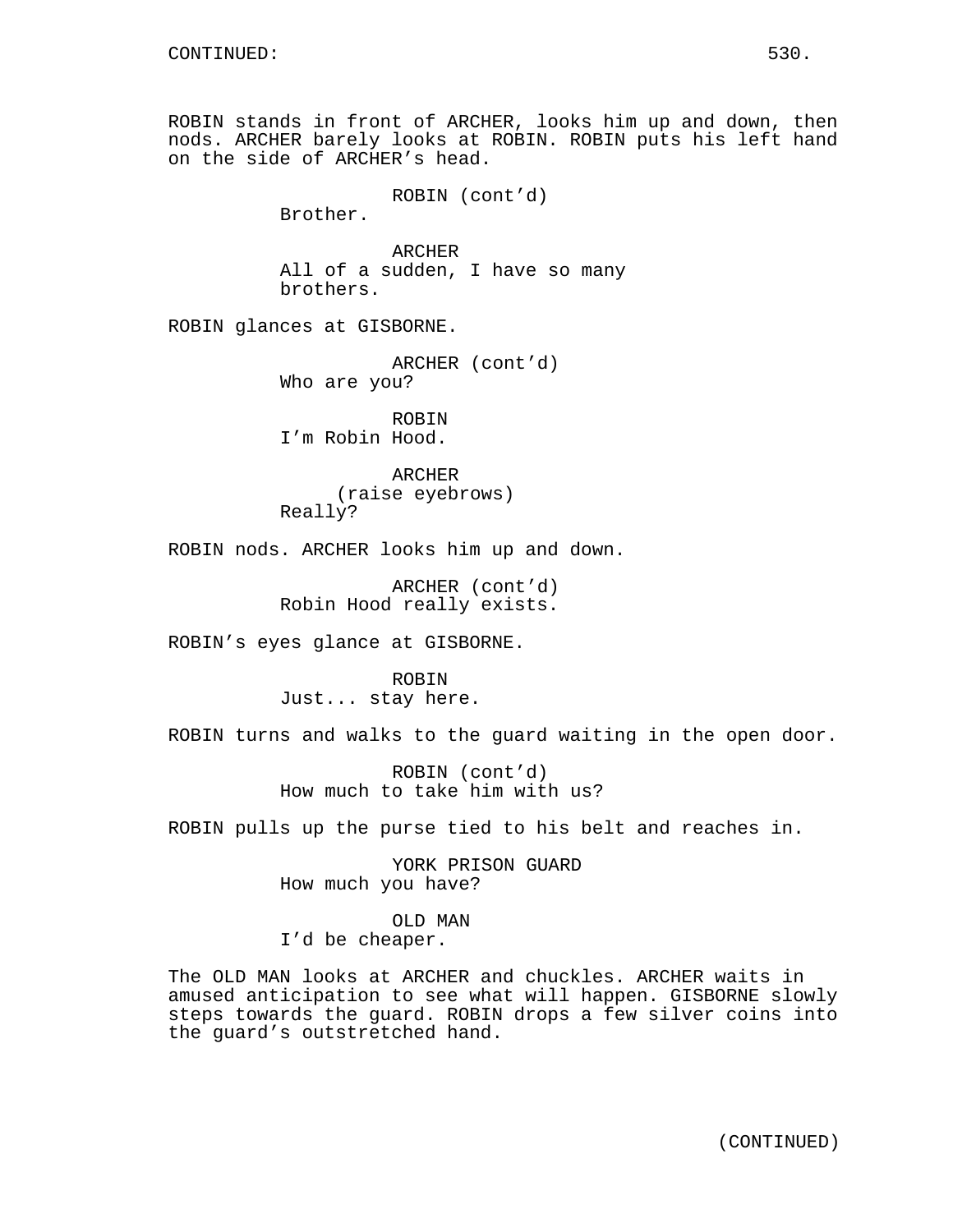CONTINUED:

ROBIN stands in front of ARCHER, looks him up and down, then nods. ARCHER barely looks at ROBIN. ROBIN puts his left hand on the side of ARCHER's head.

ROBIN (cont'd)
Brother.

ARCHER
All of a sudden, I have so many brothers.

ROBIN glances at GISBORNE.

ARCHER (cont'd)
Who are you?

ROBIN
I'm Robin Hood.

ARCHER
(raise eyebrows)
Really?

ROBIN nods. ARCHER looks him up and down.

ARCHER (cont'd)
Robin Hood really exists.

ROBIN's eyes glance at GISBORNE.

ROBIN
Just... stay here.

ROBIN turns and walks to the guard waiting in the open door.

ROBIN (cont'd)
How much to take him with us?

ROBIN pulls up the purse tied to his belt and reaches in.

YORK PRISON GUARD
How much you have?

OLD MAN
I'd be cheaper.

The OLD MAN looks at ARCHER and chuckles. ARCHER waits in amused anticipation to see what will happen. GISBORNE slowly steps towards the guard. ROBIN drops a few silver coins into the guard's outstretched hand.

(CONTINUED)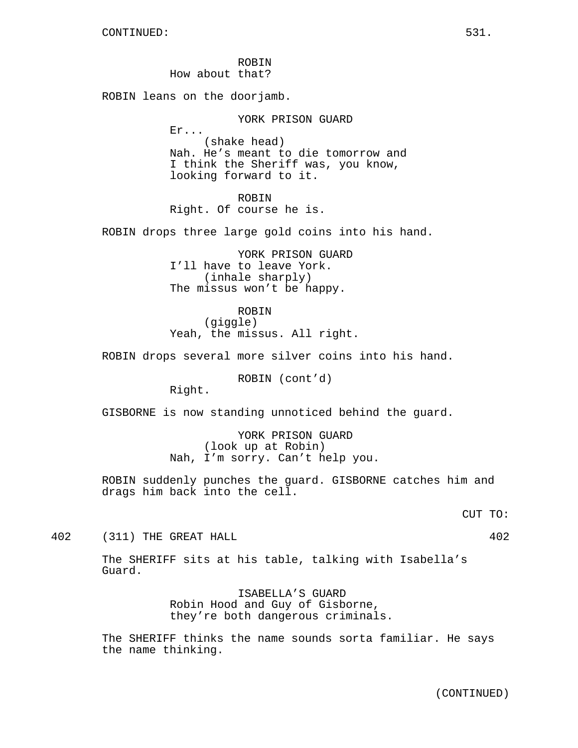CONTINUED:

ROBIN
How about that?

ROBIN leans on the doorjamb.

YORK PRISON GUARD
Er...
(shake head)
Nah. He's meant to die tomorrow and I think the Sheriff was, you know, looking forward to it.

ROBIN
Right. Of course he is.

ROBIN drops three large gold coins into his hand.

YORK PRISON GUARD
I'll have to leave York.
(inhale sharply)
The missus won't be happy.

ROBIN
(giggle)
Yeah, the missus. All right.

ROBIN drops several more silver coins into his hand.

ROBIN (cont'd)
Right.

GISBORNE is now standing unnoticed behind the guard.

YORK PRISON GUARD
(look up at Robin)
Nah, I'm sorry. Can't help you.

ROBIN suddenly punches the guard. GISBORNE catches him and drags him back into the cell.

CUT TO:

402 (311) THE GREAT HALL 402

The SHERIFF sits at his table, talking with Isabella's Guard.

ISABELLA'S GUARD
Robin Hood and Guy of Gisborne, they're both dangerous criminals.

The SHERIFF thinks the name sounds sorta familiar. He says the name thinking.

(CONTINUED)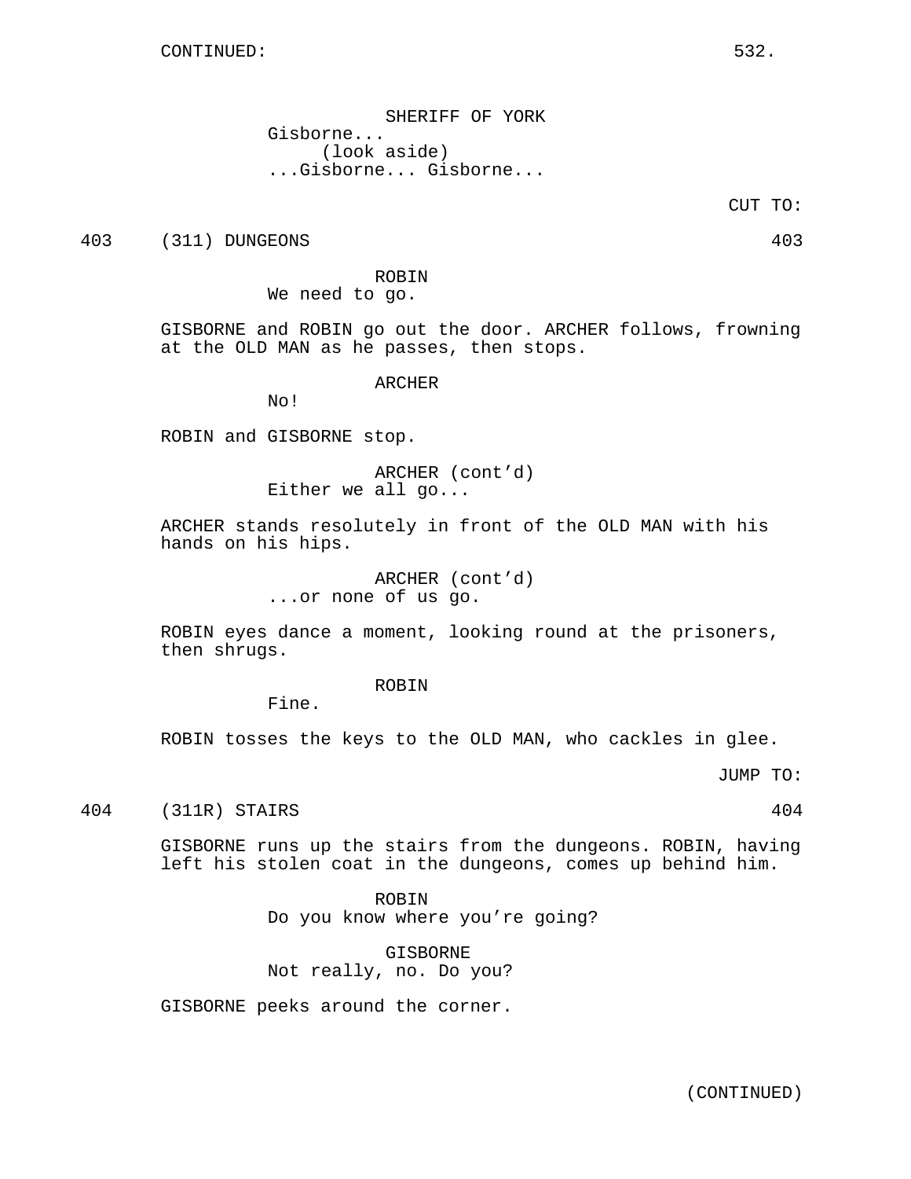CONTINUED:

SHERIFF OF YORK
Gisborne...
(look aside)
...Gisborne... Gisborne...

CUT TO:

403 (311) DUNGEONS 403

ROBIN
We need to go.

GISBORNE and ROBIN go out the door. ARCHER follows, frowning at the OLD MAN as he passes, then stops.

ARCHER
No!

ROBIN and GISBORNE stop.

ARCHER (cont'd)
Either we all go...

ARCHER stands resolutely in front of the OLD MAN with his hands on his hips.

ARCHER (cont'd)
...or none of us go.

ROBIN eyes dance a moment, looking round at the prisoners, then shrugs.

ROBIN
Fine.

ROBIN tosses the keys to the OLD MAN, who cackles in glee.

JUMP TO:

404 (311R) STAIRS 404

GISBORNE runs up the stairs from the dungeons. ROBIN, having left his stolen coat in the dungeons, comes up behind him.

ROBIN
Do you know where you're going?

GISBORNE
Not really, no. Do you?

GISBORNE peeks around the corner.

(CONTINUED)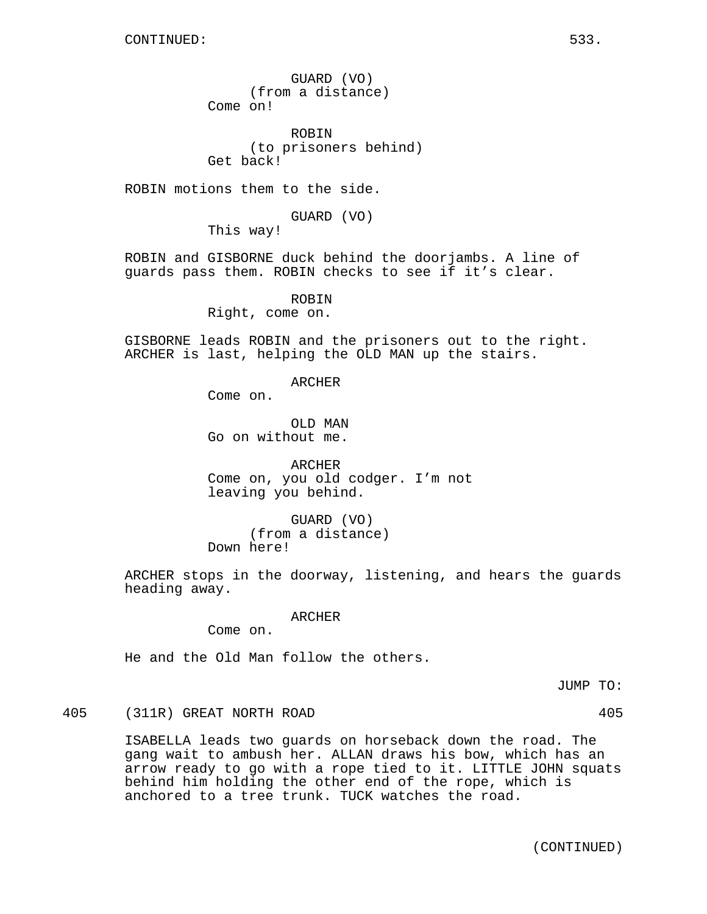GUARD (VO)
(from a distance)
Come on!

ROBIN
(to prisoners behind)
Get back!

ROBIN motions them to the side.

GUARD (VO)
This way!

ROBIN and GISBORNE duck behind the doorjambs. A line of guards pass them. ROBIN checks to see if it's clear.

ROBIN
Right, come on.

GISBORNE leads ROBIN and the prisoners out to the right. ARCHER is last, helping the OLD MAN up the stairs.

ARCHER
Come on.

OLD MAN
Go on without me.

ARCHER
Come on, you old codger. I'm not leaving you behind.

GUARD (VO)
(from a distance)
Down here!

ARCHER stops in the doorway, listening, and hears the guards heading away.

ARCHER
Come on.

He and the Old Man follow the others.

JUMP TO:

405 (311R) GREAT NORTH ROAD 405

ISABELLA leads two guards on horseback down the road. The gang wait to ambush her. ALLAN draws his bow, which has an arrow ready to go with a rope tied to it. LITTLE JOHN squats behind him holding the other end of the rope, which is anchored to a tree trunk. TUCK watches the road.

(CONTINUED)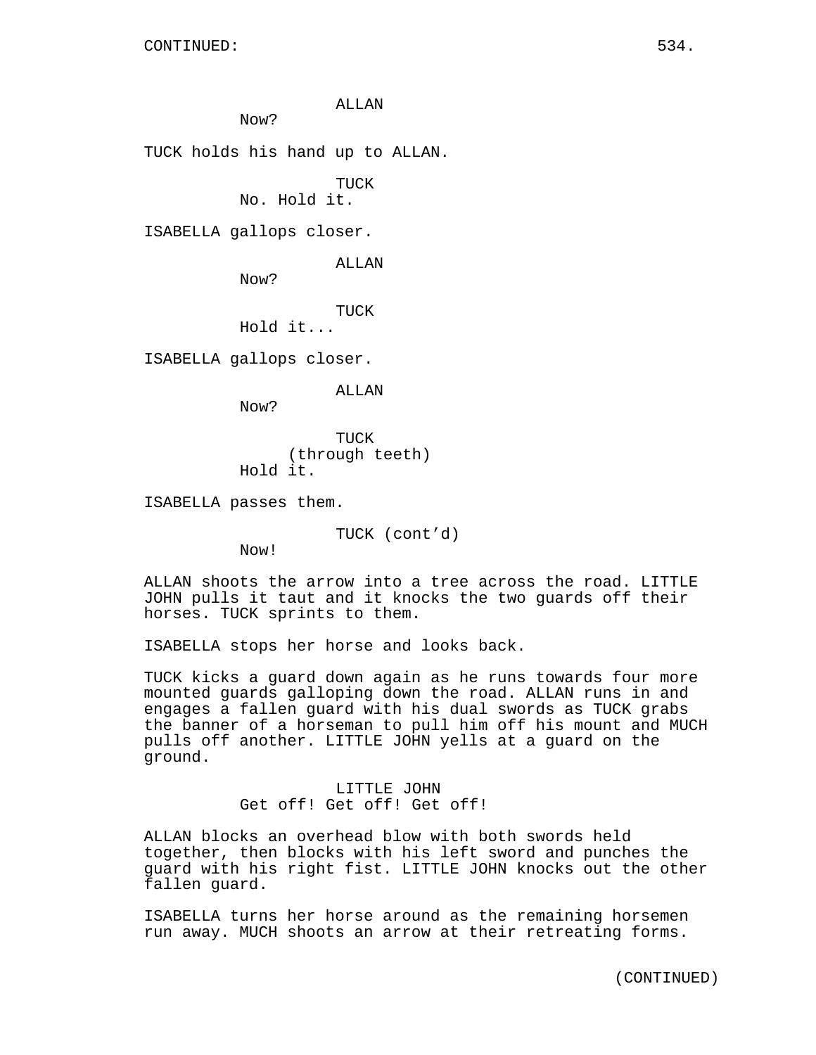CONTINUED:

ALLAN
Now?

TUCK holds his hand up to ALLAN.

TUCK
No. Hold it.

ISABELLA gallops closer.

ALLAN
Now?

TUCK
Hold it...

ISABELLA gallops closer.

ALLAN
Now?

TUCK
(through teeth)
Hold it.

ISABELLA passes them.

TUCK (cont'd)
Now!

ALLAN shoots the arrow into a tree across the road. LITTLE JOHN pulls it taut and it knocks the two guards off their horses. TUCK sprints to them.

ISABELLA stops her horse and looks back.

TUCK kicks a guard down again as he runs towards four more mounted guards galloping down the road. ALLAN runs in and engages a fallen guard with his dual swords as TUCK grabs the banner of a horseman to pull him off his mount and MUCH pulls off another. LITTLE JOHN yells at a guard on the ground.

LITTLE JOHN
Get off! Get off! Get off!

ALLAN blocks an overhead blow with both swords held together, then blocks with his left sword and punches the guard with his right fist. LITTLE JOHN knocks out the other fallen guard.

ISABELLA turns her horse around as the remaining horsemen run away. MUCH shoots an arrow at their retreating forms.

(CONTINUED)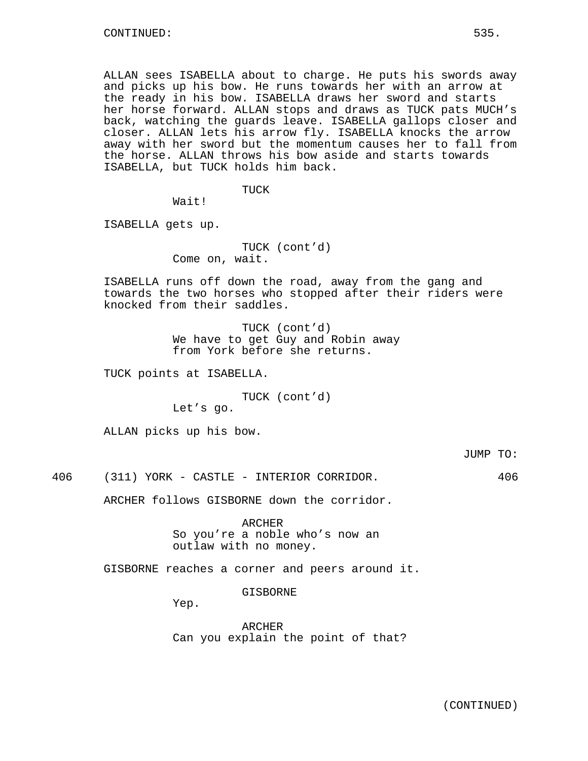CONTINUED:

ALLAN sees ISABELLA about to charge. He puts his swords away and picks up his bow. He runs towards her with an arrow at the ready in his bow. ISABELLA draws her sword and starts her horse forward. ALLAN stops and draws as TUCK pats MUCH's back, watching the guards leave. ISABELLA gallops closer and closer. ALLAN lets his arrow fly. ISABELLA knocks the arrow away with her sword but the momentum causes her to fall from the horse. ALLAN throws his bow aside and starts towards ISABELLA, but TUCK holds him back.

TUCK
Wait!

ISABELLA gets up.

TUCK (cont'd)
Come on, wait.

ISABELLA runs off down the road, away from the gang and towards the two horses who stopped after their riders were knocked from their saddles.

TUCK (cont'd)
We have to get Guy and Robin away from York before she returns.

TUCK points at ISABELLA.

TUCK (cont'd)
Let's go.

ALLAN picks up his bow.

JUMP TO:

406 (311) YORK - CASTLE - INTERIOR CORRIDOR. 406

ARCHER follows GISBORNE down the corridor.

ARCHER
So you're a noble who's now an outlaw with no money.

GISBORNE reaches a corner and peers around it.

GISBORNE
Yep.

ARCHER
Can you explain the point of that?

(CONTINUED)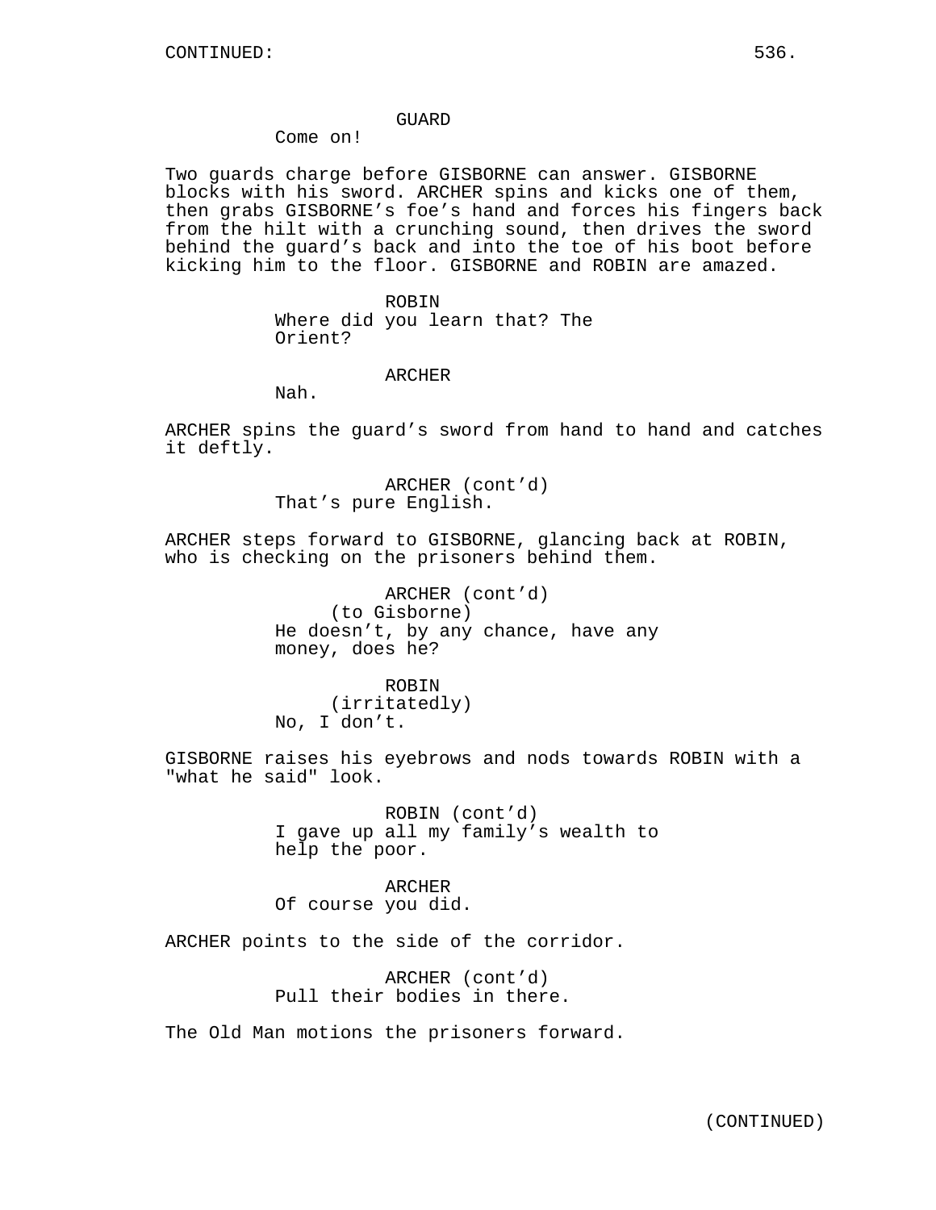CONTINUED:

GUARD
Come on!

Two guards charge before GISBORNE can answer. GISBORNE blocks with his sword. ARCHER spins and kicks one of them, then grabs GISBORNE's foe's hand and forces his fingers back from the hilt with a crunching sound, then drives the sword behind the guard's back and into the toe of his boot before kicking him to the floor. GISBORNE and ROBIN are amazed.

ROBIN
Where did you learn that? The Orient?

ARCHER
Nah.

ARCHER spins the guard's sword from hand to hand and catches it deftly.

ARCHER (cont'd)
That's pure English.

ARCHER steps forward to GISBORNE, glancing back at ROBIN, who is checking on the prisoners behind them.

ARCHER (cont'd)
(to Gisborne)
He doesn't, by any chance, have any money, does he?

ROBIN
(irritatedly)
No, I don't.

GISBORNE raises his eyebrows and nods towards ROBIN with a "what he said" look.

ROBIN (cont'd)
I gave up all my family's wealth to help the poor.

ARCHER
Of course you did.

ARCHER points to the side of the corridor.

ARCHER (cont'd)
Pull their bodies in there.

The Old Man motions the prisoners forward.

(CONTINUED)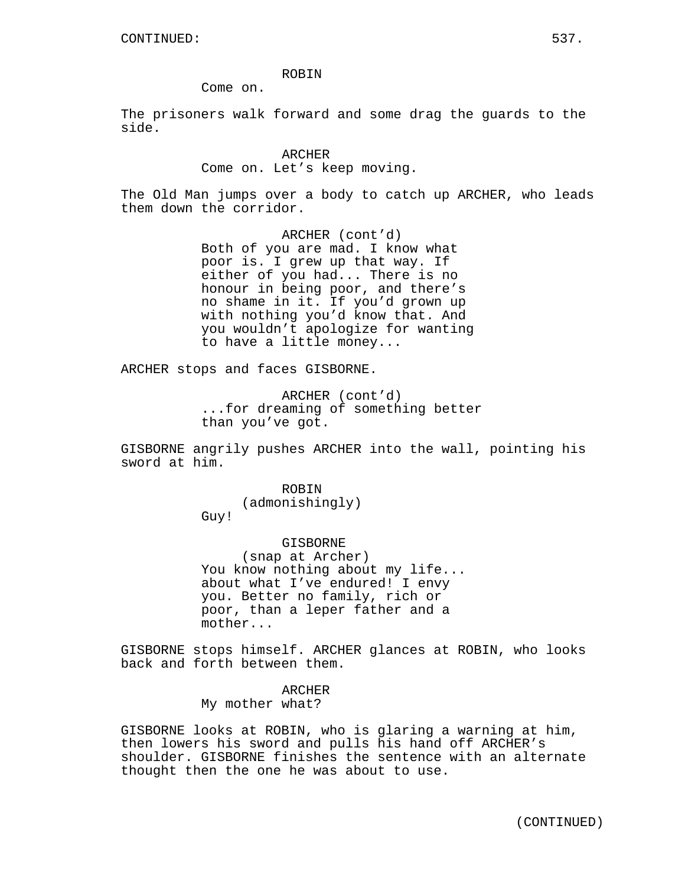ROBIN
Come on.

The prisoners walk forward and some drag the guards to the side.

ARCHER
Come on. Let's keep moving.

The Old Man jumps over a body to catch up ARCHER, who leads them down the corridor.

ARCHER (cont'd)
Both of you are mad. I know what poor is. I grew up that way. If either of you had... There is no honour in being poor, and there's no shame in it. If you'd grown up with nothing you'd know that. And you wouldn't apologize for wanting to have a little money...

ARCHER stops and faces GISBORNE.

ARCHER (cont'd)
...for dreaming of something better than you've got.

GISBORNE angrily pushes ARCHER into the wall, pointing his sword at him.

ROBIN
(admonishingly)
Guy!

GISBORNE
(snap at Archer)
You know nothing about my life... about what I've endured! I envy you. Better no family, rich or poor, than a leper father and a mother...

GISBORNE stops himself. ARCHER glances at ROBIN, who looks back and forth between them.

ARCHER
My mother what?

GISBORNE looks at ROBIN, who is glaring a warning at him, then lowers his sword and pulls his hand off ARCHER's shoulder. GISBORNE finishes the sentence with an alternate thought then the one he was about to use.

(CONTINUED)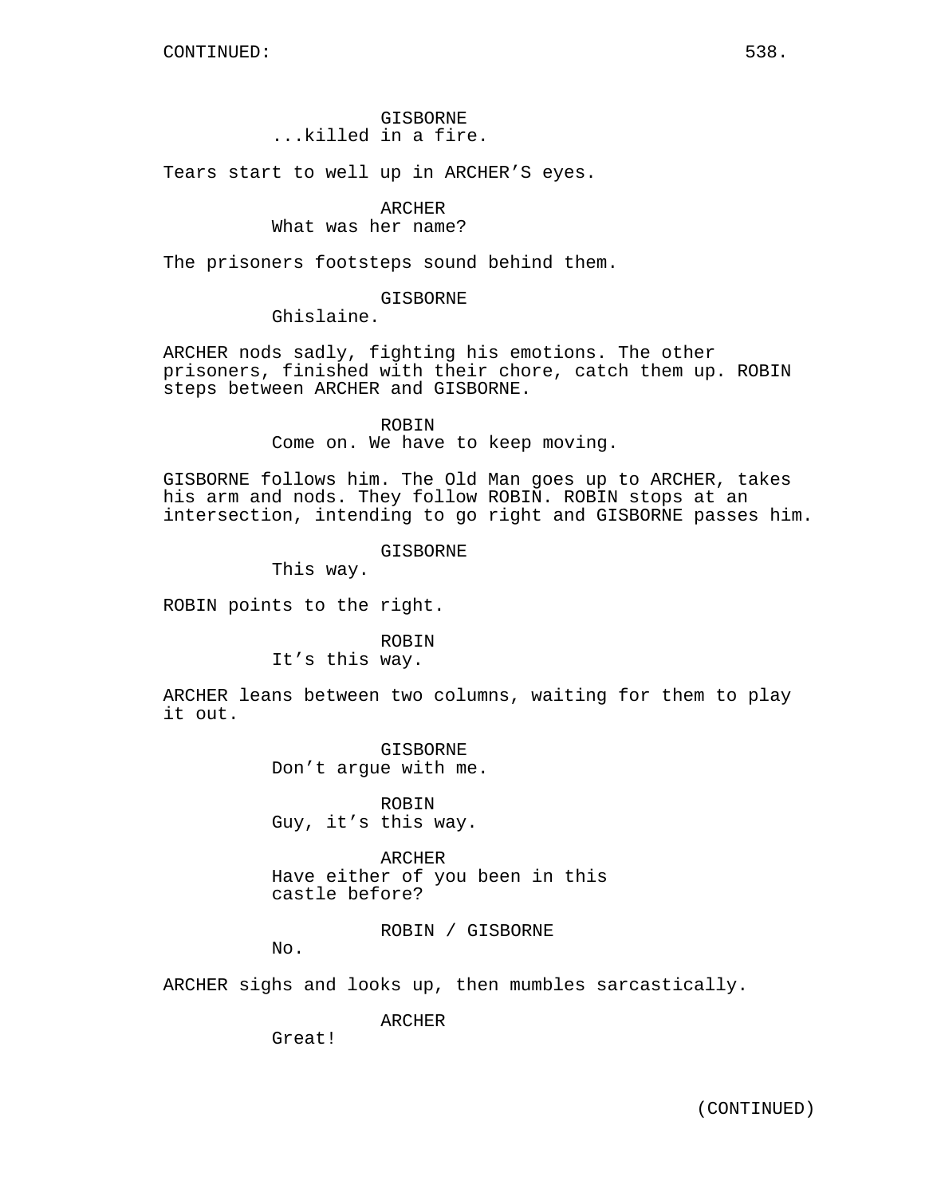GISBORNE
...killed in a fire.

Tears start to well up in ARCHER'S eyes.

ARCHER
What was her name?

The prisoners footsteps sound behind them.

GISBORNE
Ghislaine.

ARCHER nods sadly, fighting his emotions. The other prisoners, finished with their chore, catch them up. ROBIN steps between ARCHER and GISBORNE.

ROBIN
Come on. We have to keep moving.

GISBORNE follows him. The Old Man goes up to ARCHER, takes his arm and nods. They follow ROBIN. ROBIN stops at an intersection, intending to go right and GISBORNE passes him.

GISBORNE
This way.

ROBIN points to the right.

ROBIN
It's this way.

ARCHER leans between two columns, waiting for them to play it out.

GISBORNE
Don't argue with me.

ROBIN
Guy, it's this way.

ARCHER
Have either of you been in this castle before?

ROBIN / GISBORNE
No.

ARCHER sighs and looks up, then mumbles sarcastically.

ARCHER
Great!

(CONTINUED)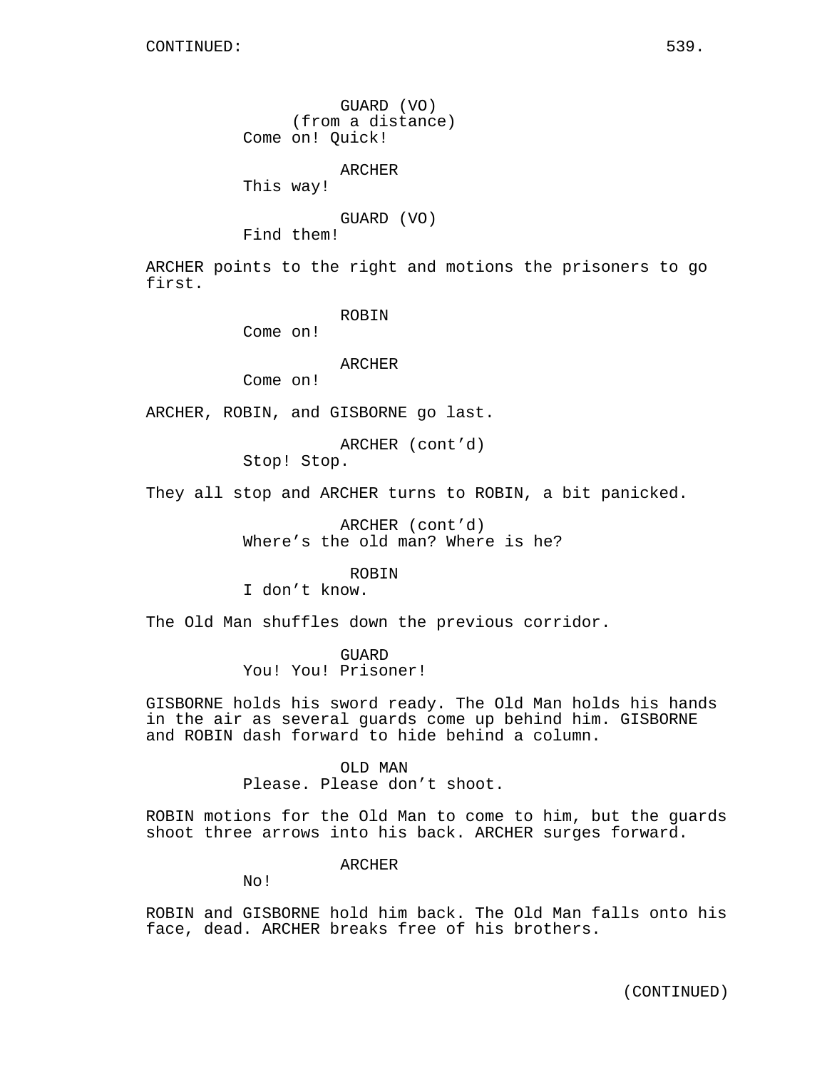GUARD (VO)
(from a distance)
Come on! Quick!

ARCHER
This way!

GUARD (VO)
Find them!

ARCHER points to the right and motions the prisoners to go first.

ROBIN
Come on!

ARCHER
Come on!

ARCHER, ROBIN, and GISBORNE go last.

ARCHER (cont'd)
Stop! Stop.

They all stop and ARCHER turns to ROBIN, a bit panicked.

ARCHER (cont'd)
Where's the old man? Where is he?

ROBIN
I don't know.

The Old Man shuffles down the previous corridor.

GUARD
You! You! Prisoner!

GISBORNE holds his sword ready. The Old Man holds his hands in the air as several guards come up behind him. GISBORNE and ROBIN dash forward to hide behind a column.

OLD MAN
Please. Please don't shoot.

ROBIN motions for the Old Man to come to him, but the guards shoot three arrows into his back. ARCHER surges forward.

ARCHER
No!

ROBIN and GISBORNE hold him back. The Old Man falls onto his face, dead. ARCHER breaks free of his brothers.

(CONTINUED)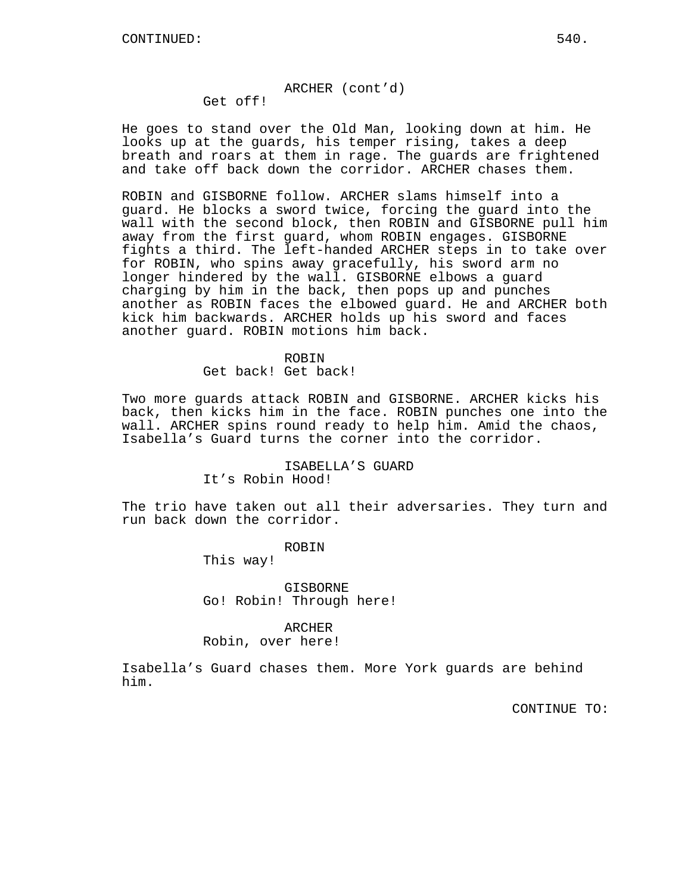CONTINUED:

ARCHER (cont'd)
Get off!

He goes to stand over the Old Man, looking down at him. He looks up at the guards, his temper rising, takes a deep breath and roars at them in rage. The guards are frightened and take off back down the corridor. ARCHER chases them.

ROBIN and GISBORNE follow. ARCHER slams himself into a guard. He blocks a sword twice, forcing the guard into the wall with the second block, then ROBIN and GISBORNE pull him away from the first guard, whom ROBIN engages. GISBORNE fights a third. The left-handed ARCHER steps in to take over for ROBIN, who spins away gracefully, his sword arm no longer hindered by the wall. GISBORNE elbows a guard charging by him in the back, then pops up and punches another as ROBIN faces the elbowed guard. He and ARCHER both kick him backwards. ARCHER holds up his sword and faces another guard. ROBIN motions him back.

ROBIN
Get back! Get back!

Two more guards attack ROBIN and GISBORNE. ARCHER kicks his back, then kicks him in the face. ROBIN punches one into the wall. ARCHER spins round ready to help him. Amid the chaos, Isabella's Guard turns the corner into the corridor.

ISABELLA'S GUARD
It's Robin Hood!

The trio have taken out all their adversaries. They turn and run back down the corridor.

ROBIN
This way!

GISBORNE
Go! Robin! Through here!

ARCHER
Robin, over here!

Isabella's Guard chases them. More York guards are behind him.

CONTINUE TO: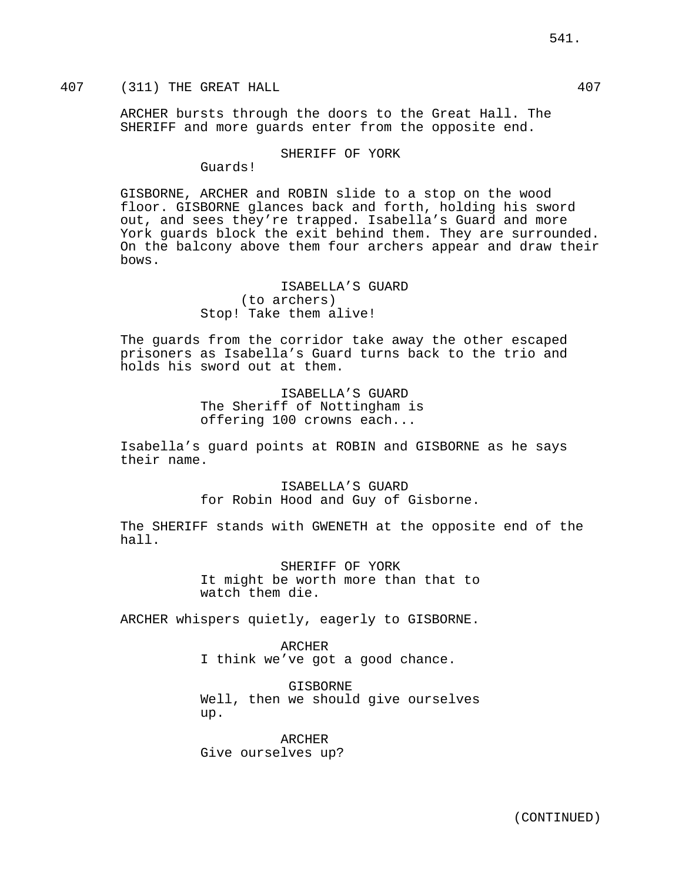407 (311) THE GREAT HALL 407

ARCHER bursts through the doors to the Great Hall. The SHERIFF and more guards enter from the opposite end.

SHERIFF OF YORK
Guards!

GISBORNE, ARCHER and ROBIN slide to a stop on the wood floor. GISBORNE glances back and forth, holding his sword out, and sees they're trapped. Isabella's Guard and more York guards block the exit behind them. They are surrounded. On the balcony above them four archers appear and draw their bows.

ISABELLA'S GUARD
(to archers)
Stop! Take them alive!

The guards from the corridor take away the other escaped prisoners as Isabella's Guard turns back to the trio and holds his sword out at them.

ISABELLA'S GUARD
The Sheriff of Nottingham is offering 100 crowns each...

Isabella's guard points at ROBIN and GISBORNE as he says their name.

ISABELLA'S GUARD
for Robin Hood and Guy of Gisborne.

The SHERIFF stands with GWENETH at the opposite end of the hall.

SHERIFF OF YORK
It might be worth more than that to watch them die.

ARCHER whispers quietly, eagerly to GISBORNE.

ARCHER
I think we've got a good chance.

GISBORNE
Well, then we should give ourselves up.

ARCHER
Give ourselves up?

(CONTINUED)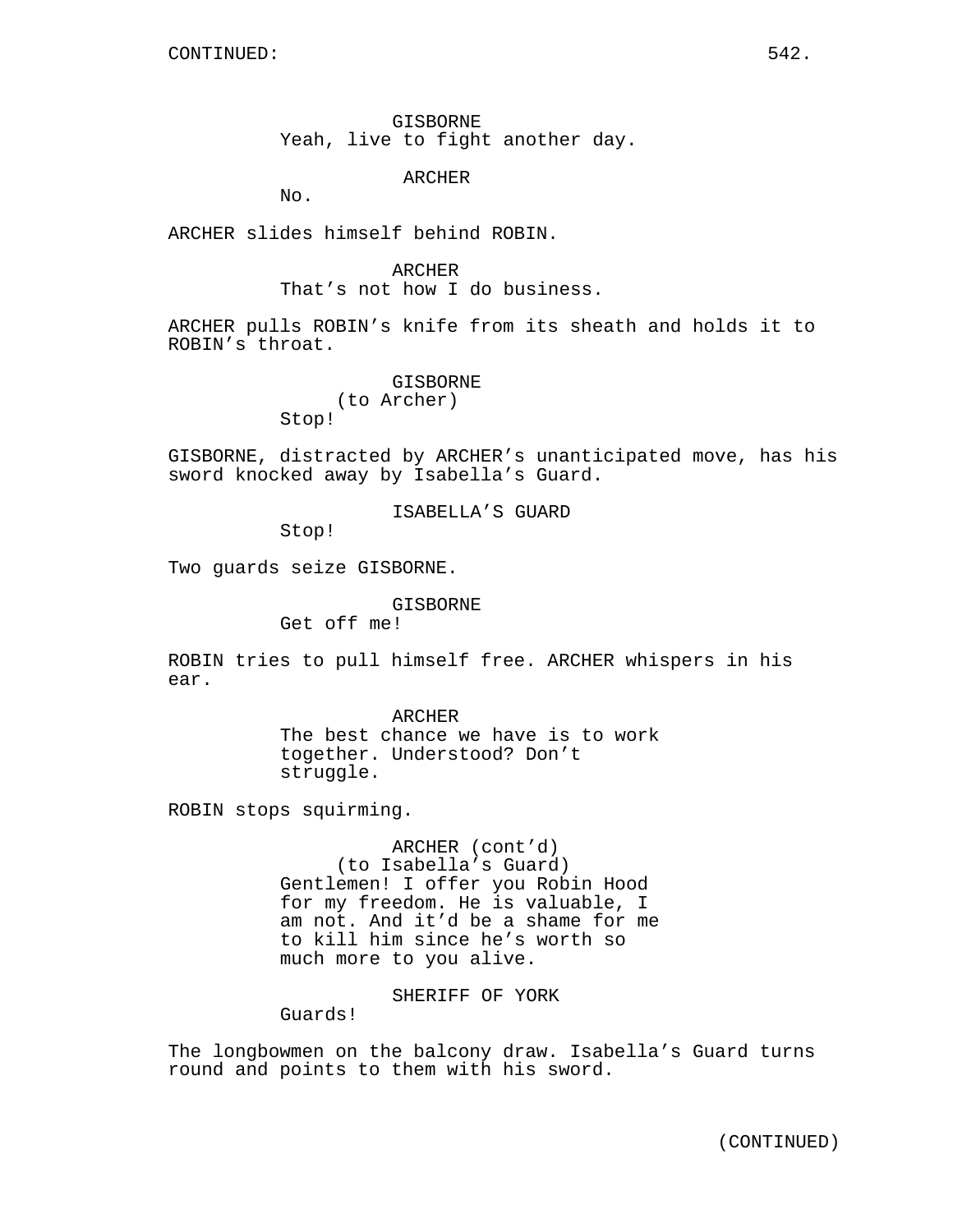CONTINUED:

GISBORNE
Yeah, live to fight another day.

ARCHER
No.

ARCHER slides himself behind ROBIN.

ARCHER
That's not how I do business.

ARCHER pulls ROBIN's knife from its sheath and holds it to ROBIN's throat.

GISBORNE
(to Archer)
Stop!

GISBORNE, distracted by ARCHER's unanticipated move, has his sword knocked away by Isabella's Guard.

ISABELLA'S GUARD
Stop!

Two guards seize GISBORNE.

GISBORNE
Get off me!

ROBIN tries to pull himself free. ARCHER whispers in his ear.

ARCHER
The best chance we have is to work together. Understood? Don't struggle.

ROBIN stops squirming.

ARCHER (cont'd)
(to Isabella's Guard)
Gentlemen! I offer you Robin Hood for my freedom. He is valuable, I am not. And it'd be a shame for me to kill him since he's worth so much more to you alive.

SHERIFF OF YORK
Guards!

The longbowmen on the balcony draw. Isabella's Guard turns round and points to them with his sword.

(CONTINUED)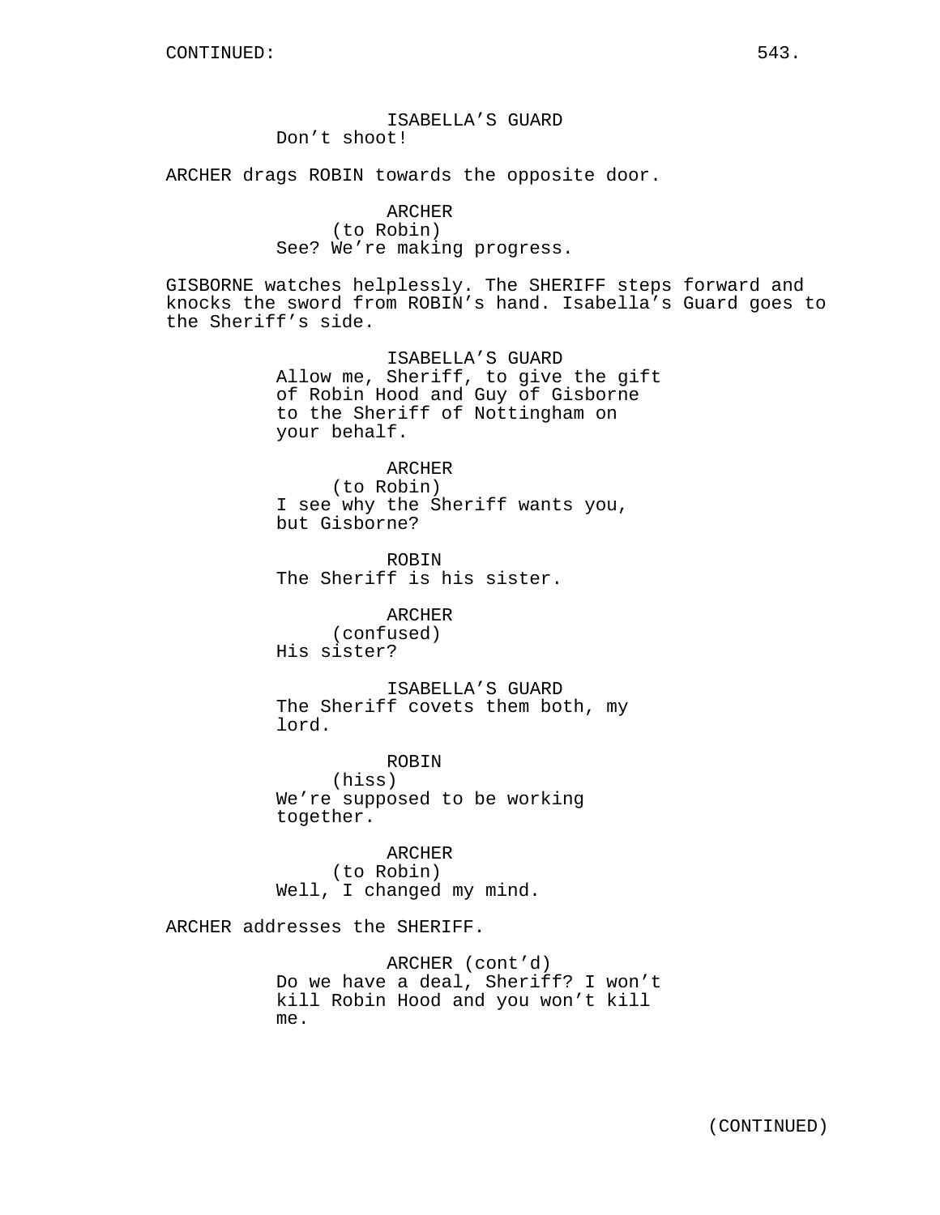ISABELLA'S GUARD
Don't shoot!

ARCHER drags ROBIN towards the opposite door.

ARCHER
(to Robin)
See? We're making progress.

GISBORNE watches helplessly. The SHERIFF steps forward and knocks the sword from ROBIN's hand. Isabella's Guard goes to the Sheriff's side.

ISABELLA'S GUARD
Allow me, Sheriff, to give the gift of Robin Hood and Guy of Gisborne to the Sheriff of Nottingham on your behalf.

ARCHER
(to Robin)
I see why the Sheriff wants you, but Gisborne?

ROBIN
The Sheriff is his sister.

ARCHER
(confused)
His sister?

ISABELLA'S GUARD
The Sheriff covets them both, my lord.

ROBIN
(hiss)
We're supposed to be working together.

ARCHER
(to Robin)
Well, I changed my mind.

ARCHER addresses the SHERIFF.

ARCHER (cont'd)
Do we have a deal, Sheriff? I won't kill Robin Hood and you won't kill me.

(CONTINUED)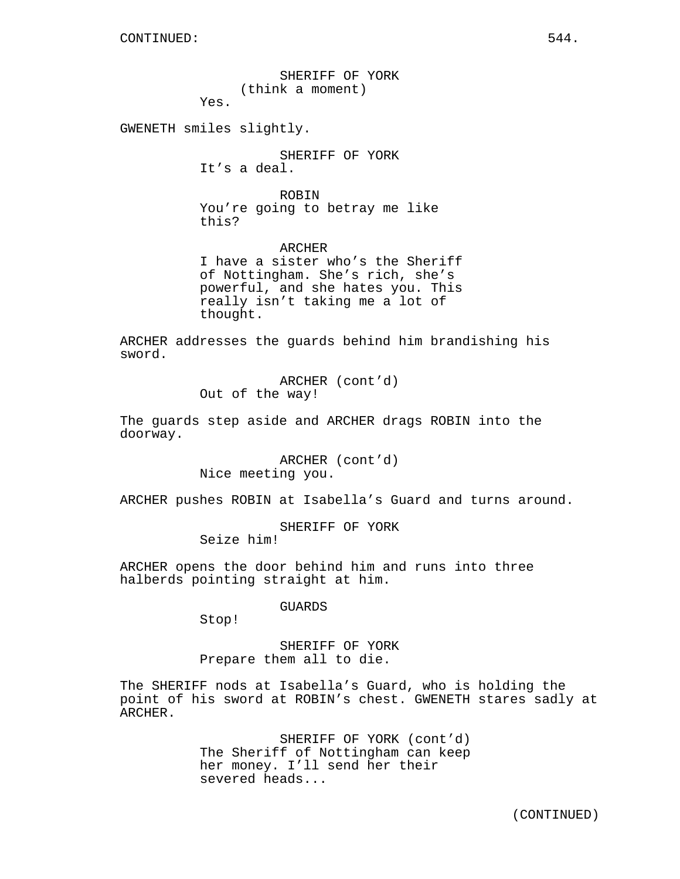SHERIFF OF YORK
(think a moment)
Yes.

GWENETH smiles slightly.

SHERIFF OF YORK
It’s a deal.

ROBIN
You’re going to betray me like this?

ARCHER
I have a sister who’s the Sheriff of Nottingham. She’s rich, she’s powerful, and she hates you. This really isn’t taking me a lot of thought.

ARCHER addresses the guards behind him brandishing his sword.

ARCHER (cont’d)
Out of the way!

The guards step aside and ARCHER drags ROBIN into the doorway.

ARCHER (cont’d)
Nice meeting you.

ARCHER pushes ROBIN at Isabella’s Guard and turns around.

SHERIFF OF YORK
Seize him!

ARCHER opens the door behind him and runs into three halberds pointing straight at him.

GUARDS
Stop!

SHERIFF OF YORK
Prepare them all to die.

The SHERIFF nods at Isabella’s Guard, who is holding the point of his sword at ROBIN’s chest. GWENETH stares sadly at ARCHER.

SHERIFF OF YORK (cont’d)
The Sheriff of Nottingham can keep her money. I’ll send her their severed heads...

(CONTINUED)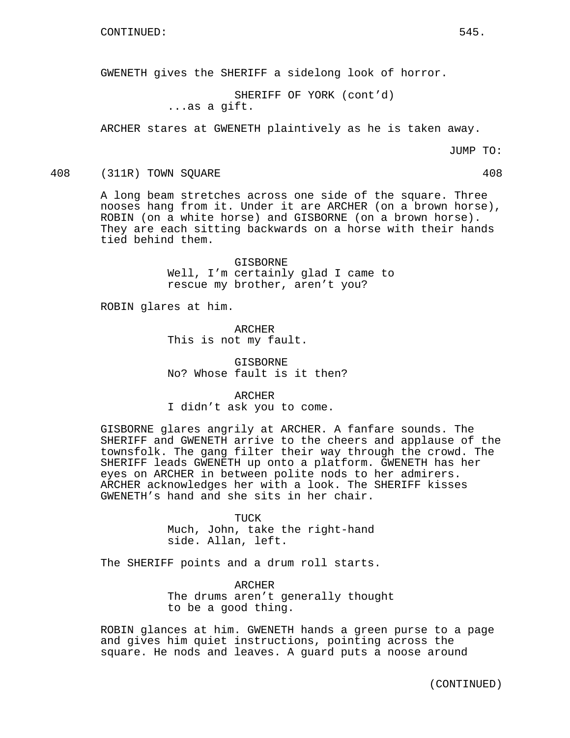CONTINUED:

GWENETH gives the SHERIFF a sidelong look of horror.

SHERIFF OF YORK (cont'd)
...as a gift.

ARCHER stares at GWENETH plaintively as he is taken away.

JUMP TO:

408 (311R) TOWN SQUARE 408

A long beam stretches across one side of the square. Three nooses hang from it. Under it are ARCHER (on a brown horse), ROBIN (on a white horse) and GISBORNE (on a brown horse). They are each sitting backwards on a horse with their hands tied behind them.

GISBORNE
Well, I'm certainly glad I came to rescue my brother, aren't you?

ROBIN glares at him.

ARCHER
This is not my fault.

GISBORNE
No? Whose fault is it then?

ARCHER
I didn't ask you to come.

GISBORNE glares angrily at ARCHER. A fanfare sounds. The SHERIFF and GWENETH arrive to the cheers and applause of the townsfolk. The gang filter their way through the crowd. The SHERIFF leads GWENETH up onto a platform. GWENETH has her eyes on ARCHER in between polite nods to her admirers. ARCHER acknowledges her with a look. The SHERIFF kisses GWENETH's hand and she sits in her chair.

TUCK
Much, John, take the right-hand side. Allan, left.

The SHERIFF points and a drum roll starts.

ARCHER
The drums aren't generally thought to be a good thing.

ROBIN glances at him. GWENETH hands a green purse to a page and gives him quiet instructions, pointing across the square. He nods and leaves. A guard puts a noose around

(CONTINUED)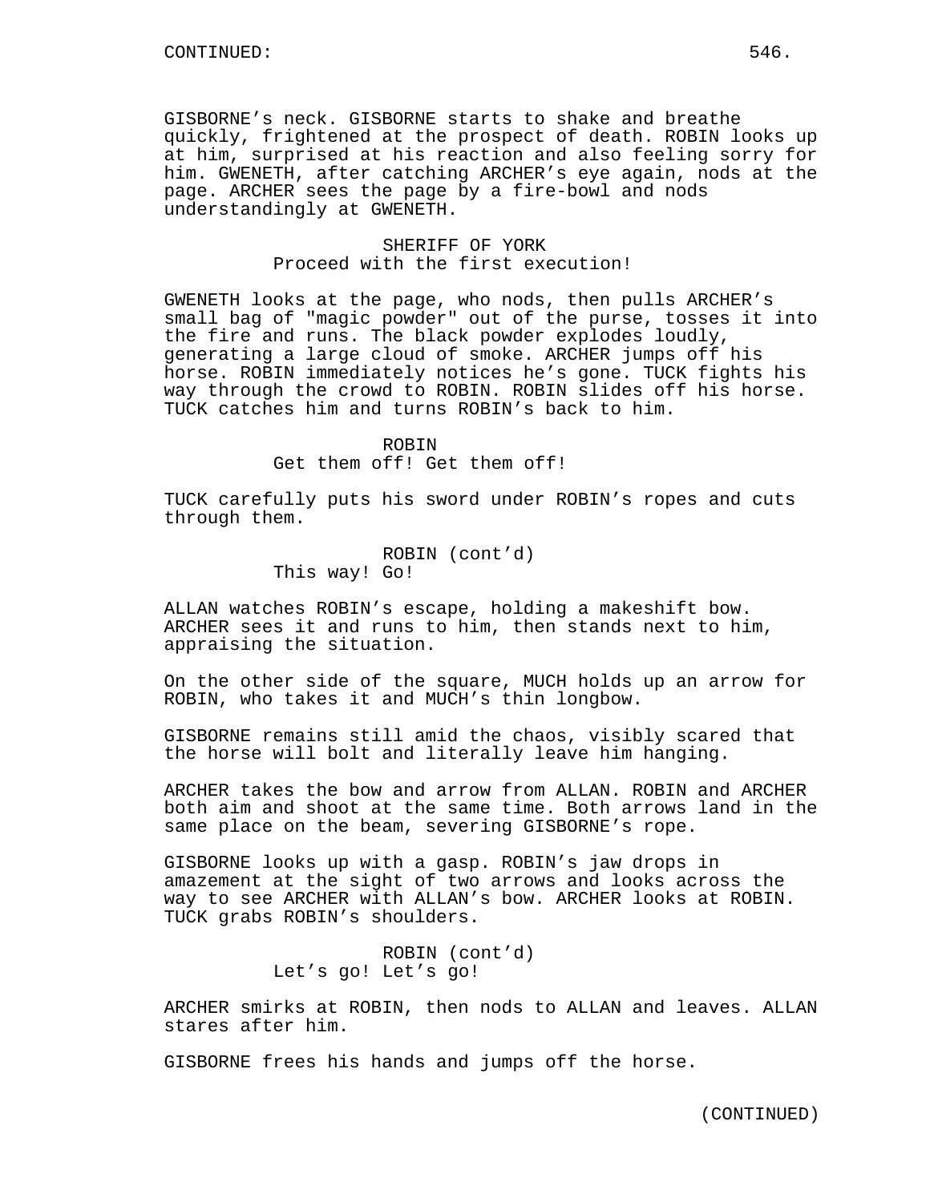GISBORNE's neck. GISBORNE starts to shake and breathe quickly, frightened at the prospect of death. ROBIN looks up at him, surprised at his reaction and also feeling sorry for him. GWENETH, after catching ARCHER's eye again, nods at the page. ARCHER sees the page by a fire-bowl and nods understandingly at GWENETH.

SHERIFF OF YORK
Proceed with the first execution!

GWENETH looks at the page, who nods, then pulls ARCHER's small bag of "magic powder" out of the purse, tosses it into the fire and runs. The black powder explodes loudly, generating a large cloud of smoke. ARCHER jumps off his horse. ROBIN immediately notices he's gone. TUCK fights his way through the crowd to ROBIN. ROBIN slides off his horse. TUCK catches him and turns ROBIN's back to him.

ROBIN
Get them off! Get them off!

TUCK carefully puts his sword under ROBIN's ropes and cuts through them.

ROBIN (cont'd)
This way! Go!

ALLAN watches ROBIN's escape, holding a makeshift bow. ARCHER sees it and runs to him, then stands next to him, appraising the situation.

On the other side of the square, MUCH holds up an arrow for ROBIN, who takes it and MUCH's thin longbow.

GISBORNE remains still amid the chaos, visibly scared that the horse will bolt and literally leave him hanging.

ARCHER takes the bow and arrow from ALLAN. ROBIN and ARCHER both aim and shoot at the same time. Both arrows land in the same place on the beam, severing GISBORNE's rope.

GISBORNE looks up with a gasp. ROBIN's jaw drops in amazement at the sight of two arrows and looks across the way to see ARCHER with ALLAN's bow. ARCHER looks at ROBIN. TUCK grabs ROBIN's shoulders.

ROBIN (cont'd)
Let's go! Let's go!

ARCHER smirks at ROBIN, then nods to ALLAN and leaves. ALLAN stares after him.

GISBORNE frees his hands and jumps off the horse.

(CONTINUED)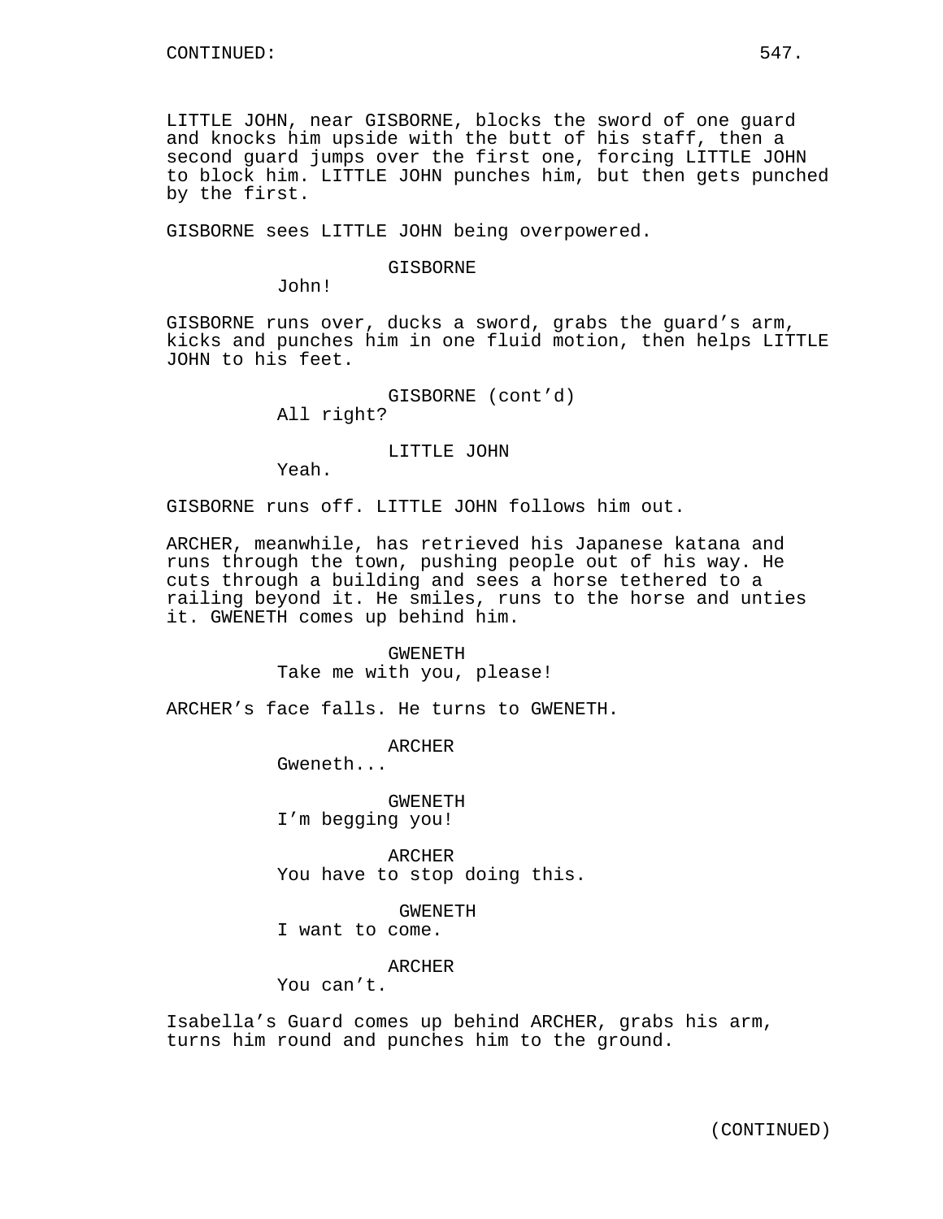LITTLE JOHN, near GISBORNE, blocks the sword of one guard and knocks him upside with the butt of his staff, then a second guard jumps over the first one, forcing LITTLE JOHN to block him. LITTLE JOHN punches him, but then gets punched by the first.

GISBORNE sees LITTLE JOHN being overpowered.

GISBORNE
John!

GISBORNE runs over, ducks a sword, grabs the guard's arm, kicks and punches him in one fluid motion, then helps LITTLE JOHN to his feet.

GISBORNE (cont'd)
All right?

LITTLE JOHN
Yeah.

GISBORNE runs off. LITTLE JOHN follows him out.

ARCHER, meanwhile, has retrieved his Japanese katana and runs through the town, pushing people out of his way. He cuts through a building and sees a horse tethered to a railing beyond it. He smiles, runs to the horse and unties it. GWENETH comes up behind him.

GWENETH
Take me with you, please!

ARCHER's face falls. He turns to GWENETH.

ARCHER
Gweneth...

GWENETH
I'm begging you!

ARCHER
You have to stop doing this.

GWENETH
I want to come.

ARCHER
You can't.

Isabella's Guard comes up behind ARCHER, grabs his arm, turns him round and punches him to the ground.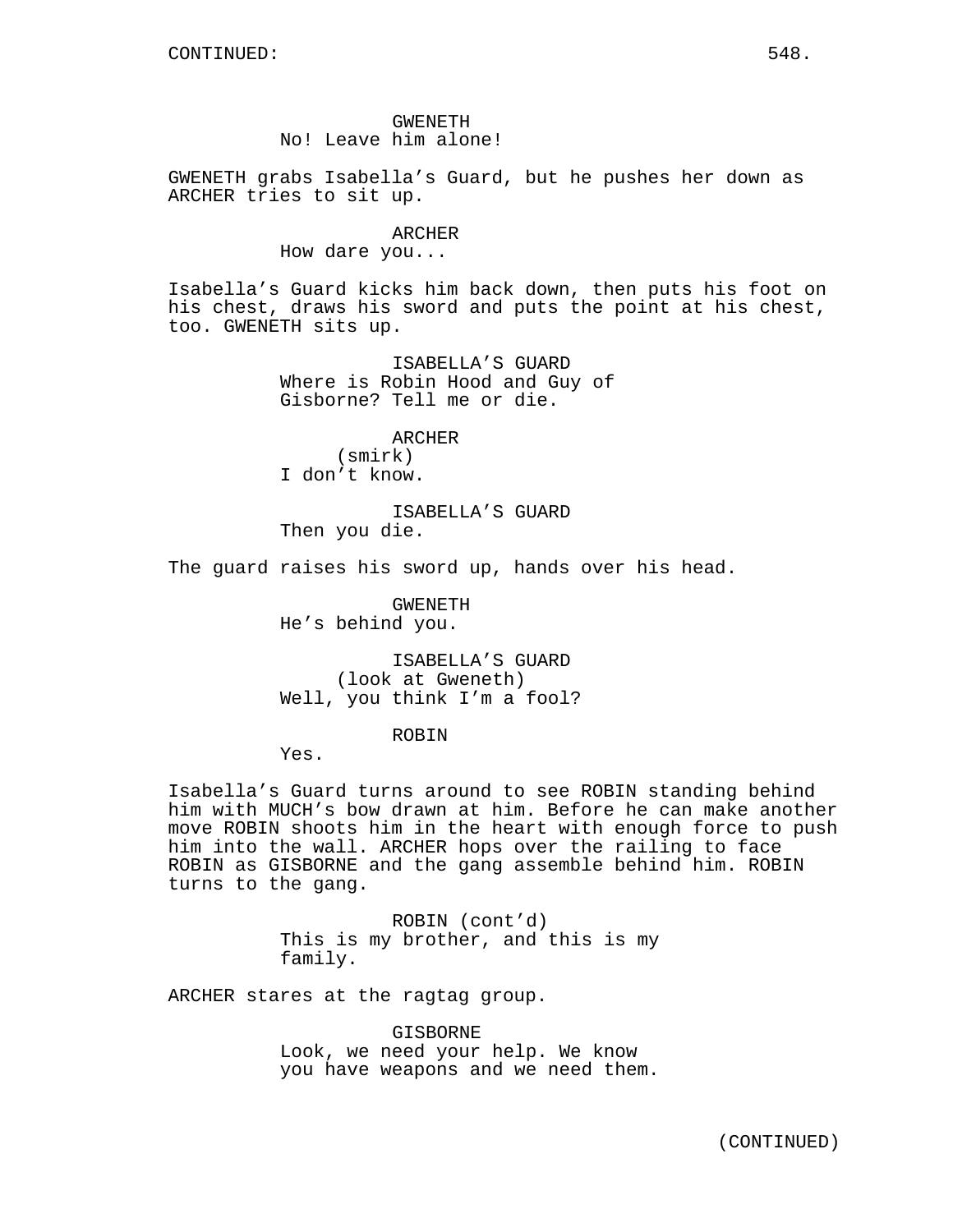CONTINUED:

GWENETH
No! Leave him alone!

GWENETH grabs Isabella's Guard, but he pushes her down as ARCHER tries to sit up.

ARCHER
How dare you...

Isabella's Guard kicks him back down, then puts his foot on his chest, draws his sword and puts the point at his chest, too. GWENETH sits up.

ISABELLA'S GUARD
Where is Robin Hood and Guy of Gisborne? Tell me or die.

ARCHER
(smirk)
I don't know.

ISABELLA'S GUARD
Then you die.

The guard raises his sword up, hands over his head.

GWENETH
He's behind you.

ISABELLA'S GUARD
(look at Gweneth)
Well, you think I'm a fool?

ROBIN
Yes.

Isabella's Guard turns around to see ROBIN standing behind him with MUCH's bow drawn at him. Before he can make another move ROBIN shoots him in the heart with enough force to push him into the wall. ARCHER hops over the railing to face ROBIN as GISBORNE and the gang assemble behind him. ROBIN turns to the gang.

ROBIN (cont'd)
This is my brother, and this is my family.

ARCHER stares at the ragtag group.

GISBORNE
Look, we need your help. We know you have weapons and we need them.

(CONTINUED)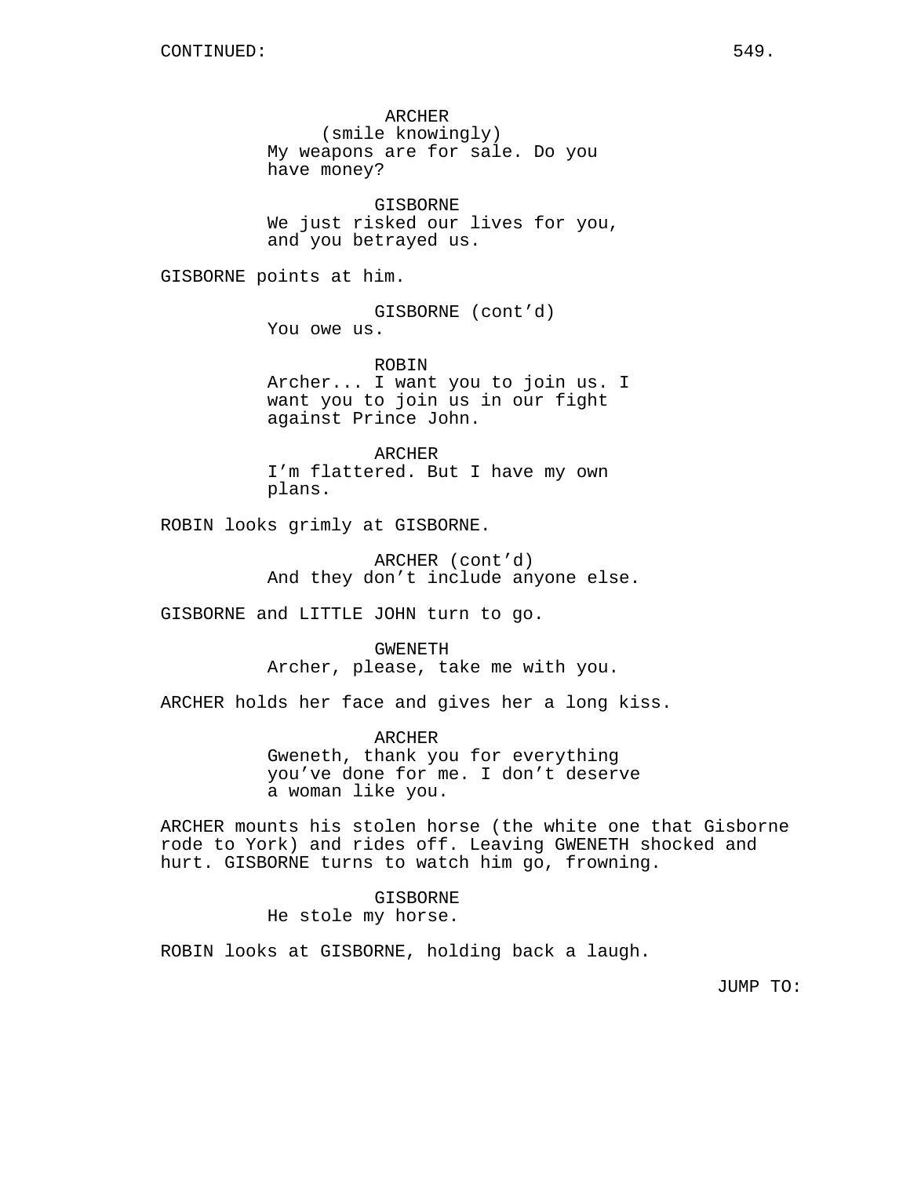CONTINUED:

ARCHER
(smile knowingly)
My weapons are for sale. Do you have money?

GISBORNE
We just risked our lives for you, and you betrayed us.

GISBORNE points at him.

GISBORNE (cont’d)
You owe us.

ROBIN
Archer... I want you to join us. I want you to join us in our fight against Prince John.

ARCHER
I’m flattered. But I have my own plans.

ROBIN looks grimly at GISBORNE.

ARCHER (cont’d)
And they don’t include anyone else.

GISBORNE and LITTLE JOHN turn to go.

GWENETH
Archer, please, take me with you.

ARCHER holds her face and gives her a long kiss.

ARCHER
Gweneth, thank you for everything you’ve done for me. I don’t deserve a woman like you.

ARCHER mounts his stolen horse (the white one that Gisborne rode to York) and rides off. Leaving GWENETH shocked and hurt. GISBORNE turns to watch him go, frowning.

GISBORNE
He stole my horse.

ROBIN looks at GISBORNE, holding back a laugh.

JUMP TO: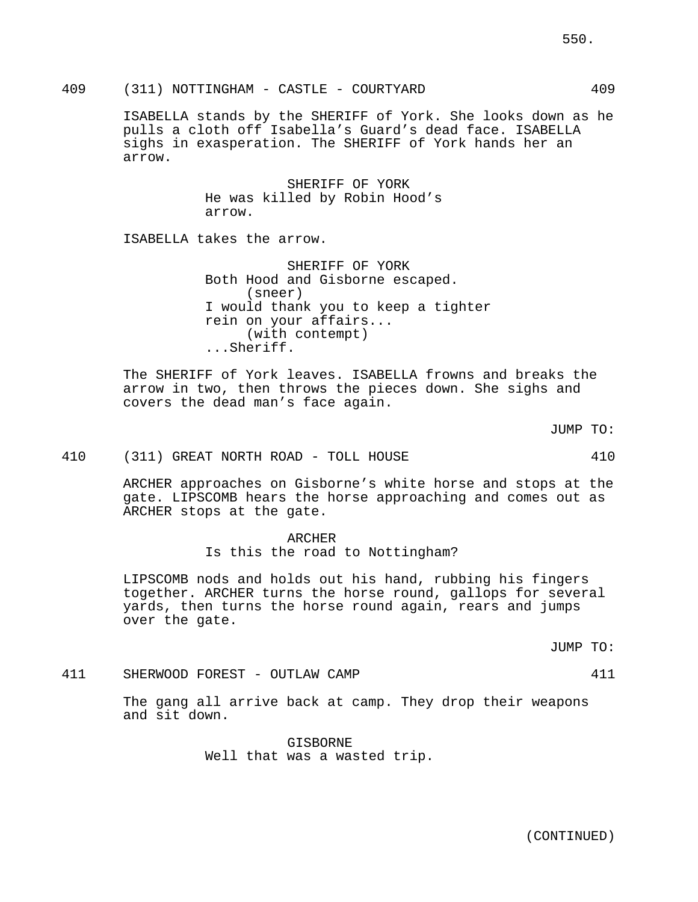409 (311) NOTTINGHAM - CASTLE - COURTYARD 409

ISABELLA stands by the SHERIFF of York. She looks down as he pulls a cloth off Isabella's Guard's dead face. ISABELLA sighs in exasperation. The SHERIFF of York hands her an arrow.

SHERIFF OF YORK
He was killed by Robin Hood's arrow.

ISABELLA takes the arrow.

SHERIFF OF YORK
Both Hood and Gisborne escaped.
(sneer)
I would thank you to keep a tighter rein on your affairs...
(with contempt)
...Sheriff.

The SHERIFF of York leaves. ISABELLA frowns and breaks the arrow in two, then throws the pieces down. She sighs and covers the dead man's face again.

JUMP TO:

410 (311) GREAT NORTH ROAD - TOLL HOUSE 410

ARCHER approaches on Gisborne's white horse and stops at the gate. LIPSCOMB hears the horse approaching and comes out as ARCHER stops at the gate.

ARCHER
Is this the road to Nottingham?

LIPSCOMB nods and holds out his hand, rubbing his fingers together. ARCHER turns the horse round, gallops for several yards, then turns the horse round again, rears and jumps over the gate.

JUMP TO:

411 SHERWOOD FOREST - OUTLAW CAMP 411

The gang all arrive back at camp. They drop their weapons and sit down.

GISBORNE
Well that was a wasted trip.

(CONTINUED)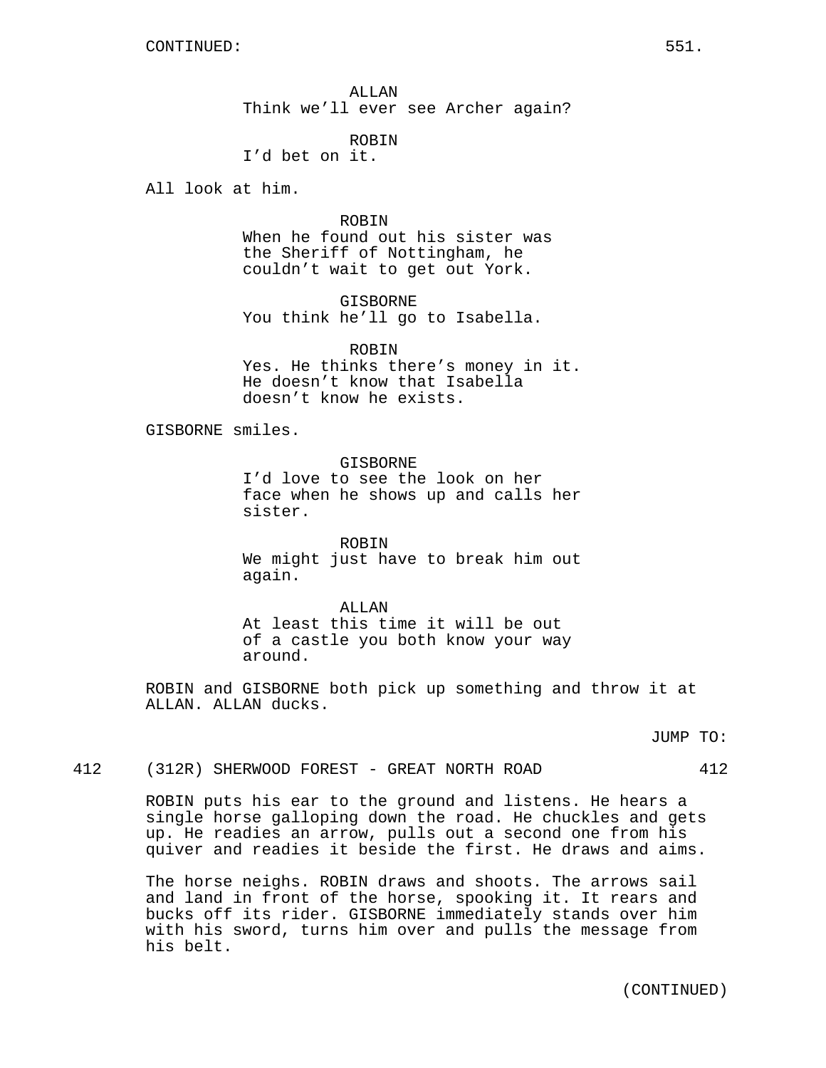ALLAN
Think we'll ever see Archer again?

ROBIN
I'd bet on it.

All look at him.

ROBIN
When he found out his sister was the Sheriff of Nottingham, he couldn't wait to get out York.

GISBORNE
You think he'll go to Isabella.

ROBIN
Yes. He thinks there's money in it. He doesn't know that Isabella doesn't know he exists.

GISBORNE smiles.

GISBORNE
I'd love to see the look on her face when he shows up and calls her sister.

ROBIN
We might just have to break him out again.

ALLAN
At least this time it will be out of a castle you both know your way around.

ROBIN and GISBORNE both pick up something and throw it at ALLAN. ALLAN ducks.

JUMP TO:

412 (312R) SHERWOOD FOREST - GREAT NORTH ROAD 412

ROBIN puts his ear to the ground and listens. He hears a single horse galloping down the road. He chuckles and gets up. He readies an arrow, pulls out a second one from his quiver and readies it beside the first. He draws and aims.

The horse neighs. ROBIN draws and shoots. The arrows sail and land in front of the horse, spooking it. It rears and bucks off its rider. GISBORNE immediately stands over him with his sword, turns him over and pulls the message from his belt.

(CONTINUED)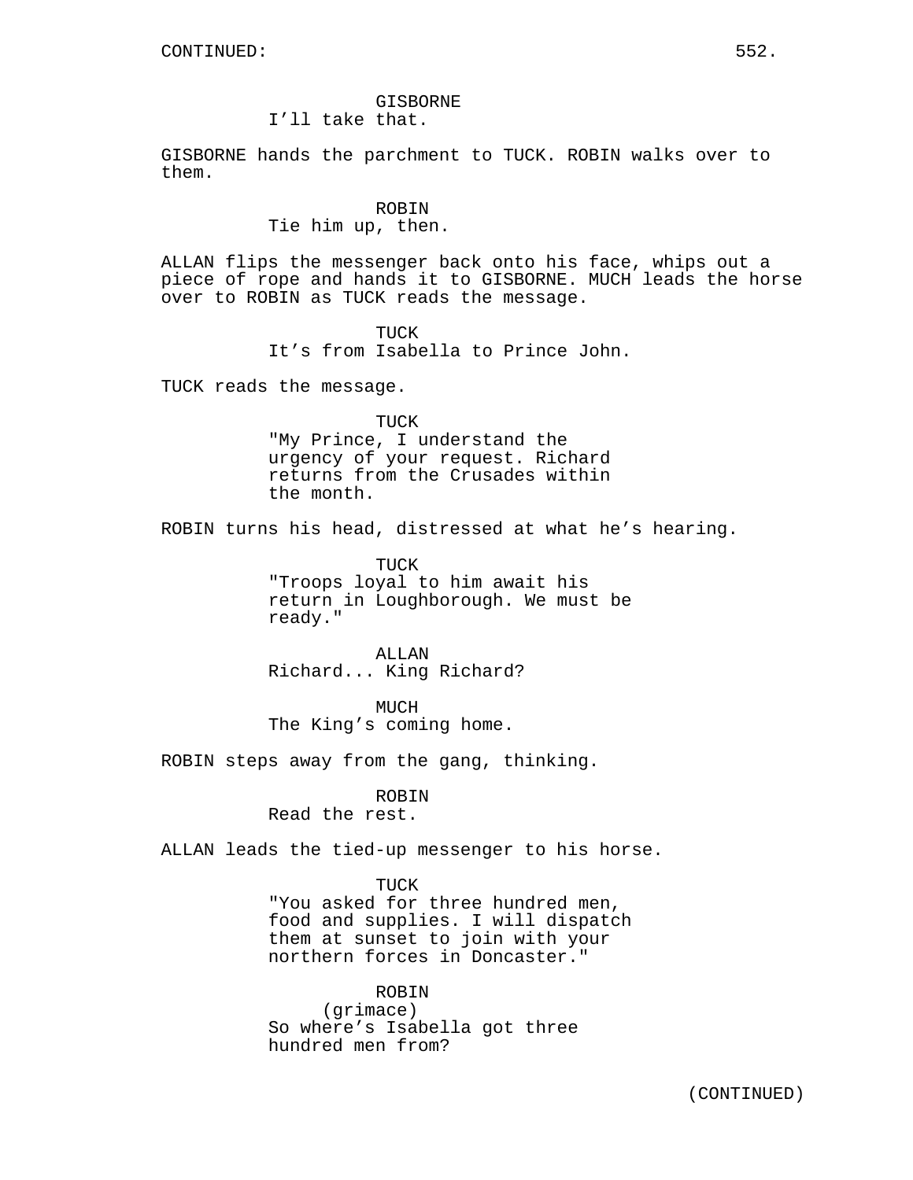GISBORNE
I'll take that.

GISBORNE hands the parchment to TUCK. ROBIN walks over to them.

ROBIN
Tie him up, then.

ALLAN flips the messenger back onto his face, whips out a piece of rope and hands it to GISBORNE. MUCH leads the horse over to ROBIN as TUCK reads the message.

TUCK
It's from Isabella to Prince John.

TUCK reads the message.

TUCK
"My Prince, I understand the urgency of your request. Richard returns from the Crusades within the month.

ROBIN turns his head, distressed at what he's hearing.

TUCK
"Troops loyal to him await his return in Loughborough. We must be ready."

ALLAN
Richard... King Richard?

MUCH
The King's coming home.

ROBIN steps away from the gang, thinking.

ROBIN
Read the rest.

ALLAN leads the tied-up messenger to his horse.

TUCK
"You asked for three hundred men, food and supplies. I will dispatch them at sunset to join with your northern forces in Doncaster."

ROBIN
(grimace)
So where's Isabella got three hundred men from?

(CONTINUED)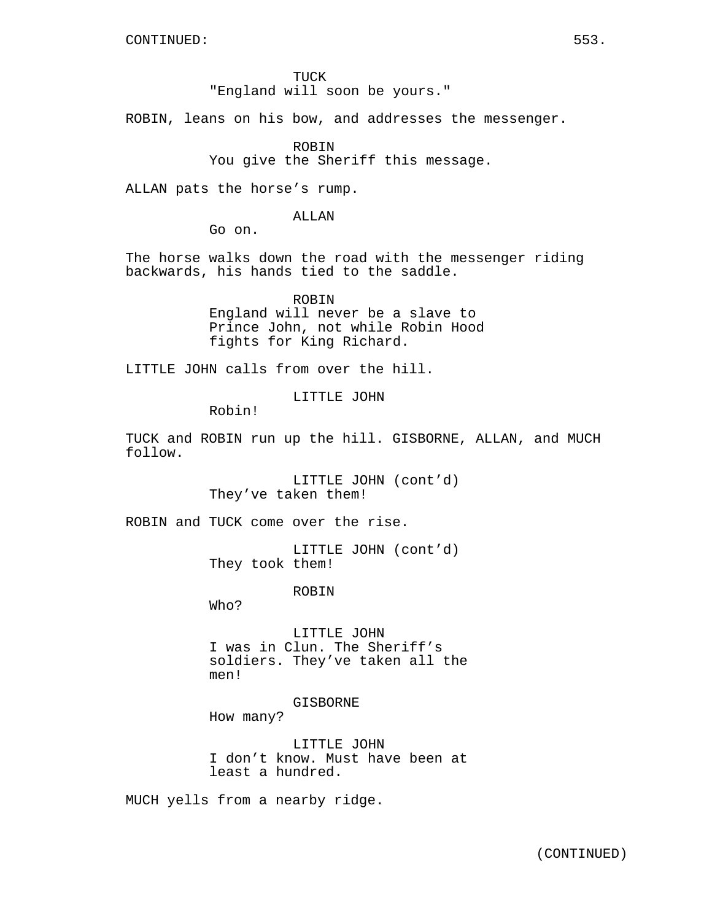TUCK
"England will soon be yours."

ROBIN, leans on his bow, and addresses the messenger.

ROBIN
You give the Sheriff this message.

ALLAN pats the horse's rump.

ALLAN
Go on.

The horse walks down the road with the messenger riding backwards, his hands tied to the saddle.

ROBIN
England will never be a slave to Prince John, not while Robin Hood fights for King Richard.

LITTLE JOHN calls from over the hill.

LITTLE JOHN
Robin!

TUCK and ROBIN run up the hill. GISBORNE, ALLAN, and MUCH follow.

LITTLE JOHN (cont'd)
They've taken them!

ROBIN and TUCK come over the rise.

LITTLE JOHN (cont'd)
They took them!

ROBIN
Who?

LITTLE JOHN
I was in Clun. The Sheriff's soldiers. They've taken all the men!

GISBORNE
How many?

LITTLE JOHN
I don't know. Must have been at least a hundred.

MUCH yells from a nearby ridge.

(CONTINUED)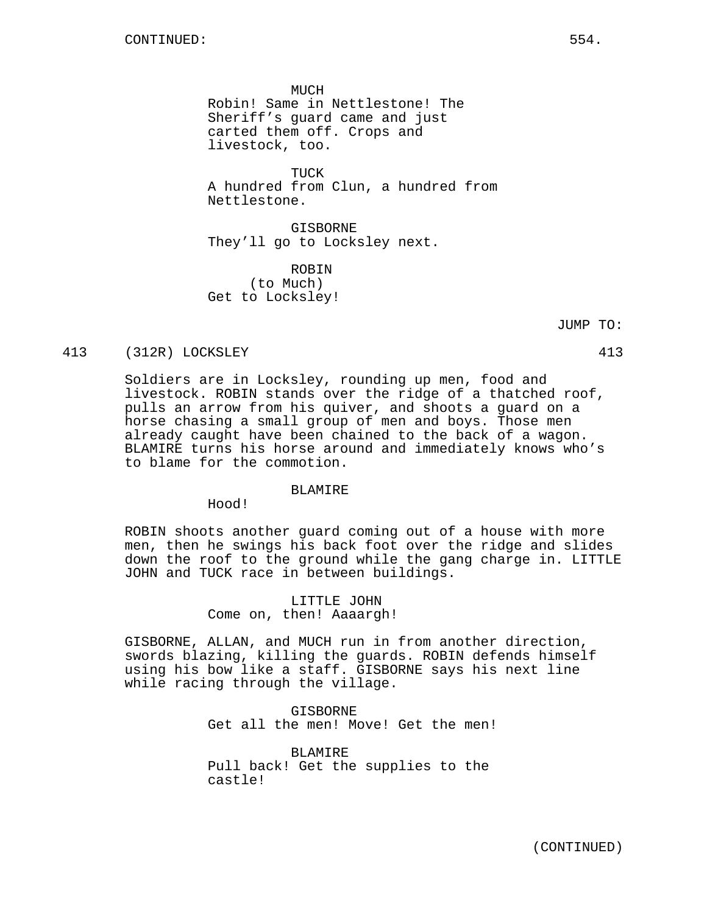CONTINUED:

MUCH
Robin! Same in Nettlestone! The Sheriff's guard came and just carted them off. Crops and livestock, too.

TUCK
A hundred from Clun, a hundred from Nettlestone.

GISBORNE
They'll go to Locksley next.

ROBIN
(to Much)
Get to Locksley!

JUMP TO:

413 (312R) LOCKSLEY 413

Soldiers are in Locksley, rounding up men, food and livestock. ROBIN stands over the ridge of a thatched roof, pulls an arrow from his quiver, and shoots a guard on a horse chasing a small group of men and boys. Those men already caught have been chained to the back of a wagon. BLAMIRE turns his horse around and immediately knows who's to blame for the commotion.

BLAMIRE
Hood!

ROBIN shoots another guard coming out of a house with more men, then he swings his back foot over the ridge and slides down the roof to the ground while the gang charge in. LITTLE JOHN and TUCK race in between buildings.

LITTLE JOHN
Come on, then! Aaaargh!

GISBORNE, ALLAN, and MUCH run in from another direction, swords blazing, killing the guards. ROBIN defends himself using his bow like a staff. GISBORNE says his next line while racing through the village.

GISBORNE
Get all the men! Move! Get the men!

BLAMIRE
Pull back! Get the supplies to the castle!

(CONTINUED)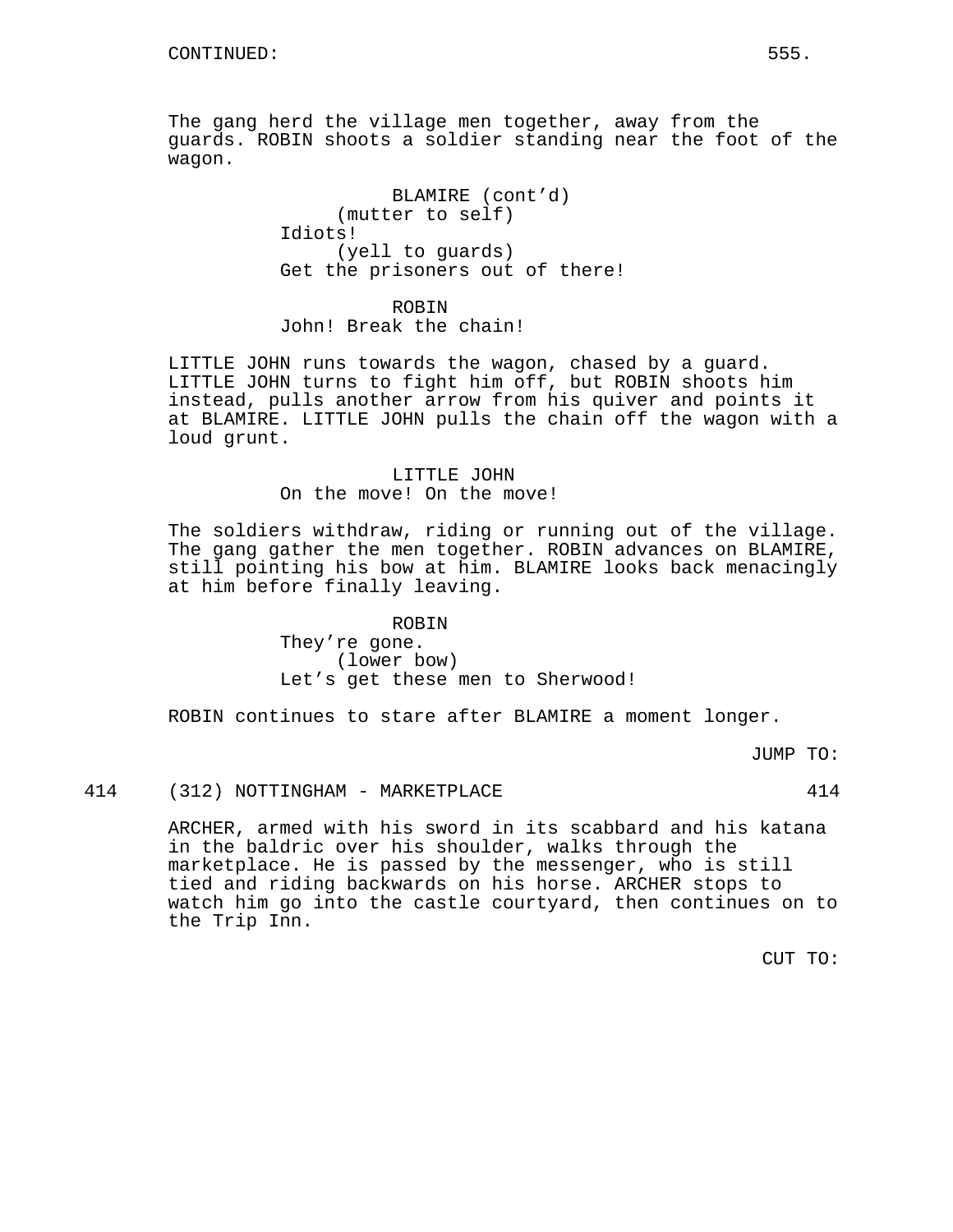CONTINUED:

The gang herd the village men together, away from the guards. ROBIN shoots a soldier standing near the foot of the wagon.

BLAMIRE (cont'd)
(mutter to self)
Idiots!
(yell to guards)
Get the prisoners out of there!

ROBIN
John! Break the chain!

LITTLE JOHN runs towards the wagon, chased by a guard. LITTLE JOHN turns to fight him off, but ROBIN shoots him instead, pulls another arrow from his quiver and points it at BLAMIRE. LITTLE JOHN pulls the chain off the wagon with a loud grunt.

LITTLE JOHN
On the move! On the move!

The soldiers withdraw, riding or running out of the village. The gang gather the men together. ROBIN advances on BLAMIRE, still pointing his bow at him. BLAMIRE looks back menacingly at him before finally leaving.

ROBIN
They're gone.
(lower bow)
Let's get these men to Sherwood!

ROBIN continues to stare after BLAMIRE a moment longer.

JUMP TO:

414 (312) NOTTINGHAM - MARKETPLACE 414

ARCHER, armed with his sword in its scabbard and his katana in the baldric over his shoulder, walks through the marketplace. He is passed by the messenger, who is still tied and riding backwards on his horse. ARCHER stops to watch him go into the castle courtyard, then continues on to the Trip Inn.

CUT TO: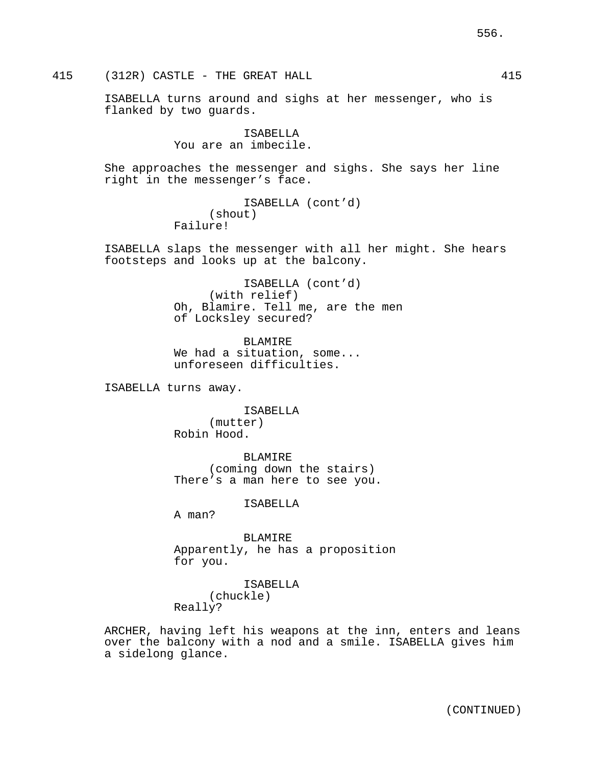415 (312R) CASTLE - THE GREAT HALL 415

ISABELLA turns around and sighs at her messenger, who is flanked by two guards.

ISABELLA
You are an imbecile.

She approaches the messenger and sighs. She says her line right in the messenger's face.

ISABELLA (cont'd)
(shout)
Failure!

ISABELLA slaps the messenger with all her might. She hears footsteps and looks up at the balcony.

ISABELLA (cont'd)
(with relief)
Oh, Blamire. Tell me, are the men of Locksley secured?

BLAMIRE
We had a situation, some... unforeseen difficulties.

ISABELLA turns away.

ISABELLA
(mutter)
Robin Hood.

BLAMIRE
(coming down the stairs)
There's a man here to see you.

ISABELLA
A man?

BLAMIRE
Apparently, he has a proposition for you.

ISABELLA
(chuckle)
Really?

ARCHER, having left his weapons at the inn, enters and leans over the balcony with a nod and a smile. ISABELLA gives him a sidelong glance.

(CONTINUED)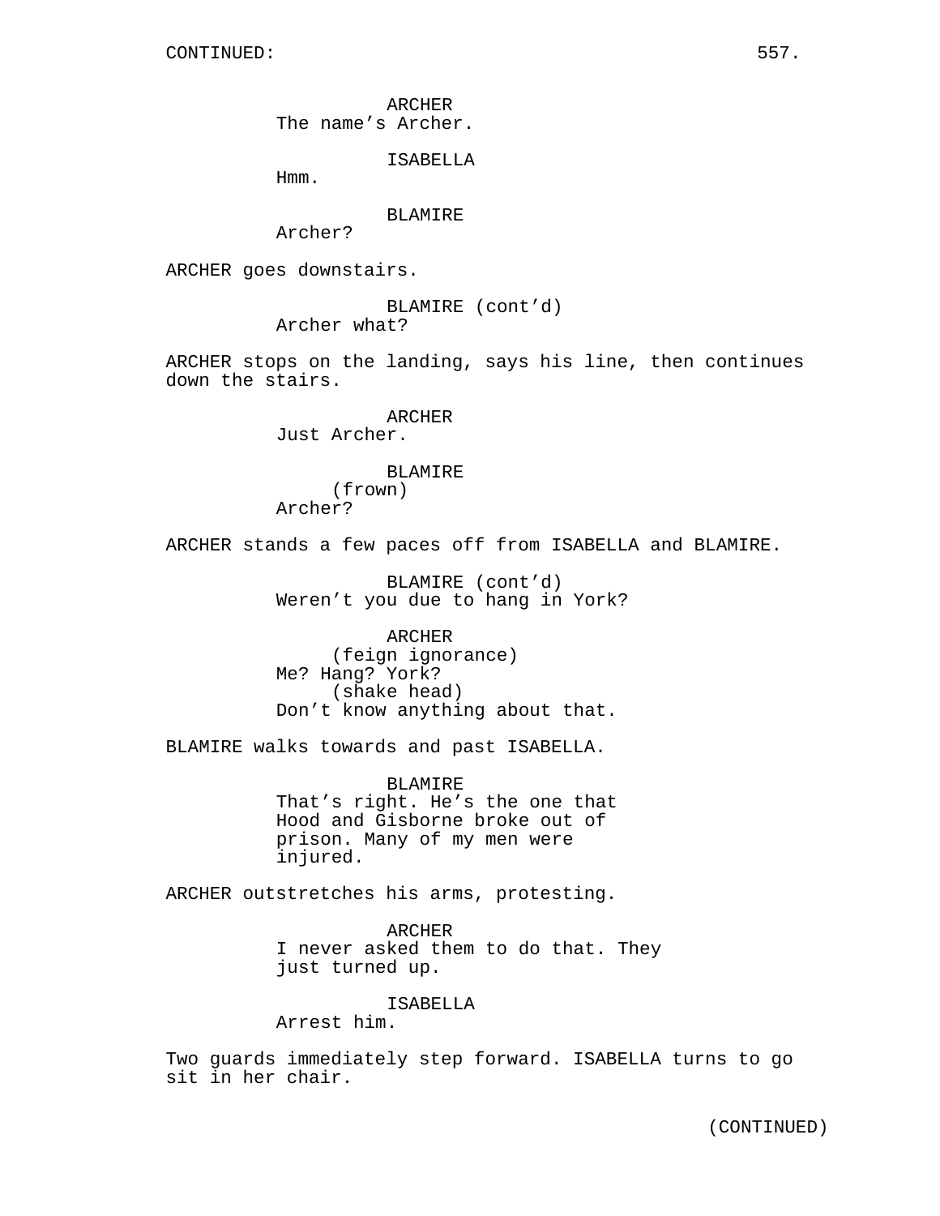CONTINUED:

ARCHER
The name's Archer.

ISABELLA
Hmm.

BLAMIRE
Archer?

ARCHER goes downstairs.

BLAMIRE (cont'd)
Archer what?

ARCHER stops on the landing, says his line, then continues down the stairs.

ARCHER
Just Archer.

BLAMIRE
(frown)
Archer?

ARCHER stands a few paces off from ISABELLA and BLAMIRE.

BLAMIRE (cont'd)
Weren't you due to hang in York?

ARCHER
(feign ignorance)
Me? Hang? York?
(shake head)
Don't know anything about that.

BLAMIRE walks towards and past ISABELLA.

BLAMIRE
That's right. He's the one that Hood and Gisborne broke out of prison. Many of my men were injured.

ARCHER outstretches his arms, protesting.

ARCHER
I never asked them to do that. They just turned up.

ISABELLA
Arrest him.

Two guards immediately step forward. ISABELLA turns to go sit in her chair.

(CONTINUED)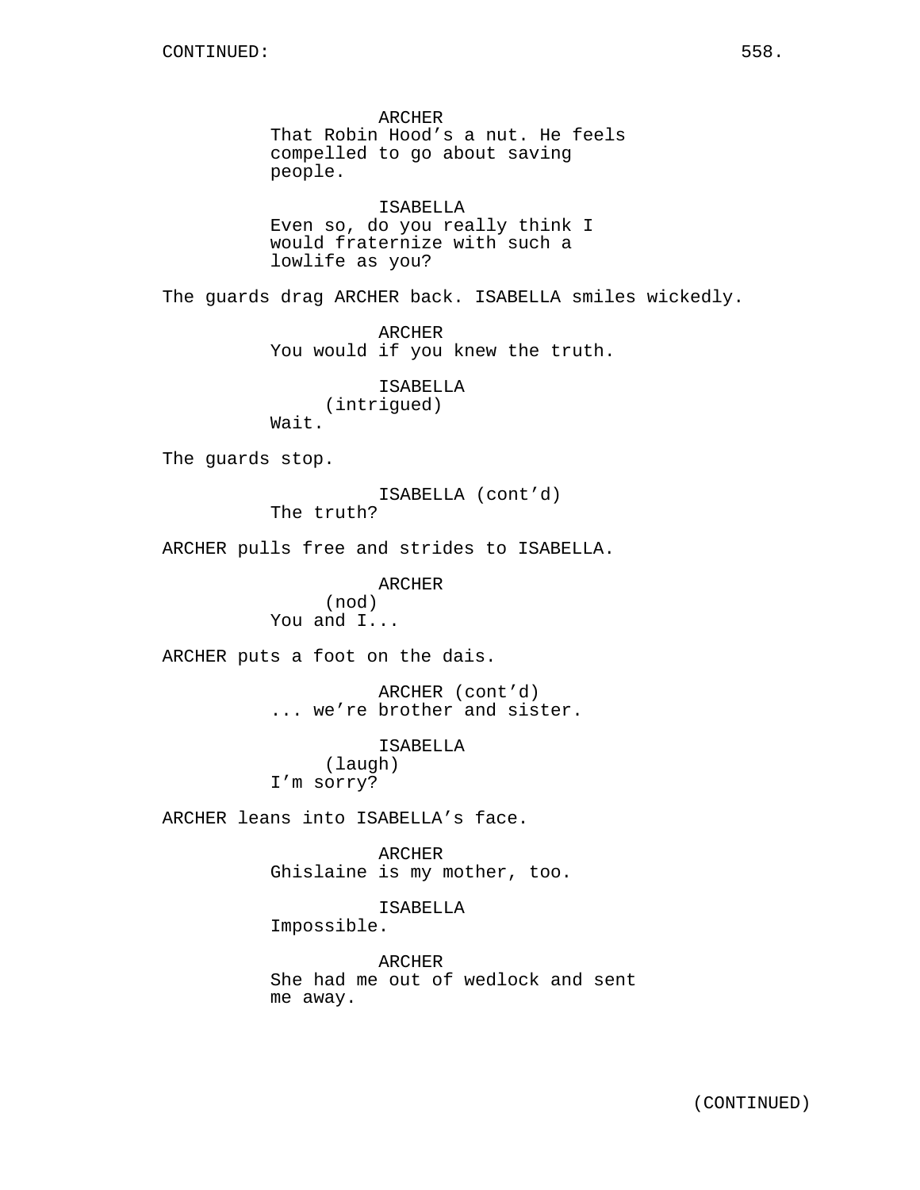ARCHER
That Robin Hood's a nut. He feels compelled to go about saving people.

ISABELLA
Even so, do you really think I would fraternize with such a lowlife as you?

The guards drag ARCHER back. ISABELLA smiles wickedly.

ARCHER
You would if you knew the truth.

ISABELLA
(intrigued)
Wait.

The guards stop.

ISABELLA (cont'd)
The truth?

ARCHER pulls free and strides to ISABELLA.

ARCHER
(nod)
You and I...

ARCHER puts a foot on the dais.

ARCHER (cont'd)
... we're brother and sister.

ISABELLA
(laugh)
I'm sorry?

ARCHER leans into ISABELLA's face.

ARCHER
Ghislaine is my mother, too.

ISABELLA
Impossible.

ARCHER
She had me out of wedlock and sent me away.

(CONTINUED)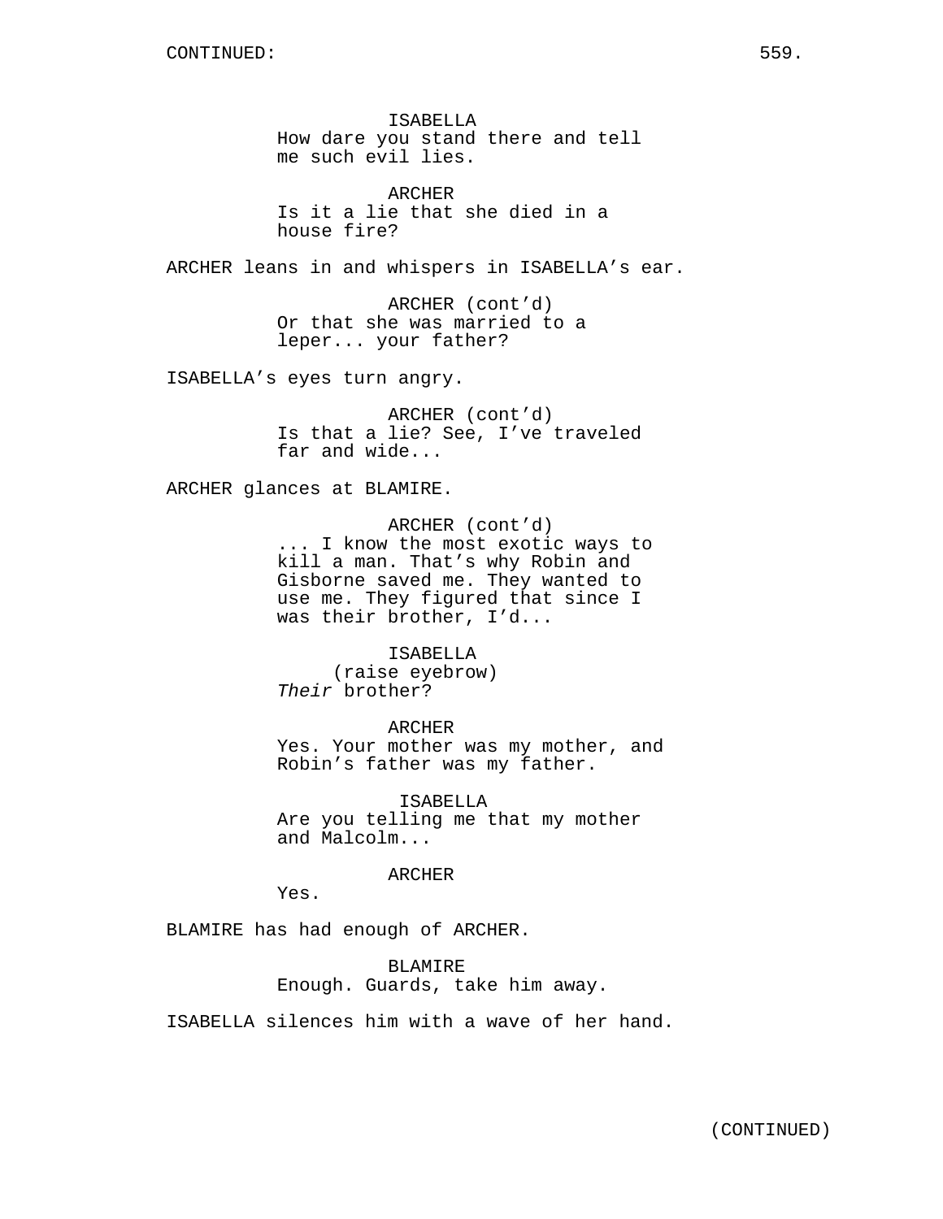CONTINUED:

ISABELLA
How dare you stand there and tell me such evil lies.

ARCHER
Is it a lie that she died in a house fire?

ARCHER leans in and whispers in ISABELLA's ear.

ARCHER (cont'd)
Or that she was married to a leper... your father?

ISABELLA's eyes turn angry.

ARCHER (cont'd)
Is that a lie? See, I've traveled far and wide...

ARCHER glances at BLAMIRE.

ARCHER (cont'd)
... I know the most exotic ways to kill a man. That's why Robin and Gisborne saved me. They wanted to use me. They figured that since I was their brother, I'd...

ISABELLA
(raise eyebrow)
*Their* brother?

ARCHER
Yes. Your mother was my mother, and Robin's father was my father.

ISABELLA
Are you telling me that my mother and Malcolm...

ARCHER
Yes.

BLAMIRE has had enough of ARCHER.

BLAMIRE
Enough. Guards, take him away.

ISABELLA silences him with a wave of her hand.

(CONTINUED)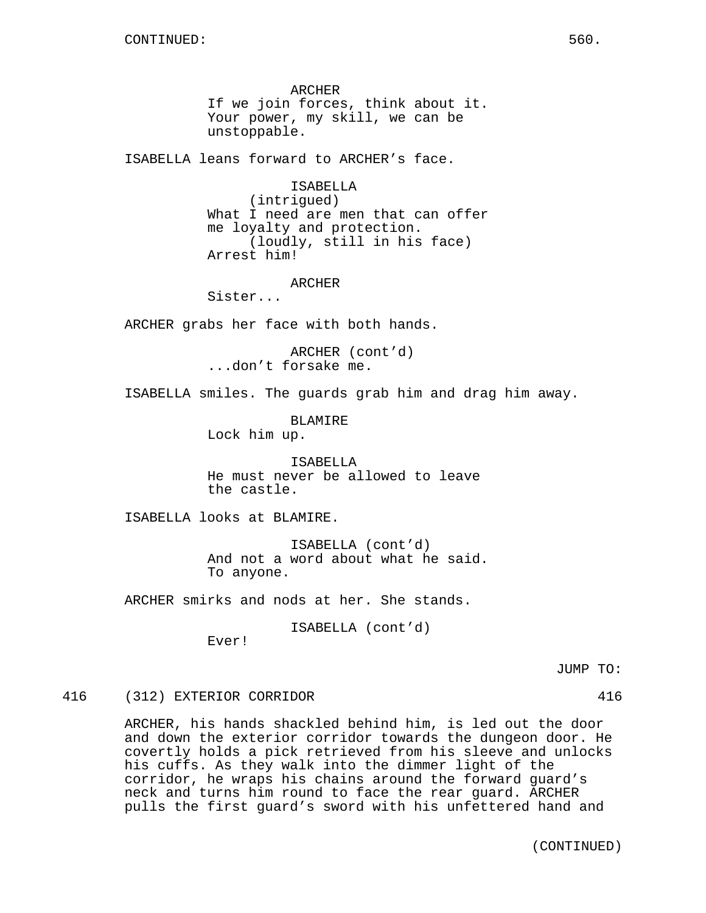CONTINUED:

ARCHER
If we join forces, think about it. Your power, my skill, we can be unstoppable.

ISABELLA leans forward to ARCHER's face.

ISABELLA
(intrigued)
What I need are men that can offer me loyalty and protection.
(loudly, still in his face)
Arrest him!

ARCHER
Sister...

ARCHER grabs her face with both hands.

ARCHER (cont'd)
...don't forsake me.

ISABELLA smiles. The guards grab him and drag him away.

BLAMIRE
Lock him up.

ISABELLA
He must never be allowed to leave the castle.

ISABELLA looks at BLAMIRE.

ISABELLA (cont'd)
And not a word about what he said. To anyone.

ARCHER smirks and nods at her. She stands.

ISABELLA (cont'd)
Ever!

JUMP TO:

416 (312) EXTERIOR CORRIDOR 416

ARCHER, his hands shackled behind him, is led out the door and down the exterior corridor towards the dungeon door. He covertly holds a pick retrieved from his sleeve and unlocks his cuffs. As they walk into the dimmer light of the corridor, he wraps his chains around the forward guard's neck and turns him round to face the rear guard. ARCHER pulls the first guard's sword with his unfettered hand and

(CONTINUED)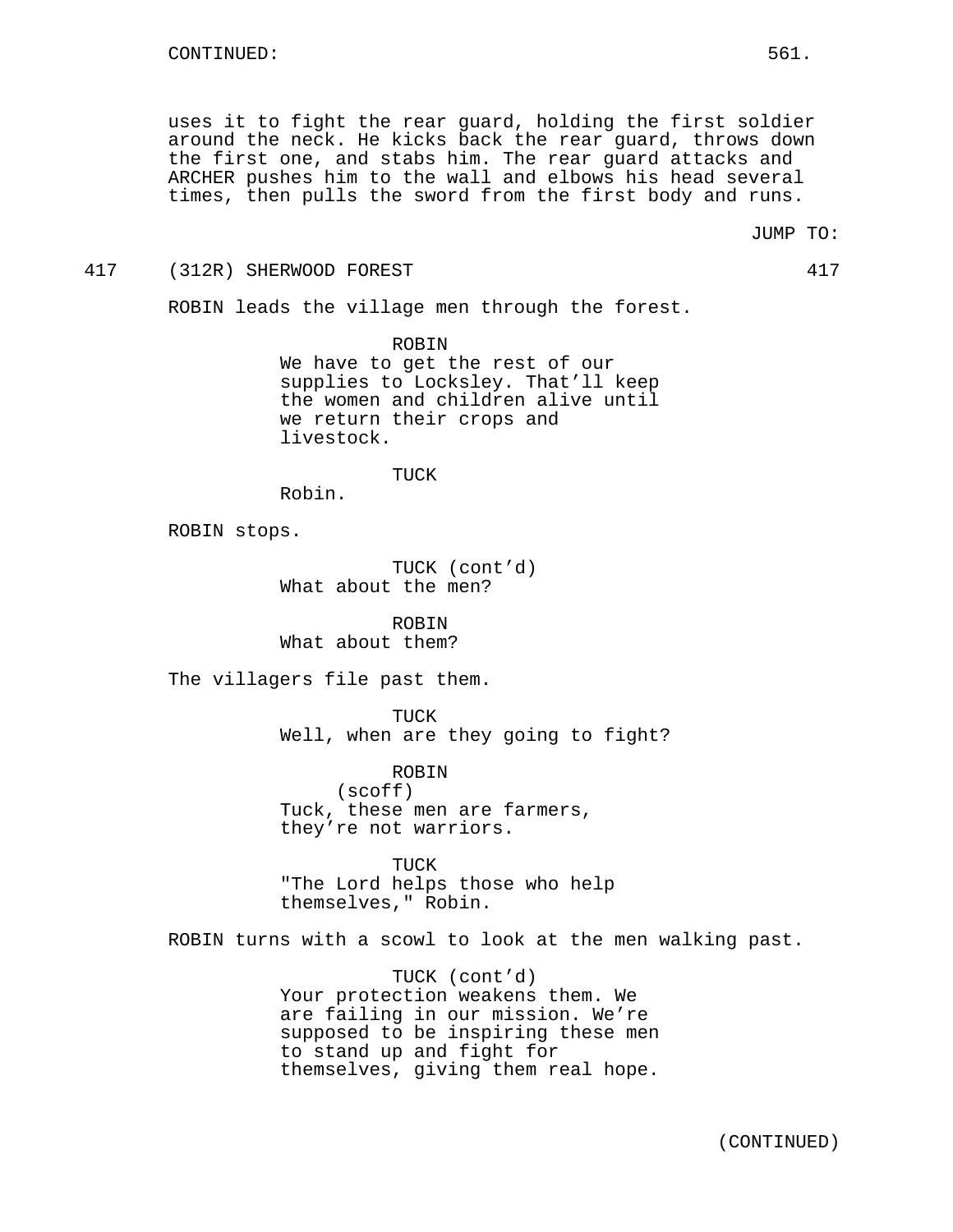uses it to fight the rear guard, holding the first soldier around the neck. He kicks back the rear guard, throws down the first one, and stabs him. The rear guard attacks and ARCHER pushes him to the wall and elbows his head several times, then pulls the sword from the first body and runs.

JUMP TO:

417 (312R) SHERWOOD FOREST 417

ROBIN leads the village men through the forest.

ROBIN
We have to get the rest of our supplies to Locksley. That'll keep the women and children alive until we return their crops and livestock.

TUCK
Robin.

ROBIN stops.

TUCK (cont'd)
What about the men?

ROBIN
What about them?

The villagers file past them.

TUCK
Well, when are they going to fight?

ROBIN
(scoff)
Tuck, these men are farmers, they're not warriors.

TUCK
"The Lord helps those who help themselves," Robin.

ROBIN turns with a scowl to look at the men walking past.

TUCK (cont'd)
Your protection weakens them. We are failing in our mission. We're supposed to be inspiring these men to stand up and fight for themselves, giving them real hope.

(CONTINUED)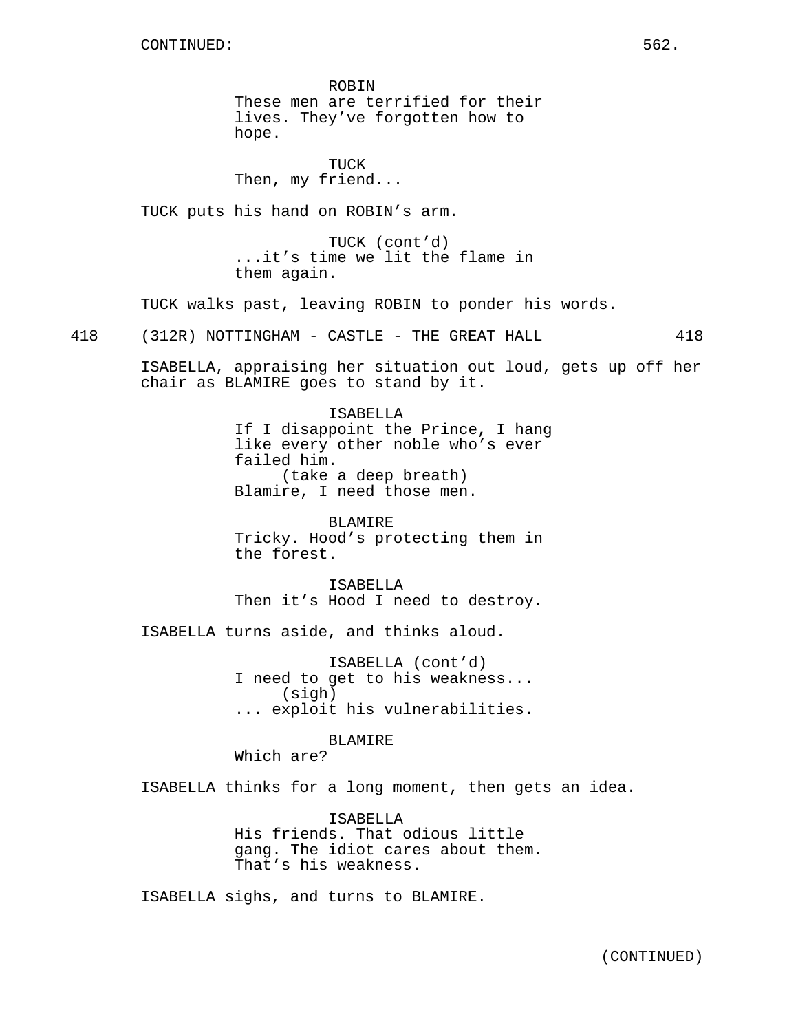ROBIN
These men are terrified for their lives. They've forgotten how to hope.

TUCK
Then, my friend...

TUCK puts his hand on ROBIN's arm.

TUCK (cont'd)
...it's time we lit the flame in them again.

TUCK walks past, leaving ROBIN to ponder his words.

418 (312R) NOTTINGHAM - CASTLE - THE GREAT HALL 418

ISABELLA, appraising her situation out loud, gets up off her chair as BLAMIRE goes to stand by it.

ISABELLA
If I disappoint the Prince, I hang like every other noble who's ever failed him.
(take a deep breath)
Blamire, I need those men.

BLAMIRE
Tricky. Hood's protecting them in the forest.

ISABELLA
Then it's Hood I need to destroy.

ISABELLA turns aside, and thinks aloud.

ISABELLA (cont'd)
I need to get to his weakness...
(sigh)
... exploit his vulnerabilities.

BLAMIRE
Which are?

ISABELLA thinks for a long moment, then gets an idea.

ISABELLA
His friends. That odious little gang. The idiot cares about them. That's his weakness.

ISABELLA sighs, and turns to BLAMIRE.

(CONTINUED)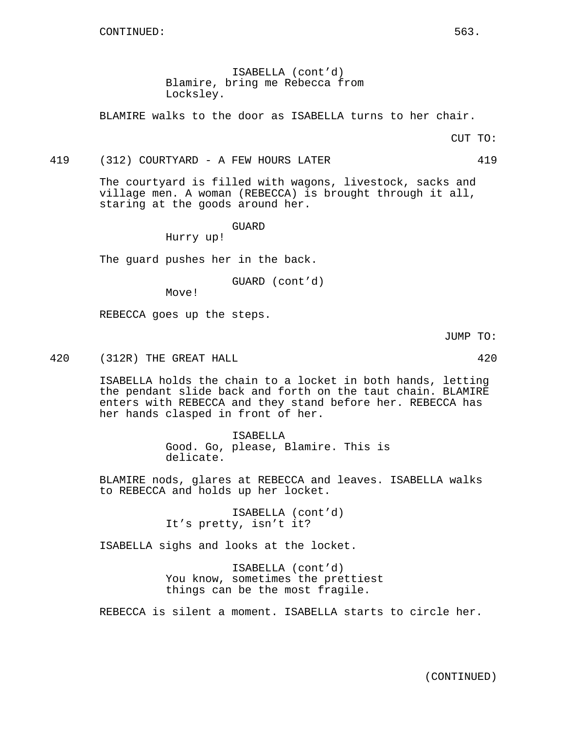CONTINUED:

ISABELLA (cont'd)
Blamire, bring me Rebecca from Locksley.

BLAMIRE walks to the door as ISABELLA turns to her chair.

CUT TO:

419 (312) COURTYARD - A FEW HOURS LATER 419

The courtyard is filled with wagons, livestock, sacks and village men. A woman (REBECCA) is brought through it all, staring at the goods around her.

GUARD
Hurry up!

The guard pushes her in the back.

GUARD (cont'd)
Move!

REBECCA goes up the steps.

JUMP TO:

420 (312R) THE GREAT HALL 420

ISABELLA holds the chain to a locket in both hands, letting the pendant slide back and forth on the taut chain. BLAMIRE enters with REBECCA and they stand before her. REBECCA has her hands clasped in front of her.

ISABELLA
Good. Go, please, Blamire. This is delicate.

BLAMIRE nods, glares at REBECCA and leaves. ISABELLA walks to REBECCA and holds up her locket.

ISABELLA (cont'd)
It's pretty, isn't it?

ISABELLA sighs and looks at the locket.

ISABELLA (cont'd)
You know, sometimes the prettiest things can be the most fragile.

REBECCA is silent a moment. ISABELLA starts to circle her.

(CONTINUED)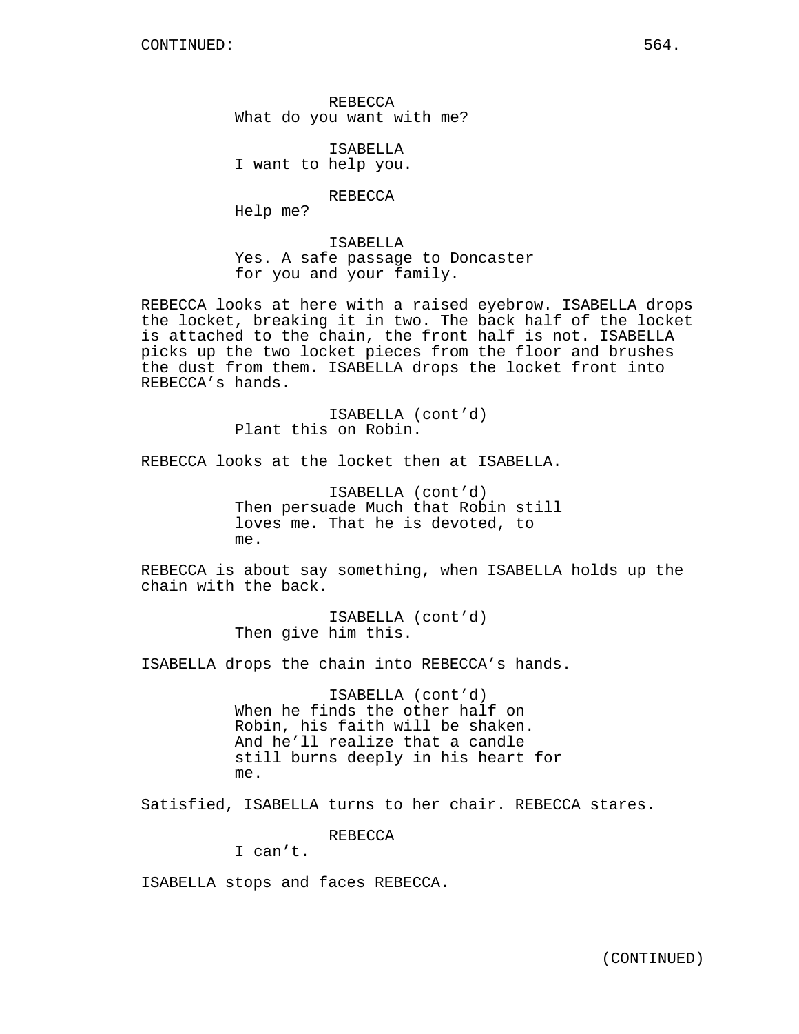REBECCA
What do you want with me?

ISABELLA
I want to help you.

REBECCA
Help me?

ISABELLA
Yes. A safe passage to Doncaster for you and your family.

REBECCA looks at here with a raised eyebrow. ISABELLA drops the locket, breaking it in two. The back half of the locket is attached to the chain, the front half is not. ISABELLA picks up the two locket pieces from the floor and brushes the dust from them. ISABELLA drops the locket front into REBECCA's hands.

ISABELLA (cont'd)
Plant this on Robin.

REBECCA looks at the locket then at ISABELLA.

ISABELLA (cont'd)
Then persuade Much that Robin still loves me. That he is devoted, to me.

REBECCA is about say something, when ISABELLA holds up the chain with the back.

ISABELLA (cont'd)
Then give him this.

ISABELLA drops the chain into REBECCA's hands.

ISABELLA (cont'd)
When he finds the other half on Robin, his faith will be shaken. And he'll realize that a candle still burns deeply in his heart for me.

Satisfied, ISABELLA turns to her chair. REBECCA stares.

REBECCA
I can't.

ISABELLA stops and faces REBECCA.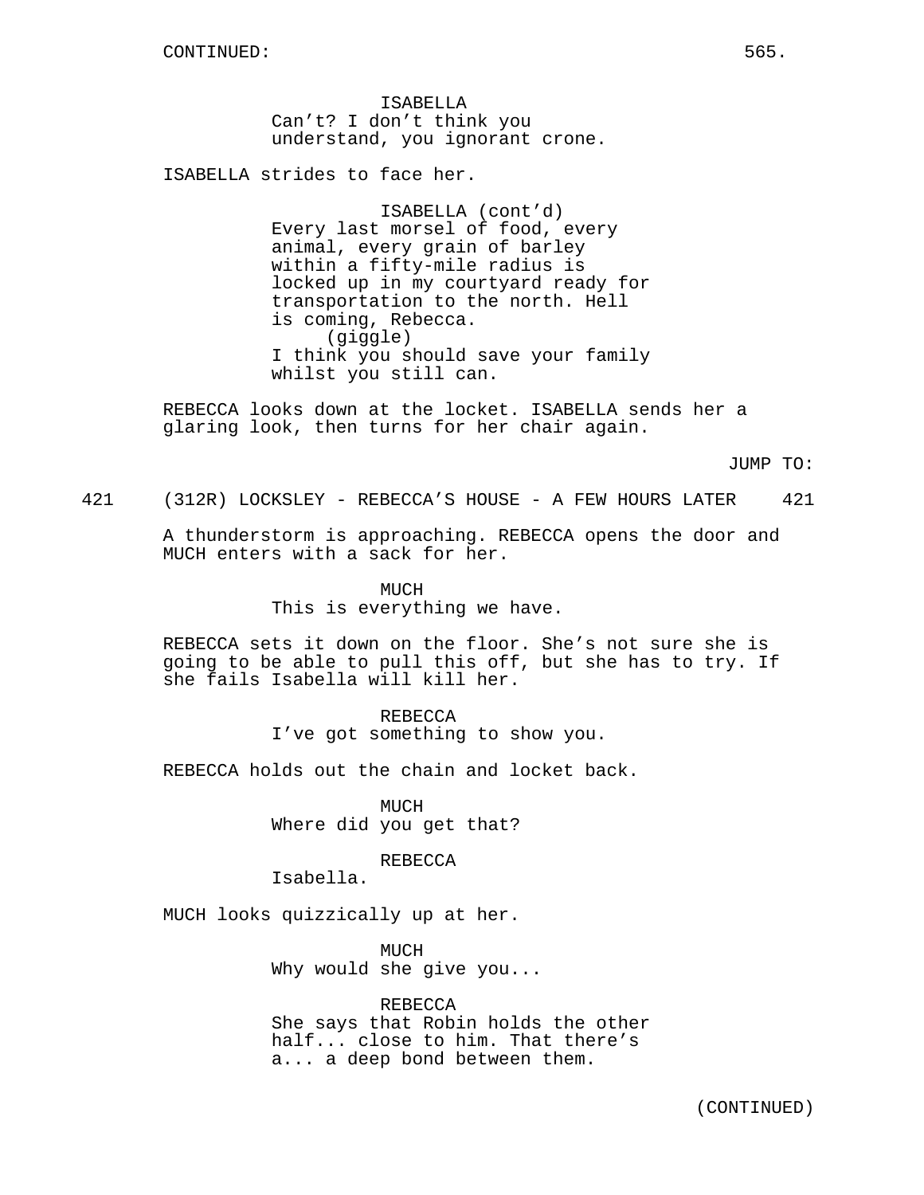ISABELLA
Can't? I don't think you understand, you ignorant crone.

ISABELLA strides to face her.

ISABELLA (cont'd)
Every last morsel of food, every animal, every grain of barley within a fifty-mile radius is locked up in my courtyard ready for transportation to the north. Hell is coming, Rebecca.
(giggle)
I think you should save your family whilst you still can.

REBECCA looks down at the locket. ISABELLA sends her a glaring look, then turns for her chair again.

JUMP TO:

421 (312R) LOCKSLEY - REBECCA'S HOUSE - A FEW HOURS LATER 421

A thunderstorm is approaching. REBECCA opens the door and MUCH enters with a sack for her.

MUCH
This is everything we have.

REBECCA sets it down on the floor. She's not sure she is going to be able to pull this off, but she has to try. If she fails Isabella will kill her.

REBECCA
I've got something to show you.

REBECCA holds out the chain and locket back.

MUCH
Where did you get that?

REBECCA
Isabella.

MUCH looks quizzically up at her.

MUCH
Why would she give you...

REBECCA
She says that Robin holds the other half... close to him. That there's a... a deep bond between them.

(CONTINUED)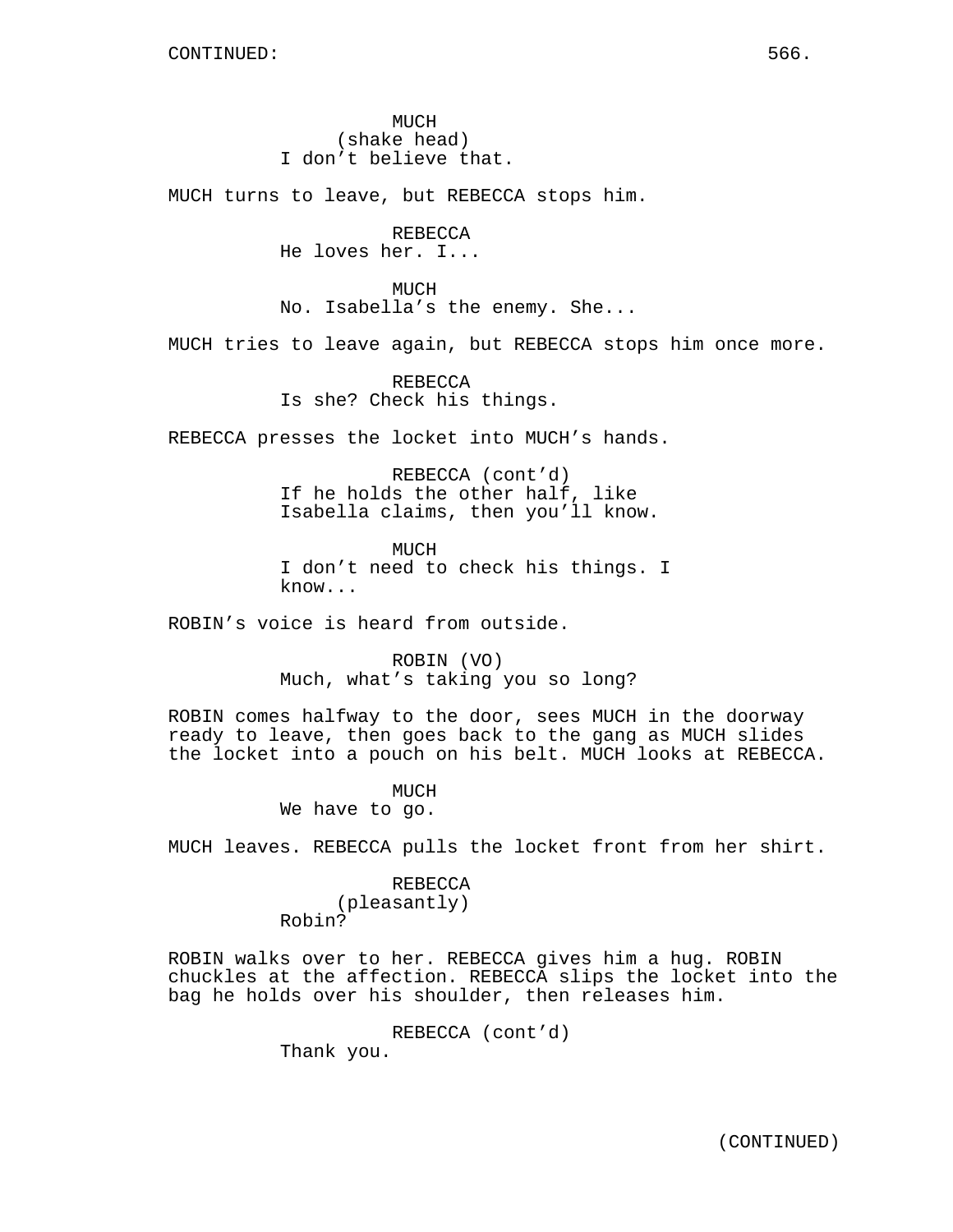MUCH
(shake head)
I don't believe that.

MUCH turns to leave, but REBECCA stops him.

REBECCA
He loves her. I...

MUCH
No. Isabella's the enemy. She...

MUCH tries to leave again, but REBECCA stops him once more.

REBECCA
Is she? Check his things.

REBECCA presses the locket into MUCH's hands.

REBECCA (cont'd)
If he holds the other half, like Isabella claims, then you'll know.

MUCH
I don't need to check his things. I know...

ROBIN's voice is heard from outside.

ROBIN (VO)
Much, what's taking you so long?

ROBIN comes halfway to the door, sees MUCH in the doorway ready to leave, then goes back to the gang as MUCH slides the locket into a pouch on his belt. MUCH looks at REBECCA.

MUCH
We have to go.

MUCH leaves. REBECCA pulls the locket front from her shirt.

REBECCA
(pleasantly)
Robin?

ROBIN walks over to her. REBECCA gives him a hug. ROBIN chuckles at the affection. REBECCA slips the locket into the bag he holds over his shoulder, then releases him.

REBECCA (cont'd)
Thank you.

(CONTINUED)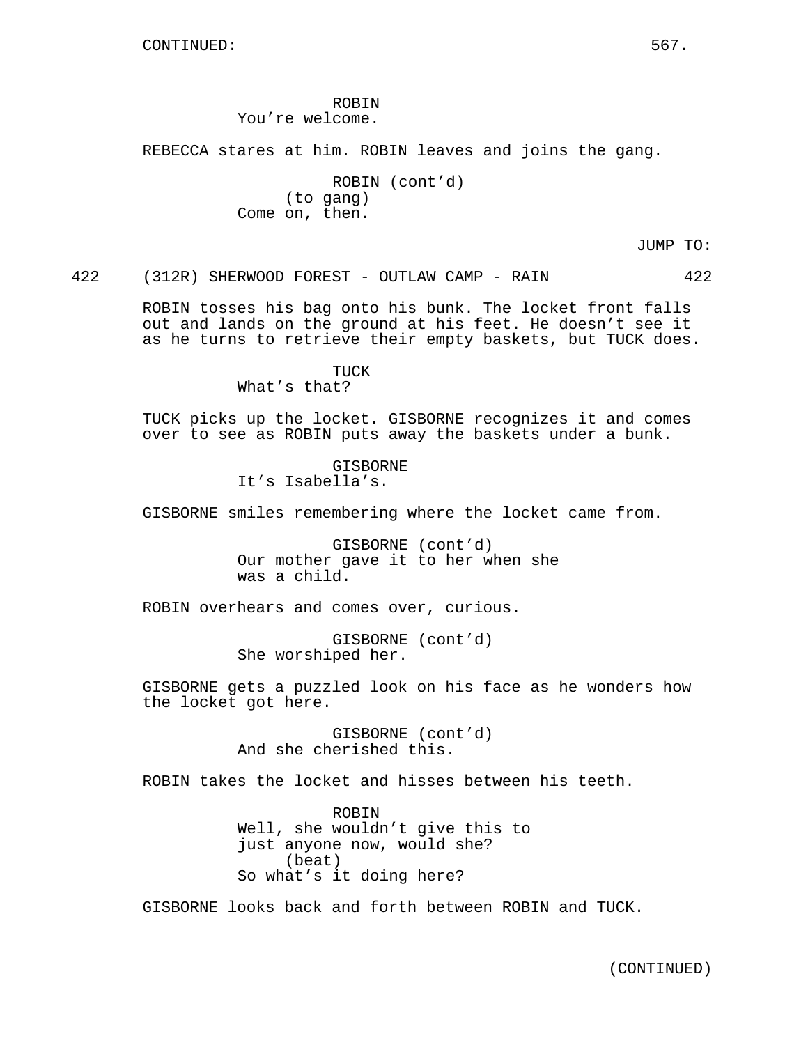CONTINUED:

ROBIN
You're welcome.

REBECCA stares at him. ROBIN leaves and joins the gang.

ROBIN (cont'd)
(to gang)
Come on, then.

JUMP TO:

422 (312R) SHERWOOD FOREST - OUTLAW CAMP - RAIN 422

ROBIN tosses his bag onto his bunk. The locket front falls out and lands on the ground at his feet. He doesn't see it as he turns to retrieve their empty baskets, but TUCK does.

TUCK
What's that?

TUCK picks up the locket. GISBORNE recognizes it and comes over to see as ROBIN puts away the baskets under a bunk.

GISBORNE
It's Isabella's.

GISBORNE smiles remembering where the locket came from.

GISBORNE (cont'd)
Our mother gave it to her when she was a child.

ROBIN overhears and comes over, curious.

GISBORNE (cont'd)
She worshiped her.

GISBORNE gets a puzzled look on his face as he wonders how the locket got here.

GISBORNE (cont'd)
And she cherished this.

ROBIN takes the locket and hisses between his teeth.

ROBIN
Well, she wouldn't give this to just anyone now, would she?
(beat)
So what's it doing here?

GISBORNE looks back and forth between ROBIN and TUCK.

(CONTINUED)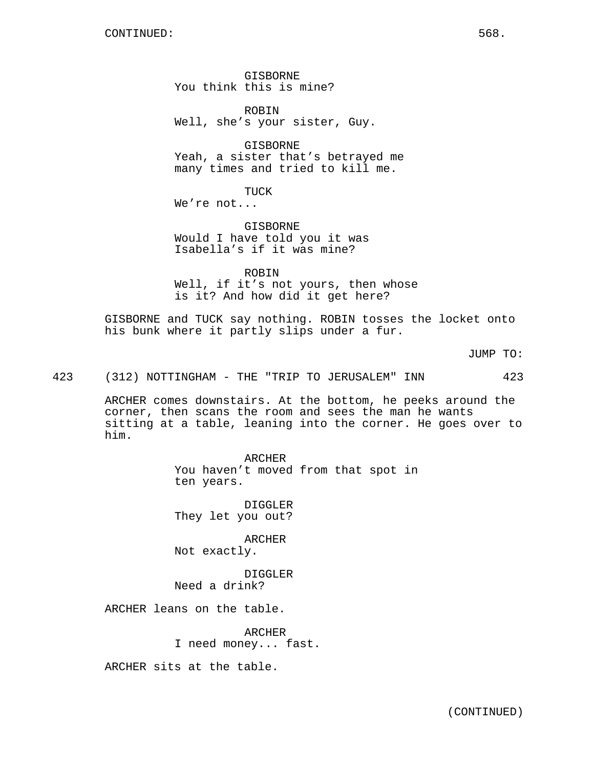CONTINUED:

GISBORNE
You think this is mine?

ROBIN
Well, she's your sister, Guy.

GISBORNE
Yeah, a sister that's betrayed me many times and tried to kill me.

TUCK
We're not...

GISBORNE
Would I have told you it was Isabella's if it was mine?

ROBIN
Well, if it's not yours, then whose is it? And how did it get here?

GISBORNE and TUCK say nothing. ROBIN tosses the locket onto his bunk where it partly slips under a fur.

JUMP TO:

423 (312) NOTTINGHAM - THE "TRIP TO JERUSALEM" INN 423

ARCHER comes downstairs. At the bottom, he peeks around the corner, then scans the room and sees the man he wants sitting at a table, leaning into the corner. He goes over to him.

ARCHER
You haven't moved from that spot in ten years.

DIGGLER
They let you out?

ARCHER
Not exactly.

DIGGLER
Need a drink?

ARCHER leans on the table.

ARCHER
I need money... fast.

ARCHER sits at the table.

(CONTINUED)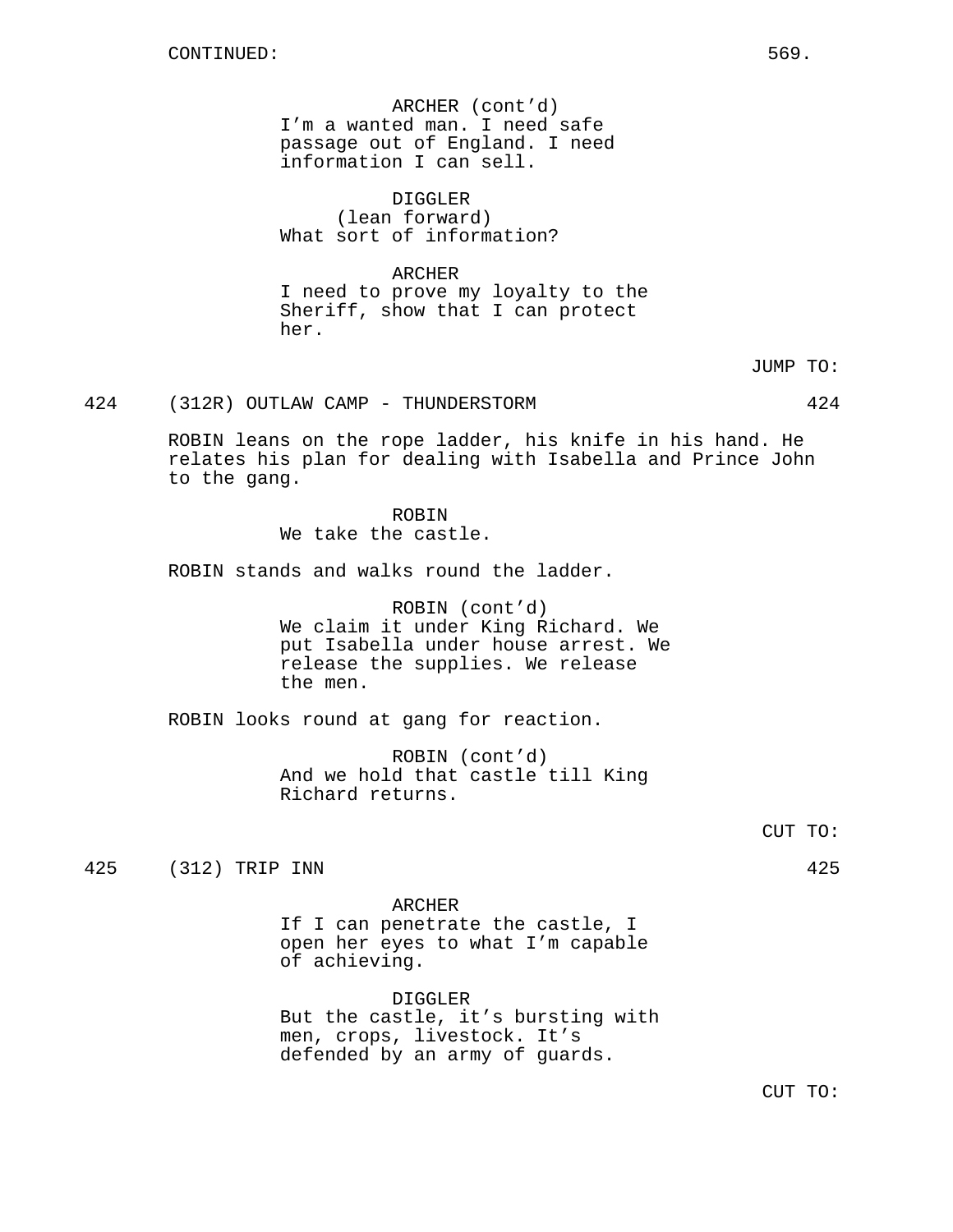CONTINUED:

ARCHER (cont'd)
I'm a wanted man. I need safe passage out of England. I need information I can sell.

DIGGLER
(lean forward)
What sort of information?

ARCHER
I need to prove my loyalty to the Sheriff, show that I can protect her.

JUMP TO:

424 (312R) OUTLAW CAMP - THUNDERSTORM 424

ROBIN leans on the rope ladder, his knife in his hand. He relates his plan for dealing with Isabella and Prince John to the gang.

ROBIN
We take the castle.

ROBIN stands and walks round the ladder.

ROBIN (cont'd)
We claim it under King Richard. We put Isabella under house arrest. We release the supplies. We release the men.

ROBIN looks round at gang for reaction.

ROBIN (cont'd)
And we hold that castle till King Richard returns.

CUT TO:

425 (312) TRIP INN 425

ARCHER
If I can penetrate the castle, I open her eyes to what I'm capable of achieving.

DIGGLER
But the castle, it's bursting with men, crops, livestock. It's defended by an army of guards.

CUT TO: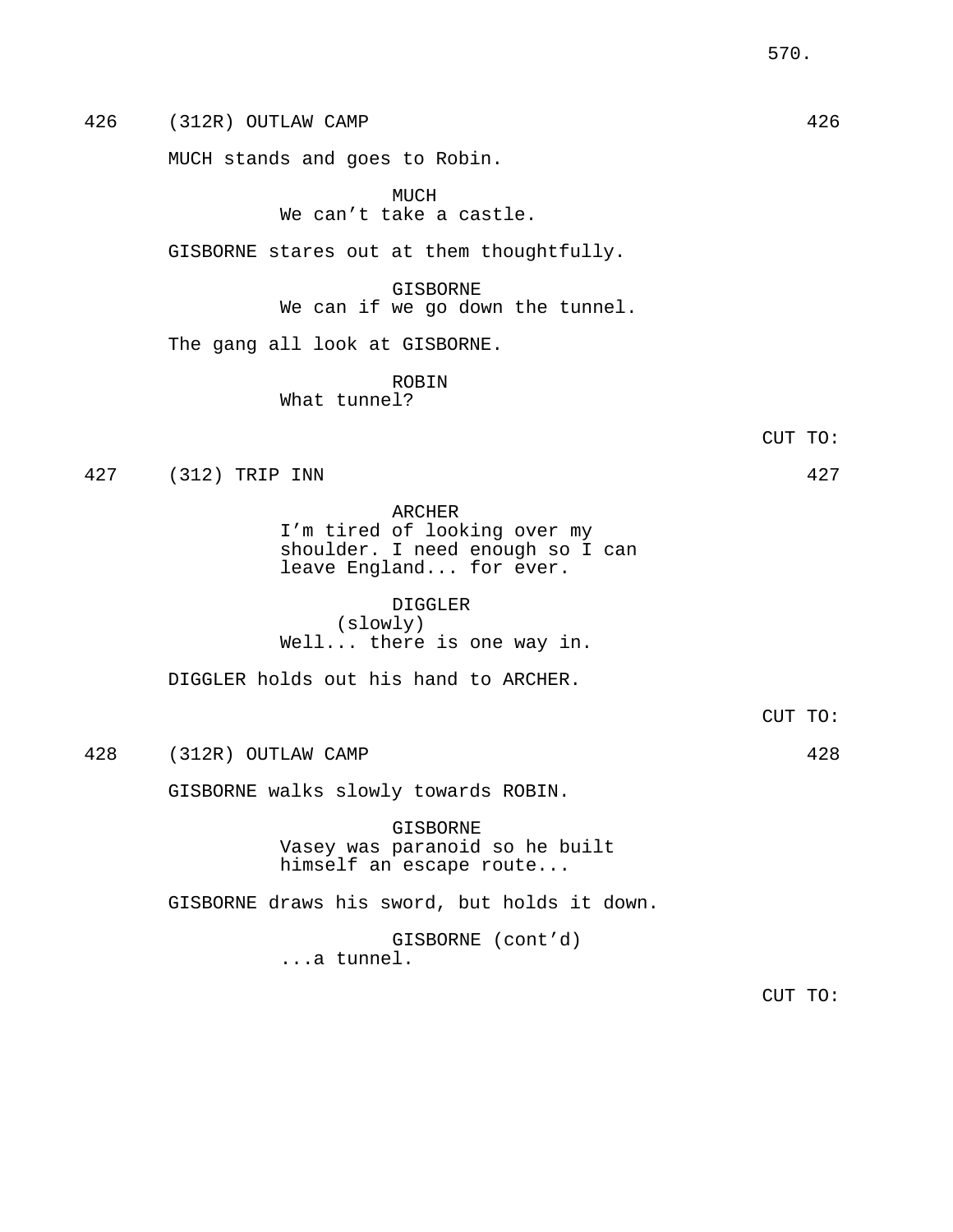426 (312R) OUTLAW CAMP 426

MUCH stands and goes to Robin.

MUCH
We can't take a castle.

GISBORNE stares out at them thoughtfully.

GISBORNE
We can if we go down the tunnel.

The gang all look at GISBORNE.

ROBIN
What tunnel?

CUT TO:

427 (312) TRIP INN 427

ARCHER
I'm tired of looking over my shoulder. I need enough so I can leave England... for ever.

DIGGLER
(slowly)
Well... there is one way in.

DIGGLER holds out his hand to ARCHER.

CUT TO:

428 (312R) OUTLAW CAMP 428

GISBORNE walks slowly towards ROBIN.

GISBORNE
Vasey was paranoid so he built himself an escape route...

GISBORNE draws his sword, but holds it down.

GISBORNE (cont'd)
...a tunnel.

CUT TO: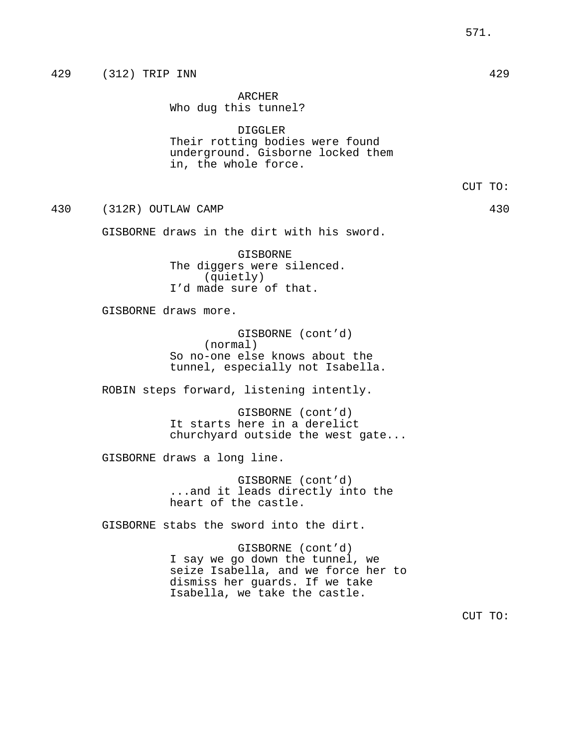429 (312) TRIP INN 429

ARCHER
Who dug this tunnel?

DIGGLER
Their rotting bodies were found underground. Gisborne locked them in, the whole force.

CUT TO:

430 (312R) OUTLAW CAMP 430

GISBORNE draws in the dirt with his sword.

GISBORNE
The diggers were silenced.
(quietly)
I'd made sure of that.

GISBORNE draws more.

GISBORNE (cont'd)
(normal)
So no-one else knows about the tunnel, especially not Isabella.

ROBIN steps forward, listening intently.

GISBORNE (cont'd)
It starts here in a derelict churchyard outside the west gate...

GISBORNE draws a long line.

GISBORNE (cont'd)
...and it leads directly into the heart of the castle.

GISBORNE stabs the sword into the dirt.

GISBORNE (cont'd)
I say we go down the tunnel, we seize Isabella, and we force her to dismiss her guards. If we take Isabella, we take the castle.

CUT TO: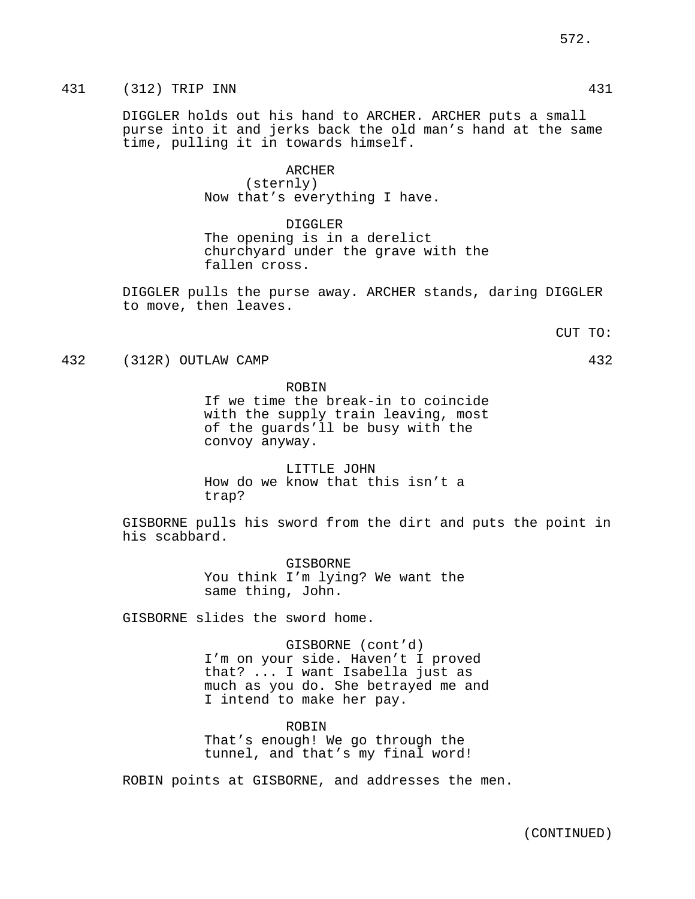431 (312) TRIP INN 431

DIGGLER holds out his hand to ARCHER. ARCHER puts a small purse into it and jerks back the old man's hand at the same time, pulling it in towards himself.

ARCHER
(sternly)
Now that's everything I have.

DIGGLER
The opening is in a derelict churchyard under the grave with the fallen cross.

DIGGLER pulls the purse away. ARCHER stands, daring DIGGLER to move, then leaves.

CUT TO:

432 (312R) OUTLAW CAMP 432

ROBIN
If we time the break-in to coincide with the supply train leaving, most of the guards'll be busy with the convoy anyway.

LITTLE JOHN
How do we know that this isn't a trap?

GISBORNE pulls his sword from the dirt and puts the point in his scabbard.

GISBORNE
You think I'm lying? We want the same thing, John.

GISBORNE slides the sword home.

GISBORNE (cont'd)
I'm on your side. Haven't I proved that? ... I want Isabella just as much as you do. She betrayed me and I intend to make her pay.

ROBIN
That's enough! We go through the tunnel, and that's my final word!

ROBIN points at GISBORNE, and addresses the men.

(CONTINUED)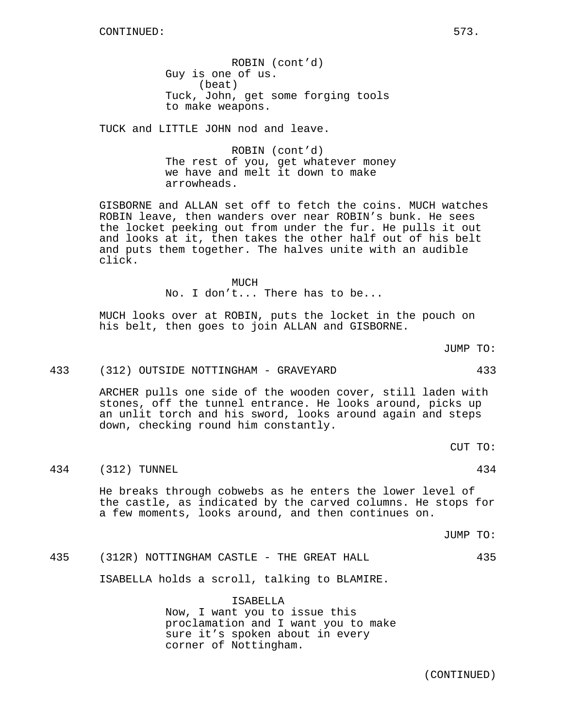CONTINUED:

ROBIN (cont'd)
Guy is one of us.
(beat)
Tuck, John, get some forging tools to make weapons.

TUCK and LITTLE JOHN nod and leave.

ROBIN (cont'd)
The rest of you, get whatever money we have and melt it down to make arrowheads.

GISBORNE and ALLAN set off to fetch the coins. MUCH watches ROBIN leave, then wanders over near ROBIN's bunk. He sees the locket peeking out from under the fur. He pulls it out and looks at it, then takes the other half out of his belt and puts them together. The halves unite with an audible click.

MUCH
No. I don't... There has to be...

MUCH looks over at ROBIN, puts the locket in the pouch on his belt, then goes to join ALLAN and GISBORNE.

JUMP TO:

433 (312) OUTSIDE NOTTINGHAM - GRAVEYARD 433

ARCHER pulls one side of the wooden cover, still laden with stones, off the tunnel entrance. He looks around, picks up an unlit torch and his sword, looks around again and steps down, checking round him constantly.

CUT TO:

434 (312) TUNNEL 434

He breaks through cobwebs as he enters the lower level of the castle, as indicated by the carved columns. He stops for a few moments, looks around, and then continues on.

JUMP TO:

435 (312R) NOTTINGHAM CASTLE - THE GREAT HALL 435

ISABELLA holds a scroll, talking to BLAMIRE.

ISABELLA
Now, I want you to issue this proclamation and I want you to make sure it's spoken about in every corner of Nottingham.

(CONTINUED)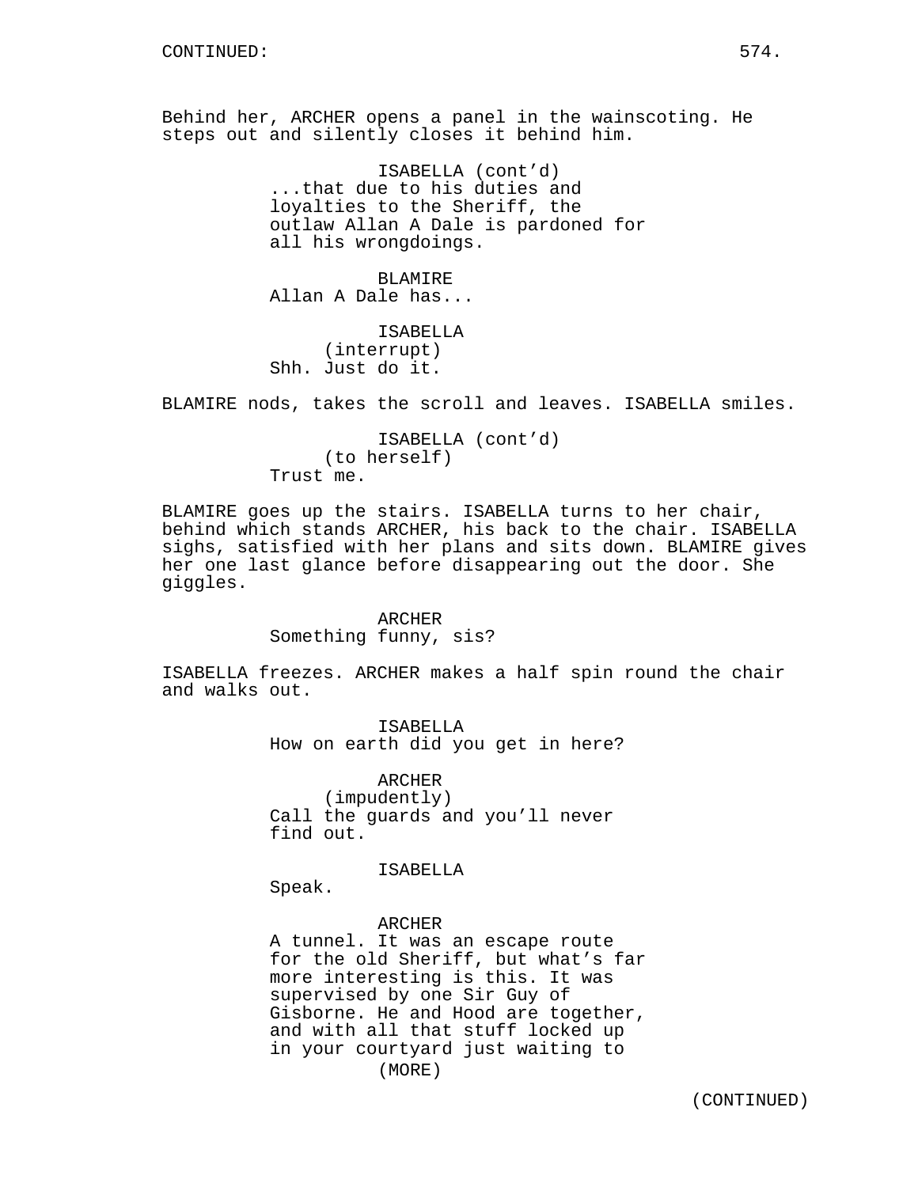CONTINUED:

Behind her, ARCHER opens a panel in the wainscoting. He steps out and silently closes it behind him.

ISABELLA (cont'd)
...that due to his duties and loyalties to the Sheriff, the outlaw Allan A Dale is pardoned for all his wrongdoings.

BLAMIRE
Allan A Dale has...

ISABELLA
(interrupt)
Shh. Just do it.

BLAMIRE nods, takes the scroll and leaves. ISABELLA smiles.

ISABELLA (cont'd)
(to herself)
Trust me.

BLAMIRE goes up the stairs. ISABELLA turns to her chair, behind which stands ARCHER, his back to the chair. ISABELLA sighs, satisfied with her plans and sits down. BLAMIRE gives her one last glance before disappearing out the door. She giggles.

ARCHER
Something funny, sis?

ISABELLA freezes. ARCHER makes a half spin round the chair and walks out.

ISABELLA
How on earth did you get in here?

ARCHER
(impudently)
Call the guards and you'll never find out.

ISABELLA
Speak.

ARCHER
A tunnel. It was an escape route for the old Sheriff, but what's far more interesting is this. It was supervised by one Sir Guy of Gisborne. He and Hood are together, and with all that stuff locked up in your courtyard just waiting to
(MORE)

(CONTINUED)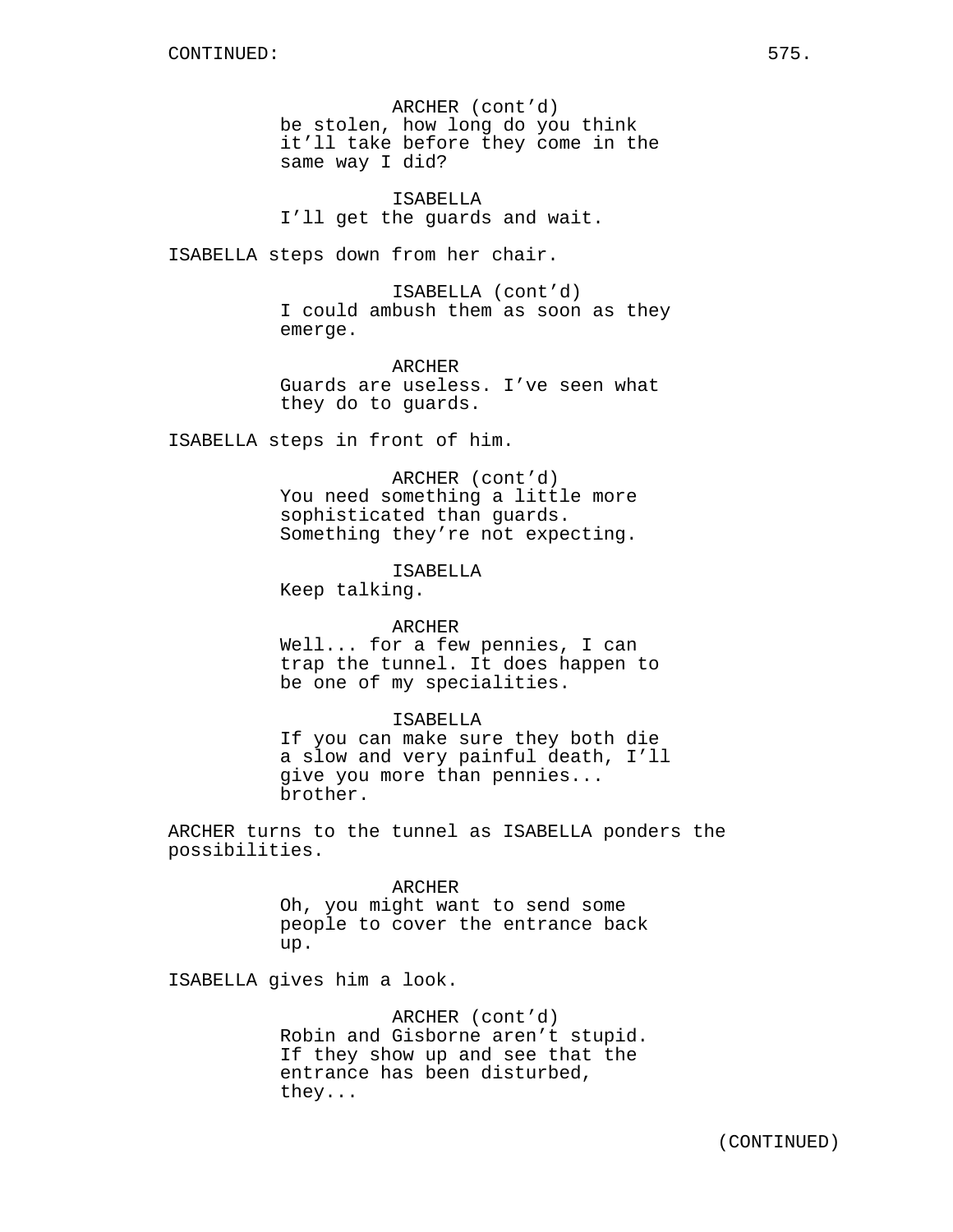ARCHER (cont'd)
be stolen, how long do you think it'll take before they come in the same way I did?

ISABELLA
I'll get the guards and wait.

ISABELLA steps down from her chair.

ISABELLA (cont'd)
I could ambush them as soon as they emerge.

ARCHER
Guards are useless. I've seen what they do to guards.

ISABELLA steps in front of him.

ARCHER (cont'd)
You need something a little more sophisticated than guards. Something they're not expecting.

ISABELLA
Keep talking.

ARCHER
Well... for a few pennies, I can trap the tunnel. It does happen to be one of my specialities.

ISABELLA
If you can make sure they both die a slow and very painful death, I'll give you more than pennies... brother.

ARCHER turns to the tunnel as ISABELLA ponders the possibilities.

ARCHER
Oh, you might want to send some people to cover the entrance back up.

ISABELLA gives him a look.

ARCHER (cont'd)
Robin and Gisborne aren't stupid. If they show up and see that the entrance has been disturbed, they...

(CONTINUED)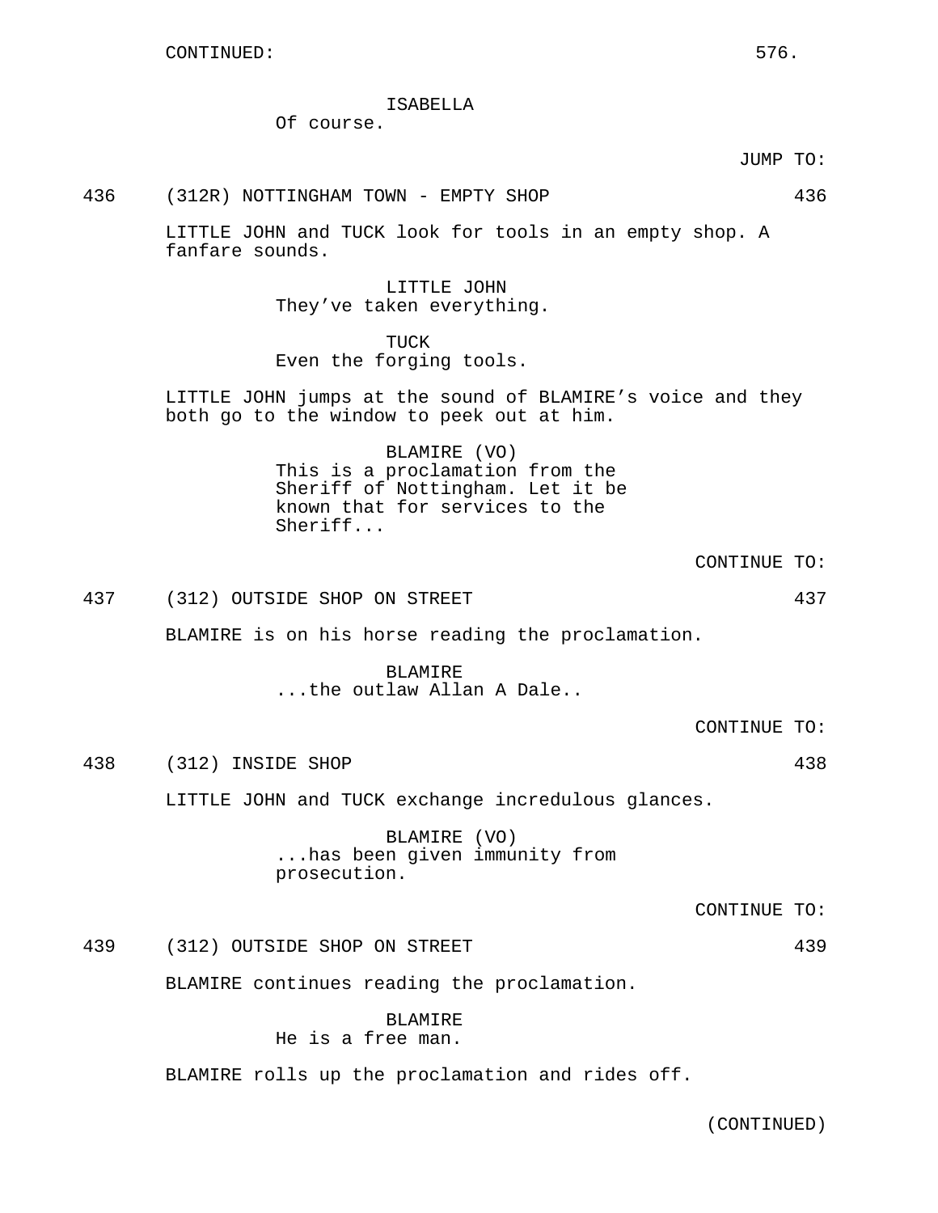CONTINUED:

ISABELLA
Of course.

JUMP TO:

436 (312R) NOTTINGHAM TOWN - EMPTY SHOP 436

LITTLE JOHN and TUCK look for tools in an empty shop. A fanfare sounds.

LITTLE JOHN
They've taken everything.

TUCK
Even the forging tools.

LITTLE JOHN jumps at the sound of BLAMIRE's voice and they both go to the window to peek out at him.

BLAMIRE (VO)
This is a proclamation from the Sheriff of Nottingham. Let it be known that for services to the Sheriff...

CONTINUE TO:

437 (312) OUTSIDE SHOP ON STREET 437

BLAMIRE is on his horse reading the proclamation.

BLAMIRE
...the outlaw Allan A Dale..

CONTINUE TO:

438 (312) INSIDE SHOP 438

LITTLE JOHN and TUCK exchange incredulous glances.

BLAMIRE (VO)
...has been given immunity from prosecution.

CONTINUE TO:

439 (312) OUTSIDE SHOP ON STREET 439

BLAMIRE continues reading the proclamation.

BLAMIRE
He is a free man.

BLAMIRE rolls up the proclamation and rides off.

(CONTINUED)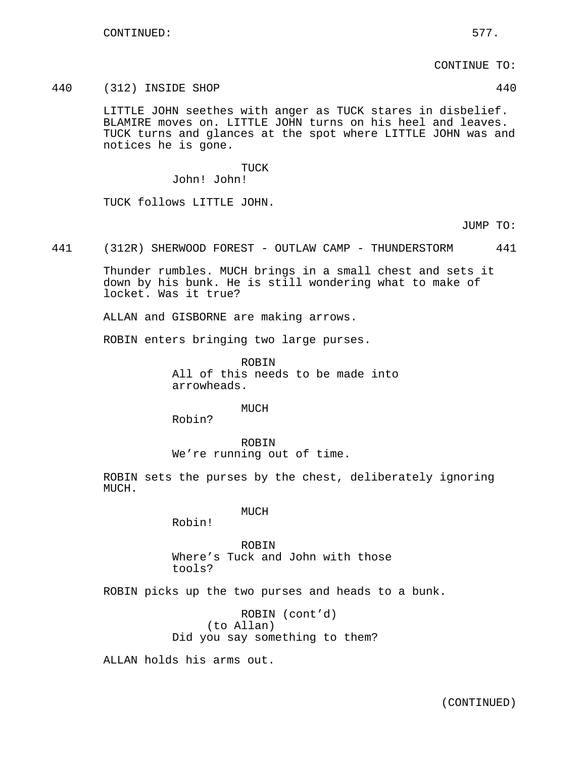CONTINUED:

CONTINUE TO:

440 (312) INSIDE SHOP 440

LITTLE JOHN seethes with anger as TUCK stares in disbelief. BLAMIRE moves on. LITTLE JOHN turns on his heel and leaves. TUCK turns and glances at the spot where LITTLE JOHN was and notices he is gone.

TUCK
John! John!

TUCK follows LITTLE JOHN.

JUMP TO:

441 (312R) SHERWOOD FOREST - OUTLAW CAMP - THUNDERSTORM 441

Thunder rumbles. MUCH brings in a small chest and sets it down by his bunk. He is still wondering what to make of locket. Was it true?

ALLAN and GISBORNE are making arrows.

ROBIN enters bringing two large purses.

ROBIN
All of this needs to be made into arrowheads.

MUCH
Robin?

ROBIN
We're running out of time.

ROBIN sets the purses by the chest, deliberately ignoring MUCH.

MUCH
Robin!

ROBIN
Where's Tuck and John with those tools?

ROBIN picks up the two purses and heads to a bunk.

ROBIN (cont'd)
(to Allan)
Did you say something to them?

ALLAN holds his arms out.

(CONTINUED)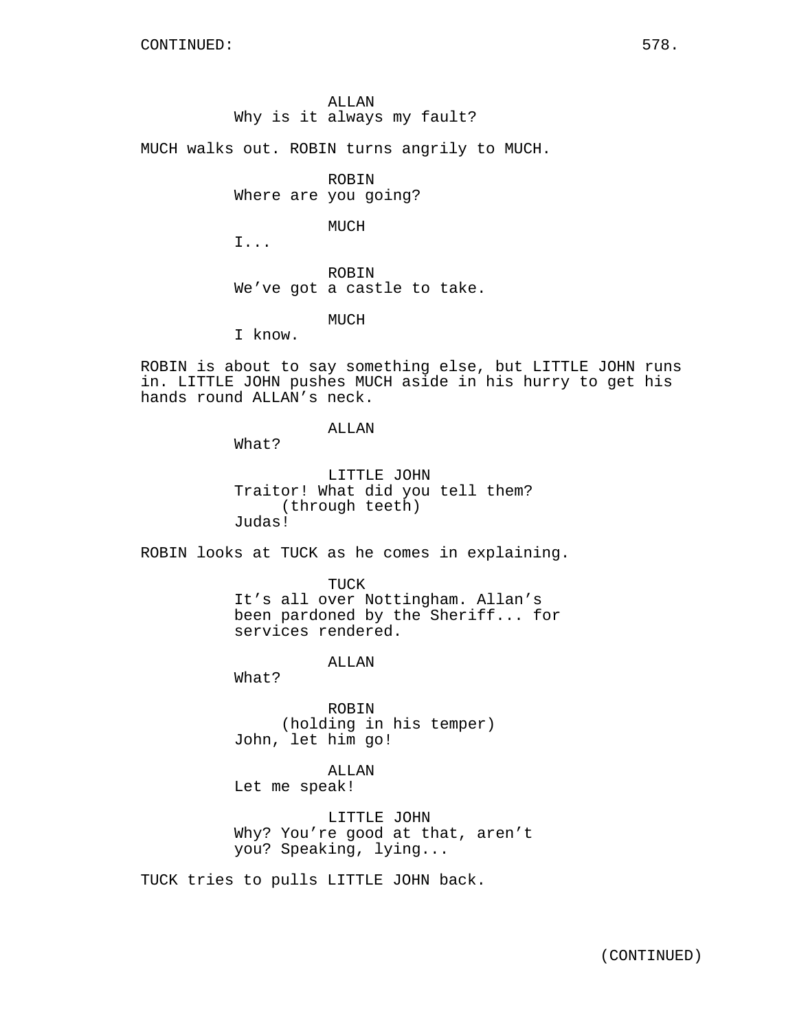ALLAN
Why is it always my fault?

MUCH walks out. ROBIN turns angrily to MUCH.

ROBIN
Where are you going?

MUCH
I...

ROBIN
We've got a castle to take.

MUCH
I know.

ROBIN is about to say something else, but LITTLE JOHN runs in. LITTLE JOHN pushes MUCH aside in his hurry to get his hands round ALLAN's neck.

ALLAN
What?

LITTLE JOHN
Traitor! What did you tell them?
(through teeth)
Judas!

ROBIN looks at TUCK as he comes in explaining.

TUCK
It's all over Nottingham. Allan's been pardoned by the Sheriff... for services rendered.

ALLAN
What?

ROBIN
(holding in his temper)
John, let him go!

ALLAN
Let me speak!

LITTLE JOHN
Why? You're good at that, aren't you? Speaking, lying...

TUCK tries to pulls LITTLE JOHN back.

(CONTINUED)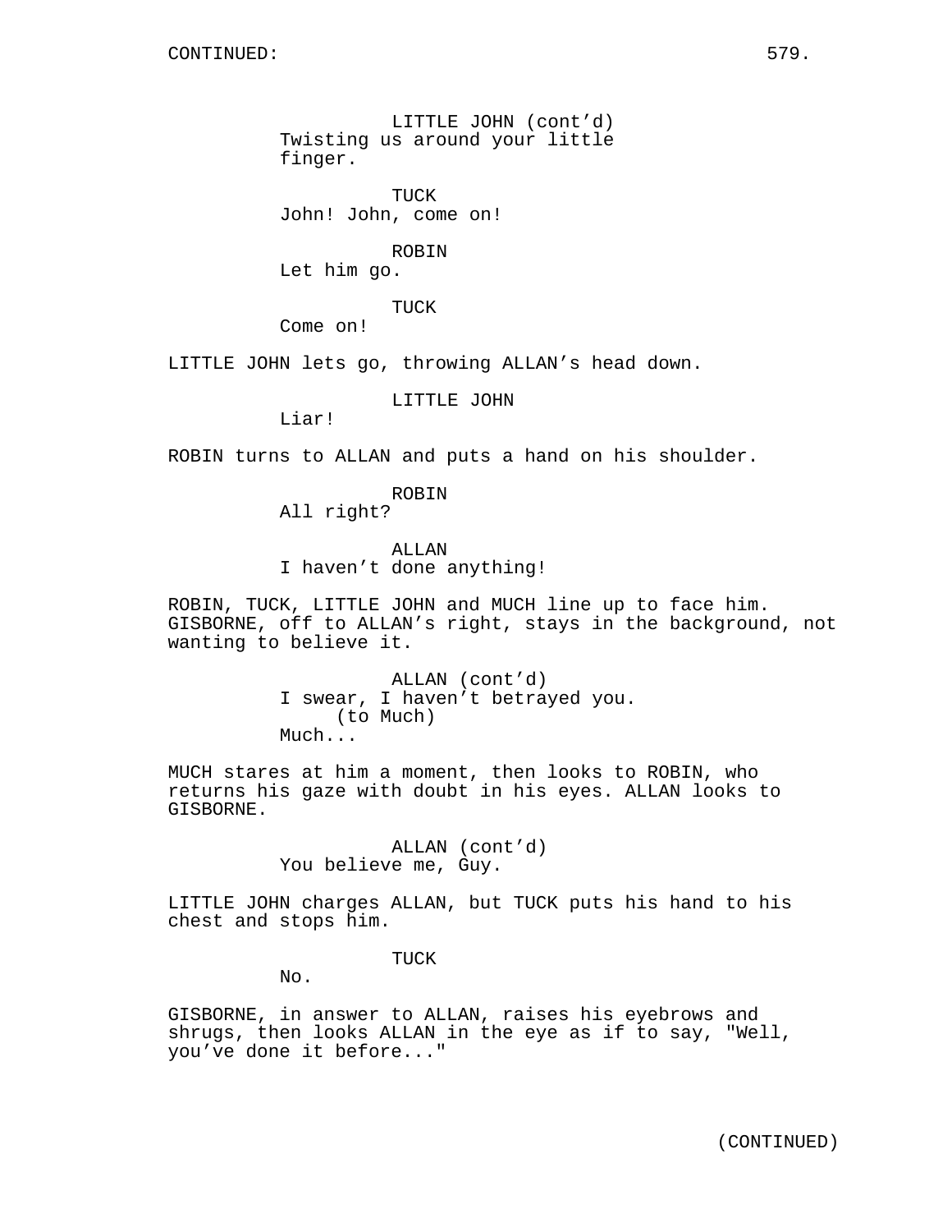LITTLE JOHN (cont'd)
Twisting us around your little finger.

TUCK
John! John, come on!

ROBIN
Let him go.

TUCK
Come on!

LITTLE JOHN lets go, throwing ALLAN's head down.

LITTLE JOHN
Liar!

ROBIN turns to ALLAN and puts a hand on his shoulder.

ROBIN
All right?

ALLAN
I haven't done anything!

ROBIN, TUCK, LITTLE JOHN and MUCH line up to face him. GISBORNE, off to ALLAN's right, stays in the background, not wanting to believe it.

ALLAN (cont'd)
I swear, I haven't betrayed you.
(to Much)
Much...

MUCH stares at him a moment, then looks to ROBIN, who returns his gaze with doubt in his eyes. ALLAN looks to GISBORNE.

ALLAN (cont'd)
You believe me, Guy.

LITTLE JOHN charges ALLAN, but TUCK puts his hand to his chest and stops him.

TUCK
No.

GISBORNE, in answer to ALLAN, raises his eyebrows and shrugs, then looks ALLAN in the eye as if to say, "Well, you've done it before..."

(CONTINUED)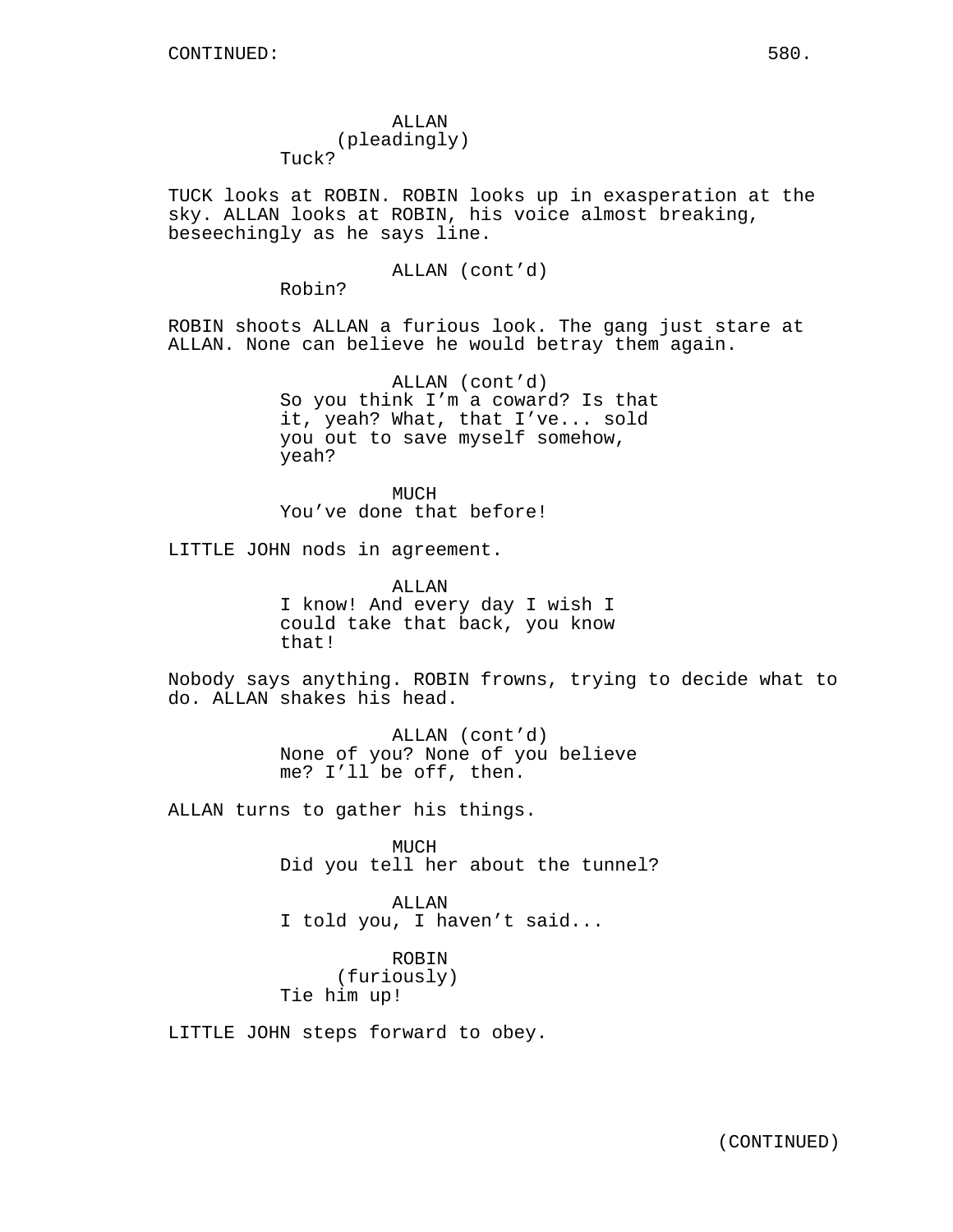ALLAN
(pleadingly)
Tuck?

TUCK looks at ROBIN. ROBIN looks up in exasperation at the sky. ALLAN looks at ROBIN, his voice almost breaking, beseechingly as he says line.

ALLAN (cont'd)
Robin?

ROBIN shoots ALLAN a furious look. The gang just stare at ALLAN. None can believe he would betray them again.

ALLAN (cont'd)
So you think I'm a coward? Is that it, yeah? What, that I've... sold you out to save myself somehow, yeah?

MUCH
You've done that before!

LITTLE JOHN nods in agreement.

ALLAN
I know! And every day I wish I could take that back, you know that!

Nobody says anything. ROBIN frowns, trying to decide what to do. ALLAN shakes his head.

ALLAN (cont'd)
None of you? None of you believe me? I'll be off, then.

ALLAN turns to gather his things.

MUCH
Did you tell her about the tunnel?

ALLAN
I told you, I haven't said...

ROBIN
(furiously)
Tie him up!

LITTLE JOHN steps forward to obey.

(CONTINUED)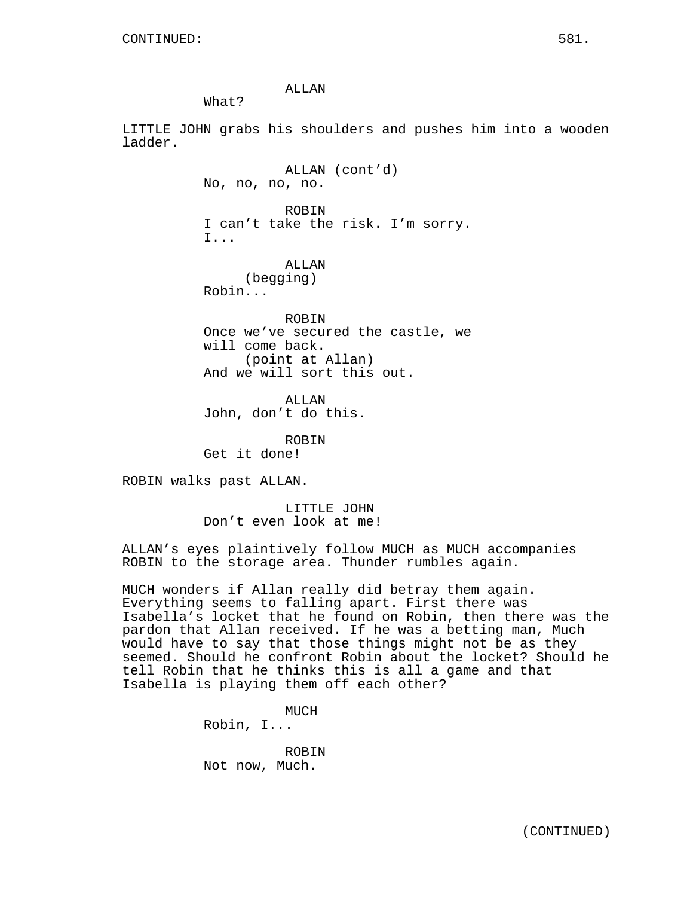CONTINUED:

ALLAN
What?

LITTLE JOHN grabs his shoulders and pushes him into a wooden ladder.

ALLAN (cont'd)
No, no, no, no.

ROBIN
I can't take the risk. I'm sorry.
I...

ALLAN
(begging)
Robin...

ROBIN
Once we've secured the castle, we will come back.
(point at Allan)
And we will sort this out.

ALLAN
John, don't do this.

ROBIN
Get it done!

ROBIN walks past ALLAN.

LITTLE JOHN
Don't even look at me!

ALLAN's eyes plaintively follow MUCH as MUCH accompanies ROBIN to the storage area. Thunder rumbles again.

MUCH wonders if Allan really did betray them again. Everything seems to falling apart. First there was Isabella's locket that he found on Robin, then there was the pardon that Allan received. If he was a betting man, Much would have to say that those things might not be as they seemed. Should he confront Robin about the locket? Should he tell Robin that he thinks this is all a game and that Isabella is playing them off each other?

MUCH
Robin, I...

ROBIN
Not now, Much.

(CONTINUED)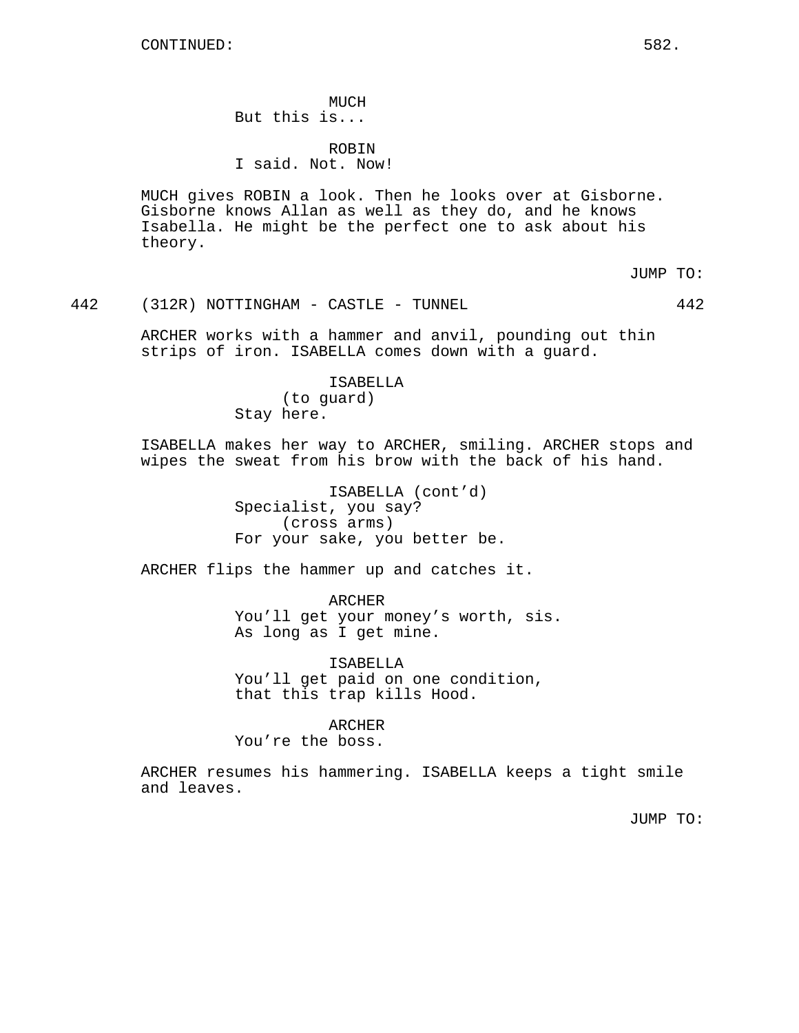CONTINUED:

MUCH
But this is...

ROBIN
I said. Not. Now!

MUCH gives ROBIN a look. Then he looks over at Gisborne. Gisborne knows Allan as well as they do, and he knows Isabella. He might be the perfect one to ask about his theory.

JUMP TO:

442 (312R) NOTTINGHAM - CASTLE - TUNNEL 442

ARCHER works with a hammer and anvil, pounding out thin strips of iron. ISABELLA comes down with a guard.

ISABELLA
(to guard)
Stay here.

ISABELLA makes her way to ARCHER, smiling. ARCHER stops and wipes the sweat from his brow with the back of his hand.

ISABELLA (cont'd)
Specialist, you say?
(cross arms)
For your sake, you better be.

ARCHER flips the hammer up and catches it.

ARCHER
You'll get your money's worth, sis.
As long as I get mine.

ISABELLA
You'll get paid on one condition,
that this trap kills Hood.

ARCHER
You're the boss.

ARCHER resumes his hammering. ISABELLA keeps a tight smile and leaves.

JUMP TO: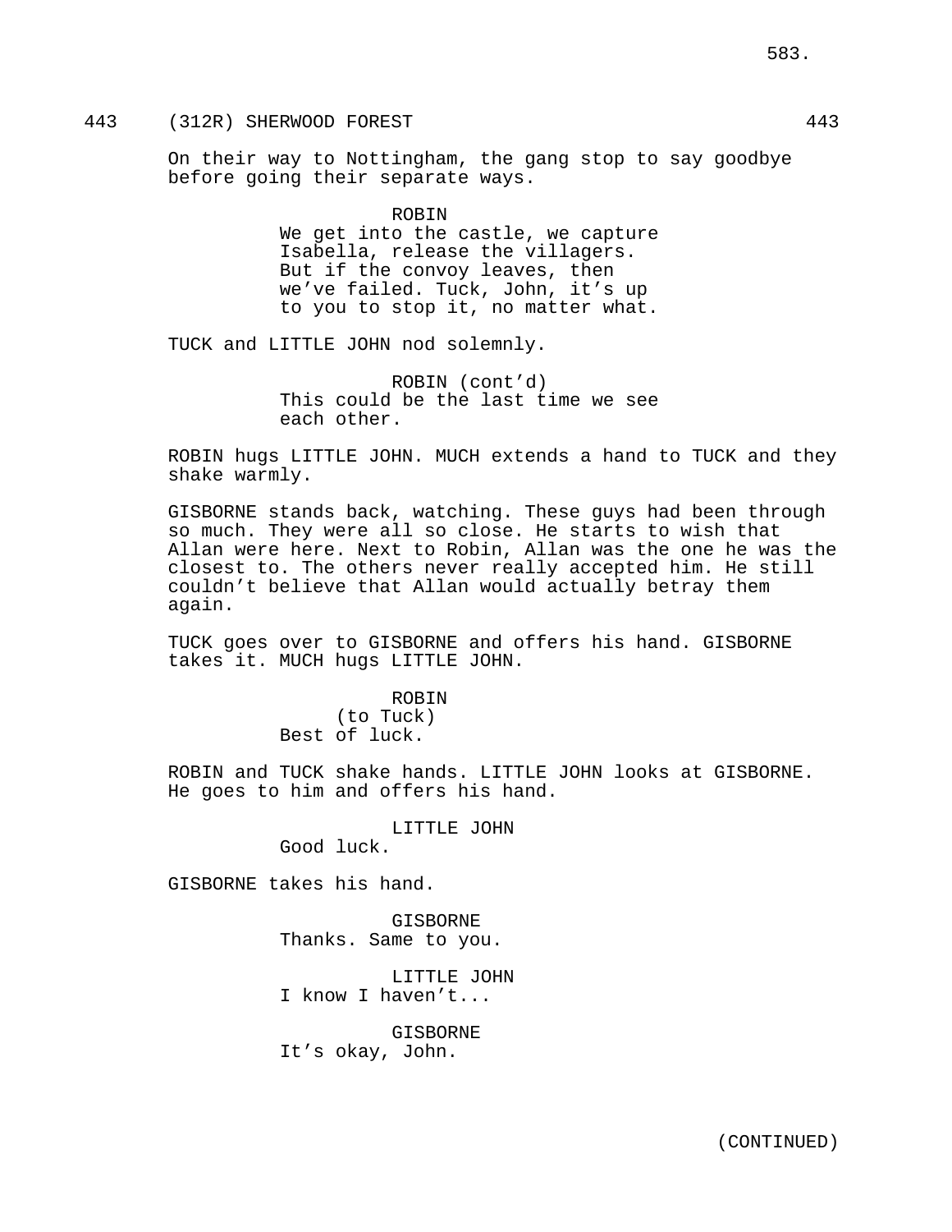443 (312R) SHERWOOD FOREST 443

On their way to Nottingham, the gang stop to say goodbye before going their separate ways.

ROBIN
We get into the castle, we capture Isabella, release the villagers. But if the convoy leaves, then we've failed. Tuck, John, it's up to you to stop it, no matter what.

TUCK and LITTLE JOHN nod solemnly.

ROBIN (cont'd)
This could be the last time we see each other.

ROBIN hugs LITTLE JOHN. MUCH extends a hand to TUCK and they shake warmly.

GISBORNE stands back, watching. These guys had been through so much. They were all so close. He starts to wish that Allan were here. Next to Robin, Allan was the one he was the closest to. The others never really accepted him. He still couldn't believe that Allan would actually betray them again.

TUCK goes over to GISBORNE and offers his hand. GISBORNE takes it. MUCH hugs LITTLE JOHN.

ROBIN
(to Tuck)
Best of luck.

ROBIN and TUCK shake hands. LITTLE JOHN looks at GISBORNE. He goes to him and offers his hand.

LITTLE JOHN
Good luck.

GISBORNE takes his hand.

GISBORNE
Thanks. Same to you.

LITTLE JOHN
I know I haven't...

GISBORNE
It's okay, John.

(CONTINUED)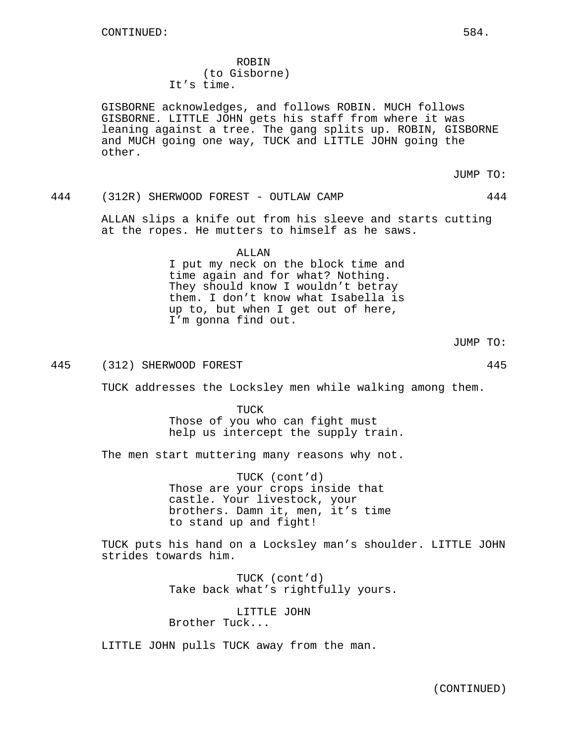CONTINUED:

ROBIN
(to Gisborne)
It's time.

GISBORNE acknowledges, and follows ROBIN. MUCH follows GISBORNE. LITTLE JOHN gets his staff from where it was leaning against a tree. The gang splits up. ROBIN, GISBORNE and MUCH going one way, TUCK and LITTLE JOHN going the other.

JUMP TO:

444 (312R) SHERWOOD FOREST - OUTLAW CAMP 444

ALLAN slips a knife out from his sleeve and starts cutting at the ropes. He mutters to himself as he saws.

ALLAN
I put my neck on the block time and time again and for what? Nothing. They should know I wouldn't betray them. I don't know what Isabella is up to, but when I get out of here, I'm gonna find out.

JUMP TO:

445 (312) SHERWOOD FOREST 445

TUCK addresses the Locksley men while walking among them.

TUCK
Those of you who can fight must help us intercept the supply train.

The men start muttering many reasons why not.

TUCK (cont'd)
Those are your crops inside that castle. Your livestock, your brothers. Damn it, men, it's time to stand up and fight!

TUCK puts his hand on a Locksley man's shoulder. LITTLE JOHN strides towards him.

TUCK (cont'd)
Take back what's rightfully yours.

LITTLE JOHN
Brother Tuck...

LITTLE JOHN pulls TUCK away from the man.

(CONTINUED)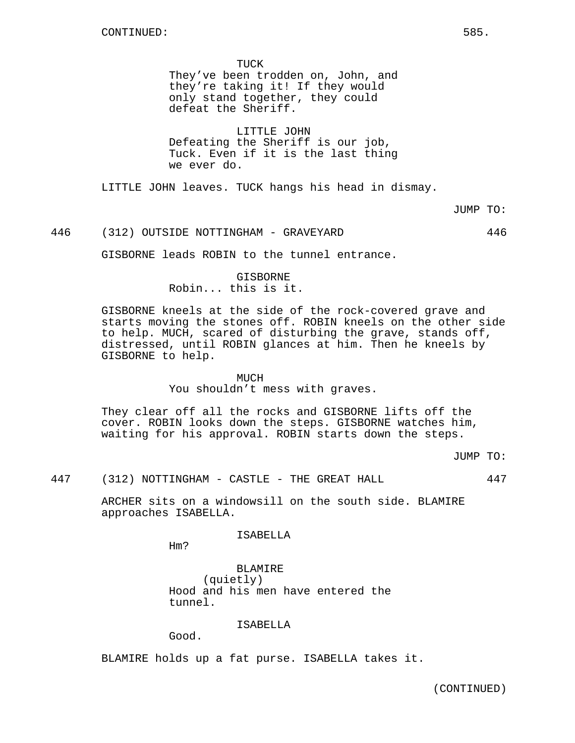CONTINUED:

TUCK
They've been trodden on, John, and they're taking it! If they would only stand together, they could defeat the Sheriff.

LITTLE JOHN
Defeating the Sheriff is our job, Tuck. Even if it is the last thing we ever do.

LITTLE JOHN leaves. TUCK hangs his head in dismay.

JUMP TO:

446 (312) OUTSIDE NOTTINGHAM - GRAVEYARD 446

GISBORNE leads ROBIN to the tunnel entrance.

GISBORNE
Robin... this is it.

GISBORNE kneels at the side of the rock-covered grave and starts moving the stones off. ROBIN kneels on the other side to help. MUCH, scared of disturbing the grave, stands off, distressed, until ROBIN glances at him. Then he kneels by GISBORNE to help.

MUCH
You shouldn't mess with graves.

They clear off all the rocks and GISBORNE lifts off the cover. ROBIN looks down the steps. GISBORNE watches him, waiting for his approval. ROBIN starts down the steps.

JUMP TO:

447 (312) NOTTINGHAM - CASTLE - THE GREAT HALL 447

ARCHER sits on a windowsill on the south side. BLAMIRE approaches ISABELLA.

ISABELLA
Hm?

BLAMIRE
(quietly)
Hood and his men have entered the tunnel.

ISABELLA
Good.

BLAMIRE holds up a fat purse. ISABELLA takes it.

(CONTINUED)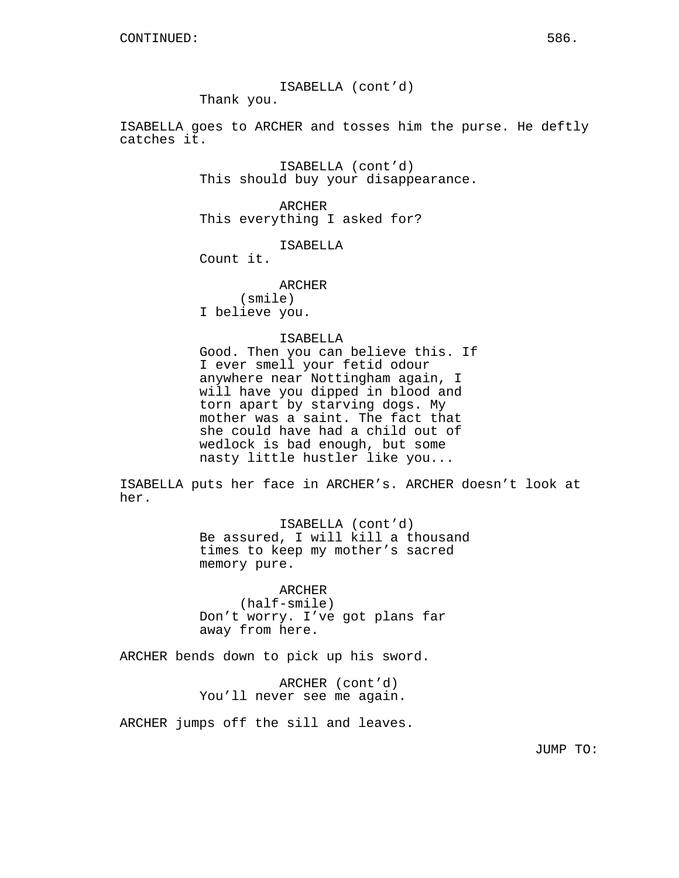CONTINUED:

ISABELLA (cont'd)
Thank you.

ISABELLA goes to ARCHER and tosses him the purse. He deftly catches it.

ISABELLA (cont'd)
This should buy your disappearance.

ARCHER
This everything I asked for?

ISABELLA
Count it.

ARCHER
(smile)
I believe you.

ISABELLA
Good. Then you can believe this. If I ever smell your fetid odour anywhere near Nottingham again, I will have you dipped in blood and torn apart by starving dogs. My mother was a saint. The fact that she could have had a child out of wedlock is bad enough, but some nasty little hustler like you...

ISABELLA puts her face in ARCHER's. ARCHER doesn't look at her.

ISABELLA (cont'd)
Be assured, I will kill a thousand times to keep my mother's sacred memory pure.

ARCHER
(half-smile)
Don't worry. I've got plans far away from here.

ARCHER bends down to pick up his sword.

ARCHER (cont'd)
You'll never see me again.

ARCHER jumps off the sill and leaves.

JUMP TO: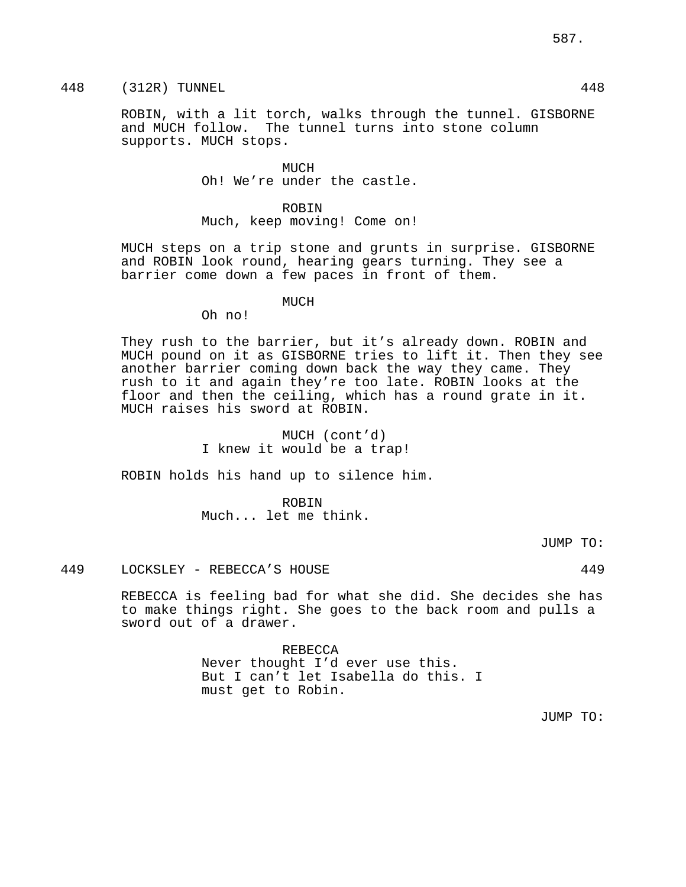448 (312R) TUNNEL 448

ROBIN, with a lit torch, walks through the tunnel. GISBORNE and MUCH follow. The tunnel turns into stone column supports. MUCH stops.

MUCH
Oh! We're under the castle.

ROBIN
Much, keep moving! Come on!

MUCH steps on a trip stone and grunts in surprise. GISBORNE and ROBIN look round, hearing gears turning. They see a barrier come down a few paces in front of them.

MUCH
Oh no!

They rush to the barrier, but it's already down. ROBIN and MUCH pound on it as GISBORNE tries to lift it. Then they see another barrier coming down back the way they came. They rush to it and again they're too late. ROBIN looks at the floor and then the ceiling, which has a round grate in it. MUCH raises his sword at ROBIN.

MUCH (cont'd)
I knew it would be a trap!

ROBIN holds his hand up to silence him.

ROBIN
Much... let me think.

JUMP TO:

449 LOCKSLEY - REBECCA'S HOUSE 449

REBECCA is feeling bad for what she did. She decides she has to make things right. She goes to the back room and pulls a sword out of a drawer.

REBECCA
Never thought I'd ever use this.
But I can't let Isabella do this. I
must get to Robin.

JUMP TO: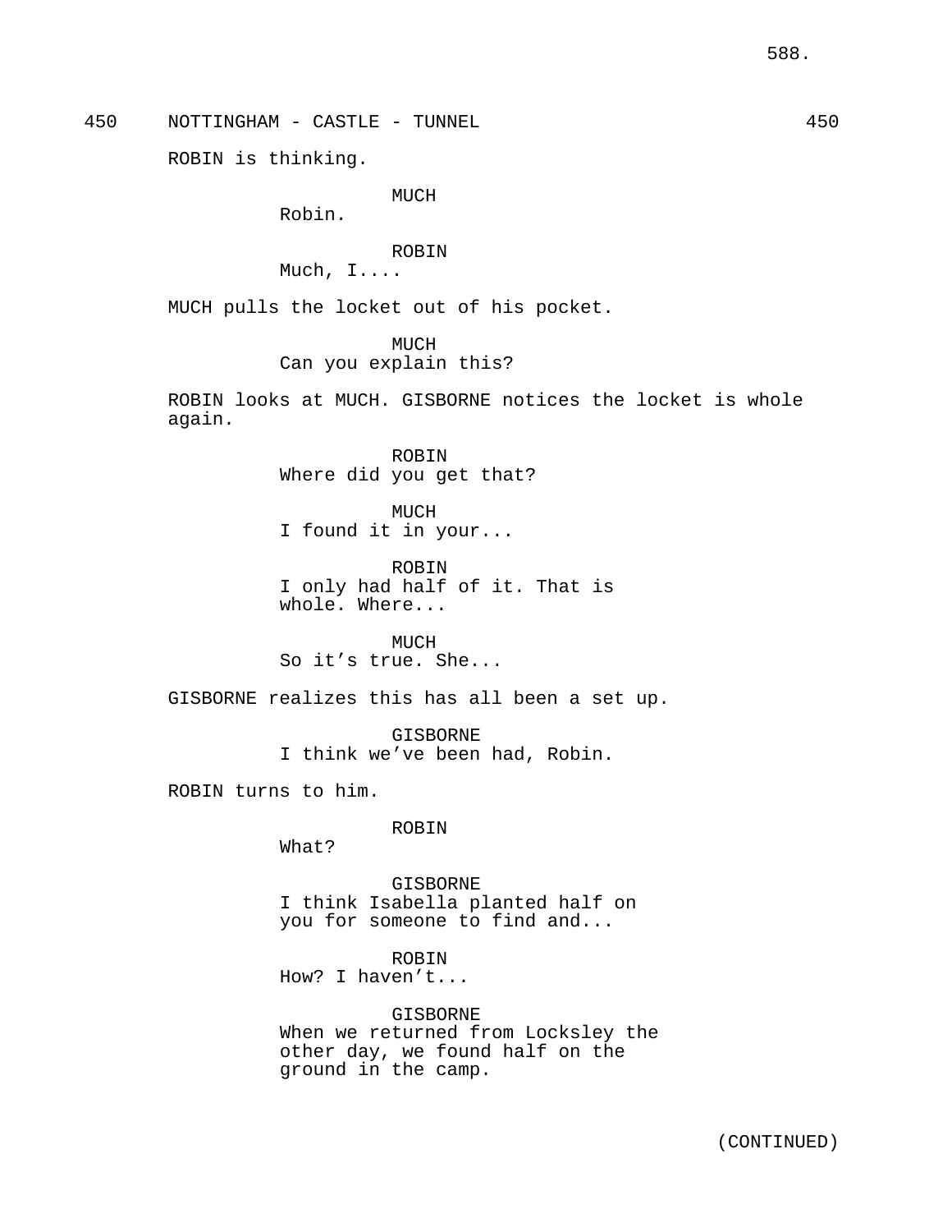450 NOTTINGHAM - CASTLE - TUNNEL 450

ROBIN is thinking.

MUCH
Robin.

ROBIN
Much, I....

MUCH pulls the locket out of his pocket.

MUCH
Can you explain this?

ROBIN looks at MUCH. GISBORNE notices the locket is whole again.

ROBIN
Where did you get that?

MUCH
I found it in your...

ROBIN
I only had half of it. That is whole. Where...

MUCH
So it's true. She...

GISBORNE realizes this has all been a set up.

GISBORNE
I think we've been had, Robin.

ROBIN turns to him.

ROBIN
What?

GISBORNE
I think Isabella planted half on you for someone to find and...

ROBIN
How? I haven't...

GISBORNE
When we returned from Locksley the other day, we found half on the ground in the camp.

(CONTINUED)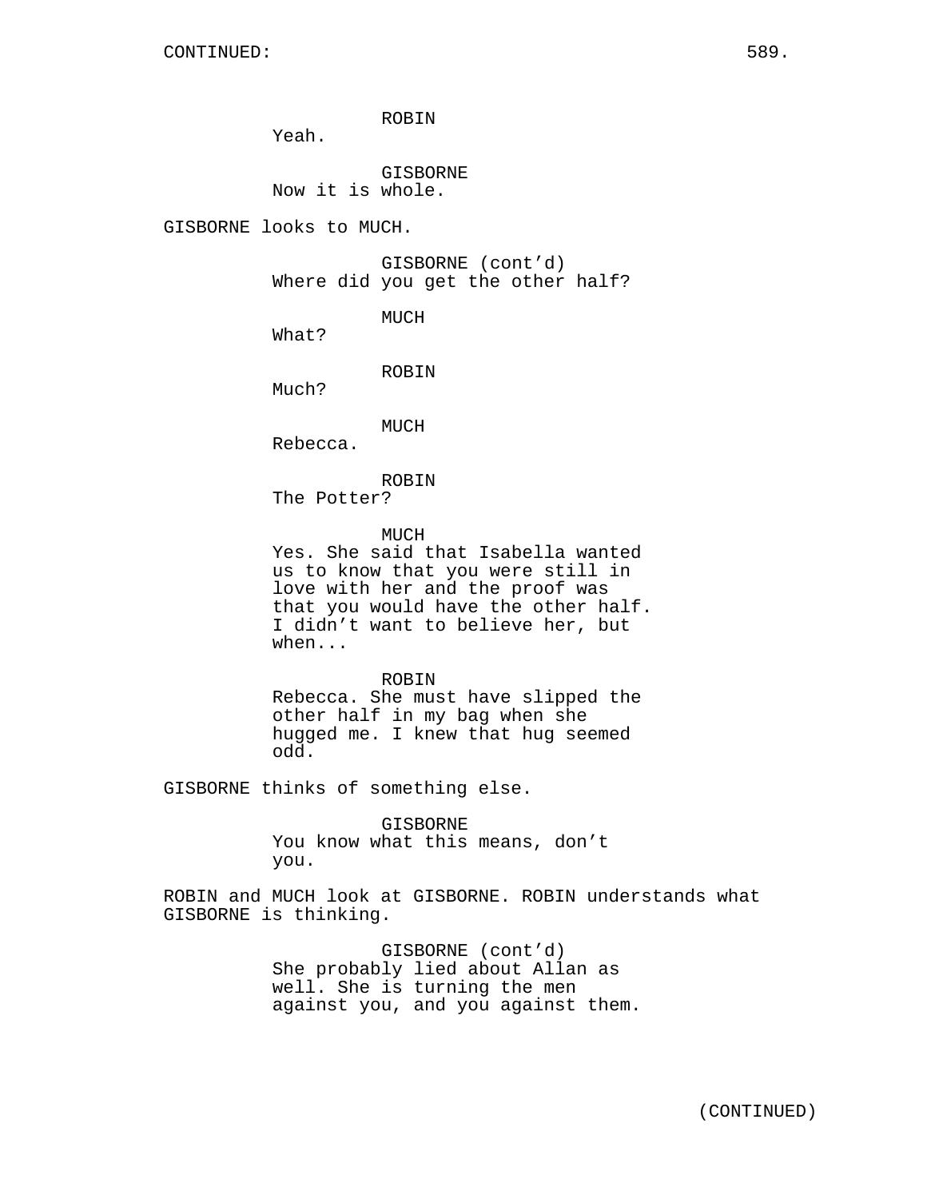CONTINUED:

ROBIN
Yeah.

GISBORNE
Now it is whole.

GISBORNE looks to MUCH.

GISBORNE (cont'd)
Where did you get the other half?

MUCH
What?

ROBIN
Much?

MUCH
Rebecca.

ROBIN
The Potter?

MUCH
Yes. She said that Isabella wanted us to know that you were still in love with her and the proof was that you would have the other half. I didn't want to believe her, but when...

ROBIN
Rebecca. She must have slipped the other half in my bag when she hugged me. I knew that hug seemed odd.

GISBORNE thinks of something else.

GISBORNE
You know what this means, don't you.

ROBIN and MUCH look at GISBORNE. ROBIN understands what GISBORNE is thinking.

GISBORNE (cont'd)
She probably lied about Allan as well. She is turning the men against you, and you against them.

(CONTINUED)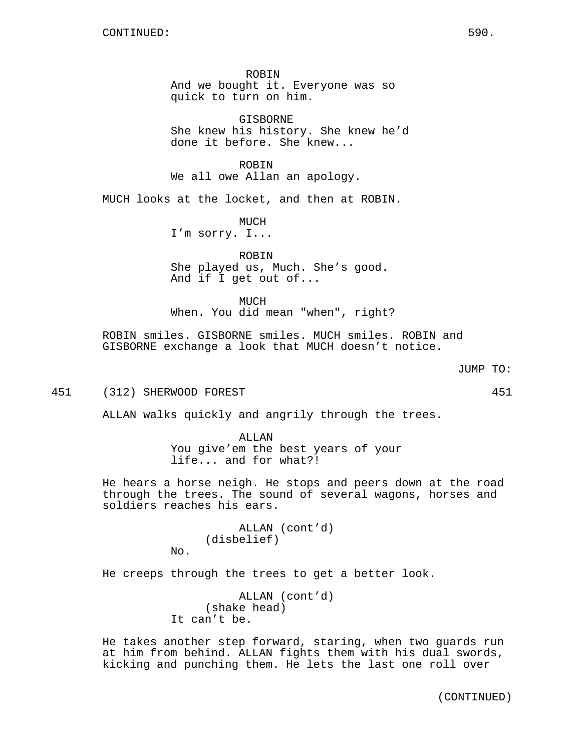CONTINUED:

ROBIN
And we bought it. Everyone was so quick to turn on him.

GISBORNE
She knew his history. She knew he'd done it before. She knew...

ROBIN
We all owe Allan an apology.

MUCH looks at the locket, and then at ROBIN.

MUCH
I'm sorry. I...

ROBIN
She played us, Much. She's good. And if I get out of...

MUCH
When. You did mean "when", right?

ROBIN smiles. GISBORNE smiles. MUCH smiles. ROBIN and GISBORNE exchange a look that MUCH doesn't notice.

JUMP TO:

451 (312) SHERWOOD FOREST 451

ALLAN walks quickly and angrily through the trees.

ALLAN
You give'em the best years of your life... and for what?!

He hears a horse neigh. He stops and peers down at the road through the trees. The sound of several wagons, horses and soldiers reaches his ears.

ALLAN (cont'd)
(disbelief)
No.

He creeps through the trees to get a better look.

ALLAN (cont'd)
(shake head)
It can't be.

He takes another step forward, staring, when two guards run at him from behind. ALLAN fights them with his dual swords, kicking and punching them. He lets the last one roll over

(CONTINUED)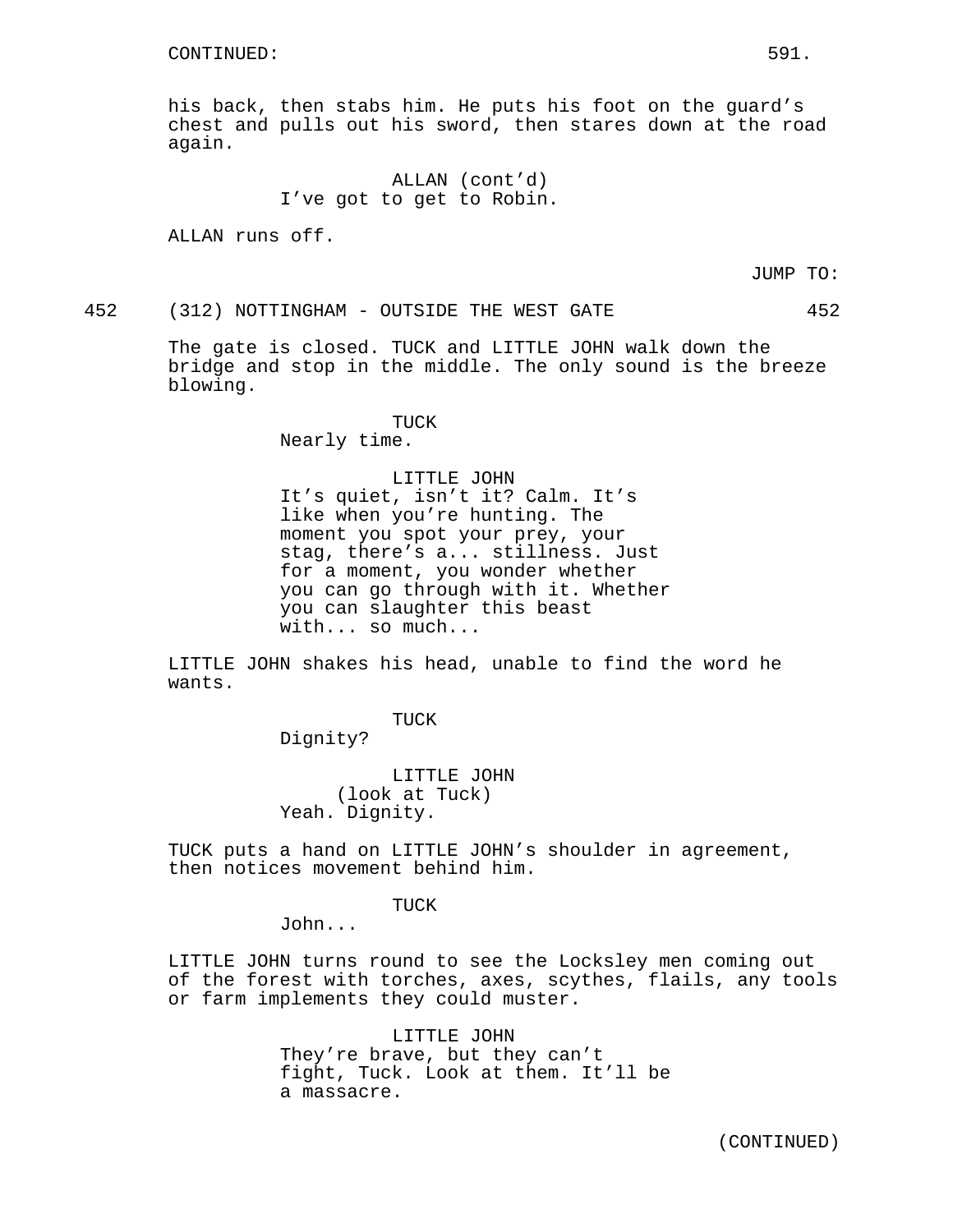CONTINUED:

his back, then stabs him. He puts his foot on the guard's chest and pulls out his sword, then stares down at the road again.

ALLAN (cont'd)
I've got to get to Robin.

ALLAN runs off.

JUMP TO:

452 (312) NOTTINGHAM - OUTSIDE THE WEST GATE 452

The gate is closed. TUCK and LITTLE JOHN walk down the bridge and stop in the middle. The only sound is the breeze blowing.

TUCK
Nearly time.

LITTLE JOHN
It's quiet, isn't it? Calm. It's like when you're hunting. The moment you spot your prey, your stag, there's a... stillness. Just for a moment, you wonder whether you can go through with it. Whether you can slaughter this beast with... so much...

LITTLE JOHN shakes his head, unable to find the word he wants.

TUCK
Dignity?

LITTLE JOHN
(look at Tuck)
Yeah. Dignity.

TUCK puts a hand on LITTLE JOHN's shoulder in agreement, then notices movement behind him.

TUCK
John...

LITTLE JOHN turns round to see the Locksley men coming out of the forest with torches, axes, scythes, flails, any tools or farm implements they could muster.

LITTLE JOHN
They're brave, but they can't fight, Tuck. Look at them. It'll be a massacre.

(CONTINUED)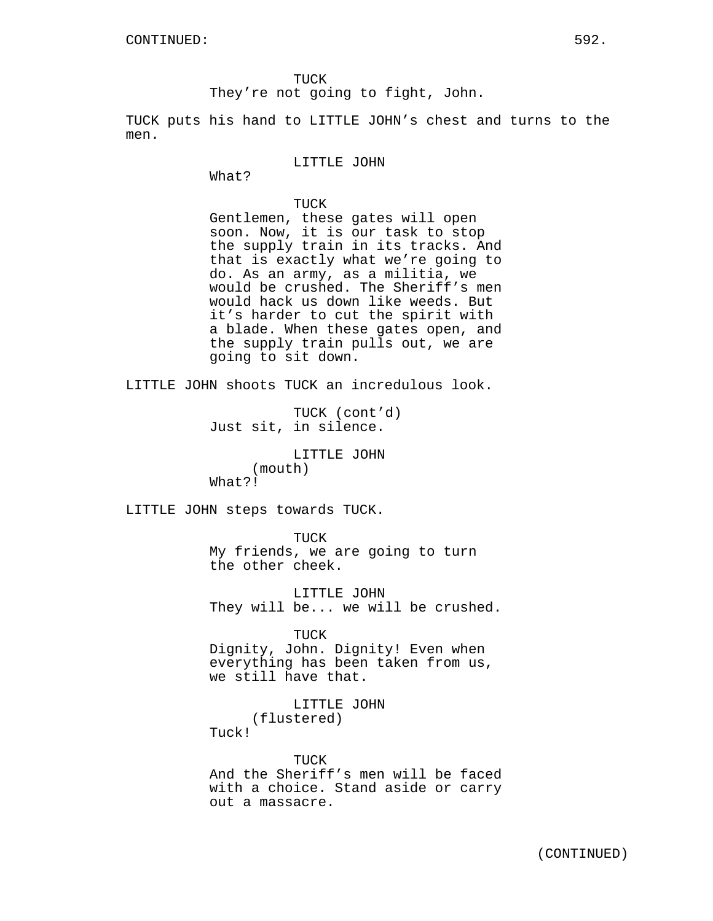TUCK
They’re not going to fight, John.

TUCK puts his hand to LITTLE JOHN’s chest and turns to the men.

LITTLE JOHN
What?

TUCK
Gentlemen, these gates will open soon. Now, it is our task to stop the supply train in its tracks. And that is exactly what we’re going to do. As an army, as a militia, we would be crushed. The Sheriff’s men would hack us down like weeds. But it’s harder to cut the spirit with a blade. When these gates open, and the supply train pulls out, we are going to sit down.

LITTLE JOHN shoots TUCK an incredulous look.

TUCK (cont’d)
Just sit, in silence.

LITTLE JOHN
(mouth)
What?!

LITTLE JOHN steps towards TUCK.

TUCK
My friends, we are going to turn the other cheek.

LITTLE JOHN
They will be... we will be crushed.

TUCK
Dignity, John. Dignity! Even when everything has been taken from us, we still have that.

LITTLE JOHN
(flustered)
Tuck!

TUCK
And the Sheriff’s men will be faced with a choice. Stand aside or carry out a massacre.

(CONTINUED)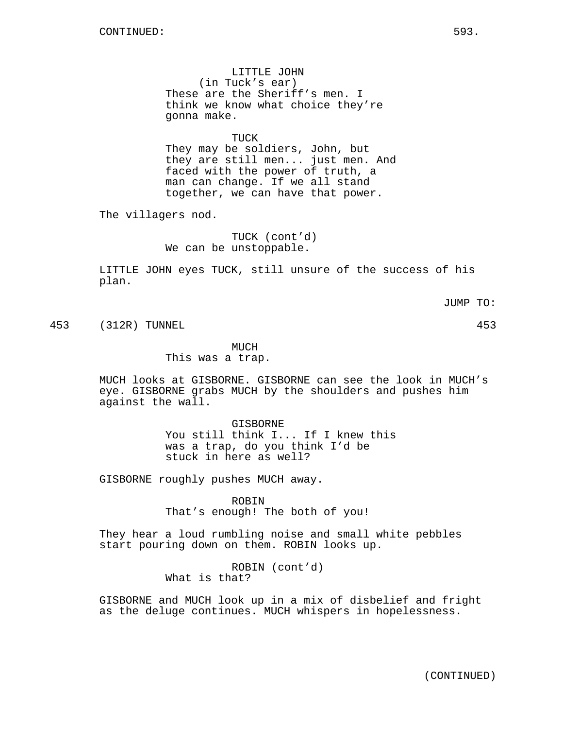LITTLE JOHN
(in Tuck's ear)
These are the Sheriff's men. I think we know what choice they're gonna make.

TUCK
They may be soldiers, John, but they are still men... just men. And faced with the power of truth, a man can change. If we all stand together, we can have that power.

The villagers nod.

TUCK (cont'd)
We can be unstoppable.

LITTLE JOHN eyes TUCK, still unsure of the success of his plan.

JUMP TO:

453 (312R) TUNNEL 453

MUCH
This was a trap.

MUCH looks at GISBORNE. GISBORNE can see the look in MUCH's eye. GISBORNE grabs MUCH by the shoulders and pushes him against the wall.

GISBORNE
You still think I... If I knew this was a trap, do you think I'd be stuck in here as well?

GISBORNE roughly pushes MUCH away.

ROBIN
That's enough! The both of you!

They hear a loud rumbling noise and small white pebbles start pouring down on them. ROBIN looks up.

ROBIN (cont'd)
What is that?

GISBORNE and MUCH look up in a mix of disbelief and fright as the deluge continues. MUCH whispers in hopelessness.

(CONTINUED)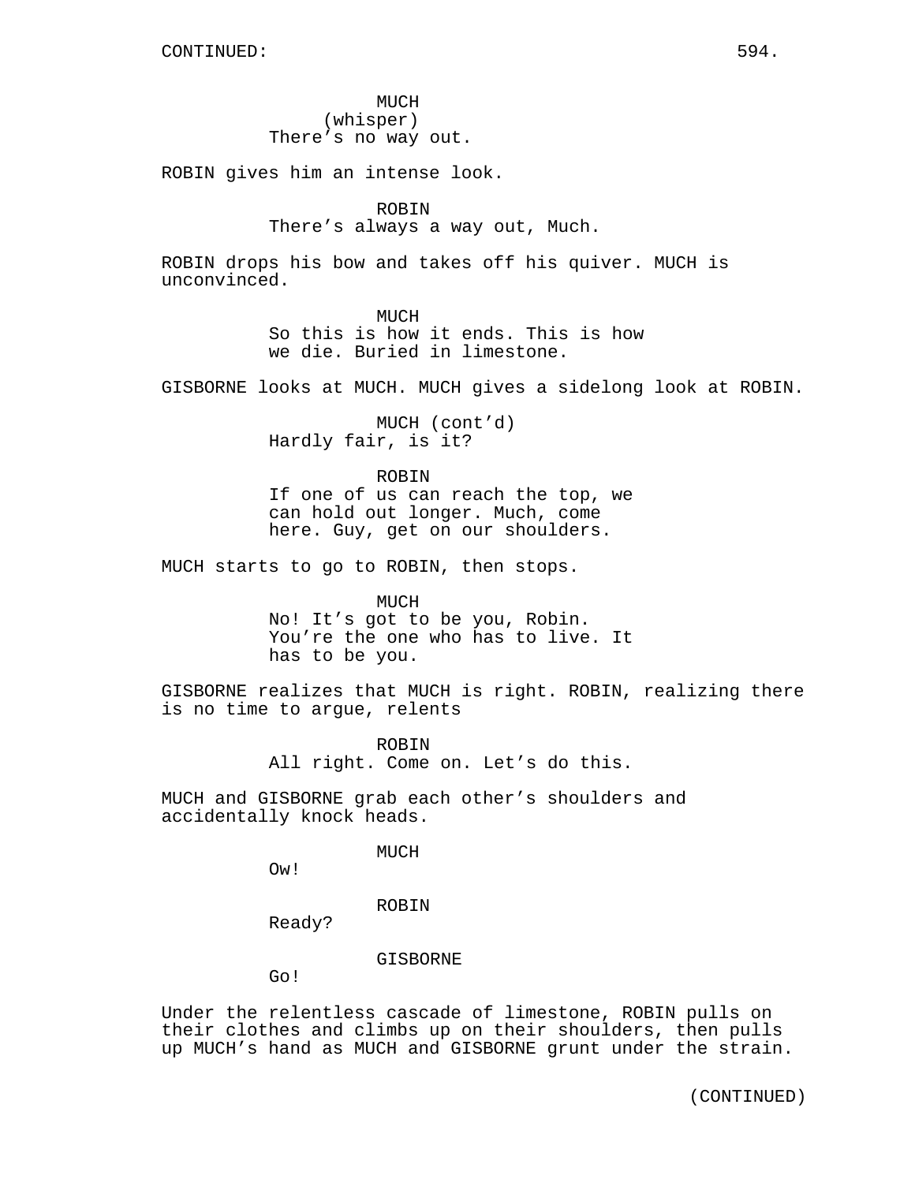MUCH
(whisper)
There's no way out.

ROBIN gives him an intense look.

ROBIN
There's always a way out, Much.

ROBIN drops his bow and takes off his quiver. MUCH is unconvinced.

MUCH
So this is how it ends. This is how we die. Buried in limestone.

GISBORNE looks at MUCH. MUCH gives a sidelong look at ROBIN.

MUCH (cont'd)
Hardly fair, is it?

ROBIN
If one of us can reach the top, we can hold out longer. Much, come here. Guy, get on our shoulders.

MUCH starts to go to ROBIN, then stops.

MUCH
No! It's got to be you, Robin. You're the one who has to live. It has to be you.

GISBORNE realizes that MUCH is right. ROBIN, realizing there is no time to argue, relents

ROBIN
All right. Come on. Let's do this.

MUCH and GISBORNE grab each other's shoulders and accidentally knock heads.

MUCH
Ow!

ROBIN
Ready?

GISBORNE
Go!

Under the relentless cascade of limestone, ROBIN pulls on their clothes and climbs up on their shoulders, then pulls up MUCH's hand as MUCH and GISBORNE grunt under the strain.

(CONTINUED)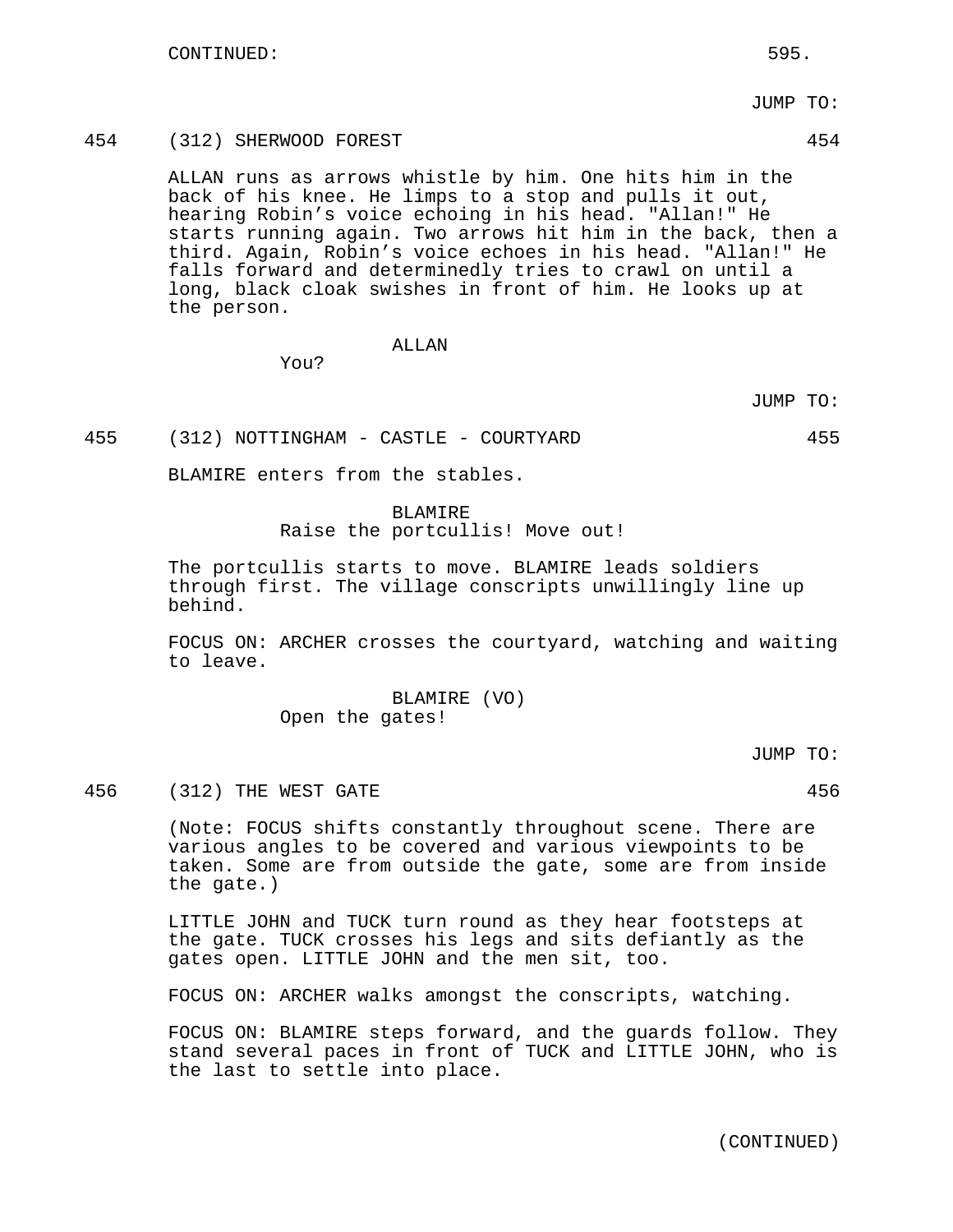JUMP TO:

454 (312) SHERWOOD FOREST 454

ALLAN runs as arrows whistle by him. One hits him in the back of his knee. He limps to a stop and pulls it out, hearing Robin's voice echoing in his head. "Allan!" He starts running again. Two arrows hit him in the back, then a third. Again, Robin's voice echoes in his head. "Allan!" He falls forward and determinedly tries to crawl on until a long, black cloak swishes in front of him. He looks up at the person.

ALLAN
You?

JUMP TO:

455 (312) NOTTINGHAM - CASTLE - COURTYARD 455

BLAMIRE enters from the stables.

BLAMIRE
Raise the portcullis! Move out!

The portcullis starts to move. BLAMIRE leads soldiers through first. The village conscripts unwillingly line up behind.

FOCUS ON: ARCHER crosses the courtyard, watching and waiting to leave.

BLAMIRE (VO)
Open the gates!

JUMP TO:

456 (312) THE WEST GATE 456

(Note: FOCUS shifts constantly throughout scene. There are various angles to be covered and various viewpoints to be taken. Some are from outside the gate, some are from inside the gate.)

LITTLE JOHN and TUCK turn round as they hear footsteps at the gate. TUCK crosses his legs and sits defiantly as the gates open. LITTLE JOHN and the men sit, too.

FOCUS ON: ARCHER walks amongst the conscripts, watching.

FOCUS ON: BLAMIRE steps forward, and the guards follow. They stand several paces in front of TUCK and LITTLE JOHN, who is the last to settle into place.

(CONTINUED)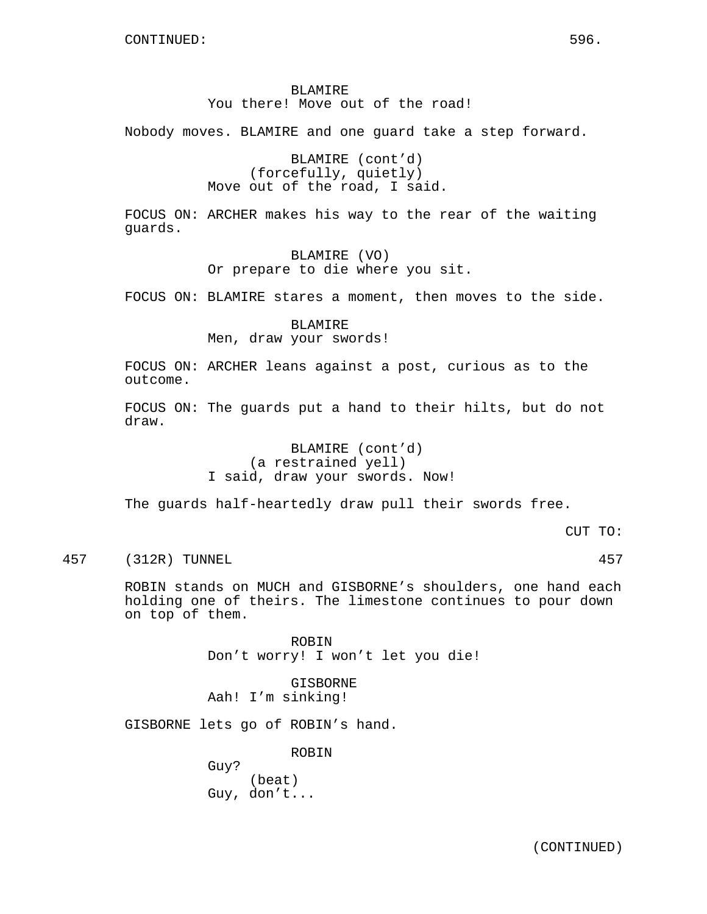BLAMIRE
You there! Move out of the road!

Nobody moves. BLAMIRE and one guard take a step forward.

BLAMIRE (cont'd)
(forcefully, quietly)
Move out of the road, I said.

FOCUS ON: ARCHER makes his way to the rear of the waiting guards.

BLAMIRE (VO)
Or prepare to die where you sit.

FOCUS ON: BLAMIRE stares a moment, then moves to the side.

BLAMIRE
Men, draw your swords!

FOCUS ON: ARCHER leans against a post, curious as to the outcome.

FOCUS ON: The guards put a hand to their hilts, but do not draw.

BLAMIRE (cont'd)
(a restrained yell)
I said, draw your swords. Now!

The guards half-heartedly draw pull their swords free.

CUT TO:

457 (312R) TUNNEL 457

ROBIN stands on MUCH and GISBORNE's shoulders, one hand each holding one of theirs. The limestone continues to pour down on top of them.

ROBIN
Don't worry! I won't let you die!

GISBORNE
Aah! I'm sinking!

GISBORNE lets go of ROBIN's hand.

ROBIN
Guy?
(beat)
Guy, don't...

(CONTINUED)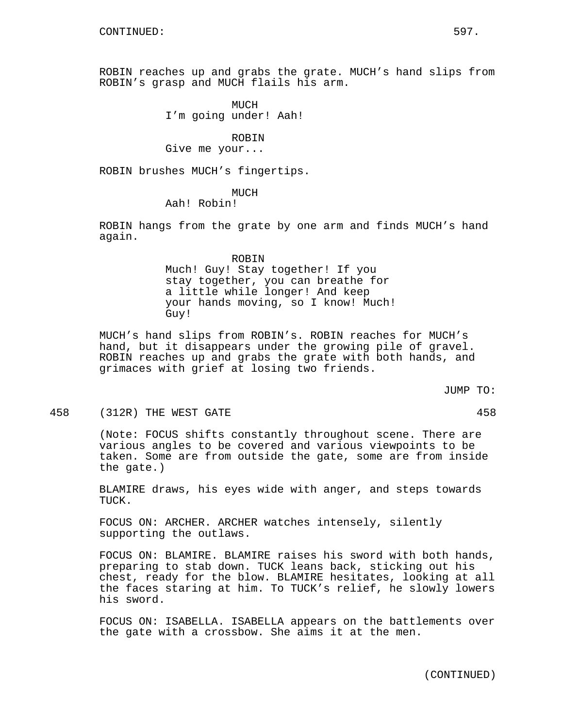ROBIN reaches up and grabs the grate. MUCH's hand slips from ROBIN's grasp and MUCH flails his arm.

MUCH
I'm going under! Aah!

ROBIN
Give me your...

ROBIN brushes MUCH's fingertips.

MUCH
Aah! Robin!

ROBIN hangs from the grate by one arm and finds MUCH's hand again.

ROBIN
Much! Guy! Stay together! If you stay together, you can breathe for a little while longer! And keep your hands moving, so I know! Much! Guy!

MUCH's hand slips from ROBIN's. ROBIN reaches for MUCH's hand, but it disappears under the growing pile of gravel. ROBIN reaches up and grabs the grate with both hands, and grimaces with grief at losing two friends.

JUMP TO:

458 (312R) THE WEST GATE 458

(Note: FOCUS shifts constantly throughout scene. There are various angles to be covered and various viewpoints to be taken. Some are from outside the gate, some are from inside the gate.)

BLAMIRE draws, his eyes wide with anger, and steps towards TUCK.

FOCUS ON: ARCHER. ARCHER watches intensely, silently supporting the outlaws.

FOCUS ON: BLAMIRE. BLAMIRE raises his sword with both hands, preparing to stab down. TUCK leans back, sticking out his chest, ready for the blow. BLAMIRE hesitates, looking at all the faces staring at him. To TUCK's relief, he slowly lowers his sword.

FOCUS ON: ISABELLA. ISABELLA appears on the battlements over the gate with a crossbow. She aims it at the men.

(CONTINUED)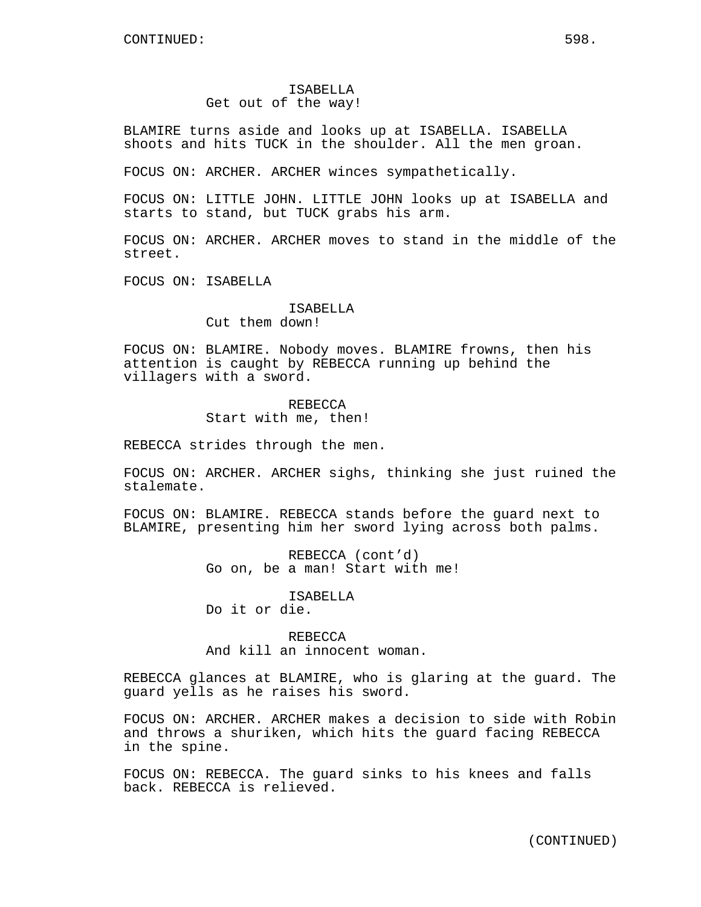ISABELLA
Get out of the way!

BLAMIRE turns aside and looks up at ISABELLA. ISABELLA shoots and hits TUCK in the shoulder. All the men groan.

FOCUS ON: ARCHER. ARCHER winces sympathetically.

FOCUS ON: LITTLE JOHN. LITTLE JOHN looks up at ISABELLA and starts to stand, but TUCK grabs his arm.

FOCUS ON: ARCHER. ARCHER moves to stand in the middle of the street.

FOCUS ON: ISABELLA

ISABELLA
Cut them down!

FOCUS ON: BLAMIRE. Nobody moves. BLAMIRE frowns, then his attention is caught by REBECCA running up behind the villagers with a sword.

REBECCA
Start with me, then!

REBECCA strides through the men.

FOCUS ON: ARCHER. ARCHER sighs, thinking she just ruined the stalemate.

FOCUS ON: BLAMIRE. REBECCA stands before the guard next to BLAMIRE, presenting him her sword lying across both palms.

REBECCA (cont'd)
Go on, be a man! Start with me!

ISABELLA
Do it or die.

REBECCA
And kill an innocent woman.

REBECCA glances at BLAMIRE, who is glaring at the guard. The guard yells as he raises his sword.

FOCUS ON: ARCHER. ARCHER makes a decision to side with Robin and throws a shuriken, which hits the guard facing REBECCA in the spine.

FOCUS ON: REBECCA. The guard sinks to his knees and falls back. REBECCA is relieved.

(CONTINUED)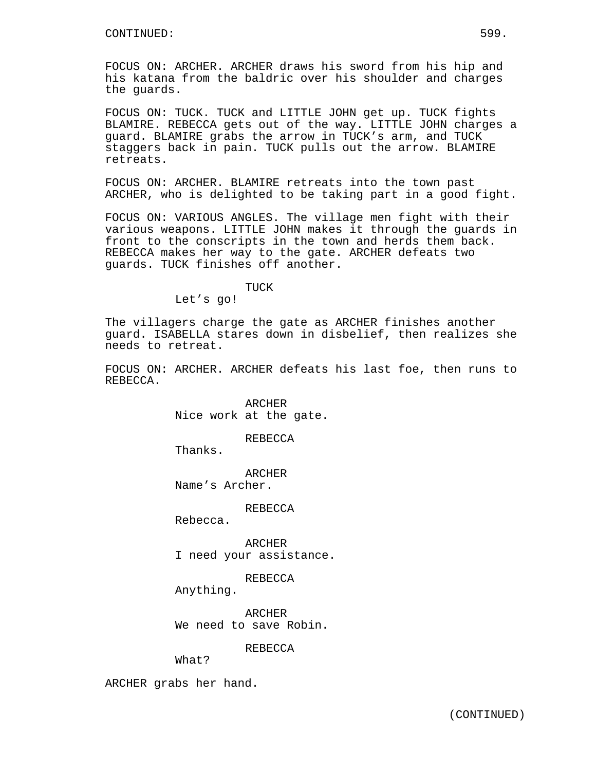CONTINUED:

FOCUS ON: ARCHER. ARCHER draws his sword from his hip and his katana from the baldric over his shoulder and charges the guards.

FOCUS ON: TUCK. TUCK and LITTLE JOHN get up. TUCK fights BLAMIRE. REBECCA gets out of the way. LITTLE JOHN charges a guard. BLAMIRE grabs the arrow in TUCK's arm, and TUCK staggers back in pain. TUCK pulls out the arrow. BLAMIRE retreats.

FOCUS ON: ARCHER. BLAMIRE retreats into the town past ARCHER, who is delighted to be taking part in a good fight.

FOCUS ON: VARIOUS ANGLES. The village men fight with their various weapons. LITTLE JOHN makes it through the guards in front to the conscripts in the town and herds them back. REBECCA makes her way to the gate. ARCHER defeats two guards. TUCK finishes off another.

TUCK
Let's go!

The villagers charge the gate as ARCHER finishes another guard. ISABELLA stares down in disbelief, then realizes she needs to retreat.

FOCUS ON: ARCHER. ARCHER defeats his last foe, then runs to REBECCA.

ARCHER
Nice work at the gate.

REBECCA
Thanks.

ARCHER
Name's Archer.

REBECCA
Rebecca.

ARCHER
I need your assistance.

REBECCA
Anything.

ARCHER
We need to save Robin.

REBECCA
What?

ARCHER grabs her hand.

(CONTINUED)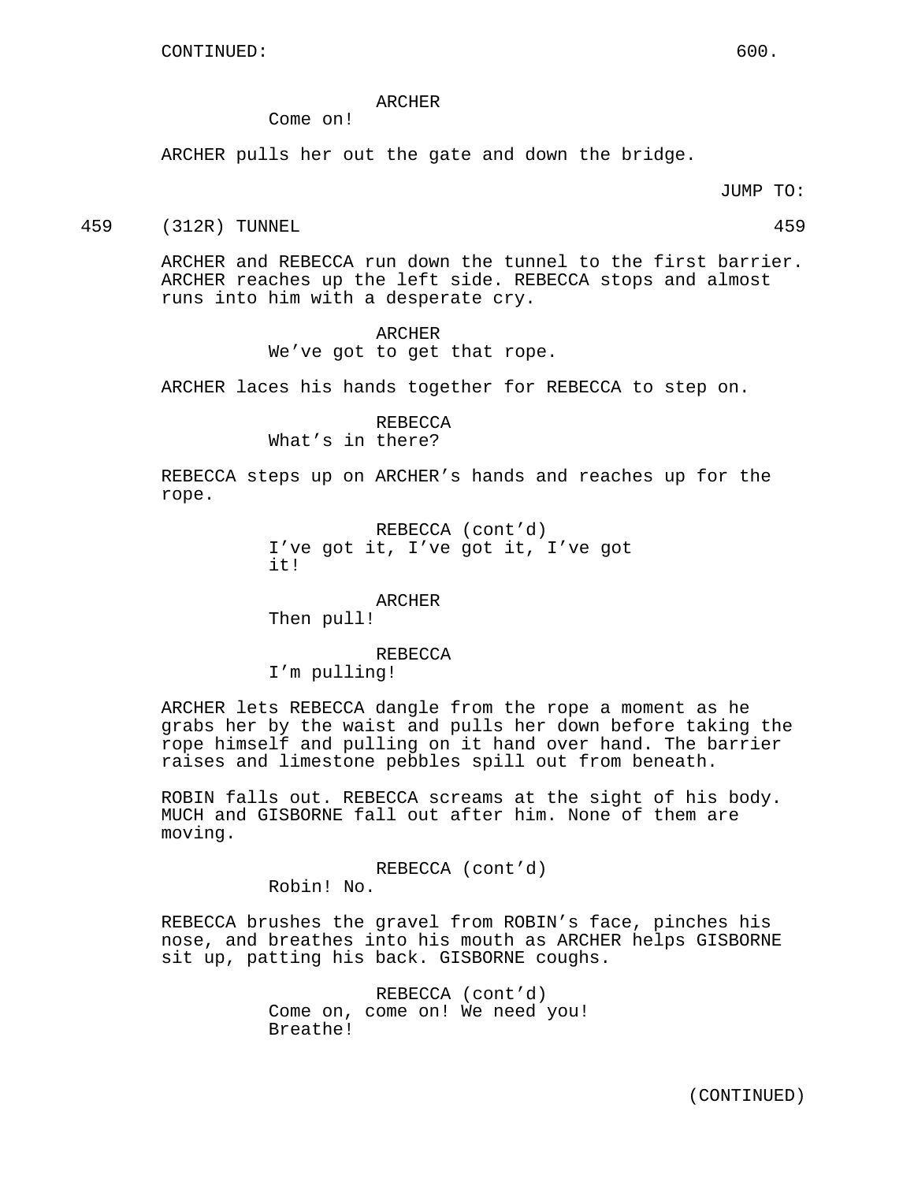CONTINUED:

ARCHER
Come on!

ARCHER pulls her out the gate and down the bridge.

JUMP TO:

459 (312R) TUNNEL 459

ARCHER and REBECCA run down the tunnel to the first barrier. ARCHER reaches up the left side. REBECCA stops and almost runs into him with a desperate cry.

ARCHER
We’ve got to get that rope.

ARCHER laces his hands together for REBECCA to step on.

REBECCA
What’s in there?

REBECCA steps up on ARCHER’s hands and reaches up for the rope.

REBECCA (cont’d)
I’ve got it, I’ve got it, I’ve got it!

ARCHER
Then pull!

REBECCA
I’m pulling!

ARCHER lets REBECCA dangle from the rope a moment as he grabs her by the waist and pulls her down before taking the rope himself and pulling on it hand over hand. The barrier raises and limestone pebbles spill out from beneath.

ROBIN falls out. REBECCA screams at the sight of his body. MUCH and GISBORNE fall out after him. None of them are moving.

REBECCA (cont’d)
Robin! No.

REBECCA brushes the gravel from ROBIN’s face, pinches his nose, and breathes into his mouth as ARCHER helps GISBORNE sit up, patting his back. GISBORNE coughs.

REBECCA (cont’d)
Come on, come on! We need you! Breathe!

(CONTINUED)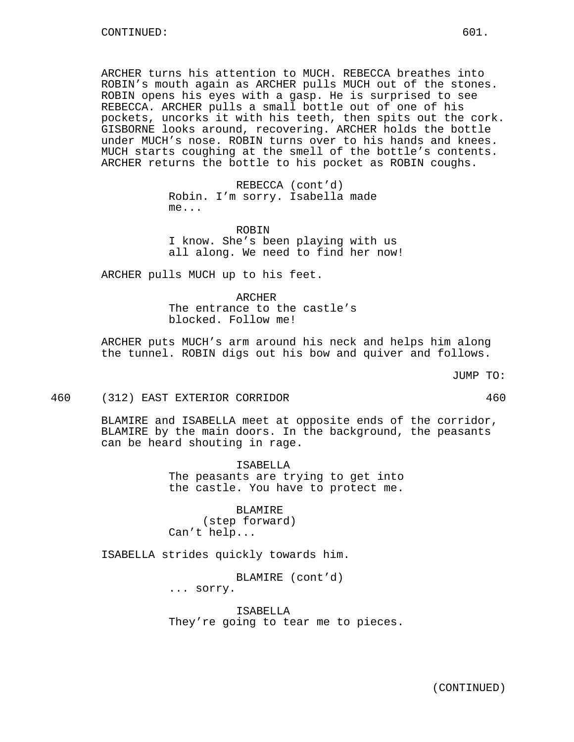CONTINUED:

ARCHER turns his attention to MUCH. REBECCA breathes into ROBIN's mouth again as ARCHER pulls MUCH out of the stones. ROBIN opens his eyes with a gasp. He is surprised to see REBECCA. ARCHER pulls a small bottle out of one of his pockets, uncorks it with his teeth, then spits out the cork. GISBORNE looks around, recovering. ARCHER holds the bottle under MUCH's nose. ROBIN turns over to his hands and knees. MUCH starts coughing at the smell of the bottle's contents. ARCHER returns the bottle to his pocket as ROBIN coughs.

REBECCA (cont'd)
Robin. I'm sorry. Isabella made me...

ROBIN
I know. She's been playing with us all along. We need to find her now!

ARCHER pulls MUCH up to his feet.

ARCHER
The entrance to the castle's blocked. Follow me!

ARCHER puts MUCH's arm around his neck and helps him along the tunnel. ROBIN digs out his bow and quiver and follows.

JUMP TO:

460 (312) EAST EXTERIOR CORRIDOR 460

BLAMIRE and ISABELLA meet at opposite ends of the corridor, BLAMIRE by the main doors. In the background, the peasants can be heard shouting in rage.

ISABELLA
The peasants are trying to get into the castle. You have to protect me.

BLAMIRE
(step forward)
Can't help...

ISABELLA strides quickly towards him.

BLAMIRE (cont'd)
... sorry.

ISABELLA
They're going to tear me to pieces.

(CONTINUED)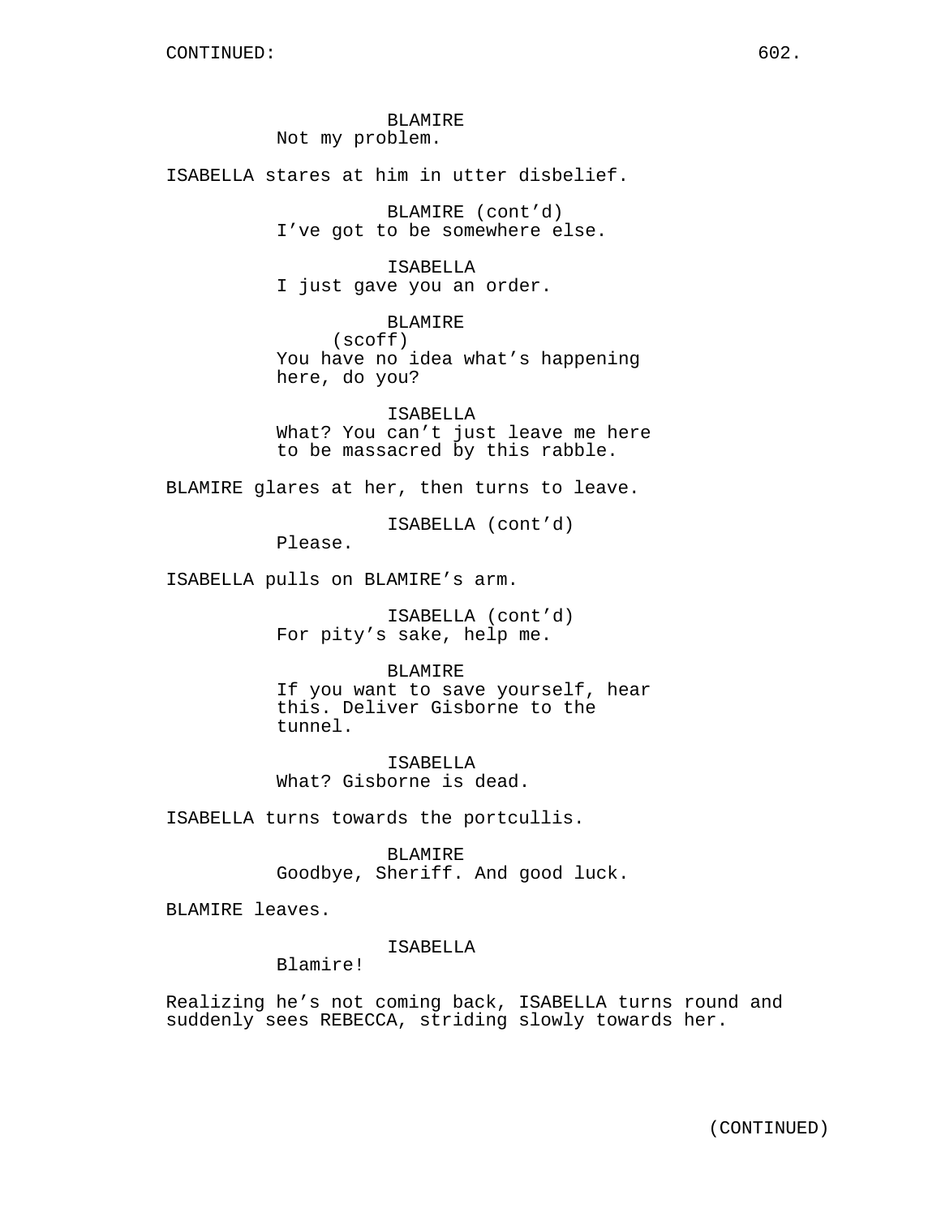BLAMIRE
Not my problem.

ISABELLA stares at him in utter disbelief.

BLAMIRE (cont'd)
I've got to be somewhere else.

ISABELLA
I just gave you an order.

BLAMIRE
(scoff)
You have no idea what's happening here, do you?

ISABELLA
What? You can't just leave me here to be massacred by this rabble.

BLAMIRE glares at her, then turns to leave.

ISABELLA (cont'd)
Please.

ISABELLA pulls on BLAMIRE's arm.

ISABELLA (cont'd)
For pity's sake, help me.

BLAMIRE
If you want to save yourself, hear this. Deliver Gisborne to the tunnel.

ISABELLA
What? Gisborne is dead.

ISABELLA turns towards the portcullis.

BLAMIRE
Goodbye, Sheriff. And good luck.

BLAMIRE leaves.

ISABELLA
Blamire!

Realizing he's not coming back, ISABELLA turns round and suddenly sees REBECCA, striding slowly towards her.

(CONTINUED)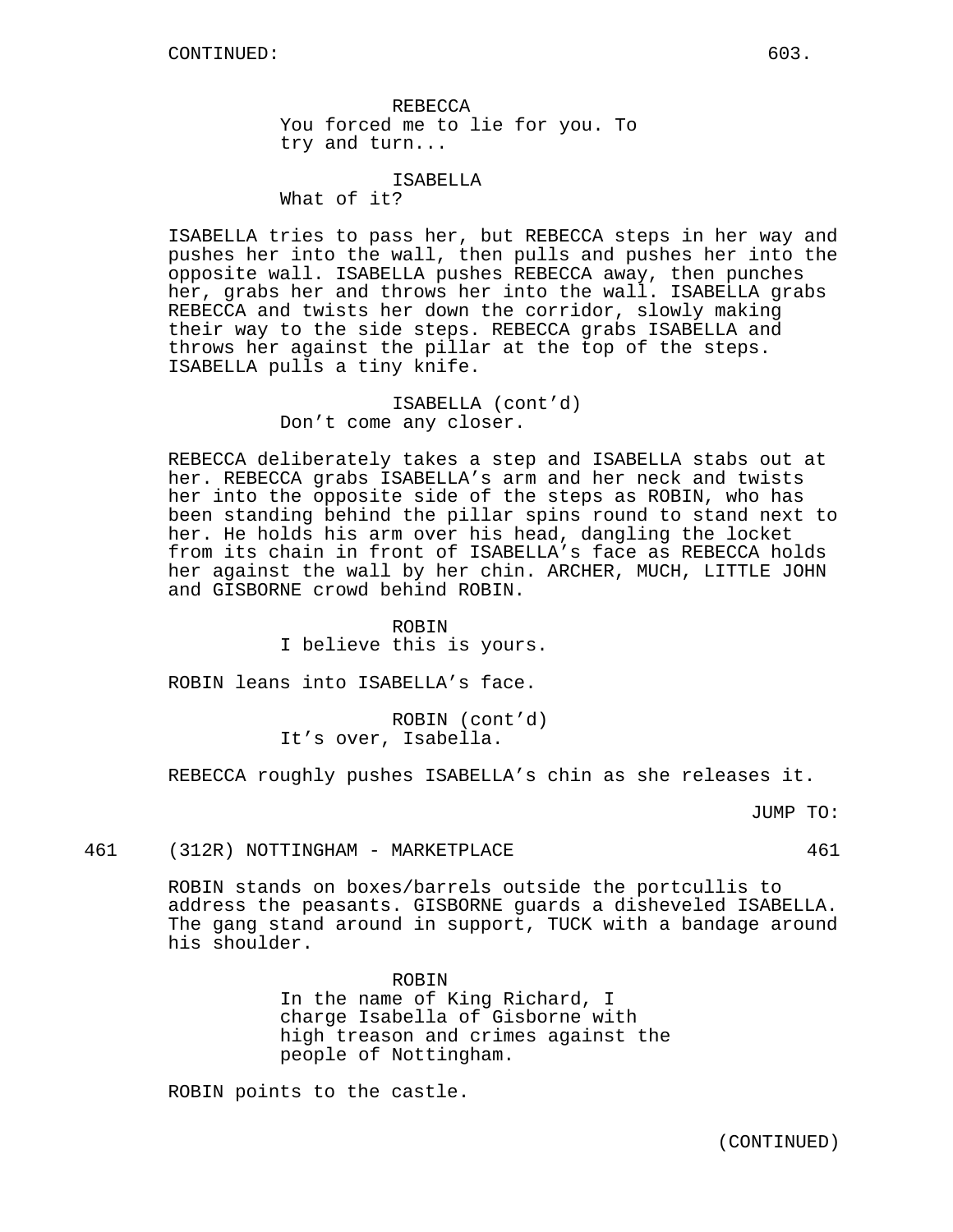REBECCA
You forced me to lie for you. To try and turn...

ISABELLA
What of it?

ISABELLA tries to pass her, but REBECCA steps in her way and pushes her into the wall, then pulls and pushes her into the opposite wall. ISABELLA pushes REBECCA away, then punches her, grabs her and throws her into the wall. ISABELLA grabs REBECCA and twists her down the corridor, slowly making their way to the side steps. REBECCA grabs ISABELLA and throws her against the pillar at the top of the steps. ISABELLA pulls a tiny knife.

ISABELLA (cont'd)
Don't come any closer.

REBECCA deliberately takes a step and ISABELLA stabs out at her. REBECCA grabs ISABELLA's arm and her neck and twists her into the opposite side of the steps as ROBIN, who has been standing behind the pillar spins round to stand next to her. He holds his arm over his head, dangling the locket from its chain in front of ISABELLA's face as REBECCA holds her against the wall by her chin. ARCHER, MUCH, LITTLE JOHN and GISBORNE crowd behind ROBIN.

ROBIN
I believe this is yours.

ROBIN leans into ISABELLA's face.

ROBIN (cont'd)
It's over, Isabella.

REBECCA roughly pushes ISABELLA's chin as she releases it.

JUMP TO:

461 (312R) NOTTINGHAM - MARKETPLACE 461

ROBIN stands on boxes/barrels outside the portcullis to address the peasants. GISBORNE guards a disheveled ISABELLA. The gang stand around in support, TUCK with a bandage around his shoulder.

ROBIN
In the name of King Richard, I charge Isabella of Gisborne with high treason and crimes against the people of Nottingham.

ROBIN points to the castle.

(CONTINUED)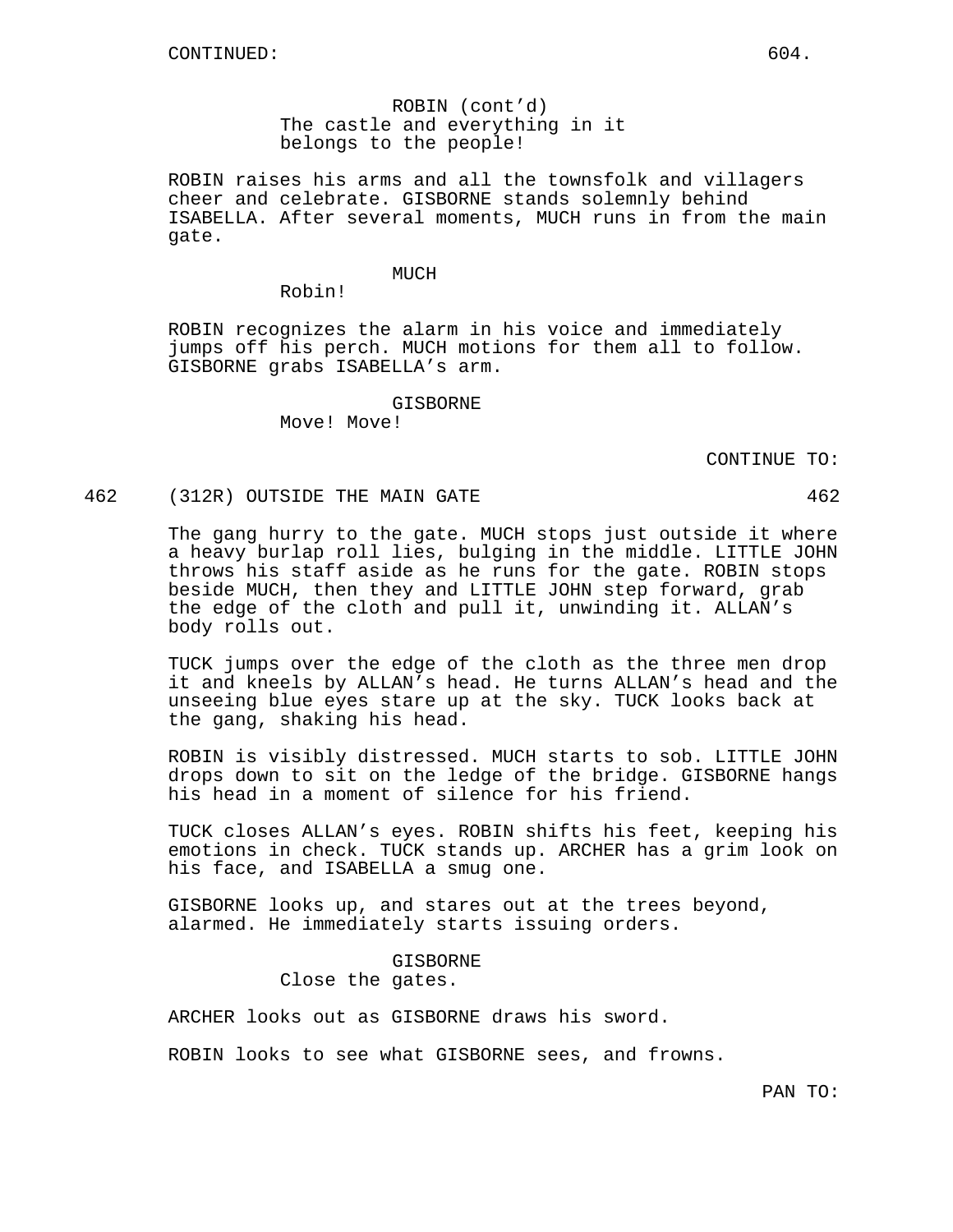CONTINUED:

ROBIN (cont'd)
The castle and everything in it belongs to the people!

ROBIN raises his arms and all the townsfolk and villagers cheer and celebrate. GISBORNE stands solemnly behind ISABELLA. After several moments, MUCH runs in from the main gate.

MUCH
Robin!

ROBIN recognizes the alarm in his voice and immediately jumps off his perch. MUCH motions for them all to follow. GISBORNE grabs ISABELLA's arm.

GISBORNE
Move! Move!

CONTINUE TO:

462 (312R) OUTSIDE THE MAIN GATE 462

The gang hurry to the gate. MUCH stops just outside it where a heavy burlap roll lies, bulging in the middle. LITTLE JOHN throws his staff aside as he runs for the gate. ROBIN stops beside MUCH, then they and LITTLE JOHN step forward, grab the edge of the cloth and pull it, unwinding it. ALLAN's body rolls out.

TUCK jumps over the edge of the cloth as the three men drop it and kneels by ALLAN's head. He turns ALLAN's head and the unseeing blue eyes stare up at the sky. TUCK looks back at the gang, shaking his head.

ROBIN is visibly distressed. MUCH starts to sob. LITTLE JOHN drops down to sit on the ledge of the bridge. GISBORNE hangs his head in a moment of silence for his friend.

TUCK closes ALLAN's eyes. ROBIN shifts his feet, keeping his emotions in check. TUCK stands up. ARCHER has a grim look on his face, and ISABELLA a smug one.

GISBORNE looks up, and stares out at the trees beyond, alarmed. He immediately starts issuing orders.

GISBORNE
Close the gates.

ARCHER looks out as GISBORNE draws his sword.

ROBIN looks to see what GISBORNE sees, and frowns.

PAN TO: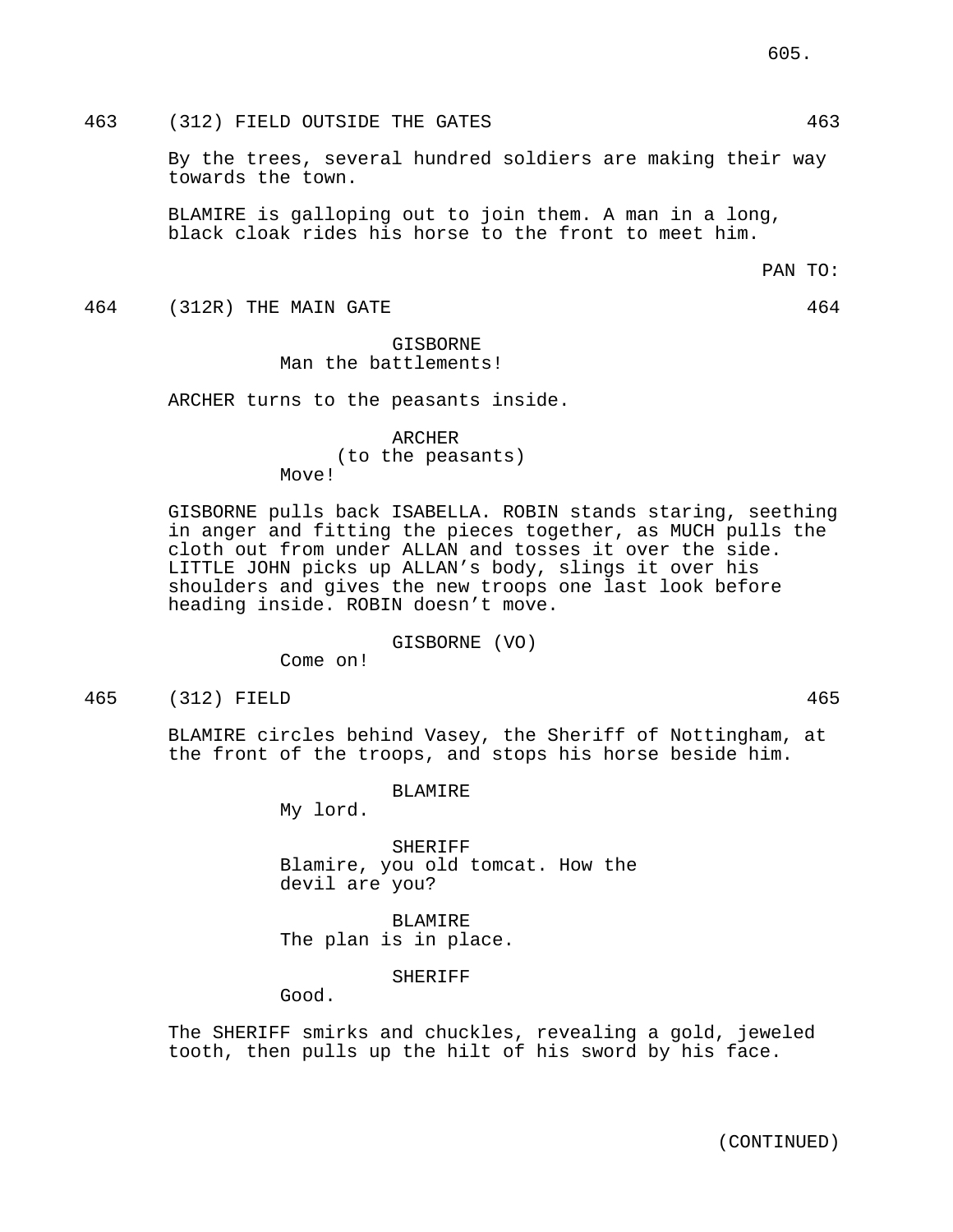463 (312) FIELD OUTSIDE THE GATES 463

By the trees, several hundred soldiers are making their way towards the town.

BLAMIRE is galloping out to join them. A man in a long, black cloak rides his horse to the front to meet him.

PAN TO:

464 (312R) THE MAIN GATE 464

GISBORNE
Man the battlements!

ARCHER turns to the peasants inside.

ARCHER
(to the peasants)
Move!

GISBORNE pulls back ISABELLA. ROBIN stands staring, seething in anger and fitting the pieces together, as MUCH pulls the cloth out from under ALLAN and tosses it over the side. LITTLE JOHN picks up ALLAN's body, slings it over his shoulders and gives the new troops one last look before heading inside. ROBIN doesn't move.

GISBORNE (VO)
Come on!

465 (312) FIELD 465

BLAMIRE circles behind Vasey, the Sheriff of Nottingham, at the front of the troops, and stops his horse beside him.

BLAMIRE
My lord.

SHERIFF
Blamire, you old tomcat. How the devil are you?

BLAMIRE
The plan is in place.

SHERIFF
Good.

The SHERIFF smirks and chuckles, revealing a gold, jeweled tooth, then pulls up the hilt of his sword by his face.

(CONTINUED)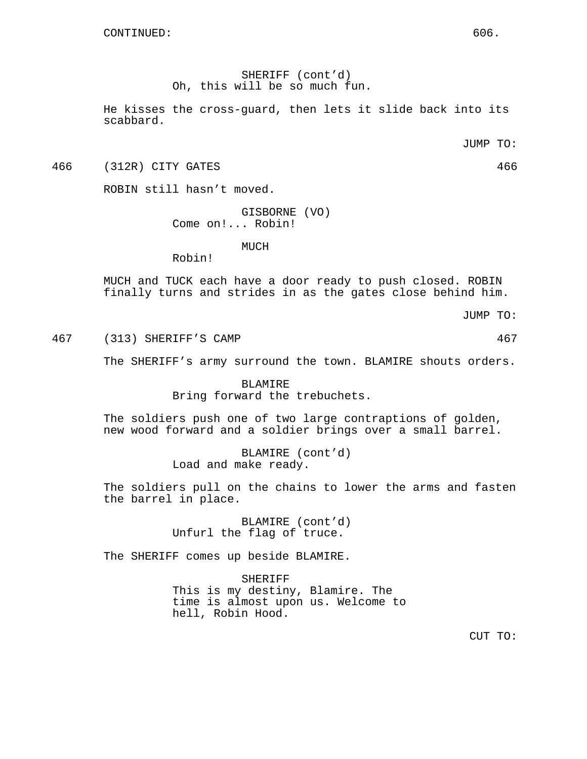CONTINUED:

SHERIFF (cont'd)
Oh, this will be so much fun.

He kisses the cross-guard, then lets it slide back into its scabbard.

JUMP TO:

466 (312R) CITY GATES 466

ROBIN still hasn't moved.

GISBORNE (VO)
Come on!... Robin!

MUCH
Robin!

MUCH and TUCK each have a door ready to push closed. ROBIN finally turns and strides in as the gates close behind him.

JUMP TO:

467 (313) SHERIFF'S CAMP 467

The SHERIFF's army surround the town. BLAMIRE shouts orders.

BLAMIRE
Bring forward the trebuchets.

The soldiers push one of two large contraptions of golden, new wood forward and a soldier brings over a small barrel.

BLAMIRE (cont'd)
Load and make ready.

The soldiers pull on the chains to lower the arms and fasten the barrel in place.

BLAMIRE (cont'd)
Unfurl the flag of truce.

The SHERIFF comes up beside BLAMIRE.

SHERIFF
This is my destiny, Blamire. The time is almost upon us. Welcome to hell, Robin Hood.

CUT TO: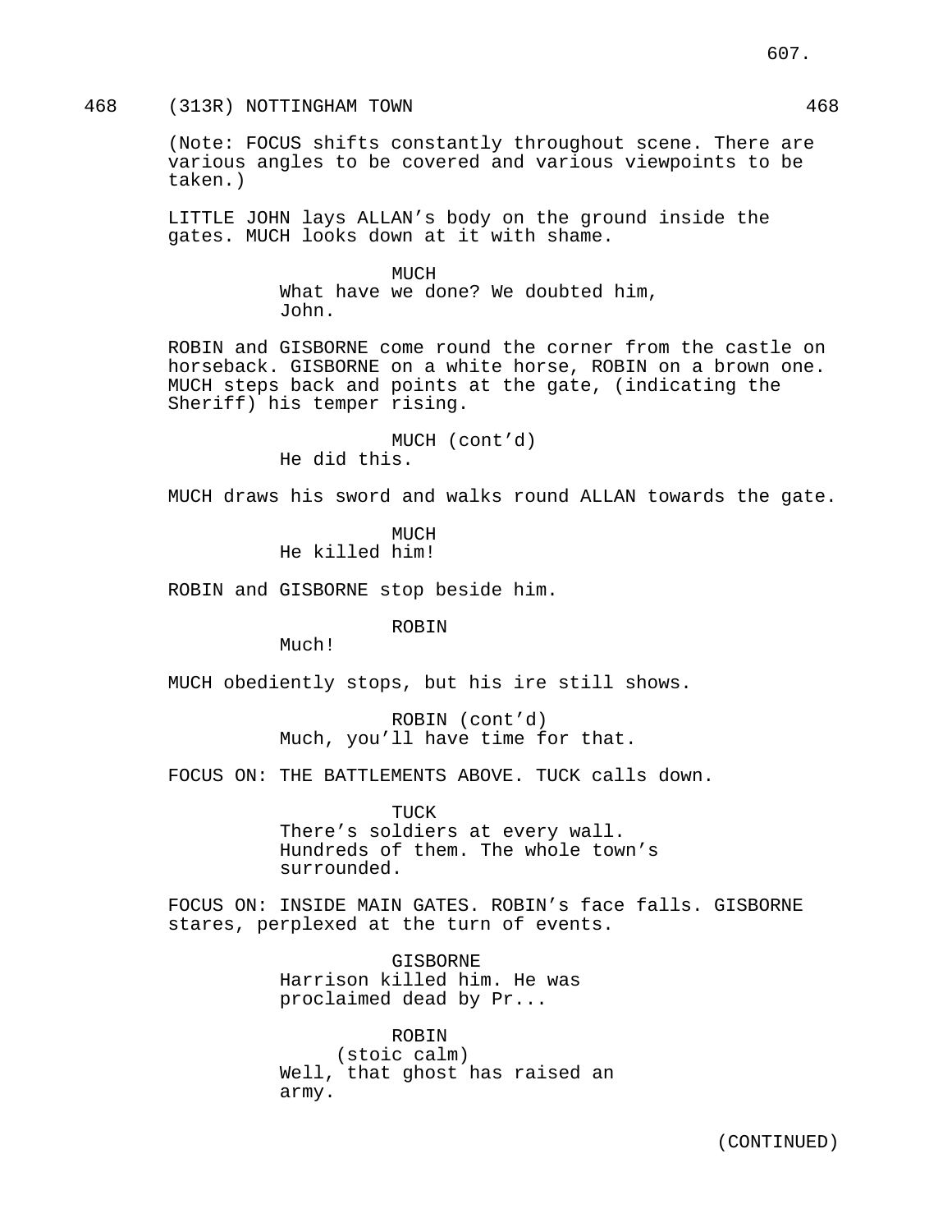468 (313R) NOTTINGHAM TOWN 468

(Note: FOCUS shifts constantly throughout scene. There are various angles to be covered and various viewpoints to be taken.)

LITTLE JOHN lays ALLAN's body on the ground inside the gates. MUCH looks down at it with shame.

MUCH
What have we done? We doubted him, John.

ROBIN and GISBORNE come round the corner from the castle on horseback. GISBORNE on a white horse, ROBIN on a brown one. MUCH steps back and points at the gate, (indicating the Sheriff) his temper rising.

MUCH (cont'd)
He did this.

MUCH draws his sword and walks round ALLAN towards the gate.

MUCH
He killed him!

ROBIN and GISBORNE stop beside him.

ROBIN
Much!

MUCH obediently stops, but his ire still shows.

ROBIN (cont'd)
Much, you'll have time for that.

FOCUS ON: THE BATTLEMENTS ABOVE. TUCK calls down.

TUCK
There's soldiers at every wall. Hundreds of them. The whole town's surrounded.

FOCUS ON: INSIDE MAIN GATES. ROBIN's face falls. GISBORNE stares, perplexed at the turn of events.

GISBORNE
Harrison killed him. He was proclaimed dead by Pr...

ROBIN
(stoic calm)
Well, that ghost has raised an army.

(CONTINUED)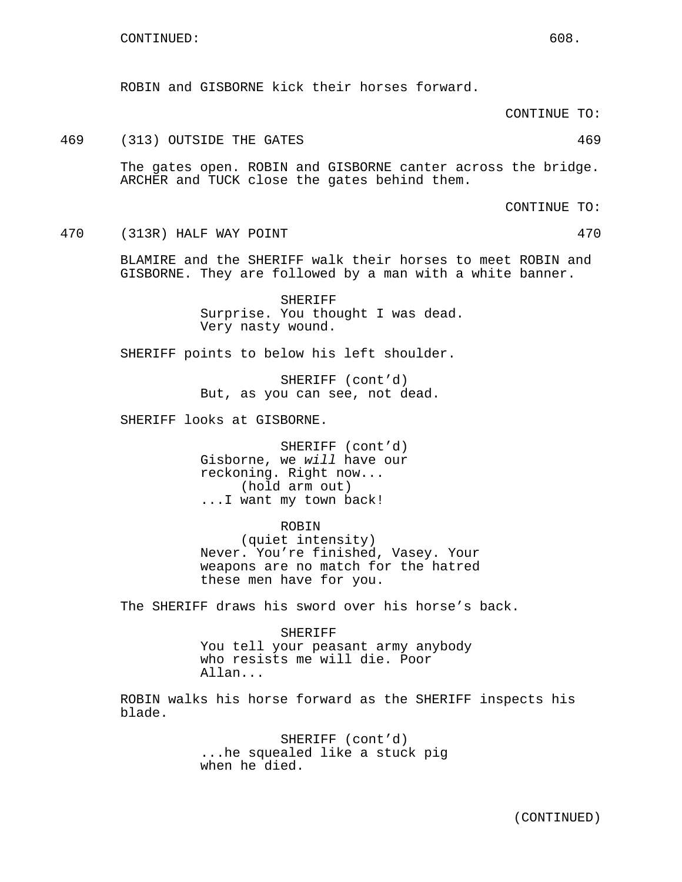ROBIN and GISBORNE kick their horses forward.

CONTINUE TO:

469 (313) OUTSIDE THE GATES 469

The gates open. ROBIN and GISBORNE canter across the bridge. ARCHER and TUCK close the gates behind them.

CONTINUE TO:

470 (313R) HALF WAY POINT 470

BLAMIRE and the SHERIFF walk their horses to meet ROBIN and GISBORNE. They are followed by a man with a white banner.

SHERIFF
Surprise. You thought I was dead. Very nasty wound.

SHERIFF points to below his left shoulder.

SHERIFF (cont'd)
But, as you can see, not dead.

SHERIFF looks at GISBORNE.

SHERIFF (cont'd)
Gisborne, we *will* have our reckoning. Right now...
(hold arm out)
...I want my town back!

ROBIN
(quiet intensity)
Never. You're finished, Vasey. Your weapons are no match for the hatred these men have for you.

The SHERIFF draws his sword over his horse's back.

SHERIFF
You tell your peasant army anybody who resists me will die. Poor Allan...

ROBIN walks his horse forward as the SHERIFF inspects his blade.

SHERIFF (cont'd)
...he squealed like a stuck pig when he died.

(CONTINUED)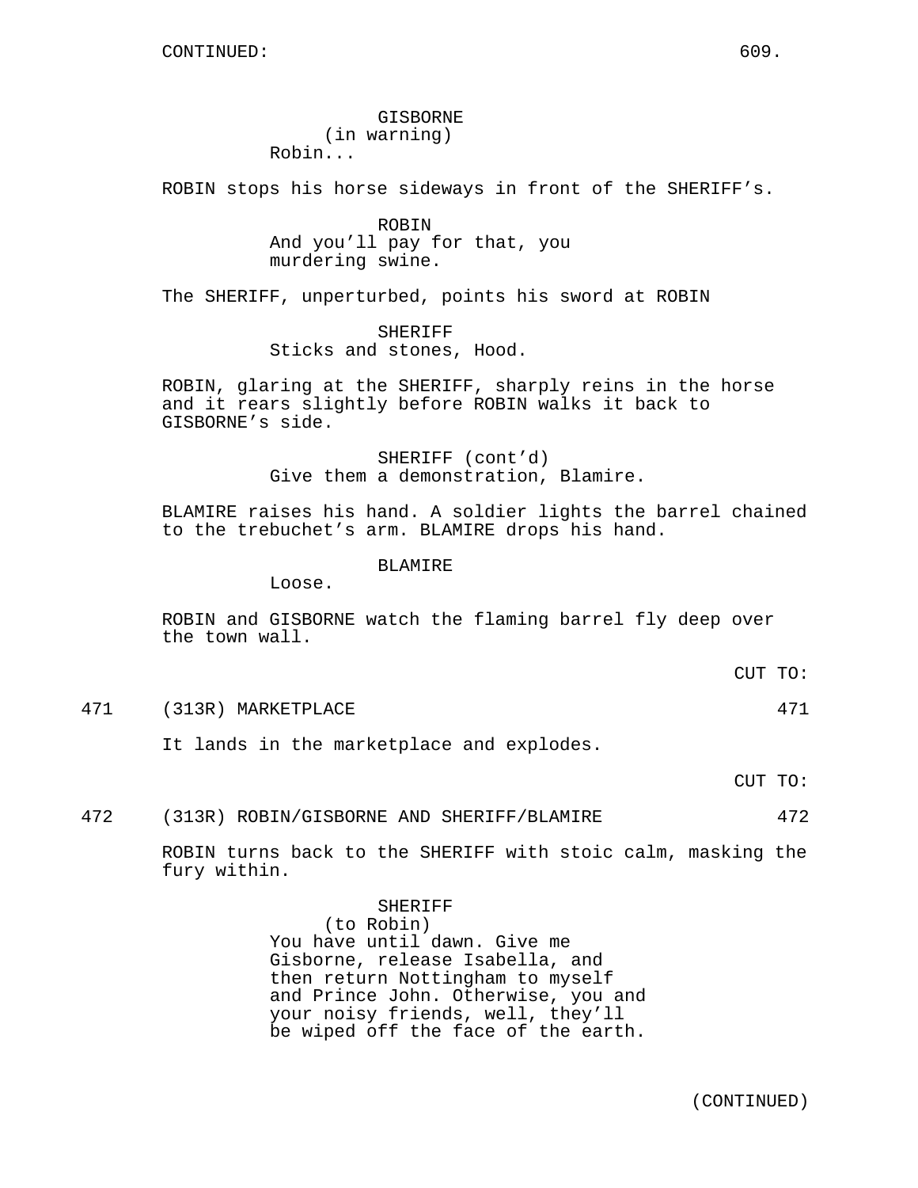CONTINUED:

GISBORNE
(in warning)
Robin...

ROBIN stops his horse sideways in front of the SHERIFF's.

ROBIN
And you'll pay for that, you murdering swine.

The SHERIFF, unperturbed, points his sword at ROBIN

SHERIFF
Sticks and stones, Hood.

ROBIN, glaring at the SHERIFF, sharply reins in the horse and it rears slightly before ROBIN walks it back to GISBORNE's side.

SHERIFF (cont'd)
Give them a demonstration, Blamire.

BLAMIRE raises his hand. A soldier lights the barrel chained to the trebuchet's arm. BLAMIRE drops his hand.

BLAMIRE
Loose.

ROBIN and GISBORNE watch the flaming barrel fly deep over the town wall.

CUT TO:

471 (313R) MARKETPLACE 471

It lands in the marketplace and explodes.

CUT TO:

472 (313R) ROBIN/GISBORNE AND SHERIFF/BLAMIRE 472

ROBIN turns back to the SHERIFF with stoic calm, masking the fury within.

SHERIFF
(to Robin)
You have until dawn. Give me Gisborne, release Isabella, and then return Nottingham to myself and Prince John. Otherwise, you and your noisy friends, well, they'll be wiped off the face of the earth.

(CONTINUED)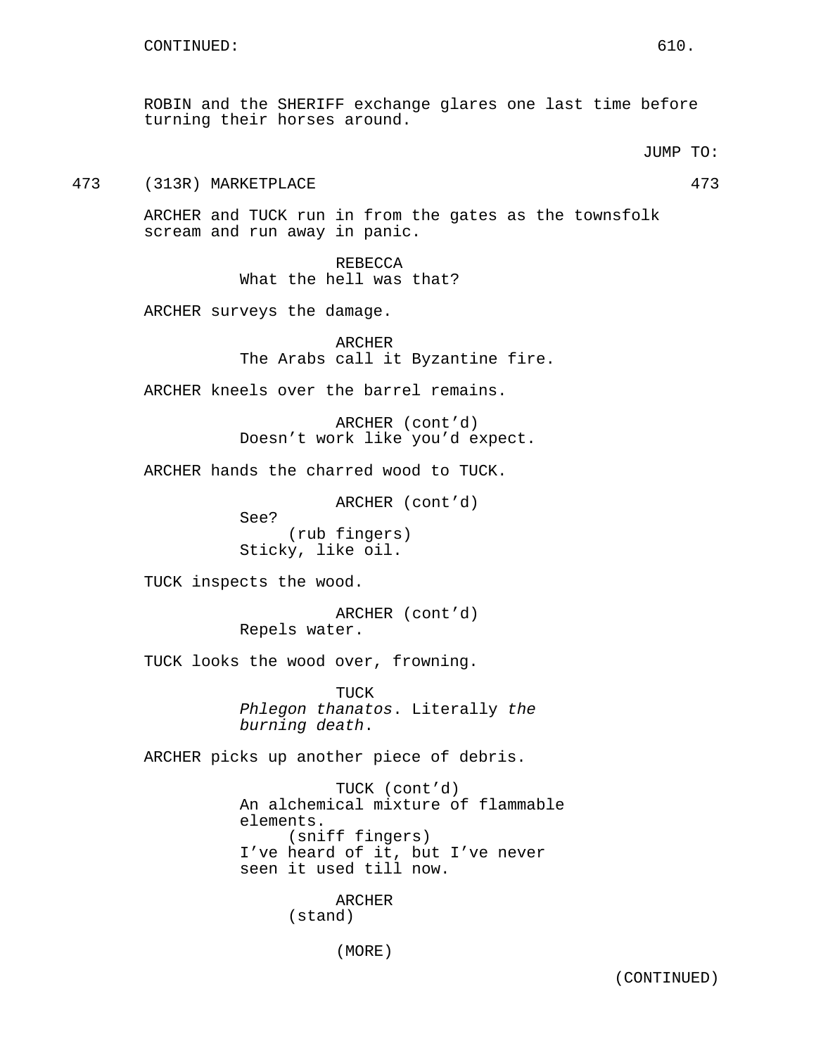CONTINUED:

ROBIN and the SHERIFF exchange glares one last time before turning their horses around.

JUMP TO:

473 (313R) MARKETPLACE 473

ARCHER and TUCK run in from the gates as the townsfolk scream and run away in panic.

REBECCA
What the hell was that?

ARCHER surveys the damage.

ARCHER
The Arabs call it Byzantine fire.

ARCHER kneels over the barrel remains.

ARCHER (cont'd)
Doesn't work like you'd expect.

ARCHER hands the charred wood to TUCK.

ARCHER (cont'd)
See?
(rub fingers)
Sticky, like oil.

TUCK inspects the wood.

ARCHER (cont'd)
Repels water.

TUCK looks the wood over, frowning.

TUCK
*Phlegon thanatos*. Literally *the burning death*.

ARCHER picks up another piece of debris.

TUCK (cont'd)
An alchemical mixture of flammable elements.
(sniff fingers)
I've heard of it, but I've never seen it used till now.

ARCHER
(stand)

(MORE)

(CONTINUED)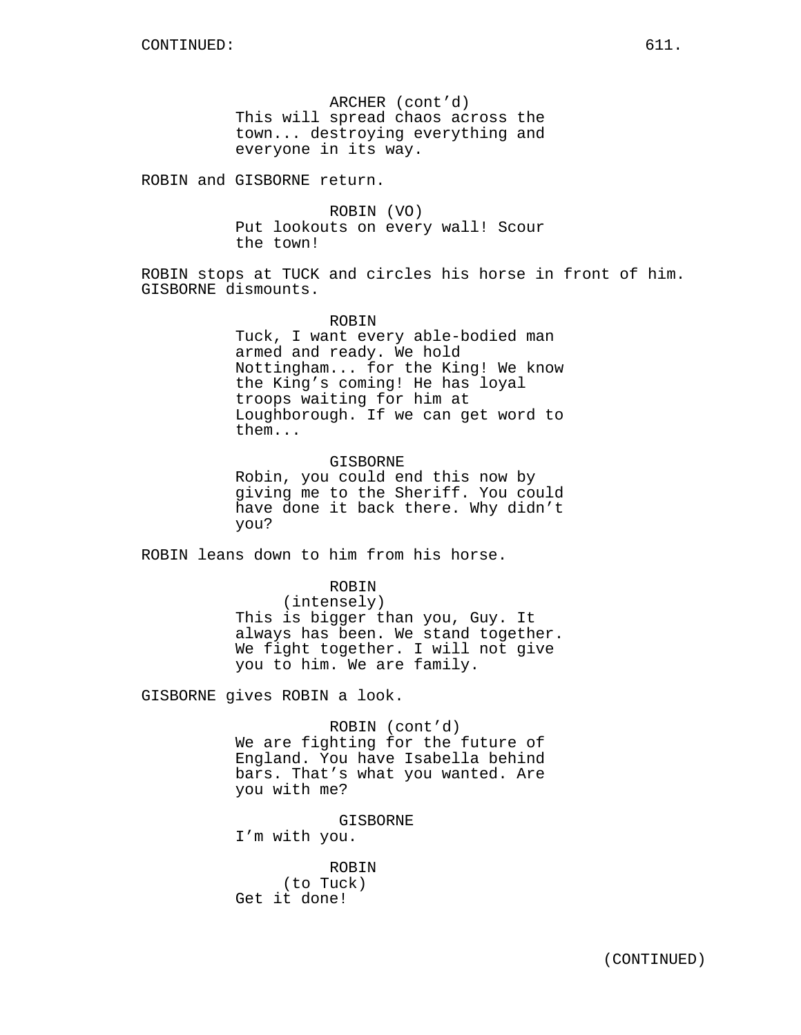ARCHER (cont'd)
This will spread chaos across the town... destroying everything and everyone in its way.

ROBIN and GISBORNE return.

ROBIN (VO)
Put lookouts on every wall! Scour the town!

ROBIN stops at TUCK and circles his horse in front of him. GISBORNE dismounts.

ROBIN
Tuck, I want every able-bodied man armed and ready. We hold Nottingham... for the King! We know the King's coming! He has loyal troops waiting for him at Loughborough. If we can get word to them...

GISBORNE
Robin, you could end this now by giving me to the Sheriff. You could have done it back there. Why didn't you?

ROBIN leans down to him from his horse.

ROBIN
(intensely)
This is bigger than you, Guy. It always has been. We stand together. We fight together. I will not give you to him. We are family.

GISBORNE gives ROBIN a look.

ROBIN (cont'd)
We are fighting for the future of England. You have Isabella behind bars. That's what you wanted. Are you with me?

GISBORNE
I'm with you.

ROBIN
(to Tuck)
Get it done!

(CONTINUED)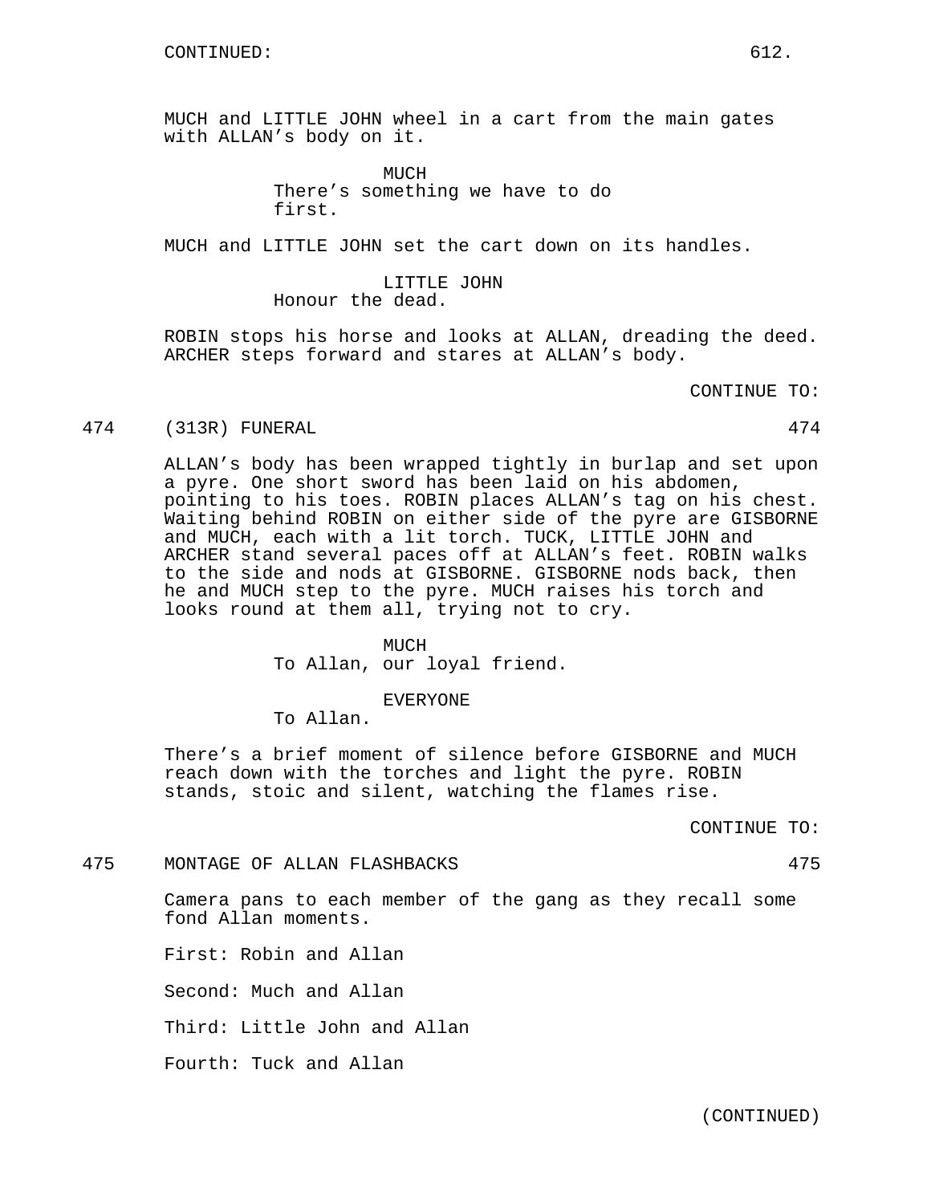CONTINUED:

MUCH and LITTLE JOHN wheel in a cart from the main gates with ALLAN's body on it.

MUCH
There's something we have to do first.

MUCH and LITTLE JOHN set the cart down on its handles.

LITTLE JOHN
Honour the dead.

ROBIN stops his horse and looks at ALLAN, dreading the deed. ARCHER steps forward and stares at ALLAN's body.

CONTINUE TO:

474 (313R) FUNERAL 474

ALLAN's body has been wrapped tightly in burlap and set upon a pyre. One short sword has been laid on his abdomen, pointing to his toes. ROBIN places ALLAN's tag on his chest. Waiting behind ROBIN on either side of the pyre are GISBORNE and MUCH, each with a lit torch. TUCK, LITTLE JOHN and ARCHER stand several paces off at ALLAN's feet. ROBIN walks to the side and nods at GISBORNE. GISBORNE nods back, then he and MUCH step to the pyre. MUCH raises his torch and looks round at them all, trying not to cry.

MUCH
To Allan, our loyal friend.

EVERYONE
To Allan.

There's a brief moment of silence before GISBORNE and MUCH reach down with the torches and light the pyre. ROBIN stands, stoic and silent, watching the flames rise.

CONTINUE TO:

475 MONTAGE OF ALLAN FLASHBACKS 475

Camera pans to each member of the gang as they recall some fond Allan moments.

First: Robin and Allan

Second: Much and Allan

Third: Little John and Allan

Fourth: Tuck and Allan

(CONTINUED)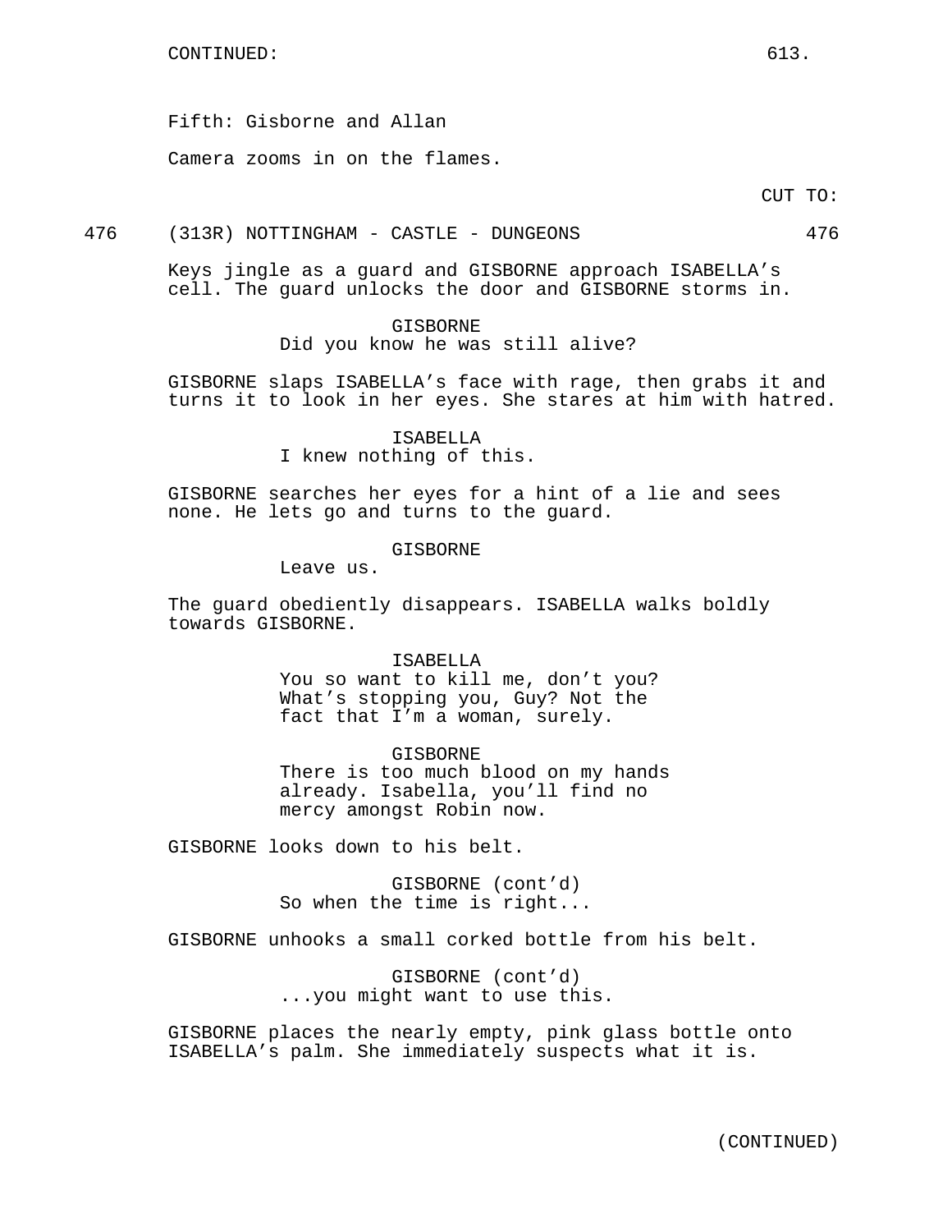Fifth: Gisborne and Allan

Camera zooms in on the flames.

CUT TO:

476 (313R) NOTTINGHAM - CASTLE - DUNGEONS 476

Keys jingle as a guard and GISBORNE approach ISABELLA’s cell. The guard unlocks the door and GISBORNE storms in.

GISBORNE
Did you know he was still alive?

GISBORNE slaps ISABELLA’s face with rage, then grabs it and turns it to look in her eyes. She stares at him with hatred.

ISABELLA
I knew nothing of this.

GISBORNE searches her eyes for a hint of a lie and sees none. He lets go and turns to the guard.

GISBORNE
Leave us.

The guard obediently disappears. ISABELLA walks boldly towards GISBORNE.

ISABELLA
You so want to kill me, don’t you? What’s stopping you, Guy? Not the fact that I’m a woman, surely.

GISBORNE
There is too much blood on my hands already. Isabella, you’ll find no mercy amongst Robin now.

GISBORNE looks down to his belt.

GISBORNE (cont’d)
So when the time is right...

GISBORNE unhooks a small corked bottle from his belt.

GISBORNE (cont’d)
...you might want to use this.

GISBORNE places the nearly empty, pink glass bottle onto ISABELLA’s palm. She immediately suspects what it is.

(CONTINUED)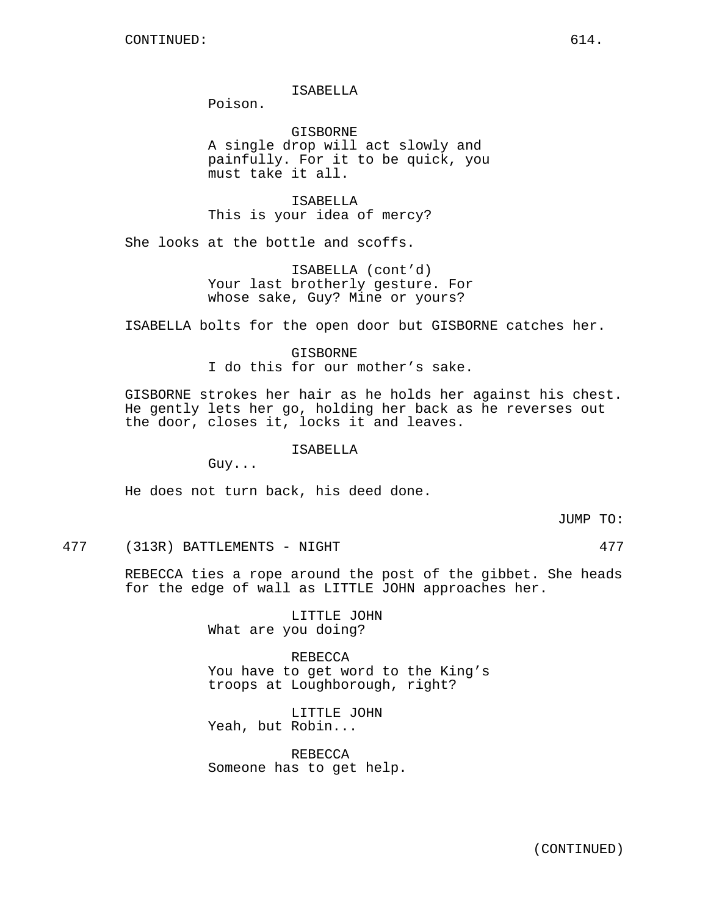CONTINUED:

ISABELLA
Poison.

GISBORNE
A single drop will act slowly and painfully. For it to be quick, you must take it all.

ISABELLA
This is your idea of mercy?

She looks at the bottle and scoffs.

ISABELLA (cont'd)
Your last brotherly gesture. For whose sake, Guy? Mine or yours?

ISABELLA bolts for the open door but GISBORNE catches her.

GISBORNE
I do this for our mother's sake.

GISBORNE strokes her hair as he holds her against his chest. He gently lets her go, holding her back as he reverses out the door, closes it, locks it and leaves.

ISABELLA
Guy...

He does not turn back, his deed done.

JUMP TO:

477 (313R) BATTLEMENTS - NIGHT 477

REBECCA ties a rope around the post of the gibbet. She heads for the edge of wall as LITTLE JOHN approaches her.

LITTLE JOHN
What are you doing?

REBECCA
You have to get word to the King's troops at Loughborough, right?

LITTLE JOHN
Yeah, but Robin...

REBECCA
Someone has to get help.

(CONTINUED)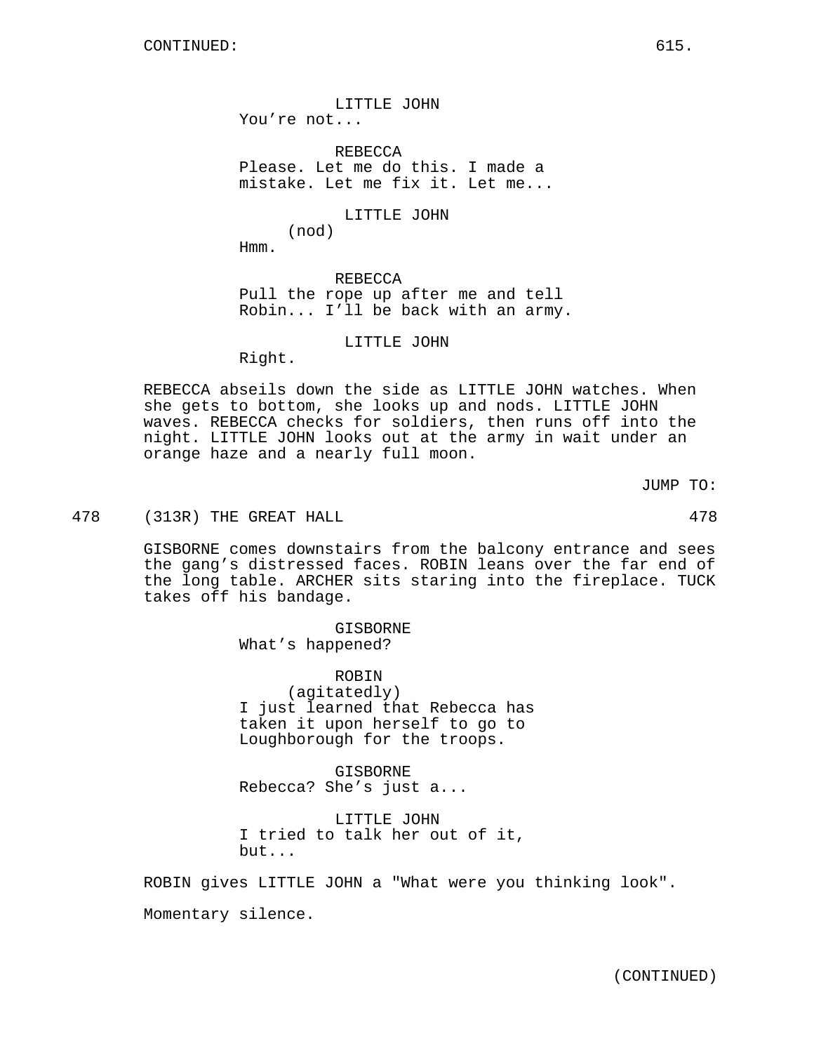CONTINUED:

LITTLE JOHN
You're not...

REBECCA
Please. Let me do this. I made a mistake. Let me fix it. Let me...

LITTLE JOHN
(nod)
Hmm.

REBECCA
Pull the rope up after me and tell Robin... I'll be back with an army.

LITTLE JOHN
Right.

REBECCA abseils down the side as LITTLE JOHN watches. When she gets to bottom, she looks up and nods. LITTLE JOHN waves. REBECCA checks for soldiers, then runs off into the night. LITTLE JOHN looks out at the army in wait under an orange haze and a nearly full moon.

JUMP TO:

478 (313R) THE GREAT HALL 478

GISBORNE comes downstairs from the balcony entrance and sees the gang's distressed faces. ROBIN leans over the far end of the long table. ARCHER sits staring into the fireplace. TUCK takes off his bandage.

GISBORNE
What's happened?

ROBIN
(agitatedly)
I just learned that Rebecca has taken it upon herself to go to Loughborough for the troops.

GISBORNE
Rebecca? She's just a...

LITTLE JOHN
I tried to talk her out of it, but...

ROBIN gives LITTLE JOHN a "What were you thinking look".

Momentary silence.

(CONTINUED)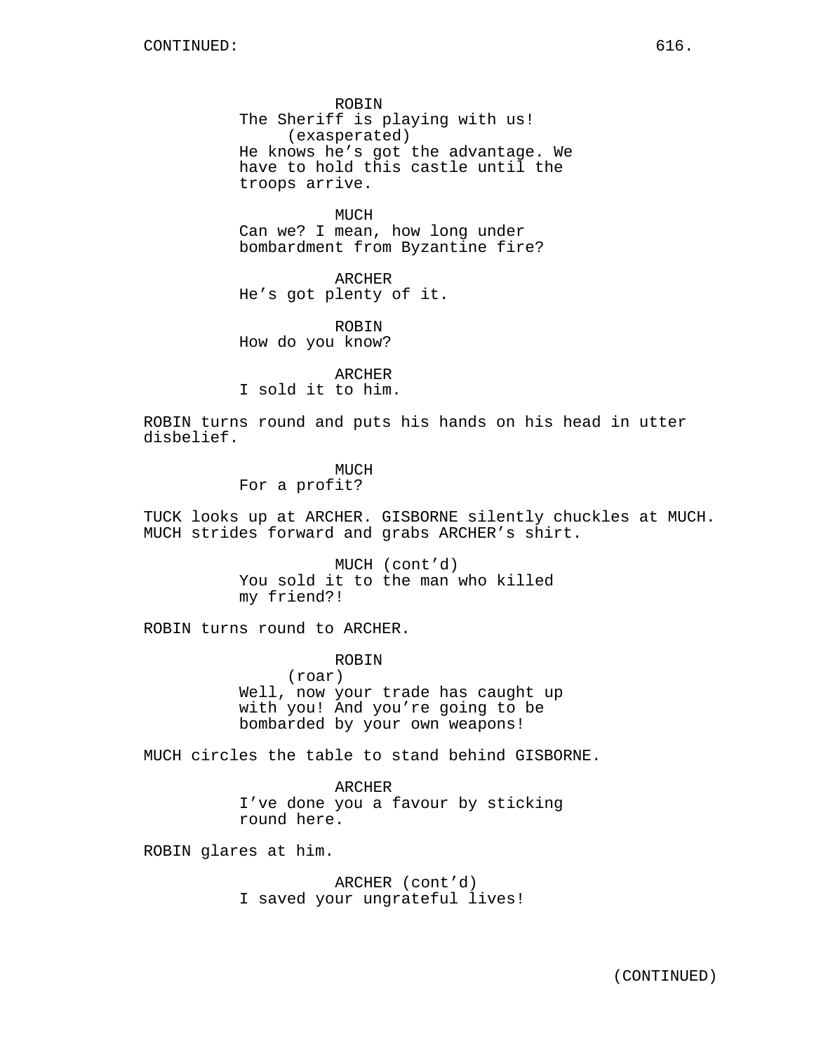ROBIN
The Sheriff is playing with us!
(exasperated)
He knows he's got the advantage. We have to hold this castle until the troops arrive.

MUCH
Can we? I mean, how long under bombardment from Byzantine fire?

ARCHER
He's got plenty of it.

ROBIN
How do you know?

ARCHER
I sold it to him.

ROBIN turns round and puts his hands on his head in utter disbelief.

MUCH
For a profit?

TUCK looks up at ARCHER. GISBORNE silently chuckles at MUCH. MUCH strides forward and grabs ARCHER's shirt.

MUCH (cont'd)
You sold it to the man who killed my friend?!

ROBIN turns round to ARCHER.

ROBIN
(roar)
Well, now your trade has caught up with you! And you're going to be bombarded by your own weapons!

MUCH circles the table to stand behind GISBORNE.

ARCHER
I've done you a favour by sticking round here.

ROBIN glares at him.

ARCHER (cont'd)
I saved your ungrateful lives!

(CONTINUED)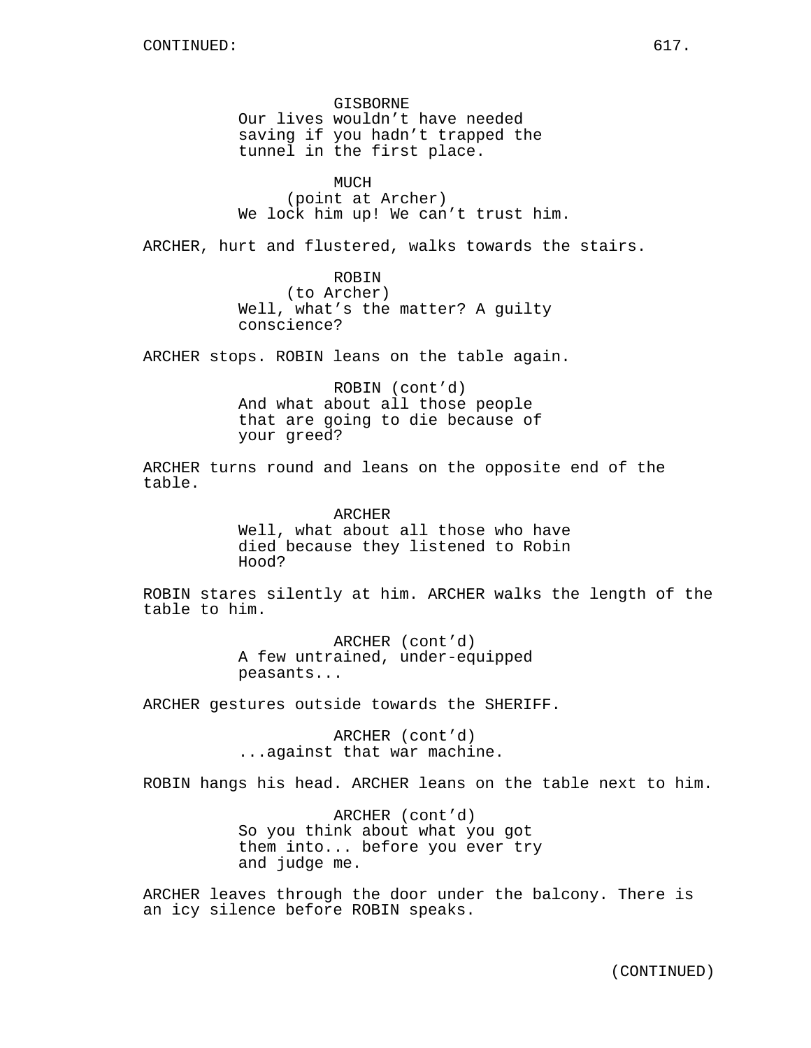GISBORNE
Our lives wouldn’t have needed saving if you hadn’t trapped the tunnel in the first place.

MUCH
(point at Archer)
We lock him up! We can’t trust him.

ARCHER, hurt and flustered, walks towards the stairs.

ROBIN
(to Archer)
Well, what’s the matter? A guilty conscience?

ARCHER stops. ROBIN leans on the table again.

ROBIN (cont’d)
And what about all those people that are going to die because of your greed?

ARCHER turns round and leans on the opposite end of the table.

ARCHER
Well, what about all those who have died because they listened to Robin Hood?

ROBIN stares silently at him. ARCHER walks the length of the table to him.

ARCHER (cont’d)
A few untrained, under-equipped peasants...

ARCHER gestures outside towards the SHERIFF.

ARCHER (cont’d)
...against that war machine.

ROBIN hangs his head. ARCHER leans on the table next to him.

ARCHER (cont’d)
So you think about what you got them into... before you ever try and judge me.

ARCHER leaves through the door under the balcony. There is an icy silence before ROBIN speaks.

(CONTINUED)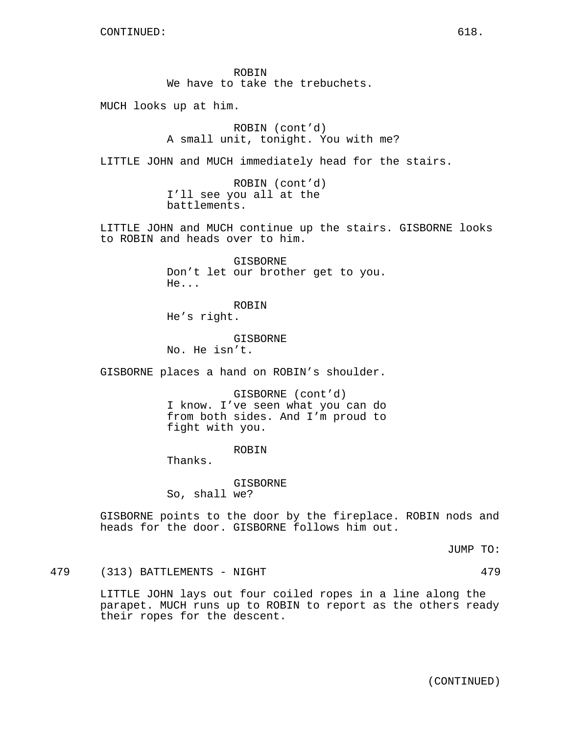CONTINUED:

ROBIN
We have to take the trebuchets.

MUCH looks up at him.

ROBIN (cont'd)
A small unit, tonight. You with me?

LITTLE JOHN and MUCH immediately head for the stairs.

ROBIN (cont'd)
I'll see you all at the battlements.

LITTLE JOHN and MUCH continue up the stairs. GISBORNE looks to ROBIN and heads over to him.

GISBORNE
Don't let our brother get to you. He...

ROBIN
He's right.

GISBORNE
No. He isn't.

GISBORNE places a hand on ROBIN's shoulder.

GISBORNE (cont'd)
I know. I've seen what you can do from both sides. And I'm proud to fight with you.

ROBIN
Thanks.

GISBORNE
So, shall we?

GISBORNE points to the door by the fireplace. ROBIN nods and heads for the door. GISBORNE follows him out.

JUMP TO:

479 (313) BATTLEMENTS - NIGHT 479

LITTLE JOHN lays out four coiled ropes in a line along the parapet. MUCH runs up to ROBIN to report as the others ready their ropes for the descent.

(CONTINUED)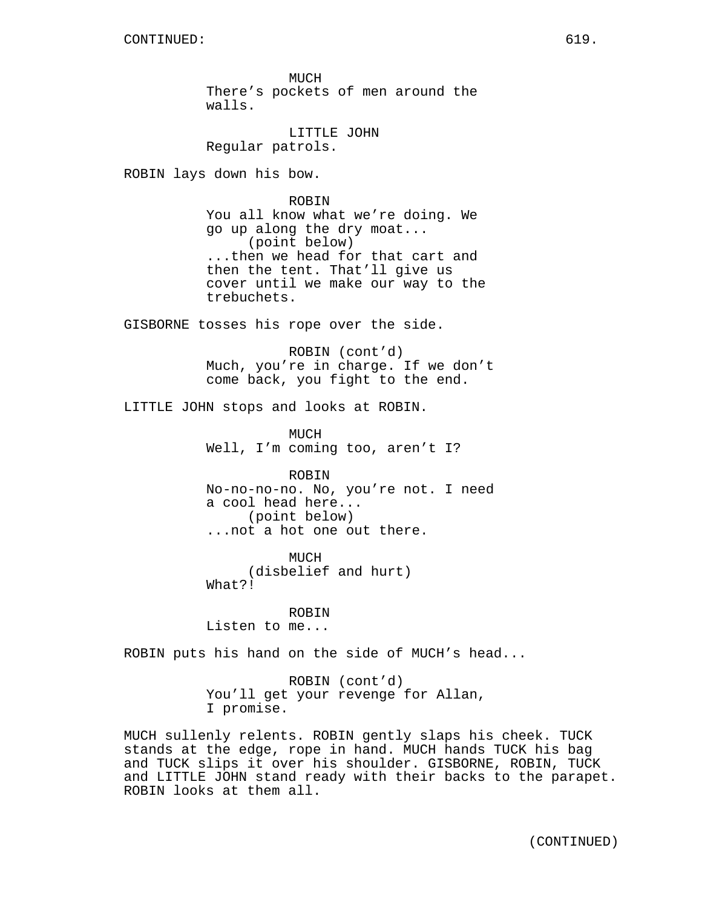CONTINUED:

MUCH
There's pockets of men around the walls.

LITTLE JOHN
Regular patrols.

ROBIN lays down his bow.

ROBIN
You all know what we're doing. We go up along the dry moat...
(point below)
...then we head for that cart and then the tent. That'll give us cover until we make our way to the trebuchets.

GISBORNE tosses his rope over the side.

ROBIN (cont'd)
Much, you're in charge. If we don't come back, you fight to the end.

LITTLE JOHN stops and looks at ROBIN.

MUCH
Well, I'm coming too, aren't I?

ROBIN
No-no-no-no. No, you're not. I need a cool head here...
(point below)
...not a hot one out there.

MUCH
(disbelief and hurt)
What?!

ROBIN
Listen to me...

ROBIN puts his hand on the side of MUCH's head...

ROBIN (cont'd)
You'll get your revenge for Allan, I promise.

MUCH sullenly relents. ROBIN gently slaps his cheek. TUCK stands at the edge, rope in hand. MUCH hands TUCK his bag and TUCK slips it over his shoulder. GISBORNE, ROBIN, TUCK and LITTLE JOHN stand ready with their backs to the parapet. ROBIN looks at them all.

(CONTINUED)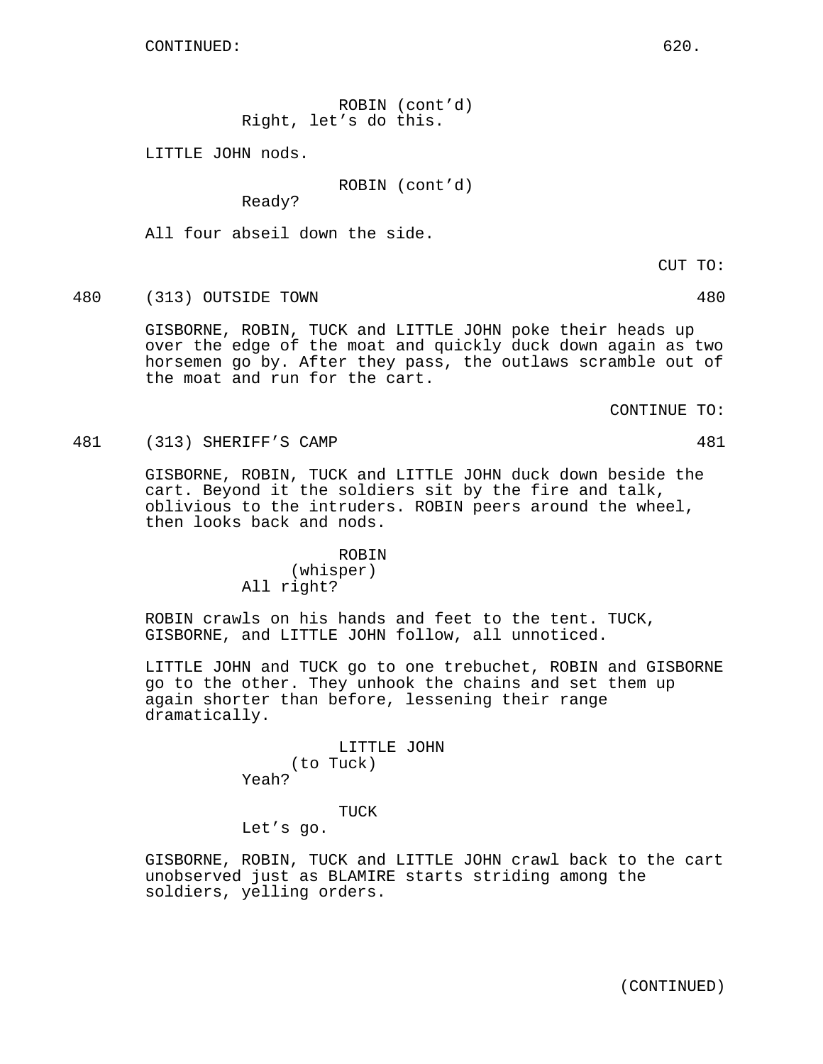ROBIN (cont'd)
Right, let's do this.

LITTLE JOHN nods.

ROBIN (cont'd)
Ready?

All four abseil down the side.

CUT TO:

480 (313) OUTSIDE TOWN 480

GISBORNE, ROBIN, TUCK and LITTLE JOHN poke their heads up over the edge of the moat and quickly duck down again as two horsemen go by. After they pass, the outlaws scramble out of the moat and run for the cart.

CONTINUE TO:

481 (313) SHERIFF'S CAMP 481

GISBORNE, ROBIN, TUCK and LITTLE JOHN duck down beside the cart. Beyond it the soldiers sit by the fire and talk, oblivious to the intruders. ROBIN peers around the wheel, then looks back and nods.

ROBIN
(whisper)
All right?

ROBIN crawls on his hands and feet to the tent. TUCK, GISBORNE, and LITTLE JOHN follow, all unnoticed.

LITTLE JOHN and TUCK go to one trebuchet, ROBIN and GISBORNE go to the other. They unhook the chains and set them up again shorter than before, lessening their range dramatically.

LITTLE JOHN
(to Tuck)
Yeah?

TUCK
Let's go.

GISBORNE, ROBIN, TUCK and LITTLE JOHN crawl back to the cart unobserved just as BLAMIRE starts striding among the soldiers, yelling orders.

(CONTINUED)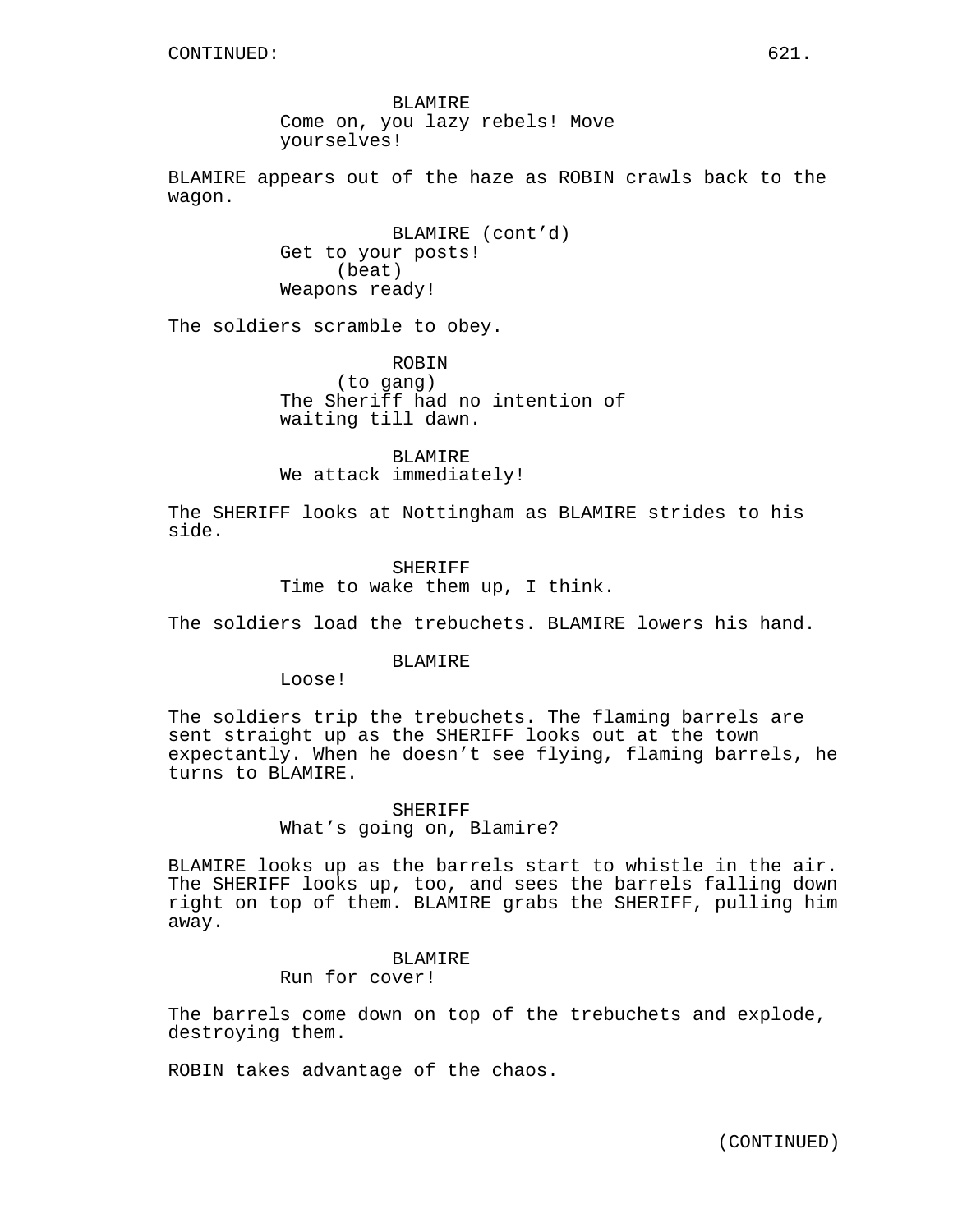BLAMIRE
Come on, you lazy rebels! Move yourselves!

BLAMIRE appears out of the haze as ROBIN crawls back to the wagon.

BLAMIRE (cont'd)
Get to your posts!
(beat)
Weapons ready!

The soldiers scramble to obey.

ROBIN
(to gang)
The Sheriff had no intention of waiting till dawn.

BLAMIRE
We attack immediately!

The SHERIFF looks at Nottingham as BLAMIRE strides to his side.

SHERIFF
Time to wake them up, I think.

The soldiers load the trebuchets. BLAMIRE lowers his hand.

BLAMIRE
Loose!

The soldiers trip the trebuchets. The flaming barrels are sent straight up as the SHERIFF looks out at the town expectantly. When he doesn't see flying, flaming barrels, he turns to BLAMIRE.

SHERIFF
What's going on, Blamire?

BLAMIRE looks up as the barrels start to whistle in the air. The SHERIFF looks up, too, and sees the barrels falling down right on top of them. BLAMIRE grabs the SHERIFF, pulling him away.

BLAMIRE
Run for cover!

The barrels come down on top of the trebuchets and explode, destroying them.

ROBIN takes advantage of the chaos.

(CONTINUED)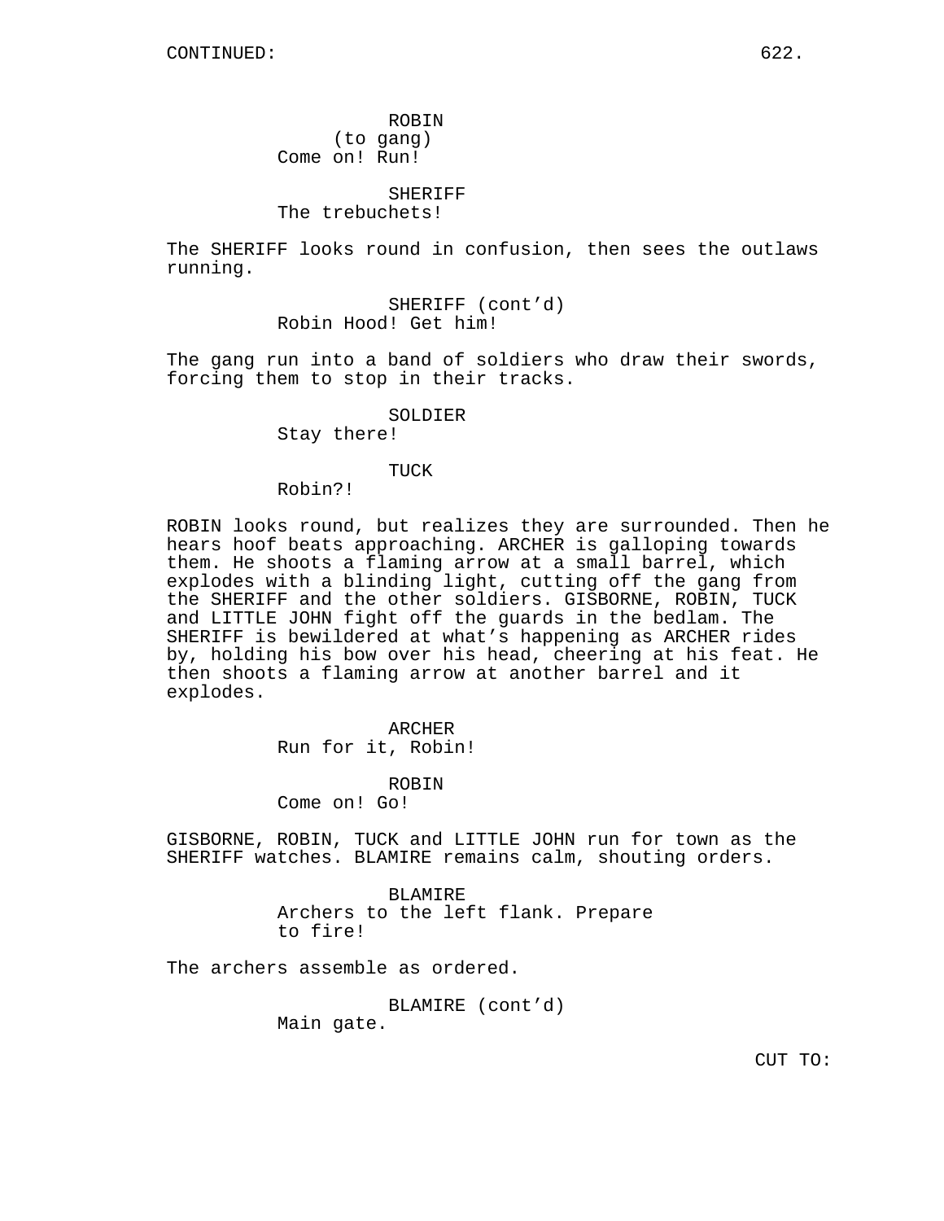CONTINUED:

ROBIN
(to gang)
Come on! Run!

SHERIFF
The trebuchets!

The SHERIFF looks round in confusion, then sees the outlaws running.

SHERIFF (cont'd)
Robin Hood! Get him!

The gang run into a band of soldiers who draw their swords, forcing them to stop in their tracks.

SOLDIER
Stay there!

TUCK
Robin?!

ROBIN looks round, but realizes they are surrounded. Then he hears hoof beats approaching. ARCHER is galloping towards them. He shoots a flaming arrow at a small barrel, which explodes with a blinding light, cutting off the gang from the SHERIFF and the other soldiers. GISBORNE, ROBIN, TUCK and LITTLE JOHN fight off the guards in the bedlam. The SHERIFF is bewildered at what's happening as ARCHER rides by, holding his bow over his head, cheering at his feat. He then shoots a flaming arrow at another barrel and it explodes.

ARCHER
Run for it, Robin!

ROBIN
Come on! Go!

GISBORNE, ROBIN, TUCK and LITTLE JOHN run for town as the SHERIFF watches. BLAMIRE remains calm, shouting orders.

BLAMIRE
Archers to the left flank. Prepare to fire!

The archers assemble as ordered.

BLAMIRE (cont'd)
Main gate.

CUT TO: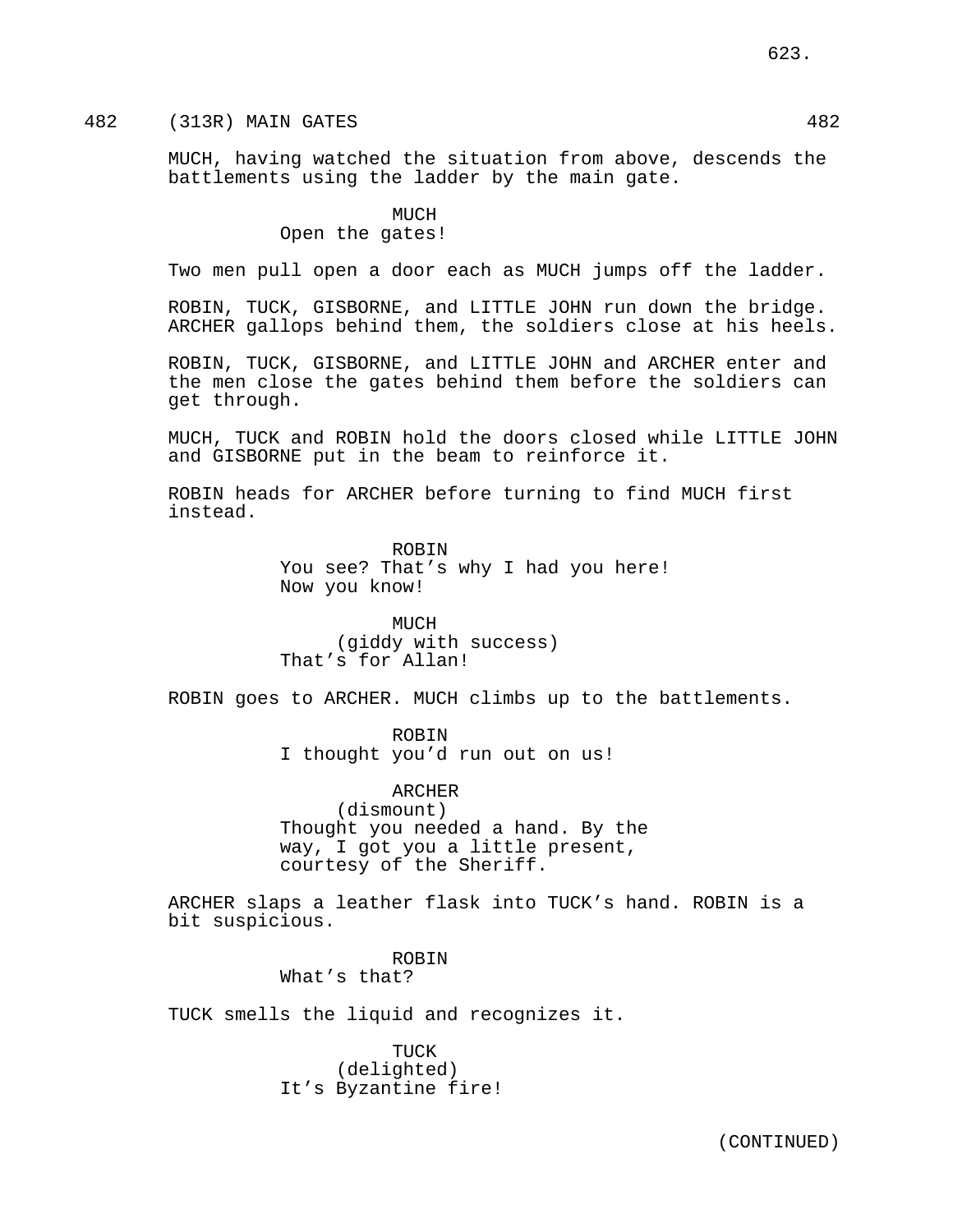482 (313R) MAIN GATES 482

MUCH, having watched the situation from above, descends the battlements using the ladder by the main gate.

MUCH
Open the gates!

Two men pull open a door each as MUCH jumps off the ladder.

ROBIN, TUCK, GISBORNE, and LITTLE JOHN run down the bridge. ARCHER gallops behind them, the soldiers close at his heels.

ROBIN, TUCK, GISBORNE, and LITTLE JOHN and ARCHER enter and the men close the gates behind them before the soldiers can get through.

MUCH, TUCK and ROBIN hold the doors closed while LITTLE JOHN and GISBORNE put in the beam to reinforce it.

ROBIN heads for ARCHER before turning to find MUCH first instead.

ROBIN
You see? That's why I had you here! Now you know!

MUCH
(giddy with success)
That's for Allan!

ROBIN goes to ARCHER. MUCH climbs up to the battlements.

ROBIN
I thought you'd run out on us!

ARCHER
(dismount)
Thought you needed a hand. By the way, I got you a little present, courtesy of the Sheriff.

ARCHER slaps a leather flask into TUCK's hand. ROBIN is a bit suspicious.

ROBIN
What's that?

TUCK smells the liquid and recognizes it.

TUCK
(delighted)
It's Byzantine fire!

(CONTINUED)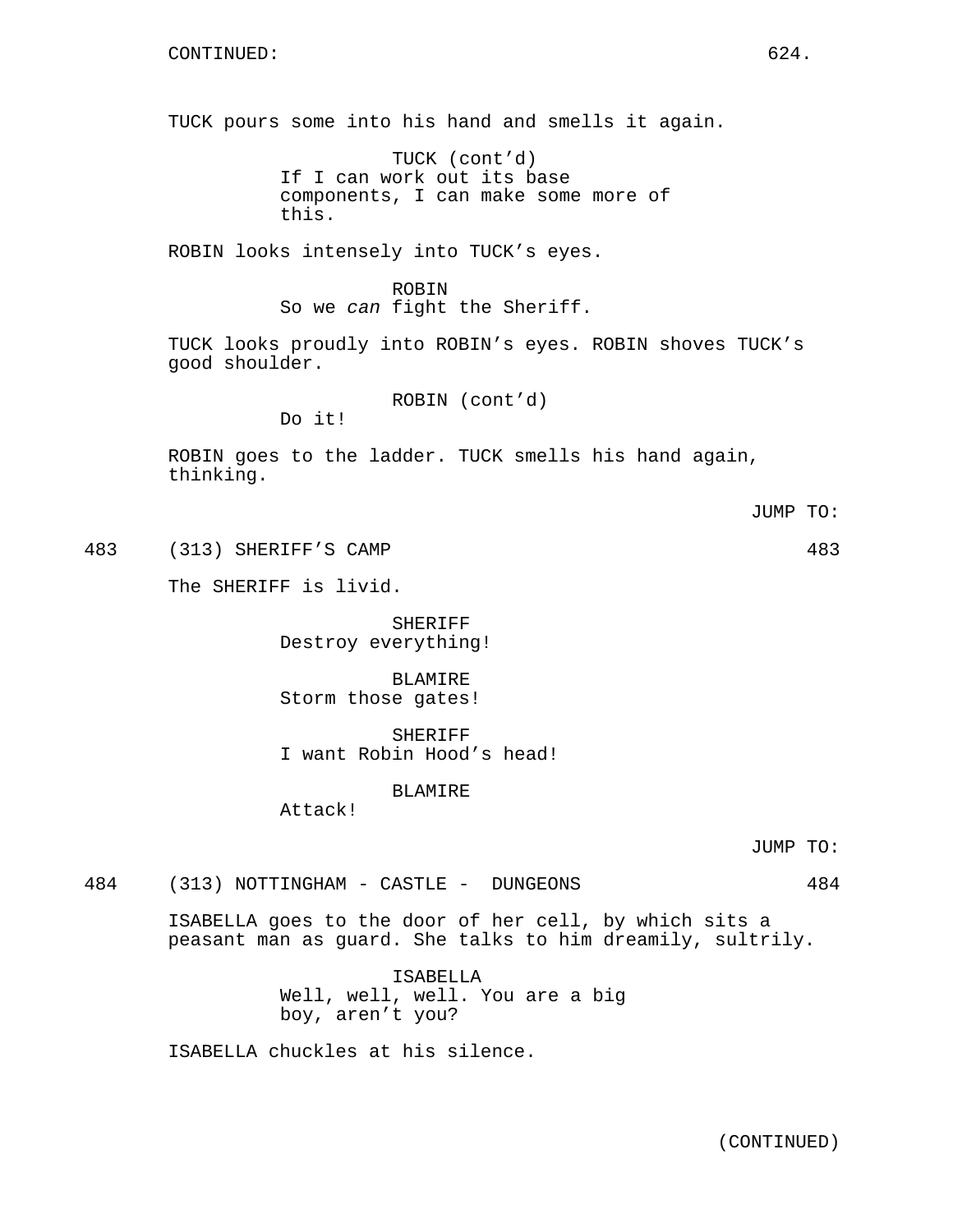TUCK pours some into his hand and smells it again.

TUCK (cont'd)
If I can work out its base components, I can make some more of this.

ROBIN looks intensely into TUCK's eyes.

ROBIN
So we *can* fight the Sheriff.

TUCK looks proudly into ROBIN's eyes. ROBIN shoves TUCK's good shoulder.

ROBIN (cont'd)
Do it!

ROBIN goes to the ladder. TUCK smells his hand again, thinking.

JUMP TO:

483 (313) SHERIFF'S CAMP 483

The SHERIFF is livid.

SHERIFF
Destroy everything!

BLAMIRE
Storm those gates!

SHERIFF
I want Robin Hood's head!

BLAMIRE
Attack!

JUMP TO:

484 (313) NOTTINGHAM - CASTLE - DUNGEONS 484

ISABELLA goes to the door of her cell, by which sits a peasant man as guard. She talks to him dreamily, sultrily.

ISABELLA
Well, well, well. You are a big boy, aren't you?

ISABELLA chuckles at his silence.

(CONTINUED)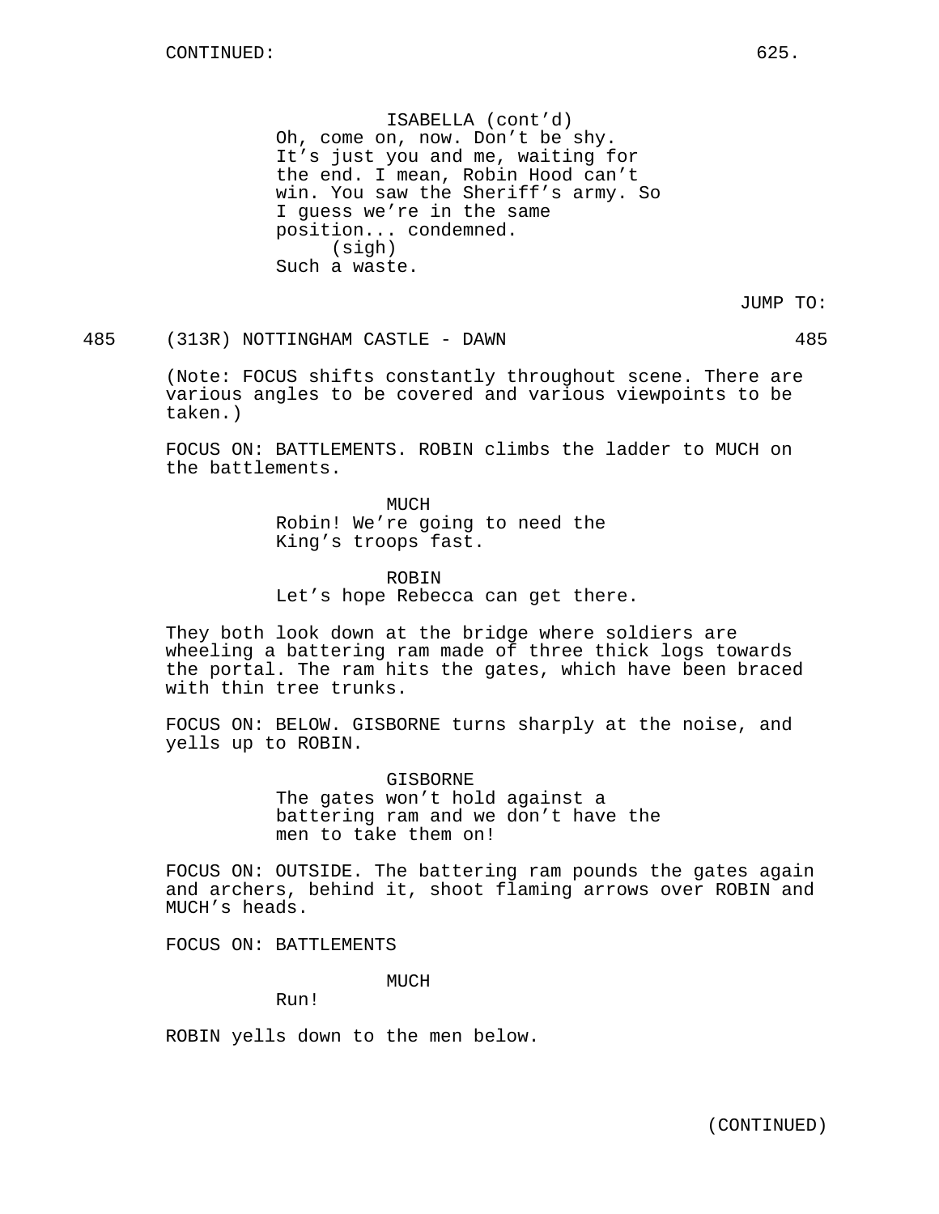CONTINUED:

ISABELLA (cont'd)
Oh, come on, now. Don't be shy.
It's just you and me, waiting for
the end. I mean, Robin Hood can't
win. You saw the Sheriff's army. So
I guess we're in the same
position... condemned.
(sigh)
Such a waste.

JUMP TO:

485 (313R) NOTTINGHAM CASTLE - DAWN 485

(Note: FOCUS shifts constantly throughout scene. There are various angles to be covered and various viewpoints to be taken.)

FOCUS ON: BATTLEMENTS. ROBIN climbs the ladder to MUCH on the battlements.

MUCH
Robin! We're going to need the
King's troops fast.

ROBIN
Let's hope Rebecca can get there.

They both look down at the bridge where soldiers are wheeling a battering ram made of three thick logs towards the portal. The ram hits the gates, which have been braced with thin tree trunks.

FOCUS ON: BELOW. GISBORNE turns sharply at the noise, and yells up to ROBIN.

GISBORNE
The gates won't hold against a
battering ram and we don't have the
men to take them on!

FOCUS ON: OUTSIDE. The battering ram pounds the gates again and archers, behind it, shoot flaming arrows over ROBIN and MUCH's heads.

FOCUS ON: BATTLEMENTS

MUCH
Run!

ROBIN yells down to the men below.

(CONTINUED)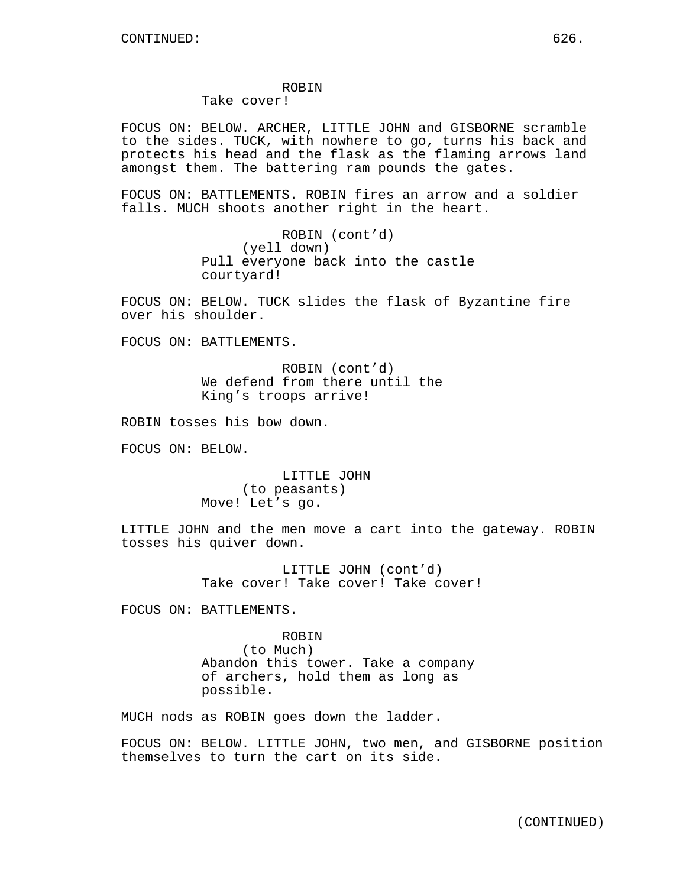ROBIN
Take cover!

FOCUS ON: BELOW. ARCHER, LITTLE JOHN and GISBORNE scramble to the sides. TUCK, with nowhere to go, turns his back and protects his head and the flask as the flaming arrows land amongst them. The battering ram pounds the gates.

FOCUS ON: BATTLEMENTS. ROBIN fires an arrow and a soldier falls. MUCH shoots another right in the heart.

ROBIN (cont'd)
(yell down)
Pull everyone back into the castle courtyard!

FOCUS ON: BELOW. TUCK slides the flask of Byzantine fire over his shoulder.

FOCUS ON: BATTLEMENTS.

ROBIN (cont'd)
We defend from there until the King's troops arrive!

ROBIN tosses his bow down.

FOCUS ON: BELOW.

LITTLE JOHN
(to peasants)
Move! Let's go.

LITTLE JOHN and the men move a cart into the gateway. ROBIN tosses his quiver down.

LITTLE JOHN (cont'd)
Take cover! Take cover! Take cover!

FOCUS ON: BATTLEMENTS.

ROBIN
(to Much)
Abandon this tower. Take a company of archers, hold them as long as possible.

MUCH nods as ROBIN goes down the ladder.

FOCUS ON: BELOW. LITTLE JOHN, two men, and GISBORNE position themselves to turn the cart on its side.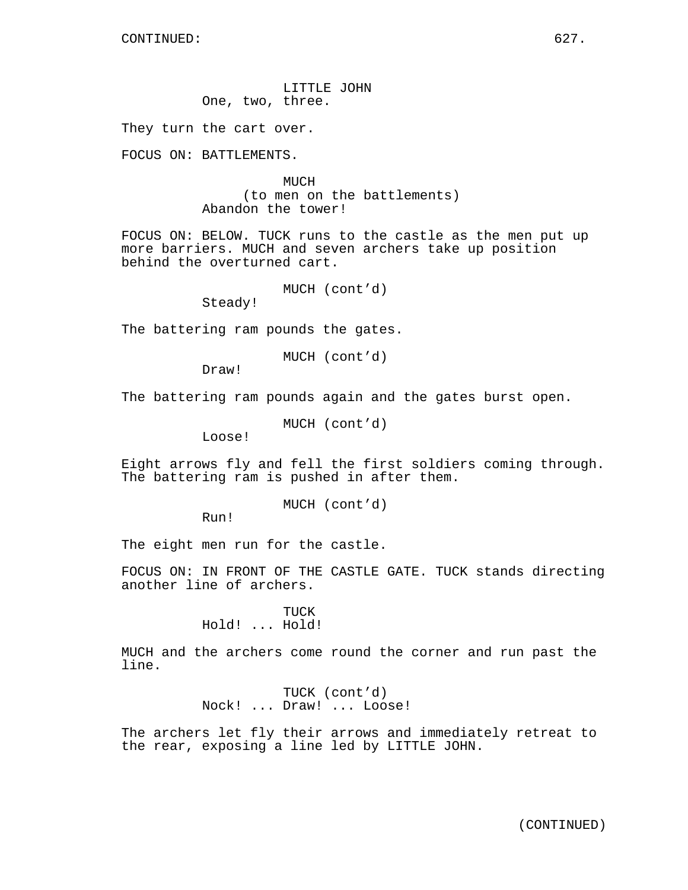CONTINUED:

LITTLE JOHN
One, two, three.

They turn the cart over.

FOCUS ON: BATTLEMENTS.

MUCH
(to men on the battlements)
Abandon the tower!

FOCUS ON: BELOW. TUCK runs to the castle as the men put up more barriers. MUCH and seven archers take up position behind the overturned cart.

MUCH (cont'd)
Steady!

The battering ram pounds the gates.

MUCH (cont'd)
Draw!

The battering ram pounds again and the gates burst open.

MUCH (cont'd)
Loose!

Eight arrows fly and fell the first soldiers coming through. The battering ram is pushed in after them.

MUCH (cont'd)
Run!

The eight men run for the castle.

FOCUS ON: IN FRONT OF THE CASTLE GATE. TUCK stands directing another line of archers.

TUCK
Hold! ... Hold!

MUCH and the archers come round the corner and run past the line.

TUCK (cont'd)
Nock! ... Draw! ... Loose!

The archers let fly their arrows and immediately retreat to the rear, exposing a line led by LITTLE JOHN.

(CONTINUED)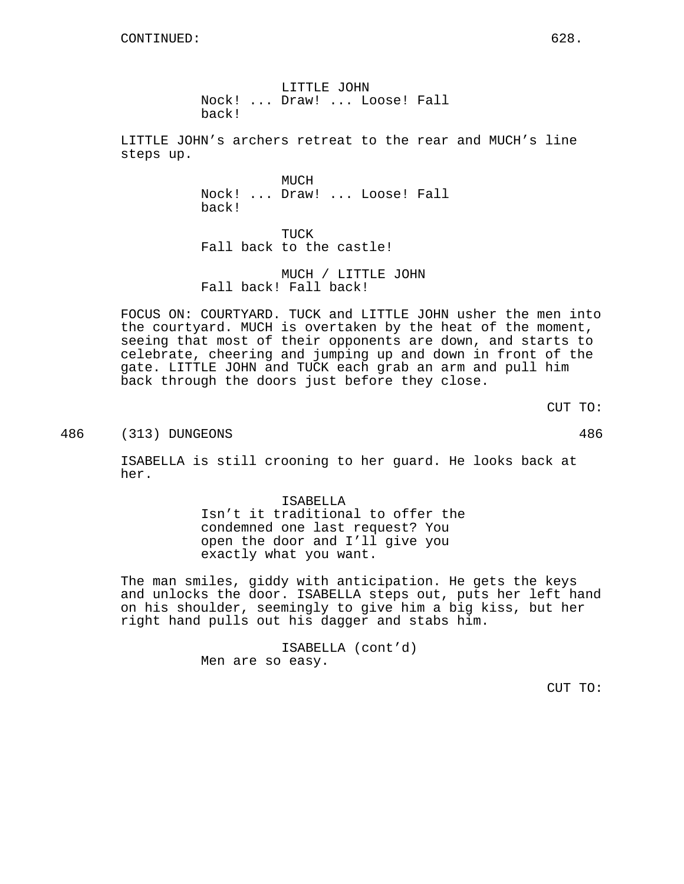CONTINUED:

LITTLE JOHN
Nock! ... Draw! ... Loose! Fall back!

LITTLE JOHN's archers retreat to the rear and MUCH's line steps up.

MUCH
Nock! ... Draw! ... Loose! Fall back!

TUCK
Fall back to the castle!

MUCH / LITTLE JOHN
Fall back! Fall back!

FOCUS ON: COURTYARD. TUCK and LITTLE JOHN usher the men into the courtyard. MUCH is overtaken by the heat of the moment, seeing that most of their opponents are down, and starts to celebrate, cheering and jumping up and down in front of the gate. LITTLE JOHN and TUCK each grab an arm and pull him back through the doors just before they close.

CUT TO:

486 (313) DUNGEONS 486

ISABELLA is still crooning to her guard. He looks back at her.

ISABELLA
Isn't it traditional to offer the condemned one last request? You open the door and I'll give you exactly what you want.

The man smiles, giddy with anticipation. He gets the keys and unlocks the door. ISABELLA steps out, puts her left hand on his shoulder, seemingly to give him a big kiss, but her right hand pulls out his dagger and stabs him.

ISABELLA (cont'd)
Men are so easy.

CUT TO: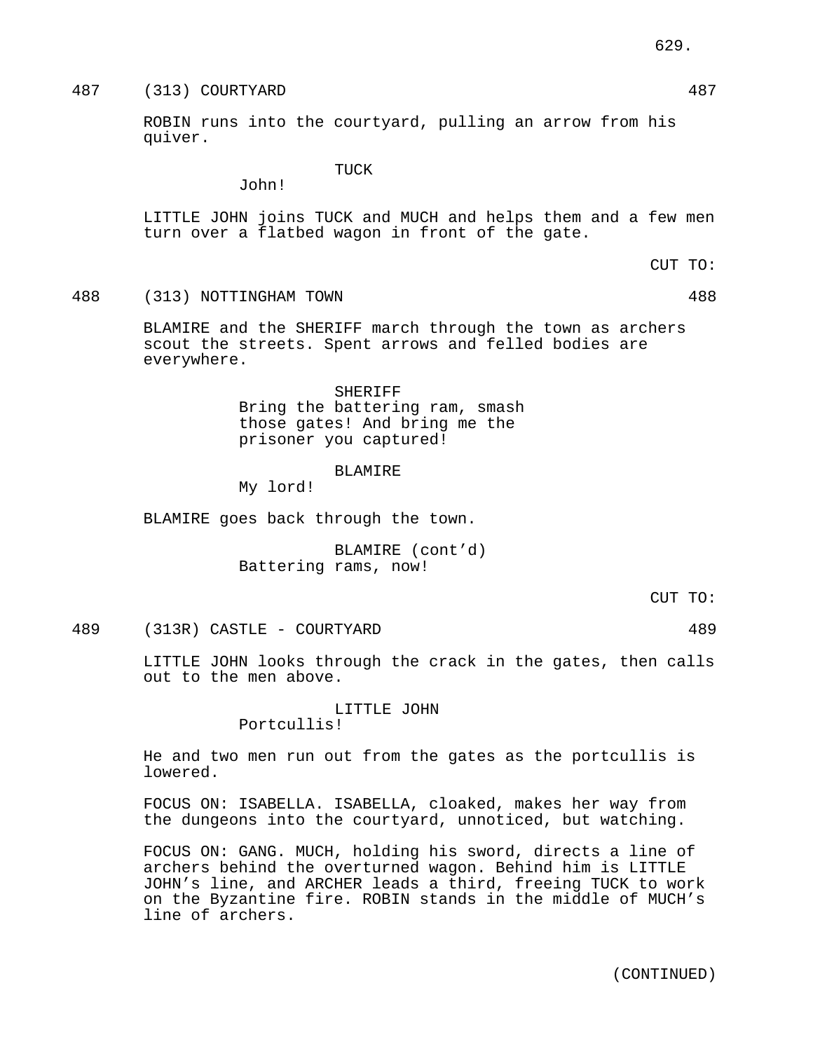487 (313) COURTYARD 487

ROBIN runs into the courtyard, pulling an arrow from his quiver.

TUCK
John!

LITTLE JOHN joins TUCK and MUCH and helps them and a few men turn over a flatbed wagon in front of the gate.

CUT TO:

488 (313) NOTTINGHAM TOWN 488

BLAMIRE and the SHERIFF march through the town as archers scout the streets. Spent arrows and felled bodies are everywhere.

SHERIFF
Bring the battering ram, smash those gates! And bring me the prisoner you captured!

BLAMIRE
My lord!

BLAMIRE goes back through the town.

BLAMIRE (cont'd)
Battering rams, now!

CUT TO:

489 (313R) CASTLE - COURTYARD 489

LITTLE JOHN looks through the crack in the gates, then calls out to the men above.

LITTLE JOHN
Portcullis!

He and two men run out from the gates as the portcullis is lowered.

FOCUS ON: ISABELLA. ISABELLA, cloaked, makes her way from the dungeons into the courtyard, unnoticed, but watching.

FOCUS ON: GANG. MUCH, holding his sword, directs a line of archers behind the overturned wagon. Behind him is LITTLE JOHN's line, and ARCHER leads a third, freeing TUCK to work on the Byzantine fire. ROBIN stands in the middle of MUCH's line of archers.

(CONTINUED)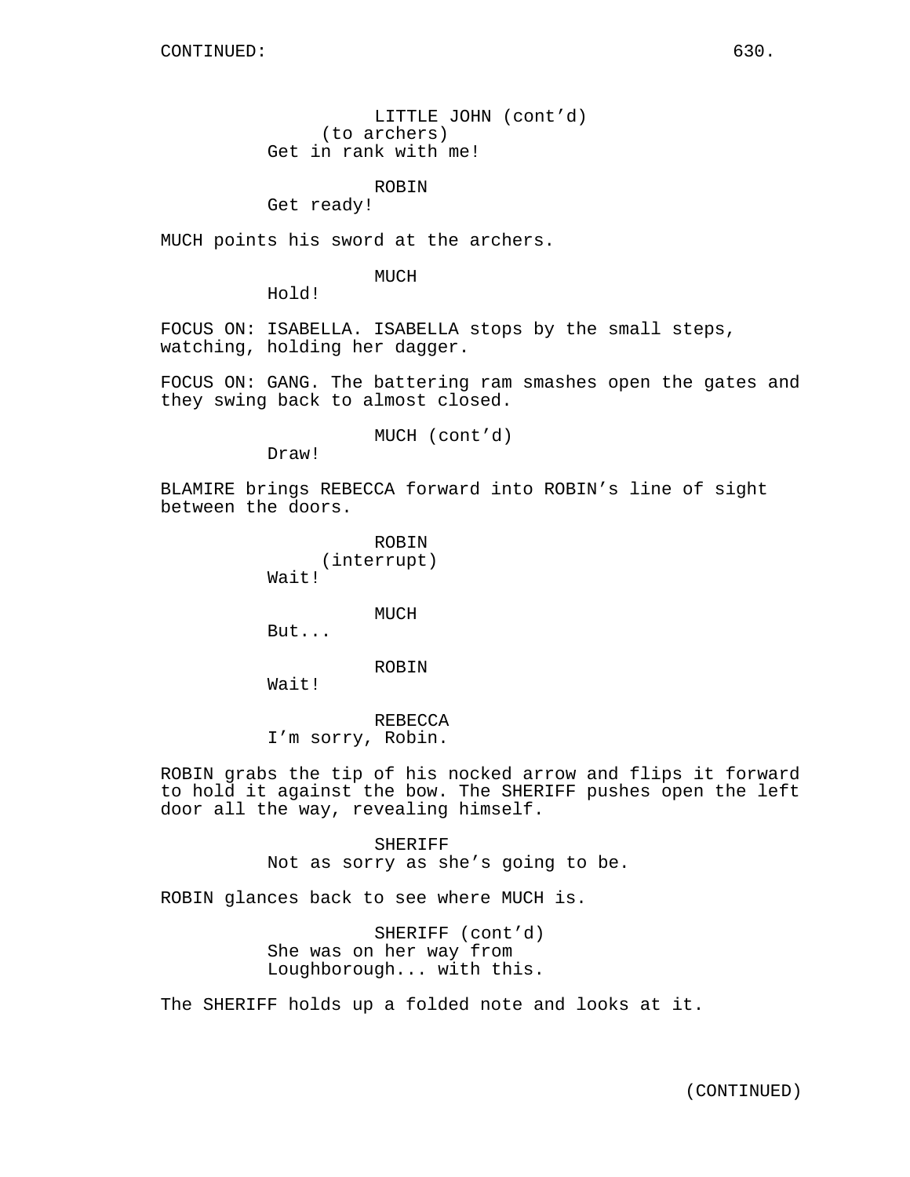LITTLE JOHN (cont'd)
(to archers)
Get in rank with me!

ROBIN
Get ready!

MUCH points his sword at the archers.

MUCH
Hold!

FOCUS ON: ISABELLA. ISABELLA stops by the small steps, watching, holding her dagger.

FOCUS ON: GANG. The battering ram smashes open the gates and they swing back to almost closed.

MUCH (cont'd)
Draw!

BLAMIRE brings REBECCA forward into ROBIN's line of sight between the doors.

ROBIN
(interrupt)
Wait!

MUCH
But...

ROBIN
Wait!

REBECCA
I'm sorry, Robin.

ROBIN grabs the tip of his nocked arrow and flips it forward to hold it against the bow. The SHERIFF pushes open the left door all the way, revealing himself.

SHERIFF
Not as sorry as she's going to be.

ROBIN glances back to see where MUCH is.

SHERIFF (cont'd)
She was on her way from Loughborough... with this.

The SHERIFF holds up a folded note and looks at it.

(CONTINUED)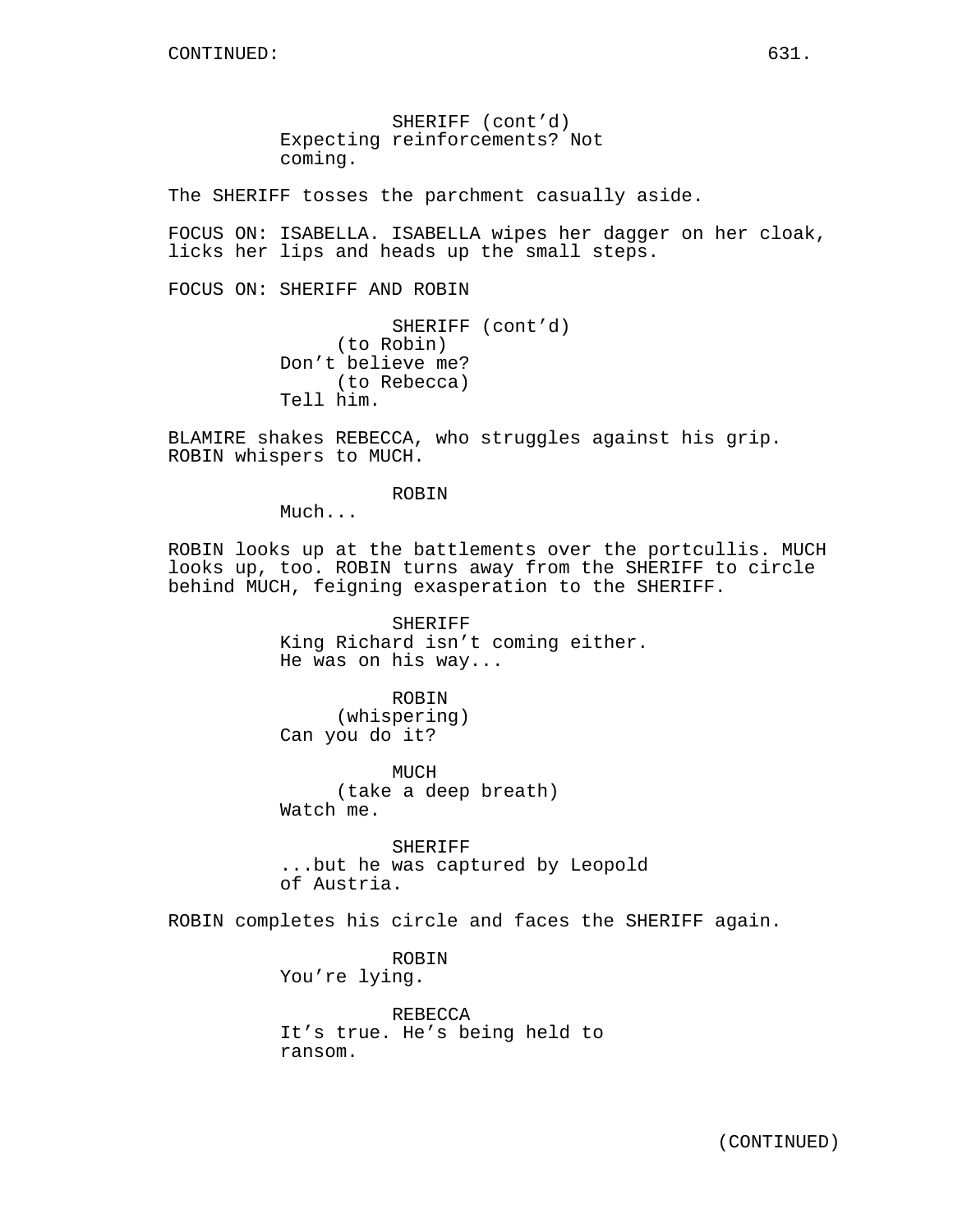SHERIFF (cont'd)
Expecting reinforcements? Not coming.

The SHERIFF tosses the parchment casually aside.

FOCUS ON: ISABELLA. ISABELLA wipes her dagger on her cloak, licks her lips and heads up the small steps.

FOCUS ON: SHERIFF AND ROBIN

SHERIFF (cont'd)
(to Robin)
Don't believe me?
(to Rebecca)
Tell him.

BLAMIRE shakes REBECCA, who struggles against his grip. ROBIN whispers to MUCH.

ROBIN
Much...

ROBIN looks up at the battlements over the portcullis. MUCH looks up, too. ROBIN turns away from the SHERIFF to circle behind MUCH, feigning exasperation to the SHERIFF.

SHERIFF
King Richard isn't coming either. He was on his way...

ROBIN
(whispering)
Can you do it?

MUCH
(take a deep breath)
Watch me.

SHERIFF
...but he was captured by Leopold of Austria.

ROBIN completes his circle and faces the SHERIFF again.

ROBIN
You're lying.

REBECCA
It's true. He's being held to ransom.

(CONTINUED)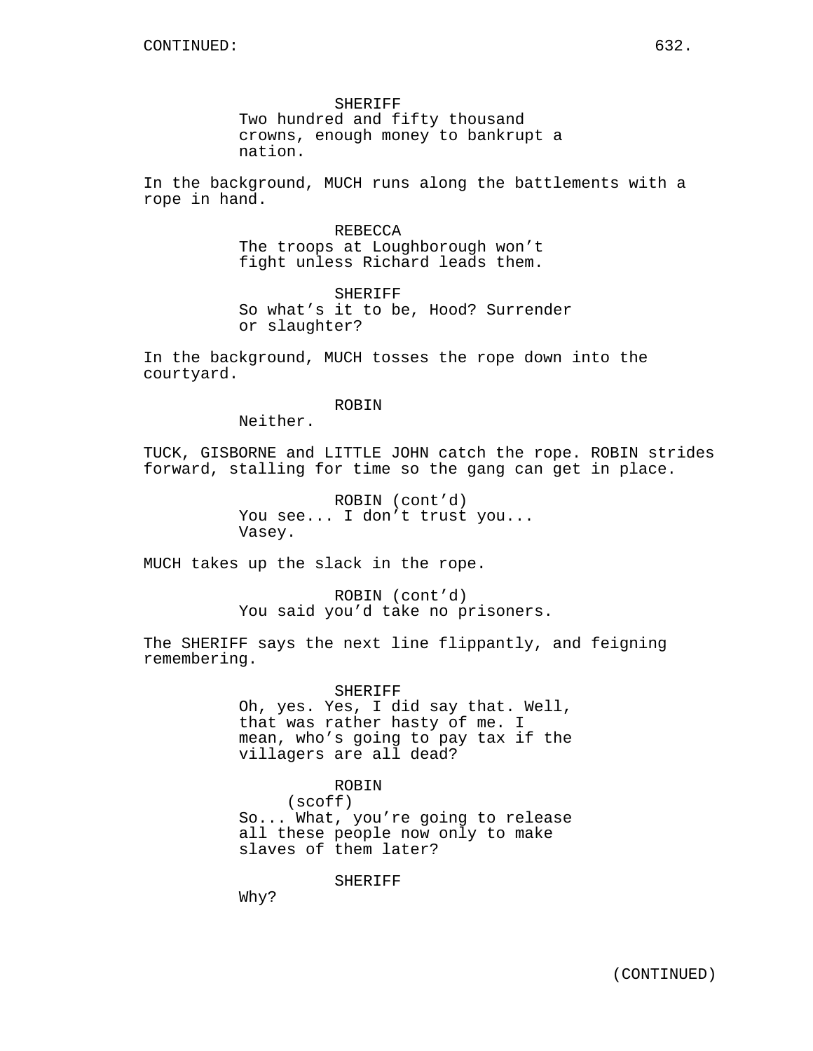SHERIFF
Two hundred and fifty thousand crowns, enough money to bankrupt a nation.

In the background, MUCH runs along the battlements with a rope in hand.

REBECCA
The troops at Loughborough won't fight unless Richard leads them.

SHERIFF
So what's it to be, Hood? Surrender or slaughter?

In the background, MUCH tosses the rope down into the courtyard.

ROBIN
Neither.

TUCK, GISBORNE and LITTLE JOHN catch the rope. ROBIN strides forward, stalling for time so the gang can get in place.

ROBIN (cont'd)
You see... I don't trust you... Vasey.

MUCH takes up the slack in the rope.

ROBIN (cont'd)
You said you'd take no prisoners.

The SHERIFF says the next line flippantly, and feigning remembering.

SHERIFF
Oh, yes. Yes, I did say that. Well, that was rather hasty of me. I mean, who's going to pay tax if the villagers are all dead?

ROBIN
(scoff)
So... What, you're going to release all these people now only to make slaves of them later?

SHERIFF
Why?

(CONTINUED)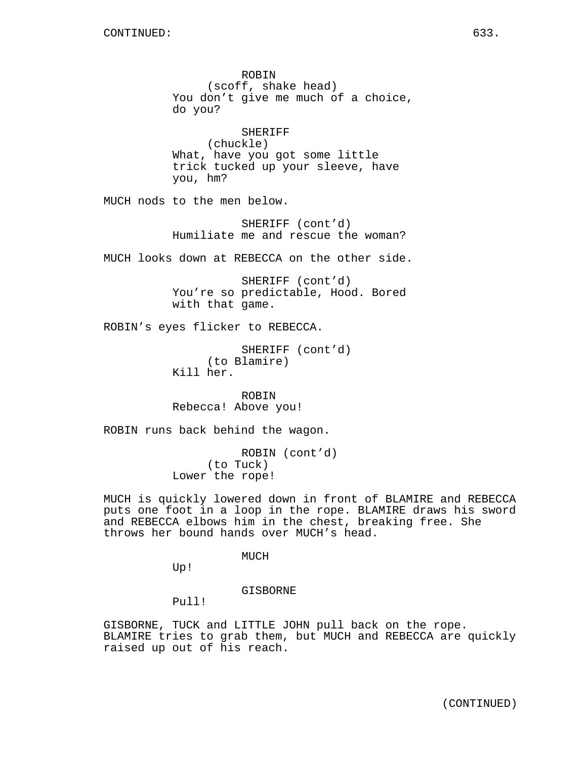ROBIN
(scoff, shake head)
You don't give me much of a choice, do you?

SHERIFF
(chuckle)
What, have you got some little trick tucked up your sleeve, have you, hm?

MUCH nods to the men below.

SHERIFF (cont'd)
Humiliate me and rescue the woman?

MUCH looks down at REBECCA on the other side.

SHERIFF (cont'd)
You're so predictable, Hood. Bored with that game.

ROBIN's eyes flicker to REBECCA.

SHERIFF (cont'd)
(to Blamire)
Kill her.

ROBIN
Rebecca! Above you!

ROBIN runs back behind the wagon.

ROBIN (cont'd)
(to Tuck)
Lower the rope!

MUCH is quickly lowered down in front of BLAMIRE and REBECCA puts one foot in a loop in the rope. BLAMIRE draws his sword and REBECCA elbows him in the chest, breaking free. She throws her bound hands over MUCH's head.

MUCH
Up!

GISBORNE
Pull!

GISBORNE, TUCK and LITTLE JOHN pull back on the rope. BLAMIRE tries to grab them, but MUCH and REBECCA are quickly raised up out of his reach.

(CONTINUED)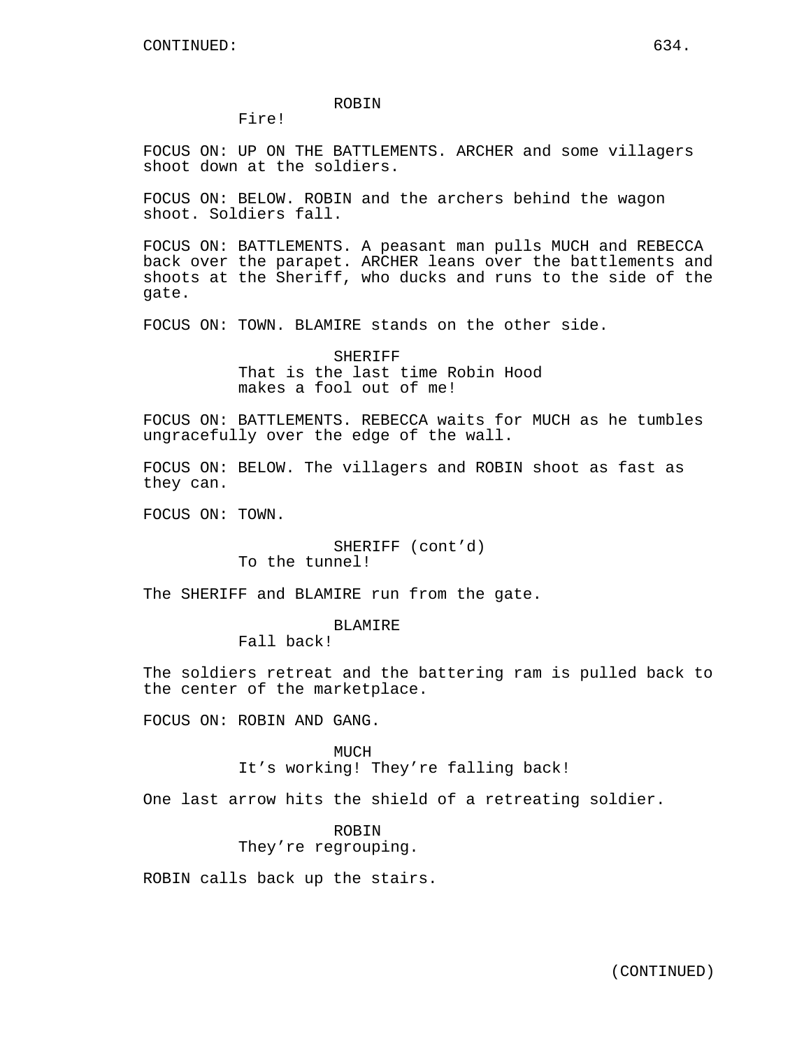ROBIN
Fire!

FOCUS ON: UP ON THE BATTLEMENTS. ARCHER and some villagers shoot down at the soldiers.

FOCUS ON: BELOW. ROBIN and the archers behind the wagon shoot. Soldiers fall.

FOCUS ON: BATTLEMENTS. A peasant man pulls MUCH and REBECCA back over the parapet. ARCHER leans over the battlements and shoots at the Sheriff, who ducks and runs to the side of the gate.

FOCUS ON: TOWN. BLAMIRE stands on the other side.

SHERIFF
That is the last time Robin Hood makes a fool out of me!

FOCUS ON: BATTLEMENTS. REBECCA waits for MUCH as he tumbles ungracefully over the edge of the wall.

FOCUS ON: BELOW. The villagers and ROBIN shoot as fast as they can.

FOCUS ON: TOWN.

SHERIFF (cont'd)
To the tunnel!

The SHERIFF and BLAMIRE run from the gate.

BLAMIRE
Fall back!

The soldiers retreat and the battering ram is pulled back to the center of the marketplace.

FOCUS ON: ROBIN AND GANG.

MUCH
It's working! They're falling back!

One last arrow hits the shield of a retreating soldier.

ROBIN
They're regrouping.

ROBIN calls back up the stairs.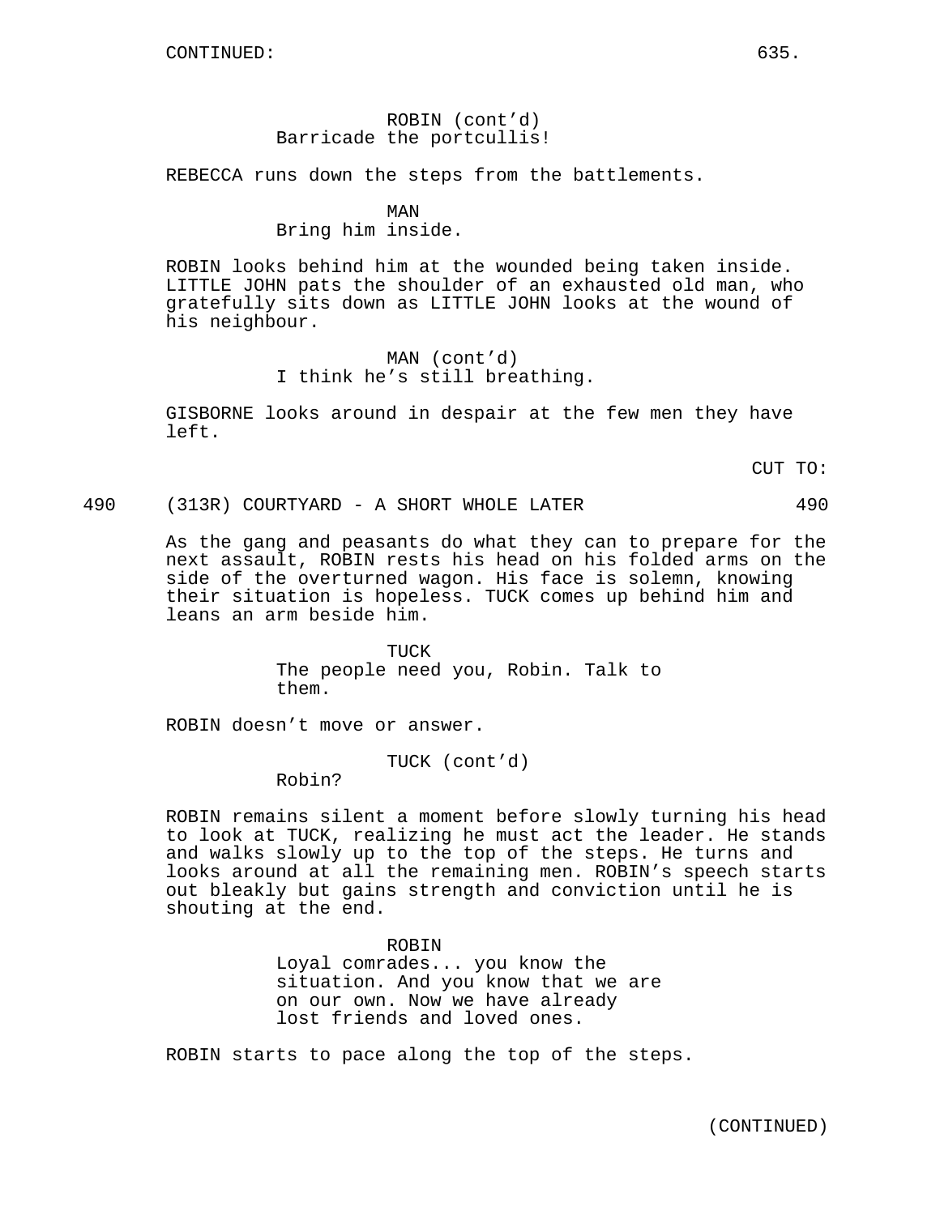ROBIN (cont'd)
Barricade the portcullis!

REBECCA runs down the steps from the battlements.

MAN
Bring him inside.

ROBIN looks behind him at the wounded being taken inside. LITTLE JOHN pats the shoulder of an exhausted old man, who gratefully sits down as LITTLE JOHN looks at the wound of his neighbour.

MAN (cont'd)
I think he's still breathing.

GISBORNE looks around in despair at the few men they have left.

CUT TO:

490 (313R) COURTYARD - A SHORT WHOLE LATER 490

As the gang and peasants do what they can to prepare for the next assault, ROBIN rests his head on his folded arms on the side of the overturned wagon. His face is solemn, knowing their situation is hopeless. TUCK comes up behind him and leans an arm beside him.

TUCK
The people need you, Robin. Talk to them.

ROBIN doesn't move or answer.

TUCK (cont'd)
Robin?

ROBIN remains silent a moment before slowly turning his head to look at TUCK, realizing he must act the leader. He stands and walks slowly up to the top of the steps. He turns and looks around at all the remaining men. ROBIN's speech starts out bleakly but gains strength and conviction until he is shouting at the end.

ROBIN
Loyal comrades... you know the situation. And you know that we are on our own. Now we have already lost friends and loved ones.

ROBIN starts to pace along the top of the steps.

(CONTINUED)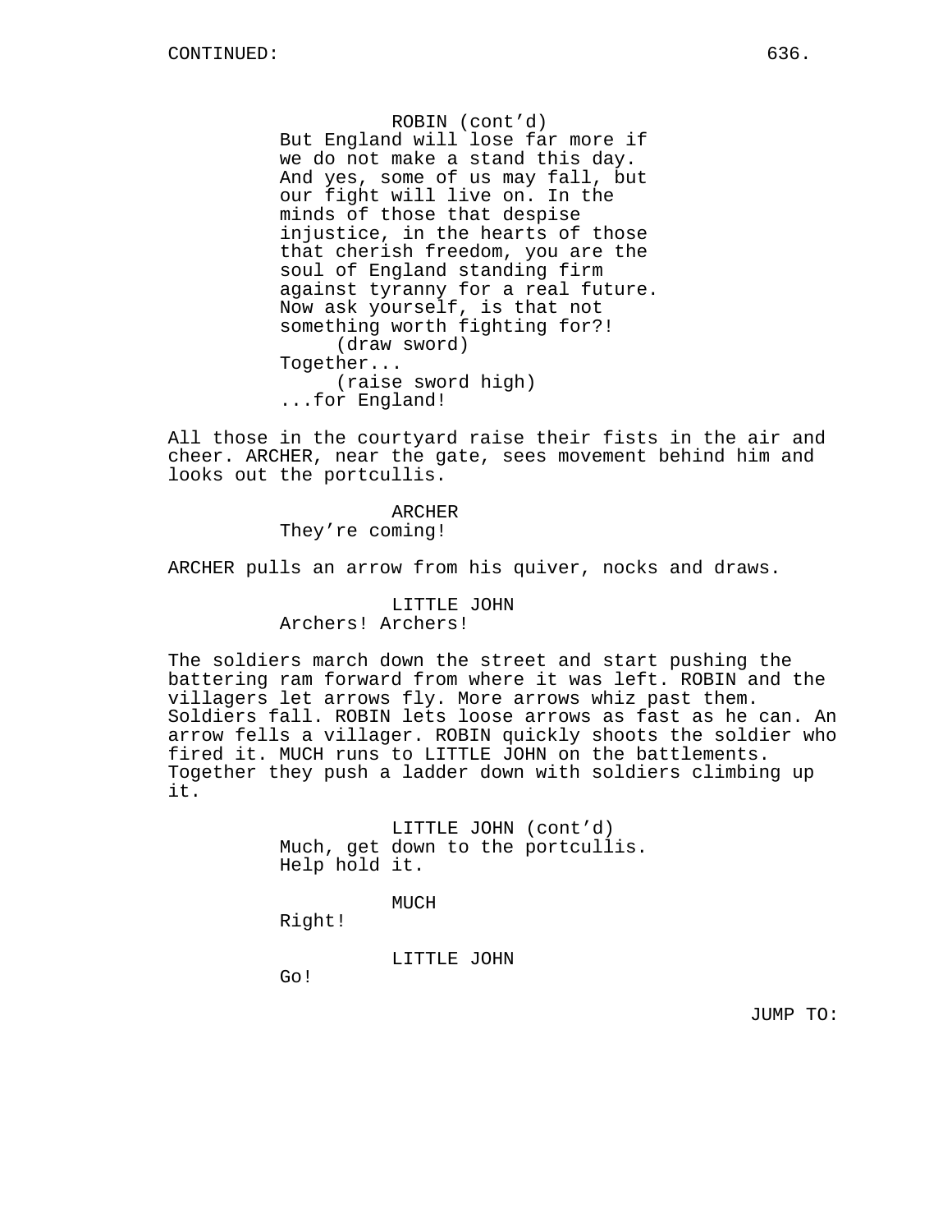CONTINUED:

ROBIN (cont'd)
But England will lose far more if we do not make a stand this day. And yes, some of us may fall, but our fight will live on. In the minds of those that despise injustice, in the hearts of those that cherish freedom, you are the soul of England standing firm against tyranny for a real future. Now ask yourself, is that not something worth fighting for?!
(draw sword)
Together...
(raise sword high)
...for England!

All those in the courtyard raise their fists in the air and cheer. ARCHER, near the gate, sees movement behind him and looks out the portcullis.

ARCHER
They're coming!

ARCHER pulls an arrow from his quiver, nocks and draws.

LITTLE JOHN
Archers! Archers!

The soldiers march down the street and start pushing the battering ram forward from where it was left. ROBIN and the villagers let arrows fly. More arrows whiz past them. Soldiers fall. ROBIN lets loose arrows as fast as he can. An arrow fells a villager. ROBIN quickly shoots the soldier who fired it. MUCH runs to LITTLE JOHN on the battlements. Together they push a ladder down with soldiers climbing up it.

LITTLE JOHN (cont'd)
Much, get down to the portcullis. Help hold it.

MUCH
Right!

LITTLE JOHN
Go!

JUMP TO: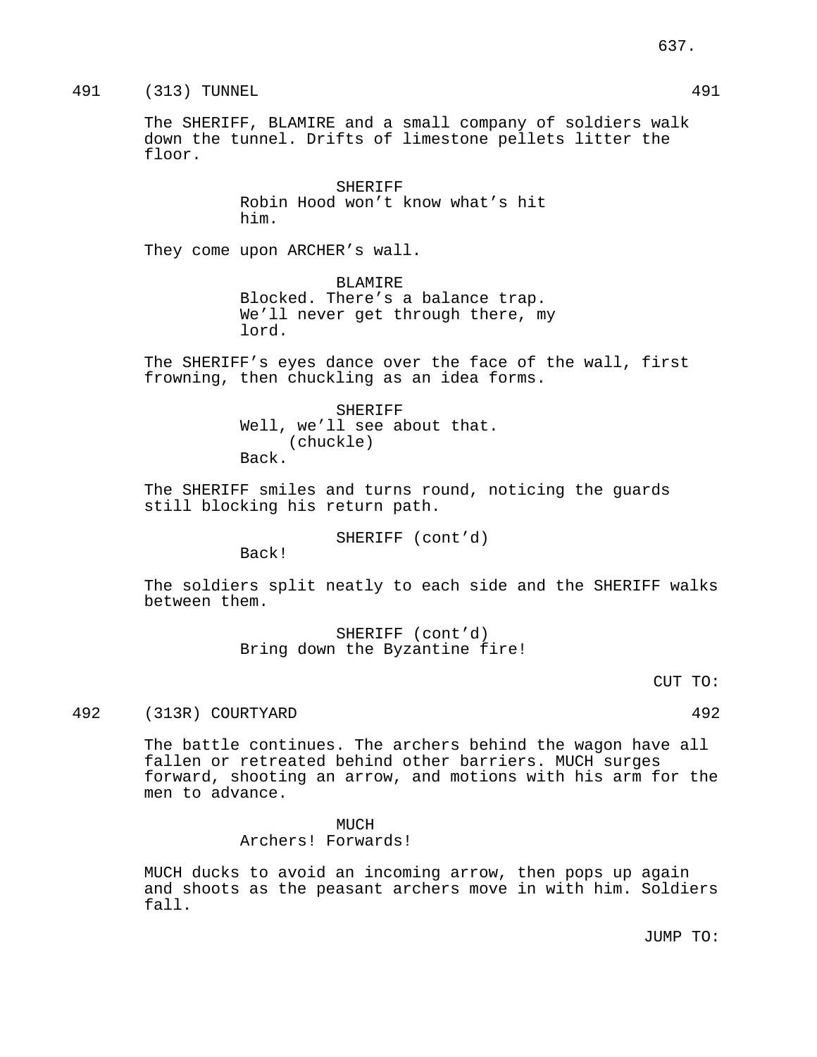491 (313) TUNNEL 491

The SHERIFF, BLAMIRE and a small company of soldiers walk down the tunnel. Drifts of limestone pellets litter the floor.

SHERIFF
Robin Hood won't know what's hit him.

They come upon ARCHER's wall.

BLAMIRE
Blocked. There's a balance trap. We'll never get through there, my lord.

The SHERIFF's eyes dance over the face of the wall, first frowning, then chuckling as an idea forms.

SHERIFF
Well, we'll see about that.
(chuckle)
Back.

The SHERIFF smiles and turns round, noticing the guards still blocking his return path.

SHERIFF (cont'd)
Back!

The soldiers split neatly to each side and the SHERIFF walks between them.

SHERIFF (cont'd)
Bring down the Byzantine fire!

CUT TO:

492 (313R) COURTYARD 492

The battle continues. The archers behind the wagon have all fallen or retreated behind other barriers. MUCH surges forward, shooting an arrow, and motions with his arm for the men to advance.

MUCH
Archers! Forwards!

MUCH ducks to avoid an incoming arrow, then pops up again and shoots as the peasant archers move in with him. Soldiers fall.

JUMP TO: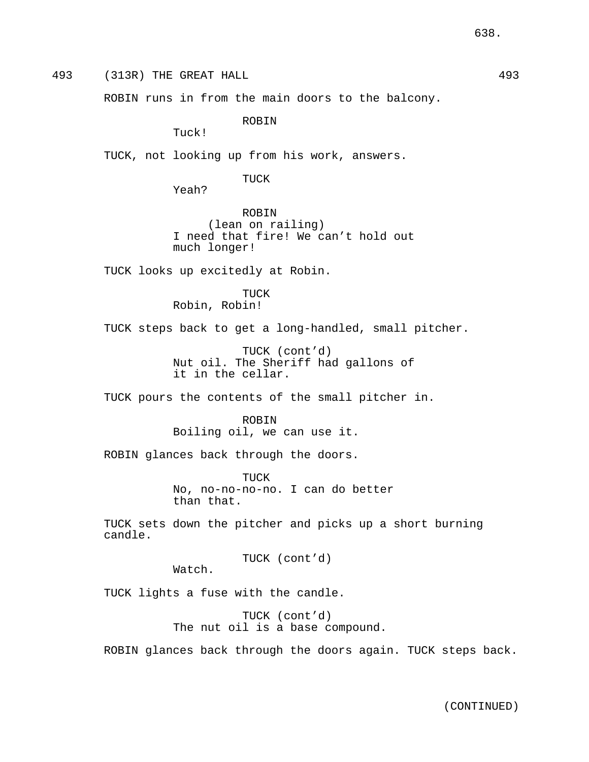493 (313R) THE GREAT HALL 493

ROBIN runs in from the main doors to the balcony.

ROBIN
Tuck!

TUCK, not looking up from his work, answers.

TUCK
Yeah?

ROBIN
(lean on railing)
I need that fire! We can't hold out much longer!

TUCK looks up excitedly at Robin.

TUCK
Robin, Robin!

TUCK steps back to get a long-handled, small pitcher.

TUCK (cont'd)
Nut oil. The Sheriff had gallons of it in the cellar.

TUCK pours the contents of the small pitcher in.

ROBIN
Boiling oil, we can use it.

ROBIN glances back through the doors.

TUCK
No, no-no-no-no. I can do better than that.

TUCK sets down the pitcher and picks up a short burning candle.

TUCK (cont'd)
Watch.

TUCK lights a fuse with the candle.

TUCK (cont'd)
The nut oil is a base compound.

ROBIN glances back through the doors again. TUCK steps back.

(CONTINUED)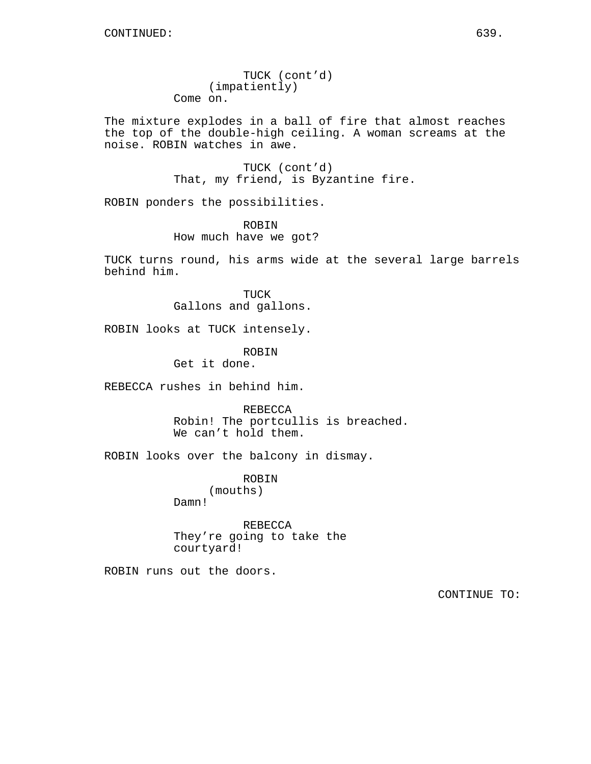CONTINUED:

TUCK (cont'd)
(impatiently)
Come on.

The mixture explodes in a ball of fire that almost reaches the top of the double-high ceiling. A woman screams at the noise. ROBIN watches in awe.

TUCK (cont'd)
That, my friend, is Byzantine fire.

ROBIN ponders the possibilities.

ROBIN
How much have we got?

TUCK turns round, his arms wide at the several large barrels behind him.

TUCK
Gallons and gallons.

ROBIN looks at TUCK intensely.

ROBIN
Get it done.

REBECCA rushes in behind him.

REBECCA
Robin! The portcullis is breached.
We can't hold them.

ROBIN looks over the balcony in dismay.

ROBIN
(mouths)
Damn!

REBECCA
They're going to take the
courtyard!

ROBIN runs out the doors.

CONTINUE TO: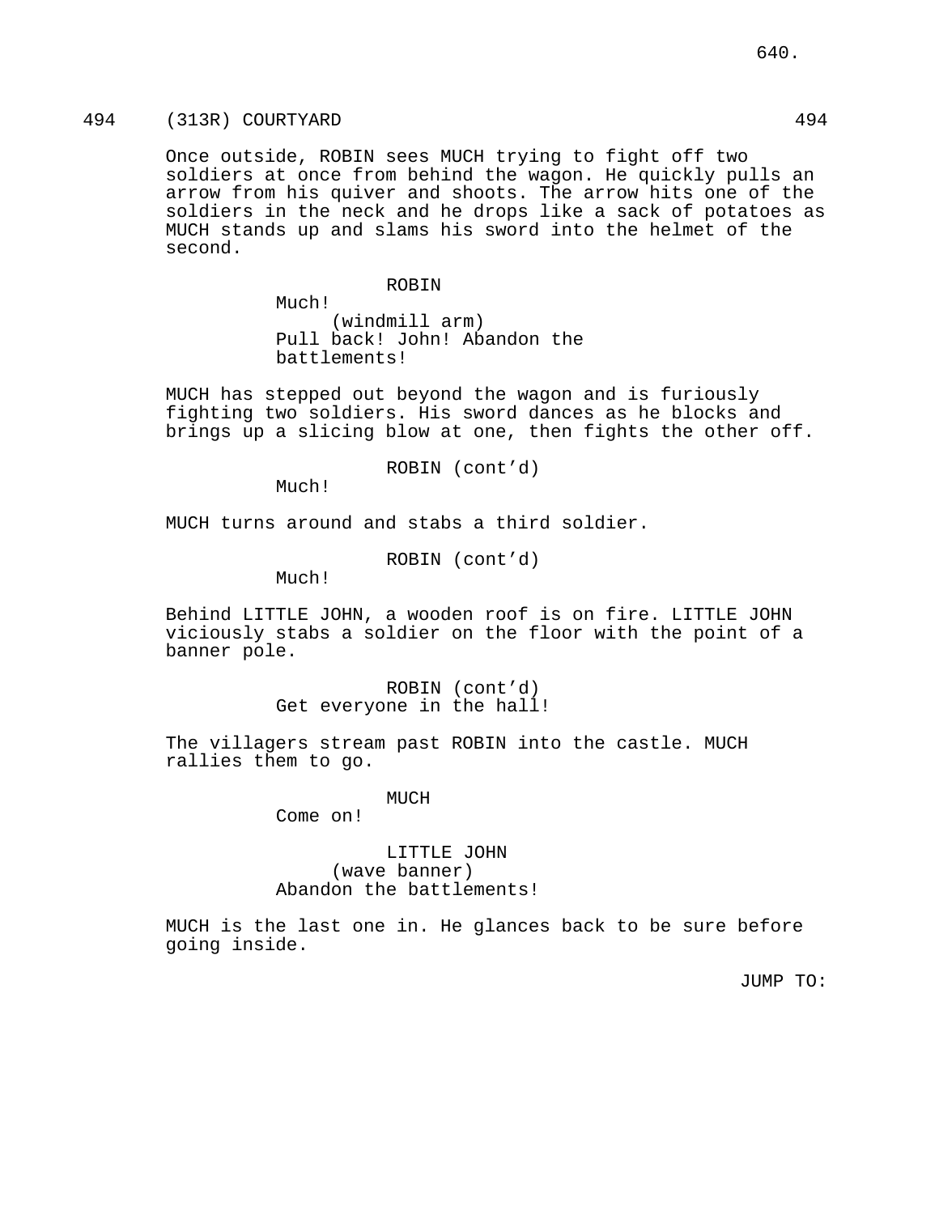494 (313R) COURTYARD 494

Once outside, ROBIN sees MUCH trying to fight off two soldiers at once from behind the wagon. He quickly pulls an arrow from his quiver and shoots. The arrow hits one of the soldiers in the neck and he drops like a sack of potatoes as MUCH stands up and slams his sword into the helmet of the second.

ROBIN
Much!
(windmill arm)
Pull back! John! Abandon the battlements!

MUCH has stepped out beyond the wagon and is furiously fighting two soldiers. His sword dances as he blocks and brings up a slicing blow at one, then fights the other off.

ROBIN (cont'd)
Much!

MUCH turns around and stabs a third soldier.

ROBIN (cont'd)
Much!

Behind LITTLE JOHN, a wooden roof is on fire. LITTLE JOHN viciously stabs a soldier on the floor with the point of a banner pole.

ROBIN (cont'd)
Get everyone in the hall!

The villagers stream past ROBIN into the castle. MUCH rallies them to go.

MUCH
Come on!

LITTLE JOHN
(wave banner)
Abandon the battlements!

MUCH is the last one in. He glances back to be sure before going inside.

JUMP TO: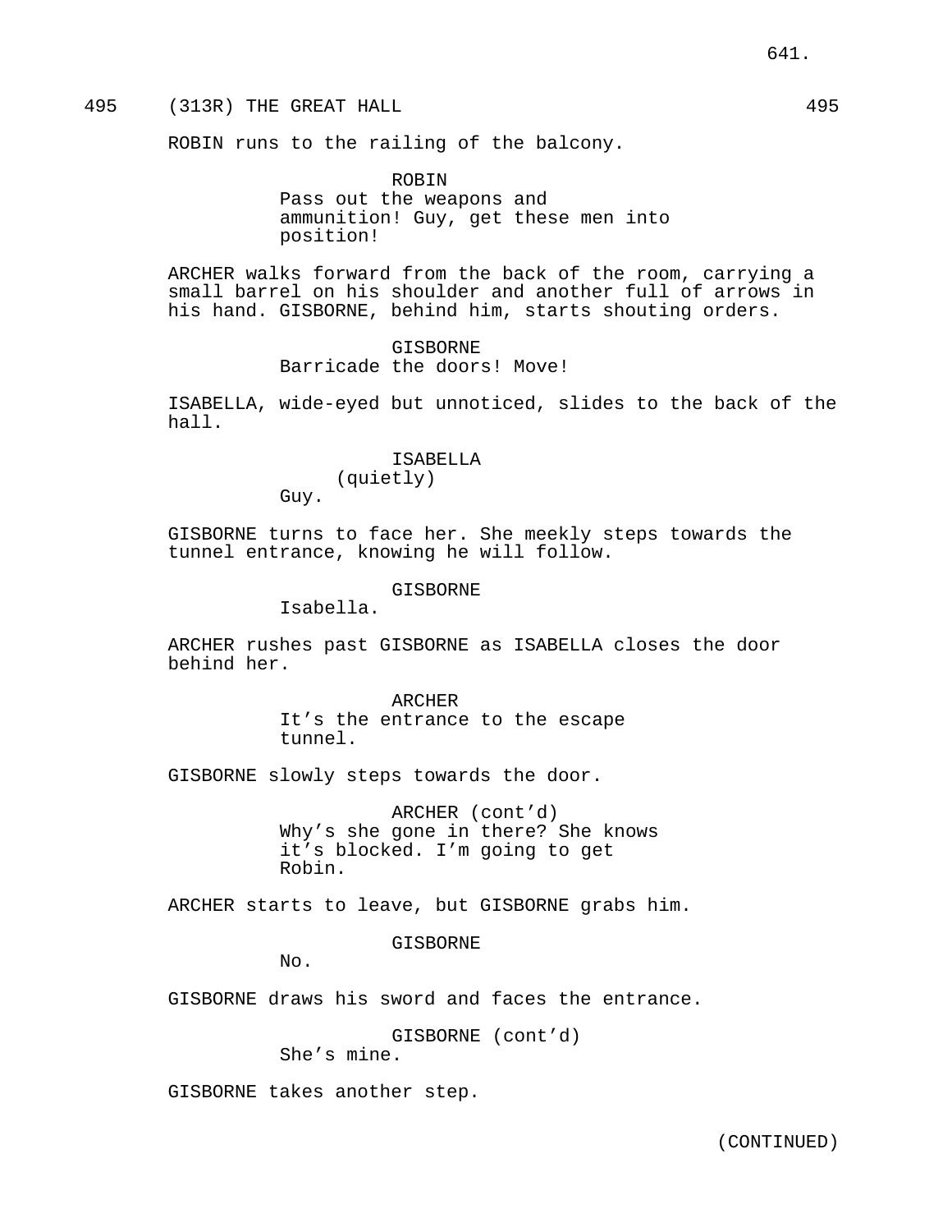495 (313R) THE GREAT HALL 495

ROBIN runs to the railing of the balcony.

ROBIN
Pass out the weapons and ammunition! Guy, get these men into position!

ARCHER walks forward from the back of the room, carrying a small barrel on his shoulder and another full of arrows in his hand. GISBORNE, behind him, starts shouting orders.

GISBORNE
Barricade the doors! Move!

ISABELLA, wide-eyed but unnoticed, slides to the back of the hall.

ISABELLA
(quietly)
Guy.

GISBORNE turns to face her. She meekly steps towards the tunnel entrance, knowing he will follow.

GISBORNE
Isabella.

ARCHER rushes past GISBORNE as ISABELLA closes the door behind her.

ARCHER
It's the entrance to the escape tunnel.

GISBORNE slowly steps towards the door.

ARCHER (cont'd)
Why's she gone in there? She knows it's blocked. I'm going to get Robin.

ARCHER starts to leave, but GISBORNE grabs him.

GISBORNE
No.

GISBORNE draws his sword and faces the entrance.

GISBORNE (cont'd)
She's mine.

GISBORNE takes another step.

(CONTINUED)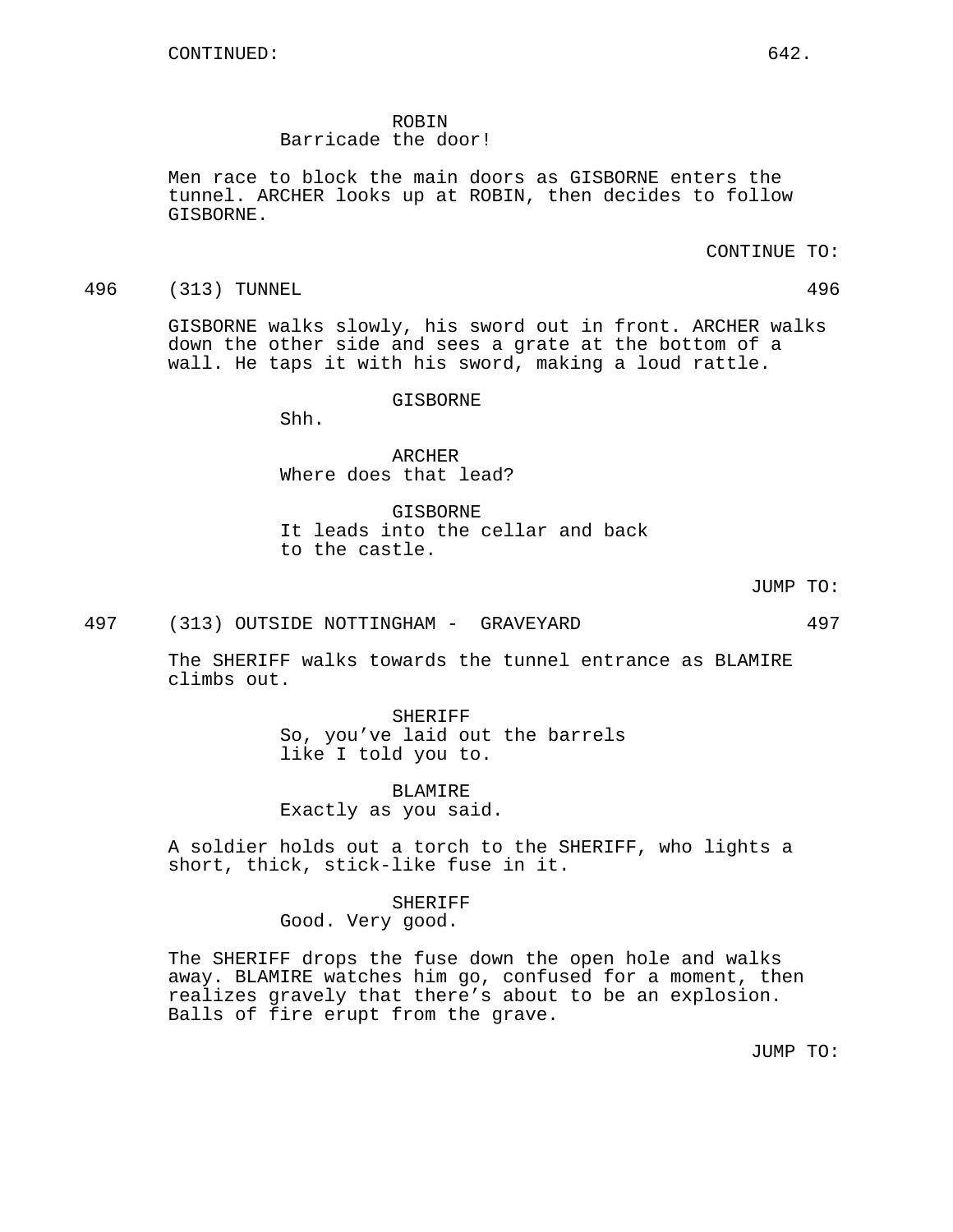CONTINUED:

ROBIN
Barricade the door!

Men race to block the main doors as GISBORNE enters the tunnel. ARCHER looks up at ROBIN, then decides to follow GISBORNE.

CONTINUE TO:

496 (313) TUNNEL 496

GISBORNE walks slowly, his sword out in front. ARCHER walks down the other side and sees a grate at the bottom of a wall. He taps it with his sword, making a loud rattle.

GISBORNE
Shh.

ARCHER
Where does that lead?

GISBORNE
It leads into the cellar and back to the castle.

JUMP TO:

497 (313) OUTSIDE NOTTINGHAM - GRAVEYARD 497

The SHERIFF walks towards the tunnel entrance as BLAMIRE climbs out.

SHERIFF
So, you've laid out the barrels like I told you to.

BLAMIRE
Exactly as you said.

A soldier holds out a torch to the SHERIFF, who lights a short, thick, stick-like fuse in it.

SHERIFF
Good. Very good.

The SHERIFF drops the fuse down the open hole and walks away. BLAMIRE watches him go, confused for a moment, then realizes gravely that there's about to be an explosion. Balls of fire erupt from the grave.

JUMP TO: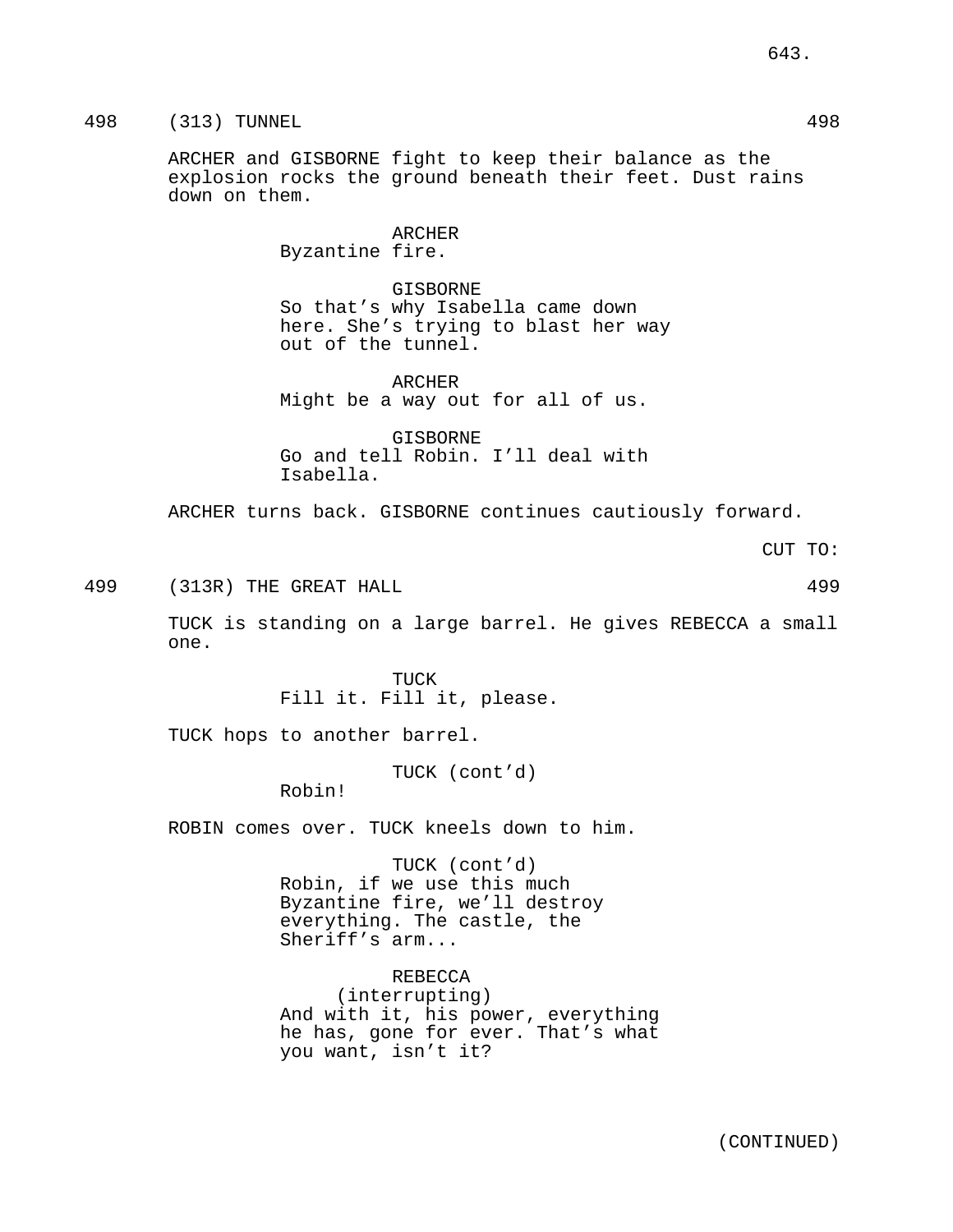498 (313) TUNNEL 498

ARCHER and GISBORNE fight to keep their balance as the explosion rocks the ground beneath their feet. Dust rains down on them.

ARCHER
Byzantine fire.

GISBORNE
So that's why Isabella came down here. She's trying to blast her way out of the tunnel.

ARCHER
Might be a way out for all of us.

GISBORNE
Go and tell Robin. I'll deal with Isabella.

ARCHER turns back. GISBORNE continues cautiously forward.

CUT TO:

499 (313R) THE GREAT HALL 499

TUCK is standing on a large barrel. He gives REBECCA a small one.

TUCK
Fill it. Fill it, please.

TUCK hops to another barrel.

TUCK (cont'd)
Robin!

ROBIN comes over. TUCK kneels down to him.

TUCK (cont'd)
Robin, if we use this much Byzantine fire, we'll destroy everything. The castle, the Sheriff's arm...

REBECCA
(interrupting)
And with it, his power, everything he has, gone for ever. That's what you want, isn't it?

(CONTINUED)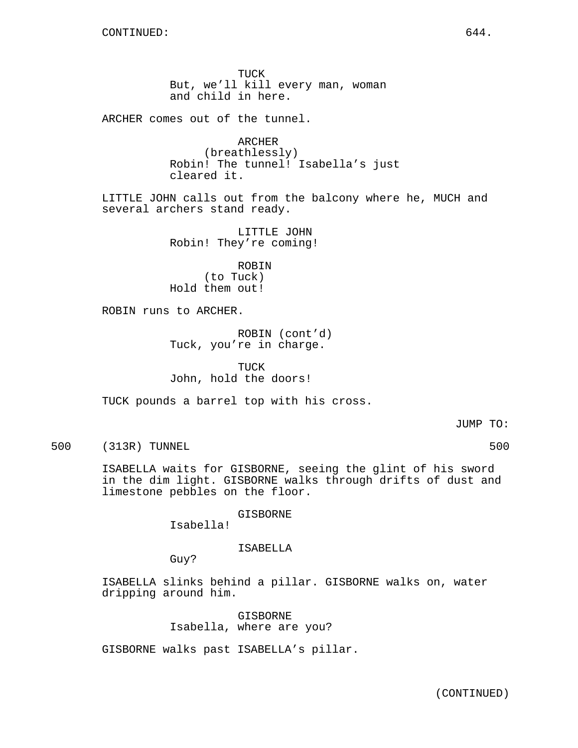TUCK
But, we'll kill every man, woman and child in here.

ARCHER comes out of the tunnel.

ARCHER
(breathlessly)
Robin! The tunnel! Isabella's just cleared it.

LITTLE JOHN calls out from the balcony where he, MUCH and several archers stand ready.

LITTLE JOHN
Robin! They're coming!

ROBIN
(to Tuck)
Hold them out!

ROBIN runs to ARCHER.

ROBIN (cont'd)
Tuck, you're in charge.

TUCK
John, hold the doors!

TUCK pounds a barrel top with his cross.

JUMP TO:

500 (313R) TUNNEL 500

ISABELLA waits for GISBORNE, seeing the glint of his sword in the dim light. GISBORNE walks through drifts of dust and limestone pebbles on the floor.

GISBORNE
Isabella!

ISABELLA
Guy?

ISABELLA slinks behind a pillar. GISBORNE walks on, water dripping around him.

GISBORNE
Isabella, where are you?

GISBORNE walks past ISABELLA's pillar.

(CONTINUED)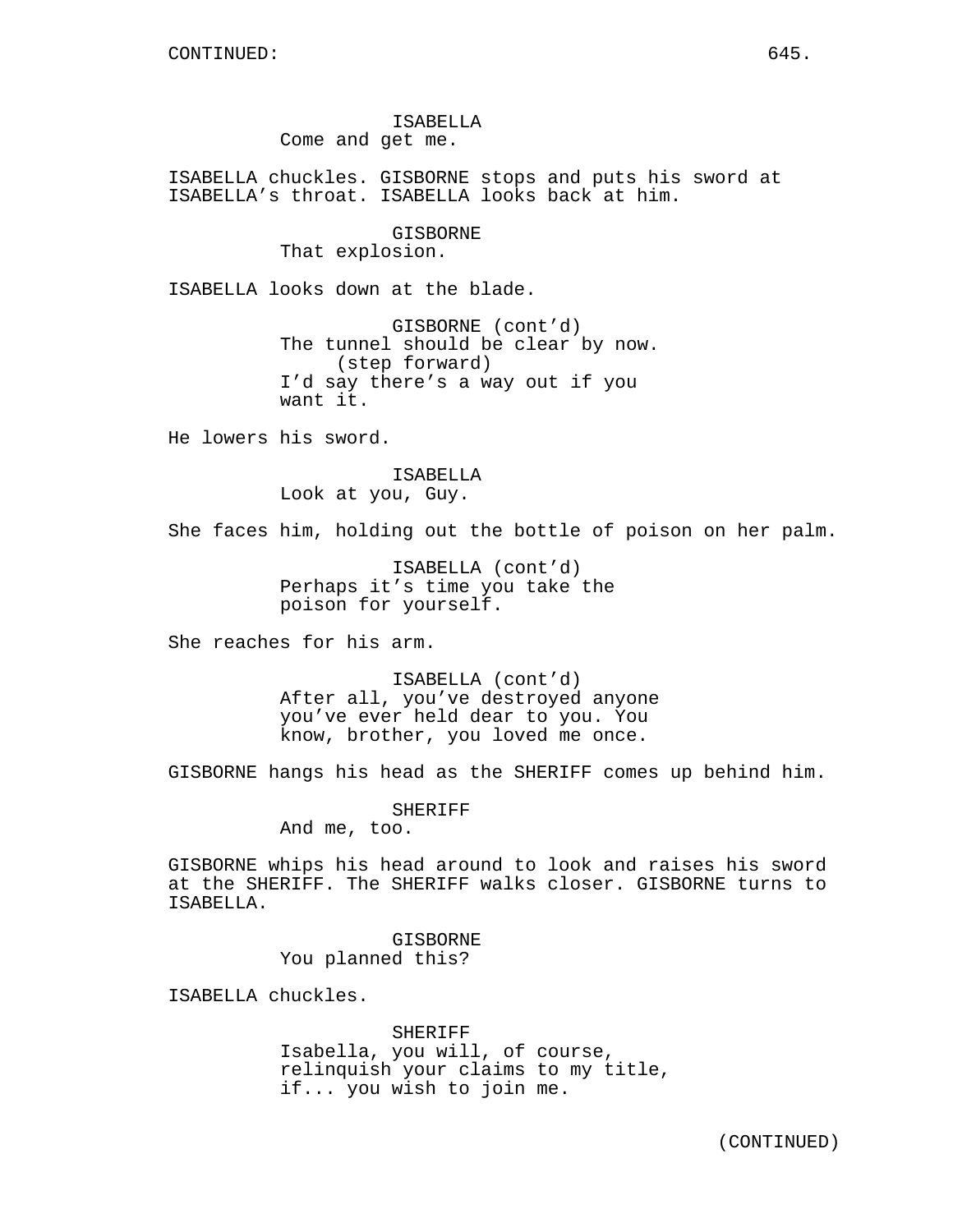ISABELLA
Come and get me.

ISABELLA chuckles. GISBORNE stops and puts his sword at ISABELLA’s throat. ISABELLA looks back at him.

GISBORNE
That explosion.

ISABELLA looks down at the blade.

GISBORNE (cont’d)
The tunnel should be clear by now.
(step forward)
I’d say there’s a way out if you want it.

He lowers his sword.

ISABELLA
Look at you, Guy.

She faces him, holding out the bottle of poison on her palm.

ISABELLA (cont’d)
Perhaps it’s time you take the poison for yourself.

She reaches for his arm.

ISABELLA (cont’d)
After all, you’ve destroyed anyone you’ve ever held dear to you. You know, brother, you loved me once.

GISBORNE hangs his head as the SHERIFF comes up behind him.

SHERIFF
And me, too.

GISBORNE whips his head around to look and raises his sword at the SHERIFF. The SHERIFF walks closer. GISBORNE turns to ISABELLA.

GISBORNE
You planned this?

ISABELLA chuckles.

SHERIFF
Isabella, you will, of course, relinquish your claims to my title, if... you wish to join me.

(CONTINUED)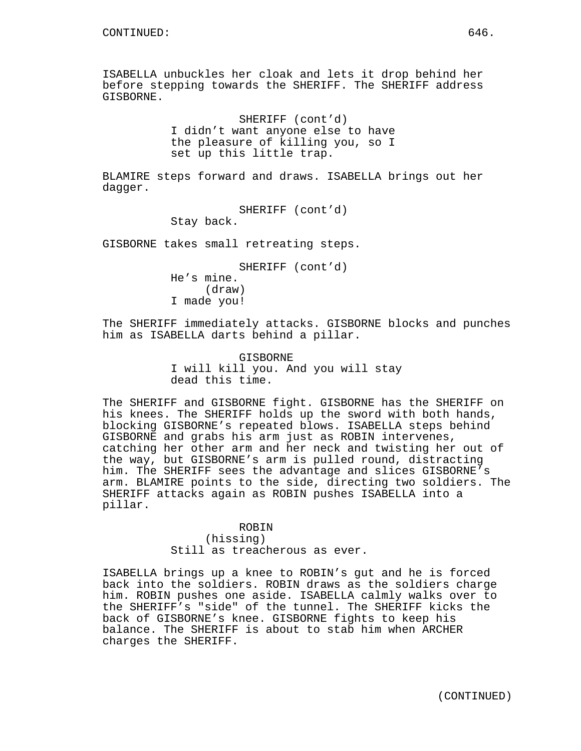ISABELLA unbuckles her cloak and lets it drop behind her before stepping towards the SHERIFF. The SHERIFF address GISBORNE.

SHERIFF (cont'd)
I didn't want anyone else to have the pleasure of killing you, so I set up this little trap.

BLAMIRE steps forward and draws. ISABELLA brings out her dagger.

SHERIFF (cont'd)
Stay back.

GISBORNE takes small retreating steps.

SHERIFF (cont'd)
He's mine.
(draw)
I made you!

The SHERIFF immediately attacks. GISBORNE blocks and punches him as ISABELLA darts behind a pillar.

GISBORNE
I will kill you. And you will stay dead this time.

The SHERIFF and GISBORNE fight. GISBORNE has the SHERIFF on his knees. The SHERIFF holds up the sword with both hands, blocking GISBORNE's repeated blows. ISABELLA steps behind GISBORNE and grabs his arm just as ROBIN intervenes, catching her other arm and her neck and twisting her out of the way, but GISBORNE's arm is pulled round, distracting him. The SHERIFF sees the advantage and slices GISBORNE's arm. BLAMIRE points to the side, directing two soldiers. The SHERIFF attacks again as ROBIN pushes ISABELLA into a pillar.

ROBIN
(hissing)
Still as treacherous as ever.

ISABELLA brings up a knee to ROBIN's gut and he is forced back into the soldiers. ROBIN draws as the soldiers charge him. ROBIN pushes one aside. ISABELLA calmly walks over to the SHERIFF's "side" of the tunnel. The SHERIFF kicks the back of GISBORNE's knee. GISBORNE fights to keep his balance. The SHERIFF is about to stab him when ARCHER charges the SHERIFF.

(CONTINUED)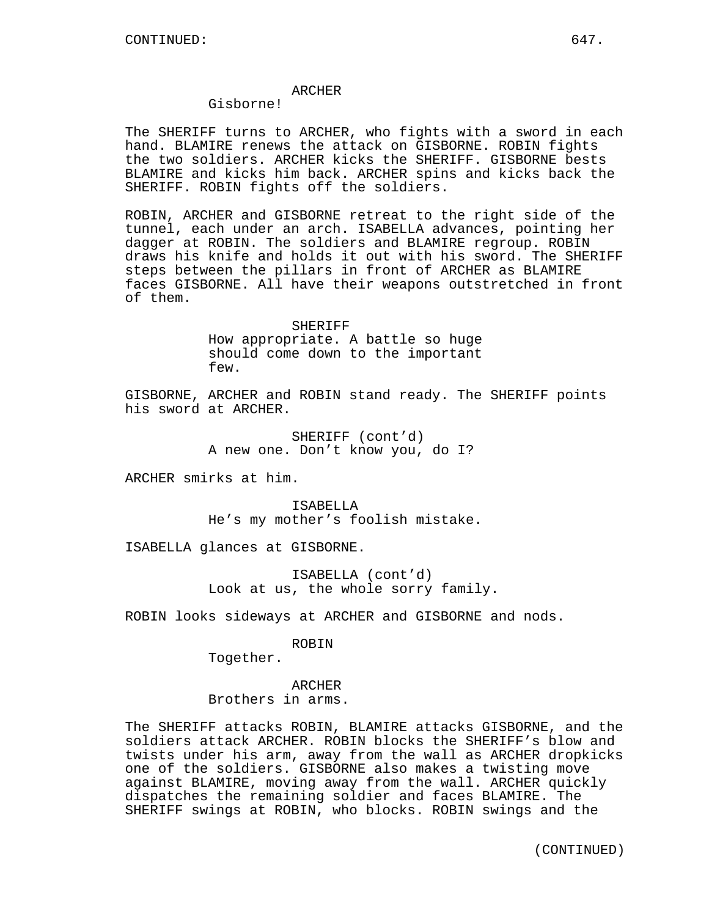CONTINUED:

ARCHER
Gisborne!

The SHERIFF turns to ARCHER, who fights with a sword in each hand. BLAMIRE renews the attack on GISBORNE. ROBIN fights the two soldiers. ARCHER kicks the SHERIFF. GISBORNE bests BLAMIRE and kicks him back. ARCHER spins and kicks back the SHERIFF. ROBIN fights off the soldiers.

ROBIN, ARCHER and GISBORNE retreat to the right side of the tunnel, each under an arch. ISABELLA advances, pointing her dagger at ROBIN. The soldiers and BLAMIRE regroup. ROBIN draws his knife and holds it out with his sword. The SHERIFF steps between the pillars in front of ARCHER as BLAMIRE faces GISBORNE. All have their weapons outstretched in front of them.

SHERIFF
How appropriate. A battle so huge should come down to the important few.

GISBORNE, ARCHER and ROBIN stand ready. The SHERIFF points his sword at ARCHER.

SHERIFF (cont'd)
A new one. Don't know you, do I?

ARCHER smirks at him.

ISABELLA
He's my mother's foolish mistake.

ISABELLA glances at GISBORNE.

ISABELLA (cont'd)
Look at us, the whole sorry family.

ROBIN looks sideways at ARCHER and GISBORNE and nods.

ROBIN
Together.

ARCHER
Brothers in arms.

The SHERIFF attacks ROBIN, BLAMIRE attacks GISBORNE, and the soldiers attack ARCHER. ROBIN blocks the SHERIFF's blow and twists under his arm, away from the wall as ARCHER dropkicks one of the soldiers. GISBORNE also makes a twisting move against BLAMIRE, moving away from the wall. ARCHER quickly dispatches the remaining soldier and faces BLAMIRE. The SHERIFF swings at ROBIN, who blocks. ROBIN swings and the

(CONTINUED)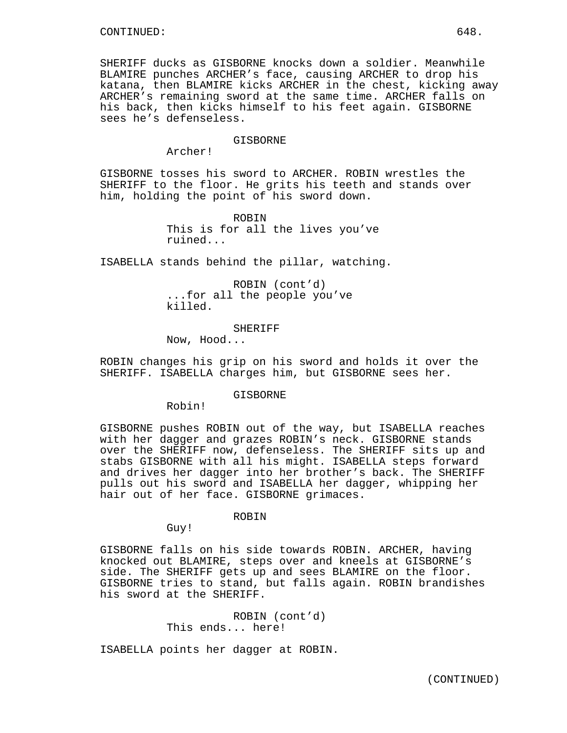CONTINUED:

SHERIFF ducks as GISBORNE knocks down a soldier. Meanwhile BLAMIRE punches ARCHER's face, causing ARCHER to drop his katana, then BLAMIRE kicks ARCHER in the chest, kicking away ARCHER's remaining sword at the same time. ARCHER falls on his back, then kicks himself to his feet again. GISBORNE sees he's defenseless.

GISBORNE
Archer!

GISBORNE tosses his sword to ARCHER. ROBIN wrestles the SHERIFF to the floor. He grits his teeth and stands over him, holding the point of his sword down.

ROBIN
This is for all the lives you've ruined...

ISABELLA stands behind the pillar, watching.

ROBIN (cont'd)
...for all the people you've killed.

SHERIFF
Now, Hood...

ROBIN changes his grip on his sword and holds it over the SHERIFF. ISABELLA charges him, but GISBORNE sees her.

GISBORNE
Robin!

GISBORNE pushes ROBIN out of the way, but ISABELLA reaches with her dagger and grazes ROBIN's neck. GISBORNE stands over the SHERIFF now, defenseless. The SHERIFF sits up and stabs GISBORNE with all his might. ISABELLA steps forward and drives her dagger into her brother's back. The SHERIFF pulls out his sword and ISABELLA her dagger, whipping her hair out of her face. GISBORNE grimaces.

ROBIN
Guy!

GISBORNE falls on his side towards ROBIN. ARCHER, having knocked out BLAMIRE, steps over and kneels at GISBORNE's side. The SHERIFF gets up and sees BLAMIRE on the floor. GISBORNE tries to stand, but falls again. ROBIN brandishes his sword at the SHERIFF.

ROBIN (cont'd)
This ends... here!

ISABELLA points her dagger at ROBIN.

(CONTINUED)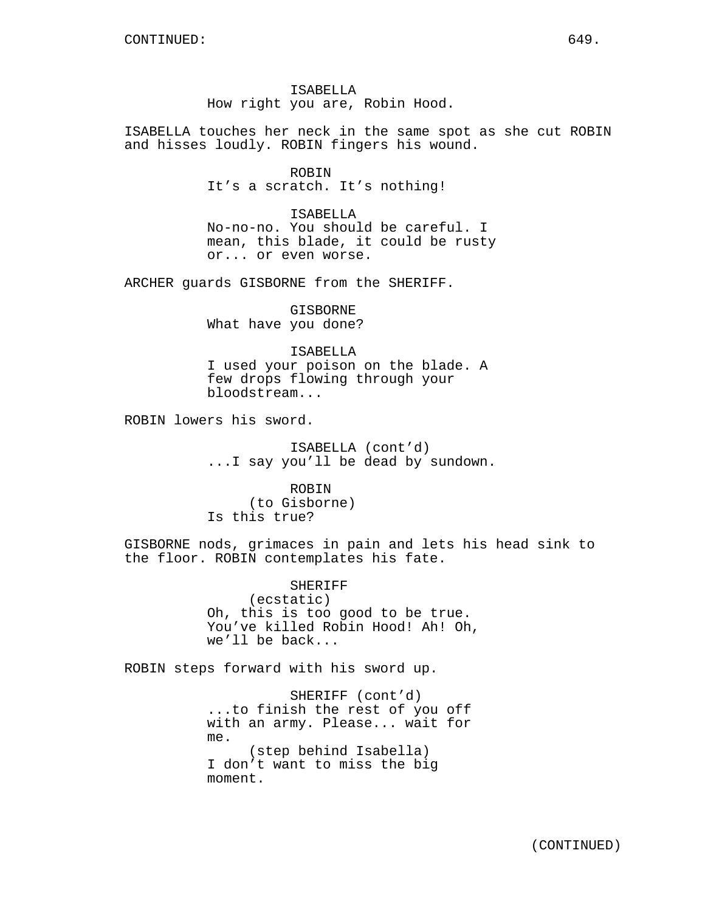CONTINUED:

ISABELLA
How right you are, Robin Hood.

ISABELLA touches her neck in the same spot as she cut ROBIN and hisses loudly. ROBIN fingers his wound.

ROBIN
It's a scratch. It's nothing!

ISABELLA
No-no-no. You should be careful. I mean, this blade, it could be rusty or... or even worse.

ARCHER guards GISBORNE from the SHERIFF.

GISBORNE
What have you done?

ISABELLA
I used your poison on the blade. A few drops flowing through your bloodstream...

ROBIN lowers his sword.

ISABELLA (cont'd)
...I say you'll be dead by sundown.

ROBIN
(to Gisborne)
Is this true?

GISBORNE nods, grimaces in pain and lets his head sink to the floor. ROBIN contemplates his fate.

SHERIFF
(ecstatic)
Oh, this is too good to be true. You've killed Robin Hood! Ah! Oh, we'll be back...

ROBIN steps forward with his sword up.

SHERIFF (cont'd)
...to finish the rest of you off with an army. Please... wait for me.
(step behind Isabella)
I don't want to miss the big moment.

(CONTINUED)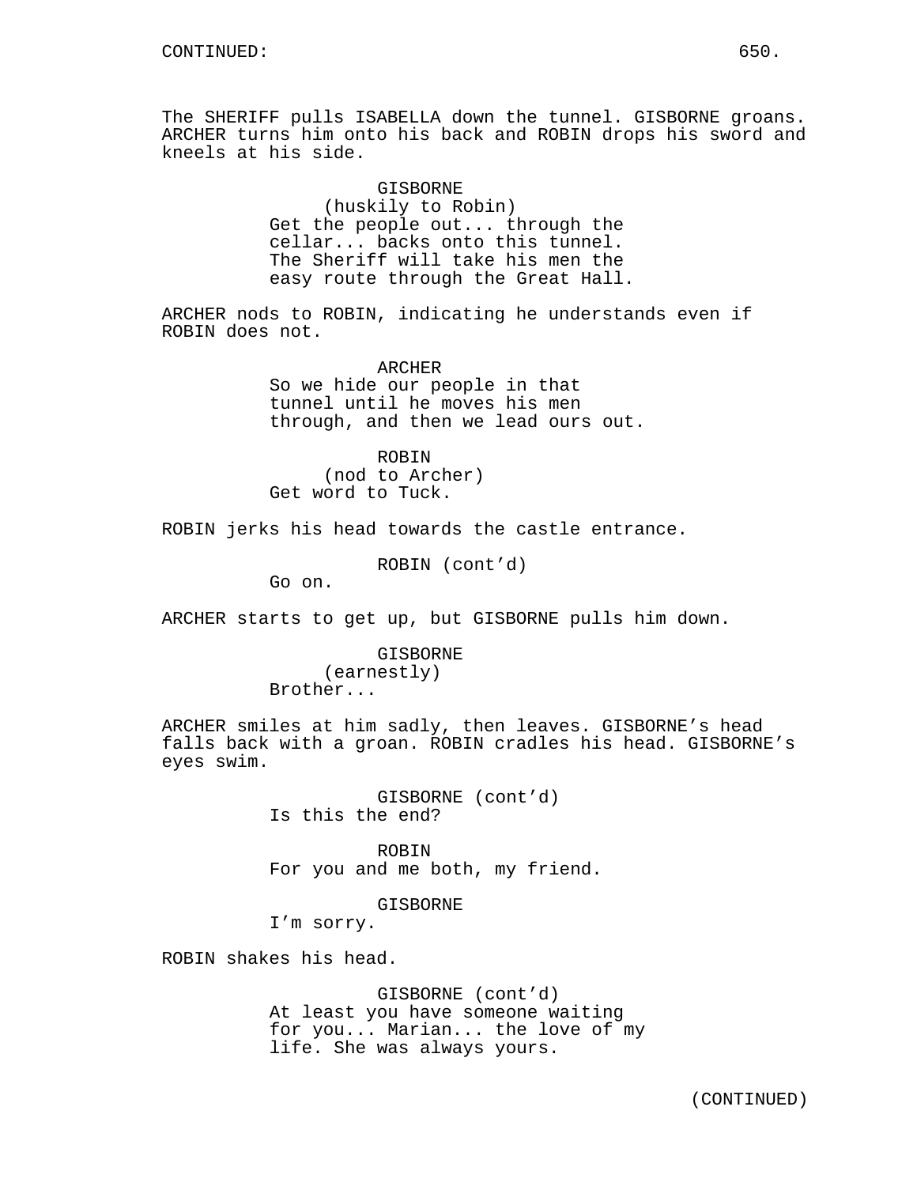The SHERIFF pulls ISABELLA down the tunnel. GISBORNE groans. ARCHER turns him onto his back and ROBIN drops his sword and kneels at his side.

GISBORNE
(huskily to Robin)
Get the people out... through the cellar... backs onto this tunnel. The Sheriff will take his men the easy route through the Great Hall.

ARCHER nods to ROBIN, indicating he understands even if ROBIN does not.

ARCHER
So we hide our people in that tunnel until he moves his men through, and then we lead ours out.

ROBIN
(nod to Archer)
Get word to Tuck.

ROBIN jerks his head towards the castle entrance.

ROBIN (cont'd)
Go on.

ARCHER starts to get up, but GISBORNE pulls him down.

GISBORNE
(earnestly)
Brother...

ARCHER smiles at him sadly, then leaves. GISBORNE's head falls back with a groan. ROBIN cradles his head. GISBORNE's eyes swim.

GISBORNE (cont'd)
Is this the end?

ROBIN
For you and me both, my friend.

GISBORNE
I'm sorry.

ROBIN shakes his head.

GISBORNE (cont'd)
At least you have someone waiting for you... Marian... the love of my life. She was always yours.

(CONTINUED)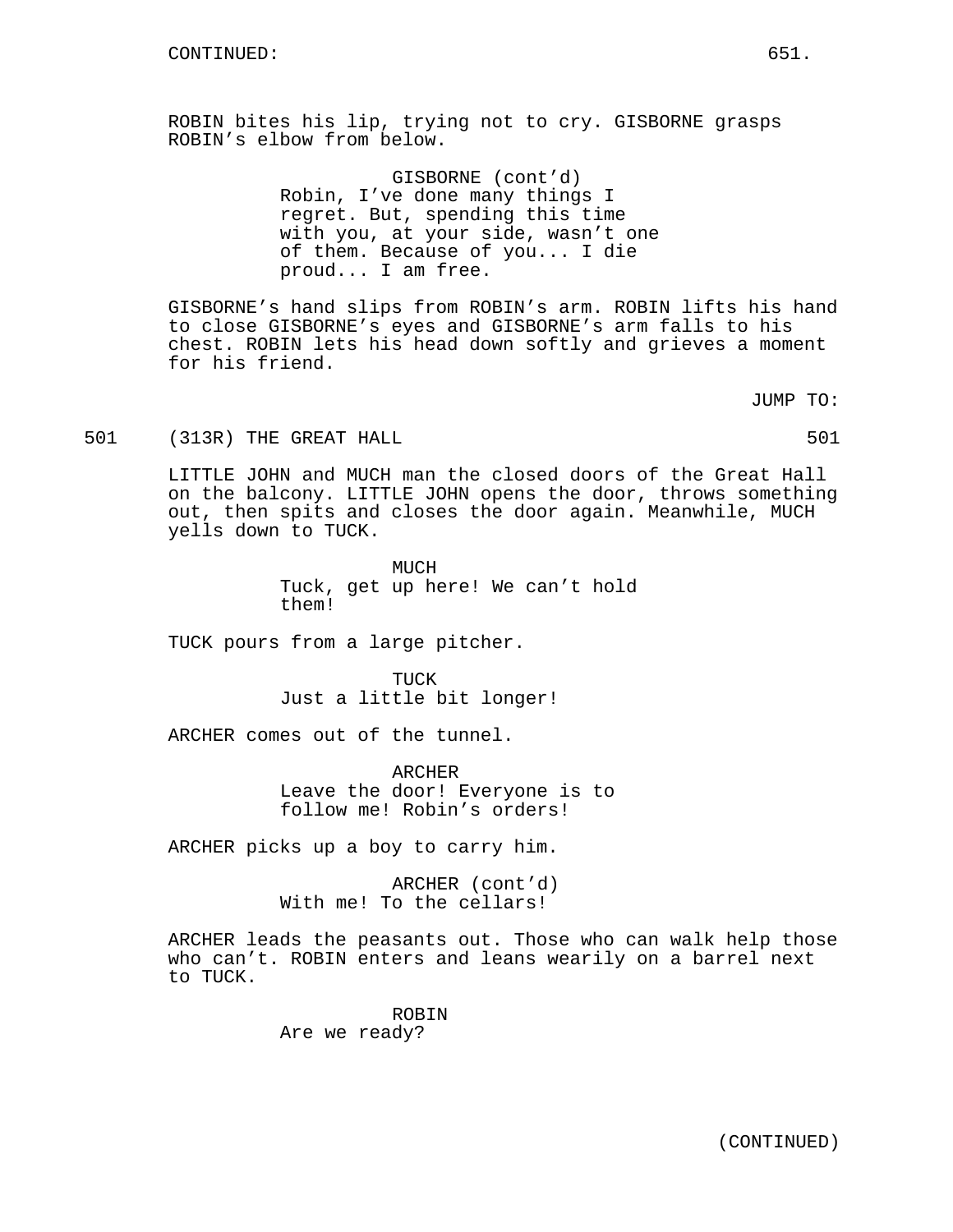ROBIN bites his lip, trying not to cry. GISBORNE grasps ROBIN's elbow from below.

GISBORNE (cont'd)
Robin, I've done many things I regret. But, spending this time with you, at your side, wasn't one of them. Because of you... I die proud... I am free.

GISBORNE's hand slips from ROBIN's arm. ROBIN lifts his hand to close GISBORNE's eyes and GISBORNE's arm falls to his chest. ROBIN lets his head down softly and grieves a moment for his friend.

JUMP TO:

501 (313R) THE GREAT HALL 501

LITTLE JOHN and MUCH man the closed doors of the Great Hall on the balcony. LITTLE JOHN opens the door, throws something out, then spits and closes the door again. Meanwhile, MUCH yells down to TUCK.

MUCH
Tuck, get up here! We can't hold them!

TUCK pours from a large pitcher.

TUCK
Just a little bit longer!

ARCHER comes out of the tunnel.

ARCHER
Leave the door! Everyone is to follow me! Robin's orders!

ARCHER picks up a boy to carry him.

ARCHER (cont'd)
With me! To the cellars!

ARCHER leads the peasants out. Those who can walk help those who can't. ROBIN enters and leans wearily on a barrel next to TUCK.

ROBIN
Are we ready?

(CONTINUED)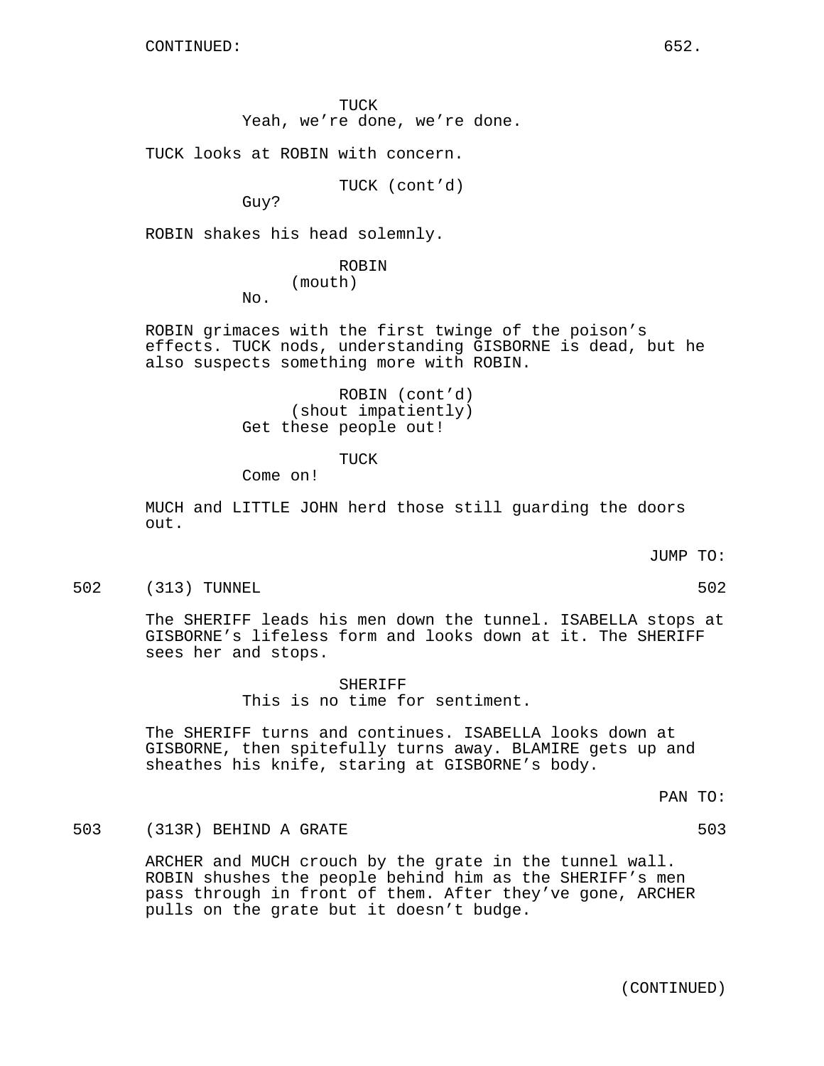CONTINUED:

TUCK
Yeah, we're done, we're done.

TUCK looks at ROBIN with concern.

TUCK (cont'd)
Guy?

ROBIN shakes his head solemnly.

ROBIN
(mouth)
No.

ROBIN grimaces with the first twinge of the poison's effects. TUCK nods, understanding GISBORNE is dead, but he also suspects something more with ROBIN.

ROBIN (cont'd)
(shout impatiently)
Get these people out!

TUCK
Come on!

MUCH and LITTLE JOHN herd those still guarding the doors out.

JUMP TO:

502 (313) TUNNEL 502

The SHERIFF leads his men down the tunnel. ISABELLA stops at GISBORNE's lifeless form and looks down at it. The SHERIFF sees her and stops.

SHERIFF
This is no time for sentiment.

The SHERIFF turns and continues. ISABELLA looks down at GISBORNE, then spitefully turns away. BLAMIRE gets up and sheathes his knife, staring at GISBORNE's body.

PAN TO:

503 (313R) BEHIND A GRATE 503

ARCHER and MUCH crouch by the grate in the tunnel wall. ROBIN shushes the people behind him as the SHERIFF's men pass through in front of them. After they've gone, ARCHER pulls on the grate but it doesn't budge.

(CONTINUED)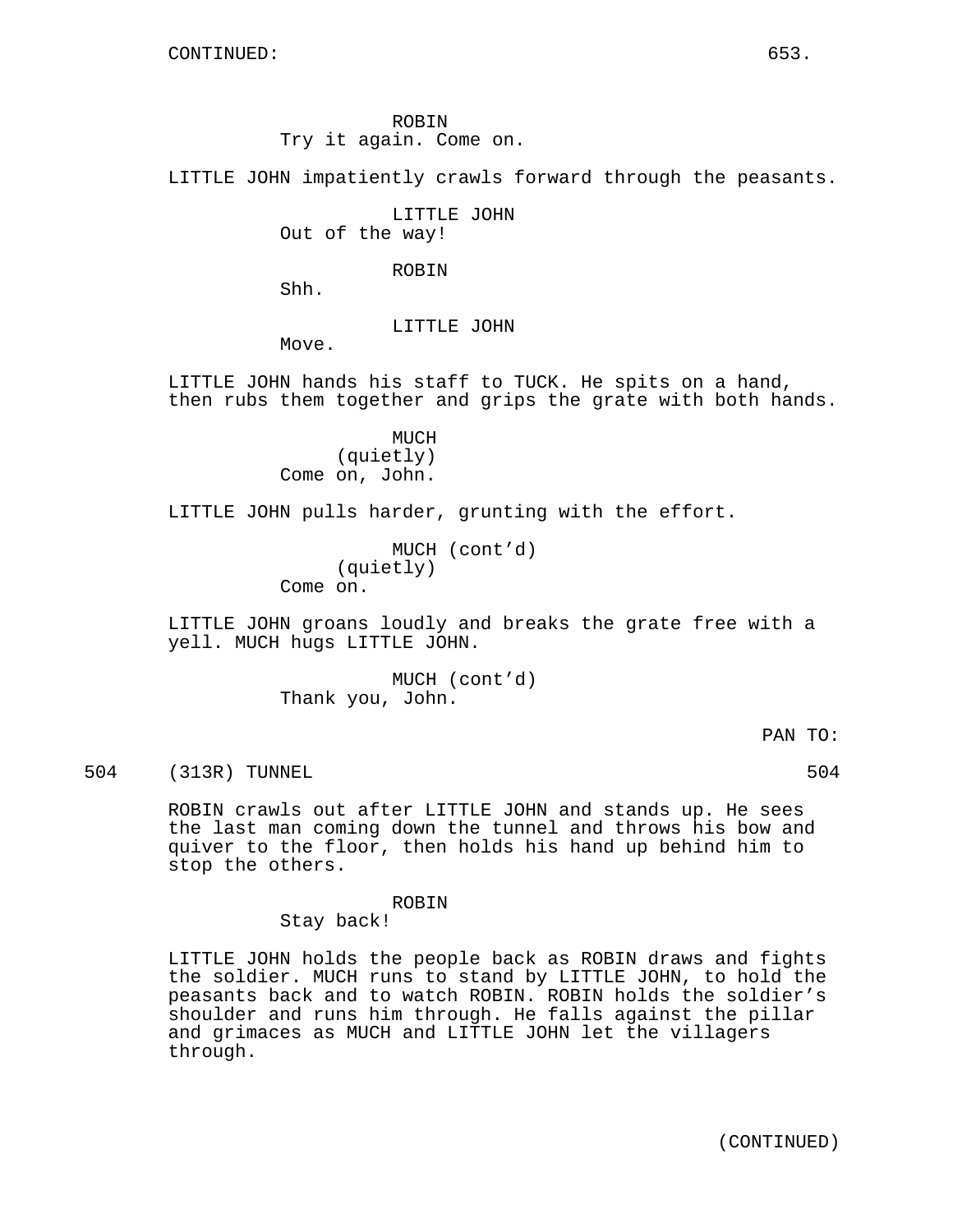CONTINUED:

ROBIN
Try it again. Come on.

LITTLE JOHN impatiently crawls forward through the peasants.

LITTLE JOHN
Out of the way!

ROBIN
Shh.

LITTLE JOHN
Move.

LITTLE JOHN hands his staff to TUCK. He spits on a hand, then rubs them together and grips the grate with both hands.

MUCH
(quietly)
Come on, John.

LITTLE JOHN pulls harder, grunting with the effort.

MUCH (cont'd)
(quietly)
Come on.

LITTLE JOHN groans loudly and breaks the grate free with a yell. MUCH hugs LITTLE JOHN.

MUCH (cont'd)
Thank you, John.

PAN TO:

504 (313R) TUNNEL 504

ROBIN crawls out after LITTLE JOHN and stands up. He sees the last man coming down the tunnel and throws his bow and quiver to the floor, then holds his hand up behind him to stop the others.

ROBIN
Stay back!

LITTLE JOHN holds the people back as ROBIN draws and fights the soldier. MUCH runs to stand by LITTLE JOHN, to hold the peasants back and to watch ROBIN. ROBIN holds the soldier's shoulder and runs him through. He falls against the pillar and grimaces as MUCH and LITTLE JOHN let the villagers through.

(CONTINUED)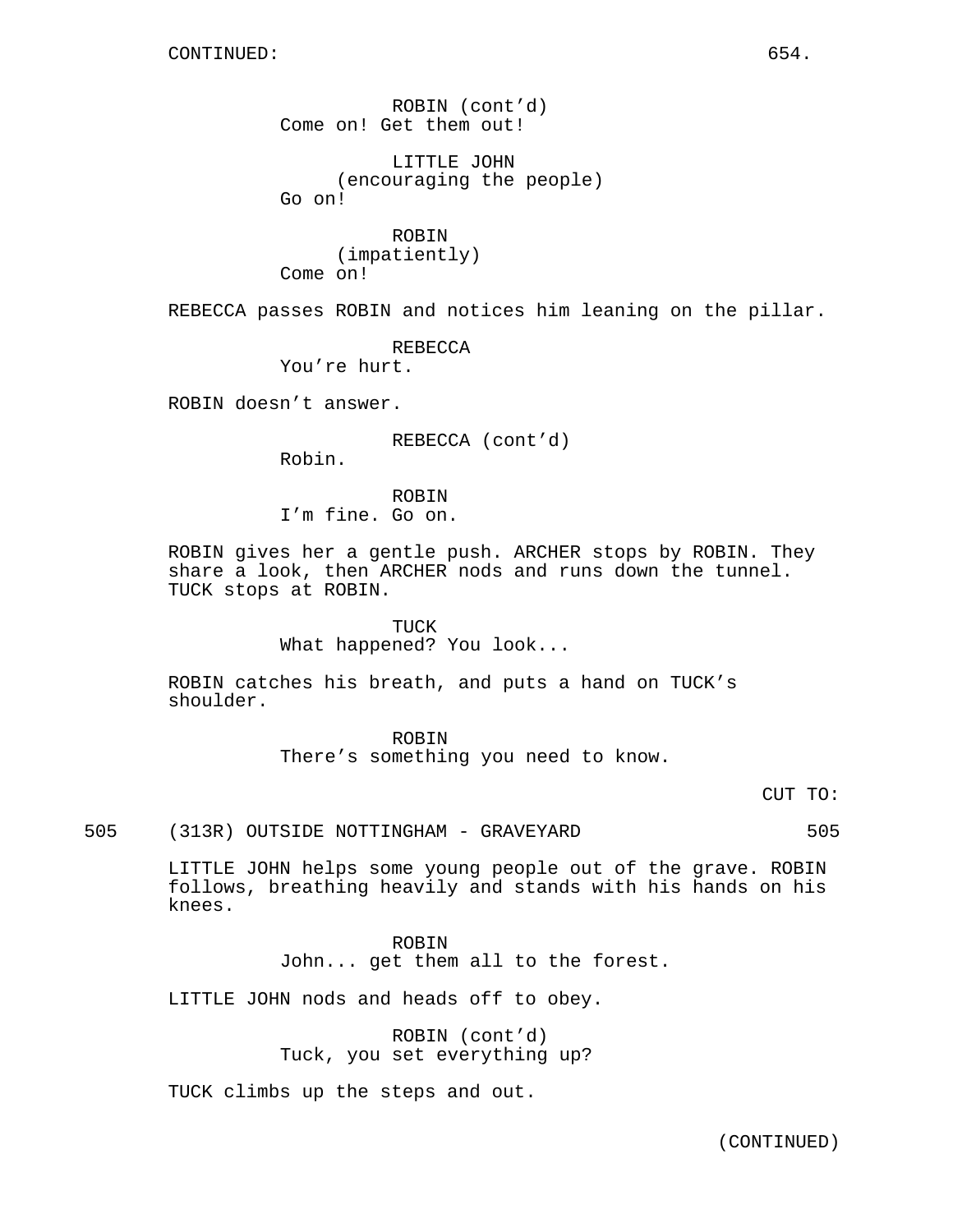ROBIN (cont'd)
Come on! Get them out!

LITTLE JOHN
(encouraging the people)
Go on!

ROBIN
(impatiently)
Come on!

REBECCA passes ROBIN and notices him leaning on the pillar.

REBECCA
You're hurt.

ROBIN doesn't answer.

REBECCA (cont'd)
Robin.

ROBIN
I'm fine. Go on.

ROBIN gives her a gentle push. ARCHER stops by ROBIN. They share a look, then ARCHER nods and runs down the tunnel. TUCK stops at ROBIN.

TUCK
What happened? You look...

ROBIN catches his breath, and puts a hand on TUCK's shoulder.

ROBIN
There's something you need to know.

CUT TO:

505 (313R) OUTSIDE NOTTINGHAM - GRAVEYARD 505

LITTLE JOHN helps some young people out of the grave. ROBIN follows, breathing heavily and stands with his hands on his knees.

ROBIN
John... get them all to the forest.

LITTLE JOHN nods and heads off to obey.

ROBIN (cont'd)
Tuck, you set everything up?

TUCK climbs up the steps and out.

(CONTINUED)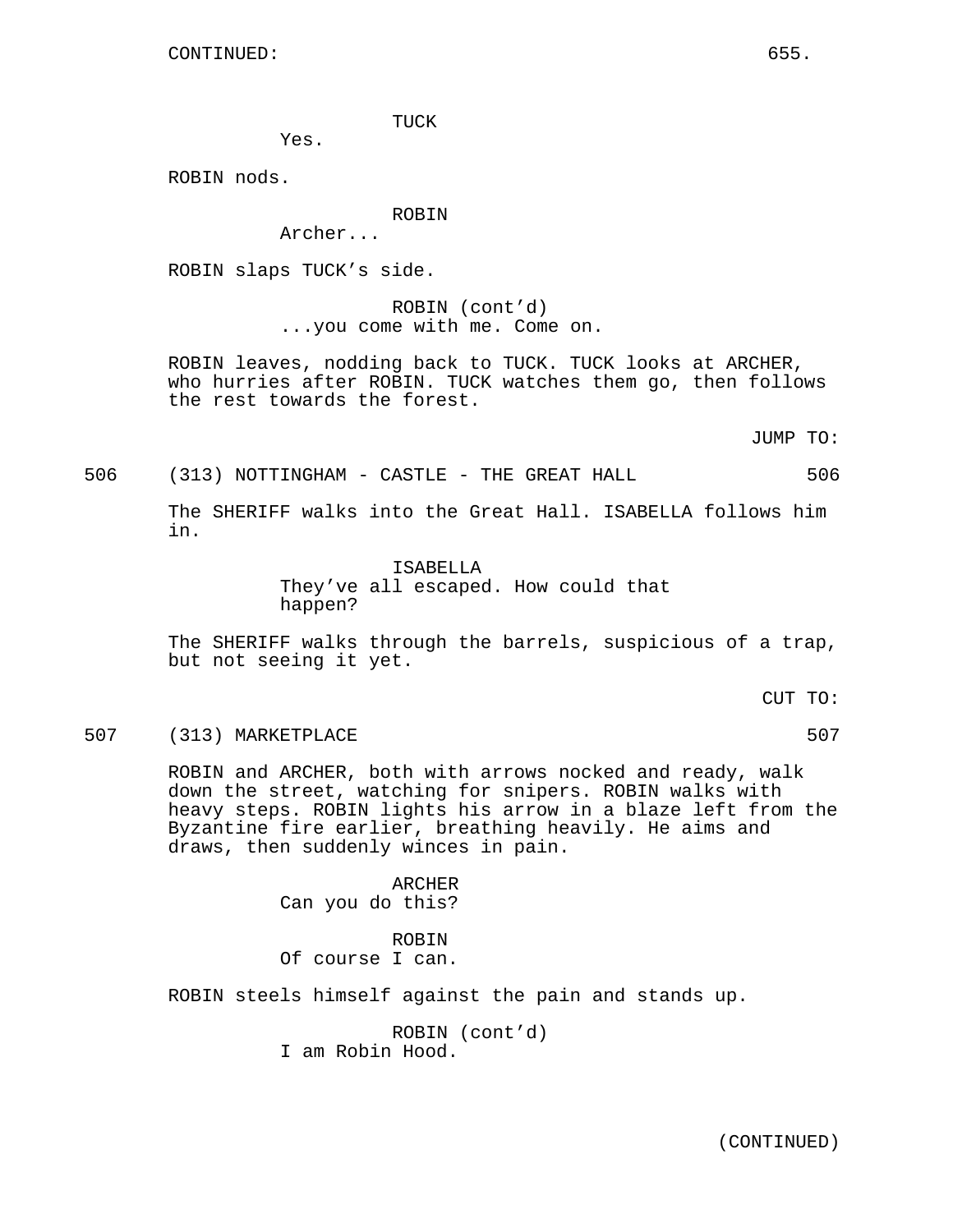CONTINUED:

TUCK
Yes.

ROBIN nods.

ROBIN
Archer...

ROBIN slaps TUCK's side.

ROBIN (cont'd)
...you come with me. Come on.

ROBIN leaves, nodding back to TUCK. TUCK looks at ARCHER, who hurries after ROBIN. TUCK watches them go, then follows the rest towards the forest.

JUMP TO:

506 (313) NOTTINGHAM - CASTLE - THE GREAT HALL 506

The SHERIFF walks into the Great Hall. ISABELLA follows him in.

ISABELLA
They've all escaped. How could that happen?

The SHERIFF walks through the barrels, suspicious of a trap, but not seeing it yet.

CUT TO:

507 (313) MARKETPLACE 507

ROBIN and ARCHER, both with arrows nocked and ready, walk down the street, watching for snipers. ROBIN walks with heavy steps. ROBIN lights his arrow in a blaze left from the Byzantine fire earlier, breathing heavily. He aims and draws, then suddenly winces in pain.

ARCHER
Can you do this?

ROBIN
Of course I can.

ROBIN steels himself against the pain and stands up.

ROBIN (cont'd)
I am Robin Hood.

(CONTINUED)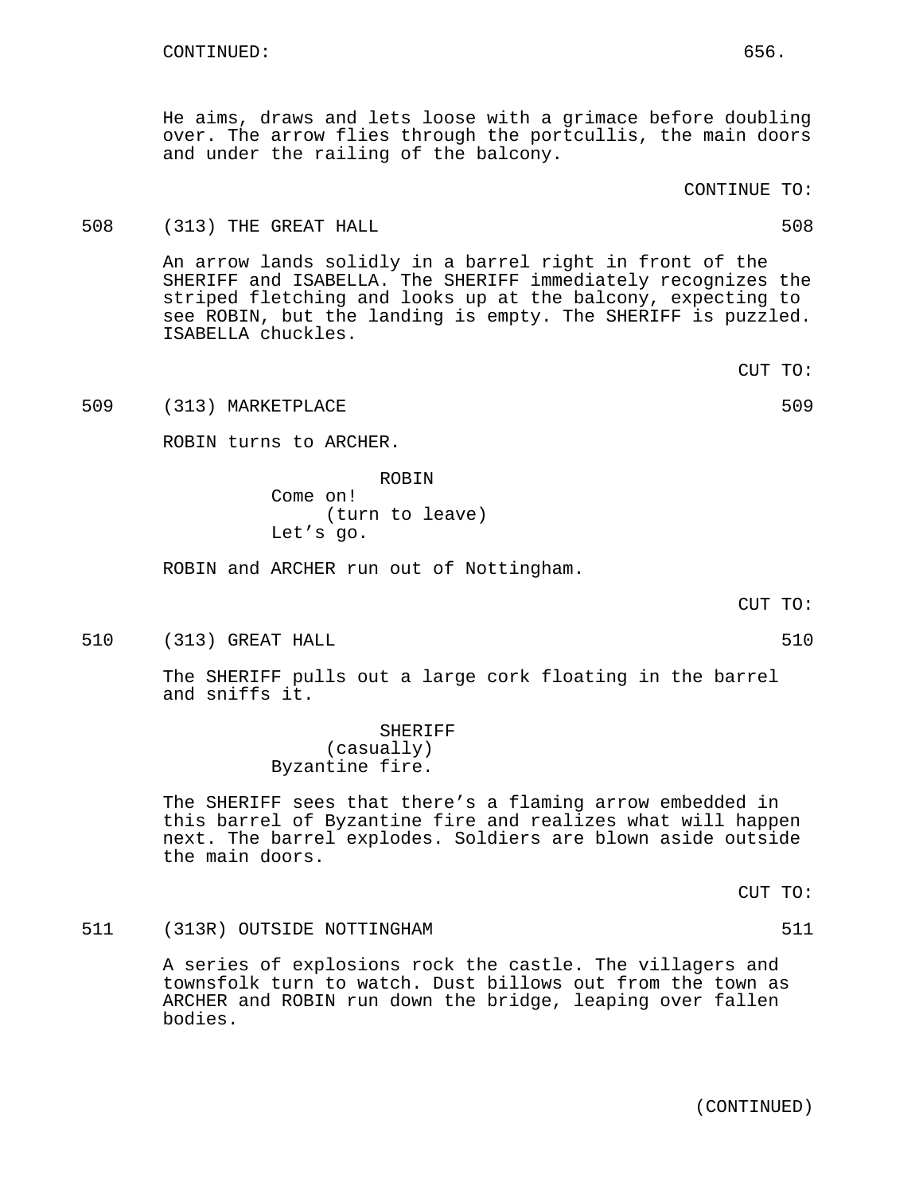CONTINUED:

He aims, draws and lets loose with a grimace before doubling over. The arrow flies through the portcullis, the main doors and under the railing of the balcony.

CONTINUE TO:

508 (313) THE GREAT HALL 508

An arrow lands solidly in a barrel right in front of the SHERIFF and ISABELLA. The SHERIFF immediately recognizes the striped fletching and looks up at the balcony, expecting to see ROBIN, but the landing is empty. The SHERIFF is puzzled. ISABELLA chuckles.

CUT TO:

509 (313) MARKETPLACE 509

ROBIN turns to ARCHER.

ROBIN
Come on!
(turn to leave)
Let's go.

ROBIN and ARCHER run out of Nottingham.

CUT TO:

510 (313) GREAT HALL 510

The SHERIFF pulls out a large cork floating in the barrel and sniffs it.

SHERIFF
(casually)
Byzantine fire.

The SHERIFF sees that there's a flaming arrow embedded in this barrel of Byzantine fire and realizes what will happen next. The barrel explodes. Soldiers are blown aside outside the main doors.

CUT TO:

511 (313R) OUTSIDE NOTTINGHAM 511

A series of explosions rock the castle. The villagers and townsfolk turn to watch. Dust billows out from the town as ARCHER and ROBIN run down the bridge, leaping over fallen bodies.

(CONTINUED)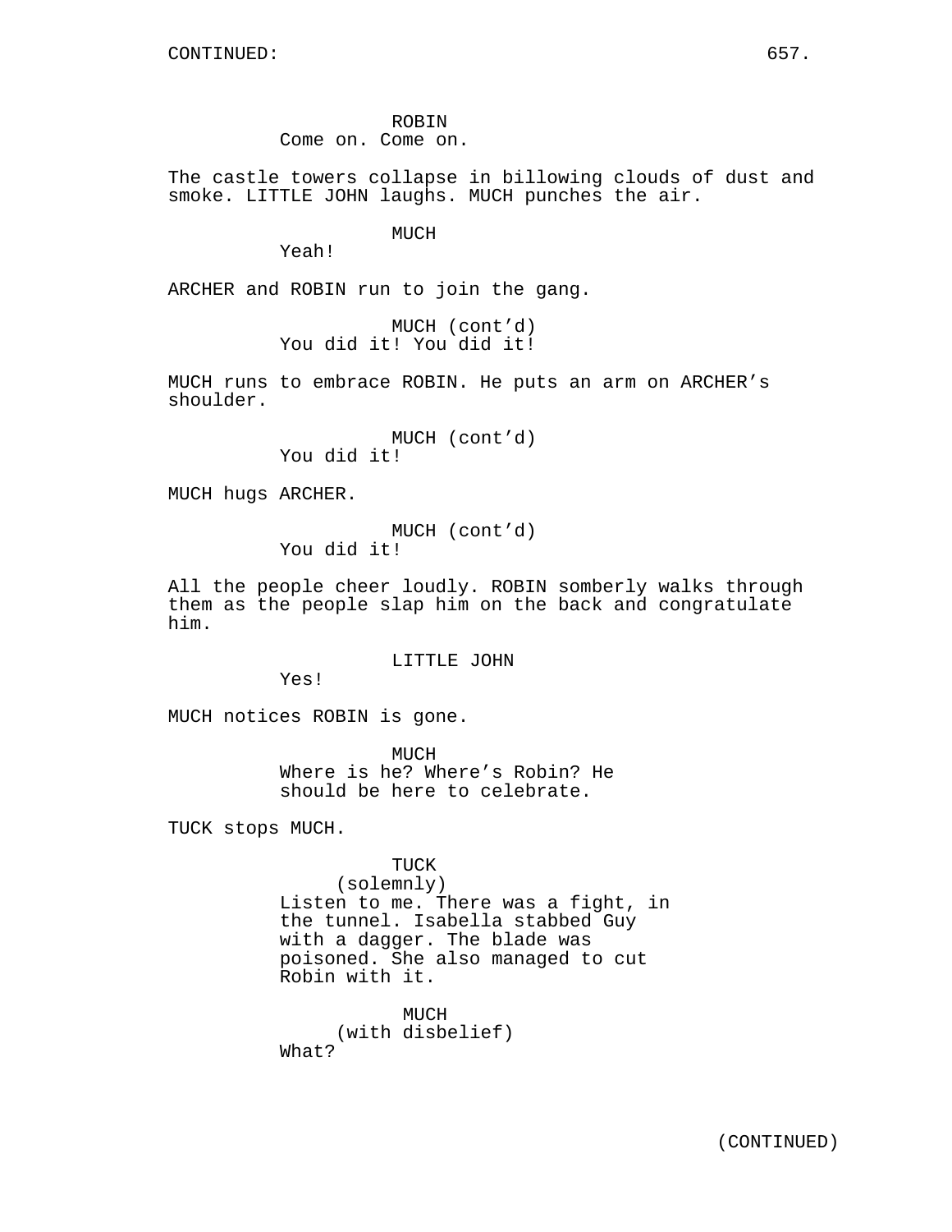ROBIN
Come on. Come on.

The castle towers collapse in billowing clouds of dust and smoke. LITTLE JOHN laughs. MUCH punches the air.

MUCH
Yeah!

ARCHER and ROBIN run to join the gang.

MUCH (cont'd)
You did it! You did it!

MUCH runs to embrace ROBIN. He puts an arm on ARCHER's shoulder.

MUCH (cont'd)
You did it!

MUCH hugs ARCHER.

MUCH (cont'd)
You did it!

All the people cheer loudly. ROBIN somberly walks through them as the people slap him on the back and congratulate him.

LITTLE JOHN
Yes!

MUCH notices ROBIN is gone.

MUCH
Where is he? Where's Robin? He should be here to celebrate.

TUCK stops MUCH.

TUCK
(solemnly)
Listen to me. There was a fight, in the tunnel. Isabella stabbed Guy with a dagger. The blade was poisoned. She also managed to cut Robin with it.

MUCH
(with disbelief)
What?

(CONTINUED)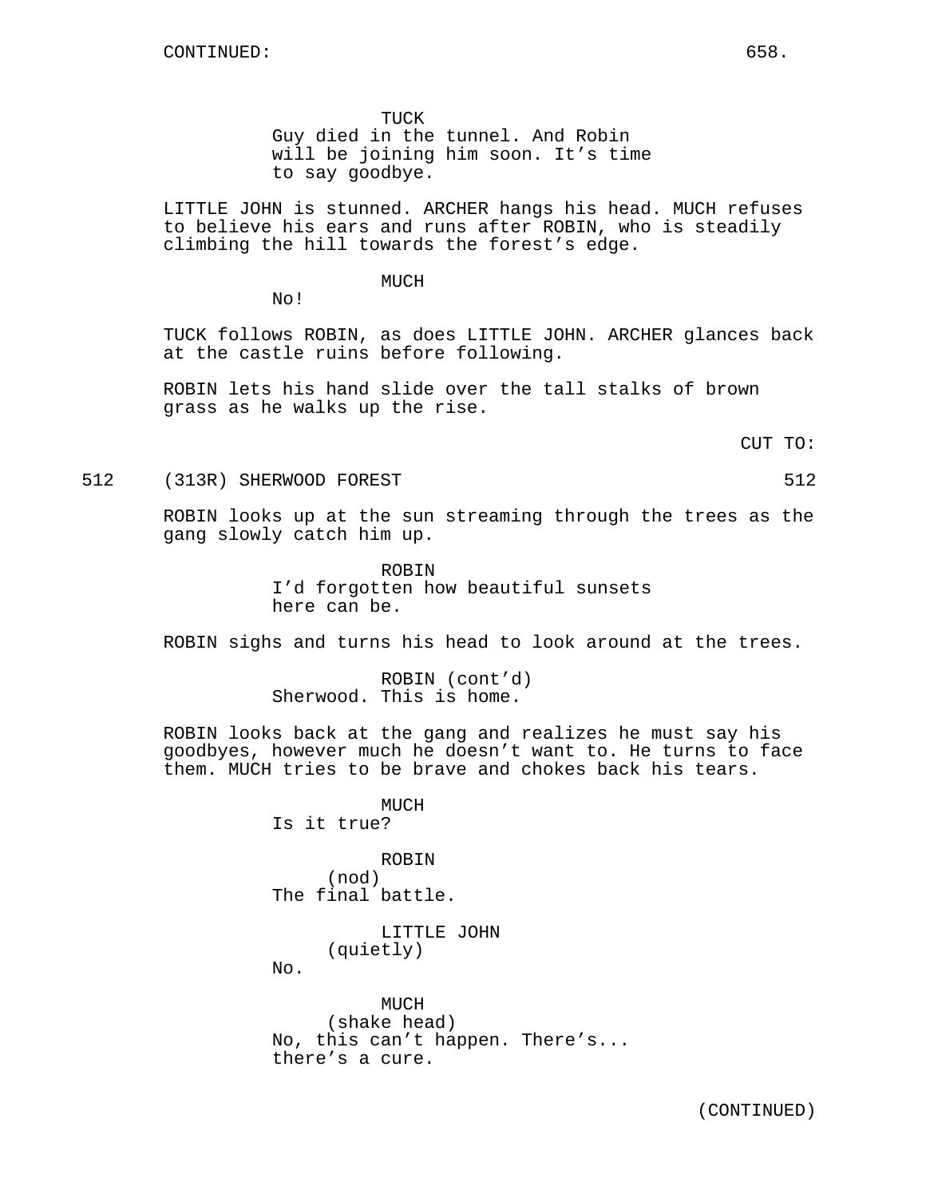CONTINUED:

TUCK
Guy died in the tunnel. And Robin will be joining him soon. It's time to say goodbye.

LITTLE JOHN is stunned. ARCHER hangs his head. MUCH refuses to believe his ears and runs after ROBIN, who is steadily climbing the hill towards the forest's edge.

MUCH
No!

TUCK follows ROBIN, as does LITTLE JOHN. ARCHER glances back at the castle ruins before following.

ROBIN lets his hand slide over the tall stalks of brown grass as he walks up the rise.

CUT TO:

512 (313R) SHERWOOD FOREST 512

ROBIN looks up at the sun streaming through the trees as the gang slowly catch him up.

ROBIN
I'd forgotten how beautiful sunsets here can be.

ROBIN sighs and turns his head to look around at the trees.

ROBIN (cont'd)
Sherwood. This is home.

ROBIN looks back at the gang and realizes he must say his goodbyes, however much he doesn't want to. He turns to face them. MUCH tries to be brave and chokes back his tears.

MUCH
Is it true?

ROBIN
(nod)
The final battle.

LITTLE JOHN
(quietly)
No.

MUCH
(shake head)
No, this can't happen. There's... there's a cure.

(CONTINUED)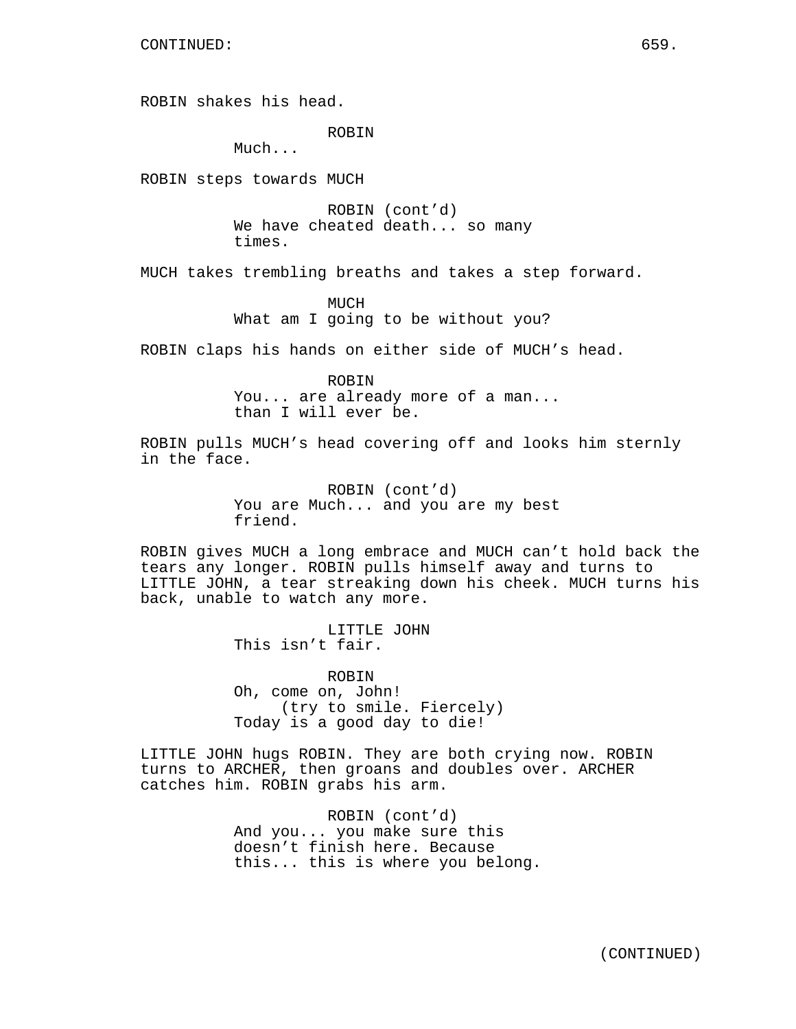CONTINUED:

ROBIN shakes his head.

ROBIN
Much...

ROBIN steps towards MUCH

ROBIN (cont'd)
We have cheated death... so many times.

MUCH takes trembling breaths and takes a step forward.

MUCH
What am I going to be without you?

ROBIN claps his hands on either side of MUCH's head.

ROBIN
You... are already more of a man... than I will ever be.

ROBIN pulls MUCH's head covering off and looks him sternly in the face.

ROBIN (cont'd)
You are Much... and you are my best friend.

ROBIN gives MUCH a long embrace and MUCH can't hold back the tears any longer. ROBIN pulls himself away and turns to LITTLE JOHN, a tear streaking down his cheek. MUCH turns his back, unable to watch any more.

LITTLE JOHN
This isn't fair.

ROBIN
Oh, come on, John!
(try to smile. Fiercely)
Today is a good day to die!

LITTLE JOHN hugs ROBIN. They are both crying now. ROBIN turns to ARCHER, then groans and doubles over. ARCHER catches him. ROBIN grabs his arm.

ROBIN (cont'd)
And you... you make sure this doesn't finish here. Because this... this is where you belong.

(CONTINUED)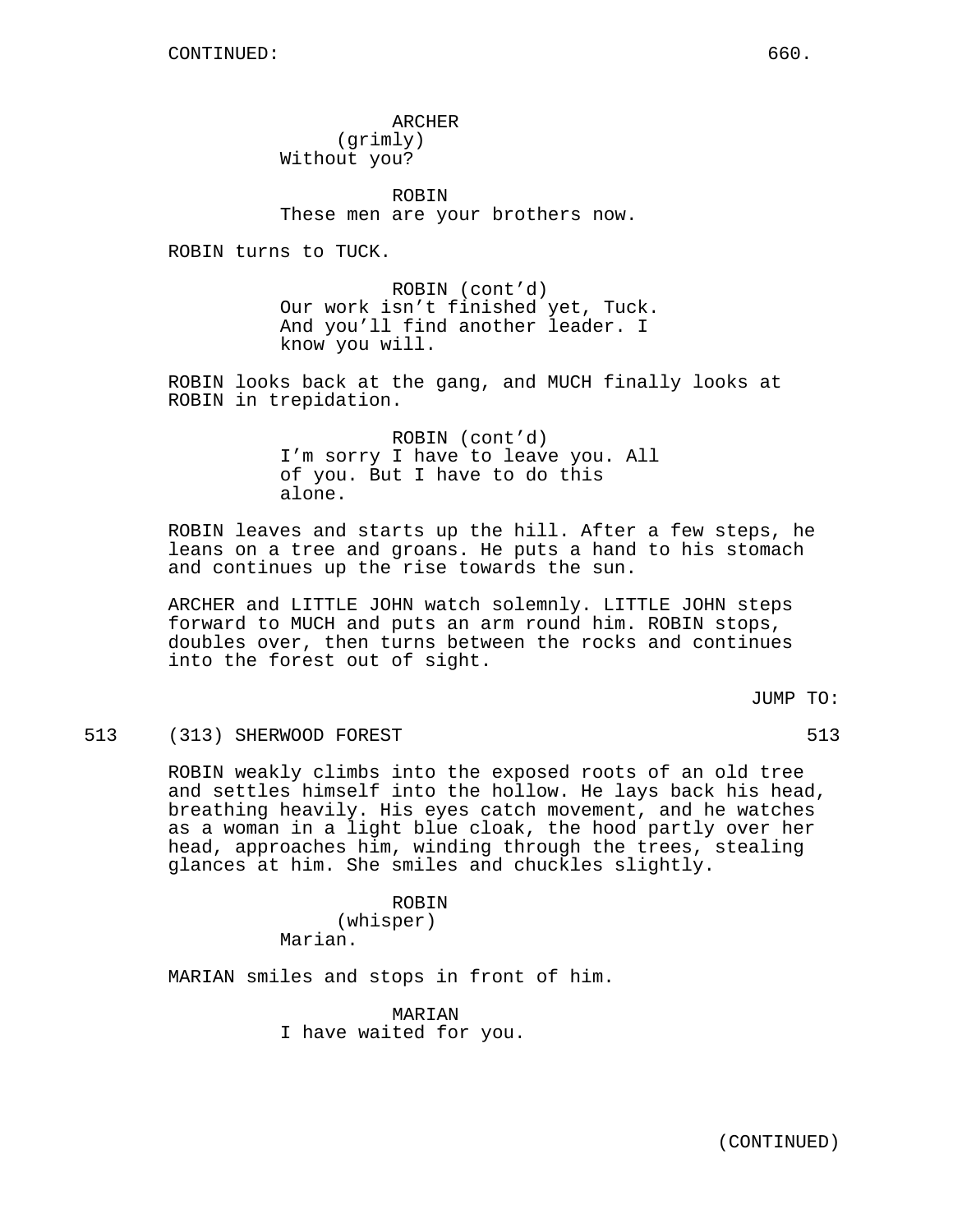CONTINUED:

ARCHER
(grimly)
Without you?

ROBIN
These men are your brothers now.

ROBIN turns to TUCK.

ROBIN (cont'd)
Our work isn't finished yet, Tuck. And you'll find another leader. I know you will.

ROBIN looks back at the gang, and MUCH finally looks at ROBIN in trepidation.

ROBIN (cont'd)
I'm sorry I have to leave you. All of you. But I have to do this alone.

ROBIN leaves and starts up the hill. After a few steps, he leans on a tree and groans. He puts a hand to his stomach and continues up the rise towards the sun.

ARCHER and LITTLE JOHN watch solemnly. LITTLE JOHN steps forward to MUCH and puts an arm round him. ROBIN stops, doubles over, then turns between the rocks and continues into the forest out of sight.

JUMP TO:

513 (313) SHERWOOD FOREST 513

ROBIN weakly climbs into the exposed roots of an old tree and settles himself into the hollow. He lays back his head, breathing heavily. His eyes catch movement, and he watches as a woman in a light blue cloak, the hood partly over her head, approaches him, winding through the trees, stealing glances at him. She smiles and chuckles slightly.

ROBIN
(whisper)
Marian.

MARIAN smiles and stops in front of him.

MARIAN
I have waited for you.

(CONTINUED)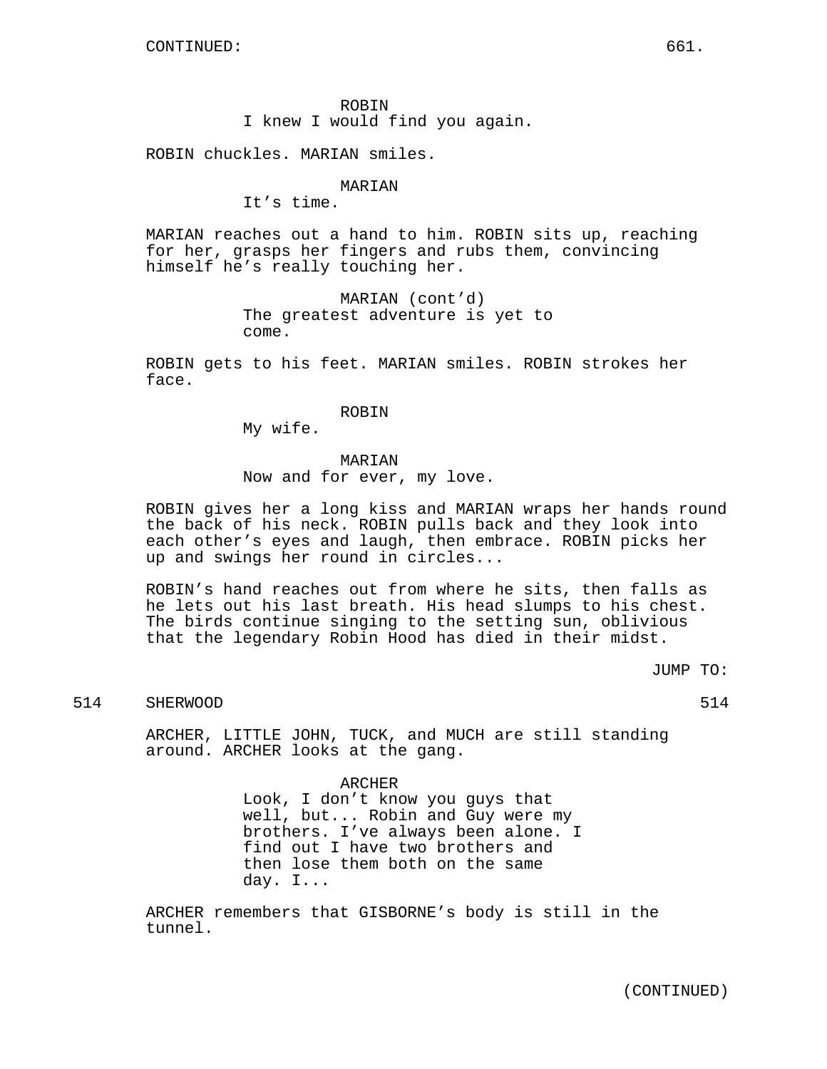CONTINUED:

ROBIN
I knew I would find you again.

ROBIN chuckles. MARIAN smiles.

MARIAN
It’s time.

MARIAN reaches out a hand to him. ROBIN sits up, reaching for her, grasps her fingers and rubs them, convincing himself he’s really touching her.

MARIAN (cont’d)
The greatest adventure is yet to come.

ROBIN gets to his feet. MARIAN smiles. ROBIN strokes her face.

ROBIN
My wife.

MARIAN
Now and for ever, my love.

ROBIN gives her a long kiss and MARIAN wraps her hands round the back of his neck. ROBIN pulls back and they look into each other’s eyes and laugh, then embrace. ROBIN picks her up and swings her round in circles...

ROBIN’s hand reaches out from where he sits, then falls as he lets out his last breath. His head slumps to his chest. The birds continue singing to the setting sun, oblivious that the legendary Robin Hood has died in their midst.

JUMP TO:

514 SHERWOOD 514

ARCHER, LITTLE JOHN, TUCK, and MUCH are still standing around. ARCHER looks at the gang.

ARCHER
Look, I don’t know you guys that well, but... Robin and Guy were my brothers. I’ve always been alone. I find out I have two brothers and then lose them both on the same day. I...

ARCHER remembers that GISBORNE’s body is still in the tunnel.

(CONTINUED)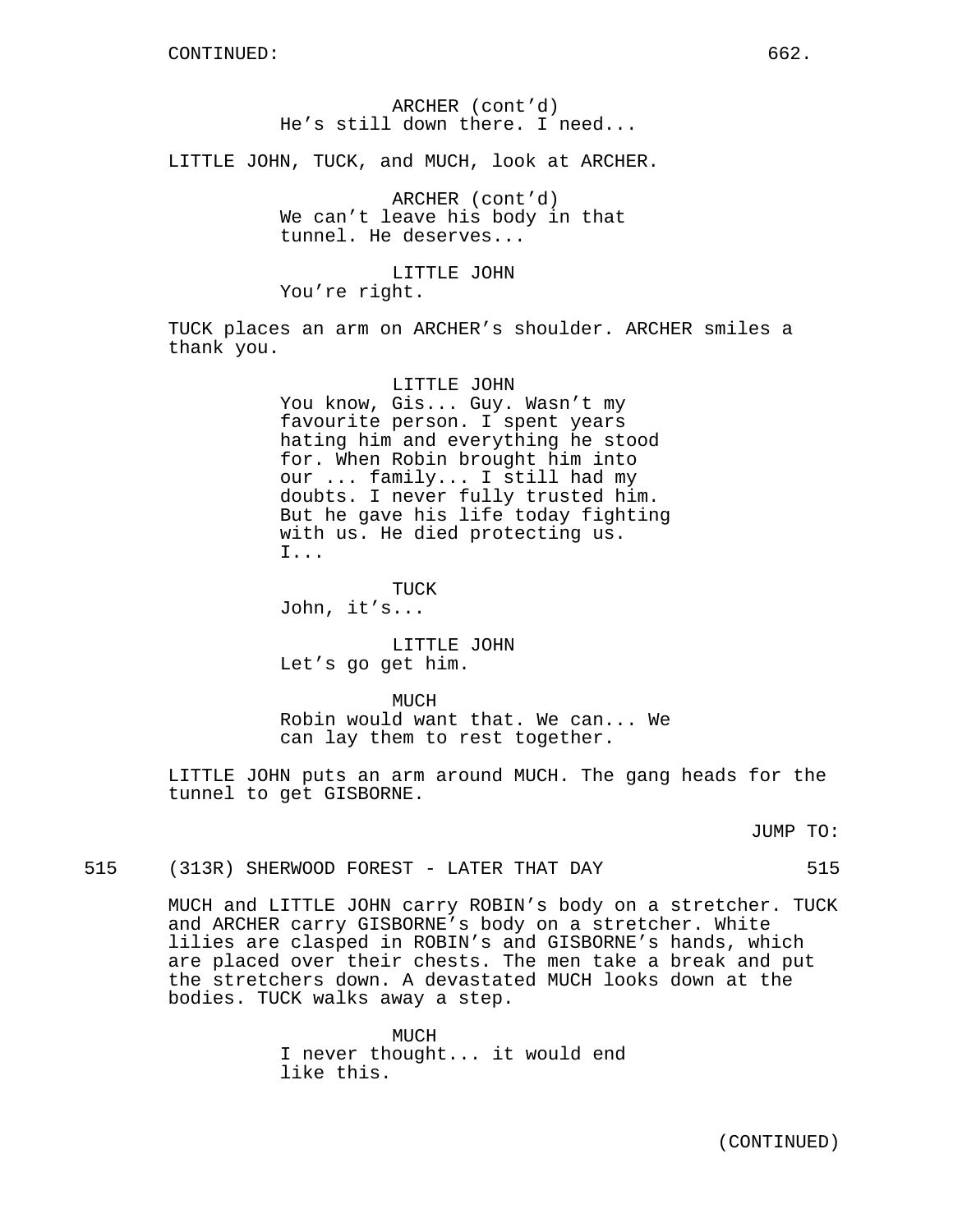CONTINUED:

ARCHER (cont'd)
He's still down there. I need...

LITTLE JOHN, TUCK, and MUCH, look at ARCHER.

ARCHER (cont'd)
We can't leave his body in that tunnel. He deserves...

LITTLE JOHN
You're right.

TUCK places an arm on ARCHER's shoulder. ARCHER smiles a thank you.

LITTLE JOHN
You know, Gis... Guy. Wasn't my favourite person. I spent years hating him and everything he stood for. When Robin brought him into our ... family... I still had my doubts. I never fully trusted him. But he gave his life today fighting with us. He died protecting us. I...

TUCK
John, it's...

LITTLE JOHN
Let's go get him.

MUCH
Robin would want that. We can... We can lay them to rest together.

LITTLE JOHN puts an arm around MUCH. The gang heads for the tunnel to get GISBORNE.

JUMP TO:

515 (313R) SHERWOOD FOREST - LATER THAT DAY 515

MUCH and LITTLE JOHN carry ROBIN's body on a stretcher. TUCK and ARCHER carry GISBORNE's body on a stretcher. White lilies are clasped in ROBIN's and GISBORNE's hands, which are placed over their chests. The men take a break and put the stretchers down. A devastated MUCH looks down at the bodies. TUCK walks away a step.

MUCH
I never thought... it would end like this.

(CONTINUED)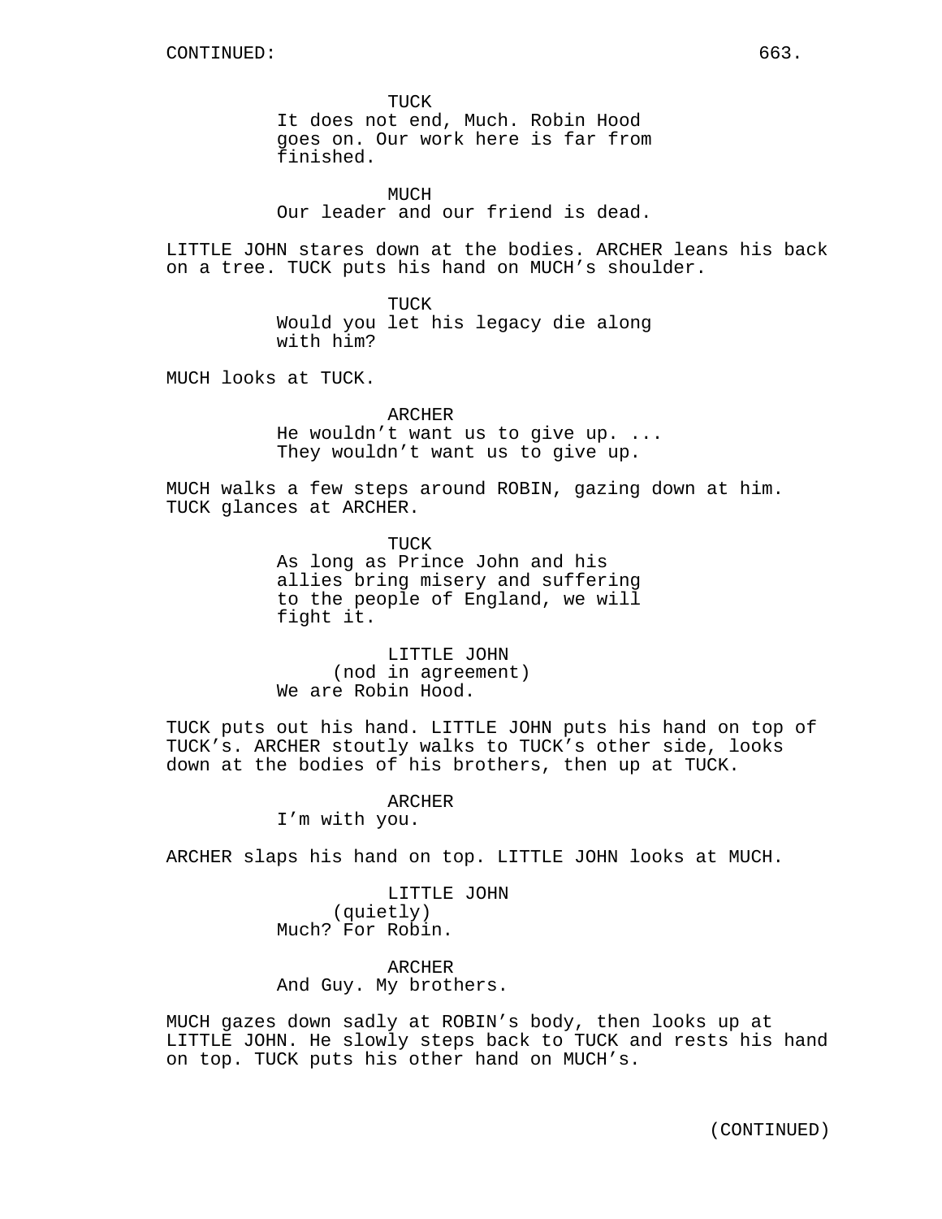TUCK
It does not end, Much. Robin Hood goes on. Our work here is far from finished.

MUCH
Our leader and our friend is dead.

LITTLE JOHN stares down at the bodies. ARCHER leans his back on a tree. TUCK puts his hand on MUCH's shoulder.

TUCK
Would you let his legacy die along with him?

MUCH looks at TUCK.

ARCHER
He wouldn't want us to give up. ... They wouldn't want us to give up.

MUCH walks a few steps around ROBIN, gazing down at him. TUCK glances at ARCHER.

TUCK
As long as Prince John and his allies bring misery and suffering to the people of England, we will fight it.

LITTLE JOHN
(nod in agreement)
We are Robin Hood.

TUCK puts out his hand. LITTLE JOHN puts his hand on top of TUCK's. ARCHER stoutly walks to TUCK's other side, looks down at the bodies of his brothers, then up at TUCK.

ARCHER
I'm with you.

ARCHER slaps his hand on top. LITTLE JOHN looks at MUCH.

LITTLE JOHN
(quietly)
Much? For Robin.

ARCHER
And Guy. My brothers.

MUCH gazes down sadly at ROBIN's body, then looks up at LITTLE JOHN. He slowly steps back to TUCK and rests his hand on top. TUCK puts his other hand on MUCH's.

(CONTINUED)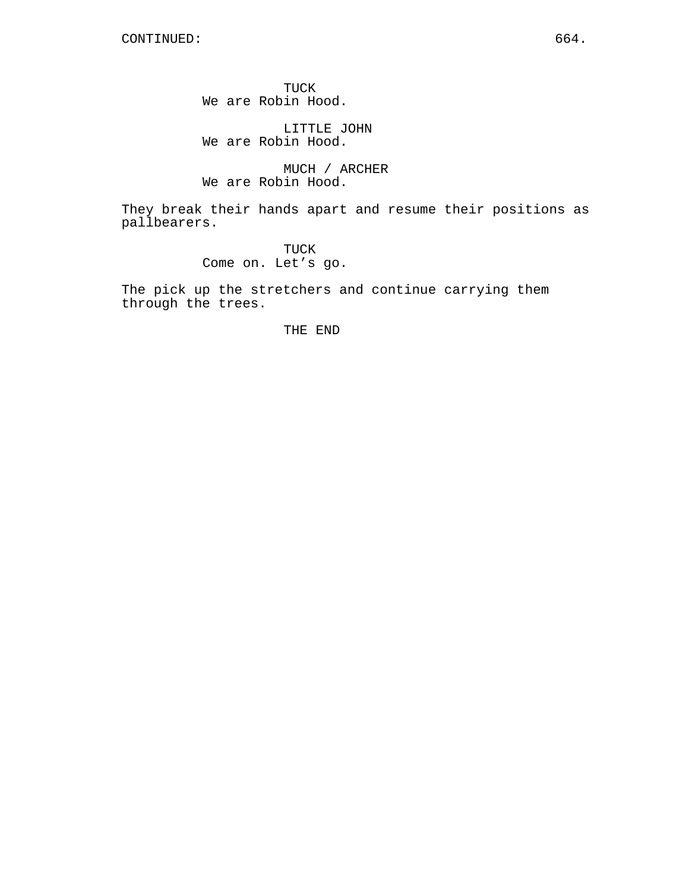TUCK
We are Robin Hood.

LITTLE JOHN
We are Robin Hood.

MUCH / ARCHER
We are Robin Hood.

They break their hands apart and resume their positions as pallbearers.

TUCK
Come on. Let’s go.

The pick up the stretchers and continue carrying them through the trees.

THE END